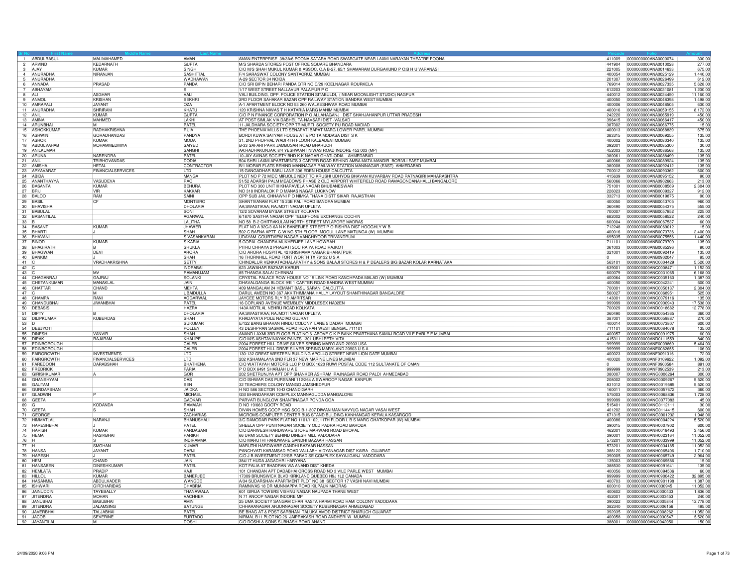| Sr No | First Name | Middle Name | Last Name | Address | Pincode | Folio | Amount |
|---|---|---|---|---|---|---|---|
| 1 | ABDULRASUL | MALIMAHAMED | AMAN | AMAN ENTERPRISE 38/3A/6 POONA SATARA ROAD SWARGATE NEAR LAXMI NARAYAN THEATRE POONA | 411009 | 0000000000ANA0000074 | 300.00 |
| 2 | ARVIND | KEDARNATH | GUPTA | M/S SHARDA STORES POST OFFICE SQUARE BHANDARA | 441904 | 0000000000ANA0010028 | 277.00 |
| 3 | AJAY | KUMAR | SINGH | C/O M/S SHAH MUKUL KUMAR & ASSOC. C.A B-27, 65/1 SHAMARAM DURGAKUND P O:B H U VARANASI | 221005 | 0000000000ANA0014633 | 675.00 |
| 4 | ANURADHA | NIRANJAN | SASHITTAL | F/4 SARASWAT COLONY SANTACRUZ MUMBAI | 400054 | 0000000000ANA0025129 | 1,440.00 |
| 5 | ANURADHA | | WADHAWAN | A-29 SECTOR 34 NOIDA | 201307 | 0000000000ANA0026499 | 612.00 |
| 6 | ANNADA | PRASAD | PANDA | C/O SRI BIPIN BEHARI PANDA QTR NO C/29 KOELNAGAR ROURKELA | 769014 | 0000000000ANA0027335 | 5,628.00 |
| 7 | ABHAYAM | | S | 1/17 WEST STREET NALLAVUR PALAIYUR P O | 612203 | 0000000000ANA0031081 | 1,200.00 |
| 8 | ALI | ASGHAR | VALI | VALI BUILDING, OPP. POLICE STATION SITABULDI, ( NEAR MOONLIGHT STUDIO) NAGPUR | 440012 | 0000000000ANA0034450 | 11,160.00 |
| 9 | ANMOL | KRISHAN | SEKHRI | 3RD FLOOR SAHAKAR BAZAR OPP RAILWAY STATION BANDRA WEST MUMBAI | 400050 | 0000000000ANA0048398 | 1,498.00 |
| 10 | AMRAPALI | JAYANT | OZA | A-1 APARTMENT BLOCK NO 53 260 WALKESHWAR ROAD MUMBAI | 400006 | 0000000000ANA0048505 | 600.00 |
| 11 | ANURADHA | SHRIRAM | KHATU | 120 KRISHNA NIWAS T H KATARIA MARG MAHIM MUMBAI | 400016 | 0000000000ANA0059155 | 8,172.00 |
| 12 | ANIL | KUMAR | GUPTA | C/O P N FINANCE CORPORATION P O ALLAHAGANJ DIST SHAHJAHANPUR UTTAR PRADESH | 242220 | 0000000000ANA0065919 | 450.00 |
| 13 | AMINA | MAHMED | LAKHI | AT POST SIMLAK VIA DABHEL TA-NAVSARI DIST -VALSAD | 396415 | 0000000000ANA0066417 | 450.00 |
| 14 | ARUNBHAI | M | PATEL | 11 JALDHARA SOCIETY OPP TRIMURTI SOCIETY PIJ ROAD NADIAD | 387002 | 0000000000ANA0066775 | 15.00 |
| 15 | ASHOKKUMAR | RADHAKRISHNA | RUIA | THE PHOENIX MILLS LTD SENAPATI BAPAT MARG LOWER PAREL MUMBAI | 400013 | 0000000000ANA0068839 | 675.00 |
| 16 | ASHWIN | GORADHANDAS | PANDYA | BORDI KUWA SATYAM HOUSE AT & PO TA MODASA DIST S K | 383315 | 0000000000ANA0069255 | 135.00 |
| 17 | ASHOK | KUMAR | MODA | 31, 2ND PHOPHAL WADI 4TH FLOOR KALBADEVI MUMBAI | 400002 | 0000000000ANA0080340 | 135.00 |
| 18 | ABDULVAHAB | MOHAMMEDMIYA | SAIYED | B-33 SAFARI PARK JAMBUSAR ROAD BHARUCH | 392001 | 0000000000ANA0085300 | 30.00 |
| 19 | ANILKUMAR | | SANGHI | AA;RADHAKUNJAA; 8/4 YESHWANT NIWAS ROAD INDORE 452 003 (MP) | 452003 | 0000000000ANA0086568 | 135.00 |
| 20 | ARUNA | NARENDRA | PATEL | 10 JAY AVINAS SOCIETY BHD K.K NAGAR GHATLODIA AHMEDABAD | 380061 | 0000000000ANA0088499 | 135.00 |
| 21 | ANIL | TRIBHOVANDAS | DODIA | 504 SHRI LAXMI APARTMENTS 3 CARTER ROAD BEHIND AMBA MATA MANDIR BORIVLI EAST MUMBAI | 400066 | 0000000000ANA0089924 | 135.00 |
| 22 | AMISHA | HETAL | CONTRACTOR | B/1 MORAR FLATS BEHIND MANINAGAR RAILWAY STATION MANINAGAR (EAST) AHMEDABAD | 380008 | 0000000000ANA0092412 | 135.00 |
| 23 | ARYAVARAT | FINANCIALSERVICES | LTD | 15 GANGADHAR BABU LANE 306 EDEN HOUSE CALCUTTA | 700012 | 0000000000ANA0093362 | 600.00 |
| 24 | ABIDA | | MANGA | PLOT NO P 72 MIDC MIRJOLE NEXT TO KRUSHI UDHYOG BHAVAN KUVARBAV ROAD RATNAGIRI MAHARASHTRA | 415639 | 0000000000ANA0095152 | 90.00 |
| 25 | ANANTHAYYA | VASUDEVA | RAO | 51/52 ADARSH PALM MEADOWS PHASE 2 OLD AIRPORT WHITEFIELD ROAD RAMAGONDANAHALLI BANGALORE | 560066 | 0000000000ANA0902663 | 213.00 |
| 26 | BASANTA | KUMAR | BEHURA | PLOT NO 300 UNIT III KHARAVELA NAGAR BHUBANESWAR | 751001 | 0000000000ANB0008569 | 2,304.00 |
| 27 | BRIJ | VIR | KAKKAR | NO 318 INDRALOK P O MANAS NAGAR LUCKNOW | 226023 | 0000000000ANB0009327 | 912.00 |
| 28 | BALOO | RAM | SAINI | OPP SUB JAIL CHHAWNI P O NIMKA THANA DISTT SIKAR RAJASTHAN | 332713 | 0000000000ANB0019875 | 90.00 |
| 29 | BASIL | CF | MONTEIRO | SHANTIVANAM FLAT 15 23B PALI ROAD BANDRA MUMBAI | 400050 | 0000000000ANB0043705 | 960.00 |
| 30 | BHAVISHA | | DHOLARIA | AA;SWASTIKAA; RAJMOTI NAGAR UPLETA | 360490 | 0000000000ANB0054375 | 555.00 |
| 31 | BABULAL | | SONI | 12/2 SOVARAM BYSAK STREET KOLKATA | 700007 | 0000000000ANB0057852 | 225.00 |
| 32 | BASANTILAL | | AGARWAL | 6/1870 SASTHA NAGAR OPP TELEPHONE EXCHANGE COCHIN | 682002 | 0000000000ANB0058522 | 240.00 |
| 33 | B | | LALITHA | NO 58 B-2 CHITRAKULAM NORTH STREET MYLAPORE MADRAS | 600004 | 0000000000ANB0067537 | 60.00 |
| 34 | BASANT | KUMAR | JHAWER | FLAT NO A 92C/3-6A N K BANERJEE STREET P O RISHRA DIST HOOGHLY W B | 712248 | 0000000000ANB0069012 | 15.00 |
| 35 | BHARTI | J | SHAH | 502-C BAFNA APTT C-WING 5TH FLOOR MOGUL LANE MATUNGA (W) MUMBAI | 400016 | 0000000000ANB0073736 | 2,400.00 |
| 36 | BHAVANI | | SIVASANKARAN | UDAYAM COURTVIEW NAGAR VANCHIYOOR TRIVANDRUM | 695035 | 0000000000ANB0075556 | 1,440.00 |
| 37 | BINOD | KUMAR | SIKARIA | 5 GOPAL CHANDRA MUKHERJEE LANE HOWRAH | 711101 | 0000000000ANB0079709 | 135.00 |
| 38 | BHAGIRATH | B | SHUKLA | PITRU CHHAYA 2 PRAGATI SOC RAIYA ROAD RAJKOT | 361003 | 0000000000ANB0085296 | 90.00 |
| 39 | BHAGWAN | DEVI | ARORA | C/O ARORA HOSPITAL 42 KRISHAMA NAGAR BHARATPUR | 321001 | 0000000000ANB0092419 | 135.00 |
| 40 | BANKIM | J | SHAH | 16 THORNHILL ROAD FORT WORTH TX 76132 U S A | 0 | 0000000000ANB0902047 | 95.00 |
| 41 | C | VRADHAKRISHNA | SETTY | CHINDALUR VENKATACHALAPATHY & SONS BALAJI STORES H & P DEALERS BIG BAZAR KOLAR KARNATAKA | 563101 | 0000000000ANC0004429 | 5,520.00 |
| 42 | C | | INDRABAI | 623 JAWAHAR BAZAAR KARUR | 639001 | 0000000000ANC0008471 | 1,152.00 |
| 43 | C | MV | RAMANUJAM | 85 THANGA SALAI CHENNAI | 600079 | 0000000000ANC0031065 | 6,168.00 |
| 44 | CHAGANRAJ | GAJRAJ | SOLANKI | CRYSTAL PALACE ROW HOUSE NO 15 LINK ROAD KANCHPADA MALAD (W) MUMBAI | 400064 | 0000000000ANC0035160 | 1,387.00 |
| 45 | CHETANKUMAR | MANAKLAL | JAIN | DHAVALGANGA BLOCK 9/E 1 CARTER ROAD BANDRA WEST MUMBAI | 400050 | 0000000000ANC0042341 | 600.00 |
| 46 | CHATTAR | CHAND | MEHTA | 409 MANGALAM 24 HEMANT BASU SARANI CALCUTTA | 700001 | 0000000000ANC0050137 | 2,304.00 |
| 47 | C | M | UBAIDULLA | DARUL AMEEN NO 367 AKKITHIMMANA HALLY LAYOUT SHANTHINAGAR BANGALORE | 560027 | 0000000000ANC0068951 | 525.00 |
| 48 | CHAMPA | RANI | AGGARWAL | JAYCEE MOTORS RLY RD AMRITSAR | 143001 | 0000000000ANC0079116 | 135.00 |
| 49 | CHANDUBHAI | JIWANBHAI | PATEL | 16 COPLAND AVENUE WEMBLEY MIDDLESEX HA02EN | 999999 | 0000000000ANC0900943 | 17,538.00 |
| 50 | DEBASIS | | HAZRA | 143A MOTILAL NEHRU ROAD KOLKATA | 700029 | 0000000000AND0018682 | 12,778.00 |
| 51 | DIPTY | B | DHOLARIA | AA;SWASTIKAA; RAJMOTI NAGAR UPLETA | 360490 | 0000000000AND0054365 | 360.00 |
| 52 | DILIPKUMAR | KUBERDAS | SHAH | KHADAYATA POLE NADIAD GUJRAT | 387001 | 0000000000AND0059887 | 270.00 |
| 53 | D | | SUKUMAR | E/122 BANG BHAVAN HINDU COLONY LANE 5 DADAR MUMBAI | 400014 | 0000000000AND0073807 | 600.00 |
| 54 | DEBJYOTI | | POLLEY | 43 DESHPRAN SASMAL ROAD HOWRAH WEST BENGAL 711101 | 711101 | 0000000000AND0084078 | 135.00 |
| 55 | DINESH | VANVIR | SHAH | ANAND LAXMI 3RD FLOOR FLAT NO 6 ABOVE C K P BANK PRARTHANA SAMAJ ROAD VILE PARLE E MUMBAI | 400057 | 0000000000AND0091975 | 60.00 |
| 56 | DIPAK | RAJARAM | KHALIPE | C/O M/S ASHTAVINAYAK PAINTS 1301 UBHI PETH VITA | 415311 | 0000000000AND0111559 | 840.00 |
| 57 | EDINBOROUGH | | CALEB | 2004-FOREST HILL DRIVE SILVER SPRING MARYLAND-20903 USA | 999999 | 0000000000ANE0009869 | 5,464.00 |
| 58 | EDINBOROUGH | | CALEB | 2004 FOREST HILL DRIVE SILVER SPRING MARYLAND 20903 U S A | 999999 | 0000000000ANE0082655 | 106.00 |
| 59 | FAIRGROWTH | INVESTMENTS | LTD | 130-132 GREAT WESTERN BUILDING APOLLO STREET NEAR LION GATE MUMBAI | 400023 | 0000000000ANF0091316 | 72.00 |
| 60 | FAIRGROWTH | FINANCIALSERVICES | LTD | 202 KSHAMALAYA 2ND FLR 37 NEW MARINE LINES MUMBAI | 400020 | 0000000000ANF0109622 | 1,092.00 |
| 61 | FAREDOON | DARABSHAH | BHATHENA | C/O WATTAYAH MOTORS LLC P O BOX 1620 RUWI POSTAL CODE 112 SULTANATE OF OMAN | 0 | 0000000000ANF0900584 | 891.00 |
| 62 | FREDRICK | | FARIA | P O BOX 6491 SHARJAH U A E | 999999 | 0000000000ANF0902539 | 213.00 |
| 63 | GIRISHKUMAR | A | GOR | 202 SHETRUNJYA APT OPP SHANKER ASHRAM RAJNAGAR ROAD PALDI AHMEDABAD | 380007 | 0000000000ANG0006264 | 300.00 |
| 64 | GHANSHYAM | | DAS | C/O ISHWAR DAS PURSNANI 112/264 A SWAROOP NAGAR KANPUR | 208002 | 0000000000ANG0009267 | 5,520.00 |
| 65 | GAUTAM | | SEN | 32 TEACHERS COLONY MANGO JAMSHEDPUR | 831012 | 0000000000ANG0019585 | 5,520.00 |
| 66 | GURDARSHAN | | JAIDKA | H NO 586 SECTOR 10-D CHANDIGARH | 160011 | 0000000000ANG0057672 | 360.00 |
| 67 | GLADWIN | P | MICHAEL | GSI BHANDARKAR COMPLEX MANNAGUDDA MANGALORE | 575003 | 0000000000ANG0068836 | 1,728.00 |
| 68 | GEETA | | GAOKAR | PARVATI BUNGLOW SHANTINAGAR PONDA GOA | 999999 | 0000000000ANG0077083 | 45.00 |
| 69 | G | KODANDA | RAMAIAH | D NO 19/663 GOOTY ROAD | 515401 | 0000000000ANG0112111 | 30.00 |
| 70 | GEETA | S | SHAH | DIVAN HOMES COOP HSG SOC B-1-307 DIWAN MAN NAVYUG NAGAR VASAI WEST | 401202 | 0000000000ANG0114415 | 600.00 |
| 71 | GEORGE | | ZACHARIAS | MICROMS COMPUTER CENTER BUS STAND BULDING KANHANGAD KERALA KASARGOD | 671315 | 0000000000ANG0901232 | 1,948.00 |
| 72 | HIMMATLAL | NARANJI | BHANUSHALI | 3/C DAMODAR PARK FLAT NO 1101/1102, 11TH FLOOR L B S MARG GHATKOPAR (W) MUMBAI | 400086 | 0000000000ANH0004224 | 5,520.00 |
| 73 | HARESHBHAI | J | PATEL | SHEELA OPP PUNITNAGAR SOCIETY OLD PADRA ROAD BARODA | 390015 | 0000000000ANH0007902 | 600.00 |
| 74 | HARISH | KUMAR | PARDASANI | C/O DARWESH HARDWARE STORE MARWARI ROAD BHOPAL | 462001 | 0000000000ANH0018493 | 3,456.00 |
| 75 | HEMA | RASIKBHAI | PARIKH | 66 URMI SOCIETY BEHIND DINESH MILL VADODARA | 390001 | 0000000000ANH0023164 | 11,052.00 |
| 76 | H | S | INDIRAMMA | C/O MARUTHI HARDWARE GANDHI BAZAAR HASSAN | 573201 | 0000000000ANH0033999 | 11,052.00 |
| 77 | H | SMOHAN | KUMAR | MARUTHI HARDWARE GANDHI BAZAAR HASSAN | 573201 | 0000000000ANH0034185 | 11,052.00 |
| 78 | HANSA | JAYANT | DARJI | PANCHVATI KARAMSAD ROAD VALLABH VIDYANAGAR DIST KAIRA GUJARAT | 388120 | 0000000000ANH0065406 | 1,710.00 |
| 79 | HARESH | J | PATEL | C/O J B INVESTMENT 22/SB PARADISE COMPLEX SAYAJIGANJ VADODARA | 390005 | 0000000000ANH0065749 | 2,964.00 |
| 80 | HEM | CHAND | JAIN | 384/17 HUDA JAGADHRI HARYANA | 135003 | 0000000000ANH0069586 | 15.00 |
| 81 | HANSABEN | DINESHKUMAR | PATEL | KOT FALIA AT BHADRAN VIA ANAND DIST KHEDA | 388530 | 0000000000ANH0091641 | 135.00 |
| 82 | HEMLATA | PRADIP | KAJI | 101 CHANDAN APT DADABHAI CROSS ROAD NO 3 VILE PARLE WEST MUMBAI | 400056 | 0000000000ANH0094506 | 60.00 |
| 83 | HILLOL | KUMAR | BANERJEE | 17309 BRUNSWICK BLVD KIRKLAND QUEBEC H9J 1L2 CANADA | 999999 | 0000000000ANH0900422 | 32,895.00 |
| 84 | HASANMIA | ABDULKADER | WANGDE | A/34 SUDARSHAN APARTMENT PLOT NO 38 SECTOR 17 VASHI NAVI MUMBAI | 400703 | 0000000000ANH0901198 | 1,387.00 |
| 85 | ISHWARI | GIRDHARIDAS | CHABRIA | RAMNIVAS 18 DR MUNNIAPPA ROAD KILPAUK MADRAS | 600010 | 0000000000ANI0030945 | 11,052.00 |
| 86 | JAINUDDIN | TAYEBALLY | THANAWALA | 601 GIRIJA TOWERS VISHNU NAGAR NAUPADA THANE WEST | 400602 | 0000000000ANJ0000433 | 1,836.00 |
| 87 | JITENDRA | MOHAN | VACHHER | N 71 ANOOP NAGAR INDORE MP | 452001 | 0000000000ANJ0003453 | 240.00 |
| 88 | JANUBHAI | BABUBHAI | AMIN | 25 UMA SOCIETY SANGAM CHAR RASTA HARMI ROAD HAMI COLONY VADODARA | 390022 | 0000000000ANJ0005844 | 12,778.00 |
| 89 | JITENDRA | JALAMSING | BATUNGE | CHHARANAGAR ARJUNNAGAR SOCIETY KUBERNAGAR AHMEDABAD | 382340 | 0000000000ANJ0006156 | 495.00 |
| 90 | JAVERBHAI | TALJABHAI | PATEL | BE BHAG AT & POST SARBHAN TALUKA AMOD DISTRICT BHARUCH GUJARAT | 392035 | 0000000000ANJ0008262 | 11,052.00 |
| 91 | JACOB | SEVERINE | FURTADO | NIRMAL B11 PLOT NO 26 JAIPRAKASH ROAD ANDHERI W MUMBAI | 400058 | 0000000000ANJ0030547 | 5,520.00 |
| 92 | JAYANTILAL | M | DOSHI | C/O DOSHI & SONS SUBHASH ROAD ANAND | 388001 | 0000000000ANJ0042050 | 150.00 |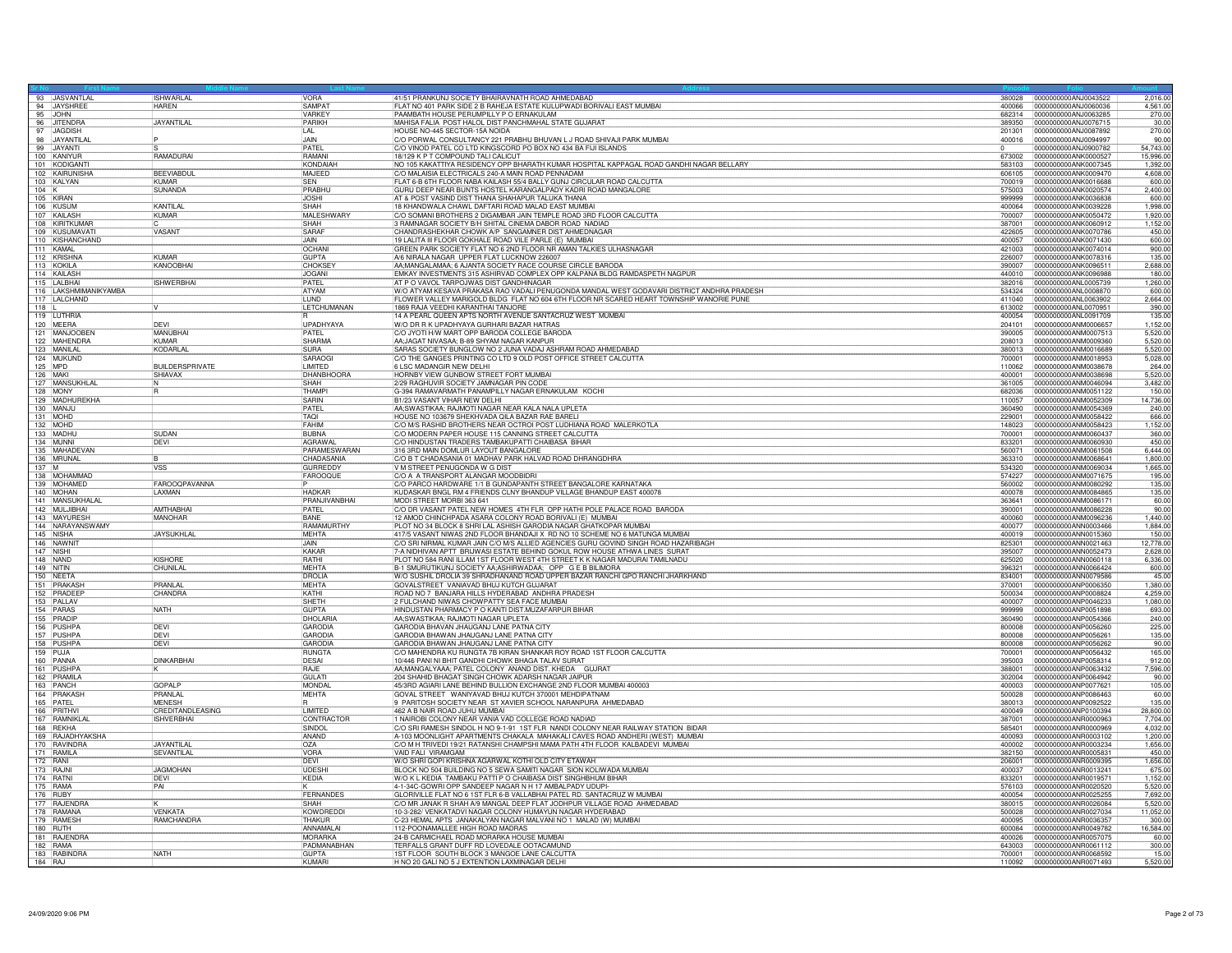| Sr No | First Name | Middle Name | Last Name | Address | Pincode | Folio | Amount |
|---|---|---|---|---|---|---|---|
| 93 | JASVANTLAL | ISHWARLAL | VORA | 41/51 PRANKUNJ SOCIETY BHAIRAVNATH ROAD AHMEDABAD | 380028 | 0000000000ANJ0043522 | 2,016.00 |
| 94 | JAYSHREE | HAREN | SAMPAT | FLAT NO 401 PARK SIDE 2 B RAHEJA ESTATE KULUPWADI BORIVALI EAST MUMBAI | 400066 | 0000000000ANJ0060036 | 4,561.00 |
| 95 | JOHN | | VARKEY | PAAMBATH HOUSE PERUMPILLY P O ERNAKULAM | 682314 | 0000000000ANJ0063285 | 270.00 |
| 96 | JITENDRA | JAYANTILAL | PARIKH | MAHISA FALIA POST HALOL DIST PANCHMAHAL STATE GUJARAT | 389350 | 0000000000ANJ0076715 | 30.00 |
| 97 | JAGDISH | | LAL | HOUSE NO-445 SECTOR-15A NOIDA | 201301 | 0000000000ANJ0087892 | 270.00 |
| 98 | JAYANTILAL | P | JAIN | C/O PORWAL CONSULTANCY 221 PRABHU BHUVAN L J ROAD SHIVAJI PARK MUMBAI | 400016 | 0000000000ANJ0094997 | 90.00 |
| 99 | JAYANTI | S | PATEL | C/O VINOD PATEL CO LTD KINGSCORD PO BOX NO 434 BA FIJI ISLANDS | 0 | 0000000000ANJ0900782 | 54,743.00 |
| 100 | KANIYUR | RAMADURAI | RAMANI | 18/129 K P T COMPOUND TALI CALICUT | 673002 | 0000000000ANK0000527 | 15,996.00 |
| 101 | KODIGANTI | | KONDAIAH | NO 105 KAKATTIYA RESIDENCY OPP BHARATH KUMAR HOSPITAL KAPPAGAL ROAD GANDHI NAGAR BELLARY | 583103 | 0000000000ANK0007345 | 1,392.00 |
| 102 | KAIRUNISHA | BEEVIABDUL | MAJEED | C/O MALAISIA ELECTRICALS 240-A MAIN ROAD PENNADAM | 606105 | 0000000000ANK0009470 | 4,608.00 |
| 103 | KALYAN | KUMAR | SEN | FLAT 6-B 6TH FLOOR NABA KAILASH 55/4 BALLY GUNJ CIRCULAR ROAD CALCUTTA | 700019 | 0000000000ANK0016688 | 600.00 |
| 104 | K | SUNANDA | PRABHU | GURU DEEP NEAR BUNTS HOSTEL KARANGALPADY KADRI ROAD MANGALORE | 575003 | 0000000000ANK0020574 | 2,400.00 |
| 105 | KIRAN | | JOSHI | AT & POST VASIND DIST THANA SHAHAPUR TALUKA THANA | 999999 | 0000000000ANK0036838 | 600.00 |
| 106 | KUSUM | KANTILAL | SHAH | 18 KHANDWALA CHAWL DAFTARI ROAD MALAD EAST MUMBAI | 400064 | 0000000000ANK0039228 | 1,998.00 |
| 107 | KAILASH | KUMAR | MALESHWARY | C/O SOMANI BROTHERS 2 DIGAMBAR JAIN TEMPLE ROAD 3RD FLOOR CALCUTTA | 700007 | 0000000000ANK0050472 | 1,920.00 |
| 108 | KIRITKUMAR | C | SHAH | 3 RAMNAGAR SOCIETY B/H SHITAL CINEMA DABOR ROAD NADIAD | 387001 | 0000000000ANK0060912 | 1,152.00 |
| 109 | KUSUMAVATI | VASANT | SARAF | CHANDRASHEKHAR CHOWK A/P SANGAMNER DIST AHMEDNAGAR | 422605 | 0000000000ANK0070786 | 450.00 |
| 110 | KISHANCHAND | | JAIN | 19 LALITA III FLOOR GOKHALE ROAD VILE PARLE (E) MUMBAI | 400057 | 0000000000ANK0071430 | 600.00 |
| 111 | KAMAL | | OCHANI | GREEN PARK SOCIETY FLAT NO 6 2ND FLOOR NR AMAN TALKIES ULHASNAGAR | 421003 | 0000000000ANK0074014 | 900.00 |
| 112 | KRISHNA | KUMAR | GUPTA | A/6 NIRALA NAGAR UPPER FLAT LUCKNOW 226007 | 226007 | 0000000000ANK0078316 | 135.00 |
| 113 | KOKILA | KANOOBHAI | CHOKSEY | AA;MANGALAMAA; 6 AJANTA SOCIETY RACE COURSE CIRCLE BARODA | 390007 | 0000000000ANK0096511 | 2,688.00 |
| 114 | KAILASH | | JOGANI | EMKAY INVESTMENTS 315 ASHIRVAD COMPLEX OPP KALPANA BLDG RAMDASPETH NAGPUR | 440010 | 0000000000ANK0096988 | 180.00 |
| 115 | LALBHAI | ISHWERBHAI | PATEL | AT P O VAVOL TARPOJWAS DIST GANDHINAGAR | 382016 | 0000000000ANL0005739 | 1,260.00 |
| 116 | LAKSHMIMANIKYAMBA | | ATYAM | W/O ATYAM KESAVA PRAKASA RAO VADALI PENUGONDA MANDAL WEST GODAVARI DISTRICT ANDHRA PRADESH | 534324 | 0000000000ANL0008870 | 600.00 |
| 117 | LALCHAND | | LUND | FLOWER VALLEY MARIGOLD BLDG FLAT NO 604 6TH FLOOR NR SCARED HEART TOWNSHIP WANORIE PUNE | 411040 | 0000000000ANL0063902 | 2,664.00 |
| 118 | L | V | LETCHUMANAN | 1869 RAJA VEEDHI KARANTHAI TANJORE | 613002 | 0000000000ANL0070951 | 390.00 |
| 119 | LUTHRIA | | R | 14 A PEARL QUEEN APTS NORTH AVENUE SANTACRUZ WEST MUMBAI | 400054 | 0000000000ANL0091709 | 135.00 |
| 120 | MEERA | DEVI | UPADHYAYA | W/O DR R K UPADHYAYA GURHARI BAZAR HATRAS | 204101 | 0000000000ANM0006657 | 1,152.00 |
| 121 | MANJOOBEN | MANUBHAI | PATEL | C/O JYOTI H/W MART OPP BARODA COLLEGE BARODA | 390005 | 0000000000ANM0007513 | 5,520.00 |
| 122 | MAHENDRA | KUMAR | SHARMA | AA;JAGAT NIVASAA; B-89 SHYAM NAGAR KANPUR | 208013 | 0000000000ANM0009360 | 5,520.00 |
| 123 | MANILAL | KODARLAL | SURA | SARAS SOCIETY BUNGLOW NO 2 JUNA VADAJ ASHRAM ROAD AHMEDABAD | 380013 | 0000000000ANM0016689 | 5,520.00 |
| 124 | MUKUND | | SARAOGI | C/O THE GANGES PRINTING CO LTD 9 OLD POST OFFICE STREET CALCUTTA | 700001 | 0000000000ANM0018953 | 5,028.00 |
| 125 | MPD | BUILDERSPRIVATE | LIMITED | 6 LSC MADANGIR NEW DELHI | 110062 | 0000000000ANM0038678 | 264.00 |
| 126 | MAKI | SHIAVAX | DHANBHOORA | HORNBY VIEW GUNBOW STREET FORT MUMBAI | 400001 | 0000000000ANM0038698 | 5,520.00 |
| 127 | MANSUKHLAL | N | SHAH | 2/29 RAGHUVIR SOCIETY JAMNAGAR PIN CODE | 361005 | 0000000000ANM0046094 | 3,482.00 |
| 128 | MONY | R | THAMPI | G-394 RAMAVARMATH PANAMPILLY NAGAR ERNAKULAM KOCHI | 682036 | 0000000000ANM0051122 | 150.00 |
| 129 | MADHUREKHA | | SARIN | B1/23 VASANT VIHAR NEW DELHI | 110057 | 0000000000ANM0052309 | 14,736.00 |
| 130 | MANJU | | PATEL | AA;SWASTIKAA; RAJMOTI NAGAR NEAR KALA NALA UPLETA | 360490 | 0000000000ANM0054369 | 240.00 |
| 131 | MOHD | | TAQI | HOUSE NO 103679 SHEKHVADA QILA BAZAR RAE BARELI | 229001 | 0000000000ANM0058422 | 666.00 |
| 132 | MOHD | | FAHIM | C/O M/S RASHID BROTHERS NEAR OCTROI POST LUDHIANA ROAD MALERKOTLA | 148023 | 0000000000ANM0058423 | 1,152.00 |
| 133 | MADHU | SUDAN | BUBNA | C/O MODERN PAPER HOUSE 115 CANNING STREET CALCUTTA | 700001 | 0000000000ANM0060437 | 360.00 |
| 134 | MUNNI | DEVI | AGRAWAL | C/O HINDUSTAN TRADERS TAMBAKUPATTI CHAIBASA BIHAR | 833201 | 0000000000ANM0060930 | 450.00 |
| 135 | MAHADEVAN | | PARAMESWARAN | 316 3RD MAIN DOMLUR LAYOUT BANGALORE | 560071 | 0000000000ANM0061508 | 6,444.00 |
| 136 | MRUNAL | B | CHADASANIA | C/O B T CHADASANIA 01 MADHAV PARK HALVAD ROAD DHRANGDHRA | 363310 | 0000000000ANM0068641 | 1,800.00 |
| 137 | M | VSS | GURREDDY | V M STREET PENUGONDA W G DIST | 534320 | 0000000000ANM0069034 | 1,665.00 |
| 138 | MOHAMMAD | | FAROOQUE | C/O A A TRANSPORT ALANGAR MOODBIDRI | 574227 | 0000000000ANM0071675 | 195.00 |
| 139 | MOHAMED | FAROOQPAVANNA | P | C/O PARCO HARDWARE 1/1 B GUNDAPANTH STREET BANGALORE KARNATAKA | 560002 | 0000000000ANM0080292 | 135.00 |
| 140 | MOHAN | LAXMAN | HADKAR | KUDASKAR BNGL RM 4 FRIENDS CLNY BHANDUP VILLAGE BHANDUP EAST 400078 | 400078 | 0000000000ANM0084865 | 135.00 |
| 141 | MANSUKHALAL | | PRANJIVANBHAI | MODI STREET MORBI 363 641 | 363641 | 0000000000ANM0086171 | 60.00 |
| 142 | MULJIBHAI | AMTHABHAI | PATEL | C/O DR VASANT PATEL NEW HOMES 4TH FLR OPP HATHI POLE PALACE ROAD BARODA | 390001 | 0000000000ANM0086228 | 90.00 |
| 143 | MAYURESH | MANOHAR | BANE | 12 AMOD CHINCHPADA ASARA COLONY ROAD BORIVALI (E) MUMBAI | 400060 | 0000000000ANM0096236 | 1,440.00 |
| 144 | NARAYANSWAMY | | RAMAMURTHY | PLOT NO 34 BLOCK 8 SHRI LAL ASHISH GARODIA NAGAR GHATKOPAR MUMBAI | 400077 | 0000000000ANN0003466 | 1,884.00 |
| 145 | NISHA | JAYSUKHLAL | MEHTA | 417/5 VASANT NIWAS 2ND FLOOR BHANDAJI X RD NO 10 SCHEME NO 6 MATUNGA MUMBAI | 400019 | 0000000000ANN0015360 | 150.00 |
| 146 | NAWNIT | | JAIN | C/O SRI NIRMAL KUMAR JAIN C/O M/S ALLIED AGENCIES GURU GOVIND SINGH ROAD HAZARIBAGH | 825301 | 0000000000ANN0021463 | 12,778.00 |
| 147 | NISHI | | KAKAR | 7-A NIDHIVAN APTT BRIJWASI ESTATE BEHIND GOKUL ROW HOUSE ATHWA LINES SURAT | 395007 | 0000000000ANN0052473 | 2,628.00 |
| 148 | NAND | KISHORE | RATHI | PLOT NO 584 RANI ILLAM 1ST FLOOR WEST 4TH STREET K K NAGAR MADURAI TAMILNADU | 625020 | 0000000000ANN0060118 | 6,336.00 |
| 149 | NITIN | CHUNILAL | MEHTA | B-1 SMURUTIKUNJ SOCIETY AA;ASHIRWADAA; OPP G E B BILIMORA | 396321 | 0000000000ANN0066424 | 600.00 |
| 150 | NEETA | | DROLIA | W/O SUSHIL DROLIA 39 SHRADHANAND ROAD UPPER BAZAR RANCHI GPO RANCHI JHARKHAND | 834001 | 0000000000ANN0079586 | 45.00 |
| 151 | PRAKASH | PRANLAL | MEHTA | GOVALSTREET VANIAVAD BHUJ KUTCH GUJARAT | 370001 | 0000000000ANP0006350 | 1,380.00 |
| 152 | PRADEEP | CHANDRA | KATHI | ROAD NO 7 BANJARA HILLS HYDERABAD ANDHRA PRADESH | 500034 | 0000000000ANP0008824 | 4,259.00 |
| 153 | PALLAV | | SHETH | 2 FULCHAND NIWAS CHOWPATTY SEA FACE MUMBAI | 400007 | 0000000000ANP0046233 | 1,080.00 |
| 154 | PARAS | NATH | GUPTA | HINDUSTAN PHARMACY P O KANTI DIST.MUZAFARPUR BIHAR | 999999 | 0000000000ANP0051898 | 693.00 |
| 155 | PRADIP | | DHOLARIA | AA;SWASTIKAA; RAJMOTI NAGAR UPLETA | 360490 | 0000000000ANP0054366 | 240.00 |
| 156 | PUSHPA | DEVI | GARODIA | GARODIA BHAVAN JHAUGANJ LANE PATNA CITY | 800008 | 0000000000ANP0056260 | 225.00 |
| 157 | PUSHPA | DEVI | GARODIA | GARODIA BHAWAN JHAUGANJ LANE PATNA CITY | 800008 | 0000000000ANP0056261 | 135.00 |
| 158 | PUSHPA | DEVI | GARODIA | GARODIA BHAWAN JHAUGANJ LANE PATNA CITY | 800008 | 0000000000ANP0056262 | 90.00 |
| 159 | PUJA | | RUNGTA | C/O MAHENDRA KU RUNGTA 7B KIRAN SHANKAR ROY ROAD 1ST FLOOR CALCUTTA | 700001 | 0000000000ANP0056432 | 165.00 |
| 160 | PANNA | DINKARBHAI | DESAI | 10/446 PANI NI BHIT GANDHI CHOWK BHAGA TALAV SURAT | 395003 | 0000000000ANP0058314 | 912.00 |
| 161 | PUSHPA | K | RAJE | AA;MANGALYAAA; PATEL COLONY ANAND DIST. KHEDA GUJRAT | 388001 | 0000000000ANP0063432 | 7,596.00 |
| 162 | PRAMILA | | GULATI | 204 SHAHID BHAGAT SINGH CHOWK ADARSH NAGAR JAIPUR | 302004 | 0000000000ANP0064942 | 90.00 |
| 163 | PANCH | GOPALP | MONDAL | 45/3RD AGIARI LANE BEHIND BULLION EXCHANGE 2ND FLOOR MUMBAI 400003 | 400003 | 0000000000ANP0077621 | 105.00 |
| 164 | PRAKASH | PRANLAL | MEHTA | GOVAL STREET WANIYAVAD BHUJ KUTCH 370001 MEHDIPATNAM | 500028 | 0000000000ANP0086463 | 60.00 |
| 165 | PATEL | MENESH | R | 9 PARITOSH SOCIETY NEAR ST XAVIER SCHOOL NARANPURA AHMEDABAD | 380013 | 0000000000ANP0092522 | 135.00 |
| 166 | PRITHVI | CREDITANDLEASING | LIMITED | 462 A B NAIR ROAD JUHU MUMBAI | 400049 | 0000000000ANP0100394 | 28,800.00 |
| 167 | RAMNIKLAL | ISHVERBHAI | CONTRACTOR | 1 NAIROBI COLONY NEAR VANIA VAD COLLEGE ROAD NADIAD | 387001 | 0000000000ANR0000963 | 7,704.00 |
| 168 | REKHA | | SINDOL | C/O SRI RAMESH SINDOL H NO 9-1-91 1ST FLR NANDI COLONY NEAR RAILWAY STATION BIDAR | 585401 | 0000000000ANR0000969 | 4,032.00 |
| 169 | RAJADHYAKSHA | | ANAND | A-103 MOONLIGHT APARTMENTS CHAKALA MAHAKALI CAVES ROAD ANDHERI (WEST) MUMBAI | 400093 | 0000000000ANR0003102 | 1,200.00 |
| 170 | RAVINDRA | JAYANTILAL | OZA | C/O M H TRIVEDI 19/21 RATANSHI CHAMPSHI MAMA PATH 4TH FLOOR KALBADEVI MUMBAI | 400002 | 0000000000ANR0003234 | 1,656.00 |
| 171 | RAMILA | SEVANTILAL | VORA | VAID FALI VIRAMGAM | 382150 | 0000000000ANR0005831 | 450.00 |
| 172 | RANI | | DEVI | W/O SHRI GOPI KRISHNA AGARWAL KOTHI OLD CITY ETAWAH | 206001 | 0000000000ANR0009395 | 1,656.00 |
| 173 | RAJNI | JAGMOHAN | UDESHI | BLOCK NO 504 BUILDING NO 5 SEWA SAMITI NAGAR SION KOLIWADA MUMBAI | 400037 | 0000000000ANR0013241 | 675.00 |
| 174 | RATNI | DEVI | KEDIA | W/O K L KEDIA TAMBAKU PATTI P O CHAIBASA DIST SINGHBHUM BIHAR | 833201 | 0000000000ANR0019571 | 1,152.00 |
| 175 | RAMA | PAI | K | 4-1-34C-GOWRI OPP SANDEEP NAGAR N H 17 AMBALPADY UDUPI- | 576103 | 0000000000ANR0020520 | 5,520.00 |
| 176 | RUBY | | FERNANDES | GLORIVILLE FLAT NO 6 1ST FLR 6-B VALLABHAI PATEL RD. SANTACRUZ W MUMBAI | 400054 | 0000000000ANR0025255 | 7,692.00 |
| 177 | RAJENDRA | K | SHAH | C/O MR JANAK R SHAH A/9 MANGAL DEEP FLAT JODHPUR VILLAGE ROAD AHMEDABAD | 380015 | 0000000000ANR0026084 | 5,520.00 |
| 178 | RAMANA | VENKATA | KOWDREDDI | 10-3-282/ VENKATADVI NAGAR COLONY HUMAYUN NAGAR HYDERABAD | 500028 | 0000000000ANR0027034 | 11,052.00 |
| 179 | RAMESH | RAMCHANDRA | THAKUR | C-23 HEMAL APTS JANAKALYAN NAGAR MALVANI NO 1 MALAD (W) MUMBAI | 400095 | 0000000000ANR0036357 | 300.00 |
| 180 | RUTH | | ANNAMALAI | 112-POONAMALLEE HIGH ROAD MADRAS | 600084 | 0000000000ANR0049782 | 16,584.00 |
| 181 | RAJENDRA | | MORARKA | 24-B CARMICHAEL ROAD MORARKA HOUSE MUMBAI | 400026 | 0000000000ANR0057075 | 60.00 |
| 182 | RAMA | | PADMANABHAN | TERFALLS GRANT DUFF RD LOVEDALE OOTACAMUND | 643003 | 0000000000ANR0061112 | 300.00 |
| 183 | RABINDRA | NATH | GUPTA | 1ST FLOOR SOUTH BLOCK 3 MANGOE LANE CALCUTTA | 700001 | 0000000000ANR0068592 | 15.00 |
| 184 | RAJ | | KUMARI | H NO 20 GALI NO 5 J EXTENTION LAXMINAGAR DELHI | 110092 | 0000000000ANR0071493 | 5,520.00 |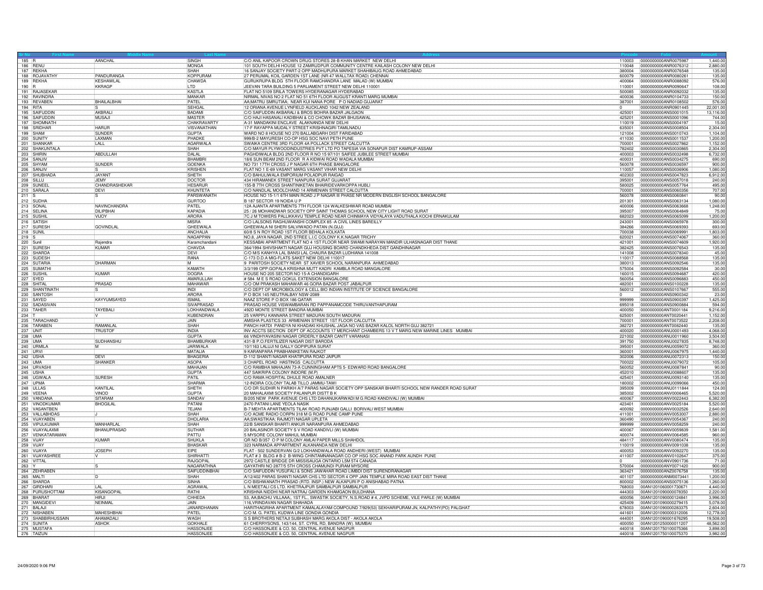| Sr No | First Name | Middle Name | Last Name | Address | Pincode | Folio | Amount |
|---|---|---|---|---|---|---|---|
| 185 | R | AANCHAL | SINGH | C/O ANIL KAPOOR CROWN DRUG STORES 28-B KHAN MARKET NEW DELHI | 110003 | 0000000000ANR0075987 | 1,440.00 |
| 186 | RENU | | MONGA | 101 SOUTH DELHI HOUSE 12 ZAMRUDPUR COMMUNITY CENTRE KAILASH COLONY NEW DELHI | 110048 | 0000000000ANR0076312 | 2,880.00 |
| 187 | REKHA | | SHAH | 16 SANJAY SOCIETY PART-2 OPP MADHUPURA MARKET SHAHIBAUG ROAD AHMEDABAD | 380004 | 0000000000ANR0076548 | 135.00 |
| 188 | ROJAVATHY | PANDURANGA | KOPPURAM | 27 PERUMAL KOIL GARDEN 1ST LANE (NR 47 WALLTAX ROAD) CHENNAI | 600079 | 0000000000ANR0080261 | 135.00 |
| 189 | REKHA | KESHAWLAL | CHAWDA | GURUKRUPA BLDG 5TH FLOOR RAMCHANDRA LANE MALAD (W) MUMBAI | 400064 | 0000000000ANR0088092 | 576.00 |
| 190 | R | KKRAGP | LTD | JEEVAN TARA BUILDING 5 PARLIAMENT STREET NEW DELHI 110001 | 110001 | 0000000000ANR0090647 | 108.00 |
| 191 | RAJASEKAR | | KASTLA | FLAT NO 5109 SRILA TOWERS HYDERANAGAR HYDERABAD | 500085 | 0000000000ANR0092032 | 135.00 |
| 192 | RAVINDRA | | MANKAR | NIRMAL NIVAS NO 2 FLAT NO 51 6TH FLOOR AUGUST KRANTI MARG MUMBAI | 400036 | 0000000000ANR0104733 | 150.00 |
| 193 | REVABEN | BHAILALBHAI | PATEL | AA;MATRU SMRUTIAA; NEAR KUI NANA PORE P O NADIAD GUJARAT | 387001 | 0000000000ANR0108502 | 576.00 |
| 194 | RITA | S | SEHGAL | 12 ORIANA AVENUE LYNFIELD AUCKLAND 1042 NEW ZEALAND | 0 | 0000000000ANR0901445 | 22,001.00 |
| 195 | SAIFUDDIN | AKBRALI | BADAMI | C/O SAIFUDDIN AKBARALI & BROS BOHRA BAZAR JALGAON | 425001 | 0000000000ANS0001015 | 13,116.00 |
| 196 | SAIFUDDIN | MUSAJI | MASTER | C/O HAJI HASANALI KADIBHAI & CO CHOWK BAZAR BHUSAWAL | 425201 | 0000000000ANS0001096 | 744.00 |
| 197 | SHOMNATH | | CHAKRAVARTY | A-31 MANDAKINI ENCLAVE ALAKNANDA NEW DELHI | 110019 | 0000000000ANS0004197 | 15.00 |
| 198 | SRIDHAR | HARUR | VISVANATHAN | 17-F RAYAPPA MUDALY STREET KRISHNAGIRI TAMILNADU | 635001 | 0000000000ANS0008504 | 2,304.00 |
| 199 | SHAM | SUNDER | GUPTA | WARD NO 8 HOUSE NO 270 BALLABGARH DIST FARIDABAD | 121004 | 0000000000ANS0010743 | 1,104.00 |
| 200 | SUNITY | LAXMAN | PHADKE | 999/B-2 MAYURESH CO-OP HSG SOC NAVI PETH PUNE | 411030 | 0000000000ANS0011537 | 1,200.00 |
| 201 | SHANKAR | LALL | AGARWALA | SWAIKA CENTRE 3RD FLOOR 4A POLLACK STREET CALCUTTA | 700001 | 0000000000ANS0027862 | 1,152.00 |
| 202 | SHAKUNTALA | | SHAH | C/O MAYUR PLYWOODINDUSTRIES PVT LTD PO TAPESIA VIA SONAPUR DIST KAMRUP-ASSAM | 782402 | 0000000000ANS0030865 | 2,304.00 |
| 203 | SHIRIN | ABDULLAH | DALAL | PAGHDIWALA BLDG 2ND FLOOR R NO 15 97/101 SAIFEE JUBILEE STREET MUMBAI | 400003 | 0000000000ANS0032498 | 6,732.00 |
| 204 | SANJIV | | BHAMBRI | 18/6 SUN BEAM 2ND FLOOR R A KIDWAI ROAD WADALA MUMBAI | 400031 | 0000000000ANS0034275 | 690.00 |
| 205 | SHYAM | SUNDER | GOENKA | NO 731 17TH CROSS J P NAGAR 6TH PHASE BANGALORE | 560078 | 0000000000ANS0036597 | 900.00 |
| 206 | SANJIV | S | KRISHEN | FLAT NO 1 E-69 VASANT MARG VASANT VIHAR NEW DELHI | 110057 | 0000000000ANS0036906 | 1,080.00 |
| 207 | SHUBHADA | JAYANT | SHETH | C/O BAHULIWALA EMPORIUM POLADPUR RAIGAD | 402303 | 0000000000ANS0047823 | 6,912.00 |
| 208 | SILLU | JEMY | DOCTOR | 434 HIRAMANEK STREET NANPURA SURAT GUJARAT | 395001 | 0000000000ANS0057018 | 240.00 |
| 209 | SUNEEL | CHANDRASHEKAR | HESARUR | 155-B 7TH CROSS SHANTINIKETAN BHAIRIDEVARKOPPA HUBLI | 580025 | 0000000000ANS0057764 | 495.00 |
| 210 | SARALA | DEVI | KHUNTETA | C/O NANDLAL MOOLCHAND 14 ARMENIAN STREET CALCUTTA | 700001 | 0000000000ANS0060356 | 707.00 |
| 211 | S | S | PARSWANATH | HOUSE NO 15-1/1 6TH MAIN ROAD J P NAGAR III PHASE NR MODERN ENGLISH SCHOOL BANGALORE | 560078 | 0000000000ANS0060841 | 90.00 |
| 212 | SUDHA | | GURTOO | B 187 SECTOR 19 NOIDA U P | 201301 | 0000000000ANS0063134 | 1,080.00 |
| 213 | SONAL | NAVINCHANDRA | PATEL | 12A AJANTA APARTMENTS 7TH FLOOR 124 WALKESHWAR ROAD MUMBAI | 400006 | 0000000000ANS0063668 | 1,248.00 |
| 214 | SELINA | DILIPBHAI | KAPADIA | 25 / 26 MOHANDWAR SOCIETY OPP SAINT THOMAS SCHOOL NEW CITY LIGHT ROAD SURAT | 395007 | 0000000000ANS0064849 | 75.00 |
| 215 | SUSHIL | VIJOY | ARORA | 7C J M TOWERS PALLIKKAVU TEMPLE ROAD NEAR CHINMAYA VIDYALAYA VADUTHALA KOCHI ERNAKULAM | 682023 | 0000000000ANS0065099 | 1,200.00 |
| 216 | SATISH | | MISRA | C/O LALSONS RAGHUWANSHI COMPLEX 85 -A CIVIL LINES BAREILLY | 243001 | 0000000000ANS0065978 | 300.00 |
| 217 | SURESH | GOVINDLAL | GHEEWALA | GHEEWALA NI SHERI SALVIWADO PATAN (N.GUJ) | 384266 | 0000000000ANS0069393 | 693.00 |
| 218 | SUNIL | | ANCHALIA | 60/8 S N ROY ROAD 1ST FLOOR BEHALA KOLKATA | 700038 | 0000000000ANS0069991 | 1,803.00 |
| 219 | S | | NAGAPPAN | NO.8, JAYA NAGAR, 2ND STREE L.I.C COLONY K.K.NAGAR TRICHY | 620021 | 0000000000ANS0074067 | 360.00 |
| 220 | Sunil | Rajendra | Karamchandani | KESSABAI APPARTMENT FLAT NO 4 1ST FLOOR NEAR SWAMI NARAYAN MANDIR ULHASNAGAR DIST THANE | 421001 | 0000000000ANS0074609 | 1,920.00 |
| 221 | SURESH | KUMAR | CHAVDA | 364/1994 SHIVSHAKTI NAGAR GUJ HOUSING BOARD CHANDKHEDA DIST GANDHINAGAR | 382425 | 0000000000ANS0076543 | 135.00 |
| 222 | SHARDA | | DEVI | C/O M/S KANHYA LAL BANSI LAL CHAURA BAZAR LUDHIANA 141008 | 141008 | 0000000000ANS0078340 | 45.00 |
| 223 | SUDESH | | RANA | C-173 D.D.A MIG-FLATS SAKET NEW DELHI 110017 | 110017 | 0000000000ANS0088568 | 135.00 |
| 224 | SUTARIA | DHARMAN | M | 9 PARITOSH SOCIETY NEAR ST XAVIER SCHOOL NARANPURA AHMEDABAD | 380013 | 0000000000ANS0092546 | 135.00 |
| 225 | SUMATHI | | KAMATH | 3/3/199 OPP:GOPALA KRISHNA MUTT KADRI KAMBLA ROAD MANGALORE | 575004 | 0000000000ANS0092584 | 30.00 |
| 226 | SUSHIL | KUMAR | DOGRA | HOUSE NO 205 SECTOR NO 15-A CHANDIGARH | 160015 | 0000000000ANS0094687 | 420.00 |
| 227 | SYED | | AMARULLAH | # 584 M E S ROAD GOKUL EXTENSION BANGALORE | 560054 | 0000000000ANS0096883 | 450.00 |
| 228 | SHITAL | PRASAD | MAHAWAR | C/O OM PRAKASH MAHAWAR 46 GORA BAZAR POST JABALPUR | 482001 | 0000000000ANS0100228 | 135.00 |
| 229 | SHANTINATH | S | INDI | C/O DEPT OF MICROBIOLOGY & CELL BIO INDIAN INSTITUTE OF SCIENCE BANGALORE | 560012 | 0000000000ANS0107667 | 555.00 |
| 230 | SANTOSH | | ARORA | P O BOX 145 NEUTRALBAY NSW-2089 | 0 | 0000000000ANS0900342 | 23.00 |
| 231 | SAYED | KAYYUMSAYED | ISMAIL | NAAZ STORE P O BOX 186 QATAR | 999999 | 0000000000ANS0900397 | 1,425.00 |
| 232 | SADASIVAN | | SIVAPRASAD | PRASAD HOUSE VISWAMBARAN RD PAPPANAMCODE THIRUVANTHAPURAM | 695018 | 0000000000ANS0900884 | 594.00 |
| 233 | TAHER | TAYEBALI | LOKHANDWALA | 492D MONTE STREET BANDRA MUMBAI | 400050 | 0000000000ANT0001184 | 9,216.00 |
| 234 | T | V | KUBENDRAN | 25 VARPPU KANNARA STREET MADURAI SOUTH MADURAI | 625001 | 0000000000ANT0020441 | 1,152.00 |
| 235 | TARACHAND | | JAIN | AMISHA PLASTICS 33 ARMENIAN STREET 1ST FLOOR CALCUTTA | 700001 | 0000000000ANT0073522 | 2,208.00 |
| 236 | TARABEN | RAMANLAL | SHAH | PANCH HATDI PANDYA NI KHADAKI KHUSHAL JAGA NO VAS BAZAR KALOL NORTH GUJ 382721 | 382721 | 0000000000ANT0082440 | 135.00 |
| 237 | UNIT | TRUSTOF | INDIA | INV ACCTS SECTION DEPT OF ACCOUNTS 17 MERCHANT CHAMBERS 13 V T MARG NEW MARINE LINES MUMBAI | 400020 | 0000000000ANU0001493 | 4,068.00 |
| 238 | UMA | | GUPTA | 66 VINDHYAVASINI NAGAR ORDERLY BAZAR CANTT VARANASI | 221002 | 0000000000ANU0011960 | 3,504.00 |
| 239 | UMA | SUDHANSHU | BHAMBURKAR | 431-B P.O.FERTILIZER NAGAR DIST BARODA | 391750 | 0000000000ANU0027835 | 8,748.00 |
| 240 | URMILA | M | JARIWALA | 10/1163 LALUJI NI GALLY GOPIPURA SURAT | 395001 | 0000000000ANU0059072 | 360.00 |
| 241 | URVI | | MATALIA | 9 KARANPARA PRABHANIKETAN RAJKOT | 360001 | 0000000000ANU0067975 | 1,440.00 |
| 242 | USHA | DEVI | BHAGERIA | D-112 SHANTI NAGAR KHATIPURA ROAD JAIPUR | 302006 | 0000000000ANU0072313 | 150.00 |
| 243 | UMA | SHANKER | ASOPA | 3 CHAPEL ROAD HASTINGS CALCUTTA | 700022 | 0000000000ANU0079072 | 105.00 |
| 244 | URVASHI | | MAHAJAN | C/O RAMBHA MAHAJAN 73-A CUNNINGHAM APTS 5- EDWARD ROAD BANGALORE | 560052 | 0000000000ANU0087841 | 90.00 |
| 245 | USHA | | GUPTA | 447 SAIKRIPA COLONY INDORE (M.P) | 452010 | 0000000000ANU0088607 | 135.00 |
| 246 | UGWALA | SURESH | PATIL | C/O RAMA HOSPITAL DHULE ROAD AMALNER | 425401 | 0000000000ANU0093140 | 135.00 |
| 247 | UPMA | | SHARMA | 12-INDIRA COLONY TALAB TILLO JAMMU-TAWI | 180002 | 0000000000ANU0099066 | 450.00 |
| 248 | ULLAS | KANTILAL | SHETH | C/O DR SUDHIR N PARIKH A/7 PARAS NAGAR SOCIETY OPP SANSKAR BHARTI SCHOOL NEW RANDER ROAD SURAT | 395009 | 0000000000ANU0111844 | 124.00 |
| 249 | VEENA | VINOD | GUPTA | 20 MAHALAXMI SOCIETY PALANPUR DISTT B K | 385002 | 0000000000ANV0006465 | 5,520.00 |
| 250 | VANDANA | SITARAM | SANDAV | B/205 NEW PARK AVENUE CHS LTD DAHANUKARWADI M G ROAD KANDIVALI (W) MUMBAI | 400067 | 0000000000ANV0022443 | 6,382.00 |
| 251 | VINODKUMAR | BHOGILAL | PATANI | 2470 PATANI LANE YEOLA NASIK | 423401 | 0000000000ANV0025184 | 5,520.00 |
| 252 | VASANTBEN | | TEJANI | B-7 MEHTA APARTMENTS TILAK ROAD PUNJABI GALLI BORIVALI WEST MUMBAI | 400092 | 0000000000ANV0032526 | 2,640.00 |
| 253 | VALLABHDAS | J | SHAH | C/O ACME RADIO CORPN 318 M G ROAD PUNE CAMP PUNE | 411001 | 0000000000ANV0053007 | 2,880.00 |
| 254 | VIJAYABEN | | DHOLARIA | AA;SWASTIKAA; RAJMOTI NAGAR UPLETA | 360490 | 0000000000ANV0054367 | 240.00 |
| 255 | VIPULKUMAR | MANHARLAL | SHAH | 22/B SANSKAR BHARTI ANKUR NARANPURA AHMEDABAD | 999999 | 0000000000ANV0058259 | 240.00 |
| 256 | VIJAYALAXMI | BHANUPRASAD | SUTHAR | 20 BALASINOR SOCIETY S V ROAD KANDIVLI (W) MUMBAI | 400067 | 0000000000ANV0059639 | 1,581.00 |
| 257 | VENKATARAMAN | | PATTU | 5 MYSORE COLONY MAHUL MUMBAI | 400074 | 0000000000ANV0064585 | 960.00 |
| 258 | VIJAY | KUMAR | SHUKLA | QR NO B/357 O P M COLONY AMLAI PAPER MILLS SHAHDOL | 484117 | 0000000000ANV0080474 | 135.00 |
| 259 | VIJAY | | BHASKAR | 323 NARMADA APPARTMENT ALKANANDA NEW DELHI | 110019 | 0000000000ANV0091038 | 135.00 |
| 260 | VIJAYA | JOSEPH | EIPE | FLAT - 502 SUNDERVAN G/2 LOKHANDWALA ROAD ANDHERI (WEST) MUMBAI | 400053 | 0000000000ANV0092270 | 135.00 |
| 261 | VIJAYASHREE | V | SHIRHATTI | FLAT # 3 BLDG # B-2 B-WING CHINTAMNANAGAR CO OP HSG SOC ANAND PARK AUNDH PUNE | 411007 | 0000000000ANV0102647 | 375.00 |
| 262 | VITTAL | | RAJGOPAL | 2972 CASTLE BRIDGE DR MISSISAUGA ONTARIO L5M 5T4 CANADA | 0 | 0000000000ANV0901736 | 71.00 |
| 263 | Y | S | NAGARATHNA | GAYATHRI NO 2877/5 5TH CROSS CHAMUNDI PURAM MYSORE | 570004 | 0000000000ANY0071420 | 900.00 |
| 264 | ZEHRABEN | | SAIFUDDINBHAI | C/O SAIFUDDIN YUSUFALI & SONS JAWAHAR ROAD LIMBDI DIST SURENDRANAGAR | 363421 | 0000000000ANZ0076758 | 135.00 |
| 265 | MALTI | D | SHAH | A/12/402 PARAS SHANTI NAGAR CHS LTD SECTOR 4 OPP JAIN TEMPLE MIRA ROAD EAST DIST THANE | 401107 | 0000000000ANM0073441 | 1,200.00 |
| 266 | SHARDA | | SINHA | C/O BISHWANATH PRASAD (RTD. INSP.) NEW ALKAPURI P O ANISHABAD PATNA | 800002 | 0000000000ANS0075136 | 1,260.00 |
| 267 | GIRDHARI | LAL | AGRAWAL | L N MEETALI CS LTD. KHETRAJPUR SAMBALPUR SAMBALPUR | 768003 | 00AN1201060001730671 | 4,440.00 |
| 268 | PURUSHOTTAM | KISANGOPAL | RATHI | KRISHNA NIDDHI NEAR NATRAJ GARDEN KHAMGAON BULDHANA | 444303 | 00AN1201090000078350 | 2,220.00 |
| 269 | BHARAT | HIRJI | CHHEDA | 53, AA;BACHU VILLAAA;, 1ST FL., SWASTIK SOCIETY, N.S.ROAD # 4, JVPD SCHEME, VILE PARLE (W) MUMBAI | 400056 | 00AN1201090000124841 | 3,996.00 |
| 270 | MANGIDEVI | NEINMAL | JAIN | 116,VRINDAVAN NAGAR SHAHADA | 425409 | 00AN1201090000279415 | 5,078.00 |
| 271 | BALAJI | | JANARDHANAN | HARITHAGRIHA APARTMENT KAMALALAYAM COMPOUND 7/929(53) SEKHARIPURAM JN, KALPATHY(PO) PALGHAT | 678003 | 00AN1201090000283375 | 2,604.00 |
| 272 | NISHABEN | MAHESHBHAI | PATEL | C/O M. G. PATEL KUDWA LINE GONDIA GONDIA | 441601 | 00AN1201090000312006 | 12,778.00 |
| 273 | SHABBIRHUSSAIN | AHAMADALI | WAGH | S S BROTHERS NETAJI SUBHASH MARG AKOLA DIST - AKOLA AKOLA | 444001 | 00AN1201090001676295 | 19,508.00 |
| 274 | SUNITA | ASHOK | GOKHALE | 61 CHERRYSONS, 143/144, ST. CYRIL RD, BANDRA (W). MUMBAI | 400050 | 00AN1201250000011207 | 48,562.00 |
| 275 | MUSTAFA | | HASSONJEE | C/O HASSONJEE & CO. 50, CENTRAL AVENUE NAGPUR | 440018 | 00AN1201750100075366 | 3,898.00 |
| 276 | TAIZUN | | HASSONJEE | C/O HASSONJEE & CO. 50, CENTRAL AVENUE NAGPUR | 440018 | 00AN1201750100075370 | 3,982.00 |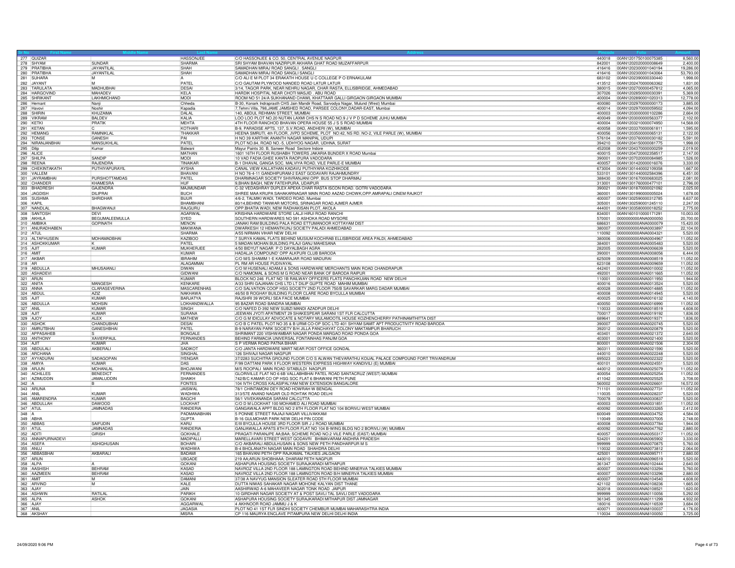| Sr No | First Name | Middle Name | Last Name | Address | Pincode | Folio | Amount |
|---|---|---|---|---|---|---|---|
| 277 | QUIZAR | | HASSONJEE | C/O HASSONJEE & CO. 50, CENTRAL AVENUE NAGPUR | 440018 | 00AN1201750100075385 | 8,560.00 |
| 278 | SHYAM | SUNDAR | SHARMA | SRI SHYAM BHAVAN NAZIRPUR AKHARA GHAT ROAD MUZAFFARPUR | 842001 | 00AN1202020000008649 | 2,400.00 |
| 279 | PRATIBHA | JAYANTILAL | SHAH | SAMADHAN MIRAJ ROAD SANGLI . SANGLI | 416416 | 00AN1202300001040194 | 19,286.00 |
| 280 | PRATIBHA | JAYANTILAL | SHAH | SAMADHAN MIRAJ ROAD SANGLI SANGLI | 416416 | 00AN1202300001043064 | 53,793.00 |
| 281 | SUHARA | M | A | C/O ALI E M PLOT 34 ERAKATH HOUSE U C COLLEGE P O ERNAKULAM | 683102 | 00AN1202390000330440 | 1,998.00 |
| 282 | JAYANT | M | PATEL | C/O GAUTAM PLYWOOD NANDED ROAD LATUR LATUR | 413512 | 00AN1202470000063362 | 1,831.00 |
| 283 | TARULATA | MADHUBHAI | DESAI | 3/14, TAGOR PARK, NEAR NEHRU NAGAR, CHAR RASTA, ELLISBRIDGE, AHMEDABAD | 380015 | 00AN1202700000457812 | 4,065.00 |
| 284 | HARGOVIND | MAHADEV | KELA | HARDIK HOSPITAL NEAR CHOTI MASJID . ABU ROAD | 307026 | 00AN1202850000030391 | 5,369.00 |
| 285 | SHRIKANT | LAKHMICHAND | MODI | ROOM NO 51 24/A SUKHANAND CHAWL KHATTAAR GALLI GIRGAON GIRGAON MUMBAI | 400004 | 00AN1202890001020313 | 12,778.00 |
| 286 | Hemant | Nanji | Chheda | B-30, Konark Indraprasth CHS Jain Mandir Road, Sarvodya Nagar, Mulund (West) Mumbai | 400080 | 00AN1202970000000173 | 3,885.00 |
| 287 | Havovi | Noshir | Kapadia | 7,Tehmi Villa, 798,JAME JAMSHED ROAD, PARSEE COLONY,DADAR-EAST, Mumbai | 400014 | 00AN1202970000059502 | 4,094.00 |
| 288 | SHIRIN | KHUZAIMA | DALAL | 140, ABDUL REHMAN STREET, MUMBAI | 400003 | 00AN1203000000102286 | 2,664.00 |
| 289 | VIKRAM | BALDEV | KALIA | LOO LOO PLOT NO.20 NUTAN LAXMI CHS N S ROAD NO.9 J V P D SCHEME JUHU MUMBAI | 400049 | 00AN1203000000563377 | 2,102.00 |
| 290 | KETKI | PRATIK | MEHTA | 4TH FLOOR RANCHOD BHAVAN OPERA HOUSE 55 J S S ROAD MUMBAI | 400004 | 00AN1203210000074950 | 14,568.00 |
| 291 | KETAN | C | KOTHARI | B-9, PARADISE APTS, 137, S.V.ROAD, ANDHERI (W), MUMBAI | 400058 | 00AN1203370000061811 | 1,595.00 |
| 292 | HEMANG | RAMNIKLAL | THAKKAR | HEENA SMRUTI, 4th FLOOR, JVPD SCHEME, PLOT NO:42, NS RD. NO-2, VILE PARLE (W), MUMBAI | 400056 | 00AN1203500000065131 | 2,122.00 |
| 293 | TONSE | GANESH | PAI | H NO 39 KARTHIK ANANTH NAGAR MANIPAL UDUPI | 576104 | 00AN1203760000030182 | 5,591.00 |
| 294 | NIRANJANBHAI | MANSUKHLAL | PATEL | PLOT NO.84, ROAD NO.-5, UDHYOG NAGAR, UDHNA, SURAT | 394210 | 00AN1204150000081775 | 1,998.00 |
| 295 | Dilip | Kumar | Balwani | Mayur Paints 30. B, Sanwer Road Sectore Indore | 452008 | 00AN1204370000000259 | 2,019.00 |
| 296 | ALICE | | MATHAN | 1601 16TH FLOOR RUSHABH TOWERS JAKARIA BUNDER X ROAD Mumbai | 400015 | 00AN1204720002358517 | 2,147.00 |
| 297 | SHILPA | SANDIP | MODI | 10 VAD FADIA GHEE KANTA RAOPURA VADODARA | 390001 | 00AN1207020000084985 | 1,526.00 |
| 298 | REENA | RAJENDRA | TINAIKAR | B-1 DHAVAL GANGA SOC. MALVIYA ROAD, VILE PARLE-E MUMBAI | 400057 | 00AN1301420000016076 | 3,330.00 |
| 299 | CHEKINTAKATH | PUTHIYAPURAYIL | AYSHA | CANAL VIEW KALLATHAN KADAVU PUTHIYARA KOZHIKODE | 673004 | 00AN1301440002109358 | 1,667.00 |
| 300 | VALLEM | | BHAVANI | H NO 76-4-11 GANDHIPURAM-2 EAST GODAVARI RAJAHMUNDRY | 533101 | 00AN1301440002584396 | 6,451.00 |
| 301 | JAYRAMBHAI | PURSHOTTAMDAS | PATEL | DHARMNAGAR SOCIETY SHIVRANJANI OPP. BUS STOP DHARMAJ | 388430 | 00AN1301670000683025 | 2,081.00 |
| 302 | CHANDER | KHAMESRA | HUF | 9,BHAN BAGH, NEW FATEHPURA, UDAIPUR | 313001 | 00AN1301760000477101 | 2,796.00 |
| 303 | BHADRESH | GAJENDRA | MAJMUNDAR | C-32 VEDASHRAY DUPLEX APEXA CHAR RASTA ISCON ROAD. GOTRI VADODARA | 390021 | 00AN1301870000021092 | 2,025.00 |
| 304 | JAGDISH | DILIPRAI | BUCH | SHREE MAA KRUPA SAHAKARNAGAR MAIN ROAD AAZAD CHOWK,OPP.AMRAPALI CINEMI RAJKOT | 360001 | 00AN1301990000005024 | 1,678.00 |
| 305 | SUSHMA | SHRIDHAR | BIJUR | 4/6-2, TALMIKI WADI, TARDEO ROAD, Mumbai | 400007 | 00AN1302590000312785 | 8,637.00 |
| 306 | KAPIL | | BHAMBHANI | 80/14,BEHIND TANWAR MOTORS, SRINAGAR ROAD,AJMER AJMER | 305001 | 00AN1302590001245110 | 2,247.00 |
| 307 | NANDLAL | BHAGWANJI | RAJGURU | OPP.BHATIA WADI, NEW RADHAKISAN PLOT, AKOLA | 444001 | 00AN1303580000018252 | 2,775.00 |
| 308 | SANTOSH | DEVI | AGARWAL | KRISHNA HARDWARE STORE LALJI HIRJI ROAD RANCHI | 834001 | 00AN1601010000171291 | 10,003.00 |
| 309 | AKHILA | BEGUMALEEMULLA | SYED | SOUTHERN HARDWARES NO 591 ASHOKA ROAD MYSORE | 570001 | 0000000000ANA0000050 | 20,700.00 |
| 310 | AMBIKA | GOPINATH | MENON | JANAKI RAM BUILDING PALA ROAD ETTUMANOOR KOTTAYAM DIST | 686631 | 0000000000ANA0000079 | 15,420.00 |
| 311 | ANURADHABEN | | MAKWANA | DWARKESH 12 HEMANTKUNJ SOCIETY PALADI AHMEDABAD | 380007 | 0000000000ANA0003897 | 22,104.00 |
| 312 | ATUL | | SHARMA | A/55 NIRMAN VIHAR NEW DELHI | 110092 | 0000000000ANA0004321 | 5,520.00 |
| 313 | ALTAFHUSEIN | MOHAMADBHAI | KAZIBOO | 7 SURYA KAMAL FLATS BEHIND MUSIUM KOCHRAB ELLISBRIDGE AREA PALDI, AHMEDABAD | 380006 | 0000000000ANA0004967 | 11,052.00 |
| 314 | ASHOKKUMAR | K | PATEL | 5 MADAN MOHAN BUILDING PILAJI GANJ MAHESANA | 384001 | 0000000000ANA0005483 | 5,520.00 |
| 315 | AJIT | KUMAR | MUKHERJEE | 4/50 BIDYUT NAGAR P O DAYALBAGH AGRA | 282005 | 0000000000ANA0006639 | 5,520.00 |
| 316 | AMIT | | KUMAR | HADALJA COMPOUND' OPP ALKPURI CLUB BARODA | 390001 | 0000000000ANA0008056 | 6,444.00 |
| 317 | AKBAR | | IBRAHIM | C/O M/S SHAMIM 1-E KAMARAJAR ROAD MADURAI | 625009 | 0000000000ANA0008519 | 11,052.00 |
| 318 | AR | | ALAGAMMAI | PL RM AR HOUSE PUDIVAYAL | 623108 | 0000000000ANA0009659 | 11,052.00 |
| 319 | ABDULLA | MHUSAIANLI | DIWAN | C/O M HUSENALI ADAMJI & SONS HARDWARE MERCHANTS MAIN ROAD CHANDRAPUR | 442401 | 0000000000ANA0010002 | 11,052.00 |
| 320 | ASHADEVI | | GIDWANI | C/O NAMOMAL & SONS M G ROAD NEAR BANK OF BARODA RAIPUR | 492001 | 0000000000ANA0011665 | 11,052.00 |
| 321 | ARUN | | KUMAR | BLOCK NO 246 FLAT NO 1B RAILWAY OFFICERS FLATS PANCHKUIAN ROAD NEW DELHI | 110001 | 0000000000ANA0011950 | 1,944.00 |
| 322 | ANITA | MANGESH | KENKARE | A/33 SHRI GAJANAN CHS LTD LT DILIP GUPTE ROAD MAHIM MUMBAI | 400016 | 0000000000ANA0013524 | 5,520.00 |
| 323 | ANNA | CLARASEVERINA | MASCARENHAS | C/O SALVATION COOP HSG SOCIETY 2ND FLOOR 750/B SAVARKAR MARG DADAR MUMBAI | 400028 | 0000000000ANA0014885 | 11,052.00 |
| 324 | ABDUL | AZIZ | NAKHAWA | 46/50 B ROGHAY BUILDING FLOOR CLARE ROAD BYCULLA MUMBAI | 400008 | 0000000000ANA0014945 | 5,520.00 |
| 325 | AJIT | KUMAR | BARJATYA | RAJSHRI 39 WORLI SEA FACE MUMBAI | 400025 | 0000000000ANA0016132 | 4,140.00 |
| 326 | ABDULLA | MOHSIN | LOKHANDWALLA | 95 BAZAR ROAD BANDRA MUMBAI | 400050 | 0000000000ANA0016990 | 11,052.00 |
| 327 | ANIL | KUMAR | SINGH | C/O NAFED D-392 NEW SUBZI MANDI AZADPUR DELHI | 110033 | 0000000000ANA0018519 | 4,608.00 |
| 328 | AJIT | KUMAR | SURANA | JEEWAN JYOTI APATMENT 29 SHAKESPEAR SARANI 1ST FLR CALCUTTA | 700017 | 0000000000ANA0019192 | 1,836.00 |
| 329 | AJOY | ALEX | MATHEW | C/O G M IDICULAY ADVOCATE & NOTARY MULAMOOTIL HOUSE KOZHENCHERRY PATHINAMTHITTA DIST | 689641 | 0000000000ANA0019371 | 1,836.00 |
| 330 | ASHOK | CHANDUBHAI | DESAI | C/O B C PATEL PLOT NO 35 & B URMI CO-OP SOC LTD 401 SHYAM SAMIT APT PRODUCTIVITY ROAD BARODA | 390007 | 0000000000ANA0020745 | 5,520.00 |
| 331 | AMRUTBHAI | GANESHBHAI | PATEL | B-9 NARAYAN PARK SOCIETY B/H JILLA PANCHAYAT COLONY MAKTAMPUR BHARUCH | 392012 | 0000000000ANA0020879 | 5,520.00 |
| 332 | APPASAHEB | S | BONGALE | SHRIMANT 220 VISHWAMBAR NAGAR PONDA MARGAO ROAD PONDA GOA | 403401 | 0000000000ANA0021372 | 2,640.00 |
| 333 | ANTHONY | XAVIERPAUL | FERNANDES | BEHIND FARMACIA UNIVERSAL FONTAINHAS PANJIM GOA | 403001 | 0000000000ANA0021400 | 5,520.00 |
| 334 | AJIT | KUMAR | JHA | S P VERMA ROAD PATNA BIHAR | 800001 | 0000000000ANA0021506 | 2,304.00 |
| 335 | ABDULALI | AKBERALI | SADIKOT | C/O JANTA HARDWARE MART NEAR POST OFFICE GONDAL | 360311 | 0000000000ANA0021590 | 5,520.00 |
| 336 | ARCHANA | | SINGHAL | 126 SHIVAJI NAGAR NAGPUR | 440010 | 0000000000ANA0022248 | 5,520.00 |
| 337 | AYYADURAI | SADAGOPAN | IYENGAR | 37/2283 SUCHITRA GROUND FLOOR C/O S ALWAN THEVARATHU KOIJAL PALACE COMPOUND FORT TRIVANDRUM | 695023 | 0000000000ANA0022322 | 5,520.00 |
| 338 | AMIYA | KUMAR | DAS | F/99 DATTANI PARK II FLOOR WESTERN EXPRESS HIGHWAY KANDIVILI (E) MUMBAI | 400101 | 0000000000ANA0024551 | 5,520.00 |
| 339 | ARJUN | MOHANLAL | BHOJWANI | M/S ROOPALI MAIN ROAD SITABULDI NAGPUR | 440012 | 0000000000ANA0025079 | 11,052.00 |
| 340 | ACHILLES | BENEDICT | FERNANDES | GLORIVILLE FLAT NO 6 6B VALLABHBHAI PATEL ROAD SANTACRUZ (WEST) MUMBAI | 400054 | 0000000000ANA0025254 | 11,052.00 |
| 341 | AZIMUDDIN | JAMALUDDIN | SHAIKH | 742/B/C KAMAR CO OP HSG SOC FLAT 6 BHAWANI PETH PUNE | 411042 | 0000000000ANA0025525 | 3,708.00 |
| 342 | A | B | FONTES | 104 IVTH CROSS KALASIPALYAM NEW EXTENSION BANGALORE | 560002 | 0000000000ANA0026601 | 16,572.00 |
| 343 | ARUNA | | JAISWAL | 78/1 CHINTAMONI DEY ROAD HOWRAH W BENGAL | 711101 | 0000000000ANA0027731 | 11,052.00 |
| 344 | ANIL | KUMAR | WADHWA | 313/57E ANAND NAGAR OLD ROHTAK ROAD DELHI | 110035 | 0000000000ANA0028237 | 5,520.00 |
| 345 | AMARENDRA | KUMAR | BAGCHI | 56/1 VIVEKANANDA SARANI CALCUTTA | 700078 | 0000000000ANA0030837 | 5,520.00 |
| 346 | ABDULLAH | DAWOOD | LOCKHAT | C/O D M LOCKHAT 100 MOHAMED ALI ROAD MUMBAI | 400003 | 0000000000ANA0031851 | 11,052.00 |
| 347 | ATUL | JAMNADAS | RANDERIA | GANGAWALA APPT BLDG NO 2 8TH FLOOR FLAT NO 104 BORIVLI WEST MUMBAI | 400092 | 0000000000ANA0033265 | 2,412.00 |
| 348 | A | | PADMANABHAN | 5 PONNIE STREET RAJAJI NAGAR VILLIVAKKAM | 600049 | 0000000000ANA0034752 | 4,584.00 |
| 349 | ABHA | | GUPTA | B-16 GULMOHAR PARK NEW DELHI PIN CODE | 110049 | 0000000000ANA0037005 | 2,748.00 |
| 350 | ABBAS | SAIFUDIN | KARU | E/III BYCULLA HOUSE 3RD FLOOR SIR J J ROAD MUMBAI | 400008 | 0000000000ANA0037784 | 1,944.00 |
| 351 | ATUL | JAMNADAS | RANDERIA | GANJAWALLA APATS 8TH FLOOR FLAT NO 104 B-WING BLDG NO 2 BORIVLI (W) MUMBAI | 400092 | 0000000000ANA0047762 | 2,880.00 |
| 352 | ADITI | GIRISH | GOKHALE | PRAGATI PARANJPE AA;BAA; SCHEME ROAD NO.2 VILE PARLE (EAST) MUMBAI | 400057 | 0000000000ANA0050317 | 11,052.00 |
| 353 | ANNAPURNADEVI | | MADIPALLI | MARELLAVARI STREET WEST GODAVRI BHIMAVARAM ANDHRA PRADESH | 534201 | 0000000000ANA0065902 | 3,330.00 |
| 354 | ASEFA | ASHIGHUSAIN | BOHARI | C/O AKBARALI ABDULHUSAIN & SONS NEW PETH PANDHARPUR M S | 999999 | 0000000000ANA0070875 | 5,760.00 |
| 355 | ANUJ | | WADHWA | B-4 BHOLANATH NAGAR MAIN ROAD SHAHDRA DELHI | 110032 | 0000000000ANA0073812 | 2,064.00 |
| 356 | ABBASBHAI | AKBARALI | BADAMI | 165 BHAVANI PETH OPP RAJKAMAL TALKIES JALGAON | 425001 | 0000000000ANA0095711 | 2,880.00 |
| 357 | ARUN | | UBGADE | 219 AA;ARUN SHOBHAAA; DHARAM PETH NAGPUR | 440010 | 0000000000ANA0096519 | 5,520.00 |
| 358 | ALPA | A | GOKANI | ASHAPURA HOUSING SOCIETY SURAJKARADI MITHAPUR | 361347 | 0000000000ANA0102444 | 2,640.00 |
| 359 | AASHISH | BEHRAM | KASAD | NAVROZ VILLA 2ND FLOOR 188 LAMINGTON ROAD BEHIND MINERVA TALKIES MUMBAI | 400007 | 0000000000ANA0103294 | 5,760.00 |
| 360 | AAZMEEN | BEHRAM | KASAD | NAVROZ VILLA 2ND FLOOR 188 LAMINGTON ROAD B/H MINERVA TALKIES MUMBAI | 400007 | 0000000000ANA0103296 | 2,880.00 |
| 361 | AMIT | M | DAMANI | 37/38 A NAVYUG MANSION SLEATER ROAD 5TH FLOOR MUMBAI | 400007 | 0000000000ANA0104540 | 4,608.00 |
| 362 | ARVIND | M | KALE | DUTTA NIWAS SAHAKAR NAGAR MOHONE KALYAN DIST THANE | 421102 | 0000000000ANA0108236 | 1,665.00 |
| 363 | AJAY | | JAIN | AASHIRWAD A-6 MAHAVEER NAGAR TONK ROAD JAIPUR | 302018 | 0000000000ANA0108521 | 1,620.00 |
| 364 | ASHWIN | RATILAL | PARIKH | 10 GIRDHAR NAGAR SOCIETY AT & POST SAVLI TAL SAVLI DIST VADODARA | 999999 | 0000000000ANA0110056 | 5,292.00 |
| 365 | ALPA | ASHOK | GOKANI | ASHAPURA HOUSING SOCIETY SURAJKARADI MITHAPUR DIST JAMNAGAR | 361345 | 0000000000ANA0111299 | 4,932.00 |
| 366 | AJAY | | AGGARWAL | 4 AKHNOOR ROAD JAMMU J & K | 180016 | 0000000000ANA0116539 | 3,684.00 |
| 367 | ANIL | | JAGASIA | PLOT NO 41 1ST FLR SINDHI SOCIETY CHEMBUR MUMBAI MAHARASHTRA INDIA | 400071 | 0000000000ANA8100037 | 4,176.00 |
| 368 | AKSHAY | | MISRA | CP 116 MAURYA ENCLAVE PITAMPURA NEW DELHI DELHI INDIA | 110034 | 0000000000ANA8100050 | 3,725.00 |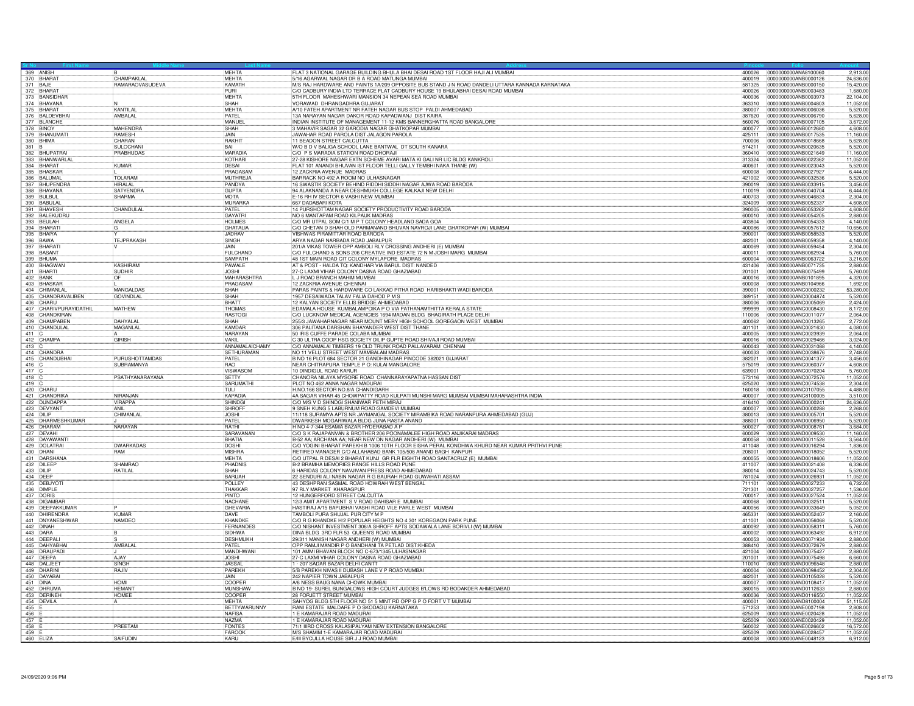| Sr No | First Name | Middle Name | Last Name | Address | Pincode | Folio | Amount |
|---|---|---|---|---|---|---|---|
| 369 | ANISH | B | MEHTA | FLAT 3 NATIONAL GARAGE BUILDING BHULA BHAI DESAI ROAD 1ST FLOOR HAJI ALI MUMBAI | 400026 | 0000000000ANA8100060 | 2,913.00 |
| 370 | BHARAT | CHAMPAKLAL | MEHTA | 5/16 AGARWAL NAGAR DR B A ROAD MATUNGA MUMBAI | 400019 | 0000000000ANB0000126 | 24,636.00 |
| 371 | BAJE | RAMARAOVASUDEVA | KAMATH | M/S RAJ HARDWARE AND PAINTS 1A/209 OPPOSITE BUS STAND J N ROAD DANDELI UTTARA KANNADA KARNATAKA | 581325 | 0000000000ANB0000150 | 15,420.00 |
| 372 | BHARAT | | PURI | C/O CADBURY INDIA LTD TERRACE FLAT CADBURY HOUSE 19 BHULABHAI DESAI ROAD MUMBAI | 400026 | 0000000000ANB0003483 | 1,680.00 |
| 373 | BANSIDHAR | | MEHTA | 5TH FLOOR MAHESHWARI MANSION 34 NEPEAN SEA ROAD MUMBAI | 400036 | 0000000000ANB0003973 | 22,104.00 |
| 374 | BHAVANA | N | SHAH | VORAWAD DHRANGADHRA GUJARAT | 363310 | 0000000000ANB0004803 | 11,052.00 |
| 375 | BHARAT | KANTILAL | MEHTA | A/10 FATEH APARTMENT NR FATEH NAGAR BUS STOP PALDI AHMEDABAD | 380007 | 0000000000ANB0006036 | 5,520.00 |
| 376 | BALDEVBHAI | AMBALAL | PATEL | 13A NARAYAN NAGAR DAKOR ROAD KAPADWANJ DIST KAIRA | 387620 | 0000000000ANB0006790 | 5,628.00 |
| 377 | BLANCHE | | MANUEL | INDIAN INSTITUTE OF MANAGEMENT 11-12 KMS BANNERGHATTA ROAD BANGALORE | 560076 | 0000000000ANB0007105 | 3,672.00 |
| 378 | BINOY | MAHENDRA | SHAH | 3 MAHAVIR SAGAR 32 GARODIA NAGAR GHATKOPAR MUMBAI | 400077 | 0000000000ANB0012680 | 4,608.00 |
| 379 | BHANUMATI | RAMESH | JAIN | JAWAHAR ROAD PAROLA DIST JALAGON PAROLA | 425111 | 0000000000ANB0017535 | 11,160.00 |
| 380 | BHIMA | CHARAN | RAKHIT | 11 BEADON STREET CALCUTTA | 700006 | 0000000000ANB0018668 | 5,628.00 |
| 381 | B | SULOCHANI | BAI | W/O B D V BALIGA SCHOOL LANE BANTWAL DT SOUTH KANARA | 574211 | 0000000000ANB0020635 | 5,520.00 |
| 382 | BHUPATRAI | PRABHUDAS | MARADIA | C/O P S MARADIA STATION ROAD DHORAJI | 360410 | 0000000000ANB0021649 | 11,160.00 |
| 383 | BHANWARLAL | | KOTHARI | 27-28 KISHORE NAGAR EXTN SCHEME AVARI MATA KI GALI NR LIC BLDG KANKROLI | 313324 | 0000000000ANB0022362 | 11,052.00 |
| 384 | BHARAT | KUMAR | DESAI | FLAT 101 ANANDI BHUVAN IST FLOOR TELLI GALLY TEMBHI NAKA THANE (W) | 400601 | 0000000000ANB0023043 | 5,520.00 |
| 385 | BHASKAR | L | PRAGASAM | 12 ZACKRIA AVENUE MADRAS | 600008 | 0000000000ANB0027927 | 6,444.00 |
| 386 | BALUMAL | TOLARAM | MUTHREJA | BARRACK NO 492 A ROOM NO ULHASNAGAR | 421002 | 0000000000ANB0032536 | 5,520.00 |
| 387 | BHUPENDRA | HIRALAL | PANDYA | 16 SWASTIK SOCIETY BEHIND RIDDHI SIDDHI NAGAR AJWA ROAD BARODA | 390019 | 0000000000ANB0033915 | 3,456.00 |
| 388 | BHAVANA | SATYENDRA | GUPTA | 94 ALAKNANDA A NEAR DESHMUKH COLLEGE KALKAJI NEW DELHI | 110019 | 0000000000ANB0040704 | 6,444.00 |
| 389 | BULBUL | SHARMA | MOTA | E-16 RH IV SECTOR 6 VASHI NEW MUMBAI | 400703 | 0000000000ANB0046833 | 2,304.00 |
| 390 | BABULAL | | MURARKA | 667 DADABARI KOTA | 324009 | 0000000000ANB0052337 | 4,608.00 |
| 391 | BHAVESH | CHANDULAL | PATEL | 14 PURSHOTTAM NAGAR SOCIETY PRODUCTIVITY ROAD BARODA | 390005 | 0000000000ANB0053262 | 4,608.00 |
| 392 | BALEKUDRU | | GAYATRI | NO 6 MANTAPAM ROAD KILPAUK MADRAS | 600010 | 0000000000ANB0054205 | 2,880.00 |
| 393 | BEULAH | ANGELA | HOLMES | C/O MR UTPAL SOM C/1 M P T COLONY HEADLAND SADA GOA | 403804 | 0000000000ANB0054333 | 4,140.00 |
| 394 | BHARATI | G | GHATALIA | C/O CHETAN D SHAH OLD PARMANAND BHUVAN NAVROJI LANE GHATKOPAR (W) MUMBAI | 400086 | 0000000000ANB0057612 | 10,656.00 |
| 395 | BHAIYA | Y | JADHAV | VISHWAS PIRAMITTAR ROAD BARODA | 390001 | 0000000000ANB0058533 | 5,520.00 |
| 396 | BAWA | TEJPRAKASH | SINGH | ARYA NAGAR NARBADA ROAD JABALPUR | 482001 | 0000000000ANB0059358 | 4,140.00 |
| 397 | BHARATI | V | JAIN | 201/A VIKAS TOWER OPP AMBOLI RLY CROSSING ANDHERI (E) MUMBAI | 400069 | 0000000000ANB0059454 | 2,304.00 |
| 398 | BASANT | | FULCHAND | C/O FULCHAND & SONS 206 CREATIVE IND ESTATE 72 N M JOSHI MARG MUMBAI | 400011 | 0000000000ANB0062934 | 5,760.00 |
| 399 | BHUMA | | SAMPATH | 48 1ST MAIN ROAD CIT COLONY MYLAPORE MADRAS | 600004 | 0000000000ANB0063722 | 3,216.00 |
| 400 | BHAGWAN | KASHIRAM | PAWALE | AT & POST - HALDA TQ: KANDHAR VIA BARUL DIST: NANDED | 431406 | 0000000000ANB0071735 | 2,880.00 |
| 401 | BHARTI | SUDHIR | JOSHI | 27-C LAXMI VIHAR COLONY DASNA ROAD GHAZIABAD | 201001 | 0000000000ANB0075499 | 5,760.00 |
| 402 | BANK | OF | MAHARASHTRA | L J ROAD BRANCH MAHIM MUMBAI | 400016 | 0000000000ANB0101895 | 4,320.00 |
| 403 | BHASKAR | L | PRAGASAM | 12 ZACKRIA AVENUE CHENNAI | 600008 | 0000000000ANB0104966 | 1,692.00 |
| 404 | CHIMANLAL | MANGALDAS | SHAH | PARAS PAINTS & HARDWARE CO LAKKAD PITHA ROAD HARIBHAKTI WADI BARODA | 390001 | 0000000000ANC0000232 | 53,280.00 |
| 405 | CHANDRAVALIBEN | GOVINDLAL | SHAH | 1957 DESAIWADA TALAV FALIA DAHOD P M S | 389151 | 0000000000ANC0004874 | 5,520.00 |
| 406 | CHARU | | BHATT | 12 KALYAN SOCIETY ELLIS BRIDGE AHMEDABAD | 380006 | 0000000000ANC0005069 | 2,424.00 |
| 407 | CHARIVPURAYIDATHIL | MATHEW | THOMAS | EDAMALA HOUSE KUMBALAMPOIKA P O VIA PATHANAMTHITTA KERALA STATE | 999999 | 0000000000ANC0008430 | 8,172.00 |
| 408 | CHANDKIRAN | | RASTOGI | C/O LUCKNOW MEDICAL AGENCIES 1694 MADAN BLDG BHAGIRATH PLACE DELHI | 110006 | 0000000000ANC0011077 | 2,064.00 |
| 409 | CHAMPABEN | DAHYALAL | SHAH | 255/3 JAWAHARNAGAR NEAR MOUNT MERY HIGH SCHOOL GOREGAON WEST MUMBAI | 400062 | 0000000000ANC0013265 | 2,772.00 |
| 410 | CHANDULAL | MAGANLAL | KAMDAR | 306 PALITANA DARSHAN BHAYANDER WEST DIST THANE | 401101 | 0000000000ANC0021630 | 4,080.00 |
| 411 | C | A | NARAYAN | 50 IRIS CUFFE PARADE COLABA MUMBAI | 400005 | 0000000000ANC0023939 | 2,064.00 |
| 412 | CHAMPA | GIRISH | VAKIL | C 30 ULTRA COOP HSG SOCIETY DILIP GUPTE ROAD SHIVAJI ROAD MUMBAI | 400016 | 0000000000ANC0029466 | 3,024.00 |
| 413 | C | | ANNAMALAICHAMY | C/O ANNAMALAI TIMBERS 19 OLD TRUNK ROAD PALLAVARAM CHENNAI | 600043 | 0000000000ANC0031088 | 4,140.00 |
| 414 | CHANDRA | | SETHURAMAN | NO 11 VELU STREET WEST MAMBALAM MADRAS | 600033 | 0000000000ANC0038676 | 2,748.00 |
| 415 | CHANDUBHAI | PURUSHOTTAMDAS | PATEL | B NO 16 PLOT 684 SECTOR 21 GANDHINAGAR PINCODE 382021 GUJARAT | 382021 | 0000000000ANC0041377 | 3,456.00 |
| 416 | C | SUBRAMANYA | RAO | NEAR CHITRAPURA TEMPLE P O: KULAI MANGALORE | 575019 | 0000000000ANC0060377 | 4,608.00 |
| 417 | C | | VISWASOM | 10 DINDIGUL ROAD KARUR | 639001 | 0000000000ANC0070204 | 5,760.00 |
| 418 | C | PSATHYANARAYANA | SETTY | CHANORA NILAYA MYSORE ROAD CHANNARAYAPATNA HASSAN DIST | 573116 | 0000000000ANC0072576 | 11,052.00 |
| 419 | C | | SARUMATHI | PLOT NO 462 ANNA NAGAR MADURAI | 625020 | 0000000000ANC0074538 | 2,304.00 |
| 420 | CHARU | | TULI | H.NO.166 SECTOR NO.8/A CHANDIGARH | 160018 | 0000000000ANC0107055 | 4,488.00 |
| 421 | CHANDRIKA | NIRANJAN | KAPADIA | 4A SAGAR VIHAR 45 CHOWPATTY ROAD KULPATI MUNSHI MARG MUMBAI MUMBAI MAHARASHTRA INDIA | 400007 | 0000000000ANC8100005 | 3,510.00 |
| 422 | DUNDAPPA | VIRAPPA | SHINDGI | C/O M/S V D SHINDGI SHANIWAR PETH MIRAJ | 416410 | 0000000000AND0000241 | 24,636.00 |
| 423 | DEVYANT | ANIL | SHROFF | 9 SNEH KUNG 5 LABURNUM ROAD GAMDEVI MUMBAI | 400007 | 0000000000AND0000288 | 2,268.00 |
| 424 | DILIP | CHIMANLAL | JOSHI | 11/118 SURAMYA APTS NR JAYMANGAL SOCIETY MIRAMBIKA ROAD NARANPURA AHMEDABAD (GUJ) | 380013 | 0000000000AND0005701 | 5,520.00 |
| 425 | DHARMESHKUMAR | J | PATEL | DWARKESH MOGARIWALA BLDG JUNA RASTA ANAND | 388001 | 0000000000AND0006950 | 5,520.00 |
| 426 | DHARAM | NARAYAN | RATHI | H NO 4-7-344 ESAMIA BAZAR HYDERABAD A P | 500027 | 0000000000AND0008761 | 3,684.00 |
| 427 | DEVAHI | | SARAVANAN | C/O S K RAJAPANVAN & BROTHER 206 POONAMALEE HIGH ROAD ANJIKARAI MADRAS | 600029 | 0000000000AND0009530 | 11,160.00 |
| 428 | DAYAWANTI | | BHATIA | B-52 AA; ARCHANA AA; NEAR NEW DN NAGAR ANDHERI (W) MUMBAI | 400058 | 0000000000AND0011528 | 3,564.00 |
| 429 | DOLATRAI | DWARKADAS | DOSHI | C/O YOGINI BHARAT PAREKH B 1006 10TH FLOOR EISHA PERAL KONDHWA KHURD NEAR KUMAR PRITHVI PUNE | 411048 | 0000000000AND0016294 | 1,836.00 |
| 430 | DHANI | RAM | MISHRA | RETIRED MANAGER C/O ALLAHABAD BANK 105/508 ANAND BAGH KANPUR | 208001 | 0000000000AND0018052 | 5,520.00 |
| 431 | DARSHANA | | MEHTA | C/O UTPAL R DESAI 2 BHARAT KUNJ GR FLR EIGHTH ROAD SANTACRUZ (E) MUMBAI | 400055 | 0000000000AND0018606 | 11,052.00 |
| 432 | DILEEP | SHAMRAO | PHADNIS | B-2 BRAMHA MEMORIES RANGE HILLS ROAD PUNE | 411007 | 0000000000AND0021408 | 6,336.00 |
| 433 | DILIP | RATILAL | SHAH | 6 HARIDAS COLONY NAVJIVAN PRESS ROAD AHMEDABAD | 380014 | 0000000000AND0024743 | 5,520.00 |
| 434 | DEEP | | BARUAH | 22 SENDURI ALI NABIN NAGAR R G BAURAH ROAD GUWAHATI ASSAM | 781024 | 0000000000AND0026931 | 11,052.00 |
| 435 | DEBJYOTI | | POLLEY | 43 DESHPRAN SASMAL ROAD HOWRAH WEST BENGAL | 711101 | 0000000000AND0027233 | 6,732.00 |
| 436 | DIMPLE | | THAKKAR | 97 RLY MARKET KHARAGPUR | 721301 | 0000000000AND0027257 | 1,536.00 |
| 437 | DORIS | | PINTO | 12 HUNGERFORD STREET CALCUTTA | 700017 | 0000000000AND0027524 | 11,052.00 |
| 438 | DIGAMBAR | | NACHANE | 12/3 AMIT APARTMENT S V ROAD DAHISAR E MUMBAI | 400068 | 0000000000AND0032511 | 5,520.00 |
| 439 | DEEPAKKUMAR | P | GHEVARIA | HASTIRAJ A/15 BAPUBHAI VASHI ROAD VILE PARLE WEST MUMBAI | 400056 | 0000000000AND0033649 | 5,052.00 |
| 440 | DHIRENDRA | KUMAR | DAVE | TAMBOLI PURA SHUJAL PUR CITY M P | 465331 | 0000000000AND0052407 | 2,160.00 |
| 441 | DNYANESHWAR | NAMDEO | KHANDKE | C/O R G KHANDKE H/2 POPULAR HEIGHTS NO 4 301 KOREGAON PARK PUNE | 411001 | 0000000000AND0056068 | 5,520.00 |
| 442 | DINAH | | FERNANDES | C/O NISHANT INVESTMENT 306/A SHROFF APTS SODAWALA LANE BORIVLI (W) MUMBAI | 400092 | 0000000000AND0058311 | 5,760.00 |
| 443 | DARA | B | SIDHWA | DINA BLDG 3RD FLR 53 QUEEN'S ROAD MUMBAI | 400002 | 0000000000AND0063492 | 6,912.00 |
| 444 | DEEPALI | S | DESHMUKH | 29/311 MANISH NAGAR ANDHERI (W) MUMBAI | 400053 | 0000000000AND0071934 | 2,880.00 |
| 445 | DAHYABHAI | AMBALAL | PATEL | OPP RAMJI MANDIR P O BANDHANI TA PETLAD DIST:KHEDA | 388410 | 0000000000AND0072679 | 2,880.00 |
| 446 | DRAUPADI | J | MANDHWANI | 101 AMMI BHAVAN BLOCK NO C-673/1345 ULHASNAGAR | 421004 | 0000000000AND0075427 | 2,880.00 |
| 447 | DEEPA | AJAY | JOSHI | 27-C LAXMI VIHAR COLONY DASNA ROAD GHAZIABAD | 201001 | 0000000000AND0075498 | 6,660.00 |
| 448 | DALJEET | SINGH | JASSAL | 1 - 207 SADAR BAZAR DELHI CANTT | 110010 | 0000000000AND0096548 | 2,880.00 |
| 449 | DHARINI | RAJIV | PAREKH | 5/B PAREKH NIVAS II DUBASH LANE V P ROAD MUMBAI | 400004 | 0000000000AND0098452 | 2,304.00 |
| 450 | DAYABAI | | JAIN | 242 NAPIER TOWN JABALPUR | 482001 | 0000000000AND0105028 | 5,520.00 |
| 451 | DINA | HOMI | COOPER | A/6 NESS BAUG NANA CHOWK MUMBAI | 400007 | 0000000000AND0108417 | 11,052.00 |
| 452 | DHRUMA | HEMANT | MUNSHAW | B NO 19- SUREL BUNGALOWS HIGH COURT JUDGES B'LOWS RD BODAKDER AHMEDABAD | 380015 | 0000000000AND0112633 | 2,880.00 |
| 453 | DERINEH | HOMEE | COOPER | 28 FORJETT STREET MUMBAI | 400036 | 0000000000AND0116550 | 11,052.00 |
| 454 | DEVILA | A | MEHTA | SAHYOG BLDG 5TH FLOOR NO 51 5 MINT RD OPP G P O FORT V T MUMBAI | 400001 | 0000000000AND8100004 | 51,115.00 |
| 455 | E | | BETTYWARUNNY | RANI ESTATE MALDARE P O SKODAGU KARNATAKA | 571253 | 0000000000ANE0007198 | 2,808.00 |
| 456 | E | | NAFISA | 1 E KAMARAJAR ROAD MADURAI | 625009 | 0000000000ANE0020428 | 11,052.00 |
| 457 | E | | NAZMA | 1 E KAMARAJAR ROAD MADURAI | 625009 | 0000000000ANE0020429 | 11,052.00 |
| 458 | E | PREETAM | FONTES | 71/1 IIIRD CROSS KALASIPALYAM NEW EXTENSION BANGALORE | 560002 | 0000000000ANE0026602 | 16,572.00 |
| 459 | E | | FAROOK | M/S SHAMIM 1-E KAMARAJAR ROAD MADURAI | 625009 | 0000000000ANE0028457 | 11,052.00 |
| 460 | ELIZA | SAIFUDIN | KARU | E/III BYCULLA HOUSE SIR J J ROAD MUMBAI | 400008 | 0000000000ANE0048123 | 6,912.00 |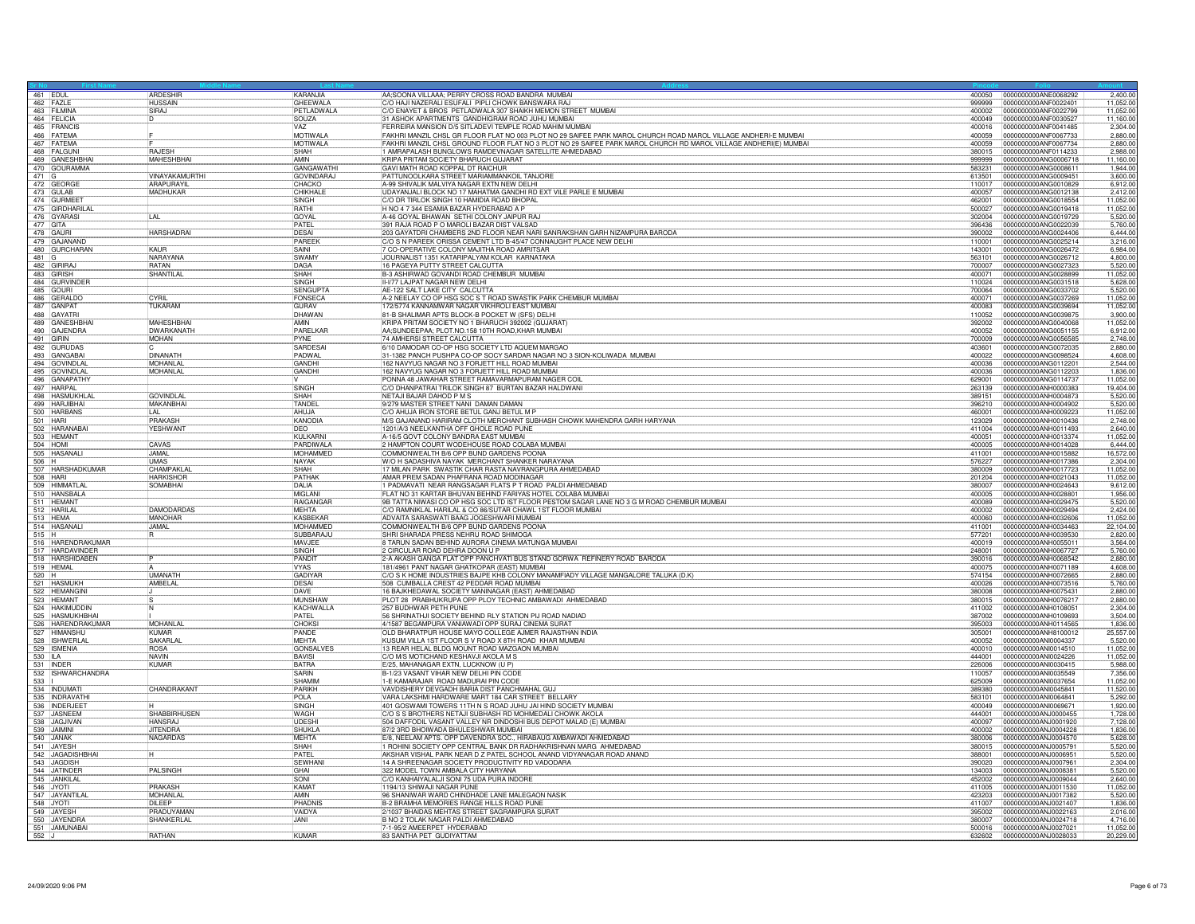| Sr No | First Name | Middle Name | Last Name | Address | Pincode | Folio | Amount |
|---|---|---|---|---|---|---|---|
| 461 | EDUL | ARDESHIR | KARANJIA | AA;SOONA VILLAAA; PERRY CROSS ROAD BANDRA MUMBAI | 400050 | 0000000000ANE0068292 | 2,400.00 |
| 462 | FAZLE | HUSSAIN | GHEEWALA | C/O HAJI NAZERALI ESUFALI PIPLI CHOWK BANSWARA RAJ | 999999 | 0000000000ANF0022401 | 11,052.00 |
| 463 | FILMINA | SIRAJ | PETLADWALA | C/O ENAYET & BROS PETLADWALA 307 SHAIKH MEMON STREET MUMBAI | 400002 | 0000000000ANF0022799 | 11,052.00 |
| 464 | FELICIA | D | SOUZA | 31 ASHOK APARTMENTS GANDHIGRAM ROAD JUHU MUMBAI | 400049 | 0000000000ANF0030527 | 11,160.00 |
| 465 | FRANCIS | | VAZ | FERREIRA MANSION D/5 SITLADEVI TEMPLE ROAD MAHIM MUMBAI | 400016 | 0000000000ANF0041485 | 2,304.00 |
| 466 | FATEMA | F | MOTIWALA | FAKHRI MANZIL CHSL GR FLOOR FLAT NO 003 PLOT NO 29 SAIFEE PARK MAROL CHURCH ROAD MAROL VILLAGE ANDHERI-E MUMBAI | 400059 | 0000000000ANF0067733 | 2,880.00 |
| 467 | FATEMA | F | MOTIWALA | FAKHRI MANZIL CHSL GROUND FLOOR FLAT NO 3 PLOT NO 29 SAIFEE PARK MAROL CHURCH RD MAROL VILLAGE ANDHERI(E) MUMBAI | 400059 | 0000000000ANF0067734 | 2,880.00 |
| 468 | FALGUNI | RAJESH | SHAH | 1 AMRAPALASH BUNGLOWS RAMDEVNAGAR SATELLITE AHMEDABAD | 380015 | 0000000000ANF0114233 | 2,988.00 |
| 469 | GANESHBHAI | MAHESHBHAI | AMIN | KRIPA PRITAM SOCIETY BHARUCH GUJARAT | 999999 | 0000000000ANG0006718 | 11,160.00 |
| 470 | GOURAMMA | | GANGAWATHI | GAVI MATH ROAD KOPPAL DT RAICHUR | 583231 | 0000000000ANG0008611 | 1,944.00 |
| 471 | G | VINAYAKAMURTHI | GOVINDARAJ | PATTUNOOLKARA STREET MARIAMMANKOIL TANJORE | 613501 | 0000000000ANG0009451 | 3,600.00 |
| 472 | GEORGE | ARAPURAYIL | CHACKO | A-99 SHIVALIK MALVIYA NAGAR EXTN NEW DELHI | 110017 | 0000000000ANG0010829 | 6,912.00 |
| 473 | GULAB | MADHUKAR | CHIKHALE | UDAYANJALI BLOCK NO 17 MAHATMA GANDHI RD EXT VILE PARLE E MUMBAI | 400057 | 0000000000ANG0012138 | 2,412.00 |
| 474 | GURMEET | | SINGH | C/O DR TIRLOK SINGH 10 HAMIDIA ROAD BHOPAL | 462001 | 0000000000ANG0018554 | 11,052.00 |
| 475 | GIRDHARILAL | | RATHI | H NO 4 7 344 ESAMIA BAZAR HYDERABAD A P | 500027 | 0000000000ANG0019418 | 11,052.00 |
| 476 | GYARASI | LAL | GOYAL | A-46 GOYAL BHAWAN SETHI COLONY JAIPUR RAJ | 302004 | 0000000000ANG0019729 | 5,520.00 |
| 477 | GITA | | PATEL | 391 RAJA ROAD P O MAROLI BAZAR DIST VALSAD | 396436 | 0000000000ANG0022039 | 5,760.00 |
| 478 | GAURI | HARSHADRAI | DESAI | 203 GAYATDRI CHAMBERS 2ND FLOOR NEAR NARI SANRAKSHAN GARH NIZAMPURA BARODA | 390002 | 0000000000ANG0024406 | 6,444.00 |
| 479 | GAJANAND | | PAREEK | C/O S N PAREEK ORISSA CEMENT LTD B-45/47 CONNAUGHT PLACE NEW DELHI | 110001 | 0000000000ANG0025214 | 3,216.00 |
| 480 | GURCHARAN | KAUR | SAINI | 7 CO-OPERATIVE COLONY MAJITHA ROAD AMRITSAR | 143001 | 0000000000ANG0026472 | 6,984.00 |
| 481 | G | NARAYANA | SWAMY | JOURNALIST 1351 KATARIPALYAM KOLAR KARNATAKA | 563101 | 0000000000ANG0026712 | 4,800.00 |
| 482 | GIRIRAJ | RATAN | DAGA | 16 PAGEYA PUTTY STREET CALCUTTA | 700007 | 0000000000ANG0027323 | 5,520.00 |
| 483 | GIRISH | SHANTILAL | SHAH | B-3 ASHIRWAD GOVANDI ROAD CHEMBUR MUMBAI | 400071 | 0000000000ANG0028899 | 11,052.00 |
| 484 | GURVINDER | | SINGH | II-I/77 LAJPAT NAGAR NEW DELHI | 110024 | 0000000000ANG0031518 | 5,628.00 |
| 485 | GOURI | | SENGUPTA | AE-122 SALT LAKE CITY CALCUTTA | 700064 | 0000000000ANG0033702 | 5,520.00 |
| 486 | GERALDO | CYRIL | FONSECA | A-2 NEELAY CO OP HSG SOC S T ROAD SWASTIK PARK CHEMBUR MUMBAI | 400071 | 0000000000ANG0037269 | 11,052.00 |
| 487 | GANPAT | TUKARAM | GURAV | 172/5774 KANNAMWAR NAGAR VIKHROLI EAST MUMBAI | 400083 | 0000000000ANG0039694 | 11,052.00 |
| 488 | GAYATRI | | DHAWAN | 81-B SHALIMAR APTS BLOCK-B POCKET W (SFS) DELHI | 110052 | 0000000000ANG0039875 | 3,900.00 |
| 489 | GANESHBHAI | MAHESHBHAI | AMIN | KRIPA PRITAM SOCIETY NO 1 BHARUCH 392002 (GUJARAT) | 392002 | 0000000000ANG0040068 | 11,052.00 |
| 490 | GAJENDRA | DWARKANATH | PARELKAR | AA;SUNDEEPAA; PLOT.NO.158 10TH ROAD,KHAR MUMBAI | 400052 | 0000000000ANG0051155 | 6,912.00 |
| 491 | GIRIN | MOHAN | PYNE | 74 AMHERSI STREET CALCUTTA | 700009 | 0000000000ANG0056585 | 2,748.00 |
| 492 | GURUDAS | C | SARDESAI | 6/10 DAMODAR CO-OP HSG SOCIETY LTD AQUEM MARGAO | 403601 | 0000000000ANG0072035 | 2,880.00 |
| 493 | GANGABAI | DINANATH | PADWAL | 31-1382 PANCH PUSHPA CO-OP SOCY SARDAR NAGAR NO 3 SION-KOLIWADA MUMBAI | 400022 | 0000000000ANG0098524 | 4,608.00 |
| 494 | GOVINDLAL | MOHANLAL | GANDHI | 162 NAVYUG NAGAR NO 3 FORJETT HILL ROAD MUMBAI | 400036 | 0000000000ANG0112201 | 2,544.00 |
| 495 | GOVINDLAL | MOHANLAL | GANDHI | 162 NAVYUG NAGAR NO 3 FORJETT HILL ROAD MUMBAI | 400036 | 0000000000ANG0112203 | 1,836.00 |
| 496 | GANAPATHY | | V | PONNA 48 JAWAHAR STREET RAMAVARMAPURAM NAGER COIL | 629001 | 0000000000ANG0114737 | 11,052.00 |
| 497 | HARPAL | | SINGH | C/O DHANPATRAI TRILOK SINGH 87 BURTAN BAZAR HALDWANI | 263139 | 0000000000ANH0000383 | 19,404.00 |
| 498 | HASMUKHLAL | GOVINDLAL | SHAH | NETAJI BAJAR DAHOD P M S | 389151 | 0000000000ANH0004873 | 5,520.00 |
| 499 | HARJIBHAI | MAKANBHAI | TANDEL | 9/279 MASTER STREET NANI DAMAN DAMAN | 396210 | 0000000000ANH0004902 | 5,520.00 |
| 500 | HARBANS | LAL | AHUJA | C/O AHUJA IRON STORE BETUL GANJ BETUL M P | 460001 | 0000000000ANH0009223 | 11,052.00 |
| 501 | HARI | PRAKASH | KANODIA | M/S GAJANAND HARIRAM CLOTH MERCHANT SUBHASH CHOWK MAHENDRA GARH HARYANA | 123029 | 0000000000ANH0010436 | 2,748.00 |
| 502 | HARANABAI | YESHWANT | DEO | 1201/A/3 NEELKANTHA OFF GHOLE ROAD PUNE | 411004 | 0000000000ANH0011493 | 2,640.00 |
| 503 | HEMANT | | KULKARNI | A-16/5 GOVT COLONY BANDRA EAST MUMBAI | 400051 | 0000000000ANH0013374 | 11,052.00 |
| 504 | HOMI | CAVAS | PARDIWALA | 2 HAMPTON COURT WODEHOUSE ROAD COLABA MUMBAI | 400005 | 0000000000ANH0014028 | 6,444.00 |
| 505 | HASANALI | JAMAL | MOHAMMED | COMMONWEALTH B/6 OPP BUND GARDENS POONA | 411001 | 0000000000ANH0015882 | 16,572.00 |
| 506 | H | UMAS | NAYAK | W/O H SADASHIVA NAYAK MERCHANT SHANKER NARAYANA | 576227 | 0000000000ANH0017386 | 2,304.00 |
| 507 | HARSHADKUMAR | CHAMPAKLAL | SHAH | 17 MILAN PARK SWASTIK CHAR RASTA NAVRANGPURA AHMEDABAD | 380009 | 0000000000ANH0017723 | 11,052.00 |
| 508 | HARI | HARKISHOR | PATHAK | AMAR PREM SADAN PHAFRANA ROAD MODINAGAR | 201204 | 0000000000ANH0021043 | 11,052.00 |
| 509 | HIMMATLAL | SOMABHAI | DALIA | 1 PADMAVATI NEAR RANGSAGAR FLATS P T ROAD PALDI AHMEDABAD | 380007 | 0000000000ANH0024643 | 9,612.00 |
| 510 | HANSBALA | | MIGLANI | FLAT NO 31 KARTAR BHUVAN BEHIND FARIYAS HOTEL COLABA MUMBAI | 400005 | 0000000000ANH0028801 | 1,956.00 |
| 511 | HEMANT | | RAIGANGAR | 9B TATTA NIWASI CO OP HSG SOC LTD IST FLOOR PESTOM SAGAR LANE NO 3 G M ROAD CHEMBUR MUMBAI | 400089 | 0000000000ANH0029475 | 5,520.00 |
| 512 | HARILAL | DAMODARDAS | MEHTA | C/O RAMNIKLAL HARILAL & CO 86/SUTAR CHAWL 1ST FLOOR MUMBAI | 400002 | 0000000000ANH0029494 | 2,424.00 |
| 513 | HEMA | MANOHAR | KASBEKAR | ADVAITA SARASWATI BAAG JOGESHWARI MUMBAI | 400060 | 0000000000ANH0032606 | 11,052.00 |
| 514 | HASANALI | JAMAL | MOHAMMED | COMMONWEALTH B/6 OPP BUND GARDENS POONA | 411001 | 0000000000ANH0034463 | 22,104.00 |
| 515 | H | R | SUBBARAJU | SHRI SHARADA PRESS NEHRU ROAD SHIMOGA | 577201 | 0000000000ANH0039530 | 2,820.00 |
| 516 | HARENDRAKUMAR | | MAVJEE | 8 TARUN SADAN BEHIND AURORA CINEMA MATUNGA MUMBAI | 400019 | 0000000000ANH0055011 | 3,564.00 |
| 517 | HARDAVINDER | | SINGH | 2 CIRCULAR ROAD DEHRA DOON U P | 248001 | 0000000000ANH0067727 | 5,760.00 |
| 518 | HARSHIDABEN | P | PANDIT | 2-A AKASH GANGA FLAT OPP PANCHVATI BUS STAND GORWA REFINERY ROAD BARODA | 390016 | 0000000000ANH0068542 | 2,880.00 |
| 519 | HEMAL | A | VYAS | 181/4961 PANT NAGAR GHATKOPAR (EAST) MUMBAI | 400075 | 0000000000ANH0071189 | 4,608.00 |
| 520 | H | UMANATH | GADIYAR | C/O S K HOME INDUSTRIES BAJPE KHB COLONY MANAMFIADY VILLAGE MANGALORE TALUKA (D.K) | 574154 | 0000000000ANH0072665 | 2,880.00 |
| 521 | HASMUKH | AMBELAL | DESAI | 508 CUMBALLA CREST 42 PEDDAR ROAD MUMBAI | 400026 | 0000000000ANH0073516 | 5,760.00 |
| 522 | HEMANGINI | J | DAVE | 16 BAJKHEDAWAL SOCIETY MANINAGAR (EAST) AHMEDABAD | 380008 | 0000000000ANH0075431 | 2,880.00 |
| 523 | HEMANT | S | MUNSHAW | PLOT 28 PRABHUKRUPA OPP PLOY TECHNIC AMBAWADI AHMEDABAD | 380015 | 0000000000ANH0076217 | 2,880.00 |
| 524 | HAKIMUDDIN | N | KACHWALLA | 257 BUDHWAR PETH PUNE | 411002 | 0000000000ANH0108051 | 2,304.00 |
| 525 | HASMUKHBHAI | I | PATEL | 56 SHRINATHJI SOCIETY BEHIND RLY STATION PIJ ROAD NADIAD | 387002 | 0000000000ANH0109693 | 3,504.00 |
| 526 | HARENDRAKUMAR | MOHANLAL | CHOKSI | 4/1587 BEGAMPURA VANIAWADI OPP SURAJ CINEMA SURAT | 395003 | 0000000000ANH0114565 | 1,836.00 |
| 527 | HIMANSHU | KUMAR | PANDE | OLD BHARATPUR HOUSE MAYO COLLEGE AJMER RAJASTHAN INDIA | 305001 | 0000000000ANH8100012 | 25,557.00 |
| 528 | ISHWERLAL | SAKARLAL | MEHTA | KUSUM VILLA 1ST FLOOR S V ROAD X 8TH ROAD KHAR MUMBAI | 400052 | 0000000000ANI0004337 | 5,520.00 |
| 529 | ISMENIA | ROSA | GONSALVES | 13 REAR HELAL BLDG MOUNT ROAD MAZGAON MUMBAI | 400010 | 0000000000ANI0014510 | 11,052.00 |
| 530 | ILA | NAVISI | BAVISI | C/O M/S MOTICHAND KESHAVJI AKOLA M S | 444001 | 0000000000ANI0024226 | 11,052.00 |
| 531 | INDER | KUMAR | BATRA | E/25, MAHANAGAR EXTN, LUCKNOW (U P) | 226006 | 0000000000ANI0030415 | 5,988.00 |
| 532 | ISHWARCHANDRA | | SARIN | B-1/23 VASANT VIHAR NEW DELHI PIN CODE | 110057 | 0000000000ANI0035549 | 7,356.00 |
| 533 | I | | SHAMIM | 1-E KAMARAJAR ROAD MADURAI PIN CODE | 625009 | 0000000000ANI0037654 | 11,052.00 |
| 534 | INDUMATI | CHANDRAKANT | PARIKH | VAVDISHERY DEVGADH BARIA DIST PANCHMAHAL GUJ | 389380 | 0000000000ANI0045841 | 11,520.00 |
| 535 | INDRAVATHI | | POLA | VARA LAKSHMI HARDWARE MART 184 CAR STREET BELLARY | 583101 | 0000000000ANI0064841 | 5,292.00 |
| 536 | INDERJEET | H | SINGH | 401 GOSWAMI TOWERS 11TH N S ROAD JUHU JAI HIND SOCIETY MUMBAI | 400049 | 0000000000ANI0069671 | 1,920.00 |
| 537 | JASNEEM | SHABBIRHUSEN | WAGH | C/O S S BROTHERS NETAJI SUBHASH RD MOHMEDALI CHOWK AKOLA | 444001 | 0000000000ANJ0000455 | 1,728.00 |
| 538 | JAGJIVAN | HANSRAJ | UDESHI | 504 DAFFODIL VASANT VALLEY NR DINDOSHI BUS DEPOT MALAD (E) MUMBAI | 400097 | 0000000000ANJ0001920 | 7,128.00 |
| 539 | JAIMINI | JITENDRA | SHUKLA | 87/2 3RD BHOIWADA BHULESHWAR MUMBAI | 400002 | 0000000000ANJ0004228 | 1,836.00 |
| 540 | JANAK | NAGARDAS | MEHTA | E/8, NEELAM APTS. OPP DAVENDRA SOC., HIRABAUG AMBAWADI AHMEDABAD | 380006 | 0000000000ANJ0004570 | 5,628.00 |
| 541 | JAYESH | | SHAH | 1 ROHINI SOCIETY OPP CENTRAL BANK DR RADHAKRISHNAN MARG AHMEDABAD | 380015 | 0000000000ANJ0005791 | 5,520.00 |
| 542 | JAGADISHBHAI | H | PATEL | AKSHAR VISHAL PARK NEAR D Z PATEL SCHOOL ANAND VIDYANAGAR ROAD ANAND | 388001 | 0000000000ANJ0006951 | 5,520.00 |
| 543 | JAGDISH | | SEWHANI | 14 A SHREENAGAR SOCIETY PRODUCTIVITY RD VADODARA | 390020 | 0000000000ANJ0007961 | 2,304.00 |
| 544 | JATINDER | PALSINGH | GHAI | 322 MODEL TOWN AMBALA CITY HARYANA | 134003 | 0000000000ANJ0008381 | 5,520.00 |
| 545 | JANKILAL | | SONI | C/O KANHAIYALALJI SONI 75 UDA PURA INDORE | 452002 | 0000000000ANJ0009044 | 2,640.00 |
| 546 | JYOTI | PRAKASH | KAMAT | 1194/13 SHIWAJI NAGAR PUNE | 411005 | 0000000000ANJ0011530 | 11,052.00 |
| 547 | JAYANTILAL | MOHANLAL | AMIN | 96 SHANIWAR WARD CHINDHADE LANE MALEGAON NASIK | 423203 | 0000000000ANJ0017382 | 5,520.00 |
| 548 | JYOTI | DILEEP | PHADNIS | B-2 BRAMHA MEMORIES RANGE HILLS ROAD PUNE | 411007 | 0000000000ANJ0021407 | 1,836.00 |
| 549 | JAYESH | PRADUYAMAN | VAIDYA | 2/1037 BHAIDAS MEHTAS STREET SAGRAMPURA SURAT | 395002 | 0000000000ANJ0022163 | 2,016.00 |
| 550 | JAYENDRA | SHANKERLAL | JANI | B NO 2 TOLAK NAGAR PALDI AHMEDABAD | 380007 | 0000000000ANJ0024718 | 4,716.00 |
| 551 | JAMUNABAI | | | 7-1-95/2 AMEERPET HYDERABAD | 500016 | 0000000000ANJ0027021 | 11,052.00 |
| 552 | J | RATHAN | KUMAR | 83 SANTHA PET GUDIYATTAM | 632602 | 0000000000ANJ0028033 | 20,229.00 |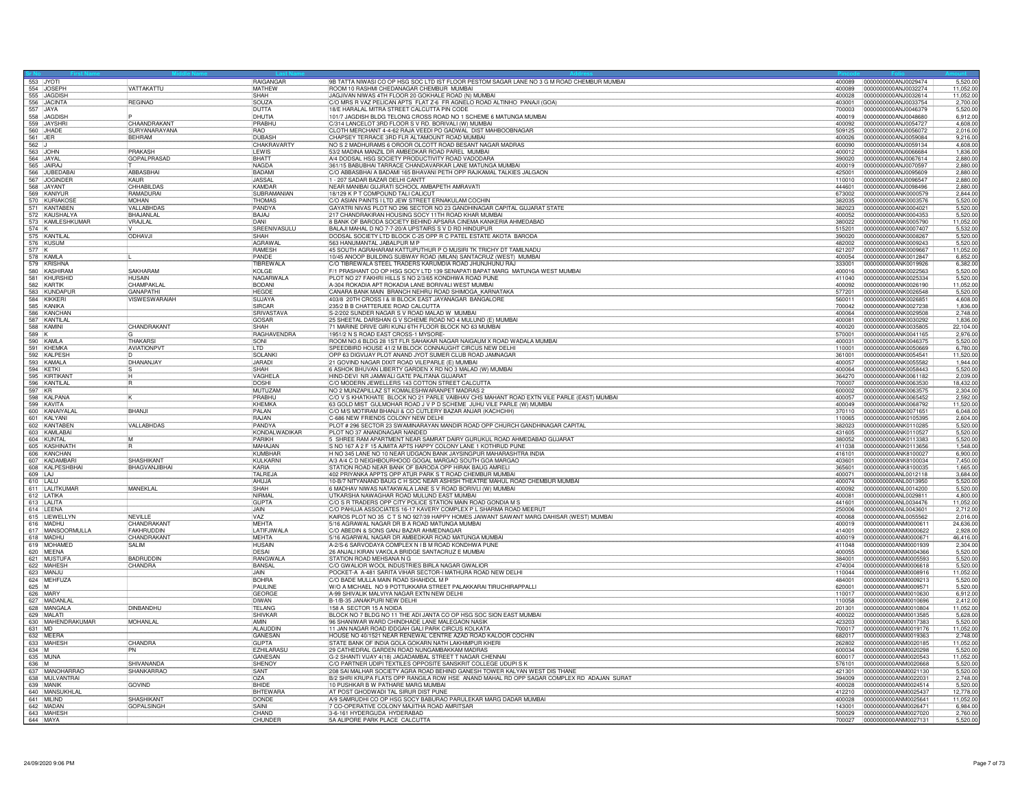| Sr No | First Name | Middle Name | Last Name | Address | Pincode | Folio | Amount |
|---|---|---|---|---|---|---|---|
| 553 | JYOTI | | RAIGANGAR | 9B TATTA NIWASI CO OP HSG SOC LTD IST FLOOR PESTOM SAGAR LANE NO 3 G M ROAD CHEMBUR MUMBAI | 400089 | 0000000000ANJ0029474 | 5,520.00 |
| 554 | JOSEPH | VATTAKATTU | MATHEW | ROOM 10 RASHMI CHEDANAGAR CHEMBUR MUMBAI | 400089 | 0000000000ANJ0032274 | 11,052.00 |
| 555 | JAGDISH | | SHAH | JAGJIVAN NIWAS 4TH FLOOR 20 GOKHALE ROAD (N) MUMBAI | 400028 | 0000000000ANJ0032614 | 11,052.00 |
| 556 | JACINTA | REGINAD | SOUZA | C/O MRS R VAZ PELICAN APTS FLAT Z-6 FR AGNELO ROAD ALTINHO PANAJI (GOA) | 403001 | 0000000000ANJ0033754 | 2,700.00 |
| 557 | JAYA | | DUTTA | 18/E HARALAL MITRA STREET CALCUTTA PIN CODE | 700003 | 0000000000ANJ0046379 | 5,520.00 |
| 558 | JAGDISH | P | DHUTIA | 101/7 JAGDISH BLDG TELONG CROSS ROAD NO 1 SCHEME 6 MATUNGA MUMBAI | 400019 | 0000000000ANJ0048680 | 6,912.00 |
| 559 | JAYSHRI | CHAANDRAKANT | PRABHU | C/314 LANCELOT 3RD FLOOR S V RD. BORIVALI (W) MUMBAI | 400092 | 0000000000ANJ0054727 | 4,608.00 |
| 560 | JHADE | SURYANARAYANA | RAO | CLOTH MERCHANT 4-4-62 RAJA VEEDI PO GADWAL DIST MAHBOOBNAGAR | 509125 | 0000000000ANJ0056072 | 2,016.00 |
| 561 | JER | BEHRAM | DUBASH | CHAPSEY TERRACE 3RD FLR ALTAMOUNT ROAD MUMBAI | 400026 | 0000000000ANJ0059084 | 9,216.00 |
| 562 | J | | CHAKRAVARTY | NO S 2 MADHURAMS 6 OROOR OLCOTT ROAD BESANT NAGAR MADRAS | 600090 | 0000000000ANJ0059134 | 4,608.00 |
| 563 | JOHN | PRAKASH | LEWIS | 53/2 MADINA MANZIL DR AMBEDKAR ROAD PAREL MUMBAI | 400012 | 0000000000ANJ0066684 | 1,836.00 |
| 564 | JAYAL | GOPALPRASAD | BHATT | A/4 DODSAL HSG SOCIETY PRODUCTIVITY ROAD VADODARA | 390020 | 0000000000ANJ0067614 | 2,880.00 |
| 565 | JAIRAJ | T | NAGDA | 361/15 BABUBHAI TARRACE CHANDAVARKAR LANE MATUNGA MUMBAI | 400019 | 0000000000ANJ0070597 | 2,880.00 |
| 566 | JUBEDABAI | ABBASBHAI | BADAMI | C/O ABBASBHAI A BADAMI 165 BHAVANI PETH OPP RAJKAMAL TALKIES JALGAON | 425001 | 0000000000ANJ0095609 | 2,880.00 |
| 567 | JOGINDER | KAUR | JASSAL | 1 - 207 SADAR BAZAR DELHI CANTT | 110010 | 0000000000ANJ0096547 | 2,880.00 |
| 568 | JAYANT | CHHABILDAS | KAMDAR | NEAR MANIBAI GUJRATI SCHOOL AMBAPETH AMRAVATI | 444601 | 0000000000ANJ0098496 | 2,880.00 |
| 569 | KANIYUR | RAMADURAI | SUBRAMANIAN | 18/129 K P T COMPOUND TALI CALICUT | 673002 | 0000000000ANK0000579 | 2,844.00 |
| 570 | KURIAKOSE | MOHAN | THOMAS | C/O ASIAN PAINTS I LTD JEW STREET ERNAKULAM COCHIN | 382035 | 0000000000ANK0003576 | 5,520.00 |
| 571 | KANTABEN | VALLABHDAS | PANDYA | GAYATRI NIVAS PLOT NO 296 SECTOR NO 23 GANDHINAGAR CAPITAL GUJARAT STATE | 382023 | 0000000000ANK0004021 | 5,520.00 |
| 572 | KAUSHALYA | BHAJANLAL | BAJAJ | 217 CHANDRAKIRAN HOUSING SOCY 11TH ROAD KHAR MUMBAI | 400052 | 0000000000ANK0004353 | 5,520.00 |
| 573 | KAMLESHKUMAR | VRAJLAL | DANI | 8 BANK OF BARODA SOCIETY BEHIND APSARA CINEMA KANKERIA AHMEDABAD | 380022 | 0000000000ANK0005790 | 11,052.00 |
| 574 | K | V | SREENIVASULU | BALAJI MAHAL D NO 7-7-20/A UPSTAIRS S V D RD HINDUPUR | 515201 | 0000000000ANK0007407 | 5,532.00 |
| 575 | KANTILAL | ODHAVJI | SHAH | DODSAL SOCIETY LTD BLOCK C-25 OPP R C PATEL ESTATE AKOTA BARODA | 390020 | 0000000000ANK0008267 | 5,520.00 |
| 576 | KUSUM | | AGRAWAL | 563 HANUMANTAL JABALPUR M P | 482002 | 0000000000ANK0009243 | 5,520.00 |
| 577 | K | | RAMESH | 45 SOUTH AGRAHARAM KATTUPUTHUR P O MUSIRI TK TRICHY DT TAMILNADU | 621207 | 0000000000ANK0009667 | 11,052.00 |
| 578 | KAMLA | L | PANDE | 10/45 ANOOP BUILDING SUBWAY ROAD (MILAN) SANTACRUZ (WEST) MUMBAI | 400054 | 0000000000ANK0012847 | 6,852.00 |
| 579 | KRISHNA | | TIBREWALA | C/O TIBREWALA STEEL TRADERS KARUMDIA ROAD JHUNJHUNU RAJ | 333001 | 0000000000ANK0019926 | 6,382.00 |
| 580 | KASHIRAM | SAKHARAM | KOLGE | F/1 PRASHANT CO OP HSG SOCY LTD 139 SENAPATI BAPAT MARG MATUNGA WEST MUMBAI | 400016 | 0000000000ANK0022563 | 5,520.00 |
| 581 | KHURSHID | HUSAIN | NAGARWALA | PLOT NO 27 FAKHRI HILLS S NO 2/3/65 KONDHWA ROAD PUNE | 411040 | 0000000000ANK0025334 | 5,520.00 |
| 582 | KARTIK | CHAMPAKLAL | BODANI | A-304 ROKADIA APT ROKADIA LANE BORIVALI WEST MUMBAI | 400092 | 0000000000ANK0026190 | 11,052.00 |
| 583 | KUNDAPUR | GANAPATHI | HEGDE | CANARA BANK MAIN BRANCH NEHRU ROAD SHIMOGA KARNATAKA | 577201 | 0000000000ANK0026548 | 5,520.00 |
| 584 | KIKKERI | VISWESWARAIAH | SUJAYA | 403/8 20TH CROSS I & III BLOCK EAST JAYANAGAR BANGALORE | 560011 | 0000000000ANK0026851 | 4,608.00 |
| 585 | KANIKA | | SIRCAR | 235/2 B B CHATTERJEE ROAD CALCUTTA | 700042 | 0000000000ANK0027238 | 1,836.00 |
| 586 | KANCHAN | | SRIVASTAVA | S-2/202 SUNDER NAGAR S V ROAD MALAD W MUMBAI | 400064 | 0000000000ANK0029508 | 2,748.00 |
| 587 | KANTILAL | | GOSAR | 25 SHEETAL DARSHAN G V SCHEME ROAD NO 4 MULUND (E) MUMBAI | 400081 | 0000000000ANK0030292 | 1,836.00 |
| 588 | KAMINI | CHANDRAKANT | SHAH | 71 MARINE DRIVE GIRI KUNJ 6TH FLOOR BLOCK NO 63 MUMBAI | 400020 | 0000000000ANK0035805 | 22,104.00 |
| 589 | K | G | RAGHAVENDRA | 1951/2 N S ROAD EAST CROSS-1 MYSORE- | 570001 | 0000000000ANK0041165 | 2,976.00 |
| 590 | KAMLA | THAKARSI | SONI | ROOM NO.6 BLDG 28 1ST FLR SAHAKAR NAGAR NAIGAUM X ROAD WADALA MUMBAI | 400031 | 0000000000ANK0046375 | 5,520.00 |
| 591 | KHEMKA | AVIATIONPVT | LTD | SPEEDBIRD HOUSE 41/2 M BLOCK CONNAUGHT CIRCUS NEW DELHI | 110001 | 0000000000ANK0050669 | 6,780.00 |
| 592 | KALPESH | D | SOLANKI | OPP 63 DIGVIJAY PLOT ANAND JYOT SUMER CLUB ROAD JAMNAGAR | 361001 | 0000000000ANK0054541 | 11,520.00 |
| 593 | KAMALA | DHANANJAY | JARADI | 21 GOVIND NAGAR DIXIT ROAD VILEPARLE (E) MUMBAI | 400057 | 0000000000ANK0055582 | 1,944.00 |
| 594 | KETKI | S | SHAH | 6 ASHOK BHUVAN LIBERTY GARDEN X RD NO 3 MALAD (W) MUMBAI | 400064 | 0000000000ANK0058443 | 5,520.00 |
| 595 | KIRTIKANT | H | VAGHELA | HIND-DEVI NR JAMWALI GATE PALITANA GUJARAT | 364270 | 0000000000ANK0061182 | 2,039.00 |
| 596 | KANTILAL | R | DOSHI | C/O MODERN JEWELLERS 143 COTTON STREET CALCUTTA | 700007 | 0000000000ANK0063530 | 18,432.00 |
| 597 | KR | | MUTUZAM | NO 2 MUNZAPILLAZ ST KOMALESHWARANPET MADRAS 2 | 600002 | 0000000000ANK0063575 | 2,304.00 |
| 598 | KALPANA | K | PRABHU | C/O V S KHATKHATE BLOCK NO 21 PARLE VAIBHAV CHS MAHANT ROAD EXTN VILE PARLE (EAST) MUMBAI | 400057 | 0000000000ANK0065452 | 2,592.00 |
| 599 | KAVITA | | KHEMKA | 63 GOLD MIST GULMOHAR ROAD J V P D SCHEME JUHU VILE PARLE (W) MUMBAI | 400049 | 0000000000ANK0068792 | 11,520.00 |
| 600 | KANAIYALAL | BHANJI | PALAN | C/O M/S MOTIRAM BHANJI & CO CUTLERY BAZAR ANJAR (KACHCHH) | 370110 | 0000000000ANK0071651 | 6,048.00 |
| 601 | KALYANI | | RAJAN | C-686 NEW FRIENDS COLONY NEW DELHI | 110065 | 0000000000ANK0105395 | 2,604.00 |
| 602 | KANTABEN | VALLABHDAS | PANDYA | PLOT # 296 SECTOR 23 SWAMINARAYAN MANDIR ROAD OPP CHURCH GANDHINAGAR CAPITAL | 382023 | 0000000000ANK0110285 | 5,520.00 |
| 603 | KAMLABAI | | KONDALWADIKAR | PLOT NO 37 ANANDNAGAR NANDED | 431605 | 0000000000ANK0110527 | 5,520.00 |
| 604 | KUNTAL | M | PARIKH | 5 SHREE RAM APARTMENT NEAR SAMRAT DAIRY GURUKUL ROAD AHMEDABAD GUJARAT | 380052 | 0000000000ANK0113383 | 5,520.00 |
| 605 | KASHINATH | R | MAHAJAN | S NO 167 A 2 F 15 AJMITA APTS HAPPY COLONY LANE 1 KOTHRUD PUNE | 411038 | 0000000000ANK0113656 | 1,548.00 |
| 606 | KANCHAN | | KUMBHAR | H NO 345 LANE NO 10 NEAR UDGAON BANK JAYSINGPUR MAHARASHTRA INDIA | 416101 | 0000000000ANK8100027 | 6,900.00 |
| 607 | KADAMBARI | SHASHIKANT | KULKARNI | A/3 A/4 C D NEIGHBOURHOOD GOGAL MARGAO SOUTH GOA MARGAO | 403601 | 0000000000ANK8100034 | 7,450.00 |
| 608 | KALPESHBHAI | BHAGVANJIBHAI | KARIA | STATION ROAD NEAR BANK OF BARODA OPP HIRAK BAUG AMRELI | 365601 | 0000000000ANK8100035 | 1,665.00 |
| 609 | LAJ | | TALREJA | 402 PRIYANKA APPTS OPP ATUR PARK S T ROAD CHEMBUR MUMBAI | 400071 | 0000000000ANL0012118 | 3,684.00 |
| 610 | LALU | | AHUJA | 10-B/7 NITYANAND BAUG C H SOC NEAR ASHISH THEATRE MAHUL ROAD CHEMBUR MUMBAI | 400074 | 0000000000ANL0013950 | 5,520.00 |
| 611 | LALITKUMAR | MANEKLAL | SHAH | 6 MADHAV NIWAS NATAKWALA LANE S V ROAD BORIVLI (W) MUMBAI | 400092 | 0000000000ANL0014200 | 5,520.00 |
| 612 | LATIKA | | NIRMAL | UTKARSHA NAWAGHAR ROAD MULUND EAST MUMBAI | 400081 | 0000000000ANL0029811 | 4,800.00 |
| 613 | LALITA | | GUPTA | C/O S R TRADERS OPP CITY POLICE STATION MAIN ROAD GONDIA M S | 441601 | 0000000000ANL0034476 | 11,052.00 |
| 614 | LEENA | | JAIN | C/O PAHUJA ASSOCIATES 16-17 KAVERY COMPLEX P L SHARMA ROAD MEERUT | 250006 | 0000000000ANL0043601 | 2,712.00 |
| 615 | LIEWELLYN | NEVILLE | VAZ | KAIROS PLOT NO 35 C T S NO 927/39 HAPPY HOMES JAIWANT SAWANT MARG DAHISAR (WEST) MUMBAI | 400068 | 0000000000ANL0055562 | 2,016.00 |
| 616 | MADHU | CHANDRAKANT | MEHTA | 5/16 AGRAWAL NAGAR DR B A ROAD MATUNGA MUMBAI | 400019 | 0000000000ANM0000611 | 24,636.00 |
| 617 | MANSOORMULLA | FAKHRUDDIN | LATIFJIWALA | C/O ABEDIN & SONS GANJ BAZAR AHMEDNAGAR | 414001 | 0000000000ANM0000622 | 2,928.00 |
| 618 | MADHU | CHANDRAKANT | MEHTA | 5/16 AGARWAL NAGAR DR AMBEDKAR ROAD MATUNGA MUMBAI | 400019 | 0000000000ANM0000671 | 46,416.00 |
| 619 | MOHAMED | SALIM | HUSAIN | A-2/S-6 SARVODAYA COMPLEX N I B M ROAD KONDHWA PUNE | 411048 | 0000000000ANM0001939 | 2,304.00 |
| 620 | MEENA | | DESAI | 26 ANJALI KIRAN VAKOLA BRIDGE SANTACRUZ E MUMBAI | 400055 | 0000000000ANM0004366 | 5,520.00 |
| 621 | MUSTUFA | BADRUDDIN | RANGWALA | STATION ROAD MEHSANA N G | 384001 | 0000000000ANM0005593 | 5,520.00 |
| 622 | MAHESH | CHANDRA | BANSAL | C/O GWALIOR WOOL INDUSTRIES BIRLA NAGAR GWALIOR | 474004 | 0000000000ANM0006618 | 5,520.00 |
| 623 | MANJU | | JAIN | POCKET-A A-481 SARITA VIHAR SECTOR-I MATHURA ROAD NEW DELHI | 110044 | 0000000000ANM0008916 | 11,052.00 |
| 624 | MEHFUZA | | BOHRA | C/O BADE MULLA MAIN ROAD SHAHDOL M P | 484001 | 0000000000ANM0009213 | 5,520.00 |
| 625 | M | | PAULINE | W/O A MICHAEL NO 9 POTTUKKARA STREET PALAKKARAI TIRUCHIRAPPALLI | 620001 | 0000000000ANM0009571 | 5,520.00 |
| 626 | MARY | | GEORGE | A-99 SHIVALIK MALVIYA NAGAR EXTN NEW DELHI | 110017 | 0000000000ANM0010630 | 6,912.00 |
| 627 | MADANLAL | | DIWAN | B-1/B-35 JANAKPURI NEW DELHI | 110058 | 0000000000ANM0010696 | 2,412.00 |
| 628 | MANGALA | DINBANDHU | TELANG | 158 A SECTOR 15 A NOIDA | 201301 | 0000000000ANM0010804 | 11,052.00 |
| 629 | MALATI | | SHIVKAR | BLOCK NO 7 BLDG NO 11 THE ADI JANTA CO OP HSG SOC SION EAST MUMBAI | 400022 | 0000000000ANM0013585 | 5,628.00 |
| 630 | MAHENDRAKUMAR | MOHANLAL | AMIN | 96 SHANIWAR WARD CHINDHADE LANE MALEGAON NASIK | 423203 | 0000000000ANM0017383 | 5,520.00 |
| 631 | MD | | ALAUDDIN | 11 JAN NAGAR ROAD IDDGAH GALI PARK CIRCUS KOLKATA | 700017 | 0000000000ANM0019176 | 11,052.00 |
| 632 | MEERA | | GANESAN | HOUSE NO 40/1521 NEAR RENEWAL CENTRE AZAD ROAD KALOOR COCHIN | 682017 | 0000000000ANM0019363 | 2,748.00 |
| 633 | MAHESH | CHANDRA | GUPTA | STATE BANK OF INDIA GOLA GOKARN NATH LAKHIMPUR KHERI | 262802 | 0000000000ANM0020185 | 11,052.00 |
| 634 | M | PN | EZHILARASU | 29 CATHEDRAL GARDEN ROAD NUNGAMBAKKAM MADRAS | 600034 | 0000000000ANM0020298 | 5,520.00 |
| 635 | MUNA | | GANESAN | G-2 SHANTI VIJAY 4(18) JAGADAMBAL STREET T NAGAR CHENNAI | 600017 | 0000000000ANM0020543 | 11,052.00 |
| 636 | M | SHIVANANDA | SHENOY | C/O PARTNER UDIPI TEXTILES OPPOSITE SANSKRIT COLLEGE UDUPI S K | 576101 | 0000000000ANM0020668 | 5,520.00 |
| 637 | MANOHARRAO | SHANKARRAO | SANT | 208 SAI MALHAR SOCIETY AGRA ROAD BEHIND GANESH TOWER KALYAN WEST DIS THANE | 421301 | 0000000000ANM0021130 | 5,520.00 |
| 638 | MULVANTRAI | | OZA | B/2 SHRI KRUPA FLATS OPP RANGILA ROW HSE ANAND MAHAL RD OPP SAGAR COMPLEX RD ADAJAN SURAT | 394009 | 0000000000ANM0022031 | 2,748.00 |
| 639 | MANIK | GOVIND | BHIDE | 10 PUSHKAR B W PATHARE MARG MUMBAI | 400028 | 0000000000ANM0024514 | 5,520.00 |
| 640 | MANSUKHLAL | | BHTEWARA | AT POST GHODWADI TAL SIRUR DIST PUNE | 412210 | 0000000000ANM0025437 | 12,778.00 |
| 641 | MILIND | SHASHIKANT | DONDE | A/9 SAMRUDHI CO OP HSG SOCY BABURAO PARULEKAR MARG DADAR MUMBAI | 400028 | 0000000000ANM0025641 | 11,052.00 |
| 642 | MADAN | GOPALSINGH | SAINI | 7 CO-OPERATIVE COLONY MAJITHA ROAD AMRITSAR | 143001 | 0000000000ANM0026471 | 6,984.00 |
| 643 | MAHESH | | CHAND | 3-6-161 HYDERGUDA HYDERABAD | 500029 | 0000000000ANM0027020 | 2,760.00 |
| 644 | MAYA | | CHUNDER | 5A ALIPORE PARK PLACE CALCUTTA | 700027 | 0000000000ANM0027131 | 5,520.00 |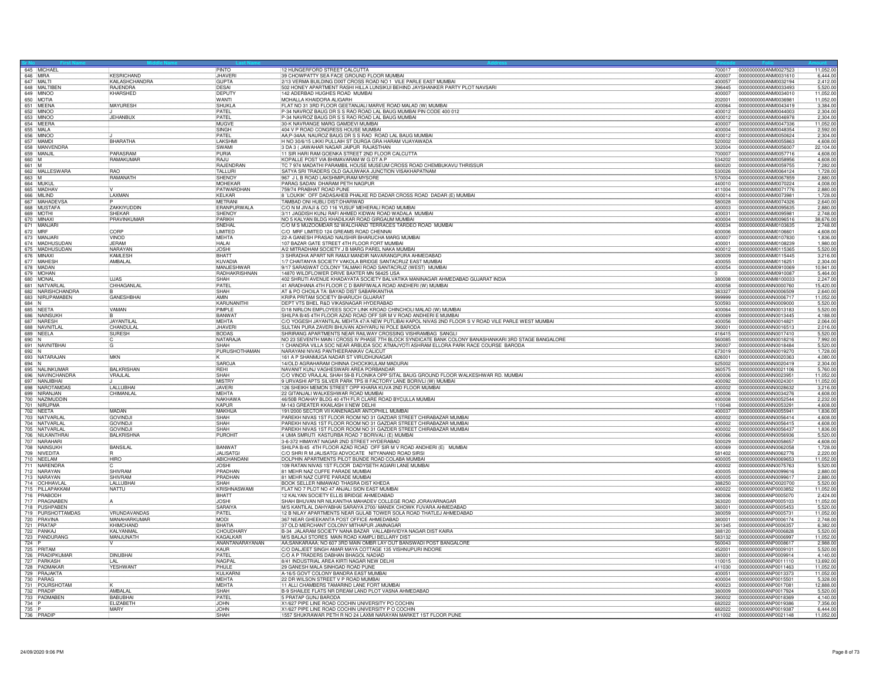| Sr No | First Name | Middle Name | Last Name | Address | Pincode | Folio | Amount |
|---|---|---|---|---|---|---|---|
| 645 | MICHAEL | | PINTO | 12 HUNGERFORD STREET CALCUTTA | 700017 | 0000000000ANM0027523 | 11,052.00 |
| 646 | MIRA | KESRICHAND | JHAVERI | 39 CHOWPATTY SEA FACE GROUND FLOOR MUMBAI | 400007 | 0000000000ANM0031610 | 6,444.00 |
| 647 | MALTI | KAILASHCHANDRA | GUPTA | 2/13 VERMA BUILDING DIXIT CROSS ROAD NO 1 VILE PARLE EAST MUMBAI | 400057 | 0000000000ANM0032194 | 2,412.00 |
| 648 | MALTIBEN | RAJENDRA | DESAI | 502 HONEY APARTMENT RASHI HILLA LUNSIKUI BEHIND JAYSHANKER PARTY PLOT NAVSARI | 396445 | 0000000000ANM0033493 | 5,520.00 |
| 649 | MINOO | KHARSHED | DEPUTY | 142 ADERBAD HUGHES ROAD MUMBAI | 400007 | 0000000000ANM0034010 | 11,052.00 |
| 650 | MOTIA | | WANTI | MOHALLA KHAIDORA ALIGARH | 202001 | 0000000000ANM0036981 | 11,052.00 |
| 651 | MEENA | MAYURESH | SHUKLA | FLAT NO 31 3RD FLOOR GEETANJALI MARVE ROAD MALAD (W) MUMBAI | 400064 | 0000000000ANM0043419 | 3,384.00 |
| 652 | MINOO | J | PATEL | P-34 NAVROZ BAUG DR S S RAO ROAD LAL BAUG MUMBAI PIN CODE 400 012 | 400012 | 0000000000ANM0044003 | 2,304.00 |
| 653 | MINOO | JEHANBUX | PATEL | P-34 NAVROZ BAUG DR S S RAO ROAD LAL BAUG MUMBAI | 400012 | 0000000000ANM0046978 | 2,304.00 |
| 654 | MEERA | | MUGVE | 30-K NAVRANGE MARG GAMDEVI MUMBAI | 400007 | 0000000000ANM0047336 | 11,052.00 |
| 655 | MALA | | SINGH | 404 V P ROAD CONGRESS HOUSE MUMBAI | 400004 | 0000000000ANM0048354 | 2,592.00 |
| 656 | MINOO | J | PATEL | AA;P-34AA; NAUROZ BAUG DR S S RAO ROAD LAL BAUG MUMBAI | 400012 | 0000000000ANM0050624 | 2,304.00 |
| 657 | MAMDI | BHARATHA | LAKSHMI | H NO 30/6/15 LIKKI PULLAIH ST DURGA GRA HARAM VIJAYAWADA | 520002 | 0000000000ANM0055863 | 4,608.00 |
| 658 | MANVENDRA | | SWAMI | 3 DA 3 ( JAWAHAR NAGAR JAIPUR RAJASTHAN | 302004 | 0000000000ANM0056007 | 22,104.00 |
| 659 | MANJIL | PARASRAM | PURIA | 11 SIR HARI RAM GOENKA STREET 2ND FLOOR CALCUTTA | 700007 | 0000000000ANM0057716 | 4,608.00 |
| 660 | M | RAMAKUMAR | RAJU | KOPALLE POST VIA BHIMAVARAM W G DT A P | 534202 | 0000000000ANM0058956 | 4,608.00 |
| 661 | M | | RAJENDRAN | TC 7 974 MADATHI PARAMBIL HOUSE MUSEUM CROSS ROAD CHEMBUKAVU THRISSUR | 680020 | 0000000000ANM0059755 | 7,282.00 |
| 662 | MALLESWARA | RAO | TALLURI | SATYA SRI TRADERS OLD GAJUWAKA JUNCTION VISAKHAPATNAM | 530026 | 0000000000ANM0064124 | 1,728.00 |
| 663 | M | RAMANATH | SHENOY | 967 J L B ROAD LAKSHMIPURAM MYSORE | 570004 | 0000000000ANM0067859 | 2,880.00 |
| 664 | MUKUL | | MOHEKAR | PARAG SADAN DHARAM PETH NAGPUR | 440010 | 0000000000ANM0070224 | 4,008.00 |
| 665 | MADHAV | V | PATWARDHAN | 759/74 PRABHAT ROAD PUNE | 411004 | 0000000000ANM0071776 | 2,880.00 |
| 666 | MILIND | LAXMAN | KELKAR | 8 LOUKIK' OFF DADASAHEB PHALKE RD DADAR CROSS ROAD DADAR (E) MUMBAI | 400014 | 0000000000ANM0073981 | 1,728.00 |
| 667 | MAHADEVSA | P | METRANI | TAMBAD ONI HUBLI DIST:DHARWAD | 580028 | 0000000000ANM0074326 | 2,640.00 |
| 668 | MUSTAFA | ZAKKIYUDDIN | ERANPURWALA | C/O N M JIVAJI & CO 116 YUSUF MEHERALI ROAD MUMBAI | 400003 | 0000000000ANM0095635 | 2,880.00 |
| 669 | MOTHI | SHEKAR | SHENOY | 3/11 JAGDISH KUNJ RAFI AHMED KIDWAI ROAD WADALA MUMBAI | 400031 | 0000000000ANM0095981 | 2,748.00 |
| 670 | MINAXI | PRAVINKUMAR | PARIKH | NO 5 KALYAN BLDG KHADILKAR ROAD GIRGAUM MUMBAI | 400004 | 0000000000ANM0096516 | 38,676.00 |
| 671 | MANJARI | | SNEHAL | C/O M S MUZOOMDAR 52 WALCHAND TERRACES TARDEO ROAD MUMBAI | 400034 | 0000000000ANM0103635 | 2,748.00 |
| 672 | MRF | CORP | LIMITED | C/O MRF LIMITED 124 GREAMS ROAD CHENNAI | 600006 | 0000000000ANM0106601 | 4,608.00 |
| 673 | MANJARI | VINOD | MEHTA | 22-A GANESH PRASAD NAUSHIR BHARUCHA MARG MUMBAI | 400007 | 0000000000ANM0107630 | 1,836.00 |
| 674 | MADHUSUDAN | JERAM | HALAI | 107 BAZAR GATE STREET 4TH FLOOR FORT MUMBAI | 400001 | 0000000000ANM0108239 | 1,980.00 |
| 675 | MADHUSUDAN | NARAYAN | JOSHI | A/2 MITRADHAM SOCIETY J B MARG PAREL NAKA MUMBAI | 400012 | 0000000000ANM0115365 | 5,520.00 |
| 676 | MINAXI | KAMLESH | BHATT | 3 SHRADHA APART NR RAMJI MANDIR NAVARANGPURA AHMEDABAD | 380009 | 0000000000ANM0115445 | 3,216.00 |
| 677 | MAHESH | AMBALAL | KUVADIA | 1/7 CHAITANYA SOCIETY VAKOLA BRIDGE SANTACRUZ EAST MUMBAI | 400055 | 0000000000ANM0116251 | 2,304.00 |
| 678 | MADAN | | MANJESHWAR | 9/17 SARASWAT COLONY TALMAKI ROAD SANTACRUZ (WEST) MUMBAI | 400054 | 0000000000ANM0910069 | 10,941.00 |
| 679 | MOHAN | | RADHAKRISHNAN | 14870 WILDFLOWER DRIVE BAXTER MN 56425 USA | 0 | 0000000000ANM0910087 | 5,464.00 |
| 680 | MONAL | UJAS | SHAH | 402 SHRUTI AVENUE KHADAYATA SOCIETY BALVATIKA MANINAGAR AHMEDABAD GUJARAT INDIA | 380008 | 0000000000ANM8100033 | 2,247.00 |
| 681 | NATVARLAL | CHHAGANLAL | PATEL | 41 ARADHANA 4TH FLOOR C D BARFIWALA ROAD ANDHERI (W) MUMBAI | 400058 | 0000000000ANN0000760 | 15,420.00 |
| 682 | NARISHCHANDRA | B | SHAH | AT & PO CHOILA TA: BAYAD DIST SABARKANTHA | 383327 | 0000000000ANN0006509 | 2,640.00 |
| 683 | NIRUPAMABEN | GANESHBHAI | AMIN | KRIPA PRITAM SOCIETY BHARUCH GUJARAT | 999999 | 0000000000ANN0006717 | 11,052.00 |
| 684 | N | | KARUNANITHI | DEPT VTS BHEL R&D VIKASNAGAR HYDERABAD | 500593 | 0000000000ANN0009000 | 5,520.00 |
| 685 | NEETA | VAMAN | PIMPLE | D/18 NIRLON EMPLOYEES SOCY LINK KROAD CHINCHOLI MALAD (W) MUMBAI | 400064 | 0000000000ANN0013183 | 5,520.00 |
| 686 | NAINSUKH | B | BANWAT | SHILPA B/45 4TH FLOOR AZAD ROAD OFF SIR M V ROAD ANDHERI E MUMBAI | 400069 | 0000000000ANN0013445 | 4,188.00 |
| 687 | NARESH | JAYANTILAL | MEHTA | C/O YOGESH JAYANTILAL MEHTA 47/A NEW PUTLIBAI KAPOL NIVAS 2ND FLOOR S V ROAD VILE PARLE WEST MUMBAI | 400056 | 0000000000ANN0014821 | 2,064.00 |
| 688 | NAVNITLAL | CHANDULAL | JHAVERI | SULTAN PURA ZAVERI BHUVAN ADHYARU NI POLE BARODA | 390001 | 0000000000ANN0016513 | 2,016.00 |
| 689 | NEELA | SURESH | BODAS | SHRIRANG APARTMENTS NEAR RAILWAY CROSSING VISHRAMBAG SANGLI | 416415 | 0000000000ANN0017410 | 5,520.00 |
| 690 | N | C | NATARAJA | NO 23 SEVENTH MAIN I CROSS IV PHASE 7TH BLOCK SYNDICATE BANK COLONY BANASHANKARI 3RD STAGE BANGALORE | 560085 | 0000000000ANN0018216 | 7,992.00 |
| 691 | NAVNITBHAI | G | SHAH | 1 CHANDRA VILLA SOC NEAR ARBUDA SOC ATMAJYOTI ASHRAM ELLORA PARK RACE COURSE BARODA | 390007 | 0000000000ANN0018484 | 5,520.00 |
| 692 | N | | PURUSHOTHAMAN | NARAYANI NIVAS PANTHEERANKAV CALICUT | 673019 | 0000000000ANN0019270 | 1,728.00 |
| 693 | NATARAJAN | MKN | K | 161 A P SHANMUGA NADAR ST VIRUDHUNAGAR | 626001 | 0000000000ANN0020363 | 4,080.00 |
| 694 | N | | SAROJA | 14/OLD AGRAHARAM CHINNA CHOCKIKULAM MADURAI | 625002 | 0000000000ANN0020419 | 2,304.00 |
| 695 | NALINKUMAR | BALKRISHAN | REHI | NAVANIT KUNJ VAGHESWARI AREA PORBANDAR | 360575 | 0000000000ANN0021106 | 5,760.00 |
| 696 | NAVINCHANDRA | VRAJLAL | SHAH | C/O VINOD VRAJLAL SHAH 59-B FLONIKA OPP SITAL BAUG GROUND FLOOR WALKESHWAR RD. MUMBAI | 400006 | 0000000000ANN0023951 | 11,052.00 |
| 697 | NANJIBHAI | J | MISTRY | 9 URVASHI APTS SILVER PARK TPS III FACTORY LANE BORIVLI (W) MUMBAI | 400092 | 0000000000ANN0024301 | 11,052.00 |
| 698 | NAROTAMDAS | LALLUBHAI | JAVERI | 126 SHEIKH MEMON STREET OPP KHARA KUVA 2ND FLOOR MUMBAI | 400002 | 0000000000ANN0028632 | 3,216.00 |
| 699 | NIRANJAN | CHIMANLAL | MEHTA | 22 GITANJALI WALKESHWAR ROAD MUMBAI | 400006 | 0000000000ANN0034276 | 4,608.00 |
| 700 | NAZIMUDDIN | | NAKHAWA | 46/50B ROAHAY BLDG 40 4TH FLR CLARE ROAD BYCULLA MUMBAI | 400008 | 0000000000ANN0052544 | 2,232.00 |
| 701 | NIRUPMA | | KAPUR | M-143 GREATER KKAILASH II NEW DELHI | 110048 | 0000000000ANN0053291 | 4,608.00 |
| 702 | NEETA | MADAN | MAKHIJA | 191/2000 SECTOR VII KANENAGAR ANTOPHILL MUMBAI | 400037 | 0000000000ANN0055941 | 1,836.00 |
| 703 | NATVARLAL | GOVINDJI | SHAH | PAREKH NIVAS 1ST FLOOR ROOM NO 31 GAZDAR STREET CHIRABAZAR MUMBAI | 400002 | 0000000000ANN0056414 | 4,608.00 |
| 704 | NATVARLAL | GOVINDJI | SHAH | PAREKH NIVAS 1ST FLOOR ROOM NO 31 GAZDAR STREET CHIRABAZAR MUMBAI | 400002 | 0000000000ANN0056415 | 4,608.00 |
| 705 | NATVARLAL | GOVINDJI | SHAH | PAREKH NIVAS 1ST FLOOR ROOM NO 31 GAZDER STREET CHIRABAZAR MUMBAI | 400002 | 0000000000ANN0056437 | 1,836.00 |
| 706 | NILKANTHRAI | BALKRISHNA | PUROHIT | 4 UMA SMRUTI KASTURBA ROAD 7 BORIVALI (E) MUMBAI | 400066 | 0000000000ANN0056936 | 5,520.00 |
| 707 | NARAHARI | | | 3-6-372 HIMAYAT NAGAR 2ND STREET HYDERABAD | 500029 | 0000000000ANN0058657 | 4,608.00 |
| 708 | NAINSUKH | BANSILAL | BANWAT | SHILPA B/45 4TH FLOOR AZAD ROAD OFF SIR M V ROAD ANDHERI (E) MUMBAI | 400069 | 0000000000ANN0062058 | 1,728.00 |
| 709 | NIVEDITA | R | JALISATGI | C/O SHRI R M JALISATGI ADVOCATE NITYANAND ROAD SIRSI | 581402 | 0000000000ANN0062776 | 2,220.00 |
| 710 | NEELAM | HIRO | ABICHANDANI | DOLPHIN APARTMENTS PILOT BUNDE ROAD COLABA MUMBAI | 400005 | 0000000000ANN0069653 | 11,052.00 |
| 711 | NARENDRA | C | JOSHI | 109 RATAN NIVAS 1ST FLOOR DADYSETH AGIARI LANE MUMBAI | 400002 | 0000000000ANN0075763 | 5,520.00 |
| 712 | NARAYAN | SHIVRAM | PRADHAN | 81 MEHR NAZ CUFFE PARADE MUMBAI | 400005 | 0000000000ANN0099616 | 2,880.00 |
| 713 | NARAYAN | SHIVRAM | PRADHAN | 81 MEHR NAZ CUFFE PARADE MUMBAI | 400005 | 0000000000ANN0099617 | 2,880.00 |
| 714 | OCHHAVLAL | LALLUBHAI | SHAH | BOOK SELLER NIMAWAD THASRA DIST KHEDA | 388250 | 0000000000ANO0020700 | 5,520.00 |
| 715 | PILLAPAKKAM | NATTU | KRISHNASWAMI | FLAT NO 7 PLOT NO 47 ANJALI SION EAST MUMBAI | 400022 | 0000000000ANP0003852 | 11,052.00 |
| 716 | PRABODH | | BHATT | 12 KALYAN SOCIETY ELLIS BRIDGE AHMEDABAD | 380006 | 0000000000ANP0005070 | 2,424.00 |
| 717 | PRAGNABEN | A | JOSHI | SHAH BHUVAN NR NILKANTHA MAHADEV COLLEGE ROAD JORAVARNAGAR | 363020 | 0000000000ANP0005103 | 11,052.00 |
| 718 | PUSHPABEN | | SARAIYA | M/S KANTILAL DAHYABHAI SARAIYA 2700/ MANEK CHOWK FUVARA AHMEDABAD | 380001 | 0000000000ANP0005453 | 5,520.00 |
| 719 | PURSHOTTAMDAS | VRUNDAVANDAS | PATEL | 12 B NILAY APARTMENTS NEAR GULAB TOWER SOLA ROAD THATLEJ AHMEDABAD | 380059 | 0000000000ANP0005731 | 11,052.00 |
| 720 | PRAVINA | MANAHARKUMAR | MODI | 367 NEAR GHEEKANTA POST OFFICE AHMEDABAD | 380001 | 0000000000ANP0006174 | 2,748.00 |
| 721 | PRATAP | KHIMCHAND | BHATIA | 37 OLD MERCHANT COLONY MITHAPUR JAMNAGAR | 361345 | 0000000000ANP0006357 | 6,382.00 |
| 722 | PANKAJ | KALYANMAL | CHOUDHARY | B-34 JALARAM SOCIETY NANA BAZAR VALLABHVIDYA NAGAR DIST KAIRA | 388120 | 0000000000ANP0006828 | 5,520.00 |
| 723 | PANDURANG | MANJUNATH | KAGALKAR | M/S BALAJI STORES MAIN ROAD KAMPLI BELLARY DIST | 583132 | 0000000000ANP0006997 | 11,052.00 |
| 724 | P | V | ANANTANARAYANAN | AA;SANKARAAA; NO 607 3RD MAIN OMBR LAY OUT BANSWADI POST BANGALORE | 560043 | 0000000000ANP0008617 | 2,988.00 |
| 725 | PRITAM | | KAUR | C/O DALJEET SINGH AMAR MAYA COTTAGE 135 VISHNUPURI INDORE | 452001 | 0000000000ANP0009101 | 5,520.00 |
| 726 | PRADIPKUMAR | DINUBHAI | PATEL | C/O A P TRADERS DABHAN BHAGOL NADIAD | 380001 | 0000000000ANP0009914 | 4,140.00 |
| 727 | PARKASH | LAL | NAGPAL | 8/41 INDUSTRIAL AREA KIRTI NAGAR NEW DELHI | 110015 | 0000000000ANP0011110 | 13,692.00 |
| 728 | PADMAKAR | YESHWANT | PHULE | 29 GANESH MALA SINHGAD ROAD PUNE | 411030 | 0000000000ANP0011463 | 11,052.00 |
| 729 | PRAJAKTA | | KULKARNI | A-16/5 GOVT COLONY BANDRA EAST MUMBAI | 400051 | 0000000000ANP0013373 | 11,052.00 |
| 730 | PARAG | | MEHTA | 22 DR WILSON STREET V P ROAD MUMBAI | 400004 | 0000000000ANP0015501 | 5,328.00 |
| 731 | POURSHOTAM | K | MEHTA | 11 ALLI CHAMBERS TAMARIND LANE FORT MUMBAI | 400023 | 0000000000ANP0017081 | 12,888.00 |
| 732 | PRADIP | AMBALAL | SHAH | B-9 SHAILEE FLATS NR DREAM LAND PLOT VASNA AHMEDABAD | 380009 | 0000000000ANP0017924 | 5,520.00 |
| 733 | PADMABEN | BABUBHAI | PATEL | 5 PRATAP GUNJ BARODA | 390002 | 0000000000ANP0018369 | 4,140.00 |
| 734 | P | ELIZABETH | JOHN | X1/627 PIPE LINE ROAD COCHIN UNIVERSITY PO COCHIN | 682022 | 0000000000ANP0019386 | 7,356.00 |
| 735 | P | MARY | JOHN | X1/627 PIPE LINE ROAD COCHIN UNIVERSITY P O COCHIN | 682022 | 0000000000ANP0019387 | 6,444.00 |
| 736 | PRADIP | | SHAH | 1557 SHUKRAWAR PETH R NO 24 LAXMI NARAYAN MARKET 1ST FLOOR PUNE | 411002 | 0000000000ANP0021148 | 11,052.00 |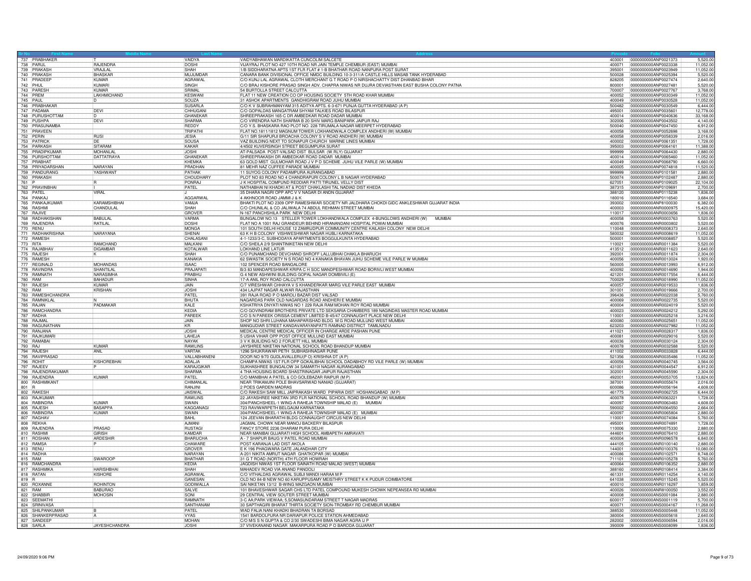| Sr No | First Name | Middle Name | Last Name | Address | Pincode | Folio | Amount |
|---|---|---|---|---|---|---|---|
| 737 | PRABHAKER | T | VAIDYA | VAIDYABHAWAN MARDIKATTA CUNCOLIM SALCETE | 403001 | 0000000000ANP0021373 | 5,520.00 |
| 738 | PARUL | RAJENDRA | DOSHI | VIJAYRAJ PLOT NO 427 10TH ROAD NR JAIN TEMPLE CHEMBUR (EAST) MUMBAI | 400071 | 0000000000ANP0023338 | 11,052.00 |
| 739 | PRAKASH | VRAJLAL | SHAH | 1/B SIDDHARATNA APTS 1ST FLR FLAT # 1-B BHATHAR ROAD NANPURA POST SURAT | 395001 | 0000000000ANP0023949 | 11,052.00 |
| 740 | PRAKASH | BHASKAR | MUJUMDAR | CANARA BANK DIVISIONAL OFFICE NMDC BUILDING 10-3-311/A CASTLE HILLS MASAB TANK HYDERABAD | 500028 | 0000000000ANP0025394 | 5,520.00 |
| 741 | PRADEEP | KUMAR | AGRAWAL | C/O KUNJ LAL AGRAWAL CLOTH MERCHANT G T ROAD P O NIRSHACHATTY DIST DHANBAD BIHAR | 828205 | 0000000000ANP0027474 | 2,640.00 |
| 742 | PHUL | KUMARI | SINGH | C/O BRAJ KISHORE PRASAD SINGH ADV. CHAPRA NIWAS NR DUJRA DEVIASTHAN EAST BUSHA COLONY PATNA | 800001 | 0000000000ANP0027481 | 5,520.00 |
| 743 | PARESH | KUMAR | SRIMAL | 54 BURTOLLA STREET CALCUTTA | 700007 | 0000000000ANP0027767 | 3,768.00 |
| 744 | PREM | LAKHMICHAND | KESWANI | FLAT 11 NEW CREATION CO OP HOUSING SOCIETY 5TH ROAD KHAR MUMBAI | 400052 | 0000000000ANP0030349 | 11,052.00 |
| 745 | PAUL | D | SOUZA | 31 ASHOK APARTMENTS GANDHIGRAM ROAD JUHU MUMBAI | 400049 | 0000000000ANP0030528 | 11,052.00 |
| 746 | PRABHAKAR | | SUSARLA | C/O K V SUBRAHMANYAM 315 ADITYA APTS. 6-3-671 PUNJA GUTTA HYDERABAD (A P) | 500482 | 0000000000ANP0030549 | 6,444.00 |
| 747 | PADAMA | DEVI | CHHUGANI | C/O GOPALDAS MANGATRAM SHYAM TALKIES ROAD BILASPUR | 495001 | 0000000000ANP0035601 | 12,778.00 |
| 748 | PURUSHOTTAM | D | GHANEKAR | SHREEPRAKASH 165-C DR AMBEDKAR ROAD DADAR MUMBAI | 400014 | 0000000000ANP0040636 | 33,168.00 |
| 749 | PUSHPA | DEVI | SHARMA | C/O VIRENDRA NATH SHARMA B 20 SHIV MARG BANIPARK JAIPUR RAJ | 302006 | 0000000000ANP0043502 | 4,140.00 |
| 750 | PRASUNAMBA | | REDDY | C/O Y.S. BHASKARA RAO PLOT NO. 228 TIRUMALA NAGAR MEERPET HYDERABAD | 500040 | 0000000000ANP0047450 | 6,912.00 |
| 751 | PRAVEEN | | TRIPATHI | FLAT NO.1811/1812 MAGNUM TOWER LOKHANDWALA COMPLEX ANDHERI (W) MUMBAI | 400058 | 0000000000ANP0052698 | 3,168.00 |
| 752 | PERIN | RUSI | JESIA | G/11 SIR SHAPURJI BROACHA COLONY S V ROAD ANDHERI (W) MUMBAI | 400058 | 0000000000ANP0058339 | 2,016.00 |
| 753 | PATRICK | DE | SOUSA | VAZ BUILDING NEXT TO SONAPUR CHURCH MARINE LINES MUMBAI | 400002 | 0000000000ANP0061351 | 1,728.00 |
| 754 | PARKASH | SITARAM | KAKAR | 4/4502 KUVERSINGH STREET BEGUMPURA SURAT | 395003 | 0000000000ANP0064161 | 11,388.00 |
| 755 | PRADIPKUMAR | MOHANLAL | JOSHI | AT-PALSADA POST-VALSAD DIST BULSAR (W.RLY) GUJARAT | 999999 | 0000000000ANP0064430 | 2,880.00 |
| 756 | PURSHOTTAM | DATTATRAYA | GHANEKAR | SHREEPRAKASH DR AMBEDKAR ROAD DADAR MUMBAI | 400014 | 0000000000ANP0065460 | 11,052.00 |
| 757 | PRABHAT | | KHEMKA | 63 GOLD MIST GULMOHAR ROAD J V P D SCHEME JUHU VILE PARLE (W) MUMBAI | 400049 | 0000000000ANP0068790 | 6,660.00 |
| 758 | PRIYADARSHAN | NARAYAN | PRADHAN | 81 MEHR NAZ CUFFEE PARADE MUMBAI | 400005 | 0000000000ANP0074818 | 11,520.00 |
| 759 | PANDURANG | YASHWANT | PATHAK | 11 SUYOG COLONY PADAMPURA AURANGABAD | 999999 | 0000000000ANP0101581 | 2,880.00 |
| 760 | PRAKASH | | CHOUDHARY | PLOT NO 83 ROAD NO 4 CHANDRAPURI COLONY L B NAGAR HYDERABAD | 500074 | 0000000000ANP0102487 | 2,880.00 |
| 761 | P | R | PONRAJ | J K HOSPITAL COMPUND REDDIAR PATTI TIRUNEL VELLY DIST | 627051 | 0000000000ANP0109025 | 22,104.00 |
| 762 | PRAVINBHAI | I | PATEL | NATHABHAI NI KHADKI AT & POST CHAKLASHI TAL NADIAD DIST KHEDA | 387315 | 0000000000ANP0109691 | 2,700.00 |
| 763 | PATEL | VIRAL | J | 35 DHARA NAGRI OPP APC V V NAGAR DI ANDN GUJARAT | 388120 | 0000000000ANP0115238 | 1,836.00 |
| 764 | PANKAJ | | AGGARWAL | 4 AKHNOOR ROAD JAMMI J & K | 180016 | 0000000000ANP0116540 | 3,684.00 |
| 765 | PANKAJKUMAR | KARAMSHIBHAI | VAMJA | BHAKTI PLOT NO 2309 OPP RAMESHWAR SOCIETY NR JALDHARA CHOKDI GIDC ANKLESHWAR GUJARAT INDIA | 393002 | 0000000000ANP8100030 | 6,382.00 |
| 766 | RASHMI | CHANDULAL | SHAH | C/O CHUNILAL & CO JALIWALA 74 ABDUL REHMAN STREET MUMBAI | 400003 | 0000000000ANR0000975 | 15,420.00 |
| 767 | RAJIVE | | GROVER | N-167 PANCHSHILA PARK NEW DELHI | 110017 | 0000000000ANR0003656 | 1,836.00 |
| 768 | RADHAKISHAN | BABULAL | VARMA | BUNGALOW NO.13 STELLER TOWER LOKHANDWALA COMPLEX 4-BUNGLOWS ANDHERI (W) MUMBAI | 400058 | 0000000000ANR0003763 | 5,520.00 |
| 769 | RAJENDRA | RATILAL | DOSHI | FLAT NO A 1001 RAJ GRANDEUR BEHIND HIRANANDANI HOSPITAL POWAI MUMBAI | 400076 | 0000000000ANR0003802 | 5,520.00 |
| 770 | RENU | | MONGA | 101 SOUTH DELHI HOUSE 12 ZAMRUDPUR COMMUNITY CENTRE KAILASH COLONY NEW DELHI | 110048 | 0000000000ANR0008373 | 2,640.00 |
| 771 | RADHAKRISHNA | NARAYANA | SHENAI | 63 K H B COLONY VISHWESHWAR NAGAR HUBLI KARNATAKA | 580032 | 0000000000ANR0008619 | 11,052.00 |
| 772 | RAMESH | | CHALASANI | 4-1-1233/3-C, SUBHODAYA APARTMENTS BOGGULKUNTA HYDERABAD | 500001 | 0000000000ANR0008857 | 5,520.00 |
| 773 | RITA | RAMCHAND | MALKANI | C/O SHEILA 2/9 SHANTINIKETAN NEW DELHI | 110021 | 0000000000ANR0011384 | 5,520.00 |
| 774 | RAJABHAV | DIGAMBAR | KOTALWAR | LOKHAND LINE LATUR | 413512 | 0000000000ANR0011623 | 2,640.00 |
| 775 | RAJESH | K | SHAH | C/O PUNAMCHAND DEVCHAND SHROFF LALLUBHAI CHAKLA BHARUCH | 392001 | 0000000000ANR0011874 | 2,304.00 |
| 776 | RAMESH | | KANAKIA | 62 SWASTIK SOCIETY N S ROAD NO 4 KANAKIA BHAVAN JUHU SCHEME VILE PARLE W MUMBAI | 400056 | 0000000000ANR0013024 | 1,920.00 |
| 777 | REGINALD | MOHANDAS | ISAAC | 102 SPENCER ROAD BANGALORE | 560005 | 0000000000ANR0013993 | 6,912.00 |
| 778 | RAVINDRA | SHANTILAL | PRAJAPATI | B/3 83 MANDAPESHWAR KRIPA C H SOC MANDPESHWAR ROAD BORIVLI WEST MUMBAI | 400092 | 0000000000ANR0014690 | 1,944.00 |
| 779 | RAMNATH | NARASIMHA | PRABHU | G 4 NEW ASHWINI BUILDING GOPAL NAGAR DOMBIVILI (E) | 421201 | 0000000000ANR0017554 | 6,444.00 |
| 780 | RAM | BAHADUR | SINHA | 17-A ANIL ROY ROAD CALCUTTA | 700029 | 0000000000ANR0018990 | 11,052.00 |
| 781 | RAJESH | KUMAR | JAIN | C/7 VIRESHWAR CHHAYA V S KHANDERKAR MARG VILE PARLE EAST MUMBAI | 400057 | 0000000000ANR0019533 | 1,836.00 |
| 782 | RAM | KRISHAN | JOSHI | 434 LAJPAT NAGAR ALWAR RAJASTHAN | 301001 | 0000000000ANR0019666 | 2,700.00 |
| 783 | RAMESHCHANDRA | | PATEL | 391 RAJA ROAD P O MAROLI BAZAR DIST VALSAD | 396436 | 0000000000ANR0022038 | 5,760.00 |
| 784 | RAMNIKLAL | N | BHUTA | NAGARDAS PARIK OLD NAGARDAS ROAD ANDHERI E MUMBAI | 400069 | 0000000000ANR0022735 | 5,520.00 |
| 785 | RAJAN | PADMAKAR | KALE | KSHATRIYA DNYATI NIWAS NO 1 229 RAJA RAM MOHAN ROY ROAD MUMBAI | 400004 | 0000000000ANR0024019 | 5,520.00 |
| 786 | RAMCHANDRA | | KEDIA | C/O GOVINDRAM BROTHERS PRIVATE LTD SEKSARIA CHAMBERS 189 NAGINDAS MASTER ROAD MUMBAI | 400023 | 0000000000ANR0024212 | 5,292.00 |
| 787 | RADHA | | PAREEK | C/O S N PAREEK ORISSA CEMENT LIMITED B-45/47 CONNAUGHT PLACE NEW DELHI | 110001 | 0000000000ANR0025218 | 3,216.00 |
| 788 | RAJMAL | | JAIN | SHOP NO SHRI LUHANA MAHAPARISHAD BLDG M G ROAD MULUND WEST MUMBAI | 400080 | 0000000000ANR0025651 | 11,052.00 |
| 789 | RAGUNATHAN | | KR | MANGUDIAR STREET KANDAVARAYANPATTI RAMNAD DISTRICT TAMILNADU | 623203 | 0000000000ANR0027982 | 11,052.00 |
| 790 | RANJANA | | JOSHI | MEDICAL CENTRE MEDICAL OFFICER IN CHARGE ARDE PASHAN PUNE | 411021 | 0000000000ANR0028317 | 1,836.00 |
| 791 | RAJKUMARI | | LAHEJA | 5 USHA VIHAR OPP POST OFFICE MULUND EAST MUMBAI | 400081 | 0000000000ANR0029016 | 5,520.00 |
| 792 | RAMABAI | | NAYAK | 3 V K BUILDING NO 2 FORJETT HILL MUMBAI | 400036 | 0000000000ANR0030124 | 2,304.00 |
| 793 | RAJ | KUMAR | RAWLINS | JAYSHREE NIKETAN NATIONAL SCHOOL ROAD BHANDUP MUMBAI | 400078 | 0000000000ANR0032588 | 5,520.00 |
| 794 | RAJESH | ANIL | VARTAK | 1296 SHUKRAWAR PETH SUBHASHNAGAR PUNE | 411002 | 0000000000ANR0033828 | 6,444.00 |
| 795 | RAVIPRASAD | | VALLABHANENI | DOOR NO 9/70 GUDLAVALLERU(P O) KRISHNA DT (A P) | 521356 | 0000000000ANR0035486 | 11,052.00 |
| 796 | ROHIT | KISHOREBHAI | ADALJA | CHAMPA NIWAS 1ST FLR OPP GOKALIBHAI SCHOOL DADABHOY RD VILE PARLE (W) MUMBAI | 400056 | 0000000000ANR0040745 | 3,564.00 |
| 797 | RAJEEV | P | KARAJGIKAR | SUKHASHREE BUNGALOW 34 SAMARTH NAGAR AURANGABAD | 431001 | 0000000000ANR0044547 | 6,912.00 |
| 798 | RAJENDRAKUMAR | | SHARMA | 4 THA HOUSING BOARD SHASTRINAGAR JAIPUR RAJASTHAN | 302001 | 0000000000ANR0045590 | 2,304.00 |
| 799 | RAJENDRA | KUMAR | PATEL | C/O MANIBHAI A PATEL & CO GOLEBAZAR RAIPUR (M P) | 492001 | 0000000000ANR0053705 | 13,824.00 |
| 800 | RASHMIKANT | | CHIMANLAL | NEAR TRIKAMJINI POLE BHAVSARWAD NANIAD (GUJARAT) | 387001 | 0000000000ANR0055674 | 2,016.00 |
| 801 | R | | RANJINI | 2 POES GARDEN MADRAS | 600086 | 0000000000ANR0056194 | 4,608.00 |
| 802 | RAKESH | | JAISWAL | C/O RAKESH SAW MILL JAIPRAKASH WARD PIPARIA DIST: HOSHANGABAD (M P) | 461775 | 0000000000ANR0062725 | 6,444.00 |
| 803 | RAJKUMAR | | RAWLINS | 22 JAYASHREE NIKETAN 3RD FLR NATIONAL SCHOOL ROAD BHANDUP (W) MUMBAI | 400078 | 0000000000ANR0063221 | 1,728.00 |
| 804 | RABINDRA | KUMAR | SWAIN | 304/PANCHSHEEL-1 WING-A RAHEJA TOWNSHIP MALAD (E) MUMBAI | 400097 | 0000000000ANR0063483 | 4,608.00 |
| 805 | RAJESH | BASAPPA | KAGGANAGI | 723 RAVIWARPETH BELGAUM KARNATAKA | 590002 | 0000000000ANR0064550 | 2,664.00 |
| 806 | RABINDRA | KUMAR | SWAIN | 304/PANCHSHEEL-1 WING-A RAHEJA TOWNSHIP MALAD (E) MUMBAI | 400097 | 0000000000ANR0065804 | 2,880.00 |
| 807 | RAGHAV | | BAHL | 124 JEEVAN BHARATHI BLDG CONNAUGHT CIRCUS NEW DELHI | 110001 | 0000000000ANR0074084 | 5,760.00 |
| 808 | REKHA | | AJMANI | JAGMAL CHOWK NEAR MANOJ BACKERY BILASPUR | 495001 | 0000000000ANR0074891 | 1,728.00 |
| 809 | RAJENDRA | PRASAD | RUSTAGI | FANCY STORE 2236 DHARAM PURA DELHI | 110006 | 0000000000ANR0075330 | 2,880.00 |
| 810 | RASHMI | GIRISH | KAMDAR | NEAR MANIBAI GUJARATI HIGH SCHOOL AMBAPETH AMRAVATI | 444601 | 0000000000ANR0076410 | 2,880.00 |
| 811 | ROSHAN | ARDESHIR | BHARUCHA | A - 7 SHAPUR BAUG V PATEL ROAD MUMBAI | 400004 | 0000000000ANR0096578 | 6,840.00 |
| 812 | RAMSA | P | CHAWARE | POST KARANJA LAD DIST AKOLA | 444105 | 0000000000ANR0100140 | 2,880.00 |
| 813 | RENU | | GROVER | E K 196 PHAGWARA GATE JALANDHAR CITY | 144001 | 0000000000ANR0100376 | 10,080.00 |
| 814 | RADHA | | NARAYAN | A-201 NIKITA AMRUT NAGAR GHATKOPAR (W) MUMBAI | 400086 | 0000000000ANR0102571 | 8,748.00 |
| 815 | RAM | SWAROOP | BHATHAR | 31 G T ROAD (NORTH) 4TH FLOOR HOWRAH | 711101 | 0000000000ANR0105278 | 5,760.00 |
| 816 | RAMCHANDRA | | KEDIA | JAGDISH NIWAS 1ST FLOOR SAINATH ROAD MALAD (WEST) MUMBAI | 400064 | 0000000000ANR0106352 | 2,880.00 |
| 817 | RASHMIKA | HARISHBHAI | SHAH | MAHADEV ROAD VIA ANAND PANDOLI | 388160 | 0000000000ANR0108414 | 3,384.00 |
| 818 | RATAN | KISHORE | AGRAWAL | C/O VITHALDAS AGRAWAL SUBJI MANDI HARAA M P | 461331 | 0000000000ANR0114254 | 4,140.00 |
| 819 | R | | GANESAN | OLD NO 84-B NEW NO 60 KARUPPUSAMY MEISTHRY STREET K K PUDUR COIMBATORE | 641038 | 0000000000ANR0115245 | 5,520.00 |
| 820 | ROXANNE | ROHINTON | GODIWALLA | SAI NIKETAN 13/12 B-WING MAZGAON MUMBAI | 400010 | 0000000000ANR0116297 | 1,859.00 |
| 821 | RAM | BABURAO | SALVE | 101 BHAVESHWAR SAGAR CHS LTD PATEL COMPOUND MUKESH CHOWK NEPEANSEA RD MUMBAI | 400026 | 0000000000ANR8100050 | 3,552.00 |
| 822 | SHABBIR | MOHOSIN | SONI | 29 CENTRAL VIEW SOUTER STREET MUMBAI | 400008 | 0000000000ANS0001084 | 2,880.00 |
| 823 | SEEMATHI | | RAMNATH | 3-C AA;PARK VIEWAA; 5,SOMASUNDARAM STREET T NAGAR MADRAS | 600017 | 0000000000ANS0001119 | 5,700.00 |
| 824 | SRINIVASA | | SANTHANAM | 30 SAPTHAGIRI BHARAT THIRTA SOCIETY SION-TROMBAY RD CHEMBUR MUMBAI | 400071 | 0000000000ANS0004167 | 11,268.00 |
| 825 | SHILPANKUMAR | B | PATEL | WAD FALIA NANI KHADKI BHADRAN TA BORSAD | 388530 | 0000000000ANS0005448 | 11,052.00 |
| 826 | SHANKERPRASAD | A | VYAS | 1541 BARDOLPURA NR DARIAPUR POLICE STATION AHMEDABAD | 380004 | 0000000000ANS0005618 | 2,640.00 |
| 827 | SANDEEP | | MOHAN | C/O M/S S N GUPTA & CO 2/30 SWADESHI BIMA NAGAR AGRA U P | 282002 | 0000000000ANS0006594 | 2,016.00 |
| 828 | SARLA | JAYESHCHANDRA | JOSHI | 37 VIVEKANAND NAGAR MAKARPURA ROAD P O BARODA GUJARAT | 390009 | 0000000000ANS0008099 | 1,836.00 |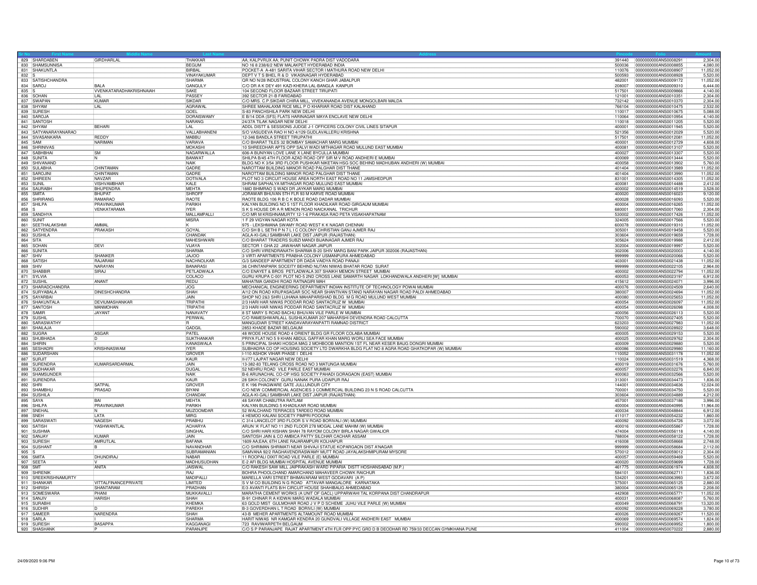| Sr No | First Name | Middle Name | Last Name | Address | Pincode | Folio | Amount |
|---|---|---|---|---|---|---|---|
| 829 | SHARDABEN | GIRDHARLAL | THAKKAR | AA; KALPVRUX AA; PUNIT CHOWK PADRA DIST VADODARA | 391440 | 0000000000ANS0008291 | 2,304.00 |
| 830 | SHAMSUNNISA | | BEGUM | NO 16 8 238/6/2 NEW MALAKPET HYDERABAD INDIA | 500036 | 0000000000ANS0008855 | 4,080.00 |
| 831 | SHAKUNTLA | | BIRBAL | POCKET-A A-481 SARITA VIHAR SECTOR I MATHURA ROAD NEW DELHI | 110076 | 0000000000ANS0008907 | 11,052.00 |
| 832 | S | | VINAYAKUMAR | DEPT V T S BHEL R & D VIKASNAGAR HYDERABAD | 500593 | 0000000000ANS0008928 | 5,520.00 |
| 833 | SATISHCHANDRA | | SHARMA | QR NO N/28 INDUSTRIAL COLONY KANCH GHAR JABALPUR | 482001 | 0000000000ANS0009172 | 11,052.00 |
| 834 | SAROJ | BALA | GANGULY | C/O DR A K DEY 491 KAZI-KHERA LAL-BANGLA KANPUR | 208007 | 0000000000ANS0009310 | 6,444.00 |
| 835 | S | VVENKATARADHAKRISHNAIAH | SAKE | 104 SECOND FLOOR BAZAAR STREET TIRUPATI | 517501 | 0000000000ANS0009866 | 4,140.00 |
| 836 | SOHAN | LAL | PASSEY | 392 SECTOR 21-B FARIDABAD | 121001 | 0000000000ANS0010351 | 2,304.00 |
| 837 | SWAPAN | KUMAR | SIKDAR | C/O MRS. C.P.SIKDAR CHIRA MILL, VIVEKANANDA AVENUE MONGOLBARI MALDA | 732142 | 0000000000ANS0010370 | 2,304.00 |
| 838 | SHYAM | LAL | AGRAWAL | SHREE MAHALAXMI RICE MILL P O KHARIAR ROAD DIST KALAHAND | 766104 | 0000000000ANS0010475 | 2,532.00 |
| 839 | SURESH | | GOEL | S-83 PANCHSHILA PARK NEW DELHI | 110017 | 0000000000ANS0010675 | 5,088.00 |
| 840 | SAROJA | | DORAISWAMY | E B/14 DDA (SFS) FLATS HARINAGAR MAYA ENCLAVE NEW DELHI | 110064 | 0000000000ANS0010954 | 4,140.00 |
| 841 | SANTOSH | | NARANG | 24/37A TILAK NAGAR NEW DELHI | 110018 | 0000000000ANS0011205 | 5,520.00 |
| 842 | SHYAM | BEHARI | LAL | ADDL DISTT & SESSIONS JUDGE J-1 OFFICERS COLONY CIVIL LINES SITAPUR | 400001 | 0000000000ANS0011945 | 5,520.00 |
| 843 | SATYANARAYANARAO | | VALLABHANENI | S/O VASUDEVA RAO H NO 4/129 GUDLAVALLERU KRISHNA | 521356 | 0000000000ANS0012029 | 5,520.00 |
| 844 | SIVASANKARA | REDDY | MABBU | 12-346 BANDLA STREET TIRUPATHI | 517501 | 0000000000ANS0012081 | 11,052.00 |
| 845 | SAM | NARIMAN | VARIAVA | C/O BHARAT TILES 32 BOMBAY SAMACHAR MARG MUMBAI | 400001 | 0000000000ANS0012729 | 4,608.00 |
| 846 | SHRINIVAS | | MOKASHI | 10 SHREEDHAR APTS OPP SALVI WADI MITHAGAR ROAD MULUND EAST MUMBAI | 400081 | 0000000000ANS0013107 | 5,520.00 |
| 847 | SABHBHAI | SM | NAGARWALLA | 606-A BUNIYAN LOVE LANE X LANE BYCULLA MUMBAI | 400027 | 0000000000ANS0013307 | 5,520.00 |
| 848 | SUNITA | N | BANWAT | SHILPA B/45 4TH FLOOR AZAD ROAD OFF SIR M V ROAD ANDHERI E MUMBAI | 400069 | 0000000000ANS0013444 | 5,520.00 |
| 849 | SHIVANAND | | NAIK | BLDG NO K 3/54 3RD FLOOR PUSHKAR NIKETAN HSG SOC BEHIND MADHUBAN ANDHERI (W) MUMBAI | 400058 | 0000000000ANS0013902 | 5,760.00 |
| 850 | SULABHA | CHINTAMAN | GADRE | NAROTTAM BUILDING MANOR ROAD PALGHAR DIST THANE | 401404 | 0000000000ANS0013989 | 11,052.00 |
| 851 | SAROJINI | CHINTAMAN | GADRE | NAROTTAM BUILDING MANOR ROAD PALGHAR DIST THANE | 401404 | 0000000000ANS0013990 | 11,052.00 |
| 852 | SHIREEN | NAVZAR | DOTIVALA | PLOT NO 3 CIRCUIT HOUSE AREA NORTH EAST ROAD NO 11 JAMSHEDPUR | 831001 | 0000000000ANS0014305 | 11,052.00 |
| 853 | SUNIL | VISHVAMBHAR | KALE | SHRAM SAPHALYA MITHAGAR ROAD MULUND EAST MUMBAI | 400081 | 0000000000ANS0014488 | 2,412.00 |
| 854 | SAURABH | BHUPENDRA | MEHTA | 188D BHIMRAO S WADI DR JAYKAR MARG MUMBAI | 400002 | 0000000000ANS0014519 | 3,528.00 |
| 855 | SMITA | BHUPAT | SHROFF | JORAWAR BHUVAN 5TH FLR 93 M KARVE ROAD MUMBAI | 400020 | 0000000000ANS0016023 | 9,120.00 |
| 856 | SHRIRANG | RAMARAO | RAOTE | RAOTE BLDG 106 R B C K BOLE ROAD DADAR MUMBAI | 400028 | 0000000000ANS0016093 | 5,520.00 |
| 857 | SHILPA | PRAVINKUMAR | PARIKH | KALYAN BUILDING NO 5 1ST FLOOR KHADILKAR ROAD GIRGAUM MUMBAI | 400004 | 0000000000ANS0016265 | 11,052.00 |
| 858 | S | VENKATARAMA | IYER | S K S HOUSE DR A R MENON ROAD NAICKANAL TRICHUR | 680001 | 0000000000ANS0017060 | 2,304.00 |
| 859 | SANDHYA | | MALLAMPALLI | C/O MR M KRISHNAMURTY 12-1-6 PRAKASA RAO PETA VISAKHAPATNAM | 530002 | 0000000000ANS0017426 | 11,052.00 |
| 860 | SUNIT | | MISRA | 1 F 29 VIGYAN NAGAR KOTA | 324005 | 0000000000ANS0017566 | 5,520.00 |
| 861 | SEETHALAKSHMI | AMMAL | K | 975 - LEKSHMANA SWAMY ROAD WEST K K NAGAR CHENNAI | 600078 | 0000000000ANS0019310 | 11,052.00 |
| 862 | SATYENDRA | PRAKASH | GOYAL | C/O SH B L SETHI P N 7 L I C COLONY CHRISTIAN GANJ AJMER RAJ | 305001 | 0000000000ANS0019458 | 5,520.00 |
| 863 | SUSHILA | | CHANDAK | AGLA-KI-GALI SAMBHAR LAKE DIST JAIPUR (RAJASTHAN) | 303604 | 0000000000ANS0019659 | 1,728.00 |
| 864 | SITA | | MAHESHWARI | C/O BHARAT TRADERS SUBZI MANDI BIJAINAGAR AJMER RAJ | 305624 | 0000000000ANS0019986 | 2,412.00 |
| 865 | SOHAN | DEVI | VIJAYA | SECTOR 1 GHA 22 JAWAHAR NAGAR JAIPUR | 302004 | 0000000000ANS0019997 | 5,520.00 |
| 866 | SUNITA | | SHARMA | C/O SHRI VIRENDRANATH SHARMA B-20 SHIV MARG BANI PARK JAIPUR 302006 (RAJASTHAN) | 302006 | 0000000000ANS0020003 | 4,140.00 |
| 867 | SHIV | SHANKER | JAJOO | 3 VIRTI APARTMENTS PRABHA COLONY USMANPURA AHMEDABAD | 999999 | 0000000000ANS0020066 | 5,520.00 |
| 868 | SATISH | RAJARAM | NACHNOLKAR | G/3 SANDEEP APARTMENT DR DADA VAIDYA ROAD PANAJI | 403001 | 0000000000ANS0021438 | 11,052.00 |
| 869 | SHIV | NARAYAN | BANARASI | 36 CHINTANPARK SOCEITY BEHIND NUTAN NIWAS BHATAR ROAD SURAT | 999999 | 0000000000ANS0022105 | 2,964.00 |
| 870 | SHABBIR | SIRAJ | PETLADWALA | C/O ENAYET & BROS PETLADWALA 307 SHAIKH MEMON STREET MUMBAI | 400002 | 0000000000ANS0022794 | 11,052.00 |
| 871 | SYLVIA | | COLACO | GURU KRUPA C-001 PLOT NO-5 2ND CROSS LANE SAMARTH NAGAR LOKHANDWALA ANDHERI [W] MUMBAI | 400053 | 0000000000ANS0023197 | 6,912.00 |
| 872 | SUSHIL | ANANT | REDIJ | MAHATMA GANDHI ROAD RATNAGIRI MAH | 415612 | 0000000000ANS0024071 | 3,996.00 |
| 873 | SHARADCHANDRA | | JOG | MECHANICAL ENGINEERING DEPARTMENT INDIAN INSTITUTE OF TECHNOLOGY POWAI MUMBAI | 400076 | 0000000000ANS0024509 | 2,640.00 |
| 874 | SURYABALA | DINESHCHANDRA | SHAH | A/12 ON ROAD KRUPASAGAR SOC NEAR SHANTIVAN STAND NARAYAN NAGAR ROAD PALDI AHMEDABAD | 380007 | 0000000000ANS0024694 | 11,052.00 |
| 875 | SAYARBAI | | JAIN | SHOP NO 2&3 SHRI LUHANA MAHAPARISHAD BLDG M G ROAD MULUND WEST MUMBAI | 400080 | 0000000000ANS0025653 | 11,052.00 |
| 876 | SHAKUNTALA | DEVIUMASHANKAR | TRIPATHI | 2/3 HARI HAR NIWAS PODDAR ROAD SANTACRUZ W MUMBAI | 400054 | 0000000000ANS0026097 | 11,052.00 |
| 877 | SANTOSH | MANMOHAN | TRIPATHI | 2/3 HARI HAR NIWAS PODDAR ROAD SANTACRUZ W MUMBAI | 400054 | 0000000000ANS0026098 | 4,008.00 |
| 878 | SAMIR | JAYANT | NANAVATY | 8 ST MARY S ROAD BACHU BHUVAN VILE PARLE W MUMBAI | 400056 | 0000000000ANS0026113 | 5,520.00 |
| 879 | SUSHIL | | PERIWAL | C/O RAMESHWARLALL SUSHILKUMAR 207 MAHARSHI DEVENDRA ROAD CALCUTTA | 700070 | 0000000000ANS0027405 | 5,520.00 |
| 880 | SARASWATHY | | R | MANGUDIAR STREET KANDAVARAYANPATTI RAMNAD DISTRICT | 623203 | 0000000000ANS0027983 | 11,052.00 |
| 881 | SHAILAJA | | GADGIL | 2853 KHADE BAZAR BELGAUM | 590002 | 0000000000ANS0028922 | 3,648.00 |
| 882 | SUGRA | ASGAR | PATEL | 48 WODE HOUSE ROAD 4 ORIENT BLDG GR FLOOR COLABA MUMBAI | 400005 | 0000000000ANS0029153 | 5,520.00 |
| 883 | SHUBHADA | D | SUKTHANKAR | PRIYA FLAT NO 5 9 KHAN ABDUL GAFFAR KHAN MARG WORLI SEA FACE MUMBAI | 400025 | 0000000000ANS0029762 | 2,304.00 |
| 884 | SHIRIN | I | KANASWALA | 5 PRINCIPAL SHAIKI HOSOA MAG 2 MOHBOOB MANTION 1ST FL NEAR KESER BAUG DONGRI MUMBAI | 400009 | 0000000000ANS0029880 | 5,520.00 |
| 885 | SESHADRI | KRISHNASWAM | IYER | SUBHADRA CO OP HOUSING SOCIETY LTD DWARKHA BLDG FLAT NO 8 AGRA ROAD GHATKOPAR (W) MUMBAI | 400086 | 0000000000ANS0029980 | 11,160.00 |
| 886 | SUDARSHAN | | GROVER | I-110 ASHOK VIHAR PHASE I DELHI | 110052 | 0000000000ANS0031178 | 11,052.00 |
| 887 | SURJIT | | KAUR | II-I77 LAJPAT NAGAR NEW DELHI | 110024 | 0000000000ANS0031519 | 4,368.00 |
| 888 | SURENDRA | KUMARSARDARMAL | JAIN | 13-382-83 TELANG CROSS ROAD NO 3 MATUNGA MUMBAI | 400019 | 0000000000ANS0031676 | 5,760.00 |
| 889 | SUDHAKAR | | DUGAL | 52 NEHRU ROAD VILE PARLE EAST MUMBAI | 400057 | 0000000000ANS0032276 | 6,840.00 |
| 890 | SHAMSUNDER | | NAIK | B-6 ARUNACHAL CO-OP HSG SOCIETY PAHADI GORAGAON (EAST) MUMBAI | 400063 | 0000000000ANS0032566 | 5,520.00 |
| 891 | SURENDRA | | KAUR | 28 SIKH COLONEY GURU NANAK PURA UDAIPUR RAJ | 313001 | 0000000000ANS0034473 | 1,836.00 |
| 892 | SHRI | SATPAL | GROVER | E K 196 PHAGWARE GATE JULLUNDUR CITY | 144001 | 0000000000ANS0034636 | 12,024.00 |
| 893 | SHAMBHU | PRASAD | BIYANI | C/O NEW COMMERCIAL AGENCIES 3 COMMERCIAL BUILDING 23 N S ROAD CALCUTTA | 700001 | 0000000000ANS0034750 | 5,520.00 |
| 894 | SUSHILA | | CHANDAK | AGLA-KI-GALI SAMBHAR LAKE DIST JAIPUR (RAJASTHAN) | 303604 | 0000000000ANS0034889 | 4,212.00 |
| 895 | SAYA | BAI | MEHTA | 48 SAYAR CHABUTRA RATLAM | 457001 | 0000000000ANS0037186 | 3,996.00 |
| 896 | SHILPA | PRAVINKUMAR | PARIKH | KALYAN BUILDING 5 KHADILKAR ROAD MUMBAI | 400004 | 0000000000ANS0040995 | 11,964.00 |
| 897 | SNEHAL | N | MUZOOMDAR | 52 WALCHAND TERRACES TARDEO ROAD MUMBAI | 400034 | 0000000000ANS0048844 | 6,912.00 |
| 898 | SNEH | LATA | MIRG | 4 HEMOO KALANI SOCIETY PIMPRI POOONA | 411017 | 0000000000ANS0054232 | 1,860.00 |
| 899 | SARASWATI | NAGESH | PRABHU | C 314 LANCELOT 3RD FLOOR S V ROAD BORIVALI (W) MUMBAI | 400092 | 0000000000ANS0054726 | 3,072.00 |
| 900 | SATISH | YASHWANTLAL | ACHARYA | ARUN 'A' FLAT NO 11 2ND FLOOR 278 MOGAL LANE MAHIM (W) MUMBAI | 400016 | 0000000000ANS0055867 | 1,728.00 |
| 901 | SUSHMA | | SINGHAL | C/O SHRI HARI KISHAN SHAH 78 RAYOM COLONY BIRLA NAGAR GWALIOR | 474004 | 0000000000ANS0056118 | 4,140.00 |
| 902 | SANJAY | KUMAR | JAIN | SANTOSH JAIN & CO AMBICA PATTY SILCHAR CACHAR ASSAM | 788004 | 0000000000ANS0058122 | 1,728.00 |
| 903 | SURESH | AMRUTLAL | BAFANA | 1609 AA;EAA; 6TH LANE RAJARAMPURI KOLHAPUR | 416008 | 0000000000ANS0058668 | 2,748.00 |
| 904 | SUSHANT | B | NAVANDHAR | C/O SHRIMAN SHRIMATI NEAR SHIVAJI STATUE KOPARGAON DIST A'NAGAR | 999999 | 0000000000ANS0058684 | 2,112.00 |
| 905 | S | | SUBRAMANIAN | SAMVANA 92/2 RAGHAVENDRASWAMY MUTT ROAD JAYALAKSHMIPURAM MYSORE | 570012 | 0000000000ANS0059012 | 2,304.00 |
| 906 | SMITA | DHUNDIRAJ | NABAR | 11 ROOPALI DIXIT ROAD VILE PARLE (E) MUMBAI | 400057 | 0000000000ANS0059469 | 5,520.00 |
| 907 | SEETA | V | MADHUSUDHAN | E-2 AFI BLDG MUMBAI HOSPITAL AVENUE MUMBAI | 400020 | 0000000000ANS0059699 | 1,728.00 |
| 908 | SMT | ANITA | JAISWAL | C/O RAKESH SAW MILL JAIPRAKASH WARD PIPARIA DISTT HOSHANSABAD (M.P.) | 461775 | 0000000000ANS0061974 | 4,608.00 |
| 909 | SHRENIK | | RAJ | BOHRA PHOOLCHAND AMARCHAND MAHAVEER CHOWK RAICHUR | 584101 | 0000000000ANS0062711 | 1,836.00 |
| 910 | SREEKRISHNAMURTY | | MADIPALLI | MARELLA VARI STREET BHIMAVARAM WEST GODAVARI (A P) | 534201 | 0000000000ANS0063993 | 3,672.00 |
| 911 | SHANKAR | VITTALFINANCEPRIVATE | LIMITED | S V M CO BUILDING N G ROAD ATTAVAR MANGALORE KARNATAKA | 575001 | 0000000000ANS0065125 | 2,880.00 |
| 912 | SHIRISH | SHANTARAM | PRADHAN | E/3 AVANTI FLATS B/H CIRCUIT HOUSE SHAHIBAUG AHMEDABAD | 380004 | 0000000000ANS0065128 | 2,208.00 |
| 913 | SOMESWARA | PHANI | MUKKAVALLI | MARATHA CEMENT WORKS (A UNIT OF GACL) UPPARWAHI TAL KORPANA DIST CHANDRAPUR | 442908 | 0000000000ANS0065771 | 11,052.00 |
| 914 | SANJIV | HARISH | SHAH | B-91 CHINAR R A KIDWAI MARG WADALA MUMBAI | 400031 | 0000000000ANS0068087 | 5,760.00 |
| 915 | SURABHI | | KHEMKA | 63 GOLD MIST GULMOHAR ROAD J V P D SCHEME JUHU VILE PARLE (W) MUMBAI | 400049 | 0000000000ANS0068791 | 13,320.00 |
| 916 | SUDHIR | D | PAREKH | B-3 GOVERDHAN L T ROAD BORIVLI (W) MUMBAI | 400092 | 0000000000ANS0069228 | 3,780.00 |
| 917 | SAMEER | NARENDRA | SHAH | 43-B MEHER APARTMENTS ALTAMOUNT ROAD MUMBAI | 400026 | 0000000000ANS0069267 | 11,520.00 |
| 918 | SARLA | I | SHARMA | HARIT NIWAS NR KAMGAR KENDRA 20 GUNDVALI VILLAGE ANDHERI EAST MUMBAI | 400069 | 0000000000ANS0069574 | 1,824.00 |
| 919 | SURESH | BASAPPA | KAGGANAGI | 723 RAVIWARPETH BELGAUM | 590002 | 0000000000ANS0069952 | 1,800.00 |
| 920 | SHASHANK | P | PARANJPE | C/O S P PARANJAPE RAJAT APARTMENT 4TH FLR OPP PYC GRD D B DEODHAR RD 759/33 DECCAN GYMKHANA PUNE | 411004 | 0000000000ANS0070222 | 2,880.00 |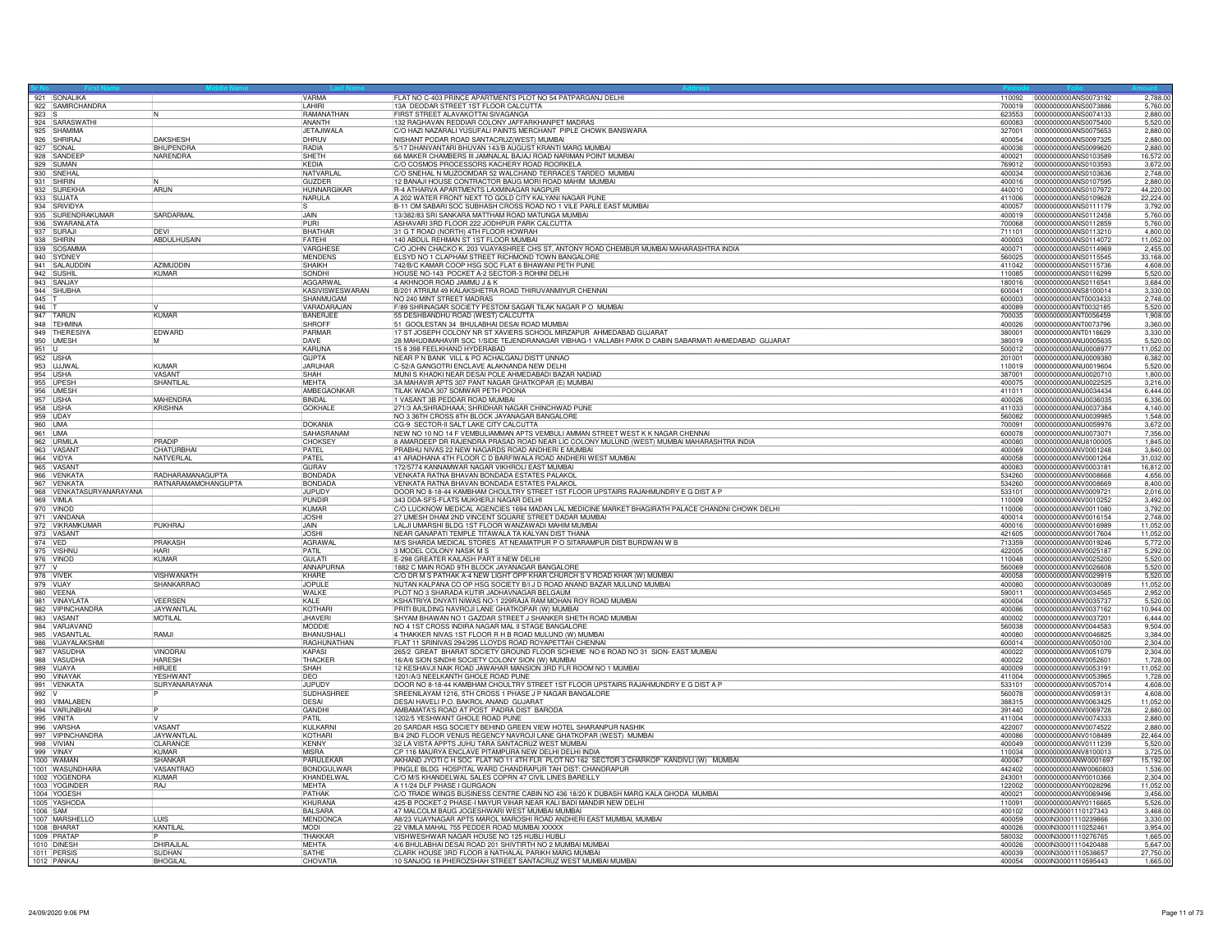| Sr No | First Name | Middle Name | Last Name | Address | Pincode | Folio | Amount |
|---|---|---|---|---|---|---|---|
| 921 | SONALIKA | | VARMA | FLAT NO C-403 PRINCE APARTMENTS PLOT NO 54 PATPARGANJ DELHI | 110092 | 0000000000ANS0073192 | 2,788.00 |
| 922 | SAMIRCHANDRA | | LAHIRI | 13A DEODAR STREET 1ST FLOOR CALCUTTA | 700019 | 0000000000ANS0073886 | 5,760.00 |
| 923 | S | N | RAMANATHAN | FIRST STREET ALAVAKOTTAI SIVAGANGA | 623553 | 0000000000ANS0074133 | 2,880.00 |
| 924 | SARASWATHI | | ANANTH | 132 RAGHAVAN REDDIAR COLONY JAFFARKHANPET MADRAS | 600083 | 0000000000ANS0075400 | 5,520.00 |
| 925 | SHAMIMA | | JETAJIWALA | C/O HAZI NAZARALI YUSUFALI PAINTS MERCHANT PIPLE CHOWK BANSWARA | 327001 | 0000000000ANS0075653 | 2,880.00 |
| 926 | SHRIRAJ | DAKSHESH | DHRUV | NISHANT PODAR ROAD SANTACRUZ(WEST) MUMBAI | 400054 | 0000000000ANS0097325 | 2,880.00 |
| 927 | SONAL | BHUPENDRA | RADIA | 5/17 DHANVANTARI BHUVAN 143/B AUGUST KRANTI MARG MUMBAI | 400036 | 0000000000ANS0099620 | 2,880.00 |
| 928 | SANDEEP | NARENDRA | SHETH | 66 MAKER CHAMBERS III JAMNALAL BAJAJ ROAD NARIMAN POINT MUMBAI | 400021 | 0000000000ANS0103589 | 16,572.00 |
| 929 | SUMAN | | KEDIA | C/O COSMOS PROCESSORS KACHERY ROAD ROORKELA | 769012 | 0000000000ANS0103593 | 3,672.00 |
| 930 | SNEHAL | | NATVARLAL | C/O SNEHAL N MUZOOMDAR 52 WALCHAND TERRACES TARDEO MUMBAI | 400034 | 0000000000ANS0103636 | 2,748.00 |
| 931 | SHIRIN | N | GUZDER | 12 BANAJI HOUSE CONTRACTOR BAUG MORI ROAD MAHIM MUMBAI | 400016 | 0000000000ANS0107595 | 2,880.00 |
| 932 | SUREKHA | ARUN | HUNNARGIKAR | R-4 ATHARVA APARTMENTS LAXMINAGAR NAGPUR | 440010 | 0000000000ANS0107972 | 44,220.00 |
| 933 | SUJATA | | NARULA | A 202 WATER FRONT NEXT TO GOLD CITY KALYANI NAGAR PUNE | 411006 | 0000000000ANS0109628 | 22,224.00 |
| 934 | SRIVIDYA | | S | B-11 OM SABARI SOC SUBHASH CROSS ROAD NO 1 VILE PARLE EAST MUMBAI | 400057 | 0000000000ANS0111179 | 3,792.00 |
| 935 | SURENDRAKUMAR | SARDARMAL | JAIN | 13/382/83 SRI SANKARA MATTHAM ROAD MATUNGA MUMBAI | 400019 | 0000000000ANS0112458 | 5,760.00 |
| 936 | SWARANLATA | | PURI | ASHAVARI 3RD FLOOR 222 JODHPUR PARK CALCUTTA | 700068 | 0000000000ANS0112859 | 5,760.00 |
| 937 | SURAJI | DEVI | BHATHAR | 31 G T ROAD (NORTH) 4TH FLOOR HOWRAH | 711101 | 0000000000ANS0113210 | 4,800.00 |
| 938 | SHIRIN | ABDULHUSAIN | FATEHI | 140 ABDUL REHMAN ST 1ST FLOOR MUMBAI | 400003 | 0000000000ANS0114072 | 11,052.00 |
| 939 | SOSAMMA | | VARGHESE | C/O JOHN CHACKO K. 203 VIJAYASHREE CHS ST. ANTONY ROAD CHEMBUR MUMBAI MAHARASHTRA INDIA | 400071 | 0000000000ANS0114969 | 2,455.00 |
| 940 | SYDNEY | | MENDENS | ELSYD NO 1 CLAPHAM STREET RICHMOND TOWN BANGALORE | 560025 | 0000000000ANS0115545 | 33,168.00 |
| 941 | SALAUDDIN | AZIMUDDIN | SHAIKH | 742/B/C KAMAR COOP HSG SOC FLAT 6 BHAWANI PETH PUNE | 411042 | 0000000000ANS0115736 | 4,608.00 |
| 942 | SUSHIL | KUMAR | SONDHI | HOUSE NO-143 POCKET A-2 SECTOR-3 ROHINI DELHI | 110085 | 0000000000ANS0116299 | 5,520.00 |
| 943 | SANJAY | | AGGARWAL | 4 AKHNOOR ROAD JAMMU J & K | 180016 | 0000000000ANS0116541 | 3,684.00 |
| 944 | SHUBHA | | KASIVISWESWARAN | B/201 ATRIUM 49 KALAKSHETRA ROAD THIRUVANMIYUR CHENNAI | 600041 | 0000000000ANS8100014 | 3,330.00 |
| 945 | T | | SHANMUGAM | NO 240 MINT STREET MADRAS | 600003 | 0000000000ANT0003433 | 2,748.00 |
| 946 | T | V | VARADARAJAN | F/89 SHRINAGAR SOCIETY PESTOM SAGAR TILAK NAGAR P O MUMBAI | 400089 | 0000000000ANT0032185 | 5,520.00 |
| 947 | TARUN | KUMAR | BANERJEE | 55 DESHBANDHU ROAD (WEST) CALCUTTA | 700035 | 0000000000ANT0056459 | 1,908.00 |
| 948 | TEHMINA | | SHROFF | 51 GOOLESTAN 34 BHULABHAI DESAI ROAD MUMBAI | 400026 | 0000000000ANT0073796 | 3,360.00 |
| 949 | THERESIYA | EDWARD | PARMAR | 17 ST JOSEPH COLONY NR ST XAVIERS SCHOOL MIRZAPUR AHMEDABAD GUJARAT | 380001 | 0000000000ANT0116629 | 3,330.00 |
| 950 | UMESH | M | DAVE | 28 MAHUDIMAHAVIR SOC 1/SIDE TEJENDRANAGAR VIBHAG-1 VALLABH PARK D CABIN SABARMATI AHMEDABAD GUJARAT | 380019 | 0000000000ANU0005635 | 5,520.00 |
| 951 | U | | KARUNA | 15 8 398 FEELKHAND HYDERABAD | 500012 | 0000000000ANU0008977 | 11,052.00 |
| 952 | USHA | | GUPTA | NEAR P N BANK VILL & PO ACHALGANJ DISTT UNNAO | 201001 | 0000000000ANU0009380 | 6,382.00 |
| 953 | UJJWAL | KUMAR | JARUHAR | C-52/A GANGOTRI ENCLAVE ALAKNANDA NEW DELHI | 110019 | 0000000000ANU0019604 | 5,520.00 |
| 954 | USHA | VASANT | SHAH | MUNI S KHADKI NEAR DESAI POLE AHMEDABADI BAZAR NADIAD | 387001 | 0000000000ANU0020710 | 1,800.00 |
| 955 | UPESH | SHANTILAL | MEHTA | 3A MAHAVIR APTS 307 PANT NAGAR GHATKOPAR (E) MUMBAI | 400075 | 0000000000ANU0022525 | 3,216.00 |
| 956 | UMESH | | AMBEGAONKAR | TILAK WADA 307 SOMWAR PETH POONA | 411011 | 0000000000ANU0034434 | 6,444.00 |
| 957 | USHA | MAHENDRA | BINDAL | 1 VASANT 3B PEDDAR ROAD MUMBAI | 400026 | 0000000000ANU0036035 | 6,336.00 |
| 958 | USHA | KRISHNA | GOKHALE | 271/3 AA;SHRADHAAA; SHRIDHAR NAGAR CHINCHWAD PUNE | 411033 | 0000000000ANU0037384 | 4,140.00 |
| 959 | UDAY | | | NO 3 36TH CROSS 8TH BLOCK JAYANAGAR BANGALORE | 560082 | 0000000000ANU0039985 | 1,548.00 |
| 960 | UMA | | DOKANIA | CG-9 SECTOR-II SALT LAKE CITY CALCUTTA | 700091 | 0000000000ANU0059976 | 3,672.00 |
| 961 | UMA | | SAHASRANAM | NEW NO 10 NO 14 F VEMBULIAMMAN APTS VEMBULI AMMAN STREET WEST K K NAGAR CHENNAI | 600078 | 0000000000ANU0073071 | 7,356.00 |
| 962 | URMILA | PRADIP | CHOKSEY | 8 AMARDEEP DR RAJENDRA PRASAD ROAD NEAR LIC COLONY MULUND (WEST) MUMBAI MAHARASHTRA INDIA | 400080 | 0000000000ANU8100005 | 1,845.00 |
| 963 | VASANT | CHATURBHAI | PATEL | PRABHU NIVAS 22 NEW NAGARDS ROAD ANDHERI E MUMBAI | 400069 | 0000000000ANV0001248 | 3,840.00 |
| 964 | VIDYA | NATVERLAL | PATEL | 41 ARADHANA 4TH FLOOR C D BARFIWALA ROAD ANDHERI WEST MUMBAI | 400058 | 0000000000ANV0001264 | 31,032.00 |
| 965 | VASANT | | GURAV | 172/5774 KANNAMWAR NAGAR VIKHROLI EAST MUMBAI | 400083 | 0000000000ANV0003181 | 16,812.00 |
| 966 | VENKATA | RADHARAMANAGUPTA | BONDADA | VENKATA RATNA BHAVAN BONDADA ESTATES PALAKOL | 534260 | 0000000000ANV0008668 | 4,656.00 |
| 967 | VENKATA | RATNARAMAMOHANGUPTA | BONDADA | VENKATA RATNA BHAVAN BONDADA ESTATES PALAKOL | 534260 | 0000000000ANV0008669 | 8,400.00 |
| 968 | VENKATASURYANARAYANA | | JUPUDY | DOOR NO 8-18-44 KAMBHAM CHOULTRY STREET 1ST FLOOR UPSTAIRS RAJAHMUNDRY E G DIST A P | 533101 | 0000000000ANV0009721 | 2,016.00 |
| 969 | VIMLA | | PUNDIR | 343 DDA-SFS-FLATS MUKHERJI NAGAR DELHI | 110009 | 0000000000ANV0010252 | 3,492.00 |
| 970 | VINOD | | KUMAR | C/O LUCKNOW MEDICAL AGENCIES 1694 MADAN LAL MEDICINE MARKET BHAGIRATH PALACE CHANDNI CHOWK DELHI | 110006 | 0000000000ANV0011080 | 3,792.00 |
| 971 | VANDANA | | JOSHI | 27 UMESH DHAM 2ND VINCENT SQUARE STREET DADAR MUMBAI | 400014 | 0000000000ANV0016154 | 2,748.00 |
| 972 | VIKRAMKUMAR | PUKHRAJ | JAIN | LALJI UMARSHI BLDG 1ST FLOOR WANZAWADI MAHIM MUMBAI | 400016 | 0000000000ANV0016989 | 11,052.00 |
| 973 | VASANT | | JOSHI | NEAR GANAPATI TEMPLE TITAWALA TA KALYAN DIST THANA | 421605 | 0000000000ANV0017604 | 11,052.00 |
| 974 | VED | PRAKASH | AGRAWAL | M/S SHARDA MEDICAL STORES AT NEAMATPUR P O SITARAMPUR DIST BURDWAN W B | 713359 | 0000000000ANV0019246 | 5,772.00 |
| 975 | VISHNU | HARI | PATIL | 3 MODEL COLONY NASIK M S | 422005 | 0000000000ANV0025187 | 5,292.00 |
| 976 | VINOD | KUMAR | GULATI | E-298 GREATER KAILASH PART II NEW DELHI | 110048 | 0000000000ANV0025200 | 5,520.00 |
| 977 | V | | ANNAPURNA | 1882 C MAIN ROAD 9TH BLOCK JAYANAGAR BANGALORE | 560069 | 0000000000ANV0026608 | 5,520.00 |
| 978 | VIVEK | VISHWANATH | KHARE | C/O DR M S PATHAK A-4 NEW LIGHT OPP KHAR CHURCH S V ROAD KHAR (W) MUMBAI | 400058 | 0000000000ANV0029919 | 5,520.00 |
| 979 | VIJAY | SHANKARRAO | JOPULE | NUTAN KALPANA CO OP HSG SOCIETY B/I J D ROAD ANAND BAZAR MULUND MUMBAI | 400080 | 0000000000ANV0030089 | 11,052.00 |
| 980 | VEENA | | WALKE | PLOT NO 3 SHARADA KUTIR JADHAVNAGAR BELGAUM | 590011 | 0000000000ANV0034565 | 2,952.00 |
| 981 | VINAYLATA | VEERSEN | KALE | KSHATRIYA DNYATI NIWAS NO-1 229RAJA RAM MOHAN ROY ROAD MUMBAI | 400004 | 0000000000ANV0035737 | 5,520.00 |
| 982 | VIPINCHANDRA | JAYWANTLAL | KOTHARI | PRITI BUILDING NAVROJI LANE GHATKOPAR (W) MUMBAI | 400086 | 0000000000ANV0037162 | 10,944.00 |
| 983 | VASANT | MOTILAL | JHAVERI | SHYAM BHAWAN NO 1 GAZDAR STREET J SHANKER SHETH ROAD MUMBAI | 400002 | 0000000000ANV0037201 | 6,444.00 |
| 984 | VARJAVAND | | MODDIE | NO 4 1ST CROSS INDIRA NAGAR MAL II STAGE BANGALORE | 560038 | 0000000000ANV0044583 | 9,504.00 |
| 985 | VASANTLAL | RAMJI | BHANUSHALI | 4 THAKKER NIVAS 1ST FLOOR R H B ROAD MULUND (W) MUMBAI | 400080 | 0000000000ANV0046825 | 3,384.00 |
| 986 | VIJAYALAKSHMI | | RAGHUNATHAN | FLAT 11 SRINIVAS 294/295 LLOYDS ROAD ROYAPETTAH CHENNAI | 600014 | 0000000000ANV0050100 | 2,304.00 |
| 987 | VASUDHA | VINODRAI | KAPASI | 265/2 GREAT BHARAT SOCIETY GROUND FLOOR SCHEME NO 6 ROAD NO 31 SION- EAST MUMBAI | 400022 | 0000000000ANV0051079 | 2,304.00 |
| 988 | VASUDHA | HARESH | THACKER | 16/A/6 SION SINDHI SOCIETY COLONY SION (W) MUMBAI | 400022 | 0000000000ANV0052601 | 1,728.00 |
| 989 | VIJAYA | HIRJEE | SHAH | 12 KESHAVJI NAIK ROAD JAWAHAR MANSION 3RD FLR ROOM NO 1 MUMBAI | 400009 | 0000000000ANV0053191 | 11,052.00 |
| 990 | VINAYAK | YESHWANT | DEO | 1201/A/3 NEELKANTH GHOLE ROAD PUNE | 411004 | 0000000000ANV0053965 | 1,728.00 |
| 991 | VENKATA | SURYANARAYANA | JUPUDY | DOOR NO 8-18-44 KAMBHAM CHOULTRY STREET 1ST FLOOR UPSTAIRS RAJAHMUNDRY E G DIST A P | 533101 | 0000000000ANV0057014 | 4,608.00 |
| 992 | V | P | SUDHASHREE | SREENILAYAM 1216, 5TH CROSS 1 PHASE J P NAGAR BANGALORE | 560078 | 0000000000ANV0059131 | 4,608.00 |
| 993 | VIMALABEN | | DESAI | DESAI HAVELI P.O. BAKROL ANAND GUJARAT | 388315 | 0000000000ANV0063425 | 11,052.00 |
| 994 | VARUNBHAI | P | GANDHI | AMBAMATA'S ROAD AT POST PADRA DIST BARODA | 391440 | 0000000000ANV0069728 | 2,880.00 |
| 995 | VINITA | V | PATIL | 1202/5 YESHWANT GHOLE ROAD PUNE | 411004 | 0000000000ANV0074333 | 2,880.00 |
| 996 | VARSHA | VASANT | KULKARNI | 20 SARDAR HSG SOCIETY BEHIND GREEN VIEW HOTEL SHARANPUR NASHIK | 422007 | 0000000000ANV0074522 | 2,880.00 |
| 997 | VIPINCHANDRA | JAYWANTLAL | KOTHARI | B/4 2ND FLOOR VENUS REGENCY NAVROJI LANE GHATKOPAR (WEST) MUMBAI | 400086 | 0000000000ANV0108489 | 22,464.00 |
| 998 | VIVIAN | CLARANCE | KENNY | 32 LA VISTA APPTS JUHU TARA SANTACRUZ WEST MUMBAI | 400049 | 0000000000ANV0111239 | 5,520.00 |
| 999 | VINAY | KUMAR | MISRA | CP 116 MAURYA ENCLAVE PITAMPURA NEW DELHI DELHI INDIA | 110034 | 0000000000ANV8100013 | 3,725.00 |
| 1000 | WAMAN | SHANKAR | PARULEKAR | AKHAND JYOTI C H SOC FLAT NO 11 4TH FLR PLOT NO 162 SECTOR 3 CHARKOP KANDIVLI (W) MUMBAI | 400067 | 0000000000ANW0001697 | 15,192.00 |
| 1001 | WASUNDHARA | VASANTRAO | BONDGULWAR | PINGLE BLDG HOSPITAL WARD CHANDRAPUR TAH DIST: CHANDRAPUR | 442402 | 0000000000ANW0060803 | 1,536.00 |
| 1002 | YOGENDRA | KUMAR | KHANDELWAL | C/O M/S KHANDELWAL SALES COPRN 47 CIVIL LINES BAREILLY | 243001 | 0000000000ANY0010366 | 2,304.00 |
| 1003 | YOGINDER | RAJ | MEHTA | A 11/24 DLF PHASE I GURGAON | 122002 | 0000000000ANY0028296 | 11,052.00 |
| 1004 | YOGESH | | PATHAK | C/O TRADE WINGS BUSINESS CENTRE CABIN NO 436 18/20 K DUBASH MARG KALA GHODA MUMBAI | 400021 | 0000000000ANY0069496 | 3,456.00 |
| 1005 | YASHODA | | KHURANA | 425-B POCKET-2 PHASE-I MAYUR VIHAR NEAR KALI BADI MANDIR NEW DELHI | 110091 | 0000000000ANY0116665 | 5,526.00 |
| 1006 | SAM | | BALSARA | 47 MALCOLM BAUG JOGESHWARI WEST MUMBAI MUMBAI | 400102 | 0000IN30001110127343 | 3,468.00 |
| 1007 | MARSHELLO | LUIS | MENDONCA | A8/23 VIJAYNAGAR APTS MAROL MAROSHI ROAD ANDHERI EAST MUMBAI, MUMBAI | 400059 | 0000IN30001110239866 | 3,330.00 |
| 1008 | BHARAT | KANTILAL | MODI | 22 VIMLA MAHAL 755 PEDDER ROAD MUMBAI XXXXX | 400026 | 0000IN30001110252461 | 3,954.00 |
| 1009 | PRATAP | P | THAKKAR | VISHWESHWAR NAGAR HOUSE NO 125 HUBLI HUBLI | 580032 | 0000IN30001110276765 | 1,665.00 |
| 1010 | DINESH | DHIRAJLAL | MEHTA | 4/6 BHULABHAI DESAI ROAD 201 SHIVTIRTH NO 2 MUMBAI MUMBAI | 400026 | 0000IN30001110420488 | 5,647.00 |
| 1011 | PERSIS | SUDHAN | SATHE | CLARK HOUSE 3RD FLOOR 8 NATHALAL PARIKH MARG MUMBAI | 400039 | 0000IN30001110538657 | 27,750.00 |
| 1012 | PANKAJ | BHOGILAL | CHOVATIA | 10 SANJOG 18 PHEROZSHAH STREET SANTACRUZ WEST MUMBAI MUMBAI | 400054 | 0000IN30001110595443 | 1,665.00 |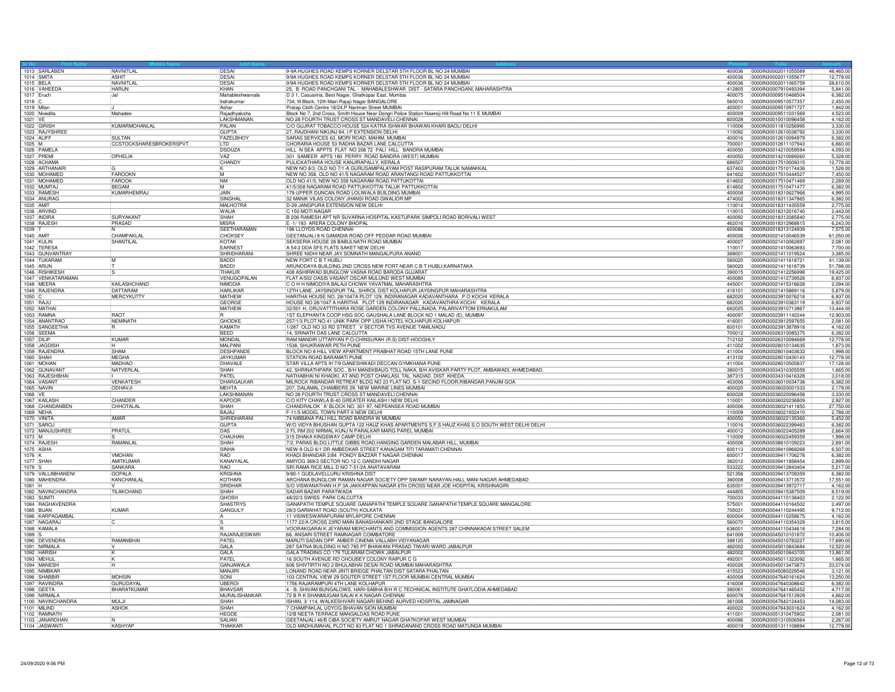| Sr No | First Name | Middle Name | Last Name | Address | Pincode | Folio | Amount |
|---|---|---|---|---|---|---|---|
| 1013 | SARLABEN | NAVNITLAL | DESAI | 9-9A HUGHES ROAD KEMPS KORNER DELSTAR 5TH FLOOR BL NO 24 MUMBAI | 400036 | 0000IN30002011055589 | 48,465.00 |
| 1014 | SMITA | ASHIT | DESAI | 9/9A HUGHES ROAD KEMPS KORNER DELSTAR 5TH FLOOR BL NO 24 MUMBAI | 400036 | 0000IN30002011055677 | 12,778.00 |
| 1015 | BELA | NAVNITLAL | DESAI | 9/9A HUGHES ROAD KEMPS KORNER DELSTAR 5TH FLOOR BL NO 24 MUMBAI | 400036 | 0000IN30002011065759 | 28,610.00 |
| 1016 | VAHEEDA | HARUN | KHAN | 25, B ROAD PANCHGANI TAL - MAHABALESHWAR DIST - SATARA PANCHGANI, MAHARASHTRA | 412805 | 0000IN30007910493394 | 5,841.00 |
| 1017 | Eruch | Jal | Mahableshwarvala | D 3 1, Casuarina, Best Nagar, Ghatkopar East, Mumbai | 400075 | 0000IN30009510468504 | 6,382.00 |
| 1018 | C | | Indrakumar | 734, III Block, 12th Main Rajaji Nagar BANGALORE | 560010 | 0000IN30009510577357 | 2,455.00 |
| 1019 | Milan | J | Ashar | Pratap Cloth Centre 18/24,P Nariman Street MUMBAI | 400001 | 0000IN30009510971727 | 1,942.00 |
| 1020 | Nivedita | Mahadeo | Rajadhyaksha | Block No 7, 2nd Cross, Smith House Near Dongri Police Station Nawroji Hill Road No 11 E MUMBAI | 400009 | 0000IN30009511031569 | 4,523.00 |
| 1021 | VE | | LAKSHMANAN | NO 28 FOURTH TRUST CROSS ST MANDAVELI CHENNAI | 600028 | 0000IN30010010096458 | 4,162.00 |
| 1022 | GIRISH | KUMARMOHANLAL | PALAN | C/O GUJRAT TOBACCO HOUSE 524 KATRA ISHWAR BHAWAN KHARI BAOLI DELHI | 110006 | 0000IN30011810256995 | 3,330.00 |
| 1023 | RAJYSHREE | | GUPTA | 27, RAJDHANI NIKUNJ 94, I P EXTENSION DELHI | 110092 | 0000IN30012610038792 | 3,330.00 |
| 1024 | ALIFF | SULTAN | FAZELBHOY | SARAS SERVICES 63, MORI ROAD, MAHIM, MUMBAI | 400016 | 0000IN30012610094979 | 6,382.00 |
| 1025 | M | CCSTOCKSHARESBROKERSPVT | LTD | CHORARIA HOUSE 53 RADHA BAZAR LANE CALCUTTA | 700001 | 0000IN30012611107943 | 6,660.00 |
| 1026 | PAMELA | | DSOUZA | HILL N SEA APPTS FLAT NO 206 72 PALI HILL BANDRA MUMBAI | 400050 | 0000IN30014210059594 | 4,093.00 |
| 1027 | PREMI | OPHELIA | VAZ | 301 SAMEER APTS 180 PERRY ROAD BANDRA (WEST) MUMBAI | 400050 | 0000IN30014210069260 | 5,328.00 |
| 1028 | ACHAMA | | CHANDY | PULICKATHARA HOUSE KANJIRAPALLY, KERALA | 686507 | 0000IN30017510009315 | 12,778.00 |
| 1029 | ARTHANARI | G | K | NEW NO 8/3, OLD NO 7/1-A GURUSAMIPALAYAM POST RASIPURAM TALUK NAMAKKAL | 637403 | 0000IN30017510174436 | 1,526.00 |
| 1030 | MOHAMED | FAROOKN | M | NEW NO 358, OLD NO 41/5 NAGARAM ROAD ARANTANGI ROAD PATTUKKOTTAI | 641602 | 0000IN30017510444527 | 7,450.00 |
| 1031 | MOHAMED | FAROOK | NM | OLD NO 41/5, NEW NO 358 NAGARAM ROAD PATTUKOTTAI | 614602 | 0000IN30017510471469 | 2,289.00 |
| 1032 | MUMTAJ | BEGAM | M | 41/5/358 NAGARAM ROAD PATTUKKOTTAI TALUK PATTUKKOTTAI | 614602 | 0000IN30017510471477 | 6,382.00 |
| 1033 | RAMESH | KUMARHEMRAJ | JAIN | 179 UPPER DUNCAN ROAD LOLIWALA BUILDING MUMBAI | 400008 | 0000IN30018310627968 | 4,995.00 |
| 1034 | ANURAG | | SINGHAL | 32 MANIK VILAS COLONY JHANSI ROAD GWALIOR MP | 474002 | 0000IN30018311347865 | 6,382.00 |
| 1035 | AMIT | | MALHOTRA | D-29 JANGPURA EXTENSION NEW DELHI | 110014 | 0000IN30018311435559 | 2,775.00 |
| 1036 | ARVIND | | WALIA | C 150 MOTI NAGAR | 110015 | 0000IN30018312016740 | 2,442.00 |
| 1037 | INDIRA | SURYAKANT | SHAH | B 206 RAMESH APT NR SUVARNA HOSPITAL KASTUPARK SIMPOLI ROAD BORIVALI WEST | 400092 | 0000IN30018312085840 | 2,775.00 |
| 1038 | RAJESH | PRASAD | MISRA | E -1/ 183 ARERA COLONY BHOPAL | 462016 | 0000IN30018312968815 | 6,243.00 |
| 1039 | T | N | SEETHARAMAN | 196 LLOYDS ROAD CHENNAI | 600086 | 0000IN30018313124939 | 7,575.00 |
| 1040 | AMIT | CHAMPAKLAL | CHOKSEY | GEETANJALI 9 N GAMADIA ROAD OFF PEDDAR ROAD MUMBAI | 400026 | 0000IN30021410046539 | 61,050.00 |
| 1041 | KULIN | SHANTILAL | KOTAK | SEKSERIA HOUSE 28 BABULNATH ROAD MUMBAI | 400007 | 0000IN30021410062897 | 2,081.00 |
| 1042 | TERESA | | EARNEST | A 54\3 DDA SFS FLATS SAKET NEW DELHI | 110017 | 0000IN30021410063693 | 7,700.00 |
| 1043 | GUNVANTRAY | | SHRIDHARANI | SHREE NIDHI NEAR JAY SOMNATH MANGALPURA ANAND | 388001 | 0000IN30021411019524 | 3,385.00 |
| 1044 | TUKARAM | M | BADDI | NEW FORT C B T HUBLI | 580020 | 0000IN30021411618721 | 41,139.00 |
| 1045 | ARUN | T | BADDI | ARUNODAYA BUILDING 2ND CROSS NEW FORT NEAR C B T HUBLI,KARNATAKA | 580020 | 0000IN30021411618739 | 51,788.00 |
| 1046 | RISHIKESH | S | THAKUR | 408 ASHIRWAD BUNGLOW VASNA ROAD BARODA GUJARAT | 390015 | 0000IN30021412256998 | 19,425.00 |
| 1047 | VENKATARAMAN | | VENUGOPALAN | FLAT A/502 OASIS VASANT OSCAR MULUND WEST MUMBAI | 400080 | 0000IN30021412739528 | 6,937.00 |
| 1048 | MEERA | KAILASHCHAND | NIMODIA | C O H H NIMODIYA BALAJI CHOWK YAVATMAL MAHARASHTRA | 445001 | 0000IN30021415316628 | 2,094.00 |
| 1049 | RAJENDRA | DATTARAM | HARLIKAR | 12TH LANE, JAYSINGPUR TAL. SHIROL DIST KOLHAPUR JAYSINGPUR MAHARASHTRA | 416101 | 0000IN30021415869116 | 5,879.00 |
| 1050 | C | MERCYKUTTY | MATHEW | HARITHA HOUSE NO. 28/1047A PLOT 129, INDIRANAGAR KADAVANTHARA P O KOCHI KERALA | 682020 | 0000IN30023910076218 | 6,937.00 |
| 1051 | RAJU | | GEORGE | HOUSE NO 28/1047 A HARITHA PLOT 129 INDIRANAGAR KADAVANTHRA KOCHI KERALA | 682020 | 0000IN30023910363119 | 6,937.00 |
| 1052 | MATHAI | | MATHEW | 32/501 H, ORUVATTITHARA ROSE GARDEN COLONY PALLINADA, PALARIVATTOM ERNAKULAM | 682025 | 0000IN30023910713867 | 13,444.00 |
| 1053 | RAMNA | RAOT | R | 1ST ELEPHANTA COOP HSG SOC GAUSHALA LANE BLOCK NO 1 MALAD (E), MUMBAI | 400097 | 0000IN30023911142244 | 12,903.00 |
| 1054 | ANANTRAO | NEMINATH | GHODKE | 257/1/3 PLOT NO.41 UNIK PARK OPP LISHA HOTEL KOLHAPUR KOLHAPUR | 416001 | 0000IN30023912597655 | 2,081.00 |
| 1055 | SANGEETHA | R | KAMATH | 1/287 OLD NO 33 RD STREET V SECTOR TVS AVENUE TAMILNADU | 600101 | 0000IN30023913878918 | 4,162.00 |
| 1056 | SEEMA | | BEED | 14, SRINATH DAS LANE CALCUTTA | 700012 | 0000IN30026310085375 | 6,382.00 |
| 1057 | DILIP | KUMAR | MONDAL | RAM MANDIR UTTARYAN P.O-CHINSURAH (R.S) DIST-HOOGHLY | 712102 | 0000IN30026310094669 | 12,778.00 |
| 1058 | JAGDISH | H | MALPANI | 1538, SHUKRAWAR PETH PUNE | 411002 | 0000IN30028010134635 | 1,873.00 |
| 1059 | RAJENDRA | SHAM | DESHPANDE | BLOCK NO 6 HILL VIEW APARTMENT PRABHAT ROAD 15TH LANE PUNE | 411004 | 0000IN30028010403632 | 1,998.00 |
| 1060 | SHAH | MEGHA | JAYKUMAR | STATION ROAD BARAMATI PUNE | 413102 | 0000IN30028010430143 | 12,778.00 |
| 1061 | MOHAN | MADHAO | DHAVALE | STAR VILLA APTS 917/9 GANESHWADI DECCAN GYMKHANA PUNE | 411004 | 0000IN30028010505837 | 17,128.00 |
| 1062 | GUNAVANT | NATVERLAL | SHAH | 42, SHRINATHPARK SOC., B/H MANEKBAUG TOLL NAKA, B/H AVISKAR PARTY PLOT, AMBAWADI, AHMEDABAD. | 380015 | 0000IN30034310305559 | 1,665.00 |
| 1063 | RAJESHBHAI | I | PATEL | NATHABHAI NI KHADKI, AT AND POST CHAKLASI. TAL. NADIAD. DIST. KHEDA. | 387315 | 0000IN30034310416328 | 3,018.00 |
| 1064 | VASANT | VENKATESH | DHARGALKAR | MILROCK RIBANDAR RETREAT BLDG NO 23 FLAT NO. S-1 SECIND FLOOR,RIBANDAR,PANJIM GOA | 403006 | 0000IN30036010034738 | 6,382.00 |
| 1065 | NAVIN | ODHAVJI | MEHTA | 207, DALAMAL CHAMBERS 29, NEW MARINE LINES MUMBAI | 400020 | 0000IN30036020001533 | 2,178.00 |
| 1066 | VE | | LAKSHMANAN | NO 28 FOURTH TRUST CROSS ST MANDAVELI CHENNAI | 600028 | 0000IN30036020096458 | 3,330.00 |
| 1067 | KAILASH | CHANDER | KAPOOR | C/O KITY CHAWLA B-40 GREATER KAILASH I NEW DELHI | 110001 | 0000IN30036020236809 | 2,927.00 |
| 1068 | CHANDANBEN | CHHOTALAL | SHAH | CHANDRALOK ' A' BLOCK NO. 301 97, NEPEANSEA ROAD MUMBAI | 400006 | 0000IN30036021411850 | 27,750.00 |
| 1069 | NEHA | | BAJAJ | F-11/5 MODEL TOWN PART-II NEW DELHI | 110009 | 0000IN30036021932410 | 2,788.00 |
| 1070 | VINITA | AMAR | SHRIDHARANI | 74 NIBBANA PALI HILL ROAD BANDRA W MUMBAI | 400050 | 0000IN30036022135360 | 5,452.00 |
| 1071 | SAROJ | | GUPTA | W/O VIDYA BHUSHAN GUPTA 122 HAUZ KHAS APARTMENTS S.F.S HAUZ KHAS S.O SOUTH WEST DELHI DELHI | 110016 | 0000IN30036022399463 | 6,382.00 |
| 1072 | MANJUSHREE | PRATUL | DAS | 2 FL RM 202 NIRMAL KUNJ N PARALKAR MARG PAREL MUMBAI | 400012 | 0000IN30036022405289 | 2,664.00 |
| 1073 | M | S | CHAUHAN | 315 DHAKA KINGSWAY CAMP DELHI | 110009 | 0000IN30036022459359 | 1,998.00 |
| 1074 | RAJESH | RAMANLAL | SHAH | 7/2, PARAS BLDG LITTLE GIBBS ROAD,HANGING GARDEN MALABAR HILL, MUMBAI | 400006 | 0000IN30038610109223 | 2,691.00 |
| 1075 | ASHA | | SINHA | NEW-9 OLD 6/1 DR AMBEDKAR STREET KANAGAM TITI TARAMATI CHENNAI | 600113 | 0000IN30039410968268 | 6,507.00 |
| 1076 | K | VMOHAN | RAO | KHADI BHANDAR 2/84 PONDY BAZZAR T NAGAR CHENNAI | 600017 | 0000IN30039411706278 | 6,382.00 |
| 1077 | SHAH | AMITKUMAR | KANAIYALAL | AMIYOG 369/2 SECTOR NO 12 C GANDHI NAGAR | 382012 | 0000IN30039411858454 | 2,899.00 |
| 1078 | S | SANKARA | RAO | SRI RAMA RICE MILL D NO 7-51/2A ANATAVARAM | 533222 | 0000IN30039412843404 | 5,217.00 |
| 1079 | VALLABHANENI | GOPALA | KRISHNA | 9/80-1 GUDLAVELLURU KRISHNA DIST | 521356 | 0000IN30039413709359 | 6,382.00 |
| 1080 | MAHENDRA | KANCHANLAL | KOTHARI | ARCHANA BUNGLOW RAMAN NAGAR SOCIETY OPP SWAMY NARAYAN HALL MANI NAGAR AHMEDABAD | 380008 | 0000IN30039413713572 | 17,551.00 |
| 1081 | H | V | SRIDHAR | S/O VISWANATHAN H.P 3A JAKKAPPAN NAGAR 6TH CROSS NEAR JOE HOSPITAL KRISHNAGIRI | 635001 | 0000IN30039413972717 | 4,162.00 |
| 1082 | NAVINCHANDRA | TILAKCHAND | SHAH | SADAR BAZAR PARATWADA | 444805 | 0000IN30039415387509 | 8,519.00 |
| 1083 | SUNITI | | GHOSH | 48/22/3 SWISS PARK CALCUTTA | 700033 | 0000IN30044110138403 | 2,122.00 |
| 1084 | RAGHAVENDRA | | SHASTRYS | GANAPATHI TEMPLE SQUARE GANAPATHI TEMPLE SQUARE GANAPATHI TEMPLE SQUARE MANGALORE | 575001 | 0000IN30044110164502 | 2,497.00 |
| 1085 | BIJAN | KUMAR | GANGULY | 28/3 GARIAHAT ROAD (SOUTH) KOLKATA | 700031 | 0000IN30044110244495 | 9,712.00 |
| 1086 | KARPAGAMBAL | | A | 11 VISWESWARAPURAM MYLAPORE CHENNAI | 600004 | 0000IN30044110258675 | 4,162.00 |
| 1087 | NAGARAJ | C | S | 1177 22/A CROSS 23RD MAIN BANASHANKARI 2ND STAGE BANGALORE | 560070 | 0000IN30044110354329 | 3,815.00 |
| 1088 | KAMALA | | R | VOORAKGARAI K JEYARAM MERCHANTS AND COMMISSION AGENTS 287 CHINNAKADAI STREET SALEM | 636001 | 0000IN30044110434618 | 7,284.00 |
| 1089 | S | | RAJARAJESWARI | 66, ANSARI STREET RAMNAGAR COIMBATORE | 641009 | 0000IN30045010101872 | 10,406.00 |
| 1090 | DEVENDRA | RAMANBHAI | PATEL | MARUTI SADAN OPP. AMBER CINEMA VALLABH VIDYANAGAR | 388120 | 0000IN30045010783227 | 17,690.00 |
| 1091 | NIRMALA | V | GALA | 287 SATNA BUILDING H NO 785 PT BHAWANI PRASAD TIWARI WARD JABALPUR | 482002 | 0000IN30045010843684 | 12,522.00 |
| 1092 | HARISH | K | GALA | GALA TRADING CO 179 TULARAM CHOWK JABALPUR | 482002 | 0000IN30045010843705 | 13,861.00 |
| 1093 | MEHUL | K | PATEL | 16 SOUTH AVENUE RD CHOUBEY COLONY RAIPUR C G | 492001 | 0000IN30045011323092 | 1,665.00 |
| 1094 | MANESH | H | GANJAWALA | 606 SHIVTIRTH NO 2 BHULABHAI DESAI ROAD MUMBAI MAHARASHTRA | 400026 | 0000IN30045013473873 | 23,074.00 |
| 1095 | NIMBKAR | | MANJIRI | LONAND ROAD NEAR JINTI BRIDGE PHALTAN DIST SATARA PHALTAN | 415523 | 0000IN30045080229546 | 3,121.00 |
| 1096 | SHABBIR | MOHSIN | SONI | 103 CENTRAL VIEW 29 SOUTER STREET 1ST FLOOR MUMBAI CENTRAL MUMBAI | 400008 | 0000IN30047640161624 | 13,250.00 |
| 1097 | RAVINDRA | GURUDAYAL | UBEROI | 1756 RAJARAMPURI 4TH LANE KOLHAPUR | 416008 | 0000IN30047640308642 | 6,382.00 |
| 1098 | GEETA | BHARATKUMAR | BHAVSAR | 4 - B, SHIVAM BUNGALOWS, HARI-SABHA B/H R C TECHNICAL INSTITUTE GHATLODIA AHMEDABAD | 380061 | 0000IN30047641465452 | 4,717.00 |
| 1099 | NIRMALA | | MURALISHANKAR | 72 B R K SHANMUGAM SALAI K K NAGAR CHENNAI | 600078 | 0000IN30047641513929 | 4,662.00 |
| 1100 | NAVINCHANDRA | MULJI | SHAH | ISHAN, 3/ 114, WALKESHVARI NAGARI BEHIND AURVED HOSPITAL JAMNAGAR | 361008 | 0000IN30047642124453 | 14,083.00 |
| 1101 | MILIND | ASHOK | SHAH | 7 CHAMPAKLAL UDYOG BHAVAN SION MUMBAI | 400022 | 0000IN30047643031624 | 4,162.00 |
| 1102 | RAMNATH | | HEGDE | 12/B NEETA TERRACE MANGALDAS ROAD PUNE | 411001 | 0000IN30051310475902 | 2,081.00 |
| 1103 | JANARDHAN | N | SALIAN | GEETANJALI 46/B CIBA SOCIETY AMRUT NAGAR GHATKOPAR WEST MUMBAI | 400086 | 0000IN30051310506564 | 2,267.00 |
| 1104 | JASWANTI | KASHYAP | THAKKAR | OLD MADHUMAHAL PLOT NO 83 FLAT NO 1 SHRADANAND CROSS ROAD MATUNGA MUMBAI | 400019 | 0000IN30051311108894 | 12,778.00 |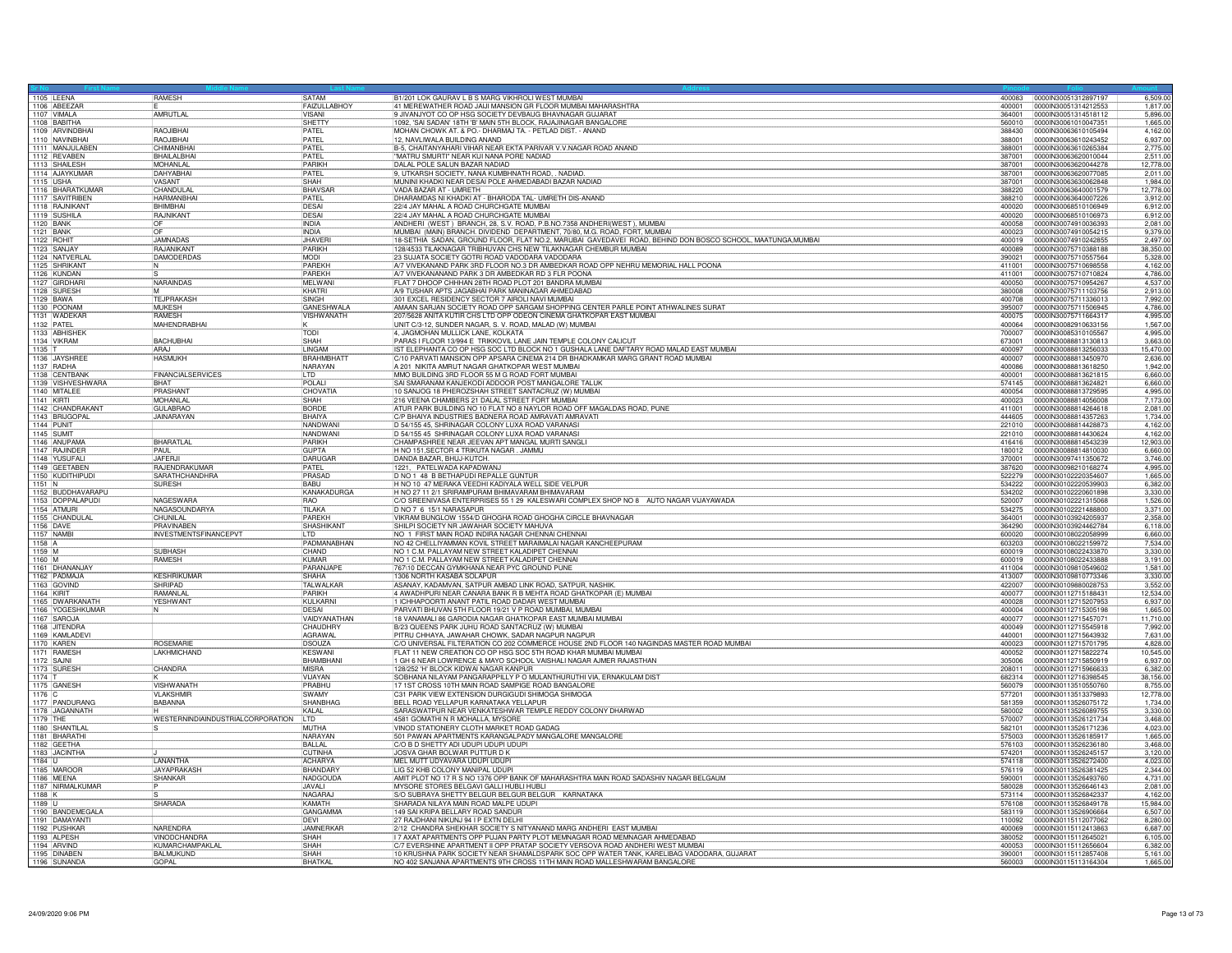| Sr No | First Name | Middle Name | Last Name | Address | Pincode | Folio | Amount |
|---|---|---|---|---|---|---|---|
| 1105 | LEENA | RAMESH | SATAM | B1/201 LOK GAURAV L B S MARG VIKHROLI WEST MUMBAI | 400083 | 0000IN30051312897197 | 6,509.00 |
| 1106 | ABEEZAR | E | FAIZULLABHOY | 41 MEREWATHER ROAD JAIJI MANSION GR FLOOR MUMBAI MAHARASHTRA | 400001 | 0000IN30051314212553 | 1,817.00 |
| 1107 | VIMALA | AMRUTLAL | VISANI | 9 JIVANJYOT CO OP HSG SOCIETY DEVBAUG BHAVNAGAR GUJARAT | 364001 | 0000IN30051314518112 | 5,896.00 |
| 1108 | BABITHA | | SHETTY | 1092, 'SAI SADAN' 18TH 'B' MAIN 5TH BLOCK, RAJAJINAGAR BANGALORE | 560010 | 0000IN30061010047351 | 1,665.00 |
| 1109 | ARVINDBHAI | RAOJIBHAI | PATEL | MOHAN CHOWK AT. & PO.- DHARMAJ TA. - PETLAD DIST. - ANAND | 388430 | 0000IN30063610105494 | 4,162.00 |
| 1110 | NAVINBHAI | RAOJIBHAI | PATEL | 12, NAVLIWALA BUILDING ANAND | 388001 | 0000IN30063610243452 | 6,937.00 |
| 1111 | MANJULABEN | CHIMANBHAI | PATEL | B-5, CHAITANYAHARI VIHAR NEAR EKTA PARIVAR V.V.NAGAR ROAD ANAND | 388001 | 0000IN30063610265384 | 2,775.00 |
| 1112 | REVABEN | BHAILALBHAI | PATEL | "MATRU SMURTI" NEAR KUI NANA PORE NADIAD | 387001 | 0000IN30063620010044 | 2,511.00 |
| 1113 | SHAILESH | MOHANLAL | PARIKH | DALAL POLE SALUN BAZAR NADIAD | 387001 | 0000IN30063620044278 | 12,778.00 |
| 1114 | AJAYKUMAR | DAHYABHAI | PATEL | 9, UTKARSH SOCIETY, NANA KUMBHNATH ROAD, . NADIAD. | 387001 | 0000IN30063620077085 | 2,011.00 |
| 1115 | USHA | VASANT | SHAH | MUNINI KHADKI NEAR DESAI POLE AHMEDABADI BAZAR NADIAD | 387001 | 0000IN30063630062848 | 1,984.00 |
| 1116 | BHARATKUMAR | CHANDULAL | BHAVSAR | VADA BAZAR AT - UMRETH | 388220 | 0000IN30063640001579 | 12,778.00 |
| 1117 | SAVITRIBEN | HARMANBHAI | PATEL | DHARAMDAS NI KHADKI AT - BHARODA TAL- UMRETH DIS-ANAND | 388210 | 0000IN30063640007226 | 3,912.00 |
| 1118 | RAJNIKANT | BHIMBHAI | DESAI | 22/4 JAY MAHAL A ROAD CHURCHGATE MUMBAI | 400020 | 0000IN30068510106949 | 6,912.00 |
| 1119 | SUSHILA | RAJNIKANT | DESAI | 22/4 JAY MAHAL A ROAD CHURCHGATE MUMBAI | 400020 | 0000IN30068510106973 | 6,912.00 |
| 1120 | BANK | OF | INDIA | ANDHERI (WEST ) BRANCH, 28, S.V. ROAD, P.B.NO.7358 ANDHERI(WEST ), MUMBAI | 400058 | 0000IN30074910036393 | 2,081.00 |
| 1121 | BANK | OF | INDIA | MUMBAI (MAIN) BRANCH, DIVIDEND DEPARTMENT, 70/80, M.G. ROAD, FORT, MUMBAI | 400023 | 0000IN30074910054215 | 9,379.00 |
| 1122 | ROHIT | JAMNADAS | JHAVERI | 18-SETHIA SADAN, GROUND FLOOR, FLAT NO.2, MARUBAI GAVEDAVEI ROAD, BEHIND DON BOSCO SCHOOL, MAATUNGA,MUMBAI | 400019 | 0000IN30074910242855 | 2,497.00 |
| 1123 | SANJAY | RAJANIKANT | PARIKH | 128/4533 TILAKNAGAR TRIBHUVAN CHS NEW TILAKNAGAR CHEMBUR MUMBAI | 400089 | 0000IN30075710388188 | 38,350.00 |
| 1124 | NATVERLAL | DAMODERDAS | MODI | 23 SUJATA SOCIETY GOTRI ROAD VADODARA VADODARA | 390021 | 0000IN30075710557564 | 5,328.00 |
| 1125 | SHRIKANT | N | PAREKH | A/7 VIVEKANAND PARK 3RD FLOOR NO.3 DR AMBEDKAR ROAD OPP NEHRU MEMORIAL HALL POONA | 411001 | 0000IN30075710698558 | 4,162.00 |
| 1126 | KUNDAN | S | PAREKH | A/7 VIVEKANANAND PARK 3 DR AMBEDKAR RD 3 FLR POONA | 411001 | 0000IN30075710710824 | 4,786.00 |
| 1127 | GIRDHARI | NARAINDAS | MELWANI | FLAT 7 DHOOP CHHHAN 28TH ROAD PLOT 201 BANDRA MUMBAI | 400050 | 0000IN30075710954267 | 4,537.00 |
| 1128 | SURESH | M | KHATRI | A/9 TUSHAR APTS JAGABHAI PARK MANINAGAR AHMEDABAD | 380008 | 0000IN30075711103756 | 2,913.00 |
| 1129 | BAWA | TEJPRAKASH | SINGH | 301 EXCEL RESIDENCY SECTOR 7 AIROLI NAVI MUMBAI | 400708 | 0000IN30075711336013 | 7,992.00 |
| 1130 | POONAM | MUKESH | GANESHWALA | AMAAN SARJAN SOCIETY ROAD OPP SARGAM SHOPPING CENTER PARLE POINT ATHWALINES SURAT | 395007 | 0000IN30075711506945 | 4,786.00 |
| 1131 | WADEKAR | RAMESH | VISHWANATH | 207/5628 ANITA KUTIR CHS LTD OPP ODEON CINEMA GHATKOPAR EAST MUMBAI | 400075 | 0000IN30075711664317 | 4,995.00 |
| 1132 | PATEL | MAHENDRABHAI | K | UNIT C/3-12, SUNDER NAGAR, S. V. ROAD, MALAD (W) MUMBAI | 400064 | 0000IN30082910633156 | 1,567.00 |
| 1133 | ABHISHEK | | TODI | 4, JAGMOHAN MULLICK LANE, KOLKATA | 700007 | 0000IN30085310105567 | 4,995.00 |
| 1134 | VIKRAM | BACHUBHAI | SHAH | PARAS I FLOOR 13/994 E TRIKKOVIL LANE JAIN TEMPLE COLONY CALICUT | 673001 | 0000IN30088813130813 | 3,663.00 |
| 1135 | T | ARAJ | LINGAM | IST ELEPHANTA CO OP HSG SOC LTD BLOCK NO 1 GUSHALA LANE DAFTARY ROAD MALAD EAST MUMBAI | 400097 | 0000IN30088813256033 | 15,470.00 |
| 1136 | JAYSHREE | HASMUKH | BRAHMBHATT | C/10 PARVATI MANSION OPP APSARA CINEMA 214 DR BHADKAMKAR MARG GRANT ROAD MUMBAI | 400007 | 0000IN30088813450970 | 2,636.00 |
| 1137 | RADHA | | NARAYAN | A 201 NIKITA AMRUT NAGAR GHATKOPAR WEST MUMBAI | 400086 | 0000IN30088813618250 | 1,942.00 |
| 1138 | CENTBANK | FINANCIALSERVICES | LTD | MMO BUILDING 3RD FLOOR 55 M G ROAD FORT MUMBAI | 400001 | 0000IN30088813621815 | 6,660.00 |
| 1139 | VISHVESHWARA | BHAT | POLALI | SAI SMARANAM KANJEKODI ADDOOR POST MANGALORE TALUK | 574145 | 0000IN30088813624821 | 6,660.00 |
| 1140 | MITALEE | PRASHANT | CHOVATIA | 10 SANJOG 18 PHEROZSHAH STREET SANTACRUZ (W) MUMBAI | 400054 | 0000IN30088813729595 | 4,995.00 |
| 1141 | KIRTI | MOHANLAL | SHAH | 216 VEENA CHAMBERS 21 DALAL STREET FORT MUMBAI | 400023 | 0000IN30088814056008 | 7,173.00 |
| 1142 | CHANDRAKANT | GULABRAO | BORDE | ATUR PARK BUILDING NO 10 FLAT NO 8 NAYLOR ROAD OFF MAGALDAS ROAD, PUNE | 411001 | 0000IN30088814264618 | 2,081.00 |
| 1143 | BRIJGOPAL | JAINARAYAN | BHAIYA | C/P BHAIYA INDUSTRIES BADNERA ROAD AMRAVATI AMRAVATI | 444605 | 0000IN30088814357263 | 1,734.00 |
| 1144 | PUNIT | | NANDWANI | D 54/155 45, SHRINAGAR COLONY LUXA ROAD VARANASI | 221010 | 0000IN30088814428873 | 4,162.00 |
| 1145 | SUMIT | | NANDWANI | D 54/155 45 SHRINAGAR COLONY LUXA ROAD VARANASI | 221010 | 0000IN30088814430624 | 4,162.00 |
| 1146 | ANUPAMA | BHARATLAL | PARIKH | CHAMPASHREE NEAR JEEVAN APT MANGAL MURTI SANGLI | 416416 | 0000IN30088814543239 | 12,903.00 |
| 1147 | RAJINDER | PAUL | GUPTA | H NO 151,SECTOR 4 TRIKUTA NAGAR . JAMMU | 180012 | 0000IN30088814810030 | 6,660.00 |
| 1148 | YUSUFALI | JAFERJI | DARUGAR | DANDA BAZAR, BHUJ-KUTCH. | 370001 | 0000IN30097411350672 | 3,746.00 |
| 1149 | GEETABEN | RAJENDRAKUMAR | PATEL | 1221, PATELWADA KAPADWANJ | 387620 | 0000IN30098210168274 | 4,995.00 |
| 1150 | KUDITHIPUDI | SARATHCHANDHRA | PRASAD | D NO 1 48 B BETHAPUDI REPALLE GUNTUR | 522279 | 0000IN30102220354607 | 1,665.00 |
| 1151 | N | SURESH | BABU | H NO 10 47 MERAKA VEEDHI KADIYALA WELL SIDE VELPUR | 534222 | 0000IN30102220539903 | 6,382.00 |
| 1152 | BUDDHAVARAPU | | KANAKADURGA | H NO 27 11 21 SRIRAMPURAM BHIMAVARAM BHIMAVARAM | 534202 | 0000IN30102220601898 | 3,330.00 |
| 1153 | DOPPALAPUDI | NAGESWARA | RAO | C/O SREENIVASA ENTERPRISES 55 1 29 KALESWARI COMPLEX SHOP NO 8 AUTO NAGAR VIJAYAWADA | 520007 | 0000IN30102221315068 | 1,526.00 |
| 1154 | ATMURI | NAGASOUNDARYA | TILAKA | D NO 7 6 15/1 NARASAPUR | 534275 | 0000IN30102221488800 | 3,371.00 |
| 1155 | CHANDULAL | CHUNILAL | PAREKH | VIKRAM BUNGLOW 1554/D GHOGHA ROAD GHOGHA CIRCLE BHAVNAGAR | 364001 | 0000IN30103924205937 | 2,358.00 |
| 1156 | DAVE | PRAVINABEN | SHASHIKANT | SHILPI SOCIETY NR JAWAHAR SOCIETY MAHUVA | 364290 | 0000IN30103924462784 | 6,118.00 |
| 1157 | NAMBI | INVESTMENTSFINANCEPVT | LTD | NO 1 FIRST MAIN ROAD INDIRA NAGAR CHENNAI CHENNAI | 600020 | 0000IN30108022058999 | 6,660.00 |
| 1158 | A | | PADMANABHAN | NO 42 CHELLIYAMMAN KOVIL STREET MARAIMALAI NAGAR KANCHEEPURAM | 603203 | 0000IN30108022159972 | 7,534.00 |
| 1159 | M | SUBHASH | CHAND | NO 1 C.M. PALLAYAM NEW STREET KALADIPET CHENNAI | 600019 | 0000IN30108022433870 | 3,330.00 |
| 1160 | M | RAMESH | KUMAR | NO 1 C.M. PALLAYAM NEW STREET KALADIPET CHENNAI | 600019 | 0000IN30108022433888 | 3,191.00 |
| 1161 | DHANANJAY | | PARANJAPE | 767\10 DECCAN GYMKHANA NEAR PYC GROUND PUNE | 411004 | 0000IN30109810549602 | 1,581.00 |
| 1162 | PADMAJA | KESHRIKUMAR | SHAHA | 1306 NORTH KASABA SOLAPUR | 413007 | 0000IN30109810773346 | 3,330.00 |
| 1163 | GOVIND | SHRIPAD | TALWALKAR | ASANAY, KADAMVAN, SATPUR AMBAD LINK ROAD, SATPUR, NASHIK. | 422007 | 0000IN30109880028753 | 3,552.00 |
| 1164 | KIRIT | RAMANLAL | PARIKH | 4 AWADHPURI NEAR CANARA BANK R B MEHTA ROAD GHATKOPAR (E) MUMBAI | 400077 | 0000IN30112715188431 | 12,534.00 |
| 1165 | DWARKANATH | YESHWANT | KULKARNI | 1 ICHHAPOORTI ANANT PATIL ROAD DADAR WEST MUMBAI | 400028 | 0000IN30112715207953 | 6,937.00 |
| 1166 | YOGESHKUMAR | N | DESAI | PARVATI BHUVAN 5TH FLOOR 19/21 V P ROAD MUMBAI, MUMBAI | 400004 | 0000IN30112715305198 | 1,665.00 |
| 1167 | SAROJA | | VAIDYANATHAN | 18 VANAMALI 86 GARODIA NAGAR GHATKOPAR EAST MUMBAI MUMBAI | 400077 | 0000IN30112715457071 | 11,710.00 |
| 1168 | JITENDRA | | CHAUDHRY | B/23 QUEENS PARK JUHU ROAD SANTACRUZ (W) MUMBAI | 400049 | 0000IN30112715545918 | 7,992.00 |
| 1169 | KAMLADEVI | | AGRAWAL | PITRU CHHAYA, JAWAHAR CHOWK, SADAR NAGPUR NAGPUR | 440001 | 0000IN30112715643932 | 7,631.00 |
| 1170 | KAREN | ROSEMARIE | DSOUZA | C/O UNIVERSAL FILTERATION CO 202 COMMERCE HOUSE 2ND FLOOR 140 NAGINDAS MASTER ROAD MUMBAI | 400023 | 0000IN30112715701795 | 4,828.00 |
| 1171 | RAMESH | LAKHMICHAND | KESWANI | FLAT 11 NEW CREATION CO OP HSG SOC 5TH ROAD KHAR MUMBAI MUMBAI | 400052 | 0000IN30112715822274 | 10,545.00 |
| 1172 | SAJNI | | BHAMBHANI | 1 GH 6 NEAR LOWRENCE & MAYO SCHOOL VAISHALI NAGAR AJMER RAJASTHAN | 305006 | 0000IN30112715850919 | 6,937.00 |
| 1173 | SURESH | CHANDRA | MISRA | 128/252 'H' BLOCK KIDWAI NAGAR KANPUR | 208011 | 0000IN30112715966633 | 6,382.00 |
| 1174 | T | K | VIJAYAN | SOBHANA NILAYAM PANGARAPPILLY P O MULANTHURUTHI VIA, ERNAKULAM DIST | 682314 | 0000IN30112716398545 | 38,156.00 |
| 1175 | GANESH | VISHWANATH | PRABHU | 17 1ST CROSS 10TH MAIN ROAD SAMPIGE ROAD BANGALORE | 560079 | 0000IN30113510550760 | 8,755.00 |
| 1176 | C | VLAKSHMIR | SWAMY | C31 PARK VIEW EXTENSION DURGIGUDI SHIMOGA SHIMOGA | 577201 | 0000IN30113513379893 | 12,778.00 |
| 1177 | PANDURANG | BABANNA | SHANBHAG | BELL ROAD YELLAPUR KARNATAKA YELLAPUR | 581359 | 0000IN30113526075172 | 1,734.00 |
| 1178 | JAGANNATH | H | KALAL | SARASWATPUR NEAR VENKATESHWAR TEMPLE REDDY COLONY DHARWAD | 580002 | 0000IN30113526089755 | 3,330.00 |
| 1179 | THE | WESTERNINDIAINDUSTRIALCORPORATION | LTD | 4581 GOMATHI N R MOHALLA, MYSORE | 570007 | 0000IN30113526121734 | 3,468.00 |
| 1180 | SHANTILAL | S | MUTHA | VINOD STATIONERY CLOTH MARKET ROAD GADAG | 582101 | 0000IN30113526171236 | 4,023.00 |
| 1181 | BHARATHI | | NARAYAN | 501 PAWAN APARTMENTS KARANGALPADY MANGALORE MANGALORE | 575003 | 0000IN30113526185917 | 1,665.00 |
| 1182 | GEETHA | | BALLAL | C/O B D SHETTY ADI UDUPI UDUPI UDUPI | 576103 | 0000IN30113526236180 | 3,468.00 |
| 1183 | JACINTHA | J | CUTINHA | JOSVA GHAR BOLWAR PUTTUR D K | 574201 | 0000IN30113526245157 | 3,120.00 |
| 1184 | U | LANANTHA | ACHARYA | MEL MUTT UDYAVARA UDUPI UDUPI | 574118 | 0000IN30113526272400 | 4,023.00 |
| 1185 | MAROOR | JAYAPRAKASH | BHANDARY | LIG 52 KHB COLONY MANIPAL UDUPI | 576119 | 0000IN30113526381425 | 2,344.00 |
| 1186 | MEENA | SHANKAR | NADGOUDA | AMIT PLOT NO 17 R S NO 1376 OPP BANK OF MAHARASHTRA MAIN ROAD SADASHIV NAGAR BELGAUM | 590001 | 0000IN30113526493760 | 4,731.00 |
| 1187 | NIRMALKUMAR | P | JAVALI | MYSORE STORES BELGAVI GALLI HUBLI HUBLI | 580028 | 0000IN30113526646143 | 2,081.00 |
| 1188 | K | S | NAGARAJ | S/O SUBRAYA SHETTY BELGUR BELGUR BELGUR KARNATAKA | 573114 | 0000IN30113526842337 | 4,162.00 |
| 1189 | U | SHARADA | KAMATH | SHARADA NILAYA MAIN ROAD MALPE UDUPI | 576108 | 0000IN30113526849178 | 15,984.00 |
| 1190 | BANDEMEGALA | | GANGAMMA | 149 SAI KRIPA BELLARY ROAD SANDUR | 583119 | 0000IN30113526906664 | 6,507.00 |
| 1191 | DAMAYANTI | | DEVI | 27 RAJDHANI NIKUNJ 94 I P EXTN DELHI | 110092 | 0000IN30115112077062 | 8,280.00 |
| 1192 | PUSHKAR | NARENDRA | JAMNERKAR | 2/12 CHANDRA SHEKHAR SOCIETY S NITYANAND MARG ANDHERI EAST MUMBAI | 400069 | 0000IN30115112413863 | 6,687.00 |
| 1193 | ALPESH | VINODCHANDRA | SHAH | I 7 AXAT APARTMENTS OPP PUJAN PARTY PLOT MEMNAGAR ROAD MEMNAGAR AHMEDABAD | 380052 | 0000IN30115112645021 | 6,105.00 |
| 1194 | ARVIND | KUMARCHAMPAKLAL | SHAH | C/7 EVERSHINE APARTMENT II OPP PRATAP SOCIETY VERSOVA ROAD ANDHERI WEST MUMBAI | 400053 | 0000IN30115112656604 | 6,382.00 |
| 1195 | DINABEN | BALMUKUND | SHAH | 10 KRUSHNA PARK SOCIETY NEAR SHAMALDSPARK SOC OPP WATER TANK, KARELIBAG VADODARA, GUJARAT | 390001 | 0000IN30115112857408 | 5,161.00 |
| 1196 | SUNANDA | GOPAL | BHATKAL | NO 402 SANJANA APARTMENTS 9TH CROSS 11TH MAIN ROAD MALLESHWARAM BANGALORE | 560003 | 0000IN30115113164304 | 1,665.00 |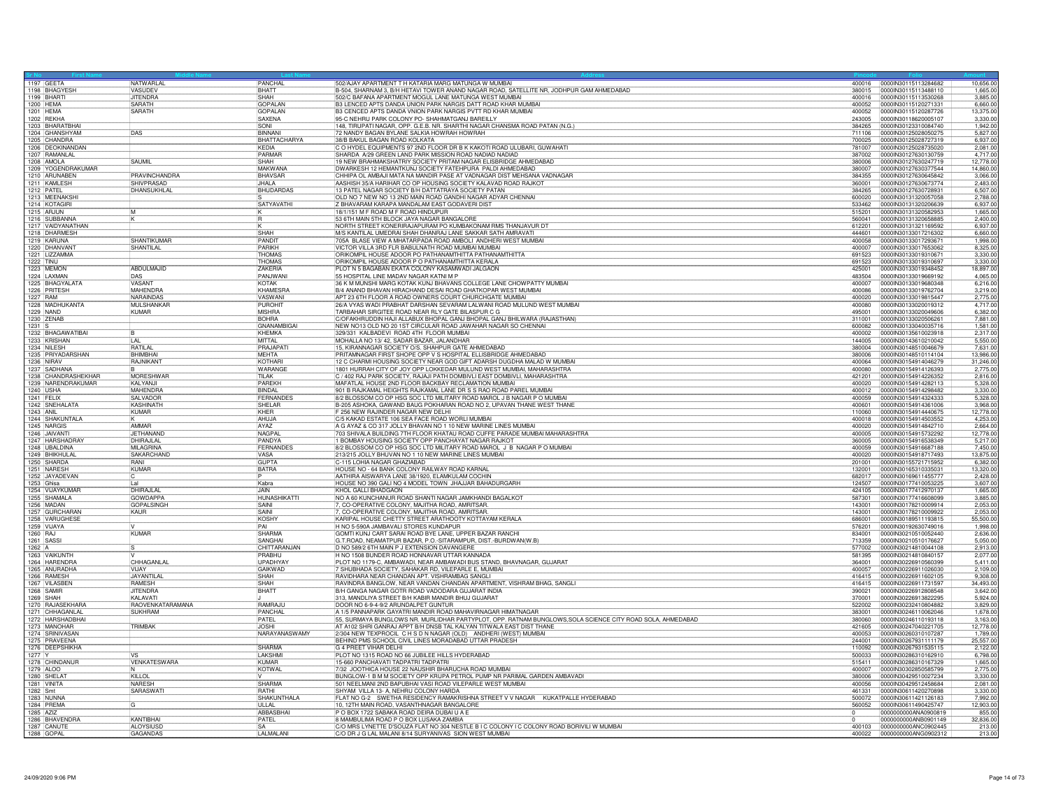| Sr No | First Name | Middle Name | Last Name | Address | Pincode | Folio | Amount |
|---|---|---|---|---|---|---|---|
| 1197 | GEETA | NATWARLAL | PANCHAL | 502/AJAY APARTMENT T H KATARIA MARG MATUNGA W MUMBAI | 400016 | 0000IN30115113284682 | 10,656.00 |
| 1198 | BHAGYESH | VASUDEV | BHATT | B-504, SHARNAM 3, B/H HETAVI TOWER ANAND NAGAR ROAD, SATELLITE NR, JODHPUR GAM AHMEDABAD | 380015 | 0000IN30115113488110 | 1,665.00 |
| 1199 | BHARTI | JITENDRA | SHAH | 502/C BAFANA APARTMENT MOGUL LANE MATUNGA WEST MUMBAI | 400016 | 0000IN30115113530268 | 3,885.00 |
| 1200 | HEMA | SARATH | GOPALAN | B3 LENCED APTS DANDA UNION PARK NARGIS DATT ROAD KHAR MUMBAI | 400052 | 0000IN30115120271331 | 6,660.00 |
| 1201 | HEMA | SARATH | GOPALAN | B3 CENCED APTS DANDA VNION PARK NARGIS PVTT RD KHAR MUMBAI | 400052 | 0000IN30115120287726 | 13,375.00 |
| 1202 | REKHA | | SAXENA | 95-C NEHRU PARK COLONY PO- SHAHMATGANJ BAREILLY | 243005 | 0000IN30118620005107 | 3,330.00 |
| 1203 | BHARATBHAI | | SONI | 148, TIRUPATI NAGAR, OPP. G.E.B. NR. SHARTHI NAGAR CHANSMA ROAD PATAN (N.G.) | 384265 | 0000IN30123310084740 | 1,942.00 |
| 1204 | GHANSHYAM | DAS | BINNANI | 72 NANDY BAGAN BYLANE SALKIA HOWRAH HOWRAH | 711106 | 0000IN30125028050275 | 5,827.00 |
| 1205 | CHANDRA | | BHATTACHARYA | 38/B BAKUL BAGAN ROAD KOLKATA | 700025 | 0000IN30125028727319 | 6,937.00 |
| 1206 | DEOKINANDAN | | KEDIA | C O HYDEL EQUIPMENTS 97 2ND FLOOR DR B K KAKOTI ROAD ULUBARI, GUWAHATI | 781007 | 0000IN30125028735020 | 2,081.00 |
| 1207 | RAMANLAL | | PARMAR | SHARDA A/29 GREEN LAND PARK MISSION ROAD NADIAD NADIAD | 387002 | 0000IN30127630130759 | 4,717.00 |
| 1208 | AMOLA | SAUMIL | SHAH | 19 NEW BRAHMAKSHATRIY SOCIETY PRITAM NAGAR ELISBRIDGE AHMEDABAD | 380006 | 0000IN30127630247719 | 12,778.00 |
| 1209 | YOGENDRAKUMAR | | MAKWANA | DWARKESH 12 HEMANTKUNJ SOCIETY FATEHPURA PALDI AHMEDABAD | 380007 | 0000IN30127630377544 | 14,860.00 |
| 1210 | ARUNABEN | PRAVINCHANDRA | BHAVSAR | CHHIPA OL AMBAJI MATA NA MANDIR PASE AT VADNAGAR DIST MEHSANA VADNAGAR | 384355 | 0000IN30127630645842 | 3,066.00 |
| 1211 | KAMLESH | SHIVPRASAD | JHALA | AASHISH 35/A HARIHAR CO OP HOUSING SOCIETY KALAVAD ROAD RAJKOT | 360001 | 0000IN30127630673774 | 2,483.00 |
| 1212 | PATEL | DHANSUKHLAL | BHUDARDAS | 13 PATEL NAGAR SOCIETY B/H DATTATRAYA SOCIETY PATAN | 384265 | 0000IN30127630728931 | 6,507.00 |
| 1213 | MEENAKSHI | | S | OLD NO 7 NEW NO 13 2ND MAIN ROAD GANDHI NAGAR ADYAR CHENNAI | 600020 | 0000IN30131320057058 | 2,788.00 |
| 1214 | KOTAGIRI | | SATYAVATHI | Z BHAVARAM KARAPA MANDALAM EAST GODAVERI DIST | 533462 | 0000IN30131320206639 | 6,937.00 |
| 1215 | ARJUN | M | K | 18/1/151 M F ROAD M F ROAD HINDUPUR | 515201 | 0000IN30131320582953 | 1,665.00 |
| 1216 | SUBBANNA | K | R | 53 6TH MAIN 5TH BLOCK JAYA NAGAR BANGALORE | 560041 | 0000IN30131320658885 | 2,400.00 |
| 1217 | VAIDYANATHAN | | K | NORTH STREET KONERIRAJAPURAM PO KUMBAKONAM RMS THANJAVUR DT | 612201 | 0000IN30131321169592 | 6,937.00 |
| 1218 | DHARMESH | | SHAH | M/S KANTILAL UMEDRAI SHAH DHANRAJ LANE SAKKAR SATH AMRAVATI | 444601 | 0000IN30133017216302 | 6,660.00 |
| 1219 | KARUNA | SHANTIKUMAR | PANDIT | 705A BLASE VIEW A MHATARPADA ROAD AMBOLI ANDHERI WEST MUMBAI | 400058 | 0000IN30133017293671 | 1,998.00 |
| 1220 | DHANVANT | SHANTILAL | PARIKH | VICTOR VILLA 3RD FLR BABULNATH ROAD MUMBAI MUMBAI | 400007 | 0000IN30133017653062 | 8,325.00 |
| 1221 | LIZZAMMA | | THOMAS | ORIKOMPIL HOUSE ADOOR PO PATHANAMTHITTA PATHANAMTHITTA | 691523 | 0000IN30133019310671 | 3,330.00 |
| 1222 | TINU | | THOMAS | ORIKOMPIL HOUSE ADOOR P O PATHANAMTHITTA KERALA | 691523 | 0000IN30133019310697 | 3,330.00 |
| 1223 | MEMON | ABDULMAJID | ZAKERIA | PLOT N 5 BAGABAN EKATA COLONY KASAMWADI JALGAON | 425001 | 0000IN30133019348452 | 18,897.00 |
| 1224 | LAXMAN | DAS | PANJWANI | 55 HOSPITAL LINE MADAV NAGAR KATNI M P | 483504 | 0000IN30133019669192 | 4,065.00 |
| 1225 | BHAGYALATA | VASANT | KOTAK | 36 K M MUNSHI MARG KOTAK KUNJ BHAVANS COLLEGE LANE CHOWPATTY MUMBAI | 400007 | 0000IN30133019680348 | 6,216.00 |
| 1226 | PRITESH | MAHENDRA | KHAMESRA | B/4 ANAND BHAVAN HIRACHAND DESAI ROAD GHATKOPAR WEST MUMBAI | 400086 | 0000IN30133019762704 | 3,219.00 |
| 1227 | RAM | NARAINDAS | VASWANI | APT 23 6TH FLOOR A ROAD OWNERS COURT CHURCHGATE MUMBAI | 400020 | 0000IN30133019815447 | 2,775.00 |
| 1228 | MADHUKANTA | MULSHANKAR | PUROHIT | 26/A VYAS WADI PRABHAT DARSHAN SEVARAM LALWANI ROAD MULUND WEST MUMBAI | 400080 | 0000IN30133020019312 | 4,717.00 |
| 1229 | NAND | KUMAR | MISHRA | TARBAHAR SIRGITEE ROAD NEAR RLY GATE BILASPUR C G | 495001 | 0000IN30133020049606 | 6,382.00 |
| 1230 | ZENAB | | BOHRA | C/OFAKHRUDDIN HAJI ALLABUX BHOPAL GANJ BHOPAL GANJ BHILWARA (RAJASTHAN) | 311001 | 0000IN30133020506261 | 7,881.00 |
| 1231 | S | | GNANAMBIGAI | NEW NO13 OLD NO 20 1ST CIRCULAR ROAD JAWAHAR NAGAR SO CHENNAI | 600082 | 0000IN30133040035716 | 1,581.00 |
| 1232 | BHAGAWATIBAI | B | KHEMKA | 329/331 KALBADEVI ROAD 4TH FLOOR MUMBAI | 400002 | 0000IN30135610023918 | 2,317.00 |
| 1233 | KRISHAN | LAL | MITTAL | MOHALLA NO 13/ 42, SADAR BAZAR, JALANDHAR | 144005 | 0000IN30143610210042 | 5,550.00 |
| 1234 | NILESH | RATILAL | PRAJAPATI | 15, KIRANNAGAR SOCIETY O/S. SHAHPUR GATE AHMEDABAD | 380004 | 0000IN30148510046679 | 7,631.00 |
| 1235 | PRIYADARSHAN | BHIMBHAI | MEHTA | PRITAMNAGAR FIRST SHOPE OPP V S HOSPITAL ELLISBRIDGE AHMEDABAD | 380006 | 0000IN30148510114104 | 13,986.00 |
| 1236 | NIRAV | RAJNIKANT | KOTHARI | 12 C CHARMI HOUSING SOCIETY NEAR GOD GIFT ADARSH DUGDHA MALAD W MUMBAI | 400064 | 0000IN30154914046279 | 31,246.00 |
| 1237 | SADHANA | B | WARANGE | 1801 HURRAH CITY OF JOY OPP LOKKEDAR MULUND WEST MUMBAI, MAHARASHTRA | 400080 | 0000IN30154914126393 | 2,775.00 |
| 1238 | CHANDRASHEKHAR | MORESHWAR | TILAK | C / 402 RAJ PARK SOCIETY, RAJAJI PATH DOMBIVLI EAST DOMBIVLI, MAHARASHTRA | 421201 | 0000IN30154914226352 | 2,816.00 |
| 1239 | NARENDRAKUMAR | KALYANJI | PAREKH | MAFATLAL HOUSE 2ND FLOOR BACKBAY RECLAMATION MUMBAI | 400020 | 0000IN30154914282113 | 5,328.00 |
| 1240 | USHA | MAHENDRA | BINDAL | 901 B RAJKAMAL HEIGHTS RAJKAMAL LANE DR S S RAO ROAD PAREL MUMBAI | 400012 | 0000IN30154914298482 | 3,330.00 |
| 1241 | FELIX | SALVADOR | FERNANDES | 8/2 BLOSSOM CO OP HSG SOC LTD MILITARY ROAD MAROL J B NAGAR P O MUMBAI | 400059 | 0000IN30154914324333 | 5,328.00 |
| 1242 | SNEHALATA | KASHINATH | SHELAR | B-205 ASHOKA, GAWAND BAUG POKHARAN ROAD NO 2, UPAVAN THANE WEST THANE | 400601 | 0000IN30154914361006 | 3,968.00 |
| 1243 | ANIL | KUMAR | KHER | F 256 NEW RAJINDER NAGAR NEW DELHI | 110060 | 0000IN30154914440675 | 12,778.00 |
| 1244 | SHAKUNTALA | K | AHUJA | C/5 KAKAD ESTATE 106 SEA FACE ROAD WORLI MUMBAI | 400018 | 0000IN30154914503552 | 4,253.00 |
| 1245 | NARGIS | AMMAR | AYAZ | A G AYAZ & CO 317 JOLLY BHAVAN NO 1 10 NEW MARINE LINES MUMBAI | 400020 | 0000IN30154914842710 | 2,664.00 |
| 1246 | JAIVANTI | JETHANAND | NAGPAL | 703 SHIVALA BUILDING 7TH FLOOR KHATAU ROAD CUFFE PARADE MUMBAI MAHARASHTRA | 400005 | 0000IN30154915732292 | 12,778.00 |
| 1247 | HARSHADRAY | DHIRAJLAL | PANDYA | 1 BOMBAY HOUSING SOCIETY OPP PANCHAYAT NAGAR RAJKOT | 360005 | 0000IN30154916538349 | 5,217.00 |
| 1248 | UBALDINA | MILAGRINA | FERNANDES | 8/2 BLOSSOM CO OP HSG SOC LTD MILITARY ROAD MAROL J B NAGAR P O MUMBAI | 400059 | 0000IN30154916687188 | 7,450.00 |
| 1249 | BHIKHULAL | SAKARCHAND | VASA | 213/215 JOLLY BHUVAN NO 1 10 NEW MARINE LINES MUMBAI | 400020 | 0000IN30154918717493 | 13,875.00 |
| 1250 | SHARDA | RANI | GUPTA | C-115 LOHIA NAGAR GHAZIABAD | 201001 | 0000IN30155721715952 | 6,382.00 |
| 1251 | NARESH | KUMAR | BATRA | HOUSE NO - 64 BANK COLONY RAILWAY ROAD KARNAL | 132001 | 0000IN30165310335031 | 13,320.00 |
| 1252 | JAYADEVAN | C | P | AATHIRA AISWARYA LANE 38/1920, ELAMKULAM COCHIN | 682017 | 0000IN30169611455777 | 2,428.00 |
| 1253 | Ghisa | Lal | Kabra | HOUSE NO 390 GALI NO 4 MODEL TOWN JHAJJAR BAHADURGARH | 124507 | 0000IN30177410053225 | 3,607.00 |
| 1254 | VIJAYKUMAR | DHIRAJLAL | JAIN | KHOL GALLI BHADGAON | 424105 | 0000IN30177412970137 | 1,665.00 |
| 1255 | SHAMALA | GOWDAPPA | HUNASHIKATTI | NO A 60 KUNCHANUR ROAD SHANTI NAGAR JAMKHANDI BAGALKOT | 587301 | 0000IN30177416608099 | 3,885.00 |
| 1256 | MADAN | GOPALSINGH | SAINI | 7, CO-OPERATIVE COLONY, MAJITHA ROAD, AMRITSAR. | 143001 | 0000IN30178210009914 | 2,053.00 |
| 1257 | GURCHARAN | KAUR | SAINI | 7, CO-OPERATIVE COLONY, MAJITHA ROAD, AMRITSAR. | 143001 | 0000IN30178210009922 | 2,053.00 |
| 1258 | VARUGHESE | | KOSHY | KARIPAL HOUSE CHETTY STREET ARATHOOTY KOTTAYAM KERALA | 686001 | 0000IN30189511193815 | 55,500.00 |
| 1259 | VIJAYA | V | PAI | H NO 5-590A JAMBAVALI STORES KUNDAPUR | 576201 | 0000IN30192630749016 | 1,998.00 |
| 1260 | RAJ | KUMAR | SHARMA | GOMTI KUNJ CART SARAI ROAD BYE LANE, UPPER BAZAR RANCHI | 834001 | 0000IN30210510052440 | 2,636.00 |
| 1261 | SASSI | | SANGHAI | G.T.ROAD, NEAMATPUR BAZAR, P.O.-SITARAMPUR, DIST.-BURDWAN(W.B) | 713359 | 0000IN30210510176627 | 5,050.00 |
| 1262 | A | S | CHITTARANJAN | D NO 589/2 6TH MAIN P J EXTENSION DAVANGERE | 577002 | 0000IN30214810044108 | 2,913.00 |
| 1263 | VAIKUNTH | V | PRABHU | H NO 1508 BUNDER ROAD HONNAVAR UTTAR KANNADA | 581395 | 0000IN30214810840157 | 2,077.00 |
| 1264 | HARENDRA | CHHAGANLAL | UPADHYAY | PLOT NO 1179-C, AMBAWADI, NEAR AMBAWADI BUS STAND, BHAVNAGAR, GUJARAT | 364001 | 0000IN30226910560399 | 5,411.00 |
| 1265 | ANURADHA | VIJAY | GAIKWAD | 7 SHUBHADA SOCIETY, SAHAKAR RD, VILEPARLE E, MUMBAI | 400057 | 0000IN30226911026030 | 2,109.00 |
| 1266 | RAMESH | JAYANTILAL | SHAH | RAVIDHARA NEAR CHANDAN APT. VISHRAMBAG SANGLI | 416415 | 0000IN30226911602105 | 9,308.00 |
| 1267 | VILASBEN | RAMESH | SHAH | RAVINDRA BANGLOW, NEAR VANDAN CHANDAN APARTMENT, VISHRAM BHAG, SANGLI | 416415 | 0000IN30226911731597 | 34,493.00 |
| 1268 | SAMIR | JITENDRA | BHATT | B/H GANGA NAGAR GOTR ROAD VADODARA GUJARAT INDIA | 390021 | 0000IN30226912808548 | 3,642.00 |
| 1269 | SHAH | KALAVATI | J | 313, MANDLIYA STREET B/H KABIR MANDIR BHUJ GUJARAT | 370001 | 0000IN30226913822295 | 5,924.00 |
| 1270 | RAJASEKHARA | RAOVENKATARAMANA | RAMRAJU | DOOR NO 6-9-4-9/2 ARUNDALPET GUNTUR | 522002 | 0000IN30232410804882 | 3,829.00 |
| 1271 | CHHAGANLAL | SUKHRAM | PANCHAL | A 1/5 PANNAPARK GAYATRI MANDIR ROAD MAHAVIRNAGAR HIMATNAGAR | 383001 | 0000IN30246110062046 | 1,678.00 |
| 1272 | HARSHADBHAI | | PATEL | 55, SURMAYA BUNGLOWS NR. MURLIDHAR PARTYPLOT, OPP. RATNAM BUNGLOWS,SOLA SCIENCE CITY ROAD SOLA, AHMEDABAD | 380060 | 0000IN30246110193118 | 3,163.00 |
| 1273 | MANOHAR | TRIMBAK | JOSHI | AT A102 SHRI GANRAJ APPT B/H DNSB TAL KALYAN TITWALA EAST DIST THANE | 421605 | 0000IN30247040221705 | 12,778.00 |
| 1274 | SRINIVASAN | | NARAYANASWAMY | 2/304 NEW TEXPROCIL C H S D N NAGAR (OLD) ANDHERI (WEST) MUMBAI | 400053 | 0000IN30260310107287 | 1,789.00 |
| 1275 | PRAVEENA | | | BEHIND PMS SCHOOL CIVIL LINES MORADABAD UTTAR PRADESH | 244001 | 0000IN30267931111179 | 25,557.00 |
| 1276 | DEEPSHIKHA | | SHARMA | G 4 PREET VIHAR DELHI | 110092 | 0000IN30267931535115 | 2,122.00 |
| 1277 | Y | VS | LAKSHMI | PLOT NO 1315 ROAD NO 66 JUBILEE HILLS HYDERABAD | 500033 | 0000IN30286310162910 | 6,798.00 |
| 1278 | CHINDANUR | VENKATESWARA | KUMAR | 15-660 PANCHAVATI TADPATRI TADPATRI | 515411 | 0000IN30286310167329 | 1,665.00 |
| 1279 | ALOO | N | KOTWAL | 7/32 JOOTHICA HOUSE 22 NAUSHIR BHARUCHA ROAD MUMBAI | 400007 | 0000IN30302850585799 | 2,775.00 |
| 1280 | SHELAT | KILLOL | V | BUNGLOW-1 B M M SOCIETY OPP KRUPA PETROL PUMP NR PARIMAL GARDEN AMBAVADI | 380006 | 0000IN30429510027234 | 3,330.00 |
| 1281 | VINITA | NARESH | SHARMA | 501 NEELMANI 2ND BAPUBHAI VASI ROAD VILEPARLE WEST MUMBAI | 400056 | 0000IN30429512458684 | 2,081.00 |
| 1282 | Smt | SARASWATI | RATHI | SHYAM VILLA 13- A, NEHRU COLONY HARDA | 461331 | 0000IN30611420709898 | 3,330.00 |
| 1283 | NUNNA | | SHAKUNTHALA | FLAT NO G-2 SWETHA RESIDENCY RAMAKRISHNA STREET V V NAGAR KUKATPALLE HYDERABAD | 500072 | 0000IN30611421126183 | 7,992.00 |
| 1284 | PREMA | G | ULLAL | 10, 12TH MAIN ROAD, VASANTHNAGAR BANGALORE | 560052 | 0000IN30611490425747 | 12,903.00 |
| 1285 | AZIZ | | ABBASBHAI | P O BOX 1722 SABAKA ROAD DEIRA DUBAI U A E | 0 | 0000000000ANA0900819 | 855.00 |
| 1286 | BHAVENDRA | KANTIBHAI | PATEL | 8 MAMBULIMA ROAD P O BOX LUSAKA ZAMBIA | 0 | 0000000000ANB0901149 | 32,836.00 |
| 1287 | CANUTE | ALOYSIUSD | SA | C/O MRS LYNETTE D'SOUZA FLAT NO 304 NESTLE B I C COLONY I C COLONY ROAD BORIVILI W MUMBAI | 400103 | 0000000000ANC0902445 | 213.00 |
| 1288 | GOPAL | GAGANDAS | LALMALANI | C/O DR J G LAL MALANI 8/14 SURYANIVAS SION WEST MUMBAI | 400022 | 0000000000ANG0902312 | 213.00 |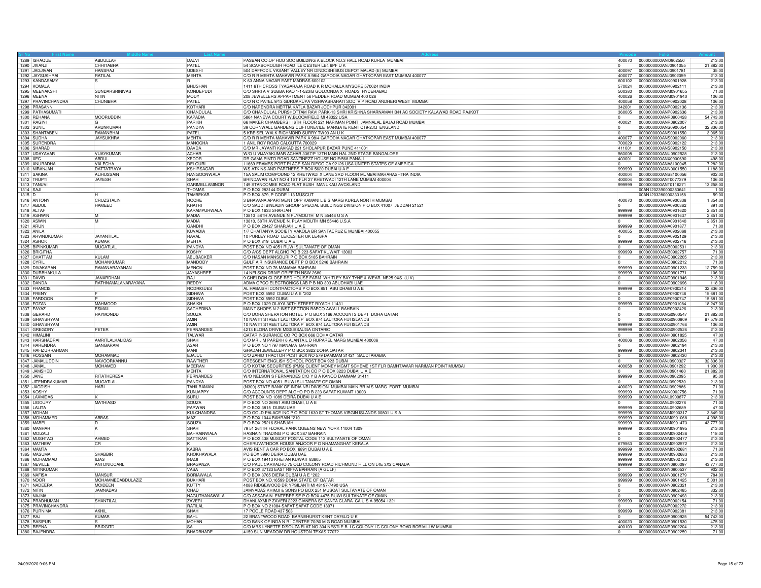| Sr No | First Name | Middle Name | Last Name | Address | Pincode | Folio | Amount |
|---|---|---|---|---|---|---|---|
| 1289 | ISHAQUE | ABDULLAH | DALVI | PASBAN CO.OP HOU SOC BUILDING A BLOCK NO.3 HALL ROAD KURLA MUMBAI | 400070 | 0000000000ANI0902550 | 213.00 |
| 1290 | JIVANJI | CHHITABHAI | PATEL | 54 SCARBOROUGH ROAD LEICESTER LE4 6PF U K | 0 | 0000000000ANJ0901055 | 21,882.00 |
| 1291 | JAGJIVAN | HANSRAJ | UDESHI | 504 DAFFODIL VASANT VALLEY NR DINDOSHI BUS DEPOT MALAD (E) MUMBAI | 400097 | 0000000000ANJ0901781 | 35.00 |
| 1292 | JAYSUKHRAI | RATILAL | MEHTA | C/O R R MEHTA MAHAVIR PARK A 98/4 GARODIA NAGAR GHATKOPAR EAST MUMBAI 400077 | 400077 | 0000000000ANJ0902059 | 213.00 |
| 1293 | KANDASAMY | S | R | K 63 ANNA NAGAR EAST MADRAS 600102 | 600102 | 0000000000ANK0901928 | 213.00 |
| 1294 | KOMALA | | BHUSHAN | 1411 6TH CROSS TYAGARAJA ROAD K R MOHALLA MYSORE 570024 INDIA | 570024 | 0000000000ANK0902111 | 213.00 |
| 1295 | MEENAKSHI | SUNDARSRINIVAS | KONDEPUDI | C/O SHRI A V SUBBA RAO 1-1-523/B GOLCONDA X ROADS HYDERABAD | 500380 | 0000000000ANM0901655 | 71.00 |
| 1296 | MEENA | NITIN | MODY | 208 JEWELLERS APPARTMENT 56 PEDDER ROAD MUMBAI 400 026 | 400026 | 0000000000ANM0901940 | 106.00 |
| 1297 | PRAVINCHANDRA | CHUNIBHAI | PATEL | C/O N C PATEL 9/13 GURUKRUPA VISHWABHARATI SOC V P ROAD ANDHERI WEST MUMBAI | 400058 | 0000000000ANP0902028 | 106.00 |
| 1298 | PRASANN | | KOTHARI | C/O NARENDRA MERTIA KATLA BAZAR JODHPUR 342001 | 342001 | 0000000000ANP0902136 | 213.00 |
| 1299 | PATHASUMATI | | CHANDULAL | C/O CHANDULAL PURSHOTTAM RAVI PARK-13 SHRI KRISHNA SHARNAMAH B/H AC SOCIETY KALAWAD ROAD RAJKOT | 360005 | 0000000000ANP0902636 | 213.00 |
| 1300 | REHANA | MOORUDDIN | KAPADIA | 5864 NANEVA COURT W.BLOOMFIELD MI 48322 USA | 0 | 0000000000ANR0900428 | 54,743.00 |
| 1301 | RAGINI | G | PARIKH | 66 MAKER CHAMBERS III 6TH FLOOR 221 NARIMAN POINT JAMNALAL BAJAJ ROAD MUMBAI | 400021 | 0000000000ANR0902007 | 213.00 |
| 1302 | SUNIL | ARUNKUMAR | PANDYA | 39 CORNWALL GARDENS CLIFTONEVILE MARGATE KENT CT9-2JQ ENGLAND | 0 | 0000000000ANS0900054 | 32,836.00 |
| 1303 | SHANTABEN | RAMANBHAI | PATEL | 5 KREISEL WALK RICHMOND SURRY TW93 AN U K | 0 | 0000000000ANS0901550 | 3,065.00 |
| 1304 | SUDHA | JAYSUKHRAI | MEHTA | C/O R R MEHTA MAHAVIR PARK A 98/4 GARODIA NAGAR GHATKOPAR EAST MUMBAI 400077 | 400077 | 0000000000ANS0902060 | 213.00 |
| 1305 | SURENDRA | | MANOCHA | 1 ANIL ROY ROAD CALCUTTA 700029 | 700029 | 0000000000ANS0902122 | 213.00 |
| 1306 | SHARAD | | DAVDA | C/O MR JAYANTI KAKKAD 221 SHOLAPUR BAZAR PUNE 411001 | 411001 | 0000000000ANS0902150 | 213.00 |
| 1307 | UDAYAVAR | VIJAYKUMAR | ACHAR | W/O U VIJAYAKUMAR ACHAR 3367/P 13TH MAIN HAL 2ND STAGE BANGALORE | 560008 | 0000000000ANU0902528 | 213.00 |
| 1308 | XEC | ABDUL | XECOR | DR GAMA PINTO ROAD SANTINEZZ HOUSE NO E/568 PANAJI | 403001 | 0000000000ANX0900690 | 498.00 |
| 1309 | ANURADHA | VALECHA | DELOURI | 11669 FRAMES PORT PLACE SAN DIEGO CA 92126 USA UNITED STATES OF AMERICA | 0 | 0000000000ANA8100045 | 7,282.00 |
| 1310 | NIRANJAN | DATTATRAYA | KSHIRSAGAR | WS ATKINS AND PARTNERS P BOX 5620 DUBAI U A E | 999999 | 0000000000ANN0001550 | 1,188.00 |
| 1311 | SAKINA | ALIHUSSAIN | RANGOONWALA | 15A SALIM COMPOUND 12 KHETWADI X LANE 3RD FLOOR MUMBAI MAHARASHTRA INDIA | 400004 | 0000000000ANS8100056 | 902.00 |
| 1312 | TRUPTI | JAYESH | SHAH | BRINDAVAN FLAT NO 4 1ST FLR 27 KHETWADI 12TH LANE MUMBAI 400004 | 400004 | 0000000000ANT0077379 | 106.00 |
| 1313 | TANUVI | | GARIMELLAMINOR | 149 STANCOMBE ROAD FLAT BUSH MANUKAU AVCKLAND | 999999 | 0000000000ANT0116271 | 13,258.00 |
| 1314 | SAJI | | THOMAS | P O BOX 283144 DUBAI | | 00AN1202390000353641 | 1.00 |
| 1315 | D | H | TAMBEKAR | P O BOX 879, P CODE 113 MUSCUT | | 00AN1203280000333158 | 59.00 |
| 1316 | ANTONY | CRUZSTALIN | ROCHE | 3 BHAVANA APARTMENT OPP KAMANI L B S MARG KURLA NORTH MUMBAI | 400070 | 0000000000ANA0900338 | 1,354.00 |
| 1317 | ABDUL | HAMEED | KHATRI | C/O SAUDI BINLADIN GROUP SPECIAL BUILDINGS DIVISION P O BOX 41007 JEDDAH 21521 | 0 | 0000000000ANA0900362 | 891.00 |
| 1318 | ALTAF | | KARAMPURWALA | P O BOX 1633 SHARJAH | 999999 | 0000000000ANA0901620 | 2,851.00 |
| 1319 | ASHWIN | M | MADIA | 13810 58TH AVENUE N PLYMOUTH M N 55446 U S A | 999999 | 0000000000ANA0901637 | 2,851.00 |
| 1320 | ASWIN | M | MADIA | 13810, 58TH AVENUE N. PLAY MOUTH MN 55446 U.S.A | 0 | 0000000000ANA0901640 | 2,851.00 |
| 1321 | ARUN | | GANDHI | P O BOX 20427 SHARJAH U A E | 999999 | 0000000000ANA0901877 | 71.00 |
| 1322 | ANILA | | KUVADIA | 1/7 CHAITANYA SOCIETY VAKOLA BR SANTACRUZ E MUMBAI 400055 | 400055 | 0000000000ANA0902068 | 213.00 |
| 1323 | ARVINDKUMAR | JAYANTILAL | RAVAL | 10 PURLEY ROAD LEICESTER UK LE46PA | 0 | 0000000000ANA0902129 | 213.00 |
| 1324 | ASHOK | KUMAR | MEHTA | P O BOX 819 DUBAI U A E | 999999 | 0000000000ANA0902716 | 213.00 |
| 1325 | BIPINKUMAR | MUGATLAL | PANDYA | POST BOX NO 4051 RUWI SULTANATE OF OMAN | 0 | 0000000000ANB0902531 | 213.00 |
| 1326 | BRIGITHA | | KOSHY | C/O A/CS DEPT ALGHO PO B 223 SAFAT KUWAIT 13003 | 999999 | 0000000000ANB0902757 | 71.00 |
| 1327 | CHATTAM | KULAM | ABUBACKER | C/O HASAN MANSOURI P O BOX 5185 BAHRAIN | 0 | 0000000000ANC0902205 | 213.00 |
| 1328 | CYRIL | MOHANKUMAR | MANDODY | GULF AIR INSURANCE DEPT P O BOX 5246 BAHRAIN | 0 | 0000000000ANC0902212 | 71.00 |
| 1329 | DIVAKARAN | RAMANARAYANAN | MENON | POST BOX NO 76 MANAMA BAHRAIN | 999999 | 0000000000AND0901233 | 12,759.00 |
| 1330 | DURBHAKULA | | JAYASHREE | 14 NELSON DRIVE GRIFFITH NSW 2680 | 999999 | 0000000000AND0901771 | 106.00 |
| 1331 | DAVID | JANARDHAN | RAJ | 9 CHELDON CLOSE RED HOUSE FARM WHITLEY BAY TYNE & WEAR NE25 9XS (U K) | 0 | 0000000000AND0901946 | 213.00 |
| 1332 | DANDA | RATHNAMALANARAYANA | REDDY | ADMA OPCO ELECTRONICS LAB P B NO 303 ABUDHABI UAE | 0 | 0000000000AND0902696 | 118.00 |
| 1333 | FRANCIS | | RODRIGUES | AL HABAISHI CONTRACTORS P O BOX 851 ABU DHABI U A E | 999999 | 0000000000ANF0900214 | 32,836.00 |
| 1334 | FRENY | F | SIDHWA | POST BOX 5592 DUBAI U A E *202 | 0 | 0000000000ANF0900746 | 15,681.00 |
| 1335 | FARDOON | P | SIDHWA | POST BOX 5592 DUBAI | 0 | 0000000000ANF0900747 | 15,681.00 |
| 1336 | FOZAN | MAHMOOD | SHAIKH | P O BOX 1029 OLAYA 30TH STREET RIYADH 11431 | 999999 | 0000000000ANF0901084 | 18,247.00 |
| 1337 | FAYAZ | ESMAIL | SACHEDINA | MAINT SHOPS N-2 INST SECTION BAPCO-AWALI BAHRAIN | 0 | 0000000000ANF0902426 | 213.00 |
| 1338 | GERARD | RAYMONDD | SOUZA | C/O DOHA SHERATON HOTEL P O BOX 3166 ACCOUNTS DEPT DOHA QATAR | 0 | 0000000000ANG0900547 | 21,882.00 |
| 1339 | GHANSHYAM | | AMIN | 10 NAVITI STREET LAUTOKA P BOX 874 LAUTOKA FIJI ISLANDS | 0 | 0000000000ANG0900809 | 87,579.00 |
| 1340 | GHANSHYAM | | AMIN | 10 NAVITI STREET LAUTOKA P BOX 874 LAUTOKA FIJI ISLANDS | 999999 | 0000000000ANG0901766 | 106.00 |
| 1341 | GREGORY | PETER | FERNANDES | 4213 ELORA DRIVE MISSISSAUGA ONTARIO | 999999 | 0000000000ANG0902526 | 213.00 |
| 1342 | HIMALINI | | TALWAR | QATAR INSURANCE CO PO BOX 666 DOHA QATAR | 0 | 0000000000ANH0901825 | 47.00 |
| 1343 | HARSHADRAI | AMRITLALKALIDAS | SHAH | C/O MR J M PAREKH 6 AJANTA L D RUPAREL MARG MUMBAI 400006 | 400006 | 0000000000ANH0902056 | 47.00 |
| 1344 | HARENDRA | GANGARAM | ASAR | P O BOX NO 1797 MANAMA BAHRAIN | 0 | 0000000000ANH0902194 | 213.00 |
| 1345 | HAFIZURRAHMAN | | MANI | GHADAH JEWELLERY P O BOX 3822 DOHA QATAR | 999999 | 0000000000ANH0902341 | 213.00 |
| 1346 | HOSSAIN | MOHAMMAD | EJAJUL | C/O ZAHID TRACTOR POST BOX NO 579 DAMMAM 31421 SAUDI ARABIA | 0 | 0000000000ANH0902430 | 213.00 |
| 1347 | JAMALUDDIN | NAVOORKANNU | RAWTHER | CRESCENT ENGLISH SCHOOL POST BOX 923 DUBAI | 0 | 0000000000ANJ0900327 | 32,836.00 |
| 1348 | JAMAL | MOHAMED | MEERAN | C/O KOTAK SECURITIES (PMS) CLIENT MONEY MGMT SCHEME 1ST FLR BAMHTAWAR NARIMAN POINT MUMBAI | 400058 | 0000000000ANJ0901292 | 1,900.00 |
| 1349 | JAMSHED | | MEHTA | C/O INTERNATIONAL SANITATION CO P O BOX 3223 DUBAI U A E | 0 | 0000000000ANJ0901460 | 21,882.00 |
| 1350 | JANE | RITATHERESA | FERNANDES | W/O NELSON S FERNANDES C/O Y B A KANOO DAMMAM 31411 | 999999 | 0000000000ANJ0902095 | 95.00 |
| 1351 | JITENDRAKUMAR | MUGATLAL | PANDYA | POST BOX NO 4051 RUWI SULTANATE OF OMAN | 0 | 0000000000ANJ0902530 | 213.00 |
| 1352 | JAGDISH | HARI | TAHILRAMANI | (N300) STATE BANK OF INDIA NRI DIVISION MUMBAI MAIN BR M S MARG FORT MUMBAI | 400023 | 0000000000ANJ0902886 | 71.00 |
| 1353 | KOSHY | | KUNJAPPY | C/O ACCOUNTS DEPT ALGHO PO B 223 SAFAT KUWAIT 13003 | 999999 | 0000000000ANK0902756 | 71.00 |
| 1354 | LAXMIDAS | K | SURU | POST BOX NO 1089 DEIRA DUBAI U A E | 999999 | 0000000000ANL0900877 | 213.00 |
| 1355 | LIGOURY | MATHIASD | SOUZA | P O BOX NO 26951 ABU DHABI, U A E | 0 | 0000000000ANL0902278 | 71.00 |
| 1356 | LALITA | | PARWAN | P O BOX 3815 DUBAI UAE | 999999 | 0000000000ANL0902689 | 47.00 |
| 1357 | MOHAN | | KULCHANDRA | C/O GOLD PALACE INC P O BOX 1630 ST THOMAS VIRGIN ISLANDS 00801 U S A | 999999 | 0000000000ANM0900317 | 3,849.00 |
| 1358 | MOHAMMED | ABBAS | MAZ | P O BOX 1044 BAHRAIN *210 | 999999 | 0000000000ANM0901068 | 4,098.00 |
| 1359 | MABEL | D | SOUZA | P O BOX 25216 SHARJAH | 999999 | 0000000000ANM0901473 | 43,777.00 |
| 1360 | MANHAR | K | SHAH | 79 51 264TH FLORAL PARK QUEENS NEW YORK 11004 1309 | 999999 | 0000000000ANM0901995 | 213.00 |
| 1361 | MOIZALI | | BAHRAINWALA | HASNAIN TRADING P O BOX 387 BAHRAIN | 0 | 0000000000ANM0902436 | 118.00 |
| 1362 | MUSHTAQ | AHMED | SATTIKAR | P O BOX 438 MUSCAT POSTAL CODE 113 SULTANATE OF OMAN | 0 | 0000000000ANM0902477 | 213.00 |
| 1363 | MATHEW | CR | K | CHERUVATHOOR HOUSE ANJOOR P O NHAMANGHAT KERALA | 679563 | 0000000000ANM0902572 | 213.00 |
| 1364 | MAMTA | | KABRA | AVIS RENT A CAR PO BOX 6891 DUBAI U A E | 999999 | 0000000000ANM0902681 | 71.00 |
| 1365 | MASUMA | SHABBIR | KHOKHAWALA | PO BOX 3990 DEIRA DUBAI UAE | 999999 | 0000000000ANM0902683 | 213.00 |
| 1366 | MOHAMMAD | ILIAS | IRAQI | P O BOX 19413 KHETAN KUWAIT 83805 | 999999 | 0000000000ANM0902723 | 213.00 |
| 1367 | NEVILLE | ANTONIOCARL | BRAGANZA | C/O PAUL CARVALHO 75 OLD COLONY ROAD RICHMOND HILL ON L4E 3X2 CANADA | 999999 | 0000000000ANN0900097 | 43,777.00 |
| 1368 | NITINKUMAR | | VASA | P O BOX 37123 EAST RIFFA BAHRAIN (A GULF) | 0 | 0000000000ANN0900537 | 902.00 |
| 1369 | NAFISA | MANSUR | BORIAWALA | P O BOX 3765 DIERA DUBAI U A E *202 | 999999 | 0000000000ANN0901279 | 784.00 |
| 1370 | NOOR | MOHAMMEDABDULAZIZ | BUKHARI | POST BOX NO.16599 DOHA STATE OF QATAR | 999999 | 0000000000ANN0901425 | 5,001.00 |
| 1371 | NADEERA | MOIDEEN | KUTTY | 4088 RIDGEWOOD DR YPSILANTI MI 48197-7490 USA | 0 | 0000000000ANN0902321 | 213.00 |
| 1372 | NITIN | JAMNADAS | CHAD | JAMNADAS KHIMJI & SONS PO BOX 251 MUSCAT SULTANATE OF OMAN | 0 | 0000000000ANN0902485 | 332.00 |
| 1373 | NAJMA | | NAGUTHANAWALA | C/O ASSARAIN ENTERPRISE P O BOX 4475 RUWI SULTANATE OF OMAN | 0 | 0000000000ANN0902493 | 213.00 |
| 1374 | PRADHUMAN | SHANTILAL | ZAVERI | DHANLAXMI P ZAVERI 2223 GIANERA ST SANTA CLARA CA U S A-95054-1321 | 999999 | 0000000000ANP0902154 | 71.00 |
| 1375 | PRAVINCHANDRA | | RATILAL | P O BOX NO 21084 SAFAT SAFAT CODE 13071 | 0 | 0000000000ANP0902272 | 213.00 |
| 1376 | PURNIMA | AKHIL | SHAH | 17 POOLE ROAD 437 503 | 999999 | 0000000000ANP0902381 | 213.00 |
| 1377 | RAJ | KUMAR | BAHL | 22 BRANTWOOD ROAD BARNEHURST KENT DA76LQ U K | 0 | 0000000000ANR0900925 | 54,743.00 |
| 1378 | RASIPUR | S | MOHAN | C/O BANK OF INDA N R I CENTRE 70/80 M G ROAD MUMBAI | 400023 | 0000000000ANR0901530 | 475.00 |
| 1379 | REENA | BRIDGITD | SA | C/O MRS LYNETTE D'SOUZA FLAT NO 304 NESTLE B I C COLONY I.C COLONY ROAD BORIVILI W MUMBAI | 400103 | 0000000000ANR0902204 | 213.00 |
| 1380 | RAJENDRA | | BHADBHADE | 4159 SUN MEADOW DR HOUSTON TEXAS 77072 | 0 | 0000000000ANR0902259 | 71.00 |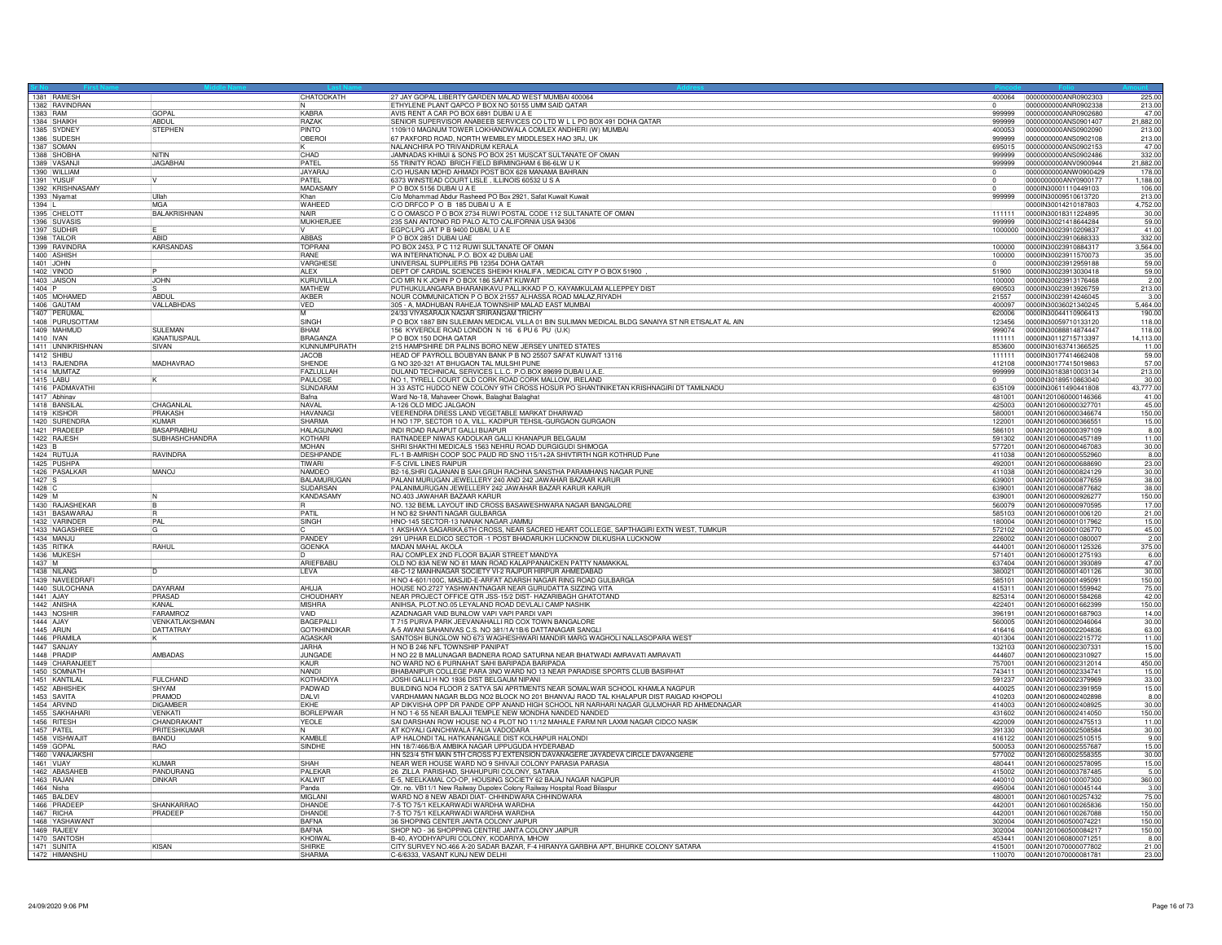| Sr No | First Name | Middle Name | Last Name | Address | Pincode | Folio | Amount |
|---|---|---|---|---|---|---|---|
| 1381 | RAMESH | | CHATODKATH | 27 JAY GOPAL LIBERTY GARDEN MALAD WEST MUMBAI 400064 | 400064 | 0000000000ANR0902303 | 225.00 |
| 1382 | RAVINDRAN | | N | ETHYLENE PLANT QAPCO P BOX NO 50155 UMM SAID QATAR | 0 | 0000000000ANR0902338 | 213.00 |
| 1383 | RAM | GOPAL | KABRA | AVIS RENT A CAR PO BOX 6891 DUBAI U A E | 999999 | 0000000000ANR0902680 | 47.00 |
| 1384 | SHAIKH | ABDUL | RAZAK | SENIOR SUPERVISOR ANABEEB SERVICES CO LTD W L L PO BOX 491 DOHA QATAR | 999999 | 0000000000ANS0901407 | 21,882.00 |
| 1385 | SYDNEY | STEPHEN | PINTO | 1109/10 MAGNUM TOWER LOKHANDWALA COMLEX ANDHERI (W) MUMBAI | 400053 | 0000000000ANS0902090 | 213.00 |
| 1386 | SUDESH | | OBEROI | 67 PAXFORD ROAD, NORTH WEMBLEY MIDDLESEX HAO 3RJ, UK | 999999 | 0000000000ANS0902108 | 213.00 |
| 1387 | SOMAN | | K | NALANCHIRA PO TRIVANDRUM KERALA | 695015 | 0000000000ANS0902153 | 47.00 |
| 1388 | SHOBHA | NITIN | CHAD | JAMNADAS KHIMJI & SONS PO BOX 251 MUSCAT SULTANATE OF OMAN | 999999 | 0000000000ANS0902486 | 332.00 |
| 1389 | VASANJI | JAGABHAI | PATEL | 55 TRINITY ROAD BRICH FIELD BIRMINGHAM 6 B6-6LW U K | 999999 | 0000000000ANV0900944 | 21,882.00 |
| 1390 | WILLIAM | | JAYARAJ | C/O HUSAIN MOHD AHMADI POST BOX 628 MANAMA BAHRAIN | 0 | 0000000000ANW0900429 | 178.00 |
| 1391 | YUSUF | V | PATEL | 6373 WINSTEAD COURT LISLE , ILLINOIS 60532 U S A | 0 | 0000000000ANY0900177 | 1,188.00 |
| 1392 | KRISHNASAMY | | MADASAMY | P O BOX 5156 DUBAI U A E | 0 | 0000IN30001110449103 | 106.00 |
| 1393 | Niyamat | Ullah | Khan | C/o Mohammad Abdur Rasheed PO Box 2921, Safat Kuwait Kuwait | 999999 | 0000IN30009510613720 | 213.00 |
| 1394 | L | MGA | WAHEED | C/O DRFCO P O B 185 DUBAI U A E | | 0000IN30014210187803 | 4,752.00 |
| 1395 | CHELOTT | BALAKRISHNAN | NAIR | C O OMASCO P O BOX 2734 RUWI POSTAL CODE 112 SULTANATE OF OMAN | 111111 | 0000IN30018311224895 | 30.00 |
| 1396 | SUVASIS | | MUKHERJEE | 235 SAN ANTONIO RD PALO ALTO CALIFORNIA USA 94306 | 999999 | 0000IN30021418644284 | 59.00 |
| 1397 | SUDHIR | E | V | EGPC/LPG JAT P B 9400 DUBAI, U A E | 1000000 | 0000IN30023910209837 | 41.00 |
| 1398 | TAILOR | ABID | ABBAS | P O BOX 2851 DUBAI UAE | | 0000IN30023910688333 | 332.00 |
| 1399 | RAVINDRA | KARSANDAS | TOPRANI | PO BOX 2453, P C 112 RUWI SULTANATE OF OMAN | 100000 | 0000IN30023910884317 | 3,564.00 |
| 1400 | ASHISH | | RANE | WA INTERNATIONAL P.O. BOX 42 DUBAI UAE | 100000 | 0000IN30023911570073 | 35.00 |
| 1401 | JOHN | | VARGHESE | UNIVERSAL SUPPLIERS PB 12354 DOHA QATAR | 0 | 0000IN30023912959188 | 59.00 |
| 1402 | VINOD | P | ALEX | DEPT OF CARDIAL SCIENCES SHEIKH KHALIFA , MEDICAL CITY P O BOX 51900 , | 51900 | 0000IN30023913030418 | 59.00 |
| 1403 | JAISON | JOHN | KURUVILLA | C/O MR N K JOHN P O BOX 186 SAFAT KUWAIT | 100000 | 0000IN30023913176468 | 2.00 |
| 1404 | P | S | MATHEW | PUTHUKULANGARA BHARANIKAVU PALLIKKAD P O, KAYAMKULAM ALLEPPEY DIST | 690503 | 0000IN30023913926759 | 213.00 |
| 1405 | MOHAMED | ABDUL | AKBER | NOUR COMMUNICATION P O BOX 21557 ALHASSA ROAD MALAZ,RIYADH | 21557 | 0000IN30023914246045 | 3.00 |
| 1406 | GAUTAM | VALLABHDAS | VED | 305 - A, MADHUBAN RAHEJA TOWNSHIP MALAD EAST MUMBAI | 400097 | 0000IN30036021340245 | 5,464.00 |
| 1407 | PERUMAL | | M | 24/33 VIYASARAJA NAGAR SRIRANGAM TRICHY | 620006 | 0000IN30044110906413 | 190.00 |
| 1408 | PURUSOTTAM | | SINGH | P O BOX 1887 BIN SULEIMAN MEDICAL VILLA 01 BIN SULIMAN MEDICAL BLDG SANAIYA ST NR ETISALAT AL AIN | 123456 | 0000IN30059710133120 | 118.00 |
| 1409 | MAHMUD | SULEMAN | BHAM | 156 KYVERDLE ROAD LONDON N 16 6 PU 6 PU (U.K) | 999074 | 0000IN30088814874447 | 118.00 |
| 1410 | IVAN | IGNATIUSPAUL | BRAGANZA | P O BOX 150 DOHA QATAR | 111111 | 0000IN30112715713397 | 14,113.00 |
| 1411 | UNNIKRISHNAN | SIVAN | KUNNUMPURATH | 215 HAMPSHIRE DR PALINS BORO NEW JERSEY UNITED STATES | 853600 | 0000IN30163741366525 | 11.00 |
| 1412 | SHIBU | | JACOB | HEAD OF PAYROLL BOUBYAN BANK P B NO 25507 SAFAT KUWAIT 13116 | 111111 | 0000IN30177414662408 | 59.00 |
| 1413 | RAJENDRA | MADHAVRAO | SHENDE | G NO 320-321 AT BHUGAON TAL MULSHI PUNE | 412108 | 0000IN30177415019863 | 57.00 |
| 1414 | MUMTAZ | | FAZLULLAH | DULAND TECHNICAL SERVICES L.L.C. P.O.BOX 89699 DUBAI U.A.E. | 999999 | 0000IN30183810003134 | 213.00 |
| 1415 | LABU | K | PAULOSE | NO 1, TYRELL COURT OLD CORK ROAD CORK MALLOW, IRELAND | 0 | 0000IN30189510863040 | 30.00 |
| 1416 | PADMAVATHI | | SUNDARAM | H 33 ASTC HUDCO NEW COLONY 9TH CROSS HOSUR PO SHANTINIKETAN KRISHNAGIRI DT TAMILNADU | 635109 | 0000IN30611490441808 | 43,777.00 |
| 1417 | Abhinav | | Bafna | Ward No-18, Mahaveer Chowk, Balaghat Balaghat | 481001 | 00AN1201060000146366 | 41.00 |
| 1418 | BANSILAL | CHAGANLAL | NAVAL | A-126 OLD MIDC JALGAON | 425003 | 00AN1201060000327701 | 45.00 |
| 1419 | KISHOR | PRAKASH | HAVANAGI | VEERENDRA DRESS LAND VEGETABLE MARKAT DHARWAD | 580001 | 00AN1201060000346674 | 150.00 |
| 1420 | SURENDRA | KUMAR | SHARMA | H NO 17P, SECTOR 10 A, VILL. KADIPUR TEHSIL-GURGAON GURGAON | 122001 | 00AN1201060000366551 | 15.00 |
| 1421 | PRADEEP | BASAPRABHU | HALAGUNAKI | INDI ROAD RAJAPUT GALLI BIJAPUR | 586101 | 00AN1201060000397109 | 8.00 |
| 1422 | RAJESH | SUBHASHCHANDRA | KOTHARI | RATNADEEP NIWAS KADOLKAR GALLI KHANAPUR BELGAUM | 591302 | 00AN1201060000457189 | 11.00 |
| 1423 | B | | MOHAN | SHRI SHAKTHI MEDICALS 1563 NEHRU ROAD DURGIGUDI SHIMOGA | 577201 | 00AN1201060000467083 | 30.00 |
| 1424 | RUTUJA | RAVINDRA | DESHPANDE | FL-1 B-AMRISH COOP SOC PAUD RD SNO 115/1+2A SHIVTIRTH NGR KOTHRUD Pune | 411038 | 00AN1201060000552960 | 8.00 |
| 1425 | PUSHPA | | TIWARI | F-5 CIVIL LINES RAIPUR | 492001 | 00AN1201060000688690 | 23.00 |
| 1426 | PASALKAR | MANOJ | NAMDEO | B2-16,SHRI GAJANAN B SAH.GRUH RACHNA SANSTHA PARAMHANS NAGAR PUNE | 411038 | 00AN1201060000824129 | 30.00 |
| 1427 | S | | BALAMURUGAN | PALANI MURUGAN JEWELLERY 240 AND 242 JAWAHAR BAZAAR KARUR | 639001 | 00AN1201060000877659 | 38.00 |
| 1428 | C | | SUDARSAN | PALANIMURUGAN JEWELLERY 242 JAWAHAR BAZAR KARUR KARUR | 639001 | 00AN1201060000877682 | 38.00 |
| 1429 | M | N | KANDASAMY | NO.403 JAWAHAR BAZAAR KARUR | 639001 | 00AN1201060000926277 | 150.00 |
| 1430 | RAJASHEKAR | B | R | NO. 132 BEML LAYOUT IIND CROSS BASAWESHWARA NAGAR BANGALORE | 560079 | 00AN1201060000970595 | 17.00 |
| 1431 | BASAWARAJ | R | PATIL | H NO 82 SHANTI NAGAR GULBARGA | 585103 | 00AN1201060001006120 | 21.00 |
| 1432 | VARINDER | PAL | SINGH | HNO-145 SECTOR-13 NANAK NAGAR JAMMU | 180004 | 00AN1201060001017962 | 15.00 |
| 1433 | NAGASHREE | G | C | 1 AKSHAYA SAGARIKA,6TH CROSS, NEAR SACRED HEART COLLEGE, SAPTHAGIRI EXTN WEST, TUMKUR | 572102 | 00AN1201060001026770 | 45.00 |
| 1434 | MANJU | | PANDEY | 291 UPHAR ELDICO SECTOR -1 POST BHADARUKH LUCKNOW DILKUSHA LUCKNOW | 226002 | 00AN1201060001080007 | 2.00 |
| 1435 | RITIKA | RAHUL | GOENKA | MADAN MAHAL AKOLA | 444001 | 00AN1201060001125326 | 375.00 |
| 1436 | MUKESH | | D | RAJ COMPLEX 2ND FLOOR BAJAR STREET MANDYA | 571401 | 00AN1201060001275193 | 6.00 |
| 1437 | M | | ARIEFBABU | OLD NO 83A NEW NO 81 MAIN ROAD KALAPPANAICKEN PATTY NAMAKKAL | 637404 | 00AN1201060001393089 | 47.00 |
| 1438 | NILANG | D | LEVA | 48-C-12 MANHNAGAR SOCIETY VI-2 RAJPUR HIRPUR AHMEDABAD | 380021 | 00AN1201060001401126 | 30.00 |
| 1439 | NAVEEDRAFI | | | H NO 4-601/100C, MASJID-E-ARFAT ADARSH NAGAR RING ROAD GULBARGA | 585101 | 00AN1201060001495091 | 150.00 |
| 1440 | SULOCHANA | DAYARAM | AHUJA | HOUSE NO.2727 YASHWANTNAGAR NEAR GURUDATTA SIZZING VITA | 415311 | 00AN1201060001559942 | 75.00 |
| 1441 | AJAY | PRASAD | CHOUDHARY | NEAR PROJECT OFFICE QTR JSS-15/2 DIST- HAZARIBAGH GHATOTAND | 825314 | 00AN1201060001584268 | 42.00 |
| 1442 | ANISHA | KANAL | MISHRA | ANIHSA. PLOT.NO.05 LEYALAND ROAD DEVLALI CAMP NASHIK | 422401 | 00AN1201060001662399 | 150.00 |
| 1443 | NOSHIR | FARAMROZ | VAID | AZADNAGAR VAID BUNLOW VAPI VAPI PARDI VAPI | 396191 | 00AN1201060001687903 | 14.00 |
| 1444 | AJAY | VENKATLAKSHMAN | BAGEPALLI | T 715 PURVA PARK JEEVANAHALLI RD COX TOWN BANGALORE | 560005 | 00AN1201060002046064 | 30.00 |
| 1445 | ARUN | DATTATRAY | GOTKHINDIKAR | A-5 AWANI SAHANIVAS C.S. NO 381/1A/1B/6 DATTANAGAR SANGLI | 416416 | 00AN1201060002204836 | 63.00 |
| 1446 | PRAMILA | K | AGASKAR | SANTOSH BUNGLOW NO 673 WAGHESHWARI MANDIR MARG WAGHOLI NALLASOPARA WEST | 401304 | 00AN1201060002215772 | 11.00 |
| 1447 | SANJAY | | JARHA | H NO B 246 NFL TOWNSHIP PANIPAT | 132103 | 00AN1201060002307331 | 15.00 |
| 1448 | PRADIP | AMBADAS | JUNGADE | H NO 22 B MALUNAGAR BADNERA ROAD SATURNA NEAR BHATWADI AMRAVATI AMRAVATI | 444607 | 00AN1201060002310927 | 15.00 |
| 1449 | CHARANJEET | | KAUR | NO WARD NO 6 PURNAHAT SAHI BARIPADA BARIPADA | 757001 | 00AN1201060002312014 | 450.00 |
| 1450 | SOMNATH | | NANDI | BHABANIPUR COLLEGE PARA 3NO WARD NO 13 NEAR PARADISE SPORTS CLUB BASIRHAT | 743411 | 00AN1201060002334741 | 15.00 |
| 1451 | KANTILAL | FULCHAND | KOTHADIYA | JOSHI GALLI H NO 1936 DIST BELGAUM NIPANI | 591237 | 00AN1201060002379969 | 33.00 |
| 1452 | ABHISHEK | SHYAM | PADWAD | BUILDING NO4 FLOOR 2 SATYA SAI APRTMENTS NEAR SOMALWAR SCHOOL KHAMLA NAGPUR | 440025 | 00AN1201060002391959 | 15.00 |
| 1453 | SAVITA | PRAMOD | DALVI | VARDHAMAN NAGAR BLDG NO2 BLOCK NO 201 BHANVAJ RAOD TAL KHALAPUR DIST RAIGAD KHOPOLI | 410203 | 00AN1201060002402898 | 8.00 |
| 1454 | ARVIND | DIGAMBER | EKHE | AP DIKVISHA OPP DR PANDE OPP ANAND HIGH SCHOOL NR NARHARI NAGAR GULMOHAR RD AHMEDNAGAR | 414003 | 00AN1201060002408925 | 30.00 |
| 1455 | SAKHAHARI | VENKATI | BORLEPWAR | H NO 1-6 55 NEAR BALAJI TEMPLE NEW MONDHA NANDED NANDED | 431602 | 00AN1201060002414050 | 150.00 |
| 1456 | RITESH | CHANDRAKANT | YEOLE | SAI DARSHAN ROW HOUSE NO 4 PLOT NO 11/12 MAHALE FARM NR LAXMI NAGAR CIDCO NASIK | 422009 | 00AN1201060002475513 | 11.00 |
| 1457 | PATEL | PRITESHKUMAR | N | AT KOYALI GANCHIWALA FALIA VADODARA | 391330 | 00AN1201060002508584 | 30.00 |
| 1458 | VISHWAJIT | BANDU | KAMBLE | A/P HALONDI TAL HATKANANGALE DIST KOLHAPUR HALONDI | 416122 | 00AN1201060002510515 | 9.00 |
| 1459 | GOPAL | RAO | SINDHE | HN 18/7/466/B/A AMBIKA NAGAR UPPUGUDA HYDERABAD | 500053 | 00AN1201060002557687 | 15.00 |
| 1460 | VANAJAKSHI | | | HN 523/4 5TH MAIN 5TH CROSS PJ EXTENSION DAVANAGERE JAYADEVA CIRCLE DAVANGERE | 577002 | 00AN1201060002558355 | 30.00 |
| 1461 | VIJAY | KUMAR | SHAH | NEAR WER HOUSE WARD NO 9 SHIVAJI COLONY PARASIA PARASIA | 480441 | 00AN1201060002578095 | 15.00 |
| 1462 | ABASAHEB | PANDURANG | PALEKAR | 26 ZILLA PARISHAD, SHAHUPURI COLONY, SATARA | 415002 | 00AN1201060003787485 | 5.00 |
| 1463 | RAJAN | DINKAR | KALWIT | E-5, NEELKAMAL CO-OP, HOUSING SOCIETY 62 BAJAJ NAGAR NAGPUR | 440010 | 00AN1201060100007300 | 360.00 |
| 1464 | Nisha | | Panda | Qtr. no. VB11/1 New Railway Dupolex Colony Railway Hospital Road Bilaspur | 495004 | 00AN1201060100045144 | 3.00 |
| 1465 | BALDEV | | MIGLANI | WARD NO 8 NEW ABADI DIAT- CHHINDWARA CHHINDWARA | 480001 | 00AN1201060100257432 | 75.00 |
| 1466 | PRADEEP | SHANKARRAO | DHANDE | 7-5 TO 75/1 KELKARWADI WARDHA WARDHA | 442001 | 00AN1201060100265836 | 150.00 |
| 1467 | RICHA | PRADEEP | DHANDE | 7-5 TO 75/1 KELKARWADI WARDHA WARDHA | 442001 | 00AN1201060100267088 | 150.00 |
| 1468 | YASHAWANT | | BAFNA | 36 SHOPING CENTER JANTA COLONY JAIPUR | 302004 | 00AN1201060500074221 | 150.00 |
| 1469 | RAJEEV | | BAFNA | SHOP NO - 36 SHOPPING CENTRE JANTA COLONY JAIPUR | 302004 | 00AN1201060500084217 | 150.00 |
| 1470 | SANTOSH | | KHOIWAL | B-40, AYODHYAPURI COLONY, KODARIYA, MHOW | 453441 | 00AN1201060800071251 | 8.00 |
| 1471 | SUNITA | KISAN | SHIRKE | CITY SURVEY NO.466 A-20 SADAR BAZAR, F-4 HIRANYA GARBHA APT, BHURKE COLONY SATARA | 415001 | 00AN1201070000077802 | 21.00 |
| 1472 | HIMANSHU | | SHARMA | C-6/6333, VASANT KUNJ NEW DELHI | 110070 | 00AN1201070000081781 | 23.00 |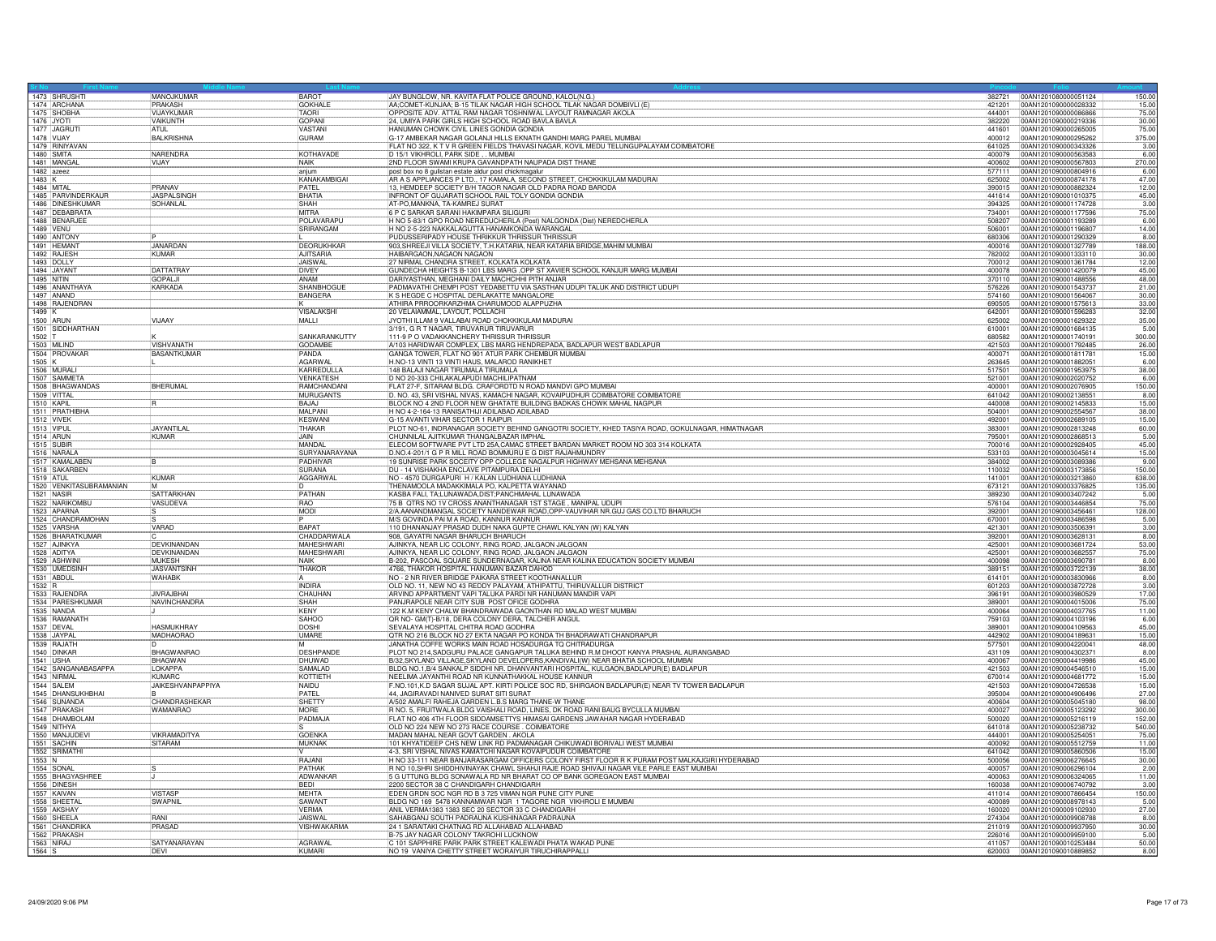| Sr No | First Name | Middle Name | Last Name | Address | Pincode | Folio | Amount |
|---|---|---|---|---|---|---|---|
| 1473 | SHRUSHTI | MANOJKUMAR | BAROT | JAY BUNGLOW, NR. KAVITA FLAT POLICE GROUND, KALOL(N.G.) | 382721 | 00AN1201080000051124 | 150.00 |
| 1474 | ARCHANA | PRAKASH | GOKHALE | AA;COMET-KUNJAA; B-15 TILAK NAGAR HIGH SCHOOL TILAK NAGAR DOMBIVLI (E) | 421201 | 00AN1201090000028332 | 15.00 |
| 1475 | SHOBHA | VIJAYKUMAR | TAORI | OPPOSITE ADV. ATTAL RAM NAGAR TOSHNIWAL LAYOUT RAMNAGAR AKOLA | 444001 | 00AN1201090000086866 | 75.00 |
| 1476 | JYOTI | VAIKUNTH | GOPANI | 24, UMIYA PARK GIRLS HIGH SCHOOL ROAD BAVLA BAVLA | 382220 | 00AN1201090000219336 | 30.00 |
| 1477 | JAGRUTI | ATUL | VASTANI | HANUMAN CHOWK CIVIL LINES GONDIA GONDIA | 441601 | 00AN1201090000265005 | 75.00 |
| 1478 | VIJAY | BALKRISHNA | GURAM | G-17 AMBEKAR NAGAR GOLANJI HILLS EKNATH GANDHI MARG PAREL MUMBAI | 400012 | 00AN1201090000295262 | 375.00 |
| 1479 | RINIYAVAN | | | FLAT NO 322, K T V R GREEN FIELDS THAVASI NAGAR, KOVIL MEDU TELUNGUPALAYAM COIMBATORE | 641025 | 00AN1201090000343326 | 3.00 |
| 1480 | SMITA | NARENDRA | KOTHAVADE | D 15/1 VIKHROLI, PARK SIDE , . MUMBAI | 400079 | 00AN1201090000563583 | 6.00 |
| 1481 | MANGAL | VIJAY | NAIK | 2ND FLOOR SWAMI KRUPA GAVANDPATH NAUPADA DIST THANE | 400602 | 00AN1201090000567803 | 270.00 |
| 1482 | azeez | | anjum | post box no 8 gulistan estate aldur post chickmagalur | 577111 | 00AN1201090000804916 | 6.00 |
| 1483 | K | | KANAKAMBIGAI | AR A S APPLIANCES P LTD., 17 KAMALA, SECOND STREET, CHOKKIKULAM MADURAI | 625002 | 00AN1201090000874178 | 47.00 |
| 1484 | MITAL | PRANAV | PATEL | 13, HEMDEEP SOCIETY B/H TAGOR NAGAR OLD PADRA ROAD BARODA | 390015 | 00AN1201090000882324 | 12.00 |
| 1485 | PARVINDERKAUR | JASPALSINGH | BHATIA | INFRONT OF GUJARATI SCHOOL RAIL TOLY GONDIA GONDIA | 441614 | 00AN1201090001010375 | 45.00 |
| 1486 | DINESHKUMAR | SOHANLAL | SHAH | AT-PO,MANKNA, TA-KAMREJ SURAT | 394325 | 00AN1201090001174728 | 3.00 |
| 1487 | DEBABRATA | | MITRA | 6 P C SARKAR SARANI HAKIMPARA SILIGURI | 734001 | 00AN1201090001177596 | 75.00 |
| 1488 | BENARJEE | | POLAVARAPU | H NO 5-83/1 GPO ROAD NEREDUCHERLA (Post) NALGONDA (Dist) NEREDCHERLA | 508207 | 00AN1201090001193289 | 6.00 |
| 1489 | VENU | | SRIRANGAM | H NO 2-5-223 NAKKALAGUTTA HANAMKONDA WARANGAL | 506001 | 00AN1201090001196807 | 14.00 |
| 1490 | ANTONY | P | L | PUDUSSERIPADY HOUSE THRIKKUR THRISSUR THRISSUR | 680306 | 00AN1201090001290329 | 8.00 |
| 1491 | HEMANT | JANARDAN | DEORUKHKAR | 903,SHREEJI VILLA SOCIETY, T.H.KATARIA, NEAR KATARIA BRIDGE,MAHIM MUMBAI | 400016 | 00AN1201090001327789 | 188.00 |
| 1492 | RAJESH | KUMAR | AJITSARIA | HAIBARGAON,NAGAON NAGAON | 782002 | 00AN1201090001333110 | 30.00 |
| 1493 | DOLLY | | JAISWAL | 27 NIRMAL CHANDRA STREET, KOLKATA KOLKATA | 700012 | 00AN1201090001361784 | 12.00 |
| 1494 | JAYANT | DATTATRAY | DIVEY | GUNDECHA HEIGHTS B-1301 LBS MARG .OPP ST XAVIER SCHOOL KANJUR MARG MUMBAI | 400078 | 00AN1201090001420079 | 45.00 |
| 1495 | NITIN | GOPALJI | ANAM | DARIYASTHAN, MEGHANI DAILY MACHCHHI PITH ANJAR | 370110 | 00AN1201090001488556 | 48.00 |
| 1496 | ANANTHAYA | KARKADA | SHANBHOGUE | PADMAVATHI CHEMPI POST YEDABETTU VIA SASTHAN UDUPI TALUK AND DISTRICT UDUPI | 576226 | 00AN1201090001543737 | 21.00 |
| 1497 | ANAND | | BANGERA | K S HEGDE C HOSPITAL DERLAKATTE MANGALORE | 574160 | 00AN1201090001564067 | 30.00 |
| 1498 | RAJENDRAN | | K | ATHIRA PRROORKARZHMA CHARUMOOD ALAPPUZHA | 690505 | 00AN1201090001575613 | 33.00 |
| 1499 | K | | VISALAKSHI | 20 VELAIAMMAL, LAYOUT, POLLACHI | 642001 | 00AN1201090001596283 | 32.00 |
| 1500 | ARUN | VIJAAY | MALLI | JYOTHI ILLAM 9 VALLABAI ROAD CHOKKIKULAM MADURAI | 625002 | 00AN1201090001629322 | 35.00 |
| 1501 | SIDDHARTHAN | | | 3/191, G R T NAGAR, TIRUVARUR TIRUVARUR | 610001 | 00AN1201090001684135 | 5.00 |
| 1502 | T | K | SANKARANKUTTY | 111-9 P O VADAKKANCHERY THRISSUR THRISSUR | 680582 | 00AN1201090001740191 | 300.00 |
| 1503 | MILIND | VISHVANATH | GODAMBE | A/103 HARIDWAR COMPLEX, LBS MARG HENDREPADA, BADLAPUR WEST BADLAPUR | 421503 | 00AN1201090001792485 | 26.00 |
| 1504 | PROVAKAR | BASANTKUMAR | PANDA | GANGA TOWER, FLAT NO 901 ATUR PARK CHEMBUR MUMBAI | 400071 | 00AN1201090001811781 | 15.00 |
| 1505 | K | L | AGARWAL | H.NO-13 VINTI 13 VINTI HAUS, MALAROD RANIKHET | 263645 | 00AN1201090001882051 | 6.00 |
| 1506 | MURALI | | KARREDULLA | 148 BALAJI NAGAR TIRUMALA TIRUMALA | 517501 | 00AN1201090001953975 | 38.00 |
| 1507 | SAMMETA | | VENKATESH | D NO 20-333 CHILAKALAPUDI MACHILIPATNAM | 521001 | 00AN1201090002020752 | 6.00 |
| 1508 | BHAGWANDAS | BHERUMAL | RAMCHANDANI | FLAT 27-F, SITARAM BLDG. CRAFORDTD N ROAD MANDVI GPO MUMBAI | 400001 | 00AN1201090002076905 | 150.00 |
| 1509 | VITTAL | | MURUGANTS | D. NO. 43, SRI VISHAL NIVAS, KAMACHI NAGAR, KOVAIPUDHUR COIMBATORE COIMBATORE | 641042 | 00AN1201090002138551 | 8.00 |
| 1510 | KAPIL | R | BAJAJ | BLOCK NO 4 2ND FLOOR NEW GHATATE BUILDING BADKAS CHOWK MAHAL NAGPUR | 440008 | 00AN1201090002145833 | 15.00 |
| 1511 | PRATHIBHA | | MALPANI | H NO 4-2-164-13 RANISATHIJI ADILABAD ADILABAD | 504001 | 00AN1201090002554567 | 38.00 |
| 1512 | VIVEK | | KESWANI | G-15 AVANTI VIHAR SECTOR 1 RAIPUR | 492001 | 00AN1201090002689105 | 15.00 |
| 1513 | VIPUL | JAYANTILAL | THAKAR | PLOT NO-61, INDRANAGAR SOCIETY BEHIND GANGOTRI SOCIETY, KHED TASIYA ROAD, GOKULNAGAR, HIMATNAGAR | 383001 | 00AN1201090002813248 | 60.00 |
| 1514 | ARUN | KUMAR | JAIN | CHUNNILAL AJITKUMAR THANGALBAZAR IMPHAL | 795001 | 00AN1201090002868513 | 5.00 |
| 1515 | SUBIR | | MANDAL | ELECOM SOFTWARE PVT LTD 25A,CAMAC STREET BARDAN MARKET ROOM NO 303 314 KOLKATA | 700016 | 00AN1201090002928405 | 45.00 |
| 1516 | NARALA | | SURYANARAYANA | D.NO.4-201/1 G P R MILL ROAD BOMMURU E G DIST RAJAHMUNDRY | 533103 | 00AN1201090003045614 | 15.00 |
| 1517 | KAMALABEN | B | PADHIYAR | 19 SUNRISE PARK SOCIETY OPP COLLEGE NAGALPUR HIGHWAY MEHSANA MEHSANA | 384002 | 00AN1201090003089386 | 9.00 |
| 1518 | SAKARBEN | | SURANA | DU - 14 VISHAKHA ENCLAVE PITAMPURA DELHI | 110032 | 00AN1201090003173856 | 150.00 |
| 1519 | ATUL | KUMAR | AGGARWAL | NO - 4570 DURGAPURI H / KALAN LUDHIANA LUDHIANA | 141001 | 00AN1201090003213860 | 638.00 |
| 1520 | VENKITASUBRAMANIAN | M | D | THENAMOOLA MADAKKIMALA PO, KALPETTA WAYANAD | 673121 | 00AN1201090003376825 | 135.00 |
| 1521 | NASIR | SATTARKHAN | PATHAN | KASBA FALI, TA;LUNAWADA,DIST;PANCHMAHAL LUNAWADA | 389230 | 00AN1201090003407242 | 5.00 |
| 1522 | NARIKOMBU | VASUDEVA | RAO | 75 B QTRS NO 1V CROSS ANANTHANAGAR 1ST STAGE , MANIPAL UDUPI | 576104 | 00AN1201090003446854 | 75.00 |
| 1523 | APARNA | S | MODI | 2/A.AANANDMANGAL SOCIETY NANDEWAR ROAD,OPP-VAUVIHAR NR.GUJ GAS CO.LTD BHARUCH | 392001 | 00AN1201090003456461 | 128.00 |
| 1524 | CHANDRAMOHAN | S | P | M/S GOVINDA PAI M A ROAD, KANNUR KANNUR | 670001 | 00AN1201090003486598 | 5.00 |
| 1525 | VARSHA | VARAD | BAPAT | 110 DHANANJAY PRASAD DUDH NAKA GUPTE CHAWL KALYAN (W) KALYAN | 421301 | 00AN1201090003506391 | 3.00 |
| 1526 | BHARATKUMAR | C | CHADDARWALA | 908, GAYATRI NAGAR BHARUCH BHARUCH | 392001 | 00AN1201090003628131 | 8.00 |
| 1527 | AJINKYA | DEVKINANDAN | MAHESHWARI | AJINKYA, NEAR LIC COLONY, RING ROAD, JALGAON JALGAON | 425001 | 00AN1201090003681724 | 53.00 |
| 1528 | ADITYA | DEVKINANDAN | MAHESHWARI | AJINKYA, NEAR LIC COLONY, RING ROAD, JALGAON JALGAON | 425001 | 00AN1201090003682557 | 75.00 |
| 1529 | ASHWINI | MUKESH | NAIK | B-202, PASCOAL SQUARE SUNDERNAGAR, KALINA NEAR KALINA EDUCATION SOCIETY MUMBAI | 400098 | 00AN1201090003690781 | 8.00 |
| 1530 | UMEDSINH | JASVANTSINH | THAKOR | 4766, THAKOR HOSPITAL HANUMAN BAZAR DAHOD | 389151 | 00AN1201090003722139 | 38.00 |
| 1531 | ABDUL | WAHABK | A | NO - 2 NR RIVER BRIDGE PAIKARA STREET KOOTHANALLUR | 614101 | 00AN1201090003830966 | 8.00 |
| 1532 | R | | INDIRA | OLD NO. 11, NEW NO 43 REDDY PALAYAM, ATHIPATTU, THIRUVALLUR DISTRICT | 601203 | 00AN1201090003872728 | 3.00 |
| 1533 | RAJENDRA | JIVRAJBHAI | CHAUHAN | ARVIND APPARTMENT VAPI TALUKA PARDI NR HANUMAN MANDIR VAPI | 396191 | 00AN1201090003980529 | 17.00 |
| 1534 | PARESHKUMAR | NAVINCHANDRA | SHAH | PANJRAPOLE NEAR CITY SUB POST OFICE GODHRA | 389001 | 00AN1201090004015006 | 75.00 |
| 1535 | NANDA | J | KENY | 122 K.M KENY CHALW BHANDRAWADA GAONTHAN RD MALAD WEST MUMBAI | 400064 | 00AN1201090004037765 | 11.00 |
| 1536 | RAMANATH | | SAHOO | QR NO- GM(T)-B/18, DERA COLONY DERA, TALCHER ANGUL | 759103 | 00AN1201090004103196 | 6.00 |
| 1537 | DEVAL | HASMUKHRAY | DOSHI | SEVALAYA HOSPITAL CHITRA ROAD GODHRA | 389001 | 00AN1201090004109563 | 45.00 |
| 1538 | JAYPAL | MADHAORAO | UMARE | QTR NO 216 BLOCK NO 27 EKTA NAGAR PO KONDA TH BHADRAWATI CHANDRAPUR | 442902 | 00AN1201090004189631 | 15.00 |
| 1539 | RAJATH | D | M | JANATHA COFFE WORKS MAIN ROAD HOSADURGA TQ CHITRADURGA | 577501 | 00AN1201090004220041 | 48.00 |
| 1540 | DINKAR | BHAGWANRAO | DESHPANDE | PLOT NO 214,SADGURU PALACE GANGAPUR TALUKA BEHIND R.M DHOOT KANYA PRASHAL AURANGABAD | 431109 | 00AN1201090004302371 | 8.00 |
| 1541 | USHA | BHAGWAN | DHUWAD | B/32,SKYLAND VILLAGE,SKYLAND DEVELOPERS,KANDIVALI(W) NEAR BHATIA SCHOOL MUMBAI | 400067 | 00AN1201090004419986 | 45.00 |
| 1542 | SANGANABASAPPA | LOKAPPA | SAMALAD | BLDG NO.1,B/4 SANKALP SIDDHI NR. DHANVANTARI HOSPITAL, KULGAON,BADLAPUR(E) BADLAPUR | 421503 | 00AN1201090004546510 | 15.00 |
| 1543 | NIRMAL | KUMARC | KOTTIETH | NEELIMA JAYANTHI ROAD NR KUNNATHAKKAL HOUSE KANNUR | 670014 | 00AN1201090004681772 | 15.00 |
| 1544 | SALEM | JAIKESHVANPAPPIYA | NAIDU | F.NO.101,K.D SAGAR SUJAL APT. KIRTI POLICE SOC RD, SHIRGAON BADLAPUR(E) NEAR TV TOWER BADLAPUR | 421503 | 00AN1201090004726538 | 15.00 |
| 1545 | DHANSUKHBHAI | B | PATEL | 44, JAGIRAVADI NANIVED SURAT SITI SURAT | 395004 | 00AN1201090004906496 | 27.00 |
| 1546 | SUNANDA | CHANDRASHEKAR | SHETTY | A/502 AMALFI RAHEJA GARDEN L.B.S MARG THANE-W THANE | 400604 | 00AN1201090005045180 | 98.00 |
| 1547 | PRAKASH | WAMANRAO | MORE | R NO. 5, FRUITWALA BLDG VAISHALI ROAD, LINES, DK ROAD RANI BAUG BYCULLA MUMBAI | 400027 | 00AN1201090005123292 | 300.00 |
| 1548 | DHAMBOLAM | | PADMAJA | FLAT NO 406 4TH FLOOR SIDDAMSETTYS HIMASAI GARDENS JAWAHAR NAGAR HYDERABAD | 500020 | 00AN1201090005216119 | 152.00 |
| 1549 | NITHYA | | S | OLD NO 224 NEW NO 273 RACE COURSE . COIMBATORE | 641018 | 00AN1201090005238732 | 540.00 |
| 1550 | MANJUDEVI | VIKRAMADITYA | GOENKA | MADAN MAHAL NEAR GOVT GARDEN . AKOLA | 444001 | 00AN1201090005254051 | 75.00 |
| 1551 | SACHIN | SITARAM | MUKNAK | 101 KHYATIDEEP CHS NEW LINK RD PADMANAGAR CHIKUWADI BORIVALI WEST MUMBAI | 400092 | 00AN1201090005512759 | 11.00 |
| 1552 | SRIMATHI | | V | 4-3, SRI VISHAL NIVAS KAMATCHI NAGAR KOVAIPUDUR COIMBATORE | 641042 | 00AN1201090005860506 | 15.00 |
| 1553 | N | | RAJANI | H NO 33-111 NEAR BANJARASARGAM OFFICERS COLONY FIRST FLOOR R K PURAM POST MALKAJGIRI HYDERABAD | 500056 | 00AN1201090006276645 | 30.00 |
| 1554 | SONAL | S | PATHAK | R NO 10,SHRI SHIDDHIVINAYAK CHAWL SHAHJI RAJE ROAD SHIVAJI NAGAR VILE PARLE EAST MUMBAI | 400057 | 00AN1201090006296104 | 2.00 |
| 1555 | BHAGYASHREE | J | ADWANKAR | 5 G UTTUNG BLDG SONAWALA RD NR BHARAT CO OP BANK GOREGAON EAST MUMBAI | 400063 | 00AN1201090006324065 | 11.00 |
| 1556 | DINESH | | BEDI | 2200 SECTOR 38 C CHANDIGARH CHANDIGARH | 160038 | 00AN1201090006740792 | 3.00 |
| 1557 | KAIVAN | VISTASP | MEHTA | EDEN GRDN SOC NGR RD B 3 725 VIMAN NGR PUNE CITY PUNE | 411014 | 00AN1201090007866454 | 150.00 |
| 1558 | SHEETAL | SWAPNIL | SAWANT | BLDG NO 169 5478 KANNAMWAR NGR 1 TAGORE NGR VIKHROLI E MUMBAI | 400089 | 00AN1201090008978143 | 5.00 |
| 1559 | AKSHAY | | VERMA | ANIL VERMA1383 1383 SEC 20 SECTOR 33 C CHANDIGARH | 160020 | 00AN1201090009102930 | 27.00 |
| 1560 | SHEELA | RANI | JAISWAL | SAHABGANJ SOUTH PADRAUNA KUSHINAGAR PADRAUNA | 274304 | 00AN1201090009908788 | 8.00 |
| 1561 | CHANDRIKA | PRASAD | VISHWAKARMA | 24 1 SARAITAKI CHATNAG RD ALLAHABAD ALLAHABAD | 211019 | 00AN1201090009937950 | 30.00 |
| 1562 | PRAKASH | | | B-75 JAY NAGAR COLONY TAKROHI LUCKNOW | 226016 | 00AN1201090009959100 | 5.00 |
| 1563 | NIRAJ | SATYANARAYAN | AGRAWAL | C 101 SAPPHIRE PARK PARK STREET KALEWADI PHATA WAKAD PUNE | 411057 | 00AN1201090010253484 | 50.00 |
| 1564 | S | DEVI | KUMARI | NO 19 VANIYA CHETTY STREET WORAIYUR TIRUCHIRAPPALLI | 620003 | 00AN1201090010889852 | 8.00 |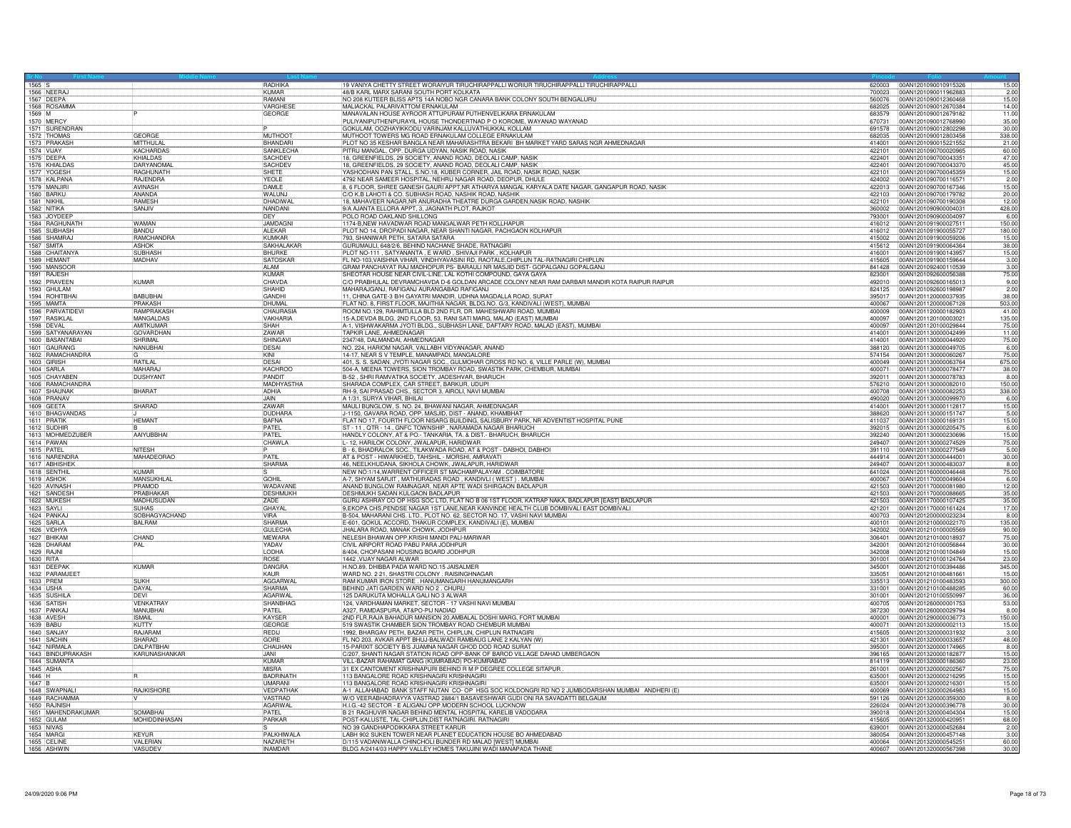| Sr No | First Name | Middle Name | Last Name | Address | Pincode | Folio | Amount |
|---|---|---|---|---|---|---|---|
| 1565 | S | | RADHIKA | 19 VANIYA CHETTY STREET WORAIYUR TIRUCHIRAPPALLI WORIIUR TIRUCHIRAPPALLI TIRUCHIRAPPALLI | 620003 | 00AN1201090010915326 | 15.00 |
| 1566 | NEERAJ | | KUMAR | 48/B KARL MARX SARANI SOUTH PORT KOLKATA | 700023 | 00AN1201090011962883 | 2.00 |
| 1567 | DEEPA | | RAMANI | NO 208 KUTEER BLISS APTS 14A NOBO NGR CANARA BANK COLONY SOUTH BENGALURU | 560076 | 00AN1201090012360468 | 15.00 |
| 1568 | ROSAMMA | | VARGHESE | MALIACKAL PALARIVATTOM ERNAKULAM | 682025 | 00AN1201090012670384 | 14.00 |
| 1569 | M | P | GEORGE | MANAVALAN HOUSE AYROOR ATTUPURAM PUTHENVELIKARA ERNAKULAM | 683579 | 00AN1201090012679182 | 11.00 |
| 1570 | MERCY | | | PULIYANIPUTHENPURAYIL HOUSE THONDERTNAD P O KOROME, WAYANAD WAYANAD | 670731 | 00AN1201090012768990 | 35.00 |
| 1571 | SURENDRAN | | P | GOKULAM, OOZHAYIKKODU VARINJAM KALLUVATHUKKAL KOLLAM | 691578 | 00AN1201090012802298 | 30.00 |
| 1572 | THOMAS | GEORGE | MUTHOOT | MUTHOOT TOWERS MG ROAD ERNAKULAM COLLEGE ERNAKULAM | 682035 | 00AN1201090012803458 | 338.00 |
| 1573 | PRAKASH | MITTHULAL | BHANDARI | PLOT NO 35 KESHAR BANGLA NEAR MAHARASHTRA BEKARI BH MARKET YARD SARAS NGR AHMEDNAGAR | 414001 | 00AN1201090015122552 | 21.00 |
| 1574 | VIJAY | KACHARDAS | SANKLECHA | PITRU MANGAL, OPP. DURGA UDYAN, NASIK ROAD, NASIK | 422101 | 00AN1201090700020965 | 60.00 |
| 1575 | DEEPA | KHIALDAS | SACHDEV | 18, GREENFIELDS, 29 SOCIETY, ANAND ROAD, DEOLALI CAMP, NASIK | 422401 | 00AN1201090700043351 | 47.00 |
| 1576 | KHIALDAS | DARYANOMAL | SACHDEV | 18, GREENFIELDS, 29 SOCIETY, ANAND ROAD, DEOLALI CAMP, NASIK | 422401 | 00AN1201090700043370 | 45.00 |
| 1577 | YOGESH | RAGHUNATH | SHETE | YASHODHAN PAN STALL, S.NO.18, KUBER CORNER, JAIL ROAD, NASIK ROAD, NASIK | 422101 | 00AN1201090700045359 | 15.00 |
| 1578 | KALPANA | RAJENDRA | YEOLE | 4792 NEAR SAMEER HOSPITAL, NEHRU NAGAR ROAD, DEOPUR, DHULE | 424002 | 00AN1201090700116571 | 2.00 |
| 1579 | MANJIRI | AVINASH | DAMLE | 8, 6 FLOOR, SHREE GANESH GAURI APPT,NR ATHARVA MANGAL KARYALA DATE NAGAR, GANGAPUR ROAD, NASIK | 422013 | 00AN1201090700167346 | 15.00 |
| 1580 | BARKU | ANANDA | WALUNJ | C/O K.B LAHOTI & CO. SUBHASH ROAD, NASHIK ROAD, NASHIK | 422103 | 00AN1201090700179782 | 20.00 |
| 1581 | NIKHIL | RAMESH | DHADIWAL | 18, MAHAVEER NAGAR,NR ANURADHA THEATRE DURGA GARDEN,NASIK ROAD, NASHIK | 422101 | 00AN1201090700190308 | 12.00 |
| 1582 | NITIKA | SANJIV | NANDANI | 9/A AJANTA ELLORA APPT, 3, JAGNATH PLOT, RAJKOT | 360002 | 00AN1201090900004031 | 428.00 |
| 1583 | JOYDEEP | | DEY | POLO ROAD OAKLAND SHILLONG | 793001 | 00AN1201090900004097 | 6.00 |
| 1584 | RAGHUNATH | WAMAN | JAMDAGNI | 1174-B,NEW HAVADWAR ROAD MANGALWAR PETH KOLLHAPUR | 416012 | 00AN1201091900027511 | 150.00 |
| 1585 | SUBHASH | BANDU | ALEKAR | PLOT NO 14, DROPADI NAGAR, NEAR SHANTI NAGAR, PACHGAON KOLHAPUR | 416012 | 00AN1201091900055727 | 180.00 |
| 1586 | SHAMRAJ | RAMCHANDRA | KUMKAR | 793, SHANIWAR PETH, SATARA SATARA | 415002 | 00AN1201091900059206 | 15.00 |
| 1587 | SMITA | ASHOK | SAKHALAKAR | GURUMAULI, 648/2/6, BEHIND NACHANE SHADE, RATNAGIRI | 415612 | 00AN1201091900064364 | 38.00 |
| 1588 | CHAITANYA | SUBHASH | BHURKE | PLOT NO-111 , SATYANANTA , E WARD , SHIVAJI PARK , KOLHAPUR | 416001 | 00AN1201091900143957 | 15.00 |
| 1589 | HEMANT | MADHAV | SATOSKAR | FL NO-103,VAISHNA VIHAR, VINDHYAVASINI RD, RAOTALE,CHIPLUN TAL-RATNAGIRI CHIPLUN | 415605 | 00AN1201091900159644 | 3.00 |
| 1590 | MANSOOR | | ALAM | GRAM PANCHAYAT RAJ MADHOPUR PS- BARAULI NR MASJID DIST- GOPALGANJ GOPALGANJ | 841428 | 00AN1201092400110539 | 3.00 |
| 1591 | RAJESH | | KUMAR | SHEOTAR HOUSE NEAR CIVIL-LINE, LAL KOTHI COMPOUND, GAYA GAYA | 823001 | 00AN1201092600056388 | 75.00 |
| 1592 | PRAVEEN | KUMAR | CHAVDA | C/O PRABHULAL DEVRAMCHAVDA D-6 GOLDAN ARCADE COLONY NEAR RAM DARBAR MANDIR KOTA RAIPUR RAIPUR | 492010 | 00AN1201092600165013 | 9.00 |
| 1593 | GHULAM | | SHAHID | MAHARAJGANJ, RAFIGANJ AURANGABAD RAFIGANJ | 824125 | 00AN1201092600198987 | 2.00 |
| 1594 | ROHITBHAI | BABUBHAI | GANDHI | 11, CHINA GATE-3 B/H GAYATRI MANDIR, UDHNA MAGDALLA ROAD, SURAT | 395017 | 00AN1201120000037935 | 38.00 |
| 1595 | MAMTA | PRAKASH | DHUMAL | FLAT NO. 8, FIRST FLOOR, MAJITHIA NAGAR, BLDG.NO. G/3, KANDIVALI (WEST), MUMBAI | 400067 | 00AN1201120000067128 | 503.00 |
| 1596 | PARVATIDEVI | RAMPRAKASH | CHAURASIA | ROOM NO.129, RAHIMTULLA BLD 2ND FLR, DR. MAHESHWARI ROAD, MUMBAI | 400009 | 00AN1201120000182903 | 41.00 |
| 1597 | RASIKLAL | MANGALDAS | VAKHARIA | 15-A,DEVDA BLDG, 2ND FLOOR, 53, RANI SATI MARG, MALAD (EAST) MUMBAI | 400097 | 00AN1201120100003021 | 135.00 |
| 1598 | DEVAL | AMITKUMAR | SHAH | A-1, VISHWAKARMA JYOTI BLDG., SUBHASH LANE, DAFTARY ROAD, MALAD (EAST), MUMBAI | 400097 | 00AN1201120100029844 | 75.00 |
| 1599 | SATYANARAYAN | GOVARDHAN | ZAWAR | TAPKIR LANE, AHMEDNAGAR | 414001 | 00AN1201130000042499 | 11.00 |
| 1600 | BASANTABAI | SHRIMAL | SHINGAVI | 2347/48, DALMANDAI, AHMEDNAGAR | 414001 | 00AN1201130000044920 | 75.00 |
| 1601 | GAURANG | NANUBHAI | DESAI | NO. 224, HARIOM NAGAR, VALLABH VIDYANAGAR, ANAND | 388120 | 00AN1201130000049705 | 6.00 |
| 1602 | RAMACHANDRA | G | KINI | 14-17, NEAR S V TEMPLE, MANAMPADI, MANGALORE | 574154 | 00AN1201130000060267 | 75.00 |
| 1603 | GIRISH | RATILAL | DESAI | 401, S. S. SADAN, JYOTI NAGAR SOC., GULMOHAR CROSS RD NO. 6, VILLE PARLE (W), MUMBAI | 400049 | 00AN1201130000063764 | 675.00 |
| 1604 | SARLA | MAHARAJ | KACHROO | 504-A, MEENA TOWERS, SION TROMBAY ROAD, SWASTIK PARK, CHEMBUR, MUMBAI | 400071 | 00AN1201130000078477 | 38.00 |
| 1605 | CHAYABEN | DUSHYANT | PANDIT | B-52 , SHRI RAMVATIKA SOCIETY, JADESHVAR, BHARUCH | 392011 | 00AN1201130000078783 | 8.00 |
| 1606 | RAMACHANDRA | | MADHYASTHA | SHARADA COMPLEX, CAR STREET, BARKUR, UDUPI | 576210 | 00AN1201130000082010 | 150.00 |
| 1607 | SHAUNAK | BHARAT | ADHIA | RH-9, SAI PRASAD CHS., SECTOR 3, AIROLI, NAVI MUMBAI | 400708 | 00AN1201130000082253 | 338.00 |
| 1608 | PRANAV | | JAIN | A 1/31, SURYA VIHAR, BHILAI | 490020 | 00AN1201130000099970 | 6.00 |
| 1609 | GEETA | SHARAD | ZAWAR | MAULI BUNGLOW, S. NO. 24, BHAWANI NAGAR, AHMEDNAGAR | 414001 | 00AN1201130000112817 | 15.00 |
| 1610 | BHAGVANDAS | J | DUDHARA | J-1150, GAVARA ROAD, OPP. MASJID, DIST - ANAND, KHAMBHAT | 388620 | 00AN1201130000151747 | 5.00 |
| 1611 | PRATIK | HEMANT | BAFNA | FLAT NO 17, FOURTH FLOOR NISARG BUILDING, SALISBURY PARK, NR ADVENTIST HOSPITAL PUNE | 411037 | 00AN1201130000169131 | 15.00 |
| 1612 | SUDHIR | B | PATEL | ST - 11 , QTR - 14 , GNFC TOWNSHIP , NARAMADA NAGAR BHARUCH | 392015 | 00AN1201130000205475 | 6.00 |
| 1613 | MOHMEDZUBER | AAIYUBBHAI | PATEL | HANDLY COLONY, AT & PO.- TANKARIA, TA. & DIST.- BHARUCH, BHARUCH | 392240 | 00AN1201130000230696 | 15.00 |
| 1614 | PAWAN | | CHAWLA | L- 12, HARILOK COLONY, JWALAPUR, HARIDWAR | 249407 | 00AN1201130000274529 | 75.00 |
| 1615 | PATEL | NITESH | P | B - 6, BHADRALOK SOC., TILAKWADA ROAD, AT & POST - DABHOI, DABHOI | 391110 | 00AN1201130000277549 | 5.00 |
| 1616 | NARENDRA | MAHADEORAO | PATIL | AT & POST - HIWARKHED, TAHSHIL - MORSHI, AMRAVATI | 444914 | 00AN1201130000444001 | 30.00 |
| 1617 | ABHISHEK | | SHARMA | 46, NEELKHUDANA, SIKHOLA CHOWK, JWALAPUR, HARIDWAR | 249407 | 00AN1201130000483037 | 8.00 |
| 1618 | SENTHIL | KUMAR | S | NEW NO:1/14,WARRENT OFFICER ST MACHAMPALAYAM . COIMBATORE | 641024 | 00AN1201160000046448 | 75.00 |
| 1619 | ASHOK | MANSUKHLAL | GOHIL | A-7, SHYAM SARJIT , MATHURADAS ROAD , KANDIVLI ( WEST ) , MUMBAI | 400067 | 00AN1201170000049604 | 6.00 |
| 1620 | AVINASH | PRAMOD | WADAVANE | ANAND BUNGLOW RAMNAGAR, NEAR APTE WADI SHIRGAON BADLAPUR | 421503 | 00AN1201170000081980 | 12.00 |
| 1621 | SANDESH | PRABHAKAR | DESHMUKH | DESHMUKH SADAN KULGAON BADLAPUR | 421503 | 00AN1201170000088665 | 35.00 |
| 1622 | MUKESH | MADHUSUDAN | ZADE | GURU ASHRAY CO OP HSG SOC LTD, FLAT NO B 06 1ST FLOOR, KATRAP NAKA, BADLAPUR [EAST] BADLAPUR | 421503 | 00AN1201170000107425 | 35.00 |
| 1623 | SAYLI | SUHAS | GHAYAL | 9,EKOPA CHS,PENDSE NAGAR 1ST LANE,NEAR KANVINDE HEALTH CLUB DOMBIVALI EAST DOMBIVALI | 421201 | 00AN1201170000161424 | 17.00 |
| 1624 | PANKAJ | SOBHAGYACHAND | VIRA | B-504, MAHARANI CHS. LTD., PLOT NO. 62, SECTOR NO. 17, VASHI NAVI MUMBAI | 400703 | 00AN1201200000023234 | 8.00 |
| 1625 | SARLA | BALRAM | SHARMA | E-601, GOKUL ACCORD, THAKUR COMPLEX, KANDIVALI (E), MUMBAI | 400101 | 00AN1201210000022170 | 135.00 |
| 1626 | VIDHYA | | GULECHA | JHALARA ROAD, MANAK CHOWK, JODHPUR | 342002 | 00AN1201210100005569 | 90.00 |
| 1627 | BHIKAM | CHAND | MEWARA | NELESH BHAWAN OPP.KRISHI MANDI PALI-MARWAR | 306401 | 00AN1201210100018937 | 75.00 |
| 1628 | DHARAM | PAL | YADAV | CIVIL AIRPORT ROAD PABU PARA JODHPUR | 342001 | 00AN1201210100056844 | 30.00 |
| 1629 | RAJNI | | LODHA | 8/404, CHOPASANI HOUSING BOARD JODHPUR | 342008 | 00AN1201210100104849 | 15.00 |
| 1630 | RITA | | ROSE | 1442 ,VIJAY NAGAR ALWAR | 301001 | 00AN1201210100124764 | 23.00 |
| 1631 | DEEPAK | KUMAR | DANGRA | H.NO.89, DHIBBA PADA WARD NO.15 JAISALMER | 345001 | 00AN1201210100394486 | 345.00 |
| 1632 | PARAMJEET | | KAUR | WARD NO. 2 21, SHASTRI COLONY . RAISINGHNAGAR | 335051 | 00AN1201210100481661 | 15.00 |
| 1633 | PREM | SUKH | AGGARWAL | RAM KUMAR IRON STORE . HANUMANGARH HANUMANGARH | 335513 | 00AN1201210100483593 | 300.00 |
| 1634 | USHA | DAYAL | SHARMA | BEHIND JATI GARDEN WARD NO 2 . CHURU | 331001 | 00AN1201210100488285 | 60.00 |
| 1635 | SUSHILA | DEVI | AGARWAL | 125 DARUKUTA MOHALLA GALI NO 3 ALWAR | 301001 | 00AN1201210100550997 | 36.00 |
| 1636 | SATISH | VENKATRAY | SHANBHAG | 124, VARDHAMAN MARKET, SECTOR - 17 VASHI NAVI MUMBAI | 400705 | 00AN1201260000001753 | 53.00 |
| 1637 | PANKAJ | MANUBHAI | PATEL | A327, RAMDASPURA, AT&PO-PIJ NADIAD | 387230 | 00AN1201260000029794 | 8.00 |
| 1638 | AVESH | ISMAIL | KAYSER | 2ND FLR,RAJA BAHADUR MANSION 20,AMBALAL DOSHI MARG, FORT MUMBAI | 400001 | 00AN1201290000036773 | 150.00 |
| 1639 | BABU | KUTTY | GEORGE | 519 SWASTIK CHAMBER SION TROMBAY ROAD CHEMBUR MUMBAI | 400071 | 00AN1201320000002113 | 15.00 |
| 1640 | SANJAY | RAJARAM | REDIJ | 1992, BHARGAV PETH, BAZAR PETH, CHIPLUN, CHIPLUN RATNAGIRI | 415605 | 00AN1201320000031932 | 3.00 |
| 1641 | SACHIN | SHARAD | GORE | FL NO 203, AVKAR APPT BHUJ-BALWADI RAMBAUG LANE 2 KALYAN (W) | 421301 | 00AN1201320000033657 | 48.00 |
| 1642 | NIRMALA | DALPATBHAI | CHAUHAN | 15-PARIXIT SOCIETY B/S JUAMNA NAGAR GHOD DOD ROAD SURAT | 395001 | 00AN1201320000174965 | 8.00 |
| 1643 | BINDUPRAKASH | KARUNASHANKAR | JANI | C/207, SHANTI NAGAR STATION ROAD OPP-BANK OF BAROD VILLAGE DAHAD UMBERGAON | 396165 | 00AN1201320000182877 | 15.00 |
| 1644 | SUMANTA | | KUMAR | VILL-BAZAR RAHAMAT GANG (KUMRABAD) PO-KUMRABAD | 814119 | 00AN1201320000186360 | 23.00 |
| 1645 | ASHA | | MISRA | 31 EX CANTOMENT KRISHNAPURI BEHIND R M P DEGREE COLLEGE SITAPUR . | 261001 | 00AN1201320000202567 | 75.00 |
| 1646 | H | R | BADRINATH | 113 BANGALORE ROAD KRISHNAGIRI KRISHNAGIRI | 635001 | 00AN1201320000216295 | 15.00 |
| 1647 | B | | UMARANI | 113 BANGALORE ROAD KRISHNAGIRI KRISHNAGIRI | 635001 | 00AN1201320000216301 | 15.00 |
| 1648 | SWAPNALI | RAJKISHORE | VEDPATHAK | A-1 ALLAHABAD BANK STAFF NUTAN CO- OP HSG SOC KOLDONGRI RD NO 2 JUMBODARSHAN MUMBAI ANDHERI (E) | 400069 | 00AN1201320000264983 | 15.00 |
| 1649 | RACHAMMA | V | VASTRAD | W/O VEERABHADRAYYA VASTRAD 2884/1 BASAVESHWAR GUDI ONI RA SAVADATTI BELGAUM | 591126 | 00AN1201320000359300 | 8.00 |
| 1650 | RAJNISH | | AGARWAL | H.I.G.-42 SECTOR - E ALIGANJ OPP.MODERN SCHOOL LUCKNOW | 226024 | 00AN1201320000396778 | 30.00 |
| 1651 | MAHENDRAKUMAR | SOMABHAI | PATEL | B 21 RAGHUVIR NAGAR BEHIND MENTAL HOSPITAL KARELIB VADODARA | 390018 | 00AN1201320000404304 | 15.00 |
| 1652 | GULAM | MOHIDDINHASAN | PARKAR | POST-KALUSTE, TAL-CHIPLUN,DIST RATNAGIRI. RATNAGIRI | 415605 | 00AN1201320000420951 | 68.00 |
| 1653 | NIVAS | | S | NO 39 GANDHIAPODIKKARA STREET KARUR | 639001 | 00AN1201320000452684 | 2.00 |
| 1654 | MARGI | KEYUR | PALKHIWALA | LABH 902 SUKEN TOWER NEAR PLANET EDUCATION HOUSE BO AHMEDABAD | 380054 | 00AN1201320000457148 | 3.00 |
| 1655 | CELINE | VALERIAN | NAZARETH | D/115 VADANIWALLA CHINCHOLI BUNDER RD MALAD [WEST] MUMBAI | 400064 | 00AN1201320000545251 | 60.00 |
| 1656 | ASHWIN | VASUDEV | INAMDAR | BLDG A/2414/03 HAPPY VALLEY HOMES TAKUJINI WADI MANAPADA THANE | 400607 | 00AN1201320000567398 | 30.00 |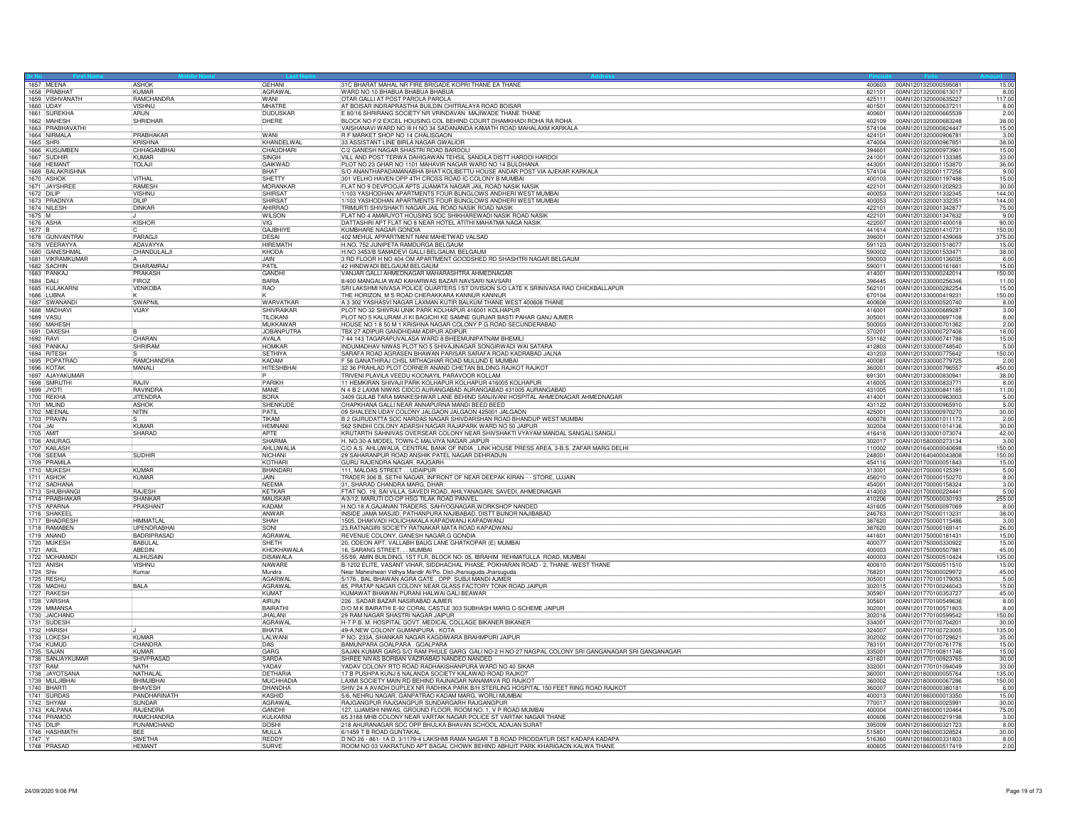| Sr No | First Name | Middle Name | Last Name | Address | Pincode | Folio | Amount |
|---|---|---|---|---|---|---|---|
| 1657 | MEENA | ASHOK | GEHANI | 31C BHARAT MAHAL NR FIRE BRIGADE KOPRI THANE EA THANE | 400603 | 00AN1201320000595081 | 15.00 |
| 1658 | PRABHAT | KUMAR | AGRAWAL | WARD NO 10 BHABUA BHABUA BHABUA | 821101 | 00AN1201320000613017 | 8.00 |
| 1659 | VISHVANATH | RAMCHANDRA | WANI | OTAR GALLI AT POST PAROLA PAROLA | 425111 | 00AN1201320000635227 | 117.00 |
| 1660 | UDAY | VISHNU | MHATRE | AT BOISAR INDRAPRASTHA BUILDIN CHITRALAYA ROAD BOISAR | 401501 | 00AN1201320000637211 | 8.00 |
| 1661 | SUREKHA | ARUN | DUDUSKAR | E 80/16 SHRIRANG SOCIETY NR VRINDAVAN MAJIWADE THANE THANE | 400601 | 00AN1201320000665539 | 2.00 |
| 1662 | MAHESH | SHRIDHAR | DHERE | BLOCK NO F/2 EXCEL HOUSING COL BEHIND COURT DHAMKHADI ROHA RA ROHA | 402109 | 00AN1201320000683248 | 38.00 |
| 1663 | PRABHAVATHI | | | VAISHANAVI WARD NO III H NO 34 SADANANDA KAMATH ROAD MAHALAXM KARKALA | 574104 | 00AN1201320000824447 | 15.00 |
| 1664 | NIRMALA | PRABHAKAR | WANI | R F MARKET SHOP NO 14 CHALISGAON | 424101 | 00AN1201320000906781 | 3.00 |
| 1665 | SHRI | KRISHNA | KHANDELWAL | 33 ASSISTANT LINE BIRLA NAGAR GWALIOR | 474004 | 00AN1201320000967851 | 38.00 |
| 1666 | KUSUMBEN | CHHAGANBHAI | CHAUDHARI | C/2 GANESH NAGAR SHASTRI ROAD BARDOLI | 394601 | 00AN1201320000973901 | 15.00 |
| 1667 | SUDHIR | KUMAR | SINGH | VILL AND POST TERWA DAHIGAWAN TEHSIL SANDILA DISTT HARDOI HARDOI | 241001 | 00AN1201320001133385 | 33.00 |
| 1668 | HEMANT | TOLAJI | GAIKWAD | PLOT NO 23 GHAR NO 1101 MAHAVIR NAGAR WARD NO 14 BULDHANA | 443001 | 00AN1201320001153870 | 36.00 |
| 1669 | BALAKRISHNA | | BHAT | S/O ANANTHAPADAMANABHA BHAT KOLIBETTU HOUSE ANDAR POST VIA AJEKAR KARKALA | 574104 | 00AN1201320001177256 | 9.00 |
| 1670 | ASHOK | VITHAL | SHETTY | 301 VELHO HAVEN OPP 4TH CROSS ROAD IC COLONY B MUMBAI | 400103 | 00AN1201320001197488 | 15.00 |
| 1671 | JAYSHREE | RAMESH | MORANKAR | FLAT NO 9 DEVPOOJA APTS JIJAMATA NAGAR JAIL ROAD NASIK NASIK | 422101 | 00AN1201320001202923 | 30.00 |
| 1672 | DILIP | VISHNU | SHIRSAT | 1/103 YASHODHAN APARTMENTS FOUR BUNGLOWS ANDHERI WEST MUMBAI | 400053 | 00AN1201320001332345 | 144.00 |
| 1673 | PRADNYA | DILIP | SHIRSAT | 1/103 YASHODHAN APARTMENTS FOUR BUNGLOWS ANDHERI WEST MUMBAI | 400053 | 00AN1201320001332351 | 144.00 |
| 1674 | NILESH | DINKAR | AHIRRAO | TRIMURTI SHIVSHAKTI NAGAR JAIL ROAD NASIK ROAD NASIK | 422101 | 00AN1201320001342877 | 75.00 |
| 1675 | M | J | WILSON | FLAT NO 4 AMARJYOT HOUSING SOC SHIKHAREWADI NASIK ROAD NASIK | 422101 | 00AN1201320001347632 | 9.00 |
| 1676 | ASHA | KISHOR | VIG | DATTASHRI APT FLAT NO 8 NEAR HOTEL ATITHI MAHATMA NAGA NASIK | 422007 | 00AN1201320001400018 | 90.00 |
| 1677 | B | C | GAJBHIYE | KUMBHARE NAGAR GONDIA | 441614 | 00AN1201320001410731 | 150.00 |
| 1678 | GUNVANTRAI | PARAGJI | DESAI | 402 MEHUL APPARTMENT NANI MAHETWAD VALSAD | 396001 | 00AN1201320001439069 | 375.00 |
| 1679 | VEERAYYA | ADAVAYYA | HIREMATH | H.NO. 752 JUNIPETA RAMDURGA BELGAUM | 591123 | 00AN1201320001518077 | 15.00 |
| 1680 | GANESHMAL | CHANDULALJI | KHODA | H.NO 3453/B SAMADEVI GALLI BELGAUM, BELGAUM | 590002 | 00AN1201320001533471 | 38.00 |
| 1681 | VIKRAMKUMAR | A | JAIN | 3 RD FLOOR H NO 404 OM APARTMENT GOODSHED RD SHASHTRI NAGAR BELGAUM | 590003 | 00AN1201330000136035 | 6.00 |
| 1682 | SACHIN | DHARAMRAJ | PATIL | 42 HINDWADI BELGAUM BELGAUM | 590011 | 00AN1201330000161661 | 15.00 |
| 1683 | PANKAJ | PRAKASH | GANDHI | VANJAR GALLI AHMEDNAGAR MAHARASHTRA AHMEDNAGAR | 414001 | 00AN1201330000242014 | 150.00 |
| 1684 | DALI | FIROZ | BARIA | 8/400 MANGALIA WAD KAHARWAS BAZAR NAVSARI NAVSARI | 396445 | 00AN1201330000256346 | 11.00 |
| 1685 | KULAKARNI | VENKOBA | RAO | SRI LAKSHMI NIVASA POLICE QUARTERS I ST DIVISION S/O LATE K SRINIVASA RAO CHICKBALLAPUR | 562101 | 00AN1201330000282254 | 15.00 |
| 1686 | LUBNA | K | K | THE HORIZON, M S ROAD CHERAKKARA KANNUR KANNUR | 670104 | 00AN1201330000419231 | 150.00 |
| 1687 | SWANANDI | SWAPNIL | WARVATKAR | A 3 302 YASHASVI NAGAR LAXMAN KUTIR BALKUM THANE WEST 400608 THANE | 400608 | 00AN1201330000520740 | 8.00 |
| 1688 | MADHAVI | VIJAY | SHIVRAIKAR | PLOT NO 32 SHIVRAI UNIK PARK KOLHAPUR 416001 KOLHAPUR | 416001 | 00AN1201330000689287 | 3.00 |
| 1689 | VASU | | TILOKANI | PLOT NO 5 KALURAM JI KI BAGICHI KE SAMNE GURJAR BASTI PAHAR GANJ AJMER | 305001 | 00AN1201330000697108 | 8.00 |
| 1690 | MAHESH | | MUKKAWAR | HOUSE NO 1 8 50 M 1 KRISHNA NAGAR COLONY P G ROAD SECUNDERABAD | 500003 | 00AN1201330000701362 | 2.00 |
| 1691 | DAXESH | B | JOBANPUTRA | TBX 27 ADIPUR GANDHIDAM ADIPUR ADIPUR | 370201 | 00AN1201330000727408 | 18.00 |
| 1692 | RAVI | CHARAN | AVALA | 7 44 143 TAGARAPUVALASA WARD 8 BHEEMUNIPATNAM BHEMILI | 531162 | 00AN1201330000741788 | 15.00 |
| 1693 | PANKAJ | SHRIRAM | HOMKAR | INDUMADHAV NIWAS PLOT NO 5 SHIVAJINAGAR SONGIRWADI WAI SATARA | 412803 | 00AN1201330000748540 | 5.00 |
| 1694 | RITESH | S | SETHIYA | SARAFA ROAD AGRASEN BHAWAN PARISAR SARAFA ROAD KADRABAD JALNA | 431203 | 00AN1201330000775642 | 150.00 |
| 1695 | POPATRAO | RAMCHANDRA | KADAM | F 58 GANATHIRAJ CHSL MITHAGHAR ROAD MULUND E MUMBAI | 400081 | 00AN1201330000779725 | 2.00 |
| 1696 | KOTAK | MANALI | HITESHBHAI | 32 36 PRAHLAD PLOT CORNER ANAND CHETAN BILDING RAJKOT RAJKOT | 360001 | 00AN1201330000796557 | 450.00 |
| 1697 | AJAYAKUMAR | | P | TRIVENI PLAVILA VEEDU KOONAYIL PARAVOOR KOLLAM | 691301 | 00AN1201330000830941 | 38.00 |
| 1698 | SMRUTHI | RAJIV | PARIKH | 11 HEMKIRAN SHIVAJI PARK KOLHAPUR KOLHAPUR 416005 KOLHAPUR | 416005 | 00AN1201330000833771 | 8.00 |
| 1699 | JYOTI | RAVINDRA | MANE | N 4 B 2 LAXMI NIWAS CIDCO AURANGABAD AURANGABAD 431005 AURANGABAD | 431005 | 00AN1201330000841185 | 11.00 |
| 1700 | REKHA | JITENDRA | BORA | 3409 GULAB TARA MANKESHWAR LANE BEHIND SANJIVANI HOSPITAL AHMEDNAGAR AHMEDNAGAR | 414001 | 00AN1201330000963003 | 5.00 |
| 1701 | MILIND | ASHOK | SHENKUDE | CHAPKHANA GALLI NEAR ANNAPURNA MANDI BEED BEED | 431122 | 00AN1201330000965910 | 5.00 |
| 1702 | MEENAL | NITIN | PATIL | 09 SHALEEN UDAY COLONY JALGAON JALGAON 425001 JALGAON | 425001 | 00AN1201330000970270 | 30.00 |
| 1703 | PRAVIN | S | TIKAM | B 2 GURUDATTA SOC NARDAS NAGAR SHIVDARSHAN ROAD BHANDUP WEST MUMBAI | 400078 | 00AN1201330001011173 | 2.00 |
| 1704 | JAI | KUMAR | HEMNANI | 562 SINDHI COLONY ADARSH NAGAR RAJAPARK WARD NO 50 JAIPUR | 302004 | 00AN1201330001014136 | 30.00 |
| 1705 | AMIT | SHARAD | APTE | KRUTARTH SAHNIVAS OVERSEAR COLONY NEAR SHIVSHAKTI VYAYAM MANDAL SANGALI SANGLI | 416416 | 00AN1201330001073074 | 42.00 |
| 1706 | ANURAG | | SHARMA | H. NO.30-A MODEL TOWN-C MALVIYA NAGAR JAIPUR | 302017 | 00AN1201580000273134 | 3.00 |
| 1707 | KAILASH | | AHLUWALIA | C/O A.S. AHLUWALIA, CENTRAL BANK OF INDIA , LINK HOUSE PRESS AREA, 3-B.S. ZAFAR MARG DELHI | 110002 | 00AN1201640000040698 | 150.00 |
| 1708 | SEEMA | SUDHIR | NICHANI | 29 SAHARANPUR ROAD ANSHIK PATEL NAGAR DEHRADUN | 248001 | 00AN1201640400043808 | 150.00 |
| 1709 | PRAMILA | | KOTHARI | GURU RAJENDRA NAGAR, RAJGARH | 454116 | 00AN1201700000051843 | 15.00 |
| 1710 | MUKESH | KUMAR | BHANDARI | 111, MALDAS STREET , UDAIPUR | 313001 | 00AN1201700000125391 | 5.00 |
| 1711 | ASHOK | KUMAR | JAIN | TRADER 306 B, SETHI NAGAR, INFRONT OF NEAR DEEPAK KIRAN - - STORE, UJJAIN | 456010 | 00AN1201700000150270 | 8.00 |
| 1712 | SADHANA | | NEEMA | 31, SHARAD CHANDRA MARG, DHAR | 454001 | 00AN1201700000158324 | 3.00 |
| 1713 | SHUBHANGI | RAJESH | KETKAR | FTAT NO. 19, SAI VILLA, SAVEDI ROAD, AHILYANAGARI, SAVEDI, AHMEDNAGAR | 414003 | 00AN1201700000224441 | 5.00 |
| 1714 | PRABHAKAR | SHANKAR | MAUSKAR | A/3/12, MARUTI CO-OP HSG TILAK ROAD PANVEL | 410206 | 00AN1201750000030193 | 255.00 |
| 1715 | APARNA | PRASHANT | KADAM | H.NO.18 A,GAJANAN TRADERS, SAHYOGNAGAR,WORKSHOP NANDED | 431605 | 00AN1201750000097069 | 8.00 |
| 1716 | SHAKEEL | | ANWAR | INSIDE JAMA MASJID, PATHANPURA NAJIBABAD, DISTT BIJNOR NAJIBABAD | 246763 | 00AN1201750000113231 | 38.00 |
| 1717 | BHADRESH | HIMMATLAL | SHAH | 1505, DHAKVADI HOLICHAKALA KAPADWANJ KAPADWANJ | 387620 | 00AN1201750000115486 | 3.00 |
| 1718 | RAMABEN | UPENDRABHAI | SONI | 23,RATNAGIRI SOCIETY RATNAKAR MATA ROAD KAPADWANJ | 387620 | 00AN1201750000169141 | 26.00 |
| 1719 | ANAND | BADRIPRASAD | AGRAWAL | REVENUE COLONY, GANESH NAGAR,G GONDIA | 441601 | 00AN1201750000181431 | 15.00 |
| 1720 | MUKESH | BABULAL | SHETH | 20, ODEON APT, VALLABH BAUG LANE GHATKOPAR (E) MUMBAI | 400077 | 00AN1201750000330922 | 15.00 |
| 1721 | AKIL | ABEDIN | KHOKHAWALA | 16, SARANG STREET, . . MUMBAI | 400003 | 00AN1201750000507981 | 45.00 |
| 1722 | MOHAMADI | ALIHUSAIN | DISAWALA | 55/59, AMIN BUILDING, 1ST FLR, BLOCK NO: 05, IBRAHIM REHMATULLA ROAD, MUMBAI | 400003 | 00AN1201750000510424 | 135.00 |
| 1723 | ANISH | VISHNU | NAWARE | B-1202 ELITE, VASANT VIHAR, SIDDHACHAL PHASE, POKHARAN ROAD - 2, THANE -WEST THANE | 400610 | 00AN1201750000511510 | 15.00 |
| 1724 | Shiv | Kumar | Mundra | Near Maheshwari Vidhya Mandir At/Po. Dist-Jharsuguda Jharsuguda | 768201 | 00AN1201750300029972 | 45.00 |
| 1725 | RESHU | | AGARWAL | 5/178 , BAL BHAWAN AGRA GATE , OPP. SUBJI MANDI AJMER | 305001 | 00AN1201770100179053 | 5.00 |
| 1726 | MADHU | BALA | AGRAWAL | 85, PRATAP NAGAR COLONY NEAR GLASS FACTORY TONK ROAD JAIPUR | 302015 | 00AN1201770100246043 | 15.00 |
| 1727 | RAKESH | | KUMAT | KUMAWAT BHAWAN PURANI HALWAI GALI BEAWAR | 305901 | 00AN1201770100353727 | 45.00 |
| 1728 | VARSHA | | AIRUN | 226 , SADAR BAZAR NASIRABAD AJMER | 305601 | 00AN1201770100549636 | 8.00 |
| 1729 | MIMANSA | | BAIRATHI | D/O M.K BAIRATHI E-92 CORAL CASTLE 303 SUBHASH MARG C-SCHEME JAIPUR | 302001 | 00AN1201770100571803 | 8.00 |
| 1730 | JAICHAND | | JHALANI | 29 RAM NAGAR SHASTRI NAGAR JAIPUR | 302016 | 00AN1201770100599542 | 150.00 |
| 1731 | SUDESH | | AGRAWAL | H-7 P.B. M. HOSPITAL GOVT. MEDICAL COLLAGE BIKANER BIKANER | 334001 | 00AN1201770100704201 | 30.00 |
| 1732 | HARISH | J | BHATIA | 49-A,NEW COLONY GUMANPURA . KOTA | 324007 | 00AN1201770100723005 | 135.00 |
| 1733 | LOKESH | KUMAR | LALWANI | P NO. 233A, SHANKAR NAGAR KAGDIWARA BRAHMPURI JAIPUR | 302002 | 00AN1201770100729621 | 35.00 |
| 1734 | KUMUD | CHANDRA | DAS | BAMUNPARA GOALPARA . GOALPARA | 783101 | 00AN1201770100761778 | 15.00 |
| 1735 | SAJAN | KUMAR | GARG | SAJAN KUMAR GARG S/O RAM PHULE GARG GALI NO-2 H NO-27 NAGPAL COLONY SRI GANGANAGAR SRI GANGANAGAR | 335001 | 00AN1201770100811746 | 15.00 |
| 1736 | SANJAYKUMAR | SHIVPRASAD | SARDA | SHREE NIVAS BORBAN VAZIRABAD NANDED NANDED | 431601 | 00AN1201770100923765 | 30.00 |
| 1737 | RAM | NATH | YADAV | YADAV COLONY RTO ROAD RADHAKISHANPURA WARD NO 40 SIKAR | 332001 | 00AN1201770101094049 | 33.00 |
| 1738 | JAYOTSANA | NATHALAL | DETHARIA | 17 B PUSHPA KUNJ 6 NALANDA SOCIETY KALAWAD ROAD RAJKOT | 360001 | 00AN1201800000055764 | 135.00 |
| 1739 | MULJIBHAI | BHIMJIBHAI | MUCHHADIA | LAXMI SOCIETY MAIN RD BEHIND RAJNAGAR NANAMAVA RD RAJKOT | 360002 | 00AN1201800000067286 | 150.00 |
| 1740 | BHARTI | BHAVESH | DHANDHA | SHIV 24 A AVADH DUPLEX NR RADHIKA PARK B/H STERLING HOSPITAL 150 FEET RING ROAD RAJKOT | 360007 | 00AN1201800000380181 | 6.00 |
| 1741 | SURDAS | PANDHARINATH | KASHID | 5/6, NEHRU NAGAR, GANPATRAO KADAM MARG, WORLI MUMBAI | 400013 | 00AN1201860000013350 | 15.00 |
| 1742 | SHYAM | SUNDAR | AGRAWAL | RAJGANGPUR RAJGANGPUR SUNDARGARH RAJGANGPUR | 770017 | 00AN1201860000025991 | 30.00 |
| 1743 | KALPANA | RAJENDRA | GANDHI | 127, UJAMSHI NIWAS, GROUND FLOOR, ROOM NO. 1, V P ROAD MUMBAI | 400004 | 00AN1201860000120464 | 75.00 |
| 1744 | PRAMOD | RAMCHANDRA | KULKARNI | 65 3188 MHB COLONY NEAR VARTAK NAGAR POLICE ST VARTAK NAGAR THANE | 400606 | 00AN1201860000219198 | 3.00 |
| 1745 | DILIP | PUNAMCHAND | DOSHI | 218 AHURANAGAR SOC OPP BHULKA BHAVAN SCHOOL ADAJAN SURAT | 395009 | 00AN1201860000321723 | 8.00 |
| 1746 | HASHMATH | BEE | MULLA | 6/1459 T B ROAD GUNTAKAL | 515801 | 00AN1201860000328524 | 30.00 |
| 1747 | Y | SWETHA | REDDY | D NO 26 - 861- 1A D. 3/1179-4 LAKSHMI RAMA NAGAR T.B.ROAD PRODDATUR DIST KADAPA KADAPA | 516360 | 00AN1201860000331803 | 8.00 |
| 1748 | PRASAD | HEMANT | SURVE | ROOM NO 03 VAKRATUND APT BAGAL CHOWK BEHIND ABHIJIT PARK KHARIGAON KALWA THANE | 400605 | 00AN1201860000517419 | 2.00 |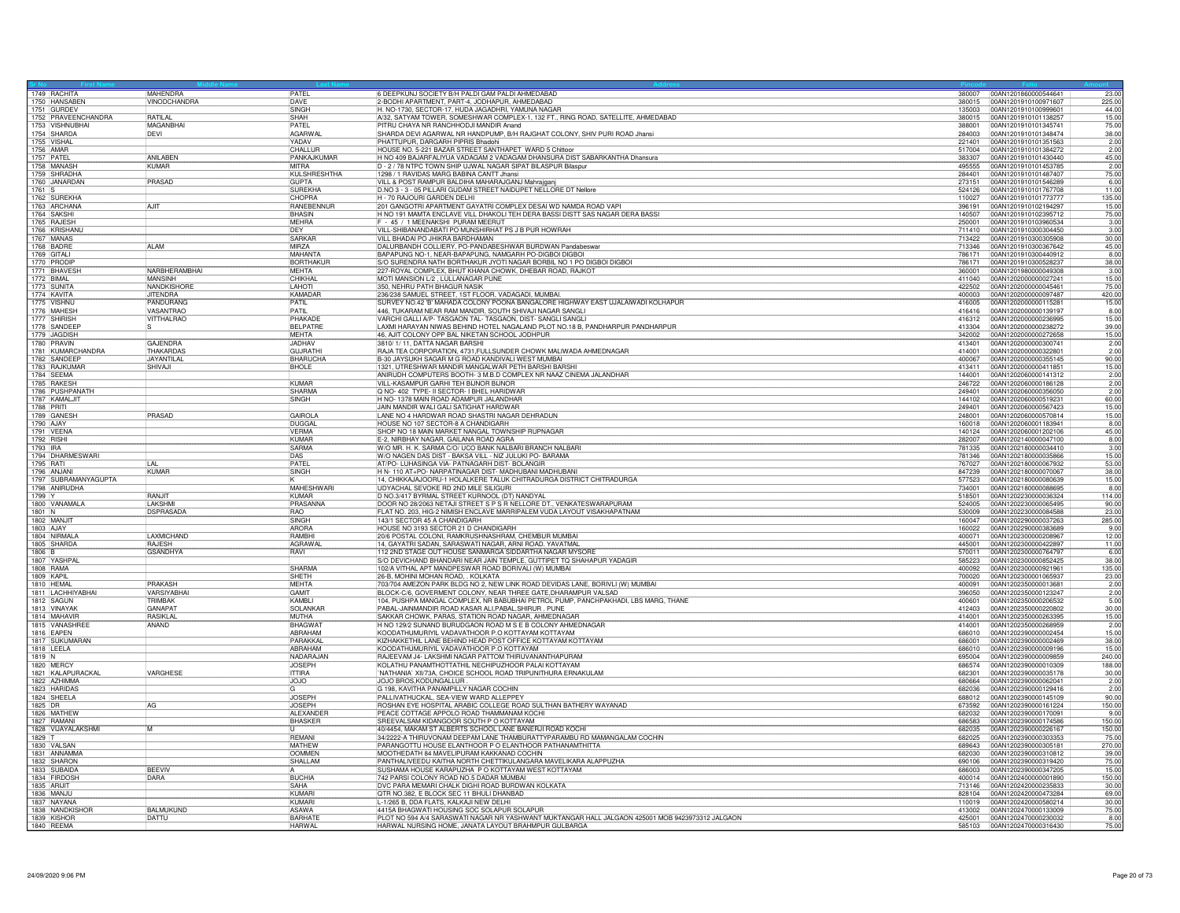| Sr No | First Name | Middle Name | Last Name | Address | Pincode | Folio | Amount |
|---|---|---|---|---|---|---|---|
| 1749 | RACHITA | MAHENDRA | PATEL | 6 DEEPKUNJ SOCIETY B/H PALDI GAM PALDI AHMEDABAD | 380007 | 00AN1201860000544641 | 23.00 |
| 1750 | HANSABEN | VINODCHANDRA | DAVE | 2-BODHI APARTMENT, PART-4, JODHAPUR, AHMEDABAD | 380015 | 00AN1201910100971607 | 225.00 |
| 1751 | GURDEV | | SINGH | H. NO-1730, SECTOR-17, HUDA JAGADHRI, YAMUNA NAGAR | 135003 | 00AN1201910100999601 | 44.00 |
| 1752 | PRAVEENCHANDRA | RATILAL | SHAH | A/32, SATYAM TOWER, SOMESHWAR COMPLEX-1, 132 FT., RING ROAD, SATELLITE, AHMEDABAD | 380015 | 00AN1201910101138257 | 15.00 |
| 1753 | VISHNUBHAI | MAGANBHAI | PATEL | PITRU CHAYA NR RANCHHODJI MANDIR Anand | 388001 | 00AN1201910101345741 | 75.00 |
| 1754 | SHARDA | DEVI | AGARWAL | SHARDA DEVI AGARWAL NR HANDPUMP, B/H RAJGHAT COLONY, SHIV PURI ROAD Jhansi | 284003 | 00AN1201910101348474 | 38.00 |
| 1755 | VISHAL | | YADAV | PHATTUPUR, DARGARH PIPRIS Bhadohi | 221401 | 00AN1201910101351563 | 2.00 |
| 1756 | AMAR | | CHALLUR | HOUSE NO. 5-221 BAZAR STREET SANTHAPET WARD 5 Chittoor | 517004 | 00AN1201910101384272 | 2.00 |
| 1757 | PATEL | ANILABEN | PANKAJKUMAR | H NO 409 BAJARFALIYUA VADAGAM 2 VADAGAM DHANSURA DIST SABARKANTHA Dhansura | 383307 | 00AN1201910101430440 | 45.00 |
| 1758 | MANASH | KUMAR | MITRA | D - 2 / 78 NTPC TOWN SHIP UJJWAL NAGAR SIPAT BILASPUR Bilaspur | 495555 | 00AN1201910101453785 | 2.00 |
| 1759 | SHRADHA | | KULSHRESHTHA | 1298 / 1 RAVIDAS MARG BABINA CANTT Jhansi | 284401 | 00AN1201910101487407 | 75.00 |
| 1760 | JANARDAN | PRASAD | GUPTA | VILL & POST RAMPUR BALDIHA MAHARAJGANJ Mahrajganj | 273151 | 00AN1201910101546289 | 6.00 |
| 1761 | S | | SUREKHA | D.NO 3 - 3 - 05 PILLARI GUDAM STREET NAIDUPET NELLORE DT Nellore | 524126 | 00AN1201910101767708 | 11.00 |
| 1762 | SUREKHA | | CHOPRA | H - 70 RAJOURI GARDEN DELHI | 110027 | 00AN1201910101773777 | 135.00 |
| 1763 | ARCHANA | AJIT | RANEBENNUR | 201 GANGOTRI APARTMENT GAYATRI COMPLEX DESAI WD NAMDA ROAD VAPI | 396191 | 00AN1201910102194297 | 15.00 |
| 1764 | SAKSHI | | BHASIN | H NO 191 MAMTA ENCLAVE VILL DHAKOLI TEH DERA BASSI DISTT SAS NAGAR DERA BASSI | 140507 | 00AN1201910102395712 | 75.00 |
| 1765 | RAJESH | | MEHRA | F - 45 / 1 MEENAKSHI PURAM MEERUT | 250001 | 00AN1201910103960534 | 3.00 |
| 1766 | KRISHANU | | DEY | VILL-SHIBANANDABATI PO MUNSHIRHAT PS J B PUR HOWRAH | 711410 | 00AN1201910300304450 | 3.00 |
| 1767 | MANAS | | SARKAR | VILL BHADAI PO JHIKRA BARDHAMAN | 713422 | 00AN1201910300305908 | 30.00 |
| 1768 | BADRE | ALAM | MIRZA | DALURBANDH COLLIERY, PO-PANDABESHWAR BURDWAN Pandabeswar | 713346 | 00AN1201910300367642 | 45.00 |
| 1769 | GITALI | | MAHANTA | BAPAPUNG NO-1, NEAR-BAPAPUNG, NAMGARH PO-DIGBOI DIGBOI | 786171 | 00AN1201910300440912 | 8.00 |
| 1770 | PRODIP | | BORTHAKUR | S/O SURENDRA NATH BORTHAKUR JYOTI NAGAR BORBIL NO 1 PO DIGBOI DIGBOI | 786171 | 00AN1201910300528237 | 38.00 |
| 1771 | BHAVESH | NARBHERAMBHAI | MEHTA | 227-ROYAL COMPLEX, BHUT KHANA CHOWK, DHEBAR ROAD, RAJKOT | 360001 | 00AN1201980000049308 | 3.00 |
| 1772 | BIMAL | MANSINH | CHIKHAL | MOTI MANSION L/2 , LULLANAGAR PUNE | 411040 | 00AN1202000000027241 | 15.00 |
| 1773 | SUNITA | NANDKISHORE | LAHOTI | 350, NEHRU PATH BHAGUR NASIK | 422502 | 00AN1202000000045461 | 75.00 |
| 1774 | KAVITA | JITENDRA | KAMADAR | 236/238 SAMUEL STREET, 1ST FLOOR, VADAGADI, MUMBAI. | 400003 | 00AN1202000000097487 | 420.00 |
| 1775 | VISHNU | PANDURANG | PATIL | SURVEY NO.42 'B' MAHADA COLONY POONA BANGALORE HIGHWAY EAST UJALAIWADI KOLHAPUR | 416005 | 00AN1202000000115281 | 15.00 |
| 1776 | MAHESH | VASANTRAO | PATIL | 446, TUKARAM NEAR RAM MANDIR, SOUTH SHIVAJI NAGAR SANGLI | 416416 | 00AN1202000000139197 | 8.00 |
| 1777 | SHIRISH | VITTHALRAO | PHAKADE | VARCHI GALLI A/P- TASGAON TAL- TASGAON, DIST- SANGLI SANGLI | 416312 | 00AN1202000000236995 | 15.00 |
| 1778 | SANDEEP | S | BELPATRE | LAXMI HARAYAN NIWAS BEHIND HOTEL NAGALAND PLOT NO.18 B, PANDHARPUR PANDHARPUR | 413304 | 00AN1202000000238272 | 39.00 |
| 1779 | JAGDISH | | MEHTA | 46, AJIT COLONY OPP BAL NIKETAN SCHOOL JODHPUR | 342002 | 00AN1202000000272658 | 15.00 |
| 1780 | PRAVIN | GAJENDRA | JADHAV | 3810/ 1/ 11, DATTA NAGAR BARSHI | 413401 | 00AN1202000000300741 | 2.00 |
| 1781 | KUMARCHANDRA | THAKARDAS | GUJRATHI | RAJA TEA CORPORATION, 4731,FULLSUNDER CHOWK MALIWADA AHMEDNAGAR | 414001 | 00AN1202000000322601 | 2.00 |
| 1782 | SANDEEP | JAYANTILAL | BHARUCHA | B-30 JAYSUKH SAGAR M G ROAD KANDIVALI WEST MUMBAI | 400067 | 00AN1202000000355145 | 90.00 |
| 1783 | RAJKUMAR | SHIVAJI | BHOLE | 1321, UTRESHWAR MANDIR MANGALWAR PETH BARSHI BARSHI | 413411 | 00AN1202000000411851 | 15.00 |
| 1784 | SEEMA | | | ANIRUDH COMPUTERS BOOTH- 3 M.B.D COMPLEX NR NAAZ CINEMA JALANDHAR | 144001 | 00AN1202060000141312 | 2.00 |
| 1785 | RAKESH | | KUMAR | VILL-KASAMPUR GARHI TEH BIJNOR BIJNOR | 246722 | 00AN1202060000186128 | 2.00 |
| 1786 | PUSHPANATH | | SHARMA | Q NO- 402 TYPE- II SECTOR- I BHEL HARIDWAR | 249401 | 00AN1202060000356050 | 2.00 |
| 1787 | KAMALJIT | | SINGH | H NO- 1378 MAIN ROAD ADAMPUR JALANDHAR | 144102 | 00AN1202060000519231 | 60.00 |
| 1788 | PRITI | | | JAIN MANDIR WALI GALI SATIGHAT HARDWAR | 249401 | 00AN1202060000567423 | 15.00 |
| 1789 | GANESH | PRASAD | GAIROLA | LANE NO 4 HARDWAR ROAD SHASTRI NAGAR DEHRADUN | 248001 | 00AN1202060000570814 | 15.00 |
| 1790 | AJAY | | DUGGAL | HOUSE NO 107 SECTOR-8 A CHANDIGARH | 160018 | 00AN1202060001183941 | 8.00 |
| 1791 | VEENA | | VERMA | SHOP NO 18 MAIN MARKET NANGAL TOWNSHIP RUPNAGAR | 140124 | 00AN1202060001202106 | 45.00 |
| 1792 | RISHI | | KUMAR | E-2, NIRBHAY NAGAR, GAILANA ROAD AGRA | 282007 | 00AN1202140000047100 | 8.00 |
| 1793 | IRA | | SARMA | W/O MR. H. K. SARMA C/O/ UCO BANK NALBARI BRANCH NALBARI | 781335 | 00AN1202180000034410 | 3.00 |
| 1794 | DHARMESWARI | | DAS | W/O NAGEN DAS DIST - BAKSA VILL - NIZ JULUKI PO- BARAMA | 781346 | 00AN1202180000035866 | 15.00 |
| 1795 | RATI | LAL | PATEL | AT/PO- LUHASINGA VIA- PATNAGARH DIST- BOLANGIR | 767027 | 00AN1202180000067932 | 53.00 |
| 1796 | ANJANI | KUMAR | SINGH | H N- 110 AT+PO- NARPATINAGAR DIST- MADHUBANI MADHUBANI | 847239 | 00AN1202180000070067 | 38.00 |
| 1797 | SUBRAMANYAGUPTA | | K | 14, CHIKKAJAJOORU-1 HOLALKERE TALUK CHITRADURGA DISTRICT CHITRADURGA | 577523 | 00AN1202180000080639 | 15.00 |
| 1798 | ANIRUDHA | | MAHESHWARI | UDYACHAL SEVOKE RD 2ND MILE SILIGURI | 734001 | 00AN1202180000088695 | 8.00 |
| 1799 | Y | RANJIT | KUMAR | D NO.3/417 BYRMAL STREET KURNOOL (DT) NANDYAL | 518501 | 00AN1202230000036324 | 114.00 |
| 1800 | VANAMALA | LAKSHMI | PRASANNA | DOOR NO 28/2063 NETAJI STREET S P S R NELLORE DT., VENKATESWARAPURAM | 524005 | 00AN1202230000065495 | 90.00 |
| 1801 | N | DSPRASADA | RAO | FLAT NO. 203, HIG-2 NIMISH ENCLAVE MARRIPALEM VUDA LAYOUT VISAKHAPATNAM | 530009 | 00AN1202230000084588 | 23.00 |
| 1802 | MANJIT | | SINGH | 143/1 SECTOR 45 A CHANDIGARH | 160047 | 00AN1202290000037263 | 285.00 |
| 1803 | AJAY | | ARORA | HOUSE NO 3193 SECTOR 21 D CHANDIGARH | 160022 | 00AN1202290000383689 | 9.00 |
| 1804 | NIRMALA | LAXMICHAND | RAMBHI | 20/6 POSTAL COLONI, RAMKRUSHNASHRAM, CHEMBUR MUMBAI | 400071 | 00AN1202300000208967 | 12.00 |
| 1805 | SHARDA | RAJESH | AGRAWAL | 14, GAYATRI SADAN, SARASWATI NAGAR, ARNI ROAD. YAVATMAL | 445001 | 00AN1202300000422897 | 11.00 |
| 1806 | B | GSANDHYA | RAVI | 112 2ND STAGE OUT HOUSE SANMARGA SIDDARTHA NAGAR MYSORE | 570011 | 00AN1202300000764797 | 6.00 |
| 1807 | YASHPAL | | | S/O DEVICHAND BHANDARI NEAR JAIN TEMPLE. GUTTIPET TQ SHAHAPUR YADAGIR | 585223 | 00AN1202300000852425 | 38.00 |
| 1808 | RAMA | | SHARMA | 102/A VITHAL APT MANDPESWAR ROAD BORIVALI (W) MUMBAI | 400092 | 00AN1202300000921961 | 135.00 |
| 1809 | KAPIL | | SHETH | 26-B, MOHINI MOHAN ROAD, . KOLKATA | 700020 | 00AN1202300001065937 | 23.00 |
| 1810 | HEMAL | PRAKASH | MEHTA | 703/704 AMEZON PARK BLDG NO 2, NEW LINK ROAD DEVIDAS LANE, BORIVLI (W) MUMBAI | 400091 | 00AN1202350000013681 | 2.00 |
| 1811 | LACHHIYABHAI | VARSIYABHAI | GAMIT | BLOCK-C/6, GOVERMENT COLONY, NEAR THREE GATE,DHARAMPUR VALSAD | 396050 | 00AN1202350000123247 | 2.00 |
| 1812 | SAGUN | TRIMBAK | KAMBLI | 104, PUSHPA MANGAL COMPLEX, NR BABUBHAI PETROL PUMP, PANCHPAKHADI, LBS MARG, THANE | 400601 | 00AN1202350000206532 | 5.00 |
| 1813 | VINAYAK | GANAPAT | SOLANKAR | PABAL-JAINMANDIR ROAD KASAR ALI,PABAL,SHIRUR . PUNE | 412403 | 00AN1202350000220802 | 30.00 |
| 1814 | MAHAVIR | RASIKLAL | MUTHA | SAKKAR CHOWK, PARAS, STATION ROAD NAGAR, AHMEDNAGAR | 414001 | 00AN1202350000263395 | 15.00 |
| 1815 | VANASHREE | ANAND | BHAGWAT | H NO 129/2 SUNAND BURUDGAON ROAD M S E B COLONY AHMEDNAGAR | 414001 | 00AN1202350000268959 | 2.00 |
| 1816 | EAPEN | | ABRAHAM | KOODATHUMURIYIL VADAVATHOOR P.O KOTTAYAM KOTTAYAM | 686010 | 00AN1202390000002454 | 15.00 |
| 1817 | SUKUMARAN | | PARAKKAL | KIZHAKKETHIL LANE BEHIND HEAD POST OFFICE KOTTAYAM KOTTAYAM | 686001 | 00AN1202390000002469 | 38.00 |
| 1818 | LEELA | | ABRAHAM | KOODATHUMURIYIL VADAVATHOOR P.O KOTTAYAM | 686010 | 00AN1202390000009196 | 15.00 |
| 1819 | N | | NADARAJAN | RAJEEVAM J4- LAKSHMI NAGAR PATTOM THIRUVANANTHAPURAM | 695004 | 00AN1202390000009859 | 240.00 |
| 1820 | MERCY | | JOSEPH | KOLATHU PANAMTHOTTATHIL NECHIPUZHOOR PALAI KOTTAYAM | 686574 | 00AN1202390000010309 | 188.00 |
| 1821 | KALAPURACKAL | VARGHESE | ITTIRA | `NATHANIA` XII/73A, CHOICE SCHOOL ROAD TRIPUNITHURA ERNAKULAM | 682301 | 00AN1202390000035178 | 30.00 |
| 1822 | AZHIMMA | | JOJO | JOJO BROS.KODUNGALLUR | 680664 | 00AN1202390000062041 | 2.00 |
| 1823 | HARIDAS | | G | G 198, KAVITHA PANAMPILLY NAGAR COCHIN | 682036 | 00AN1202390000129416 | 2.00 |
| 1824 | SHEELA | | JOSEPH | PALLIVATHUCKAL, SEA-VIEW WARD ALLEPPEY | 688012 | 00AN1202390000145109 | 90.00 |
| 1825 | DR | AG | JOSEPH | ROSHAN EYE HOSPITAL ARABIC COLLEGE ROAD SULTHAN BATHERY WAYANAD | 673592 | 00AN1202390000161224 | 150.00 |
| 1826 | MATHEW | | ALEXANDER | PEACE COTTAGE APPOLO ROAD THAMMANAM KOCHI | 682032 | 00AN1202390000170091 | 9.00 |
| 1827 | RAMANI | | BHASKER | SREEVALSAM KIDANGOOR SOUTH P O KOTTAYAM | 686583 | 00AN1202390000174586 | 150.00 |
| 1828 | VIJAYALAKSHMI | M | U | 40/4454, MAKAM ST ALBERTS SCHOOL LANE BANERJI ROAD KOCHI | 682035 | 00AN1202390000226167 | 150.00 |
| 1829 | T | | REMANI | 34/2222-A THIRUVONAM DEEPAM LANE THAMBURATTYPARAMBU RD MAMANGALAM COCHIN | 682025 | 00AN1202390000303353 | 75.00 |
| 1830 | VALSAN | | MATHEW | PARANGOTTU HOUSE ELANTHOOR P O ELANTHOOR PATHANAMTHITTA | 689643 | 00AN1202390000305181 | 270.00 |
| 1831 | ANNAMMA | | OOMMEN | MOOTHEDATH 84 MAVELIPURAM KAKKANAD COCHIN | 682030 | 00AN1202390000310812 | 39.00 |
| 1832 | SHARON | | SHALLAM | PANTHALIVEEDU KAITHA NORTH CHETTIKULANGARA MAVELIKARA ALAPPUZHA | 690106 | 00AN1202390000319420 | 75.00 |
| 1833 | SUBAIDA | BEEVIV | A | SUSHAMA HOUSE KARAPUZHA P O KOTTAYAM WEST KOTTAYAM | 686003 | 00AN1202390000347205 | 15.00 |
| 1834 | FIRDOSH | DARA | BUCHIA | 742 PARSI COLONY ROAD NO.5 DADAR MUMBAI | 400014 | 00AN1202400000001890 | 150.00 |
| 1835 | ARIJIT | | SAHA | DVC PARA MEMARI CHALK DIGHI ROAD BURDWAN KOLKATA | 713146 | 00AN1202420000235833 | 30.00 |
| 1836 | MANJU | | KUMARI | QTR NO.382, E BLOCK SEC 11 BHULI DHANBAD | 828104 | 00AN1202420000473284 | 69.00 |
| 1837 | NAYANA | | KUMARI | L-1/265 B, DDA FLATS, KALKAJI NEW DELHI | 110019 | 00AN1202420000580214 | 30.00 |
| 1838 | NANDKISHOR | BALMUKUND | ASAWA | 4415A BHAGWATI HOUSING SOC SOLAPUR SOLAPUR | 413002 | 00AN1202470000133009 | 75.00 |
| 1839 | KISHOR | DATTU | BARHATE | PLOT NO 594 A/4 SARASWATI NAGAR NR YASHWANT MUKTANGAR HALL JALGAON 425001 MOB 9423973312 JALGAON | 425001 | 00AN1202470000230032 | 8.00 |
| 1840 | REEMA | | HARWAL | HARWAL NURSING HOME, JANATA LAYOUT BRAHMPUR GULBARGA | 585103 | 00AN1202470000316430 | 75.00 |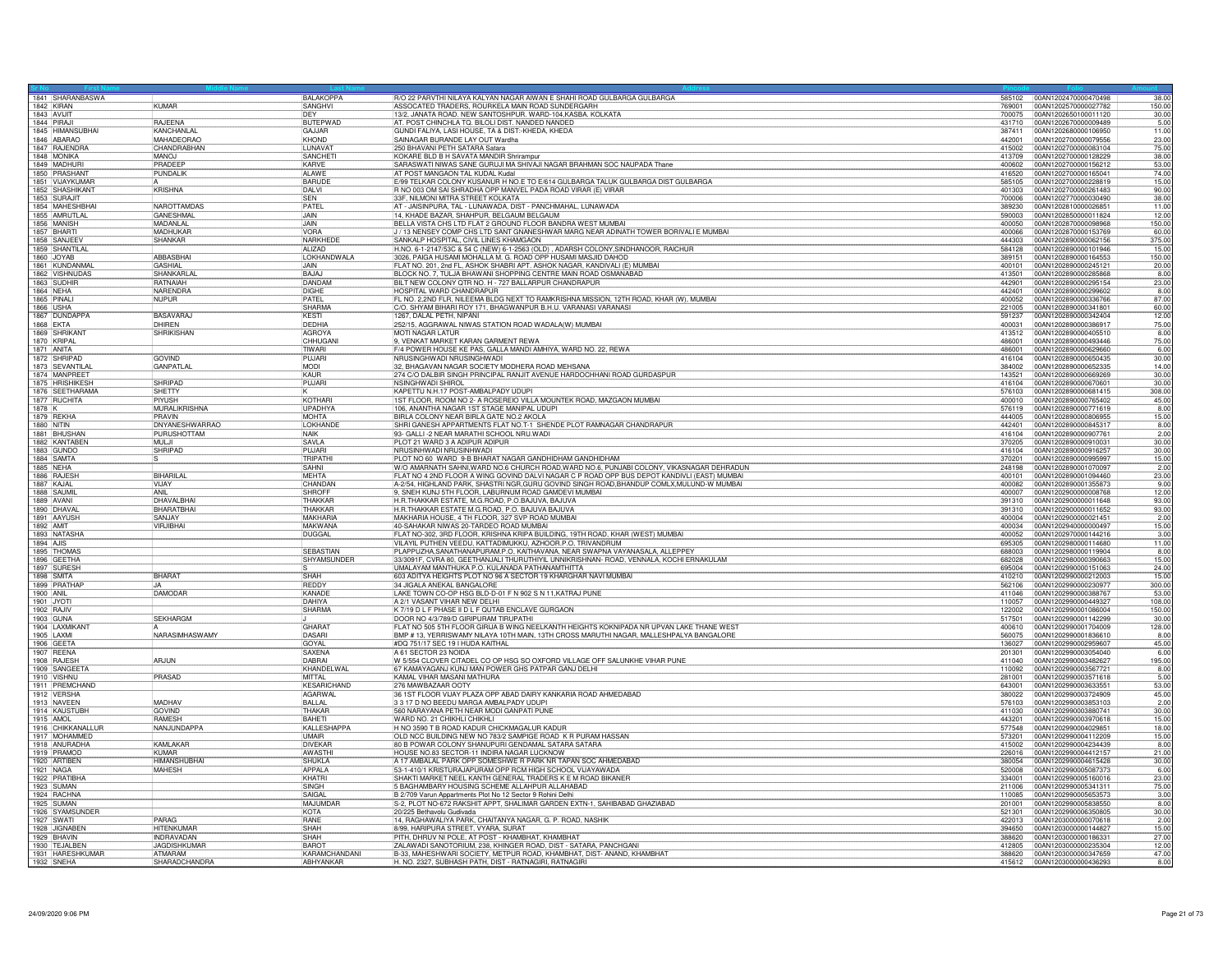| Sr No | First Name | Middle Name | Last Name | Address | Pincode | Folio | Amount |
|---|---|---|---|---|---|---|---|
| 1841 | SHARANBASWA | | BALAKOPPA | R/O 22 PARVTHI NILAYA KALYAN NAGAR AIWAN E SHAHI ROAD GULBARGA GULBARGA | 585102 | 00AN1202470000470498 | 38.00 |
| 1842 | KIRAN | KUMAR | SANGHVI | ASSOCATED TRADERS, ROURKELA MAIN ROAD SUNDERGARH | 769001 | 00AN1202570000027782 | 150.00 |
| 1843 | AVIJIT | | DEY | 13/2, JANATA ROAD, NEW SANTOSHPUR, WARD-104,KASBA, KOLKATA | 700075 | 00AN1202650100011120 | 30.00 |
| 1844 | PIRAJI | RAJEENA | BUTEPWAD | AT. POST CHINCHLA TQ. BILOLI DIST. NANDED NANDED | 431710 | 00AN1202670000009489 | 5.00 |
| 1845 | HIMANSUBHAI | KANCHANLAL | GAJJAR | GUNDI FALIYA, LASI HOUSE, TA & DIST:-KHEDA, KHEDA | 387411 | 00AN1202680000106950 | 11.00 |
| 1846 | ABARAO | MAHADEORAO | KHOND | SAINAGAR BURANDE LAY OUT Wardha | 442001 | 00AN1202700000079556 | 23.00 |
| 1847 | RAJENDRA | CHANDRABHAN | LUNAVAT | 250 BHAVANI PETH SATARA Satara | 415002 | 00AN1202700000083104 | 75.00 |
| 1848 | MONIKA | MANOJ | SANCHETI | KOKARE BLD B H SAVATA MANDIR Shrirampur | 413709 | 00AN1202700000128229 | 38.00 |
| 1849 | MADHURI | PRADEEP | KARVE | SARASWATI NIWAS SANE GURUJI MA SHIVAJI NAGAR BRAHMAN SOC NAUPADA Thane | 400602 | 00AN1202700000156212 | 53.00 |
| 1850 | PRASHANT | PUNDALIK | ALAWE | AT POST MANGAON TAL KUDAL Kudal | 416520 | 00AN1202700000165041 | 74.00 |
| 1851 | VIJAYKUMAR | A | BARUDE | E/99 TELKAR COLONY KUSANUR H NO.E TO E/614 GULBARGA TALUK GULBARGA DIST GULBARGA | 585105 | 00AN1202700000228819 | 15.00 |
| 1852 | SHASHIKANT | KRISHNA | DALVI | R NO 003 OM SAI SHRADHA OPP MANVEL PADA ROAD VIRAR (E) VIRAR | 401303 | 00AN1202700000261483 | 90.00 |
| 1853 | SURAJIT | | SEN | 33F, NILMONI MITRA STREET KOLKATA | 700006 | 00AN1202770000030490 | 38.00 |
| 1854 | MAHESHBHAI | NAROTTAMDAS | PATEL | AT - JAISINPURA, TAL - LUNAWADA, DIST - PANCHMAHAL, LUNAWADA | 389230 | 00AN1202810000026851 | 11.00 |
| 1855 | AMRUTLAL | GANESHMAL | JAIN | 14, KHADE BAZAR, SHAHPUR, BELGAUM BELGAUM | 590003 | 00AN1202850000011824 | 12.00 |
| 1856 | MANISH | MADANLAL | JAIN | BELLA VISTA CHS LTD FLAT 2 GROUND FLOOR BANDRA WEST MUMBAI | 400050 | 00AN1202870000098968 | 150.00 |
| 1857 | BHARTI | MADHUKAR | VORA | J / 13 NENSEY COMP CHS LTD SANT GNANESHWAR MARG NEAR ADINATH TOWER BORIVALI E MUMBAI | 400066 | 00AN1202870000153769 | 60.00 |
| 1858 | SANJEEV | SHANKAR | NARKHEDE | SANKALP HOSPITAL, CIVIL LINES KHAMGAON | 444303 | 00AN1202890000062156 | 375.00 |
| 1859 | SHANTILAL | | ALIZAD | H.NO. 6-1-2147/53C & 54 C (NEW) 6-1-2563 (OLD) , ADARSH COLONY,SINDHANOOR, RAICHUR | 584128 | 00AN1202890000101946 | 15.00 |
| 1860 | JOYAB | ABBASBHAI | LOKHANDWALA | 3026, PAIGA HUSAMI MOHALLA M. G. ROAD OPP HUSAMI MASJID DAHOD | 389151 | 00AN1202890000164553 | 150.00 |
| 1861 | KUNDANMAL | GASHIAL | JAIN | FLAT NO. 201, 2nd FL, ASHOK SHABRI APT. ASHOK NAGAR, KANDIVALI (E) MUMBAI | 400101 | 00AN1202890000245121 | 20.00 |
| 1862 | VISHNUDAS | SHANKARLAL | BAJAJ | BLOCK NO. 7, TULJA BHAWANI SHOPPING CENTRE MAIN ROAD OSMANABAD | 413501 | 00AN1202890000285868 | 8.00 |
| 1863 | SUDHIR | RATNAIAH | DANDAM | BILT NEW COLONY QTR NO. H - 727 BALLARPUR CHANDRAPUR | 442901 | 00AN1202890000295154 | 23.00 |
| 1864 | NEHA | NARENDRA | DIGHE | HOSPITAL WARD CHANDRAPUR | 442401 | 00AN1202890000299602 | 8.00 |
| 1865 | PINALI | NUPUR | PATEL | FL NO. 2.2ND FLR, NILEEMA BLDG NEXT TO RAMKRISHNA MISSION, 12TH ROAD, KHAR (W), MUMBAI | 400052 | 00AN1202890000336766 | 87.00 |
| 1866 | USHA | | SHARMA | C/O. SHYAM BIHARI ROY 171, BHAGWANPUR B.H.U. VARANASI VARANASI | 221005 | 00AN1202890000341801 | 60.00 |
| 1867 | DUNDAPPA | BASAVARAJ | KESTI | 1267, DALAL PETH, NIPANI | 591237 | 00AN1202890000342404 | 12.00 |
| 1868 | EKTA | DHIREN | DEDHIA | 252/15, AGGRAWAL NIWAS STATION ROAD WADALA(W) MUMBAI | 400031 | 00AN1202890000386917 | 75.00 |
| 1869 | SHRIKANT | SHRIKISHAN | AGROYA | MOTI NAGAR LATUR | 413512 | 00AN1202890000405510 | 8.00 |
| 1870 | KRIPAL | | CHHUGANI | 9, VENKAT MARKET KARAN GARMENT REWA | 486001 | 00AN1202890000493446 | 75.00 |
| 1871 | ANITA | | TIWARI | F/4 POWER HOUSE KE PAS, GALLA MANDI AMHIYA, WARD NO. 22, REWA | 486001 | 00AN1202890000629660 | 6.00 |
| 1872 | SHRIPAD | GOVIND | PUJARI | NRUSINGHWADI NRUSINGHWADI | 416104 | 00AN1202890000650435 | 30.00 |
| 1873 | SEVANTILAL | GANPATLAL | MODI | 32, BHAGAVAN NAGAR SOCIETY MODHERA ROAD MEHSANA | 384002 | 00AN1202890000652335 | 14.00 |
| 1874 | MANPREET | | KAUR | 274 C/O DALBIR SINGH PRINCIPAL RANJIT AVENUE HARDOCHHANI ROAD GURDASPUR | 143521 | 00AN1202890000669269 | 30.00 |
| 1875 | HRISHIKESH | SHRIPAD | PUJARI | NSINGHWADI SHIROL | 416104 | 00AN1202890000670601 | 30.00 |
| 1876 | SEETHARAMA | SHETTY | K | KAPETTU N.H.17 POST-AMBALPADY UDUPI | 576103 | 00AN1202890000681415 | 308.00 |
| 1877 | RUCHITA | PIYUSH | KOTHARI | 1ST FLOOR, ROOM NO 2- A ROSEREIO VILLA MOUNTEK ROAD, MAZGAON MUMBAI | 400010 | 00AN1202890000765402 | 45.00 |
| 1878 | K | MURALIKRISHNA | UPADHYA | 106, ANANTHA NAGAR 1ST STAGE MANIPAL UDUPI | 576119 | 00AN1202890000771619 | 8.00 |
| 1879 | REKHA | PRAVIN | MOHTA | BIRLA COLONY NEAR BIRLA GATE NO.2 AKOLA | 444005 | 00AN1202890000806955 | 15.00 |
| 1880 | NITIN | DNYANESHWARRAO | LOKHANDE | SHRI GANESH APPARTMENTS FLAT NO T-1 SHENDE PLOT RAMNAGAR CHANDRAPUR | 442401 | 00AN1202890000845317 | 8.00 |
| 1881 | BHUSHAN | PURUSHOTTAM | NAIK | 93- GALLI -2 NEAR MARATHI SCHOOL NRU.WADI | 416104 | 00AN1202890000907761 | 2.00 |
| 1882 | KANTABEN | MULJI | SAVLA | PLOT 21 WARD 3 A ADIPUR ADIPUR | 370205 | 00AN1202890000910031 | 30.00 |
| 1883 | GUNDO | SHRIPAD | PUJARI | NRUSINHWADI NRUSINHWADI | 416104 | 00AN1202890000916257 | 30.00 |
| 1884 | SAMTA | S | TRIPATHI | PLOT NO 60 WARD 9-B BHARAT NAGAR GANDHIDHAM GANDHIDHAM | 370201 | 00AN1202890000995997 | 15.00 |
| 1885 | NEHA | | SAHNI | W/O AMARNATH SAHNI,WARD NO.6 CHURCH ROAD,WARD NO.6, PUNJABI COLONY, VIKASNAGAR DEHRADUN | 248198 | 00AN1202890001070097 | 2.00 |
| 1886 | RAJESH | BIHARILAL | MEHTA | FLAT NO 4 2ND FLOOR A WING GOVIND DALVI NAGAR C P ROAD OPP BUS DEPOT KANDIVLI (EAST) MUMBAI | 400101 | 00AN1202890001094460 | 23.00 |
| 1887 | KAJAL | VIJAY | CHANDAN | A-2/54, HIGHLAND PARK, SHASTRI NGR,GURU GOVIND SINGH ROAD,BHANDUP COMLX,MULUND-W MUMBAI | 400082 | 00AN1202890001355673 | 9.00 |
| 1888 | SAUMIL | ANIL | SHROFF | 9, SNEH KUNJ 5TH FLOOR, LABURNUM ROAD GAMDEVI MUMBAI | 400007 | 00AN1202900000008768 | 12.00 |
| 1889 | AVANI | DHAVALBHAI | THAKKAR | H.R.THAKKAR ESTATE, M.G.ROAD, P.O.BAJUVA, BAJUVA | 391310 | 00AN1202900000011648 | 93.00 |
| 1890 | DHAVAL | BHARATBHAI | THAKKAR | H.R.THAKKAR ESTATE M.G.ROAD, P.O. BAJUVA BAJUVA | 391310 | 00AN1202900000011652 | 93.00 |
| 1891 | AAYUSH | SANJAY | MAKHARIA | MAKHARIA HOUSE, 4 TH FLOOR, 327 SVP ROAD MUMBAI | 400004 | 00AN1202900000021451 | 2.00 |
| 1892 | AMIT | VIRJIBHAI | MAKWANA | 40-SAHAKAR NIWAS 20-TARDEO ROAD MUMBAI | 400034 | 00AN1202940000000497 | 15.00 |
| 1893 | NATASHA | | DUGGAL | FLAT NO-302, 3RD FLOOR, KRISHNA KRIPA BUILDING, 19TH ROAD, KHAR (WEST) MUMBAI | 400052 | 00AN1202970000144216 | 3.00 |
| 1894 | AJIS | | | VILAYIL PUTHEN VEEDU, KATTADIMUKKU, AZHOOR.P.O, TRIVANDRUM | 695305 | 00AN1202980000114680 | 11.00 |
| 1895 | THOMAS | | SEBASTIAN | PLAPPUZHA,SANATHANAPURAM.P.O, KAITHAVANA, NEAR SWAPNA VAYANASALA, ALLEPPEY | 688003 | 00AN1202980000119904 | 8.00 |
| 1896 | GEETHA | | SHYAMSUNDER | 33/3091F, CVRA 80, GEETHANJALI THURUTHIYIL UNNIKRISHNAN- ROAD, VENNALA, KOCHI ERNAKULAM | 682028 | 00AN1202980000390663 | 15.00 |
| 1897 | SURESH | | S | UMALAYAM MANTHUKA P.O. KULANADA PATHANAMTHITTA | 695004 | 00AN1202990000151063 | 24.00 |
| 1898 | SMITA | BHARAT | SHAH | 603 ADITYA HEIGHTS PLOT NO 96 A SECTOR 19 KHARGHAR NAVI MUMBAI | 410210 | 00AN1202990000212003 | 15.00 |
| 1899 | PRATHAP | JA | REDDY | 34 JIGALA ANEKAL BANGALORE | 562106 | 00AN1202990000230977 | 300.00 |
| 1900 | ANIL | DAMODAR | KANADE | LAKE TOWN CO-OP HSG BLD-D-01 F N 902 S N 11,KATRAJ PUNE | 411046 | 00AN1202990000388767 | 53.00 |
| 1901 | JYOTI | | DAHIYA | A 2/1 VASANT VIHAR NEW DELHI | 110057 | 00AN1202990000449327 | 108.00 |
| 1902 | RAJIV | | SHARMA | K 7/19 D L F PHASE II D L F QUTAB ENCLAVE GURGAON | 122002 | 00AN1202990001086004 | 150.00 |
| 1903 | GUNA | SEKHARGM | J | DOOR NO 4/3/789/D GIRIPURAM TIRUPATHI | 517501 | 00AN1202990001142299 | 30.00 |
| 1904 | LAXMIKANT | A | GHARAT | FLAT NO 505 5TH FLOOR GIRIJA B WING NEELKANTH HEIGHTS KOKNIPADA NR UPVAN LAKE THANE WEST | 400610 | 00AN1202990001704009 | 128.00 |
| 1905 | LAXMI | NARASIMHASWAMY | DASARI | BMP # 13, YERRISWAMY NILAYA 10TH MAIN, 13TH CROSS MARUTHI NAGAR, MALLESHPALYA BANGALORE | 560075 | 00AN1202990001836610 | 8.00 |
| 1906 | GEETA | | GOYAL | #DG 751/17 SEC 19 I HUDA KAITHAL | 136027 | 00AN1202990002959607 | 45.00 |
| 1907 | REENA | | SAXENA | A 61 SECTOR 23 NOIDA | 201301 | 00AN1202990003054040 | 6.00 |
| 1908 | RAJESH | ARJUN | DABRAI | W 5/554 CLOVER CITADEL CO OP HSG SO OXFORD VILLAGE OFF SALUNKHE VIHAR PUNE | 411040 | 00AN1202990003482627 | 195.00 |
| 1909 | SANGEETA | | KHANDELWAL | 67 KAMAYAGANJ KUNJ MAN POWER GHS PATPAR GANJ DELHI | 110092 | 00AN1202990003567721 | 8.00 |
| 1910 | VISHNU | PRASAD | MITTAL | KAMAL VIHAR MASANI MATHURA | 281001 | 00AN1202990003571618 | 5.00 |
| 1911 | PREMCHAND | | KESARICHAND | 276 MAWBAZAAR OOTY | 643001 | 00AN1202990003633551 | 53.00 |
| 1912 | VERSHA | | AGARWAL | 36 1ST FLOOR VIJAY PLAZA OPP ABAD DAIRY KANKARIA ROAD AHMEDABAD | 380022 | 00AN1202990003724909 | 45.00 |
| 1913 | NAVEEN | MADHAV | BALLAL | 3 3 17 D NO BEEDU MARGA AMBALPADY UDUPI | 576103 | 00AN1202990003853103 | 2.00 |
| 1914 | KAUSTUBH | GOVIND | THAKAR | 560 NARAYANA PETH NEAR MODI GANPATI PUNE | 411030 | 00AN1202990003880741 | 30.00 |
| 1915 | AMOL | RAMESH | BAHETI | WARD NO. 21 CHIKHLI CHIKHLI | 443201 | 00AN1202990003970618 | 15.00 |
| 1916 | CHIKKANALLUR | NANJUNDAPPA | KALLESHAPPA | H NO 3590 T B ROAD KADUR CHICKMAGALUR KADUR | 577548 | 00AN1202990004029851 | 18.00 |
| 1917 | MOHAMMED | | UMAIR | OLD NCC BUILDING NEW NO 783/2 SAMPIGE ROAD K R PURAM HASSAN | 573201 | 00AN1202990004112209 | 15.00 |
| 1918 | ANURADHA | KAMLAKAR | DIVEKAR | 80 B POWAR COLONY SHANIPURI GENDAMAL SATARA SATARA | 415002 | 00AN1202990004234439 | 8.00 |
| 1919 | PRAMOD | KUMAR | AWASTHI | HOUSE NO.83 SECTOR-11 INDIRA NAGAR LUCKNOW | 226016 | 00AN1202990004412157 | 21.00 |
| 1920 | ARTIBEN | HIMANSHUBHAI | SHUKLA | A 17 AMBALAL PARK OPP SOMESHWE R PARK NR TAPAN SOC AHMEDABAD | 380054 | 00AN1202990004615428 | 30.00 |
| 1921 | NAGA | MAHESH | APPALA | 53-1-410/1 KRISTURAJAPURAM OPP RCM HIGH SCHOOL VIJAYAWADA | 520008 | 00AN1202990005087373 | 6.00 |
| 1922 | PRATIBHA | | KHATRI | SHAKTI MARKET NEEL KANTH GENERAL TRADERS K E M ROAD BIKANER | 334001 | 00AN1202990005160016 | 23.00 |
| 1923 | SUMAN | | SINGH | 5 BAGHAMBARY HOUSING SCHEME ALLAHPUR ALLAHABAD | 211006 | 00AN1202990005341311 | 75.00 |
| 1924 | RACHNA | | SAIGAL | B 2/709 Varun Appartments Plot No 12 Sector 9 Rohini Delhi | 110085 | 00AN1202990005653573 | 3.00 |
| 1925 | SUMAN | | MAJUMDAR | S-2, PLOT NO-672 RAKSHIT APPT, SHALIMAR GARDEN EXTN-1, SAHIBABAD GHAZIABAD | 201001 | 00AN1202990005838550 | 8.00 |
| 1926 | SYAMSUNDER | | KOTA | 20/225 Bethavolu Gudivada | 521301 | 00AN1202990006350805 | 30.00 |
| 1927 | SWATI | PARAG | RANE | 14, RAGHAWALIYA PARK, CHAITANYA NAGAR, G. P. ROAD, NASHIK | 422013 | 00AN1203000000070618 | 2.00 |
| 1928 | JIGNABEN | HITENKUMAR | SHAH | 8/99, HARIPURA STREET, VYARA, SURAT | 394650 | 00AN1203000000144827 | 15.00 |
| 1929 | BHAVIN | INDRAVADAN | SHAH | PITH, DHRUV NI POLE, AT POST - KHAMBHAT, KHAMBHAT | 388620 | 00AN1203000000186331 | 27.00 |
| 1930 | TEJALBEN | JAGDISHKUMAR | BAROT | ZALAWADI SANOTORIUM, 238, KHINGER ROAD, DIST - SATARA, PANCHGANI | 412805 | 00AN1203000000235304 | 12.00 |
| 1931 | HARESHKUMAR | ATMARAM | KARAMCHANDANI | B-33, MAHESHWARI SOCIETY, METPUR ROAD, KHAMBHAT, DIST- ANAND, KHAMBHAT | 388620 | 00AN1203000000347659 | 47.00 |
| 1932 | SNEHA | SHARADCHANDRA | ABHYANKAR | H. NO. 2327, SUBHASH PATH, DIST - RATNAGIRI, RATNAGIRI | 415612 | 00AN1203000000436293 | 8.00 |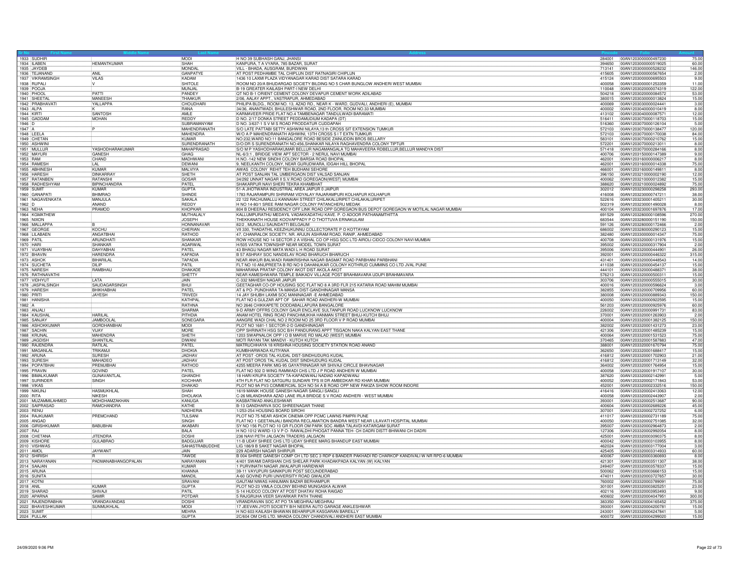| Sr No | First Name | Middle Name | Last Name | Address | Pincode | Folio | Amount |
|---|---|---|---|---|---|---|---|
| 1933 | SUDHIR | | MODI | H NO 39 SUBHASH GANJ, JHANSI | 284001 | 00AN1203000000497230 | 75.00 |
| 1934 | ILABEN | HEMANTKUMAR | SHAH | KANPURA, T A VYARA, 785 BAZAR, SURAT | 394650 | 00AN1203000000519025 | 60.00 |
| 1935 | JAYDEB | | MONDAL | VILL - BHADA, AUSGRAM, BURDWAN | 713141 | 00AN1203000000528232 | 146.00 |
| 1936 | TEJANAND | ANIL | GANPATYE | AT POST PEDHAMBE TAL CHIPLUN DIST RATNAGIRI CHIPLUN | 415605 | 00AN1203000000567654 | 2.00 |
| 1937 | VIKRAMSINGH | VILAS | KADAM | 1436 10 LAXMI PLAZA VIDYANAGAR KARAD DIST SATARA KARAD | 415124 | 00AN1203000000695503 | 9.00 |
| 1938 | RUPALI | V | SHITOLE | ROOM NO 20/A BHUDARGAD SOCIETY BILDING NO 5 CHAR BUNGLOW ANDHERI WEST MUMBAI | 400058 | 00AN1203000001253359 | 11.00 |
| 1939 | POOJA | | MUNJAL | B-19 GREATER KAILASH PART-I NEW DELHI | 110048 | 00AN1203020000074319 | 122.00 |
| 1940 | PHOOL | PATTI | PANDEY | QT NO B-1 ORIENT CEMENT COLONY DEVAPUR CEMENT WORK ADILABAD | 504218 | 00AN1203020000084572 | 53.00 |
| 1941 | SHEETAL | MANEESH | THAAKUR | 2/06, AALAY APPT., VASTRAPUR, AHMEDABAD | 380015 | 00AN1203030000013824 | 15.00 |
| 1942 | PRABHAVATI | YALLAPPA | CHOUDHARI | PHILIPA BLDG., ROOM NO. 13, AZAD RD., NEAR K - WARD, GUDVALI, ANDHERI (E), MUMBAI | 400069 | 00AN1203030000024441 | 3.00 |
| 1943 | ALPA | K | RANA | 34/36, ANANTWADI, BHULESHWAR ROAD, 2ND FLOOR, ROOM NO.33 MUMBAI | 400002 | 00AN1203040000010419 | 8.00 |
| 1944 | KIRTI | SANTOSH | AMLE | KARMAVEER PRIDE FLAT NO.4 TAMBENAGAR TANDULWADI BARAMATI | 413102 | 00AN1203040000087571 | 12.00 |
| 1945 | GADDAM | MOHAN | REDDY | D NO. 2/17 DONKA STREET PEDDAMUDIUM KADAPA (DT) | 516411 | 00AN1203070000118703 | 15.00 |
| 1946 | D | | SUBRAMANYAM | D NO. 3/637-1 S V M S ROAD PRODDATUR CUDDAPAH | 516360 | 00AN1203070000126104 | 5.00 |
| 1947 | A | P | MAHENDRANATH | S/O LATE PATTABI SETTY ASHWINI NILAYA,13 th CROSS SIT EXTENSION TUMKUR | 572103 | 00AN1203070000138477 | 120.00 |
| 1948 | LEELA | | MAHENDRA | W/O A P MAHENDRANATH ASHWINI, 13TH CROSS S I T EXTN TUMKUR | 572103 | 00AN1203070000170038 | 84.00 |
| 1949 | CHETAN | | KUMAR | NO:232,WARD NO:11 BANGALORE ROAD BESIDE ZAINUDDIN BROS BELLARY | 583101 | 00AN1203070000210762 | 15.00 |
| 1950 | ASHWINI | | SURENDRANATH | D/O:DR S SURENDRANATH NO:456,SHANKAR NILAYA RAGHAVENDRA COLONY TIPTUR | 572201 | 00AN1203070000213011 | 8.00 |
| 1951 | MULLUR | YASHODHARAKUMAR | MAHAPRASAD | S/O M P YASHODHARAKUMAR BELLUR NAGAMANGALA TQ MAHAVEERA RDBELLUR,BELLUR MANDYA DIST | 571418 | 00AN1203070000284166 | 8.00 |
| 1952 | MAYURI | GANESH | GHAG | NL-6/3:1 , BRIDGE VIEW APT SECTOR - 2 NERUL NAVI MUMBAI | 400706 | 00AN1203150000147389 | 9.00 |
| 1953 | RAM | CHAND | MADHWANI | H.NO.-142 NEW SINDHI COLONY BARSIA ROAD BHOPAL | 462001 | 00AN1203160000006217 | 8.00 |
| 1954 | RAMESH | LAL | DEWANI | 9, NEELKANTH COLONY, NEAR GURUDWARA, IDGAH HILL BHOPAL | 462001 | 00AN1203160000014338 | 75.00 |
| 1955 | ABHINESH | KUMAR | MALVIYA | AWAS COLONY REHIT TEH BUDHANI SEHORE | 466001 | 00AN1203160000149811 | 8.00 |
| 1956 | HARESH | DINKARRAY | SHETH | AT POST SANJAN TAL UMBERGAON DIST VALSAD SANJAN | 396150 | 00AN1203210000002190 | 12.00 |
| 1957 | RATANBEN | RATANSHI | GOSAR | 34/292 UNNAT NAGAR II S.V.ROAD GOREGAON(WEST) MUMBAI | 400062 | 00AN1203210000012382 | 15.00 |
| 1958 | RADHESHYAM | BIPINCHANDRA | PATEL | SHAKARPUR NAVI SHERI TEKRA KHAMBHAT | 388620 | 00AN1203210000024892 | 75.00 |
| 1959 | SUMIT | KUMAR | GUPTA | 51-A JHOTWARA INDUSTRIAL AREA JAIPUR 0 JAIPUR | 302012 | 00AN1203230000298258 | 293.00 |
| 1960 | GANAPATI | BHIMRAO | SHINDE | 1783 RAJARAMPURI SHRIRAM VIDYALAY RAJARAMPURI KOLHAPUR KOLHAPUR | 416008 | 00AN1203230000747211 | 38.00 |
| 1961 | NAGAVENKATA | MANJULA | SAKALA | 22 122 RACHUMALLU KANNAIAH STREET CHILAKALURIPET CHILAKALURIPET | 522616 | 00AN1203230001405211 | 30.00 |
| 1962 | D | ANAND | REDDY | H NO 14-80/1 SREE RAM NAGAR COLONY PATANCHERU MEDAK | 502319 | 00AN1203230001490028 | 8.00 |
| 1963 | NEHA | PRAMOD | KHOPKAR | 804 B DHEERAJ RESIDENCY OFF LINK ROAD OPP GOREGAON BUS DEPOT GOREGAON W MOTILAL NAGAR MUMBAI | 400104 | 00AN1203230001697876 | 17.00 |
| 1964 | KGMATHEW | | MUTHALALY | KALLUMPURATHU MEDAYIL VADAKKADATHU KAVE. P. O ADOOR PATHANAMTHITTA | 691529 | 00AN1203280000108596 | 270.00 |
| 1965 | NIXON | | JOSEPH | THEKKANATH HOUSE KOOVAPPADY P O THOTTUVA ERNAKULAM | 683544 | 00AN1203280000151190 | 150.00 |
| 1966 | MALLAPPA | B | HONNANAVAR | 82/2 , MUNOLLI SAUNDATTI BELGAUM | 591126 | 00AN1203280000172466 | 2.00 |
| 1967 | GEORGE | KOCHU | CHERIAN | VII 330, THADATHIL KEEZHUKUNNU COLLECTORATE P O KOTTAYAM | 686002 | 00AN1203280000290123 | 15.00 |
| 1968 | LILABEN | ANGATBHAI | RATHOD | 47, CHANRALOK SOCIETY, NR. ARJUN ASHRAM ROAD, RANIP, AHMEDABAD | 382480 | 00AN1203300000014347 | 75.00 |
| 1969 | PATIL | ARUNDHATI | SHANKAR | ROW HOUSE NO 14 SECTOR 2 A VISHAL CO OP HSG SOC LTD AIROLI CIDCO COLONY NAVI MUMBAI | 400708 | 00AN1203320000131976 | 15.00 |
| 1970 | HARI | SHANKAR | AGARWAL | H/505 VATIKA TOWNSHIP NEAR MODEL TOWN SURAT | 395002 | 00AN1203320000317904 | 2.00 |
| 1971 | VIJAYBHAI | DAHYABHAI | PATEL | 43 BHAGU NAGAR MATA WADI L H ROAD SURAT | 395006 | 00AN1203320000444901 | 26.00 |
| 1972 | BHAVIN | HARENDRA | KAPADIA | B 57 ASHRAY SOC NANDELAV ROAD BHARUCH BHARUCH | 392001 | 00AN1203320000446322 | 315.00 |
| 1973 | ASHOK | BIHARILAL | TAPADIA | NEAR ANKUR BALWADI RAMKRISHNA NAGAR BASMAT ROAD PARBHANI PARBHANI | 431401 | 00AN1203320000448543 | 14.00 |
| 1974 | SUCHETA | DILIP | PATIL | FLT NO 10 ANUPREETA B RD NO 9 DAHANUKAR COLONY KOTHRUD CUMMINS CO LTD JVAL PUNE | 411038 | 00AN1203320000454137 | 15.00 |
| 1975 | NARESH | RAMBHAU | DHAKADE | MAHARANA PRATAP COLONY AKOT DIST AKOLA AKOT | 444101 | 00AN1203320000488371 | 38.00 |
| 1976 | RATHNAVATHI | | SHETTY | NEAR KAMESHWARA TEMPLE BAIKADY VILLAGE POST BRAHMAVARA UDUPI BRAHMAVARA | 576213 | 00AN1203320000500311 | 15.00 |
| 1977 | VIDHYUT | LATA | JAIN | C-332 MAHESH NAGAR JAIPUR | 303706 | 00AN1203320000555015 | 30.00 |
| 1978 | JASPALSINGH | SAUDAGARSINGH | BHUI | GEETAGHAR CO-OP HOUSING SOC FLAT NO 8 A 3RD FLR 215 KATARIA ROAD MAHIM MUMBAI | 400016 | 00AN1203320000596624 | 3.00 |
| 1979 | HARESH | BHIKHABHAI | PATEL | AT & PO- PUNDHARA TA-MANSA DIST-GANDHINAGAR MANSA | 382855 | 00AN1203320000709956 | 60.00 |
| 1980 | PRITI | JAYESH | TRIVEDI | 14 JAY SHUBH LAXMI SOC MANINAGAR -E AHMEDABAD | 380008 | 00AN1203320000889343 | 150.00 |
| 1981 | HANISHA | | KATHPAL | FLAT NO 6 GULZAR APT OF SAHAR ROAD ANDHERI-W MUMBAI | 400050 | 00AN1203320000922595 | 15.00 |
| 1982 | A | | RATHNA | NO 2646 CHIKKAPETE DODDABALLAPURA BANGALORE | 561203 | 00AN1203320000925976 | 60.00 |
| 1983 | ANJALI | | SHARMA | 9-D ARMY OFFRS COLONY GAUR ENCLAVE SULTANPUR ROAD LUCKNOW LUCKNOW | 226002 | 00AN1203320000991731 | 83.00 |
| 1984 | KAUSHAL | HARILAL | PITHDIA | ANAM HOTEL RING ROAD PANCHMUKHA HANMAN STREET BHUJ-KUTCH BHUJ | 370001 | 00AN1203320001263903 | 2.00 |
| 1985 | SANJAY | JAMBOOLAL | SONEGARA | AANGRE WADI CHAL NO 2 ROOM NO 25 3RD FLOOR V P ROAD MUMBAI | 400004 | 00AN1203320001382125 | 150.00 |
| 1986 | ASHOKKUMAR | GORDHANBHAI | MODI | PLOT NO 1681-1 SECTOR-2-D GANDHINAGAR | 382002 | 00AN1203320001431273 | 23.00 |
| 1987 | SACHIN | VIJAY | MORE | OPP SHRINATH HSG SOC B/H PANDURANG APPT TISGAON NAKA KALYAN EAST THANE | 421306 | 00AN1203320001485239 | 15.00 |
| 1988 | KRUNAL | MAHENDRA | SHETH | 1203 SWAPNALOK OPP I O B MARVE RD MALAD (WEST) MUMBAI | 400064 | 00AN1203320001531523 | 75.00 |
| 1989 | JAGDISH | SHANTILAL | DIWANI | MOTI RAYAN TAK MANDVI - KUTCH KUTCH | 370465 | 00AN1203320001587883 | 47.00 |
| 1990 | RAJENDRA | RATILAL | PATEL | MATRUCHHAYA 18 KRISHNA HOUSING SOCIETY STATION ROAD ANAND | 388001 | 00AN1203320001670794 | 75.00 |
| 1991 | MAGANLAL | TRIKAMJI | DHOKIA | KUMBHARWADA KUTIYANA | 362650 | 00AN1203320001688417 | 15.00 |
| 1992 | ARUNA | SURESH | JADHAV | AT POST -OROS TAL-KUDAL DIST-SINDHUDURG KUDAL | 416812 | 00AN1203320001702903 | 21.00 |
| 1993 | SURESH | MAHADEO | JADHAV | AT POST OROS TAL KUDAL DIST SINDHUDURG KUDAL | 416812 | 00AN1203320001713149 | 32.00 |
| 1994 | POPATBHAI | PREMJIBHAI | RATHOD | 4255 MEERA PARK MIG-95 GAYATRINAGAR NR SHIVAJI CIRCLE BHAVNAGAR | 364002 | 00AN1203320001764954 | 15.00 |
| 1995 | PRAVIN | GOVIND | PATEL | FLAT NO 502 D WING RAMWADI CHS LTD J P ROAD ANDHERI W MUMBAI | 400058 | 00AN1203320001917107 | 30.00 |
| 1996 | BIMALKUMAR | GUNAVANTLAL | GHANDHI | 18 HARI KRUPA SOCIETY TA-KAPADWANJ NADIAD KAPADWANJ | 387620 | 00AN1203320002142991 | 5.00 |
| 1997 | SURINDER | SINGH | KOCHHAR | 4TH FLR FLAT NO SATGURU SUNDARI TPS III DR AMBEDKAR RD KHAR MUMBAI | 400052 | 00AN1203320002171843 | 53.00 |
| 1998 | VIKAS | | DHAKAD | PLOT NO 9A PV3 COMMERCIAL SCH NO 54 A B ROAD OPP NEW PAKIZA SHOW ROOM INDORE | 452001 | 00AN1203320002332516 | 150.00 |
| 1999 | NIKUNJ | HASMUKHLAL | SHAH | 1619 MANIK HOUSE GANESH NAGAR SANGLI SANGLI | 416416 | 00AN1203320002413063 | 12.00 |
| 2000 | RITA | NIKESH | DHOLAKIA | C-26 MILANDHARA AZAD LANE IRLA BRIDGE S V ROAD ANDHERI - WEST MUMBAI | 400058 | 00AN1203320002443907 | 2.00 |
| 2001 | MUZAMMILAHMED | MOHDHAMZAKHAN | KANUGA | KASBATIWAD ANKLESHWAR | 393001 | 00AN1203320002513687 | 90.00 |
| 2002 | SAIPRASAD | RAMCHANDRA | KATHE | B-13 GANDHARVA SOC SHREENAGAR THANE | 400604 | 00AN1203320002689226 | 45.00 |
| 2003 | RENU | | NADHERIA | 1/253-254 HOUSING BOARD SIROHI | 307001 | 00AN1203320002727252 | 6.00 |
| 2004 | RAJKUMAR | PREMCHAND | TULSANI | PLOT NO 75 NEAR ASHOK CINEMA OPP PCMC LAWNS PIMPRI PUNE | 411017 | 00AN1203320002731189 | 75.00 |
| 2005 | ANGAD | | SINGH | FLAT NO 1 GEETANJALI BANDRA RECLAMATION BANDRA WEST NEAR LILAVATI HOSPITAL MUMBAI | 400050 | 00AN1203320002751085 | 32.00 |
| 2006 | GIRISHKUMAR | BABUBHAI | AKABARI | SY NO 156 PLOT NO 10 GR FLOOR OM PARK SOC AMBA TALAVDI KATARGAM SURAT | 395007 | 00AN1203320002964873 | 2.00 |
| 2007 | RAJ | | BALA | H NO 1012 WARD-13 V P O- RAWALDHI PHOGAT PANNA TEH- CH DADRI DISTT-BHIWANI CH DADRI | 127306 | 00AN1203320002992054 | 8.00 |
| 2008 | CHETANA | JITENDRA | DOSHI | 236 NAVI PETH JALGAON TRADERS JALGAON | 425001 | 00AN1203320003090375 | 8.00 |
| 2009 | KISHORE | GULABRAO | BADGUJAR | 11-B UDAY SHREE CHS LTD UDAY SHREE MARG BHANDUP EAST MUMBAI | 400042 | 00AN1203320003103955 | 8.00 |
| 2010 | VISHWAS | | SAHASTRABUDDHE | LIG 186/9 B SAKET NAGAR BHOPAL | 462024 | 00AN1203320003177004 | 3.00 |
| 2011 | AMOL | JAYWANT | JAIN | 229 ADARSH NAGAR SHIRPUR | 425405 | 00AN1203320003314933 | 60.00 |
| 2012 | SHIRISH | R | TAWDE | B 004 SHREE GANESH COMP CH LTD SEC 3 RDP 6 BANDER PAKHADI RD CHARKOP KANDIVALI W NR RPD-6 MUMBAI | 400067 | 00AN1203320003360693 | 8.00 |
| 2013 | NARAYANAN | PADMANABHANGOPALAN | NARAYANAN | 4/401 SWAMI DARSHAN CHS SHELAR PARK KHADAKPADA KALYAN (W) KALYAN | 421301 | 00AN1203320003511307 | 38.00 |
| 2014 | SAAJAN | | KUMAR | 1 PURVINATH NAGAR JWALAPUR HARIDWAR | 249407 | 00AN1203320003578337 | 15.00 |
| 2015 | ARUNA | | KHANNA | 39-11 VAYUPURI SAINIKPURI POST SECUNDERABAD | 500062 | 00AN1203320003666153 | 15.00 |
| 2016 | SUNITA | | MANDIL | A-60 GOVIND PURI UNIVERSITY ROAD GWALIOR | 474011 | 00AN1203320003727657 | 30.00 |
| 2017 | KOTNI | | SRAVANI | GAUTAM NIWAS HANUMAN BAZAR BERHAMPUR | 760002 | 00AN1203320003789091 | 75.00 |
| 2018 | ANIL | KUMAR | GUPTA | PLOT NO-23 VIMLA COLONY BEHIND MUNGASKA ALWAR | 301001 | 00AN1203320003825251 | 23.00 |
| 2019 | SHARAD | SHIVAJI | PATIL | S-14 HUDCO COLONY AT POST DHATAV ROHA RAIGAD | 402116 | 00AN1203320003953493 | 9.00 |
| 2020 | APARNA | SAMIR | POTDAR | 5 RAJGRUHA VEER SAVARKAR PATH THANE | 400602 | 00AN1203320004047951 | 300.00 |
| 2021 | RAJENDRABHAI | VRAMDAVANDAS | DOSHI | VRANDRAVAN SOC AT PO TA MEGHRAJ MEGHRAJ | 383350 | 00AN1203320004165452 | 375.00 |
| 2022 | BHAVESHKUMAR | SUNMUKHLAL | MODI | 17 JEEVAN JYOTI SOCIETY B/H NEERA AUTO GARAGE ANKLESHWAR | 393001 | 00AN1203320004200781 | 15.00 |
| 2023 | SUMIT | | MEHRA | H NO 603 KAILASH BHAWAN BEHARIPUR KASGARAN BAREILLY | 243001 | 00AN1203320004247841 | 5.00 |
| 2024 | PULLAK | | GUPTA | 2C/604 OM CHS LTD. MHADA COLONY CHANDIVALI ANDHERI EAST MUMBAI | 400072 | 00AN1203320004299020 | 15.00 |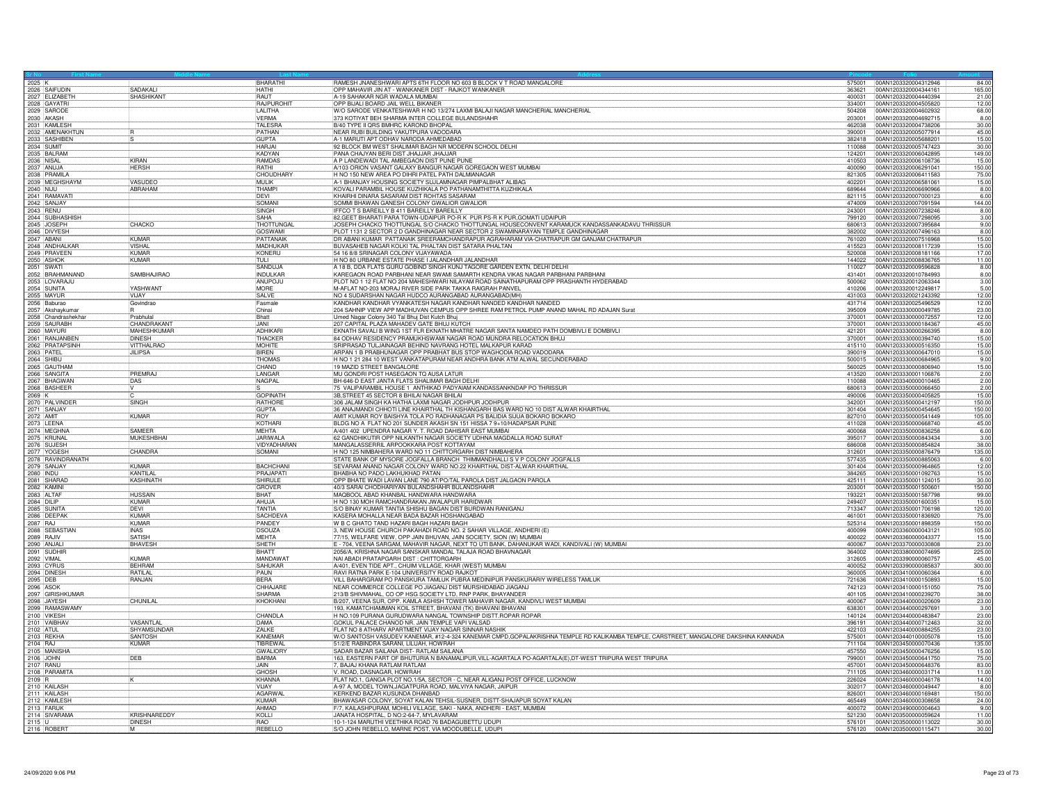| Sr No | First Name | Middle Name | Last Name | Address | Pincode | Folio | Amount |
|---|---|---|---|---|---|---|---|
| 2025 | K | | BHARATHI | RAMESH JNANESHWARI APTS 6TH FLOOR NO 603 B BLOCK V T ROAD MANGALORE | 575001 | 00AN1203320004312946 | 84.00 |
| 2026 | SAIFUDIN | SADAKALI | HATHI | OPP MAHAVIR JIN AT - WANKANER DIST - RAJKOT WANKANER | 363621 | 00AN1203320004344161 | 165.00 |
| 2027 | ELIZABETH | SHASHIKANT | RAUT | A-19 SAHAKAR NGR WADALA MUMBAI | 400031 | 00AN1203320004440394 | 21.00 |
| 2028 | GAYATRI | | RAJPUROHIT | OPP BIJALI BOARD JAIL WELL BIKANER | 334001 | 00AN1203320004505820 | 12.00 |
| 2029 | SARODE | | LALITHA | W/O SARODE VENKATESHWAR H NO 13/274 LAXMI BALAJI NAGAR MANCHERIAL MANCHERIAL | 504208 | 00AN1203320004602932 | 68.00 |
| 2030 | AKASH | | VERMA | 373 KOTIYAT BEH SHARMA INTER COLLEGE BULANDSHAHR | 203001 | 00AN1203320004692715 | 8.00 |
| 2031 | KAMLESH | | TALESRA | B/40 TYPE II QRS BMHRC KAROND BHOPAL | 462038 | 00AN1203320004738206 | 30.00 |
| 2032 | AMENAKHTUN | R | PATHAN | NEAR RUBI BUILDING YAKUTPURA VADODARA | 390001 | 00AN1203320005077914 | 45.00 |
| 2033 | SASHIBEN | S | GUPTA | A-1 MARUTI APT ODHAV NARODA AHMEDABAD | 382418 | 00AN1203320005688201 | 15.00 |
| 2034 | SUMIT | | HARJAI | 92 BLOCK BM WEST SHALIMAR BAGH NR MODERN SCHOOL DELHI | 110088 | 00AN1203320005747423 | 30.00 |
| 2035 | BALRAM | | KADYAN | PANA CHAJYAN BERI DIST JHAJJAR JHAJJAR | 124201 | 00AN1203320006042895 | 149.00 |
| 2036 | NISAL | KIRAN | RAMDAS | A P LANDEWADI TAL AMBEGAON DIST PUNE PUNE | 410503 | 00AN1203320006108736 | 15.00 |
| 2037 | ANUJA | HERSH | RATHI | A/103 ORION VASANT GALAXY BANGUR NAGAR GOREGAON WEST MUMBAI | 400090 | 00AN1203320006291041 | 150.00 |
| 2038 | PRAMILA | | CHOUDHARY | H NO 150 NEW AREA PO DIHRI PATEL PATH DALMIANAGAR | 821305 | 00AN1203320006411583 | 75.00 |
| 2039 | MEGHSHAYM | VASUDEO | MULIK | A-1 BHANJAY HOUSING SOCIETY SUJLAMNAGAR PIMPALBHAT ALIBAG | 402201 | 00AN1203320006581061 | 15.00 |
| 2040 | NIJU | ABRAHAM | THAMPI | KOVALI PARAMBIL HOUSE KUZHIKALA PO PATHANAMTHITTA KUZHIKALA | 689644 | 00AN1203320006690966 | 8.00 |
| 2041 | RAMAVATI | | DEVI | KHAIRHI DINARA SASARAM DIST ROHTAS SASARAM | 821115 | 00AN1203320007000123 | 6.00 |
| 2042 | SANJAY | | SOMANI | SOMMI BHAWAN GANESH COLONY GWALIOR GWALIOR | 474009 | 00AN1203320007091594 | 144.00 |
| 2043 | RENU | | SINGH | IFFCO T S BAREILLY B 411 BAREILLY BAREILLY | 243001 | 00AN1203320007238246 | 8.00 |
| 2044 | SUBHASHISH | | SAHA | 82,GEET BHARATI PARA TOWN-UDAIPUR PO-R K PUR PS-R K PUR,GOMATI UDAIPUR | 799120 | 00AN1203320007298095 | 3.00 |
| 2045 | JOSEPH | CHACKO | THOTTUNGAL | JOSEPH CHACKO THOTTUNGAL S/O CHACKO THOTTUNGAL HOUSECONVENT KARAMUCK KANDASSANKADAVU THRISSUR | 680613 | 00AN1203320007395684 | 9.00 |
| 2046 | DIVYESH | | GOSWAMI | PLOT 1131 2 SECTOR 2 D GANDHINAGAR NEAR SECTOR 2 SWAMINARAYAN TEMPLE GANDHINAGAR | 382002 | 00AN1203320007496163 | 8.00 |
| 2047 | ABANI | KUMAR | PATTANAIK | DR ABANI KUMAR PATTANAIK SREERAMCHANDRAPUR AGRAHARAM VIA-CHATRAPUR GM GANJAM CHATRAPUR | 761020 | 00AN1203320007516968 | 15.00 |
| 2048 | ANDHALKAR | VISHAL | MADHUKAR | BUVASAHEB NAGAR KOLKI TAL PHALTAN DIST SATARA PHALTAN | 415523 | 00AN1203320008117239 | 15.00 |
| 2049 | PRAVEEN | KUMAR | KONERU | 54 16 8/8 SRINAGAR COLONY VIJAYAWADA | 520008 | 00AN1203320008181166 | 17.00 |
| 2050 | ASHOK | KUMAR | TULI | H NO 80 URBANE ESTATE PHASE I JALANDHAR JALANDHAR | 144022 | 00AN1203320008836765 | 11.00 |
| 2051 | SWATI | | SANDUJA | A 18 B, DDA FLATS GURU GOBIND SINGH KUNJ TAGORE GARDEN EXTN, DELHI DELHI | 110027 | 00AN1203320009596828 | 8.00 |
| 2052 | BRAHMANAND | SAMBHAJIRAO | INDULKAR | KAREGAON ROAD PARBHANI NEAR SWAMI SAMARTH KENDRA VIKAS NAGAR PARBHANI PARBHANI | 431401 | 00AN1203320010784993 | 8.00 |
| 2053 | LOVARAJU | | ANUPOJU | PLOT NO 1 12 FLAT NO 204 MAHESHWARI NILAYAM ROAD SAINATHAPURAM OPP PRASHANTH HYDERABAD | 500062 | 00AN1203320012063344 | 3.00 |
| 2054 | SUNITA | YASHWANT | MORE | M-AFLAT NO-203 MORAJ RIVER SIDE PARK TAKKA RAIGRAH PANVEL | 410206 | 00AN1203320012249817 | 5.00 |
| 2055 | MAYUR | VIJAY | SALVE | NO 4 SUDARSHAN NAGAR HUDCO AURANGABAD AURANGABAD(MH) | 431003 | 00AN1203320021243392 | 12.00 |
| 2056 | Baburao | Govindrao | Fasmale | KANDHAR KANDHAR VYANKATESH NAGAR KANDHAR NANDED KANDHAR NANDED | 431714 | 00AN1203320025496529 | 12.00 |
| 2057 | Akshaykumar | R | Chinai | 204 SAHNIP VIEW APP MADHUVAN CEMPUS OPP SHREE RAM PETROL PUMP ANAND MAHAL RD ADAJAN Surat | 395009 | 00AN1203330000049785 | 23.00 |
| 2058 | Chandrashekhar | Prabhulal | Bhatt | Umed Nagar Colony 340 Tal Bhuj Dist Kutch Bhuj | 370001 | 00AN1203330000072557 | 12.00 |
| 2059 | SAURABH | CHANDRAKANT | JANI | 207 CAPITAL PLAZA MAHADEV GATE BHUJ KUTCH | 370001 | 00AN1203330000184367 | 45.00 |
| 2060 | MAYURI | MAHESHKUMAR | ADHIKARI | EKNATH SAVALI B WING 1ST FLR EKNATH MHATRE NAGAR SANTA NAMDEO PATH DOMBIVLI E DOMBIVLI | 421201 | 00AN1203330000266395 | 8.00 |
| 2061 | RANJANBEN | DINESH | THACKER | 84 ODHAV RESIDENCY PRAMUKHSWAMI NAGAR ROAD MUNDRA RELOCATION BHUJ | 370001 | 00AN1203330000394740 | 15.00 |
| 2062 | PRATAPSINH | VITTHALRAO | MOHITE | SRIPRASAD TULJAINAGAR BEHIND NAVRANG HOTEL MALKAPUR KARAD | 415110 | 00AN1203330000516350 | 15.00 |
| 2063 | PATEL | JILIPSA | BIREN | ARPAN 1 B PRABHUNAGAR OPP PRABHAT BUS STOP WAGHODIA ROAD VADODARA | 390019 | 00AN1203330000647010 | 15.00 |
| 2064 | SHIBU | | THOMAS | H NO 1 21 284 10 WEST VANKATAPURAM NEAR ANDHRA BANK ATM ALWAL SECUNDERABAD | 500015 | 00AN1203330000684965 | 9.00 |
| 2065 | GAUTHAM | | CHAND | 19 MAZID STREET BANGALORE | 560025 | 00AN1203330000806940 | 15.00 |
| 2066 | SANGITA | PREMRAJ | LANGAR | MU GONDRI POST HASEGAON TQ AUSA LATUR | 413520 | 00AN1203330001106876 | 2.00 |
| 2067 | BHAGWAN | DAS | NAGPAL | BH-646-D EAST JANTA FLATS SHALIMAR BAGH DELHI | 110088 | 00AN1203340000010465 | 2.00 |
| 2068 | BASHEER | V | S | 75 VALIPARAMBIL HOUSE 1 ANTHIKAD PADYAIAM KANDASSANKNDAP PO THRISSUR | 680613 | 00AN1203350000066450 | 2.00 |
| 2069 | K | C | GOPINATH | 3B,STREET 45 SECTOR 8 BHILAI NAGAR BHILAI | 490006 | 00AN1203350000405825 | 15.00 |
| 2070 | PALVINDER | SINGH | RATHORE | 306 JALAM SINGH KA HATHA LAXMI NAGAR JODHPUR JODHPUR | 342001 | 00AN1203350000412197 | 150.00 |
| 2071 | SANJAY | | GUPTA | 36 ANAJMANDI CHHOTI LINE KHAIRTHAL TH KISHANGARH BAS WARD NO 10 DIST ALWAR KHAIRTHAL | 301404 | 00AN1203350000454645 | 150.00 |
| 2072 | AMIT | KUMAR | ROY | AMIT KUMAR ROY BAISHYA TOLA PO RADHANAGAR PS BALIDIA SIJUA BOKARO BOKARO | 827010 | 00AN1203350000541449 | 105.00 |
| 2073 | LEENA | | KOTHARI | BLDG NO A FLAT NO 201 SUNDER AKASH SN 151 HISSA 7 9+10/HADAPSAR PUNE | 411028 | 00AN1203350000668740 | 45.00 |
| 2074 | MEGHNA | SAMEER | MEHTA | A/401 402 UPENDRA NAGAR Y. T. ROAD DAHISAR EAST MUMBAI | 400068 | 00AN1203350000836258 | 6.00 |
| 2075 | KRUNAL | MUKESHBHAI | JARIWALA | 62 GANDHIKUTIR OPP NILKANTH NAGAR SOCIETY UDHNA MAGDALLA ROAD SURAT | 395017 | 00AN1203350000843434 | 3.00 |
| 2076 | SUJESH | | VIDYADHARAN | MANGALASSERRIL ARPOOKKARA POST KOTTAYAM | 686008 | 00AN1203350000854824 | 38.00 |
| 2077 | YOGESH | CHANDRA | SOMANI | H NO 125 NIMBAHERA WARD NO 11 CHITTORGARH DIST NIMBAHERA | 312601 | 00AN1203350000876479 | 135.00 |
| 2078 | RAVINDRANATH | | | STATE BANK OF MYSORE JOGFALLA BRANCH THIMMANDHALLI S V P COLONY JOGFALLS | 577435 | 00AN1203350000885063 | 6.00 |
| 2079 | SANJAY | KUMAR | BACHCHANI | SEVARAM ANAND NAGAR COLONY WARD NO.22 KHAIRTHAL DIST-ALWAR KHAIRTHAL | 301404 | 00AN1203350000964865 | 12.00 |
| 2080 | INDU | KANTILAL | PRAJAPATI | BHABHA NO PADO LAKHUKHAD PATAN | 384265 | 00AN1203350001092763 | 15.00 |
| 2081 | SHARAD | KASHINATH | SHIRULE | OPP BHATE WADI LAVAN LANE 790 AT/PO/TAL PAROLA DIST JALGAON PAROLA | 425111 | 00AN1203350001124015 | 30.00 |
| 2082 | KAMINI | | GROVER | 40/3 SARAI CHODHARIYAN BULANDSHAHR BULANDSHAHR | 203001 | 00AN1203350001500601 | 150.00 |
| 2083 | ALTAF | HUSSAIN | BHAT | MAQBOOL ABAD KHANBAL HANDWARA HANDWARA | 193221 | 00AN1203350001587798 | 99.00 |
| 2084 | DILIP | KUMAR | AHUJA | H NO 130 MOH RAMCHANDRAKAN JWALAPUR HARIDWAR | 249407 | 00AN1203350001600351 | 15.00 |
| 2085 | SUNITA | DEVI | TANTIA | S/O BINAY KUMAR TANTIA SHISHU BAGAN DIST BURDWAN RANIGANJ | 713347 | 00AN1203350001706198 | 120.00 |
| 2086 | DEEPAK | KUMAR | SACHDEVA | KASERA MOHALLA NEAR BADA BAZAR HOSHANGABAD | 461001 | 00AN1203350001836920 | 75.00 |
| 2087 | RAJ | KUMAR | PANDEY | W B C GHATO TAND HAZARI BAGH HAZARI BAGH | 825314 | 00AN1203350001898359 | 150.00 |
| 2088 | SEBASTIAN | INAS | DSOUZA | 3, NEW HOUSE CHURCH PAKAHADI ROAD NO. 2 SAHAR VILLAGE, ANDHERI (E) | 400099 | 00AN1203360000043121 | 105.00 |
| 2089 | RAJIV | SATISH | MEHTA | 77/15, WELFARE VIEW, OPP JAIN BHUVAN, JAIN SOCIETY, SION (W) MUMBAI | 400022 | 00AN1203360000043377 | 15.00 |
| 2090 | ANJALI | BHAVESH | SHETH | E - 704, VEENA SARGAM, MAHAVIR NAGAR, NEXT TO UTI BANK, DAHANUKAR WADI, KANDIVALI (W) MUMBAI | 400067 | 00AN1203370000030808 | 23.00 |
| 2091 | SUDHIR | | BHATT | 2056/A, KRISHNA NAGAR SANSKAR MANDAL TALAJA ROAD BHAVNAGAR | 364002 | 00AN1203380000074695 | 225.00 |
| 2092 | VIMAL | KUMAR | MANDAWAT | NAI ABADI PRATAPGARH DIST : CHITTORGARH | 312605 | 00AN1203390000060757 | 45.00 |
| 2093 | CYRUS | BEHRAM | SAHUKAR | A/401, EVEN TIDE APT., CHUIM VILLAGE, KHAR (WEST) MUMBAI | 400052 | 00AN1203390000085837 | 300.00 |
| 2094 | DINESH | RATILAL | PAUN | RAVI RATNA PARK E-104 UNIVERSITY ROAD RAJKOT | 360005 | 00AN1203410000060364 | 6.00 |
| 2095 | DEB | RANJAN | BERA | VILL BAHARGRAM PO PANSKURA TAMLUK PUBRA MEDINIPUR PANSKURARIY WIRELESS TAMLUK | 721636 | 00AN1203410000150893 | 15.00 |
| 2096 | ASOK | | CHHAJARE | NEAR COMMERCE COLLEGE PO JIAGANJ DIST MURSHIDABAD JIAGANJ | 742123 | 00AN1203410000151050 | 75.00 |
| 2097 | GIRISHKUMAR | | SHARMA | 213/B SHIVMAHAL, CO OP HSG SOCIETY LTD, RNP PARK, BHAYANDER | 401105 | 00AN1203410000239270 | 38.00 |
| 2098 | JAYESH | CHUNILAL | KHOKHANI | B/207, VEENA SUR, OPP. KAMLA ASHISH TOWER MAHAVIR NAGAR, KANDIVLI WEST MUMBAI | 400067 | 00AN1203440000020609 | 23.00 |
| 2099 | RAMASWAMY | | | 193, KAMATCHIAMMAN KOIL STREET, BHAVANI (TK) BHAVANI BHAVANI | 638301 | 00AN1203440000297691 | 3.00 |
| 2100 | VIKESH | | CHANDLA | H NO.109 PURANA GURUDWARA NANGAL TOWNSHIP DISTT.ROPAR ROPAR | 140124 | 00AN1203440000483847 | 23.00 |
| 2101 | VAIBHAV | VASANTLAL | DAMA | GOKUL PALACE CHANOD NR. JAIN TEMPLE VAPI VALSAD | 396191 | 00AN1203440000712463 | 32.00 |
| 2102 | ATUL | SHYAMSUNDAR | ZALKE | FLAT NO 8 ATHARV APARTMENT VIJAY NAGAR SINNAR NASHIK | 422103 | 00AN1203440000884255 | 23.00 |
| 2103 | REKHA | SANTOSH | KANEMAR | W/O SANTOSH VASUDEV KANEMAR, #12-4-324 KANEMAR CMPD,GOPALAKRISHNA TEMPLE RD KALIKAMBA TEMPLE, CARSTREET, MANGALORE DAKSHINA KANNADA | 575001 | 00AN1203440100005078 | 15.00 |
| 2104 | RAJ | KUMAR | TIBREWAL | 51/2/E RABINDRA SARANI, LILUAH, HOWRAH | 711104 | 00AN1203450000070436 | 135.00 |
| 2105 | MANISHA | | GWALIORY | SADAR BAZAR SAILANA DIST- RATLAM SAILANA | 457550 | 00AN1203450000476256 | 15.00 |
| 2106 | JOHN | DEB | BARMA | 163, EASTERN PART OF BHUTURIA N BANAMALIPUR,VILL-AGARTALA PO-AGARTALA(E),DT-WEST TRIPURA WEST TRIPURA | 799001 | 00AN1203450000641750 | 75.00 |
| 2107 | RANU | | JAIN | 7, BAJAJ KHANA RATLAM RATLAM | 457001 | 00AN1203450000648376 | 83.00 |
| 2108 | PARAMITA | | GHOSH | V. ROAD, DASNAGAR, HOWRAH | 711105 | 00AN1203460000031714 | 11.00 |
| 2109 | R | K | KHANNA | FLAT NO.1, GANGA PLOT NO.1/5A, SECTOR - C, NEAR ALIGANJ POST OFFICE, LUCKNOW | 226024 | 00AN1203460000046178 | 14.00 |
| 2110 | KAILASH | | VIJAY | A-97 A, MODEL TOWN,JAGATPURA ROAD, MALVIYA NAGAR, JAIPUR | 302017 | 00AN1203460000049447 | 8.00 |
| 2111 | KAILASH | | AGARWAL | KERKEND BAZAR KUSUNDA DHANBAD | 826001 | 00AN1203460000169481 | 150.00 |
| 2112 | KAMLESH | | KUMAR | BHAWASAR COLONY, SOYAT KALAN TEHSIL-SUSNER, DISTT-SHAJAPUR SOYAT KALAN | 465449 | 00AN1203460000308658 | 24.00 |
| 2113 | FARUK | | AHMAD | F/7, KAILASHPURAM, MOHILI VILLAGE, SAKI - NAKA, ANDHERI - EAST, MUMBAI | 400072 | 00AN1203490000004643 | 9.00 |
| 2114 | SIVARAMA | KRISHNAREDDY | KOLLI | JANATA HOSPITAL, D NO:2-64-7, MYLAVARAM | 521230 | 00AN1203500000059624 | 11.00 |
| 2115 | U | DINESH | RAO | 10-1-124 MARUTHI VEETHIKA ROAD 76 BADAGUBETTU UDUPI | 576101 | 00AN1203500000113022 | 30.00 |
| 2116 | ROBERT | M | REBELLO | S/O JOHN REBELLO, MARNE POST, VIA MOODUBELLE, UDUPI | 576120 | 00AN1203500000115471 | 30.00 |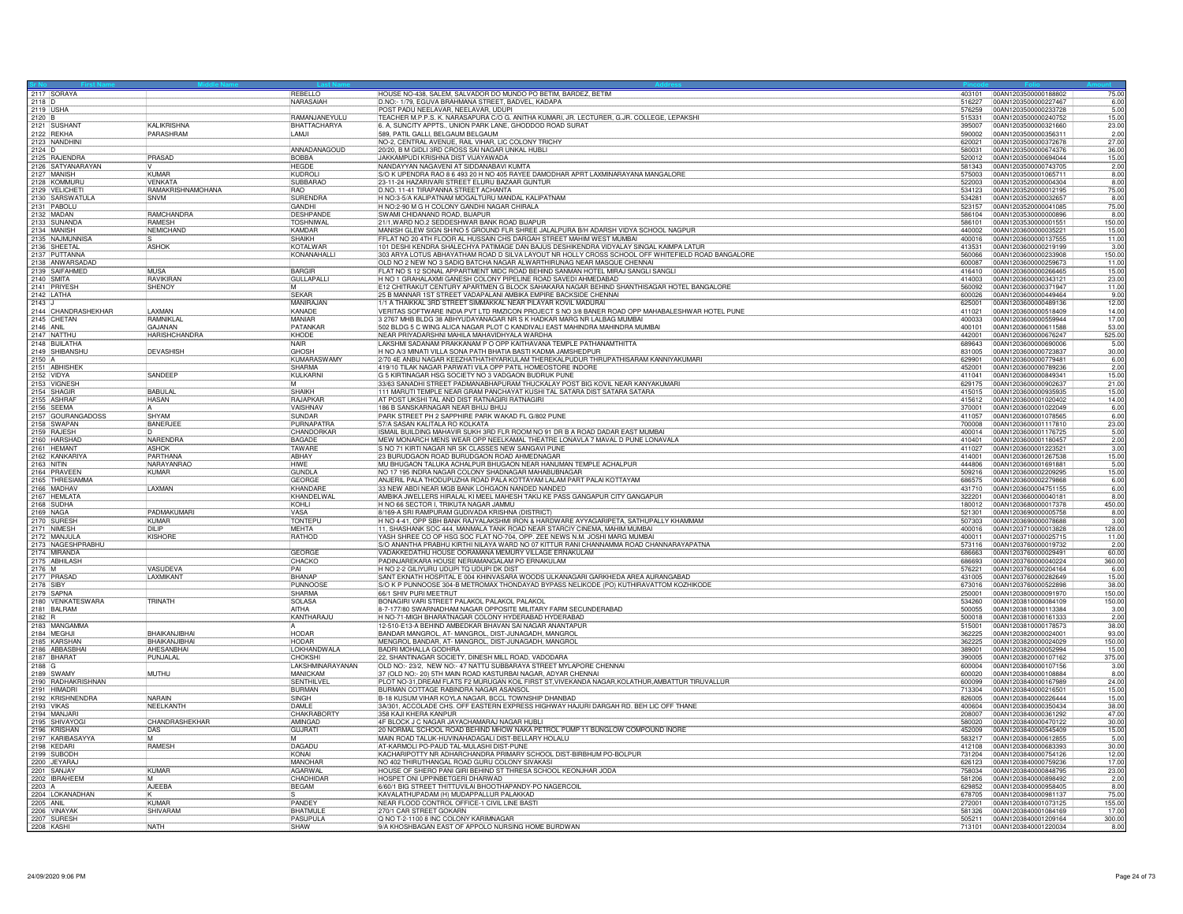| Sr No | First Name | Middle Name | Last Name | Address | Pincode | Folio | Amount |
|---|---|---|---|---|---|---|---|
| 2117 | SORAYA | | REBELLO | HOUSE NO-438, SALEM, SALVADOR DO MUNDO PO BETIM, BARDEZ, BETIM | 403101 | 00AN1203500000188802 | 75.00 |
| 2118 | D | | NARASAIAH | D.NO:- 1/79, EGUVA BRAHMANA STREET, BADVEL, KADAPA | 516227 | 00AN1203500000227467 | 6.00 |
| 2119 | USHA | | | POST PADU NEELAVAR, NEELAVAR, UDUPI | 576259 | 00AN1203500000233726 | 5.00 |
| 2120 | B | | RAMANJANEYULU | TEACHER M.P.P.S. K. NARASAPURA C/O G. ANITHA KUMARI, JR. LECTURER, G.JR. COLLEGE, LEPAKSHI | 515331 | 00AN1203500000240752 | 15.00 |
| 2121 | SUSHANT | KALIKRISHNA | BHATTACHARYA | 6. A, SUNCITY APPTS., UNION PARK LANE, GHODDOD ROAD SURAT | 395007 | 00AN1203500000321660 | 23.00 |
| 2122 | REKHA | PARASHRAM | LAMJI | 589, PATIL GALLI, BELGAUM BELGAUM | 590002 | 00AN1203500000356311 | 2.00 |
| 2123 | NANDHINI | | | NO-2, CENTRAL AVENUE, RAIL VIHAR, LIC COLONY TRICHY | 620021 | 00AN1203500000372678 | 27.00 |
| 2124 | D | | ANNADANAGOUD | 20/20, B M GIDLI 3RD CROSS SAI NAGAR UNKAL HUBLI | 580031 | 00AN1203500000674376 | 36.00 |
| 2125 | RAJENDRA | PRASAD | BOBBA | JAKKAMPUDI KRISHNA DIST VIJAYAWADA | 520012 | 00AN1203500000694044 | 15.00 |
| 2126 | SATYANARAYAN | | HEGDE | NANDAYYAN NAGAVENI AT SIDDANABAVI KUMTA | 581343 | 00AN1203500000743705 | 2.00 |
| 2127 | MANISH | KUMAR | KUDROLI | S/O K UPENDRA RAO 8 6 493 20 H NO 405 RAYEE DAMODHAR APRT LAXMINARAYANA MANGALORE | 575003 | 00AN1203500001065711 | 8.00 |
| 2128 | KOMMURU | VENKATA | SUBBARAO | 23-11-24 HAZARIVARI STREET ELURU BAZAAR GUNTUR | 522003 | 00AN1203520000004304 | 8.00 |
| 2129 | VELICHETI | RAMAKRISHNAMOHANA | RAO | D.NO. 11-41 TIRAPANNA STREET ACHANTA | 534123 | 00AN1203520000012195 | 75.00 |
| 2130 | SARSWATULA | SNVM | SURENDRA | H NO:3-5/A KALIPATNAM MOGALTURU MANDAL KALIPATNAM | 534281 | 00AN1203520000032657 | 8.00 |
| 2131 | PABOLU | | GANDHI | H NO:2-90 M G H COLONY GANDHI NAGAR CHIRALA | 523157 | 00AN1203520000041085 | 75.00 |
| 2132 | MADAN | RAMCHANDRA | DESHPANDE | SWAMI CHIDANAND ROAD, BIJAPUR | 586104 | 00AN1203530000000896 | 8.00 |
| 2133 | SUNANDA | RAMESH | TOSHNIWAL | 21/1,WARD NO.2 SEDDESHWAR BANK ROAD BIJAPUR | 586101 | 00AN1203530000001551 | 150.00 |
| 2134 | MANISH | NEMICHAND | KAMDAR | MANISH GLEW SIGN SH/NO 5 GROUND FLR SHREE JALALPURA B/H ADARSH VIDYA SCHOOL NAGPUR | 440002 | 00AN1203560000035221 | 15.00 |
| 2135 | NAJMUNNISA | S | SHAIKH | FFLAT NO 20 4TH FLOOR AL HUSSAIN CHS DARGAH STREET MAHIM WEST MUMBAI | 400016 | 00AN1203600000137555 | 11.00 |
| 2136 | SHEETAL | ASHOK | KOTALWAR | 101 DESHI KENDRA SHALECHYA PATIMAGE DAN BAJUS DESHIKENDRA VIDYALAY SINGAL KAIMPA LATUR | 413531 | 00AN1203600000219199 | 3.00 |
| 2137 | PUTTANNA | | KONANAHALLI | 303 ARYA LOTUS ABHAYATHAM ROAD D SILVA LAYOUT NR HOLLY CROSS SCHOOL OFF WHITEFIELD ROAD BANGALORE | 560066 | 00AN1203600000233908 | 150.00 |
| 2138 | ANWARSADAD | | | OLD NO 2 NEW NO 3 SADIQ BATCHA NAGAR ALWARTHIRUNAG NEAR MASQUE CHENNAI | 600087 | 00AN1203600000259673 | 11.00 |
| 2139 | SAIFAHMED | MUSA | BARGIR | FLAT NO S 12 SONAL APPARTMENT MIDC ROAD BEHIND SANMAN HOTEL MIRAJ SANGLI SANGLI | 416410 | 00AN1203600000266465 | 15.00 |
| 2140 | SMITA | RAVIKIRAN | GULLAPALLI | H NO 1 GRAHALAXMI GANESH COLONY PIPELINE ROAD SAVEDI AHMEDABAD | 414003 | 00AN1203600000343121 | 23.00 |
| 2141 | PRIYESH | SHENOY | M | E12 CHITRAKUT CENTURY APARTMEN G BLOCK SAHAKARA NAGAR BEHIND SHANTHISAGAR HOTEL BANGALORE | 560092 | 00AN1203600000371947 | 11.00 |
| 2142 | LATHA | | SEKAR | 25 B MANNAR 1ST STREET VADAPALANI AMBIKA EMPIRE BACKSIDE CHENNAI | 600026 | 00AN1203600000449464 | 9.00 |
| 2143 | J | | MANIRAJAN | 1/1 A THAIKKAL 3RD STREET SIMMAKKAL NEAR PILAYAR KOVIL MADURAI | 625001 | 00AN1203600000489136 | 12.00 |
| 2144 | CHANDRASHEKHAR | LAXMAN | KANADE | VERITAS SOFTWARE INDIA PVT LTD RMZICON PROJECT S NO 3/8 BANER ROAD OPP MAHABALESHWAR HOTEL PUNE | 411021 | 00AN1203600000518409 | 14.00 |
| 2145 | CHETAN | RAMNIKLAL | MANIAR | 3 2767 MHB BLDG 38 ABHYUDAYANAGAR NR S K HADKAR MARG NR LALBAG MUMBAI | 400033 | 00AN1203600000559944 | 17.00 |
| 2146 | ANIL | GAJANAN | PATANKAR | 502 BLDG 5 C WING ALICA NAGAR PLOT C KANDIVALI EAST MAHINDRA MAHINDRA MUMBAI | 400101 | 00AN1203600000611588 | 53.00 |
| 2147 | NATTHU | HARISHCHANDRA | KHODE | NEAR PRIYADARSHNI MAHILA MAHAVIDHYALA WARDHA | 442001 | 00AN1203600000676247 | 525.00 |
| 2148 | BIJILATHA | | NAIR | LAKSHMI SADANAM PRAKKANAM P O OPP KAITHAVANA TEMPLE PATHANAMTHITTA | 689643 | 00AN1203600000690006 | 5.00 |
| 2149 | SHIBANSHU | DEVASHISH | GHOSH | H NO A/3 MINATI VILLA SONA PATH BHATIA BASTI KADMA JAMSHEDPUR | 831005 | 00AN1203600000723837 | 30.00 |
| 2150 | A | | KUMARASWAMY | 2/70 4E ANBU NAGAR KEEZHATHATHIYARKULAM THEREKALPUDUR THRUPATHISARAM KANNIYAKUMARI | 629901 | 00AN1203600000779481 | 6.00 |
| 2151 | ABHISHEK | | SHARMA | 419/10 TILAK NAGAR PARWATI VILA OPP PATIL HOMEOSTORE INDORE | 452001 | 00AN1203600000789236 | 2.00 |
| 2152 | VIDYA | SANDEEP | KULKARNI | G 5 KIRTINAGAR HSG SOCIETY NO 3 VADGAON BUDRUK PUNE | 411041 | 00AN1203600000849341 | 15.00 |
| 2153 | VIGNESH | | M | 33/63 SANNADHI STREET PADMANABHAPURAM THUCKALAY POST BIG KOVIL NEAR KANYAKUMARI | 629175 | 00AN1203600000902637 | 21.00 |
| 2154 | SHAGIR | BABULAL | SHAIKH | 111 MARUTI TEMPLE NEAR GRAM PANCHAYAT KUSHI TAL SATARA DIST SATARA SATARA | 415015 | 00AN1203600000935935 | 15.00 |
| 2155 | ASHRAF | HASAN | RAJAPKAR | AT POST UKSHI TAL AND DIST RATNAGIRI RATNAGIRI | 415612 | 00AN1203600001020402 | 14.00 |
| 2156 | SEEMA | A | VAISHNAV | 186 B SANSKARNAGAR NEAR BHUJ BHUJ | 370001 | 00AN1203600001022049 | 6.00 |
| 2157 | GOURANGADOSS | SHYAM | SUNDAR | PARK STREET PH 2 SAPPHIRE PARK WAKAD FL G/802 PUNE | 411057 | 00AN1203600001078565 | 6.00 |
| 2158 | SWAPAN | BANERJEE | PURNAPATRA | 57/A SASAN KALITALA RO KOLKATA | 700008 | 00AN1203600001117810 | 23.00 |
| 2159 | RAJESH | D | CHANDORKAR | ISMAIL BUILDING MAHAVIR SUKH 3RD FLR ROOM NO 91 DR B A ROAD DADAR EAST MUMBAI | 400014 | 00AN1203600001176725 | 5.00 |
| 2160 | HARSHAD | NARENDRA | BAGADE | MEW MONARCH MENS WEAR OPP NEELKAMAL THEATRE LONAVLA 7 MAVAL D PUNE LONAVALA | 410401 | 00AN1203600001180457 | 2.00 |
| 2161 | HEMANT | ASHOK | TAWARE | S NO 71 KIRTI NAGAR NR SK CLASSES NEW SANGAVI PUNE | 411027 | 00AN1203600001223521 | 3.00 |
| 2162 | KANKARIYA | PARTHANA | ABHAY | 23 BURUDGAON ROAD BURUDGAON ROAD AHMEDNAGAR | 414001 | 00AN1203600001267538 | 15.00 |
| 2163 | NITIN | NARAYANRAO | HIWE | MU BHUGAON TALUKA ACHALPUR BHUGAON NEAR HANUMAN TEMPLE ACHALPUR | 444806 | 00AN1203600001691881 | 5.00 |
| 2164 | PRAVEEN | KUMAR | GUNDLA | NO 17 195 INDRA NAGAR COLONY SHADNAGAR MAHABUBNAGAR | 509216 | 00AN1203600002209295 | 15.00 |
| 2165 | THRESIAMMA | | GEORGE | ANJERIL PALA THODUPUZHA ROAD PALA KOTTAYAM LALAM PART PALAI KOTTAYAM | 686575 | 00AN1203600002279868 | 6.00 |
| 2166 | MADHAV | LAXMAN | KHANDARE | 33 NEW ABDI NEAR MGB BANK LOHGAON NANDED NANDED | 431710 | 00AN1203600004751155 | 6.00 |
| 2167 | HEMLATA | | KHANDELWAL | AMBIKA JWELLERS HIRALAL KI MEEL MAHESH TAKIJ KE PASS GANGAPUR CITY GANGAPUR | 322201 | 00AN1203680000040181 | 8.00 |
| 2168 | SUDHA | | KOHLI | H NO 66 SECTOR I, TRIKUTA NAGAR JAMMU | 180012 | 00AN1203680000017378 | 450.00 |
| 2169 | NAGA | PADMAKUMARI | VASA | 8/169-A SRI RAMPURAM GUDIVADA KRISHNA (DISTRICT) | 521301 | 00AN1203690000005758 | 8.00 |
| 2170 | SURESH | KUMAR | TONTEPU | H NO 4-41, OPP SBH BANK RAJYALAKSHMI IRON & HARDWARE AYYAGARIPETA, SATHUPALLY KHAMMAM | 507303 | 00AN1203690000078688 | 3.00 |
| 2171 | NIMESH | DILIP | MEHTA | 11, SHASHANK SOC 444, MANMALA TANK ROAD NEAR STARCIY CINEMA, MAHIM MUMBAI | 400016 | 00AN1203710000013628 | 128.00 |
| 2172 | MANJULA | KISHORE | RATHOD | YASH SHREE CO OP HSG SOC FLAT NO-704, OPP. ZEE NEWS N.M. JOSHI MARG MUMBAI | 400011 | 00AN1203710000025715 | 11.00 |
| 2173 | NAGESHPRABHU | | | S/O ANANTHA PRABHU KIRTHI NILAYA WARD NO 07 KITTUR RANI CHANNAMMA ROAD CHANNARAYAPATNA | 573116 | 00AN1203760000019732 | 2.00 |
| 2174 | MIRANDA | | GEORGE | VADAKKEDATHU HOUSE OORAMANA MEMURY VILLAGE ERNAKULAM | 686663 | 00AN1203760000029491 | 60.00 |
| 2175 | ABHILASH | | CHACKO | PADINJAREKARA HOUSE NERIAMANGALAM PO ERNAKULAM | 686693 | 00AN1203760000040224 | 360.00 |
| 2176 | M | VASUDEVA | PAI | H NO 2-2 GILIYURU UDUPI TQ UDUPI DK DIST | 576221 | 00AN1203760000204164 | 6.00 |
| 2177 | PRASAD | LAXMIKANT | BHANAP | SANT EKNATH HOSPITAL E 004 KHINVASARA WOODS ULKANAGARI GARKHEDA AREA AURANGABAD | 431005 | 00AN1203760000282649 | 15.00 |
| 2178 | SIBY | | PUNNOOSE | S/O K P PUNNOOSE 304-B METROMAX THONDAYAD BYPASS NELIKODE (PO) KUTHIRAVATTOM KOZHIKODE | 673016 | 00AN1203760000522898 | 38.00 |
| 2179 | SAPNA | | SHARMA | 66/1 SHIV PURI MEETRUT | 250001 | 00AN1203800000091970 | 150.00 |
| 2180 | VENKATESWARA | TRINATH | SOLASA | BONAGIRI VARI STREET PALAKOL PALAKOL PALAKOL | 534260 | 00AN1203810000084109 | 150.00 |
| 2181 | BALRAM | | AITHA | 8-7-177/60 SWARNADHAM NAGAR OPPOSITE MILITARY FARM SECUNDERABAD | 500055 | 00AN1203810000113384 | 3.00 |
| 2182 | R | | KANTHARAJU | H NO-71-MIGH BHARATNAGAR COLONY HYDERABAD HYDERABAD | 500018 | 00AN1203810000161333 | 2.00 |
| 2183 | MANGAMMA | | A | 12-510-E13-A BEHIND AMBEDKAR BHAVAN SAI NAGAR ANANTAPUR | 515001 | 00AN1203810000178573 | 38.00 |
| 2184 | MEGHJI | BHAIKANJIBHAI | HODAR | BANDAR MANGROL, AT- MANGROL, DIST-JUNAGADH, MANGROL | 362225 | 00AN1203820000024001 | 93.00 |
| 2185 | KARSHAN | BHAIKANJIBHAI | HODAR | MENGROL BANDAR, AT- MANGROL, DIST-JUNAGADH, MANGROL | 362225 | 00AN1203820000024029 | 150.00 |
| 2186 | ABBASBHAI | AHESANBHAI | LOKHANDWALA | BADRI MOHALLA GODHRA | 389001 | 00AN1203820000052994 | 15.00 |
| 2187 | BHARAT | PUNJALAL | CHOKSHI | 22, SHANTINAGAR SOCIETY, DINESH MILL ROAD, VADODARA | 390005 | 00AN1203820000107162 | 375.00 |
| 2188 | G | | LAKSHMINARAYANAN | OLD NO:- 23/2, NEW NO:- 47 NATTU SUBBARAYA STREET MYLAPORE CHENNAI | 600004 | 00AN1203840000107156 | 3.00 |
| 2189 | SWAMY | MUTHU | MANICKAM | 37 (OLD NO:- 20) 5TH MAIN ROAD KASTURBAI NAGAR, ADYAR CHENNAI | 600020 | 00AN1203840000108884 | 8.00 |
| 2190 | RADHAKRISHNAN | | SENTHILVEL | PLOT NO-31,DREAM FLATS F2 MURUGAN KOIL FIRST ST,VIVEKANDA NAGAR,KOLATHUR,AMBATTUR TIRUVALLUR | 600099 | 00AN1203840000167989 | 24.00 |
| 2191 | HIMADRI | | BURMAN | BURMAN COTTAGE RABINDRA NAGAR ASANSOL | 713304 | 00AN1203840000216501 | 15.00 |
| 2192 | KRISHNENDRA | NARAIN | SINGH | B-18 KUSUM VIHAR KOYLA NAGAR, BCCL TOWNSHIP DHANBAD | 826005 | 00AN1203840000226444 | 15.00 |
| 2193 | VIKAS | NEELKANTH | DAMLE | 3A/301, ACCOLADE CHS. OFF EASTERN EXPRESS HIGHWAY HAJURI DARGAH RD. BEH LIC OFF THANE | 400604 | 00AN1203840000350434 | 38.00 |
| 2194 | MANJARI | | CHAKRABORTY | 358 KAJI KHERA KANPUR | 208007 | 00AN1203840000361292 | 47.00 |
| 2195 | SHIVAYOGI | CHANDRASHEKHAR | AMINGAD | 4F BLOCK J C NAGAR JAYACHAMARAJ NAGAR HUBLI | 580020 | 00AN1203840000470122 | 30.00 |
| 2196 | KRISHAN | DAS | GUJRATI | 20 NORMAL SCHOOL ROAD BEHIND MHOW NAKA PETROL PUMP 11 BUNGLOW COMPOUND INORE | 452009 | 00AN1203840000545409 | 15.00 |
| 2197 | KARIBASAYYA | M | M | MAIN ROAD TALUK-HUVINAHADAGALI DIST-BELLARY HOLALU | 583217 | 00AN1203840000612855 | 5.00 |
| 2198 | KEDARI | RAMESH | DAGADU | AT-KARMOLI PO-PAUD TAL-MULASHI DIST-PUNE | 412108 | 00AN1203840000683393 | 30.00 |
| 2199 | SUBODH | | KONAI | KACHARIPOTTY NR ADHARCHANDRA PRIMARY SCHOOL DIST-BIRBHUM PO-BOLPUR | 731204 | 00AN1203840000754126 | 12.00 |
| 2200 | JEYARAJ | | MANOHAR | NO 402 THIRUTHANGAL ROAD GURU COLONY SIVAKASI | 626123 | 00AN1203840000759236 | 17.00 |
| 2201 | SANJAY | KUMAR | AGARWAL | HOUSE OF SHERO PANI GIRI BEHIND ST THRESA SCHOOL KEONJHAR JODA | 758034 | 00AN1203840000848795 | 23.00 |
| 2202 | IBRAHEEM | M | CHADHIDAR | HOSPET ONI UPPINBETGERI DHARWAD | 581206 | 00AN1203840000898492 | 2.00 |
| 2203 | A | AJEEBA | BEGAM | 6/60/1 BIG STREET THITTUVILAI BHOOTHAPANDY-PO NAGERCOIL | 629852 | 00AN1203840000958405 | 8.00 |
| 2204 | LOKANADHAN | K | S | KAVALATHUPADAM (H) MUDAPPALLUR PALAKKAD | 678705 | 00AN1203840000981137 | 75.00 |
| 2205 | ANIL | KUMAR | PANDEY | NEAR FLOOD CONTROL OFFICE-1 CIVIL LINE BASTI | 272001 | 00AN1203840001073125 | 155.00 |
| 2206 | VINAYAK | SHIVARAM | BHATMULE | 270/1 CAR STREET GOKARN | 581326 | 00AN1203840001084169 | 17.00 |
| 2207 | SURESH | | PASUPULA | Q NO T-2-1100 8 INC COLONY KARIMNAGAR | 505211 | 00AN1203840001209164 | 300.00 |
| 2208 | KASHI | NATH | SHAW | 9/A KHOSHBAGAN EAST OF APPOLO NURSING HOME BURDWAN | 713101 | 00AN1203840001220034 | 8.00 |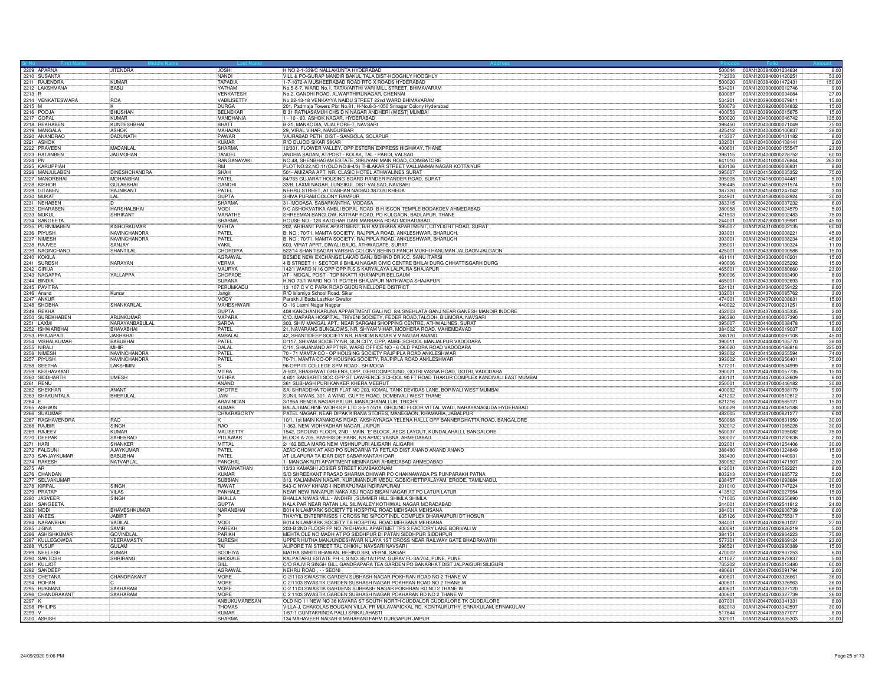| Sr No | First Name | Middle Name | Last Name | Address | Pincode | Folio | Amount |
|---|---|---|---|---|---|---|---|
| 2209 | APARNA | JITENDRA | JOSHI | H NO 2-1-339/C NALLAKUNTA HYDERABAD | 500044 | 00AN1203840001234634 | 8.00 |
| 2210 | SUSANTA | | NANDI | VILL & PO-GURAP MANDIR BAKUL TALA DIST-HOOGHLY HOOGHLY | 712303 | 00AN1203840001420251 | 53.00 |
| 2211 | RAJENDRA | KUMAR | TAPADIA | 1-7-1072-A MUSHEERABAD ROAD RTC X ROADS HYDERABAD | 500020 | 00AN1203840001472431 | 150.00 |
| 2212 | LAKSHMANA | BABU | YATHAM | No.5-6-7, WARD No.1, TATAVARTHI VARI MILL STREET, BHIMAVARAM | 534201 | 00AN1203900000012746 | 9.00 |
| 2213 | R | | VENKATESH | No.2, GANDHI ROAD, ALWARTHIRUNAGAR, CHENNAI | 600087 | 00AN1203900000034084 | 27.00 |
| 2214 | VENKATESWARA | ROA | VABILISETTY | No:22-13-18 VENKAYYA NAIDU STREET 22nd WARD BHIMAVARAM | 534201 | 00AN1203900000079611 | 15.00 |
| 2215 | M | K | DURGA | 201, Padmaja Towers Plot No.81, H-No.8-3-1050 Srinagar Colony Hyderabad | 500073 | 00AN1203920000004832 | 15.00 |
| 2216 | POOJA | BHUSHAN | BELNEKAR | B 31 RATNASAMUH CHS D N NAGAR ANDHERI (WEST) MUMBAI | 400053 | 00AN1203990000015675 | 15.00 |
| 2217 | GOPAL | KUMAR | MANDHANIA | 1 - 10 - 60, ASHOK NAGAR, HYDERABAD | 500020 | 00AN1204000000046742 | 135.00 |
| 2218 | REKHABEN | KUNTESHBHAI | BHATT | B-21, MANKODIA, VIJALPORE-7, NAVSARI | 396450 | 00AN1204000000071049 | 75.00 |
| 2219 | MANGALA | ASHOK | MAHAJAN | 29, VIRAL VIHAR, NANDURBAR | 425412 | 00AN1204000000100837 | 38.00 |
| 2220 | ANANDRAO | DADUNATH | PAWAR | VAJRABAD PETH, DIST - SANGOLA, SOLAPUR | 413307 | 00AN1204000000101182 | 8.00 |
| 2221 | ASHOK | | KUMAR | R/O DUJOD SIKAR SIKAR | 332001 | 00AN1204000000108141 | 2.00 |
| 2222 | PRAVEEN | MADANLAL | SHARMA | 12/301, FLOWER VALLEY, OPP ESTERN EXPRESS HIGHWAY, THANE | 400601 | 00AN1204000000155547 | 23.00 |
| 2223 | RATANBEN | JAGMOHAN | TANDEL | ANDHIA SADAN, AT/POST - KOLAK, TAL - PARDI, VALSAD | 396115 | 00AN1204000000228752 | 60.00 |
| 2224 | PN | | RANGANAYAKI | NO.48, SHENBHAGAM ESTATE, SIRUVANI MAIN ROAD, COIMBATORE | 641010 | 00AN1204010000076844 | 263.00 |
| 2225 | KARUPPIAH | | RM | PLOT NO:22,NO:11(OLD NO:6-4/3) THILAKAR STREET VALLIAMMAI NAGAR KOTTAIYUR | 630106 | 00AN1204040000006931 | 8.00 |
| 2226 | MANJULABEN | DINESHCHANDRA | SHAH | 501- AMIZARA APT, NR. CLASIC HOTEL ATHWALINES SURAT | 395007 | 00AN1204150000035352 | 75.00 |
| 2227 | MANORBHAI | MOHANBHAI | PATEL | 84/765 GUJARAT HOUSING BOARD RANDER RANDER ROAD, SURAT | 395005 | 00AN1204150000044481 | 5.00 |
| 2228 | KISHOR | GULABBHAI | GANDHI | 33/B, LAXMI NAGAR, LUNSIKUI, DIST-VALSAD, NAVSARI | 396445 | 00AN1204150000291574 | 9.00 |
| 2229 | GITABEN | RAJNIKANT | PATEL | NEHRU STREET, AT DABHAN NADIAD 387320 KHEDA | 387320 | 00AN1204150001247042 | 3.00 |
| 2230 | MUKAT | LAL | GUPTA | SHIVA PURAM COLONY RAMPUR | 244901 | 00AN1204180000062924 | 30.00 |
| 2231 | NEHABEN | D | SHARMA | 31- MODASA, SABARKANTHA. MODASA | 383315 | 00AN1204200000037232 | 6.00 |
| 2232 | DHARABEN | HARSHALBHAI | MODI | 9 C ASHOKVATIKA AMBLI BOPAL ROAD B H ISCON TEMPLE BODAKDEV AHMEDABAD | 380058 | 00AN1204210000024579 | 5.00 |
| 2233 | MUKUL | SHRIKANT | MARATHE | SHREEMAN BANGLOW, KATRAP ROAD, PO KULGAON, BADLAPUR, THANE | 421503 | 00AN1204230000002483 | 75.00 |
| 2234 | SANGEETA | | SHARMA | HOUSE NO - 126 KATGHAR GARI MARBARA ROAD MORADABAD | 244001 | 00AN1204230000139981 | 45.00 |
| 2235 | PURNIMABEN | KISHORKUMAR | MEHTA | 202, ARIHANT PARK APARTMENT, B/H AMIDHARA APARTMENT, CITYLIGHT ROAD, SURAT | 395007 | 00AN1204310000002135 | 60.00 |
| 2236 | PIYUSH | NAVINCHANDRA | PATEL | B. NO : 70/71, MAMTA SOCIETY, RAJPIPLA ROAD, ANKLESHWAR, BHARUCH. | 393001 | 00AN1204310000008221 | 45.00 |
| 2237 | NIMESH | NAVINCHANDRA | PATEL | B. NO : 70/71, MAMTA SOCIETY, RAJPIPLA ROAD, ANKLESHWAR, BHARUCH | 393001 | 00AN1204310000008234 | 45.00 |
| 2238 | RAJVEE | SANJAY | VAKIL | 603, VIRAT APRT, DIWALI BAUG, ATHWAGATE, SURAT | 395001 | 00AN1204310000130324 | 11.00 |
| 2239 | NAGINCHAND | SHANTILAL | CHORDIYA | 522/14 SHANTISAGAR VARSHA COLONY,BEHIND PANCH MUKHI HANUMAN JALGAON JALGAON | 425001 | 00AN1204330000000588 | 15.00 |
| 2240 | KOKILA | | AGRAWAL | BESIDE NEW EXCHANGE LAKAD GANJ BEHIND DR.K.C. SANU ITARSI | 461111 | 00AN1204330000010201 | 15.00 |
| 2241 | SURESH | NARAYAN | VERMA | 4 B STREET 11 SECTOR 8 BHILAI NAGAR CIVIC CENTRE BHILAI DURG CHHATTISGARH DURG | 490006 | 00AN1204330000025292 | 15.00 |
| 2242 | GIRIJA | | MAURYA | 142/1 WARD N 16 OPP OPP R.S.S KARYALAYA LALPURA SHAJAPUR | 465001 | 00AN1204330000080660 | 23.00 |
| 2243 | NAGAPPA | YALLAPPA | CHOPADE | AT - NIDGAL POST - TOPINKATTI KHANAPUR BELGAUM | 590006 | 00AN1204330000083490 | 8.00 |
| 2244 | BINDIA | | SURANA | H.NO-73/1 WARD NO-11 PO/TEH-SHAJAPUR NATHWADA SHAJAPUR | 465001 | 00AN1204330000092693 | 8.00 |
| 2245 | PAVITRA | | PERUMKADU | 13 107 C V C PARK ROAD GUDUR NELLORE DISTRICT | 524101 | 00AN1204340000059122 | 8.00 |
| 2246 | Anand | Kumar | Jangir | R/O Islamiya School Road, Sikar | 332001 | 00AN1204370000085762 | 3.00 |
| 2247 | ANKUR | | MODY | Parakh Ji Bada Lashker Gwalior | 474001 | 00AN1204370000208631 | 15.00 |
| 2248 | SHOBHA | SHANKARLAL | MAHESHWARI | Q -16 Laxmi Nagar Nagpur | 440022 | 00AN1204370000231251 | 8.00 |
| 2249 | REKHA | | GUPTA | 408 KANCHAN KARUNA APPARTMENT GALI NO. 8/4 SNEHLATA GANJ NEAR GANESH MANDIR INDORE | 452003 | 00AN1204370000345335 | 2.00 |
| 2250 | SUREKHABEN | ARUNKUMAR | MAPARA | C/O. MAPARA HOSPITAL, TRIVENI SOCIETY, FEDER ROAD,TALODH, BILIMORA, NAVSARI | 396380 | 00AN1204400000007390 | 3.00 |
| 2251 | LAXMI | NARAYANBABULAL | SARDA | 303, SHIV MANGAL APT., NEAR SARGAM SHOPPING CENTRE, ATHWALINES, SURAT | 395007 | 00AN1204400000038478 | 15.00 |
| 2252 | ISHWARBHAI | BHAVABHAI | PATEL | 21, NAVARANG BUNGLOWS, NR, SHYAM VIHAR, MODHERA ROAD, MAHEMDAVAD | 384002 | 00AN1204400000019037 | 8.00 |
| 2253 | PRAJAPATI | JASHBHAI | AMBALAL | 42, SHANTIDEEP SOCIETY NR, HARIOM NAGAR V V NAGAR ANAND | 388120 | 00AN1204400000097108 | 45.00 |
| 2254 | VISHALKUMAR | BABUBHAI | PATEL | D/117, SHIVAM SOCIETY NR, SUN CITY, OPP, AMBE SCHOOL MANJALPUR VADODARA | 390011 | 00AN1204400000105770 | 38.00 |
| 2255 | NIRALI | MIHIR | DALAL | C/11, SHAJANAND APPT NR, WARD OFFICE NO - 6 OLD PADRA ROAD VADODARA | 390020 | 00AN1204400000188816 | 225.00 |
| 2256 | NIMESH | NAVINCHANDRA | PATEL | 70 - 71 MAMTA CO - OP HOUSING SOCIETY RAJPIPLA ROAD ANKLESHWAR | 393002 | 00AN1204450000255594 | 74.00 |
| 2257 | PIYUSH | NAVINCHANDRA | PATEL | 70-71, MAMTA CO-OP HOUSING SOCIETY, RAJPIPLA ROAD ANKLESHWAR | 393002 | 00AN1204450000256401 | 75.00 |
| 2258 | SEETHA | LAKSHMIN | S | 96 OPP ITI COLLEGE SPM ROAD . SHIMOGA | 577201 | 00AN1204450000534999 | 8.00 |
| 2259 | KESHAVKANT | | MITRA | A-502, SHASHWAT GREENS, OPP. GERI COMPOUND, GOTRI VASNA ROAD, GOTRI, VADODARA | 390021 | 00AN1204470000057735 | 15.00 |
| 2260 | SIDDHARTH | UMESH | MEHRA | 4 601 SANSKRITI SOC OPP ST LAWRENCE SCHOOL 90 FT ROAD THAKUR COMPLEX KANDIVALI EAST MUMBAI | 400101 | 00AN1204470000352609 | 8.00 |
| 2261 | RENU | | ANAND | 361 SUBHASH PURI KANKER KHERA MEERUT | 250001 | 00AN1204470000446182 | 30.00 |
| 2262 | SHEKHAR | ANANT | DHOTRE | SAI SHRADDHA TOWER FLAT NO 203, KOMAL TANK DEVIDAS LANE, BORIVALI WEST MUMBAI | 400092 | 00AN1204470000508179 | 9.00 |
| 2263 | SHAKUNTALA | BHERULAL | JAIN | SUNIL NIWAS, 301, A WING, GUPTE ROAD, DOMBIVALI WEST THANE | 421202 | 00AN1204470000512812 | 3.00 |
| 2264 | E | | ARAVINDAN | 3/195A RENGA NAGAR PALUR, MANACHANALLUR, TRICHY | 621216 | 00AN1204470000585121 | 15.00 |
| 2265 | ASHWIN | | KUMAR | BALAJI MACHINE WORKS P LTD 3-5-17/518, GROUND FLOOR VITTAL WADI, NARAYANAGUDA HYDERABAD | 500029 | 00AN1204470000818188 | 3.00 |
| 2266 | SUKUMAR | | CHAKRABORTY | PATEL NAGAR, NEAR DIPAK KIRANA STORES, MANEGAON, KHAMARIA, JABALPUR | 482005 | 00AN1204470000821277 | 6.00 |
| 2267 | RAGHAVENDRA | RAO | K | 10/1, 1st MAIN KANAKDAS ROAD, AKSHAYNAGA YELENA HALLI, OFF BANNERGHATTA ROAD, BANGALORE | 560068 | 00AN1204470000831950 | 30.00 |
| 2268 | RAJBIR | SINGH | RAO | 1-363, NEW VIDHYADHAR NAGAR, JAIPUR | 302012 | 00AN1204470001085228 | 30.00 |
| 2269 | RAJEEV | KUMAR | MALISETTY | 1542, GROUND FLOOR, 2ND - MAIN, 'E' BLOCK, AECS LAYOUT, KUNDALAHALLI, BANGALORE | 560037 | 00AN1204470001095082 | 75.00 |
| 2270 | DEEPAK | SAHEBRAO | PITLAWAR | BLOCK A-705, RIVERISDE PARK, NR APMC VASNA, AHMEDABAD | 380007 | 00AN1204470001202638 | 2.00 |
| 2271 | HARI | SHANKER | MITTAL | 2/ 182 BELA MARG NEW VISHNUPURI ALIGARH ALIGARH | 202001 | 00AN1204470001254406 | 30.00 |
| 2272 | FALGUNI | AJAYKUMAR | PATEL | AZAD CHOWK AT AND PO SUNDARNA TA PETLAD DIST ANAND ANAND ANAND | 388480 | 00AN1204470001324849 | 15.00 |
| 2273 | SANJAYKUMAR | BABUBHAI | PATEL | AT LILAPURA TA IDAR DIST SABARKANTAH IDAR | 383430 | 00AN1204470001440931 | 5.00 |
| 2274 | RAKESH | NATVARLAL | PANCHAL | 1- MANGAKRUTI APARTMENT MEMNAGAR AHMEDABAD AHMEDABAD | 380052 | 00AN1204470001471907 | 2.00 |
| 2275 | AR | | VISWANATHAN | 13/33 KAMASHI JOSIER STREET KUMBAKONAM | 612001 | 00AN1204470001582221 | 8.00 |
| 2276 | CHANDAN | | KUMAR | S/O SHREEKANT PRASAD SHARMA DHIWAR PO CHAKNAWADA PS PUNPARAKH PATNA | 803213 | 00AN1204470001685772 | 5.00 |
| 2277 | SELVAKUMAR | | SUBBIAN | 313, KALIAMMAN NAGAR, KURUMANDUR MEDU, GOBICHETTIPALAYAM, ERODE, TAMILNADU, | 638457 | 00AN1204470001693684 | 30.00 |
| 2278 | KIRPAL | SINGH | RAWAT | 543-C NYAY KHNAD-I INDIRAPURAM INDIRAPURAM | 201010 | 00AN1204470001747224 | 15.00 |
| 2279 | PRATAP | VILAS | PANHALE | NEAR NEW RANAPUR NAKA ABJ ROAD BISAN NAGAR AT PO LATUR LATUR | 413512 | 00AN1204470002027954 | 15.00 |
| 2280 | JASVEER | SINGH | BHALLA | BHALLA NIWAS VILL - ANDHRI , SUMMER HILL SHIMLA SHIMLA | 171005 | 00AN1204470002255690 | 11.00 |
| 2281 | SANGEETA | | GUPTA | NALA PAR NEAR RATAN LAL SILIWALEY KOTHIWAL NAGAR MORADABAD | 244001 | 00AN1204470002541912 | 24.00 |
| 2282 | MODI | BHAVESHKUMAR | NARANBHAI | B014 NILAMPARK SOCIETY TB HOSPITAL ROAD MEHSANA MEHSANA | 384001 | 00AN1204470002606739 | 6.00 |
| 2283 | ANEES | JABIRT | P | THAYYIL ENTERPRISES 1 CROSS RD SIPCOT INDL COMPLEX DHARAMPURI DT HOSUR | 635126 | 00AN1204470002755317 | 5.00 |
| 2284 | NARANBHAI | VADILAL | MODI | B014 NILAMPARK SOCIETY TB HOSPITAL ROAD MEHSANA MEHSANA | 384001 | 00AN1204470002801027 | 27.00 |
| 2285 | JIGNA | SAMIR | PAREKH | 203-B 2ND FLOOR FP NO 79 DHAVAL APARTMET TPS 3 FACTORY LANE BORIVALI W | 400091 | 00AN1204470002826219 | 5.00 |
| 2286 | ASHISHKUMAR | GOVINDLAL | PARIKH | MEHTA OLE NO MADH AT PO SIDDHPUR DI PATAN SIDDHPUR SIDDHPUR | 384151 | 00AN1204470002864223 | 75.00 |
| 2287 | KULLEGOWDA | VEERAMASTY | SURESH | UPPER HUTHA MANJUNDESHWAR NILAYA 1ST CROSS NEAR RAILWAY GATE BHADRAVATHI | 577301 | 00AN1204470002869124 | 23.00 |
| 2288 | YUSUF | GULAM | TAI | ALIPORE TAI STREET TAL CHIKHLI NAVSARI NAVSARI | 396521 | 00AN1204470002930389 | 15.00 |
| 2289 | NEELESH | KUMAR | SODHIYA | MATRA SMRITI BHAWAN, BEHIND SBI, VERNI, SAGAR | 470002 | 00AN1204470002937253 | 6.00 |
| 2290 | SANTOSH | SHRIRANG | BHOSALE | KALPATARU ESTATE PH -I, S NO. 85/1A/1PIM, GURAV FL-3A/704, PUNE, PUNE | 411027 | 00AN1204470002972837 | 5.00 |
| 2291 | KULJOT | | GILL | C/O RAJVIR SINGH GILL GANDRAPARA TEA GARDEN PO BANARHAT DIST JALPAIGURI SILIGURI | 735202 | 00AN1204470003013480 | 60.00 |
| 2292 | SANDEEP | | AGRAWAL | NEHRU ROAD , - - SEONI | 480661 | 00AN1204470003091794 | 2.00 |
| 2293 | CHETANA | CHANDRAKANT | MORE | C-2/1103 SWASTIK GARDEN SUBHASH NAGAR POKHRAN ROAD NO 2 THANE W | 400601 | 00AN1204470003326661 | 36.00 |
| 2294 | ROHAN | C | MORE | C 2/1103 SWASTIK GARDEN SUBHASH NAGAR POKHRAN ROAD NO 2 THANE W | 400601 | 00AN1204470003326963 | 36.00 |
| 2295 | RUKMANI | SAKHARAM | MORE | C-2 1103 SWASTIK GARDENS SUBHASH NAGAR POKHRAN RD NO 2 THANE W | 400601 | 00AN1204470003327120 | 68.00 |
| 2296 | CHANDRAKANT | SAKHARAM | MORE | C 2 1103 SWASTIK GARDEN SUBHASH NAGAR POKHARAN RD NO 2 THANE W | 400601 | 00AN1204470003327739 | 36.00 |
| 2297 | K | | ANBUKUMARESAN | OLD NO 11 NEW NO 36 KAVARA ST SOUTH NORTH CUDDALOR CUDDALORE TK CUDDALORE | 607001 | 00AN1204470003341331 | 8.00 |
| 2298 | PHILIPS | | THOMAS | VILLA-J, CHAKOLAS BOUGAIN VILLA, FR MULAVARICKAL RD, KONTAURUTHY, ERNAKULAM, ERNAKULAM | 682013 | 00AN1204470003342597 | 30.00 |
| 2299 | V | | KUMAR | 1/57-1 GUNTAKRINDA PALLI SRIKALAHASTI | 517644 | 00AN1204470003577077 | 8.00 |
| 2300 | ASHISH | | SHARMA | 134 MAHAVEER NAGAR-II MAHARANI FARM DURGAPUR JAIPUR | 302001 | 00AN1204470003635303 | 30.00 |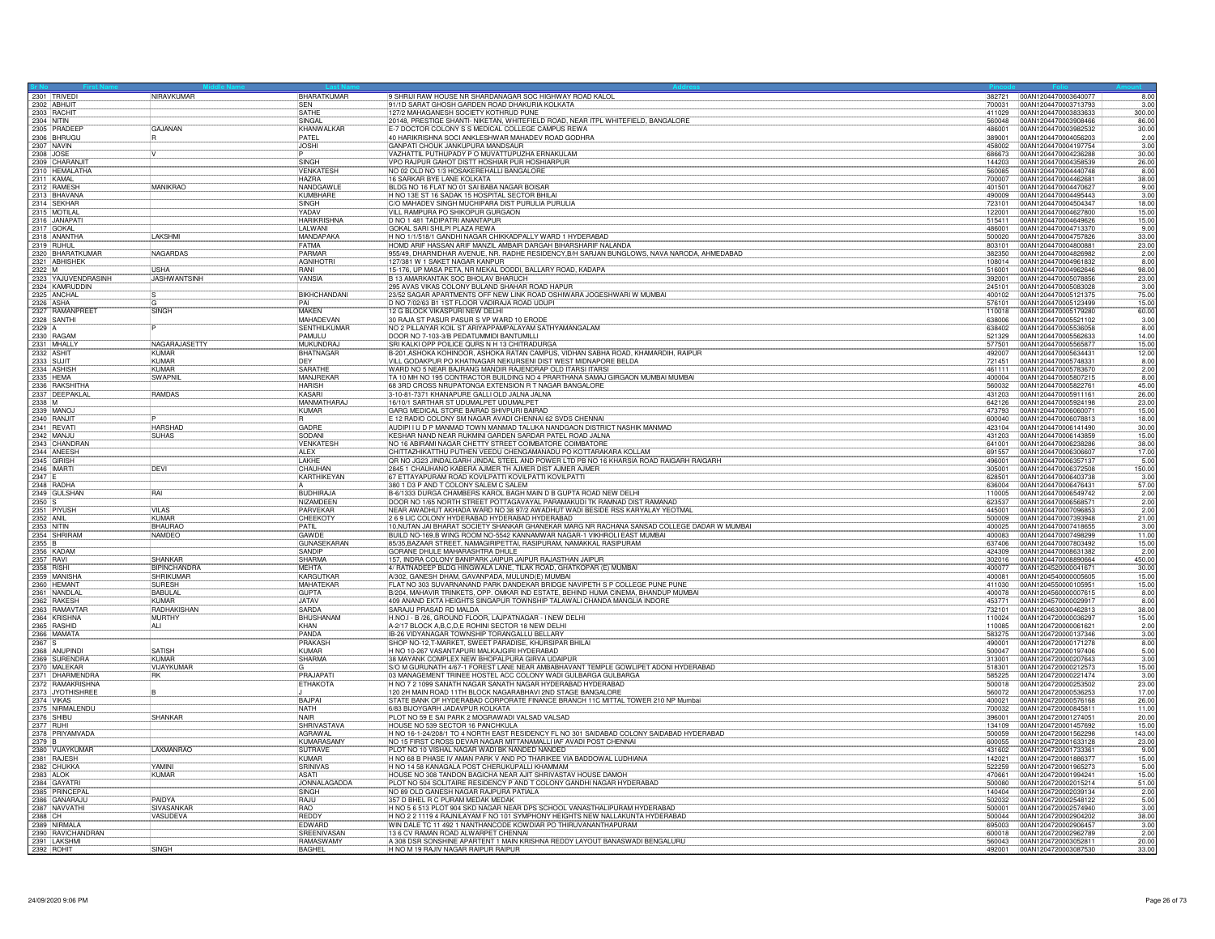| Sr No | First Name | Middle Name | Last Name | Address | Pincode | Folio | Amount |
|---|---|---|---|---|---|---|---|
| 2301 | TRIVEDI | NIRAVKUMAR | BHARATKUMAR | 9 SHRIJI RAW HOUSE NR SHARDANAGAR SOC HIGHWAY ROAD KALOL | 382721 | 00AN1204470003640077 | 8.00 |
| 2302 | ABHIJIT | | SEN | 91/1D SARAT GHOSH GARDEN ROAD DHAKURIA KOLKATA | 700031 | 00AN1204470003713793 | 3.00 |
| 2303 | RACHIT | | SATHE | 127/2 MAHAGANESH SOCIETY KOTHRUD PUNE | 411029 | 00AN1204470003833633 | 300.00 |
| 2304 | NITIN | | SINGAL | 20148, PRESTIGE SHANTI- NIKETAN, WHITEFIELD ROAD, NEAR ITPL WHITEFIELD, BANGALORE | 560048 | 00AN1204470003908466 | 86.00 |
| 2305 | PRADEEP | GAJANAN | KHANWALKAR | E-7 DOCTOR COLONY S S MEDICAL COLLEGE CAMPUS REWA | 486001 | 00AN1204470003982532 | 30.00 |
| 2306 | BHRUGU | R | PATEL | 40 HARIKRISHNA SOCI ANKLESHWAR MAHADEV ROAD GODHRA | 389001 | 00AN1204470004056203 | 2.00 |
| 2307 | NAVIN | | JOSHI | GANPATI CHOUK JANKUPURA MANDSAUR | 458002 | 00AN1204470004197754 | 3.00 |
| 2308 | JOSE | V | P | VAZHATTIL PUTHUPADY P O MUVATTUPUZHA ERNAKULAM | 686673 | 00AN1204470004236288 | 30.00 |
| 2309 | CHARANJIT | | SINGH | VPO RAJPUR GAHOT DISTT HOSHIAR PUR HOSHIARPUR | 144203 | 00AN1204470004358539 | 26.00 |
| 2310 | HEMALATHA | | VENKATESH | NO 02 OLD NO 1/3 HOSAKEREHALLI BANGALORE | 560085 | 00AN1204470004440748 | 8.00 |
| 2311 | KAMAL | | HAZRA | 16 SARKAR BYE LANE KOLKATA | 700007 | 00AN1204470004462681 | 38.00 |
| 2312 | RAMESH | MANIKRAO | NANDGAWLE | BLDG NO 16 FLAT NO 01 SAI BABA NAGAR BOISAR | 401501 | 00AN1204470004470627 | 9.00 |
| 2313 | BHAVANA | | KUMBHARE | H NO 13E ST 16 SADAK 15 HOSPITAL SECTOR BHILAI | 490009 | 00AN1204470004495443 | 3.00 |
| 2314 | SEKHAR | | SINGH | C/O MAHADEV SINGH MUCHIPARA DIST PURULIA PURULIA | 723101 | 00AN1204470004504347 | 18.00 |
| 2315 | MOTILAL | | YADAV | VILL RAMPURA PO SHIKOPUR GURGAON | 122001 | 00AN1204470004627800 | 15.00 |
| 2316 | JANAPATI | | HARIKRISHNA | D NO 1 481 TADIPATRI ANANTAPUR | 515411 | 00AN1204470004649626 | 15.00 |
| 2317 | GOKAL | | LALWANI | GOKAL SARI SHILPI PLAZA REWA | 486001 | 00AN1204470004713370 | 9.00 |
| 2318 | ANANTHA | LAKSHMI | MANDAPAKA | H NO 1/1/518/1 GANDHI NAGAR CHIKKADPALLY WARD 1 HYDERABAD | 500020 | 00AN1204470004757826 | 33.00 |
| 2319 | RUHUL | | FATMA | HOMD ARIF HASSAN ARIF MANZIL AMBAIR DARGAH BIHARSHARIF NALANDA | 803101 | 00AN1204470004800881 | 23.00 |
| 2320 | BHARATKUMAR | NAGARDAS | PARMAR | 955/49, DHARNIDHAR AVENUE, NR. RADHE RESIDENCY,B/H SARJAN BUNGLOWS, NAVA NARODA, AHMEDABAD | 382350 | 00AN1204470004826982 | 2.00 |
| 2321 | ABHISHEK | | AGNIHOTRI | 127/381 W 1 SAKET NAGAR KANPUR | 108014 | 00AN1204470004961832 | 8.00 |
| 2322 | M | USHA | RANI | 15-176, UP MASA PETA, NR MEKAL DODDI, BALLARY ROAD, KADAPA | 516001 | 00AN1204470004962646 | 98.00 |
| 2323 | YAJUVENDRASINH | JASHWANTSINH | VANSIA | B 13 AMARKANTAK SOC BHOLAV BHARUCH | 392001 | 00AN1204470005078856 | 23.00 |
| 2324 | KAMRUDDIN | | | 295 AVAS VIKAS COLONY BULAND SHAHAR ROAD HAPUR | 245101 | 00AN1204470005083028 | 3.00 |
| 2325 | ANCHAL | S | BIKHCHANDANI | 23/52 SAGAR APARTMENTS OFF NEW LINK ROAD OSHIWARA JOGESHWARI W MUMBAI | 400102 | 00AN1204470005121375 | 75.00 |
| 2326 | ASHA | G | PAI | D NO 7/02/63 B1 1ST FLOOR VADIRAJA ROAD UDUPI | 576101 | 00AN1204470005123499 | 15.00 |
| 2327 | RAMANPREET | SINGH | MAKEN | 12 G BLOCK VIKASPURI NEW DELHI | 110018 | 00AN1204470005179280 | 60.00 |
| 2328 | SANTHI | | MAHADEVAN | 30 RAJA ST PASUR PASUR S VP WARD 10 ERODE | 638006 | 00AN1204470005521102 | 3.00 |
| 2329 | A | P | SENTHILKUMAR | NO 2 PILLAIYAR KOIL ST ARIYAPPAMPALAYAM SATHYAMANGALAM | 638402 | 00AN1204470005536058 | 8.00 |
| 2330 | RAGAM | | PAMULU | DOOR NO 7-103-3/B PEDATUMMIDI BANTUMILLI | 521329 | 00AN1204470005562633 | 14.00 |
| 2331 | MHALLY | NAGARAJASETTY | MUKUNDRAJ | SRI KALKI OPP POILICE QURS N H 13 CHITRADURGA | 577501 | 00AN1204470005565877 | 15.00 |
| 2332 | ASHIT | KUMAR | BHATNAGAR | B-201,ASHOKA KOHINOOR, ASHOKA RATAN CAMPUS, VIDHAN SABHA ROAD, KHAMARDIH, RAIPUR | 492007 | 00AN1204470005634431 | 12.00 |
| 2333 | SUJIT | KUMAR | DEY | VILL GODAKPUR PO KHATNAGAR NEKURSENI DIST WEST MIDNAPORE BELDA | 721451 | 00AN1204470005748331 | 8.00 |
| 2334 | ASHISH | KUMAR | SARATHE | WARD NO 5 NEAR BAJRANG MANDIR RAJENDRAP OLD ITARSI ITARSI | 461111 | 00AN1204470005783670 | 2.00 |
| 2335 | HEMA | SWAPNIL | MANJREKAR | TA 10 MH NO 195 CONTRACTOR BUILDING NO 4 PRARTHANA SAMAJ GIRGAON MUMBAI MUMBAI | 400004 | 00AN1204470005807215 | 8.00 |
| 2336 | RAKSHITHA | | HARISH | 68 3RD CROSS NRUPATONGA EXTENSION R T NAGAR BANGALORE | 560032 | 00AN1204470005822761 | 45.00 |
| 2337 | DEEPAKLAL | RAMDAS | KASARI | 3-10-81-7371 KHANAPURE GALLI OLD JALNA JALNA | 431203 | 00AN1204470005911161 | 26.00 |
| 2338 | M | | MANMATHARAJ | 16/10/1 SARTHAR ST UDUMALPET UDUMALPET | 642126 | 00AN1204470005924198 | 23.00 |
| 2339 | MANOJ | | KUMAR | GARG MEDICAL STORE BAIRAD SHIVPURI BAIRAD | 473793 | 00AN1204470006060071 | 15.00 |
| 2340 | RANJIT | P | R | E 12 RADIO COLONY SM NAGAR AVADI CHENNAI 62 SVDS CHENNAI | 600040 | 00AN1204470006078813 | 18.00 |
| 2341 | REVATI | HARSHAD | GADRE | AUDIPI I U D P MANMAD TOWN MANMAD TALUKA NANDGAON DISTRICT NASHIK MANMAD | 423104 | 00AN1204470006141490 | 30.00 |
| 2342 | MANJU | SUHAS | SODANI | KESHAR NAND NEAR RUKMINI GARDEN SARDAR PATEL ROAD JALNA | 431203 | 00AN1204470006143859 | 15.00 |
| 2343 | CHANDRAN | | VENKATESH | NO 16 ABIRAMI NAGAR CHETTY STREET COIMBATORE COIMBATORE | 641001 | 00AN1204470006238286 | 38.00 |
| 2344 | ANEESH | | ALEX | CHITTAZHIKATTHU PUTHEN VEEDU CHENGAMANADU PO KOTTARAKARA KOLLAM | 691557 | 00AN1204470006306607 | 17.00 |
| 2345 | GIRISH | | LAKHE | QR NO JG23 JINDALGARH JINDAL STEEL AND POWER LTD PB NO 16 KHARSIA ROAD RAIGARH RAIGARH | 496001 | 00AN1204470006357137 | 5.00 |
| 2346 | IMARTI | DEVI | CHAUHAN | 2845 1 CHAUHANO KABERA AJMER TH AJMER DIST AJMER AJMER | 305001 | 00AN1204470006372508 | 150.00 |
| 2347 | E | | KARTHIKEYAN | 67 ETTAYAPURAM ROAD KOVILPATTI KOVILPATTI KOVILPATTI | 628501 | 00AN1204470006403738 | 3.00 |
| 2348 | RADHA | | A | 380 1 D3 P AND T COLONY SALEM C SALEM | 636004 | 00AN1204470006476431 | 57.00 |
| 2349 | GULSHAN | RAI | BUDHIRAJA | B-6/1333 DURGA CHAMBERS KAROL BAGH MAIN D B GUPTA ROAD NEW DELHI | 110005 | 00AN1204470006549742 | 2.00 |
| 2350 | S | | NIZAMDEEN | DOOR NO 1/65 NORTH STREET POTTAGAVAYAL PARAMAKUDI TK RAMNAD DIST RAMANAD | 623537 | 00AN1204470006568571 | 2.00 |
| 2351 | PIYUSH | VILAS | PARVEKAR | NEAR AWADHUT AKHADA WARD NO 38 97/2 AWADHUT WADI BESIDE RSS KARYALAY YEOTMAL | 445001 | 00AN1204470007096853 | 2.00 |
| 2352 | ANIL | KUMAR | CHEEKOTY | 2 6 9 LIC COLONY HYDERABAD HYDERABAD HYDERABAD | 500009 | 00AN1204470007393948 | 21.00 |
| 2353 | NITIN | BHAURAO | PATIL | 10,NUTAN JAI BHARAT SOCIETY SHANKAR GHANEKAR MARG NR RACHANA SANSAD COLLEGE DADAR W MUMBAI | 400025 | 00AN1204470007418655 | 3.00 |
| 2354 | SHRIRAM | NAMDEO | GAWDE | BUILD NO-169,B WING ROOM NO-5542 KANNAMWAR NAGAR-1 VIKHROLI EAST MUMBAI | 400083 | 00AN1204470007498299 | 11.00 |
| 2355 | B | | GUNASEKARAN | 85/35,BAZAAR STREET, NAMAGIRIPETTAI, RASIPURAM, NAMAKKAL RASIPURAM | 637406 | 00AN1204470007803492 | 15.00 |
| 2356 | KADAM | | SANDIP | GORANE DHULE MAHARASHTRA DHULE | 424309 | 00AN1204470008631382 | 2.00 |
| 2357 | RAVI | SHANKAR | SHARMA | 157, INDRA COLONY BANIPARK JAIPUR JAIPUR RAJASTHAN JAIPUR | 302016 | 00AN1204470008890664 | 450.00 |
| 2358 | RISHI | BIPINCHANDRA | MEHTA | 4/ RATNADEEP BLDG HINGWALA LANE, TILAK ROAD, GHATKOPAR (E) MUMBAI | 400077 | 00AN1204520000041671 | 30.00 |
| 2359 | MANISHA | SHRIKUMAR | KARGUTKAR | A/302, GANESH DHAM, GAVANPADA, MULUND(E) MUMBAI | 400081 | 00AN1204540000005605 | 15.00 |
| 2360 | HEMANT | SURESH | MAHATEKAR | FLAT NO 303 SUVARNANAND PARK DANDEKAR BRIDGE NAVIPETH S P COLLEGE PUNE PUNE | 411030 | 00AN1204550000105951 | 15.00 |
| 2361 | NANDLAL | BABULAL | GUPTA | B/204, MAHAVIR TRINKETS, OPP. OMKAR IND ESTATE, BEHIND HUMA CINEMA, BHANDUP MUMBAI | 400078 | 00AN1204560000007615 | 8.00 |
| 2362 | RAKESH | KUMAR | JATAV | 409 ANAND EKTA HEIGHTS SINGAPUR TOWNSHIP TALAWALI CHANDA MANGLIA INDORE | 453771 | 00AN1204570000029917 | 8.00 |
| 2363 | RAMAVTAR | RADHAKISHAN | SARDA | SARAJU PRASAD RD MALDA | 732101 | 00AN1204630000462813 | 38.00 |
| 2364 | KRISHNA | MURTHY | BHUSHANAM | H.NO.I - B /26, GROUND FLOOR, LAJPATNAGAR - I NEW DELHI | 110024 | 00AN1204720000036297 | 15.00 |
| 2365 | RASHID | ALI | KHAN | A-2/17 BLOCK A,B,C,D,E ROHINI SECTOR 18 NEW DELHI | 110085 | 00AN1204720000061621 | 2.00 |
| 2366 | MAMATA | | PANDA | IB-26 VIDYANAGAR TOWNSHIP TORANGALLU BELLARY | 583275 | 00AN1204720000137346 | 3.00 |
| 2367 | S | | PRAKASH | SHOP NO-12,T-MARKET, SWEET PARADISE, KHURSIPAR BHILAI | 490001 | 00AN1204720000171278 | 8.00 |
| 2368 | ANUPINDI | SATISH | KUMAR | H NO 10-267 VASANTAPURI MALKAJGIRI HYDERABAD | 500047 | 00AN1204720000197406 | 5.00 |
| 2369 | SURENDRA | KUMAR | SHARMA | 38 MAYANK COMPLEX NEW BHOPALPURA GIRVA UDAIPUR | 313001 | 00AN1204720000207643 | 3.00 |
| 2370 | MALEKAR | VIJAYKUMAR | G | S/O M GURUNATH 4/67-1 FOREST LANE NEAR AMBABHAVANT TEMPLE GOWLIPET ADONI HYDERABAD | 518301 | 00AN1204720000212573 | 15.00 |
| 2371 | DHARMENDRA | RK | PRAJAPATI | 03 MANAGEMENT TRINEE HOSTEL ACC COLONY WADI GULBARGA GULBARGA | 585225 | 00AN1204720000221474 | 3.00 |
| 2372 | RAMAKRISHNA | | ETHAKOTA | H NO 7 2 1099 SANATH NAGAR SANATH NAGAR HYDERABAD HYDERABAD | 500018 | 00AN1204720000253502 | 23.00 |
| 2373 | JYOTHISHREE | B | J | 120 2H MAIN ROAD 11TH BLOCK NAGARABHAVI 2ND STAGE BANGALORE | 560072 | 00AN1204720000536253 | 17.00 |
| 2374 | VIKAS | | BAJPAI | STATE BANK OF HYDERABAD CORPORATE FINANCE BRANCH 11C MITTAL TOWER 210 NP Mumbai | 400021 | 00AN1204720000576168 | 26.00 |
| 2375 | NIRMALENDU | | NATH | 6/83 BIJOYGARH JADAVPUR KOLKATA | 700032 | 00AN1204720000845811 | 11.00 |
| 2376 | SHIBU | SHANKAR | NAIR | PLOT NO 59 E SAI PARK 2 MOGRAWADI VALSAD VALSAD | 396001 | 00AN1204720001274051 | 20.00 |
| 2377 | RUHI | | SHRIVASTAVA | HOUSE NO 539 SECTOR 16 PANCHKULA | 134109 | 00AN1204720001457692 | 15.00 |
| 2378 | PRIYAMVADA | | AGRAWAL | H NO 16-1-24/208/1 TO 4 NORTH EAST RESIDENCY FL NO 301 SAIDABAD COLONY SAIDABAD HYDERABAD | 500059 | 00AN1204720001562298 | 143.00 |
| 2379 | B | | KUMARASAMY | NO 15 FIRST CROSS DEVAR NAGAR MITTANAMALLI IAF AVADI POST CHENNAI | 600055 | 00AN1204720001633128 | 23.00 |
| 2380 | VIJAYKUMAR | LAXMANRAO | SUTRAVE | PLOT NO 10 VISHAL NAGAR WADI BK NANDED NANDED | 431602 | 00AN1204720001733361 | 9.00 |
| 2381 | RAJESH | | KUMAR | H NO 68 B PHASE IV AMAN PARK V AND PO THARIKEE VIA BADDOWAL LUDHIANA | 142021 | 00AN1204720001886377 | 15.00 |
| 2382 | CHUKKA | YAMINI | SRINIVAS | H NO 14 58 KANAGALA POST CHERUKUPALLI KHAMMAM | 522259 | 00AN1204720001965273 | 5.00 |
| 2383 | ALOK | KUMAR | ASATI | HOUSE NO 308 TANDON BAGICHA NEAR AJIT SHRIVASTAV HOUSE DAMOH | 470661 | 00AN1204720001994241 | 15.00 |
| 2384 | GAYATRI | | JONNALAGADDA | PLOT NO 504 SOLITAIRE RESIDENCY P AND T COLONY GANDHI NAGAR HYDERABAD | 500080 | 00AN1204720002015214 | 51.00 |
| 2385 | PRINCEPAL | | SINGH | NO 89 OLD GANESH NAGAR RAJPURA PATIALA | 140404 | 00AN1204720002039134 | 2.00 |
| 2386 | GANARAJU | PAIDYA | RAJU | 357 D BHEL R C PURAM MEDAK MEDAK | 502032 | 00AN1204720002548122 | 5.00 |
| 2387 | NAVVATHI | SIVASANKAR | RAO | H NO 5 6 513 PLOT 904 SKD NAGAR NEAR DPS SCHOOL VANASTHALIPURAM HYDERABAD | 500001 | 00AN1204720002574940 | 3.00 |
| 2388 | CH | VASUDEVA | REDDY | H NO 2 2 1119 4 RAJNILAYAM F NO 101 SYMPHONY HEIGHTS NEW NALLAKUNTA HYDERABAD | 500044 | 00AN1204720002904202 | 38.00 |
| 2389 | NIRMALA | | EDWARD | WIN DALE TC 11 492 1 NANTHANCODE KOWDIAR PO THIRUVANANTHAPURAM | 695003 | 00AN1204720002906457 | 3.00 |
| 2390 | RAVICHANDRAN | | SREENIVASAN | 13 6 CV RAMAN ROAD ALWARPET CHENNAI | 600018 | 00AN1204720002962789 | 2.00 |
| 2391 | LAKSHMI | | RAMASWAMY | A 308 DSR SONSHINE APARTENT 1 MAIN KRISHNA REDDY LAYOUT BANASWADI BENGALURU | 560043 | 00AN1204720003052811 | 20.00 |
| 2392 | ROHIT | SINGH | BAGHEL | H NO M 19 RAJIV NAGAR RAIPUR RAIPUR | 492001 | 00AN1204720003087530 | 33.00 |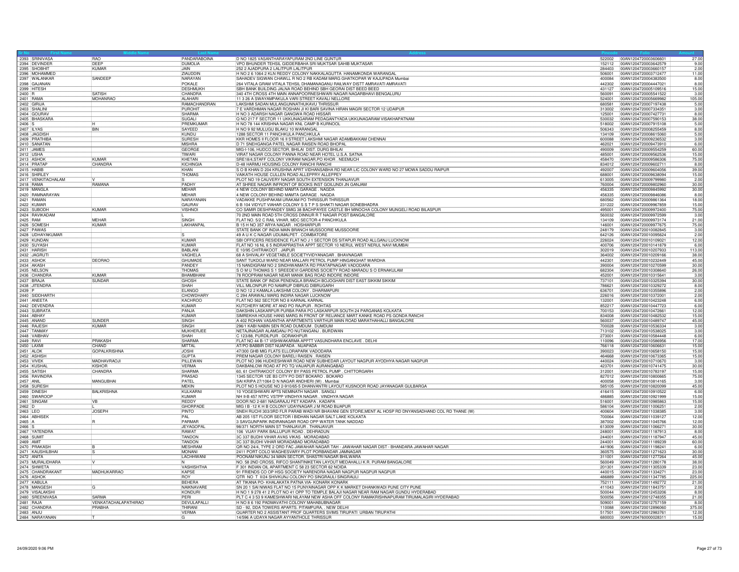| Sr No | First Name | Middle Name | Last Name | Address | Pincode | Folio | Amount |
|---|---|---|---|---|---|---|---|
| 2393 | SRINIVASA | RAO | PANDARABOINA | D NO 1825 VASANTHARAYAPURAM 2ND LINE GUNTUR | 522002 | 00AN1204720003606601 | 27.00 |
| 2394 | DEVINDER | DEEP | DUMOLIA | VPO BHUNDER TEHSIL GIDDERBAHA SRI MUKTSAR SAHIB MUKTASAR | 152112 | 00AN1204720003642579 | 9.00 |
| 2395 | SHOBHIT | KUMAR | JAIN | 252 2 AJADPURA 2 LALITPUR LALITPUR | 284403 | 00AN1204720003660157 | 2.00 |
| 2396 | MOHAMMED | | ZIAUDDIN | H NO 2 6 1064 2 KLN REDDY COLONY NAKKALAGUTTA HANAMKONDA WARANGAL | 506001 | 00AN1204720003712477 | 11.00 |
| 2397 | WALANKAR | SANDEEP | NARAYAN | SAHADEV SIGWAN CHAWLL R NO 2 RB KADAM MARG GHATKOPAR W KAJUPADA Mumbai | 400084 | 00AN1204720004383500 | 8.00 |
| 2398 | GAJANAN | | POKALE | 264 VITALA GRAM VITALA TEHSIL DHAMANAGANU RAILWAY DISTT AMRAVATI AMRAVATI | 442302 | 00AN1204720004447021 | 8.00 |
| 2399 | HITESH | | DESHMUKH | SBH BANK BUILDING JALNA ROAD BEHIND SBH GEORAI DIST BEED BEED | 431127 | 00AN1204720005109516 | 15.00 |
| 2400 | R | SATISH | CHANDRA | 340 4TH CROSS 4TH MAIN ANNAPOORNESHWARI NAGAR NAGARBHAVI BENGALURU | 560091 | 00AN1204720005541522 | 3.00 |
| 2401 | RAMA | MOHANRAO | ALAHARI | 11 3 26 A SWAYAMPAKULA VARI STREET KAVALI NELLORE | 524001 | 00AN1204720005669982 | 105.00 |
| 2402 | GIRIJA | | RAMACHANDRAN | LAKSHMI SADAN MULANGUNNATHUKAVU THRISSUR | 680581 | 00AN1204720007197438 | 5.00 |
| 2403 | SHALINI | | PUROHIT | 7 E VARDHMAN NAGAR ROSHAN JI KI BARI SAVINA HIRAN MAGRI SECTOR 12 UDAIPUR | 313002 | 00AN1204720007334351 | 3.00 |
| 2404 | GOURAV | | SHARMA | H NO 3 ADARSH NAGAR GANGWA ROAD HISSAR | 125001 | 00AN1204720007427731 | 8.00 |
| 2405 | BHASKARA | | SUGALI | Q NO 217 F SECTOR 11 UKKUNAGARAM PEDAGANTYADA UKKUNAGARAM VISAKHAPATNAM | 530032 | 00AN1204720007590153 | 38.00 |
| 2406 | S | H | PREMKUMAR | H NO 78 144 KRISHNA NAGAR KNL CAMP B KURNOOL | 518002 | 00AN1204720007915108 | 5.00 |
| 2407 | ILYAS | BIN | SAYEED | H NO 9 92 MULUGU BLAKU 10 WARANGAL | 506343 | 00AN1204720008255459 | 8.00 |
| 2408 | JAGDISH | | KUNDU | 1288 SECTOR 11 PANCHKULA PANCHKULA | 134109 | 00AN1204720008615060 | 5.00 |
| 2409 | PRATHIBA | | SURESH | KKR HOMES II FLOOR 16 II STREET LAKSHMI NAGAR ADAMBAKKAM CHENNAI | 600088 | 00AN1204720009236532 | 3.00 |
| 2410 | SANATAN | | MISHRA | D 71 SNEHGANGA PATEL NAGAR RAISEN ROAD BHOPAL | 462021 | 00AN1204720009473910 | 6.00 |
| 2411 | JAMES | | GEORGE | MIG-I-106, HUDCO SECTOR, BHILAI DIST. DURG BHILAI | 490009 | 00AN1204720009554259 | 60.00 |
| 2412 | USHA | | TIWARI | VIRAT NAGAR COLONY PANNA ROAD NEAR HOTEL U.S.A. SATNA | 485001 | 00AN1204720009562536 | 15.00 |
| 2413 | ASHOK | KUMAR | KHETAN | SRE18/4,STAFF COLONY VIKRAM NAGAR,PO KHOR . NEEMUCH | 458470 | 00AN1204720009586306 | 75.00 |
| 2414 | PRATAP | CHANDRA | KICHINGIA | D-48 HARMU HOUSING COLONY RANCHI RANCHI | 834012 | 00AN1204720009602711 | 8.00 |
| 2415 | HABIB | | KHAN | S O B KHAN D 204 KRUSHNA APRT VIDHANSABHA RD NEAR LIC COLONY WARD NO 27 MOWA SADDU RAIPUR | 492007 | 00AN1204720009604056 | 39.00 |
| 2416 | SHIRLEY | | THOMAS | VAIKATH HOUSE CULLEN ROAD ALLEPPRY ALLEPPEY | 688001 | 00AN1204720009638094 | 15.00 |
| 2417 | VENKITACHALAM | V | S | PLOT NO 19 CAUVERY NAGAR SOUTH EXTENSION THANJAVUR | 613005 | 00AN1204720009799980 | 2.00 |
| 2418 | RAMA | RAMANA | PADHY | AT SHREE NAGAR INFRONT OF BOOKS INST GOILUNDI JN GANJAM | 760004 | 00AN1204720009802960 | 30.00 |
| 2419 | MANGLA | | MEHAR | 4 NEW COLONY BEHIND MAMTA GARAGE . NAGDA | 456335 | 00AN1204720009845992 | 30.00 |
| 2420 | RAMNARAYAN | | MEHAR | 4 NEW COLONY BEHIND MAMTA GARAGE . NAGDA | 456335 | 00AN1204720009846086 | 8.00 |
| 2421 | RAMAN | | NARAYANAN | VADAKKE PUSHPAKAM URAKAM PO THRISSUR THRISSUR | 680562 | 00AN1204720009861364 | 18.00 |
| 2422 | KUMAR | | GAURAV | 6 B 104 VIDYUT VIAHAR COLONY S S T P S SHAKTI NAGAR SONEBHADRA | 231222 | 00AN1204720009967859 | 15.00 |
| 2423 | SUBODH | KUMAR | VISHNOI | CO SAMIR DESHPANDEY SMIG 38 BACHPAYEE CASTLE BH MINOCHA COLONY MUNGELI ROAD BILASPUR | 495001 | 00AN1204720009972400 | 75.00 |
| 2424 | RAVIKADAM | | L | 70 2ND MAIN ROAD 5TH CROSS DINNUR R T NAGAR POST BANGALORE | 560032 | 00AN1204720009972599 | 3.00 |
| 2425 | RAM | MEHAR | SINGH | FLAT NO. 5/2 C RAIL VIHAR, MDC SECTOR-4 PANCHKULA | 134109 | 00AN1204720009973174 | 21.00 |
| 2426 | SOMESH | KUMAR | LAKHANPAL | B 15 H NO 357 ARYA NAGAR . HOSHIARPUR | 146001 | 00AN1204720009977675 | 75.00 |
| 2427 | PAWAS | | | STATE BANK OF INDIA MAIN BRANCH MUSSOORIE MUSSOORIE | 248179 | 00AN1204720010082845 | 3.00 |
| 2428 | UDHAYAKUMAR | | S | 49 A U K C NAGAR UDUMALPET . COIMBATORE | 642126 | 00AN1204720010095624 | 2.00 |
| 2429 | KUNDAN | | KUMAR | SBI OFFICERS RESIDENCE FLAT NO J 1 SECTOR DS SITAPUR ROAD ALLGANJ LUCKNOW | 226024 | 00AN1204720010109021 | 12.00 |
| 2430 | SUYASH | | KUMAR | FLAT NO 16 NL 6 5 INDRAPRASTHA APPT SECTOR 10 NERUL WEST NERUL NAVI MUMBAI | 400706 | 00AN1204720010141879 | 6.00 |
| 2431 | HARISH | | BABLANI | E 10/95 CHITRAKOOT . JAIPUR | 302019 | 00AN1204720010207933 | 113.00 |
| 2432 | JAGRUTI | | VAGHELA | 68 A SHIVALAY VEGETABLE SOCIETYVIDYANAGAR . BHAVNAGAR | 364002 | 00AN1204720010209166 | 38.00 |
| 2433 | ASHOK | DEORAO | GHUMADE | SANT TUKDOJI WARD NEAR MALLARI PETROL PUMP HINGANGHAT WARDHA | 442301 | 00AN1204720010232449 | 45.00 |
| 2434 | AKASH | | PANDEY | 15 NANDIGRAM NO 2 SINDHWAIMATA RD PRATAPNAGAR VADODARA | 390004 | 00AN1204720010270599 | 30.00 |
| 2435 | NELSON | | THOMAS | S O M U THOMAS S 1 SREEDEVI GARDENS SOCIETY ROAD MARADU S O ERNAKULAM | 682304 | 00AN1204720010308640 | 26.00 |
| 2436 | CHANDRA | KUMAR | BHAMBHANI | 78 ROOPRAM NAGAR NEAR MANIK BAG ROAD INDORE INDORE | 452001 | 00AN1204720010315641 | 3.00 |
| 2437 | BRAJA | SUNDAR | GHOSH | STATE BANK OF INDIA PENENGLA BRANCH BOJOGHARI DIST EAST SIKKIM SIKKIM | 737101 | 00AN1204720010325394 | 30.00 |
| 2438 | JITENDRA | | SHAH | VILL MILONPUR PO NAMRUP DIBRUG DIBRUGARH | 786621 | 00AN1204720010329272 | 8.00 |
| 2439 | P | | ELANGO | D NO 12 2 KAMALA LAKSHMI COLONY . DHARMAPURI | 636701 | 00AN1204720010355896 | 2.00 |
| 2440 | SIDDHARTH | | CHOWDHARY | C 294 ARAWALI MARG INDIRA NAGAR LUCKNOW | 226016 | 00AN1204720010372001 | 2.00 |
| 2441 | ANEETA | | KACHROO | FLAT NO 562 SECTOR NO 8 KARNAL KARNAL | 132001 | 00AN1204720010423248 | 6.00 |
| 2442 | DEVENDRA | | KUMAR | KUTCHERY MORE AT AND PO RAJPUR . ROHTAS | 852217 | 00AN1204720010447723 | 6.00 |
| 2443 | SUBRATA | | PANJA | DAKSHIN LASKARPUR PURBA PARA PO LASKARPUR SOUTH 24 PARGANAS KOLKATA | 700153 | 00AN1204720010472661 | 12.00 |
| 2444 | ABHAY | | KUMAR | SIMREKHA HOUSE HANS MARG IN FRONT OF RELIANCE MART KANKE ROAD PS GONDA RANCHI | 834008 | 00AN1204720010482532 | 15.00 |
| 2445 | ANAND | SUNDER | SINGH | A 402 ROHAN VASANTHA APARTMENTS VARTHUR MAIN ROAD MARATHAHALLI BANGALORE | 560037 | 00AN1204720010489747 | 45.00 |
| 2446 | RAJESH | KUMAR | SINGH | 296/1 KABI NABIN SEN ROAD DUMDUM . DUMDUM | 700028 | 00AN1204720010536334 | 3.00 |
| 2447 | TANMAY | | MUKHERJEE | NETAJINAGAR ALAMGANJ PO NUTANGANJ . BURDWAN | 713102 | 00AN1204720010538025 | 3.00 |
| 2448 | VAIBHAV | | SHAH | C 123/88, PURDILPUR . GORAKHPUR | 273001 | 00AN1204720010584448 | 6.00 |
| 2449 | RAVI | PRAKASH | SHARMA | FLAT NO 44 B-17 VISHWAKARMA APPTT VASUNDHARA ENCLAVE . DELHI | 110096 | 00AN1204720010586956 | 17.00 |
| 2450 | LAXMI | CHAND | MITTAL | AT/PO BABBIR DIST NUAPADA . NUAPADA | 766118 | 00AN1204720010606631 | 15.00 |
| 2451 | ALOK | GOPALKRISHNA | JOSHI | 47/300 GHB MIG FLATS ELLORAPARK VADODARA | 390023 | 00AN1204720010658150 | 15.00 |
| 2452 | ASHISH | | GUPTA | PREM NAGAR COLONY BARELI RAISEN . RAISEN | 464668 | 00AN1204720010673365 | 15.00 |
| 2453 | VIVEK | MADHAVRAOJI | PILLEWAN | PLOT NO 396 HUDKESHWAR ROAD NEW SUBHEDAR LAYOUT NAGPUR AYODHYA NAGAR NAGPUR | 440024 | 00AN1204720010710670 | 3.00 |
| 2454 | KUSHAL | KISHOR | VERMA | DAKBANLOW ROAD AT PO TQ VAIJAPUR AURANGABAD | 423701 | 00AN1204720010741475 | 30.00 |
| 2455 | SATISH | CHANDRA | SHARMA | 60, 61 CHITRAKOOT COLONY BY PASS PETROL PUMP . CHITTORGARH | 312001 | 00AN1204720010783197 | 15.00 |
| 2456 | RAVINDRA | | PRASAD | 1345 SECTOR 12E B3 CITY PO DIST BOKARO . BOKARO | 827012 | 00AN1204720010800665 | 75.00 |
| 2457 | ANIL | MANGUBHAI | PATEL | SAI KRIPA 27/1064 D N NAGAR ANDHERI (W) . Mumbai | 400058 | 00AN1204720010814165 | 3.00 |
| 2458 | SURESH | | MEKIN | PLOT NO 5 HOUSE NO 2-910/65-5 DHANVANTRI LAYOUT KUSNOOR ROAD JAYANAGAR GULBARGA | 585105 | 00AN1204720010820099 | 45.00 |
| 2459 | DINESH | BALKRISHNA | KULKARNI | 10 YOGESHWARI APTS NEMINATH NAGAR . SANGLI | 416415 | 00AN1204720010910522 | 6.00 |
| 2460 | SWAROOP | | KUMAR | NH II-B 457 NTPC VSTPP VINDHYA NAGAR . VINDHYA NAGAR | 486885 | 00AN1204720010921999 | 15.00 |
| 2461 | SINGAM | VB | REDDY | DOOR NO 2-681 NAGARAJU PET KADAPA . KADAPA | 516001 | 00AN1204720010985863 | 15.00 |
| 2462 | D | L | GHORPADE | MIG I B -12 K H B COLONY UDAYNAGAR J M ROAD BIJAPUR | 586104 | 00AN1204720011006251 | 2.00 |
| 2463 | LEO | JOSEPH | PINTO | SNEH RUCHI 303/3RD FLR PARAB WADI NR BHAVANI GEN STORE,MENT AL HOSP RD DNYANSADHAND COL RD THANE (W) | 400604 | 00AN1204720011038385 | 3.00 |
| 2464 | ABHISEK | | PAL | AB 205 1ST FLOOR SECTOR I BIDHAN NAGAR SALT LAKE KOLKATA | 700064 | 00AN1204720011039127 | 12.00 |
| 2465 | A | R | PARMAR | 3 SAVGUNPARK INDIRANAGAR ROAD OPP WATER TANK NADDAD | 387002 | 00AN1204720011045766 | 12.00 |
| 2466 | S | | JEYAGOPAL | 98/371 NORTH MAIN ST THANJAVUR . THANJAVUR | 613009 | 00AN1204720011066271 | 30.00 |
| 2467 | YATENDRA | | RAWAT | 106 VIJAY PARK BALLUPUR ROAD . DEHRADUN | 248001 | 00AN1204720011187913 | 8.00 |
| 2468 | SUMIT | | TANDON | 3C 337 BUDHI VIHAR AVAS VIKAS . MORADABAD | 244001 | 00AN1204720011187947 | 45.00 |
| 2469 | AMIT | | TANDON | 3C 337 BUDHI VIHAR MORADABAD MORADABAD | 244001 | 00AN1204720011169239 | 60.00 |
| 2470 | PRAKASH | B | MESHRAM | QR NO 24/4, TYPE 2 ORD FAC JAWAHAR NAGAR TAH - JAWAHAR NAGAR DIST - BHANDARA JAWAHAR NAGAR | 441906 | 00AN1204720011198241 | 6.00 |
| 2471 | KAUSHILBHAI | S | MONANI | 2411 PORT COLO WAGHESVARY PLOT PORBANDAR JAMNAGAR | 360575 | 00AN1204720011271623 | 30.00 |
| 2472 | ANITA | | LACHHWANI | POONAM NIKUNJ 34 MAIN SECTOR, SHASTRI NAGAR BHILWARA | 311001 | 00AN1204720011277264 | 45.00 |
| 2473 | MURALIDHARA | V | N | NO. 58 2ND CROSS, RIFCO SHANTINIKETAN LAYOUT MEDAHALLI K.R. PURAM BANGALORE | 560049 | 00AN1204720011280178 | 38.00 |
| 2474 | SHWETA | | VASHISHTHA | F 301 INDIAN OIL APARTMENT C 58 23 SECTOR 62 NOIDA | 201301 | 00AN1204720011305339 | 23.00 |
| 2475 | CHANDRAKANT | MADHUKARRAO | KAPSE | 91 FRIENDS CO OP HSG SOCIETY NARENDRA NAGAR NAGPUR NAGPUR NAGPUR | 440015 | 00AN1204720011334271 | 23.00 |
| 2476 | ASHOK | | ROY | QTR NO T II/24 SHIVKUNJ COLONY PO SINGRAULI SINGRAULI | 486889 | 00AN1204720011347785 | 225.00 |
| 2477 | KABULA | | BEHERA | AT TIKANA PO- KHALAKATA PATNA VIA- KONARK KONARK | 752111 | 00AN1204720011492772 | 21.00 |
| 2478 | MANGESH | G | NAIKNAVARE | SN 20 1 SAI NIWAS FLAT NO 15 PUNYAINAGAR OPP K K MARKET DHANKWADI PUNE CITY PUNE | 411043 | 00AN1204720011843751 | 2.00 |
| 2479 | VISALAKSHI | | KONDURI | H NO 1 9 278 41 2 PLOT NO 41 OPP TO TEMPLE BALAJI NAGAR NEAR RAM NAGAR GUNDU HYDERABAD | 500044 | 00AN1204720012453206 | 8.00 |
| 2480 | SREENIVASA | SARMA | PERI | PLT C 4 3 53 9 KAMESHWARI NILAYAM NEW ASHA OFF COLONY RAMAKRISHNAPURAM TIRUMALAGIRI HYDERABAD | 500056 | 00AN1204720012748355 | 21.00 |
| 2481 | RAJA | VENKATACHALAPATHIRAO | DEVULAPALLI | H NO 8 6 192 PADMAVATHI COLONY MAHABUBNAGAR | 509001 | 00AN1204720012757159 | 8.00 |
| 2482 | CHANDRA | PRABHA | THIRANI | SD - 92, DDA TOWERS APARTS. PITAMPURA, . NEW DELHI | 110088 | 00AN1204720012896060 | 375.00 |
| 2483 | ANJU | | VERMA | QUARTER NO 2 ASSISTANT PROF QUARTERS SVIMS TIRUPATI URBAN TIRUPATHI | 517501 | 00AN1204720012983761 | 12.00 |
| 2484 | NARAYANAN | T | G | 14/596 A UDAYA NAGAR AYYANTHOLE THRISSUR | 680003 | 00AN1204760000028311 | 15.00 |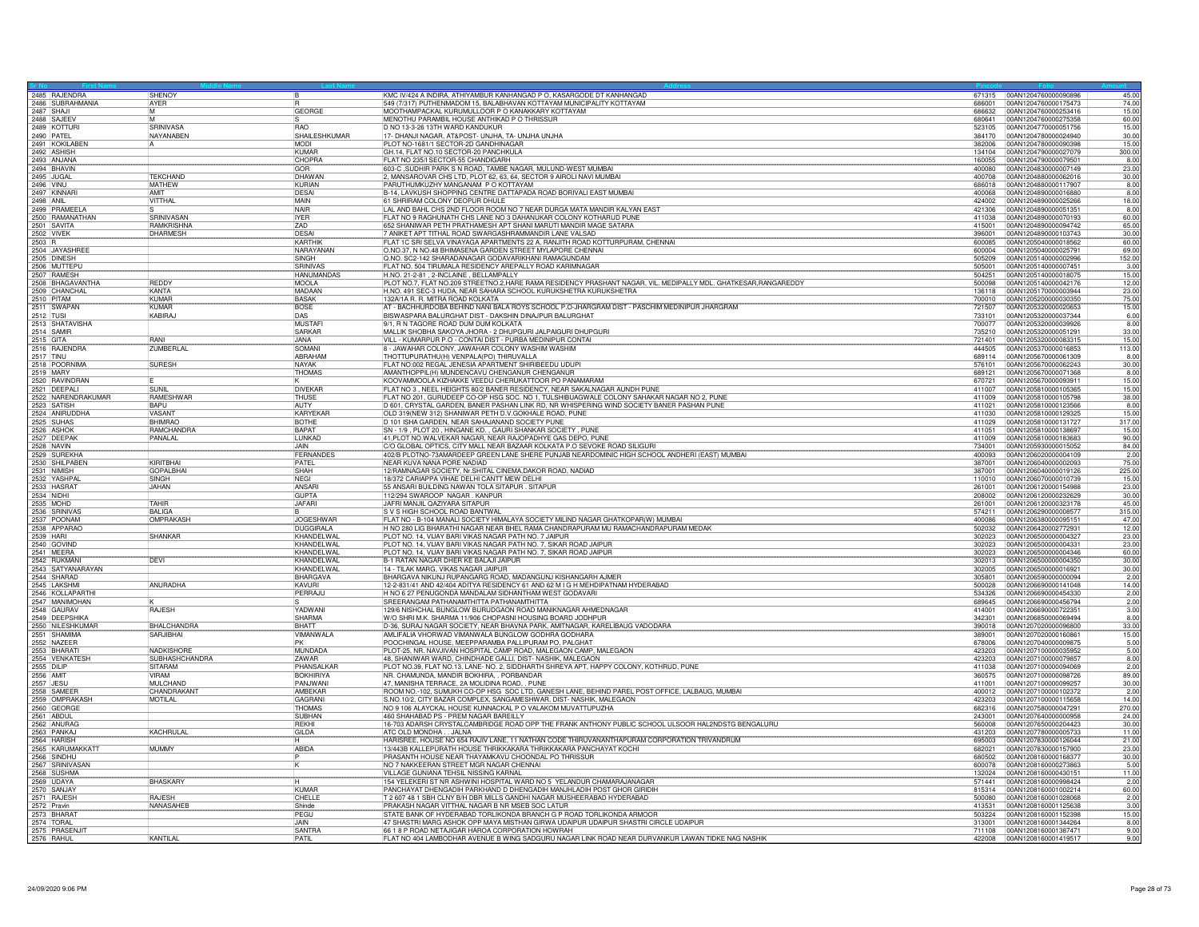| Sr No | First Name | Middle Name | Last Name | Address | Pincode | Folio | Amount |
|---|---|---|---|---|---|---|---|
| 2485 | RAJENDRA | SHENOY | B | KMC IV/424 A INDIRA, ATHIYAMBUR KANHANGAD P O, KASARGODE DT KANHANGAD | 671315 | 00AN1204760000090896 | 45.00 |
| 2486 | SUBRAHMANIA | AYER | R | 549 (7/317) PUTHENMADOM 15, BALABHAVAN KOTTAYAM MUNICIPALITY KOTTAYAM | 686001 | 00AN1204760000175473 | 74.00 |
| 2487 | SHAJI | M | GEORGE | MOOTHAMPACKAL KURUMULLOOR P O KANAKKARY KOTTAYAM | 686632 | 00AN1204760000253416 | 15.00 |
| 2488 | SAJEEV | M | S | MENOTHU PARAMBIL HOUSE ANTHIKAD P O THRISSUR | 680641 | 00AN1204760000275358 | 60.00 |
| 2489 | KOTTURI | SRINIVASA | RAO | D NO 13-3-26 13TH WARD KANDUKUR | 523105 | 00AN1204770000051756 | 15.00 |
| 2490 | PATEL | NAYANABEN | SHAILESHKUMAR | 17- DHANJI NAGAR, AT&POST- UNJHA, TA- UNJHA UNJHA | 384170 | 00AN1204780000024940 | 30.00 |
| 2491 | KOKILABEN | A | MODI | PLOT NO-1681/1 SECTOR-2D GANDHINAGAR | 382006 | 00AN1204780000090398 | 15.00 |
| 2492 | ASHISH | | KUMAR | GH.14, FLAT NO.10 SECTOR-20 PANCHKULA | 134104 | 00AN1204790000027079 | 300.00 |
| 2493 | ANJANA | | CHOPRA | FLAT NO 235/I SECTOR-55 CHANDIGARH | 160055 | 00AN1204790000079501 | 8.00 |
| 2494 | BHAVIN | | GOR | 603-C ,SUDHIR PARK S N ROAD, TAMBE NAGAR, MULUND-WEST MUMBAI | 400080 | 00AN1204830000007149 | 23.00 |
| 2495 | JUGAL | TEKCHAND | DHAWAN | 2, MANSAROVAR CHS LTD, PLOT 62, 63, 64, SECTOR 9 AIROLI NAVI MUMBAI | 400708 | 00AN1204880000062016 | 30.00 |
| 2496 | VINU | MATHEW | KURIAN | PARUTHUMKUZHY MANGANAM P O KOTTAYAM | 686018 | 00AN1204880000117907 | 8.00 |
| 2497 | KINNARI | AMIT | DESAI | B-14, LAVKUSH SHOPPING CENTRE DATTAPADA ROAD BORIVALI EAST MUMBAI | 400068 | 00AN1204890000016880 | 8.00 |
| 2498 | ANIL | VITTHAL | MAIN | 61 SHRIRAM COLONY DEOPUR DHULE | 424002 | 00AN1204890000025266 | 18.00 |
| 2499 | PRAMEELA | S | NAIR | LAL AND BAHL CHS 2ND FLOOR ROOM NO 7 NEAR DURGA MATA MANDIR KALYAN EAST | 421306 | 00AN1204890000051351 | 8.00 |
| 2500 | RAMANATHAN | SRINIVASAN | IYER | FLAT NO 9 RAGHUNATH CHS LANE NO 3 DAHANUKAR COLONY KOTHARUD PUNE | 411038 | 00AN1204890000070193 | 60.00 |
| 2501 | SAVITA | RAMKRISHNA | ZAD | 652 SHANIWAR PETH PRATHAMESH APT SHANI MARUTI MANDIR MAGE SATARA | 415001 | 00AN1204890000094742 | 65.00 |
| 2502 | VIVEK | DHARMESH | DESAI | 7 ANIKET APT TITHAL ROAD SWARGASHRAMMANDIR LANE VALSAD | 396001 | 00AN1204890000103743 | 30.00 |
| 2503 | R | | KARTHIK | FLAT 1C SRI SELVA VINAYAGA APARTMENTS 22 A, RANJITH ROAD KOTTURPURAM, CHENNAI | 600085 | 00AN1205040000018562 | 60.00 |
| 2504 | JAYASHREE | | NARAYANAN | O.NO.37, N NO.48 BHIMASENA GARDEN STREET MYLAPORE CHENNAI | 600004 | 00AN1205040000025791 | 69.00 |
| 2505 | DINESH | | SINGH | Q.NO. SC2-142 SHARADANAGAR GODAVARIKHANI RAMAGUNDAM | 505209 | 00AN1205140000002996 | 152.00 |
| 2506 | MUTTEPU | | SRINIVAS | FLAT NO. 504 TIRUMALA RESIDENCY AREPALLY ROAD KARIMNAGAR | 505001 | 00AN1205140000007451 | 3.00 |
| 2507 | RAMESH | | HANUMANDAS | H.NO. 21-2-81 , 2-INCLAINE , BELLAMPALLY | 504251 | 00AN1205140000018075 | 15.00 |
| 2508 | BHAGAVANTHA | REDDY | MOOLA | PLOT NO.7, FLAT NO.209 STREETNO.2,HARE RAMA RESIDENCY PRASHANT NAGAR, VIL. MEDIPALLY MDL. GHATKESAR,RANGAREDDY | 500098 | 00AN1205140000042176 | 12.00 |
| 2509 | CHANCHAL | KANTA | MADAAN | H.NO. 491 SEC-3 HUDA, NEAR SAHARA SCHOOL KURUKSHETRA KURUKSHETRA | 136118 | 00AN1205170000003944 | 23.00 |
| 2510 | PITAM | KUMAR | BASAK | 132A/1A R. R. MITRA ROAD KOLKATA | 700010 | 00AN1205200000030350 | 75.00 |
| 2511 | SWAPAN | KUMAR | BOSE | AT - BACHHURDOBA BEHIND NANI BALA ROYS SCHOOL P.O-JHARGRAM DIST - PASCHIM MEDINIPUR JHARGRAM | 721507 | 00AN1205320000020653 | 15.00 |
| 2512 | TUSI | KABIRAJ | DAS | BISWASPARA BALURGHAT DIST - DAKSHIN DINAJPUR BALURGHAT | 733101 | 00AN1205320000037344 | 6.00 |
| 2513 | SHATAVISHA | | MUSTAFI | 9/1, R N TAGORE ROAD DUM DUM KOLKATA | 700077 | 00AN1205320000039926 | 8.00 |
| 2514 | SAMIR | | SARKAR | MALLIK SHOBHA SAKOYA JHORA - 2 DHUPGURI JALPAIGURI DHUPGURI | 735210 | 00AN1205320000051291 | 33.00 |
| 2515 | GITA | RANI | JANA | VILL - KUMARPUR P.O - CONTAI DIST - PURBA MEDINIPUR CONTAI | 721401 | 00AN1205320000083315 | 15.00 |
| 2516 | RAJENDRA | ZUMBERLAL | SOMANI | 8 - JAWAHAR COLONY, JAWAHAR COLONY WASHIM WASHIM | 444505 | 00AN1205370000016853 | 113.00 |
| 2517 | TINU | | ABRAHAM | THOTTUPURATHU(H) VENPALA(PO) THIRUVALLA | 689114 | 00AN1205670000061309 | 8.00 |
| 2518 | POORNIMA | SURESH | NAYAK | FLAT NO:002 REGAL JENESIA APARTMENT SHIRIBEEDU UDUPI | 576101 | 00AN1205670000062243 | 30.00 |
| 2519 | MARY | | THOMAS | AMANTHOPPIL(H) MUNDENCAVU CHENGANUR CHENGANUR | 689121 | 00AN1205670000071368 | 8.00 |
| 2520 | RAVINDRAN | E | K | KOOVAMMOOLA KIZHAKKE VEEDU CHERUKATTOOR PO PANAMARAM | 670721 | 00AN1205670000093911 | 15.00 |
| 2521 | DEEPALI | SUNIL | DIVEKAR | FLAT NO 3 , NEEL HEIGHTS 80/2 BANER RESIDENCY, NEAR SAKALNAGAR AUNDH PUNE | 411007 | 00AN1205810000105365 | 15.00 |
| 2522 | NARENDRAKUMAR | RAMESHWAR | THUSE | FLAT NO 201, GURUDEEP CO-OP HSG SOC. NO 1, TULSHIBUAGWALE COLONY SAHAKAR NAGAR NO 2, PUNE | 411009 | 00AN1205810000105798 | 38.00 |
| 2523 | SATISH | BAPU | AUTY | D 601, CRYSTAL GARDEN, BANER PASHAN LINK RD, NR WHISPERING WIND SOCIETY BANER PASHAN PUNE | 411021 | 00AN1205810000123566 | 8.00 |
| 2524 | ANIRUDDHA | VASANT | KARYEKAR | OLD 319(NEW 312) SHANIWAR PETH O.V.GOKHALE ROAD, PUNE | 411030 | 00AN1205810000129325 | 15.00 |
| 2525 | SUHAS | BHIMRAO | BOTHE | D 101 ISHA GARDEN, NEAR SAHAJANAND SOCIETY PUNE | 411029 | 00AN1205810000131727 | 317.00 |
| 2526 | ASHOK | RAMCHANDRA | BAPAT | SN - 1/9 , PLOT 20 , HINGANE KD. , GAURI SHANKAR SOCIETY , PUNE | 411051 | 00AN1205810000138697 | 15.00 |
| 2527 | DEEPAK | PANALAL | LUNKAD | 41,PLOT NO.WALVEKAR NAGAR, NEAR RAJOPADHYE GAS DEPO, PUNE | 411009 | 00AN1205810000183683 | 90.00 |
| 2528 | NAVIN | | JAIN | C/O GLOBAL OPTICS, CITY MALL NEAR BAZAAR KOLKATA P.O SEVOKE ROAD SILIGURI | 734001 | 00AN1205930000015052 | 84.00 |
| 2529 | SUREKHA | | FERNANDES | 402/B PLOTNO-73AMARDEEP GREEN LANE SHERE PUNJAB NEARDOMINIC HIGH SCHOOL ANDHERI (EAST) MUMBAI | 400093 | 00AN1206020000004109 | 2.00 |
| 2530 | SHILPABEN | KIRITBHAI | PATEL | NEAR KUVA NANA PORE NADIAD | 387001 | 00AN1206040000002093 | 75.00 |
| 2531 | NIMISH | GOPALBHAI | SHAH | 12/RAMNAGAR SOCIETY, Nr.SHITAL CINEMA,DAKOR ROAD, NADIAD | 387001 | 00AN1206040000019126 | 225.00 |
| 2532 | YASHPAL | SINGH | NEGI | 18/372 CARIAPPA VIHAE DELHI CANTT NEW DELHI | 110010 | 00AN1206070000010739 | 15.00 |
| 2533 | HASRAT | JAHAN | ANSARI | 55 ANSARI BUILDING NAWAN TOLA SITAPUR . SITAPUR | 261001 | 00AN1206120000154988 | 23.00 |
| 2534 | NIDHI | | GUPTA | 112/294 SWAROOP NAGAR . KANPUR | 208002 | 00AN1206120000232629 | 30.00 |
| 2535 | MOHD | TAHIR | JAFARI | JAFRI MANJIL QAZIYARA SITAPUR | 261001 | 00AN1206120000323178 | 45.00 |
| 2536 | SRINIVAS | BALIGA | B | S V S HIGH SCHOOL ROAD BANTWAL | 574211 | 00AN1206290000008577 | 315.00 |
| 2537 | POONAM | OMPRAKASH | JOGESHWAR | FLAT NO - B-104 MANALI SOCIETY HIMALAYA SOCIETY MILIND NAGAR GHATKOPAR(W) MUMBAI | 400086 | 00AN1206380000095151 | 47.00 |
| 2538 | APPARAO | | DUGGIRALA | H NO 280 LIG BHARATHI NAGAR NEAR BHEL RAMA CHANDRAPURAM MU RAMACHANDRAPURAM MEDAK | 502032 | 00AN1206420000772931 | 12.00 |
| 2539 | HARI | SHANKAR | KHANDELWAL | PLOT NO. 14, VIJAY BARI VIKAS NAGAR PATH NO. 7 JAIPUR | 302023 | 00AN1206500000004327 | 23.00 |
| 2540 | GOVIND | | KHANDELWAL | PLOT NO. 14, VIJAY BARI VIKAS NAGAR PATH NO. 7, SIKAR ROAD JAIPUR | 302023 | 00AN1206500000004331 | 23.00 |
| 2541 | MEERA | | KHANDELWAL | PLOT NO. 14, VIJAY BARI VIKAS NAGAR PATH NO. 7, SIKAR ROAD JAIPUR | 302023 | 00AN1206500000004346 | 60.00 |
| 2542 | RUKMANI | DEVI | KHANDELWAL | B-1 RATAN NAGAR DHER KE BALAJI JAIPUR | 302013 | 00AN1206500000004350 | 30.00 |
| 2543 | SATYANARAYAN | | KHANDELWAL | 14 - TILAK MARG, VIKAS NAGAR JAIPUR | 302005 | 00AN1206500000016921 | 30.00 |
| 2544 | SHARAD | | BHARGAVA | BHARGAVA NIKUNJ RUPANGARG ROAD, MADANGUNJ KISHANGARH AJMER | 305801 | 00AN1206590000000094 | 2.00 |
| 2545 | LAKSHMI | ANURADHA | KAVURI | 12-2-831/41 AND 42/404 ADITYA RESIDENCY 61 AND 62 M I G H MEHDIPATNAM HYDERABAD | 500028 | 00AN1206690000141048 | 14.00 |
| 2546 | KOLLAPARTHI | | PERRAJU | H NO 6 27 PENUGONDA MANDALAM SIDHANTHAM WEST GODAVARI | 534326 | 00AN1206690000454330 | 2.00 |
| 2547 | MANIMOHAN | K | S | SREERANGAM PATHANAMTHITTA PATHANAMTHITTA | 689645 | 00AN1206690000456794 | 2.00 |
| 2548 | GAURAV | RAJESH | YADWANI | 129/6 NISHCHAL BUNGLOW BURUDGAON ROAD MANIKNAGAR AHMEDNAGAR | 414001 | 00AN1206690000722351 | 3.00 |
| 2549 | DEEPSHIKA | | SHARMA | W/O SHRI M.K. SHARMA 11/906 CHOPASNI HOUSING BOARD JODHPUR | 342301 | 00AN1206850000069494 | 8.00 |
| 2550 | NILESHKUMAR | BHALCHANDRA | BHATT | D-36, SURAJ NAGAR SOCIETY, NEAR BHAVNA PARK, AMITNAGAR, KARELIBAUG VADODARA | 390018 | 00AN1207020000096800 | 33.00 |
| 2551 | SHAMIMA | SARJIBHAI | VIMANWALA | AMLIFALIA VHORWAD VIMANWALA BUNGLOW GODHRA GODHARA | 389001 | 00AN1207020000160861 | 15.00 |
| 2552 | NAZEER | | PK | POOCHINGAL HOUSE, MEEPPARAMBA PALLIPURAM PO, PALGHAT | 678006 | 00AN1207040000009875 | 5.00 |
| 2553 | BHARATI | NADKISHORE | MUNDADA | PLOT-25, NR. NAVJIVAN HOSPITAL CAMP ROAD, MALEGAON CAMP, MALEGAON | 423203 | 00AN1207100000035952 | 5.00 |
| 2554 | VENKATESH | SUBHASHCHANDRA | ZAWAR | 48, SHANIWAR WARD, CHINDHADE GALLI, DIST- NASHIK, MALEGAON | 423203 | 00AN1207100000079857 | 8.00 |
| 2555 | DILIP | SITARAM | PHANSALKAR | PLOT NO.39, FLAT NO.13, LANE- NO. 2, SIDDHARTH SHREYA APT, HAPPY COLONY, KOTHRUD, PUNE | 411038 | 00AN1207100000094069 | 2.00 |
| 2556 | AMIT | VIRAM | BOKHIRIYA | NR. CHAMUNDA, MANDIR BOKHIRA, . PORBANDAR | 360575 | 00AN1207100000098726 | 89.00 |
| 2557 | JESU | MULCHAND | PANJWANI | 47, MANISHA TERRACE, 2A MOLIDINA ROAD, . PUNE | 411001 | 00AN1207100000099257 | 30.00 |
| 2558 | SAMEER | CHANDRAKANT | AMBEKAR | ROOM NO.-102, SUMUKH CO-OP HSG. SOC LTD, GANESH LANE, BEHIND PAREL POST OFFICE, LALBAUG, MUMBAI | 400012 | 00AN1207100000102372 | 2.00 |
| 2559 | OMPRAKASH | MOTILAL | GAGRANI | S.NO.10/2, CITY BAZAR COMPLEX, SANGAMESHWAR, DIST- NASHIK, MALEGAON | 423203 | 00AN1207100000115658 | 14.00 |
| 2560 | GEORGE | | THOMAS | NO 9 106 ALAYCKAL HOUSE KUNNACKAL P O VALAKOM MUVATTUPUZHA | 682316 | 00AN1207580000047291 | 270.00 |
| 2561 | ABDUL | | SUBHAN | 460 SHAHABAD PS - PREM NAGAR BAREILLY | 243001 | 00AN1207640000000958 | 24.00 |
| 2562 | ANURAG | | REKHI | 16-703 ADARSH CRYSTALCAMBRIDGE ROAD OPP THE FRANK ANTHONY PUBLIC SCHOOL ULSOOR HAL2NDSTG BENGALURU | 560008 | 00AN1207650000204423 | 30.00 |
| 2563 | PANKAJ | KACHRULAL | GILDA | ATC OLD MONDHA . . JALNA | 431203 | 00AN1207780000005733 | 11.00 |
| 2564 | HARISH | | H | HARISREE, HOUSE NO 654 RAJIV LANE, 11 NATHAN CODE THIRUVANANTHAPURAM CORPORATION TRIVANDRUM | 695003 | 00AN1207830000126044 | 21.00 |
| 2565 | KARUMAKKATT | MUMMY | ABIDA | 13/443B KALLEPURATH HOUSE THRIKKAKARA THRIKKAKARA PANCHAYAT KOCHI | 682021 | 00AN1207830000157900 | 23.00 |
| 2566 | SINDHU | | P | PRASANTH HOUSE NEAR THAYAMKAVU CHOONDAL PO THRISSUR | 680502 | 00AN1208160000168377 | 30.00 |
| 2567 | SRINIVASAN | | K | NO 7 NAKKEERAN STREET MGR NAGAR CHENNAI | 600078 | 00AN1208160000273863 | 5.00 |
| 2568 | SUSHMA | | | VILLAGE GUNIANA TEHSIL NISSING KARNAL | 132024 | 00AN1208160000430151 | 11.00 |
| 2569 | UDAYA | BHASKARY | H | 154 YELEKERI ST NR ASHWINI HOSPITAL WARD NO 5 YELANDUR CHAMARAJANAGAR | 571441 | 00AN1208160000998424 | 2.00 |
| 2570 | SANJAY | | KUMAR | PANCHAYAT DHENGADIH PARKHAND D DHENGADIH MANJHLADIH POST GHOR GIRIDIH | 815314 | 00AN1208160001002214 | 60.00 |
| 2571 | RAJESH | RAJESH | CHELLE | T 2 607 48 1 SBH CLNY B/H DBR MILLS GANDHI NAGAR MUSHEERABAD HYDERABAD | 500080 | 00AN1208160001028068 | 2.00 |
| 2572 | Pravin | NANASAHEB | Shinde | PRAKASH NAGAR VITTHAL NAGAR B NR MSEB SOC LATUR | 413531 | 00AN1208160001125638 | 3.00 |
| 2573 | BHARAT | | PEGU | STATE BANK OF HYDERABAD TORLIKONDA BRANCH G P ROAD TORLIKONDA ARMOOR | 503224 | 00AN1208160001152398 | 15.00 |
| 2574 | TORAL | | JAIN | 47 SHASTRI MARG ASHOK OPP MAYA MISTHAN GIRWA UDAIPUR UDAIPUR SHASTRI CIRCLE UDAIPUR | 313001 | 00AN1208160001344264 | 8.00 |
| 2575 | PRASENJIT | | SANTRA | 66 1 8 P ROAD NETAJIGAR HAROA CORPORATION HOWRAH | 711108 | 00AN1208160001387471 | 9.00 |
| 2576 | RAHUL | KANTILAL | PATIL | FLAT NO 404 LAMBODHAR AVENUE B WING SADGURU NAGAR LINK ROAD NEAR DURVANKUR LAWAN TIDKE NAG NASHIK | 422008 | 00AN1208160001419517 | 9.00 |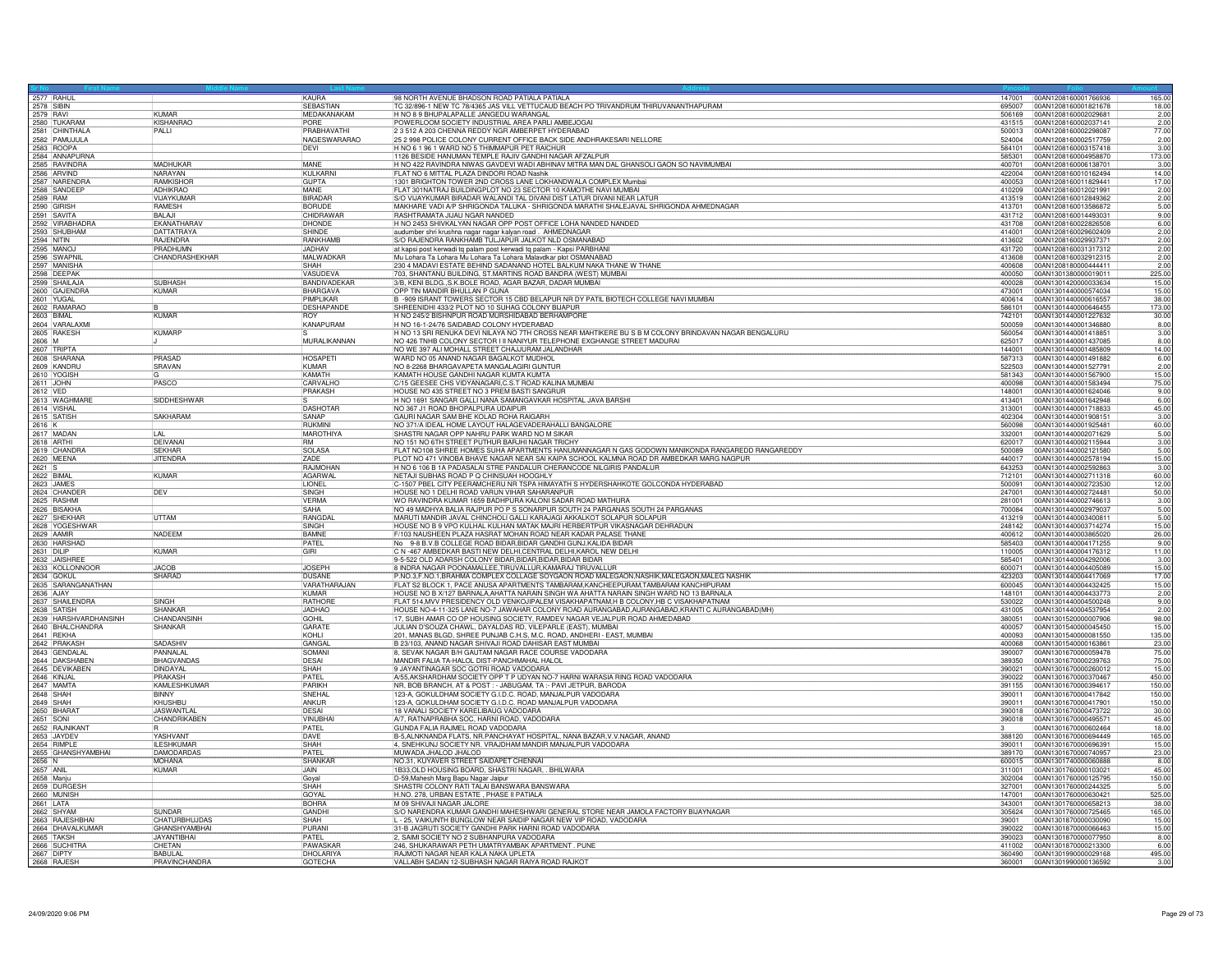| Sr No | First Name | Middle Name | Last Name | Address | Pincode | Folio | Amount |
|---|---|---|---|---|---|---|---|
| 2577 | RAHUL | | KAURA | 98 NORTH AVENUE BHADSON ROAD PATIALA PATIALA | 147001 | 00AN1208160001766936 | 165.00 |
| 2578 | SIBIN | | SEBASTIAN | TC 32/896-1 NEW TC 78/4365 JAS VILL VETTUCAUD BEACH PO TRIVANDRUM THIRUVANANTHAPURAM | 695007 | 00AN1208160001821678 | 18.00 |
| 2579 | RAVI | KUMAR | MEDAKANAKAM | H NO 8 9 BHUPALAPALLE JANGEDU WARANGAL | 506169 | 00AN1208160002029681 | 2.00 |
| 2580 | TUKARAM | KISHANRAO | PORE | POWERLOOM SOCIETY INDUSTRIAL AREA PARLI AMBEJOGAI | 431515 | 00AN1208160002037141 | 2.00 |
| 2581 | CHINTHALA | PALLI | PRABHAVATHI | 2 3 512 A 203 CHENNA REDDY NGR AMBERPET HYDERABAD | 500013 | 00AN1208160002298087 | 77.00 |
| 2582 | PAMUJULA | | NAGESWARARAO | 25 2 998 POLICE COLONY CURRENT OFFICE BACK SIDE ANDHRAKESARI NELLORE | 524004 | 00AN1208160002517759 | 2.00 |
| 2583 | ROOPA | | DEVI | H NO 6 1 96 1 WARD NO 5 THIMMAPUR PET RAICHUR | 584101 | 00AN1208160003157418 | 3.00 |
| 2584 | ANNAPURNA | | | 1126 BESIDE HANUMAN TEMPLE RAJIV GANDHI NAGAR AFZALPUR | 585301 | 00AN1208160004958870 | 173.00 |
| 2585 | RAVINDRA | MADHUKAR | MANE | H NO 422 RAVINDRA NIWAS GAVDEVI WADI ABHINAV MITRA MAN DAL GHANSOLI GAON SO NAVIMUMBAI | 400701 | 00AN1208160006138701 | 3.00 |
| 2586 | ARVIND | NARAYAN | KULKARNI | FLAT NO 6 MITTAL PLAZA DINDORI ROAD Nashik | 422004 | 00AN1208160010162494 | 14.00 |
| 2587 | NARENDRA | RAMKISHOR | GUPTA | 1301 BRIGHTON TOWER 2ND CROSS LANE LOKHANDWALA COMPLEX Mumbai | 400053 | 00AN1208160011829441 | 17.00 |
| 2588 | SANDEEP | ADHIKRAO | MANE | FLAT 301NATRAJ BUILDINGPLOT NO 23 SECTOR 10 KAMOTHE NAVI MUMBAI | 410209 | 00AN1208160012021991 | 2.00 |
| 2589 | RAM | VIJAYKUMAR | BIRADAR | S/O VIJAYKUMAR BIRADAR WALANDI TAL DIVANI DIST LATUR DIVANI NEAR LATUR | 413519 | 00AN1208160012849362 | 2.00 |
| 2590 | GIRISH | RAMESH | BORUDE | MAKHARE VADI A/P SHRIGONDA TALUKA - SHRIGONDA MARATHI SHALEJAVAL SHRIGONDA AHMEDNAGAR | 413701 | 00AN1208160013586872 | 5.00 |
| 2591 | SAVITA | BALAJI | CHIDRAWAR | RASHTRAMATA JIJAU NGAR NANDED | 431712 | 00AN1208160014493031 | 9.00 |
| 2592 | VIRABHADRA | EKANATHARAV | DHONDE | H NO 2453 SHIVKALYAN NAGAR OPP POST OFFICE LOHA NANDED NANDED | 431708 | 00AN1208160022826508 | 6.00 |
| 2593 | SHUBHAM | DATTATRAYA | SHINDE | audumber shri krushna nagar nagar kalyan road . AHMEDNAGAR | 414001 | 00AN1208160029602409 | 2.00 |
| 2594 | NITIN | RAJENDRA | RANKHAMB | S/O RAJENDRA RANKHAMB TULJAPUR JALKOT NLD OSMANABAD | 413602 | 00AN1208160029937371 | 2.00 |
| 2595 | MANOJ | PRADHUMN | JADHAV | at kapsi post kerwadi tq palam post kerwadi tq palam - Kapsi PARBHANI | 431720 | 00AN1208160031317312 | 2.00 |
| 2596 | SWAPNIL | CHANDRASHEKHAR | MALWADKAR | Mu Lohara Ta Lohara Mu Lohara Ta Lohara Malavdkar plot OSMANABAD | 413608 | 00AN1208160032912315 | 2.00 |
| 2597 | MANISHA | | SHAH | 230 4 MADAVI ESTATE BEHIND SADANAND HOTEL BALKUM NAKA THANE W THANE | 400608 | 00AN1208180000444411 | 2.00 |
| 2598 | DEEPAK | | VASUDEVA | 703, SHANTANU BUILDING, ST.MARTINS ROAD BANDRA (WEST) MUMBAI | 400050 | 00AN1301380000019011 | 225.00 |
| 2599 | SHAILAJA | SUBHASH | BANDIVADEKAR | 3/B, KENI BLDG.,S.K.BOLE ROAD, AGAR BAZAR, DADAR MUMBAI | 400028 | 00AN1301420000033634 | 15.00 |
| 2600 | GAJENDRA | KUMAR | BHARGAVA | OPP TIN MANDIR BHULLAN P GUNA | 473001 | 00AN1301440000574034 | 15.00 |
| 2601 | YUGAL | | PIMPLIKAR | B -909 ISRANT TOWERS SECTOR 15 CBD BELAPUR NR DY PATIL BIOTECH COLLEGE NAVI MUMBAI | 400614 | 00AN1301440000616557 | 38.00 |
| 2602 | RAMARAO | B | DESHAPANDE | SHREENIDHI 433/2 PLOT NO 10 SUHAG COLONY BIJAPUR | 586101 | 00AN1301440000646455 | 173.00 |
| 2603 | BIMAL | KUMAR | ROY | H NO 245/2 BISHNPUR ROAD MURSHIDABAD BERHAMPORE | 742101 | 00AN1301440001227632 | 30.00 |
| 2604 | VARALAXMI | | KANAPURAM | H NO 16-1-24/76 SAIDABAD COLONY HYDERABAD | 500059 | 00AN1301440001346880 | 8.00 |
| 2605 | RAKESH | KUMARP | S | H NO 13 SRI RENUKA DEVI NILAYA NO 7TH CROSS NEAR MAHTIKERE BU S B M COLONY BRINDAVAN NAGAR BENGALURU | 560054 | 00AN1301440001418851 | 3.00 |
| 2606 | M | J | MURALIKANNAN | NO 426 TNHB COLONY SECTOR I II NANIYUR TELEPHONE EXGHANGE STREET MADURAI | 625017 | 00AN1301440001437085 | 8.00 |
| 2607 | TRIPTA | | | NO WE 397 ALI MOHALL STREET CHAJJURAM JALANDHAR | 144001 | 00AN1301440001485809 | 14.00 |
| 2608 | SHARANA | PRASAD | HOSAPETI | WARD NO 05 ANAND NAGAR BAGALKOT MUDHOL | 587313 | 00AN1301440001491882 | 6.00 |
| 2609 | KANDRU | SRAVAN | KUMAR | NO 8-2268 BHARGAVAPETA MANGALAGIRI GUNTUR | 522503 | 00AN1301440001527791 | 2.00 |
| 2610 | YOGISH | G | KAMATH | KAMATH HOUSE GANDHI NAGAR KUMTA KUMTA | 581343 | 00AN1301440001567900 | 15.00 |
| 2611 | JOHN | PASCO | CARVALHO | C/15 GEESEE CHS VIDYANAGARI,C.S.T ROAD KALINA MUMBAI | 400098 | 00AN1301440001583494 | 75.00 |
| 2612 | VED | | PRAKASH | HOUSE NO 435 STREET NO 3 PREM BASTI SANGRUR | 148001 | 00AN1301440001624046 | 9.00 |
| 2613 | WAGHMARE | SIDDHESHWAR | S | H NO 1691 SANGAR GALLI NANA SAMANGAVKAR HOSPITAL JAVA BARSHI | 413401 | 00AN1301440001642948 | 6.00 |
| 2614 | VISHAL | | DASHOTAR | NO 367 J1 ROAD BHOPALPURA UDAIPUR | 313001 | 00AN1301440001718833 | 45.00 |
| 2615 | SATISH | SAKHARAM | SANAP | GAURI NAGAR SAM BHE KOLAD ROHA RAIGARH | 402304 | 00AN1301440001908151 | 3.00 |
| 2616 | K | | RUKMINI | NO 371/A IDEAL HOME LAYOUT HALAGEVADERAHALLI BANGALORE | 560098 | 00AN1301440001925481 | 60.00 |
| 2617 | MADAN | LAL | MAROTHIYA | SHASTRI NAGAR OPP NAHRU PARK WARD NO M SIKAR | 332001 | 00AN1301440002071629 | 5.00 |
| 2618 | ARTHI | DEIVANAI | RM | NO 151 NO 6TH STREET PUTHUR BARJHI NAGAR TRICHY | 620017 | 00AN1301440002115944 | 3.00 |
| 2619 | CHANDRA | SEKHAR | SOLASA | FLAT NO108 SHREE HOMES SUHA APARTMENTS HANUMANNAGAR N GAS GODOWN MANIKONDA RANGAREDD RANGAREDDY | 500089 | 00AN1301440002121580 | 5.00 |
| 2620 | MEENA | JITENDRA | ZADE | PLOT NO 471 VINOBA BHAVE NAGAR NEAR SAI KAIPA SCHOOL KALMNA ROAD DR AMBEDKAR MARG NAGPUR | 440017 | 00AN1301440002578194 | 15.00 |
| 2621 | S | | RAJMOHAN | H NO 6 106 B 1A PADASALAI STRE PANDALUR CHERANCODE NILGIRIS PANDALUR | 643253 | 00AN1301440002592863 | 3.00 |
| 2622 | BIMAL | KUMAR | AGARWAL | NETAJI SUBHAS ROAD P Q CHINSUAH HOOGHLY | 712101 | 00AN1301440002711318 | 60.00 |
| 2623 | JAMES | | LIONEL | C-1507 PBEL CITY PEERAMCHERU NR TSPA HIMAYATH S HYDERSHAHKOTE GOLCONDA HYDERABAD | 500091 | 00AN1301440002723530 | 12.00 |
| 2624 | CHANDER | DEV | SINGH | HOUSE NO 1 DELHI ROAD VARUN VIHAR SAHARANPUR | 247001 | 00AN1301440002724481 | 50.00 |
| 2625 | RASHMI | | VERMA | WO RAVINDRA KUMAR 1659 BADHPURA KALONI SADAR ROAD MATHURA | 281001 | 00AN1301440002746613 | 3.00 |
| 2626 | BISAKHA | | SAHA | NO 49 MADHYA BALIA RAJPUR PO P S SONARPUR SOUTH 24 PARGANAS SOUTH 24 PARGANAS | 700084 | 00AN1301440002979037 | 5.00 |
| 2627 | SHEKHAR | UTTAM | RANGDAL | MARUTI MANDIR JAVAL CHINCHOLI GALLI KARAJAGI AKKALKOT SOLAPUR SOLAPUR | 413219 | 00AN1301440003400811 | 5.00 |
| 2628 | YOGESHWAR | | SINGH | HOUSE NO B 9 VPO KULHAL KULHAN MATAK MAJRI HERBERTPUR VIKASNAGAR DEHRADUN | 248142 | 00AN1301440003714274 | 15.00 |
| 2629 | AAMIR | NADEEM | BAMNE | F/103 NAUSHEEN PLAZA HASRAT MOHAN ROAD NEAR KADAR PALASE THANE | 400612 | 00AN1301440003865020 | 26.00 |
| 2630 | HARSHAD | | PATEL | No 9-8 B.V.B COLLEGE ROAD BIDAR,BIDAR GANDHI GUNJ,KALIDA BIDAR | 585403 | 00AN1301440004171255 | 9.00 |
| 2631 | DILIP | KUMAR | GIRI | C N -467 AMBEDKAR BASTI NEW DELHI,CENTRAL DELHI,KAROL NEW DELHI | 110005 | 00AN1301440004176312 | 11.00 |
| 2632 | JAISHREE | | | 9-5-522 OLD ADARSH COLONY BIDAR,BIDAR,BIDAR,BIDAR BIDAR | 585401 | 00AN1301440004292006 | 3.00 |
| 2633 | KOLLONNOOR | JACOB | JOSEPH | 8 INDRA NAGAR POONAMALLEE,TIRUVALLUR,KAMARAJ TIRUVALLUR | 600071 | 00AN1301440004405089 | 15.00 |
| 2634 | GOKUL | SHARAD | DUSANE | P.NO.3,F.NO.1,BRAHMA COMPLEX COLLAGE SOYGAON ROAD MALEGAON,NASHIK,MALEGAON,MALEG NASHIK | 423203 | 00AN1301440004417069 | 17.00 |
| 2635 | SARANGANATHAN | | VARATHARAJAN | FLAT S2 BLOCK 1, PACE ANUSA APARTMENTS TAMBARAM,KANCHEEPURAM,TAMBARAM KANCHIPURAM | 600045 | 00AN1301440004432425 | 15.00 |
| 2636 | AJAY | | KUMAR | HOUSE NO B X/127 BARNALA,AHATTA NARAIN SINGH WA AHATTA NARAIN SINGH WARD NO 13 BARNALA | 148101 | 00AN1301440004433773 | 2.00 |
| 2637 | SHAILENDRA | SINGH | RATHORE | FLAT 514,MVV PRESIDENCY OLD VENKOJIPALEM VISAKHAPATNAM,H B COLONY,HB C VISAKHAPATNAM | 530022 | 00AN1301440004500248 | 9.00 |
| 2638 | SATISH | SHANKAR | JADHAO | HOUSE NO-4-11-325 LANE NO-7 JAWAHAR COLONY ROAD AURANGABAD,AURANGABAD,KRANTI C AURANGABAD(MH) | 431005 | 00AN1301440004537954 | 2.00 |
| 2639 | HARSHVARDHANSINH | CHANDANSINH | GOHIL | 17, SUBH AMAR CO OP HOUSING SOCIETY, RAMDEV NAGAR VEJALPUR ROAD AHMEDABAD | 380051 | 00AN1301520000007906 | 98.00 |
| 2640 | BHALCHANDRA | SHANKAR | GARATE | JULIAN D'SOUZA CHAWL, DAYALDAS RD, VILEPARLE (EAST), MUMBAI | 400057 | 00AN1301540000045450 | 15.00 |
| 2641 | REKHA | | KOHLI | 201, MANAS BLGD, SHREE PUNJAB C.H.S, M.C. ROAD, ANDHERI - EAST, MUMBAI | 400093 | 00AN1301540000081550 | 135.00 |
| 2642 | PRAKASH | SADASHIV | GANGAL | B 23/103, ANAND NAGAR SHIVAJI ROAD DAHISAR EAST MUMBAI | 400068 | 00AN1301540000163861 | 23.00 |
| 2643 | GENDALAL | PANNALAL | SOMANI | 8, SEVAK NAGAR B/H GAUTAM NAGAR RACE COURSE VADODARA | 390007 | 00AN1301670000059478 | 75.00 |
| 2644 | DAKSHABEN | BHAGVANDAS | DESAI | MANDIR FALIA TA-HALOL DIST-PANCHMAHAL HALOL | 389350 | 00AN1301670000239763 | 75.00 |
| 2645 | DEVIKABEN | DINDAYAL | SHAH | 9 JAYANTINAGAR SOC GOTRI ROAD VADODARA | 390021 | 00AN1301670000260012 | 15.00 |
| 2646 | KINJAL | PRAKASH | PATEL | A/55,AKSHARDHAM SOCIETY OPP T P UDYAN NO-7 HARNI WARASIA RING ROAD VADODARA | 390022 | 00AN1301670000370467 | 450.00 |
| 2647 | MAMTA | KAMLESHKUMAR | PARIKH | NR, BOB BRANCH, AT & POST : - JABUGAM, TA :- PAVI JETPUR, BARODA | 391155 | 00AN1301670000394617 | 150.00 |
| 2648 | SHAH | BINNY | SNEHAL | 123-A, GOKULDHAM SOCIETY G.I.D.C. ROAD, MANJALPUR VADODARA | 390011 | 00AN1301670000417842 | 150.00 |
| 2649 | SHAH | KHUSHBU | ANKUR | 123-A, GOKULDHAM SOCIETY G.I.D.C. ROAD MANJALPUR VADODARA | 390011 | 00AN1301670000417901 | 150.00 |
| 2650 | BHARAT | JASWANTLAL | DESAI | 18 VANALI SOCIETY KARELIBAUG VADODARA | 390018 | 00AN1301670000473722 | 30.00 |
| 2651 | SONI | CHANDRIKABEN | VINUBHAI | A/7, RATNAPRABHA SOC, HARNI ROAD, VADODARA | 390018 | 00AN1301670000495571 | 45.00 |
| 2652 | RAJNIKANT | R | PATEL | GUNDA FALIA RAJMEL ROAD VADODARA | 3 | 00AN1301670000602464 | 18.00 |
| 2653 | JAYDEV | YASHVANT | DAVE | B-5,ALNKNANDA FLATS, NR.PANCHAYAT HOSPITAL, NANA BAZAR,V.V.NAGAR, ANAND | 388120 | 00AN1301670000694449 | 165.00 |
| 2654 | RIMPLE | ILESHKUMAR | SHAH | 4, SNEHKUNJ SOCIETY NR. VRAJDHAM MANDIR MANJALPUR VADODARA | 390011 | 00AN1301670000696391 | 15.00 |
| 2655 | GHANSHYAMBHAI | DAMODARDAS | PATEL | MUWADA JHALOD JHALOD | 389170 | 00AN1301670000740957 | 23.00 |
| 2656 | N | MOHANA | SHANKAR | NO.31, KUYAVER STREET SAIDAPET CHENNAI | 600015 | 00AN1301740000060888 | 8.00 |
| 2657 | ANIL | KUMAR | JAIN | 1B33,OLD HOUSING BOARD, SHASTRI NAGAR, , BHILWARA | 311001 | 00AN1301760000103021 | 45.00 |
| 2658 | Manju | | Goyal | D-59,Mahesh Marg Bapu Nagar Jaipur | 302004 | 00AN1301760000125795 | 150.00 |
| 2659 | DURGESH | | SHAH | SHASTRI COLONY RATI TALAI BANSWARA BANSWARA | 327001 | 00AN1301760000244325 | 5.00 |
| 2660 | MUNISH | | GOYAL | H.NO. 278, URBAN ESTATE , PHASE II PATIALA | 147001 | 00AN1301760000630421 | 525.00 |
| 2661 | LATA | | BOHRA | M 09 SHIVAJI NAGAR JALORE | 343001 | 00AN1301760000658213 | 38.00 |
| 2662 | SHYAM | SUNDAR | GANDHI | S/O NARENDRA KUMAR GANDHI MAHESHWARI GENERAL STORE NEAR JAMOLA FACTORY BIJAYNAGAR | 305624 | 00AN1301760000725465 | 165.00 |
| 2663 | RAJESHBHAI | CHATURBHUJDAS | SHAH | L - 25, VAIKUNTH BUNGLOW NEAR SAIDIP NAGAR NEW VIP ROAD, VADODARA | 39001 | 00AN1301870000030090 | 15.00 |
| 2664 | DHAVALKUMAR | GHANSHYAMBHAI | PURANI | 31-B JAGRUTI SOCIETY GANDHI PARK HARNI ROAD VADODARA | 390022 | 00AN1301870000066463 | 15.00 |
| 2665 | TAKSH | JAYANTIBHAI | PATEL | 2, SAIMI SOCIETY NO 2 SUBHANPURA VADODARA | 390023 | 00AN1301870000077950 | 8.00 |
| 2666 | SUCHITRA | CHETAN | PAWASKAR | 246, SHUKARAWAR PETH UMATRYAMBAK APARTMENT . PUNE | 411002 | 00AN1301870000213300 | 6.00 |
| 2667 | DIPTY | BABULAL | DHOLARIYA | RAJMOTI NAGAR NEAR KALA NAKA UPLETA | 360490 | 00AN1301990000029168 | 495.00 |
| 2668 | RAJESH | PRAVINCHANDRA | GOTECHA | VALLABH SADAN 12-SUBHASH NAGAR RAIYA ROAD RAJKOT | 360001 | 00AN1301990000136592 | 3.00 |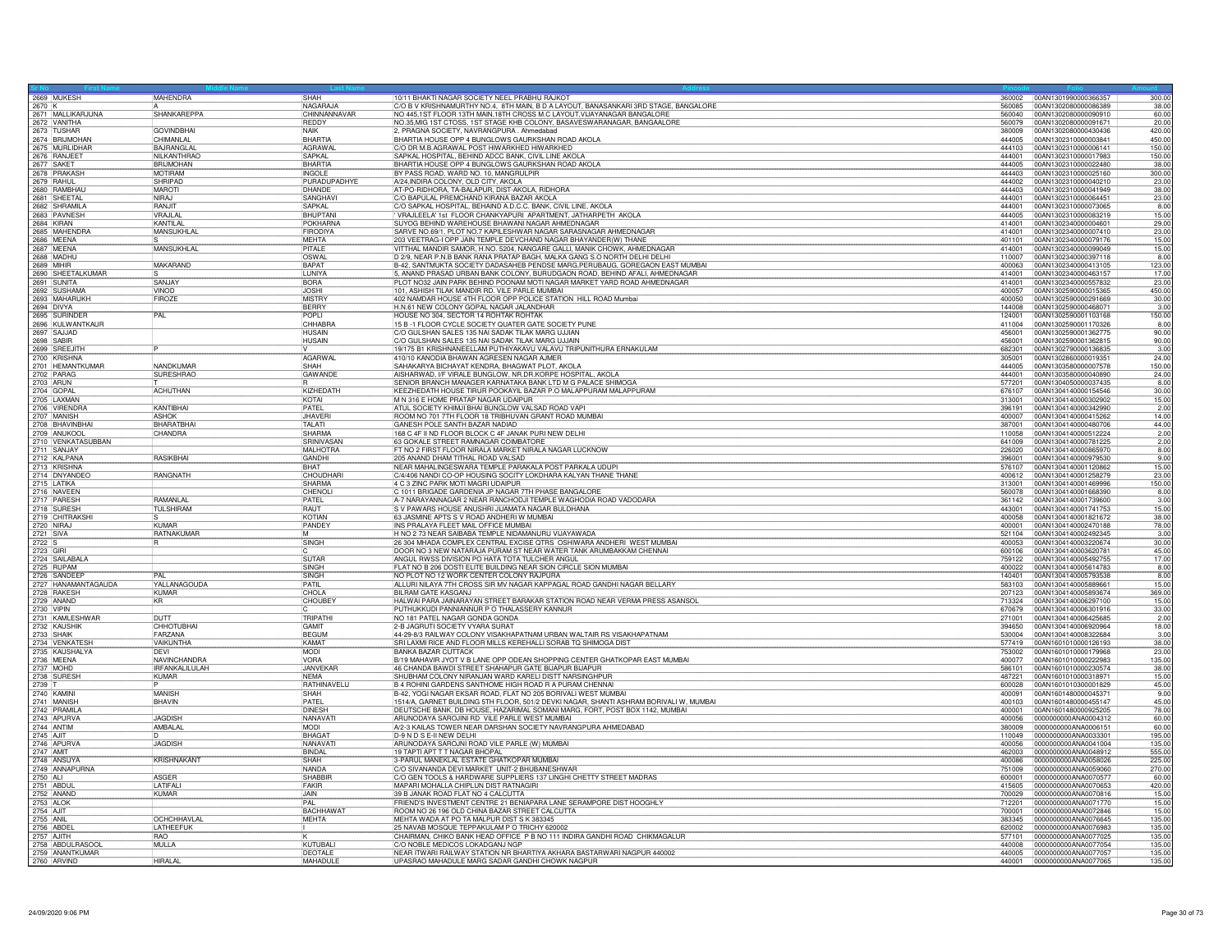| Sr No | First Name | Middle Name | Last Name | Address | Pincode | Folio | Amount |
|---|---|---|---|---|---|---|---|
| 2669 | MUKESH | MAHENDRA | SHAH | 10/11 BHAKTI NAGAR SOCIETY NEEL PRABHU RAJKOT | 360002 | 00AN1301990000366357 | 300.00 |
| 2670 | K | A | NAGARAJA | C/O B V KRISHNAMURTHY NO.4, 8TH MAIN, B D A LAYOUT, BANASANKARI 3RD STAGE, BANGALORE | 560085 | 00AN1302080000086389 | 38.00 |
| 2671 | MALLIKARJUNA | SHANKAREPPA | CHINNANNAVAR | NO 445,1ST FLOOR 13TH MAIN,18TH CROSS M.C LAYOUT,VIJAYANAGAR BANGALORE | 560040 | 00AN1302080000090910 | 60.00 |
| 2672 | VANITHA | | REDDY | NO.35,MIG 1ST CTOSS, 1ST STAGE KHB COLONY, BASAVESWARANAGAR, BANGAALORE | 560079 | 00AN1302080000091671 | 20.00 |
| 2673 | TUSHAR | GOVINDBHAI | NAIK | 2, PRAGNA SOCIETY, NAVRANGPURA . Ahmedabad | 380009 | 00AN1302080000430436 | 420.00 |
| 2674 | BRIJMOHAN | CHIMANLAL | BHARTIA | BHARTIA HOUSE OPP 4 BUNGLOWS GAURKSHAN ROAD AKOLA | 444005 | 00AN1302310000003841 | 450.00 |
| 2675 | MURLIDHAR | BAJRANGLAL | AGRAWAL | C/O DR M.B.AGRAWAL POST HIWARKHED HIWARKHED | 444103 | 00AN1302310000006141 | 150.00 |
| 2676 | RANJEET | NILKANTHRAO | SAPKAL | SAPKAL HOSPITAL, BEHIND ADCC BANK, CIVIL LINE AKOLA | 444001 | 00AN1302310000017983 | 150.00 |
| 2677 | SAKET | BRIJMOHAN | BHARTIA | BHARTIA HOUSE OPP 4 BUNGLOWS GAURKSHAN ROAD AKOLA | 444005 | 00AN1302310000022480 | 38.00 |
| 2678 | PRAKASH | MOTIRAM | INGOLE | BY PASS ROAD, WARD NO. 10, MANGRULPIR | 444403 | 00AN1302310000025160 | 300.00 |
| 2679 | RAHUL | SHRIPAD | PURADUPADHYE | A/24,INDIRA COLONY, OLD CITY, AKOLA | 444002 | 00AN1302310000040210 | 23.00 |
| 2680 | RAMBHAU | MAROTI | DHANDE | AT-PO-RIDHORA, TA-BALAPUR, DIST-AKOLA, RIDHORA | 444403 | 00AN1302310000041949 | 38.00 |
| 2681 | SHEETAL | NIRAJ | SANGHAVI | C/O BAPULAL PREMCHAND KIRANA BAZAR AKOLA | 444001 | 00AN1302310000064451 | 23.00 |
| 2682 | SHRAMILA | RANJIT | SAPKAL | C/O SAPKAL HOSPITAL, BEHAIND A.D.C.C. BANK, CIVIL LINE, AKOLA | 444001 | 00AN1302310000073065 | 8.00 |
| 2683 | PAVNESH | VRAJLAL | BHUPTANI | ' VRAJLEELA' 1st FLOOR CHANKYAPURI APARTMENT, JATHARPETH AKOLA | 444005 | 00AN1302310000083219 | 15.00 |
| 2684 | KIRAN | KANTILAL | POKHARNA | SUYOG BEHIND WAREHOUSE BHAWANI NAGAR AHMEDNAGAR | 414001 | 00AN1302340000004601 | 29.00 |
| 2685 | MAHENDRA | MANSUKHLAL | FIRODIYA | SARVE NO.69/1, PLOT NO.7 KAPILESHWAR NAGAR SARASNAGAR AHMEDNAGAR | 414001 | 00AN1302340000007410 | 23.00 |
| 2686 | MEENA | S | MEHTA | 203 VEETRAG-I OPP JAIN TEMPLE DEVCHAND NAGAR BHAYANDER(W) THANE | 401101 | 00AN1302340000079176 | 15.00 |
| 2687 | MEENA | MANSUKHLAL | PITALE | VITTHAL MANDIR SAMOR, H.NO. 5204, NANGARE GALLI, MANIK CHOWK, AHMEDNAGAR | 414001 | 00AN1302340000099049 | 15.00 |
| 2688 | MADHU | | OSWAL | D 2/9, NEAR P.N.B BANK RANA PRATAP BAGH, MALKA GANG S.O NORTH DELHI DELHI | 110007 | 00AN1302340000397118 | 8.00 |
| 2689 | MIHIR | MAKARAND | BAPAT | B-42, SANTMUKTA SOCIETY DADASAHEB PENDSE MARG,PERUBAUG, GOREGAON EAST MUMBAI | 400063 | 00AN1302340000413105 | 123.00 |
| 2690 | SHEETALKUMAR | S | LUNIYA | 5, ANAND PRASAD URBAN BANK COLONY, BURUDGAON ROAD, BEHIND AFALI, AHMEDNAGAR | 414001 | 00AN1302340000463157 | 17.00 |
| 2691 | SUNITA | SANJAY | BORA | PLOT NO32 JAIN PARK BEHIND POONAM MOTI NAGAR MARKET YARD ROAD AHMEDNAGAR | 414001 | 00AN1302340000557832 | 23.00 |
| 2692 | SUSHAMA | VINOD | JOSHI | 101, ASHISH TILAK MANDIR RD. VILE PARLE MUMBAI | 400057 | 00AN1302590000015365 | 450.00 |
| 2693 | MAHARUKH | FIROZE | MISTRY | 402 NAMDAR HOUSE 4TH FLOOR OPP POLICE STATION HILL ROAD Mumbai | 400050 | 00AN1302590000291669 | 30.00 |
| 2694 | DIVYA | | BERRY | H.N.61 NEW COLONY GOPAL NAGAR JALANDHAR | 144008 | 00AN1302590000468071 | 3.00 |
| 2695 | SURINDER | PAL | POPLI | HOUSE NO 304, SECTOR 14 ROHTAK ROHTAK | 124001 | 00AN1302590001103168 | 150.00 |
| 2696 | KULWANTKAUR | | CHHABRA | 15 B -1 FLOOR CYCLE SOCIETY QUATER GATE SOCIETY PUNE | 411004 | 00AN1302590001170326 | 8.00 |
| 2697 | SAJJAD | | HUSAIN | C/O GULSHAN SALES 135 NAI SADAK TILAK MARG UJJIAN | 456001 | 00AN1302590001362775 | 90.00 |
| 2698 | SABIR | | HUSAIN | C/O GULSHAN SALES 135 NAI SADAK TILAK MARG UJJAIN | 456001 | 00AN1302590001362815 | 90.00 |
| 2699 | SREEJITH | P | V | 19/175 B1 KRISHNANEELLAM PUTHIYAKAVU VALAVU TRIPUNITHURA ERNAKULAM | 682301 | 00AN1302790000136835 | 3.00 |
| 2700 | KRISHNA | | AGARWAL | 410/10 KANODIA BHAWAN AGRESEN NAGAR AJMER | 305001 | 00AN1302860000019351 | 24.00 |
| 2701 | HEMANTKUMAR | NANDKUMAR | SHAH | SAHAKARYA BICHAYAT KENDRA, BHAGWAT PLOT, AKOLA | 444005 | 00AN1303580000007578 | 150.00 |
| 2702 | PARAG | SURESHRAO | GAWANDE | AISHARWAD, I/F VIRALE BUNGLOW, NR.DR.KORPE HOSPITAL, AKOLA | 444001 | 00AN1303580000040890 | 24.00 |
| 2703 | ARUN | T | R | SENIOR BRANCH MANAGER KARNATAKA BANK LTD M G PALACE SHIMOGA | 577201 | 00AN1304050000037435 | 8.00 |
| 2704 | GOPAL | ACHUTHAN | KIZHEDATH | KEEZHEDATH HOUSE TIRUR POOKAYIL BAZAR P.O MALAPPURAM MALAPPURAM | 676107 | 00AN1304140000154546 | 30.00 |
| 2705 | LAXMAN | | KOTAI | M N 316 E HOME PRATAP NAGAR UDAIPUR | 313001 | 00AN1304140000302902 | 15.00 |
| 2706 | VIRENDRA | KANTIBHAI | PATEL | ATUL SOCIETY KHIMJI BHAI BUNGLOW VALSAD ROAD VAPI | 396191 | 00AN1304140000342990 | 2.00 |
| 2707 | MANISH | ASHOK | JHAVERI | ROOM NO 701 7TH FLOOR 18 TRIBHUVAN GRANT ROAD MUMBAI | 400007 | 00AN1304140000415262 | 14.00 |
| 2708 | BHAVINBHAI | BHARATBHAI | TALATI | GANESH POLE SANTH BAZAR NADIAD | 387001 | 00AN1304140000460706 | 44.00 |
| 2709 | ANUKOOL | CHANDRA | SHARMA | 168 C 4F II ND FLOOR BLOCK C 4F JANAK PURI NEW DELHI | 110058 | 00AN1304140000512224 | 2.00 |
| 2710 | VENKATASUBBAN | | SRINIVASAN | 63 GOKALE STREET RAMNAGAR COIMBATORE | 641009 | 00AN1304140000781225 | 2.00 |
| 2711 | SANJAY | | MALHOTRA | FT NO 2 FIRST FLOOR NIRALA MARKET NIRALA NAGAR LUCKNOW | 226020 | 00AN1304140000865970 | 8.00 |
| 2712 | KALPANA | RASIKBHAI | GANDHI | 205 ANAND DHAM TITHAL ROAD VALSAD | 396001 | 00AN1304140000979530 | 9.00 |
| 2713 | KRISHNA | | BHAT | NEAR MAHALINGESWARA TEMPLE PARAKALA POST PARKALA UDUPI | 576107 | 00AN1304140001120862 | 15.00 |
| 2714 | DNYANDEO | RANGNATH | CHOUDHARI | C/4/406 NANDI CO-OP HOUSING SOCITY LOKDHARA KALYAN THANE THANE | 400612 | 00AN1304140001258279 | 23.00 |
| 2715 | LATIKA | | SHARMA | 4 C 3 ZINC PARK MOTI MAGRI UDAIPUR | 313001 | 00AN1304140001469996 | 150.00 |
| 2716 | NAVEEN | | CHENOLI | C 1011 BRIGADE GARDENIA JP NAGAR 7TH PHASE BANGALORE | 560078 | 00AN1304140001668390 | 8.00 |
| 2717 | PARESH | RAMANLAL | PATEL | A-7 NARAYANNAGAR 2 NEAR RANCHODJI TEMPLE WAGHODIA ROAD VADODARA | 361142 | 00AN1304140001739600 | 3.00 |
| 2718 | SURESH | TULSHIRAM | RAUT | S V PAWARS HOUSE ANUSHRI JIJAMATA NAGAR BULDHANA | 443001 | 00AN1304140001741753 | 15.00 |
| 2719 | CHITRAKSHI | S | KOTIAN | 63 JASMINE APTS S V ROAD ANDHERI W MUMBAI | 400058 | 00AN1304140001821672 | 38.00 |
| 2720 | NIRAJ | KUMAR | PANDEY | INS PRALAYA FLEET MAIL OFFICE MUMBAI | 400001 | 00AN1304140002470188 | 78.00 |
| 2721 | SIVA | RATNAKUMAR | M | H NO 2 73 NEAR SAIBABA TEMPLE NIDAMANURU VIJAYAWADA | 521104 | 00AN1304140002492345 | 3.00 |
| 2722 | S | R | SINGH | 26 304 MHADA COMPLEX CENTRAL EXCISE QTRS OSHIWARA ANDHERI WEST MUMBAI | 400053 | 00AN1304140003220674 | 30.00 |
| 2723 | GIRI | | C | DOOR NO 3 NEW NATARAJA PURAM ST NEAR WATER TANK ARUMBAKKAM CHENNAI | 600106 | 00AN1304140003620781 | 45.00 |
| 2724 | SAILABALA | | SUTAR | ANGUL RWSS DIVISION PO HATA TOTA TULCHER ANGUL | 759122 | 00AN1304140005492755 | 17.00 |
| 2725 | RUPAM | | SINGH | FLAT NO B 206 DOSTI ELITE BUILDING NEAR SION CIRCLE SION MUMBAI | 400022 | 00AN1304140005614783 | 8.00 |
| 2726 | SANDEEP | PAL | SINGH | NO PLOT NO 12 WORK CENTER COLONY RAJPURA | 140401 | 00AN1304140005793538 | 8.00 |
| 2727 | HANAMANTAGAUDA | YALLANAGOUDA | PATIL | ALLURI NILAYA 7TH CROSS SIR MV NAGAR KAPPAGAL ROAD GANDHI NAGAR BELLARY | 583103 | 00AN1304140005889661 | 15.00 |
| 2728 | RAKESH | KUMAR | CHOLA | BILRAM GATE KASGANJ | 207123 | 00AN1304140005893674 | 369.00 |
| 2729 | ANAND | KR | CHOUBEY | HALWAI PARA JAINARAYAN STREET BARAKAR STATION ROAD NEAR VERMA PRESS ASANSOL | 713324 | 00AN1304140006297100 | 15.00 |
| 2730 | VIPIN | | C | PUTHUKKUDI PANNIANNUR P O THALASSERY KANNUR | 670679 | 00AN1304140006301916 | 33.00 |
| 2731 | KAMLESHWAR | DUTT | TRIPATHI | NO 181 PATEL NAGAR GONDA GONDA | 271001 | 00AN1304140006425685 | 2.00 |
| 2732 | KAUSHIK | CHHOTUBHAI | GAMIT | 2-B JAGRUTI SOCIETY VYARA SURAT | 394650 | 00AN1304140006920964 | 18.00 |
| 2733 | SHAIK | FARZANA | BEGUM | 44-29-8/3 RAILWAY COLONY VISAKHAPATNAM URBAN WALTAIR RS VISAKHAPATNAM | 530004 | 00AN1304140008322684 | 3.00 |
| 2734 | VENKATESH | VAIKUNTHA | KAMAT | SRI LAXMI RICE AND FLOOR MILLS KEREHALLI SORAB TQ SHIMOGA DIST | 577419 | 00AN1601010000126193 | 38.00 |
| 2735 | KAUSHALYA | DEVI | MODI | BANKA BAZAR CUTTACK | 753002 | 00AN1601010000179968 | 23.00 |
| 2736 | MEENA | NAVINCHANDRA | VORA | B/19 MAHAVIR JYOT V B LANE OPP ODEAN SHOPPING CENTER GHATKOPAR EAST MUMBAI | 400077 | 00AN1601010000222983 | 135.00 |
| 2737 | MOHD | IRFANKALILULAH | JANVEKAR | 46 CHANDA BAWDI STREET SHAHAPUR GATE BIJAPUR BIJAPUR | 586101 | 00AN1601010000230574 | 38.00 |
| 2738 | SURESH | KUMAR | NEMA | SHUBHAM COLONY NIRANJAN WARD KARELI DISTT NARSINGHPUR | 487221 | 00AN1601010000318971 | 15.00 |
| 2739 | T | P | RATHINAVELU | B 4 ROHINI GARDENS SANTHOME HIGH ROAD R A PURAM CHENNAI | 600028 | 00AN1601010300001829 | 45.00 |
| 2740 | KAMINI | MANISH | SHAH | B-42, YOGI NAGAR EKSAR ROAD, FLAT NO 205 BORIVALI WEST MUMBAI | 400091 | 00AN1601480000045371 | 9.00 |
| 2741 | MANISH | BHAVIN | PATEL | 1514/A, GARNET BUILDING 5TH FLOOR, 501/2 DEVKI NAGAR, SHANTI ASHRAM BORIVALI W, MUMBAI | 400103 | 00AN1601480000455147 | 45.00 |
| 2742 | PRAMILA | | DINESH | DEUTSCHE BANK, DB HOUSE, HAZARIMAL SOMANI MARG, FORT, POST BOX 1142, MUMBAI | 400001 | 00AN1601480000925205 | 78.00 |
| 2743 | APURVA | JAGDISH | NANAVATI | ARUNODAYA SAROJINI RD VILE PARLE WEST MUMBAI | 400056 | 0000000000ANA0004312 | 60.00 |
| 2744 | ANTIM | AMBALAL | MODI | A/2-3 KAILAS TOWER NEAR DARSHAN SOCIETY NAVRANGPURA AHMEDABAD | 380009 | 0000000000ANA0006151 | 60.00 |
| 2745 | AJIT | D | BHAGAT | D-9 N D S E-II NEW DELHI | 110049 | 0000000000ANA0033301 | 195.00 |
| 2746 | APURVA | JAGDISH | NANAVATI | ARUNODAYA SAROJNI ROAD VILE PARLE (W) MUMBAI | 400056 | 0000000000ANA0041004 | 135.00 |
| 2747 | AMIT | | BINDAL | 19 TAPTI APT T T NAGAR BHOPAL | 462003 | 0000000000ANA0048912 | 555.00 |
| 2748 | ANSUYA | KRISHNAKANT | SHAH | 3-PARUL MANEKLAL ESTATE GHATKOPAR MUMBAI | 400086 | 0000000000ANA0058026 | 225.00 |
| 2749 | ANNAPURNA | | NANDA | C/O SIVANANDA DEVI MARKET UNIT-2 BHUBANESHWAR | 751009 | 0000000000ANA0059060 | 270.00 |
| 2750 | ALI | ASGER | SHABBIR | C/O GEN TOOLS & HARDWARE SUPPLIERS 137 LINGHI CHETTY STREET MADRAS | 600001 | 0000000000ANA0070577 | 60.00 |
| 2751 | ABDUL | LATIFALI | FAKIR | MAPARI MOHALLA CHIPLUN DIST RATNAGIRI | 415605 | 0000000000ANA0070653 | 420.00 |
| 2752 | ANAND | KUMAR | JAIN | 39 B JANAK ROAD FLAT NO 4 CALCUTTA | 700029 | 0000000000ANA0070816 | 15.00 |
| 2753 | ALOK | | PAL | FRIEND'S INVESTMENT CENTRE 21 BENIAPARA LANE SERAMPORE DIST HOOGHLY | 712201 | 0000000000ANA0071770 | 15.00 |
| 2754 | AJIT | | BACHHAWAT | ROOM NO 26 196 OLD CHINA BAZAR STREET CALCUTTA | 700001 | 0000000000ANA0072846 | 15.00 |
| 2755 | ANIL | OCHCHHAVLAL | MEHTA | MEHTA WADA AT PO TA MALPUR DIST S K 383345 | 383345 | 0000000000ANA0076645 | 135.00 |
| 2756 | ABDEL | LATHEEFUK | I | 25 NAVAB MOSQUE TEPPAKULAM P O TRICHY 620002 | 620002 | 0000000000ANA0076983 | 135.00 |
| 2757 | AJITH | RAO | K | CHAIRMAN, CHIKO BANK HEAD OFFICE P B NO 111 INDIRA GANDHI ROAD CHIKMAGALUR | 577101 | 0000000000ANA0077025 | 135.00 |
| 2758 | ABDULRASOOL | MULLA | KUTUBALI | C/O NOBLE MEDICOS LOKADGANJ NGP | 440008 | 0000000000ANA0077054 | 135.00 |
| 2759 | ANANTKUMAR | | DEOTALE | NEAR ITWARI RAILWAY STATION NR BHARTIYA AKHARA BASTARWARI NAGPUR 440002 | 440005 | 0000000000ANA0077057 | 135.00 |
| 2760 | ARVIND | HIRALAL | MAHADULE | UPASRAO MAHADULE MARG SADAR GANDHI CHOWK NAGPUR | 440001 | 0000000000ANA0077065 | 135.00 |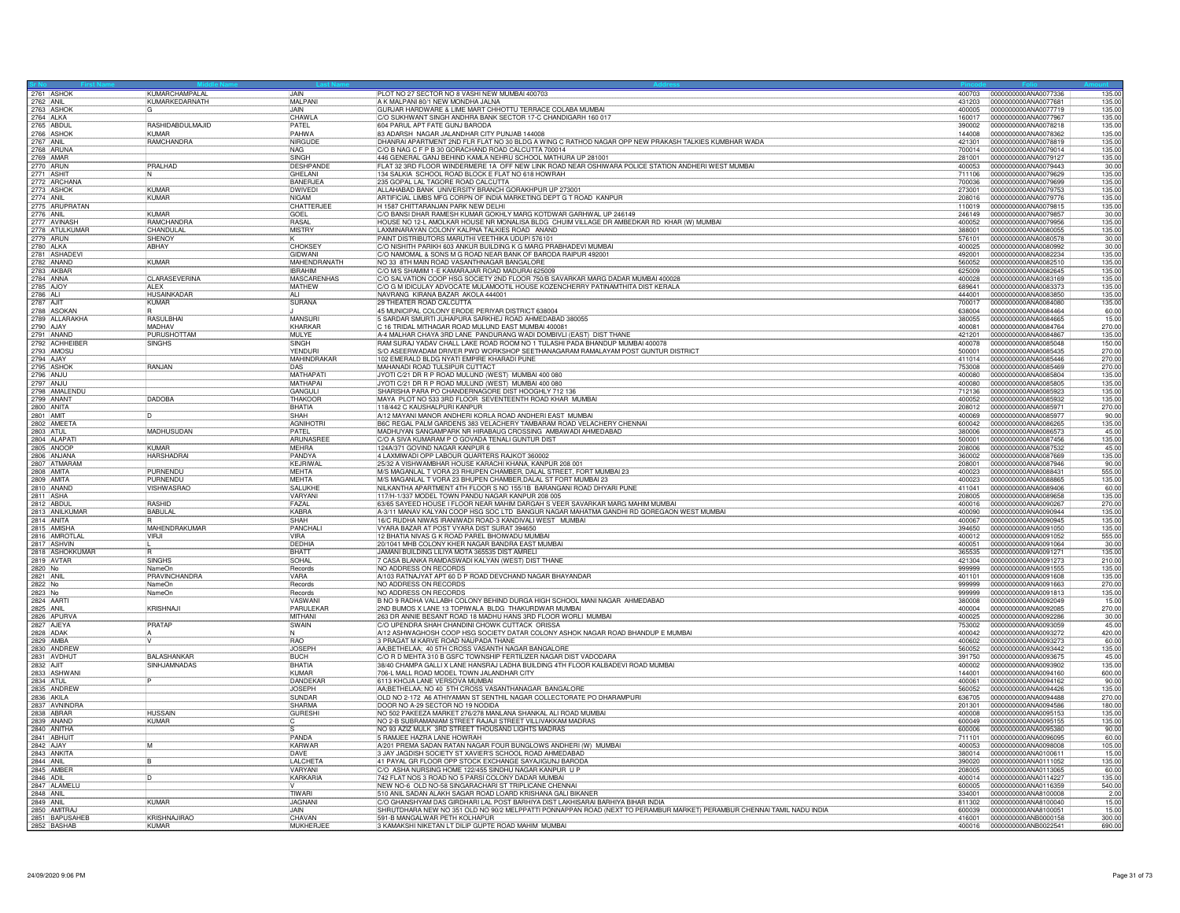| Sr No | First Name | Middle Name | Last Name | Address | Pincode | Folio | Amount |
|---|---|---|---|---|---|---|---|
| 2761 | ASHOK | KUMARCHAMPALAL | JAIN | PLOT NO 27 SECTOR NO 8 VASHI NEW MUMBAI 400703 | 400703 | 0000000000ANA0077336 | 135.00 |
| 2762 | ANIL | KUMARKEDARNATH | MALPANI | A K MALPANI 80/1 NEW MONDHA JALNA | 431203 | 0000000000ANA0077681 | 135.00 |
| 2763 | ASHOK | G | JAIN | GURJAR HARDWARE & LIME MART CHHOTTU TERRACE COLABA MUMBAI | 400005 | 0000000000ANA0077719 | 135.00 |
| 2764 | ALKA | | CHAWLA | C/O SUKHWANT SINGH ANDHRA BANK SECTOR 17-C CHANDIGARH 160 017 | 160017 | 0000000000ANA0077967 | 135.00 |
| 2765 | ABDUL | RASHIDABDULMAJID | PATEL | 604 PARUL APT FATE GUNJ BARODA | 390002 | 0000000000ANA0078218 | 135.00 |
| 2766 | ASHOK | KUMAR | PAHWA | 83 ADARSH NAGAR JALANDHAR CITY PUNJAB 144008 | 144008 | 0000000000ANA0078362 | 135.00 |
| 2767 | ANIL | RAMCHANDRA | NIRGUDE | DHANRAI APARTMENT 2ND FLR FLAT NO 30 BLDG A WING C RATHOD NAGAR OPP NEW PRAKASH TALKIES KUMBHAR WADA | 421301 | 0000000000ANA0078819 | 135.00 |
| 2768 | ARUNA | | NAG | C/O B NAG C F P B 30 GORACHAND ROAD CALCUTTA 700014 | 700014 | 0000000000ANA0079014 | 135.00 |
| 2769 | AMAR | | SINGH | 446 GENERAL GANJ BEHIND KAMLA NEHRU SCHOOL MATHURA UP 281001 | 281001 | 0000000000ANA0079127 | 135.00 |
| 2770 | ARUN | PRALHAD | DESHPANDE | FLAT 32 3RD FLOOR WINDERMERE 1A OFF NEW LINK ROAD NEAR OSHIWARA POLICE STATION ANDHERI WEST MUMBAI | 400053 | 0000000000ANA0079443 | 30.00 |
| 2771 | ASHIT | N | GHELANI | 134 SALKIA SCHOOL ROAD BLOCK E FLAT NO 618 HOWRAH | 711106 | 0000000000ANA0079629 | 135.00 |
| 2772 | ARCHANA | | BANERJEA | 235 GOPAL LAL TAGORE ROAD CALCUTTA | 700036 | 0000000000ANA0079699 | 135.00 |
| 2773 | ASHOK | KUMAR | DWIVEDI | ALLAHABAD BANK UNIVERSITY BRANCH GORAKHPUR UP 273001 | 273001 | 0000000000ANA0079753 | 135.00 |
| 2774 | ANIL | KUMAR | NIGAM | ARTIFICIAL LIMBS MFG CORPN OF INDIA MARKETING DEPT G T ROAD KANPUR | 208016 | 0000000000ANA0079776 | 135.00 |
| 2775 | ARUPRATAN | | CHATTERJEE | H 1587 CHITTARANJAN PARK NEW DELHI | 110019 | 0000000000ANA0079815 | 135.00 |
| 2776 | ANIL | KUMAR | GOEL | C/O BANSI DHAR RAMESH KUMAR GOKHLY MARG KOTDWAR GARHWAL UP 246149 | 246149 | 0000000000ANA0079857 | 30.00 |
| 2777 | AVINASH | RAMCHANDRA | RASAL | HOUSE NO 12-L AMOLKAR HOUSE NR MONALISA BLDG CHUIM VILLAGE DR AMBEDKAR RD KHAR (W) MUMBAI | 400052 | 0000000000ANA0079956 | 135.00 |
| 2778 | ATULKUMAR | CHANDULAL | MISTRY | LAXMINARAYAN COLONY KALPNA TALKIES ROAD ANAND | 388001 | 0000000000ANA0080055 | 135.00 |
| 2779 | ARUN | SHENOY | K | PAINT DISTRIBUTORS MARUTHI VEETHIKA UDUPI 576101 | 576101 | 0000000000ANA0080578 | 30.00 |
| 2780 | ALKA | ABHAY | CHOKSEY | C/O NISHITH PARIKH 603 ANKUR BUILDING K G MARG PRABHADEVI MUMBAI | 400025 | 0000000000ANA0080992 | 30.00 |
| 2781 | ASHADEVI | | GIDWANI | C/O NAMOMAL & SONS M G ROAD NEAR BANK OF BARODA RAIPUR 492001 | 492001 | 0000000000ANA0082234 | 135.00 |
| 2782 | ANAND | KUMAR | MAHENDRANATH | NO 33 8TH MAIN ROAD VASANTHNAGAR BANGALORE | 560052 | 0000000000ANA0082510 | 135.00 |
| 2783 | AKBAR | | IBRAHIM | C/O M/S SHAMIM 1-E KAMARAJAR ROAD MADURAI 625009 | 625009 | 0000000000ANA0082645 | 135.00 |
| 2784 | ANNA | CLARASEVERINA | MASCARENHAS | C/O SALVATION COOP HSG SOCIETY 2ND FLOOR 750/B SAVARKAR MARG DADAR MUMBAI 400028 | 400028 | 0000000000ANA0083169 | 135.00 |
| 2785 | AJOY | ALEX | MATHEW | C/O G M IDICULAY ADVOCATE MULAMOOTIL HOUSE KOZENCHERRY PATINAMTHITA DIST KERALA | 689641 | 0000000000ANA0083373 | 135.00 |
| 2786 | ALI | HUSAINKADAR | ALI | NAVRANG KIRANA BAZAR AKOLA 444001 | 444001 | 0000000000ANA0083850 | 135.00 |
| 2787 | AJIT | KUMAR | SURANA | 29 THEATER ROAD CALCUTTA | 700017 | 0000000000ANA0084080 | 135.00 |
| 2788 | ASOKAN | R | J | 45 MUNICIPAL COLONY ERODE PERIYAR DISTRICT 638004 | 638004 | 0000000000ANA0084464 | 60.00 |
| 2789 | ALLARAKHA | RASULBHAI | MANSURI | 5 SARDAR SMURTI JUHAPURA SARKHEJ ROAD AHMEDABAD 380055 | 380055 | 0000000000ANA0084665 | 15.00 |
| 2790 | AJAY | MADHAV | KHARKAR | C 16 TRIDAL MITHAGAR ROAD MULUND EAST MUMBAI 400081 | 400081 | 0000000000ANA0084764 | 270.00 |
| 2791 | ANAND | PURUSHOTTAM | MULYE | A-4 MALHAR CHAYA 3RD LANE PANDURANG WADI DOMBIVLI (EAST) DIST THANE | 421201 | 0000000000ANA0084867 | 135.00 |
| 2792 | ACHHEIBER | SINGHS | SINGH | RAM SURAJ YADAV CHALL LAKE ROAD ROOM NO 1 TULASHI PADA BHANDUP MUMBAI 400078 | 400078 | 0000000000ANA0085048 | 150.00 |
| 2793 | AMOSU | | YENDURI | S/O ASEERWADAM DRIVER PWD WORKSHOP SEETHANAGARAM RAMALAYAM POST GUNTUR DISTRICT | 500001 | 0000000000ANA0085435 | 270.00 |
| 2794 | AJAY | | MAHINDRAKAR | 102 EMERALD BLDG NYATI EMPIRE KHARADI PUNE | 411014 | 0000000000ANA0085446 | 270.00 |
| 2795 | ASHOK | RANJAN | DAS | MAHANADI ROAD TULSIPUR CUTTACT | 753008 | 0000000000ANA0085469 | 270.00 |
| 2796 | ANJU | | MATHAPATI | JYOTI C/21 DR R P ROAD MULUND (WEST) MUMBAI 400 080 | 400080 | 0000000000ANA0085804 | 135.00 |
| 2797 | ANJU | | MATHAPAI | JYOTI C/21 DR R P ROAD MULUND (WEST) MUMBAI 400 080 | 400080 | 0000000000ANA0085805 | 135.00 |
| 2798 | AMALENDU | | GANGULI | SHARISHA PARA PO CHANDERNAGORE DIST HOOGHLY 712 136 | 712136 | 0000000000ANA0085923 | 135.00 |
| 2799 | ANANT | DADOBA | THAKOOR | MAYA PLOT NO 533 3RD FLOOR SEVENTEENTH ROAD KHAR MUMBAI | 400052 | 0000000000ANA0085932 | 135.00 |
| 2800 | ANITA | | BHATIA | 118/442 C KAUSHALPURI KANPUR | 208012 | 0000000000ANA0085971 | 270.00 |
| 2801 | AMIT | D | SHAH | A/12 MAYANI MANOR ANDHERI KORLA ROAD ANDHERI EAST MUMBAI | 400069 | 0000000000ANA0085977 | 90.00 |
| 2802 | AMEETA | | AGNIHOTRI | B6C REGAL PALM GARDENS 383 VELACHERY TAMBARAM ROAD VELACHERY CHENNAI | 600042 | 0000000000ANA0086265 | 135.00 |
| 2803 | ATUL | MADHUSUDAN | PATEL | MADHUYAN SANGAMPARK NR HIRABAUG CROSSING AMBAWADI AHMEDABAD | 380006 | 0000000000ANA0086573 | 45.00 |
| 2804 | ALAPATI | | ARUNASREE | C/O A SIVA KUMARAM P O GOVADA TENALI GUNTUR DIST | 500001 | 0000000000ANA0087456 | 135.00 |
| 2805 | ANOOP | KUMAR | MEHRA | 124A/371 GOVIND NAGAR KANPUR 6 | 208006 | 0000000000ANA0087532 | 45.00 |
| 2806 | ANJANA | HARSHADRAI | PANDYA | 4 LAXMIWADI OPP LABOUR QUARTERS RAJKOT 360002 | 360002 | 0000000000ANA0087669 | 135.00 |
| 2807 | ATMARAM | | KEJRIWAL | 25/32 A VISHWAMBHAR HOUSE KARACHI KHANA, KANPUR 208 001 | 208001 | 0000000000ANA0087946 | 90.00 |
| 2808 | AMITA | PURNENDU | MEHTA | M/S MAGANLAL T VORA 23 RHUPEN CHAMBER, DALAL STREET, FORT MUMBAI 23 | 400023 | 0000000000ANA0088431 | 555.00 |
| 2809 | AMITA | PURNENDU | MEHTA | M/S MAGANLAL T VORA 23 BHUPEN CHAMBER,DALAL ST FORT MUMBAI 23 | 400023 | 0000000000ANA0088865 | 135.00 |
| 2810 | ANAND | VISHWASRAO | SALUKHE | NILKANTHA APARTMENT 4TH FLOOR S NO 155/1B BARANGANI ROAD DHYARI PUNE | 411041 | 0000000000ANA0089406 | 60.00 |
| 2811 | ASHA | | VARYANI | 117/H-1/337 MODEL TOWN PANDU NAGAR KANPUR 208 005 | 208005 | 0000000000ANA0089658 | 135.00 |
| 2812 | ABDUL | RASHID | FAZAL | 63/65 SAYEED HOUSE I FLOOR NEAR MAHIM DARGAH S VEER SAVARKAR MARG MAHIM MUMBAI | 400016 | 0000000000ANA0090267 | 270.00 |
| 2813 | ANILKUMAR | BABULAL | KABRA | A-3/11 MANAV KALYAN COOP HSG SOC LTD BANGUR NAGAR MAHATMA GANDHI RD GOREGAON WEST MUMBAI | 400090 | 0000000000ANA0090944 | 135.00 |
| 2814 | ANITA | R | SHAH | 16/C RUDHA NIWAS IRANIWADI ROAD-3 KANDIVALI WEST MUMBAI | 400067 | 0000000000ANA0090945 | 135.00 |
| 2815 | AMISHA | MAHENDRAKUMAR | PANCHALI | VYARA BAZAR AT POST VYARA DIST SURAT 394650 | 394650 | 0000000000ANA0091050 | 135.00 |
| 2816 | AMROTLAL | VIRJI | VIRA | 12 BHATIA NIVAS G K ROAD PAREL BHOIWADU MUMBAI | 400012 | 0000000000ANA0091052 | 555.00 |
| 2817 | ASHVIN | L | DEDHIA | 20/1041 MHB COLONY KHER NAGAR BANDRA EAST MUMBAI | 400051 | 0000000000ANA0091064 | 30.00 |
| 2818 | ASHOKKUMAR | R | BHATT | JAMANI BUILDING LILIYA MOTA 365535 DIST AMRELI | 365535 | 0000000000ANA0091271 | 135.00 |
| 2819 | AVTAR | SINGHS | SOHAL | 7 CASA BLANKA RAMDASWADI KALYAN (WEST) DIST THANE | 421304 | 0000000000ANA0091273 | 210.00 |
| 2820 | No | NameOn | Records | NO ADDRESS ON RECORDS | 999999 | 0000000000ANA0091555 | 135.00 |
| 2821 | ANIL | PRAVINCHANDRA | VARA | A/103 RATNAJYAT APT 60 D P ROAD DEVCHAND NAGAR BHAYANDAR | 401101 | 0000000000ANA0091608 | 135.00 |
| 2822 | No | NameOn | Records | NO ADDRESS ON RECORDS | 999999 | 0000000000ANA0091663 | 270.00 |
| 2823 | No | NameOn | Records | NO ADDRESS ON RECORDS | 999999 | 0000000000ANA0091813 | 135.00 |
| 2824 | AARTI | | VASWANI | B NO 9 RADHA VALLABH COLONY BEHIND DURGA HIGH SCHOOL MANI NAGAR AHMEDABAD | 380008 | 0000000000ANA0092049 | 15.00 |
| 2825 | ANIL | KRISHNAJI | PARULEKAR | 2ND BUMOS X LANE 13 TOPIWALA BLDG THAKURDWAR MUMBAI | 400004 | 0000000000ANA0092085 | 270.00 |
| 2826 | APURVA | | MITHANI | 263 DR ANNIE BESANT ROAD 18 MADHU HANS 3RD FLOOR WORLI MUMBAI | 400025 | 0000000000ANA0092286 | 30.00 |
| 2827 | AJEYA | PRATAP | SWAIN | C/O UPENDRA SHAH CHANDINI CHOWK CUTTACK ORISSA | 753002 | 0000000000ANA0093059 | 45.00 |
| 2828 | ADAK | A | N | A/12 ASHWAGHOSH COOP HSG SOCIETY DATAR COLONY ASHOK NAGAR ROAD BHANDUP E MUMBAI | 400042 | 0000000000ANA0093272 | 420.00 |
| 2829 | AMBA | V | RAO | 3 PRAGAT M KARVE ROAD NAUPADA THANE | 400602 | 0000000000ANA0093273 | 60.00 |
| 2830 | ANDREW | | JOSEPH | AA;BETHELAA; 40 5TH CROSS VASANTH NAGAR BANGALORE | 560052 | 0000000000ANA0093442 | 135.00 |
| 2831 | AVDHUT | BALASHANKAR | BUCH | C/O R D MEHTA 310 B GSFC TOWNSHIP FERTILIZER NAGAR DIST VADODARA | 391750 | 0000000000ANA0093675 | 45.00 |
| 2832 | AJIT | SINHJAMNADAS | BHATIA | 38/40 CHAMPA GALLI X LANE HANSRAJ LADHA BUILDING 4TH FLOOR KALBADEVI ROAD MUMBAI | 400002 | 0000000000ANA0093902 | 135.00 |
| 2833 | ASHWANI | | KUMAR | 706-L MALL ROAD MODEL TOWN JALANDHAR CITY | 144001 | 0000000000ANA0094160 | 600.00 |
| 2834 | ATUL | P | DANDEKAR | 6113 KHOJA LANE VERSOVA MUMBAI | 400061 | 0000000000ANA0094162 | 90.00 |
| 2835 | ANDREW | | JOSEPH | AA;BETHELAA; NO 40 5TH CROSS VASANTHANAGAR BANGALORE | 560052 | 0000000000ANA0094426 | 135.00 |
| 2836 | AKILA | | SUNDAR | OLD NO 2-172 A6 ATHIYAMAN ST SENTHIL NAGAR COLLECTORATE PO DHARAMPURI | 636705 | 0000000000ANA0094488 | 270.00 |
| 2837 | AVNINDRA | | SHARMA | DOOR NO A-29 SECTOR NO 19 NODIDA | 201301 | 0000000000ANA0094586 | 180.00 |
| 2838 | ABRAR | HUSSAIN | GURESHI | NO 502 PAKEEZA MARKET 276/278 MANLANA SHANKAL ALI ROAD MUMBAI | 400008 | 0000000000ANA0095153 | 135.00 |
| 2839 | ANAND | KUMAR | C | NO 2-B SUBRAMANIAM STREET RAJAJI STREET VILLIVAKKAM MADRAS | 600049 | 0000000000ANA0095155 | 135.00 |
| 2840 | ANITHA | | S | NO 93 AZIZ MULK 3RD STREET THOUSAND LIGHTS MADRAS | 600006 | 0000000000ANA0095380 | 90.00 |
| 2841 | ABHIJIT | | PANDA | 5 RAMJEE HAZRA LANE HOWRAH | 711101 | 0000000000ANA0096095 | 60.00 |
| 2842 | AJAY | M | KARWAR | A/201 PREMA SADAN RATAN NAGAR FOUR BUNGLOWS ANDHERI (W) MUMBAI | 400053 | 0000000000ANA0098008 | 105.00 |
| 2843 | ANKITA | | DAVE | 3 JAY JAGDISH SOCIETY ST XAVIER'S SCHOOL ROAD AHMEDABAD | 380014 | 0000000000ANA0100611 | 15.00 |
| 2844 | ANIL | B | LALCHETA | 41 PAYAL GR FLOOR OPP STOCK EXCHANGE SAYAJIGUNJ BARODA | 390020 | 0000000000ANA0111052 | 135.00 |
| 2845 | AMBER | | VARYANI | C/O ASHA NURSING HOME 122/455 SINDHU NAGAR KANPUR U P | 208005 | 0000000000ANA0113065 | 60.00 |
| 2846 | ADIL | D | KARKARIA | 742 FLAT NOS 3 ROAD NO 5 PARSI COLONY DADAR MUMBAI | 400014 | 0000000000ANA0114227 | 135.00 |
| 2847 | ALAMELU | | V | NEW NO-6 OLD NO-58 SINGARACHARI ST TRIPLICANE CHENNAI | 600005 | 0000000000ANA0116359 | 540.00 |
| 2848 | ANIL | | TIWARI | 510 ANIL SADAN ALAKH SAGAR ROAD LOARD KRISHANA GALI BIKANER | 334001 | 0000000000ANA8100008 | 2.00 |
| 2849 | ANIL | KUMAR | JAGNANI | C/O GHANSHYAM DAS GIRDHARI LAL POST BARHIYA DIST LAKHISARAI BARHIYA BIHAR INDIA | 811302 | 0000000000ANA8100040 | 15.00 |
| 2850 | AMITRAJ | | JAIN | SHRUTDHARA NEW NO 351 OLD NO 90/2 MELPPATTI PONNAPPAN ROAD (NEXT TO PERAMBUR MARKET) PERAMBUR CHENNAI TAMIL NADU INDIA | 600039 | 0000000000ANA8100051 | 15.00 |
| 2851 | BAPUSAHEB | KRISHNAJIRAO | CHAVAN | 591-B MANGALWAR PETH KOLHAPUR | 416001 | 0000000000ANB0000158 | 300.00 |
| 2852 | BASHAB | KUMAR | MUKHERJEE | 3 KAMAKSHI NIKETAN LT DILIP GUPTE ROAD MAHIM MUMBAI | 400016 | 0000000000ANB0022541 | 690.00 |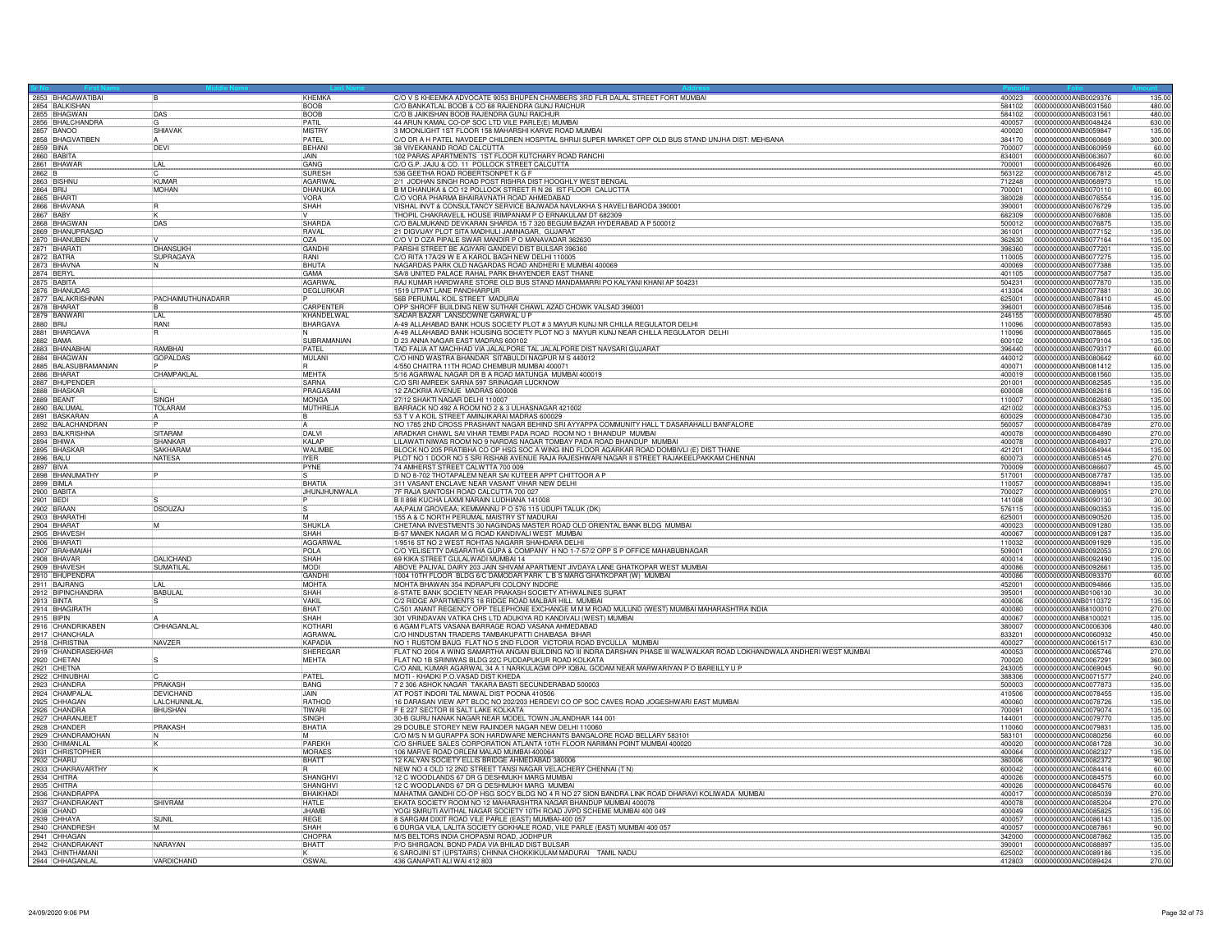| Sr No | First Name | Middle Name | Last Name | Address | Pincode | Folio | Amount |
|---|---|---|---|---|---|---|---|
| 2853 | BHAGAWATIBAI | B | KHEMKA | C/O V S KHEEMKA ADVOCATE 9053 BHUPEN CHAMBERS 3RD FLR DALAL STREET FORT MUMBAI | 400023 | 0000000000ANB0029376 | 135.00 |
| 2854 | BALKISHAN | | BOOB | C/O BANKATLAL BOOB & CO 68 RAJENDRA GUNJ RAICHUR | 584102 | 0000000000ANB0031560 | 480.00 |
| 2855 | BHAGWAN | DAS | BOOB | C/O B JAIKISHAN BOOB RAJENDRA GUNJ RAICHUR | 584102 | 0000000000ANB0031561 | 480.00 |
| 2856 | BHALCHANDRA | G | PATIL | 44 ARUN KAMAL CO-OP SOC LTD VILE PARLE(E) MUMBAI | 400057 | 0000000000ANB0048424 | 630.00 |
| 2857 | BANOO | SHIAVAK | MISTRY | 3 MOONLIGHT 1ST FLOOR 158 MAHARSHI KARVE ROAD MUMBAI | 400020 | 0000000000ANB0059847 | 135.00 |
| 2858 | BHAGVATIBEN | A | PATEL | C/O DR A H PATEL NAVDEEP CHILDREN HOSPITAL SHRIJI SUPER MARKET OPP OLD BUS STAND UNJHA DIST: MEHSANA | 384170 | 0000000000ANB0060669 | 300.00 |
| 2859 | BINA | DEVI | BEHANI | 38 VIVEKANAND ROAD CALCUTTA | 700007 | 0000000000ANB0060959 | 60.00 |
| 2860 | BABITA | | JAIN | 102 PARAS APARTMENTS 1ST FLOOR KUTCHARY ROAD RANCHI | 834001 | 0000000000ANB0063607 | 60.00 |
| 2861 | BHAWAR | LAL | GANG | C/O G.P. JAJU & CO. 11 POLLOCK STREET CALCUTTA | 700001 | 0000000000ANB0064926 | 60.00 |
| 2862 | B | C | SURESH | 536 GEETHA ROAD ROBERTSONPET K G F | 563122 | 0000000000ANB0067812 | 45.00 |
| 2863 | BISHNU | KUMAR | AGARWAL | 2/1 JODHAN SINGH ROAD POST RISHRA DIST HOOGHLY WEST BENGAL | 712248 | 0000000000ANB0068973 | 15.00 |
| 2864 | BRIJ | MOHAN | DHANUKA | B M DHANUKA & CO 12 POLLOCK STREET R N 26 IST FLOOR CALUCTTA | 700001 | 0000000000ANB0070110 | 60.00 |
| 2865 | BHARTI | | VORA | C/O VORA PHARMA BHAIRAVNATH ROAD AHMEDABAD | 380028 | 0000000000ANB0076554 | 135.00 |
| 2866 | BHAVANA | R | SHAH | VISHAL INVT & CONSULTANCY SERVICE BAJWADA NAVLAKHA S HAVELI BARODA 390001 | 390001 | 0000000000ANB0076729 | 135.00 |
| 2867 | BABY | K | V | THOPIL CHAKRAVELIL HOUSE IRIMPANAM P O ERNAKULAM DT 682309 | 682309 | 0000000000ANB0076808 | 135.00 |
| 2868 | BHAGWAN | DAS | SHARDA | C/O BALMUKAND DEVKARAN SHARDA 15 7 320 BEGUM BAZAR HYDERABAD A P 500012 | 500012 | 0000000000ANB0076875 | 135.00 |
| 2869 | BHANUPRASAD | | RAVAL | 21 DIGVIJAY PLOT SITA MADHULI JAMNAGAR, GUJARAT | 361001 | 0000000000ANB0077152 | 135.00 |
| 2870 | BHANUBEN | V | OZA | C/O V D OZA PIPALE SWAR MANDIR P O MANAVADAR 362630 | 362630 | 0000000000ANB0077164 | 135.00 |
| 2871 | BHARATI | DHANSUKH | GANDHI | PARSHI STREET BE AGIYARI GANDEVI DIST BULSAR 396360 | 396360 | 0000000000ANB0077201 | 135.00 |
| 2872 | BATRA | SUPRAGAYA | RANI | C/O RITA 17A/29 W E A KAROL BAGH NEW DELHI 110005 | 110005 | 0000000000ANB0077275 | 135.00 |
| 2873 | BHAVNA | N | BHUTA | NAGARDAS PARK OLD NAGARDAS ROAD ANDHERI E MUMBAI 400069 | 400069 | 0000000000ANB0077388 | 135.00 |
| 2874 | BERYL | | GAMA | SA/8 UNITED PALACE RAHAL PARK BHAYENDER EAST THANE | 401105 | 0000000000ANB0077587 | 135.00 |
| 2875 | BABITA | | AGARWAL | RAJ KUMAR HARDWARE STORE OLD BUS STAND MANDAMARRI PO KALYANI KHANI AP 504231 | 504231 | 0000000000ANB0077870 | 135.00 |
| 2876 | BHANUDAS | | DEGLURKAR | 1519 UTPAT LANE PANDHARPUR | 413304 | 0000000000ANB0077881 | 30.00 |
| 2877 | BALAKRISHNAN | PACHAIMUTHUNADARR | P | 56B PERUMAL KOIL STREET MADURAI | 625001 | 0000000000ANB0078410 | 45.00 |
| 2878 | BHARAT | B | CARPENTER | OPP SHROFF BUILDING NEW SUTHAR CHAWL AZAD CHOWK VALSAD 396001 | 396001 | 0000000000ANB0078546 | 135.00 |
| 2879 | BANWARI | LAL | KHANDELWAL | SADAR BAZAR LANSDOWNE GARWAL U P | 246155 | 0000000000ANB0078590 | 45.00 |
| 2880 | BRIJ | RANI | BHARGAVA | A-49 ALLAHABAD BANK HOUS SOCIETY PLOT # 3 MAYUR KUNJ NR CHILLA REGULATOR DELHI | 110096 | 0000000000ANB0078593 | 135.00 |
| 2881 | BHARGAVA | R | N | A-49 ALLAHABAD BANK HOUSING SOCIETY PLOT NO 3 MAYUR KUNJ NEAR CHILLA REGULATOR DELHI | 110096 | 0000000000ANB0078665 | 135.00 |
| 2882 | BAMA | | SUBRAMANIAN | D 23 ANNA NAGAR EAST MADRAS 600102 | 600102 | 0000000000ANB0079104 | 135.00 |
| 2883 | BHANABHAI | RAMBHAI | PATEL | TAD FALIA AT MACHHAD VIA JALALPORE TAL JALALPORE DIST NAVSARI GUJARAT | 396440 | 0000000000ANB0079317 | 60.00 |
| 2884 | BHAGWAN | GOPALDAS | MULANI | C/O HIND WASTRA BHANDAR SITABULDI NAGPUR M S 440012 | 440012 | 0000000000ANB0080642 | 60.00 |
| 2885 | BALASUBRAMANIAN | P | R | 4/550 CHAITRA 11TH ROAD CHEMBUR MUMBAI 400071 | 400071 | 0000000000ANB0081412 | 135.00 |
| 2886 | BHARAT | CHAMPAKLAL | MEHTA | 5/16 AGARWAL NAGAR DR B A ROAD MATUNGA MUMBAI 400019 | 400019 | 0000000000ANB0081560 | 135.00 |
| 2887 | BHUPENDER | | SARNA | C/O SRI AMREEK SARNA 597 SRINAGAR LUCKNOW | 201001 | 0000000000ANB0082585 | 135.00 |
| 2888 | BHASKAR | L | PRAGASAM | 12 ZACKRIA AVENUE MADRAS 600008 | 600008 | 0000000000ANB0082618 | 135.00 |
| 2889 | BEANT | SINGH | MONGA | 27/12 SHAKTI NAGAR DELHI 110007 | 110007 | 0000000000ANB0082680 | 135.00 |
| 2890 | BALUMAL | TOLARAM | MUTHREJA | BARRACK NO 492 A ROOM NO 2 & 3 ULHASNAGAR 421002 | 421002 | 0000000000ANB0083753 | 135.00 |
| 2891 | BASKARAN | A | B | 53 T V A KOIL STREET AMINJIKARAI MADRAS 600029 | 600029 | 0000000000ANB0084730 | 135.00 |
| 2892 | BALACHANDRAN | P | A | NO 1785 2ND CROSS PRASHANT NAGAR BEHIND SRI AYYAPPA COMMUNITY HALL T DASARAHALLI BANFALORE | 560057 | 0000000000ANB0084789 | 270.00 |
| 2893 | BALKRISHNA | SITARAM | DALVI | ARADKAR CHAWL SAI VIHAR TEMBI PADA ROAD ROOM NO 1 BHANDUP MUMBAI | 400078 | 0000000000ANB0084890 | 270.00 |
| 2894 | BHIWA | SHANKAR | KALAP | LILAWATI NIWAS ROOM NO 9 NARDAS NAGAR TOMBAY PADA ROAD BHANDUP MUMBAI | 400078 | 0000000000ANB0084937 | 270.00 |
| 2895 | BHASKAR | SAKHARAM | WALIMBE | BLOCK NO 205 PRATIBHA CO OP HSG SOC A WING IIND FLOOR AGARKAR ROAD DOMBIVLI (E) DIST THANE | 421201 | 0000000000ANB0084944 | 135.00 |
| 2896 | BALU | NATESA | IYER | PLOT NO 1 DOOR NO 5 SRI RISHAB AVENUE RAJA RAJESHWARI NAGAR II STREET RAJAKEELPAKKAM CHENNAI | 600073 | 0000000000ANB0085145 | 270.00 |
| 2897 | BIVA | | PYNE | 74 AMHERST STREET CALWTTA 700 009 | 700009 | 0000000000ANB0086607 | 45.00 |
| 2898 | BHANUMATHY | P | S | D NO 8-702 THOTAPALEM NEAR SAI KUTEER APPT CHITTOOR A P | 517001 | 0000000000ANB0087787 | 135.00 |
| 2899 | BIMLA | | BHATIA | 311 VASANT ENCLAVE NEAR VASANT VIHAR NEW DELHI | 110057 | 0000000000ANB0088941 | 135.00 |
| 2900 | BABITA | | JHUNJHUNWALA | 7F RAJA SANTOSH ROAD CALCUTTA 700 027 | 700027 | 0000000000ANB0089051 | 270.00 |
| 2901 | BEDI | S | P | B II 898 KUCHA LAXMI NARAIN LUDHIANA 141008 | 141008 | 0000000000ANB0090130 | 30.00 |
| 2902 | BRAAN | DSOUZAJ | S | AA;PALAN GROVEAA; KEMMANNU P O 576 115 UDUPI TALUK (DK) | 576115 | 0000000000ANB0090353 | 135.00 |
| 2903 | BHARATHI | | M | 155 A & C NORTH PERUMAL MAISTRY ST MADURAI | 625001 | 0000000000ANB0090520 | 135.00 |
| 2904 | BHARAT | M | SHUKLA | CHETANA INVESTMENTS 30 NAGINDAS MASTER ROAD OLD ORIENTAL BANK BLDG MUMBAI | 400023 | 0000000000ANB0091280 | 135.00 |
| 2905 | BHAVESH | | SHAH | B-57 MANEK NAGAR M G ROAD KANDIVALI WEST MUMBAI | 400067 | 0000000000ANB0091287 | 135.00 |
| 2906 | BHARATI | | AGGARWAL | 1/9516 ST NO 2 WEST ROHTAS NAGARR SHAHDARA DELHI | 110032 | 0000000000ANB0091929 | 135.00 |
| 2907 | BRAHMAIAH | | POLA | C/O YELISETTY DASARATHA GUPA & COMPANY H NO 1-7-57/2 OPP S P OFFICE MAHABUBNAGAR | 509001 | 0000000000ANB0092053 | 270.00 |
| 2908 | BHAVAR | DALICHAND | SHAH | 69 KIKA STREET GULALWADI MUMBAI 14 | 400014 | 0000000000ANB0092490 | 135.00 |
| 2909 | BHAVESH | SUMATILAL | MODI | ABOVE PALIVAL DAIRY 203 JAIN SHIVAM APARTMENT JIVDAYA LANE GHATKOPAR WEST MUMBAI | 400086 | 0000000000ANB0092661 | 135.00 |
| 2910 | BHUPENDRA | | GANDHI | 1004 10TH FLOOR BLDG 6/C DAMODAR PARK L B S MARG GHATKOPAR (W) MUMBAI | 400086 | 0000000000ANB0093370 | 60.00 |
| 2911 | BAJRANG | LAL | MOHTA | MOHTA BHAWAN 354 INDRAPURI COLONY INDORE | 452001 | 0000000000ANB0094866 | 135.00 |
| 2912 | BIPINCHANDRA | BABULAL | SHAH | 8-STATE BANK SOCIETY NEAR PRAKASH SOCIETY ATHWALINES SURAT | 395001 | 0000000000ANB0106130 | 30.00 |
| 2913 | BINTA | S | VAKIL | C/2 RIDGE APARTMENTS 18 RIDGE ROAD MALBAR HILL MUMBAI | 400006 | 0000000000ANB0110372 | 135.00 |
| 2914 | BHAGIRATH | | BHAT | C/501 ANANT REGENCY OPP TELEPHONE EXCHANGE M M M ROAD MULUND (WEST) MUMBAI MAHARASHTRA INDIA | 400080 | 0000000000ANB8100010 | 270.00 |
| 2915 | BIPIN | A | SHAH | 301 VRINDAVAN VATIKA CHS LTD ADUKIYA RD KANDIVALI (WEST) MUMBAI | 400067 | 0000000000ANB8100021 | 135.00 |
| 2916 | CHANDRIKABEN | CHHAGANLAL | KOTHARI | 6 AGAM FLATS VASANA BARRAGE ROAD VASANA AHMEDABAD | 380007 | 0000000000ANC0006306 | 480.00 |
| 2917 | CHANCHALA | | AGRAWAL | C/O HINDUSTAN TRADERS TAMBAKUPATTI CHAIBASA BIHAR | 833201 | 0000000000ANC0060932 | 450.00 |
| 2918 | CHRISTINA | NAVZER | KAPADIA | NO 1 RUSTOM BAUG FLAT NO 5 2ND FLOOR VICTORIA ROAD BYCULLA MUMBAI | 400027 | 0000000000ANC0061517 | 630.00 |
| 2919 | CHANDRASEKHAR | | SHEREGAR | FLAT NO 2004 A WING SAMARTHA ANGAN BUILDING NO III INDRA DARSHAN PHASE III WALWALKAR ROAD LOKHANDWALA ANDHERI WEST MUMBAI | 400053 | 0000000000ANC0065746 | 270.00 |
| 2920 | CHETAN | S | MEHTA | FLAT NO 1B SRINIWAS BLDG 22C PUDDAPUKUR ROAD KOLKATA | 700020 | 0000000000ANC0067291 | 360.00 |
| 2921 | CHETNA | | | C/O ANIL KUMAR AGARWAL 34 A 1 NARKULAGMI OPP IQBAL GODAM NEAR MARWARIYAN P O BAREILLY U P | 243005 | 0000000000ANC0069045 | 90.00 |
| 2922 | CHINABHAI | C | PATEL | MOTI - KHADKI P.O.VASAD DIST KHEDA | 388306 | 0000000000ANC0071577 | 240.00 |
| 2923 | CHANDRA | PRAKASH | BANG | 7 2 306 ASHOK NAGAR TAKARA BASTI SECUNDERABAD 500003 | 500003 | 0000000000ANC0077873 | 135.00 |
| 2924 | CHAMPALAL | DEVICHAND | JAIN | AT POST INDORI TAL MAWAL DIST POONA 410506 | 410506 | 0000000000ANC0078455 | 135.00 |
| 2925 | CHHAGAN | LALCHUNNILAL | RATHOD | 16 DARASAN VIEW APT BLOC NO 202/203 HERDEVI CO OP SOC CAVES ROAD JOGESHWARI EAST MUMBAI | 400060 | 0000000000ANC0078726 | 135.00 |
| 2926 | CHANDRA | BHUSHAN | TIWARI | F E 227 SECTOR III SALT LAKE KOLKATA | 700091 | 0000000000ANC0079074 | 135.00 |
| 2927 | CHARANJEET | | SINGH | 30-B GURU NANAK NAGAR NEAR MODEL TOWN JALANDHAR 144 001 | 144001 | 0000000000ANC0079770 | 135.00 |
| 2928 | CHANDER | PRAKASH | BHATIA | 29 DOUBLE STOREY NEW RAJINDER NAGAR NEW DELHI 110060 | 110060 | 0000000000ANC0079831 | 135.00 |
| 2929 | CHANDRAMOHAN | N | M | C/O M/S N M GURAPPA SON HARDWARE MERCHANTS BANGALORE ROAD BELLARY 583101 | 583101 | 0000000000ANC0080256 | 60.00 |
| 2930 | CHIMANLAL | K | PAREKH | C/O SHRIJEE SALES CORPORATION ATLANTA 10TH FLOOR NARIMAN POINT MUMBAI 400020 | 400020 | 0000000000ANC0081728 | 30.00 |
| 2931 | CHRISTOPHER | | MORAES | 106 MARVE ROAD ORLEM MALAD MUMBAI-400064 | 400064 | 0000000000ANC0082327 | 135.00 |
| 2932 | CHARU | | BHATT | 12 KALYAN SOCIETY ELLIS BRIDGE AHMEDABAD 380006 | 380006 | 0000000000ANC0082372 | 90.00 |
| 2933 | CHAKRAVARTHY | K | R | NEW NO 4 OLD 12 2ND STREET TANSI NAGAR VELACHERY CHENNAI (T N) | 600042 | 0000000000ANC0084416 | 60.00 |
| 2934 | CHITRA | | SHANGHVI | 12 C WOODLANDS 67 DR G DESHMUKH MARG MUMBAI | 400026 | 0000000000ANC0084575 | 60.00 |
| 2935 | CHITRA | | SHANGHVI | 12 C WOODLANDS 67 DR G DESHMUKH MARG MUMBAI | 400026 | 0000000000ANC0084576 | 60.00 |
| 2936 | CHANDRAPPA | | BHAIKHADI | MAHATMA GANDHI CO-OP HSG SOCY BLDG NO 4 R NO 27 SION BANDRA LINK ROAD DHARAVI KOLIWADA MUMBAI | 400017 | 0000000000ANC0085039 | 270.00 |
| 2937 | CHANDRAKANT | SHIVRAM | HATLE | EKATA SOCIETY ROOM NO 12 MAHARASHTRA NAGAR BHANDUP MUMBAI 400078 | 400078 | 0000000000ANC0085204 | 270.00 |
| 2938 | CHAND | | JHAMB | YOGI SMRUTI AVITHAL NAGAR SOCIETY 10TH ROAD JVPD SCHEME MUMBAI 400 049 | 400049 | 0000000000ANC0085825 | 135.00 |
| 2939 | CHHAYA | SUNIL | REGE | 8 SARGAM DIXIT ROAD VILE PARLE (EAST) MUMBAI-400 057 | 400057 | 0000000000ANC0086143 | 135.00 |
| 2940 | CHANDRESH | M | SHAH | 6 DURGA VILA, LALITA SOCIETY GOKHALE ROAD, VILE PARLE (EAST) MUMBAI 400 057 | 400057 | 0000000000ANC0087861 | 90.00 |
| 2941 | CHHAGAN | | CHOPRA | M/S BELTORS INDIA CHOPASNI ROAD, JODHPUR | 342000 | 0000000000ANC0087862 | 135.00 |
| 2942 | CHANDRAKANT | NARAYAN | BHATT | P/O SHIRGAON, BOND PADA VIA BHILAD DIST BULSAR | 390001 | 0000000000ANC0088897 | 135.00 |
| 2943 | CHINTHAMANI | | K | 6 SAROJINI ST (UPSTAIRS) CHINNA CHOKKIKULAM MADURAI TAMIL NADU | 625002 | 0000000000ANC0089186 | 135.00 |
| 2944 | CHHAGANLAL | VARDICHAND | OSWAL | 436 GANAPATI ALI WAI 412 803 | 412803 | 0000000000ANC0089424 | 270.00 |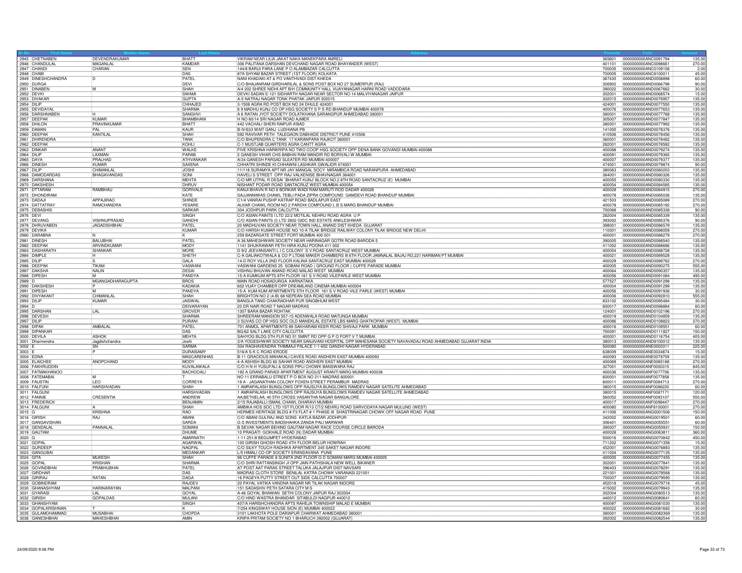| Sr No | First Name | Middle Name | Last Name | Address | Pincode | Folio | Amount |
|---|---|---|---|---|---|---|---|
| 2945 | CHETNABEN | DEVENDRAKUMAR | BHATT | VIKRAM NEAR LILIA JAKAT NAKA MANEKPARA AMRELI | 365601 | 0000000000ANC0091794 | 135.00 |
| 2946 | CHANDULAL | MAGANLAL | KAMDAR | 306 PALITANA DARSHAN DEVCHAND NAGAR ROAD BHAYANDER (WEST) | 401101 | 0000000000ANC0098661 | 270.00 |
| 2947 | CHANDI | CHARAN | SEN | 144/8 BARUI PARA LANE P O ALAMBAZAR CALCUTTA | 700035 | 0000000000ANC0109158 | 2.00 |
| 2948 | CHABI | | DAS | 87A SHYAM BAZAR STREET (1ST FLOOR) KOLKATA | 700005 | 0000000000ANC8100011 | 45.00 |
| 2949 | DINESHCHANDRA | D | PATEL | NANI KHADAKI AT & PO VANTHVADI DIST KHEDA | 387435 | 0000000000AND0058898 | 60.00 |
| 2950 | DURGA | | DEVI | C/O BHAJANRAM GIRDHARILAL & SONS POST BOX NO 27 SUMERPUR (RAJ) | 306902 | 0000000000AND0066798 | 90.00 |
| 2951 | DINABEN | M | SHAH | A/4 202 SHREE NIDHI APT B/H COMMUNITY HALL VIJAYANAGAR HARNI ROAD VADODARA | 390022 | 0000000000AND0067662 | 30.00 |
| 2952 | DEVKI | | SWAMI | DEVKI SADAN E-121 SIDHARTH NAGAR NEAR SECTOR NO 14 MALVIYANAGAR JAIPUR | 302001 | 0000000000AND0068574 | 15.00 |
| 2953 | DIVAKAR | | GUPTA | A-5 NATRAJ NAGAR TONK PHATAK JAIPUR 302015 | 302015 | 0000000000AND0076957 | 135.00 |
| 2954 | DILIP | | CHHAJED | 3-1508 AGRA RD POST BOX NO 24 DHULE 424001 | 424001 | 0000000000AND0077550 | 135.00 |
| 2955 | DEVIDAYAL | | SHARMA | 8 9 MADHU KUNJ CO OP HSG SOCIETY S P S RD BHANDUP MUMBAI 400078 | 400078 | 0000000000AND0077653 | 135.00 |
| 2956 | DARSHNABEN | H | SANGHVI | A 6 RATAN JYOT SOCIETY DOLATKHANA SARANGPUR AHMEDABAD 380001 | 380001 | 0000000000AND0077768 | 135.00 |
| 2957 | DEEPAK | KUMAR | BHAMBHANI | H NO 80/14 SRI NAGAR ROAD AJMER | 305007 | 0000000000AND0077847 | 135.00 |
| 2958 | DHILON | PRAVINKUMAR | BHATT | 442 VACHALI SHERI RAIPUR A'BAD | 380001 | 0000000000AND0077992 | 135.00 |
| 2959 | DAMAN | PAL | KAUR | B-IV/633 WAIT GANJ LUDHIANA PB | 141000 | 0000000000AND0078376 | 135.00 |
| 2960 | DEEPAK | KANTILAL | SHAH | 592 RAVIVAR PETH TALEGAON DABHADE DISTRICT PUNE 410506 | 410506 | 0000000000AND0078456 | 135.00 |
| 2961 | DHIRENDRA | | TANK | C/O BHUPENDRA C TANK 17 KARANPARA RAJKOT 360001 | 360001 | 0000000000AND0078482 | 135.00 |
| 2962 | DEEPAK | | KOHLI | C-1 MUSTJAB QUARTERS AGRA CANTT AGRA | 282001 | 0000000000AND0078582 | 135.00 |
| 2963 | DINKAR | ANANT | WALKE | FIVE KRISHNA HARIKRIPA NO TWO COOP HSG SOCIETY OPP DENA BANK GOVANDI MUMBAI 400088 | 400088 | 0000000000AND0079274 | 135.00 |
| 2964 | DILIP | LAXMAN | PARAB | 2 GANESH VIHAR CHS BABHAI RAM MANDIR RD BORIVALI W MUMBAI | 400091 | 0000000000AND0079365 | 135.00 |
| 2965 | DAYA | PRALHAD | ATHVANKAR | A/34 GANESH PARSAD SLEATER RD MUMBAI 400007 | 400007 | 0000000000AND0079377 | 135.00 |
| 2966 | DINESH | KUMAR | SAXENA | CHHATRI SHINDE KI CHHAWNI LASHKAR GWALIOR 474001 | 474001 | 0000000000AND0079874 | 90.00 |
| 2967 | DILIP | CHIMANLAL | JOSHI | 11/118 SURAMYA APT NR JAY MANGAL SOCY MIRAMBICA ROAD NARANPURA AHMEDABAD | 380063 | 0000000000AND0080203 | 135.00 |
| 2968 | DAMODARDAS | BHAGAVANDAS | SONI | HAVELI S STREET OPP RAJ VALKENISE BHAVNAGAR 364001 | 364001 | 0000000000AND0080326 | 135.00 |
| 2969 | DARSHANA | | MEHTA | C/O MR UTPAL R DESAI `BHARAT KUNJ' BLOCK NO.2 8TH ROAD SANTACRUZ (E) MUMBAI | 400055 | 0000000000AND0080330 | 135.00 |
| 2970 | DAKSHESH | | DHRUV | NISHANT PODAR ROAD SANTACRUZ WEST MUMBAI 400054 | 400054 | 0000000000AND0084585 | 135.00 |
| 2971 | DTTARAM | RAMBHAU | GORIVALE | KANJI BHAVN R NO 8 BORKAR WADI RAM MARUTI ROD DADAR 400028 | 400028 | 0000000000AND0084915 | 270.00 |
| 2972 | DHONDIRAM | | KATE | SAJJANNIWAS CHAWL TEBLI PADA ZIPRA COMPOUND GAMDEVI ROAD BHANDUP MUMBAI | 400078 | 0000000000AND0085036 | 135.00 |
| 2973 | DADAJI | APPAJIRAO | SHINDE | C1/4 VANRAI PUSHP KATRAP ROAD BADLAPUR EAST | 421503 | 0000000000AND0085089 | 270.00 |
| 2974 | DATTATRAY | RAMCHANDRA | YESARE | ALKAR CHAWL ROOM NO 2 PARDHI COMPOUND L B S MARG BHANDUP MUMBAI | 400078 | 0000000000AND0085192 | 270.00 |
| 2975 | DEBASHIS | | SARKAR | 304 JODHPUR PARK CALCUTTA | 700068 | 0000000000AND0085338 | 90.00 |
| 2976 | DEVI | | SINGH | C/O ASIAN PAINTS I LTD 22/2 MOTILAL NEHRU ROAD AGRA U P | 282004 | 0000000000AND0085339 | 135.00 |
| 2977 | DEVANG | VISHNUPRASAD | GANDHI | C/O ASIAN PAINTS (I) LTD 2602 GIDC IND ESTATE ANKLESHWAR | 393002 | 0000000000AND0085376 | 90.00 |
| 2978 | DHRUVABEN | JAGADISHBHAI | PATEL | 20 MADHUVAN SOCIETY NEAR TOWN HALL ANAND DIST KHEDA GUJARAT | 388001 | 0000000000AND0086579 | 135.00 |
| 2979 | DEVIKA | | KUMAR | C/O HARSH KUMAR HOUSE NO 10-A TILAK BRIDGE RAILWAY COLONY TILAK BRIDGE NEW DELHI | 110001 | 0000000000AND0088059 | 270.00 |
| 2980 | DARABNA | N | K | 259 BAZARGATE STREET FORT MUMBAI 400 001 | 400001 | 0000000000AND0088279 | 270.00 |
| 2981 | DINESH | BALUBHAI | PATEL | A 36 MAHESHWARI SOCIETY NEAR HARINAGAR GOTRI ROAD BARODA 5 | 390005 | 0000000000AND0088540 | 135.00 |
| 2982 | DEEPAK | ARVINDKUMAR | MODY | 1141 SHUKRAWAR PETH HIRA KUNJ POONA 411 002 | 411002 | 0000000000AND0088686 | 135.00 |
| 2983 | DASHARATH | SHANKAR | MORE | D 9/2 JEEVANSANTI L I C COLONY S V ROAD SANTACRUZ WEST MUMBAI | 400054 | 0000000000AND0088728 | 135.00 |
| 2984 | DIMPLE | H | SHETH | C-A GALIAKOTWALA & CO P LTD66 MAKER CHAMBERS III 6TH FLOOR JAMNALAL BAJAJ RD,221 NARIMAN PT MUMBAI | 400021 | 0000000000AND0089528 | 135.00 |
| 2985 | DILIP | S | GALA | 14-D ROY VILLA 2ND FLOOR KALINA SANTACRUZ EAST MUMBAI 400029 | 400029 | 0000000000AND0089762 | 270.00 |
| 2986 | DEEPAK | TIKAM | VASWANI | VASWANI GARDENS 25 SOBANI ROAD ( GROUND FLOOR ) CUFFE PARADE MUMBAI | 400005 | 0000000000AND0090275 | 555.00 |
| 2987 | DAKSHA | NALIN | DESAI | VISHNU BHUVAN ANAND ROAD MALAD WEST MUMBAI | 400064 | 0000000000AND0090357 | 135.00 |
| 2988 | DIPESH | M | PANDYA | 15-A KUMKUM APTS 8TH FLOOR 161 S V ROAD VILEPARLE WEST MUMBAI | 400056 | 0000000000AND0091084 | 495.00 |
| 2989 | D | MGANGADHARAGUPTA | BROS | MAIN ROAD HOSADURGA KARNATAKA | 577527 | 0000000000AND0091298 | 135.00 |
| 2990 | DAKSHESH | P | KADAKIA | 602 VIJAY CHAMBER OPP DREAMLAND CINEMA MUMBAI 400004 | 400004 | 0000000000AND0091299 | 135.00 |
| 2991 | DIPESH | M | PANDYA | 15-A KUM-KUM APARTMENTS 5TH FLOOR 161 S V ROAD VILE PARLE (WEST) MUMBAI | 400056 | 0000000000AND0091936 | 30.00 |
| 2992 | DIVYAKANT | CHIMANLAL | SHAH | BRIGHTON NO 2 (4-B) 68 NEPEAN SEA ROAD MUMBAI | 400006 | 0000000000AND0092810 | 555.00 |
| 2993 | DILIP | KUMAR | JAISWAL | BANGLA TAND CHAKRADHAR PUR SINGBHUM WEST | 833102 | 0000000000AND0095484 | 30.00 |
| 2994 | D | | DEIVARAYAN | 20 DR NAIR ROAD T NAGAR MADRAS | 600017 | 0000000000AND0098884 | 60.00 |
| 2995 | DARSHAN | LAL | GROVER | 1307 BARA BAZAR ROHTAK | 124001 | 0000000000AND0102196 | 270.00 |
| 2996 | DEVESH | | SHARMA | SHREERAM MANSION 557-15 ADENWALA ROAD MATUNGA MUMBAI | 400019 | 0000000000AND0104859 | 135.00 |
| 2997 | DILIP | | PURANI | 3 SUVAS CO OP HSG SOC OLD MANEKLAL ESTATE LBS MARG GHATKOPAR (WEST) MUMBAI | 400086 | 0000000000AND0108823 | 270.00 |
| 2998 | DIPAK | AMBALAL | PATEL | 701 ANMOL APARTMENTS 89 SAKHARAM KEER ROAD SHIVAJI PARK MUMBAI | 400016 | 0000000000AND0109551 | 60.00 |
| 2999 | DIPANKAR | | DAS | BG/62 SALT LAKE CITY CALCUTTA | 700091 | 0000000000AND0111827 | 150.00 |
| 3000 | DEVILA | ASHOK | MEHTA | SAHYOG BLDG 5TH FLR NO 51 5MINT RD OPP G P O FORT V T MUMBAI | 400001 | 0000000000AND0116754 | 405.00 |
| 3001 | Dharmendra | Jagdishchandra | Joshi | 2/A YOGESHWAR SOCIETY NEAR SANJIVANI HOSPITAL OPP MAHESANA SOCIETY NAVAVADAJ ROAD AHMEDABAD GUJARAT INDIA | 380013 | 0000000000AND8100012 | 135.00 |
| 3002 | E | SN | SARMA | 304 RAGHAVENDRA THIMMAJI PALACE 1-1-652 GANDHI NAGAR HYDERABAD | 500080 | 0000000000ANE0000311 | 225.00 |
| 3003 | E | P | DURAISAMY | 516/A S K C ROAD ERODE | 638009 | 0000000000ANE0034874 | 15.00 |
| 3004 | EDNA | | MASCARENHAS | B-11 GRACIOUS MAHAKALI CAVES ROAD ANDHERI EAST MUMBAI 400093 | 400093 | 0000000000ANE0078759 | 135.00 |
| 3005 | ELAICHEE | ANOPCHAND | MODY | 4-A ASHISH BLDG 60 SAHAR ROAD ANDHERI EAST MUMBAI | 400069 | 0000000000ANE0085188 | 270.00 |
| 3006 | FAKHRUDDIN | | KUVALAWALA | C/O H N H YUSUFALI & SONS PIPLI CHOWK BANSWARA RAJ | 327001 | 0000000000ANF0000315 | 645.00 |
| 3007 | FATMAKHANOO | | BACHOOALI | 192 A GRAND PARADI APARTMENT AUGUST KRANTI MARG MUMBAI 400036 | 400036 | 0000000000ANF0077706 | 135.00 |
| 3008 | FATEMABAI | M | T | NO 11 ERRABALU STREET P O BOX NO 211 MADRAS 600001 | 600001 | 0000000000ANF0077858 | 135.00 |
| 3009 | FAUSTIN | LEO | CORREYA | 19 A - JAGANATHAN COLONY FOXEN STREET PERAMBUR MADRAS | 600011 | 0000000000ANF0084713 | 270.00 |
| 3010 | FALGUNI | HARSHVADAN | SHAH | 1 AMRAPALASH BUNGLOWS OPP RAJSUYA BUNGLOWS RAMDEV NAGAR SATELITE AHMEDABAD | 380015 | 0000000000ANF0086220 | 60.00 |
| 3011 | FALGUNI | | HARSHVADAN | 1 AMRAPALASH BUNGLOWS OPP RAJSUYA BUNGLOWS RAMDEV NAGAR SATELLITE AHMEDABAD | 380015 | 0000000000ANF0087171 | 120.00 |
| 3012 | FANNIE | CRESENTIA | ANDREW | AA;BETHELAA; 40 5TH CROSS VASANTHA NAGAR BANGALORE | 560052 | 0000000000ANF0093107 | 555.00 |
| 3013 | FREDERICK | | BENJAMIN | 2/15 RAJABALLI ISMAIL CHAWL DHARAVI MUMBAI | 400017 | 0000000000ANF0098447 | 270.00 |
| 3014 | FALGUNI | A | SHAH | AMBIKA HOS SOC LTD 1ST FLOOR R/13 CT/2 NEHRU ROAD SARVODAYA NAGAR MULUND (WEST) | 400080 | 0000000000ANF8100001 | 270.00 |
| 3015 | G | KRISHNA | RAO | HERMES HERITAGE BLDG # F3 FLAT # 1 PHASE-III SHASTRINAGAR CHOWK OFF NAGAR ROAD PUNE | 411006 | 0000000000ANG0001506 | 150.00 |
| 3016 | GIRISH | RAJ | ABANI | C/O ABANI GULRAJ AND SONS KATLA BAZAR JODHPUR | 342002 | 0000000000ANG0019501 | 60.00 |
| 3017 | GANGAVISHAN | | SARDA | G S INVESTMENTS BADSHAHKA ZANDA PALI MARWAR | 306401 | 0000000000ANG0055551 | 60.00 |
| 3018 | GENDALAL | PANNALAL | SOMANI | B SEVAK NAGAR BEHIND GAUTAM NAGAR RACE COURSE CIRCLE BARODA | 390007 | 0000000000ANG0055931 | 150.00 |
| 3019 | GAUTAM | | DHUME | 10 PRAGATI GOKHALE ROAD (N) DADAR MUMBAI | 400028 | 0000000000ANG0063811 | 360.00 |
| 3020 | G | | AMARNATH | 1-11-251/8 BEGUMPET HYDERABAD | 500016 | 0000000000ANG0070842 | 450.00 |
| 3021 | GOPAL | | AGARWAL | 100 GIRISH GHOSH ROAD 4TH FLOOR BELUR HOWRAH | 711202 | 0000000000ANG0071356 | 15.00 |
| 3022 | GURDEEP | | NAGPAL | C/O SILKY TOUCH RADHIKA APARTMENT 345 SAKET NAGAR INDORE | 452001 | 0000000000ANG0076883 | 135.00 |
| 3023 | GANGUBAI | | MEDANKAR | L/5 HIMALI CO-OP SOCIETY ERANDAVANA PUNE | 411004 | 0000000000ANG0077135 | 135.00 |
| 3024 | GITA | MUKESH | SHAH | 98 CUFFE PARADE 8 SUNITA 2ND FLOOR G D SOMANI MARG MUMBAI 400005 | 400005 | 0000000000ANG0077455 | 135.00 |
| 3025 | GOPAL | KRISHAN | SHARMA | C/O SHRI RATTANSINGH JI OPP JAIN PATHSHALA NEW WELL BIKANER | 302001 | 0000000000ANG0077841 | 135.00 |
| 3026 | GOVINDBHAI | PRABHUBHAI | PATEL | AT POST AAT PARAS STREET TALUKA JALAJPUR DIST NAVSARI | 396403 | 0000000000ANG0078291 | 135.00 |
| 3027 | GIRDHAR | | DAS | MADRAS CLOTH STORE BENILAL KATRA CHOWK VARANASI 221001 | 221001 | 0000000000ANG0078568 | 135.00 |
| 3028 | GIRIRAJ | RATAN | DAGA | 16 PAGEYA PUTTY STREET OUT SIDE CALCUTTA 700007 | 700007 | 0000000000ANG0079595 | 135.00 |
| 3029 | GOBINDRAM | | RAJDEV | 20 PAYAL VATIKA VANDNA NAGAR NR TILAK NAGAR INDORE | 452018 | 0000000000ANG0079716 | 45.00 |
| 3030 | GHANASHYAM | HARINARAYAN | MALPANI | 151 SADASHIV PETH SATARA CITY M S | 415002 | 0000000000ANG0079943 | 135.00 |
| 3031 | GYARASI | LAL | GOYAL | A-46 GOYAL BHAWAN SETHI COLONY JAIPUR RAJ 302004 | 302004 | 0000000000ANG0080513 | 135.00 |
| 3032 | GIRISH | GOPALDAS | MULANI | C/O HIND WASTRA BHANDAR SITABULDI NAGPUR 440012 | 440012 | 0000000000ANG0080641 | 60.00 |
| 3033 | GHANSHYAM | | SINGH | 407/A HARISHCHANDRA APTS RAHEJA TOWNSHIP MALAD E MUMBAI | 400097 | 0000000000ANG0081030 | 135.00 |
| 3034 | GOPALKRISHNAN | T | K | 7/254 KINGSWAY HOUSE SION (E) MUMBAI 400022 | 400022 | 0000000000ANG0081682 | 30.00 |
| 3035 | GULAMOHAMMAD | MUSABHAI | CHOPDA | 3101 LAKHOTA POLE DARIAPUR CHARWAT AHMEDABAD 380001 | 380001 | 0000000000ANG0082369 | 135.00 |
| 3036 | GANESHBHAI | MAHESHBHAI | AMIN | KRIPA PRITAM SOCIETY NO 1 BHARUCH 392002 (GUJARAT) | 392002 | 0000000000ANG0082544 | 135.00 |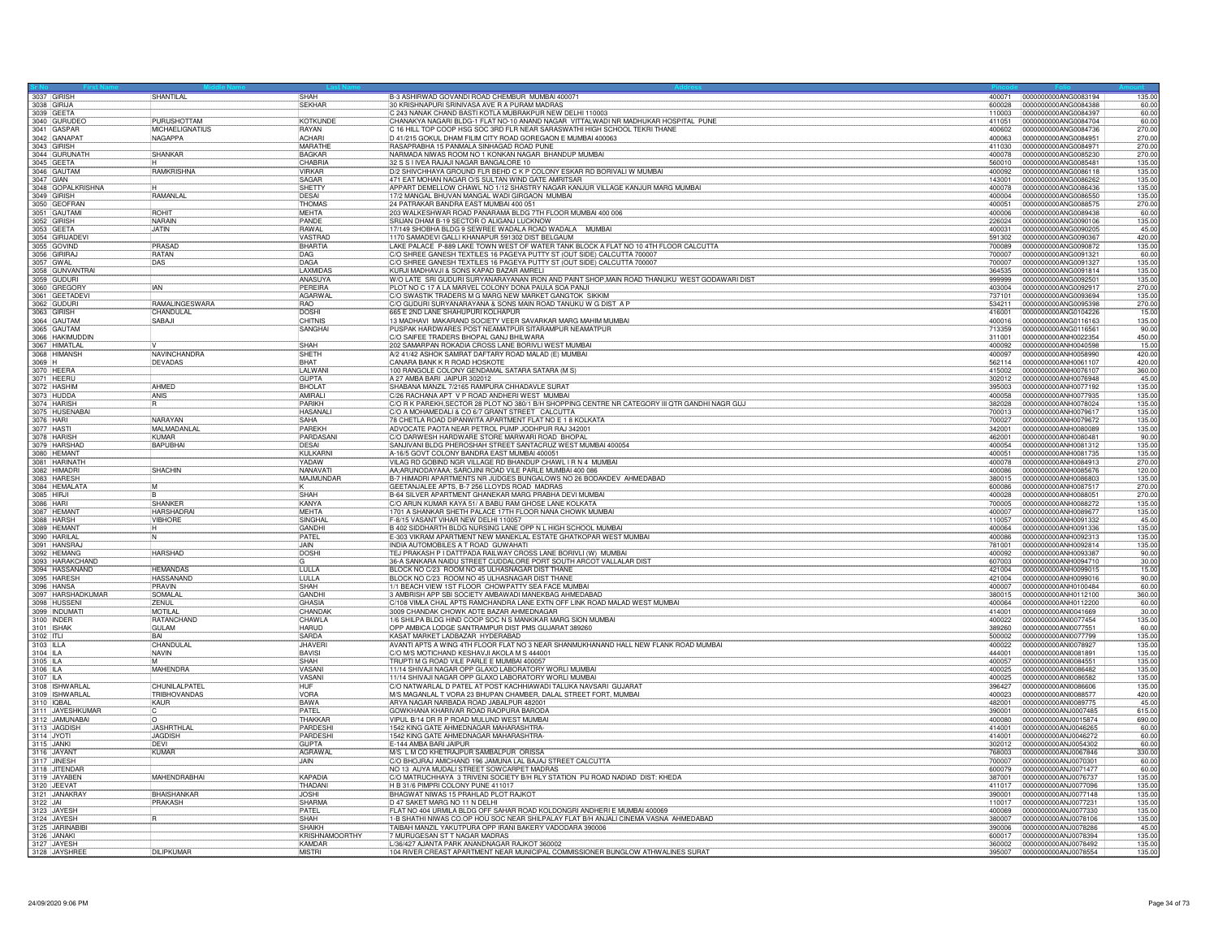| Sr No | First Name | Middle Name | Last Name | Address | Pincode | Folio | Amount |
|---|---|---|---|---|---|---|---|
| 3037 | GIRISH | SHANTILAL | SHAH | B-3 ASHIRWAD GOVANDI ROAD CHEMBUR MUMBAI 400071 | 400071 | 0000000000ANG0083194 | 135.00 |
| 3038 | GIRIJA | | SEKHAR | 30 KRISHNAPURI SRINIVASA AVE R A PURAM MADRAS | 600028 | 0000000000ANG0084388 | 60.00 |
| 3039 | GEETA | | | C 243 NANAK CHAND BASTI KOTLA MUBRAKPUR NEW DELHI 110003 | 110003 | 0000000000ANG0084397 | 60.00 |
| 3040 | GURUDEO | PURUSHOTTAM | KOTKUNDE | CHANAKYA NAGARI BLDG-1 FLAT NO-10 ANAND NAGAR VITTALWADI NR MADHUKAR HOSPITAL PUNE | 411051 | 0000000000ANG0084704 | 60.00 |
| 3041 | GASPAR | MICHAELIGNATIUS | RAYAN | C 16 HILL TOP COOP HSG SOC 3RD FLR NEAR SARASWATHI HIGH SCHOOL TEKRI THANE | 400602 | 0000000000ANG0084736 | 270.00 |
| 3042 | GANAPAT | NAGAPPA | ACHARI | D 41/215 GOKUL DHAM FILIM CITY ROAD GOREGAON E MUMBAI 400063 | 400063 | 0000000000ANG0084951 | 270.00 |
| 3043 | GIRISH | | MARATHE | RASAPRABHA 15 PANMALA SINHAGAD ROAD PUNE | 411030 | 0000000000ANG0084971 | 270.00 |
| 3044 | GURUNATH | SHANKAR | BAGKAR | NARMADA NIWAS ROOM NO 1 KONKAN NAGAR BHANDUP MUMBAI | 400078 | 0000000000ANG0085230 | 270.00 |
| 3045 | GEETA | H | CHABRIA | 32 S S I IVEA RAJAJI NAGAR BANGALORE 10 | 560010 | 0000000000ANG0085481 | 135.00 |
| 3046 | GAUTAM | RAMKRISHNA | VIRKAR | D/2 SHIVCHHAYA GROUND FLR BEHD C K P COLONY ESKAR RD BORIVALI W MUMBAI | 400092 | 0000000000ANG0086118 | 135.00 |
| 3047 | GIAN | | SAGAR | 471 EAT MOHAN NAGAR O/S SULTAN WIND GATE AMRITSAR | 143001 | 0000000000ANG0086262 | 135.00 |
| 3048 | GOPALKRISHNA | H | SHETTY | APPART DEMELLOW CHAWL NO 1/12 SHASTRY NAGAR KANJUR VILLAGE KANJUR MARG MUMBAI | 400078 | 0000000000ANG0086436 | 135.00 |
| 3049 | GIRISH | RAMANLAL | DESAI | 17/2 MANGAL BHUVAN MANGAL WADI GIRGAON MUMBAI | 400004 | 0000000000ANG0086550 | 135.00 |
| 3050 | GEOFRAN | | THOMAS | 24 PATRAKAR BANDRA EAST MUMBAI 400 051 | 400051 | 0000000000ANG0088575 | 270.00 |
| 3051 | GAUTAMI | ROHIT | MEHTA | 203 WALKESHWAR ROAD PANARAMA BLDG 7TH FLOOR MUMBAI 400 006 | 400006 | 0000000000ANG0089438 | 60.00 |
| 3052 | GIRISH | NARAIN | PANDE | SRIJAN DHAM B-19 SECTOR O ALIGANJ LUCKNOW | 226024 | 0000000000ANG0090106 | 135.00 |
| 3053 | GEETA | JATIN | RAWAL | 17/149 SHOBHA BLDG 9 SEWREE WADALA ROAD WADALA MUMBAI | 400031 | 0000000000ANG0090205 | 45.00 |
| 3054 | GIRIJADEVI | | VASTRAD | 1170 SAMADEVI GALLI KHANAPUR 591302 DIST BELGAUM | 591302 | 0000000000ANG0090367 | 420.00 |
| 3055 | GOVIND | PRASAD | BHARTIA | LAKE PALACE P-889 LAKE TOWN WEST OF WATER TANK BLOCK A FLAT NO 10 4TH FLOOR CALCUTTA | 700089 | 0000000000ANG0090872 | 135.00 |
| 3056 | GIRIRAJ | RATAN | DAG | C/O SHREE GANESH TEXTILES 16 PAGEYA PUTTY ST (OUT SIDE) CALCUTTA 700007 | 700007 | 0000000000ANG0091321 | 60.00 |
| 3057 | GWAL | DAS | DAGA | C/O SHREE GANESH TEXTILES 16 PAGEYA PUTTY ST (OUT SIDE) CALCUTTA 700007 | 700007 | 0000000000ANG0091327 | 135.00 |
| 3058 | GUNVANTRAI | | LAXMIDAS | KURJI MADHAVJI & SONS KAPAD BAZAR AMRELI | 364535 | 0000000000ANG0091814 | 135.00 |
| 3059 | GUDURI | | ANASUYA | W/O LATE SRI GUDURI SURYANARAYANAN IRON AND PAINT SHOP,MAIN ROAD THANUKU WEST GODAWARI DIST | 999999 | 0000000000ANG0092501 | 135.00 |
| 3060 | GREGORY | IAN | PEREIRA | PLOT NO C 17 A LA MARVEL COLONY DONA PAULA SOA PANJI | 403004 | 0000000000ANG0092917 | 270.00 |
| 3061 | GEETADEVI | | AGARWAL | C/O SWASTIK TRADERS M G MARG NEW MARKET GANGTOK SIKKIM | 737101 | 0000000000ANG0093694 | 135.00 |
| 3062 | GUDURI | RAMALINGESWARA | RAO | C/O GUDURI SURYANARAYANA & SONS MAIN ROAD TANUKU W G DIST A P | 534211 | 0000000000ANG0095398 | 270.00 |
| 3063 | GIRISH | CHANDULAL | DOSHI | 665 E 2ND LANE SHAHUPURI KOLHAPUR | 416001 | 0000000000ANG0104226 | 15.00 |
| 3064 | GAUTAM | SABAJI | CHITNIS | 13 MADHAVI MAKARAND SOCIETY VEER SAVARKAR MARG MAHIM MUMBAI | 400016 | 0000000000ANG0116163 | 135.00 |
| 3065 | GAUTAM | | SANGHAI | PUSPAK HARDWARES POST NEAMATPUR SITARAMPUR NEAMATPUR | 713359 | 0000000000ANG0116561 | 90.00 |
| 3066 | HAKIMUDDIN | | | C/O SAIFEE TRADERS BHOPAL GANJ BHILWARA | 311001 | 0000000000ANH0022354 | 450.00 |
| 3067 | HIMATLAL | V | SHAH | 202 SAMARPAN ROKADIA CROSS LANE BORIVLI WEST MUMBAI | 400092 | 0000000000ANH0040598 | 15.00 |
| 3068 | HIMANSH | NAVINCHANDRA | SHETH | A/2 41/42 ASHOK SAMRAT DAFTARY ROAD MALAD (E) MUMBAI | 400097 | 0000000000ANH0058990 | 420.00 |
| 3069 | H | DEVADAS | BHAT | CANARA BANK K R ROAD HOSKOTE | 562114 | 0000000000ANH0061107 | 420.00 |
| 3070 | HEERA | | LALWANI | 100 RANGOLE COLONY GENDAMAL SATARA SATARA (M S) | 415002 | 0000000000ANH0076107 | 360.00 |
| 3071 | HEERU | | GUPTA | A 27 AMBA BARI JAIPUR 302012 | 302012 | 0000000000ANH0076948 | 45.00 |
| 3072 | HASHIM | AHMED | BHOLAT | SHABANA MANZIL 7/2165 RAMPURA CHHADAVLE SURAT | 395003 | 0000000000ANH0077192 | 135.00 |
| 3073 | HUDDA | ANIS | AMIRALI | C/26 RACHANA APT V P ROAD ANDHERI WEST MUMBAI | 400058 | 0000000000ANH0077935 | 135.00 |
| 3074 | HARISH | R | PARIKH | C/O R K PAREKH,SECTOR 28 PLOT NO 380/1 B/H SHOPPING CENTRE NR CATEGORY III QTR GANDHI NAGR GUJ | 382028 | 0000000000ANH0078024 | 135.00 |
| 3075 | HUSENABAI | | HASANALI | C/O A MOHAMEDALI & CO 6/7 GRANT STREET CALCUTTA | 700013 | 0000000000ANH0079617 | 135.00 |
| 3076 | HARU | NARAYAN | SAHA | 78 CHETLA ROAD DIPANWITA APARTMENT FLAT NO E 1 8 KOLKATA | 700027 | 0000000000ANH0079672 | 135.00 |
| 3077 | HASTI | MALMADANLAL | PAREKH | ADVOCATE PAOTA NEAR PETROL PUMP JODHPUR RAJ 342001 | 342001 | 0000000000ANH0080089 | 135.00 |
| 3078 | HARISH | KUMAR | PARDASANI | C/O DARWESH HARDWARE STORE MARWARI ROAD BHOPAL | 462001 | 0000000000ANH0080481 | 90.00 |
| 3079 | HARSHAD | BAPUBHAI | DESAI | SANJIVANI BLDG PHEROSHAH STREET SANTACRUZ WEST MUMBAI 400054 | 400054 | 0000000000ANH0081312 | 135.00 |
| 3080 | HEMANT | | KULKARNI | A-16/5 GOVT COLONY BANDRA EAST MUMBAI 400051 | 400051 | 0000000000ANH0081735 | 135.00 |
| 3081 | HARINATH | | YADAW | VILAG RD GOBIND NGR VILLAGE RD BHANDUP CHAWL I R N 4 MUMBAI | 400078 | 0000000000ANH0084913 | 270.00 |
| 3082 | HIMADRI | SHACHIN | NANAVATI | AA;ARUNODAYAAA; SAROJINI ROAD VILE PARLE MUMBAI 400 086 | 400086 | 0000000000ANH0085676 | 120.00 |
| 3083 | HARESH | | MAJMUNDAR | B-7 HIMADRI APARTMENTS NR JUDGES BUNGALOWS NO 26 BODAKDEV AHMEDABAD | 380015 | 0000000000ANH0086803 | 135.00 |
| 3084 | HEMALATA | M | K | GEETANJALEE APTS, B-7 256 LLOYDS ROAD MADRAS | 600086 | 0000000000ANH0087517 | 270.00 |
| 3085 | HIRJI | B | SHAH | B-64 SILVER APARTMENT GHANEKAR MARG PRABHA DEVI MUMBAI | 400028 | 0000000000ANH0088051 | 270.00 |
| 3086 | HARI | SHANKER | KANYA | C/O ARUN KUMAR KAYA 51/ A BABU RAM GHOSE LANE KOLKATA | 700005 | 0000000000ANH0088272 | 135.00 |
| 3087 | HEMANT | HARSHADRAI | MEHTA | 1701 A SHANKAR SHETH PALACE 17TH FLOOR NANA CHOWK MUMBAI | 400007 | 0000000000ANH0089677 | 135.00 |
| 3088 | HARSH | VIBHORE | SINGHAL | F-8/15 VASANT VIHAR NEW DELHI 110057 | 110057 | 0000000000ANH0091332 | 45.00 |
| 3089 | HEMANT | H | GANDHI | B 402 SIDDHARTH BLDG NURSING LANE OPP N L HIGH SCHOOL MUMBAI | 400064 | 0000000000ANH0091336 | 135.00 |
| 3090 | HARILAL | N | PATEL | E-303 VIKRAM APARTMENT NEW MANEKLAL ESTATE GHATKOPAR WEST MUMBAI | 400086 | 0000000000ANH0092313 | 135.00 |
| 3091 | HANSRAJ | | JAIN | INDIA AUTOMOBILES A T ROAD GUWAHATI | 781001 | 0000000000ANH0092814 | 135.00 |
| 3092 | HEMANG | HARSHAD | DOSHI | TEJ PRAKASH P I DATTPADA RAILWAY CROSS LANE BORIVLI (W) MUMBAI | 400092 | 0000000000ANH0093387 | 90.00 |
| 3093 | HARAKCHAND | | G | 36-A SANKARA NAIDU STREET CUDDALORE PORT SOUTH ARCOT VALLALAR DIST | 607003 | 0000000000ANH0094710 | 30.00 |
| 3094 | HASSANAND | HEMANDAS | LULLA | BLOCK NO C/23 ROOM NO 45 ULHASNAGAR DIST THANE | 421004 | 0000000000ANH0099015 | 15.00 |
| 3095 | HARESH | HASSANAND | LULLA | BLOCK NO C/23 ROOM NO 45 ULHASNAGAR DIST THANE | 421004 | 0000000000ANH0099016 | 90.00 |
| 3096 | HANSA | PRAVIN | SHAH | 1/1 BEACH VIEW 1ST FLOOR CHOWPATTY SEA FACE MUMBAI | 400007 | 0000000000ANH0100484 | 60.00 |
| 3097 | HARSHADKUMAR | SOMALAL | GANDHI | 3 AMBRISH APP SBI SOCIETY AMBAWADI MANEKBAG AHMEDABAD | 380015 | 0000000000ANH0112100 | 360.00 |
| 3098 | HUSSENI | ZENUL | GHASIA | C/108 VIMLA CHAL APTS RAMCHANDRA LANE EXTN OFF LINK ROAD MALAD WEST MUMBAI | 400064 | 0000000000ANH0112200 | 60.00 |
| 3099 | INDUMATI | MOTILAL | CHANDAK | 3009 CHANDAK CHOWK ADTE BAZAR AHMEDNAGAR | 414001 | 0000000000ANI0041669 | 30.00 |
| 3100 | INDER | RATANCHAND | CHAWLA | 1/6 SHILPA BLDG HIND COOP SOC N S MANKIKAR MARG SION MUMBAI | 400022 | 0000000000ANI0077454 | 135.00 |
| 3101 | ISHAK | GULAM | HARUD | OPP AMBICA LODGE SANTRAMPUR DIST PMS GUJARAT 389260 | 389260 | 0000000000ANI0077551 | 60.00 |
| 3102 | ITLI | BAI | SARDA | KASAT MARKET LADBAZAR HYDERABAD | 500002 | 0000000000ANI0077799 | 135.00 |
| 3103 | ILLA | CHANDULAL | JHAVERI | AVANTI APTS A WING 4TH FLOOR FLAT NO 3 NEAR SHANMUKHANAND HALL NEW FLANK ROAD MUMBAI | 400022 | 0000000000ANI0078927 | 135.00 |
| 3104 | ILA | NAVIN | BAVISI | C/O M/S MOTICHAND KESHAVJI AKOLA M S 444001 | 444001 | 0000000000ANI0081891 | 135.00 |
| 3105 | ILA | M | SHAH | TRUPTI M G ROAD VILE PARLE E MUMBAI 400057 | 400057 | 0000000000ANI0084551 | 135.00 |
| 3106 | ILA | MAHENDRA | VASANI | 11/14 SHIVAJI NAGAR OPP GLAXO LABORATORY WORLI MUMBAI | 400025 | 0000000000ANI0086482 | 135.00 |
| 3107 | ILA | | VASANI | 11/14 SHIVAJI NAGAR OPP GLAXO LABORATORY WORLI MUMBAI | 400025 | 0000000000ANI0086582 | 135.00 |
| 3108 | ISHWARLAL | CHUNILALPATEL | HUF | C/O NATWARLAL D PATEL AT POST KACHHIAWADI TALUKA NAVSARI GUJARAT | 396427 | 0000000000ANI0086606 | 135.00 |
| 3109 | ISHWARLAL | TRIBHOVANDAS | VORA | M/S MAGANLAL T VORA 23 BHUPAN CHAMBER, DALAL STREET FORT, MUMBAI | 400023 | 0000000000ANI0088577 | 420.00 |
| 3110 | IQBAL | KAUR | BAWA | ARYA NAGAR NARBADA ROAD JABALPUR 482001 | 482001 | 0000000000ANI0089775 | 45.00 |
| 3111 | JAYESHKUMAR | C | PATEL | GOWKHANA KHARIVAR ROAD RAOPURA BARODA | 390001 | 0000000000ANJ0007485 | 615.00 |
| 3112 | JAMUNABAI | O | THAKKAR | VIPUL B/14 DR R P ROAD MULUND WEST MUMBAI | 400080 | 0000000000ANJ0015874 | 690.00 |
| 3113 | JAGDISH | JASHRTHLAL | PARDESHI | 1542 KING GATE AHMEDNAGAR MAHARASHTRA- | 414001 | 0000000000ANJ0046265 | 60.00 |
| 3114 | JYOTI | JAGDISH | PARDESHI | 1542 KING GATE AHMEDNAGAR MAHARASHTRA- | 414001 | 0000000000ANJ0046272 | 60.00 |
| 3115 | JANKI | DEVI | GUPTA | E-144 AMBA BARI JAIPUR | 302012 | 0000000000ANJ0054302 | 60.00 |
| 3116 | JAYANT | KUMAR | AGRAWAL | M/S L M CO KHETRAJPUR SAMBALPUR ORISSA | 768003 | 0000000000ANJ0067846 | 330.00 |
| 3117 | JINESH | | JAIN | C/O BHOJRAJ AMICHAND 196 JAMUNA LAL BAJAJ STREET CALCUTTA | 700007 | 0000000000ANJ0070301 | 60.00 |
| 3118 | JITENDAR | | | NO 13 AUYA MUDALI STREET SOWCARPET MADRAS | 600079 | 0000000000ANJ0071477 | 60.00 |
| 3119 | JAYABEN | MAHENDRABHAI | KAPADIA | C/O MATRUCHHAYA 3 TRIVENI SOCIETY B/H RLY STATION PIJ ROAD NADIAD DIST: KHEDA | 387001 | 0000000000ANJ0076737 | 135.00 |
| 3120 | JEEVAT | | THADANI | H B 31/6 PIMPRI COLONY PUNE 411017 | 411017 | 0000000000ANJ0077096 | 135.00 |
| 3121 | JANAKRAY | BHAISHANKAR | JOSHI | BHAGWAT NIWAS 15 PRAHLAD PLOT RAJKOT | 390001 | 0000000000ANJ0077148 | 135.00 |
| 3122 | JAI | PRAKASH | SHARMA | D 47 SAKET MARG NO 11 N DELHI | 110017 | 0000000000ANJ0077231 | 135.00 |
| 3123 | JAYESH | | PATEL | FLAT NO 404 URMILA BLDG OFF SAHAR ROAD KOLDONGRI ANDHERI E MUMBAI 400069 | 400069 | 0000000000ANJ0077330 | 135.00 |
| 3124 | JAYESH | R | SHAH | 1-B SHATHI NIWAS CO.OP HOU SOC NEAR SHILPALAY FLAT B/H ANJALI CINEMA VASNA AHMEDABAD | 380007 | 0000000000ANJ0078106 | 135.00 |
| 3125 | JARINABIBI | | SHAIKH | TAIBAH MANZIL YAKUTPURA OPP IRANI BAKERY VADODARA 390006 | 390006 | 0000000000ANJ0078286 | 45.00 |
| 3126 | JANAKI | | KRISHNAMOORTHY | 7 MURUGESAN ST T NAGAR MADRAS | 600017 | 0000000000ANJ0078394 | 135.00 |
| 3127 | JAYESH | | KAMDAR | L/36/427 AJANTA PARK ANANDNAGAR RAJKOT 360002 | 360002 | 0000000000ANJ0078492 | 135.00 |
| 3128 | JAYSHREE | DILIPKUMAR | MISTRI | 104 RIVER CREAST APARTMENT NEAR MUNICIPAL COMMISSIONER BUNGLOW ATHWALINES SURAT | 395007 | 0000000000ANJ0078554 | 135.00 |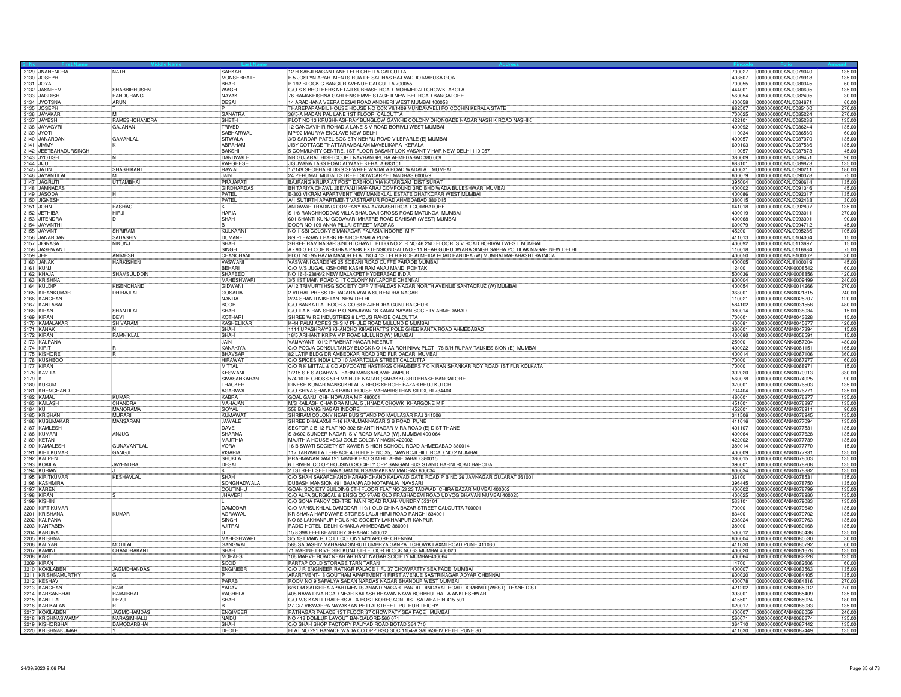| Sr No | First Name | Middle Name | Last Name | Address | Pincode | Folio | Amount |
|---|---|---|---|---|---|---|---|
| 3129 | JNANENDRA | NATH | SARKAR | 12 H SABJI BAGAN LANE I FLR CHETLA CALCUTTA | 700027 | 0000000000ANJ0079040 | 135.00 |
| 3130 | JOSEPH | | MONSERRATE | F-5 JOSLYN APARTMENTS RUA DE SALINAS RAJ VADDO MAPUSA GOA | 403507 | 0000000000ANJ0079918 | 135.00 |
| 3131 | JOYA | | BHAR | P 192 BLOCK C BANGUR AVENUE CALCUTTA 700055 | 700055 | 0000000000ANJ0080345 | 60.00 |
| 3132 | JASNEEM | SHABBIRHUSEN | WAGH | C/O S S BROTHERS NETAJI SUBHASH ROAD MOHMEDALI CHOWK AKOLA | 444001 | 0000000000ANJ0080605 | 135.00 |
| 3133 | JAGDISH | PANDURANG | NAYAK | 76 RAMAKRISHNA GARDENS RMVE STAGE II NEW BEL ROAD BANGALORE | 560054 | 0000000000ANJ0082495 | 30.00 |
| 3134 | JYOTSNA | ARUN | DESAI | 14 ARADHANA VEERA DESAI ROAD ANDHERI WEST MUMBAI 400058 | 400058 | 0000000000ANJ0084671 | 60.00 |
| 3135 | JOSEPH | T | P | THAREPARAMBIL HOUSE HOUSE NO CCX VII/1409 MUNDAMVELI PO COCHIN KERALA STATE | 682507 | 0000000000ANJ0085100 | 270.00 |
| 3136 | JAYAKAR | M | GANATRA | 36/5-A MADAN PAL LANE 1ST FLOOR CALCUTTA | 700025 | 0000000000ANJ0085224 | 270.00 |
| 3137 | JAYESH | RAMESHCHANDRA | SHETH | PLOT NO 13 KRUSHNASHRAY BUNGLOW GAYKHE COLONY DHONGADE NAGAR NASHIK ROAD NASHIK | 422101 | 0000000000ANJ0085288 | 135.00 |
| 3138 | JAYAGVRI | GAJANAN | TRIVEDI | 12 GANGAVIHIR ROHADIA LANE S V ROAD BORIVLI WEST MUMBAI | 400092 | 0000000000ANJ0086244 | 135.00 |
| 3139 | JYOTI | | SABHARWAL | MP/92 MAURYA ENCLAVE NEW DELHI | 110034 | 0000000000ANJ0086560 | 60.00 |
| 3140 | JANARDAN | GAMANLAL | SITWALA | 3/D SARDAR PATEL SOCIETY NEHRU ROAD VILEPARLE (E) MUMBAI | 400057 | 0000000000ANJ0087070 | 135.00 |
| 3141 | JIMMY | K | ABRAHAM | JIBY COTTAGE THATTARAMBALAM MAVELIKARA KERALA | 690103 | 0000000000ANJ0087586 | 135.00 |
| 3142 | JEETBAHADURSINGH | | BAKSHI | 5 COMMUNITY CENTRE, 1ST FLOOR BASANT LOK VASANT VIHAR NEW DELHI 110 057 | 110057 | 0000000000ANJ0087873 | 45.00 |
| 3143 | JYOTISH | N | DANDWALE | NR GUJARAT HIGH COURT NAVRANGPURA AHMEDABAD 380 009 | 380009 | 0000000000ANJ0089451 | 90.00 |
| 3144 | JIJU | | VARGHESE | JISUVANA TASS ROAD ALWAYE KERALA 683101 | 683101 | 0000000000ANJ0089873 | 135.00 |
| 3145 | JATIN | SHASHIKANT | RAWAL | 17/149 SHOBHA BLDG 9 SEWREE WADALA ROAD WADALA MUMBAI | 400031 | 0000000000ANJ0090211 | 180.00 |
| 3146 | JAYANTILAL | M | JAIN | 24 PERUMAL MUDALI STREET SOWCARPET MADRAS 600079 | 600079 | 0000000000ANJ0090378 | 75.00 |
| 3147 | JAGRUTI | UTTAMBHAI | PRAJAPATI | BAJRANG KRUPA AT POST DABHOLI VIA KATARGAM DIST SURAT | 395004 | 0000000000ANJ0090614 | 135.00 |
| 3148 | JAMNADAS | | GIRDHARDAS | BHITARIYA CHAWL JEEVANJI MAHARAJ COMPOUND 3RD BHOIWADA BULESHWAR MUMBAI | 400002 | 0000000000ANJ0091346 | 45.00 |
| 3149 | JASODA | H | PATEL | E-303 VIKRAM APARTMENT NEW MANEKLAL ESTATE GHATKOPAR WEST MUMBAI | 400086 | 0000000000ANJ0092317 | 135.00 |
| 3150 | JIGNESH | | PATEL | A/1 SUTIRTH APARTMENT VASTRAPUR ROAD AHMEDABAD 380 015 | 380015 | 0000000000ANJ0092433 | 30.00 |
| 3151 | JOHN | PASHAC | K | ANDAVAR TRADING COMPANY 854 AVANASHI ROAD COIMBATORE | 641018 | 0000000000ANJ0092807 | 135.00 |
| 3152 | JETHIBAI | HIRJI | HARIA | S 1/8 RANCHHODDAS VILLA BHAUDAJI CROSS ROAD MATUNGA MUMBAI | 400019 | 0000000000ANJ0093011 | 270.00 |
| 3153 | JITENDRA | D | SHAH | 601 SHANTI KUNJ GODAVARI MHATRE ROAD DAHISAR (WEST) MUMBAI | 400068 | 0000000000ANJ0093301 | 90.00 |
| 3154 | JAYANTHI | | B | DOOR NO 109 ANNA PILLAI STREET MADRAS | 600079 | 0000000000ANJ0094712 | 45.00 |
| 3155 | JAYANT | SHRIRAM | KULKARNI | NO 1 SBI COLONY BIMANAGAR PALASIA INDORE M P | 452001 | 0000000000ANJ0095286 | 105.00 |
| 3156 | JANARDAN | SADASHIV | DUMANE | 8/9 PLEASANT PARK BHAIROBANALA PUNE | 411013 | 0000000000ANJ0104004 | 15.00 |
| 3157 | JIGNASA | NIKUNJ | SHAH | SHREE RAM NAGAR SINDHI CHAWL BLDG NO 2 R NO 46 2ND FLOOR S V ROAD BORIVALI WEST MUMBAI | 400092 | 0000000000ANJ0113697 | 15.00 |
| 3158 | JASHWANT | | SINGH | A - 90 G FLOOR KRISHNA PARK EXTENSION GALI NO - 11 NEAR GURUDWARA SINGH SABHA PO TILAK NAGAR NEW DELHI | 110018 | 0000000000ANJ0116684 | 75.00 |
| 3159 | JER | ANIMESH | CHANCHANI | PLOT NO 95 RAZIA MANOR FLAT NO 4 1ST FLR PROF ALMEIDA ROAD BANDRA (W) MUMBAI MAHARASHTRA INDIA | 400050 | 0000000000ANJ8100002 | 30.00 |
| 3160 | JANAK | HARKISHEN | VASWANI | VASWANI GARDENS 25 SOBANI ROAD CUFFE PARADE MUMBAI | 400005 | 0000000000ANJ8100019 | 45.00 |
| 3161 | KUNJ | | BEHARI | C/O M/S JUGAL KISHORE KASHI RAM ANAJ MANDI ROHTAK | 124001 | 0000000000ANK0008542 | 60.00 |
| 3162 | KHAJA | SHAMSUDDIN | SHAFEEQ | NO 16-8-238/6/2 NEW MALAKPET HYDERABAD INDIA | 500036 | 0000000000ANK0008856 | 420.00 |
| 3163 | KRISHNA | | MAHESHWARI | 3/5 1ST MAIN ROAD C I T COLONY MYLAPORE CHENNAI | 600004 | 0000000000ANK0009499 | 240.00 |
| 3164 | KULDIP | KISENCHAND | GIDWANI | A/12 TRIMURTI HSG SOCIETY OPP VITHALDAS NAGAR NORTH AVENUE SANTACRUZ (W) MUMBAI | 400054 | 0000000000ANK0014266 | 270.00 |
| 3165 | KIRANKUMAR | DHIRAJLAL | GOSALIA | 2 VITHAL PRESS DEDADARA WALA SURENDRA NAGAR | 363001 | 0000000000ANK0021815 | 240.00 |
| 3166 | KANCHAN | | NANDA | 2/24 SHANTI NIKETAN NEW DELHI | 110021 | 0000000000ANK0025207 | 120.00 |
| 3167 | KANTABAI | | BOOB | C/O BANKATLAL BOOB & CO 68 RAJENDRA GUNJ RAICHUR | 584102 | 0000000000ANK0031558 | 480.00 |
| 3168 | KIRAN | SHANTILAL | SHAH | C/O ILA KIRAN SHAH P O NAVJIVAN 18 KAMALNAYAN SOCIETY AHMEDABAD | 380014 | 0000000000ANK0038034 | 15.00 |
| 3169 | KIRAN | DEVI | KOTHARI | SHREE WIRE INDUSTRIES 8 LYOUS RANGE CALCUTTA | 700001 | 0000000000ANK0043628 | 15.00 |
| 3170 | KAMALAKAR | SHIVARAM | KASHELIKAR | K-44 PALM ACRES CHS M PHULE ROAD MULUND E MUMBAI | 400081 | 0000000000ANK0045677 | 420.00 |
| 3171 | KANAK | N | SHAH | 1114 UPASHRAY'S KHANCHO KIKABHATT'S POLE GHEE KANTA ROAD AHMEDABAD | 380001 | 0000000000ANK0047394 | 15.00 |
| 3172 | KIRAN | RAMNIKLAL | SHAH | 18/5 ARIHANT KRIPA V P ROAD MULUND (W) MUMBAI | 400080 | 0000000000ANK0056591 | 15.00 |
| 3173 | KALPANA | | JAIN | VAIJAYANT 101/2 PRABHAT NAGAR MEERUT | 250001 | 0000000000ANK0057204 | 480.00 |
| 3174 | KIRIT | R | KANAKIYA | C/O POOJA CONSULTANCY BLOCK NO 14 AA;ROHINIAA; PLOT 178 B/H RUPAM TALKIES SION (E) MUMBAI | 400022 | 0000000000ANK0061151 | 165.00 |
| 3175 | KISHORE | R | BHAVSAR | 82 LATIF BLDG DR AMBEDKAR ROAD 3RD FLR DADAR MUMBAI | 400014 | 0000000000ANK0067106 | 360.00 |
| 3176 | KUSHBOO | | HIRAWAT | C/O SPICES INDIA LTD 10 AMARTOLLA STREET CALCUTTA | 700001 | 0000000000ANK0067277 | 60.00 |
| 3177 | KIRAN | | MITTAL | C/O R K MITTAL & CO ADVOCATE HASTINGS CHAMBERS 7 C KIRAN SHANKAR ROY ROAD 1ST FLR KOLKATA | 700001 | 0000000000ANK0068971 | 15.00 |
| 3178 | KAVITA | | KESWANI | 1/215 S F S AGARWAL FARM MANSAROVAR JAIPUR | 302020 | 0000000000ANK0070913 | 330.00 |
| 3179 | K | | SIVASANKARAN | 574 10TH CROSS 5TH MAIN J P NAGAR (SARAKKI) 3RD PHASE BANGALORE | 560078 | 0000000000ANK0074925 | 90.00 |
| 3180 | KUSUM | | THACKER | DINESH KUMAR MANSUKHLAL & BROS SHROFF BAZAR BHUJ KUTCH | 370001 | 0000000000ANK0076503 | 135.00 |
| 3181 | KHEMCHAND | | AGARWAL | C/O SHIVA SHANKAR PAINT HOUSE MAHABIRSTHAN SILIGURI 734404 | 734404 | 0000000000ANK0076771 | 135.00 |
| 3182 | KAMAL | KUMAR | KABRA | GOAL GANJ CHHINDWARA M P 480001 | 480001 | 0000000000ANK0076877 | 135.00 |
| 3183 | KAILASH | CHANDRA | MAHAJAN | M/S KAILASH CHANDRA M'LAL 5 JHNADA CHOWK KHARGONE M P | 451001 | 0000000000ANK0076897 | 135.00 |
| 3184 | KU | MANORAMA | GOYAL | 558 BAJRANG NAGAR INDORE | 452001 | 0000000000ANK0076911 | 90.00 |
| 3185 | KRISHAN | MURARI | KUMAWAT | SHRIRAM COLONY NEAR BUS STAND PO MAULASAR RAJ 341506 | 341506 | 0000000000ANK0076945 | 135.00 |
| 3186 | KUSUMAKAR | MANSARAM | JAWALE | SHREE DHALAXMI F-16 HANUMANNAGAR S B ROAD PUNE | 411016 | 0000000000ANK0077094 | 135.00 |
| 3187 | KAMLESH | | DAVE | SECTOR 2 B 12 FLAT NO 302 SHANTI NAGAR MIRA ROAD (E) DIST THANE | 401107 | 0000000000ANK0077531 | 135.00 |
| 3188 | KUMARI | ANJUG | SHARMA | S-3/602 SUNDER NAGAR, S V ROAD MALAD (W), MUMBAI 400 064 | 400064 | 0000000000ANK0077628 | 135.00 |
| 3189 | KETAN | | MAJITHIA | MAJITHIA HOUSE 480/J GOLE COLONY NASIK 422002 | 422002 | 0000000000ANK0077739 | 135.00 |
| 3190 | KAMALESH | GUNAVANTLAL | VORA | 16 B SWATI SOCIETY ST XAVIER S HIGH SCHOOL ROAD AHMEDABAD 380014 | 380014 | 0000000000ANK0077770 | 15.00 |
| 3191 | KIRTIKUMAR | GANGJI | VISARIA | 117 TARWALLA TERRACE 4TH FLR R NO 35, NAWROJI HILL ROAD NO 2 MUMBAI | 400009 | 0000000000ANK0077931 | 135.00 |
| 3192 | KALPEN | | SHUKLA | BRAHMANANDAM 191 MANEK BAG S M RD AHMEDABAD 380015 | 380015 | 0000000000ANK0078003 | 135.00 |
| 3193 | KOKILA | JAYENDRA | DESAI | 6 TRIVENI CO OP HOUSING SOCIETY OPP SANGAM BUS STAND HARNI ROAD BARODA | 390001 | 0000000000ANK0078208 | 135.00 |
| 3194 | KURIAN | J | K | 2 I STREET SEETHANAGAM NUNGAMBAKKAM MADRAS 600034 | 600034 | 0000000000ANK0078382 | 135.00 |
| 3195 | KIRITKUMAR | KESHAVLAL | SHAH | C/O SHAH SAKARCHAND HARAKHCHAND KALAVAD GATE ROAD P B NO 26 JAMNAGAR GUJARAT 361001 | 361001 | 0000000000ANK0078531 | 135.00 |
| 3196 | KASHMIRA | | SONGHADWALA | DUBASH MANSION 491 BAJANWAD MOTAFALIA NAVSARI | 396445 | 0000000000ANK0078750 | 135.00 |
| 3197 | KAREN | | COUTINHU | GOAN SOCIETY BUILDING 5TH FLOOR FLAT NO 53 23 TADWADI CHIRA BAZAR MUMBAI 400002 | 400002 | 0000000000ANK0078799 | 135.00 |
| 3198 | KIRAN | S | JHAVERI | C/O ALFA SURGICAL & ENGG CO 97/AB OLD PRABHADEVI ROAD UDYOG BHAVAN MUMBAI 400025 | 400025 | 0000000000ANK0078980 | 135.00 |
| 3199 | KISHIN | | L | C/O SONA FANCY CENTRE MAIN ROAD RAJAHMUNDRY 533101 | 533101 | 0000000000ANK0079083 | 135.00 |
| 3200 | KIRTIKUMAR | | DAMODAR | C/O MANSUKHLAL DAMODAR 119/1 OLD CHINA BAZAR STREET CALCUTTA 700001 | 700001 | 0000000000ANK0079649 | 135.00 |
| 3201 | KRISHANA | KUMAR | AGRAWAL | KRISHANA HARDWARE STORES LALJI HIRJI ROAD RANCHI 834001 | 834001 | 0000000000ANK0079702 | 135.00 |
| 3202 | KALPANA | | SINGH | NO 86 LAKHANPUR HOUSING SOCIETY LAKHANPUR KANPUR | 208024 | 0000000000ANK0079763 | 135.00 |
| 3203 | KANTABEN | | AJITRAI | RADIO HOTEL DELHI CHAKLA AHMEDABAD 380001 | 380001 | 0000000000ANK0080168 | 135.00 |
| 3204 | KARUNA | | U | 15 8 398 FEELKHAND HYDERABAD 500012 | 500012 | 0000000000ANK0080438 | 135.00 |
| 3205 | KRISHNA | | MAHESHWARI | 3/5 1ST MAIN RD C I T COLONY MYLAPORE CHENNAI | 600004 | 0000000000ANK0080530 | 30.00 |
| 3206 | KALYAN | MOTILAL | GANGWAL | 586 SADASHIV MAHARAJ SMRUTI UMBRYA GANPATI CHOWK LAXMI ROAD PUNE 411030 | 411030 | 0000000000ANK0080792 | 60.00 |
| 3207 | KAMINI | CHANDRAKANT | SHAH | 71 MARINE DRIVE GIRI KUNJ 6TH FLOOR BLOCK NO 63 MUMBAI 400020 | 400020 | 0000000000ANK0081678 | 135.00 |
| 3208 | KARL | | MORAES | 106 MARVE ROAD NEAR ARIHANT NAGAR SOCIETY MUMBAI-400064 | 400064 | 0000000000ANK0082328 | 135.00 |
| 3209 | KIRAN | | SOOD | PARTAP COLD STORAGE TARN TARAN | 147001 | 0000000000ANK0082606 | 60.00 |
| 3210 | KOKILABEN | JAGMOHANDAS | ENGINEER | C/O J R ENGINEER RATNGR PALACE 1 FL 37 CHOWPATTY SEA FACE MUMBAI | 400007 | 0000000000ANK0083563 | 135.00 |
| 3211 | KRISHNAMURTHY | G | P | APARTMENT-18 GOUTHAM APARTMENT 4 FIRST AVENUE SASTRINAGAR ADYAR CHENNAI | 600020 | 0000000000ANK0084405 | 135.00 |
| 3212 | KESHAV | | PARAB | ROOM NO 9 SAFALYA SADAN NARDAS NAGAR BHANDUP WEST MUMBAI | 400078 | 0000000000ANK0084816 | 270.00 |
| 3213 | KANCHAN | RAM | YADAV | 6/B OM SAI KRIPA APARTMENTS ANAND NAGAR PANDIT DINDAYAL ROAD DOMBIVLI (WEST) THANE DIST | 421202 | 0000000000ANK0085012 | 270.00 |
| 3214 | KARSANBHAI | RAMJIBHAI | VAGHELA | 408 NAVA DIVA ROAD NEAR KAILASH BHAVAN NAVA BORBHUTHA TA ANKLESHWAR | 393001 | 0000000000ANK0085409 | 135.00 |
| 3215 | KANTILAL | DEVJI | SHAH | C/O M/S KANTI TRADERS AT & POST KOREGAON DIST SATARA PIN 415 501 | 415501 | 0000000000ANK0085924 | 180.00 |
| 3216 | KARIKALAN | R | B | 27-C/7 VISWAPPA NAYAKKAN PETTAI STREET PUTHUR TRICHY | 620017 | 0000000000ANK0086033 | 135.00 |
| 3217 | KOKILABEN | JAGMOHAMDAS | ENGIMEER | RATNAGAR PALACE 1ST FLOOR 37 CHOWPATY SEA FACE MUMBAI | 400007 | 0000000000ANK0086059 | 240.00 |
| 3218 | KRISHNASWAMY | NARASIMHALU | NAIDU | NO 418 DOMLUR LAYOUT BANGALORE-560 071 | 560071 | 0000000000ANK0086674 | 135.00 |
| 3219 | KISHORBHAI | DAMODARBHAI | SHAH | C/O SHAH SHOP FACTORY PALIYAD ROAD BOTAD 364 710 | 364710 | 0000000000ANK0087442 | 135.00 |
| 3220 | KRISHNAKUMAR | Y | DHOLE | FLAT NO 291 RANADE WADA CO OPP HSG SOC 1154-A SADASHIV PETH PUNE 30 | 411030 | 0000000000ANK0087449 | 135.00 |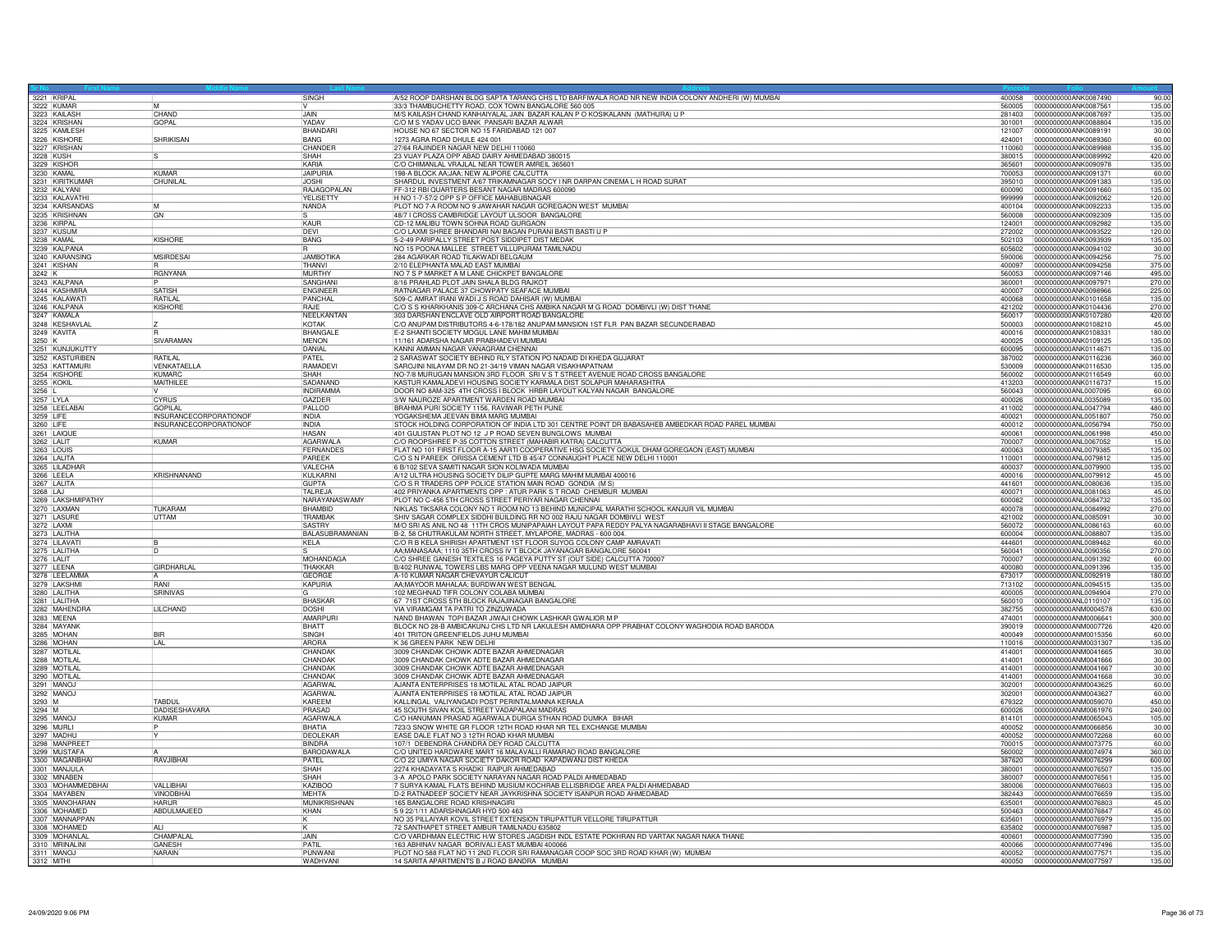| Sr No | First Name | Middle Name | Last Name | Address | Pincode | Folio | Amount |
|---|---|---|---|---|---|---|---|
| 3221 | KRIPAL | | SINGH | A/52 ROOP DARSHAN BLDG SAPTA TARANG CHS LTD BARFIWALA ROAD NR NEW INDIA COLONY ANDHERI (W) MUMBAI | 400058 | 0000000000ANK0087490 | 90.00 |
| 3222 | KUMAR | M | V | 33/3 THAMBUCHETTY ROAD, COX TOWN BANGALORE 560 005 | 560005 | 0000000000ANK0087561 | 135.00 |
| 3223 | KAILASH | CHAND | JAIN | M/S KAILASH CHAND KANHAIYALAL JAIN BAZAR KALAN P O KOSIKALANN (MATHURA) U P | 281403 | 0000000000ANK0087697 | 135.00 |
| 3224 | KRISHAN | GOPAL | YADAV | C/O M S YADAV UCO BANK PANSARI BAZAR ALWAR | 301001 | 0000000000ANK0088804 | 135.00 |
| 3225 | KAMLESH | | BHANDARI | HOUSE NO 67 SECTOR NO 15 FARIDABAD 121 007 | 121007 | 0000000000ANK0089191 | 30.00 |
| 3226 | KISHORE | SHRIKISAN | BANG | 1273 AGRA ROAD DHULE 424 001 | 424001 | 0000000000ANK0089360 | 60.00 |
| 3227 | KRISHAN | | CHANDER | 27/64 RAJINDER NAGAR NEW DELHI 110060 | 110060 | 0000000000ANK0089988 | 135.00 |
| 3228 | KUSH | S | SHAH | 23 VIJAY PLAZA OPP ABAD DAIRY AHMEDABAD 380015 | 380015 | 0000000000ANK0089992 | 420.00 |
| 3229 | KISHOR | | KARIA | C/O CHIMANLAL VRAJLAL NEAR TOWER AMREIL 365601 | 365601 | 0000000000ANK0090978 | 135.00 |
| 3230 | KAMAL | KUMAR | JAIPURIA | 198-A BLOCK AA;JAA; NEW ALIPORE CALCUTTA | 700053 | 0000000000ANK0091371 | 60.00 |
| 3231 | KIRITKUMAR | CHUNILAL | JOSHI | SHARDUL INVESTMENT A/67 TRIKAMNAGAR SOCY I NR DARPAN CINEMA L H ROAD SURAT | 395010 | 0000000000ANK0091383 | 135.00 |
| 3232 | KALYANI | | RAJAGOPALAN | FF-312 RBI QUARTERS BESANT NAGAR MADRAS 600090 | 600090 | 0000000000ANK0091660 | 135.00 |
| 3233 | KALAVATHI | | YELISETTY | H NO 1-7-57/2 OPP S P OFFICE MAHABUBNAGAR | 999999 | 0000000000ANK0092062 | 120.00 |
| 3234 | KARSANDAS | M | NANDA | PLOT NO 7-A ROOM NO 9 JAWAHAR NAGAR GOREGAON WEST MUMBAI | 400104 | 0000000000ANK0092233 | 135.00 |
| 3235 | KRISHNAN | GN | S | 48/7 I CROSS CAMBRIDGE LAYOUT ULSOOR BANGALORE | 560008 | 0000000000ANK0092309 | 135.00 |
| 3236 | KIRPAL | | KAUR | CD-12 MALIBU TOWN SOHNA ROAD GURGAON | 124001 | 0000000000ANK0092982 | 135.00 |
| 3237 | KUSUM | | DEVI | C/O LAXMI SHREE BHANDARI NAI BAGAN PURANI BASTI BASTI U P | 272002 | 0000000000ANK0093522 | 120.00 |
| 3238 | KAMAL | KISHORE | BANG | 5-2-49 PARIPALLY STREET POST SIDDIPET DIST MEDAK | 502103 | 0000000000ANK0093939 | 135.00 |
| 3239 | KALPANA | | R | NO 15 POONA MALLEE STREET VILLUPURAM TAMILNADU | 605602 | 0000000000ANK0094102 | 30.00 |
| 3240 | KARANSING | MSIRDESAI | JAMBOTIKA | 284 AGARKAR ROAD TILAKWADI BELGAUM | 590006 | 0000000000ANK0094256 | 75.00 |
| 3241 | KISHAN | R | THANVI | 2/10 ELEPHANTA MALAD EAST MUMBAI | 400097 | 0000000000ANK0094258 | 375.00 |
| 3242 | K | RGNYANA | MURTHY | NO 7 S P MARKET A M LANE CHICKPET BANGALORE | 560053 | 0000000000ANK0097146 | 495.00 |
| 3243 | KALPANA | P | SANGHANI | 8/16 PRAHLAD PLOT JAIN SHALA BLDG RAJKOT | 360001 | 0000000000ANK0097971 | 270.00 |
| 3244 | KASHMIRA | SATISH | ENGINEER | RATNAGAR PALACE 37 CHOWPATY SEAFACE MUMBAI | 400007 | 0000000000ANK0098966 | 225.00 |
| 3245 | KALAWATI | RATILAL | PANCHAL | 509-C AMRAT IRANI WADI J S ROAD DAHISAR (W) MUMBAI | 400068 | 0000000000ANK0101658 | 135.00 |
| 3246 | KALPANA | KISHORE | RAJE | C/O S S KHARKHANIS 309-C ARCHANA CHS AMBIKA NAGAR M G ROAD DOMBIVLI (W) DIST THANE | 421202 | 0000000000ANK0104436 | 270.00 |
| 3247 | KAMALA | | NEELKANTAN | 303 DARSHAN ENCLAVE OLD AIRPORT ROAD BANGALORE | 560017 | 0000000000ANK0107280 | 420.00 |
| 3248 | KESHAVLAL | Z | KOTAK | C/O ANUPAM DISTRIBUTORS 4-6-178/182 ANUPAM MANSION 1ST FLR PAN BAZAR SECUNDERABAD | 500003 | 0000000000ANK0108210 | 45.00 |
| 3249 | KAVITA | R | BHANGALE | E-2 SHANTI SOCIETY MOGUL LANE MAHIM MUMBAI | 400016 | 0000000000ANK0108331 | 180.00 |
| 3250 | K | SIVARAMAN | MENON | 11/161 ADARSHA NAGAR PRABHADEVI MUMBAI | 400025 | 0000000000ANK0109125 | 135.00 |
| 3251 | KUNJUKUTTY | | DANIAL | KANNI AMMAN NAGAR VANAGRAM CHENNAI | 600095 | 0000000000ANK0114671 | 135.00 |
| 3252 | KASTURIBEN | RATILAL | PATEL | 2 SARASWAT SOCIETY BEHIND RLY STATION PO NADAID DI KHEDA GUJARAT | 387002 | 0000000000ANK0116236 | 360.00 |
| 3253 | KATTAMURI | VENKATAELLA | RAMADEVI | SAROJINI NILAYAM DR NO 21-34/19 VIMAN NAGAR VISAKHAPATNAM | 530009 | 0000000000ANK0116530 | 135.00 |
| 3254 | KISHORE | KUMARC | SHAH | NO-7/8 MURUGAN MANSION 3RD FLOOR SRI V S T STREET AVENUE ROAD CROSS BANGALORE | 560002 | 0000000000ANK0116549 | 60.00 |
| 3255 | KOKIL | MAITHILEE | SADANAND | KASTUR KAMALADEVI HOUSING SOCIETY KARMALA DIST SOLAPUR MAHARASHTRA | 413203 | 0000000000ANK0116737 | 15.00 |
| 3256 | L | V | INDIRAMMA | DOOR NO 8AM-325 4TH CROSS I BLOCK HRBR LAYOUT KALYAN NAGAR BANGALORE | 560043 | 0000000000ANL0007095 | 60.00 |
| 3257 | LYLA | CYRUS | GAZDER | 3/W NAUROZE APARTMENT WARDEN ROAD MUMBAI | 400026 | 0000000000ANL0035089 | 135.00 |
| 3258 | LEELABAI | GOPILAL | PALLOD | BRAHMA PURI SOCIETY 1156, RAVIWAR PETH PUNE | 411002 | 0000000000ANL0047794 | 480.00 |
| 3259 | LIFE | INSURANCECORPORATIONOF | INDIA | YOGAKSHEMA JEEVAN BIMA MARG MUMBAI | 400021 | 0000000000ANL0051807 | 750.00 |
| 3260 | LIFE | INSURANCECORPORATIONOF | INDIA | STOCK HOLDING CORPORATION OF INDIA LTD 301 CENTRE POINT DR BABASAHEB AMBEDKAR ROAD PAREL MUMBAI | 400012 | 0000000000ANL0056794 | 750.00 |
| 3261 | LAIQUE | | HASAN | 401 GULISTAN PLOT NO 12 J P ROAD SEVEN BUNGLOWS MUMBAI | 400061 | 0000000000ANL0061998 | 450.00 |
| 3262 | LALIT | KUMAR | AGARWALA | C/O ROOPSHREE P-35 COTTON STREET (MAHABIR KATRA) CALCUTTA | 700007 | 0000000000ANL0067052 | 15.00 |
| 3263 | LOUIS | | FERNANDES | FLAT NO 101 FIRST FLOOR A-15 AARTI COOPERATIVE HSG SOCIETY GOKUL DHAM GOREGAON (EAST) MUMBAI | 400063 | 0000000000ANL0079385 | 135.00 |
| 3264 | LALITA | | PAREEK | C/O S N PAREEK ORISSA CEMENT LTD B 45/47 CONNAUGHT PLACE NEW DELHI 110001 | 110001 | 0000000000ANL0079812 | 135.00 |
| 3265 | LILADHAR | | VALECHA | 6 B/102 SEVA SAMITI NAGAR SION KOLIWADA MUMBAI | 400037 | 0000000000ANL0079900 | 135.00 |
| 3266 | LEELA | KRISHNANAND | KULKARNI | A/12 ULTRA HOUSING SOCIETY DILIP GUPTE MARG MAHIM MUMBAI 400016 | 400016 | 0000000000ANL0079912 | 45.00 |
| 3267 | LALITA | | GUPTA | C/O S R TRADERS OPP POLICE STATION MAIN ROAD GONDIA (M S) | 441601 | 0000000000ANL0080636 | 135.00 |
| 3268 | LAJ | | TALREJA | 402 PRIYANKA APARTMENTS OPP : ATUR PARK S T ROAD CHEMBUR MUMBAI | 400071 | 0000000000ANL0081063 | 45.00 |
| 3269 | LAKSHMIPATHY | | NARAYANASWAMY | PLOT NO C-456 5TH CROSS STREET PERIYAR NAGAR CHENNAI | 600082 | 0000000000ANL0084732 | 135.00 |
| 3270 | LAXMAN | TUKARAM | BHAMBID | NIKLAS TIKSARA COLONY NO 1 ROOM NO 13 BEHIND MUNICIPAL MARATHI SCHOOL KANJUR VIL MUMBAI | 400078 | 0000000000ANL0084992 | 270.00 |
| 3271 | LASURE | UTTAM | TRAMBAK | SHIV SAGAR COMPLEX SIDDHI BUILDING RR NO 002 RAJU NAGAR DOMBIVLI WEST | 421002 | 0000000000ANL0085091 | 30.00 |
| 3272 | LAXMI | | SASTRY | M/O SRI AS ANIL NO 48 11TH CROS MUNIPAPAIAH LAYOUT PAPA REDDY PALYA NAGARABHAVI II STAGE BANGALORE | 560072 | 0000000000ANL0086163 | 60.00 |
| 3273 | LALITHA | | BALASUBRAMANIAN | B-2, 58 CHUTRAKULAM NORTH STREET, MYLAPORE, MADRAS - 600 004. | 600004 | 0000000000ANL0088807 | 135.00 |
| 3274 | LILAVATI | B | KELA | C/O R B KELA SHIRISH APARTMENT 1ST FLOOR SUYOG COLONY CAMP AMRAVATI | 444601 | 0000000000ANL0089462 | 60.00 |
| 3275 | LALITHA | D | S | AA;MANASAAA; 1110 35TH CROSS IV T BLOCK JAYANAGAR BANGALORE 560041 | 560041 | 0000000000ANL0090356 | 270.00 |
| 3276 | LALIT | | MOHANDAGA | C/O SHREE GANESH TEXTILES 16 PAGEYA PUTTY ST (OUT SIDE) CALCUTTA 700007 | 700007 | 0000000000ANL0091392 | 60.00 |
| 3277 | LEENA | GIRDHARLAL | THAKKAR | B/402 RUNWAL TOWERS LBS MARG OPP VEENA NAGAR MULUND WEST MUMBAI | 400080 | 0000000000ANL0091396 | 135.00 |
| 3278 | LEELAMMA | A | GEORGE | A-10 KUMAR NAGAR CHEVAYUR CALICUT | 673017 | 0000000000ANL0092919 | 180.00 |
| 3279 | LAKSHMI | RANI | KAPURIA | AA;MAYOOR MAHALAA; BURDWAN WEST BENGAL | 713102 | 0000000000ANL0094515 | 135.00 |
| 3280 | LALITHA | SRINIVAS | G | 102 MEGHNAD TIFR COLONY COLABA MUMBAI | 400005 | 0000000000ANL0094904 | 270.00 |
| 3281 | LALITHA | | BHASKAR | 67 71ST CROSS 5TH BLOCK RAJAJINAGAR BANGALORE | 560010 | 0000000000ANL0110107 | 135.00 |
| 3282 | MAHENDRA | LILCHAND | DOSHI | VIA VIRAMGAM TA PATRI TO ZINZUWADA | 382755 | 0000000000ANM0004578 | 630.00 |
| 3283 | MEENA | | AMARPURI | NAND BHAWAN TOPI BAZAR JIWAJI CHOWK LASHKAR GWALIOR M P | 474001 | 0000000000ANM0006641 | 300.00 |
| 3284 | MAYANK | | BHATT | BLOCK NO 28-B AMBICAKUNJ CHS LTD NR LAKULESH AMIDHARA OPP PRABHAT COLONY WAGHODIA ROAD BARODA | 390019 | 0000000000ANM0007726 | 420.00 |
| 3285 | MOHAN | BIR | SINGH | 401 TRITON GREENFIELDS JUHU MUMBAI | 400049 | 0000000000ANM0015356 | 60.00 |
| 3286 | MOHAN | LAL | ARORA | K 36 GREEN PARK NEW DELHI | 110016 | 0000000000ANM0031307 | 135.00 |
| 3287 | MOTILAL | | CHANDAK | 3009 CHANDAK CHOWK ADTE BAZAR AHMEDNAGAR | 414001 | 0000000000ANM0041665 | 30.00 |
| 3288 | MOTILAL | | CHANDAK | 3009 CHANDAK CHOWK ADTE BAZAR AHMEDNAGAR | 414001 | 0000000000ANM0041666 | 30.00 |
| 3289 | MOTILAL | | CHANDAK | 3009 CHANDAK CHOWK ADTE BAZAR AHMEDNAGAR | 414001 | 0000000000ANM0041667 | 30.00 |
| 3290 | MOTILAL | | CHANDAK | 3009 CHANDAK CHOWK ADTE BAZAR AHMEDNAGAR | 414001 | 0000000000ANM0041668 | 30.00 |
| 3291 | MANOJ | | AGARWAL | AJANTA ENTERPRISES 18 MOTILAL ATAL ROAD JAIPUR | 302001 | 0000000000ANM0043625 | 60.00 |
| 3292 | MANOJ | | AGARWAL | AJANTA ENTERPRISES 18 MOTILAL ATAL ROAD JAIPUR | 302001 | 0000000000ANM0043627 | 60.00 |
| 3293 | M | TABDUL | KAREEM | KALLINGAL VALIYANGADI POST PERINTALMANNA KERALA | 679322 | 0000000000ANM0059070 | 450.00 |
| 3294 | M | DADISESHAVARA | PRASAD | 45 SOUTH SIVAN KOIL STREET VADAPALANI MADRAS | 600026 | 0000000000ANM0061976 | 240.00 |
| 3295 | MANOJ | KUMAR | AGARWALA | C/O HANUMAN PRASAD AGARWALA DURGA STHAN ROAD DUMKA BIHAR | 814101 | 0000000000ANM0065043 | 105.00 |
| 3296 | MURLI | P | BHATIA | 723/3 SNOW WHITE GR FLOOR 12TH ROAD KHAR NR TEL EXCHANGE MUMBAI | 400052 | 0000000000ANM0066856 | 30.00 |
| 3297 | MADHU | Y | DEOLEKAR | EASE DALE FLAT NO 3 12TH ROAD KHAR MUMBAI | 400052 | 0000000000ANM0072268 | 60.00 |
| 3298 | MANPREET | | BINDRA | 107/1 DEBENDRA CHANDRA DEY ROAD CALCUTTA | 700015 | 0000000000ANM0073775 | 60.00 |
| 3299 | MUSTAFA | A | BARODAWALA | C/O UNITED HARDWARE MART 16 MALAVALLI RAMARAO ROAD BANGALORE | 560002 | 0000000000ANM0074974 | 360.00 |
| 3300 | MAGANBHAI | RAVJIBHAI | PATEL | C/O 22 UMIYA NAGAR SOCIETY DAKOR ROAD KAPADWANJ DIST KHEDA | 387620 | 0000000000ANM0076299 | 600.00 |
| 3301 | MANJULA | | SHAH | 2274 KHADAYATA S KHADKI RAIPUR AHMEDABAD | 380001 | 0000000000ANM0076507 | 135.00 |
| 3302 | MINABEN | | SHAH | 3-A APOLO PARK SOCIETY NARAYAN NAGAR ROAD PALDI AHMEDABAD | 380007 | 0000000000ANM0076561 | 135.00 |
| 3303 | MOHAMMEDBHAI | VALLIBHAI | KAZIBOO | 7 SURYA KAMAL FLATS BEHIND MUSIUM KOCHRAB ELLISBRIDGE AREA PALDI AHMEDABAD | 380006 | 0000000000ANM0076603 | 135.00 |
| 3304 | MAYABEN | VINODBHAI | MEHTA | D-2 RATNADEEP SOCIETY NEAR JAYKRISHNA SOCIETY ISANPUR ROAD AHMEDABAD | 382443 | 0000000000ANM0076659 | 135.00 |
| 3305 | MANOHARAN | HARUR | MUNIKRISHNAN | 165 BANGALORE ROAD KRISHNAGIRI | 635001 | 0000000000ANM0076803 | 45.00 |
| 3306 | MOHAMED | ABDULMAJEED | KHAN | 5 9 22/1/11 ADARSHNAGAR HYD 500 463 | 500463 | 0000000000ANM0076847 | 45.00 |
| 3307 | MANNAPPAN | | K | NO 35 PILLAIYAR KOVIL STREET EXTENSION TIRUPATTUR VELLORE TIRUPATTUR | 635601 | 0000000000ANM0076979 | 135.00 |
| 3308 | MOHAMED | ALI | K | 72 SANTHAPET STREET AMBUR TAMILNADU 635802 | 635802 | 0000000000ANM0076987 | 135.00 |
| 3309 | MOHANLAL | CHAMPALAL | JAIN | C/O VARDHMAN ELECTRIC H/W STORES JAGDISH INDL ESTATE POKHRAN RD VARTAK NAGAR NAKA THANE | 400601 | 0000000000ANM0077390 | 135.00 |
| 3310 | MRINALINI | GANESH | PATIL | 163 ABHINAV NAGAR BORIVALI EAST MUMBAI 400066 | 400066 | 0000000000ANM0077496 | 135.00 |
| 3311 | MANOJ | NARAIN | PUNWANI | PLOT NO 588 FLAT NO 11 2ND FLOOR SRI RAMANAGAR COOP SOC 3RD ROAD KHAR (W) MUMBAI | 400052 | 0000000000ANM0077571 | 135.00 |
| 3312 | MITHI | | WADHVANI | 14 SARITA APARTMENTS B J ROAD BANDRA MUMBAI | 400050 | 0000000000ANM0077597 | 135.00 |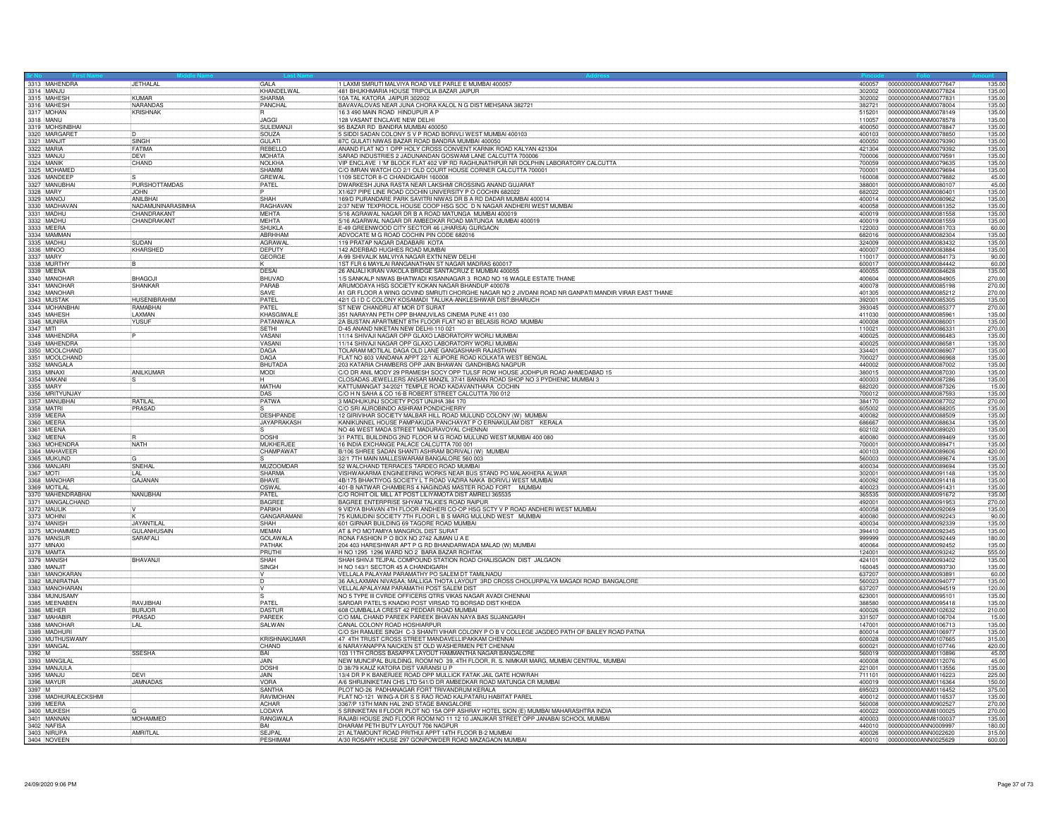| Sr No | First Name | Middle Name | Last Name | Address | Pincode | Folio | Amount |
|---|---|---|---|---|---|---|---|
| 3313 | MAHENDRA | JETHALAL | GALA | 1 LAXMI SMRUTI MALVIYA ROAD VILE PARLE E MUMBAI 400057 | 400057 | 0000000000ANM0077647 | 135.00 |
| 3314 | MANJU | | KHANDELWAL | 481 BHUKHMARIA HOUSE TRIPOLIA BAZAR JAIPUR | 302002 | 0000000000ANM0077824 | 135.00 |
| 3315 | MAHESH | KUMAR | SHARMA | 10A TAL KATORA JAIPUR 302002 | 302002 | 0000000000ANM0077831 | 135.00 |
| 3316 | MAHESH | NARANDAS | PANCHAL | BAVAVALOVAS NEAR JUNA CHORA KALOL N G DIST MEHSANA 382721 | 382721 | 0000000000ANM0078004 | 135.00 |
| 3317 | MOHAN | KRISHNAK | R | 16 3 490 MAIN ROAD HINDUPUR A P | 515201 | 0000000000ANM0078149 | 135.00 |
| 3318 | MANU | | JAGGI | 128 VASANT ENCLAVE NEW DELHI | 110057 | 0000000000ANM0078578 | 135.00 |
| 3319 | MOHSINBHAI | | SULEMANJI | 95 BAZAR RD BANDRA MUMBAI 400050 | 400050 | 0000000000ANM0078847 | 135.00 |
| 3320 | MARGARET | D | SOUZA | 5 SIDDI SADAN COLONY S V P ROAD BORIVLI WEST MUMBAI 400103 | 400103 | 0000000000ANM0078850 | 135.00 |
| 3321 | MANJIT | SINGH | GULATI | 87C GULATI NIWAS BAZAR ROAD BANDRA MUMBAI 400050 | 400050 | 0000000000ANM0079390 | 135.00 |
| 3322 | MARIA | FATIMA | REBELLO | ANAND FLAT NO 1 OPP HOLY CROSS CONVENT KARNIK ROAD KALYAN 421304 | 421304 | 0000000000ANM0079392 | 135.00 |
| 3323 | MANJU | DEVI | MOHATA | SARAD INDUSTRIES 2 JADUNANDAN GOSWAMI LANE CALCUTTA 700006 | 700006 | 0000000000ANM0079591 | 135.00 |
| 3324 | MANIK | CHAND | NOLKHA | VIP ENCLAVE I 'M' BLOCK FLAT 402 VIP RD RAGHUNATHPUR NR DOLPHIN LABORATORY CALCUTTA | 700059 | 0000000000ANM0079635 | 135.00 |
| 3325 | MOHAMED | | SHAMIM | C/O IMRAN WATCH CO 2/1 OLD COURT HOUSE CORNER CALCUTTA 700001 | 700001 | 0000000000ANM0079694 | 135.00 |
| 3326 | MANDEEP | S | GREWAL | 1109 SECTOR 8-C CHANDIGARH 160008 | 160008 | 0000000000ANM0079882 | 45.00 |
| 3327 | MANUBHAI | PURSHOTTAMDAS | PATEL | DWARKESH JUNA RASTA NEAR LAKSHMI CROSSING ANAND GUJARAT | 388001 | 0000000000ANM0080107 | 45.00 |
| 3328 | MARY | JOHN | P | X1/627 PIPE LINE ROAD COCHIN UNIVERSITY P O COCHIN 682022 | 682022 | 0000000000ANM0080401 | 135.00 |
| 3329 | MANOJ | ANILBHAI | SHAH | 169/D PURANDARE PARK SAVITRI NIWAS DR B A RD DADAR MUMBAI 400014 | 400014 | 0000000000ANM0080962 | 135.00 |
| 3330 | MADHAVAN | NADAMUNINARASIMHA | RAGHAVAN | 2/37 NEW TEXPROCIL HOUSE COOP HSG SOC D N NAGAR ANDHERI WEST MUMBAI | 400058 | 0000000000ANM0081352 | 135.00 |
| 3331 | MADHU | CHANDRAKANT | MEHTA | 5/16 AGRAWAL NAGAR DR B A ROAD MATUNGA MUMBAI 400019 | 400019 | 0000000000ANM0081558 | 135.00 |
| 3332 | MADHU | CHANDRAKANT | MEHTA | 5/16 AGARWAL NAGAR DR AMBEDKAR ROAD MATUNGA MUMBAI 400019 | 400019 | 0000000000ANM0081559 | 135.00 |
| 3333 | MEERA | | SHUKLA | E-49 GREENWOOD CITY SECTOR 46 (JHARSA) GURGAON | 122003 | 0000000000ANM0081703 | 60.00 |
| 3334 | MAMMAN | | ABRHHAM | ADVOCATE M G ROAD COCHIN PIN CODE 682016 | 682016 | 0000000000ANM0082304 | 135.00 |
| 3335 | MADHU | SUDAN | AGRAWAL | 119 PRATAP NAGAR DADABARI KOTA | 324009 | 0000000000ANM0083432 | 135.00 |
| 3336 | MINOO | KHARSHED | DEPUTY | 142 ADERBAD HUGHES ROAD MUMBAI | 400007 | 0000000000ANM0083884 | 135.00 |
| 3337 | MARY | | GEORGE | A-99 SHIVALIK MALVIYA NAGAR EXTN NEW DELHI | 110017 | 0000000000ANM0084173 | 90.00 |
| 3338 | MURTHY | B | K | 1ST FLR 6 MAYILAI RANGANATHAN ST NAGAR MADRAS 600017 | 600017 | 0000000000ANM0084442 | 60.00 |
| 3339 | MEENA | | DESAI | 26 ANJALI KIRAN VAKOLA BRIDGE SANTACRUZ E MUMBAI 400055 | 400055 | 0000000000ANM0084628 | 135.00 |
| 3340 | MANOHAR | BHAGOJI | BHUVAD | 1/5 SANKALP NIWAS BHATWADI KISANNAGAR 3 ROAD NO 16 WAGLE ESTATE THANE | 400604 | 0000000000ANM0084905 | 270.00 |
| 3341 | MANOHAR | SHANKAR | PARAB | ARUMODAYA HSG SOCIETY KOKAN NAGAR BHANDUP 400078 | 400078 | 0000000000ANM0085198 | 270.00 |
| 3342 | MANOHAR | | SAVE | A1 GR FLOOR A WING GOVIND SMRUTI CHORGHE NAGAR NO 2 JIVDANI ROAD NR GANPATI MANDIR VIRAR EAST THANE | 401305 | 0000000000ANM0085212 | 270.00 |
| 3343 | MUSTAK | HUSENIBRAHIM | PATEL | 42/1 G I D C COLONY KOSAMADI TALUKA-ANKLESHWAR DIST:BHARUCH | 392001 | 0000000000ANM0085305 | 135.00 |
| 3344 | MOHANBHAI | RAMABHAI | PATEL | ST NEW CHANDRU AT MOR DT SURAT | 393045 | 0000000000ANM0085377 | 270.00 |
| 3345 | MAHESH | LAXMAN | KHASGIWALE | 351 NARAYAN PETH OPP BHANUVILAS CINEMA PUNE 411 030 | 411030 | 0000000000ANM0085961 | 135.00 |
| 3346 | MUNIRA | YUSUF | PATANWALA | 2A BUSTAN APARTMENT 8TH FLOOR FLAT NO 81 BELASIS ROAD MUMBAI | 400008 | 0000000000ANM0086001 | 135.00 |
| 3347 | MITI | | SETHI | D-45 ANAND NIKETAN NEW DELHI-110 021 | 110021 | 0000000000ANM0086331 | 270.00 |
| 3348 | MAHENDRA | P | VASANI | 11/14 SHIVAJI NAGAR OPP GLAXO LABORATORY WORLI MUMBAI | 400025 | 0000000000ANM0086483 | 135.00 |
| 3349 | MAHENDRA | | VASANI | 11/14 SHIVAJI NAGAR OPP GLAXO LABORATORY WORLI MUMBAI | 400025 | 0000000000ANM0086581 | 135.00 |
| 3350 | MOOLCHAND | | DAGA | TOLARAM MOTILAL DAGA OLD LANE GANGASHAHR RAJASTHAN | 334401 | 0000000000ANM0086907 | 135.00 |
| 3351 | MOOLCHAND | | DAGA | FLAT NO 603 VANDANA APPT 22/1 ALIPORE ROAD KOLKATA WEST BENGAL | 700027 | 0000000000ANM0086968 | 135.00 |
| 3352 | MANGALA | | BHUTADA | 203 KATARIA CHAMBERS OPP JAIN BHAWAN GANDHIBAG NAGPUR | 440002 | 0000000000ANM0087002 | 135.00 |
| 3353 | MINAXI | ANILKUMAR | MODI | C/O DR ANIL MODY 29 PRAMESH SOCY OPP TULSF ROW HOUSE JODHPUR ROAD AHMEDABAD 15 | 380015 | 0000000000ANM0087030 | 135.00 |
| 3354 | MAKANI | S | H | CLOSADAS JEWELLERS ANSAR MANZIL 37/41 BANIAN ROAD SHOP NO 3 PYDHENIC MUMBAI 3 | 400003 | 0000000000ANM0087286 | 135.00 |
| 3355 | MARY | | MATHAI | KATTUMANGAT 34/2021 TEMPLE ROAD KADAVANTHARA COCHIN | 682020 | 0000000000ANM0087326 | 15.00 |
| 3356 | MRITYUNJAY | | DAS | C/O H N SAHA & CO 16-B ROBERT STREET CALCUTTA 700 012 | 700012 | 0000000000ANM0087593 | 135.00 |
| 3357 | MANUBHAI | RATILAL | PATWA | 3 MADHUKUNJ SOCIETY POST UNJHA 384 170 | 384170 | 0000000000ANM0087702 | 270.00 |
| 3358 | MATRI | PRASAD | S | C/O SRI AUROBINDO ASHRAM PONDICHERRY | 605002 | 0000000000ANM0088205 | 135.00 |
| 3359 | MEERA | | DESHPANDE | 12 GIRIVIHAR SOCIETY MALBAR HILL ROAD MULUND COLONY (W) MUMBAI | 400082 | 0000000000ANM0088509 | 135.00 |
| 3360 | MEERA | | JAYAPRAKASH | KANIKUNNEL HOUSE PAMPAKUDA PANCHAYAT P O ERNAKULAM DIST KERALA | 686667 | 0000000000ANM0088634 | 135.00 |
| 3361 | MEENA | | S | NO 46 WEST MADA STREET MADURAVOYAL CHENNAI | 602102 | 0000000000ANM0089020 | 135.00 |
| 3362 | MEENA | R | DOSHI | 31 PATEL BUILDINDG 2ND FLOOR M G ROAD MULUND WEST MUMBAI 400 080 | 400080 | 0000000000ANM0089469 | 135.00 |
| 3363 | MOHENDRA | NATH | MUKHERJEE | 16 INDIA EXCHANGE PALACE CALCUTTA 700 001 | 700001 | 0000000000ANM0089471 | 135.00 |
| 3364 | MAHAVEER | | CHAMPAWAT | B/106 SHREE SADAN SHANTI ASHRAM BORIVALI (W) MUMBAI | 400103 | 0000000000ANM0089606 | 420.00 |
| 3365 | MUKUND | G | S | 32/1 7TH MAIN MALLESWARAM BANGALORE 560 003 | 560003 | 0000000000ANM0089674 | 135.00 |
| 3366 | MANJARI | SNEHAL | MUZOOMDAR | 52 WALCHAND TERRACES TARDEO ROAD MUMBAI | 400034 | 0000000000ANM0089694 | 135.00 |
| 3367 | MOTI | LAL | SHARMA | VISHWAKARMA ENGINEERING WORKS NEAR BUS STAND PO MALAKHERA ALWAR | 302001 | 0000000000ANM0091148 | 135.00 |
| 3368 | MANOHAR | GAJANAN | BHAVE | 4B/175 BHAKTIYOG SOCIETY L T ROAD VAZIRA NAKA BORIVLI WEST MUMBAI | 400092 | 0000000000ANM0091418 | 135.00 |
| 3369 | MOTILAL | | OSWAL | 401-B NATWAR CHAMBERS 4 NAGINDAS MASTER ROAD FORT MUMBAI | 400023 | 0000000000ANM0091431 | 135.00 |
| 3370 | MAHENDRABHAI | NANUBHAI | PATEL | C/O ROHIT OIL MILL AT POST LILIYAMOTA DIST AMRELI 365535 | 365535 | 0000000000ANM0091672 | 135.00 |
| 3371 | MANGALCHAND | | BAGREE | BAGREE ENTERPRISE SHYAM TALKIES ROAD RAIPUR | 492001 | 0000000000ANM0091953 | 270.00 |
| 3372 | MAULIK | V | PARIKH | 9 VIDYA BHAVAN 4TH FLOOR ANDHERI CO-OP HSG SCTY V P ROAD ANDHERI WEST MUMBAI | 400058 | 0000000000ANM0092069 | 135.00 |
| 3373 | MOHINI | K | GANGARAMANI | 75 KUMUDINI SOCIETY 7TH FLOOR L B S MARG MULUND WEST MUMBAI | 400080 | 0000000000ANM0092243 | 90.00 |
| 3374 | MANISH | JAYANTILAL | SHAH | 601 GIRNAR BUILDING 69 TAGORE ROAD MUMBAI | 400034 | 0000000000ANM0092339 | 135.00 |
| 3375 | MOHAMMED | GULANHUSAIN | MEMAN | AT & PO MOTAMIYA MANGROL DIST SURAT | 394410 | 0000000000ANM0092345 | 135.00 |
| 3376 | MANSUR | SARAFALI | GOLAWALA | RONA FASHION P O BOX NO 2742 AJMAN U A E | 999999 | 0000000000ANM0092449 | 180.00 |
| 3377 | MINAXI | | PATHAK | 204 403 HARESHWAR APT P G RD BHANDARWADA MALAD (W) MUMBAI | 400064 | 0000000000ANM0092452 | 135.00 |
| 3378 | MAMTA | | PRUTHI | H NO 1295 1296 WARD NO 2 BARA BAZAR ROHTAK | 124001 | 0000000000ANM0093242 | 555.00 |
| 3379 | MANISH | BHAVANJI | SHAH | SHAH SHIVJI TEJPAL COMPOUND STATION ROAD CHALISGAON DIST JALGAON | 424101 | 0000000000ANM0093402 | 135.00 |
| 3380 | MANJIT | | SINGH | H NO 143/1 SECTOR 45 A CHANDIGARH | 160045 | 0000000000ANM0093730 | 135.00 |
| 3381 | MANOKARAN | | V | VELLALA PALAYAM PARAMATHY PO SALEM DT TAMILNADU | 637207 | 0000000000ANM0093891 | 60.00 |
| 3382 | MUNIRATNA | | D | 36 AA,LAXMAN NIVASAA; MALLIGA THOTA LAYOUT 3RD CROSS CHOLURPALYA MAGADI ROAD BANGALORE | 560023 | 0000000000ANM0094077 | 135.00 |
| 3383 | MANOHARAN | | V | VELLALAPALAYAM PARAMATHI POST SALEM DIST | 637207 | 0000000000ANM0094519 | 120.00 |
| 3384 | MUNUSAMY | | S | NO 5 TYPE III CVRDE OFFICERS QTRS VIKAS NAGAR AVADI CHENNAI | 623001 | 0000000000ANM0095101 | 135.00 |
| 3385 | MEENABEN | RAVJIBHAI | PATEL | SARDAR PATEL'S KNADKI POST VIRSAD TO BORSAD DIST KHEDA | 388580 | 0000000000ANM0095418 | 135.00 |
| 3386 | MEHER | BURJOR | DASTUR | 608 CUMBALLA CREST 42 PEDDAR ROAD MUMBAI | 400026 | 0000000000ANM0102632 | 210.00 |
| 3387 | MAHABIR | PRASAD | PAREEK | C/O MAL CHAND PAREEK PAREEK BHAVAN NAYA BAS SUJANGARH | 331507 | 0000000000ANM0106704 | 15.00 |
| 3388 | MANOHAR | LAL | SALWAN | CANAL COLONY ROAD HOSHIARPUR | 147001 | 0000000000ANM0106713 | 135.00 |
| 3389 | MADHURI | | | C/O SH RAMJEE SINGH C-3 SHANTI VIHAR COLONY P O B V COLLEGE JAGDEO PATH OF BAILEY ROAD PATNA | 800014 | 0000000000ANM0106977 | 135.00 |
| 3390 | MUTHUSWAMY | | KRISHNAKUMAR | 47 4TH TRUST CROSS STREET MANDAVELLIPAKKAM CHENNAI | 600028 | 0000000000ANM0107665 | 315.00 |
| 3391 | MANGAL | | CHAND | 6 NARAYANAPPA NAICKEN ST OLD WASHERMEN PET CHENNAI | 600021 | 0000000000ANM0107746 | 420.00 |
| 3392 | M | SSESHA | BAI | 103 11TH CROSS BASAPPA LAYOUT HAMMANTHA NAGAR BANGALORE | 560019 | 0000000000ANM0110896 | 45.00 |
| 3393 | MANGILAL | | JAIN | NEW MUNCIPAL BUILDING, ROOM NO 39, 4TH FLOOR, R. S. NIMKAR MARG, MUMBAI CENTRAL, MUMBAI | 400008 | 0000000000ANM0112076 | 45.00 |
| 3394 | MANJULA | | DOSHI | D 38/79 KAUZ KATORA DIST VARANSI U P | 221001 | 0000000000ANM0113556 | 135.00 |
| 3395 | MANJU | DEVI | JAIN | 13/4 DR P K BANERJEE ROAD OPP MULLICK FATAK JAIL GATE HOWRAH | 711101 | 0000000000ANM0116223 | 225.00 |
| 3396 | MAYUR | JAMNADAS | VORA | A/6 SHRIJINIKETAN CHS LTD 541/D DR AMBEDKAR ROAD MATUNGA CR MUMBAI | 400019 | 0000000000ANM0116364 | 150.00 |
| 3397 | M | | SANTHA | PLOT NO-26 PADHANAGAR FORT TRIVANDRUM KERALA | 695023 | 0000000000ANM0116452 | 375.00 |
| 3398 | MADHURALECKSHMI | | RAVIMOHAN | FLAT NO-121 WING-A DR S S RAO ROAD KALPATARU HABITAT PAREL | 400012 | 0000000000ANM0116537 | 135.00 |
| 3399 | MEERA | | ACHAR | 3367/P 13TH MAIN HAL 2ND STAGE BANGALORE | 560008 | 0000000000ANM0902527 | 270.00 |
| 3400 | MUKESH | G | LODAYA | 5 SRINIKETAN II FLOOR PLOT NO 15A OPP ASHRAY HOTEL SION (E) MUMBAI MAHARASHTRA INDIA | 400022 | 0000000000ANM8100025 | 270.00 |
| 3401 | MANNAN | MOHAMMED | RANGWALA | RAJABI HOUSE 2ND FLOOR ROOM NO 11 12 10 JANJIKAR STREET OPP JANABAI SCHOOL MUMBAI | 400003 | 0000000000ANM8100037 | 135.00 |
| 3402 | NAFISA | | BAI | DHARAM PETH BUTY LAYOUT 706 NAGPUR | 440010 | 0000000000ANN0009997 | 180.00 |
| 3403 | NIRUPA | AMRITLAL | SEJPAL | 21 ALTAMOUNT ROAD PRITHUI APPT 14TH FLOOR B-2 MUMBAI | 400026 | 0000000000ANN0022620 | 315.00 |
| 3404 | NOVEEN | | PESHIMAM | A/30 ROSARY HOUSE 297 GONPOWDER ROAD MAZAGAON MUMBAI | 400010 | 0000000000ANN0025629 | 600.00 |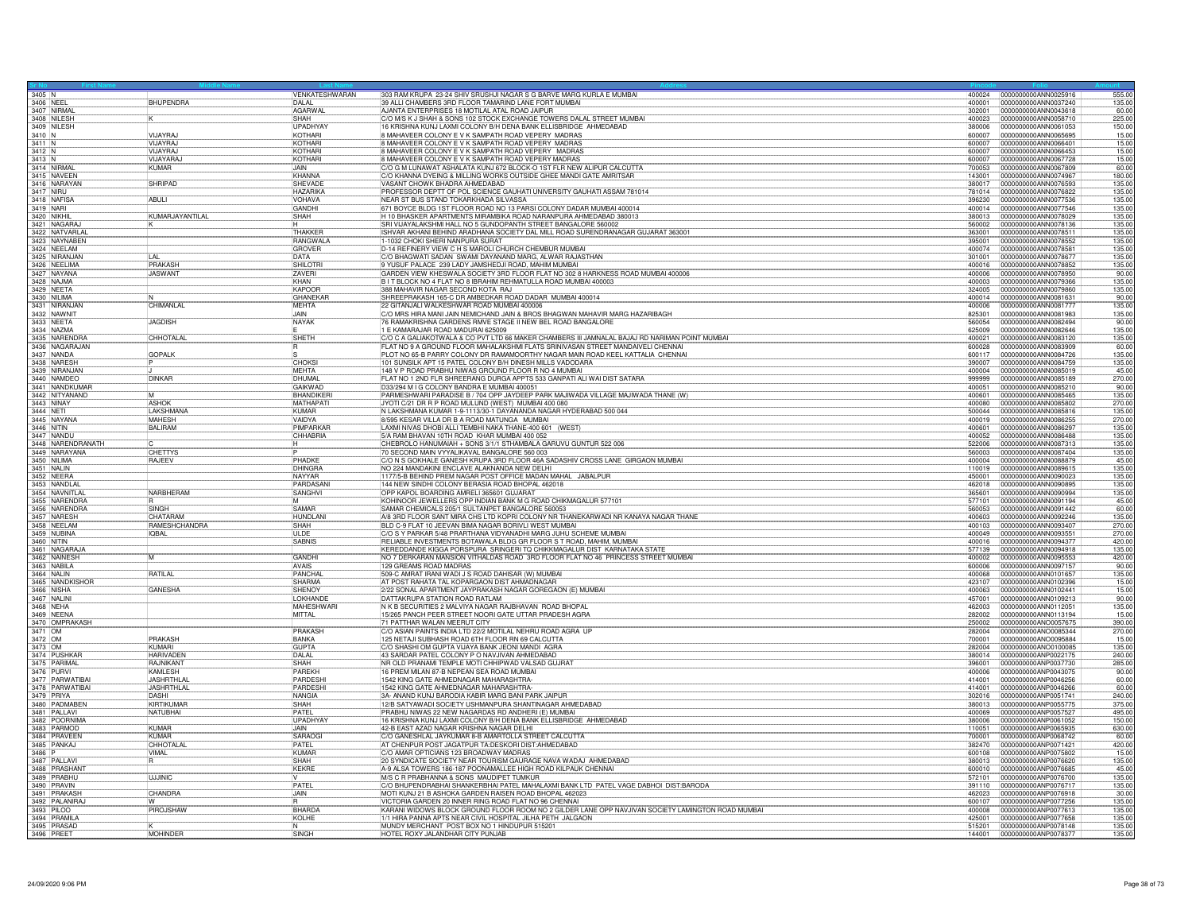| Sr No | First Name | Middle Name | Last Name | Address | Pincode | Folio | Amount |
|---|---|---|---|---|---|---|---|
| 3405 | N | | VENKATESHWARAN | 303 RAM KRUPA 23-24 SHIV SRUSHJI NAGAR S G BARVE MARG KURLA E MUMBAI | 400024 | 0000000000ANN0025916 | 555.00 |
| 3406 | NEEL | BHUPENDRA | DALAL | 39 ALLI CHAMBERS 3RD FLOOR TAMARIND LANE FORT MUMBAI | 400001 | 0000000000ANN0037240 | 135.00 |
| 3407 | NIRMAL | | AGARWAL | AJANTA ENTERPRISES 18 MOTILAL ATAL ROAD JAIPUR | 302001 | 0000000000ANN0043618 | 60.00 |
| 3408 | NILESH | K | SHAH | C/O M/S K J SHAH & SONS 102 STOCK EXCHANGE TOWERS DALAL STREET MUMBAI | 400023 | 0000000000ANN0058710 | 225.00 |
| 3409 | NILESH | | UPADHYAY | 16 KRISHNA KUNJ LAXMI COLONY B/H DENA BANK ELLISBRIDGE AHMEDABAD | 380006 | 0000000000ANN0061053 | 150.00 |
| 3410 | N | VIJAYRAJ | KOTHARI | 8 MAHAVEER COLONY E V K SAMPATH ROAD VEPERY MADRAS | 600007 | 0000000000ANN0065695 | 15.00 |
| 3411 | N | VIJAYRAJ | KOTHARI | 8 MAHAVEER COLONY E V K SAMPATH ROAD VEPERY MADRAS | 600007 | 0000000000ANN0066401 | 15.00 |
| 3412 | N | VIJAYRAJ | KOTHARI | 8 MAHAVEER COLONY E V K SAMPATH ROAD VEPERY MADRAS | 600007 | 0000000000ANN0066453 | 15.00 |
| 3413 | N | VIJAYARAJ | KOTHARI | 8 MAHAVEER COLONY E V K SAMPATH ROAD VEPERY MADRAS | 600007 | 0000000000ANN0067728 | 15.00 |
| 3414 | NIRMAL | KUMAR | JAIN | C/O G M LUNAWAT ASHALATA KUNJ 672 BLOCK-O 1ST FLR NEW ALIPUR CALCUTTA | 700053 | 0000000000ANN0067809 | 60.00 |
| 3415 | NAVEEN | | KHANNA | C/O KHANNA DYEING & MILLING WORKS OUTSIDE GHEE MANDI GATE AMRITSAR | 143001 | 0000000000ANN0074967 | 180.00 |
| 3416 | NARAYAN | SHRIPAD | SHEVADE | VASANT CHOWK BHADRA AHMEDABAD | 380017 | 0000000000ANN0076593 | 135.00 |
| 3417 | NIRU | | HAZARIKA | PROFESSOR DEPTT OF POL SCIENCE GAUHATI UNIVERSITY GAUHATI ASSAM 781014 | 781014 | 0000000000ANN0076822 | 135.00 |
| 3418 | NAFISA | ABULI | VOHAVA | NEAR ST BUS STAND TOKARKHADA SILVASSA | 396230 | 0000000000ANN0077536 | 135.00 |
| 3419 | NARI | | GANDHI | 671 BOYCE BLDG 1ST FLOOR ROAD NO 13 PARSI COLONY DADAR MUMBAI 400014 | 400014 | 0000000000ANN0077546 | 135.00 |
| 3420 | NIKHIL | KUMARJAYANTILAL | SHAH | H 10 BHASKER APARTMENTS MIRAMBIKA ROAD NARANPURA AHMEDABAD 380013 | 380013 | 0000000000ANN0078029 | 135.00 |
| 3421 | NAGARAJ | K | H | SRI VIJAYALAKSHMI HALL NO 5 GUNDOPANTH STREET BANGALORE 560002 | 560002 | 0000000000ANN0078136 | 135.00 |
| 3422 | NATVARLAL | | THAKKER | ISHVAR AKHANI BEHIND ARADHANA SOCIETY DAL MILL ROAD SURENDRANAGAR GUJARAT 363001 | 363001 | 0000000000ANN0078511 | 135.00 |
| 3423 | NAYNABEN | | RANGWALA | 1-1032 CHOKI SHERI NANPURA SURAT | 395001 | 0000000000ANN0078552 | 135.00 |
| 3424 | NEELAM | | GROVER | D-14 REFINERY VIEW C H S MAROLI CHURCH CHEMBUR MUMBAI | 400074 | 0000000000ANN0078581 | 135.00 |
| 3425 | NIRANJAN | LAL | DATA | C/O BHAGWATI SADAN SWAMI DAYANAND MARG, ALWAR RAJASTHAN | 301001 | 0000000000ANN0078677 | 135.00 |
| 3426 | NEELIMA | PRAKASH | SHILOTRI | 9 YUSUF PALACE 239 LADY JAMSHEDJI ROAD, MAHIM MUMBAI | 400016 | 0000000000ANN0078852 | 135.00 |
| 3427 | NAYANA | JASWANT | ZAVERI | GARDEN VIEW KHESWALA SOCIETY 3RD FLOOR FLAT NO 302 8 HARKNESS ROAD MUMBAI 400006 | 400006 | 0000000000ANN0078950 | 90.00 |
| 3428 | NAJMA | | KHAN | B I T BLOCK NO 4 FLAT NO 8 IBRAHIM REHMATULLA ROAD MUMBAI 400003 | 400003 | 0000000000ANN0079366 | 135.00 |
| 3429 | NEETA | | KAPOOR | 388 MAHAVIR NAGAR SECOND KOTA RAJ | 324005 | 0000000000ANN0079860 | 135.00 |
| 3430 | NILIMA | N | GHANEKAR | SHREEPRAKASH 165-C DR AMBEDKAR ROAD DADAR MUMBAI 400014 | 400014 | 0000000000ANN0081631 | 90.00 |
| 3431 | NIRANJAN | CHIMANLAL | MEHTA | 22 GITANJALI WALKESHWAR ROAD MUMBAI 400006 | 400006 | 0000000000ANN0081777 | 135.00 |
| 3432 | NAWNIT | | JAIN | C/O MRS HIRA MANI JAIN NEMICHAND JAIN & BROS BHAGWAN MAHAVIR MARG HAZARIBAGH | 825301 | 0000000000ANN0081983 | 135.00 |
| 3433 | NEETA | JAGDISH | NAYAK | 76 RAMAKRISHNA GARDENS RMVE STAGE II NEW BEL ROAD BANGALORE | 560054 | 0000000000ANN0082494 | 90.00 |
| 3434 | NAZMA | | E | 1 E KAMARAJAR ROAD MADURAI 625009 | 625009 | 0000000000ANN0082646 | 135.00 |
| 3435 | NARENDRA | CHHOTALAL | SHETH | C/O C A GALIAKOTWALA & CO PVT LTD 66 MAKER CHAMBERS III JAMNALAL BAJAJ RD NARIMAN POINT MUMBAI | 400021 | 0000000000ANN0083120 | 135.00 |
| 3436 | NAGARAJAN | | R | FLAT NO 9 A GROUND FLOOR MAHALAKSHMI FLATS SRINIVASAN STREET MANDAIVELI CHENNAI | 600028 | 0000000000ANN0083909 | 60.00 |
| 3437 | NANDA | GOPALK | S | PLOT NO 65-B PARRY COLONY DR RAMAMOORTHY NAGAR MAIN ROAD KEEL KATTALIA CHENNAI | 600117 | 0000000000ANN0084726 | 135.00 |
| 3438 | NARESH | P | CHOKSI | 101 SUNSILK APT 15 PATEL COLONY B/H DINESH MILLS VADODARA | 390007 | 0000000000ANN0084759 | 135.00 |
| 3439 | NIRANJAN | J | MEHTA | 148 V P ROAD PRABHU NIWAS GROUND FLOOR R NO 4 MUMBAI | 400004 | 0000000000ANN0085019 | 45.00 |
| 3440 | NAMDEO | DINKAR | DHUMAL | FLAT NO 1 2ND FLR SHREERANG DURGA APPTS 533 GANPATI ALI WAI DIST SATARA | 999999 | 0000000000ANN0085189 | 270.00 |
| 3441 | NANDKUMAR | | GAIKWAD | D33/294 M I G COLONY BANDRA E MUMBAI 400051 | 400051 | 0000000000ANN0085210 | 90.00 |
| 3442 | NITYANAND | M | BHANDIKERI | PARMESHWARI PARADISE B / 704 OPP JAYDEEP PARK MAJIWADA VILLAGE MAJIWADA THANE (W) | 400601 | 0000000000ANN0085465 | 135.00 |
| 3443 | NINAY | ASHOK | MATHAPATI | JYOTI C/21 DR R P ROAD MULUND (WEST) MUMBAI 400 080 | 400080 | 0000000000ANN0085802 | 270.00 |
| 3444 | NETI | LAKSHMANA | KUMAR | N LAKSHMANA KUMAR 1-9-1113/30-1 DAYANANDA NAGAR HYDERABAD 500 044 | 500044 | 0000000000ANN0085816 | 135.00 |
| 3445 | NAYANA | MAHESH | VAIDYA | 8/595 KESAR VILLA DR B A ROAD MATUNGA MUMBAI | 400019 | 0000000000ANN0086255 | 270.00 |
| 3446 | NITIN | BALIRAM | PIMPARKAR | LAXMI NIVAS DHOBI ALLI TEMBHI NAKA THANE-400 601 (WEST) | 400601 | 0000000000ANN0086297 | 135.00 |
| 3447 | NANDU | | CHHABRIA | 5/A RAM BHAVAN 10TH ROAD KHAR MUMBAI 400 052 | 400052 | 0000000000ANN0086488 | 135.00 |
| 3448 | NARENDRANATH | C | H | CHEBROLO HANUMAIAH + SONS 3/1/1 STHAMBALA GARUVU GUNTUR 522 006 | 522006 | 0000000000ANN0087313 | 135.00 |
| 3449 | NARAYANA | CHETTYS | P | 70 SECOND MAIN VYYALIKAVAL BANGALORE 560 003 | 560003 | 0000000000ANN0087404 | 135.00 |
| 3450 | NILIMA | RAJEEV | PHADKE | C/O N S GOKHALE GANESH KRUPA 3RD FLOOR 46A SADASHIV CROSS LANE GIRGAON MUMBAI | 400004 | 0000000000ANN0088879 | 45.00 |
| 3451 | NALIN | | DHINGRA | NO 224 MANDAKINI ENCLAVE ALAKNANDA NEW DELHI | 110019 | 0000000000ANN0089615 | 135.00 |
| 3452 | NEERA | | NAYYAR | 1177/5-B BEHIND PREM NAGAR POST OFFICE MADAN MAHAL JABALPUR | 450001 | 0000000000ANN0090023 | 135.00 |
| 3453 | NANDLAL | | PARDASANI | 144 NEW SINDHI COLONY BERASIA ROAD BHOPAL 462018 | 462018 | 0000000000ANN0090895 | 135.00 |
| 3454 | NAVNITLAL | NARBHERAM | SANGHVI | OPP KAPOL BOARDING AMRELI 365601 GUJARAT | 365601 | 0000000000ANN0090994 | 135.00 |
| 3455 | NARENDRA | R | M | KOHINOOR JEWELLERS OPP INDIAN BANK M G ROAD CHIKMAGALUR 577101 | 577101 | 0000000000ANN0091194 | 45.00 |
| 3456 | NARENDRA | SINGH | SAMAR | SAMAR CHEMICALS 205/1 SULTANPET BANGALORE 560053 | 560053 | 0000000000ANN0091442 | 60.00 |
| 3457 | NARESH | CHATARAM | HUNDLANI | A/8 3RD FLOOR SANT MIRA CHS LTD KOPRI COLONY NR THANEKARWADI NR KANAYA NAGAR THANE | 400603 | 0000000000ANN0092246 | 135.00 |
| 3458 | NEELAM | RAMESHCHANDRA | SHAH | BLD C-9 FLAT 10 JEEVAN BIMA NAGAR BORIVLI WEST MUMBAI | 400103 | 0000000000ANN0093407 | 270.00 |
| 3459 | NUBINA | IQBAL | ULDE | C/O S Y PARKAR 5/48 PRARTHANA VIDYANADHI MARG JUHU SCHEME MUMBAI | 400049 | 0000000000ANN0093551 | 270.00 |
| 3460 | NITIN | | SABNIS | RELIABLE INVESTMENTS BOTAWALA BLDG GR FLOOR S T ROAD, MAHIM, MUMBAI | 400016 | 0000000000ANN0094377 | 420.00 |
| 3461 | NAGARAJA | | | KEREDDANDE KIGGA PORSPURA SRINGERI TQ CHIKKMAGALUR DIST KARNATAKA STATE | 577139 | 0000000000ANN0094918 | 135.00 |
| 3462 | NAINESH | M | GANDHI | NO 7 DERKARAN MANSION VITHALDAS ROAD 3RD FLOOR FLAT NO 46 PRINCESS STREET MUMBAI | 400002 | 0000000000ANN0095553 | 420.00 |
| 3463 | NABILA | | AVAIS | 129 GREAMS ROAD MADRAS | 600006 | 0000000000ANN0097157 | 90.00 |
| 3464 | NALIN | RATILAL | PANCHAL | 509-C AMRAT IRANI WADI J S ROAD DAHISAR (W) MUMBAI | 400068 | 0000000000ANN0101657 | 135.00 |
| 3465 | NANDKISHOR | | SHARMA | AT POST RAHATA TAL KOPARGAON DIST AHMADNAGAR | 423107 | 0000000000ANN0102396 | 15.00 |
| 3466 | NISHA | GANESHA | SHENOY | 2/22 SONAL APARTMENT JAYPRAKASH NAGAR GOREGAON (E) MUMBAI | 400063 | 0000000000ANN0102441 | 15.00 |
| 3467 | NALINI | | LOKHANDE | DATTAKRUPA STATION ROAD RATLAM | 457001 | 0000000000ANN0109213 | 90.00 |
| 3468 | NEHA | | MAHESHWARI | N K B SECURITIES 2 MALVIYA NAGAR RAJBHAVAN ROAD BHOPAL | 462003 | 0000000000ANN0112051 | 135.00 |
| 3469 | NEENA | | MITTAL | 15/265 PANCH PEER STREET NOORI GATE UTTAR PRADESH AGRA | 282002 | 0000000000ANN0113194 | 15.00 |
| 3470 | OMPRAKASH | | | 71 PATTHAR WALAN MEERUT CITY | 250002 | 0000000000ANO0057675 | 390.00 |
| 3471 | OM | | PRAKASH | C/O ASIAN PAINTS INDIA LTD 22/2 MOTILAL NEHRU ROAD AGRA UP | 282004 | 0000000000ANO0085344 | 270.00 |
| 3472 | OM | PRAKASH | BANKA | 125 NETAJI SUBHASH ROAD 6TH FLOOR RN 69 CALCUTTA | 700001 | 0000000000ANO0095884 | 15.00 |
| 3473 | OM | KUMARI | GUPTA | C/O SHASHI OM GUPTA VIJAYA BANK JEONI MANDI AGRA | 282004 | 0000000000ANO0100085 | 135.00 |
| 3474 | PUSHKAR | HARIVADEN | DALAL | 43 SARDAR PATEL COLONY P O NAVJIVAN AHMEDABAD | 380014 | 0000000000ANP0022175 | 240.00 |
| 3475 | PARIMAL | RAJNIKANT | SHAH | NR OLD PRANAMI TEMPLE MOTI CHHIPWAD VALSAD GUJRAT | 396001 | 0000000000ANP0037730 | 285.00 |
| 3476 | PURVI | KAMLESH | PAREKH | 16 PREM MILAN 87-B NEPEAN SEA ROAD MUMBAI | 400006 | 0000000000ANP0043075 | 90.00 |
| 3477 | PARWATIBAI | JASHRTHLAL | PARDESHI | 1542 KING GATE AHMEDNAGAR MAHARASHTRA- | 414001 | 0000000000ANP0046256 | 60.00 |
| 3478 | PARWATIBAI | JASHRTHLAL | PARDESHI | 1542 KING GATE AHMEDNAGAR MAHARASHTRA- | 414001 | 0000000000ANP0046266 | 60.00 |
| 3479 | PRIYA | DASHI | NANGIA | 3A- ANAND KUNJ BARODIA KABIR MARG BANI PARK JAIPUR | 302016 | 0000000000ANP0051741 | 240.00 |
| 3480 | PADMABEN | KIRTIKUMAR | SHAH | 12/B SATYAWADI SOCIETY USHMANPURA SHANTINAGAR AHMEDABAD | 380013 | 0000000000ANP0055775 | 375.00 |
| 3481 | PALLAVI | NATUBHAI | PATEL | PRABHU NIWAS 22 NEW NAGARDAS RD ANDHERI (E) MUMBAI | 400069 | 0000000000ANP0057527 | 495.00 |
| 3482 | POORNIMA | | UPADHYAY | 16 KRISHNA KUNJ LAXMI COLONY B/H DENA BANK ELLISBRIDGE AHMEDABAD | 380006 | 0000000000ANP0061052 | 150.00 |
| 3483 | PARMOD | KUMAR | JAIN | 42-B EAST AZAD NAGAR KRISHNA NAGAR DELHI | 110051 | 0000000000ANP0065935 | 630.00 |
| 3484 | PRAVEEN | KUMAR | SARAOGI | C/O GANESHLAL JAYKUMAR 8-B AMARTOLLA STREET CALCUTTA | 700001 | 0000000000ANP0068742 | 60.00 |
| 3485 | PANKAJ | CHHOTALAL | PATEL | AT CHENPUR POST JAGATPUR TA:DESKORI DIST:AHMEDABAD | 382470 | 0000000000ANP0071421 | 420.00 |
| 3486 | P | VIMAL | KUMAR | C/O AMAR OPTICIANS 123 BROADWAY MADRAS | 600108 | 0000000000ANP0075802 | 15.00 |
| 3487 | PALLAVI | R | SHAH | 20 SYNDICATE SOCIETY NEAR TOURISM GAURAGE NAVA WADAJ AHMEDABAD | 380013 | 0000000000ANP0076620 | 135.00 |
| 3488 | PRASHANT | | KEKRE | A-9 ALSA TOWERS 186-187 POONAMALLEE HIGH ROAD KILPAUK CHENNAI | 600010 | 0000000000ANP0076685 | 45.00 |
| 3489 | PRABHU | UJJINIC | V | M/S C R PRABHANNA & SONS MAUDIPET TUMKUR | 572101 | 0000000000ANP0076700 | 135.00 |
| 3490 | PRAVIN | | PATEL | C/O BHUPENDRABHAI SHANKERBHAI PATEL MAHALAXMI BANK LTD PATEL VAGE DABHOI DIST:BARODA | 391110 | 0000000000ANP0076717 | 135.00 |
| 3491 | PRAKASH | CHANDRA | JAIN | MOTI KUNJ 21 B ASHOKA GARDEN RAISEN ROAD BHOPAL 462023 | 462023 | 0000000000ANP0076918 | 30.00 |
| 3492 | PALANIRAJ | W | R | VICTORIA GARDEN 20 INNER RING ROAD FLAT NO 96 CHENNAI | 600107 | 0000000000ANP0077256 | 135.00 |
| 3493 | PILOO | PIROJSHAW | BHARDA | KARANI WIDOWS BLOCK GROUND FLOOR ROOM NO 2 GILDER LANE OPP NAVJIVAN SOCIETY LAMINGTON ROAD MUMBAI | 400008 | 0000000000ANP0077613 | 135.00 |
| 3494 | PRAMILA | | KOLHE | 1/1 HIRA PANNA APTS NEAR CIVIL HOSPITAL JILHA PETH JALGAON | 425001 | 0000000000ANP0077658 | 135.00 |
| 3495 | PRASAD | K | N | MUNDY MERCHANT POST BOX NO 1 HINDUPUR 515201 | 515201 | 0000000000ANP0078148 | 135.00 |
| 3496 | PREET | MOHINDER | SINGH | HOTEL ROXY JALANDHAR CITY PUNJAB | 144001 | 0000000000ANP0078377 | 135.00 |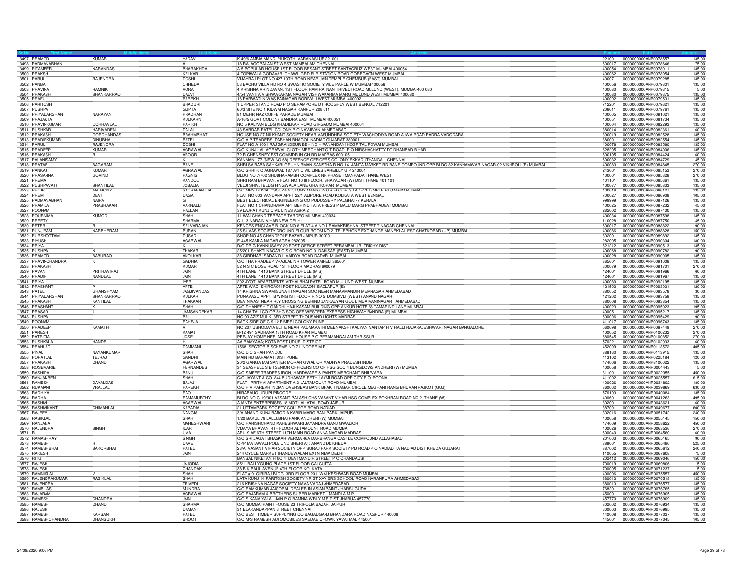| Sr No | First Name | Middle Name | Last Name | Address | Pincode | Folio | Amount |
|---|---|---|---|---|---|---|---|
| 3497 | PRAMOD | KUMAR | YADAV | K 49/6 AMBIA MANDI PILIKOTHI VARANASI UP 221001 | 221001 | 0000000000ANP0078557 | 135.00 |
| 3498 | PADMANABHAN | | A | 18 RAJAGOPALAN ST WEST MAMBALAM CHENNAI | 600017 | 0000000000ANP0078646 | 75.00 |
| 3499 | PITAMBER | NARANDAS | BHARAKHDA | A-5 POPULAR HOUSE 1ST FLOOR BESANT STREET SANTACRUZ WEST MUMBAI 400054 | 400054 | 0000000000ANP0078911 | 135.00 |
| 3500 | PRAKSH | | KELKAR | 4 TOPIWALA GODAVARI CHAWL GRD FLR STATION ROAD GOREGAON WEST MUMBAI | 400062 | 0000000000ANP0078954 | 135.00 |
| 3501 | PARUL | RAJENDRA | DOSHI | VIJAYRAJ PLOT NO 427 10TH ROAD NEAR JAIN TEMPLE CHEMBUR (EAST) MUMBAI | 400071 | 0000000000ANP0079285 | 135.00 |
| 3502 | PANBAI | | CHHEDA | 53 BACHU VILLA RD NO 4 SWASTIC SOCIETY VILE PARLE W MUMBAI 400056 | 400056 | 0000000000ANP0079301 | 135.00 |
| 3503 | PRAVINA | RAMNIK | VORA | 4 KRISHNA VRINDAVAN, 1ST FLOOR RAM RATNAN TRIVEDI ROAD MULUND (WEST), MUMBAI 400 080 | 400080 | 0000000000ANP0079315 | 15.00 |
| 3504 | PRAKASH | SHANKARRAO | DALVI | 4/54 VANITA VISHWAKARMA NAGAR VISHWAKARMA MARG MULUND WEST MUMBAI 400080 | 400080 | 0000000000ANP0079375 | 135.00 |
| 3505 | PRAFUL | | PAREKH | 16 PARWATI NIWAS PAINAGAR BORIVALI WEST MUMBAI 400092 | 400092 | 0000000000ANP0079531 | 135.00 |
| 3506 | PARITOSH | | BHADURI | 1 UPPER STAND ROAD P O SERAMPORE DT HOOGHLY WEST BENGAL 712201 | 712201 | 0000000000ANP0079621 | 135.00 |
| 3507 | PUSHPA | | GUPTA | 60/3 SITE NO.1 KIDWAI NAGAR KANPUR 208 011 | 208011 | 0000000000ANP0079761 | 135.00 |
| 3508 | PRIYADARSHAN | NARAYAN | PRADHAN | 81 MEHR NAZ CUFFE PARADE MUMBAI | 400005 | 0000000000ANP0081021 | 135.00 |
| 3509 | PRAJAKTA | | KULKARNI | A-16/5 GOVT COLONY BANDRA EAST MUMBAI 400051 | 400051 | 0000000000ANP0081734 | 135.00 |
| 3510 | PRAVINKUMAR | OCHHAVLAL | PARIKH | NO 5 KALYAN BLDG KHADILKAR ROAD GIRGAUM MUMBAI 400004 | 400004 | 0000000000ANP0082293 | 135.00 |
| 3511 | PUSHKAR | HARIVADEN | DALAL | 43 SARDAR PATEL COLONY P O NAVJIVAN AHMEDABAD | 380014 | 0000000000ANP0082361 | 60.00 |
| 3512 | PRAKASH | GORDHANDAS | BRAHMBHATI | HOUSE NO 27 NILKHANT SOCIETY NEAR VASUNDHRA SOCIETY WAGHODIYA ROAD AJWA ROAD PADRA VADODARA | 390019 | 0000000000ANP0082528 | 135.00 |
| 3513 | PRADIPKUMAR | DINUBHAI | PATEL | C/O A P TRADERS DABHAN BHAGOL NADIAD GUJARAT 380001 | 380001 | 0000000000ANP0082554 | 135.00 |
| 3514 | PARUL | RAJENDRA | DOSHI | FLAT NO A 1001 RAJ GRANDEUR BEHIND HIRANANDANI HOSPITAL POWAI MUMBAI | 400076 | 0000000000ANP0083560 | 135.00 |
| 3515 | PRADEEP | KUMAR | AGRAWAL | C/O KUNJ LAL AGRAWAL CLOTH MERCHANT G T ROAD P O NIRSHACHATTY DT DHANBAD BIHAR | 828205 | 0000000000ANP0084006 | 135.00 |
| 3516 | PRAKASH | R | AROOR | 72 R CHENSNEY EST COMMDR IN CH RD MADRAS 600105 | 600105 | 0000000000ANP0084424 | 60.00 |
| 3517 | PALANISAMY | | K | KANMANI 77 (NEW NO.68) DEFENCE OFFICERS COLONY EKKADUTHANGAL CHENNAI | 600032 | 0000000000ANP0084729 | 45.00 |
| 3518 | PRATAP | BAGARAM | BANE | SHRI SAIBABA SAHKARI GRUHNIRMAN SANSTHA R NO 14 JANTA MARKET RD BANE COMPOUND OPP BLDG 82 KANNAMWAR NAGAR-02 VIKHROLI (E) MUMBAI | 400083 | 0000000000ANP0084845 | 270.00 |
| 3519 | PANKAJ | KUMAR | AGRAWAL | C/O SHRI K C AGRAWAL 187 A/1 CIVIL LINES BAREILLY U P 243001 | 243001 | 0000000000ANP0085153 | 270.00 |
| 3520 | PRASANNA | GOVIND | PAGNIS | BLDG NO 7/702 SHUBHARAMBH COMPLEX NR PHASE I MANPADA THANE WEST | 400001 | 0000000000ANP0085328 | 270.00 |
| 3521 | PREMA | | KANDOL | SHRI RAM BHAVAN, A FLAT NO 10 III FLOOR, BHAYADAR (W) DIST THANE 401 101 | 401101 | 0000000000ANP0085661 | 135.00 |
| 3522 | PUSHPAVATI | SHANTILAL | JOBALIA | VELJI SHIVJI BLDG HINGWALA LANE GHATKOPAR MUMBAI | 400077 | 0000000000ANP0085833 | 135.00 |
| 3523 | PHILIP | ANTHONY | SACRAFAMILIA | C/O MRS DLIVIA D'SOUZA VICTORY MANSION GR FLOOR SITADEVI TEMPLE RD,MAHIM MUMBAI | 400016 | 0000000000ANP0086127 | 135.00 |
| 3524 | PREM | DEVI | DAGA | FLAT NO 603 VANDANA APPT 22/1 ALIPORE ROAD KOLKATA WEST BENGAL | 700027 | 0000000000ANP0086908 | 105.00 |
| 3525 | PADMANABHAN | NAIRV | G | BEST ELECTRICAL ENGINEERING CO PUDUSSERY PALGHAT-7 KERALA | 999999 | 0000000000ANP0087126 | 135.00 |
| 3526 | PRAMILA | PRABHAKAR | VAKNALLI | FLAT NO 1 CHANDRAMA APT BEHIND TATA PRESS P BALU MARG PRABHADEVI MUMBAI | 400025 | 0000000000ANP0087232 | 45.00 |
| 3527 | POONAM | | RALLAN | 39 LAJPAT KUNJ CIVIL LINES AGRA 2 | 282002 | 0000000000ANP0087400 | 135.00 |
| 3528 | POURNIMA | KUMOD | SHAH | 11 WALCHAND TERRACE TARDEO MUMBAI 400034 | 400034 | 0000000000ANP0087598 | 135.00 |
| 3529 | PREETY | | SHARMA | C-113 NARAIN VIHAR NEW DELHI | 110028 | 0000000000ANP0087750 | 45.00 |
| 3530 | PETER | R | SELVARAJAN | KENCES ENCLAVE BLOCK NO 6 FLAT 4 A NO 1 RAMAKRISHNA STREET T NAGAR CHENNAI | 600017 | 0000000000ANP0088822 | 90.00 |
| 3531 | PUNJIRAM | NARBHERAM | PURANI | 25 SUVAS SOCIETY GROUND FLOUR ROOM NO 2 TELEPHONE EXCHANGE MANEKLAL EST GHATKOPAR (UP) MUMBAI | 400086 | 0000000000ANP0088828 | 150.00 |
| 3532 | PURSHOTTAM | | DUSAD | SHOP NO 45 CHANDPOLE BAZAR JAIPUR 302001 | 302001 | 0000000000ANP0089892 | 135.00 |
| 3533 | PIYUSH | | AGARWAL | E-445 KAMLA NAGAR AGRA 282005 | 282005 | 0000000000ANP0090304 | 180.00 |
| 3534 | PRIYA | | K | D/O DR G KANNUSAMY 29 POST OFFICE STREET PERAMBALUR TRICHY DIST | 621212 | 0000000000ANP0090513 | 135.00 |
| 3535 | PUSHPA | N | THAKAR | 25/201 SHAKTI NAGAR C S C ROAD NO-3 DAHISAR (EAST) MUMBAI | 400068 | 0000000000ANP0090782 | 90.00 |
| 3536 | PRAMOD | BABURAO | AKOLKAR | 38 GIRDHARI SADAN D L VAIDYA ROAD DADAR MUMBAI | 400028 | 0000000000ANP0090905 | 135.00 |
| 3537 | PRAVINCHANDRA | K | GADHIA | C/O THA PRADEEP VRAJLAL NR TOWER AMRELI 365601 | 365601 | 0000000000ANP0091008 | 135.00 |
| 3538 | PRAKASH | | KUMAR | 52 N S C BOSE ROAD 1ST FLOOR MADRAS 600079 | 600079 | 0000000000ANP0091701 | 270.00 |
| 3539 | PAVAN | PRITHAVIRAJ | JAIN | 4TH LANE 1410 BANK STREET DHULE (M S) | 424001 | 0000000000ANP0091966 | 60.00 |
| 3540 | PRADIP | NANDLAL | JAIN | 4TH LANE 1410 BANK STREET DHULE (M S) | 424001 | 0000000000ANP0091967 | 135.00 |
| 3541 | PRIYA | | IYER | 202 JYOTI APARTMENTS VITHALBHAI PATEL ROAD MULUND WEST MUMBAI | 400080 | 0000000000ANP0092195 | 135.00 |
| 3542 | PRASHANT | P | APTE | APTE WADI SHIRGAON POST KULGAON BADLAPUR (E) | 421503 | 0000000000ANP0093031 | 120.00 |
| 3543 | PATEL | GHANSHYAM | JAGJIVANDAS | 14 KRISHNA SWAMIGUNATITNAGAR SOC NEAR MANAVMANDIR MEMNAGAR AHMEDABAD | 380052 | 0000000000ANP0093578 | 30.00 |
| 3544 | PRIYADARSHAN | SHANKARRAO | KULKAR | PUNAVASU APPT B WING IST FLOOR R NO 5 DOMBIVLI (WEST) ANAND NAGAR | 421202 | 0000000000ANP0093758 | 135.00 |
| 3545 | PRAKASH | KANTILAL | THAKKAR | DEV NIVAS NEAR RLY CROSSING BEHIND JANKALYAN GOL LIMDA MANINAGAR AHMEDABAD | 380008 | 0000000000ANP0093854 | 135.00 |
| 3546 | PRASHANT | K | SHAH | C/O DHANESH T GANDHI HAJI KASAM BUILDING OPP ANKUR HOTE 66 TAMARIND LANE MUMBAI | 400023 | 0000000000ANP0095023 | 195.00 |
| 3547 | PRASAD | J | JAMSANDEKAR | 14 CHAITALI CO-OP SHG SOC OFF WESTERN EXPRESS HIGHWAY BANDRA (E) MUMBAI | 400051 | 0000000000ANP0095217 | 135.00 |
| 3548 | PUSHPA | | BAI | NO 93 AZIZ MULK 3RD STREET THOUSAND LIGHTS MADRAS | 600006 | 0000000000ANP0095429 | 90.00 |
| 3549 | POONAM | | RAHEJA | BACK SIDE OF C-9-12 PIMPRI COLONY PUNE | 411017 | 0000000000ANP0096743 | 135.00 |
| 3550 | PRADEEP | KAMATH | V | NO 207 USHODAYA ELITE NEAR PADMAVATHI MEENAKSHI KALYAN MANTAP H V HALLI RAJARAJESHWARI NAGAR BANGALORE | 560098 | 0000000000ANP0097449 | 270.00 |
| 3551 | PARESH | | KAMAT | B-12 494 SADHANA 16TH ROAD KHAR MUMBAI | 400052 | 0000000000ANP0100232 | 270.00 |
| 3552 | PATRICIA | | JOSE | PEEJAY HOME NEELAMKAVIL HOUSE P O PERAMANGALAM THRISSUR | 680545 | 0000000000ANP0100852 | 270.00 |
| 3553 | PUSHKALA | HANDE | H | AA;RAMYAAA; KOTA POST UDUPI DISTRICT | 576221 | 0000000000ANP0102033 | 60.00 |
| 3554 | PRAHLAD | | DAMMANI | 1568 SECTOR B SCHEME NO 71 INDORE M P | 452009 | 0000000000ANP0113572 | 405.00 |
| 3555 | PINAL | NAYANKUMAR | SHAH | C/O D C SHAH PANDOLI | 388160 | 0000000000ANP0113915 | 135.00 |
| 3556 | POPATLAL | TEJRAJ | GANDHI | MAIN RD BARAMATI DIST PUNE | 413102 | 0000000000ANP0225184 | 120.00 |
| 3557 | PRAKASH | CHAND | AGARWAL | 20/2 GANGA MAI SANTER MORAR GWALIOR MADHYA PRADESH INDIA | 474006 | 0000000000ANP8100022 | 135.00 |
| 3558 | ROSEMARIE | | FERNANDES | 34 SEASHELL S B I SENIOR OFFICERS CO OP HSG SOC 4 BUNGLOWS ANDHERI (W) MUMBAI | 400058 | 0000000000ANR0004443 | 15.00 |
| 3559 | RASHIDA | | BANU | C/O SAIFEE TRADERS IRON, HARDWARE & PAINTS MERCHANT BHILWARA | 311001 | 0000000000ANR0022355 | 450.00 |
| 3560 | RANJANBEN | | SHAH | C/O JAYANT & CO 844 BUDHAWAR PETH LAXMI ROAD OPP CITY P O POONA | 411002 | 0000000000ANR0025557 | 615.00 |
| 3561 | RAMESH | DAYALDAS | BAJAJ | FLAT-I PRITHVI APARTMENT A 21,ALTAMOUNT ROAD MUMBAI | 400026 | 0000000000ANR0034802 | 180.00 |
| 3562 | RUKMANI | VRAJLAL | PAREKH | C/O H V PAREKH INDIAN OVERSEAS BANK BHAKTI NAGAR CIRCLE MEGHANI RANG BHUVAN RAJKOT (GUJ) | 360002 | 0000000000ANR0039869 | 630.00 |
| 3563 | RADHIKA | | RAO | HIRABAUG UDUPI PINCODE | 576103 | 0000000000ANR0040084 | 135.00 |
| 3564 | RADHA | | RAMAMURTHY | BLDG NO C-19/301 VASANT PALASH CHS VASANT VIHAR HSG COMPLEX POKHRAN ROAD NO 2 THANE (W) | 400601 | 0000000000ANR0041263 | 495.00 |
| 3565 | RASHMI | | AGARWAL | AJANTA ENTERPRISES 18 MOTILAL ATAL ROAD JAIPUR | 302001 | 0000000000ANR0043621 | 60.00 |
| 3566 | RASHMIKANT | CHIMANLAL | KAPADIA | 21 UTTAMPARK SOCIETY COLLEGE ROAD NADIAD | 387001 | 0000000000ANR0049677 | 600.00 |
| 3567 | RAJEEV | | NANGIA | 3/A ANAND KUNJ BARODIA KABIR MARG BANI PARK JAIPUR | 302016 | 0000000000ANR0051742 | 240.00 |
| 3568 | RASIKLAL | | SHAH | 1/20 BAKUL 79 LALLUBHAI PARK ANDHERI (W) MUMBAI | 400058 | 0000000000ANR0055145 | 150.00 |
| 3569 | RANJANA | | MAHESHWARI | C/O HARISHCHAND MAHESHWARI JAYANDRA GANJ GWALIOR | 474009 | 0000000000ANR0058622 | 450.00 |
| 3570 | RAJENDRA | SINGH | IDAR | VIJAYA BHAVAN 4TH FLOOR ALTAMOUNT ROAD MUMBAI | 400026 | 0000000000ANR0063536 | 270.00 |
| 3571 | R | | UMA | AP119 AF 6TH STREET 11TH MAIN ROAD ANNA NAGAR MADRAS | 600040 | 0000000000ANR0064560 | 60.00 |
| 3572 | RAMASHRAY | | SINGH | C/O SRI JAGAT BHASKAR VERMA 46A DARBHANGA CASTLE COMPOUND ALLAHABAD | 201003 | 0000000000ANR0065165 | 90.00 |
| 3573 | RAMESH | H | DAVE | OPP MATAWALI POLE UNDISHERI AT: ANAND DI: KHEDA | 388001 | 0000000000ANR0065480 | 525.00 |
| 3574 | RAMESHBHAI | BAKORBHAI | PATEL | 23/A VASANT VIHAR SOCIETY OPP SURAJ PARK SOCIETY PIJ ROAD P O NADIAD TA NADIAD DIST KHEDA GUJARAT | 387002 | 0000000000ANR0065612 | 240.00 |
| 3575 | RAKESH | | JAIN | 244 CYCLE MARKET JHANDEWALAN EXTN NEW DELHI | 110055 | 0000000000ANR0067608 | 75.00 |
| 3576 | RITU | | | BANSAL NIKETAN H NO 4 DEVI MANDIR STREET P O CHANDAUSI | 202412 | 0000000000ANR0069046 | 150.00 |
| 3577 | RAJESH | | JAJODIA | 85/1 BALLYGUNG PLACE 1ST FLOOR CALCUTTA | 700019 | 0000000000ANR0069806 | 15.00 |
| 3578 | RAJESH | | CHANDAK | 38 B K PAUL AVENUE 4TH FLOOR KOLKATA | 700005 | 0000000000ANR0071237 | 15.00 |
| 3579 | RAMNIKLAL | V | SHAH | FLAT # 9 GIRIRAJ BLDG 3RD FLOOR 201 WALKESHWAR ROAD MUMBAI | 400006 | 0000000000ANR0075557 | 450.00 |
| 3580 | RAJENDRAKUMAR | RASIKLAL | SHAH | LATA KUNJ 14 PARITOSH SOCIETY NR ST XAVIERS SCHOOL ROAD NARANPURA AHMEDABAD | 380013 | 0000000000ANR0076518 | 135.00 |
| 3581 | RAJENDRA | | TRIVEDI | 216 KRISHNA NAGAR SOCIETY NAVA VADAJ AHMEDABAD | 380013 | 0000000000ANR0076577 | 135.00 |
| 3582 | RAMBILAS | | MUNDRA | C/O RAMKUMAR JAIGOPAL DEALER IN ASIAN PAINT JHARSUGUDA | 768201 | 0000000000ANR0076765 | 135.00 |
| 3583 | RAJARAM | | AGRAWAL | C/O RAJARAM & BROTHERS SUPER MARKET, MANDLA M P | 450001 | 0000000000ANR0076905 | 135.00 |
| 3584 | RAMESH | CHANDRA | JAIN | C/O S KANAIYALAL JAIN P O BAMNIA WRLY M P DIST JHABUA 457770 | 457770 | 0000000000ANR0076909 | 135.00 |
| 3585 | RAMESH | CHAND | SHARMA | C/O MUMBAI PAINT HOUSE 23 TRIPOLIA BAZAR JAIPUR | 302002 | 0000000000ANR0076934 | 135.00 |
| 3586 | RAJESH | | DAMANI | 31 ELAKANDAPPAN STREET CHENNAI | 600003 | 0000000000ANR0076995 | 135.00 |
| 3587 | RAMESH | KARSAN | PATEL | C/O BEST TIMBER SUPPLYING CO BAGADGANJ BHANDARA ROAD NAGPUR 440008 | 440008 | 0000000000ANR0077037 | 135.00 |
| 3588 | RAMESHCHANDRA | DHANSUKH | BHOOT | C/O M/S RAMESH AUTOMOBILES SAEDAE CHOWK YAVATMAL 445001 | 445001 | 0000000000ANR0077045 | 105.00 |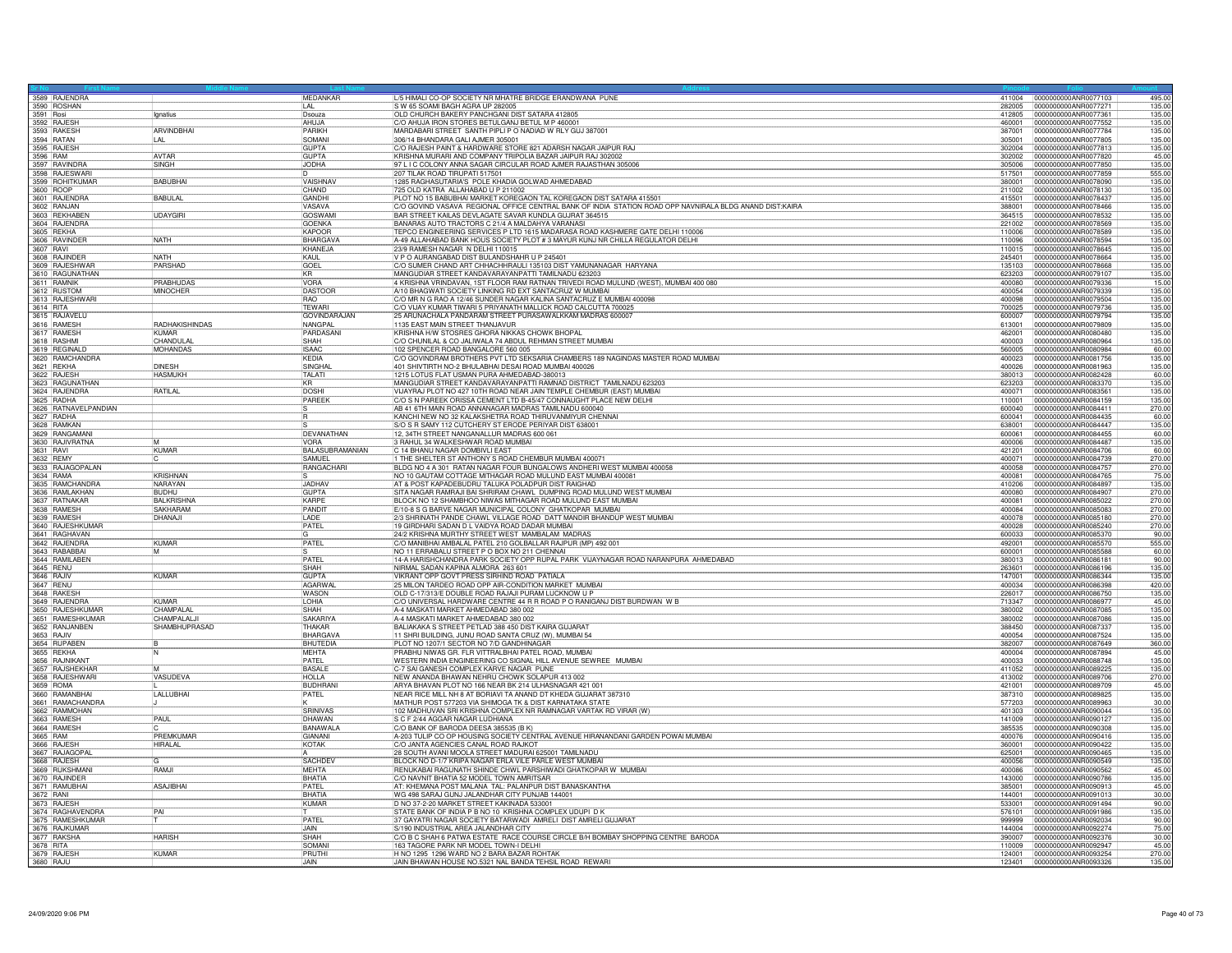| Sr No | First Name | Middle Name | Last Name | Address | Pincode | Folio | Amount |
|---|---|---|---|---|---|---|---|
| 3589 | RAJENDRA | | MEDANKAR | L/5 HIMALI CO-OP SOCIETY NR MHATRE BRIDGE ERANDWANA PUNE | 411004 | 0000000000ANR0077103 | 495.00 |
| 3590 | ROSHAN | | LAL | S W 65 SOAMI BAGH AGRA UP 282005 | 282005 | 0000000000ANR0077271 | 135.00 |
| 3591 | Rosi | Ignatius | Dsouza | OLD CHURCH BAKERY PANCHGANI DIST SATARA 412805 | 412805 | 0000000000ANR0077361 | 135.00 |
| 3592 | RAJESH | | AHUJA | C/O AHUJA IRON STORES BETULGANJ BETUL M P 460001 | 460001 | 0000000000ANR0077552 | 135.00 |
| 3593 | RAKESH | ARVINDBHAI | PARIKH | MARDABARI STREET SANTH PIPLI P O NADIAD W RLY GUJ 387001 | 387001 | 0000000000ANR0077784 | 135.00 |
| 3594 | RATAN | LAL | SOMANI | 306/14 BHANDARA GALI AJMER 305001 | 305001 | 0000000000ANR0077805 | 135.00 |
| 3595 | RAJESH | | GUPTA | C/O RAJESH PAINT & HARDWARE STORE 821 ADARSH NAGAR JAIPUR RAJ | 302004 | 0000000000ANR0077813 | 135.00 |
| 3596 | RAM | AVTAR | GUPTA | KRISHNA MURARI AND COMPANY TRIPOLIA BAZAR JAIPUR RAJ 302002 | 302002 | 0000000000ANR0077820 | 45.00 |
| 3597 | RAVINDRA | SINGH | JODHA | 97 L I C COLONY ANNA SAGAR CIRCULAR ROAD AJMER RAJASTHAN 305006 | 305006 | 0000000000ANR0077850 | 135.00 |
| 3598 | RAJESWARI | | D | 207 TILAK ROAD TIRUPATI 517501 | 517501 | 0000000000ANR0077859 | 555.00 |
| 3599 | ROHITKUMAR | BABUBHAI | VAISHNAV | 1285 RAGHASUTARIA'S POLE KHADIA GOLWAD AHMEDABAD | 380001 | 0000000000ANR0078090 | 135.00 |
| 3600 | ROOP | | CHAND | 725 OLD KATRA ALLAHABAD U P 211002 | 211002 | 0000000000ANR0078130 | 135.00 |
| 3601 | RAJENDRA | BABULAL | GANDHI | PLOT NO 15 BABUBHAI MARKET KOREGAON TAL KOREGAON DIST SATARA 415501 | 415501 | 0000000000ANR0078437 | 135.00 |
| 3602 | RANJAN | | VASAVA | C/O GOVIND VASAVA REGIONAL OFFICE CENTRAL BANK OF INDIA STATION ROAD OPP NAVNIRALA BLDG ANAND DIST:KAIRA | 388001 | 0000000000ANR0078466 | 135.00 |
| 3603 | REKHABEN | UDAYGIRI | GOSWAMI | BAR STREET KAILAS DEVLAGATE SAVAR KUNDLA GUJRAT 364515 | 364515 | 0000000000ANR0078532 | 135.00 |
| 3604 | RAJENDRA | | GOENKA | BANARAS AUTO TRACTORS C 21/4 A MALDAHYA VARANASI | 221002 | 0000000000ANR0078569 | 135.00 |
| 3605 | REKHA | | KAPOOR | TEPCO ENGINEERING SERVICES P LTD 1615 MADARASA ROAD KASHMERE GATE DELHI 110006 | 110006 | 0000000000ANR0078589 | 135.00 |
| 3606 | RAVINDER | NATH | BHARGAVA | A-49 ALLAHABAD BANK HOUS SOCIETY PLOT # 3 MAYUR KUNJ NR CHILLA REGULATOR DELHI | 110096 | 0000000000ANR0078594 | 135.00 |
| 3607 | RAVI | | KHANEJA | 23/9 RAMESH NAGAR N DELHI 110015 | 110015 | 0000000000ANR0078645 | 135.00 |
| 3608 | RAJINDER | NATH | KAUL | V P O AURANGABAD DIST BULANDSHAHR U P 245401 | 245401 | 0000000000ANR0078664 | 135.00 |
| 3609 | RAJESHWAR | PARSHAD | GOEL | C/O SUMER CHAND ART CHHACHHRAULI 135103 DIST YAMUNANAGAR HARYANA | 135103 | 0000000000ANR0078668 | 135.00 |
| 3610 | RAGUNATHAN | | KR | MANGUDIAR STREET KANDAVARAYANPATTI TAMILNADU 623203 | 623203 | 0000000000ANR0079107 | 135.00 |
| 3611 | RAMNIK | PRABHUDAS | VORA | 4 KRISHNA VRINDAVAN, 1ST FLOOR RAM RATNAN TRIVEDI ROAD MULUND (WEST), MUMBAI 400 080 | 400080 | 0000000000ANR0079336 | 15.00 |
| 3612 | RUSTOM | MINOCHER | DASTOOR | A/10 BHAGWATI SOCIETY LINKING RD EXT SANTACRUZ W MUMBAI | 400054 | 0000000000ANR0079339 | 135.00 |
| 3613 | RAJESHWARI | | RAO | C/O MR N G RAO A 12/46 SUNDER NAGAR KALINA SANTACRUZ E MUMBAI 400098 | 400098 | 0000000000ANR0079504 | 135.00 |
| 3614 | RITA | | TEWARI | C/O VIJAY KUMAR TIWARI 5 PRIYANATH MALLICK ROAD CALCUTTA 700025 | 700025 | 0000000000ANR0079736 | 135.00 |
| 3615 | RAJAVELU | | GOVINDARAJAN | 25 ARUNACHALA PANDARAM STREET PURASAWALKKAM MADRAS 600007 | 600007 | 0000000000ANR0079794 | 135.00 |
| 3616 | RAMESH | RADHAKISHINDAS | NANGPAL | 1135 EAST MAIN STREET THANJAVUR | 613001 | 0000000000ANR0079809 | 135.00 |
| 3617 | RAMESH | KUMAR | PARDASANI | KRISHNA H/W STOSRES GHORA NIKKAS CHOWK BHOPAL | 462001 | 0000000000ANR0080480 | 135.00 |
| 3618 | RASHMI | CHANDULAL | SHAH | C/O CHUNILAL & CO JALIWALA 74 ABDUL REHMAN STREET MUMBAI | 400003 | 0000000000ANR0080964 | 135.00 |
| 3619 | REGINALD | MOHANDAS | ISAAC | 102 SPENCER ROAD BANGALORE 560 005 | 560005 | 0000000000ANR0080984 | 60.00 |
| 3620 | RAMCHANDRA | | KEDIA | C/O GOVINDRAM BROTHERS PVT LTD SEKSARIA CHAMBERS 189 NAGINDAS MASTER ROAD MUMBAI | 400023 | 0000000000ANR0081756 | 135.00 |
| 3621 | REKHA | DINESH | SINGHAL | 401 SHIVTIRTH NO-2 BHULABHAI DESAI ROAD MUMBAI 400026 | 400026 | 0000000000ANR0081963 | 135.00 |
| 3622 | RAJESH | HASMUKH | TALATI | 1215 LOTUS FLAT USMAN PURA AHMEDABAD-380013 | 380013 | 0000000000ANR0082428 | 60.00 |
| 3623 | RAGUNATHAN | | KR | MANGUDIAR STREET KANDAVARAYANPATTI RAMNAD DISTRICT TAMILNADU 623203 | 623203 | 0000000000ANR0083370 | 135.00 |
| 3624 | RAJENDRA | RATILAL | DOSHI | VIJAYRAJ PLOT NO 427 10TH ROAD NEAR JAIN TEMPLE CHEMBUR (EAST) MUMBAI | 400071 | 0000000000ANR0083561 | 135.00 |
| 3625 | RADHA | | PAREEK | C/O S N PAREEK ORISSA CEMENT LTD B-45/47 CONNAUGHT PLACE NEW DELHI | 110001 | 0000000000ANR0084159 | 135.00 |
| 3626 | RATNAVELPANDIAN | | S | AB 41 6TH MAIN ROAD ANNANAGAR MADRAS TAMILNADU 600040 | 600040 | 0000000000ANR0084411 | 270.00 |
| 3627 | RADHA | | R | KANCHI NEW NO 32 KALAKSHETRA ROAD THIRUVANMIYUR CHENNAI | 600041 | 0000000000ANR0084435 | 60.00 |
| 3628 | RAMKANI | | S | S/O S R SAMY 112 CUTCHERY ST ERODE PERIYAR DIST 638001 | 638001 | 0000000000ANR0084447 | 135.00 |
| 3629 | RANGAMANI | | DEVANATHAN | 12, 34TH STREET NANGANALLUR MADRAS 600 061 | 600061 | 0000000000ANR0084455 | 60.00 |
| 3630 | RAJIVRATNA | M | VORA | 3 RAHUL 34 WALKESHWAR ROAD MUMBAI | 400006 | 0000000000ANR0084487 | 135.00 |
| 3631 | RAVI | KUMAR | BALASUBRAMANIAN | C 14 BHANU NAGAR DOMBIVLI EAST | 421201 | 0000000000ANR0084706 | 60.00 |
| 3632 | REMY | C | SAMUEL | 1 THE SHELTER ST ANTHONY S ROAD CHEMBUR MUMBAI 400071 | 400071 | 0000000000ANR0084739 | 270.00 |
| 3633 | RAJAGOPALAN | | RANGACHARI | BLDG NO 4 A 301 RATAN NAGAR FOUR BUNGALOWS ANDHERI WEST MUMBAI 400058 | 400058 | 0000000000ANR0084757 | 270.00 |
| 3634 | RAMA | KRISHNAN | S | NO 10 GAUTAM COTTAGE MITHAGAR ROAD MULUND EAST MUMBAI 400081 | 400081 | 0000000000ANR0084765 | 75.00 |
| 3635 | RAMCHANDRA | NARAYAN | JADHAV | AT & POST KAPADEBUDRU TALUKA POLADPUR DIST RAIGHAD | 410206 | 0000000000ANR0084897 | 135.00 |
| 3636 | RAMLAKHAN | BUDHU | GUPTA | SITA NAGAR RAMRAJI BAI SHRIRAM CHAWL DUMPING ROAD MULUND WEST MUMBAI | 400080 | 0000000000ANR0084907 | 270.00 |
| 3637 | RATNAKAR | BALKRISHNA | KARPE | BLOCK NO 12 SHAMBHOO NIWAS MITHAGAR ROAD MULUND EAST MUMBAI | 400081 | 0000000000ANR0085022 | 270.00 |
| 3638 | RAMESH | SAKHARAM | PANDIT | E/10-8 S G BARVE NAGAR MUNICIPAL COLONY GHATKOPAR MUMBAI | 400084 | 0000000000ANR0085083 | 270.00 |
| 3639 | RAMESH | DHANAJI | LADE | 2/3 SHRINATH PANDE CHAWL VILLAGE ROAD DATT MANDIR BHANDUP WEST MUMBAI | 400078 | 0000000000ANR0085180 | 270.00 |
| 3640 | RAJESHKUMAR | | PATEL | 19 GIRDHARI SADAN D L VAIDYA ROAD DADAR MUMBAI | 400028 | 0000000000ANR0085240 | 270.00 |
| 3641 | RAGHAVAN | | G | 24/2 KRISHNA MURTHY STREET WEST MAMBALAM MADRAS | 600033 | 0000000000ANR0085370 | 90.00 |
| 3642 | RAJENDRA | KUMAR | PATEL | C/O MANIBHAI AMBALAL PATEL 210 GOLBALLAR RAJPUR (MP) 492 001 | 492001 | 0000000000ANR0085570 | 555.00 |
| 3643 | RABABBAI | M | S | NO 11 ERRABALU STREET P O BOX NO 211 CHENNAI | 600001 | 0000000000ANR0085588 | 60.00 |
| 3644 | RAMILABEN | | PATEL | 14-A HARISHCHANDRA PARK SOCIETY OPP RUPAL PARK VIJAYNAGAR ROAD NARANPURA AHMEDABAD | 380013 | 0000000000ANR0086181 | 90.00 |
| 3645 | RENU | | SHAH | NIRMAL SADAN KAPINA ALMORA 263 601 | 263601 | 0000000000ANR0086196 | 135.00 |
| 3646 | RAJIV | KUMAR | GUPTA | VIKRANT OPP GOVT PRESS SIRHIND ROAD PATIALA | 147001 | 0000000000ANR0086344 | 135.00 |
| 3647 | RENU | | AGARWAL | 25 MILON TARDEO ROAD OPP AIR-CONDITION MARKET MUMBAI | 400034 | 0000000000ANR0086398 | 420.00 |
| 3648 | RAKESH | | WASON | OLD C-17/313/E DOUBLE ROAD RAJAJI PURAM LUCKNOW U P | 226017 | 0000000000ANR0086750 | 135.00 |
| 3649 | RAJENDRA | KUMAR | LOHIA | C/O UNIVERSAL HARDWARE CENTRE 44 R R ROAD P O RANIGANJ DIST BURDWAN W B | 713347 | 0000000000ANR0086977 | 45.00 |
| 3650 | RAJESHKUMAR | CHAMPALAL | SHAH | A-4 MASKATI MARKET AHMEDABAD 380 002 | 380002 | 0000000000ANR0087085 | 135.00 |
| 3651 | RAMESHKUMAR | CHAMPALALJI | SAKARIYA | A-4 MASKATI MARKET AHMEDABAD 380 002 | 380002 | 0000000000ANR0087086 | 135.00 |
| 3652 | RANJANBEN | SHAMBHUPRASAD | THAKAR | BALIAKAKA S STREET PETLAD 388 450 DIST KAIRA GUJARAT | 388450 | 0000000000ANR0087337 | 135.00 |
| 3653 | RAJIV | | BHARGAVA | 11 SHRI BUILDING, JUNU ROAD SANTA CRUZ (W), MUMBAI 54 | 400054 | 0000000000ANR0087524 | 135.00 |
| 3654 | RUPABEN | B | BHUTEDIA | PLOT NO 1207/1 SECTOR NO 7/D GANDHINAGAR | 382007 | 0000000000ANR0087649 | 360.00 |
| 3655 | REKHA | N | MEHTA | PRABHU NIWAS GR. FLR VITTRALBHAI PATEL ROAD, MUMBAI | 400004 | 0000000000ANR0087894 | 45.00 |
| 3656 | RAJNIKANT | | PATEL | WESTERN INDIA ENGINEERING CO SIGNAL HILL AVENUE SEWREE MUMBAI | 400033 | 0000000000ANR0088748 | 135.00 |
| 3657 | RAJSHEKHAR | M | BASALE | C-7 SAI GANESH COMPLEX KARVE NAGAR PUNE | 411052 | 0000000000ANR0089225 | 135.00 |
| 3658 | RAJESHWARI | VASUDEVA | HOLLA | NEW ANANDA BHAWAN NEHRU CHOWK SOLAPUR 413 002 | 413002 | 0000000000ANR0089706 | 270.00 |
| 3659 | ROMA | | BUDHRANI | ARYA BHAVAN PLOT NO 166 NEAR BK 214 ULHASNAGAR 421 001 | 421001 | 0000000000ANR0089709 | 45.00 |
| 3660 | RAMANBHAI | LALLUBHAI | PATEL | NEAR RICE MILL NH 8 AT BORIAVI TA ANAND DT KHEDA GUJARAT 387310 | 387310 | 0000000000ANR0089825 | 135.00 |
| 3661 | RAMACHANDRA | J | K | MATHUR POST 577203 VIA SHIMOGA TK & DIST KARNATAKA STATE | 577203 | 0000000000ANR0089963 | 30.00 |
| 3662 | RAMMOHAN | | SRINIVAS | 102 MADHUVAN SRI KRISHNA COMPLEX NR RAMNAGAR VARTAK RD VIRAR (W) | 401303 | 0000000000ANR0090044 | 135.00 |
| 3663 | RAMESH | PAUL | DHAWAN | S C F 2/44 AGGAR NAGAR LUDHIANA | 141009 | 0000000000ANR0090127 | 135.00 |
| 3664 | RAMESH | C | BANAWALA | C/O BANK OF BARODA DEESA 385535 (B K) | 385535 | 0000000000ANR0090308 | 135.00 |
| 3665 | RAM | PREMKUMAR | GIANANI | A-203 TULIP CO OP HOUSING SOCIETY CENTRAL AVENUE HIRANANDANI GARDEN POWAI MUMBAI | 400076 | 0000000000ANR0090416 | 135.00 |
| 3666 | RAJESH | HIRALAL | KOTAK | C/O JANTA AGENCIES CANAL ROAD RAJKOT | 360001 | 0000000000ANR0090422 | 135.00 |
| 3667 | RAJAGOPAL | | A | 28 SOUTH AVANI MOOLA STREET MADURAI 625001 TAMILNADU | 625001 | 0000000000ANR0090465 | 135.00 |
| 3668 | RAJESH | G | SACHDEV | BLOCK NO D-1/7 KRIPA NAGAR ERLA VILE PARLE WEST MUMBAI | 400056 | 0000000000ANR0090549 | 135.00 |
| 3669 | RUKSHMANI | RAMJI | MEHTA | RENUKABAI RAGUNATH SHINDE CHWL PARSHIWADI GHATKOPAR W MUMBAI | 400086 | 0000000000ANR0090562 | 45.00 |
| 3670 | RAJINDER | | BHATIA | C/O NAVNIT BHATIA 52 MODEL TOWN AMRITSAR | 143000 | 0000000000ANR0090786 | 135.00 |
| 3671 | RAMUBHAI | ASAJIBHAI | PATEL | AT: KHEMANA POST MALANA TAL: PALANPUR DIST BANASKANTHA | 385001 | 0000000000ANR0090913 | 45.00 |
| 3672 | RANI | | BHATIA | WG 498 SARAJ GUNJ JALANDHAR CITY PUNJAB 144001 | 144001 | 0000000000ANR0091013 | 30.00 |
| 3673 | RAJESH | L | KUMAR | D NO 37-2-20 MARKET STREET KAKINADA 533001 | 533001 | 0000000000ANR0091494 | 90.00 |
| 3674 | RAGHAVENDRA | PAI | T | STATE BANK OF INDIA P B NO 10 KRISHNA COMPLEX UDUPI D K | 576101 | 0000000000ANR0091986 | 135.00 |
| 3675 | RAMESHKUMAR | T | PATEL | 37 GAYATRI NAGAR SOCIETY BATARWADI AMRELI DIST AMRELI GUJARAT | 999999 | 0000000000ANR0092034 | 90.00 |
| 3676 | RAJKUMAR | | JAIN | S/190 INDUSTRIAL AREA JALANDHAR CITY | 144004 | 0000000000ANR0092274 | 75.00 |
| 3677 | RAKSHA | HARISH | SHAH | C/O B C SHAH 6 PATWA ESTATE RACE COURSE CIRCLE B/H BOMBAY SHOPPING CENTRE BARODA | 390007 | 0000000000ANR0092376 | 30.00 |
| 3678 | RITA | | SOMANI | 163 TAGORE PARK NR MODEL TOWN-I DELHI | 110009 | 0000000000ANR0092947 | 45.00 |
| 3679 | RAJESH | KUMAR | PRUTHI | H NO 1295 1296 WARD NO 2 BARA BAZAR ROHTAK | 124001 | 0000000000ANR0093254 | 270.00 |
| 3680 | RAJU | | JAIN | JAIN BHAWAN HOUSE NO.5321 NAL BANDA TEHSIL ROAD REWARI | 123401 | 0000000000ANR0093326 | 135.00 |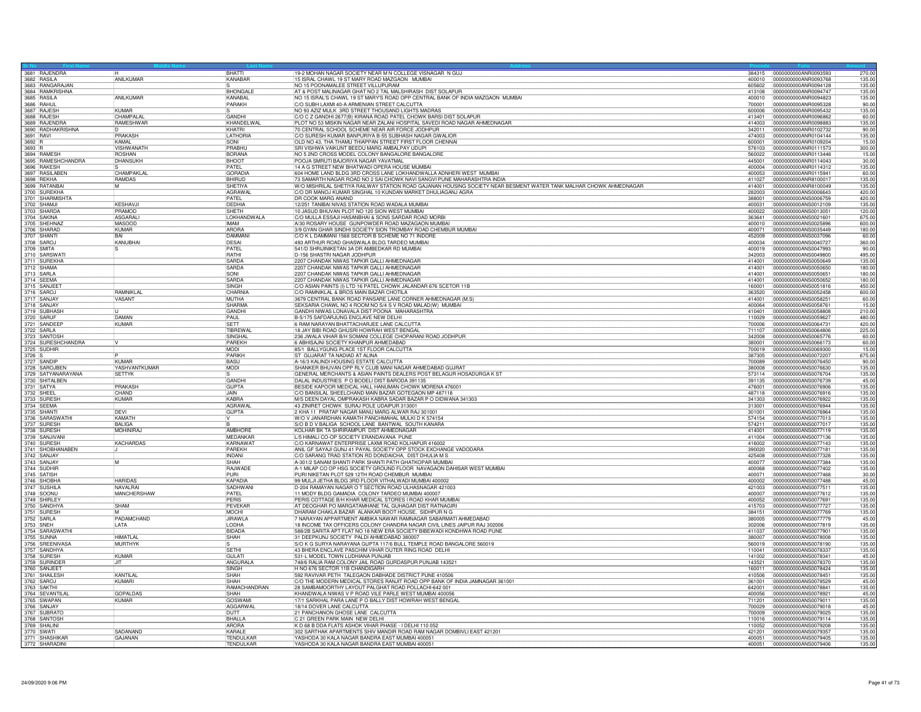| Sr No | First Name | Middle Name | Last Name | Address | Pincode | Folio | Amount |
|---|---|---|---|---|---|---|---|
| 3681 | RAJENDRA | H | BHATTI | 19-2 MOHAN NAGAR SOCIETY NEAR M N COLLEGE VISNAGAR N GUJ | 384315 | 0000000000ANR0093593 | 270.00 |
| 3682 | RASILA | ANILKUMAR | KANABAR | 15 ISRAL CHAWL 19 ST MARY ROAD MAZGAON MUMBAI | 400010 | 0000000000ANR0093768 | 135.00 |
| 3683 | RANGARAJAN | | S | NO 15 POONAMALEE STREET VILLUPURAM | 605602 | 0000000000ANR0094128 | 135.00 |
| 3684 | RAMKRISHNA | | BHONGALE | AT & POST MALINAGAR GHAT NO 2 TAL MALSHIRASH DIST SOLAPUR | 413108 | 0000000000ANR0094747 | 135.00 |
| 3685 | RASILA | ANILKUMAR | KANABAL | NO 15 ISRAL'S CHAWL 19 ST MARY'S ROAD OPP CENTRAL BANK OF INDIA MAZGAON MUMBAI | 400010 | 0000000000ANR0094823 | 135.00 |
| 3686 | RAHUL | | PARAKH | C/O SUBH LAXMI 40-A ARMENIAN STREET CALCUTTA | 700001 | 0000000000ANR0095328 | 90.00 |
| 3687 | RAJESH | KUMAR | S | NO 93 AZIZ MULK 3RD STREET THOUSAND LIGHTS MADRAS | 600006 | 0000000000ANR0095432 | 135.00 |
| 3688 | RAJESH | CHAMPALAL | GANDHI | C/O C Z GANDHI 2677(B) KIRANA ROAD PATEL CHOWK BARSI DIST SOLAPUR | 413401 | 0000000000ANR0096862 | 60.00 |
| 3689 | RAJENDRA | RAMESHWAR | KHANDELWAL | PLOT NO 53 MISKIN NAGAR NEAR ZALANI HOSPITAL SAVEDI ROAD NAGAR AHMEDNAGAR | 414003 | 0000000000ANR0098883 | 135.00 |
| 3690 | RADHAKRISHNA | D | KHATRI | 70 CENTRAL SCHOOL SCHEME NEAR AIR FORCE JODHPUR | 342011 | 0000000000ANR0102732 | 90.00 |
| 3691 | RAVI | PRAKASH | LATHORIA | C/O SURESH KUMAR BANPURIYA B-55 SUBHASH NAGAR GWALIOR | 474003 | 0000000000ANR0104144 | 135.00 |
| 3692 | R | KAMAL | SONI | OLD NO 43, THA THAMU THIAPPAN STREET FIRST FLOOR CHENNAI | 600001 | 0000000000ANR0109204 | 15.00 |
| 3693 | R | VISHWANATH | PRABHU | SRI VISHWA VAIKUNT BEEDU MARG AMBALPAY UDUPI | 576103 | 0000000000ANR0111573 | 300.00 |
| 3694 | RAMESH | ROSHAN | BORANA | NO 5 2ND CROSS MODEL COLONY BANGALORE BANGALORE | 560022 | 0000000000ANR0113446 | 15.00 |
| 3695 | RAMESHCHANDRA | DHANSUKH | BHOOT | POOJA SMRUTI BAJORIYA NAGAR YAVATMAL | 445001 | 0000000000ANR0114043 | 30.00 |
| 3696 | RAKESH | S | PATEL | 14 A G STREET NEW BHATWADI OPERA HOUSE MUMBAI | 400004 | 0000000000ANR0114312 | 135.00 |
| 3697 | RASILABEN | CHAMPAKLAL | GORADIA | 604 HOME LAND BLDG 3RD CROSS LANE LOKHANDWALLA ADNHERI WEST MUMBAI | 400053 | 0000000000ANR0115941 | 60.00 |
| 3698 | REKHA | RAMDAS | BHIRUD | 73 SAMARTH NAGAR ROAD NO 2 SAI CHOWK NAVI SANGVI PUNE MAHARASHTRA INDIA | 411027 | 0000000000ANR8100017 | 135.00 |
| 3699 | RATANBAI | M | SHETIYA | W/O MISHRILAL SHETIYA RAILWAY STATION ROAD GAJANAN HOUSING SOCIETY NEAR BESMENT WATER TANK MALHAR CHOWK AHMEDNAGAR | 414001 | 0000000000ANR8100049 | 135.00 |
| 3700 | SUREKHA | | AGRAWAL | C/O DR MANOJ KUMAR SINGHAL 10 KUNDAN MARKET DHULIAGANJ AGRA | 282003 | 0000000000ANS0006643 | 420.00 |
| 3701 | SHARMISHTA | | PATEL | DR COOK MARG ANAND | 388001 | 0000000000ANS0006759 | 420.00 |
| 3702 | SHAMJI | KESHAVJI | DEDHIA | 12/251 TANIBAI NIVAS STATION ROAD WADALA MUMBAI | 400031 | 0000000000ANS0012109 | 135.00 |
| 3703 | SHARDA | PRAMOD | SHETH | 10 JASUD BHUVAN PLOT NO 120 SION WEST MUMBAI | 400022 | 0000000000ANS0013051 | 120.00 |
| 3704 | SAKINA | ASGARALI | LOKHANDWALA | C/O MULLA ESSAJI HASANBHAI & SONS SARDAR ROAD MORBI | 363641 | 0000000000ANS0021601 | 675.00 |
| 3705 | SHEHNAZ | MASOOD | IMAM | A/30 ROSARY HOUSE GUNPOWDER ROAD MAZAGAON MUMBAI | 400010 | 0000000000ANS0025896 | 600.00 |
| 3706 | SHARAD | KUMAR | ARORA | 3/9 GYAN GHAR SINDHI SOCIETY SION TROMBAY ROAD CHEMBUR MUMBAI | 400071 | 0000000000ANS0035449 | 180.00 |
| 3707 | SHANTI | BAI | DAMMANI | C/O K L DAMMANI 1568 SECTOR B SCHEME NO 71 INDORE | 452009 | 0000000000ANS0037096 | 60.00 |
| 3708 | SAROJ | KANUBHAI | DESAI | 493 ARTHUR ROAD GHASWALA BLDG TARDEO MUMBAI | 400034 | 0000000000ANS0040727 | 360.00 |
| 3709 | SMITA | S | PATEL | 541/D SHRIJINIKETAN 3A DR AMBEDKAR RD MUMBAI | 400019 | 0000000000ANS0047993 | 90.00 |
| 3710 | SARSWATI | | RATHI | D-156 SHASTRI NAGAR JODHPUR | 342003 | 0000000000ANS0049800 | 495.00 |
| 3711 | SUREKHA | | SARDA | 2207 CHANDAK NIWAS TAPKIR GALLI AHMEDNAGAR | 414001 | 0000000000ANS0050649 | 135.00 |
| 3712 | SHAMA | | SARDA | 2207 CHANDAK NIWAS TAPKIR GALLI AHMEDNAGAR | 414001 | 0000000000ANS0050650 | 180.00 |
| 3713 | SARLA | | SONI | 2207 CHANDAK NIWAS TAPKIR GALLI AHMEDNAGAR | 414001 | 0000000000ANS0050651 | 180.00 |
| 3714 | SEEMA | | SARDA | 2207 CHANDAK NIWAS TAPKIR GALLI AHMEDNAGAR | 414001 | 0000000000ANS0050652 | 180.00 |
| 3715 | SANJEET | | SINGH | C/O ASIAN PAINTS (I) LTD 16 PATEL CHOWK JALANDAR 676 SCETOR 11B | 160001 | 0000000000ANS0051816 | 450.00 |
| 3716 | SAROJ | RAMNIKLAL | CHARNIA | C/O RAMNIKLAL & BROS MAIN BAZAR CHOTILA | 363520 | 0000000000ANS0052458 | 600.00 |
| 3717 | SANJAY | VASANT | MUTHA | 3679 CENTRAL BANK ROAD PANSARE LANE CORNER AHMEDNAGAR (M.S) | 414001 | 0000000000ANS0058251 | 60.00 |
| 3718 | SANJAY | | SHARMA | SEKSARIA CHAWL NO 4 ROOM NO S/4 S V ROAD MALAD(W) MUMBAI | 400064 | 0000000000ANS0058761 | 15.00 |
| 3719 | SUBHASH | U | GANDHI | GANDHI NIWAS LONAVALA DIST POONA MAHARASHTRA | 410401 | 0000000000ANS0058808 | 210.00 |
| 3720 | SARUF | DAMAN | PAUL | B-5/175 SAFDARJUNG ENCLAVE NEW DELHI | 110029 | 0000000000ANS0059627 | 480.00 |
| 3721 | SANDEEP | KUMAR | SETT | 6 RAM NARAYAN BHATTACHARJEE LANE CALCUTTA | 700006 | 0000000000ANS0064731 | 420.00 |
| 3722 | SARLA | | TIBREWAL | 18 JAY BIBI ROAD GHUSRI HOWRAH WEST BENGAL | 711107 | 0000000000ANS0064806 | 225.00 |
| 3723 | SANTOSH | | SINGHAL | 236 JWALA VIHAR B/H SOMANI COLLEGE CHOPARANI ROAD JODHPUR | 342008 | 0000000000ANS0065776 | 60.00 |
| 3724 | SURESHCHANDRA | V | PAREKH | 6 ABHISAJNI SOCIETY KHANPUR AHMEDABAD | 380001 | 0000000000ANS0066173 | 60.00 |
| 3725 | SUDHIR | | MODI | 85/1 BALLYGUNG PLACE 1ST FLOOR CALCUTTA | 700019 | 0000000000ANS0069300 | 15.00 |
| 3726 | S | P | PARIKH | ST GUJARAT TA NADIAD AT ALINA | 387305 | 0000000000ANS0072207 | 675.00 |
| 3727 | SANDIP | KUMAR | BASU | A-16/3 KALINDI HOUSING ESTATE CALCUTTA | 700089 | 0000000000ANS0076450 | 90.00 |
| 3728 | SAROJBEN | YASHVANTKUMAR | MODI | SHANKER BHUVAN OPP RLY CLUB MANI NAGAR AHMEDABAD GUJRAT | 380008 | 0000000000ANS0076630 | 135.00 |
| 3729 | SATYANARAYANA | SETTYK | S | GENERAL MERCHANTS & ASIAN PAINTS DEALERS POST BELAGUR HOSADURGA K ST | 573114 | 0000000000ANS0076704 | 135.00 |
| 3730 | SHITALBEN | | GANDHI | DALAL INDUSTRIES P O BODELI DIST BARODA 391135 | 391135 | 0000000000ANS0076739 | 45.00 |
| 3731 | SATYA | PRAKASH | GUPTA | BESIDE KAPOOR MEDICAL HALL HANUMAN CHOWK MORENA 476001 | 476001 | 0000000000ANS0076906 | 135.00 |
| 3732 | SHEEL | CHAND | JAIN | C/O BANSILAL SHEELCHAND MAIN BAZAR GOTEGAON MP 487118 | 487118 | 0000000000ANS0076916 | 135.00 |
| 3733 | SURESH | KUMAR | KABRA | M/S DEEN DAYAL OMPRAKASH KABRA SADAR BAZAR P O DIDWANA 341303 | 341303 | 0000000000ANS0076922 | 135.00 |
| 3734 | SEEMA | | AGRAWAL | 43 ZINIRET CHOWK SURAJ POLE UDAIPUR 313001 | 313001 | 0000000000ANS0076944 | 135.00 |
| 3735 | SHANTI | DEVI | GUPTA | 2 KHA 11 PRATAP NAGAR MANU MARG ALWAR RAJ 301001 | 301001 | 0000000000ANS0076964 | 135.00 |
| 3736 | SARASWATHI | KAMATH | V | W/O V JANARDHAN KAMATH PANCHMAHAL MULKI D K 574154 | 574154 | 0000000000ANS0077013 | 135.00 |
| 3737 | SURESH | BALIGA | B | S/O B D V BALIGA SCHOOL LANE BANTWAL SOUTH KANARA | 574211 | 0000000000ANS0077017 | 135.00 |
| 3738 | SURESH | MOHNIRAJ | AMBHORE | KOLHAR BK TA SHRIRAMPUR DIST AHMEDNAGAR | 414001 | 0000000000ANS0077119 | 135.00 |
| 3739 | SANJIVANI | | MEDANKAR | L/5 HIMALI CO-OP SOCIETY ERANDAVANA PUNE | 411004 | 0000000000ANS0077136 | 135.00 |
| 3740 | SURESH | KACHARDAS | KARNAWAT | C/O KARNAWAT ENTERPRISE LAXMI ROAD KOLHAPUR 416002 | 416002 | 0000000000ANS0077143 | 135.00 |
| 3741 | SHOBHANABEN | J | PAREKH | ANIL GF SAYAJI GUNJ 41 PAYAL SOCIETY OPP STOCK EXCHANGE VADODARA | 390020 | 0000000000ANS0077181 | 135.00 |
| 3742 | SANJAY | | INDANI | C/O SARANG TRAD STATION RD DONDAICHA, DIST DHULIA M S | 425408 | 0000000000ANS0077328 | 135.00 |
| 3743 | SANJAY | M | SHAH | A-301/2 SANAM SHANTI PARK SHANTI PATH GHATKOPAR MUMBAI | 400077 | 0000000000ANS0077384 | 135.00 |
| 3744 | SUDHIR | | RAJWADE | A-1 MILAP CO OP HSG SOCIETY GROUND FLOOR NAVAGAON DAHISAR WEST MUMBAI | 400068 | 0000000000ANS0077402 | 135.00 |
| 3745 | SATISH | | PURI | PURI NIKETAN PLOT 529 12TH ROAD CHEMBUR MUMBAI | 400071 | 0000000000ANS0077468 | 30.00 |
| 3746 | SHOBHA | HARIDAS | KAPADIA | 99 MULJI JETHA BLDG 3RD FLOOR VITHALWADI MUMBAI 400002 | 400002 | 0000000000ANS0077488 | 45.00 |
| 3747 | SUSHILA | NAVALRAI | SADHWANI | D-204 RAMAYAN NAGAR O T SECTION ROAD ULHASNAGAR 421003 | 421003 | 0000000000ANS0077511 | 135.00 |
| 3748 | SOONU | MANCHERSHAW | PATEL | 11 MODY BLDG GAMADIA COLONY TARDEO MUMBAI 400007 | 400007 | 0000000000ANS0077612 | 135.00 |
| 3749 | SHIRLEY | | PERIS | PERIS COTTAGE B/H KHAR MEDICAL STORES I ROAD KHAR MUMBAI | 400052 | 0000000000ANS0077691 | 135.00 |
| 3750 | SANDHYA | SHAM | PEVEKAR | AT DEOGHAR PO MARGATAMHANE TAL GUHAGAR DIST RATNAGIRI | 415703 | 0000000000ANS0077727 | 135.00 |
| 3751 | SURESH | M | MOCHI | DHARAM CHAKLA BAZAR ALANKAR BOOT HOUSE, SIDHPUR N G | 384151 | 0000000000ANS0077769 | 135.00 |
| 3752 | SARLA | PADAMCHAND | JIRAWLA | 7 NARAYAN APPARTMENT AMBIKA NAWAR RAMNAGAR SABARMATI AHMEDABAD | 380005 | 0000000000ANS0077779 | 45.00 |
| 3753 | SNEH | LATA | LODHA | 18 INCOME TAX OFFICERS COLONY CHANDRA NAGAR CIVIL LINES JAIPUR RAJ 302006 | 302006 | 0000000000ANS0077819 | 135.00 |
| 3754 | SARASWATHI | | BIDADA | 588/2B SARITA APT FLAT NO 18 NEW ERA SOCIETY BIBEWADI KONDHWA ROAD PUNE | 411037 | 0000000000ANS0077901 | 135.00 |
| 3755 | SUNNA | HIMATLAL | SHAH | 31 DEEPKUNJ SOCIETY PALDI AHMEDABAD 380007 | 380007 | 0000000000ANS0078008 | 135.00 |
| 3756 | SREENIVASA | MURTHYK | S | S/O K G SURYA NARAYANA GUPTA 117/6 BULL TEMPLE ROAD BANGALORE 560019 | 560019 | 0000000000ANS0078190 | 135.00 |
| 3757 | SANDHYA | | SETHI | 43 BHERA ENCLAVE PASCHIM VIHAR OUTER RING ROAD DELHI | 110041 | 0000000000ANS0078337 | 135.00 |
| 3758 | SURESH | KUMAR | GULATI | 531-L MODEL TOWN LUDHIANA PUNJAB | 141002 | 0000000000ANS0078341 | 45.00 |
| 3759 | SURINDER | JIT | ANGURALA | 748/6 RALIA RAM COLONY JAIL ROAD GURDASPUR PUNJAB 143521 | 143521 | 0000000000ANS0078370 | 135.00 |
| 3760 | SANJEET | | SINGH | H NO 676 SECTOR 11B CHANDIGARH | 160011 | 0000000000ANS0078424 | 135.00 |
| 3761 | SHAILESH | KANTILAL | SHAH | 592 RAVIVAR PETH TALEGAON DABHADE DISTRICT PUNE 410506 | 410506 | 0000000000ANS0078451 | 135.00 |
| 3762 | SAROJ | KUMARI | SHAH | C/O THE MODERN MEDICAL STORES RANJIT ROAD OPP BANK OF INDIA JAMNAGAR 361001 | 361001 | 0000000000ANS0078529 | 45.00 |
| 3763 | SAKTHI | | RAMACHANDRAN | 28 SAMBAMOORTHY LAYOUT PALGHAT ROAD POLLACHI-642 001 | 642001 | 0000000000ANS0078841 | 135.00 |
| 3764 | SEVANTILAL | GOPALDAS | SHAH | KHANDWALA NIWAS V P ROAD VILE PARLE WEST MUMBAI 400056 | 400056 | 0000000000ANS0078921 | 45.00 |
| 3765 | SWAPAN | KUMAR | GOSWAMI | 17/1 SARKHAL PARA LANE P O BALLY DIST HOWRAH WEST BENGAL | 711201 | 0000000000ANS0079011 | 135.00 |
| 3766 | SANJAY | | AGGARWAL | 18/14 DOVER LANE CALCUTTA | 700029 | 0000000000ANS0079018 | 45.00 |
| 3767 | SUBRATO | | DUTT | 21 PANCHANON GHOSE LANE CALCUTTA | 700009 | 0000000000ANS0079025 | 135.00 |
| 3768 | SANTOSH | | BHALLA | C 21 GREEN PARK MAIN NEW DELHI | 110016 | 0000000000ANS0079114 | 135.00 |
| 3769 | SHALINI | | ARORA | K D 68 B DDA FLATS ASHOK VIHAR PHASE - I DELHI 110 052 | 110052 | 0000000000ANS0079208 | 135.00 |
| 3770 | SWATI | SADANAND | KARALE | 302 SARTHAK APARTMENTS SHIV MANDIR ROAD RAM NAGAR DOMBIVLI EAST 421201 | 421201 | 0000000000ANS0079357 | 135.00 |
| 3771 | SHASHIKAR | GAJANAN | TENDULKAR | YASHODA 30 KALA NAGAR BANDRA EAST MUMBAI 400051 | 400051 | 0000000000ANS0079405 | 135.00 |
| 3772 | SHARADINI | | TENDULKAR | YASHODA 30 KALA NAGAR BANDRA EAST MUMBAI 400051 | 400051 | 0000000000ANS0079406 | 135.00 |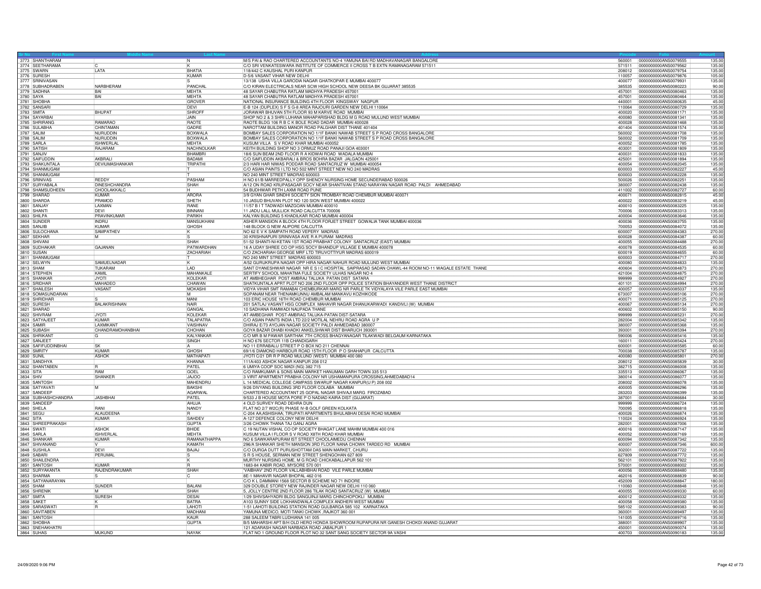| Sr No | First Name | Middle Name | Last Name | Address | Pincode | Folio | Amount |
|---|---|---|---|---|---|---|---|
| 3773 | SHANTHARAM | | N | M/S PAI & RAO CHARTERED ACCOUNTANTS NO-4 YAMUNA BAI RD MADHAVANAGAR BANGALORE | 560001 | 0000000000ANS0079555 | 135.00 |
| 3774 | SEETHARAMA | C | K | C/O SRI VENKATESWARA INSTITUTE OF COMMERCE II CROSS T B EXTN RAMANAGARAM 571511 | 571511 | 0000000000ANS0079562 | 135.00 |
| 3775 | SWARN | LATA | BHATIA | 118/442 C KAUSHAL PURI KANPUR | 208012 | 0000000000ANS0079754 | 135.00 |
| 3776 | SURESH | | KUMAR | D-5/6 VASANT VIHAR NEW DELHI | 110057 | 0000000000ANS0079876 | 105.00 |
| 3777 | SRINIVASAN | | S | 13/138 USHA VILLA GARODIA NAGAR GHATKOPAR E MUMBAI 400077 | 400077 | 0000000000ANS0079931 | 135.00 |
| 3778 | SUBHADRABEN | NARBHERAM | PANCHAL | C/O KIRAN ELECTRICALS NEAR SCW HIGH SCHOOL NEW DEESA BK GUJARAT 385535 | 385535 | 0000000000ANS0080223 | 90.00 |
| 3779 | SADHNA | BAI | MEHTA | 48 SAYAR CHABUTRA RATLAM MADHYA PRADESH 457001 | 457001 | 0000000000ANS0080463 | 135.00 |
| 3780 | SAYA | BAI | MEHTA | 48 SAYAR CHABUTRA RATLAM MADHYA PRADESH 457001 | 457001 | 0000000000ANS0080464 | 135.00 |
| 3781 | SHOBHA | | GROVER | NATIONAL INSURANCE BUILDING 4TH FLOOR KINGSWAY NAGPUR | 440001 | 0000000000ANS0080635 | 45.00 |
| 3782 | SANSARI | | DEVI | E-B 124 (DUPLEX) S F S G-8 AREA RAJOURI GARDEN NEW DELHI 110064 | 110064 | 0000000000ANS0080729 | 135.00 |
| 3783 | SMITA | BHUPAT | SHROFF | JORAWAR BHUVAN 5TH FLOOR 93 M KARVE ROAD MUMBAI | 400020 | 0000000000ANS0081171 | 135.00 |
| 3784 | SAYARBAI | | JAIN | SHOP NO 2 & 3 SHRI LUHANA MAHAPARISHAD BLDG M G ROAD MULUND WEST MUMBAI | 400080 | 0000000000ANS0081341 | 135.00 |
| 3785 | SHRIRANG | RAMARAO | RAOTE | RAOTE BLDG 106 R B C K BOLE ROAD DADAR MUMBAI 400028 | 400028 | 0000000000ANS0081468 | 135.00 |
| 3786 | SULABHA | CHINTAMAN | GADRE | NAROTTAM BUILDING MANOR ROAD PALGHAR DIST THANE 401404 | 401404 | 0000000000ANS0081574 | 135.00 |
| 3787 | SALIM | NURUDDIN | BOXWALA | BOMBAY SALES CORPORATION NO 1/1F BANKI NAWAB STREET S P ROAD CROSS BANGALORE | 560002 | 0000000000ANS0081708 | 135.00 |
| 3788 | SALIM | NURUDDIN | BOXWALA | BOMBAY SALES CORPORATION NO 1/1F BANKI NAWAB STREET S P ROAD CROSS BANGALORE | 560002 | 0000000000ANS0081709 | 135.00 |
| 3789 | SARLA | ISHWERLAL | MEHTA | KUSUM VILLA S V ROAD KHAR MUMBAI 400052 | 400052 | 0000000000ANS0081785 | 135.00 |
| 3790 | SATISH | RAJARAM | NACHNOLKAR | KEITH BUILDING SHOP NO 3 ORMUZ ROAD PANAJI GOA 403001 | 403001 | 0000000000ANS0081809 | 135.00 |
| 3791 | SANJIV | | BHAMBRI | 18/6 SUN BEAM 2ND FLOOR R A KIDWAI ROAD WADALA MUMBAI | 400031 | 0000000000ANS0081833 | 135.00 |
| 3792 | SAIFUDDIN | AKBRALI | BADAMI | C/O SAIFUDDIN AKBARALI & BROS BOHRA BAZAR JALGAON 425001 | 425001 | 0000000000ANS0081894 | 135.00 |
| 3793 | SHAKUNTALA | DEVIUMASHANKAR | TRIPATHI | 2/3 HARI HAR NIWAS PODDAR ROAD SANTACRUZ W MUMBAI 400054 | 400054 | 0000000000ANS0082045 | 135.00 |
| 3794 | SHANMUGAM | | T | C/O ASIAN PAINTS I LTD NO 502 MINT STREET NEW NO 240 MADRAS | 600003 | 0000000000ANS0082227 | 45.00 |
| 3795 | SHANMUGAM | | T | NO 240 MINT STREET MADRAS 600003 | 600003 | 0000000000ANS0082228 | 135.00 |
| 3796 | SRINIVAS | REDDY | PASHAM | H NO 61/B MARREDPALLY OPP SHENOY NURSING HOME SECUNDERABAD 500026 | 500026 | 0000000000ANS0082251 | 135.00 |
| 3797 | SURYABALA | DINESHCHANDRA | SHAH | A/12 ON ROAD KRUPASAGAR SOCY NEAR SHANTIVAN STAND NARAYAN NAGAR ROAD PALDI AHMEDABAD | 380007 | 0000000000ANS0082438 | 135.00 |
| 3798 | SHAMSUDHEEN | CHOOLAKKALC | H | 54 BUDHWAR PETH LAXMI ROAD PUNE | 411002 | 0000000000ANS0082727 | 60.00 |
| 3799 | SHARAD | KUMAR | ARORA | 3/9 GYAN GHAR SINDHI SOCIETY SION TROMBAY ROAD CHEMBUR MUMBAI 400071 | 400071 | 0000000000ANS0082815 | 45.00 |
| 3800 | SHARDA | PRAMOD | SHETH | 10 JASUD BHUVAN PLOT NO 120 SION WEST MUMBAI 400022 | 400022 | 0000000000ANS0083219 | 45.00 |
| 3801 | SANJAY | LAXMAN | RANE | 11/57 B I T TADWADI MAZGOAN MUMBAI 400010 | 400010 | 0000000000ANS0083225 | 135.00 |
| 3802 | SHANTI | DEVI | BINNANI | 11 JADU LALL MULLICK ROAD CALCUTTA 700006 | 700006 | 0000000000ANS0083313 | 135.00 |
| 3803 | SHILPA | PRAVINKUMAR | PARIKH | KALYAN BUILDING 5 KHADILKAR ROAD MUMBAI 400004 | 400004 | 0000000000ANS0083646 | 135.00 |
| 3804 | SUNDER | INDRU | MANSUKHANI | ASHER MANSION A BLOCK 4TH FLOOR FORJET STREET GOWALIA TANK MUMBAI 400036 | 400036 | 0000000000ANS0083755 | 135.00 |
| 3805 | SANJIB | KUMAR | GHOSH | 148 BLOCK G NEW ALIPORE CALCUTTA | 700053 | 0000000000ANS0084072 | 135.00 |
| 3806 | SULOCHANA | SAMPATHEV | K | NO 62 E V K SAMPATH ROAD VEPERY MADRAS | 600007 | 0000000000ANS0084383 | 270.00 |
| 3807 | SEKHAR | M | S | 30 KRISHNAPURI SRINIVASA AVE R A PURAM MADRAS | 600028 | 0000000000ANS0084387 | 60.00 |
| 3808 | SHIVANI | | SHAH | 51-52 SHANTI-NI-KETAN 1ST ROAD PRABHAT COLONY SANTACRUZ (EAST) MUMBAI | 400055 | 0000000000ANS0084488 | 270.00 |
| 3809 | SUDHAKAR | GAJANAN | PATWARDHAN | 16 A UDAY SHREE CO OP HSG SOCY BHANDUP VILLAGE E MUMBAI 400078 | 400078 | 0000000000ANS0084535 | 60.00 |
| 3810 | SUSAN | | ZACHARIAH | C/O ZACHARIAH GEORGE MRF LTD TIRUVOTTIYUR MADRAS 600019 | 600019 | 0000000000ANS0084655 | 60.00 |
| 3811 | SHANMUGAM | | T | NO 240 MINT STREET MADRAS 600003 | 600003 | 0000000000ANS0084717 | 270.00 |
| 3812 | SELWYN | SAMUELNADAR | K | A/52 GURUKRUPA NAGAR OPP HIRA NAGAR NAHUR ROAD MULUND WEST MUMBAI | 400080 | 0000000000ANS0084833 | 135.00 |
| 3813 | SHAM | TUKARAM | LAD | SANT DYANESHWAR NAGAR NR E S I C HOSPITAL SAIPRASAD SADAN CHAWL-44 ROOM NO-11 WAGALE ESTATE THANE | 400604 | 0000000000ANS0084873 | 270.00 |
| 3814 | STEPHEN | KAMIL | MAHANKALE | SERTIFY SCHOOL MAHATMA FULE SOCIETY ULHAS NAGAR NO 4 | 421004 | 0000000000ANS0084875 | 270.00 |
| 3815 | SHANKAR | JYOTI | KOLEKAR | AT AMBHEGHAR POST AMBRAJ TALUKA PATAN DIST SATARA | 999999 | 0000000000ANS0084927 | 270.00 |
| 3816 | SRIDHAR | MAHADEO | CHAWAN | SHATKUNTALA APRT PLOT NO 206 2ND FLOOR OPP POLICE STATION BHAYANDER WEST THANE DISTRICT | 401101 | 0000000000ANS0084994 | 270.00 |
| 3817 | SHAILESH | VASANT | MOKASHI | VIDYA VIHAR SMT RAMABAI CHEMBURKAR MARG NR PARLE TK VIDYALAYA VILE PARLE EAST MUMBAI | 400057 | 0000000000ANS0085037 | 135.00 |
| 3818 | SOMASUNDARAN | | M | SOPANAM NEAR THENAMKUNNU AMBALAM MANKAVU KOZHIKODE | 673007 | 0000000000ANS0085106 | 270.00 |
| 3819 | SHRIDHAR | S | MANI | 103 ERIC HOUSE 16TH ROAD CHEMBUR MUMBAI | 400071 | 0000000000ANS0085125 | 270.00 |
| 3820 | SURESH | BALAKRISHNAN | NAIR | 201 SATLAJ VASANT HSG COMPLEX MAHAVIR NAGAR DHANUKARWADI KANDIVLI (W) MUMBAI | 400067 | 0000000000ANS0085134 | 270.00 |
| 3821 | SHARAD | | GANGAL | 10 SADHANA RAMWADI NAUPADA THANE | 400602 | 0000000000ANS0085150 | 90.00 |
| 3822 | SHIVRAM | JYOTI | KOLEKAR | AT-AMBEGHAR POST-AMBRAG TALUKA-PATAN DIST-SATARA | 999999 | 0000000000ANS0085231 | 270.00 |
| 3823 | SATYAJEET | KUMAR | TALAPATRA | C/O ASIAN PAINTS INDIA LTD 22/2 MOTILAL NEHRU ROAD AGRA U P | 282004 | 0000000000ANS0085342 | 135.00 |
| 3824 | SAMIR | LAXMIKANT | VAISHNAV | DHIRAJ E/73 AYOJAN NAGAR SOCIETY PALDI AHMEDABAD 380007 | 380007 | 0000000000ANS0085368 | 135.00 |
| 3825 | SUBASH | CHANDRAMOHANBHAI | CHOHAN | GOYA BAZAR DHABI KHADKI ANKELSHWAR DIST BHARUCH 393001 | 393001 | 0000000000ANS0085394 | 270.00 |
| 3826 | SHRIKANT | G | KALYANKAR | C/O MR B M PAWAR SARTHAK 7TH CROSS BHAGYANAGAR TILAKWADI BELGAUM KARNATAKA | 590006 | 0000000000ANS0085416 | 135.00 |
| 3827 | SANJEET | | SINGH | H NO 676 SECTOR 11B CHANDIGARH | 160011 | 0000000000ANS0085424 | 270.00 |
| 3828 | SAFIFUDDINBHAI | SK | A | NO 11 ERRABALU STREET P O BOX NO 211 CHENNAI | 600001 | 0000000000ANS0085585 | 60.00 |
| 3829 | SMRITY | KUMAR | GHOSH | 69/1/6 DIAMOND HARBOUR ROAD 15TH FLOOR P O SHAHAPUR CALCUTTA | 700038 | 0000000000ANS0085787 | 135.00 |
| 3830 | SUNIL | ASHOK | MATHAPATI | JYOTI C/21 DR R P ROAD MULUND (WEST) MUMBAI 400 080 | 400080 | 0000000000ANS0085801 | 270.00 |
| 3831 | SANDHYA | | KHANNA | 111A/403 ASHOK NAGAR KANPUR 208 012 | 208012 | 0000000000ANS0085839 | 30.00 |
| 3832 | SHANTABEN | R | PATEL | 6 UMIYA COOP SOC MADI (NG) 382 715 | 382715 | 0000000000ANS0086008 | 135.00 |
| 3833 | SITA | RAM | GOEL | C/O RAMKUMAR & SONS MAIN MARKET HANUMAN GARH TOWN 335 513 | 335513 | 0000000000ANS0086067 | 135.00 |
| 3834 | SHIV | SHANKER | JAJOO | 3 VIRIT APARTMENT PRABHA COLONY NR USHAMANPURA CROSSING,AHMEDABAD14 | 380014 | 0000000000ANS0086077 | 135.00 |
| 3835 | SANTOSH | | MAHENDRU | L 14 MEDICAL COLLEGE CAMPASS SWARUP NAGAR KANPUR(U P) 208 002 | 208002 | 0000000000ANS0086078 | 135.00 |
| 3836 | SATYAVATI | M | BAKSHI | 9/26 DIVYANG BUILDING 3RD FLOOR COLABA MUMBAI | 400005 | 0000000000ANS0086296 | 135.00 |
| 3837 | SANDEEP | | AGARWAL | CHARTERED ACCOUNTANT 25 GOPAL NAGAR SHIVAJI MARG FIROZABAD | 283203 | 0000000000ANS0086399 | 135.00 |
| 3838 | SUBHASHCHANDRA | JASHBHAI | PATEL | 9/533 J B HOUSE MOTA PORE P O NADIAD KAIRA DIST (GUJARAT) | 387001 | 0000000000ANS0086684 | 30.00 |
| 3839 | SANDEEP | | AHUJA | 4 OLD SURVEY ROAD DEHRA DUN | 999999 | 0000000000ANS0086724 | 135.00 |
| 3840 | SHELA | RANI | NANDY | FLAT NO 2/7 W2C(R) PHASE IV-B GOLF GREEN KOLKATA | 700095 | 0000000000ANS0086818 | 135.00 |
| 3841 | SEGU | ALAUDEENA | R | C-204 AA;ASHISHAA; TIRUPATI APARTMENTS BHULABHAI DESAI ROAD MUMBAI | 400026 | 0000000000ANS0086874 | 135.00 |
| 3842 | SITA | KUMAR | SAHDEV | A-127 DEFENCE COLONY NEW DELHI | 110024 | 0000000000ANS0086924 | 135.00 |
| 3843 | SHREEPRAKASH | | GUPTA | 3/26 CHOWK THANA TAJ GANJ AGRA | 282001 | 0000000000ANS0087006 | 135.00 |
| 3844 | SWATI | ASHOK | BHIDE | C 19 NUTAN VISHAL CO OP SOCIETY BHAGAT LANE MAHIM MUMBAI 400 016 | 400016 | 0000000000ANS0087147 | 135.00 |
| 3845 | SARLA | ISHVERLAL | MEHTA | KUSUM VILLA I FLOOR S V ROAD X8TH ROAD KHAR MUMBAI | 400052 | 0000000000ANS0087169 | 135.00 |
| 3846 | SHANKAR | KUMAR | RAMANATHAPPA | NO 6 SAWKARAPURAM IST STREET CHOOLAIMEDU CHENNAI | 600094 | 0000000000ANS0087342 | 135.00 |
| 3847 | SHIVANAND | V | KAMATH | 296/A SHANKAR SHETH MANSION 3RD FLOOR NANA CHOWK TARDEO RD MUMBAI | 400007 | 0000000000ANS0087346 | 600.00 |
| 3848 | SUSHILA | DEVI | BAJAJ | C/O DURGA DUTT PURUSHOTTAM DAS MAIN MARKET, CHURU | 302001 | 0000000000ANS0087722 | 135.00 |
| 3849 | SABARI | PERUMAL | S | S R S HOUSE, SERMAN NEW STREET SHENGOHAN 627 809 | 627809 | 0000000000ANS0087772 | 135.00 |
| 3850 | SHAILENDRA | | K | MURTHY NURSING HOME, M G ROAD CHICKABALLAPUR 562 101 | 562101 | 0000000000ANS0087922 | 135.00 |
| 3851 | SANTOSH | KUMAR | R | 1683-84 KABIR ROAD, MYSORE 570 001 | 570001 | 0000000000ANS0088002 | 135.00 |
| 3852 | SURYAKANTA | RAJENDRAKUMAR | SHAH | "VAIBHAV" 2ND FLOOR VALLABHBHAI ROAD VILE PARLE MUMBAI | 400056 | 0000000000ANS0088480 | 135.00 |
| 3853 | SHARMA | S | C | 8E-1 MAHAVIR NAGAR BHOPAL 462 016 | 462016 | 0000000000ANS0088839 | 90.00 |
| 3854 | SATYANARAYAN | | | C/O K L DAMMANI 1568 SECTOR B SCHEME NO 71 INDORE | 452009 | 0000000000ANS0088847 | 180.00 |
| 3855 | SHAM | SUNDER | BALANI | 329 DOUBLE STOREY NEW RAJINDER NAGAR NEW DELHI 110 060 | 110060 | 0000000000ANS0088848 | 135.00 |
| 3856 | SHRENIK | M | SHAH | 5, JOLLY CENTRE 2ND FLOOR 286 TILAK ROAD SANTACRUZ (W) MUMBAI | 400055 | 0000000000ANS0089330 | 60.00 |
| 3857 | SMITA | SURESH | DESAI | 1/29 SHIVSAHYADRI BLDG SANGUINJI MARG CHINCHOPOKLI MUMBAI | 400012 | 0000000000ANS0089332 | 135.00 |
| 3858 | SAKET | K | BATRA | A103 SUNNY SIDE LOKHANDWALA COMPLEX ANDHERI WEST MUMBAI | 400058 | 0000000000ANS0089380 | 135.00 |
| 3859 | SARASWATI | R | LAHOTI | 1-51 LAHOTI BUILDING STATION ROAD GULBARGA 585 102 KARNATAKA | 585102 | 0000000000ANS0089383 | 90.00 |
| 3860 | SAVITABEN | | MADHANI | YAMUNA MEDICO, MOTI TANKI CHOWK ,RAJKOT 360 001 | 360001 | 0000000000ANS0089497 | 135.00 |
| 3861 | SANTOSH | | KAUR | 288 SALEEM TABRI LUDHIANA 141 005 | 141005 | 0000000000ANS0089716 | 135.00 |
| 3862 | SHOBHA | | GUPTA | B/5 MAHARSHI APT B/H OLD HERO HONDA SHOWROOM RUPAPURA NR GANESH CHOKDI ANAND GUJARAT | 388001 | 0000000000ANS0089907 | 135.00 |
| 3863 | SNEHAKHATRI | | | 121 ADARASH NAGAR NARBADA ROAD JABALPUR 1 | 450001 | 0000000000ANS0090074 | 135.00 |
| 3864 | SUHAS | MUKUND | NAYAK | FLAT NO 1 GROUND FLOOR PLOT NO 32 SANT SANG SOCIETY SECTOR 9A VASHI | 400703 | 0000000000ANS0090183 | 135.00 |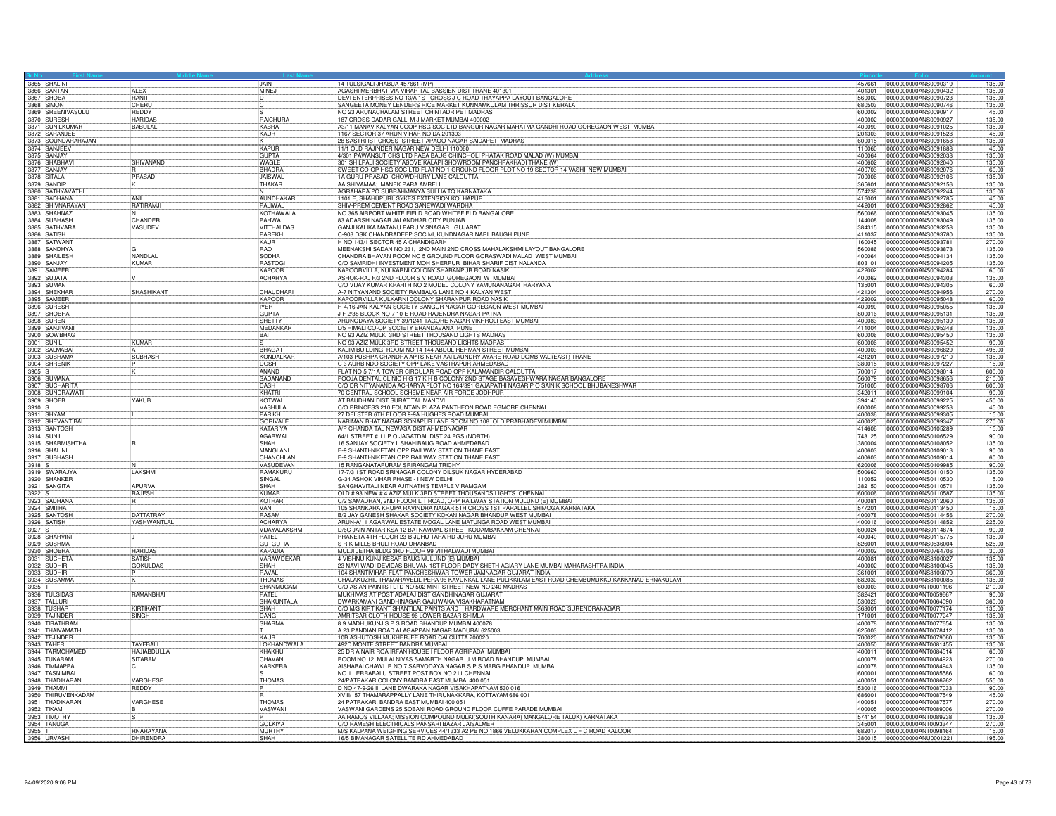| Sr No | First Name | Middle Name | Last Name | Address | Pincode | Folio | Amount |
|---|---|---|---|---|---|---|---|
| 3865 | SHALINI | | JAIN | 14 TULSIGALI JHABUA 457661 (MP) | 457661 | 0000000000ANS0090319 | 135.00 |
| 3866 | SANTAN | ALEX | MINEJ | AGASHI MERBHAT VIA VIRAR TAL BASSIEN DIST THANE 401301 | 401301 | 0000000000ANS0090432 | 135.00 |
| 3867 | SHOBA | RANIT | D | DEVI ENTERPRISES NO 13/A 1ST CROSS J C ROAD THAYAPPA LAYOUT BANGALORE | 560002 | 0000000000ANS0090723 | 135.00 |
| 3868 | SIMON | CHERU | C | SANGEETA MONEY LENDERS RICE MARKET KUNNAMKULAM THRISSUR DIST KERALA | 680503 | 0000000000ANS0090746 | 135.00 |
| 3869 | SREENIVASULU | REDDY | S | NO 23 ARUNACHALAM STREET CHINTADRIPET MADRAS | 600002 | 0000000000ANS0090917 | 45.00 |
| 3870 | SURESH | HARIDAS | RAICHURA | 187 CROSS DADAR GALLI M J MARKET MUMBAI 400002 | 400002 | 0000000000ANS0090927 | 135.00 |
| 3871 | SUNILKUMAR | BABULAL | KABRA | A3/11 MANAV KALYAN COOP HSG SOC LTD BANGUR NAGAR MAHATMA GANDHI ROAD GOREGAON WEST MUMBAI | 400090 | 0000000000ANS0091025 | 135.00 |
| 3872 | SARANJEET | | KAUR | 1167 SECTOR 37 ARUN VIHAR NOIDA 201303 | 201303 | 0000000000ANS0091528 | 45.00 |
| 3873 | SOUNDARARAJAN | | K | 28 SASTRI IST CROSS STREET APAOO NAGAR SAIDAPET MADRAS | 600015 | 0000000000ANS0091658 | 135.00 |
| 3874 | SANJEEV | | KAPUR | 11/1 OLD RAJINDER NAGAR NEW DELHI 110060 | 110060 | 0000000000ANS0091888 | 45.00 |
| 3875 | SANJAY | | GUPTA | 4/301 PAWANSUT CHS LTD PAEA BAUG CHINCHOLI PHATAK ROAD MALAD (W) MUMBAI | 400064 | 0000000000ANS0092038 | 135.00 |
| 3876 | SHABHAVI | SHIVANAND | WAGLE | 301 SHILPALI SOCIETY ABOVE KALAPI SHOWROOM PANCHPAKHADI THANE (W) | 400602 | 0000000000ANS0092040 | 135.00 |
| 3877 | SANJAY | R | BHADRA | SWEET CO-OP HSG SOC LTD FLAT NO 1 GROUND FLOOR PLOT NO 19 SECTOR 14 VASHI NEW MUMBAI | 400703 | 0000000000ANS0092076 | 60.00 |
| 3878 | SITALA | PRASAD | JAISWAL | 1A GURU PRASAD CHOWDHURY LANE CALCUTTA | 700006 | 0000000000ANS0092106 | 135.00 |
| 3879 | SANDIP | K | THAKAR | AA;SHIVAMAA; MANEK PARA AMRELI | 365601 | 0000000000ANS0092156 | 135.00 |
| 3880 | SATHYAVATHI | | N | AGRAHARA PO SUBRAHMANYA SULLIA TQ KARNATAKA | 574238 | 0000000000ANS0092244 | 135.00 |
| 3881 | SADHANA | ANIL | AUNDHAKAR | 1101 E, SHAHUPURI, SYKES EXTENSION KOLHAPUR | 416001 | 0000000000ANS0092785 | 45.00 |
| 3882 | SHIVNARAYAN | RATIRAMJI | PALIWAL | SHIV-PREM CEMENT ROAD SANEWADI WARDHA | 442001 | 0000000000ANS0092862 | 45.00 |
| 3883 | SHAHNAZ | N | KOTHAWALA | NO 365 AIRPORT WHITE FIELD ROAD WHITEFIELD BANGALORE | 560066 | 0000000000ANS0093045 | 135.00 |
| 3884 | SUBHASH | CHANDER | PAHWA | 83 ADARSH NAGAR JALANDHAR CITY PUNJAB | 144008 | 0000000000ANS0093049 | 135.00 |
| 3885 | SATHVARA | VASUDEV | VITTHALDAS | GANJI KALIKA MATANU PARU VISNAGAR GUJARAT | 384315 | 0000000000ANS0093258 | 135.00 |
| 3886 | SATISH | | PAREKH | C-903 DSK CHANDRADEEP SOC MUKUNDNAGAR NARLIBAUGH PUNE | 411037 | 0000000000ANS0093780 | 135.00 |
| 3887 | SATWANT | | KAUR | H NO 143/1 SECTOR 45 A CHANDIGARH | 160045 | 0000000000ANS0093781 | 270.00 |
| 3888 | SANDHYA | G | RAO | MEENAKSHI SADAN NO 231, 2ND MAIN 2ND CROSS MAHALAKSHMI LAYOUT BANGALORE | 560086 | 0000000000ANS0093873 | 135.00 |
| 3889 | SHAILESH | NANDLAL | SODHA | CHANDRA BHAVAN ROOM NO 5 GROUND FLOOR GORASWADI MALAD WEST MUMBAI | 400064 | 0000000000ANS0094134 | 135.00 |
| 3890 | SANJAY | KUMAR | RASTOGI | C/O SAMRIDHI INVESTMENT MOH SHERPUR BIHAR SHARIF DIST NALANDA | 803101 | 0000000000ANS0094205 | 135.00 |
| 3891 | SAMEER | | KAPOOR | KAPOORVILLA, KULKARNI COLONY SHARANPUR ROAD NASIK | 422002 | 0000000000ANS0094284 | 60.00 |
| 3892 | SUJATA | V | ACHARYA | ASHOK-RAJ F/3 2ND FLOOR S V ROAD GOREGAON W MUMBAI | 400062 | 0000000000ANS0094303 | 135.00 |
| 3893 | SUMAN | | | C/O VIJAY KUMAR KPAHI H NO 2 MODEL COLONY YAMUNANAGAR HARYANA | 135001 | 0000000000ANS0094305 | 60.00 |
| 3894 | SHEKHAR | SHASHIKANT | CHAUDHARI | A-7 NITYANAND SOCIETY RAMBAUG LANE NO 4 KALYAN WEST | 421304 | 0000000000ANS0094956 | 270.00 |
| 3895 | SAMEER | | KAPOOR | KAPOORVILLA KULKARNI COLONY SHARANPUR ROAD NASIK | 422002 | 0000000000ANS0095048 | 60.00 |
| 3896 | SURESH | | IYER | H-4/16 JAN KALYAN SOCIETY BANGUR NAGAR GOREGAON WEST MUMBAI | 400090 | 0000000000ANS0095055 | 135.00 |
| 3897 | SHOBHA | | GUPTA | J F 2/38 BLOCK NO 7 10 E ROAD RAJENDRA NAGAR PATNA | 800016 | 0000000000ANS0095131 | 135.00 |
| 3898 | SUREN | | SHETTY | ARUNODAYA SOCIETY 39/1241 TAGORE NAGAR VIKHROLI EAST MUMBAI | 400083 | 0000000000ANS0095139 | 135.00 |
| 3899 | SANJIVANI | | MEDANKAR | L/5 HIMALI CO-OP SOCIETY ERANDAVANA PUNE | 411004 | 0000000000ANS0095348 | 135.00 |
| 3900 | SOWBHAG | | BAI | NO 93 AZIZ MULK 3RD STREET THOUSAND LIGHTS MADRAS | 600006 | 0000000000ANS0095450 | 135.00 |
| 3901 | SUNIL | KUMAR | S | NO 93 AZIZ MULK 3RD STREET THOUSAND LIGHTS MADRAS | 600006 | 0000000000ANS0095452 | 90.00 |
| 3902 | SALMABAI | A | BHAGAT | KALIM BUILDING ROOM NO 14 144 ABDUL REHMAN STREET MUMBAI | 400003 | 0000000000ANS0096829 | 495.00 |
| 3903 | SUSHAMA | SUBHASH | KONDALKAR | A/103 PUSHPA CHANDRA APTS NEAR AAI LAUNDRY AYARE ROAD DOMBIVALI(EAST) THANE | 421201 | 0000000000ANS0097210 | 135.00 |
| 3904 | SHRENIK | P | DOSHI | C 3 AURBINDO SOCIETY OPP LAKE VASTRAPUR AHMEDABAD | 380015 | 0000000000ANS0097227 | 15.00 |
| 3905 | S | K | ANAND | FLAT NO 5 7/1A TOWER CIRCULAR ROAD OPP KALAMANDIR CALCUTTA | 700017 | 0000000000ANS0098014 | 600.00 |
| 3906 | SUMANA | | SADANAND | POOJA DENTAL CLINIC HIG 17 K H B COLONY 2ND STAGE BASAVESHWARA NAGAR BANGALORE | 560079 | 0000000000ANS0098656 | 210.00 |
| 3907 | SUCHARITA | | DASH | C/O DR NITYANANDA ACHARYA PLOT NO 164/391 GAJAPATHI NAGAR P O SAINIK SCHOOL BHUBANESHWAR | 751005 | 0000000000ANS0098706 | 600.00 |
| 3908 | SUNDRAWATI | | KHATRI | 70 CENTRAL SCHOOL SCHEME NEAR AIR FORCE JODHPUR | 342011 | 0000000000ANS0099104 | 90.00 |
| 3909 | SHOEB | YAKUB | KOTWAL | AT BAUDHAN DIST SURAT TAL MANDVI | 394140 | 0000000000ANS0099225 | 450.00 |
| 3910 | S | | VASHULAL | C/O PRINCESS 210 FOUNTAIN PLAZA PANTHEON ROAD EGMORE CHENNAI | 600008 | 0000000000ANS0099253 | 45.00 |
| 3911 | SHYAM | I | PARIKH | 27 DELSTER 6TH FLOOR 9-9A HUGHES ROAD MUMBAI | 400036 | 0000000000ANS0099305 | 15.00 |
| 3912 | SHEVANTIBAI | | GORIVALE | NARIMAN BHAT NAGAR SONAPUR LANE ROOM NO 108 OLD PRABHADEVI MUMBAI | 400025 | 0000000000ANS0099347 | 270.00 |
| 3913 | SANTOSH | | KATARIYA | A/P CHANDA TAL NEWASA DIST AHMEDNAGAR | 414606 | 0000000000ANS0105289 | 15.00 |
| 3914 | SUNIL | | AGARWAL | 64/1 STREET # 11 P O JAGATDAL DIST 24 PGS (NORTH) | 743125 | 0000000000ANS0106529 | 90.00 |
| 3915 | SHARMISHTHA | R | SHAH | 16 SANJAY SOCIETY II SHAHIBAUG ROAD AHMEDABAD | 380004 | 0000000000ANS0108052 | 135.00 |
| 3916 | SHALINI | | MANGLANI | E-9 SHANTI-NIKETAN OPP RAILWAY STATION THANE EAST | 400603 | 0000000000ANS0109013 | 90.00 |
| 3917 | SUBHASH | | CHANCHLANI | E-9 SHANTI-NIKETAN OPP RAILWAY STATION THANE EAST | 400603 | 0000000000ANS0109014 | 60.00 |
| 3918 | S | N | VASUDEVAN | 15 RANGANATAPURAM SRIRANGAM TRICHY | 620006 | 0000000000ANS0109985 | 90.00 |
| 3919 | SWARAJYA | LAKSHMI | RAMAKURU | 17-7/3 1ST ROAD SRINAGAR COLONY DILSUK NAGAR HYDERABAD | 500660 | 0000000000ANS0110150 | 135.00 |
| 3920 | SHANKER | | SINGAL | G-34 ASHOK VIHAR PHASE - I NEW DELHI | 110052 | 0000000000ANS0110530 | 15.00 |
| 3921 | SANGITA | APURVA | SHAH | SANGHAVITALI NEAR AJITNATH'S TEMPLE VIRAMGAM | 382150 | 0000000000ANS0110571 | 135.00 |
| 3922 | S | RAJESH | KUMAR | OLD # 93 NEW # 4 AZIZ MULK 3RD STREET THOUSANDS LIGHTS CHENNAI | 600006 | 0000000000ANS0110587 | 135.00 |
| 3923 | SADHANA | R | KOTHARI | C/2 SAMADHAN, 2ND FLOOR L T ROAD, OPP RAILWAY STATION MULUND (E) MUMBAI | 400081 | 0000000000ANS0112060 | 135.00 |
| 3924 | SMITHA | | VANI | 105 SHANKARA KRUPA RAVINDRA NAGAR 5TH CROSS 1ST PARALLEL SHIMOGA KARNATAKA | 577201 | 0000000000ANS0113450 | 15.00 |
| 3925 | SANTOSH | DATTATRAY | RASAM | B/2 JAY GANESH SHAKAR SOCIETY KOKAN NAGAR BHANDUP WEST MUMBAI | 400078 | 0000000000ANS0114456 | 270.00 |
| 3926 | SATISH | YASHWANTLAL | ACHARYA | ARUN-A/11 AGARWAL ESTATE MOGAL LANE MATUNGA ROAD WEST MUMBAI | 400016 | 0000000000ANS0114852 | 225.00 |
| 3927 | S | | VIJAYALAKSHMI | D/6C JAIN ANTARIKSA 12 BATNAMMAL STREET KODAMBAKKAM CHENNAI | 600024 | 0000000000ANS0114874 | 90.00 |
| 3928 | SHARVINI | J | PATEL | PRANETA 4TH FLOOR 23-B JUHU TARA RD JUHU MUMBAI | 400049 | 0000000000ANS0115775 | 135.00 |
| 3929 | SUSHMA | | GUTGUTIA | S R K MILLS BHULI ROAD DHANBAD | 826001 | 0000000000ANS0536004 | 525.00 |
| 3930 | SHOBHA | HARIDAS | KAPADIA | MULJI JETHA BLDG 3RD FLOOR 99 VITHALWADI MUMBAI | 400002 | 0000000000ANS0764706 | 30.00 |
| 3931 | SUCHETA | SATISH | VARAWDEKAR | 4 VISHNU KUNJ KESAR BAUG MULUND (E) MUMBAI | 400081 | 0000000000ANS8100027 | 135.00 |
| 3932 | SUDHIR | GOKULDAS | SHAH | 23 NAVI WADI DEVIDAS BHUVAN 1ST FLOOR DADY SHETH AGIARY LANE MUMBAI MAHARASHTRA INDIA | 400002 | 0000000000ANS8100045 | 135.00 |
| 3933 | SUDHIR | P | RAVAL | 104 SHANTIVIHAR FLAT PANCHESHWAR TOWER JAMNAGAR GUJARAT INDIA | 361001 | 0000000000ANS8100079 | 360.00 |
| 3934 | SUSAMMA | K | THOMAS | CHALAKUZHIL THAMARAVELIL PERA 96 KAVUNKAL LANE PULIKKILAM EAST ROAD CHEMBUMUKKU KAKKANAD ERNAKULAM | 682030 | 0000000000ANS8100085 | 135.00 |
| 3935 | T | | SHANMUGAM | C/O ASIAN PAINTS I LTD NO 502 MINT STREET NEW NO 240 MADRAS | 600003 | 0000000000ANT0001196 | 210.00 |
| 3936 | TULSIDAS | RAMANBHAI | PATEL | MUKHIVAS AT POST ADALAJ DIST GANDHINAGAR GUJARAT | 382421 | 0000000000ANT0059667 | 90.00 |
| 3937 | TALLURI | | SHAKUNTALA | DWARKAMANI GANDHINAGAR GAJUWAKA VISAKHAPATNAM | 530026 | 0000000000ANT0064090 | 360.00 |
| 3938 | TUSHAR | KIRTIKANT | SHAH | C/O M/S KIRTIKANT SHANTILAL PAINTS AND HARDWARE MERCHANT MAIN ROAD SURENDRANAGAR | 363001 | 0000000000ANT0077174 | 135.00 |
| 3939 | TAJINDER | SINGH | DANG | AMRITSAR CLOTH HOUSE 96 LOWER BAZAR SHIMLA | 171001 | 0000000000ANT0077247 | 135.00 |
| 3940 | TIRATHRAM | | SHARMA | 8 9 MADHUKUNJ S P S ROAD BHANDUP MUMBAI 400078 | 400078 | 0000000000ANT0077654 | 135.00 |
| 3941 | THAIVAMATHI | | T | A 23 PANDIAN ROAD ALAGAPPAN NAGAR MADURAI 625003 | 625003 | 0000000000ANT0078412 | 135.00 |
| 3942 | TEJINDER | | KAUR | 10B ASHUTOSH MUKHERJEE ROAD CALCUTTA 700020 | 700020 | 0000000000ANT0079060 | 135.00 |
| 3943 | TAHER | TAYEBALI | LOKHANDWALA | 492D MONTE STREET BANDRA MUMBAI | 400050 | 0000000000ANT0081455 | 135.00 |
| 3944 | TARMOHAMED | HAJIABDULLA | KHAKHU | 25 DR A NAIR ROA IRFAN HOUSE I FLOOR AGRIPADA MUMBAI | 400011 | 0000000000ANT0084514 | 60.00 |
| 3945 | TUKARAM | SITARAM | CHAVAN | ROOM NO 12 MULAI NIVAS SAMARTH NAGAR J M ROAD BHANDUP MUMBAI | 400078 | 0000000000ANT0084923 | 270.00 |
| 3946 | TIMMAPPA | C | KARKERA | AISHABAI CHAWL R NO 7 SARVODAYA NAGAR S P S MARG BHANDUP MUMBAI | 400078 | 0000000000ANT0084943 | 135.00 |
| 3947 | TASNIMBAI | | S | NO 11 ERRABALU STREET POST BOX NO 211 CHENNAI | 600001 | 0000000000ANT0085586 | 60.00 |
| 3948 | THADIKARAN | VARGHESE | THOMAS | 24/PATRAKAR COLONY BANDRA EAST MUMBAI 400 051 | 400051 | 0000000000ANT0086762 | 555.00 |
| 3949 | THAMMI | REDDY | P | D NO 47-9-26 III LANE DWARAKA NAGAR VISAKHAPATNAM 530 016 | 530016 | 0000000000ANT0087033 | 90.00 |
| 3950 | THIRUVENKADAM | | R | XVIII/157 THAMARAPPALLY LANE THIRUNAKKARA, KOTTAYAM 686 001 | 686001 | 0000000000ANT0087549 | 45.00 |
| 3951 | THADIKARAN | VARGHESE | THOMAS | 24 PATRAKAR, BANDRA EAST MUMBAI 400 051 | 400051 | 0000000000ANT0087577 | 270.00 |
| 3952 | TIKAM | B | VASWANI | VASWANI GARDENS 25 SOBANI ROAD GROUND FLOOR CUFFE PARADE MUMBAI | 400005 | 0000000000ANT0089006 | 270.00 |
| 3953 | TIMOTHY | S | P | AA;RAMOS VILLAAA; MISSION COMPOUND MULKI(SOUTH KANARA) MANGALORE TALUK) KARNATAKA | 574154 | 0000000000ANT0089238 | 135.00 |
| 3954 | TANUGA | | GOLKIYA | C/O RAMESH ELECTRICALS PANSARI BAZAR JAISALMER | 345001 | 0000000000ANT0093347 | 270.00 |
| 3955 | T | RNARAYANA | MURTHY | M/S KALPANA WEIGHING SERVICES 44/1333 A2 PB NO 1866 VELUKKARAN COMPLEX L F C ROAD KALOOR | 682017 | 0000000000ANT0098164 | 15.00 |
| 3956 | URVASHI | DHIRENDRA | SHAH | 16/5 BIMANAGAR SATELLITE RD AHMEDABAD | 380015 | 0000000000ANU0001221 | 195.00 |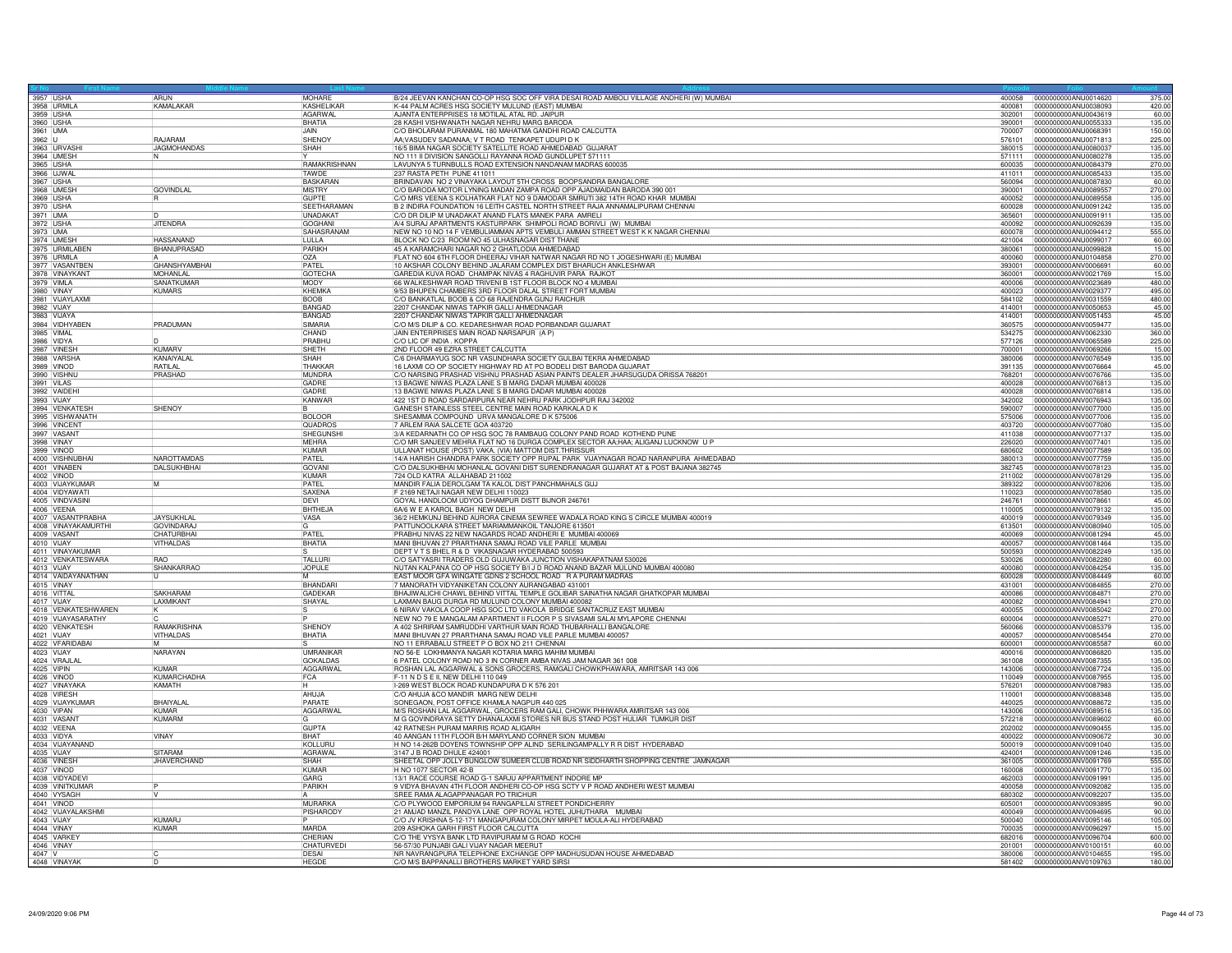| Sr No | First Name | Middle Name | Last Name | Address | Pincode | Folio | Amount |
|---|---|---|---|---|---|---|---|
| 3957 | USHA | ARUN | MOHARE | B/24 JEEVAN KANCHAN CO-OP HSG SOC OFF VIRA DESAI ROAD AMBOLI VILLAGE ANDHERI (W) MUMBAI | 400058 | 0000000000ANU0014620 | 375.00 |
| 3958 | URMILA | KAMALAKAR | KASHELIKAR | K-44 PALM ACRES HSG SOCIETY MULUND (EAST) MUMBAI | 400081 | 0000000000ANU0038093 | 420.00 |
| 3959 | USHA | | AGARWAL | AJANTA ENTERPRISES 18 MOTILAL ATAL RD. JAIPUR | 302001 | 0000000000ANU0043619 | 60.00 |
| 3960 | USHA | | BHATIA | 28 KASHI VISHWANATH NAGAR NEHRU MARG BARODA | 390001 | 0000000000ANU0055333 | 135.00 |
| 3961 | UMA | | JAIN | C/O BHOLARAM PURANMAL 180 MAHATMA GANDHI ROAD CALCUTTA | 700007 | 0000000000ANU0068391 | 150.00 |
| 3962 | U | RAJARAM | SHENOY | AA;VASUDEV SADANAA; V T ROAD TENKAPET UDUPI D K | 576101 | 0000000000ANU0071813 | 225.00 |
| 3963 | URVASHI | JAGMOHANDAS | SHAH | 16/5 BIMA NAGAR SOCIETY SATELLITE ROAD AHMEDABAD GUJARAT | 380015 | 0000000000ANU0080037 | 135.00 |
| 3964 | UMESH | N | Y | NO 111 II DIVISION SANGOLLI RAYANNA ROAD GUNDLUPET 571111 | 571111 | 0000000000ANU0080278 | 135.00 |
| 3965 | USHA | | RAMAKRISHNAN | LAVUNYA 5 TURNBULLS ROAD EXTENSION NANDANAM MADRAS 600035 | 600035 | 0000000000ANU0084379 | 270.00 |
| 3966 | UJWAL | | TAWDE | 237 RASTA PETH PUNE 411011 | 411011 | 0000000000ANU0085433 | 135.00 |
| 3967 | USHA | | BASKARAN | BRINDAVAN NO 2 VINAYAKA LAYOUT 5TH CROSS BOOPSANDRA BANGALORE | 560094 | 0000000000ANU0087830 | 60.00 |
| 3968 | UMESH | GOVINDLAL | MISTRY | C/O BARODA MOTOR LYNING MADAN ZAMPA ROAD OPP AJADMAIDAN BARODA 390 001 | 390001 | 0000000000ANU0089557 | 270.00 |
| 3969 | USHA | R | GUPTE | C/O MRS VEENA S KOLHATKAR FLAT NO 9 DAMODAR SMRUTI 382 14TH ROAD KHAR MUMBAI | 400052 | 0000000000ANU0089558 | 135.00 |
| 3970 | USHA | | SEETHARAMAN | B 2 INDIRA FOUNDATION 16 LEITH CASTEL NORTH STREET RAJA ANNAMALIPURAM CHENNAI | 600028 | 0000000000ANU0091242 | 135.00 |
| 3971 | UMA | D | UNADAKAT | C/O DR DILIP M UNADAKAT ANAND FLATS MANEK PARA AMRELI | 365601 | 0000000000ANU0091911 | 135.00 |
| 3972 | USHA | JITENDRA | GOGHANI | A/4 SURAJ APARTMENTS KASTURPARK SHIMPOLI ROAD BORIVLI (W) MUMBAI | 400092 | 0000000000ANU0092639 | 135.00 |
| 3973 | UMA | | SAHASRANAM | NEW NO 10 NO 14 F VEMBULIAMMAN APTS VEMBULI AMMAN STREET WEST K K NAGAR CHENNAI | 600078 | 0000000000ANU0094412 | 555.00 |
| 3974 | UMESH | HASSANAND | LULLA | BLOCK NO C/23 ROOM NO 45 ULHASNAGAR DIST THANE | 421004 | 0000000000ANU0099017 | 60.00 |
| 3975 | URMILABEN | BHANUPRASAD | PARIKH | 45 A KARAMCHARI NAGAR NO 2 GHATLODIA AHMEDABAD | 380061 | 0000000000ANU0099828 | 15.00 |
| 3976 | URMILA | A | OZA | FLAT NO 604 6TH FLOOR DHEERAJ VIHAR NATWAR NAGAR RD NO 1 JOGESHWARI (E) MUMBAI | 400060 | 0000000000ANU0104858 | 270.00 |
| 3977 | VASANTBEN | GHANSHYAMBHAI | PATEL | 10 AKSHAR COLONY BEHIND JALARAM COMPLEX DIST BHARUCH ANKLESHWAR | 393001 | 0000000000ANV0006691 | 60.00 |
| 3978 | VINAYKANT | MOHANLAL | GOTECHA | GAREDIA KUVA ROAD CHAMPAK NIVAS 4 RAGHUVIR PARA RAJKOT | 360001 | 0000000000ANV0021769 | 15.00 |
| 3979 | VIMLA | SANATKUMAR | MODY | 66 WALKESHWAR ROAD TRIVENI B 1ST FLOOR BLOCK NO 4 MUMBAI | 400006 | 0000000000ANV0023689 | 480.00 |
| 3980 | VINAY | KUMARS | KHEMKA | 9/53 BHUPEN CHAMBERS 3RD FLOOR DALAL STREET FORT MUMBAI | 400023 | 0000000000ANV0029377 | 495.00 |
| 3981 | VIJAYLAXMI | | BOOB | C/O BANKATLAL BOOB & CO 68 RAJENDRA GUNJ RAICHUR | 584102 | 0000000000ANV0031559 | 480.00 |
| 3982 | VIJAY | | BANGAD | 2207 CHANDAK NIWAS TAPKIR GALLI AHMEDNAGAR | 414001 | 0000000000ANV0050653 | 45.00 |
| 3983 | VIJAYA | | BANGAD | 2207 CHANDAK NIWAS TAPKIR GALLI AHMEDNAGAR | 414001 | 0000000000ANV0051453 | 45.00 |
| 3984 | VIDHYABEN | PRADUMAN | SIMARIA | C/O M/S DILIP & CO. KEDARESHWAR ROAD PORBANDAR GUJARAT | 360575 | 0000000000ANV0059477 | 135.00 |
| 3985 | VIMAL | | CHAND | JAIN ENTERPRISES MAIN ROAD NARSAPUR (A P) | 534275 | 0000000000ANV0062330 | 360.00 |
| 3986 | VIDYA | D | PRABHU | C/O LIC OF INDIA . KOPPA | 577126 | 0000000000ANV0065589 | 225.00 |
| 3987 | VINESH | KUMARV | SHETH | 2ND FLOOR 49 EZRA STREET CALCUTTA | 700001 | 0000000000ANV0069266 | 15.00 |
| 3988 | VARSHA | KANAIYALAL | SHAH | C/6 DHARMAYUG SOC NR VASUNDHARA SOCIETY GULBAI TEKRA AHMEDABAD | 380006 | 0000000000ANV0076549 | 135.00 |
| 3989 | VINOD | RATILAL | THAKKAR | 16 LAXMI CO OP SOCIETY HIGHWAY RD AT PO BODELI DIST BARODA GUJARAT | 391135 | 0000000000ANV0076664 | 45.00 |
| 3990 | VISHNU | PRASHAD | MUNDRA | C/O NARSING PRASHAD VISHNU PRASHAD ASIAN PAINTS DEALER JHARSUGUDA ORISSA 768201 | 768201 | 0000000000ANV0076766 | 135.00 |
| 3991 | VILAS | | GADRE | 13 BAGWE NIWAS PLAZA LANE S B MARG DADAR MUMBAI 400028 | 400028 | 0000000000ANV0076813 | 135.00 |
| 3992 | VAIDEHI | | GADRE | 13 BAGWE NIWAS PLAZA LANE S B MARG DADAR MUMBAI 400028 | 400028 | 0000000000ANV0076814 | 135.00 |
| 3993 | VIJAY | | KANWAR | 422 1ST D ROAD SARDARPURA NEAR NEHRU PARK JODHPUR RAJ 342002 | 342002 | 0000000000ANV0076943 | 135.00 |
| 3994 | VENKATESH | SHENOY | B | GANESH STAINLESS STEEL CENTRE MAIN ROAD KARKALA D K | 590007 | 0000000000ANV0077000 | 135.00 |
| 3995 | VISHWANATH | | BOLOOR | SHESAMMA COMPOUND URVA MANGALORE D K 575006 | 575006 | 0000000000ANV0077006 | 135.00 |
| 3996 | VINCENT | | QUADROS | 7 ARLEM RAIA SALCETE GOA 403720 | 403720 | 0000000000ANV0077080 | 135.00 |
| 3997 | VASANT | | SHEGUNSHI | 3/A KEDARNATH CO OP HSG SOC 78 RAMBAUG COLONY PAND ROAD KOTHEND PUNE | 411038 | 0000000000ANV0077137 | 135.00 |
| 3998 | VINAY | | MEHRA | C/O MR SANJEEV MEHRA FLAT NO 16 DURGA COMPLEX SECTOR AA;HAA; ALIGANJ LUCKNOW U P | 226020 | 0000000000ANV0077401 | 135.00 |
| 3999 | VINOD | | KUMAR | ULLANAT HOUSE (POST) VAKA, (VIA) MATTOM DIST.THRISSUR | 680602 | 0000000000ANV0077589 | 135.00 |
| 4000 | VISHNUBHAI | NAROTTAMDAS | PATEL | 14/A HARISH CHANDRA PARK SOCIETY OPP RUPAL PARK VIJAYNAGAR ROAD NARANPURA AHMEDABAD | 380013 | 0000000000ANV0077759 | 135.00 |
| 4001 | VINABEN | DALSUKHBHAI | GOVANI | C/O DALSUKHBHAI MOHANLAL GOVANI DIST SURENDRANAGAR GUJARAT AT & POST BAJANA 382745 | 382745 | 0000000000ANV0078123 | 135.00 |
| 4002 | VINOD | | KUMAR | 724 OLD KATRA ALLAHABAD 211002 | 211002 | 0000000000ANV0078129 | 135.00 |
| 4003 | VIJAYKUMAR | M | PATEL | MANDIR FALIA DEROLGAM TA KALOL DIST PANCHMAHALS GUJ | 389322 | 0000000000ANV0078206 | 135.00 |
| 4004 | VIDYAWATI | | SAXENA | F 2169 NETAJI NAGAR NEW DELHI 110023 | 110023 | 0000000000ANV0078580 | 135.00 |
| 4005 | VINDVASINI | | DEVI | GOYAL HANDLOOM UDYOG DHAMPUR DISTT BIJNOR 246761 | 246761 | 0000000000ANV0078661 | 45.00 |
| 4006 | VEENA | | BHTHEJA | 6A/6 W E A KAROL BAGH NEW DELHI | 110005 | 0000000000ANV0079132 | 135.00 |
| 4007 | VASANTPRABHA | JAYSUKHLAL | VASA | 36/2 HEMKUNJ BEHIND AURORA CINEMA SEWREE WADALA ROAD KING S CIRCLE MUMBAI 400019 | 400019 | 0000000000ANV0079349 | 135.00 |
| 4008 | VINAYAKAMURTHI | GOVINDARAJ | G | PATTUNOOLKARA STREET MARIAMMANKOIL TANJORE 613501 | 613501 | 0000000000ANV0080940 | 105.00 |
| 4009 | VASANT | CHATURBHAI | PATEL | PRABHU NIVAS 22 NEW NAGARDS ROAD ANDHERI E MUMBAI 400069 | 400069 | 0000000000ANV0081294 | 45.00 |
| 4010 | VIJAY | VITHALDAS | BHATIA | MANI BHUVAN 27 PRARTHANA SAMAJ ROAD VILE PARLE MUMBAI | 400057 | 0000000000ANV0081464 | 135.00 |
| 4011 | VINAYAKUMAR | | S | DEPT V T S BHEL R & D VIKASNAGAR HYDERABAD 500593 | 500593 | 0000000000ANV0082249 | 135.00 |
| 4012 | VENKATESWARA | RAO | TALLURI | C/O SATYASRI TRADERS OLD GUJUWAKA JUNCTION VISHAKAPATNAM 530026 | 530026 | 0000000000ANV0082280 | 60.00 |
| 4013 | VIJAY | SHANKARRAO | JOPULE | NUTAN KALPANA CO OP HSG SOCIETY B/I J D ROAD ANAND BAZAR MULUND MUMBAI 400080 | 400080 | 0000000000ANV0084254 | 135.00 |
| 4014 | VAIDAYANATHAN | U | M | EAST MOOR GFA WINGATE GDNS 2 SCHOOL ROAD R A PURAM MADRAS | 600028 | 0000000000ANV0084449 | 60.00 |
| 4015 | VINAY | | BHANDARI | 7 MANORATH VIDYANIKETAN COLONY AURANGABAD 431001 | 431001 | 0000000000ANV0084855 | 270.00 |
| 4016 | VITTAL | SAKHARAM | GADEKAR | BHAJIWALICHI CHAWL BEHIND VITTAL TEMPLE GOLIBAR SAINATHA NAGAR GHATKOPAR MUMBAI | 400086 | 0000000000ANV0084871 | 270.00 |
| 4017 | VIJAY | LAXMIKANT | SHAYAL | LAXMAN BAUG DURGA RD MULUND COLONY MUMBAI 400082 | 400082 | 0000000000ANV0084941 | 270.00 |
| 4018 | VENKATESHWAREN | K | S | 6 NIRAV VAKOLA COOP HSG SOC LTD VAKOLA BRIDGE SANTACRUZ EAST MUMBAI | 400055 | 0000000000ANV0085042 | 270.00 |
| 4019 | VIJAYASARATHY | C | P | NEW NO 79 E MANGALAM APARTMENT II FLOOR P S SIVASAMI SALAI MYLAPORE CHENNAI | 600004 | 0000000000ANV0085271 | 270.00 |
| 4020 | VENKATESH | RAMAKRISHNA | SHENOY | A 402 SHRIRAM SAMRUDDHI VARTHUR MAIN ROAD THUBARHALLI BANGALORE | 560066 | 0000000000ANV0085379 | 135.00 |
| 4021 | VIJAY | VITHALDAS | BHATIA | MANI BHUVAN 27 PRARTHANA SAMAJ ROAD VILE PARLE MUMBAI 400057 | 400057 | 0000000000ANV0085454 | 270.00 |
| 4022 | VFARIDABAI | M | S | NO 11 ERRABALU STREET P O BOX NO 211 CHENNAI | 600001 | 0000000000ANV0085587 | 60.00 |
| 4023 | VIJAY | NARAYAN | UMRANIKAR | NO 56-E LOKHMANYA NAGAR KOTARIA MARG MAHIM MUMBAI | 400016 | 0000000000ANV0086820 | 135.00 |
| 4024 | VRAJLAL | | GOKALDAS | 6 PATEL COLONY ROAD NO 3 IN CORNER AMBA NIVAS JAM NAGAR 361 008 | 361008 | 0000000000ANV0087355 | 135.00 |
| 4025 | VIPIN | KUMAR | AGGARWAL | ROSHAN LAL AGGARWAL & SONS GROCERS, RAMGALI CHOWKPHAWARA, AMRITSAR 143 006 | 143006 | 0000000000ANV0087724 | 135.00 |
| 4026 | VINOD | KUMARCHADHA | FCA | F-11 N D S E II, NEW DELHI 110 049 | 110049 | 0000000000ANV0087955 | 135.00 |
| 4027 | VINAYAKA | KAMATH | H | I-269 WEST BLOCK ROAD KUNDAPURA D K 576 201 | 576201 | 0000000000ANV0087983 | 135.00 |
| 4028 | VIRESH | | AHUJA | C/O AHUJA &CO MANDIR MARG NEW DELHI | 110001 | 0000000000ANV0088348 | 135.00 |
| 4029 | VIJAYKUMAR | BHAIYALAL | PARATE | SONEGAON, POST OFFICE KHAMLA NAGPUR 440 025 | 440025 | 0000000000ANV0088672 | 135.00 |
| 4030 | VIPAN | KUMAR | AGGARWAL | M/S ROSHAN LAL AGGARWAL, GROCERS RAM GALI, CHOWK PHHWARA AMRITSAR 143 006 | 143006 | 0000000000ANV0089516 | 135.00 |
| 4031 | VASANT | KUMARM | G | M G GOVINDRAYA SETTY DHANALAXMI STORES NR BUS STAND POST HULIAR TUMKUR DIST | 572218 | 0000000000ANV0089602 | 60.00 |
| 4032 | VEENA | | GUPTA | 42 RATNESH PURAM MARRIS ROAD ALIGARH | 202002 | 0000000000ANV0090455 | 135.00 |
| 4033 | VIDYA | VINAY | BHAT | 40 AANGAN 11TH FLOOR B/H MARYLAND CORNER SION MUMBAI | 400022 | 0000000000ANV0090672 | 30.00 |
| 4034 | VIJAYANAND | | KOLLURU | H NO 14-262B DOYENS TOWNSHIP OPP ALIND SERILINGAMPALLY R R DIST HYDERABAD | 500019 | 0000000000ANV0091040 | 135.00 |
| 4035 | VIJAY | SITARAM | AGRAWAL | 3147 J B ROAD DHULE 424001 | 424001 | 0000000000ANV0091246 | 135.00 |
| 4036 | VINESH | JHAVERCHAND | SHAH | SHEETAL OPP JOLLY BUNGLOW SUMEER CLUB ROAD NR SIDDHARTH SHOPPING CENTRE JAMNAGAR | 361005 | 0000000000ANV0091769 | 555.00 |
| 4037 | VINOD | | KUMAR | H NO 1077 SECTOR 42-B | 160008 | 0000000000ANV0091770 | 135.00 |
| 4038 | VIDYADEVI | | GARG | 13/1 RACE COURSE ROAD G-1 SARJU APPARTMENT INDORE MP | 462003 | 0000000000ANV0091991 | 135.00 |
| 4039 | VINITKUMAR | P | PARIKH | 9 VIDYA BHAVAN 4TH FLOOR ANDHERI CO-OP HSG SCTY V P ROAD ANDHERI WEST MUMBAI | 400058 | 0000000000ANV0092082 | 135.00 |
| 4040 | VYSAGH | V | A | SREE RAMA ALAGAPPANAGAR PO TRICHUR | 680302 | 0000000000ANV0092207 | 135.00 |
| 4041 | VINOD | | MURARKA | C/O PLYWOOD EMPORIUM 94 RANGAPILLAI STREET PONDICHERRY | 605001 | 0000000000ANV0093895 | 90.00 |
| 4042 | VIJAYALAKSHMI | | PISHARODY | 21 AMJAD MANZIL PANDYA LANE OPP ROYAL HOTEL JUHUTHARA MUMBAI | 400049 | 0000000000ANV0094695 | 90.00 |
| 4043 | VIJAY | KUMARJ | P | C/O JV KRISHNA 5-12-171 MANGAPURAM COLONY MIRPET MOULA-ALI HYDERABAD | 500040 | 0000000000ANV0095146 | 105.00 |
| 4044 | VINAY | KUMAR | MARDA | 209 ASHOKA GARH FIRST FLOOR CALCUTTA | 700035 | 0000000000ANV0096297 | 15.00 |
| 4045 | VARKEY | | CHERIAN | C/O THE VYSYA BANK LTD RAVIPURAM M G ROAD KOCHI | 682016 | 0000000000ANV0096704 | 600.00 |
| 4046 | VINAY | | CHATURVEDI | 56-57/30 PUNJABI GALI VIJAY NAGAR MEERUT | 201001 | 0000000000ANV0100151 | 60.00 |
| 4047 | V | C | DESAI | NR NAVRANGPURA TELEPHONE EXCHANGE OPP MADHUSUDAN HOUSE AHMEDABAD | 380006 | 0000000000ANV0104655 | 195.00 |
| 4048 | VINAYAK | D | HEGDE | C/O M/S BAPPANALLI BROTHERS MARKET YARD SIRSI | 581402 | 0000000000ANV0109763 | 180.00 |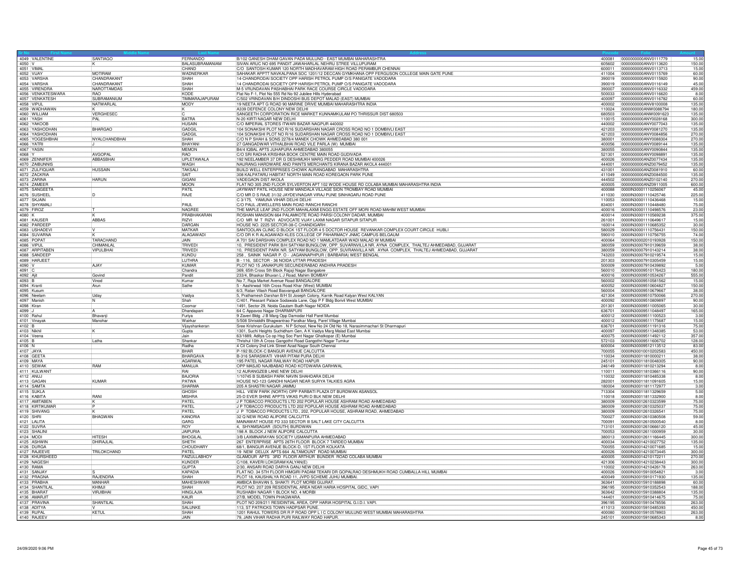| Sr No | First Name | Middle Name | Last Name | Address | Pincode | Folio | Amount |
|---|---|---|---|---|---|---|---|
| 4049 | VALENTINE | SANTIAGO | FERNANDO | B/102 GANESH DHAM GAVAN PADA MULUND - EAST MUMBAI MAHARASHTRA | 400081 | 0000000000ANV0111779 | 15.00 |
| 4050 | V | K | BALASUBRAMANIAM | SIVAN ARUC NO 695 PANDIT JAWAHARLAL NEHRU STREE VILLUPURAM | 605602 | 0000000000ANV0113620 | 150.00 |
| 4051 | VIMAL | | CHAND | C/O SANTOSH KUMAR 120 NORTH MADHAVARAM HIGH ROAD PERAMBUR CHENNAI | 600011 | 0000000000ANV0113713 | 15.00 |
| 4052 | VIJAY | MOTIRAM | WADNERKAR | SAHAKAR APPTT NAVKALPANA SOC 1201/12 DECCAN GYMKHANA OPP FERGUSON COLLEGE MAIN GATE PUNE | 411004 | 0000000000ANV0115769 | 60.00 |
| 4053 | VARSHA | CHANDRAKANT | SHAH | 14-CHANDRODAI SOCIETY OPP HARISH PETROL PUMP O/S PANIGATE VADODARA | 390019 | 0000000000ANV0115920 | 90.00 |
| 4054 | VARSHA | CHANDRAKANT | SHAH | 14 CHANDRODAI SOCIETY OPP HARISH PETROL PUMP O/S PANIGATE VADODARA | 390019 | 0000000000ANV0116149 | 45.00 |
| 4055 | VIRENDRA | NAROTTAMDAS | SHAH | M-5 VRUNDAVAN PASHABHAI PARK RACE COURSE CIRCLE VADODARA | 390007 | 0000000000ANV0116332 | 459.00 |
| 4056 | VENKATESWARA | RAO | KODE | Flat No F-1, Plot No 555 Rd No 92 Jubilee Hills Hyderabad | 500033 | 0000000000ANV0116620 | 8.00 |
| 4057 | VENKATESH | SUBRAMANIUM | TIMMARAJAPURAM | C/502 VRINDAVAN B/H DINDOSHI BUS DEPOT MALAD (EAST) MUMBAI | 400097 | 0000000000ANV0116782 | 60.00 |
| 4058 | VIPUL | NATWARLAL | MODY | 19 NEETA APT G ROAD 90 MARINE DRIVE MUMBAI MAHARASHTRA INDIA | 400002 | 0000000000ANV8100008 | 135.00 |
| 4059 | WADHAWAN | K | K | A339 DEFENCE COLONY NEW DELHI | 110024 | 0000000000ANW0088794 | 180.00 |
| 4060 | WILLIAM | VERGHESEC | C | SANGEETH CORPORATION RICE MARKET KUNNAMKULAM PO THRISSUR DIST 680503 | 680503 | 0000000000ANW0091623 | 135.00 |
| 4061 | YASH | PAL | BATRA | N-20 KIRTI NAGAR NEW DELHI | 110015 | 0000000000ANY0028168 | 300.00 |
| 4062 | YAKOOB | | HUSAIN | C/O IMPERIAL STORES ITWARI BAZAR NAGPUR 440002 | 440002 | 0000000000ANY0077043 | 135.00 |
| 4063 | YASHODHAN | BHARGAO | GADGIL | 104 SONAKSHI PLOT NO R/16 SUDARSHAN NAGAR CROSS ROAD NO 1 DOMBIVLI EAST | 421203 | 0000000000ANY0081270 | 135.00 |
| 4064 | YASHODHAN | | GADGIL | 104 SONAKSHI PLOT NO R/16 SUDARSHAN NAGAR CROSS ROAD NO 1 DOMBIVLI EAST | 421203 | 0000000000ANY0084856 | 270.00 |
| 4065 | YOGESHBHAI | NYALCHANDBHAI | SHAH | C/O N P SHAH & SONS 2278/4 MANEK CHOWK AHMEDABAD 380 001 | 380001 | 0000000000ANY0088304 | 270.00 |
| 4066 | YATRI | J | BHAYANI | 27 GANGADWAR VITHALBHAI ROAD VILE PARLA (W) MUMBAI | 400056 | 0000000000ANY0089144 | 135.00 |
| 4067 | YASIN | | MEMON | B4/4 IQBAL APTS JUHAPURA AHMEDABAD 380055 | 380055 | 0000000000ANY0090844 | 135.00 |
| 4068 | Y | AVGOPAL | RAO | C/O SRI RADHA KRISHNA BOOK CENTRE MAIN ROAD GUDIVADA | 521301 | 0000000000ANY0098891 | 135.00 |
| 4069 | ZENNIFER | ABBASBHAI | UPLETAWALA | 192 NEELAMBER 37 DR G DESHMUKH MARG PEDDER ROAD MUMBAI 400026 | 400026 | 0000000000ANZ0077434 | 135.00 |
| 4070 | ZAIBUNNIS | | WAGH | NAURANG HARDWARE AND PAINTS MERCHANTS KIRANA BAZAR AKOLA 444001 | 444001 | 0000000000ANZ0079452 | 135.00 |
| 4071 | ZULFIQUAR | HUSSAIN | TAKSALI | BUILD WELL ENTERPRISES CHOWK AURANGABAD MAHARASHTRA | 431001 | 0000000000ANZ0081910 | 60.00 |
| 4072 | ZACKRIA | | SAIT | 308 KALPATARU HABITAT NORTH MAIN ROAD KOREGAON PARK PUNE | 411049 | 0000000000ANZ0084500 | 135.00 |
| 4073 | ZARINA | HARUN | GIGANI | VADEGAON DIST AKOLA | 444502 | 0000000000ANZ0102140 | 270.00 |
| 4074 | ZAMEER | | MOON | FLAT NO 305 2ND FLOOR SYLVERTON APT 102 WODE HOUSE RD COLABA MUMBAI MAHARASHTRA INDIA | 400005 | 0000000000ANZ0911005 | 600.00 |
| 4075 | SANGEETA | | PATIL | JAYWANT PATIL HOUSE NEW MANDALA VILLAGE SION TROMBAY ROAD MUMBAI | 400088 | 0000IN30001110256067 | 45.00 |
| 4076 | SUSHEEL | D | RAJE | C/O MR D S RAJE 31/32 JAYDEVNAGAR VIRAJ PUNE SINHAGARJ ROAD PUNE | 411030 | 0000IN30001110425746 | 225.00 |
| 4077 | SKJAIN | | | C 3/175, YAMUNA VIHAR DELHI DELHI | 110053 | 0000IN30001110436468 | 15.00 |
| 4078 | SHYAMALI | | PAUL | C/O PAUL JEWELLERS MAIN ROAD RANCHI RANCHI | 834001 | 0000IN30001110448480 | 75.00 |
| 4079 | FIROZ | T | NAGREE | THE MAPLE LEAF 2ND FLOOR MAHALAXMI ENGG ESTATE OFF MORI ROAD MAHIM WEST MUMBAI | 400016 | 0000IN30001110498576 | 23.00 |
| 4080 | K | K | PRABHAKARAN | ROSHAN MANSION 664 PALAMKOTE ROAD PARSI COLONY DADAR, MUMBAI | 400014 | 0000IN30001110569238 | 375.00 |
| 4081 | KAUSER | ABBAS | RIZVI | C/O MR M T RIZVI ADVOCATE VIJAY LAXMI NAGAR SITAPUR SITAPUR | 261001 | 0000IN30001110649617 | 15.00 |
| 4082 | PARDEEP | | DARGAN | HOUSE NO. 2225 SECTOR-38-C CHANDIGARH . | 160014 | 0000IN30001110685352 | 30.00 |
| 4083 | USHADEVI | V | MATKAR | SANTOOLAN CLINIC D BLOCK 1ST FLOOR 4 5 DOCTOR HOUSE REVANKAR COMPLEX COURT CIRCLE HUBLI | 580029 | 0000IN30001110756431 | 150.00 |
| 4084 | SUVARNA | K | ALAGAWADI | C/O DR K R ALAGAWADI KLES COLLEGE OF PAHARMACY JNMC CAMPUS BELGAUM | 590010 | 0000IN30001110756755 | 74.00 |
| 4085 | POPAT | TARACHAND | JAIN | A 701 SAI DARSHAN COMPLEX ROAD NO 1 MAMLATDAAR WADI MALAD W MUMBAI | 400064 | 0000IN30002010193928 | 150.00 |
| 4086 | VIPUL | CHIMANLAL | TRIVEDI | 10, PRESIDENT PARK B/H SATYAM BUNGLOW, OPP. SUVARNVILLA NR. AYNA COMPLEX, THALTEJ AHMEDABAD, GUJARAT | 380059 | 0000IN30007910139659 | 38.00 |
| 4087 | ARPITABEN | VIPULBHAI | TRIVEDI | 10, PRESIDENT PARK NR. SATYAM BUNGLOW, OPP. SUVARNVILLA NR. AYNA COMPLEX, THALTEJ AHMEDABAD, GUJARAT | 380059 | 0000IN30007910143214 | 38.00 |
| 4088 | SANDEEP | | KUNDU | 258 , SAINIK NAGAR P. O - JAGANNAPHPUR ( BARBARIA) WEST BENGAL | 743203 | 0000IN30007910219574 | 15.00 |
| 4089 | HARJEET | | LUTHRA | B - 116, SECTOR - 36 NOIDA UTTAR PRADESH | 201303 | 0000IN30007910305459 | 15.00 |
| 4090 | V | AJAY | KUMAR | PLOT NO 15 JANAKPURI SECUNDERABAD ANDHRA PRADESH | 500009 | 0000IN30007910439892 | 5.00 |
| 4091 | C | | Chandra | 369, 65th Cross 5th Block Rajaji Nagar Bangalore | 560010 | 0000IN30009510176423 | 180.00 |
| 4092 | Ajit | Govind | Pandit | 233/4, Bhaskar Bhuvan L J Road, Mahim BOMBAY | 400016 | 0000IN30009510534267 | 555.00 |
| 4093 | B | Vinod | Kumar | No 7, Raja Market Avenue Road BANGALORE | 560002 | 0000IN30009510581562 | 15.00 |
| 4094 | Kranti | Arun | Sathe | 5 - Aashirwad 16th Cross Road Khar (West) MUMBAI | 400052 | 0000IN30009510604827 | 150.00 |
| 4095 | Kusum | | | 6/3, Ratan Vilash Road Basvangudi BANGALORE | 560004 | 0000IN30009510679667 | 38.00 |
| 4096 | Neelam | Uday | Vaidya | 5, Prathamesh Darshan B/H St Joseph Colony, Karnik Road Kalyan West KALYAN | 421304 | 0000IN30009510750066 | 270.00 |
| 4097 | Manish | N | Shah | C/401, Pleasant Palace Sodawala Lane, Opp P F Bldg Borivli West MUMBAI | 400092 | 0000IN30009510809897 | 90.00 |
| 4098 | Kiran | | Coomar | 1491, Sector 29, Noida Gautam Budh Nagar NOIDA | 201301 | 0000IN30009511005065 | 30.00 |
| 4099 | J | A | Dhandapani | 64 C Appavoo Nagar DHARMAPURI | 636701 | 0000IN30009511048497 | 165.00 |
| 4100 | Rahul | Bhavanji | Furiya | 9 Zaveri Bldg J B Marg Opp Damodar Hall Parel Mumbai | 400012 | 0000IN30009511100523 | 3.00 |
| 4101 | Vinayak | Manohar | Wairkar | 5/508 Shrisiddhi Bhagwantrao Paralkar Marg, Parel Village Mumbai | 400012 | 0000IN30009511175687 | 15.00 |
| 4102 | B | | Vijayshankeran | Sree Krishnan Gurukulam , N P School, New No 24 Old No 18, Narasimmachari St Dharmapuri | 636701 | 0000IN30009511191316 | 75.00 |
| 4103 | Nikhil | K | Gupta | 1301, Suchi Heights Suchidham Gen, A K Vaidya Marg Malad East Mumbai | 400097 | 0000IN30009511348385 | 53.00 |
| 4104 | Veena | | Jain | 63/1889, Aditya Co op Hsg Soc Pant Nagar Ghatkopar (E) Mumbai | 400075 | 0000IN30009511492112 | 357.00 |
| 4105 | B | Latha | Shankar | Thrishul 10th A Cross Gangothri Road Gangothri Nagar Tumkur | 572103 | 0000IN30009511606702 | 128.00 |
| 4106 | N | | Radha | 4 Cit Colony 2nd Link Street Azad Nagar South Chennai | 600004 | 0000IN30009512113512 | 83.00 |
| 4107 | JAYA | | BHAR | P-192 BLOCK-C BANGUR AVENUE CALCUTTA | 700055 | 0000IN30010010202583 | 450.00 |
| 4108 | GEETA | | BHARGAVA | B-316 SARASWATI VIHAR PITAM PURA DELHI | 110034 | 0000IN30011810000211 | 38.00 |
| 4109 | MAYA | | AGARWAL | 195 PATEL NAGAR RAILWAY ROAD HAPUR | 245101 | 0000IN30011810048305 | 90.00 |
| 4110 | SEWAK | RAM | MANUJA | OPP MASJID NAJIBABAD ROAD KOTDWARA GARHWAL | 246149 | 0000IN30011810213294 | 8.00 |
| 4111 | KULWANT | | RAI | 12 AURANGZEB LANE NEW DELHI | 110011 | 0000IN30011810366116 | 90.00 |
| 4112 | ANUJ | | BAJORIA | 1/10745 B SUBASH PARK NAVIN SHAHDARA DELHI | 110032 | 0000IN30011810485338 | 8.00 |
| 4113 | GAGAN | KUMAR | PATWA | HOUSE NO-123 GANDHI NAGAR NEAR SURYA TALKIES AGRA | 282001 | 0000IN30011811091605 | 15.00 |
| 4114 | SAMTA | | SHARMA | 205 A SHASTRI NAGAR JAMMU | 180004 | 0000IN30011811172977 | 3.00 |
| 4115 | SUKLA | | GHOSH | HILL VIEW PARK (NORTH) OPP PARBATI PLAZA DT BURDWAN ASANSOL | 713304 | 0000IN30011811329659 | 5.00 |
| 4116 | KABITA | RANI | MISHRA | 25-D EVER SHINE APPTS VIKAS PURI D BLK NEW DELHI | 110018 | 0000IN30011811332900 | 8.00 |
| 4117 | AMITABEN | K | PATEL | J P TOBACCO PRODUCTS LTD 202 POPULAR HOUSE ASHRAM ROAD AHMEDABAD | 380009 | 0000IN30012610323599 | 75.00 |
| 4118 | KIRTIKUMAR | P | PATEL | J P TOBACCO PRODUCTS LTD 202 POPULAR HOUSE ASHRAM ROAD AHMEDABAD | 380009 | 0000IN30012610325037 | 75.00 |
| 4119 | SHIVANG | K | PATEL | J P TOBACCO PRODUCTS LTD., 202, POPULAR HOUSE, ASHRAM ROAD, AHMEDABAD | 380009 | 0000IN30012610326541 | 75.00 |
| 4120 | SHRI | BHAGWAN | KANORIA | 32 Q NEW ROAD ALIPORE CALCUTTA | 700027 | 0000IN30012610380508 | 59.00 |
| 4121 | LALITA | | GARG | MAINAWAT HOUSE FD 333 SECTOR III SALT LAKE CITY CALCUTTA | 700091 | 0000IN30012610500540 | 8.00 |
| 4122 | SUVRA | | ROY | 4, SHYAMSAGAR (SOUTH) BURDWAN | 713101 | 0000IN30012610666120 | 45.00 |
| 4123 | SHALINI | | JAIPURIA | 198 A BLOCK J NEW ALIPORE CALCUTTA | 700053 | 0000IN30012611000959 | 30.00 |
| 4124 | MODI | HITESH | BHOGILAL | 3/B LAXMINARAYAN SOCIETY USMANPURA AHMEDABAD | 380013 | 0000IN30012611166445 | 300.00 |
| 4125 | ASHWIN | DHIRAJLAL | SHETH | 267 ENTERPRISE APTS 26TH FLOOR BLOCK 7 TARDEO MUMBAI | 400034 | 0000IN30014210027752 | 135.00 |
| 4126 | DURGA | | CHOUDHARY | 68/1, BANGUR AVENUE BLOCK-D, 1ST FLOOR KOLKATA | 700055 | 0000IN30014210071685 | 15.00 |
| 4127 | RAJEEVE | TRILOKCHAND | PATEL | 19 NEW DELUX APTS 664 ALTAMOUNT ROAD MUMBAI | 400026 | 0000IN30014210073445 | 300.00 |
| 4128 | KHURSHEED | | FAIZULLABHOY | GLAMOUR APTS 3RD FLOOR ARTHUR BUNDER ROAD COLABA MUMBAI | 400005 | 0000IN30014210172211 | 270.00 |
| 4129 | NAGESH | | KUNDER | C/108, KAVERI LOKGRAM KALYAN(E) | 421306 | 0000IN30014210238443 | 300.00 |
| 4130 | RAMA | | GUPTA | 2/30, ANSARI ROAD DARYA GANJ NEW DELHI | 110002 | 0000IN30014210426178 | 263.00 |
| 4131 | SANJAY | S | KAPADIA | FLAT NO. 34 5TH FLOOR HIMGIRI PADAM TEKARI DR GOPALRAO DESHMUKH ROAD CUMBALLA HILL MUMBAI | 400026 | 0000IN30015910054821 | 3.00 |
| 4132 | PRAGNA | RAJENDRA | SHAH | PLOT 18, KAUSHALYA ROAD 11, JVPD SCHEME JUHU MUMBAI. | 400049 | 0000IN30015910171930 | 135.00 |
| 4133 | PRABHA | MANHAR | MAHESHWARI | AMBICA BHAVAN 5, SHAKTI PLOT MORBI GUJRAT | 363641 | 0000IN30015910188898 | 60.00 |
| 4134 | SHANTILAL | KHIMJI | SHAH | PLOT NO. 207 209 RESIDENTIAL AREA NEAR HARIA HOSPITAL GIDC, VAPI | 396195 | 0000IN30015910352543 | 188.00 |
| 4135 | BHARAT | VIRJIBHAI | HINGLAJIA | RUSHABH NAGAR 1 BLOCK NO. 4 MORBI | 363642 | 0000IN30015910388804 | 135.00 |
| 4136 | AMARJIT | | KAUR | 27/B, MODEL TOWN PHAGWARA. | 144401 | 0000IN30015910414675 | 75.00 |
| 4137 | PRAVINA | SHANTILAL | SHAH | PLOT NO 209/211 RESIDINTIAL AREA, OPP HARIA HOSPITAL G.I.D.I. VAPI. | 396195 | 0000IN30015910478556 | 263.00 |
| 4138 | ADITYA | V | SALUNKE | 113, ST PATRICKS TOWN HADPSAR PUNE. | 411013 | 0000IN30015910485393 | 450.00 |
| 4139 | RUPAL | KETUL | SHAH | 1201 RAHUL TOWERS DR R P ROAD OPP L I C COLONY MULUND WEST MUMBAI MAHARASHTRA | 400080 | 0000IN30015910578903 | 263.00 |
| 4140 | RAJEEV | | JAIN | 79, JAIN VIHAR RADHA PURI RAILWAY ROAD HAPUR. | 245101 | 0000IN30015910685343 | 8.00 |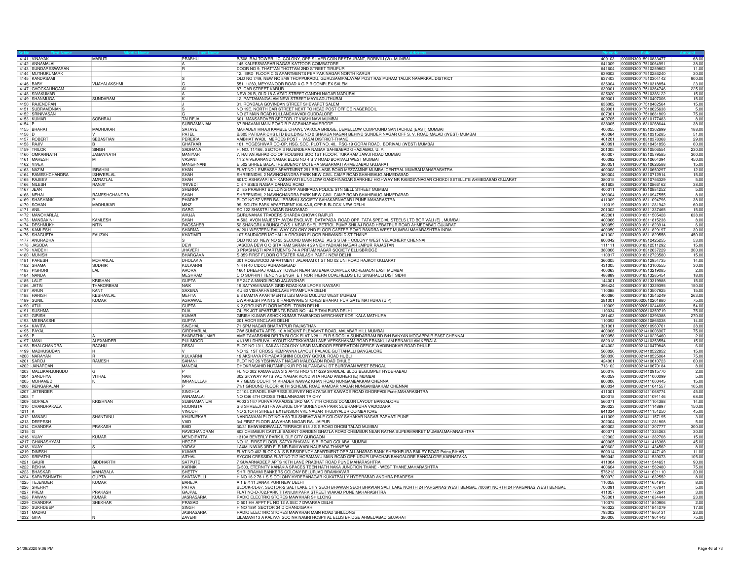| Sr No | First Name | Middle Name | Last Name | Address | Pincode | Folio | Amount |
|---|---|---|---|---|---|---|---|
| 4141 | VINAYAK | MARUTI | PRABHU | B/508, RAJ TOWER, I.C. COLONY, OPP SILVER COIN RESTAURANT, BORIVILI (W). MUMBAI. | 400103 | 0000IN30015910833477 | 68.00 |
| 4142 | ANNAMALAI | | A | 145 KALEESWARAR NAGAR KATTOOR COIMBATORE | 641009 | 0000IN30017510064991 | 38.00 |
| 4143 | SUNDARESWARAN | | R | DOOR NO 9, THATTAN THOTTAM 2ND STREET TIRUPUR | 641604 | 0000IN30017510259802 | 11.00 |
| 4144 | MUTHUKUMARK | | | 12, IIIRD FLOOR C G APARTMENTS PERIYAR NAGAR NORTH KARUR | 639002 | 0000IN30017510286240 | 30.00 |
| 4145 | KANDASAMI | | S | OLD NO 7/49, NEW NO 8/49 THOPPUKADU, GURUSAMIPALAYAM POST RASIPURAM TALUK NAMAKKAL DISTRICT | 637403 | 0000IN30017510304142 | 900.00 |
| 4146 | BABY | VIJAYALAKSHMI | G | 551, 1/260, MEYYANOOR ROAD A G P R COMPLEX SALEM | 636004 | 0000IN30017510318854 | 23.00 |
| 4147 | CHOCKALINGAM | | AL | 87, CAR STREET KARUR | 639001 | 0000IN30017510364746 | 225.00 |
| 4148 | SIVAKUMAR | | A | NEW 26 B, OLD 18 A AZAD STREET GANDHI NAGAR MADURAI | 625020 | 0000IN30017510386122 | 15.00 |
| 4149 | SHANMUGA | SUNDARAM | K | 12, PATTAMANGALAM NEW STREET MAYILADUTHURAI | 609001 | 0000IN30017510407006 | 15.00 |
| 4150 | RAJENDRAN | | J | 31, RONDALA GOVINDAN STREET SHEVAPET SALEM | 636002 | 0000IN30017510462564 | 15.00 |
| 4151 | SUBRAMONIAN | | S | NO 19E, NORTH CAR STREET NEXT TO HEAD POST OFFICE NAGERCOIL | 629001 | 0000IN30017510625638 | 5.00 |
| 4152 | SRINIVASAN | | G | NO 27 MAIN ROAD KULLANCHAVADI CUDDALORE | 607301 | 0000IN30017510681809 | 75.00 |
| 4153 | KUMAR | SOBHRAJ | TALREJA | 601, MANSAROVER SECTOR-17 VASHI NAVI MUMBAI | 400705 | 0000IN30017510177483 | 8.00 |
| 4154 | P | | SUBRAMANIAM | 67 BHAVANI MAIN ROAD B P AGRAHARAM ERODE | 638005 | 0000IN30018310268644 | 38.00 |
| 4155 | BHARAT | MADHUKAR | SATAYE | MAHADEV HIRAJI KAMBLE CHAWL VAKOLA BRIDGE, DEMELLOW COMPOUND SANTACRUZ (EAST) MUMBAI | 400055 | 0000IN30018310302699 | 188.00 |
| 4156 | D | V | PATEL | B/605 PATIDAR CHS LTD BUILDING NO 2 SHARDA NAGAR BEHIND SUNDER NAGAR OFF S. V. ROAD MALAD (WEST) MUMBAI | 400064 | 0000IN30018310315285 | 51.00 |
| 4157 | ROBERT | SEBASTIAN | PEREIRA | VAIBHAT WADI, MERCES POST - VASAI DISTRICT-THANE | 401201 | 0000IN30018310378368 | 29.00 |
| 4158 | RAJIV | B | GHATKAR | 101, YOGESHWAR CO-OP. HSG. SOC. PLOT NO. 40, RSC-19 GORAI ROAD, BORIVALI (WEST) MUMBAI | 400091 | 0000IN30018310451856 | 60.00 |
| 4159 | TRILOK | SINGH | SADHANA | H. NO. 11/166, SECTOR 3 RAJENDERA NAGAR SAHIBABAD GHAZIABAD, U. P. | 201005 | 0000IN30018310506554 | 230.00 |
| 4160 | OMKARNATH | JAGANNATH | MANIYAR | 7, RATAN ABHAD CO OP HOUSING SOC 1ST FLOOR, TUKARAM JAWJI ROAD MUMBAI | 400007 | 0000IN30018310579585 | 300.00 |
| 4161 | MAHESH | M | VASANI | 11 2 VIVEKANAND NAGAR BLDG NO 4 S V ROAD BORIVALI WEST MUMBAI | 400092 | 0000IN30018310604394 | 450.00 |
| 4162 | VIVEK | | MANGHNANI | E 502 SHREE BALAJI RESIDENCY MOTERA SABARMATI AHMEDABAD GUJARAT | 380051 | 0000IN30018310626588 | 15.00 |
| 4163 | NAZIM | IBRAHIM | KHAN | FLAT NO 1 EMBASSY APARTMENT 291 BELLASIS ROAD MEZZAMINE MUMBAI CENTRAL MUMBAI MAHARASHTRA | 400008 | 0000IN30018310650297 | 12.00 |
| 4164 | RAMESHCHANDRA | ISHWERLAL | SHAH | SHREENIDHI, 2 NAVINCHANDRA PARK NEW CIVIL CAMP ROAD SHAHIBAUG AHMEDABAD | 380004 | 0000IN30018310712914 | 15.00 |
| 4165 | RAJEEV | AMRATLAL | SHAH | 801/C ASHAVARI B/H KARNAVATI BUNGLOW GANDHINAGAR SARKHEJ HIGHWAY NR RAMDEVNAGAR CHOKDI SETELLITE AHMEDABAD GUJARAT | 380015 | 0000IN30018310756329 | 5.00 |
| 4166 | NILESH | RANJIT | TRIVEDI | C 4 7 BSES NAGAR DAHANU ROAD | 401608 | 0000IN30018310866162 | 38.00 |
| 4167 | JEAN | | SHERRA | 2 85 PRABHAT BUILDING OPP AGRIPADA POLICE STN GELL STREET MUMBAI | 400011 | 0000IN30018310884252 | 5.00 |
| 4168 | NEHAL | RAMESHCHANDRA | SHAH | SHREENIDHI, 2 NAVINCHANDRA PARK NEW CIVIL CAMP ROAD SHAHIBAUG AHMEDABAD | 380004 | 0000IN30018310947555 | 8.00 |
| 4169 | SHASHANK | P | PHADKE | PLOT NO 57 VEER BAJI PRABHU SOCIETY SAHAKARNAGAR I PUNE MAHARASTRA | 411009 | 0000IN30018311094796 | 38.00 |
| 4170 | SOHAN | MADHUKAR | MINZ | 99, SOUTH PARK APARTMENT KALKAJI, OPP.B-BLOCK NEW DELHI | 110019 | 0000IN30018311281942 | 60.00 |
| 4171 | ANIL | | GARG | SC 122 SHASTRI NAGAR GHAZIABAD | 201002 | 0000IN30018311337465 | 15.00 |
| 4172 | MANOHARLAL | | AHUJA | GURUNANAK TRADERS SHARDA CHOWK RAIPUR | 492001 | 0000IN30018311505428 | 638.00 |
| 4173 | MANDAKINI | KAMLESH | SHAH | A-503, AVON MAJESTY AVON ENCLAVE, DATAPADA ROAD OPP. TATA SPECIAL STEELS LTD BORIVALI (E) , MUMBAI | 400066 | 0000IN30018311815238 | 8.00 |
| 4174 | DESHMUKH | NITIN | RAOSAHEB | 52 SHANGRILA BUNGLOWS 1 NEAR SHEL PETROL PUMP SHILAJ ROAD HEBATPUR ROAD AHMEDABAD GUJARAT | 380059 | 0000IN30018311823914 | 6.00 |
| 4175 | KAMLESH | | SHARMA | A/ 201 WESTERN RAILWAY COLONY 2ND FLOOR CARTER ROAD BANDRA WEST MUMBAI MAHARASHTRA INDIA | 400050 | 0000IN30018311829197 | 30.00 |
| 4176 | SHAGUFTA | FAUZAN | KHATIMITI | 107 SAUDAGER MOHALLA GROUND FLOOR BHIWANDI DIST THANE | 421302 | 0000IN30018311829558 | 450.00 |
| 4177 | ANURADHA | | S | OLD NO 20 NEW NO 25 SECOND MAIN ROAD AG S STAFF COLONY WEST VELACHERY CHENNAI | 600042 | 0000IN30018312425255 | 53.00 |
| 4178 | JASODA | | DEVI | JASODA DEVI C O SITA RAM SARAN 4 29 VIDHYADHAR NAGAR JAIPUR RAJASTAN | 111111 | 0000IN30018312511292 | 15.00 |
| 4179 | VAIDEHI | | JHAVERI | 3 PRASHASTI APARTMENTS 74-A PRITAM NAGAR SOCIETY ELLISBRIDGE | 380006 | 0000IN30018312637229 | 300.00 |
| 4180 | MUNISH | | BHARGAVA | S-359 FIRST FLOOR GREATER KAILASH PART-I NEW DELHI | 110017 | 0000IN30018312723580 | 15.00 |
| 4181 | PARESH | MOHANLAL | DHOLAKIA | 301 ROSEWOOD APARTMENT JALARAM 01 ST NO 02 UNI ROAD RAJKOT GUJARAT | 360005 | 0000IN30018312954735 | 14.00 |
| 4182 | SHAMA | SUDHIR | KULKARNI | N 4 H 40 CIDCO AURANGABAD | 431005 | 0000IN30018313100555 | 30.00 |
| 4183 | PISHORI | LAL | ARORA | 1601 DHEERAJ VALLEY TOWER NEAR SAI BABA COMPLEX GOREGAON EAST MUMBAI | 400063 | 0000IN30018313219085 | 2.00 |
| 4184 | NANDA | | MESHRAM | C O SUPRINT TENDING ENGR E T NORTHERN COALFIELDS LTD SINGRAULI DIST SIDHI | 486889 | 0000IN30018313285454 | 18.00 |
| 4185 | LALIT | KRISHAN | GUPTA | EF 247 A MANDI ROAD JALANDHAR | 144001 | 0000IN30018313319988 | 15.00 |
| 4186 | JATIN | THAKORBHAI | NAIK | 19 SATYAM NAGAR GRID ROAD KABILPORE NAVSARI | 396424 | 0000IN30018313329395 | 150.00 |
| 4187 | ARUN | KANT | SAXENA | KU 60 VISHAKHA ENCLAVE PITAMPURA DELHI | 110088 | 0000IN30018313507925 | 15.00 |
| 4188 | HARISH | KESHAVLAL | MEHTA | E 8 MAMTA APARTMENTS LBS MARG MULUND WEST MUMBAI | 400080 | 0000IN30018313545249 | 263.00 |
| 4189 | SUNIL | KUMAR | AGRAWAL | DWARKESH PAINTS & HARDWARE STORES BHARAT PUR GATE MATHURA (U P) | 281001 | 0000IN30020610201880 | 75.00 |
| 4190 | ATUL | | GUPTA | K-2,GROUND FLOOR MODEL TOWN DELHI | 110009 | 0000IN30020610244606 | 54.00 |
| 4191 | SUSHMA | | DUA | 74, EK JOT APARTMENTS ROAD NO - 44 PITAM PURA DELHI | 110034 | 0000IN30020610359719 | 75.00 |
| 4192 | GIRISH | | KUMAR | GIRISH KUMAR ASHOK KUMAR TAMBAKOO MERCHANT KOSI KALA MATHURA | 281403 | 0000IN30020610396388 | 270.00 |
| 4193 | MEENAKSHI | | GUPTA | 201 AGCR ENCLAVE DELHI | 110092 | 0000IN30020610866038 | 14.00 |
| 4194 | KAVITA | | SINGHAL | 71 SPM NAGAR BHARATPUR RAJASTHAN | 321001 | 0000IN30020610960761 | 38.00 |
| 4195 | PAYAL | | GIRDHARLAL | 7/W SUNDATA APTS. 10 A MOUNT PLEASANT ROAD, MALABAR HILL MUMBAI | 400006 | 0000IN30021410006907 | 75.00 |
| 4196 | P | A | BHARATHKUMAR | AMRITAVARSHINI DELTA BLOCK FLAT N28 III FLR 5 DODLA SUNDARRAM RD B/H BANYAN MOGAPPAIR EAST CHENNAI | 600058 | 0000IN30021410226460 | 2.00 |
| 4197 | MANI | ALEXANDER | PULIMOOD | 41/1851 DHRUVA LAYOUT KATTIKKARAN LANE VEEKSHANAM ROAD ERNAKULAM ERNAKULAM,KERALA | 682018 | 0000IN30021410353554 | 15.00 |
| 4198 | BHALCHANDRA | RAGHU | DESAI | PLOT NO 13/1, SAILANI COLONY NEAR MAJDOOR FEDERATION OFFICE WADIBHOKAR ROAD DHULE | 424002 | 0000IN30021410479848 | 6.00 |
| 4199 | MADHUSUDAN | H | V | NO 12, 1ST CROSS KEMPANNA LAYOUT PALACE GUTTAHALLI BANGALORE | 560020 | 0000IN30021410522852 | 15.00 |
| 4200 | NARAYAN | R | KULKARNI | 19 AKSHAYA PRIYADARSHINI COLONY GOKUL ROAD HUBLI | 580030 | 0000IN30021410525064 | 75.00 |
| 4201 | SAROJ | RAMESH | SAHANI | PLOT NO 26 YESHWANT NAGAR MALEGAON ROAD DHULE | 424001 | 0000IN30021410610723 | 60.00 |
| 4202 | JANARDAN | | MANDAL | DHOKRASAHID NUTANPUKUR PO NUTANGANJ DT BURDWAN WEST BENGAL | 713102 | 0000IN30021410670184 | 8.00 |
| 4203 | MALLIKARJUNUDU | G | P | FL NO 302 RAMAVEDA S S APTS HNO 1/11/229 SHAMLAL BLDG BEGUMPET HYDERABAD | 500016 | 0000IN30021410915770 | 2.00 |
| 4204 | SANDHYA | VITHAL | NAIK | 302 SKYWAY APTS YAC NAGAR KONDIVITA ROAD ANDHERI (E) MUMBAI | 400059 | 0000IN30021411000099 | 5.00 |
| 4205 | MOHAMED | K | IMRANULLAH | A 7 GEMS COURT 14 KHADER NAWAZ KHAN ROAD NUNGAMBAKKAM CHENNAI | 600006 | 0000IN30021411000445 | 15.00 |
| 4206 | RENGARAJAN | | P | 71/1 GROUND FLOOR 40TH SCHEME ROAD KAMDAR NAGAR NUNGAMBAKKAM CHENNAI | 600034 | 0000IN30021411041557 | 105.00 |
| 4207 | JATENDER | | SINGHLA | C1104 CIYADEL EMPRESS SURVEY NO 67A/3A BT KAWADE ROAD GHORPADI Pune,MAHARASHTRA | 411001 | 0000IN30021411068774 | 45.00 |
| 4208 | T | | ANNAMALAI | NO C46 4TH CROSS THILLAINAGAR TRICHY | 620018 | 0000IN30021411091146 | 68.00 |
| 4209 | GOPALA | KRISHNAN | SUBRAMANIUM | A003 314/7 PURVA PARADISE 3RD MAIN 7TH CROSS DOMLUR LAYOUT BANGALORE | 560071 | 0000IN30021411104388 | 14.00 |
| 4210 | CHANDRAKALA | | ROONGTA | S 6 SHREEJI ASTHA AVENUE OPP SURENDRA PARK SUBHANPURA VADODARA | 390023 | 0000IN30021411148897 | 150.00 |
| 4211 | K | | VINODH | NO 3,1OTH STREET EXTENSION VKL NAGAR THUDIYALUR COIMBATORE | 641034 | 0000IN30021411151250 | 45.00 |
| 4212 | MANASI | SHANTANU | KHURJEKAR | NANDANVAN PLOT NO A 60 TULSHIBAGWALE COLONY SAHAKAR NAGAR PARVATI PUNE | 411009 | 0000IN30021411157195 | 3.00 |
| 4213 | DEEPESH | | VAID | 3/4 FIRST FLOOR JAWAHAR NAGAR RAJ JAIPUR | 302004 | 0000IN30021411281808 | 5.00 |
| 4214 | CHANDRA | PRAKASH | BAID | 30/31 BHIWANDIWALLA TERRACE 618 J S S ROAD DHOBI TALAO MUMBAI | 400002 | 0000IN30021411307777 | 300.00 |
| 4215 | G | | RAVICHANDRAN | 803 CHEMBUR CASTLE BASANT GARDEN GHATLA ROAD CHEMBUR NEAR RATNA SUPERMARKET MUMBAI,MAHARASHTRA | 400071 | 0000IN30021411324063 | 30.00 |
| 4216 | VIJAY | KUMAR | MENDIRATTA | 1310A BEVERLY PARK II, DLF CITY GURGAON | 122002 | 0000IN30021411382708 | 15.00 |
| 4217 | GHANASHYAM | | HEGDE | NO 12, FIRST FLOOR, SATYA BHAVAN, S.B. ROAD COLABA, MUMBAI | 400005 | 0000IN30021411416368 | 45.00 |
| 4218 | VIJAY | S | YADAV | LAXMI NIWAS 3RD FLR NR RAM WADI NAUPADA THANE W | 400602 | 0000IN30021411434562 | 8.00 |
| 4219 | DINESH | | KUMAR | FLAT NO 402 BLOCK A S B RESIDENCY APARTMENT OPP ALLAHABAD BANK SHEIKHPURA BAILEY ROAD Patna,BIHAR | 800014 | 0000IN30021411447149 | 11.00 |
| 4220 | SRIPATHI | | AITHAL | SYCON CRESSIDA FLAT NO 717 HORAMAVU MAIN ROAD OPP UDUPI UPACHAR BANGALORE BANGALORE,KARNATAKA | 560042 | 0000IN30021411539073 | 105.00 |
| 4221 | GAURI | SIDDHARTH | SATPUTE | 7 SUVARNADEEP APTS 10TH LANE PRABHAT ROAD PUNE MAHARASHTRA | 411004 | 0000IN30021411544651 | 90.00 |
| 4222 | REKHA | A | KARNIK | G-503, ETERNITY KANAKIA SPACES TEEN HATH NAKA JUNCTION THANE - WEST THANE,MAHARASHTRA | 400604 | 0000IN30021411562480 | 75.00 |
| 4223 | BHASKAR | MAHABALA | SHETTY | SHRI BRAHMI BANKERS COLONY BELURJAD BRAHMAVAR | 576213 | 0000IN30021411621110 | 30.00 |
| 4224 | SARVESHNATH | GUPTA | SHATAVELLI | H NO 16 2 78 1 S S COLONY HYDERANAGAR KUKATPALLY HYDERABAD ANDHRA PRADESH | 500072 | 0000IN30021411632552 | 8.00 |
| 4225 | TEJENDER | KUMAR | BAREJA | A 1 B /111 JANAK PURI NEW DELHI | 110058 | 0000IN30021411651915 | 8.00 |
| 4226 | SHERRY | | PATRA | BLOCK-CL-67, SECTOR-2 SALT LAKE CITY SECH BHAWAN SECH BHAWAN SALT LAKE NORTH 24 PARGANAS WEST BENGAL 700091 NORTH 24 PARGANAS,WEST BENGAL | 700091 | 0000IN30021411707641 | 5.00 |
| 4227 | PREM | PRAKASH | GAJPAL | FLAT NO-D-702,PARK TITANIUM PARK STREET WAKAD PUNE,MAHARASHTRA | 411057 | 0000IN30021411772641 | 3.00 |
| 4228 | PAWAN | KUMAR | JASRASARIA | RADIO ELECTRIC STORES MAWKHAR SHILLONG | 793001 | 0000IN30021411834444 | 23.00 |
| 4229 | CHANDRA | SHEKHAR | PRASAD | D 501 HH APPT PL NO 12 A SEC 7 DWARKA DELHI | 110075 | 0000IN30021411840906 | 2.00 |
| 4230 | SUKHDEEP | | SINGH | H NO 1891 SECTOR 34 D CHANDIGARH | 160022 | 0000IN30021411844079 | 17.00 |
| 4231 | MADHU | | JASRASARIA | RADIO ELECTRIC STORES MAWKHAR MAIN ROAD SHILLONG | 793002 | 0000IN30021411865131 | 23.00 |
| 4232 | GITA | N | ZAVERI | LILAMANI 13 A KALYAN SOC NR NAGRI HOSPITAL ELLIS BRIDGE AHMEDABAD GUJARAT | 380006 | 0000IN30021411901443 | 75.00 |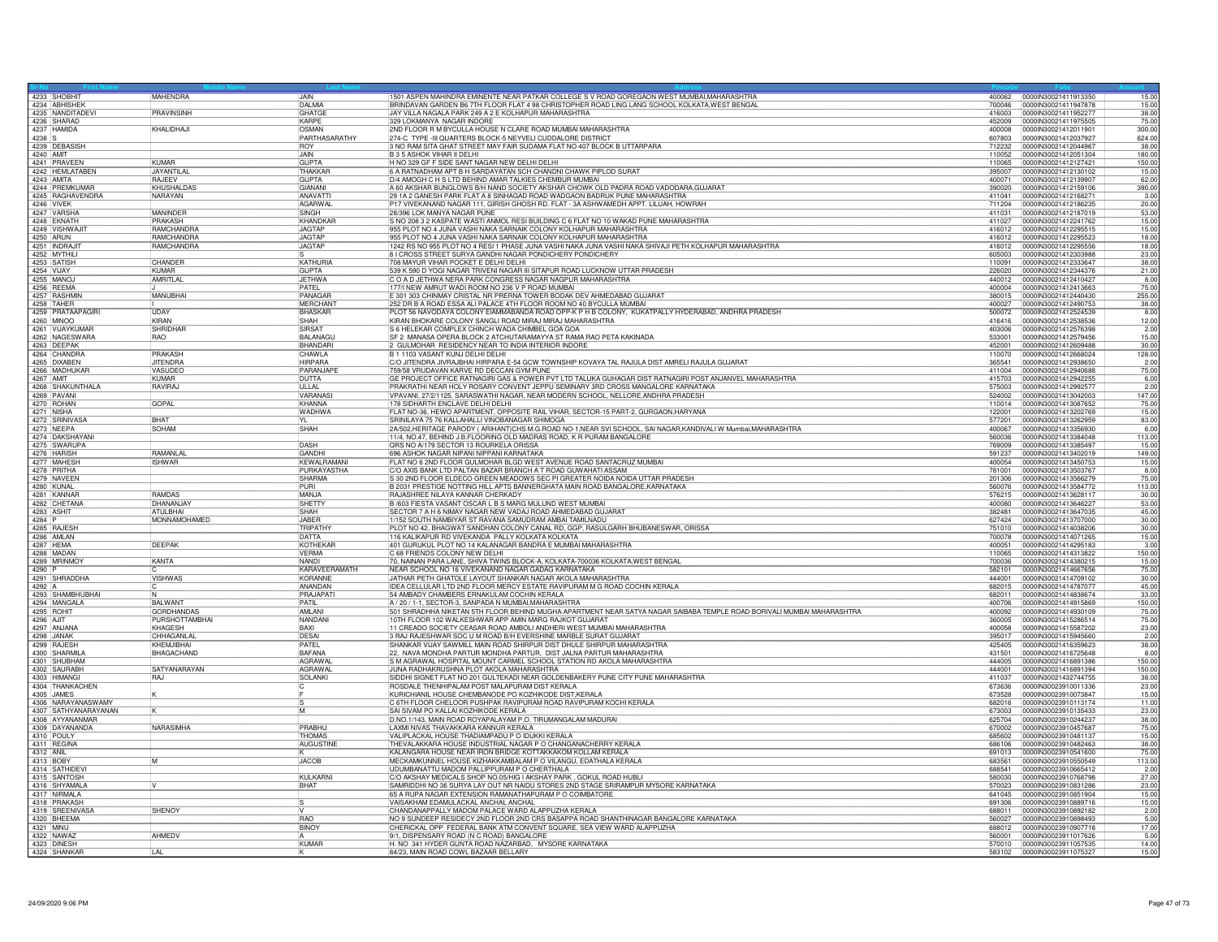| Sr No | First Name | Middle Name | Last Name | Address | Pincode | Folio | Amount |
|---|---|---|---|---|---|---|---|
| 4233 | SHOBHIT | MAHENDRA | JAIN | 1501 ASPEN MAHINDRA EMINENTE NEAR PATKAR COLLEGE S V ROAD GOREGAON WEST MUMBAI,MAHARASHTRA | 400062 | 0000IN30021411913350 | 15.00 |
| 4234 | ABHISHEK | | DALMIA | BRINDAVAN GARDEN B6 7TH FLOOR FLAT 4 98 CHRISTOPHER ROAD LING LANG SCHOOL KOLKATA,WEST BENGAL | 700046 | 0000IN30021411947878 | 15.00 |
| 4235 | NANDITADEVI | PRAVINSINH | GHATGE | JAY VILLA NAGALA PARK 249 A 2 E KOLHAPUR MAHARASHTRA | 416003 | 0000IN30021411952277 | 38.00 |
| 4236 | SHARAD | | KARPE | 329 LOKMANYA NAGAR INDORE | 452009 | 0000IN30021411975505 | 75.00 |
| 4237 | HAMIDA | KHALIDHAJI | OSMAN | 2ND FLOOR R M BYCULLA HOUSE N CLARE ROAD MUMBAI MAHARASHTRA | 400008 | 0000IN30021412011901 | 300.00 |
| 4238 | S | | PARTHASARATHY | 274-C TYPE -III QUARTERS BLOCK-5 NEYVELI CUDDALORE DISTRICT | 607803 | 0000IN30021412037927 | 624.00 |
| 4239 | DEBASISH | | ROY | 3 NO RAM SITA GHAT STREET MAY FAIR SUDAMA FLAT NO 407 BLOCK B UTTARPARA | 712232 | 0000IN30021412044967 | 38.00 |
| 4240 | AMIT | | JAIN | B 3 5 ASHOK VIHAR II DELHI | 110052 | 0000IN30021412051304 | 180.00 |
| 4241 | PRAVEEN | KUMAR | GUPTA | H NO 329 GF F SIDE SANT NAGAR NEW DELHI DELHI | 110065 | 0000IN30021412127421 | 150.00 |
| 4242 | HEMLATABEN | JAYANTILAL | THAKKAR | 6 A RATNADHAM APT B H SARDAYATAN SCH CHANDNI CHAWK PIPLOD SURAT | 395007 | 0000IN30021412130102 | 15.00 |
| 4243 | AMITA | RAJEEV | GUPTA | D/4 AMOGH C H S LTD BEHIND AMAR TALKIES CHEMBUR MUMBAI | 400071 | 0000IN30021412139907 | 62.00 |
| 4244 | PREMKUMAR | KHUSHALDAS | GIANANI | A 60 AKSHAR BUNGLOWS B/H NAND SOCIETY AKSHAR CHOWK OLD PADRA ROAD VADODARA,GUJARAT | 390020 | 0000IN30021412159106 | 390.00 |
| 4245 | RAGHAVENDRA | NARAYAN | ANAVATTI | 29 1A 2 GANESH PARK FLAT A 8 SINHAGAD ROAD WADGAON BADRUK PUNE MAHARASHTRA | 411041 | 0000IN30021412168271 | 3.00 |
| 4246 | VIVEK | | AGARWAL | P17 VIVEKANAND NAGAR 111, GIRISH GHOSH RD. FLAT - 3A ASHWAMEDH APPT. LILUAH, HOWRAH | 711204 | 0000IN30021412186235 | 20.00 |
| 4247 | VARSHA | MANINDER | SINGH | 28/396 LOK MANYA NAGAR PUNE | 411031 | 0000IN30021412187019 | 53.00 |
| 4248 | EKNATH | PRAKASH | KHANDKAR | S NO 208 3 2 KASPATE WASTI ANMOL RESI BUILDING C 6 FLAT NO 10 WAKAD PUNE MAHARASHTRA | 411027 | 0000IN30021412241762 | 15.00 |
| 4249 | VISHWAJIT | RAMCHANDRA | JAGTAP | 955 PLOT NO 4 JUNA VASHI NAKA SARNAIK COLONY KOLHAPUR MAHARASHTRA | 416012 | 0000IN30021412295515 | 15.00 |
| 4250 | ARUN | RAMCHANDRA | JAGTAP | 955 PLOT NO 4 JUNA VASHI NAKA SARNAIK COLONY KOLHAPUR MAHARASHTRA | 416012 | 0000IN30021412295523 | 18.00 |
| 4251 | INDRAJIT | RAMCHANDRA | JAGTAP | 1242 RS NO 955 PLOT NO 4 RESI 1 PHASE JUNA VASHI NAKA JUNA VASHI NAKA SHIVAJI PETH KOLHAPUR MAHARASHTRA | 416012 | 0000IN30021412295556 | 18.00 |
| 4252 | MYTHILI | | S | 8 I CROSS STREET SURYA GANDHI NAGAR PONDICHERY PONDICHERY | 605003 | 0000IN30021412303988 | 23.00 |
| 4253 | SATISH | CHANDER | KATHURIA | 708 MAYUR VIHAR POCKET E DELHI DELHI | 110091 | 0000IN30021412333647 | 38.00 |
| 4254 | VIJAY | KUMAR | GUPTA | 539 K 590 D YOGI NAGAR TRIVENI NAGAR III SITAPUR ROAD LUCKNOW UTTAR PRADESH | 226020 | 0000IN30021412344376 | 21.00 |
| 4255 | MANOJ | AMRITLAL | JETHWA | C O A D JETHWA NERA PARK CONGRESS NAGAR NAGPUR MAHARASHTRA | 440012 | 0000IN30021412410427 | 8.00 |
| 4256 | REEMA | J | PATEL | 177/I NEW AMRUT WADI ROOM NO 236 V P ROAD MUMBAI | 400004 | 0000IN30021412413663 | 75.00 |
| 4257 | RASHMIN | MANUBHAI | PANAGAR | E 301 303 CHINMAY CRISTAL NR PRERNA TOWER BODAK DEV AHMEDABAD GUJARAT | 380015 | 0000IN30021412440430 | 255.00 |
| 4258 | TAHER | I | MERCHANT | 252 DR B A ROAD ESSA ALI PALACE 4TH FLOOR ROOM NO 40 BYCULLA MUMBAI | 400027 | 0000IN30021412490753 | 38.00 |
| 4259 | PRATAAPAGIRI | UDAY | BHASKAR | PLOT 56 NAVODAYA COLONY EIAMMABANDA ROAD OPP-K P H B COLONY, KUKATPALLY HYDERABAD, ANDHRA PRADESH | 500072 | 0000IN30021412524539 | 8.00 |
| 4260 | MINOO | KIRAN | SHAH | KIRAN BHOKARE COLONY SANGLI ROAD MIRAJ MIRAJ MAHARASHTRA | 416416 | 0000IN30021412538536 | 12.00 |
| 4261 | VIJAYKUMAR | SHRIDHAR | SIRSAT | S 6 HELEKAR COMPLEX CHINCH WADA CHIMBEL GOA GOA | 403006 | 0000IN30021412576398 | 2.00 |
| 4262 | NAGESWARA | RAO | BALANAGU | SF 2 MANASA OPERA BLOCK 2 ATCHUTARAMAYYA ST RAMA RAO PETA KAKINADA | 533001 | 0000IN30021412579456 | 15.00 |
| 4263 | DEEPAK | | BHANDARI | 2 GULMOHAR RESIDENCY NEAR TO INDIA INTERIOR INDORE | 452001 | 0000IN30021412609488 | 30.00 |
| 4264 | CHANDRA | PRAKASH | CHAWLA | B 1 1103 VASANT KUNJ DELHI DELHI | 110070 | 0000IN30021412668024 | 128.00 |
| 4265 | DIXABEN | JITENDRA | HIRPARA | C/O JITENDRA JIVRAJBHAI HIRPARA E-54 GCW TOWNSHIP KOVAYA TAL RAJULA DIST AMRELI RAJULA GUJARAT | 365541 | 0000IN30021412938650 | 2.00 |
| 4266 | MADHUKAR | VASUDEO | PARANJAPE | 759/58 VRUDAVAN KARVE RD DECCAN GYM PUNE | 411004 | 0000IN30021412940688 | 75.00 |
| 4267 | AMIT | KUMAR | DUTTA | GE PROJECT OFFICE RATNAGIRI GAS & POWER PVT LTD TALUKA GUHAGAR DIST RATNAGIRI POST ANJANVEL MAHARASHTRA | 415703 | 0000IN30021412942255 | 6.00 |
| 4268 | SHAKUNTHALA | RAVIRAJ | ULLAL | PRAKRATHI NEAR HOLY ROSARY CONVENT JEPPU SEMINARY 3RD CROSS MANGALORE KARNATAKA | 575003 | 0000IN30021412992577 | 2.00 |
| 4269 | PAVANI | | VARANASI | VPAVANI, 27/2/125, SARASWATHI NAGAR, NEAR MODERN SCHOOL, NELLORE,ANDHRA PRADESH | 524002 | 0000IN30021413042003 | 147.00 |
| 4270 | ROHAN | GOPAL | KHANNA | 178 SIDHARTH ENCLAVE DELHI DELHI | 110014 | 0000IN30021413087652 | 75.00 |
| 4271 | NISHA | | WADHWA | FLAT NO-36, HEWO APARTMENT, OPPOSITE RAIL VIHAR, SECTOR-15 PART-2, GURGAON,HARYANA | 122001 | 0000IN30021413202769 | 15.00 |
| 4272 | SRINIVASA | BHAT | YL | SRINILAYA 75 76 KALLAHALLI VINOBANAGAR SHIMOGA | 577201 | 0000IN30021413262959 | 83.00 |
| 4273 | NEEPA | SOHAM | SHAH | 2A/502,HERITAGE PARODY ( ARIHANT)CHS M.G.ROAD NO-1,NEAR SVI SCHOOL, SAI NAGAR,KANDIVALI W Mumbai,MAHARASHTRA | 400067 | 0000IN30021413356930 | 6.00 |
| 4274 | DAKSHAYANI | | | 11/4, NO.47, BEHIND J.B.FLOORING OLD MADRAS ROAD, K R PURAM BANGALORE | 560036 | 0000IN30021413384048 | 113.00 |
| 4275 | SWARUPA | | DASH | QRS NO A/179 SECTOR 13 ROURKELA ORISSA | 769009 | 0000IN30021413385497 | 15.00 |
| 4276 | HARISH | RAMANLAL | GANDHI | 696 ASHOK NAGAR NIPANI NIPPANI KARNATAKA | 591237 | 0000IN30021413402019 | 149.00 |
| 4277 | MAHESH | ISHWAR | KEWALRAMANI | FLAT NO 6 2ND FLOOR GULMOHAR BLGD WEST AVENUE ROAD SANTACRUZ MUMBAI | 400054 | 0000IN30021413450753 | 15.00 |
| 4278 | PRITHA | | PURKAYASTHA | C/O AXIS BANK LTD PALTAN BAZAR BRANCH A T ROAD GUWAHATI ASSAM | 781001 | 0000IN30021413503767 | 8.00 |
| 4279 | NAVEEN | | SHARMA | S 30 2ND FLOOR ELDECO GREEN MEADOWS SEC PI GREATER NOIDA NOIDA UTTAR PRADESH | 201306 | 0000IN30021413566279 | 75.00 |
| 4280 | KUNAL | | PURI | B 2031 PRESTIGE NOTTING HILL APTS BANNERGHATA MAIN ROAD BANGALORE,KARNATAKA | 560076 | 0000IN30021413584772 | 113.00 |
| 4281 | KANNAR | RAMDAS | MANJA | RAJASHREE NILAYA KANNAR CHERKADY | 576215 | 0000IN30021413628117 | 30.00 |
| 4282 | CHETANA | DHANANJAY | SHETTY | B /603 FIESTA VASANT OSCAR L B S MARG MULUND WEST MUMBAI | 400080 | 0000IN30021413646227 | 53.00 |
| 4283 | ASHIT | ATULBHAI | SHAH | SECTOR 7 A H 6 NIMAY NAGAR NEW VADAJ ROAD AHMEDABAD GUJARAT | 382481 | 0000IN30021413647035 | 45.00 |
| 4284 | P | MONNAMOHAMED | JABER | 1/152 SOUTH NAMBIYAR ST RAVANA SAMUDRAM AMBAI TAMILNADU | 627424 | 0000IN30021413707000 | 30.00 |
| 4285 | RAJESH | | TRIPATHY | PLOT NO 42, BHAGWAT SANDHAN COLONY CANAL RD, GGP, RASULGARH BHUBANESWAR, ORISSA | 751010 | 0000IN30021414038206 | 30.00 |
| 4286 | AMLAN | | DATTA | 116 KALIKAPUR RD VIVEKANDA PALLY KOLKATA KOLKATA | 700078 | 0000IN30021414071265 | 15.00 |
| 4287 | HEMA | DEEPAK | KOTHEKAR | 401 GURUKUL PLOT NO 14 KALANAGAR BANDRA E MUMBAI MAHARASHTRA | 400051 | 0000IN30021414295183 | 3.00 |
| 4288 | MADAN | | VERMA | C 68 FRIENDS COLONY NEW DELHI | 110065 | 0000IN30021414313822 | 150.00 |
| 4289 | MRINMOY | KANTA | NANDI | 70, NAINAN PARA LANE, SHIVA TWINS BLOCK-A, KOLKATA-700036 KOLKATA,WEST BENGAL | 700036 | 0000IN30021414380215 | 15.00 |
| 4290 | P | C | KARAVEERAMATH | NEAR SCHOOL NO 16 VIVEKANAND NAGAR GADAG KARNATAKA | 582101 | 0000IN30021414667656 | 75.00 |
| 4291 | SHRADDHA | VISHWAS | KORANNE | JATHAR PETH GHATOLE LAYOUT SHANKAR NAGAR AKOLA MAHARASHTRA | 444001 | 0000IN30021414709102 | 30.00 |
| 4292 | A | C | ANANDAN | IDEA CELLULAR LTD 2ND FLOOR MERCY ESTATE RAVIPURAM M G ROAD COCHIN KERALA | 682015 | 0000IN30021414787077 | 45.00 |
| 4293 | SHAMBHUBHAI | N | PRAJAPATI | 54 AMBADY CHAMBERS ERNAKULAM COCHIN KERALA | 682011 | 0000IN30021414838674 | 33.00 |
| 4294 | MANGALA | BALWANT | PATIL | A / 20 / 1-1, SECTOR-3, SANPADA N MUMBAI,MAHARASHTRA | 400706 | 0000IN30021414915869 | 150.00 |
| 4295 | ROHIT | GORDHANDAS | AMLANI | 501 SHRADHHA NIKETAN 5TH FLOOR BEHIND MUGHA APARTMENT NEAR SATYA NAGAR SAIBABA TEMPLE ROAD BORIVALI MUMBAI MAHARASHTRA | 400092 | 0000IN30021414930109 | 75.00 |
| 4296 | AJIT | PURSHOTTAMBHAI | NANDANI | 10TH FLOOR 102 WALKESHWAR APP AMIN MARG RAJKOT GUJARAT | 360005 | 0000IN30021415286514 | 75.00 |
| 4297 | ANJANA | KHAGESH | BAXI | 11 CREADO SOCIETY CEASAR ROAD AMBOLI ANDHERI WEST MUMBAI MAHARASHTRA | 400058 | 0000IN30021415587202 | 23.00 |
| 4298 | JANAK | CHHAGANLAL | DESAI | 3 RAJ RAJESHWAR SOC U M ROAD B/H EVERSHINE MARBLE SURAT GUJARAT | 395017 | 0000IN30021415945660 | 2.00 |
| 4299 | RAJESH | KHEMJIBHAI | PATEL | SHANKAR VIJAY SAWMILL MAIN ROAD SHIRPUR DIST DHULE SHIRPUR MAHARASHTRA | 425405 | 0000IN30021416359623 | 38.00 |
| 4300 | SHARMILA | BHAGACHAND | BAFANA | 22, NAVA MONDHA PARTUR MONDHA PARTUR, DIST JALNA PARTUR MAHARASHTRA | 431501 | 0000IN30021416725648 | 8.00 |
| 4301 | SHUBHAM | | AGRAWAL | S M AGRAWAL HOSPITAL MOUNT CARMEL SCHOOL STATION RD AKOLA MAHARASHTRA | 444005 | 0000IN30021416891386 | 150.00 |
| 4302 | SAURABH | SATYANARAYAN | AGRAWAL | JUNA RADHAKRUSHNA PLOT AKOLA MAHARASHTRA | 444001 | 0000IN30021416891394 | 150.00 |
| 4303 | HIMANGI | RAJ | SOLANKI | SIDDHI SIGNET FLAT NO 201 GULTEKADI NEAR GOLDENBAKERY PUNE CITY PUNE MAHARASHTRA | 411037 | 0000IN30021432744755 | 38.00 |
| 4304 | THANKACHEN | | C | ROSDALE THENHIPALAM POST MALAPURAM DIST KERALA | 673636 | 0000IN30023910011336 | 23.00 |
| 4305 | JAMES | K | F | KURICHIANIL HOUSE CHEMBANODE PO KOZHIKODE DIST,KERALA | 673528 | 0000IN30023910073847 | 15.00 |
| 4306 | NARAYANASWAMY | | S | C 6TH FLOOR CHELOOR PUSHPAK RAVIPURAM ROAD RAVIPURAM KOCHI KERALA | 682016 | 0000IN30023910113174 | 11.00 |
| 4307 | SATHYANARAYANAN | K | M | SAI SIVAM PO KALLAI KOZHIKODE KERALA | 673003 | 0000IN30023910135433 | 23.00 |
| 4308 | AYYANANMAR | | | D.NO.1/143, MAIN ROAD ROYAPALAYAM P.O. TIRUMANGALAM MADURAI | 625704 | 0000IN30023910244237 | 38.00 |
| 4309 | DAYANANDA | NARASIMHA | PRABHU | LAXMI NIVAS THAVAKKARA KANNUR KERALA | 670002 | 0000IN30023910457687 | 75.00 |
| 4310 | POULY | | THOMAS | VALIPLACKAL HOUSE THADIAMPADU P O IDUKKI KERALA | 685602 | 0000IN30023910481137 | 15.00 |
| 4311 | REGINA | | AUGUSTINE | THEVALAKKARA HOUSE INDUSTRIAL NAGAR P O CHANGANACHERRY KERALA | 686106 | 0000IN30023910482463 | 38.00 |
| 4312 | ANIL | | K | KALANGARA HOUSE NEAR IRON BRIDGE KOTTAKKAKOM KOLLAM KERALA | 691013 | 0000IN30023910541600 | 75.00 |
| 4313 | BOBY | M | JACOB | MECKAMKUNNEL HOUSE KIZHAKKAMBALAM P O VILANGU, EDATHALA KERALA | 683561 | 0000IN30023910550549 | 113.00 |
| 4314 | SATHIDEVI | | | UDUMBANATTU MADOM PALLIPPURAM P O CHERTHALA | 688541 | 0000IN30023910665412 | 2.00 |
| 4315 | SANTOSH | | KULKARNI | C/O AKSHAY MEDICALS SHOP NO.05/HIG I AKSHAY PARK , GOKUL ROAD HUBLI | 580030 | 0000IN30023910768798 | 27.00 |
| 4316 | SHYAMALA | V | BHAT | SAMRIDDHI NO 36 SURYA LAY OUT NR NAIDU STORES 2ND STAGE SRIRAMPUR MYSORE KARNATAKA | 570023 | 0000IN30023910831286 | 23.00 |
| 4317 | NIRMALA | | | 65 A RUPA NAGAR EXTENSION RAMANATHAPURAM P O COIMBATORE | 641045 | 0000IN30023910851904 | 15.00 |
| 4318 | PRAKASH | | S | VAISAKHAM EDAMULACKAL ANCHAL ANCHAL | 691306 | 0000IN30023910889716 | 15.00 |
| 4319 | SREENIVASA | SHENOY | V | CHANDANAPPALLY MADOM PALACE WARD ALAPPUZHA KERALA | 688011 | 0000IN30023910892182 | 2.00 |
| 4320 | BHEEMA | | RAO | NO 9 SUNDEEP RESIDECY 2ND FLOOR 2ND CRS BASAPPA ROAD SHANTHINAGAR BANGALORE KARNATAKA | 560027 | 0000IN30023910898493 | 5.00 |
| 4321 | MINU | | BINOY | CHERICKAL OPP FEDERAL BANK ATM CONVENT SQUARE, SEA VIEW WARD ALAPPUZHA | 688012 | 0000IN30023910907718 | 17.00 |
| 4322 | NAWAZ | AHMEDV | A | 9/1, DISPENSARY ROAD (N C ROAD) BANGALORE | 560001 | 0000IN30023911017626 | 5.00 |
| 4323 | DINESH | | KUMAR | H. NO 341 HYDER GUNTA ROAD NAZARBAD, MYSORE KARNATAKA | 570010 | 0000IN30023911057535 | 14.00 |
| 4324 | SHANKAR | LAL | K | 84/23, MAIN ROAD COWL BAZAAR BELLARY | 583102 | 0000IN30023911075327 | 15.00 |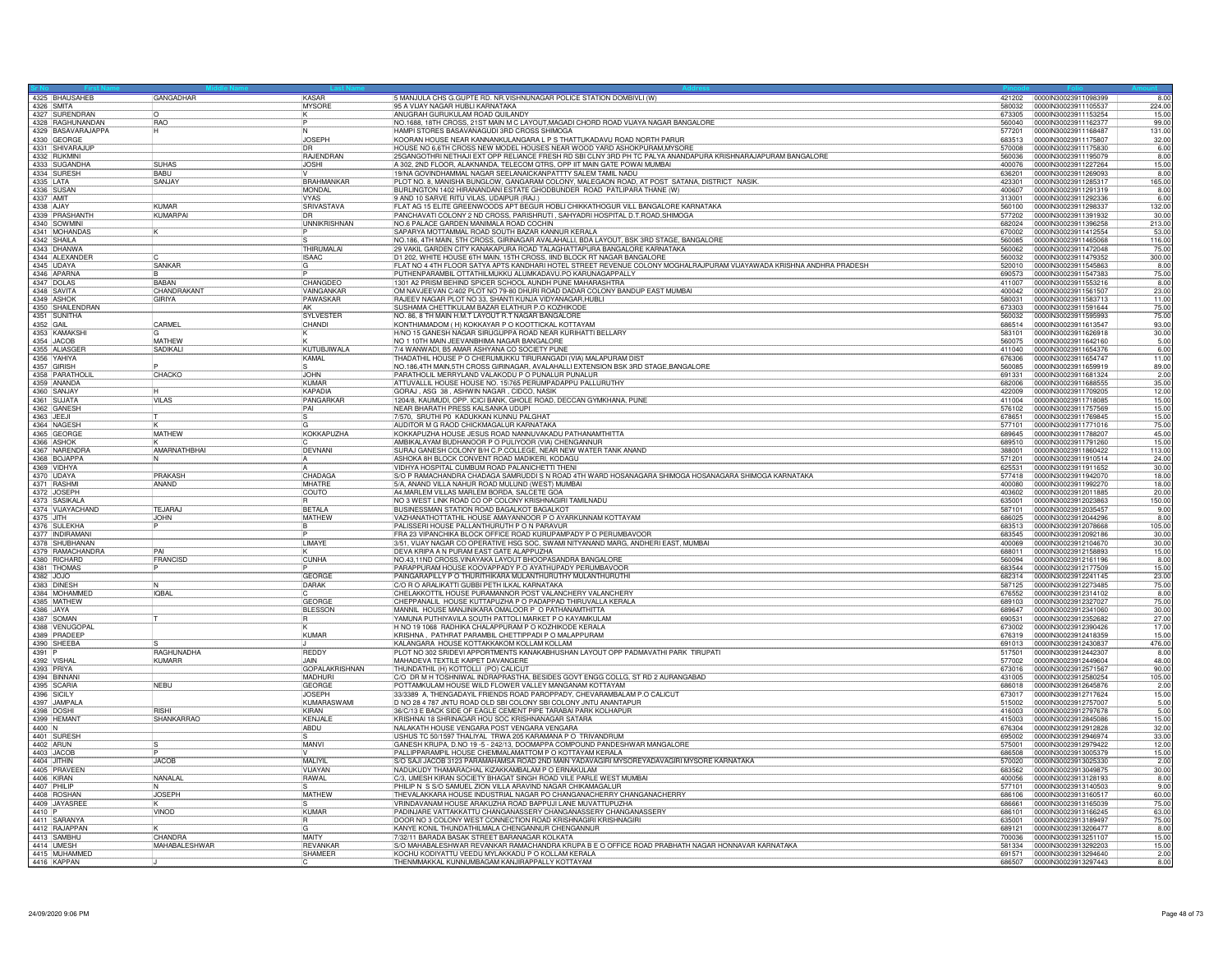| Sr No | First Name | Middle Name | Last Name | Address | Pincode | Folio | Amount |
|---|---|---|---|---|---|---|---|
| 4325 | BHAUSAHEB | GANGADHAR | KASAR | 5 MANJULA CHS G.GUPTE RD. NR.VISHNUNAGAR POLICE STATION DOMBIVLI (W) | 421202 | 0000IN30023911098399 | 8.00 |
| 4326 | SMITA | | MYSORE | 95 A VIJAY NAGAR HUBLI KARNATAKA | 580032 | 0000IN30023911105537 | 224.00 |
| 4327 | SURENDRAN | O | K | ANUGRAH GURUKULAM ROAD QUILANDY | 673305 | 0000IN30023911153254 | 15.00 |
| 4328 | RAGHUNANDAN | RAO | P | NO.1688, 18TH CROSS, 21ST MAIN M C LAYOUT,MAGADI CHORD ROAD VIJAYA NAGAR BANGALORE | 560040 | 0000IN30023911162377 | 99.00 |
| 4329 | BASAVARAJAPPA | H | N | HAMPI STORES BASAVANAGUDI 3RD CROSS SHIMOGA | 577201 | 0000IN30023911168487 | 131.00 |
| 4330 | GEORGE | | JOSEPH | KOORAN HOUSE NEAR KANNANKULANGARA L P S THATTUKADAVU ROAD NORTH PARUR | 683513 | 0000IN30023911175807 | 32.00 |
| 4331 | SHIVARAJUP | | DR | HOUSE NO 6,6TH CROSS NEW MODEL HOUSES NEAR WOOD YARD ASHOKPURAM,MYSORE | 570008 | 0000IN30023911175830 | 6.00 |
| 4332 | RUKMINI | | RAJENDRAN | 25GANGOTHRI NETHAJI EXT OPP RELIANCE FRESH RD SBI CLNY 3RD PH TC PALYA ANANDAPURA KRISHNARAJAPURAM BANGALORE | 560036 | 0000IN30023911195079 | 8.00 |
| 4333 | SUGANDHA | SUHAS | JOSHI | A 302, 2ND FLOOR, ALAKNANDA, TELECOM QTRS, OPP IIT MAIN GATE POWAI MUMBAI | 400076 | 0000IN30023911227264 | 15.00 |
| 4334 | SURESH | BABU | V | 19/NA GOVINDHAMMAL NAGAR SEELANAICKANPATTTY SALEM TAMIL NADU | 636201 | 0000IN30023911269093 | 8.00 |
| 4335 | LATA | SANJAY | BRAHMANKAR | PLOT NO. 8, MANISHA BUNGLOW, GANGARAM COLONY, MALEGAON ROAD, AT POST SATANA, DISTRICT NASIK. | 423301 | 0000IN30023911285317 | 165.00 |
| 4336 | SUSAN | | MONDAL | BURLINGTON 1402 HIRANANDANI ESTATE GHODBUNDER ROAD PATLIPARA THANE (W) | 400607 | 0000IN30023911291319 | 8.00 |
| 4337 | AMIT | | VYAS | 9 AND 10 SARVE RITU VILAS, UDAIPUR (RAJ.) | 313001 | 0000IN30023911292336 | 6.00 |
| 4338 | AJAY | KUMAR | SRIVASTAVA | FLAT AG 15 ELITE GREENWOODS APT BEGUR HOBLI CHIKKATHOGUR VILL BANGALORE KARNATAKA | 560100 | 0000IN30023911298337 | 132.00 |
| 4339 | PRASHANTH | KUMARPAI | DR | PANCHAVATI COLONY 2 ND CROSS, PARISHRUTI , SAHYADRI HOSPITAL D.T.ROAD,SHIMOGA | 577202 | 0000IN30023911391932 | 30.00 |
| 4340 | SOWMINI | | UNNIKRISHNAN | NO.6 PALACE GARDEN MANIMALA ROAD COCHIN | 682024 | 0000IN30023911396258 | 213.00 |
| 4341 | MOHANDAS | K | P | SAPARYA MOTTAMMAL ROAD SOUTH BAZAR KANNUR KERALA | 670002 | 0000IN30023911412554 | 53.00 |
| 4342 | SHAILA | | S | NO.186, 4TH MAIN, 5TH CROSS, GIRINAGAR AVALAHALLI, BDA LAYOUT, BSK 3RD STAGE, BANGALORE | 560085 | 0000IN30023911465068 | 116.00 |
| 4343 | DHANWA | | THIRUMALAI | 29 VAKIL GARDEN CITY KANAKAPURA ROAD TALAGHATTAPURA BANGALORE KARNATAKA | 560062 | 0000IN30023911472048 | 75.00 |
| 4344 | ALEXANDER | C | ISAAC | D1 202, WHITE HOUSE 6TH MAIN, 15TH CROSS, IIND BLOCK RT NAGAR BANGALORE | 560032 | 0000IN30023911479352 | 300.00 |
| 4345 | UDAYA | SANKAR | G | FLAT NO 4 4TH FLOOR SATYA APTS KANDHARI HOTEL STREET REVENUE COLONY MOGHALRAJPURAM VIJAYAWADA KRISHNA ANDHRA PRADESH | 520010 | 0000IN30023911545863 | 8.00 |
| 4346 | APARNA | B | P | PUTHENPARAMBIL OTTATHILMUKKU ALUMKADAVU.PO KARUNAGAPPALLY | 690573 | 0000IN30023911547383 | 75.00 |
| 4347 | DOLAS | BABAN | CHANGDEO | 1301 A2 PRISM BEHIND SPICER SCHOOL AUNDH PUNE MAHARASHTRA | 411007 | 0000IN30023911553216 | 8.00 |
| 4348 | SAVITA | CHANDRAKANT | VAINGANKAR | OM NAVJEEVAN C/402 PLOT NO 79-80 DHURI ROAD DADAR COLONY BANDUP EAST MUMBAI | 400042 | 0000IN30023911561507 | 23.00 |
| 4349 | ASHOK | GIRIYA | PAWASKAR | RAJEEV NAGAR PLOT NO 33, SHANTI KUNJA VIDYANAGAR,HUBLI | 580031 | 0000IN30023911583713 | 11.00 |
| 4350 | SHAILENDRAN | | AK | SUSHAMA CHETTIKULAM BAZAR ELATHUR P.O KOZHIKODE | 673303 | 0000IN30023911591644 | 75.00 |
| 4351 | SUNITHA | | SYLVESTER | NO. 86, 8 TH MAIN H.M.T LAYOUT R.T NAGAR BANGALORE | 560032 | 0000IN30023911595993 | 75.00 |
| 4352 | GAIL | CARMEL | CHANDI | KONTHIAMADOM ( H) KOKKAYAR P O KOOTTICKAL KOTTAYAM | 686514 | 0000IN30023911613547 | 93.00 |
| 4353 | KAMAKSHI | G | K | H/NO 15 GANESH NAGAR SIRUGUPPA ROAD NEAR KURIHATTI BELLARY | 583101 | 0000IN30023911626918 | 30.00 |
| 4354 | JACOB | MATHEW | K | NO 1 10TH MAIN JEEVANBHIMA NAGAR BANGALORE | 560075 | 0000IN30023911642160 | 5.00 |
| 4355 | ALIASGER | SADIKALI | KUTUBJIWALA | 7/4 WANWADI, B5 AMAR ASHYANA CO SOCIETY PUNE | 411040 | 0000IN30023911654376 | 6.00 |
| 4356 | YAHIYA | | KAMAL | THADATHIL HOUSE P O CHERUMUKKU TIRURANGADI (VIA) MALAPURAM DIST | 676306 | 0000IN30023911654747 | 11.00 |
| 4357 | GIRISH | P | S | NO.186,4TH MAIN,5TH CROSS GIRINAGAR, AVALAHALLI EXTENSION BSK 3RD STAGE,BANGALORE | 560085 | 0000IN30023911659919 | 89.00 |
| 4358 | PARATHOLIL | CHACKO | JOHN | PARATHOLIL MERRYLAND VALAKODU P O PUNALUR PUNALUR | 691331 | 0000IN30023911681324 | 2.00 |
| 4359 | ANANDA | | KUMAR | ATTUVALLIL HOUSE HOUSE NO. 15/765 PERUMPADAPPU PALLURUTHY | 682006 | 0000IN30023911688555 | 35.00 |
| 4360 | SANJAY | H | KAPADIA | GORAJ , ASG 38 , ASHWIN NAGAR , CIDCO, NASIK | 422009 | 0000IN30023911709205 | 12.00 |
| 4361 | SUJATA | VILAS | PANGARKAR | 1204/8, KAUMUDI, OPP. ICICI BANK, GHOLE ROAD, DECCAN GYMKHANA, PUNE | 411004 | 0000IN30023911718085 | 15.00 |
| 4362 | GANESH | | PAI | NEAR BHARATH PRESS KALSANKA UDUPI | 576102 | 0000IN30023911757569 | 15.00 |
| 4363 | JEEJI | T | S | 7/570, SRUTHI P0 KADUKKAN KUNNU PALGHAT | 678651 | 0000IN30023911769845 | 15.00 |
| 4364 | NAGESH | K | G | AUDITOR M G RAOD CHICKMAGALUR KARNATAKA | 577101 | 0000IN30023911771016 | 75.00 |
| 4365 | GEORGE | MATHEW | KOKKAPUZHA | KOKKAPUZHA HOUSE JESUS ROAD NANNUVAKADU PATHANAMTHITTA | 689645 | 0000IN30023911788207 | 45.00 |
| 4366 | ASHOK | K | C | AMBIKALAYAM BUDHANOOR P O PULIYOOR (VIA) CHENGANNUR | 689510 | 0000IN30023911791260 | 15.00 |
| 4367 | NARENDRA | AMARNATHBHAI | DEVNANI | SURAJ GANESH COLONY B/H C.P.COLLEGE, NEAR NEW WATER TANK ANAND | 388001 | 0000IN30023911860422 | 113.00 |
| 4368 | BOJAPPA | N | A | ASHOKA 8H BLOCK CONVENT ROAD MADIKERI, KODAGU | 571201 | 0000IN30023911910514 | 24.00 |
| 4369 | VIDHYA | | A | VIDHYA HOSPITAL CUMBUM ROAD PALANICHETTI THENI | 625531 | 0000IN30023911911652 | 30.00 |
| 4370 | UDAYA | PRAKASH | CHADAGA | S/O P RAMACHANDRA CHADAGA SAMRUDDI S N ROAD 4TH WARD HOSANAGARA SHIMOGA HOSANAGARA SHIMOGA KARNATAKA | 577418 | 0000IN30023911942070 | 18.00 |
| 4371 | RASHMI | ANAND | MHATRE | 5/A, ANAND VILLA NAHUR ROAD MULUND (WEST) MUMBAI | 400080 | 0000IN30023911992270 | 18.00 |
| 4372 | JOSEPH | | COUTO | A4,MARLEM VILLAS MARLEM BORDA, SALCETE GOA | 403602 | 0000IN30023912011885 | 20.00 |
| 4373 | SASIKALA | | R | NO 3 WEST LINK ROAD CO OP COLONY KRISHNAGIRI TAMILNADU | 635001 | 0000IN30023912023863 | 150.00 |
| 4374 | VIJAYACHAND | TEJARAJ | BETALA | BUSINESSMAN STATION ROAD BAGALKOT BAGALKOT | 587101 | 0000IN30023912035457 | 9.00 |
| 4375 | JITH | JOHN | MATHEW | VAZHANATHOTTATHIL HOUSE AMAYANNOOR P O AYARKUNNAM KOTTAYAM | 686025 | 0000IN30023912044296 | 8.00 |
| 4376 | SULEKHA | P | B | PALISSERI HOUSE PALLANTHURUTH P O N PARAVUR | 683513 | 0000IN30023912078668 | 105.00 |
| 4377 | INDIRAMANI | | P | FRA 23 VIPANCHIKA BLOCK OFFICE ROAD KURUPAMPADY P O PERUMBAVOOR | 683545 | 0000IN30023912092186 | 30.00 |
| 4378 | SHUBHANAN | | LIMAYE | 3/51, VIJAY NAGAR CO OPERATIVE HSG SOC, SWAMI NITYANAND MARG, ANDHERI EAST, MUMBAI | 400069 | 0000IN30023912104670 | 30.00 |
| 4379 | RAMACHANDRA | PAI | K | DEVA KRIPA A N PURAM EAST GATE ALAPPUZHA | 688011 | 0000IN30023912158893 | 15.00 |
| 4380 | RICHARD | FRANCISD | CUNHA | NO.43,11ND CROSS,VINAYAKA LAYOUT BHOOPASANDRA BANGALORE | 560094 | 0000IN30023912161196 | 8.00 |
| 4381 | THOMAS | P | P | PARAPPURAM HOUSE KOOVAPPADY P.O AYATHUPADY PERUMBAVOOR | 683544 | 0000IN30023912177509 | 15.00 |
| 4382 | JOJO | | GEORGE | PAINGARAPILLY P O THURITHIKARA MULANTHURUTHY MULANTHURUTHI | 682314 | 0000IN30023912241145 | 23.00 |
| 4383 | DINESH | N | DARAK | C/O R O ARALIKATTI GUBBI PETH ILKAL KARNATAKA | 587125 | 0000IN30023912273485 | 75.00 |
| 4384 | MOHAMMED | IQBAL | C | CHELAKKOTTIL HOUSE PURAMANNOR POST VALANCHERY VALANCHERY | 676552 | 0000IN30023912314102 | 8.00 |
| 4385 | MATHEW | | GEORGE | CHEPPANALIL HOUSE KUTTAPUZHA P O PADAPPAD THIRUVALLA KERALA | 689103 | 0000IN30023912327027 | 75.00 |
| 4386 | JAYA | | BLESSON | MANNIL HOUSE MANJINIKARA OMALOOR P O PATHANAMTHITTA | 689647 | 0000IN30023912341060 | 30.00 |
| 4387 | SOMAN | T | R | YAMUNA PUTHIYAVILA SOUTH PATTOLI MARKET P O KAYAMKULAM | 690531 | 0000IN30023912352682 | 27.00 |
| 4388 | VENUGOPAL | | K | H NO 19 1068 RADHIKA CHALAPPURAM P O KOZHIKODE KERALA | 673002 | 0000IN30023912390426 | 17.00 |
| 4389 | PRADEEP | | KUMAR | KRISHNA , PATHRAT PARAMBIL CHETTIPPADI P O MALAPPURAM | 676319 | 0000IN30023912418359 | 15.00 |
| 4390 | SHEEBA | S | J | KALANGARA HOUSE KOTTAKKAKOM KOLLAM KOLLAM | 691013 | 0000IN30023912430837 | 476.00 |
| 4391 | P | RAGHUNADHA | REDDY | PLOT NO 302 SRIDEVI APPORTMENTS KANAKABHUSHAN LAYOUT OPP PADMAVATHI PARK TIRUPATI | 517501 | 0000IN30023912442307 | 8.00 |
| 4392 | VISHAL | KUMARR | JAIN | MAHADEVA TEXTILE KAIPET DAVANGERE | 577002 | 0000IN30023912449604 | 48.00 |
| 4393 | PRIYA | | GOPALAKRISHNAN | THUNDATHIL (H) KOTTOLLI (PO) CALICUT | 673016 | 0000IN30023912571567 | 90.00 |
| 4394 | BINNANI | | MADHURI | C/O DR M H TOSHNIWAL INDRAPRASTHA, BESIDES GOVT ENGG COLLG, ST RD 2 AURANGABAD | 431005 | 0000IN30023912580254 | 105.00 |
| 4395 | SCARIA | NEBU | GEORGE | POTTAMKULAM HOUSE WILD FLOWER VALLEY MANGANAM KOTTAYAM | 686018 | 0000IN30023912645876 | 2.00 |
| 4396 | SICILY | | JOSEPH | 33/3389 A, THENGADAYIL FRIENDS ROAD PAROPPADY, CHEVARAMBALAM P.O CALICUT | 673017 | 0000IN30023912717624 | 15.00 |
| 4397 | JAMPALA | | KUMARASWAMI | D NO 28 4 787 JNTU ROAD OLD SBI COLONY SBI COLONY JNTU ANANTAPUR | 515002 | 0000IN30023912757007 | 5.00 |
| 4398 | DOSHI | RISHI | KIRAN | 36/C/13 E BACK SIDE OF EAGLE CEMENT PIPE TARABAI PARK KOLHAPUR | 416003 | 0000IN30023912797678 | 5.00 |
| 4399 | HEMANT | SHANKARRAO | KENJALE | KRISHNAI 18 SHRINAGAR HOU SOC KRISHNANAGAR SATARA | 415003 | 0000IN30023912845086 | 15.00 |
| 4400 | N | | ABDU | NALAKATH HOUSE VENGARA POST VENGARA VENGARA | 676304 | 0000IN30023912912828 | 32.00 |
| 4401 | SURESH | | S | USHUS TC 50/1597 THALIYAL TRWA 205 KARAMANA P O TRIVANDRUM | 695002 | 0000IN30023912946974 | 33.00 |
| 4402 | ARUN | S | MANVI | GANESH KRUPA, D.NO 19 -5 - 242/13, DOOMAPPA COMPOUND PANDESHWAR MANGALORE | 575001 | 0000IN30023912979422 | 12.00 |
| 4403 | JACOB | P | V | PALLIPPARAMPIL HOUSE CHEMMALAMATTOM P O KOTTAYAM KERALA | 686508 | 0000IN30023913005379 | 15.00 |
| 4404 | JITHIN | JACOB | MALIYIL | S/O SAJI JACOB 3123 PARAMAHAMSA ROAD 2ND MAIN YADAVAGIRI MYSOREYADAVAGIRI MYSORE KARNATAKA | 570020 | 0000IN30023913025330 | 2.00 |
| 4405 | PRAVEEN | | VIJAYAN | NADUKUDY THAMARACHAL KIZAKKAMBALAM P O ERNAKULAM | 683562 | 0000IN30023913049875 | 30.00 |
| 4406 | KIRAN | NANALAL | RAWAL | C/3, UMESH KIRAN SOCIETY BHAGAT SINGH ROAD VILE PARLE WEST MUMBAI | 400056 | 0000IN30023913128193 | 8.00 |
| 4407 | PHILIP | N | S | PHILIP N S S/O SAMUEL ZION VILLA ARAVIND NAGAR CHIKAMAGALUR | 577101 | 0000IN30023913140503 | 9.00 |
| 4408 | ROSHAN | JOSEPH | MATHEW | THEVALAKKARA HOUSE INDUSTRIAL NAGAR PO CHANGANACHERRY CHANGANACHERRY | 686106 | 0000IN30023913160517 | 60.00 |
| 4409 | JAYASREE | K | S | VRINDAVANAM HOUSE ARAKUZHA ROAD BAPPUJI LANE MUVATTUPUZHA | 686661 | 0000IN30023913165039 | 75.00 |
| 4410 | P | VINOD | KUMAR | PADINJARE VATTAKKATTU CHANGANASSERY CHANGANASSERY CHANGANASSERY | 686101 | 0000IN30023913166245 | 63.00 |
| 4411 | SARANYA | | R | DOOR NO 3 COLONY WEST CONNECTION ROAD KRISHNAGIRI KRISHNAGIRI | 635001 | 0000IN30023913189497 | 75.00 |
| 4412 | RAJAPPAN | K | G | KANYE KONIL THUNDATHILMALA CHENGANNUR CHENGANNUR | 689121 | 0000IN30023913206477 | 8.00 |
| 4413 | SAMBHU | CHANDRA | MAITY | 7/32/11 BARADA BASAK STREET BARANAGAR KOLKATA | 700036 | 0000IN30023913251107 | 15.00 |
| 4414 | UMESH | MAHABALESHWAR | REVANKAR | S/O MAHABALESHWAR REVANKAR RAMACHANDRA KRUPA B E O OFFICE ROAD PRABHATH NAGAR HONNAVAR KARNATAKA | 581334 | 0000IN30023913292203 | 15.00 |
| 4415 | MUHAMMED | | SHAMEER | KOCHU KODIYATTU VEEDU MYLAKKADU P O KOLLAM KERALA | 691571 | 0000IN30023913294640 | 2.00 |
| 4416 | KAPPAN | J | C | THENMMAKKAL KUNNUMBAGAM KANJIRAPPALLY KOTTAYAM | 686507 | 0000IN30023913297443 | 8.00 |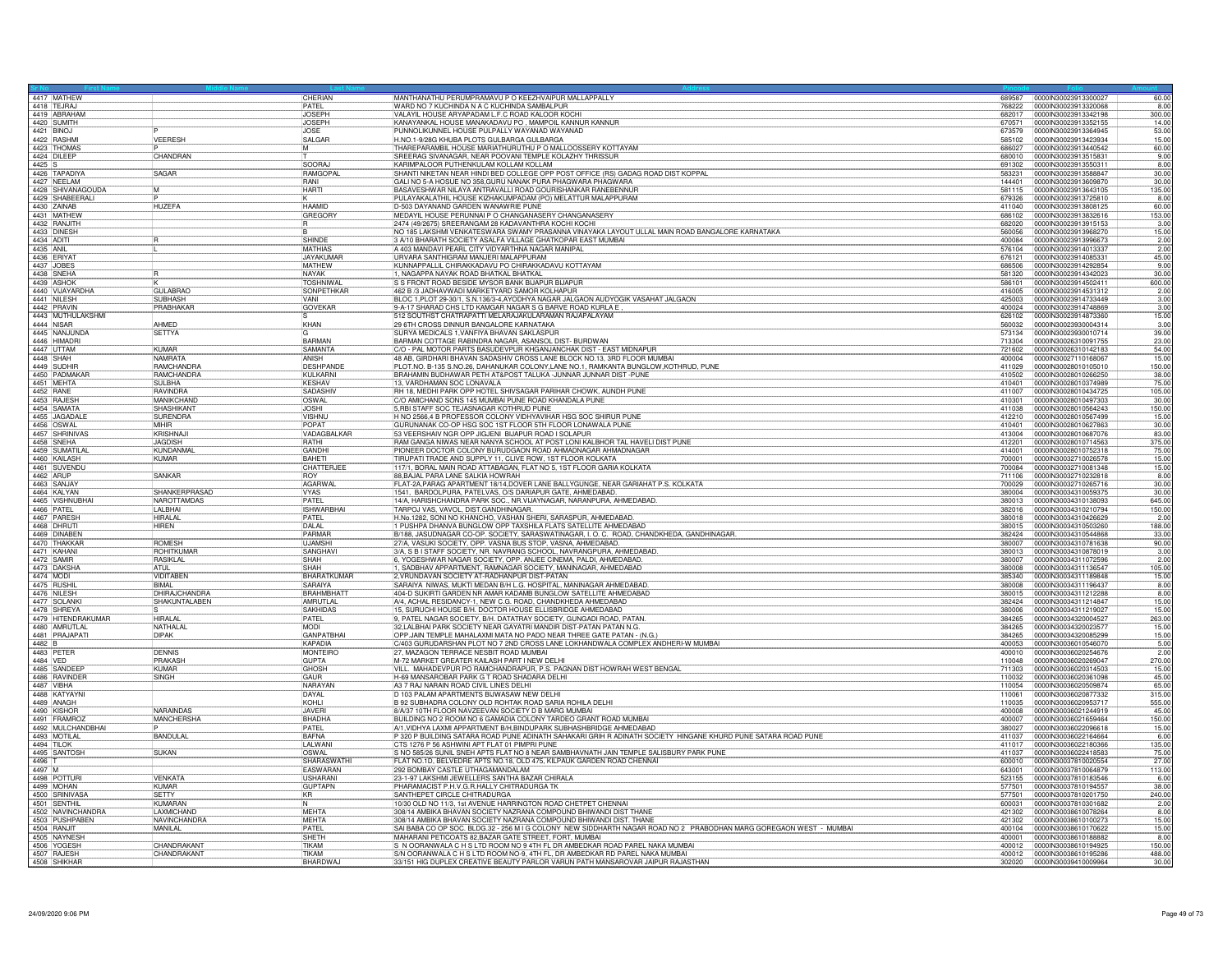| Sr No | First Name | Middle Name | Last Name | Address | Pincode | Folio | Amount |
|---|---|---|---|---|---|---|---|
| 4417 | MATHEW | | CHERIAN | MANTHANATHU PERUMPRAMAVU P O KEEZHVAIPUR MALLAPPALLY | 689587 | 0000IN30023913300027 | 60.00 |
| 4418 | TEJRAJ | | PATEL | WARD NO 7 KUCHINDA N A C KUCHINDA SAMBALPUR | 768222 | 0000IN30023913320068 | 8.00 |
| 4419 | ABRAHAM | | JOSEPH | VALAYIL HOUSE ARYAPADAM L.F.C ROAD KALOOR KOCHI | 682017 | 0000IN30023913342198 | 300.00 |
| 4420 | SUMITH | | JOSEPH | KANAYANKAL HOUSE MANAKADAVU PO , MAMPOIL KANNUR KANNUR | 670571 | 0000IN30023913352155 | 14.00 |
| 4421 | BINOJ | P | JOSE | PUNNOLIKUNNEL HOUSE PULPALLY WAYANAD WAYANAD | 673579 | 0000IN30023913364945 | 53.00 |
| 4422 | RASHMI | VEERESH | SALGAR | H.NO.1-9/28G KHUBA PLOTS GULBARGA GULBARGA | 585102 | 0000IN30023913423934 | 15.00 |
| 4423 | THOMAS | P | M | THAREPARAMBIL HOUSE MARIATHURUTHU P O MALLOOSSERY KOTTAYAM | 686027 | 0000IN30023913440542 | 60.00 |
| 4424 | DILEEP | CHANDRAN | T | SREERAG SIVANAGAR, NEAR POOVANI TEMPLE KOLAZHY THRISSUR | 680010 | 0000IN30023913515831 | 9.00 |
| 4425 | S | | SOORAJ | KARIMPALOOR PUTHENKULAM KOLLAM KOLLAM | 691302 | 0000IN30023913550311 | 8.00 |
| 4426 | TAPADIYA | SAGAR | RAMGOPAL | SHANTI NIKETAN NEAR HINDI BED COLLEGE OPP POST OFFICE (RS) GADAG ROAD DIST KOPPAL | 583231 | 0000IN30023913588847 | 30.00 |
| 4427 | NEELAM | | RANI | GALI NO 5-A HOSUE NO 358,GURU NANAK PURA PHAGWARA PHAGWARA | 144401 | 0000IN30023913609870 | 30.00 |
| 4428 | SHIVANAGOUDA | M | HARTI | BASAVESHWAR NILAYA ANTRAVALLI ROAD GOURISHANKAR RANEBENNUR | 581115 | 0000IN30023913643105 | 135.00 |
| 4429 | SHABEERALI | P | K | PULAYAKALATHIL HOUSE KIZHAKUMPADAM (PO) MELATTUR MALAPPURAM | 679326 | 0000IN30023913725810 | 8.00 |
| 4430 | ZAINAB | HUZEFA | HAAMID | D-503 DAYANAND GARDEN WANAWRIE PUNE | 411040 | 0000IN30023913808125 | 60.00 |
| 4431 | MATHEW | | GREGORY | MEDAYIL HOUSE PERUNNAI P O CHANGANASERY CHANGANASERY | 686102 | 0000IN30023913832616 | 153.00 |
| 4432 | RANJITH | | R | 2474 (49/2675) SREERANGAM 28 KADAVANTHRA KOCHI KOCHI | 682020 | 0000IN30023913915153 | 3.00 |
| 4433 | DINESH | | B | NO 185 LAKSHMI VENKATESWARA SWAMY PRASANNA VINAYAKA LAYOUT ULLAL MAIN ROAD BANGALORE KARNATAKA | 560056 | 0000IN30023913968270 | 15.00 |
| 4434 | ADITI | R | SHINDE | 3 A/10 BHARATH SOCIETY ASALFA VILLAGE GHATKOPAR EAST MUMBAI | 400084 | 0000IN30023913996673 | 2.00 |
| 4435 | ANIL | L | MATHIAS | A 403 MANDAVI PEARL CITY VIDYARTHNA NAGAR MANIPAL | 576104 | 0000IN30023914013337 | 2.00 |
| 4436 | ERIYAT | | JAYAKUMAR | URVARA SANTHIGRAM MANJERI MALAPPURAM | 676121 | 0000IN30023914085331 | 45.00 |
| 4437 | JOBES | | MATHEW | KUNNAPPALLIL CHIRAKKADAVU PO CHIRAKKADAVU KOTTAYAM | 686506 | 0000IN30023914292854 | 9.00 |
| 4438 | SNEHA | R | NAYAK | 1, NAGAPPA NAYAK ROAD BHATKAL BHATKAL | 581320 | 0000IN30023914342023 | 30.00 |
| 4439 | ASHOK | K | TOSHNIWAL | S S FRONT ROAD BESIDE MYSOR BANK BIJAPUR BIJAPUR | 586101 | 0000IN30023914502411 | 600.00 |
| 4440 | VIJAYARDHA | GULABRAO | SONPETHKAR | 462 B /3 JADHAVWADI MARKETYARD SAMOR KOLHAPUR | 416005 | 0000IN30023914531312 | 2.00 |
| 4441 | NILESH | SUBHASH | VANI | BLOC 1,PLOT 29-30/1, S.N.136/3-4,AYODHYA NAGAR JALGAON AUDYOGIK VASAHAT JALGAON | 425003 | 0000IN30023914733449 | 3.00 |
| 4442 | PRAVIN | PRABHAKAR | GOVEKAR | 9-A-17 SHARAD CHS LTD KAMGAR NAGAR S G BARVE ROAD KURLA E , | 400024 | 0000IN30023914748869 | 3.00 |
| 4443 | MUTHULAKSHMI | | S | 512 SOUTHST CHATRAPATTI MELARAJAKULARAMAN RAJAPALAYAM | 626102 | 0000IN30023914873360 | 15.00 |
| 4444 | NISAR | AHMED | KHAN | 29 6TH CROSS DINNUR BANGALORE KARNATAKA | 560032 | 0000IN30023930004314 | 3.00 |
| 4445 | NANJUNDA | SETTYA | G | SURYA MEDICALS 1,VANIFIYA BHAVAN SAKLASPUR | 573134 | 0000IN30023930010714 | 39.00 |
| 4446 | HIMADRI | | BARMAN | BARMAN COTTAGE RABINDRA NAGAR, ASANSOL DIST- BURDWAN | 713304 | 0000IN30026310091755 | 23.00 |
| 4447 | UTTAM | KUMAR | SAMANTA | C/O - PAL MOTOR PARTS BASUDEVPUR KHGANJANCHAK DIST - EAST MIDNAPUR | 721602 | 0000IN30026310142183 | 54.00 |
| 4448 | SHAH | NAMRATA | ANISH | 48 AB, GIRDHARI BHAVAN SADASHIV CROSS LANE BLOCK NO.13, 3RD FLOOR MUMBAI | 400004 | 0000IN30027110168067 | 15.00 |
| 4449 | SUDHIR | RAMCHANDRA | DESHPANDE | PLOT NO. B-135 S.NO.26, DAHANUKAR COLONY,LANE NO.1, RAMKANTA BUNGLOW,KOTHRUD, PUNE | 411029 | 0000IN30028010105010 | 150.00 |
| 4450 | PADMAKAR | RAMCHANDRA | KULKARNI | BRAHAMIN BUDHAWAR PETH AT&POST TALUKA -JUNNAR JUNNAR DIST -PUNE | 410502 | 0000IN30028010266250 | 38.00 |
| 4451 | MEHTA | SULBHA | KESHAV | 13, VARDHAMAN SOC LONAVALA | 410401 | 0000IN30028010374989 | 75.00 |
| 4452 | RANE | RAVINDRA | SADASHIV | RH 18, MEDHI PARK OPP HOTEL SHIVSAGAR PARIHAR CHOWK, AUNDH PUNE | 411007 | 0000IN30028010434725 | 105.00 |
| 4453 | RAJESH | MANIKCHAND | OSWAL | C/O AMICHAND SONS 145 MUMBAI PUNE ROAD KHANDALA PUNE | 410301 | 0000IN30028010497303 | 30.00 |
| 4454 | SAMATA | SHASHIKANT | JOSHI | 5,RBI STAFF SOC TEJASNAGAR KOTHRUD PUNE | 411038 | 0000IN30028010564243 | 150.00 |
| 4455 | JAGADALE | SURENDRA | VISHNU | H NO 2566,4 B PROFESSOR COLONY VIDHYAVIHAR HSG SOC SHIRUR PUNE | 412210 | 0000IN30028010567499 | 15.00 |
| 4456 | OSWAL | MIHIR | POPAT | GURUNANAK CO-OP HSG SOC 1ST FLOOR 5TH FLOOR LONAWALA PUNE | 410401 | 0000IN30028010627863 | 30.00 |
| 4457 | SHRINIVAS | KRISHNAJI | VADAGBALKAR | 53 VEERSHAIV NGR OPP JIGJENI BIJAPUR ROAD I SOLAPUR | 413004 | 0000IN30028010687076 | 83.00 |
| 4458 | SNEHA | JAGDISH | RATHI | RAM GANGA NIWAS NEAR NANYA SCHOOL AT POST LONI KALBHOR TAL HAVELI DIST PUNE | 412201 | 0000IN30028010714563 | 375.00 |
| 4459 | SUMATILAL | KUNDANMAL | GANDHI | PIONEER DOCTOR COLONY BURUDGAON ROAD AHMADNAGAR AHMADNAGAR | 414001 | 0000IN30028010752318 | 75.00 |
| 4460 | KAILASH | KUMAR | BAHETI | TIRUPATI TRADE AND SUPPLY 11, CLIVE ROW, 1ST FLOOR KOLKATA | 700001 | 0000IN30032710026578 | 15.00 |
| 4461 | SUVENDU | | CHATTERJEE | 117/1, BORAL MAIN ROAD ATTABAGAN, FLAT NO 5, 1ST FLOOR GARIA KOLKATA | 700084 | 0000IN30032710081348 | 15.00 |
| 4462 | ARUP | SANKAR | ROY | 88,BAJAL PARA LANE SALKIA HOWRAH | 711106 | 0000IN30032710232818 | 8.00 |
| 4463 | SANJAY | | AGARWAL | FLAT-2A,PARAG APARTMENT 18/14,DOVER LANE BALLYGUNGE, NEAR GARIAHAT P.S. KOLKATA | 700029 | 0000IN30032710265716 | 30.00 |
| 4464 | KALYAN | SHANKERPRASAD | VYAS | 1541, BARDOLPURA, PATELVAS, O/S DARIAPUR GATE, AHMEDABAD. | 380004 | 0000IN30034310059375 | 30.00 |
| 4465 | VISHNUBHAI | NAROTTAMDAS | PATEL | 14/A, HARISHCHANDRA PARK SOC., NR.VIJAYNAGAR, NARANPURA, AHMEDABAD. | 380013 | 0000IN30034310138093 | 645.00 |
| 4466 | PATEL | LALBHAI | ISHWARBHAI | TARPOJ VAS, VAVOL, DIST.GANDHINAGAR. | 382016 | 0000IN30034310210794 | 150.00 |
| 4467 | PARESH | HIRALAL | PATEL | H.No.1282, SONI NO KHANCHO, VASHAN SHERI, SARASPUR, AHMEDABAD. | 380018 | 0000IN30034310426629 | 2.00 |
| 4468 | DHRUTI | HIREN | DALAL | 1 PUSHPA DHANVA BUNGLOW OPP TAXSHILA FLATS SATELLITE AHMEDABAD | 380015 | 0000IN30034310503260 | 188.00 |
| 4469 | DINABEN | | PARMAR | B/188, JASUDNAGAR CO-OP. SOCIETY, SARASWATINAGAR, I. O. C. ROAD, CHANDKHEDA, GANDHINAGAR. | 382424 | 0000IN30034310544868 | 33.00 |
| 4470 | THAKKAR | ROMESH | UJAMSHI | 27/A, VASUKI SOCIETY, OPP. VASNA BUS STOP, VASNA, AHMEDABAD. | 380007 | 0000IN30034310781638 | 90.00 |
| 4471 | KAHANI | ROHITKUMAR | SANGHAVI | 3/A, S B I STAFF SOCIETY, NR. NAVRANG SCHOOL, NAVRANGPURA, AHMEDABAD. | 380013 | 0000IN30034310878019 | 3.00 |
| 4472 | SAMIR | RASIKLAL | SHAH | 6, YOGESHWAR NAGAR SOCIETY, OPP. ANJEE CINEMA, PALDI, AHMEDABAD. | 380007 | 0000IN30034311072596 | 2.00 |
| 4473 | DAKSHA | ATUL | SHAH | 1, SADBHAV APPARTMENT, RAMNAGAR SOCIETY, MANINAGAR, AHMEDABAD | 380008 | 0000IN30034311136547 | 105.00 |
| 4474 | MODI | VIDITABEN | BHARATKUMAR | 2,VRUNDAVAN SOCIETY AT-RADHANPUR DIST-PATAN | 385340 | 0000IN30034311189848 | 15.00 |
| 4475 | RUSHIL | BIMAL | SARAIYA | SARAIYA NIWAS, MUKTI MEDAN B/H L.G. HOSPITAL, MANINAGAR AHMEDABAD. | 380008 | 0000IN30034311196437 | 8.00 |
| 4476 | NILESH | DHIRAJCHANDRA | BRAHMBHATT | 404-D SUKIRTI GARDEN NR AMAR KADAMB BUNGLOW SATELLITE AHMEDABAD | 380015 | 0000IN30034311212288 | 8.00 |
| 4477 | SOLANKI | SHAKUNTALABEN | AMRUTLAL | A/4, ACHAL RESIDANCY-1, NEW C.G. ROAD, CHANDKHEDA AHMEDABAD | 382424 | 0000IN30034311214847 | 15.00 |
| 4478 | SHREYA | S | SAKHIDAS | 15, SURUCHI HOUSE B/H. DOCTOR HOUSE ELLISBRIDGE AHMEDABAD | 380006 | 0000IN30034311219027 | 15.00 |
| 4479 | HITENDRAKUMAR | HIRALAL | PATEL | 9, PATEL NAGAR SOCIETY, B/H. DATATRAY SOCIETY, GUNGADI ROAD, PATAN. | 384265 | 0000IN30034320004527 | 263.00 |
| 4480 | AMRUTLAL | NATHALAL | MODI | 32,LALBHAI PARK SOCIETY NEAR GAYATRI MANDIR DIST-PATAN PATAN N.G. | 384265 | 0000IN30034320023577 | 15.00 |
| 4481 | PRAJAPATI | DIPAK | GANPATBHAI | OPP.JAIN TEMPLE MAHALAXMI MATA NO PADO NEAR THREE GATE PATAN - (N.G.) | 384265 | 0000IN30034320085299 | 15.00 |
| 4482 | B | | KAPADIA | C/403 GURUDARSHAN PLOT NO 7 2ND CROSS LANE LOKHANDWALA COMPLEX ANDHERI-W MUMBAI | 400053 | 0000IN30036010546070 | 5.00 |
| 4483 | PETER | DENNIS | MONTEIRO | 27, MAZAGON TERRACE NESBIT ROAD MUMBAI | 400010 | 0000IN30036020254676 | 2.00 |
| 4484 | VED | PRAKASH | GUPTA | M-72 MARKET GREATER KAILASH PART I NEW DELHI | 110048 | 0000IN30036020269047 | 270.00 |
| 4485 | SANDEEP | KUMAR | GHOSH | VILL. MAHADEVPUR PO RAMCHANDRAPUR, P.S. PAGNAN DIST HOWRAH WEST BENGAL | 711303 | 0000IN30036020314503 | 15.00 |
| 4486 | RAVINDER | SINGH | GAUR | H-69 MANSAROBAR PARK G T ROAD SHADARA DELHI | 110032 | 0000IN30036020361098 | 45.00 |
| 4487 | VIBHA | | NARAYAN | A3 7 RAJ NARAIN ROAD CIVIL LINES DELHI | 110054 | 0000IN30036020509874 | 65.00 |
| 4488 | KATYAYNI | | DAYAL | D 103 PALAM APARTMENTS BIJWASAW NEW DELHI | 110061 | 0000IN30036020877332 | 315.00 |
| 4489 | ANAGH | | KOHLI | B 92 SUBHADRA COLONY OLD ROHTAK ROAD SARIA ROHILA DELHI | 110035 | 0000IN30036020953717 | 555.00 |
| 4490 | KISHOR | NARAINDAS | JAVERI | 8/A/37 10TH FLOOR NAVZEEVAN SOCIETY D B MARG MUMBAI | 400008 | 0000IN30036021244919 | 45.00 |
| 4491 | FRAMROZ | MANCHERSHA | BHADHA | BUILDING NO 2 ROOM NO 6 GAMADIA COLONY TARDEO GRANT ROAD MUMBAI | 400007 | 0000IN30036021659464 | 150.00 |
| 4492 | MULCHANDBHAI | P | PATEL | A/1,VIDHYA LAXMI APPARTMENT B/H,BINDUPARK SUBHASHBRIDGE AHMEDABAD | 380027 | 0000IN30036022096618 | 15.00 |
| 4493 | MOTILAL | BANDULAL | BAFNA | P 320 P BUILDING SATARA ROAD PUNE ADINATH SAHAKARI GRIH R ADINATH SOCIETY HINGANE KHURD PUNE SATARA ROAD PUNE | 411037 | 0000IN30036022164664 | 6.00 |
| 4494 | TILOK | | LALWANI | CTS 1276 P 56 ASHWINI APT FLAT 01 PIMPRI PUNE | 411017 | 0000IN30036022180366 | 135.00 |
| 4495 | SANTOSH | SUKAN | OSWAL | S NO 585/26 SUNIL SNEH APTS FLAT NO 8 NEAR SAMBHAVNATH JAIN TEMPLE SALISBURY PARK PUNE | 411037 | 0000IN30036022418583 | 75.00 |
| 4496 | T | | SHARASWATHI | FLAT NO.1D, BELVEDRE APTS NO.18, OLD 475, KILPAUK GARDEN ROAD CHENNAI | 600010 | 0000IN30037810020554 | 27.00 |
| 4497 | M | | EASWARAN | 292 BOMBAY CASTLE UTHAGAMANDALAM | 643001 | 0000IN30037810064879 | 113.00 |
| 4498 | POTTURI | VENKATA | USHARANI | 23-1-97 LAKSHMI JEWELLERS SANTHA BAZAR CHIRALA | 523155 | 0000IN30037810183546 | 6.00 |
| 4499 | MOHAN | KUMAR | GUPTAPN | PHARAMACIST P.H.V.G.R.HALLY CHITRADURGA TK | 577501 | 0000IN30037810194557 | 38.00 |
| 4500 | SRINIVASA | SETTY | KR | SANTHEPET CIRCLE CHITRADURGA | 577501 | 0000IN30037810201750 | 240.00 |
| 4501 | SENTHIL | KUMARAN | N | 10/30 OLD NO 11/3, 1st AVENUE HARRINGTON ROAD CHETPET CHENNAI | 600031 | 0000IN30037810301682 | 2.00 |
| 4502 | NAVINCHANDRA | LAXMICHAND | MEHTA | 308/14 AMBIKA BHAVAN SOCIETY NAZRANA COMPOUND BHIWANDI DIST THANE | 421302 | 0000IN30038610078264 | 8.00 |
| 4503 | PUSHPABEN | NAVINCHANDRA | MEHTA | 308/14 AMBIKA BHAVAN SOCIETY NAZRANA COMPOUND BHIWANDI DIST. THANE | 421302 | 0000IN30038610100273 | 15.00 |
| 4504 | RANJIT | MANILAL | PATEL | SAI BABA CO OP SOC. BLDG 32 - 256 M I G COLONY NEW SIDDHARTH NAGAR ROAD NO 2 PRABODHAN MARG GOREGAON WEST - MUMBAI | 400104 | 0000IN30038610170622 | 15.00 |
| 4505 | NAYNESH | | SHETH | MAHARANI PETICOATS 82.BAZAR GATE STREET, FORT, MUMBAI | 400001 | 0000IN30038610188882 | 8.00 |
| 4506 | YOGESH | CHANDRAKANT | TIKAM | S N OORANWALA C H S LTD ROOM NO 9 4TH FL DR AMBEDKAR ROAD PAREL NAKA MUMBAI | 400012 | 0000IN30038610194925 | 150.00 |
| 4507 | RAJESH | CHANDRAKANT | TIKAM | S/N OORANWALA C H S LTD ROOM NO-9, 4TH FL, DR AMBEDKAR RD PAREL NAKA MUMBAI | 400012 | 0000IN30038610195286 | 488.00 |
| 4508 | SHIKHAR | | BHARDWAJ | 33/151 HIG DUPLEX CREATIVE BEAUTY PARLOR VARUN PATH MANSAROVAR JAIPUR RAJASTHAN | 302020 | 0000IN30039410009964 | 30.00 |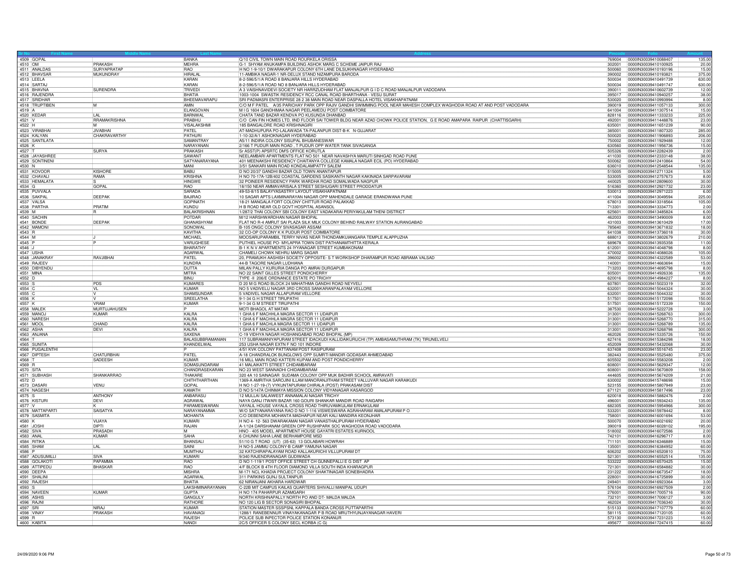| Sr No | First Name | Middle Name | Last Name | Address | Pincode | Folio | Amount |
|---|---|---|---|---|---|---|---|
| 4509 | GOPAL | | BANKA | Q/10 CIVIL TOWN MAIN ROAD ROURKELA ORISSA | 769004 | 0000IN30039410088407 | 135.00 |
| 4510 | OM | PRAKASH | MEHRA | G-1 SHYAM ANUKAMPA BUILDING ASHOK MARG C SCHEME JAIPUR RAJ | 302001 | 0000IN30039410100925 | 20.00 |
| 4511 | ANALDAS | SURYAPRATAP | RAO | H NO 1-9-10/1 DWARAKAPUR COLONY 6TH LANE DILSUKHNAGAR HYDERABAD | 500060 | 0000IN30039410193196 | 15.00 |
| 4512 | BHAVSAR | MUKUNDRAY | HIRALAL | 11-AMBIKA NAGAR-1 NR-DELUX STAND NIZAMPURA BARODA | 390002 | 0000IN30039410193821 | 375.00 |
| 4513 | LEELA | | KARAN | 8-2-596/5/1/A ROAD 8 BANJARA HILLS HYDERABAD | 500034 | 0000IN30039410491739 | 630.00 |
| 4514 | SARTAJ | | KARAN | 8-2-596/5/1/A ROAD NO 8 BANJARA HILLS HYDERABAD | 500034 | 0000IN30039410491747 | 630.00 |
| 4515 | BHAVNA | SURENDRA | TRIVEDI | A 3 VAISHNAVIDEVI SOCIETY NR HARIRZUDHAM FLAT MANJALPUR G I D C ROAD MANJALPUR VADODARA | 390011 | 0000IN30039410602739 | 12.00 |
| 4516 | RAJENDRA | | BHATIA | 1003-1004 SWASTIK RESIDENCY RCC CANAL ROAD BHARTHANA - VESU SURAT | 395017 | 0000IN30039410940257 | 38.00 |
| 4517 | SRIDHAR | | BHEEMAVARAPU | SRI PADMASRI ENTERPRISE 28 2 38 MAIN ROAD NEAR DASPALLA HOTEL VISAKHAPATNAM | 530020 | 0000IN30039410993994 | 8.00 |
| 4518 | TRUPTIBEN | M | AMIN | C/O M F PATEL A/35 PARICHAY PARK OPP RAJIV GANDHI SWIMMING POOL NEAR MAHESH COMPLEX WAGHODIA ROAD AT AND POST VADODARA | 390019 | 0000IN30039411057133 | 300.00 |
| 4519 | A | | ELANGOVAN | M I G 1604 GANDHIMAA NAGAR PEELAMEDU POST COIMBATORE | 641004 | 0000IN30039411307514 | 15.00 |
| 4520 | KEDAR | LAL | BARNWAL | CHATA TAND BAZAR KENDVA PO KUSUNDA DHANBAD | 828116 | 0000IN30039411333233 | 225.00 |
| 4521 | V | RRAMAKRISHNA | PRABHU | C/O CAN FIN HOMES LTD, IIND FLOOR SAI TOWER BLDG NEAR AZAD CHOWK POLICE STATION, G E ROAD AMAPARA RAIPUR (CHATTISGARH) | 492001 | 0000IN30039411448876 | 23.00 |
| 4522 | H | M | VISALAKSHMI | 185 BANGALORE ROAD KRISHNAGIRI | 635001 | 0000IN30039411651239 | 90.00 |
| 4523 | VIRABHAI | JIVABHAI | PATEL | AT-MADHUPURA PO-LALAWADA TA-PALANPUR DIST-B-K N-GUJARAT | 385001 | 0000IN30039411807320 | 285.00 |
| 4524 | KALYAN | CHAKRAVARTHY | PATHURI | 1-10-32/A/1 ASHOKNAGAR HYDERABAD | 500020 | 0000IN30039411906893 | 206.00 |
| 4525 | SANTILATA | | SAMANTRAY | A5/11 INDIRA COLONY SISUPAL BHUBANESWAR | 750002 | 0000IN30039411929488 | 12.00 |
| 4526 | K | | NARAYANAN | 2/166 T PUDUR MAIN ROAD , T PUDUR OPP WATER TANK SIVAGANGA | 630560 | 0000IN30039411956736 | 15.00 |
| 4527 | T | SURYA | PRAKASH | Sr ASST(P) APSRTC DM'S OFFICE KORUTLA | 505326 | 0000IN30039412282439 | 2.00 |
| 4528 | JAYASHREE | | SAWANT | NEELAMBARI APARTMENTS FLAT NO 501 NEAR NAVASHYA MARUTI SINHGAD ROAD PUNE | 411030 | 0000IN30039412333148 | 38.00 |
| 4529 | SONTINENI | | SATYANARAYANA | 401 MEENAKSHI RESIDENCY CHAITANYA COLLEGE KAMALA NAGAR ECIL (PO) HYDERABAD | 500062 | 0000IN30039412410864 | 54.00 |
| 4530 | N | | MANI | 3/51 SANKARI MAIN ROAD KONDALAMPATTY SALEM | 636010 | 0000IN30039412548544 | 135.00 |
| 4531 | KOVOOR | KISHORE | BABU | D NO 20/37 GANDHI BAZAR OLD TOWN ANANTAPUR | 515005 | 0000IN30039412711324 | 5.00 |
| 4532 | CHAVALI | RAMA | KRISHNA | H NO 70-17A-12B/402 COASTAL GARDENS SASIKANTH NAGAR KAKINADA SARPAVARAM | 533005 | 0000IN30039412757673 | 8.00 |
| 4533 | HEMALATA | S | HINGWE | 32 POINEER RESIDENCY PARK WARDHA ROAD SOMALWADA NAGPUR | 440025 | 0000IN30039412809600 | 30.00 |
| 4534 | G | GOPAL | RAO | 18/150 NEAR AMMAVARISALA STREET SESHUGARI STREET PRODDATUR | 516360 | 0000IN30039412921732 | 23.00 |
| 4535 | PUVVALA | | SARADA | 49-53-8/15 BALAYYASASTRY LAYOUT VISAKHAPATNAM | 530013 | 0000IN30039412971223 | 6.00 |
| 4536 | SAKPAL | DEEPAK | BAJIRAO | 10 SAGAR APTS LAXMINARAYAN NAGAR OPP MAHENDALE GARAGE ERANDWANA PUNE | 411004 | 0000IN30039413049594 | 225.00 |
| 4537 | VALSA | | GOPINATH | 18-21 MANGALA FORT COLONY CHITTUR ROAD PALAKKAD | 678013 | 0000IN30039413318564 | 105.00 |
| 4538 | PARTHA | PRATIM | KUNDU | H B ROAD NEAR OLD GOVT HOSPITAL ASANSOL | 713301 | 0000IN30039413334773 | 2.00 |
| 4539 | M | R | BALAKRISHNAN | 1/287/2 THAI COLONY SBI COLONY EAST VADAKARAI PERIYAKULAM THENI DISTRICT | 625601 | 0000IN30039413485824 | 6.00 |
| 4540 | SACHIN | | POTDAR | M/12 HARSHWARDHAN NAGAR BHOPAL | 462003 | 0000IN30039413490009 | 8.00 |
| 4541 | BONDE | DEEPAK | GHANASHYAM | FLAT NO R-4 AMRUT SAI PLAZA SILK MILK COLONY BEHIND RAILWAY STATION AURANGABAD | 431003 | 0000IN30039413610429 | 17.00 |
| 4542 | MAMONI | | SONOWAL | B-105 ONGC COLONY SIVASAGAR ASSAM | 785640 | 0000IN30039413671832 | 18.00 |
| 4543 | R | | KAVITHA | 32 CO-OP COLONY K K PUDUR POST COIMBATORE | 641038 | 0000IN30039413736018 | 30.00 |
| 4544 | M | J | MICHAEL | MOOSARUPARAMBIL TERRY NIVAS NEAR THONDAMKUIANGARA TEMPLE ALAPPUZHA | 688013 | 0000IN30039413802679 | 210.00 |
| 4545 | P | P | VARUGHESE | PUTHIEL HOUSE PO- MYLAPRA TOWN DIST PATHANAMTHITTA KERALA | 689678 | 0000IN30039413935358 | 11.00 |
| 4546 | J | | BHARATHY | B-1 K N V APARTMENTS 24 IYYANAGAR STREET KUMBAKONAM | 612001 | 0000IN30039414048798 | 8.00 |
| 4547 | USHA | | AGARWAL | CHAMELI CHOWK NEHRU MARG SAGAR | 470002 | 0000IN30039414088026 | 105.00 |
| 4548 | JANAKRAY | RAVJIBHAI | PATEL | 20, PRAMUKH AASHISH SOCIETY OPPOSITE- S T WORKSHOP DHARAMPUR ROAD ABRAMA VALSAD | 396002 | 0000IN30039414322589 | 53.00 |
| 4549 | RAJEEV | | KUNDRA | 44-B TAGORE NAGAR LUDHIANA | 140001 | 0000IN30039414663694 | 15.00 |
| 4550 | DIBYENDU | | DUTTA | MILAN PALLY KURURIA DANGA PO AMRAI DURGAPUR | 713203 | 0000IN30039414695798 | 8.00 |
| 4551 | MINA | | MITRA | NO 22 SAINT GILLES STREET PONDICHERRY | 605001 | 0000IN30039414926336 | 135.00 |
| 4552 | D | | BINU | TYPE -II 206/E ORDNANCE ESTATE PO TRICHY | 620016 | 0000IN30039414984227 | 8.00 |
| 4553 | S | PDS | KUMARES | D 20 M G ROAD BLOCK 24 MAHATHMA GANDHI ROAD NEYVELI | 607801 | 0000IN30039415023319 | 32.00 |
| 4554 | C | VL | KUMAR | NO 5 VADIVELU NAGAR 3RD CROSS SANKARANPALAYAM VELLORE | 632001 | 0000IN30039415044324 | 30.00 |
| 4555 | C | V | SHAMSUNDAR | 5 VADIVEL NAGAR ALLAPURAM VELLORE | 632001 | 0000IN30039415044332 | 30.00 |
| 4556 | K | V | SREELATHA | 9-1-34 G H STREET TIRUPATHI | 517501 | 0000IN30039415172098 | 150.00 |
| 4557 | K | VRAM | KUMAR | 9-1-34 G M STREET TIRUPATHI | 517501 | 0000IN30039415172339 | 150.00 |
| 4558 | MALEK | MURTUJAHUSEN | P | MOTI BHAGOL AT MATAR | 387530 | 0000IN30039415222728 | 3.00 |
| 4559 | MANOJ | KUMAR | KALRA | 1 GHA 6 F MACHHLA MAGRA SECTOR 11 UDAIPUR | 313001 | 0000IN30039415268763 | 300.00 |
| 4560 | NARESH | | KALRA | 1 GHA 6 F MACHHLA MAGRA SECTOR 11 UDAIPUR | 313001 | 0000IN30039415268770 | 315.00 |
| 4561 | MOOL | CHAND | KALRA | 1 GHA 6 F MACHLA MAGRA SECTOR 11 UDAIPUR | 313001 | 0000IN30039415268789 | 135.00 |
| 4562 | ASHA | DEVI | KALRA | 1 GHA 6 F MACHHLA MAGRA SECTOR 11 UDAIPUR | 313001 | 0000IN30039415268798 | 300.00 |
| 4563 | ANJANA | | SAXENA | C-19 VIDHYA NAGAR HOSHANGABAD ROAD BHOPAL (MP) | 462026 | 0000IN30039415335726 | 150.00 |
| 4564 | T | | BALASUBBRAMANIAN | 117 SUBRAMANIYAPURAM STREET IDACKUDI KALLIDAIKURUCHI (TP) AMBASAMUTHRAM (TK) TIRUNELVELI | 627416 | 0000IN30039415384298 | 18.00 |
| 4565 | SUNITA | | KHANDELWAL | 253 USHA NAGAR EXTN F NO 101 INDORE | 452009 | 0000IN30039415432068 | 30.00 |
| 4566 | PUGALENTHI | | P | 4/51 KVK COLONY PATTANAM POST RASIPURAM | 637408 | 0000IN30039415516745 | 23.00 |
| 4567 | DIPTESH | CHATURBHAI | PATEL | A-18 CHANDRALOK BUNGLOWS OPP SUMRTI MANDIR GODASAR AHMEDABAD | 382443 | 0000IN30039415525480 | 375.00 |
| 4568 | T | SADEESH | KUMAR | 16 MILL MAIN ROAD KATTERI KUPAM AND POST PONDICHERRY | 605502 | 0000IN30039415583208 | 2.00 |
| 4569 | R | | SOMASUNDARAM | 41 MALAIKATTI STREET CHIDAMBARAM | 608001 | 0000IN30039415629347 | 12.00 |
| 4570 | SITA | | CHANDRASEKARAN | NO 23 WEST SANNADHI CHIDAMBARAM | 608001 | 0000IN30039415670809 | 158.00 |
| 4571 | SUBHASH | SHANKARRAO | THAKARE | 320 4A 10 SAINAGAR SUDAMA COLONY OPP MUK BADHIR SCHOOL AMRAVATI | 444605 | 0000IN30039415674209 | 21.00 |
| 4572 | D | | CHITHTHARTHAN | 1369-A AMRITHA SAROJINI ILLAM MANORANJITHAM STREET VALLUVAR NAGAR KARAIKUDI | 630002 | 0000IN30039415748698 | 15.00 |
| 4573 | DASARI | VENU | GOPAL | H NO 1-27-19-(7) VYKUNTAPURAM CHIRALA (POST) PRAKASAM DIST | 523155 | 0000IN30039415807949 | 23.00 |
| 4574 | NAGESH | | KAMATH | D NO 5/147A CHINMAYA MISSION COLONY VIDYANAGAR KASARGOD | 671121 | 0000IN30039415817496 | 23.00 |
| 4575 | S | ANTHONY | ANBARASU | 12 MULLAI SALAIWEST ANNAMALAI NAGAR TRICHY | 620018 | 0000IN30039415882476 | 2.00 |
| 4576 | KISTURI | DEVI | AGRAWAL | NAYA GANJ ITWARI BAZAR 160 GOURI SHANKAR MANDIR ROAD RAIGARH | 496001 | 0000IN30039415934243 | 135.00 |
| 4577 | V | K | PARAMESWARAN | VAYALIL HOUSE VAYALIL CROSS ROAD THIRUVAMKULAM ERNAKULAM | 682305 | 0000IN30039415954966 | 300.00 |
| 4578 | MATTAPARTI | SAISATYA | NARAYANAMMA | W/O SATYANARAYANA RAO D NO 1-116 VISWESWARA AGRAHARAM AMALAPURAM P O | 533201 | 0000IN30039415978442 | 8.00 |
| 4579 | SASMITA | | MOHANTA | C/O DEBENDRA MOHANTA MADHAPUR NEAR KALI MANDIRA KEONJHAR | 758001 | 0000IN30039416001694 | 53.00 |
| 4580 | K | VIJAYA | KUMARI | H NO 4- 12- 563 DWARAKAMAI NAGAR VANASTHALIPURAM HYDERABAD | 500070 | 0000IN30039416021692 | 20.00 |
| 4581 | JOSHI | DIPTI | RAJAN | A-1/124 DARSHANAM GREEN OPP RUSHIPARK SOC WAGHODIA ROAD VADODARA | 390019 | 0000IN30039416028102 | 195.00 |
| 4582 | SIVA | PRASADH | M | HNO - 405 MODEL APARTMENT HOUSE GAYATRI ESTATES KURNOOL | 518002 | 0000IN30039416072586 | 2.00 |
| 4583 | ANAL | KUMAR | SAHA | 6 CHUNNI SAHA LANE BERHAMPORE MSD | 742101 | 0000IN30039416296717 | 8.00 |
| 4584 | RITIKA | | BHANSALI | 51/10 G T ROAD (UT) (35-63) 13 GOLABARI HOWRAH | 711101 | 0000IN30039416346889 | 15.00 |
| 4585 | SHAM | LAL | SAINI | H NO-5 JAMMU COLONY-B CAMP YAMUNA NAGAR | 135001 | 0000IN30039416384952 | 60.00 |
| 4586 | P | | MUMTHAJ | 32 KATCHIRAPALAYAM ROAD KALLAKURICHI VILLUPURAM DT | 606202 | 0000IN30039416520810 | 75.00 |
| 4587 | ADUSUMILLI | SIVA | KUMARI | 9/340 RAJENDRANAGAR GUDIWADA | 521301 | 0000IN30039416552514 | 135.00 |
| 4588 | GOLAKOTI | PAPAMMA | RAO | D NO 1-119/1 POST OFFICE STREET CH GUNNEPALLI E G DIST AP | 533222 | 0000IN30039416570425 | 15.00 |
| 4589 | ATTIPEDU | BHASKAR | RAO | 4/F BLOCK B 4TH FLOOR DIAMOND VILLA SOUTH INDA KHARAGPUR | 721301 | 0000IN30039416584882 | 30.00 |
| 4590 | DEEPA | | MISHRA | M-171 NCL KHADIA PROJECT COLONY SHAKTINAGAR SONEBHADRA | 231222 | 0000IN30039416673547 | 18.00 |
| 4591 | SHALINI | | AGARWAL | 311 PARKINS GUNJ SULTANPUR | 228001 | 0000IN30039416725899 | 30.00 |
| 4592 | RAJESH | | BHATIA | 62 NIRANJANI AKHARA HARDWAR | 249401 | 0000IN30039416923364 | 3.00 |
| 4593 | S | | LAKSHMINARAYANAN | C-22B MIT CAMPUS KAILAS QUARTERS SHIVALLI MANIPAL UDUPI | 576104 | 0000IN30039416927509 | 2.00 |
| 4594 | NAVEEN | KUMAR | GUPTA | H NO 174 PAHARPUR AZAMGARH | 276001 | 0000IN30039417005716 | 90.00 |
| 4595 | ASHIS | | GANGULY | NORTH KRISHNAPALLY NORTH PO AND DT- MALDA MALDA | 732101 | 0000IN30039417006127 | 3.00 |
| 4596 | RAJNI | | RATHORE | NO 120 LIG B SECTOR SONAGIRI BHOPAL | 462024 | 0000IN30039417036340 | 30.00 |
| 4597 | SRI | NIRAJ | KUMAR | STATION MASTER SSSPSNL KAPPALA BANDA CROSS PUTTAPARTHI | 515133 | 0000IN30039417107779 | 60.00 |
| 4598 | VINAY | PRAKASH | HAVANAGI | 1288/1 RANEBENNUR VINAYAKANAGAR P B ROAD MRUTHYUNJAYANAGAR HAVERI | 581115 | 0000IN30039417120105 | 60.00 |
| 4599 | R | | RAJESH | POLICE SUB INPECTOR POLICE STATION KONANUR | 573130 | 0000IN30039417231223 | 15.00 |
| 4600 | KABITA | | NANDI | 2C/5 OFFICER S COLONY SECL KORBA (C G) | 495677 | 0000IN30039417247415 | 60.00 |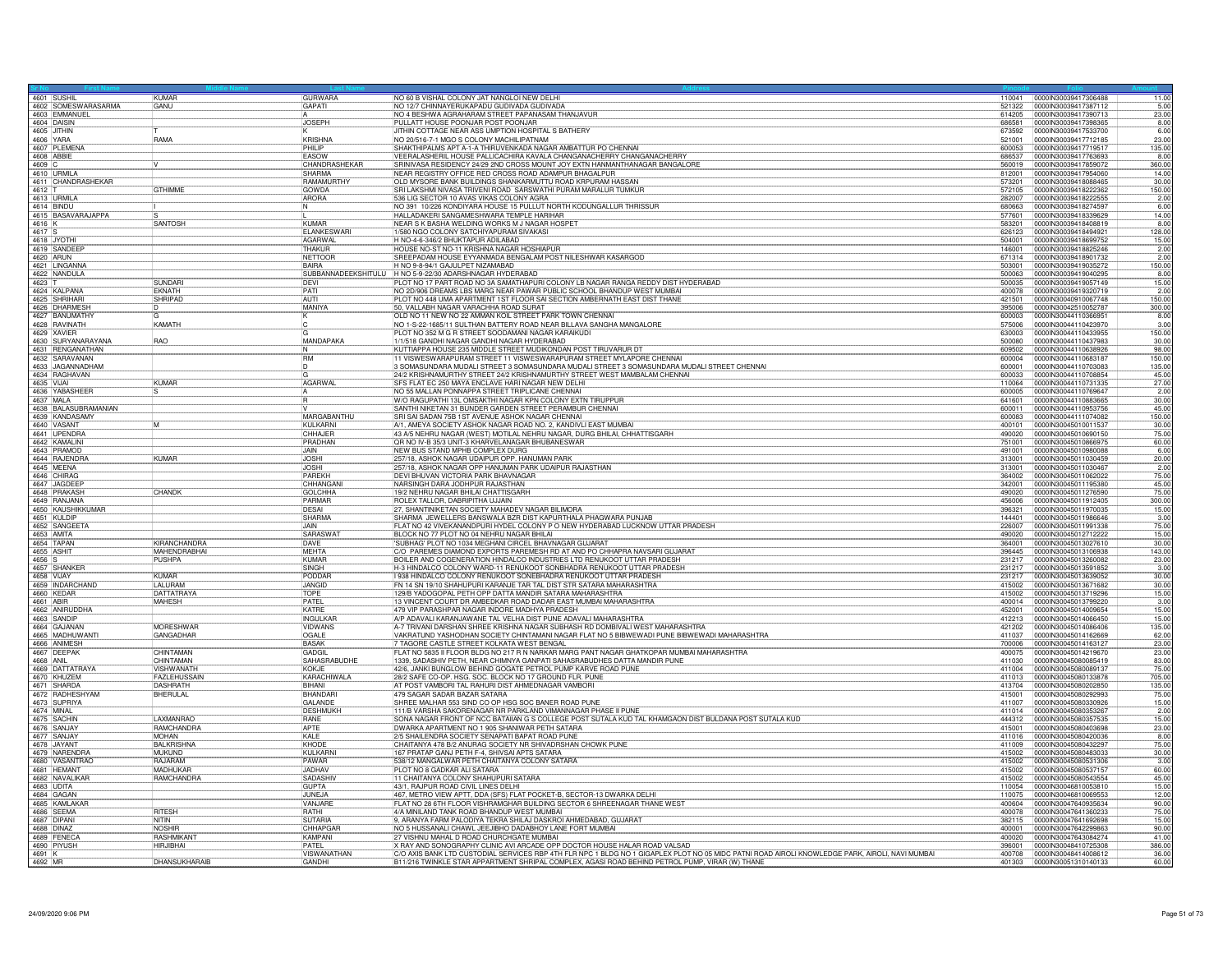| Sr No | First Name | Middle Name | Last Name | Address | Pincode | Folio | Amount |
|---|---|---|---|---|---|---|---|
| 4601 | SUSHIL | KUMAR | GURWARA | NO 60 B VISHAL COLONY JAT NANGLOI NEW DELHI | 110041 | 0000IN30039417306488 | 11.00 |
| 4602 | SOMESWARASARMA | GANU | GAPATI | NO 12/7 CHINNAYERUKAPADU GUDIVADA GUDIVADA | 521322 | 0000IN30039417387112 | 5.00 |
| 4603 | EMMANUEL | | A | NO 4 BESHWA AGRAHARAM STREET PAPANASAM THANJAVUR | 614205 | 0000IN30039417390713 | 23.00 |
| 4604 | DAISIN | | JOSEPH | PULLATT HOUSE POONJAR POST POONJAR | 686581 | 0000IN30039417398365 | 8.00 |
| 4605 | JITHIN | T | K | JITHIN COTTAGE NEAR ASS UMPTION HOSPITAL S BATHERY | 673592 | 0000IN30039417533700 | 6.00 |
| 4606 | YARA | RAMA | KRISHNA | NO 20/516-7-1 MGO S COLONY MACHILIPATNAM | 521001 | 0000IN30039417712185 | 23.00 |
| 4607 | PLEMENA | | PHILIP | SHAKTHIPALMS APT A-1-A THIRUVENKADA NAGAR AMBATTUR PO CHENNAI | 600053 | 0000IN30039417719517 | 135.00 |
| 4608 | ABBIE | | EASOW | VEERALASHERIL HOUSE PALLICACHIRA KAVALA CHANGANACHERRY CHANGANACHERRY | 686537 | 0000IN30039417763693 | 8.00 |
| 4609 | C | V | CHANDRASHEKAR | SRINIVASA RESIDENCY 24/29 2ND CROSS MOUNT JOY EXTN HANMANTHANAGAR BANGALORE | 560019 | 0000IN30039417859072 | 360.00 |
| 4610 | URMILA | | SHARMA | NEAR REGISTRY OFFICE RED CROSS ROAD ADAMPUR BHAGALPUR | 812001 | 0000IN30039417954060 | 14.00 |
| 4611 | CHANDRASHEKAR | | RAMAMURTHY | OLD MYSORE BANK BUILDINGS SHANKARMUTTU ROAD KRPURAM HASSAN | 573201 | 0000IN30039418088465 | 30.00 |
| 4612 | T | GTHIMME | GOWDA | SRI LAKSHMI NIVASA TRIVENI ROAD SARSWATHI PURAM MARALUR TUMKUR | 572105 | 0000IN30039418222362 | 150.00 |
| 4613 | URMILA | | ARORA | 536 LIG SECTOR 10 AVAS VIKAS COLONY AGRA | 282007 | 0000IN30039418222555 | 2.00 |
| 4614 | BINDU | I | N | NO 391 10/226 KONDIYARA HOUSE 15 PULLUT NORTH KODUNGALLUR THRISSUR | 680663 | 0000IN30039418274597 | 6.00 |
| 4615 | BASAVARAJAPPA | S | L | HALLADAKERI SANGAMESHWARA TEMPLE HARIHAR | 577601 | 0000IN30039418339629 | 14.00 |
| 4616 | K | SANTOSH | KUMAR | NEAR S K BASHA WELDING WORKS M J NAGAR HOSPET | 583201 | 0000IN30039418408819 | 8.00 |
| 4617 | S | | ELANKESWARI | 1/580 NGO COLONY SATCHIYAPURAM SIVAKASI | 626123 | 0000IN30039418494921 | 128.00 |
| 4618 | JYOTHI | | AGARWAL | H NO-4-6-346/2 BHUKTAPUR ADILABAD | 504001 | 0000IN30039418699752 | 15.00 |
| 4619 | SANDEEP | | THAKUR | HOUSE NO-ST NO-11 KRISHNA NAGAR HOSHIAPUR | 146001 | 0000IN30039418825246 | 2.00 |
| 4620 | ARUN | | NETTOOR | SREEPADAM HOUSE EYYANMADA BENGALAM POST NILESHWAR KASARGOD | 671314 | 0000IN30039418901732 | 2.00 |
| 4621 | LINGANNA | | BAIRA | H NO 9-8-94/1 GAJULPET NIZAMABAD | 503001 | 0000IN30039419035272 | 150.00 |
| 4622 | NANDULA | | SUBBANNADEEKSHITULU | H NO 5-9-22/30 ADARSHNAGAR HYDERABAD | 500063 | 0000IN30039419040295 | 8.00 |
| 4623 | T | SUNDARI | DEVI | PLOT NO 17 PART ROAD NO 3A SAMATHAPURI COLONY LB NAGAR RANGA REDDY DIST HYDERABAD | 500035 | 0000IN30039419057149 | 15.00 |
| 4624 | KALPANA | EKNATH | PATI | NO 2D/906 DREAMS LBS MARG NEAR PAWAR PUBLIC SCHOOL BHANDUP WEST MUMBAI | 400078 | 0000IN30039419320719 | 2.00 |
| 4625 | SHRIHARI | SHRIPAD | AUTI | PLOT NO 448 UMA APARTMENT 1ST FLOOR SAI SECTION AMBERNATH EAST DIST THANE | 421501 | 0000IN30040910067748 | 150.00 |
| 4626 | DHARMESH | D | MANIYA | 50, VALLABH NAGAR VARACHHA ROAD SURAT | 395006 | 0000IN30042510052787 | 300.00 |
| 4627 | BANUMATHY | G | K | OLD NO 11 NEW NO 22 AMMAN KOIL STREET PARK TOWN CHENNAI | 600003 | 0000IN30044110366951 | 8.00 |
| 4628 | RAVINATH | KAMATH | C | NO 1-S-22-1685/11 SULTHAN BATTERY ROAD NEAR BILLAVA SANGHA MANGALORE | 575006 | 0000IN30044110423970 | 3.00 |
| 4629 | XAVIER | | G | PLOT NO 352 M G R STREET SOODAMANI NAGAR KARAIKUDI | 630003 | 0000IN30044110433955 | 150.00 |
| 4630 | SURYANARAYANA | RAO | MANDAPAKA | 1/1/518 GANDHI NAGAR GANDHI NAGAR HYDERABAD | 500080 | 0000IN30044110437983 | 30.00 |
| 4631 | RENGANATHAN | | N | KUTTIAPPA HOUSE 235 MIDDLE STREET MUDIKONDAN POST TIRUVARUR DT | 609502 | 0000IN30044110638926 | 98.00 |
| 4632 | SARAVANAN | | RM | 11 VISWESWARAPURAM STREET 11 VISWESWARAPURAM STREET MYLAPORE CHENNAI | 600004 | 0000IN30044110683187 | 150.00 |
| 4633 | JAGANNADHAM | | D | 3 SOMASUNDARA MUDALI STREET 3 SOMASUNDARA MUDALI STREET 3 SOMASUNDARA MUDALI STREET CHENNAI | 600001 | 0000IN30044110703083 | 135.00 |
| 4634 | RAGHAVAN | | G | 24/2 KRISHNAMURTHY STREET 24/2 KRISHNAMURTHY STREET WEST MAMBALAM CHENNAI | 600033 | 0000IN30044110708854 | 45.00 |
| 4635 | VIJAI | KUMAR | AGARWAL | SFS FLAT EC 250 MAYA ENCLAVE HARI NAGAR NEW DELHI | 110064 | 0000IN30044110731335 | 27.00 |
| 4636 | YABASHEER | S | A | NO 55 MALLAN PONNAPPA STREET TRIPLICANE CHENNAI | 600005 | 0000IN30044110769647 | 2.00 |
| 4637 | MALA | | R | W/O RAGUPATHI 13L OMSAKTHI NAGAR KPN COLONY EXTN TIRUPPUR | 641601 | 0000IN30044110883665 | 30.00 |
| 4638 | BALASUBRAMANIAN | | V | SANTHI NIKETAN 31 BUNDER GARDEN STREET PERAMBUR CHENNAI | 600011 | 0000IN30044110953756 | 45.00 |
| 4639 | KANDASAMY | | MARGABANTHU | SRI SAI SADAN 75B 1ST AVENUE ASHOK NAGAR CHENNAI | 600083 | 0000IN30044111074082 | 150.00 |
| 4640 | VASANT | M | KULKARNI | A/1, AMEYA SOCIETY ASHOK NAGAR ROAD NO. 2, KANDIVLI EAST MUMBAI | 400101 | 0000IN30045010011537 | 30.00 |
| 4641 | UPENDRA | | CHHAJER | 43 A/5 NEHRU NAGAR (WEST) MOTILAL NEHRU NAGAR, DURG BHILAI, CHHATTISGARH | 490020 | 0000IN30045010690150 | 75.00 |
| 4642 | KAMALINI | | PRADHAN | QR NO IV-B 35/3 UNIT-3 KHARVELANAGAR BHUBANESWAR | 751001 | 0000IN30045010866975 | 60.00 |
| 4643 | PRAMOD | | JAIN | NEW BUS STAND MPHB COMPLEX DURG | 491001 | 0000IN30045010980088 | 6.00 |
| 4644 | RAJENDRA | KUMAR | JOSHI | 257/18, ASHOK NAGAR UDAIPUR OPP. HANUMAN PARK | 313001 | 0000IN30045011030459 | 20.00 |
| 4645 | MEENA | | JOSHI | 257/18, ASHOK NAGAR OPP HANUMAN PARK UDAIPUR RAJASTHAN | 313001 | 0000IN30045011030467 | 2.00 |
| 4646 | CHIRAG | | PAREKH | DEVI BHUVAN VICTORIA PARK BHAVNAGAR | 364002 | 0000IN30045011062022 | 75.00 |
| 4647 | JAGDEEP | | CHHANGANI | NARSINGH DARA JODHPUR RAJASTHAN | 342001 | 0000IN30045011195380 | 45.00 |
| 4648 | PRAKASH | CHANDK | GOLCHHA | 19/2 NEHRU NAGAR BHILAI CHATTISGARH | 490020 | 0000IN30045011276590 | 75.00 |
| 4649 | RANJANA | | PARMAR | ROLEX TALLOR, DABRIPITHA UJJAIN | 456006 | 0000IN30045011912405 | 300.00 |
| 4650 | KAUSHIKKUMAR | | DESAI | 27, SHANTINIKETAN SOCIETY MAHADEV NAGAR BILIMORA | 396321 | 0000IN30045011970035 | 15.00 |
| 4651 | KULDIP | | SHARMA | SHARMA JEWELLERS BANSWALA BZR DIST KAPURTHALA PHAGWARA PUNJAB | 144401 | 0000IN30045011986646 | 3.00 |
| 4652 | SANGEETA | | JAIN | FLAT NO 42 VIVEKANANDPURI HYDEL COLONY P O NEW HYDERABAD LUCKNOW UTTAR PRADESH | 226007 | 0000IN30045011991338 | 75.00 |
| 4653 | AMITA | | SARASWAT | BLOCK NO 77 PLOT NO 04 NEHRU NAGAR BHILAI | 490020 | 0000IN30045012712222 | 15.00 |
| 4654 | TAPAN | KIRANCHANDRA | DAVE | 'SUBHAG' PLOT NO 1034 MEGHANI CIRCEL BHAVNAGAR GUJARAT | 364001 | 0000IN30045013027610 | 30.00 |
| 4655 | ASHIT | MAHENDRABHAI | MEHTA | C/O PAREMES DIAMOND EXPORTS PAREMESH RD AT AND PO CHHAPRA NAVSARI GUJARAT | 396445 | 0000IN30045013106938 | 143.00 |
| 4656 | S | PUSHPA | KUMAR | BOILER AND COGENERATION HINDALCO INDUSTRIES LTD RENUKOOT UTTAR PRADESH | 231217 | 0000IN30045013260082 | 23.00 |
| 4657 | SHANKER | | SINGH | H-3 HINDALCO COLONY WARD-11 RENUKOOT SONBHADRA RENUKOOT UTTAR PRADESH | 231217 | 0000IN30045013591852 | 3.00 |
| 4658 | VIJAY | KUMAR | PODDAR | I 938 HINDALCO COLONY RENUKOOT SONEBHADRA RENUKOOT UTTAR PRADESH | 231217 | 0000IN30045013639052 | 30.00 |
| 4659 | INDARCHAND | LALURAM | JANGID | FN 14 SN 19/10 SHAHUPURI KARANJE TAR TAL DIST STR SATARA MAHARASHTRA | 415002 | 0000IN30045013671682 | 30.00 |
| 4660 | KEDAR | DATTATRAYA | TOPE | 129/B YADOGOPAL PETH OPP DATTA MANDIR SATARA MAHARASHTRA | 415002 | 0000IN30045013719296 | 15.00 |
| 4661 | ABIR | MAHESH | PATEL | 13 VINCENT COURT DR AMBEDKAR ROAD DADAR EAST MUMBAI MAHARASHTRA | 400014 | 0000IN30045013799220 | 3.00 |
| 4662 | ANIRUDDHA | | KATRE | 479 VIP PARASHPAR NAGAR INDORE MADHYA PRADESH | 452001 | 0000IN30045014009654 | 15.00 |
| 4663 | SANDIP | | INGULKAR | A/P ADAVALI KARANJAWANE TAL VELHA DIST PUNE ADAVALI MAHARASHTRA | 412213 | 0000IN30045014066450 | 15.00 |
| 4664 | GAJANAN | MORESHWAR | VIDWANS | A-7 TRIVANI DARSHAN SHREE KRISHNA NAGAR SUBHASH RD DOMBIVALI WEST MAHARASHTRA | 421202 | 0000IN30045014086406 | 135.00 |
| 4665 | MADHUWANTI | GANGADHAR | OGALE | VAKRATUND YASHODHAN SOCIETY CHINTAMANI NAGAR FLAT NO 5 BIBWEWADI PUNE BIBWEWADI MAHARASHTRA | 411037 | 0000IN30045014162669 | 62.00 |
| 4666 | ANIMESH | | BASAK | 7 TAGORE CASTLE STREET KOLKATA WEST BENGAL | 700006 | 0000IN30045014163127 | 23.00 |
| 4667 | DEEPAK | CHINTAMAN | GADGIL | FLAT NO 5835 II FLOOR BLDG NO 217 R N NARKAR MARG PANT NAGAR GHATKOPAR MUMBAI MAHARASHTRA | 400075 | 0000IN30045014219670 | 23.00 |
| 4668 | ANIL | CHINTAMAN | SAHASRABUDHE | 1339, SADASHIV PETH, NEAR CHIMNYA GANPATI SAHASRABUDHES DATTA MANDIR PUNE | 411030 | 0000IN30045080085419 | 83.00 |
| 4669 | DATTATRAYA | VISHWANATH | KOKJE | 42/6, JANKI BUNGLOW BEHIND GOGATE PETROL PUMP KARVE ROAD PUNE | 411004 | 0000IN30045080089137 | 75.00 |
| 4670 | KHUZEM | FAZLEHUSSAIN | KARACHIWALA | 28/2 SAFE CO-OP. HSG. SOC. BLOCK NO 17 GROUND FLR. PUNE | 411013 | 0000IN30045080133878 | 705.00 |
| 4671 | SHARDA | DASHRATH | BIHANI | AT POST VAMBORI TAL RAHURI DIST AHMEDNAGAR VAMBORI | 413704 | 0000IN30045080202850 | 135.00 |
| 4672 | RADHESHYAM | BHERULAL | BHANDARI | 479 SAGAR SADAR BAZAR SATARA | 415001 | 0000IN30045080292993 | 75.00 |
| 4673 | SUPRIYA | | GALANDE | SHREE MALHAR 553 SIND CO OP HSG SOC BANER ROAD PUNE | 411007 | 0000IN30045080330926 | 15.00 |
| 4674 | MINAL | | DESHMUKH | 111/B VARSHA SAKORENAGAR NR PARKLAND VIMANNAGAR PHASE II PUNE | 411014 | 0000IN30045080353267 | 2.00 |
| 4675 | SACHIN | LAXMANRAO | RANE | SONA NAGAR FRONT OF NCC BATAIIAN G S COLLEGE POST SUTALA KUD TAL KHAMGAON DIST BULDANA POST SUTALA KUD | 444312 | 0000IN30045080357535 | 15.00 |
| 4676 | SANJAY | RAMCHANDRA | APTE | DWARKA APARTMENT NO 1 905 SHANIWAR PETH SATARA | 415001 | 0000IN30045080403698 | 23.00 |
| 4677 | SANJAY | MOHAN | KALE | 2/5 SHAILENDRA SOCIETY SENAPATI BAPAT ROAD PUNE | 411016 | 0000IN30045080420036 | 8.00 |
| 4678 | JAYANT | BALKRISHNA | KHODE | CHAITANYA 478 B/2 ANURAG SOCIETY NR SHIVADRSHAN CHOWK PUNE | 411009 | 0000IN30045080432297 | 75.00 |
| 4679 | NARENDRA | MUKUND | KULKARNI | 167 PRATAP GANJ PETH F-4, SHIVSAI APTS SATARA | 415002 | 0000IN30045080483033 | 30.00 |
| 4680 | VASANTRAO | RAJARAM | PAWAR | 538/12 MANGALWAR PETH CHAITANYA COLONY SATARA | 415002 | 0000IN30045080531306 | 3.00 |
| 4681 | HEMANT | MADHUKAR | JADHAV | PLOT NO 8 GADKAR ALI SATARA | 415002 | 0000IN30045080537157 | 60.00 |
| 4682 | NAVALIKAR | RAMCHANDRA | SADASHIV | 11 CHAITANYA COLONY SHAHUPURI SATARA | 415002 | 0000IN30045080543554 | 45.00 |
| 4683 | UDITA | | GUPTA | 43/1, RAJPUR ROAD CIVIL LINES DELHI | 110054 | 0000IN30046810053810 | 15.00 |
| 4684 | GAGAN | | JUNEJA | 467, METRO VIEW APTT, DDA (SFS) FLAT POCKET-B, SECTOR-13 DWARKA DELHI | 110075 | 0000IN30046810069553 | 12.00 |
| 4685 | KAMLAKAR | | VANJARE | FLAT NO 28 6TH FLOOR VISHRAMGHAR BUILDING SECTOR 6 SHREENAGAR THANE WEST | 400604 | 0000IN30047640935634 | 90.00 |
| 4686 | SEEMA | RITESH | RATHI | 4/A MINILAND TANK ROAD BHANDUP WEST MUMBAI | 400078 | 0000IN30047641360233 | 75.00 |
| 4687 | DIPANI | NITIN | SUTARIA | 9, ARANYA FARM PALODIYA TEKRA SHILAJ DASKROI AHMEDABAD, GUJARAT | 382115 | 0000IN30047641692698 | 15.00 |
| 4688 | DINAZ | NOSHIR | CHHAPGAR | NO 5 HUSSANALI CHAWL JEEJIBHO DADABHOY LANE FORT MUMBAI | 400001 | 0000IN30047642299863 | 90.00 |
| 4689 | FENECA | RASHMIKANT | KAMPANI | 27 VISHNU MAHAL D ROAD CHURCHGATE MUMBAI | 400020 | 0000IN30047643084274 | 41.00 |
| 4690 | PIYUSH | HIRJIBHAI | PATEL | X RAY AND SONOGRAPHY CLINIC AVI ARCADE OPP DOCTOR HOUSE HALAR ROAD VALSAD | 396001 | 0000IN30048410725308 | 386.00 |
| 4691 | K | | VISWANATHAN | C/O AXIS BANK LTD CUSTODIAL SERVICES RBP 4TH FLR NPC 1 BLDG NO 1 GIGAPLEX PLOT NO 05 MIDC PATNI ROAD AIROLI KNOWLEDGE PARK, AIROLI, NAVI MUMBAI | 400708 | 0000IN30048414008612 | 36.00 |
| 4692 | MR | DHANSUKHARAIB | GANDHI | B11/216 TWINKLE STAR APPARTMENT SHRIPAL COMPLEX, AGASI ROAD BEHIND PETROL PUMP, VIRAR (W) THANE | 401303 | 0000IN30051310140133 | 60.00 |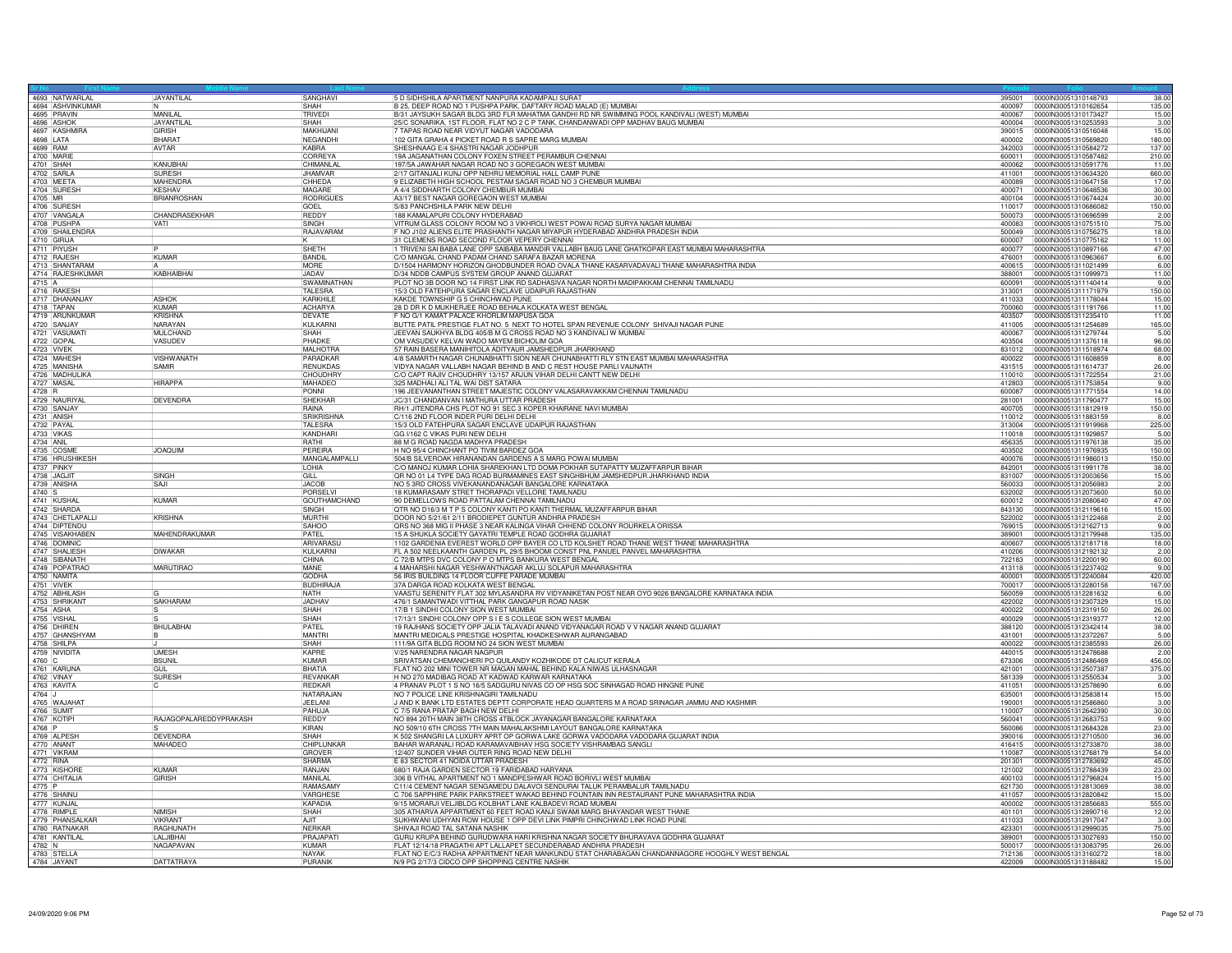| Sr No | First Name | Middle Name | Last Name | Address | Pincode | Folio | Amount |
|---|---|---|---|---|---|---|---|
| 4693 | NATWARLAL | JAYANTILAL | SANGHAVI | 5 D SIDHSHILA APARTMENT NANPURA KADAMPALI SURAT | 395001 | 0000IN30051310148793 | 38.00 |
| 4694 | ASHVINKUMAR | N | SHAH | B 25, DEEP ROAD NO 1 PUSHPA PARK, DAFTARY ROAD MALAD (E) MUMBAI | 400097 | 0000IN30051310162654 | 135.00 |
| 4695 | PRAVIN | MANILAL | TRIVEDI | B/31 JAYSUKH SAGAR BLDG 3RD FLR MAHATMA GANDHI RD NR SWIMMING POOL KANDIVALI (WEST) MUMBAI | 400067 | 0000IN30051310173427 | 15.00 |
| 4696 | ASHOK | JAYANTILAL | SHAH | 25/C SONARIKA, 1ST FLOOR, FLAT NO 2 C P TANK, CHANDANWADI OPP MADHAV BAUG MUMBAI | 400004 | 0000IN30051310253593 | 3.00 |
| 4697 | KASHMIRA | GIRISH | MAKHIJANI | 7 TAPAS ROAD NEAR VIDYUT NAGAR VADODARA | 390015 | 0000IN30051310516048 | 15.00 |
| 4698 | LATA | BHARAT | NEGANDHI | 102 GITA GRAHA 4 PICKET ROAD R S SAPRE MARG MUMBAI | 400002 | 0000IN30051310569820 | 180.00 |
| 4699 | RAM | AVTAR | KABRA | SHESHNAAG E/4 SHASTRI NAGAR JODHPUR | 342003 | 0000IN30051310584272 | 137.00 |
| 4700 | MARIE | | CORREYA | 19A JAGANATHAN COLONY FOXEN STREET PERAMBUR CHENNAI | 600011 | 0000IN30051310587482 | 210.00 |
| 4701 | SHAH | KANUBHAI | CHIMANLAL | 197/5A JAWAHAR NAGAR ROAD NO 3 GOREGAON WEST MUMBAI | 400062 | 0000IN30051310591776 | 11.00 |
| 4702 | SARLA | SURESH | JHAMVAR | 2/17 GITANJALI KUNJ OPP NEHRU MEMORIAL HALL CAMP PUNE | 411001 | 0000IN30051310634320 | 660.00 |
| 4703 | MEETA | MAHENDRA | CHHEDA | 9 ELIZABETH HIGH SCHOOL PESTAM SAGAR ROAD NO 3 CHEMBUR MUMBAI | 400089 | 0000IN30051310647158 | 17.00 |
| 4704 | SURESH | KESHAV | MAGARE | A 4/4 SIDDHARTH COLONY CHEMBUR MUMBAI | 400071 | 0000IN30051310648536 | 30.00 |
| 4705 | MR | BRIANROSHAN | RODRIGUES | A3/17 BEST NAGAR GOREGAON WEST MUMBAI | 400104 | 0000IN30051310674424 | 30.00 |
| 4706 | SURESH | | GOEL | S/83 PANCHSHILA PARK NEW DELHI | 110017 | 0000IN30051310686082 | 150.00 |
| 4707 | VANGALA | CHANDRASEKHAR | REDDY | 188 KAMALAPURI COLONY HYDERABAD | 500073 | 0000IN30051310696599 | 2.00 |
| 4708 | PUSHPA | VATI | SINGH | VITRUM GLASS COLONY ROOM NO 3 VIKHROLI WEST POWAI ROAD SURYA NAGAR MUMBAI | 400083 | 0000IN30051310751510 | 75.00 |
| 4709 | SHAILENDRA | | RAJAVARAM | F NO J102 ALIENS ELITE PRASHANTH NAGAR MIYAPUR HYDERABAD ANDHRA PRADESH INDIA | 500049 | 0000IN30051310756275 | 18.00 |
| 4710 | GIRIJA | | K | 31 CLEMENS ROAD SECOND FLOOR VEPERY CHENNAI | 600007 | 0000IN30051310775162 | 11.00 |
| 4711 | PIYUSH | P | SHETH | 1 TRIVENI SAI BABA LANE OPP SAIBABA MANDIR VALLABH BAUG LANE GHATKOPAR EAST MUMBAI MAHARASHTRA | 400077 | 0000IN30051310897166 | 47.00 |
| 4712 | RAJESH | KUMAR | BANDIL | C/O MANGAL CHAND PADAM CHAND SARAFA BAZAR MORENA | 476001 | 0000IN30051310963667 | 6.00 |
| 4713 | SHANTARAM | A | MORE | D/1504 HARMONY HORIZON GHODBUNDER ROAD OVALA THANE KASARVADAVALI THANE MAHARASHTRA INDIA | 400615 | 0000IN30051311021499 | 6.00 |
| 4714 | RAJESHKUMAR | KABHAIBHAI | JADAV | D/34 NDDB CAMPUS SYSTEM GROUP ANAND GUJARAT | 388001 | 0000IN30051311099973 | 11.00 |
| 4715 | A | | SWAMINATHAN | PLOT NO 3B DOOR NO 14 FIRST LINK RD SADHASIVA NAGAR NORTH MADIPAKKAM CHENNAI TAMILNADU | 600091 | 0000IN30051311140414 | 9.00 |
| 4716 | RAKESH | | TALESRA | 15/3 OLD FATEHPURA SAGAR ENCLAVE UDAIPUR RAJASTHAN | 313001 | 0000IN30051311171979 | 150.00 |
| 4717 | DHANANJAY | ASHOK | KARKHILE | KAKDE TOWNSHIP G 5 CHINCHWAD PUNE | 411033 | 0000IN30051311178044 | 15.00 |
| 4718 | TAPAN | KUMAR | ACHARYA | 26 D DR K D MUKHERJEE ROAD BEHALA KOLKATA WEST BENGAL | 700060 | 0000IN30051311191766 | 11.00 |
| 4719 | ARUNKUMAR | KRISHNA | DEVATE | F NO G/1 KAMAT PALACE KHORLIM MAPUSA GOA | 403507 | 0000IN30051311235410 | 11.00 |
| 4720 | SANJAY | NARAYAN | KULKARNI | BUTTE PATIL PRESTIGE FLAT NO. 5 NEXT TO HOTEL SPAN REVENUE COLONY SHIVAJI NAGAR PUNE | 411005 | 0000IN30051311254689 | 165.00 |
| 4721 | VASUMATI | MULCHAND | SHAH | JEEVAN SAUKHYA BLDG 405/B M G CROSS ROAD NO 3 KANDIVALI W MUMBAI | 400067 | 0000IN30051311279744 | 5.00 |
| 4722 | GOPAL | VASUDEV | PHADKE | OM VASUDEV KELVAI WADO MAYEM BICHOLIM GOA | 403504 | 0000IN30051311376118 | 96.00 |
| 4723 | VIVEK | | MALHOTRA | 57 RAIN BASERA MANIHITOLA ADITYAUR JAMSHEDPUR JHARKHAND | 831012 | 0000IN30051311518974 | 68.00 |
| 4724 | MAHESH | VISHWANATH | PARADKAR | 4/8 SAMARTH NAGAR CHUNABHATTI SION NEAR CHUNABHATTI RLY STN EAST MUMBAI MAHARASHTRA | 400022 | 0000IN30051311608859 | 8.00 |
| 4725 | MANISHA | SAMIR | RENUKDAS | VIDYA NAGAR VALLABH NAGAR BEHIND B AND C REST HOUSE PARLI VAIJNATH | 431515 | 0000IN30051311614737 | 26.00 |
| 4726 | MADHULIKA | | CHOUDHRY | C/O CAPT RAJIV CHOUDHRY 13/157 ARJUN VIHAR DELHI CANTT NEW DELHI | 110010 | 0000IN30051311722554 | 21.00 |
| 4727 | MASAL | HIRAPPA | MAHADEO | 325 MADHALI ALI TAL WAI DIST SATARA | 412803 | 0000IN30051311753854 | 9.00 |
| 4728 | R | | PONNI | 196 JEEVANANTHAN STREET MAJESTIC COLONY VALASARAVAKKAM CHENNAI TAMILNADU | 600087 | 0000IN30051311771554 | 14.00 |
| 4729 | NAURIYAL | DEVENDRA | SHEKHAR | JC/31 CHANDANVAN I MATHURA UTTAR PRADESH | 281001 | 0000IN30051311790477 | 15.00 |
| 4730 | SANJAY | | RAINA | RH/1 JITENDRA CHS PLOT NO 91 SEC 3 KOPER KHAIRANE NAVI MUMBAI | 400705 | 0000IN30051311812919 | 150.00 |
| 4731 | ANISH | | SRIKRISHNA | C/116 2ND FLOOR INDER PURI DELHI DELHI | 110012 | 0000IN30051311883159 | 8.00 |
| 4732 | PAYAL | | TALESRA | 15/3 OLD FATEHPURA SAGAR ENCLAVE UDAIPUR RAJASTHAN | 313004 | 0000IN30051311919968 | 225.00 |
| 4733 | VIKAS | | KANDHARI | GG I/162 C VIKAS PURI NEW DELHI | 110018 | 0000IN30051311929857 | 5.00 |
| 4734 | ANIL | | RATHI | 88 M G ROAD NAGDA MADHYA PRADESH | 456335 | 0000IN30051311976138 | 35.00 |
| 4735 | COSME | JOAQUIM | PEREIRA | H NO 95/4 CHINCHANT PO TIVIM BARDEZ GOA | 403502 | 0000IN30051311976935 | 150.00 |
| 4736 | HRUSHIKESH | | MANGALAMPALLI | 504/B SILVEROAK HIRANANDAN GARDENS A S MARG POWAI MUMBAI | 400076 | 0000IN30051311986013 | 150.00 |
| 4737 | PINKY | | LOHIA | C/O MANOJ KUMAR LOHIA SHAREKHAN LTD DOMA POKHAR SUTAPATTY MUZAFFARPUR BIHAR | 842001 | 0000IN30051311991178 | 38.00 |
| 4738 | JAGJIT | SINGH | GILL | QR NO 01 L4 TYPE DAG ROAD BURMAMINES EAST SINGHBHUM JAMSHEDPUR JHARKHAND INDIA | 831007 | 0000IN30051312003656 | 15.00 |
| 4739 | ANISHA | SAJI | JACOB | NO 5 3RD CROSS VIVEKANANDANAGAR BANGALORE KARNATAKA | 560033 | 0000IN30051312056983 | 2.00 |
| 4740 | S | | PORSELVI | 18 KUMARASAMY STRET THORAPADI VELLORE TAMILNADU | 632002 | 0000IN30051312073600 | 50.00 |
| 4741 | KUSHAL | KUMAR | GOUTHAMCHAND | 90 DEMELLOWS ROAD PATTALAM CHENNAI TAMILNADU | 600012 | 0000IN30051312080640 | 47.00 |
| 4742 | SHARDA | | SINGH | QTR NO D16/3 M T P S COLONY KANTI PO KANTI THERMAL MUZAFFARPUR BIHAR | 843130 | 0000IN30051312119616 | 15.00 |
| 4743 | CHETLAPALLI | KRISHNA | MURTHI | DOOR NO 5/21/61 2/11 BRODIEPET GUNTUR ANDHRA PRADESH | 522002 | 0000IN30051312122468 | 2.00 |
| 4744 | DIPTENDU | | SAHOO | QRS NO 368 MIG II PHASE 3 NEAR KALINGA VIHAR CHHEND COLONY ROURKELA ORISSA | 769015 | 0000IN30051312162713 | 9.00 |
| 4745 | VISAKHABEN | MAHENDRAKUMAR | PATEL | 15 A SHUKLA SOCIETY GAYATRI TEMPLE ROAD GODHRA GUJARAT | 389001 | 0000IN30051312179948 | 135.00 |
| 4746 | DOMINIC | | ARIVARASU | 1102 GARDENIA EVEREST WORLD OPP BAYER CO LTD KOLSHET ROAD THANE WEST THANE MAHARASHTRA | 400607 | 0000IN30051312181718 | 18.00 |
| 4747 | SHAILESH | DIWAKAR | KULKARNI | FL A 502 NEELKAANTH GARDEN PL 29/5 BHOOMI CONST PNL PANUEL PANVEL MAHARASHTRA | 410206 | 0000IN30051312192132 | 2.00 |
| 4748 | SIBANATH | | CHINA | C 72/B MTPS DVC COLONY P O MTPS BANKURA WEST BENGAL | 722183 | 0000IN30051312200190 | 60.00 |
| 4749 | POPATRAO | MARUTIRAO | MANE | 4 MAHARSHI NAGAR YESHWANTNAGAR AKLUJ SOLAPUR MAHARASHTRA | 413118 | 0000IN30051312237402 | 9.00 |
| 4750 | NAMITA | | GODHA | 56 IRIS BUILDING 14 FLOOR CUFFE PARADE MUMBAI | 400001 | 0000IN30051312240084 | 420.00 |
| 4751 | VIVEK | | BUDHIRAJA | 37A DARGA ROAD KOLKATA WEST BENGAL | 700017 | 0000IN30051312280158 | 167.00 |
| 4752 | ABHILASH | G | NATH | VAASTU SERENITY FLAT 302 MYLASANDRA RV VIDYANIKETAN POST NEAR OYO 9026 BANGALORE KARNATAKA INDIA | 560059 | 0000IN30051312281632 | 6.00 |
| 4753 | SHRIKANT | SAKHARAM | JADHAV | 476/1 SAMANTWADI VITTHAL PARK GANGAPUR ROAD NASIK | 422002 | 0000IN30051312307329 | 15.00 |
| 4754 | ASHA | S | SHAH | 17/B 1 SINDHI COLONY SION WEST MUMBAI | 400022 | 0000IN30051312319150 | 26.00 |
| 4755 | VISHAL | S | SHAH | 17/13/1 SINDHI COLONY OPP S I E S COLLEGE SION WEST MUMBAI | 400029 | 0000IN30051312319377 | 12.00 |
| 4756 | DHIREN | BHULABHAI | PATEL | 19 RAJHANS SOCIETY OPP JALIA TALAVADI ANAND VIDYANAGAR ROAD V V NAGAR ANAND GUJARAT | 388120 | 0000IN30051312342414 | 38.00 |
| 4757 | GHANSHYAM | B | MANTRI | MANTRI MEDICALS PRESTIGE HOSPITAL KHADKESHWAR AURANGABAD | 431001 | 0000IN30051312372267 | 5.00 |
| 4758 | SHILPA | J | SHAH | 111/9A GITA BLDG ROOM NO 24 SION WEST MUMBAI | 400022 | 0000IN30051312385593 | 26.00 |
| 4759 | NIVIDITA | UMESH | KAPRE | V/25 NARENDRA NAGAR NAGPUR | 440015 | 0000IN30051312478688 | 2.00 |
| 4760 | C | BSUNIL | KUMAR | SRIVATSAN CHEMANCHERI PO QUILANDY KOZHIKODE DT CALICUT KERALA | 673306 | 0000IN30051312486469 | 456.00 |
| 4761 | KARUNA | GUL | BHATIA | FLAT NO 202 MINI TOWER NR MAGAN MAHAL BEHIND KALA NIWAS ULHASNAGAR | 421001 | 0000IN30051312507387 | 375.00 |
| 4762 | VINAY | SURESH | REVANKAR | H NO 270 MADIBAG ROAD AT KADWAD KARWAR KARNATAKA | 581339 | 0000IN30051312550534 | 3.00 |
| 4763 | KAVITA | C | REDKAR | 4 PRANAV PLOT 1 S NO 16/5 SADGURU NIVAS CO OP HSG SOC SINHAGAD ROAD HINGNE PUNE | 411051 | 0000IN30051312578690 | 6.00 |
| 4764 | J | | NATARAJAN | NO 7 POLICE LINE KRISHNAGIRI TAMILNADU | 635001 | 0000IN30051312583814 | 15.00 |
| 4765 | WAJAHAT | | JEELANI | J AND K BANK LTD ESTATES DEPTT CORPORATE HEAD QUARTERS M A ROAD SRINAGAR JAMMU AND KASHMIR | 190001 | 0000IN30051312586860 | 3.00 |
| 4766 | SUMIT | | PAHUJA | C 7/5 RANA PRATAP BAGH NEW DELHI | 110007 | 0000IN30051312642390 | 30.00 |
| 4767 | KOTIPI | RAJAGOPALAREDDYPRAKASH | REDDY | NO 894 20TH MAIN 38TH CROSS 4TBLOCK JAYANAGAR BANGALORE KARNATAKA | 560041 | 0000IN30051312683753 | 9.00 |
| 4768 | P | S | KIRAN | NO 509/10 6TH CROSS 7TH MAIN MAHALAKSHMI LAYOUT BANGALORE KARNATAKA | 560086 | 0000IN30051312684328 | 23.00 |
| 4769 | ALPESH | DEVENDRA | SHAH | K 502 SHANGRI LA LUXURY APRT OP GORWA LAKE GORWA VADODARA VADODARA GUJARAT INDIA | 390016 | 0000IN30051312710500 | 36.00 |
| 4770 | ANANT | MAHADEO | CHIPLUNKAR | BAHAR WARANALI ROAD KARAMAVAIBHAV HSG SOCIETY VISHRAMBAG SANGLI | 416415 | 0000IN30051312733870 | 38.00 |
| 4771 | VIKRAM | | GROVER | 12/407 SUNDER VIHAR OUTER RING ROAD NEW DELHI | 110087 | 0000IN30051312768179 | 54.00 |
| 4772 | RINA | | SHARMA | E 83 SECTOR 41 NOIDA UTTAR PRADESH | 201301 | 0000IN30051312783692 | 45.00 |
| 4773 | KISHORE | KUMAR | RANJAN | 680/1 RAJA GARDEN SECTOR 19 FARIDABAD HARYANA | 121002 | 0000IN30051312788439 | 23.00 |
| 4774 | CHITALIA | GIRISH | MANILAL | 306 B VITHAL APARTMENT NO 1 MANDPESHWAR ROAD BORIVLI WEST MUMBAI | 400103 | 0000IN30051312796824 | 15.00 |
| 4775 | P | | RAMASAMY | C11/4 CEMENT NAGAR SENGAMEDU DALAVOI SENDURAI TALUK PERAMBALUR TAMILNADU | 621730 | 0000IN30051312813069 | 38.00 |
| 4776 | SHAINU | | VARGHESE | C 706 SAPPHIRE PARK PARKSTREET WAKAD BEHIND FOUNTAIN INN RESTAURANT PUNE MAHARASHTRA INDIA | 411057 | 0000IN30051312820842 | 15.00 |
| 4777 | KUNJAL | | KAPADIA | 9/15 MORARJI VELJIBLDG KOLBHAT LANE KALBADEVI ROAD MUMBAI | 400002 | 0000IN30051312856683 | 555.00 |
| 4778 | RIMPLE | NIMISH | SHAH | 305 ATHARVA APPARTMENT 60 FEET ROAD KANJI SWAMI MARG BHAYANDAR WEST THANE | 401101 | 0000IN30051312890716 | 12.00 |
| 4779 | PHANSALKAR | VIKRANT | AJIT | SUKHWANI UDHYAN ROW HOUSE 1 OPP DEVI LINK PIMPRI CHINCHWAD LINK ROAD PUNE | 411033 | 0000IN30051312917047 | 3.00 |
| 4780 | RATNAKAR | RAGHUNATH | NERKAR | SHIVAJI ROAD TAL SATANA NASHIK | 423301 | 0000IN30051312999035 | 75.00 |
| 4781 | KANTILAL | LALJIBHAI | PRAJAPATI | GURU KRUPA BEHIND GURUDWARA HARI KRISHNA NAGAR SOCIETY BHURAVAVA GODHRA GUJARAT | 389001 | 0000IN30051313027693 | 150.00 |
| 4782 | N | NAGAPAVAN | KUMAR | FLAT 12/14/18 PRAGATHI APT LALLAPET SECUNDERABAD ANDHRA PRADESH | 500017 | 0000IN30051313083795 | 26.00 |
| 4783 | STELLA | | NAYAK | FLAT NO E/C/3 RADHA APPARTMENT NEAR MANKUNDU STAT CHARABAGAN CHANDANNAGORE HOOGHLY WEST BENGAL | 712136 | 0000IN30051313160272 | 18.00 |
| 4784 | JAYANT | DATTATRAYA | PURANIK | N/9 PG 2/17/3 CIDCO OPP SHOPPING CENTRE NASHIK | 422009 | 0000IN30051313188482 | 15.00 |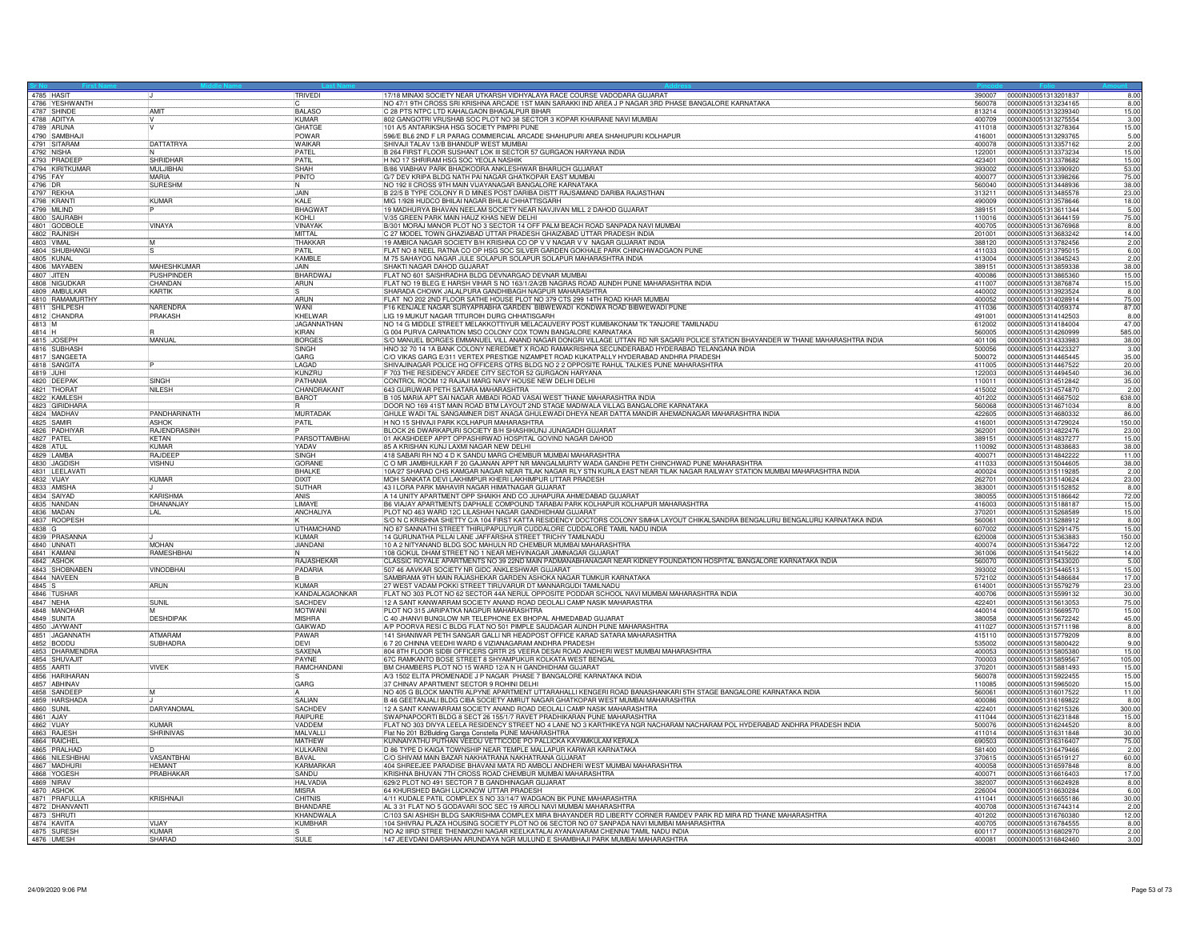| Sr No | First Name | Middle Name | Last Name | Address | Pincode | Folio | Amount |
|---|---|---|---|---|---|---|---|
| 4785 | HASIT | J | TRIVEDI | 17/18 MINAXI SOCIETY NEAR UTKARSH VIDHYALAYA RACE COURSE VADODARA GUJARAT | 390007 | 0000IN30051313201837 | 8.00 |
| 4786 | YESHWANTH | | C | NO 47/1 9TH CROSS SRI KRISHNA ARCADE 1ST MAIN SARAKKI IND AREA J P NAGAR 3RD PHASE BANGALORE KARNATAKA | 560078 | 0000IN30051313234165 | 8.00 |
| 4787 | SHINDE | AMIT | BALASO | C 28 PTS NTPC LTD KAHALGAON BHAGALPUR BIHAR | 813214 | 0000IN30051313239340 | 15.00 |
| 4788 | ADITYA | V | KUMAR | 802 GANGOTRI VRUSHAB SOC PLOT NO 38 SECTOR 3 KOPAR KHAIRANE NAVI MUMBAI | 400709 | 0000IN30051313275554 | 3.00 |
| 4789 | ARUNA | V | GHATGE | 101 A/5 ANTARIKSHA HSG SOCIETY PIMPRI PUNE | 411018 | 0000IN30051313278364 | 15.00 |
| 4790 | SAMBHAJI | | POWAR | 596/E BL6 2ND F LR PARAG COMMERCIAL ARCADE SHAHUPURI AREA SHAHUPURI KOLHAPUR | 416001 | 0000IN30051313293765 | 5.00 |
| 4791 | SITARAM | DATTATRYA | WAIKAR | SHIVAJI TALAV 13/B BHANDUP WEST MUMBAI | 400078 | 0000IN30051313357162 | 2.00 |
| 4792 | NISHA | N | PATEL | B 264 FIRST FLOOR SUSHANT LOK III SECTOR 57 GURGAON HARYANA INDIA | 122001 | 0000IN30051313373234 | 15.00 |
| 4793 | PRADEEP | SHRIDHAR | PATIL | H NO 17 SHRIRAM HSG SOC YEOLA NASHIK | 423401 | 0000IN30051313378682 | 15.00 |
| 4794 | KIRITKUMAR | MULJIBHAI | SHAH | B/66 VIABHAV PARK BHADKODRA ANKLESHWAR BHARUCH GUJARAT | 393002 | 0000IN30051313390920 | 53.00 |
| 4795 | FAY | MARIA | PINTO | G/7 DEV KRIPA BLDG NATH PAI NAGAR GHATKOPAR EAST MUMBAI | 400077 | 0000IN30051313398266 | 75.00 |
| 4796 | DR | SURESHM | N | NO 192 II CROSS 9TH MAIN VIJAYANAGAR BANGALORE KARNATAKA | 560040 | 0000IN30051313448936 | 38.00 |
| 4797 | REKHA | | JAIN | B 22/5 B TYPE COLONY R D MINES POST DARIBA DISTT RAJSAMAND DARIBA RAJASTHAN | 313211 | 0000IN30051313485578 | 23.00 |
| 4798 | KRANTI | KUMAR | KALE | MIG 1/928 HUDCO BHILAI NAGAR BHILAI CHHATTISGARH | 490009 | 0000IN30051313578646 | 18.00 |
| 4799 | MILIND | P | BHAGWAT | 19 MADHURYA BHAVAN NEELAM SOCIETY NEAR NAVJIVAN MILL 2 DAHOD GUJARAT | 389151 | 0000IN30051313611344 | 5.00 |
| 4800 | SAURABH | | KOHLI | V/35 GREEN PARK MAIN HAUZ KHAS NEW DELHI | 110016 | 0000IN30051313644159 | 75.00 |
| 4801 | GODBOLE | VINAYA | VINAYAK | B/301 MORAJ MANOR PLOT NO 3 SECTOR 14 OFF PALM BEACH ROAD SANPADA NAVI MUMBAI | 400705 | 0000IN30051313676968 | 8.00 |
| 4802 | RAJNISH | | MITTAL | C 27 MODEL TOWN GHAZIABAD UTTAR PRADESH GHAIZABAD UTTAR PRADESH INDIA | 201001 | 0000IN30051313683242 | 14.00 |
| 4803 | VIMAL | M | THAKKAR | 19 AMBICA NAGAR SOCIETY B/H KRISHNA CO OP V V NAGAR V V NAGAR GUJARAT INDIA | 388120 | 0000IN30051313782456 | 2.00 |
| 4804 | SHUBHANGI | S | PATIL | FLAT NO 8 NEEL RATNA CO OP HSG SOC SILVER GARDEN GOKHALE PARK CHINCHWADGAON PUNE | 411033 | 0000IN30051313795015 | 6.00 |
| 4805 | KUNAL | | KAMBLE | M 75 SAHAYOG NAGAR JULE SOLAPUR SOLAPUR SOLAPUR MAHARASHTRA INDIA | 413004 | 0000IN30051313845243 | 2.00 |
| 4806 | MAYABEN | MAHESHKUMAR | JAIN | SHAKTI NAGAR DAHOD GUJARAT | 389151 | 0000IN30051313859338 | 38.00 |
| 4807 | JITEN | PUSHPINDER | BHARDWAJ | FLAT NO 601 SAISHRADHA BLDG DEVNARGAO DEVNAR MUMBAI | 400088 | 0000IN30051313865360 | 15.00 |
| 4808 | NIGUDKAR | CHANDAN | ARUN | FLAT NO 19 BLEG E HARSH VIHAR S NO 163/1/2A/2B NAGRAS ROAD AUNDH PUNE MAHARASHTRA INDIA | 411007 | 0000IN30051313876874 | 15.00 |
| 4809 | AMBULKAR | KARTIK | S | SHARADA CHOWK JALALPURA GANDHIBAGH NAGPUR MAHARASHTRA | 440002 | 0000IN30051313923524 | 8.00 |
| 4810 | RAMAMURTHY | | ARUN | FLAT NO 202 2ND FLOOR SATHE HOUSE PLOT NO 379 CTS 299 14TH ROAD KHAR MUMBAI | 400052 | 0000IN30051314028914 | 75.00 |
| 4811 | SHILPESH | NARENDRA | WANI | F16 KENJALE NAGAR SURYAPRABHA GARDEN BIBWEWADI KONDWA ROAD BIBWEWADI PUNE | 411036 | 0000IN30051314059374 | 87.00 |
| 4812 | CHANDRA | PRAKASH | KHELWAR | LIG 19 MUKUT NAGAR TITUROIH DURG CHHATISGARH | 491001 | 0000IN30051314142503 | 8.00 |
| 4813 | M | | JAGANNATHAN | NO 14 G MIDDLE STREET MELAKKOTTIYUR MELACAUVERY POST KUMBAKONAM TK TANJORE TAMILNADU | 612002 | 0000IN30051314184004 | 47.00 |
| 4814 | H | R | KIRAN | G 004 PURVA CARNATION MSO COLONY COX TOWN BANGALORE KARNATAKA | 560005 | 0000IN30051314260999 | 585.00 |
| 4815 | JOSEPH | MANUAL | BORGES | S/O MANUEL BORGES EMMANUEL VILL ANAND NAGAR DONGRI VILLAGE UTTAN RD NR SAGARI POLICE STATION BHAYANDER W THANE MAHARASHTRA INDIA | 401106 | 0000IN30051314333983 | 38.00 |
| 4816 | SUBHASH | | SINGH | HNO 32 70 14 1A BANK COLONY NEREDMET X ROAD RAMAKRISHNA SECUNDERABAD HYDERABAD TELANGANA INDIA | 500056 | 0000IN30051314423327 | 3.00 |
| 4817 | SANGEETA | | GARG | C/O VIKAS GARG E/311 VERTEX PRESTIGE NIZAMPET ROAD KUKATPALLY HYDERABAD ANDHRA PRADESH | 500072 | 0000IN30051314465445 | 35.00 |
| 4818 | SANGITA | P | LAGAD | SHIVAJINAGAR POLICE HQ OFFICERS QTRS BLDG NO 2 2 OPPOSITE RAHUL TALKIES PUNE MAHARASHTRA | 411005 | 0000IN30051314467522 | 20.00 |
| 4819 | JUHI | | KUNZRU | F 703 THE RESIDENCY ARDEE CITY SECTOR 52 GURGAON HARYANA | 122003 | 0000IN30051314494540 | 36.00 |
| 4820 | DEEPAK | SINGH | PATHANIA | CONTROL ROOM 12 RAJAJI MARG NAVY HOUSE NEW DELHI DELHI | 110011 | 0000IN30051314512842 | 35.00 |
| 4821 | THORAT | NILESH | CHANDRAKANT | 643 GURUWAR PETH SATARA MAHARASHTRA | 415002 | 0000IN30051314574870 | 2.00 |
| 4822 | KAMLESH | | BAROT | B 105 MARIA APT SAI NAGAR AMBADI ROAD VASAI WEST THANE MAHARASHTRA INDIA | 401202 | 0000IN30051314667502 | 638.00 |
| 4823 | GIRIDHARA | | R | DOOR NO 169 41ST MAIN ROAD BTM LAYOUT 2ND STAGE MADIWALA VILLAG BANGALORE KARNATAKA | 560068 | 0000IN30051314671034 | 8.00 |
| 4824 | MADHAV | PANDHARINATH | MURTADAK | GHULE WADI TAL SANGAMNER DIST ANAGA GHULEWADI DHEYA NEAR DATTA MANDIR AHEMADNAGAR MAHARASHTRA INDIA | 422605 | 0000IN30051314680332 | 86.00 |
| 4825 | SAMIR | ASHOK | PATIL | H NO 15 SHIVAJI PARK KOLHAPUR MAHARASHTRA | 416001 | 0000IN30051314729024 | 150.00 |
| 4826 | PADHIYAR | RAJENDRASINH | P | BLOCK 26 DWARKAPURI SOCIETY B/H SHASHIKUNJ JUNAGADH GUJARAT | 362001 | 0000IN30051314822476 | 23.00 |
| 4827 | PATEL | KETAN | PARSOTTAMBHAI | 01 AKASHDEEP APPT OPPASHIRWAD HOSPITAL GOVIND NAGAR DAHOD | 389151 | 0000IN30051314837277 | 15.00 |
| 4828 | ATUL | KUMAR | YADAV | 85 A KRISHAN KUNJ LAXMI NAGAR NEW DELHI | 110092 | 0000IN30051314838683 | 38.00 |
| 4829 | LAMBA | RAJDEEP | SINGH | 418 SABARI RH NO 4 D K SANDU MARG CHEMBUR MUMBAI MAHARASHTRA | 400071 | 0000IN30051314842222 | 11.00 |
| 4830 | JAGDISH | VISHNU | GORANE | C O MR JAMBHULKAR F 20 GAJANAN APPT NR MANGALMURTY WADA GANDHI PETH CHINCHWAD PUNE MAHARASHTRA | 411033 | 0000IN30051315044605 | 38.00 |
| 4831 | LEELAVATI | | BHALKE | 10A/27 SHARAD CHS KAMGAR NAGAR NEAR TILAK NAGAR RLY STN KURLA EAST NEAR TILAK NAGAR RAILWAY STATION MUMBAI MAHARASHTRA INDIA | 400024 | 0000IN30051315119285 | 2.00 |
| 4832 | VIJAY | KUMAR | DIXIT | MOH SANKATA DEVI LAKHIMPUR KHERI LAKHIMPUR UTTAR PRADESH | 262701 | 0000IN30051315140624 | 23.00 |
| 4833 | AMISHA | J | SUTHAR | 43 I LORA PARK MAHAVIR NAGAR HIMATNAGAR GUJARAT | 383001 | 0000IN30051315152852 | 8.00 |
| 4834 | SAIYAD | KARISHMA | ANIS | A 14 UNITY APARTMENT OPP SHAIKH AND CO JUHAPURA AHMEDABAD GUJARAT | 380055 | 0000IN30051315186642 | 72.00 |
| 4835 | NANDAN | DHANANJAY | LIMAYE | B6 VIAJAY APARTMENTS DAPHALE COMPOUND TARABAI PARK KOLHAPUR KOLHAPUR MAHARASHTRA | 416003 | 0000IN30051315188187 | 15.00 |
| 4836 | MADAN | LAL | ANCHALIYA | PLOT NO 463 WARD 12C LILASHAH NAGAR GANDHIDHAM GUJARAT | 370201 | 0000IN30051315268589 | 15.00 |
| 4837 | ROOPESH | | K | S/O N C KRISHNA SHETTY C/A 104 FIRST KATTA RESIDENCY DOCTORS COLONY SIMHA LAYOUT CHIKALSANDRA BENGALURU BENGALURU KARNATAKA INDIA | 560061 | 0000IN30051315288912 | 8.00 |
| 4838 | G | | UTHAMCHAND | NO 87 SANNATHI STREET THIRUPAPULIYUR CUDDALORE CUDDALORE TAMIL NADU INDIA | 607002 | 0000IN30051315291475 | 15.00 |
| 4839 | PRASANNA | J | KUMAR | 14 GURUNATHA PILLAI LANE JAFFARSHA STREET TRICHY TAMILNADU | 620008 | 0000IN30051315363883 | 150.00 |
| 4840 | UNNATI | MOHAN | JIANDANI | 10 A 2 NITYANAND BLDG SOC MAHULN RD CHEMBUR MUMBAI MAHARASHTRA | 400074 | 0000IN30051315364722 | 12.00 |
| 4841 | KAMANI | RAMESHBHAI | N | 108 GOKUL DHAM STREET NO 1 NEAR MEHVINAGAR JAMNAGAR GUJARAT | 361006 | 0000IN30051315415622 | 14.00 |
| 4842 | ASHOK | | RAJASHEKAR | CLASSIC ROYALE APARTMENTS NO 39 22ND MAIN PADMANABHANAGAR NEAR KIDNEY FOUNDATION HOSPITAL BANGALORE KARNATAKA INDIA | 560070 | 0000IN30051315433020 | 5.00 |
| 4843 | SHOBNABEN | VINODBHAI | PADARIA | 507 46 AAVKAR SOCIETY NR GIDC ANKLESHWAR GUJARAT | 393002 | 0000IN30051315446513 | 15.00 |
| 4844 | NAVEEN | | B | SAMBRAMA 9TH MAIN RAJASHEKAR GARDEN ASHOKA NAGAR TUMKUR KARNATAKA | 572102 | 0000IN30051315486684 | 17.00 |
| 4845 | S | ARUN | KUMAR | 27 WEST VADAM POKKI STREET TIRUVARUR DT MANNARGUDI TAMILNADU | 614001 | 0000IN30051315579279 | 23.00 |
| 4846 | TUSHAR | | KANDALAGAONKAR | FLAT NO 303 PLOT NO 62 SECTOR 44A NERUL OPPOSITE PODDAR SCHOOL NAVI MUMBAI MAHARASHTRA INDIA | 400706 | 0000IN30051315599132 | 30.00 |
| 4847 | NEHA | SUNIL | SACHDEV | 12 A SANT KANWARRAM SOCIETY ANAND ROAD DEOLALI CAMP NASIK MAHARASHTRA | 422401 | 0000IN30051315613053 | 75.00 |
| 4848 | MANOHAR | M | MOTWANI | PLOT NO 315 JARIPATKA NAGPUR MAHARASHTRA | 440014 | 0000IN30051315669570 | 15.00 |
| 4849 | SUNITA | DESHDIPAK | MISHRA | C 40 JHANVI BUNGLOW NR TELEPHONE EX BHOPAL AHMEDABAD GUJARAT | 380058 | 0000IN30051315672242 | 45.00 |
| 4850 | JAYWANT | | GAIKWAD | A/P POORVA RESI C BLDG FLAT NO 501 PIMPLE SAUDAGAR AUNDH PUNE MAHARASHTRA | 411027 | 0000IN30051315711198 | 8.00 |
| 4851 | JAGANNATH | ATMARAM | PAWAR | 141 SHANIWAR PETH SANGAR GALLI NR HEADPOST OFFICE KARAD SATARA MAHARASHTRA | 415110 | 0000IN30051315779209 | 8.00 |
| 4852 | BODDU | SUBHADRA | DEVI | 6 7 20 CHINNA VEEDHI WARD 6 VIZIANAGARAM ANDHRA PRADESH | 535002 | 0000IN30051315800422 | 9.00 |
| 4853 | DHARMENDRA | | SAXENA | 804 8TH FLOOR SIDBI OFFICERS QRTR 25 VEERA DESAI ROAD ANDHERI WEST MUMBAI MAHARASHTRA | 400053 | 0000IN30051315805380 | 15.00 |
| 4854 | SHUVAJIT | | PAYNE | 67C RAMKANTO BOSE STREET 8 SHYAMPUKUR KOLKATA WEST BENGAL | 700003 | 0000IN30051315859567 | 105.00 |
| 4855 | AARTI | VIVEK | RAMCHANDANI | BM CHAMBERS PLOT NO 15 WARD 12/A N H GANDHIDHAM GUJARAT | 370201 | 0000IN30051315881493 | 15.00 |
| 4856 | HARIHARAN | | S | A/3 1502 ELITA PROMENADE J P NAGAR PHASE 7 BANGALORE KARNATAKA INDIA | 560078 | 0000IN30051315922455 | 15.00 |
| 4857 | ABHINAV | | GARG | 37 CHINAV APARTMENT SECTOR 9 ROHINI DELHI | 110085 | 0000IN30051315965020 | 15.00 |
| 4858 | SANDEEP | M | A | NO 405 G BLOCK MANTRI ALPYNE APARTMENT UTTARAHALLI KENGERI ROAD BANASHANKARI 5TH STAGE BANGALORE KARNATAKA INDIA | 560061 | 0000IN30051316017522 | 11.00 |
| 4859 | HARSHADA | J | SALIAN | B 46 GEETANJALI BLDG CIBA SOCIETY AMRUT NAGAR GHATKOPAR WEST MUMBAI MAHARASHTRA | 400086 | 0000IN30051316169822 | 8.00 |
| 4860 | SUNIL | DARYANOMAL | SACHDEV | 12 A SANT KANWARRAM SOCIETY ANAND ROAD DEOLALI CAMP NASIK MAHARASHTRA | 422401 | 0000IN30051316215326 | 300.00 |
| 4861 | AJAY | | RAIPURE | SWAPNAPOORTI BLDG 8 SECT 26 155/1/7 RAVET PRADHIKARAN PUNE MAHARASHTRA | 411044 | 0000IN30051316231848 | 15.00 |
| 4862 | VIJAY | KUMAR | VADDEM | FLAT NO 303 DIVYA LEELA RESIDENCY STREET NO 4 LANE NO 3 KARTHIKEYA NGR NACHARAM NACHARAM POL HYDERABAD ANDHRA PRADESH INDIA | 500076 | 0000IN30051316244520 | 8.00 |
| 4863 | RAJESH | SHRINIVAS | MALVALLI | Flat No 201 B2Building Ganga Constella PUNE MAHARASHTRA | 411014 | 0000IN30051316311848 | 30.00 |
| 4864 | RAICHEL | | MATHEW | KUNNAIYATHU PUTHAN VEEDU VETTICODE PO PALLICKA KAYAMKULAM KERALA | 690503 | 0000IN30051316316407 | 75.00 |
| 4865 | PRALHAD | D | KULKARNI | D 86 TYPE D KAIGA TOWNSHIP NEAR TEMPLE MALLAPUR KARWAR KARNATAKA | 581400 | 0000IN30051316479466 | 2.00 |
| 4866 | NILESHBHAI | VASANTBHAI | BAVAL | C/O SHIVAM MAIN BAZAR NAKHATRANA NAKHATRANA GUJARAT | 370615 | 0000IN30051316519127 | 60.00 |
| 4867 | MADHURI | HEMANT | KARMARKAR | 404 SHREEJEE PARADISE BHAVANI MATA RD AMBOLI ANDHERI WEST MUMBAI MAHARASHTRA | 400058 | 0000IN30051316597848 | 8.00 |
| 4868 | YOGESH | PRABHAKAR | SANDU | KRISHNA BHUVAN 7TH CROSS ROAD CHEMBUR MUMBAI MAHARASHTRA | 400071 | 0000IN30051316616403 | 17.00 |
| 4869 | NIRAV | | HALVADIA | 629/2 PLOT NO 491 SECTOR 7 B GANDHINAGAR GUJARAT | 382007 | 0000IN30051316624928 | 8.00 |
| 4870 | ASHOK | | MISRA | 64 KHURSHED BAGH LUCKNOW UTTAR PRADESH | 226004 | 0000IN30051316630284 | 6.00 |
| 4871 | PRAFULLA | KRISHNAJI | CHITNIS | 4/11 KUDALE PATIL COMPLEX S NO 33/14/7 WADGAON BK PUNE MAHARASHTRA | 411041 | 0000IN30051316655186 | 30.00 |
| 4872 | DHANVANTI | | BHANDARE | AL 3 31 FLAT NO 5 GODAVARI SOC SEC 19 AIROLI NAVI MUMBAI MAHARASHTRA | 400708 | 0000IN30051316744314 | 2.00 |
| 4873 | SHRUTI | | KHANDWALA | C/103 SAI ASHISH BLDG SAIKRISHNA COMPLEX MIRA BHAYANDER RD LIBERTY CORNER RAMDEV PARK RD MIRA RD THANE MAHARASHTRA | 401202 | 0000IN30051316760380 | 12.00 |
| 4874 | KAVITA | VIJAY | KUMBHAR | 104 SHIVRAJ PLAZA HOUSING SOCIETY PLOT NO 06 SECTOR NO 07 SANPADA NAVI MUMBAI MAHARASHTRA | 400705 | 0000IN30051316784555 | 8.00 |
| 4875 | SURESH | KUMAR | S | NO A2 IIIRD STREE THENMOZHI NAGAR KEELKATALAI AYANAVARAM CHENNAI TAMIL NADU INDIA | 600117 | 0000IN30051316802970 | 2.00 |
| 4876 | UMESH | SHARAD | SULE | 147 JEEVDANI DARSHAN ARUNDAYA NGR MULUND E SHAMBHAJI PARK MUMBAI MAHARASHTRA | 400081 | 0000IN30051316842460 | 3.00 |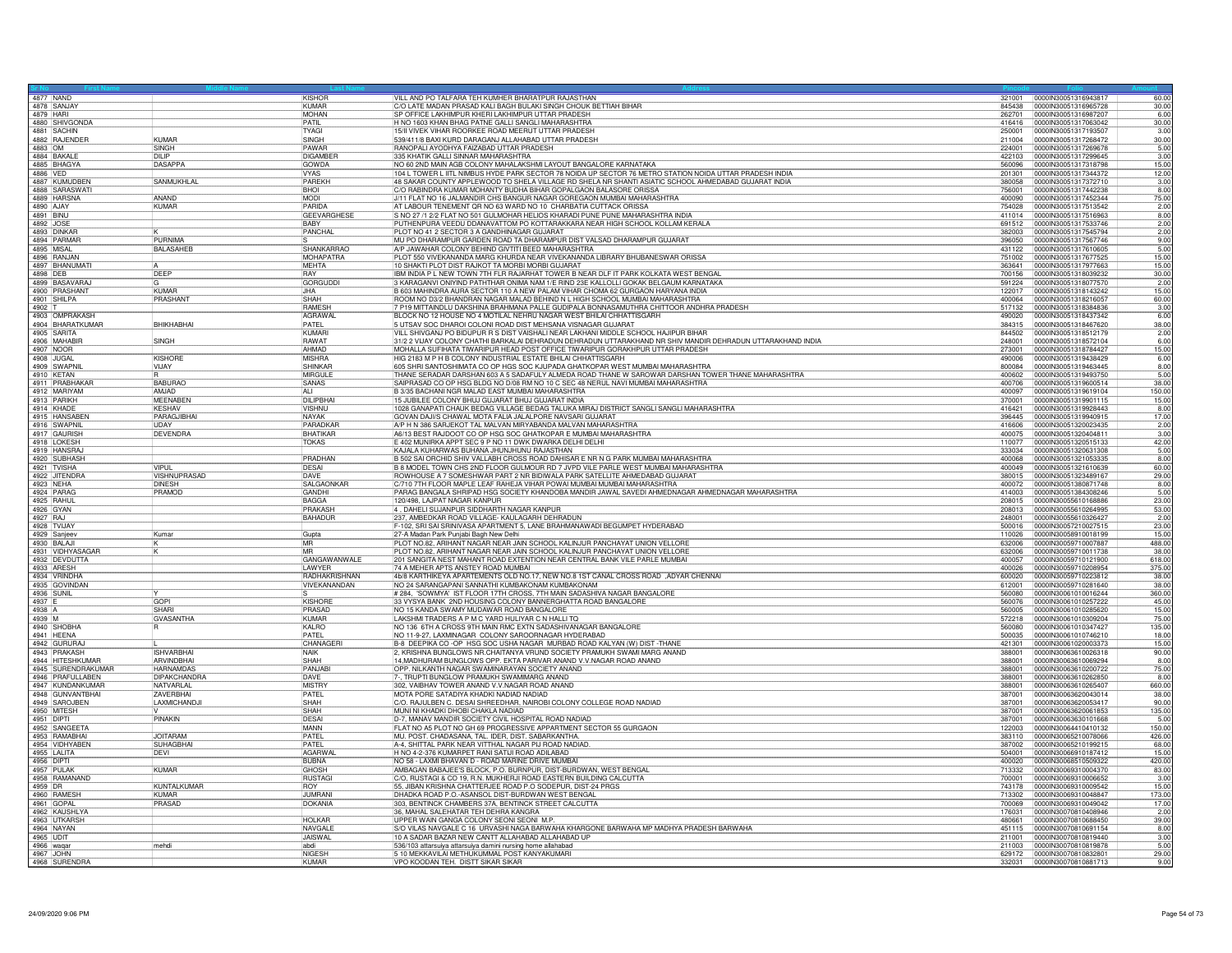| Sr No | First Name | Middle Name | Last Name | Address | Pincode | Folio | Amount |
|---|---|---|---|---|---|---|---|
| 4877 | NAND | | KISHOR | VILL AND PO TALFARA TEH KUMHER BHARATPUR RAJASTHAN | 321001 | 0000IN30051316943817 | 60.00 |
| 4878 | SANJAY | | KUMAR | C/O LATE MADAN PRASAD KALI BAGH BULAKI SINGH CHOUK BETTIAH BIHAR | 845438 | 0000IN30051316965728 | 30.00 |
| 4879 | HARI | | MOHAN | SP OFFICE LAKHIMPUR KHERI LAKHIMPUR UTTAR PRADESH | 262701 | 0000IN30051316987207 | 6.00 |
| 4880 | SHIVGONDA | | PATIL | H NO 1603 KHAN BHAG PATNE GALLI SANGLI MAHARASHTRA | 416416 | 0000IN30051317063042 | 30.00 |
| 4881 | SACHIN | | TYAGI | 15/II VIVEK VIHAR ROORKEE ROAD MEERUT UTTAR PRADESH | 250001 | 0000IN30051317193507 | 3.00 |
| 4882 | RAJENDER | KUMAR | SINGH | 539/411/8 BAXI KURD DARAGANJ ALLAHABAD UTTAR PRADESH | 211004 | 0000IN30051317268472 | 30.00 |
| 4883 | OM | SINGH | PAWAR | RANOPALI AYODHYA FAIZABAD UTTAR PRADESH | 224001 | 0000IN30051317269678 | 5.00 |
| 4884 | BAKALE | DILIP | DIGAMBER | 335 KHATIK GALLI SINNAR MAHARASHTRA | 422103 | 0000IN30051317299645 | 3.00 |
| 4885 | BHAGYA | DASAPPA | GOWDA | NO 60 2ND MAIN AGB COLONY MAHALAKSHMI LAYOUT BANGALORE KARNATAKA | 560096 | 0000IN30051317318798 | 15.00 |
| 4886 | VED | | VYAS | 104 L TOWER L IITL NIMBUS HYDE PARK SECTOR 78 NOIDA UP SECTOR 76 METRO STATION NOIDA UTTAR PRADESH INDIA | 201301 | 0000IN30051317344372 | 12.00 |
| 4887 | KUMUDBEN | SANMUKHLAL | PAREKH | 48 SAKAR COUNTY APPLEWOOD TO SHELA VILLAGE RD SHELA NR SHANTI ASIATIC SCHOOL AHMEDABAD GUJARAT INDIA | 380058 | 0000IN30051317372710 | 3.00 |
| 4888 | SARASWATI | | BHOI | C/O RABINDRA KUMAR MOHANTY BUDHA BIHAR GOPALGAON BALASORE ORISSA | 756001 | 0000IN30051317442238 | 8.00 |
| 4889 | HARSNA | ANAND | MODI | J/11 FLAT NO 16 JALMANDIR CHS BANGUR NAGAR GOREGAON MUMBAI MAHARASHTRA | 400090 | 0000IN30051317452344 | 75.00 |
| 4890 | AJAY | KUMAR | PARIDA | AT LABOUR TENEMENT QR NO 63 WARD NO 10 CHARBATIA CUTTACK ORISSA | 754028 | 0000IN30051317513542 | 2.00 |
| 4891 | BINU | | GEEVARGHESE | S NO 27 /1 2/2 FLAT NO 501 GULMOHAR HELIOS KHARADI PUNE PUNE MAHARASHTRA INDIA | 411014 | 0000IN30051317516963 | 8.00 |
| 4892 | JOSE | | BABY | PUTHENPURA VEEDU DDANAVATTOM PO KOTTARAKKARA NEAR HIGH SCHOOL KOLLAM KERALA | 691512 | 0000IN30051317533746 | 2.00 |
| 4893 | DINKAR | K | PANCHAL | PLOT NO 41 2 SECTOR 3 A GANDHINAGAR GUJARAT | 382003 | 0000IN30051317545794 | 2.00 |
| 4894 | PARMAR | PURNIMA | S | MU PO DHARAMPUR GARDEN ROAD TA DHARAMPUR DIST VALSAD DHARAMPUR GUJARAT | 396050 | 0000IN30051317567746 | 9.00 |
| 4895 | MISAL | BALASAHEB | SHANKARRAO | A/P JAWAHAR COLONY BEHIND GIVTITI BEED MAHARASHTRA | 431122 | 0000IN30051317610605 | 5.00 |
| 4896 | RANJAN | | MOHAPATRA | PLOT 550 VIVEKANANDA MARG KHURDA NEAR VIVEKANANDA LIBRARY BHUBANESWAR ORISSA | 751002 | 0000IN30051317677525 | 15.00 |
| 4897 | BHANUMATI | A | MEHTA | 10 SHAKTI PLOT DIST RAJKOT TA MORBI MORBI GUJARAT | 363641 | 0000IN30051317977663 | 15.00 |
| 4898 | DEB | DEEP | RAY | IBM INDIA P L NEW TOWN 7TH FLR RAJARHAT TOWER B NEAR DLF IT PARK KOLKATA WEST BENGAL | 700156 | 0000IN30051318039232 | 30.00 |
| 4899 | BASAVARAJ | G | GORGUDDI | 3 KARAGANVI ONIYIND PATHTHAR ONIMA NAM 1/E RIND 23E KALLOLLI GOKAK BELGAUM KARNATAKA | 591224 | 0000IN30051318077570 | 2.00 |
| 4900 | PRASHANT | KUMAR | JHA | B 603 MAHINDRA AURA SECTOR 110 A NEW PALAM VIHAR CHOMA 62 GURGAON HARYANA INDIA | 122017 | 0000IN30051318143242 | 15.00 |
| 4901 | SHILPA | PRASHANT | SHAH | ROOM NO D3/2 BHANDRAN NAGAR MALAD BEHIND N L HIGH SCHOOL MUMBAI MAHARASHTRA | 400064 | 0000IN30051318216057 | 60.00 |
| 4902 | T | | RAMESH | 7 P19 MITTAINDLU DAKSHINA BRAHMANA PALLE GUDIPALA BONNASAMUTHRA CHITTOOR ANDHRA PRADESH | 517132 | 0000IN30051318384836 | 3.00 |
| 4903 | OMPRAKASH | | AGRAWAL | BLOCK NO 12 HOUSE NO 4 MOTILAL NEHRU NAGAR WEST BHILAI CHHATTISGARH | 490020 | 0000IN30051318437342 | 6.00 |
| 4904 | BHARATKUMAR | BHIKHABHAI | PATEL | 5 UTSAV SOC DHAROI COLONI ROAD DIST MEHSANA VISNAGAR GUJARAT | 384315 | 0000IN30051318467620 | 38.00 |
| 4905 | SARITA | | KUMARI | VILL SHIVGANJ PO BIDUPUR R S DIST VAISHALI NEAR LAKHANI MIDDLE SCHOOL HAJIPUR BIHAR | 844502 | 0000IN30051318512179 | 2.00 |
| 4906 | MAHABIR | SINGH | RAWAT | 31/2 2 VIJAY COLONY CHATHI BARKALAI DEHRADUN DEHRADUN UTTARAKHAND NR SHIV MANDIR DEHRADUN UTTARAKHAND INDIA | 248001 | 0000IN30051318572104 | 6.00 |
| 4907 | NOOR | | AHMAD | MOHALLA SUFIHATA TIWARIPUR HEAD POST OFFICE TIWARIPUR GORAKHPUR UTTAR PRADESH | 273001 | 0000IN30051318784427 | 15.00 |
| 4908 | JUGAL | KISHORE | MISHRA | HIG 2183 M P H B COLONY INDUSTRIAL ESTATE BHILAI CHHATTISGARH | 490006 | 0000IN30051319438429 | 6.00 |
| 4909 | SWAPNIL | VIJAY | SHINKAR | 605 SHRI SANTOSHIMATA CO OP HGS SOC KJUPADA GHATKOPAR WEST MUMBAI MAHARASHTRA | 800084 | 0000IN30051319463445 | 8.00 |
| 4910 | KETAN | R | MIRGULE | THANE SERADAR DARSHAN 603 A 5 SADAFULY ALMEDA ROAD THANE W SAROWAR DARSHAN TOWER THANE MAHARASHTRA | 400602 | 0000IN30051319493750 | 5.00 |
| 4911 | PRABHAKAR | BABURAO | SANAS | SAIPRASAD CO OP HSG BLDG NO D/08 RM NO 10 C SEC 48 NERUL NAVI MUMBAI MAHARASHTRA | 400706 | 0000IN30051319600514 | 38.00 |
| 4912 | MARIYAM | AMJAD | ALI | B 3/35 BACHANI NGR MALAD EAST MUMBAI MAHARASHTRA | 400097 | 0000IN30051319619104 | 150.00 |
| 4913 | PARIKH | MEENABEN | DILIPBHAI | 15 JUBILEE COLONY BHUJ GUJARAT BHUJ GUJARAT INDIA | 370001 | 0000IN30051319901115 | 15.00 |
| 4914 | KHADE | KESHAV | VISHNU | 1028 GANAPATI CHAUK BEDAG VILLAGE BEDAG TALUKA MIRAJ DISTRICT SANGLI SANGLI MAHARASHTRA | 416421 | 0000IN30051319928443 | 8.00 |
| 4915 | HANSABEN | PARAGJIBHAI | NAYAK | GOVAN DAJI/S CHAWAL MOTA FALIA JALALPORE NAVSARI GUJARAT | 396445 | 0000IN30051319940915 | 17.00 |
| 4916 | SWAPNIL | UDAY | PARADKAR | A/P H N 386 SARJEKOT TAL MALVAN MIRYABANDA MALVAN MAHARASHTRA | 416606 | 0000IN30051320023435 | 2.00 |
| 4917 | GAURISH | DEVENDRA | BHATIKAR | A6/13 BEST RAJDOOT CO OP HSG SOC GHATKOPAR E MUMBAI MAHARASHTRA | 400075 | 0000IN30051320404811 | 3.00 |
| 4918 | LOKESH | | TOKAS | E 402 MUNIRKA APPT SEC 9 P NO 11 DWK DWARKA DELHI DELHI | 110077 | 0000IN30051320515133 | 42.00 |
| 4919 | HANSRAJ | | | KAJALA KUHARWAS BUHANA JHUNJHUNU RAJASTHAN | 333034 | 0000IN30051320631308 | 5.00 |
| 4920 | SUBHASH | | PRADHAN | B 502 SAI ORCHID SHIV VALLABH CROSS ROAD DAHISAR E NR N G PARK MUMBAI MAHARASHTRA | 400068 | 0000IN30051321053335 | 8.00 |
| 4921 | TVISHA | VIPUL | DESAI | B 8 MODEL TOWN CHS 2ND FLOOR GULMOUR RD 7 JVPD VILE PARLE WEST MUMBAI MAHARASHTRA | 400049 | 0000IN30051321610639 | 60.00 |
| 4922 | JITENDRA | VISHNUPRASAD | DAVE | ROWHOUSE A 7 SOMESHWAR PART 2 NR BIDIWALA PARK SATELLITE AHMEDABAD GUJARAT | 380015 | 0000IN30051323489167 | 29.00 |
| 4923 | NEHA | DINESH | SALGAONKAR | C/710 7TH FLOOR MAPLE LEAF RAHEJA VIHAR POWAI MUMBAI MUMBAI MAHARASHTRA | 400072 | 0000IN30051360871748 | 8.00 |
| 4924 | PARAG | PRAMOD | GANDHI | PARAG BANGALA SHRIPAD HSG SOCIETY KHANDOBA MANDIR JAWAL SAVEDI AHMEDNAGAR AHMEDNAGAR MAHARASHTRA | 414003 | 0000IN30051384308246 | 5.00 |
| 4925 | RAHUL | | BAGGA | 120/498, LAJPAT NAGAR KANPUR | 208015 | 0000IN30055610168886 | 23.00 |
| 4926 | GYAN | | PRAKASH | 4 , DAHELI SUJANPUR SIDDHARTH NAGAR KANPUR | 208013 | 0000IN30055610264995 | 53.00 |
| 4927 | RAJ | | BAHADUR | 237, AMBEDKAR ROAD VILLAGE- KAULAGARH DEHRADUN | 248001 | 0000IN30055610326427 | 2.00 |
| 4928 | TVIJAY | | | F-102, SRI SAI SRINIVASA APARTMENT 5, LANE BRAHMANAWADI BEGUMPET HYDERABAD | 500016 | 0000IN30057210027515 | 23.00 |
| 4929 | Sanjeev | Kumar | Gupta | 27-A Madan Park Punjabi Bagh New Delhi | 110026 | 0000IN30058910018199 | 15.00 |
| 4930 | BALAJI | K | MR | PLOT NO.82, ARIHANT NAGAR NEAR JAIN SCHOOL KALINJUR PANCHAYAT UNION VELLORE | 632006 | 0000IN30059710007887 | 488.00 |
| 4931 | VIDHYASAGAR | K | MR | PLOT NO.82, ARIHANT NAGAR NEAR JAIN SCHOOL KALINJUR PANCHAYAT UNION VELLORE | 632006 | 0000IN30059710011738 | 38.00 |
| 4932 | DEVDUTTA | | GANGAWANWALE | 201 SANGITA NEST MAHANT ROAD EXTENTION NEAR CENTRAL BANK VILE PARLE MUMBAI | 400057 | 0000IN30059710121900 | 618.00 |
| 4933 | ARESH | | LAWYER | 74 A MEHER APTS ANSTEY ROAD MUMBAI | 400026 | 0000IN30059710208954 | 375.00 |
| 4934 | VRINDHA | | RADHAKRISHNAN | 4b/8 KARTHIKEYA APARTEMENTS OLD NO.17, NEW NO.8 1ST CANAL CROSS ROAD ,ADYAR CHENNAI | 600020 | 0000IN30059710223812 | 38.00 |
| 4935 | GOVINDAN | | VIVEKANANDAN | NO 24 SARANGAPANI SANNATHI KUMBAKONAM KUMBAKONAM | 612001 | 0000IN30059710281640 | 38.00 |
| 4936 | SUNIL | Y | S | # 284, 'SOWMYA' IST FLOOR 17TH CROSS, 7TH MAIN SADASHIVA NAGAR BANGALORE | 560080 | 0000IN30061010016244 | 360.00 |
| 4937 | E | GOPI | KISHORE | 33 VYSYA BANK 2ND HOUSING COLONY BANNERGHATTA ROAD BANGALORE | 560076 | 0000IN30061010257222 | 45.00 |
| 4938 | A | SHARI | PRASAD | NO 15 KANDA SWAMY MUDAWAR ROAD BANGALORE | 560005 | 0000IN30061010285620 | 15.00 |
| 4939 | M | GVASANTHA | KUMAR | LAKSHMI TRADERS A P M C YARD HULIYAR C N HALLI TQ | 572218 | 0000IN30061010309204 | 75.00 |
| 4940 | SHOBHA | R | KALRO | NO 136 6TH A CROSS 9TH MAIN RMC EXTN SADASHIVANAGAR BANGALORE | 560080 | 0000IN30061010347427 | 135.00 |
| 4941 | HEENA | | PATEL | NO 11-9-27, LAXMINAGAR COLONY SAROORNAGAR HYDERABAD | 500035 | 0000IN30061010746210 | 18.00 |
| 4942 | GURURAJ | L | CHANAGERI | B-8 DEEPIKA CO -OP HSG SOC USHA NAGAR MURBAD ROAD KALYAN (W) DIST -THANE | 421301 | 0000IN30061020003373 | 15.00 |
| 4943 | PRAKASH | ISHVARBHAI | NAIK | 2, KRISHNA BUNGLOWS NR.CHAITANYA VRUND SOCIETY PRAMUKH SWAMI MARG ANAND | 388001 | 0000IN30063610026318 | 90.00 |
| 4944 | HITESHKUMAR | ARVINDBHAI | SHAH | 14,MADHURAM BUNGLOWS OPP. EKTA PARIVAR ANAND V.V.NAGAR ROAD ANAND | 388001 | 0000IN30063610069294 | 8.00 |
| 4945 | SURENDRAKUMAR | HARNAMDAS | PANJABI | OPP. NILKANTH NAGAR SWAMINARAYAN SOCIETY ANAND | 388001 | 0000IN30063610200722 | 75.00 |
| 4946 | PRAFULLABEN | DIPAKCHANDRA | DAVE | 7-, TRUPTI BUNGLOW PRAMUKH SWAMIMARG ANAND | 388001 | 0000IN30063610262850 | 8.00 |
| 4947 | KUNDANKUMAR | NATVARLAL | MISTRY | 302, VAIBHAV TOWER ANAND V.V.NAGAR ROAD ANAND | 388001 | 0000IN30063610265407 | 660.00 |
| 4948 | GUNVANTBHAI | ZAVERBHAI | PATEL | MOTA PORE SATADIYA KHADKI NADIAD NADIAD | 387001 | 0000IN30063620043014 | 38.00 |
| 4949 | SAROJBEN | LAXMICHANDJI | SHAH | C/O. RAJULBEN C. DESAI SHREEDHAR, NAIROBI COLONY COLLEGE ROAD NADIAD | 387001 | 0000IN30063620053417 | 90.00 |
| 4950 | MITESH | V | SHAH | MUNI NI KHADKI DHOBI CHAKLA NADIAD | 387001 | 0000IN30063620061853 | 135.00 |
| 4951 | DIPTI | PINAKIN | DESAI | D-7, MANAV MANDIR SOCIETY CIVIL HOSPITAL ROAD NADIAD | 387001 | 0000IN30063630101668 | 5.00 |
| 4952 | SANGEETA | | MANN | FLAT NO A5 PLOT NO GH 69 PROGRESSIVE APPARTMENT SECTOR 55 GURGAON | 122003 | 0000IN30064410410132 | 150.00 |
| 4953 | RAMABHAI | JOITARAM | PATEL | MU. POST. CHADASANA, TAL. IDER, DIST. SABARKANTHA. | 383110 | 0000IN30065210078066 | 426.00 |
| 4954 | VIDHYABEN | SUHAGBHAI | PATEL | A-4, SHITTAL PARK NEAR VITTHAL NAGAR PIJ ROAD NADIAD. | 387002 | 0000IN30065210199215 | 68.00 |
| 4955 | LALITA | DEVI | AGARWAL | H NO 4-2-376 KUMARPET RANI SATIJI ROAD ADILABAD | 504001 | 0000IN30066910187412 | 15.00 |
| 4956 | DIPTI | | BUBNA | NO 58 - LAXMI BHAVAN D - ROAD MARINE DRIVE MUMBAI | 400020 | 0000IN30068510509322 | 420.00 |
| 4957 | PULAK | KUMAR | GHOSH | AMBAGAN BABAJEE'S BLOCK, P.O. BURNPUR, DIST-BURDWAN, WEST BENGAL | 713332 | 0000IN30069310004370 | 83.00 |
| 4958 | RAMANAND | | RUSTAGI | C/O, RUSTAGI & CO 19, R.N. MUKHERJI ROAD EASTERN BUILDING CALCUTTA | 700001 | 0000IN30069310006652 | 3.00 |
| 4959 | DR | KUNTALKUMAR | ROY | 55, JIBAN KRISHNA CHATTERJEE ROAD P.O SODEPUR, DIST-24 PRGS | 743178 | 0000IN30069310009542 | 15.00 |
| 4960 | RAMESH | KUMAR | JUMRANI | DHADKA ROAD P.O.-ASANSOL DIST-BURDWAN WEST BENGAL | 713302 | 0000IN30069310048847 | 173.00 |
| 4961 | GOPAL | PRASAD | DOKANIA | 303, BENTINCK CHAMBERS 37A, BENTINCK STREET CALCUTTA | 700069 | 0000IN30069310049042 | 17.00 |
| 4962 | KAUSHLYA | | | 36, MAHAL SALEHATAR TEH DEHRA KANGRA | 176031 | 0000IN30070810408946 | 2.00 |
| 4963 | UTKARSH | | HOLKAR | UPPER WAIN GANGA COLONY SEONI SEONI M.P. | 480661 | 0000IN30070810688450 | 39.00 |
| 4964 | NAYAN | | NAVGALE | S/O VILAS NAVGALE C 16 URVASHI NAGA BARWAHA KHARGONE BARWAHA MP MADHYA PRADESH BARWAHA | 451115 | 0000IN30070810691154 | 8.00 |
| 4965 | UDIT | | JAISWAL | 10 A SADAR BAZAR NEW CANTT ALLAHABAD ALLAHABAD UP | 211001 | 0000IN30070810819440 | 3.00 |
| 4966 | waqar | mehdi | abdi | 536/103 attarsuiya attarsuiya damini nursing home allahabad | 211003 | 0000IN30070810819878 | 5.00 |
| 4967 | JOHN | | NIGESH | 5 10 MEKKAVILAI METHUKUMMAL POST KANYAKUMARI | 629172 | 0000IN30070810832801 | 29.00 |
| 4968 | SURENDRA | | KUMAR | VPO KOODAN TEH. DISTT SIKAR SIKAR | 332031 | 0000IN30070810881713 | 9.00 |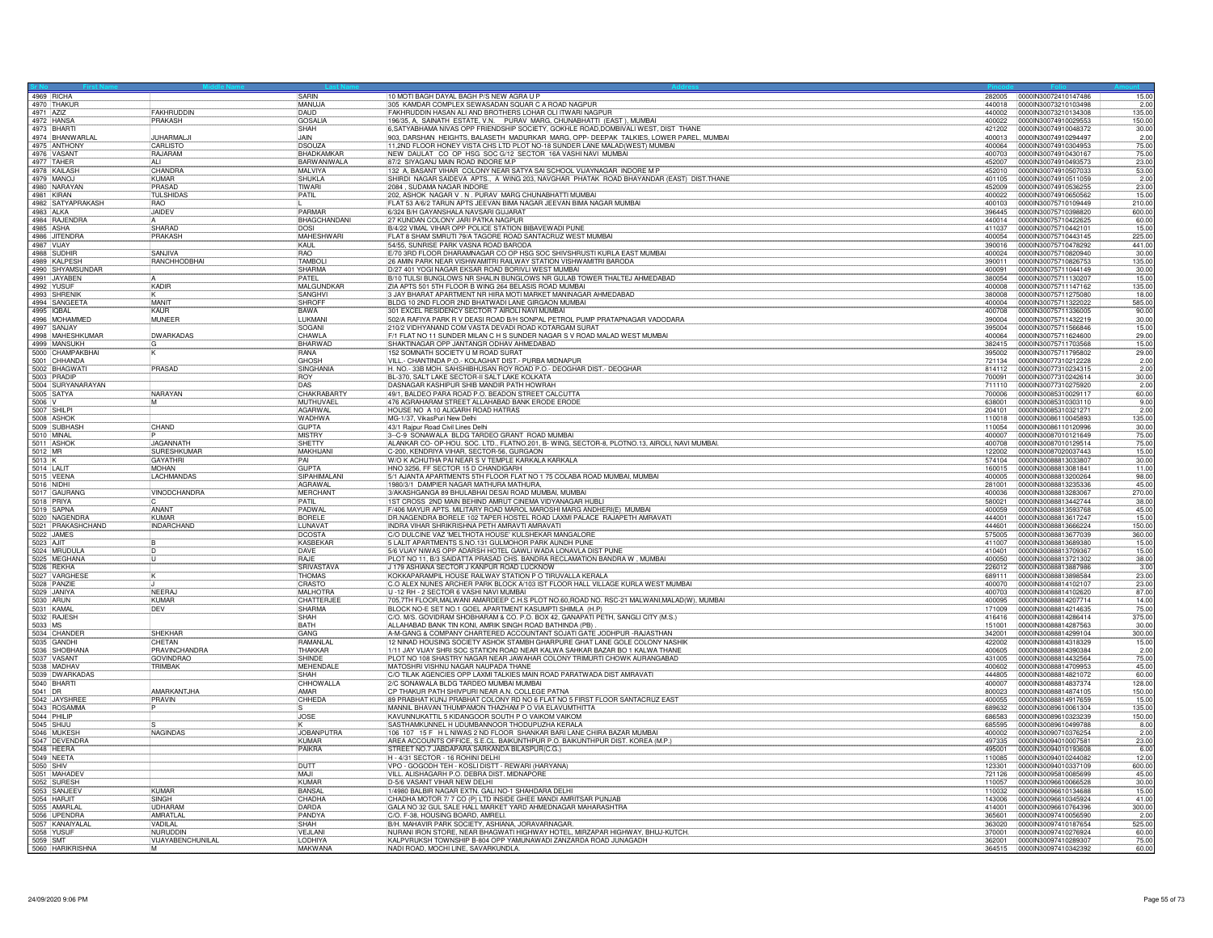| Sr No | First Name | Middle Name | Last Name | Address | Pincode | Folio | Amount |
|---|---|---|---|---|---|---|---|
| 4969 | RICHA | | SARIN | 10 MOTI BAGH DAYAL BAGH P/S NEW AGRA U P | 282005 | 0000IN30072410147486 | 15.00 |
| 4970 | THAKUR | | MANUJA | 305 KAMDAR COMPLEX SEWASADAN SQUAR C A ROAD NAGPUR | 440018 | 0000IN30073210103498 | 2.00 |
| 4971 | AZIZ | FAKHRUDDIN | DAUD | FAKHRUDDIN HASAN ALI AND BROTHERS LOHAR OLI ITWARI NAGPUR | 440002 | 0000IN30073210134308 | 135.00 |
| 4972 | HANSA | PRAKASH | GOSALIA | 196/35, A. SAINATH ESTATE, V.N. PURAV MARG, CHUNABHATTI (EAST ), MUMBAI | 400022 | 0000IN30074910029553 | 150.00 |
| 4973 | BHARTI | | SHAH | 6,SATYABHAMA NIVAS OPP FRIENDSHIP SOCIETY, GOKHLE ROAD,DOMBIVALI WEST, DIST THANE | 421202 | 0000IN30074910048372 | 30.00 |
| 4974 | BHANWARLAL | JUHARMALJI | JAIN | 903, DARSHAN HEIGHTS, BALASETH MADURKAR MARG, OPP- DEEPAK TALKIES, LOWER PAREL, MUMBAI | 400013 | 0000IN30074910294497 | 2.00 |
| 4975 | ANTHONY | CARLISTO | DSOUZA | 11,2ND FLOOR HONEY VISTA CHS LTD PLOT NO-18 SUNDER LANE MALAD(WEST) MUMBAI | 400064 | 0000IN30074910304953 | 75.00 |
| 4976 | VASANT | RAJARAM | BHADKAMKAR | NEW DAULAT CO OP HSG SOC G/12 SECTOR 16A VASHI NAVI MUMBAI | 400703 | 0000IN30074910430167 | 75.00 |
| 4977 | TAHER | ALI | BARWANIWALA | 87/2 SIYAGANJ MAIN ROAD INDORE M.P | 452007 | 0000IN30074910493573 | 23.00 |
| 4978 | KAILASH | CHANDRA | MALVIYA | 132 A, BASANT VIHAR COLONY NEAR SATYA SAI SCHOOL VIJAYNAGAR INDORE M P | 452010 | 0000IN30074910507033 | 53.00 |
| 4979 | MANOJ | KUMAR | SHUKLA | SHIRDI NAGAR SAIDEVA APTS., A WING 203, NAVGHAR PHATAK ROAD BHAYANDAR (EAST) DIST.THANE | 401105 | 0000IN30074910511059 | 2.00 |
| 4980 | NARAYAN | PRASAD | TIWARI | 2084 , SUDAMA NAGAR INDORE | 452009 | 0000IN30074910536255 | 23.00 |
| 4981 | KIRAN | TULSHIDAS | PATIL | 202, ASHOK NAGAR V . N . PURAV MARG CHUNABHATTI MUMBAI | 400022 | 0000IN30074910650562 | 15.00 |
| 4982 | SATYAPRAKASH | RAO | L | FLAT 53 A/6/2 TARUN APTS JEEVAN BIMA NAGAR JEEVAN BIMA NAGAR MUMBAI | 400103 | 0000IN30075710109449 | 210.00 |
| 4983 | ALKA | JAIDEV | PARMAR | 6/324 B/H GAYANSHALA NAVSARI GUJARAT | 396445 | 0000IN30075710398820 | 600.00 |
| 4984 | RAJENDRA | A | BHAGCHANDANI | 27 KUNDAN COLONY JARI PATKA NAGPUR | 440014 | 0000IN30075710422625 | 60.00 |
| 4985 | ASHA | SHARAD | DOSI | B/4/22 VIMAL VIHAR OPP POLICE STATION BIBAVEWADI PUNE | 411037 | 0000IN30075710442101 | 15.00 |
| 4986 | JITENDRA | PRAKASH | MAHESHWARI | FLAT 8 SHAM SMRUTI 79/A TAGORE ROAD SANTACRUZ WEST MUMBAI | 400054 | 0000IN30075710443145 | 225.00 |
| 4987 | VIJAY | | KAUL | 54/55, SUNRISE PARK VASNA ROAD BARODA | 390016 | 0000IN30075710478292 | 441.00 |
| 4988 | SUDHIR | SANJIVA | RAO | E/70 3RD FLOOR DHARAMNAGAR CO OP HSG SOC SHIVSHRUSTI KURLA EAST MUMBAI | 400024 | 0000IN30075710820940 | 30.00 |
| 4989 | KALPESH | RANCHHODBHAI | TAMBOLI | 26 AMIN PARK NEAR VISHWAMITRI RAILWAY STATION VISHWAMITRI BARODA | 390011 | 0000IN30075710826753 | 135.00 |
| 4990 | SHYAMSUNDAR | | SHARMA | D/27 401 YOGI NAGAR EKSAR ROAD BORIVLI WEST MUMBAI | 400091 | 0000IN30075711044149 | 30.00 |
| 4991 | JAYABEN | A | PATEL | B/10 TULSI BUNGLOWS NR SHALIN BUNGLOWS NR GULAB TOWER THALTEJ AHMEDABAD | 380054 | 0000IN30075711130207 | 15.00 |
| 4992 | YUSUF | KADIR | MALGUNDKAR | ZIA APTS 501 5TH FLOOR B WING 264 BELASIS ROAD MUMBAI | 400008 | 0000IN30075711147162 | 135.00 |
| 4993 | SHRENIK | K | SANGHVI | 3 JAY BHARAT APARTMENT NR HIRA MOTI MARKET MANINAGAR AHMEDABAD | 380008 | 0000IN30075711275080 | 18.00 |
| 4994 | SANGEETA | MANIT | SHROFF | BLDG 10 2ND FLOOR 2ND BHATWADI LANE GIRGAON MUMBAI | 400004 | 0000IN30075711322022 | 585.00 |
| 4995 | IQBAL | KAUR | BAWA | 301 EXCEL RESIDENCY SECTOR 7 AIROLI NAVI MUMBAI | 400708 | 0000IN30075711336005 | 90.00 |
| 4996 | MOHAMMED | MUNEER | LUKMANI | 502/A RAFIYA PARK R V DEASI ROAD B/H SONPAL PETROL PUMP PRATAPNAGAR VADODARA | 390004 | 0000IN30075711432219 | 30.00 |
| 4997 | SANJAY | | SOGANI | 210/2 VIDHYANAND COM VASTA DEVADI ROAD KOTARGAM SURAT | 395004 | 0000IN30075711566846 | 15.00 |
| 4998 | MAHESHKUMAR | DWARKADAS | CHAWLA | F/1 FLAT NO 11 SUNDER MILAN C H S SUNDER NAGAR S V ROAD MALAD WEST MUMBAI | 400064 | 0000IN30075711624600 | 29.00 |
| 4999 | MANSUKH | G | BHARWAD | SHAKTINAGAR OPP JANTANGR ODHAV AHMEDABAD | 382415 | 0000IN30075711703568 | 15.00 |
| 5000 | CHAMPAKBHAI | K | RANA | 152 SOMNATH SOCIETY U M ROAD SURAT | 395002 | 0000IN30075711795802 | 29.00 |
| 5001 | CHHANDA | | GHOSH | VILL.- CHANTINDA P.O.- KOLAGHAT DIST.- PURBA MIDNAPUR | 721134 | 0000IN30077310212228 | 2.00 |
| 5002 | BHAGWATI | PRASAD | SINGHANIA | H. NO.- 33B MOH. SAHSHIBHUSAN ROY ROAD P.O.- DEOGHAR DIST.- DEOGHAR | 814112 | 0000IN30077310234315 | 2.00 |
| 5003 | PRADIP | | ROY | BL-370, SALT LAKE SECTOR-II SALT LAKE KOLKATA | 700091 | 0000IN30077310242614 | 30.00 |
| 5004 | SURYANARAYAN | | DAS | DASNAGAR KASHIPUR SHIB MANDIR PATH HOWRAH | 711110 | 0000IN30077310275920 | 2.00 |
| 5005 | SATYA | NARAYAN | CHAKRABARTY | 49/1, BALDEO PARA ROAD P.O. BEADON STREET CALCUTTA | 700006 | 0000IN30085310029117 | 60.00 |
| 5006 | V | M | MUTHUVAEL | 476 AGRAHARAM STREET ALLAHABAD BANK ERODE ERODE | 638001 | 0000IN30085310303110 | 9.00 |
| 5007 | SHILPI | | AGARWAL | HOUSE NO A 10 ALIGARH ROAD HATRAS | 204101 | 0000IN30085310321271 | 2.00 |
| 5008 | ASHOK | | WADHWA | MG-1/37, VikasPuri New Delhi | 110018 | 0000IN30086110045893 | 135.00 |
| 5009 | SUBHASH | CHAND | GUPTA | 43/1 Rajpur Road Civil Lines Delhi | 110054 | 0000IN30086110120996 | 30.00 |
| 5010 | MINAL | P | MISTRY | 3--C-9 SONAWALA BLDG TARDEO GRANT ROAD MUMBAI | 400007 | 0000IN30087010121649 | 75.00 |
| 5011 | ASHOK | JAGANNATH | SHETTY | ALANKAR CO- OP-HOU. SOC. LTD., FLATNO.201, B- WING, SECTOR-8, PLOTNO.13, AIROLI, NAVI MUMBAI. | 400708 | 0000IN30087010129514 | 75.00 |
| 5012 | MR | SURESHKUMAR | MAKHIJANI | C-200, KENDRIYA VIHAR, SECTOR-56, GURGAON | 122002 | 0000IN30087020037443 | 15.00 |
| 5013 | K | GAYATHRI | PAI | W/O K ACHUTHA PAI NEAR S V TEMPLE KARKALA KARKALA | 574104 | 0000IN30088813033807 | 30.00 |
| 5014 | LALIT | MOHAN | GUPTA | HNO 3256, FF SECTOR 15 D CHANDIGARH | 160015 | 0000IN30088813081841 | 11.00 |
| 5015 | VEENA | LACHMANDAS | SIPAHIMALANI | 5/1 AJANTA APARTMENTS 5TH FLOOR FLAT NO 1 75 COLABA ROAD MUMBAI, MUMBAI | 400005 | 0000IN30088813200264 | 98.00 |
| 5016 | NIDHI | | AGRAWAL | 1980/3/1 DAMPIER NAGAR MATHURA MATHURA. | 281001 | 0000IN30088813235336 | 45.00 |
| 5017 | GAURANG | VINODCHANDRA | MERCHANT | 3/AKASHGANGA 89 BHULABHAI DESAI ROAD MUMBAI, MUMBAI | 400036 | 0000IN30088813283067 | 270.00 |
| 5018 | PRIYA | C | PATIL | 1ST CROSS 2ND MAIN BEHIND AMRUT CINEMA VIDYANAGAR HUBLI | 580021 | 0000IN30088813442744 | 38.00 |
| 5019 | SAPNA | ANANT | PADWAL | F/406 MAYUR APTS. MILITARY ROAD MAROL MAROSHI MARG ANDHERI(E) MUMBAI | 400059 | 0000IN30088813593768 | 45.00 |
| 5020 | NAGENDRA | KUMAR | BORELE | DR.NAGENDRA BORELE 102 TAPER HOSTEL ROAD LAXMI PALACE RAJAPETH AMRAVATI | 444001 | 0000IN30088813617247 | 15.00 |
| 5021 | PRAKASHCHAND | INDARCHAND | LUNAVAT | INDRA VIHAR SHRIKRISHNA PETH AMRAVTI AMRAVATI | 444601 | 0000IN30088813666224 | 150.00 |
| 5022 | JAMES | | DCOSTA | C/O DULCINE VAZ 'MELTHOTA HOUSE' KULSHEKAR MANGALORE | 575005 | 0000IN30088813677039 | 360.00 |
| 5023 | AJIT | B | KASBEKAR | 5 LALIT APARTMENTS S.NO.131 GULMOHOR PARK AUNDH PUNE | 411007 | 0000IN30088813689380 | 15.00 |
| 5024 | MRUDULA | D | DAVE | 5/6 VIJAY NIWAS OPP ADARSH HOTEL GAWLI WADA LONAVLA DIST PUNE | 410401 | 0000IN30088813709367 | 15.00 |
| 5025 | MEGHANA | U | RAJE | PLOT NO 11, B/3 SAIDATTA PRASAD CHS. BANDRA RECLAMATION BANDRA W , MUMBAI | 400050 | 0000IN30088813721302 | 38.00 |
| 5026 | REKHA | | SRIVASTAVA | J 179 ASHIANA SECTOR J KANPUR ROAD LUCKNOW | 226012 | 0000IN30088813887986 | 3.00 |
| 5027 | VARGHESE | K | THOMAS | KOKKAPARAMPIL HOUSE RAILWAY STATION P O TIRUVALLA KERALA | 689111 | 0000IN30088813898584 | 23.00 |
| 5028 | PANZIE | J | CRASTO | C.O ALEX NUNES ARCHER PARK BLOCK A/103 IST FLOOR HALL VILLAGE KURLA WEST MUMBAI | 400070 | 0000IN30088814102107 | 23.00 |
| 5029 | JANIYA | NEERAJ | MALHOTRA | U -12 RH - 2 SECTOR 6 VASHI NAVI MUMBAI | 400703 | 0000IN30088814102620 | 87.00 |
| 5030 | ARUN | KUMAR | CHATTERJEE | 705,7TH FLOOR,MALWANI AMARDEEP C.H.S PLOT NO.60,ROAD NO. RSC-21 MALWANI,MALAD(W), MUMBAI | 400095 | 0000IN30088814207714 | 14.00 |
| 5031 | KAMAL | DEV | SHARMA | BLOCK NO-E SET NO.1 GOEL APARTMENT KASUMPTI SHIMLA (H.P) | 171009 | 0000IN30088814214635 | 75.00 |
| 5032 | RAJESH | | SHAH | C/O. M/S. GOVIDRAM SHOBHARAM & CO. P.O. BOX 42, GANAPATI PETH, SANGLI CITY (M.S.) | 416416 | 0000IN30088814286414 | 375.00 |
| 5033 | MS | | BATH | ALLAHABAD BANK TIN KONI, AMRIK SINGH ROAD BATHINDA (PB) . | 151001 | 0000IN30088814287563 | 30.00 |
| 5034 | CHANDER | SHEKHAR | GANG | A-M-GANG & COMPANY CHARTERED ACCOUNTANT SOJATI GATE JODHPUR -RAJASTHAN | 342001 | 0000IN30088814299104 | 300.00 |
| 5035 | GANDHI | CHETAN | RAMANLAL | 12 NINAD HOUSING SOCIETY ASHOK STAMBH GHARPURE GHAT LANE GOLE COLONY NASHIK | 422002 | 0000IN30088814318329 | 15.00 |
| 5036 | SHOBHANA | PRAVINCHANDRA | THAKKAR | 1/11 JAY VIJAY SHRI SOC STATION ROAD NEAR KALWA SAHKAR BAZAR BO 1 KALWA THANE | 400605 | 0000IN30088814390384 | 2.00 |
| 5037 | VASANT | GOVINDRAO | SHINDE | PLOT NO 108 SHASTRY NAGAR NEAR JAWAHAR COLONY TRIMURTI CHOWK AURANGABAD | 431005 | 0000IN30088814432564 | 75.00 |
| 5038 | MADHAV | TRIMBAK | MEHENDALE | MATOSHRI VISHNU NAGAR NAUPADA THANE | 400602 | 0000IN30088814709953 | 45.00 |
| 5039 | DWARKADAS | | SHAH | C/O TILAK AGENCIES OPP LAXMI TALKIES MAIN ROAD PARATWADA DIST AMRAVATI | 444805 | 0000IN30088814821072 | 60.00 |
| 5040 | BHARTI | | CHHOWALLA | 2/C SONAWALA BLDG TARDEO MUMBAI MUMBAI | 400007 | 0000IN30088814837374 | 128.00 |
| 5041 | DR | AMARKANTJHA | AMAR | CP THAKUR PATH SHIVPURI NEAR A.N. COLLEGE PATNA | 800023 | 0000IN30088814874105 | 150.00 |
| 5042 | JAYSHREE | PRAVIN | CHHEDA | 89 PRABHAT KUNJ PRABHAT COLONY RD NO 6 FLAT NO 5 FIRST FLOOR SANTACRUZ EAST | 400055 | 0000IN30088814917659 | 15.00 |
| 5043 | ROSAMMA | P | S | MANNIL BHAVAN THUMPAMON THAZHAM P O VIA ELAVUMTHITTA | 689632 | 0000IN30089610061304 | 135.00 |
| 5044 | PHILIP | | JOSE | KAVUNNUKATTIL 5 KIDANGOOR SOUTH P O VAIKOM VAIKOM | 686583 | 0000IN30089610323239 | 150.00 |
| 5045 | SHIJU | S | K | SASTHAMKUNNEL H UDUMBANNOOR THODUPUZHA KERALA | 685595 | 0000IN30089610499788 | 8.00 |
| 5046 | MUKESH | NAGINDAS | JOBANPUTRA | 106 107 15 F H L NIWAS 2 ND FLOOR SHANKAR BARI LANE CHIRA BAZAR MUMBAI | 400002 | 0000IN30090710376254 | 2.00 |
| 5047 | DEVENDRA | | KUMAR | AREA ACCOUNTS OFFICE, S.E.CL. BAIKUNTHPUR P.O. BAIKUNTHPUR DIST. KOREA (M.P.) | 497335 | 0000IN30094010007581 | 23.00 |
| 5048 | HEERA | | PAIKRA | STREET NO.7 JABDAPARA SARKANDA BILASPUR(C.G.) | 495001 | 0000IN30094010193608 | 6.00 |
| 5049 | NEETA | | | H - 4/31 SECTOR - 16 ROHINI DELHI | 110085 | 0000IN30094010244082 | 12.00 |
| 5050 | SHIV | | DUTT | VPO - GOGODH TEH - KOSLI DISTT - REWARI (HARYANA) | 123301 | 0000IN30094010337109 | 600.00 |
| 5051 | MAHADEV | | MAJI | VILL. ALISHAGARH P.O. DEBRA DIST. MIDNAPORE | 721126 | 0000IN30095810085699 | 45.00 |
| 5052 | SURESH | | KUMAR | D-5/6 VASANT VIHAR NEW DELHI | 110057 | 0000IN30096610066528 | 30.00 |
| 5053 | SANJEEV | KUMAR | BANSAL | 1/4980 BALBIR NAGAR EXTN. GALI NO-1 SHAHDARA DELHI | 110032 | 0000IN30096610134688 | 15.00 |
| 5054 | HARJIT | SINGH | CHADHA | CHADHA MOTOR 7/ 7 CO (P) LTD INSIDE GHEE MANDI AMRITSAR PUNJAB | 143006 | 0000IN30096610345924 | 41.00 |
| 5055 | AMARLAL | UDHARAM | DARDA | GALA NO 32 GUL SALE HALL MARKET YARD AHMEDNAGAR MAHARASHTRA | 414001 | 0000IN30096610764396 | 300.00 |
| 5056 | UPENDRA | AMRATLAL | PANDYA | C/O. F-38, HOUSING BOARD, AMRELI. | 365601 | 0000IN30097410056590 | 2.00 |
| 5057 | KANAIYALAL | VADILAL | SHAH | B/H. MAHAVIR PARK SOCIETY, ASHIANA, JORAVARNAGAR. | 363020 | 0000IN30097410187654 | 525.00 |
| 5058 | YUSUF | NURUDDIN | VEJLANI | NURANI IRON STORE, NEAR BHAGWATI HIGHWAY HOTEL, MIRZAPAR HIGHWAY, BHUJ-KUTCH. | 370001 | 0000IN30097410276924 | 60.00 |
| 5059 | SMT | VIJAYABENCHUNILAL | LODHIYA | KALPVRUKSH TOWNSHIP B-804 OPP YAMUNAWADI ZANZARDA ROAD JUNAGADH | 362001 | 0000IN30097410289307 | 75.00 |
| 5060 | HARIKRISHNA | M | MAKWANA | NADI ROAD, MOCHI LINE, SAVARKUNDLA. | 364515 | 0000IN30097410342392 | 60.00 |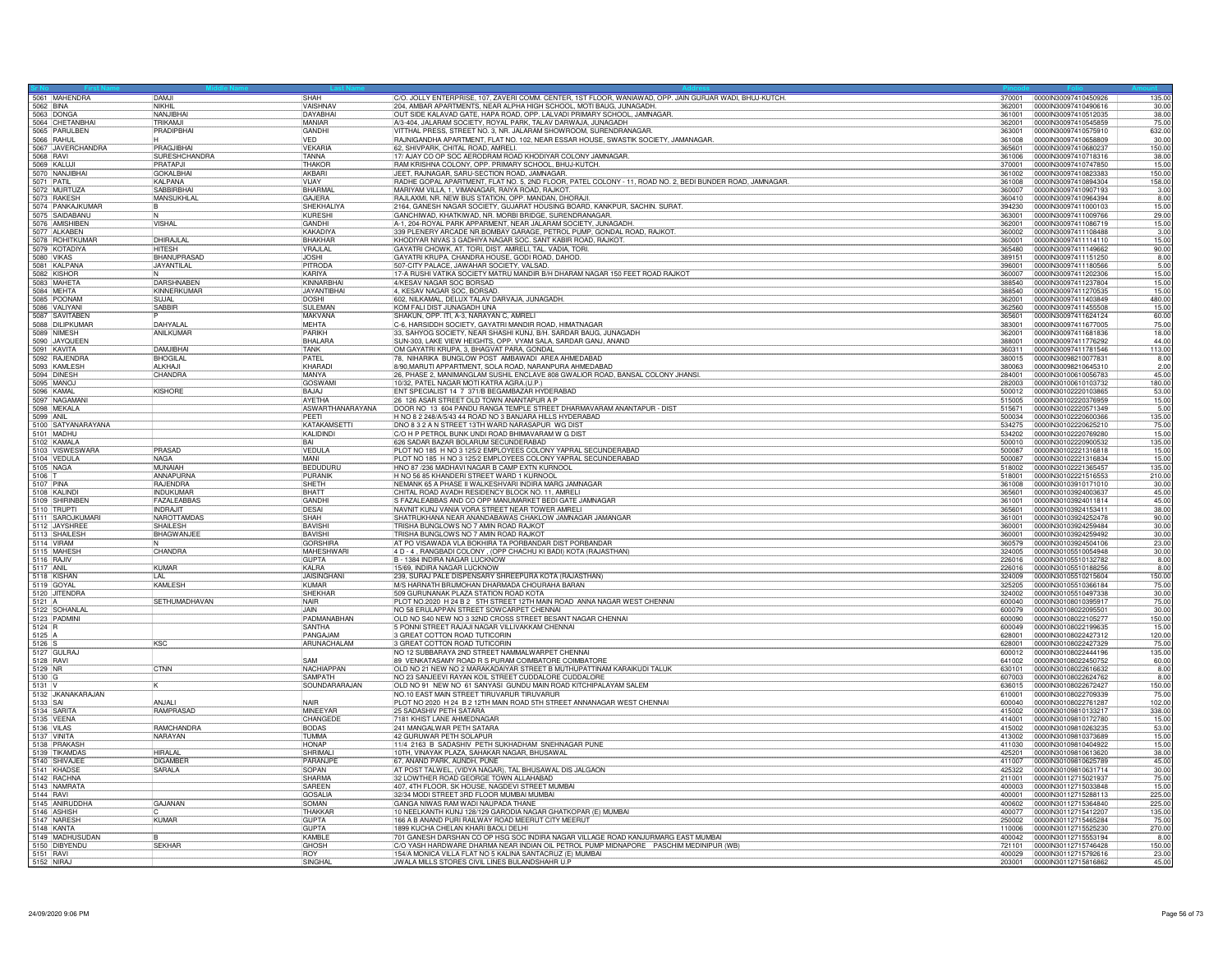| Sr No | First Name | Middle Name | Last Name | Address | Pincode | Folio | Amount |
|---|---|---|---|---|---|---|---|
| 5061 | MAHENDRA | DAMJI | SHAH | C/O. JOLLY ENTERPRISE, 107, ZAVERI COMM. CENTER, 1ST FLOOR, WANIAWAD, OPP. JAIN GURJAR WADI, BHUJ-KUTCH. | 370001 | 0000IN30097410450926 | 135.00 |
| 5062 | BINA | NIKHIL | VAISHNAV | 204, AMBAR APARTMENTS, NEAR ALPHA HIGH SCHOOL, MOTI BAUG, JUNAGADH. | 362001 | 0000IN30097410490616 | 30.00 |
| 5063 | DONGA | NANJIBHAI | DAYABHAI | OUT SIDE KALAVAD GATE, HAPA ROAD, OPP. LALVADI PRIMARY SCHOOL, JAMNAGAR. | 361001 | 0000IN30097410512035 | 38.00 |
| 5064 | CHETANBHAI | TRIKAMJI | MANIAR | A/3-404, JALARAM SOCIETY, ROYAL PARK, TALAV DARWAJA, JUNAGADH | 362001 | 0000IN30097410545859 | 75.00 |
| 5065 | PARULBEN | PRADIPBHAI | GANDHI | VITTHAL PRESS, STREET NO. 3, NR. JALARAM SHOWROOM, SURENDRANAGAR. | 363001 | 0000IN30097410575910 | 632.00 |
| 5066 | RAHUL | H | VED | RAJNIGANDHA APARTMENT, FLAT NO. 102, NEAR ESSAR HOUSE, SWASTIK SOCIETY, JAMANAGAR. | 361008 | 0000IN30097410658809 | 30.00 |
| 5067 | JAVERCHANDRA | PRAGJIBHAI | VEKARIA | 62, SHIVPARK, CHITAL ROAD, AMRELI. | 365601 | 0000IN30097410680237 | 150.00 |
| 5068 | RAVI | SURESHCHANDRA | TANNA | 17/ AJAY CO OP SOC AERODRAM ROAD KHODIYAR COLONY JAMNAGAR. | 361006 | 0000IN30097410718316 | 38.00 |
| 5069 | KALUJI | PRATAPJI | THAKOR | RAM KRISHNA COLONY, OPP. PRIMARY SCHOOL, BHUJ-KUTCH. | 370001 | 0000IN30097410747850 | 15.00 |
| 5070 | NANJIBHAI | GOKALBHAI | AKBARI | JEET, RAJNAGAR, SARU-SECTION ROAD, JAMNAGAR. | 361002 | 0000IN30097410823383 | 150.00 |
| 5071 | PATIL | KALPANA | VIJAY | RADHE GOPAL APARTMENT, FLAT NO. 5, 2ND FLOOR, PATEL COLONY - 11, ROAD NO. 2, BEDI BUNDER ROAD, JAMNAGAR. | 361008 | 0000IN30097410894304 | 158.00 |
| 5072 | MURTUZA | SABBIRBHAI | BHARMAL | MARIYAM VILLA, 1, VIMANAGAR, RAIYA ROAD, RAJKOT. | 360007 | 0000IN30097410907193 | 3.00 |
| 5073 | RAKESH | MANSUKHLAL | GAJERA | RAJLAXMI, NR. NEW BUS STATION, OPP. MANDAN, DHORAJI. | 360410 | 0000IN30097410964394 | 8.00 |
| 5074 | PANKAJKUMAR | B | SHEKHALIYA | 2164, GANESH NAGAR SOCIETY, GUJARAT HOUSING BOARD, KANKPUR, SACHIN. SURAT. | 394230 | 0000IN30097411000103 | 15.00 |
| 5075 | SAIDABANU | N | KURESHI | GANCHIWAD, KHATKIWAD, NR. MORBI BRIDGE, SURENDRANAGAR. | 363001 | 0000IN30097411009766 | 29.00 |
| 5076 | AMISHIBEN | VISHAL | GANDHI | A-1, 204-ROYAL PARK APPARMENT, NEAR JALARAM SOCIETY, JUNAGADH. | 362001 | 0000IN30097411086719 | 15.00 |
| 5077 | ALKABEN | | KAKADIYA | 339 PLENERY ARCADE NR.BOMBAY GARAGE, PETROL PUMP, GONDAL ROAD, RAJKOT. | 360002 | 0000IN30097411108488 | 3.00 |
| 5078 | ROHITKUMAR | DHIRAJLAL | BHAKHAR | KHODIYAR NIVAS 3 GADHIYA NAGAR SOC. SANT KABIR ROAD, RAJKOT. | 360001 | 0000IN30097411114110 | 15.00 |
| 5079 | KOTADIYA | HITESH | VRAJLAL | GAYATRI CHOWK, AT. TORI, DIST. AMRELI, TAL. VADIA, TORI. | 365480 | 0000IN30097411149662 | 90.00 |
| 5080 | VIKAS | BHANUPRASAD | JOSHI | GAYATRI KRUPA, CHANDRA HOUSE, GODI ROAD, DAHOD. | 389151 | 0000IN30097411151250 | 8.00 |
| 5081 | KALPANA | JAYANTILAL | PITRODA | 507-CITY PALACE, JAWAHAR SOCIETY, VALSAD. | 396001 | 0000IN30097411180566 | 5.00 |
| 5082 | KISHOR | N | KARIYA | 17-A RUSHI VATIKA SOCIETY MATRU MANDIR B/H DHARAM NAGAR 150 FEET ROAD RAJKOT | 360007 | 0000IN30097411202306 | 15.00 |
| 5083 | MAHETA | DARSHNABEN | KINNARBHAI | 4/KESAV NAGAR SOC BORSAD | 388540 | 0000IN30097411237804 | 15.00 |
| 5084 | MEHTA | KINNERKUMAR | JAYANTIBHAI | 4, KESAV NAGAR SOC, BORSAD. | 388540 | 0000IN30097411270535 | 15.00 |
| 5085 | POONAM | SUJAL | DOSHI | 602, NILKAMAL, DELUX TALAV DARVAJA, JUNAGADH. | 362001 | 0000IN30097411403849 | 480.00 |
| 5086 | VALIYANI | SABBIR | SULEMAN | KOM FALI DIST JUNAGADH UNA | 362560 | 0000IN30097411455508 | 15.00 |
| 5087 | SAVITABEN | P | MAKVANA | SHAKUN, OPP. ITI, A-3, NARAYAN C, AMRELI | 365601 | 0000IN30097411624124 | 60.00 |
| 5088 | DILIPKUMAR | DAHYALAL | MEHTA | C-6, HARSIDDH SOCIETY, GAYATRI MANDIR ROAD, HIMATNAGAR | 383001 | 0000IN30097411677005 | 75.00 |
| 5089 | NIMESH | ANILKUMAR | PARIKH | 33, SAHYOG SOCIETY, NEAR SHASHI KUNJ, B/H. SARDAR BAUG, JUNAGADH | 362001 | 0000IN30097411681836 | 18.00 |
| 5090 | JAYQUEEN | | BHALARA | SUN-303, LAKE VIEW HEIGHTS, OPP. VYAM SALA, SARDAR GANJ, ANAND | 388001 | 0000IN30097411776292 | 44.00 |
| 5091 | KAVITA | DAMJIBHAI | TANK | OM GAYATRI KRUPA, 3, BHAGVAT PARA, GONDAL | 360311 | 0000IN30097411781546 | 113.00 |
| 5092 | RAJENDRA | BHOGILAL | PATEL | 78, NIHARIKA BUNGLOW POST AMBAWADI AREA AHMEDABAD | 380015 | 0000IN30098210077831 | 8.00 |
| 5093 | KAMLESH | ALKHAJI | KHARADI | 8/90,MARUTI APPARTMENT, SOLA ROAD, NARANPURA AHMEDABAD | 380063 | 0000IN30098210645310 | 2.00 |
| 5094 | DINESH | CHANDRA | MANYA | 26, PHASE 2, MANIMANGLAM SUSHIL ENCLAVE 808 GWALIOR ROAD, BANSAL COLONY JHANSI. | 284001 | 0000IN30100610056783 | 45.00 |
| 5095 | MANOJ | | GOSWAMI | 10/32, PATEL NAGAR MOTI KATRA AGRA.(U.P.) | 282003 | 0000IN30100610103732 | 180.00 |
| 5096 | KAMAL | KISHORE | BAJAJ | ENT SPECIALIST 14 7 371/B BEGAMBAZAR HYDERABAD | 500012 | 0000IN30102220103865 | 53.00 |
| 5097 | NAGAMANI | | AYETHA | 26 126 ASAR STREET OLD TOWN ANANTAPUR A P | 515005 | 0000IN30102220376959 | 15.00 |
| 5098 | MEKALA | | ASWARTHANARAYANA | DOOR NO 13 604 PANDU RANGA TEMPLE STREET DHARMAVARAM ANANTAPUR - DIST | 515671 | 0000IN30102220571349 | 5.00 |
| 5099 | ANIL | | PEETI | H NO 8 2 248/A/5/43 44 ROAD NO 3 BANJARA HILLS HYDERABAD | 500034 | 0000IN30102220600366 | 135.00 |
| 5100 | SATYANARAYANA | | KATAKAMSETTI | DNO 8 3 2 A N STREET 13TH WARD NARASAPUR WG DIST | 534275 | 0000IN30102220625210 | 75.00 |
| 5101 | MADHU | | KALIDINDI | C/O H P PETROL BUNK UNDI ROAD BHIMAVARAM W G DIST | 534202 | 0000IN30102220769280 | 15.00 |
| 5102 | KAMALA | | BAI | 626 SADAR BAZAR BOLARUM SECUNDERABAD | 500010 | 0000IN30102220900532 | 135.00 |
| 5103 | VISWESWARA | PRASAD | VEDULA | PLOT NO 185 H NO 3 125/2 EMPLOYEES COLONY YAPRAL SECUNDERABAD | 500087 | 0000IN30102221316818 | 15.00 |
| 5104 | VEDULA | NAGA | MANI | PLOT NO 185 H NO 3 125/2 EMPLOYEES COLONY YAPRAL SECUNDERABAD | 500087 | 0000IN30102221316834 | 15.00 |
| 5105 | NAGA | MUNAIAH | BEDUDURU | HNO 87 /236 MADHAVI NAGAR B CAMP EXTN KURNOOL | 518002 | 0000IN30102221365457 | 135.00 |
| 5106 | T | ANNAPURNA | PURANIK | H NO 56 85 KHANDERI STREET WARD 1 KURNOOL | 518001 | 0000IN30102221516553 | 210.00 |
| 5107 | PINA | RAJENDRA | SHETH | NEMANK 65 A PHASE II WALKESHVARI INDIRA MARG JAMNAGAR | 361008 | 0000IN30103910171010 | 30.00 |
| 5108 | KALINDI | INDUKUMAR | BHATT | CHITAL ROAD AVADH RESIDENCY BLOCK NO. 11, AMRELI | 365601 | 0000IN30103924003637 | 45.00 |
| 5109 | SHIRINBEN | FAZALEABBAS | GANDHI | S FAZALEABBAS AND CO OPP MANUMARKET BEDI GATE JAMNAGAR | 361001 | 0000IN30103924011814 | 45.00 |
| 5110 | TRUPTI | INDRAJIT | DESAI | NAVNIT KUNJ VANIA VORA STREET NEAR TOWER AMRELI | 365601 | 0000IN30103924153411 | 38.00 |
| 5111 | SAROJKUMARI | NAROTTAMDAS | SHAH | SHATRUKHANA NEAR ANANDABAWAS CHAKLOW JAMNAGAR JAMANGAR | 361001 | 0000IN30103924252478 | 90.00 |
| 5112 | JAYSHREE | SHAILESH | BAVISHI | TRISHA BUNGLOWS NO 7 AMIN ROAD RAJKOT | 360001 | 0000IN30103924259484 | 30.00 |
| 5113 | SHAILESH | BHAGWANJEE | BAVISHI | TRISHA BUNGLOWS NO 7 AMIN ROAD RAJKOT | 360001 | 0000IN30103924259492 | 30.00 |
| 5114 | VIRAM | N | GORSHIRA | AT PO VISAWADA VLA BOKHIRA TA PORBANDAR DIST PORBANDAR | 360579 | 0000IN30103924504106 | 23.00 |
| 5115 | MAHESH | CHANDRA | MAHESHWARI | 4 D - 4 , RANGBADI COLONY , (OPP CHACHU KI BADI) KOTA (RAJASTHAN) | 324005 | 0000IN30105510054948 | 30.00 |
| 5116 | RAJIV | | GUPTA | B - 1384 INDIRA NAGAR LUCKNOW | 226016 | 0000IN30105510132782 | 8.00 |
| 5117 | ANIL | KUMAR | KALRA | 15/69, INDIRA NAGAR LUCKNOW | 226016 | 0000IN30105510188256 | 8.00 |
| 5118 | KISHAN | LAL | JAISINGHANI | 239, SURAJ PALE DISPENSARY SHREEPURA KOTA (RAJASTHAN) | 324009 | 0000IN30105510215604 | 150.00 |
| 5119 | GOYAL | KAMLESH | KUMAR | M/S HARNATH BRIJMOHAN DHARMADA CHOURAHA BARAN | 325205 | 0000IN30105510366184 | 75.00 |
| 5120 | JITENDRA | | SHEKHAR | 509 GURUNANAK PLAZA STATION ROAD KOTA | 324002 | 0000IN30105510497338 | 30.00 |
| 5121 | A | SETHUMADHAVAN | NAIR | PLOT NO.2020 H 24 B 2 5TH STREET 12TH MAIN ROAD ANNA NAGAR WEST CHENNAI | 600040 | 0000IN30108010395917 | 75.00 |
| 5122 | SOHANLAL | | JAIN | NO 58 ERULAPPAN STREET SOWCARPET CHENNAI | 600079 | 0000IN30108022095501 | 30.00 |
| 5123 | PADMINI | | PADMANABHAN | OLD NO 540 NEW NO 3 32ND CROSS STREET BESANT NAGAR CHENNAI | 600090 | 0000IN30108022105277 | 150.00 |
| 5124 | R | | SANTHA | 5 PONNI STREET RAJAJI NAGAR VILLIVAKKAM CHENNAI | 600049 | 0000IN30108022199635 | 15.00 |
| 5125 | A | | PANGAJAM | 3 GREAT COTTON ROAD TUTICORIN | 628001 | 0000IN30108022427312 | 120.00 |
| 5126 | S | KSC | ARUNACHALAM | 3 GREAT COTTON ROAD TUTICORIN | 628001 | 0000IN30108022427329 | 75.00 |
| 5127 | GULRAJ | | | NO 12 SUBBARAYA 2ND STREET NAMMALWARPET CHENNAI | 600012 | 0000IN30108022444196 | 135.00 |
| 5128 | RAVI | | SAM | 89 VENKATASAMY ROAD R S PURAM COIMBATORE COIMBATORE | 641002 | 0000IN30108022450752 | 60.00 |
| 5129 | NR | CTNN | NACHIAPPAN | OLD NO 21 NEW NO 2 MARAKADAIYAR STREET B MUTHUPATTINAM KARAIKUDI TALUK | 630101 | 0000IN30108022616632 | 8.00 |
| 5130 | G | | SAMPATH | NO 23 SANJEEVI RAYAN KOIL STREET CUDDALORE CUDDALORE | 607003 | 0000IN30108022624762 | 8.00 |
| 5131 | V | K | SOUNDARARAJAN | OLD NO 91 NEW NO 61 SANYASI GUNDU MAIN ROAD KITCHIPALAYAM SALEM | 636015 | 0000IN30108022672427 | 150.00 |
| 5132 | JKANAKARAJAN | | | NO.10 EAST MAIN STREET TIRUVARUR TIRUVARUR | 610001 | 0000IN30108022709339 | 75.00 |
| 5133 | SAI | ANJALI | NAIR | PLOT NO 2020 H 24 B 2 12TH MAIN ROAD 5TH STREET ANNANAGAR WEST CHENNAI | 600040 | 0000IN30108022761287 | 102.00 |
| 5134 | SARITA | RAMPRASAD | MINEEYAR | 25 SADASHIV PETH SATARA | 415002 | 0000IN30109810133217 | 338.00 |
| 5135 | VEENA | | CHANGEDE | 7181 KHIST LANE AHMEDNAGAR | 414001 | 0000IN30109810172780 | 15.00 |
| 5136 | VILAS | RAMCHANDRA | BODAS | 241 MANGALWAR PETH SATARA | 415002 | 0000IN30109810263235 | 53.00 |
| 5137 | VINITA | NARAYAN | TUMMA | 42 GURUWAR PETH SOLAPUR | 413002 | 0000IN30109810373689 | 15.00 |
| 5138 | PRAKASH | | HONAP | 11/4 2163 B SADASHIV PETH SUKHADHAM SNEHNAGAR PUNE | 411030 | 0000IN30109810404922 | 15.00 |
| 5139 | TIKAMDAS | HIRALAL | SHRIMALI | 10TH, VINAYAK PLAZA, SAHAKAR NAGAR, BHUSAWAL | 425201 | 0000IN30109810613620 | 38.00 |
| 5140 | SHIVAJEE | DIGAMBER | PARANJPE | 67, ANAND PARK, AUNDH, PUNE | 411007 | 0000IN30109810625789 | 45.00 |
| 5141 | KHADSE | SARALA | SOPAN | AT POST TALWEL, (VIDYA NAGAR), TAL BHUSAWAL DIS JALGAON | 425322 | 0000IN30109810631714 | 30.00 |
| 5142 | RACHNA | | SHARMA | 32 LOWTHER ROAD GEORGE TOWN ALLAHABAD | 211001 | 0000IN30112715021937 | 75.00 |
| 5143 | NAMRATA | | SAREEN | 407, 4TH FLOOR, SK HOUSE, NAGDEVI STREET MUMBAI | 400003 | 0000IN30112715033848 | 15.00 |
| 5144 | RAVI | | GOSALIA | 32/34 MODI STREET 3RD FLOOR MUMBAI MUMBAI | 400001 | 0000IN30112715288113 | 225.00 |
| 5145 | ANIRUDDHA | GAJANAN | SOMAN | GANGA NIWAS RAM WADI NAUPADA THANE | 400602 | 0000IN30112715364840 | 225.00 |
| 5146 | ASHISH | C | THAKKAR | 10 NEELKANTH KUNJ 128/129 GARODIA NAGAR GHATKOPAR (E) MUMBAI | 400077 | 0000IN30112715412207 | 135.00 |
| 5147 | NARESH | KUMAR | GUPTA | 166 A B ANAND PURI RAILWAY ROAD MEERUT CITY MEERUT | 250002 | 0000IN30112715465284 | 75.00 |
| 5148 | KANTA | | GUPTA | 1899 KUCHA CHELAN KHARI BAOLI DELHI | 110006 | 0000IN30112715525230 | 270.00 |
| 5149 | MADHUSUDAN | B | KAMBLE | 701 GANESH DARSHAN CO OP HSG SOC INDIRA NAGAR VILLAGE ROAD KANJURMARG EAST MUMBAI | 400042 | 0000IN30112715553194 | 8.00 |
| 5150 | DIBYENDU | SEKHAR | GHOSH | C/O YASH HARDWARE DHARMA NEAR INDIAN OIL PETROL PUMP MIDNAPORE PASCHIM MEDINIPUR (WB) | 721101 | 0000IN30112715746428 | 150.00 |
| 5151 | RAVI | | ROY | 154/A MONICA VILLA FLAT NO 5 KALINA SANTACRUZ (E) MUMBAI | 400029 | 0000IN30112715792616 | 23.00 |
| 5152 | NIRAJ | | SINGHAL | JWALA MILLS STORES CIVIL LINES BULANDSHAHR U.P | 203001 | 0000IN30112715816862 | 45.00 |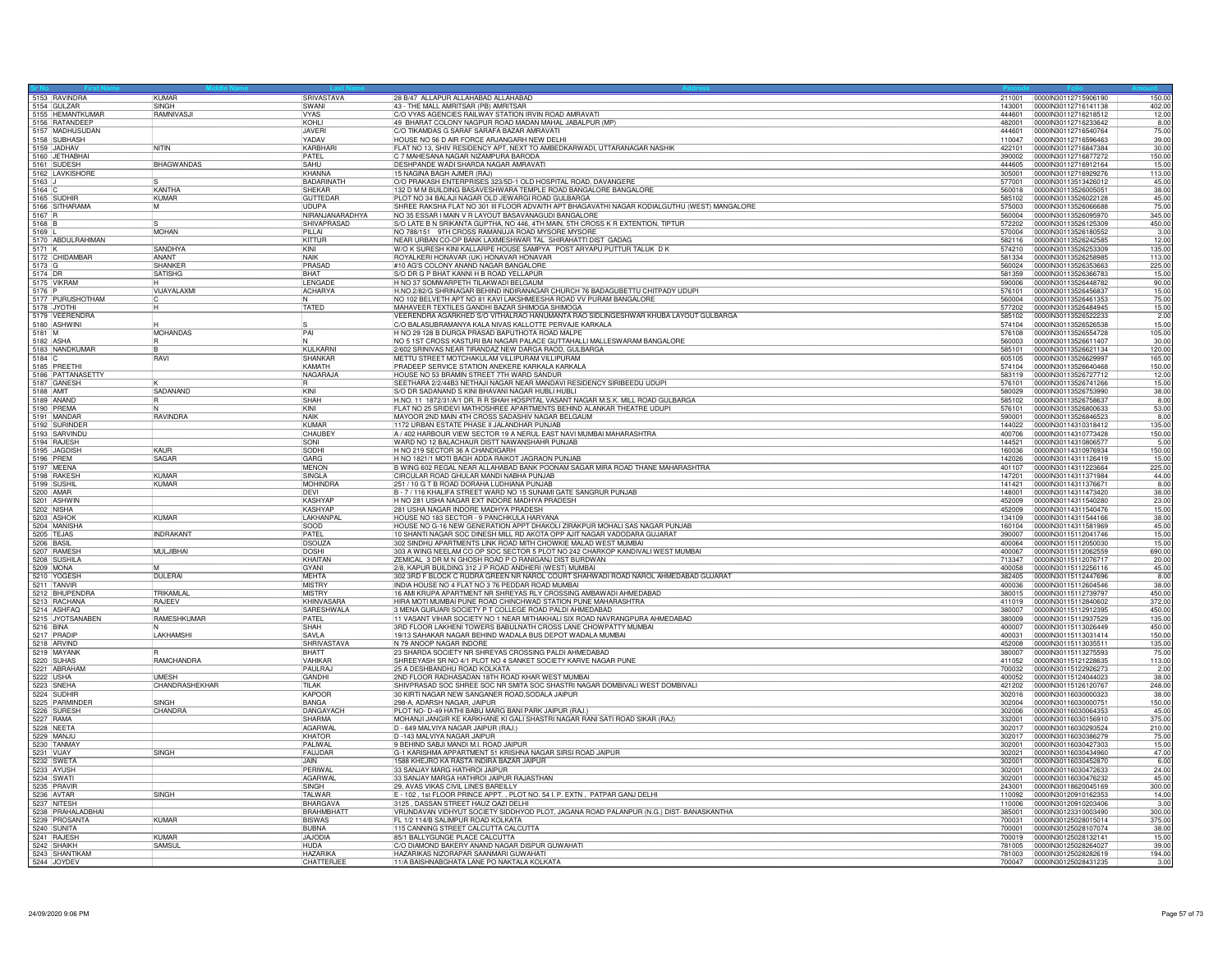| Sr No | First Name | Middle Name | Last Name | Address | Pincode | Folio | Amount |
|---|---|---|---|---|---|---|---|
| 5153 | RAVINDRA | KUMAR | SRIVASTAVA | 28 B/47 ALLAPUR ALLAHABAD ALLAHABAD | 211001 | 0000IN30112715906190 | 150.00 |
| 5154 | GULZAR | SINGH | SWANI | 43 - THE MALL AMRITSAR (PB) AMRITSAR | 143001 | 0000IN30112716141138 | 402.00 |
| 5155 | HEMANTKUMAR | RAMNIVASJI | VYAS | C/O VYAS AGENCIES RAILWAY STATION IRVIN ROAD AMRAVATI | 444601 | 0000IN30112716218512 | 12.00 |
| 5156 | RATANDEEP | | KOHLI | 49 BHARAT COLONY NAGPUR ROAD MADAN MAHAL JABALPUR (MP) | 482001 | 0000IN30112716233642 | 8.00 |
| 5157 | MADHUSUDAN | | JAVERI | C/O TIKAMDAS G SARAF SARAFA BAZAR AMRAVATI | 444601 | 0000IN30112716540764 | 75.00 |
| 5158 | SUBHASH | | YADAV | HOUSE NO 56 D AIR FORCE ARJANGARH NEW DELHI | 110047 | 0000IN30112716596463 | 39.00 |
| 5159 | JADHAV | NITIN | KARBHARI | FLAT NO 13, SHIV RESIDENCY APT, NEXT TO AMBEDKARWADI, UTTARANAGAR NASHIK | 422101 | 0000IN30112716847384 | 30.00 |
| 5160 | JETHABHAI | | PATEL | C 7 MAHESANA NAGAR NIZAMPURA BARODA | 390002 | 0000IN30112716877272 | 150.00 |
| 5161 | SUDESH | BHAGWANDAS | SAHU | DESHPANDE WADI SHARDA NAGAR AMRAVATI | 444605 | 0000IN30112716912164 | 15.00 |
| 5162 | LAVKISHORE | | KHANNA | 15 NAGINA BAGH AJMER (RAJ) | 305001 | 0000IN30112716929276 | 113.00 |
| 5163 | J | S | BADARINATH | C/O PRAKASH ENTERPRISES 323/5D-1 OLD HOSPITAL ROAD, DAVANGERE | 577001 | 0000IN30113513426012 | 45.00 |
| 5164 | C | KANTHA | SHEKAR | 132 D M M BUILDING BASAVESHWARA TEMPLE ROAD BANGALORE BANGALORE | 560018 | 0000IN30113526005051 | 38.00 |
| 5165 | SUDHIR | KUMAR | GUTTEDAR | PLOT NO 34 BALAJI NAGAR OLD JEWARGI ROAD GULBARGA | 585102 | 0000IN30113526022128 | 45.00 |
| 5166 | SITHARAMA | M | UDUPA | SHREE RAKSHA FLAT NO 301 III FLOOR ADVAITH APT BHAGAVATHI NAGAR KODIALGUTHU (WEST) MANGALORE | 575003 | 0000IN30113526066688 | 75.00 |
| 5167 | R | | NIRANJANARADHYA | NO 35 ESSAR I MAIN V R LAYOUT BASAVANAGUDI BANGALORE | 560004 | 0000IN30113526095970 | 345.00 |
| 5168 | B | S | SHIVAPRASAD | S/O LATE B N SRIKANTA GUPTHA, NO 446, 4TH MAIN, 5TH CROSS K R EXTENTION, TIPTUR | 572202 | 0000IN30113526125309 | 450.00 |
| 5169 | L | MOHAN | PILLAI | NO 788/151 9TH CROSS RAMANUJA ROAD MYSORE MYSORE | 570004 | 0000IN30113526180552 | 3.00 |
| 5170 | ABDULRAHIMAN | | KITTUR | NEAR URBAN CO-OP BANK LAXMESHWAR TAL SHIRAHATTI DIST GADAG | 582116 | 0000IN30113526242585 | 12.00 |
| 5171 | K | SANDHYA | KINI | W/O K SURESH KINI KALLARPE HOUSE SAMPYA POST ARYAPU PUTTUR TALUK D K | 574210 | 0000IN30113526253309 | 135.00 |
| 5172 | CHIDAMBAR | ANANT | NAIK | ROYALKERI HONAVAR (UK) HONAVAR HONAVAR | 581334 | 0000IN30113526258985 | 113.00 |
| 5173 | G | SHANKER | PRASAD | #10 AG'S COLONY ANAND NAGAR BANGALORE | 560024 | 0000IN30113526353663 | 225.00 |
| 5174 | DR | SATISHG | BHAT | S/O DR G P BHAT KANNI H B ROAD YELLAPUR | 581359 | 0000IN30113526366783 | 15.00 |
| 5175 | VIKRAM | H | LENGADE | H NO 37 SOMWARPETH TILAKWADI BELGAUM | 590006 | 0000IN30113526448782 | 90.00 |
| 5176 | P | VIJAYALAXMI | ACHARYA | H.NO.2/82/G SHRINAGAR BEHIND INDIRANAGAR CHURCH 76 BADAGUBETTU CHITPADY UDUPI | 576101 | 0000IN30113526456837 | 15.00 |
| 5177 | PURUSHOTHAM | C | N | NO 102 BELVETH APT NO 81 KAVI LAKSHMEESHA ROAD VV PURAM BANGALORE | 560004 | 0000IN30113526461353 | 75.00 |
| 5178 | JYOTHI | H | TATED | MAHAVEER TEXTILES GANDHI BAZAR SHIMOGA SHIMOGA | 577202 | 0000IN30113526484945 | 15.00 |
| 5179 | VEERENDRA | | | VEERENDRA AGARKHED S/O VITHALRAO HANUMANTA RAO SIDLINGESHWAR KHUBA LAYOUT GULBARGA | 585102 | 0000IN30113526522233 | 2.00 |
| 5180 | ASHWINI | H | S | C/O BALASUBRAMANYA KALA NIVAS KALLOTTE PERVAJE KARKALA | 574104 | 0000IN30113526526538 | 15.00 |
| 5181 | M | MOHANDAS | PAI | H NO 29 128 B DURGA PRASAD BAPUTHOTA ROAD MALPE | 576108 | 0000IN30113526554728 | 105.00 |
| 5182 | ASHA | R | N | NO 5 1ST CROSS KASTURI BAI NAGAR PALACE GUTTAHALLI MALLESWARAM BANGALORE | 560003 | 0000IN30113526611407 | 30.00 |
| 5183 | NANDKUMAR | B | KULKARNI | 2/602 SRINIVAS NEAR TIRANDAZ NEW DARGA RAOD, GULBARGA | 585101 | 0000IN30113526621134 | 120.00 |
| 5184 | C | RAVI | SHANKAR | METTU STREET MOTCHAKULAM VILLIPURAM VILLIPURAM | 605105 | 0000IN30113526629997 | 165.00 |
| 5185 | PREETHI | | KAMATH | PRADEEP SERVICE STATION ANEKERE KARKALA KARKALA | 574104 | 0000IN30113526640468 | 150.00 |
| 5186 | PATTANASETTY | | NAGARAJA | HOUSE NO 53 BRAMIN STREET 7TH WARD SANDUR | 583119 | 0000IN30113526727712 | 12.00 |
| 5187 | GANESH | K | R | SEETHARA 2/2/44B3 NETHAJI NAGAR NEAR MANDAVI RESIDENCY SIRIBEEDU UDUPI | 576101 | 0000IN30113526741266 | 15.00 |
| 5188 | AMIT | SADANAND | KINI | S/O DR SADANAND S KINI BHAVANI NAGAR HUBLI HUBLI | 580029 | 0000IN30113526753990 | 38.00 |
| 5189 | ANAND | R | SHAH | H.NO. 11 1872/31/A/1 DR. R R SHAH HOSPITAL VASANT NAGAR M.S.K. MILL ROAD GULBARGA | 585102 | 0000IN30113526758637 | 8.00 |
| 5190 | PREMA | N | KINI | FLAT NO 25 SRIDEVI MATHOSHREE APARTMENTS BEHIND ALANKAR THEATRE UDUPI | 576101 | 0000IN30113526800633 | 53.00 |
| 5191 | MANDAR | RAVINDRA | NAIK | MAYOOR 2ND MAIN 4TH CROSS SADASHIV NAGAR BELGAUM | 590001 | 0000IN30113526846523 | 8.00 |
| 5192 | SURINDER | | KUMAR | 1172 URBAN ESTATE PHASE II JALANDHAR PUNJAB | 144022 | 0000IN30114310318412 | 135.00 |
| 5193 | SARVINDU | | CHAUBEY | A / 402 HARBOUR VIEW SECTOR 19 A NERUL EAST NAVI MUMBAI MAHARASHTRA | 400706 | 0000IN30114310773428 | 150.00 |
| 5194 | RAJESH | | SONI | WARD NO 12 BALACHAUR DISTT NAWANSHAHR PUNJAB | 144521 | 0000IN30114310806577 | 5.00 |
| 5195 | JAGDISH | KAUR | SODHI | H NO 219 SECTOR 36 A CHANDIGARH | 160036 | 0000IN30114310976934 | 150.00 |
| 5196 | PREM | SAGAR | GARG | H NO 1821/1 MOTI BAGH ADDA RAIKOT JAGRAON PUNJAB | 142026 | 0000IN30114311126419 | 15.00 |
| 5197 | MEENA | | MENON | B WING 602 REGAL NEAR ALLAHABAD BANK POONAM SAGAR MIRA ROAD THANE MAHARASHTRA | 401107 | 0000IN30114311223664 | 225.00 |
| 5198 | RAKESH | KUMAR | SINGLA | CIRCULAR ROAD GHULAR MANDI NABHA PUNJAB | 147201 | 0000IN30114311371984 | 44.00 |
| 5199 | SUSHIL | KUMAR | MOHINDRA | 251 / 10 G T B ROAD DORAHA LUDHIANA PUNJAB | 141421 | 0000IN30114311376671 | 8.00 |
| 5200 | AMAR | | DEVI | B - 7 / 116 KHALIFA STREET WARD NO 15 SUNAMI GATE SANGRUR PUNJAB | 148001 | 0000IN30114311473420 | 38.00 |
| 5201 | ASHWIN | | KASHYAP | H NO 281 USHA NAGAR EXT INDORE MADHYA PRADESH | 452009 | 0000IN30114311540280 | 23.00 |
| 5202 | NISHA | | KASHYAP | 281 USHA NAGAR INDORE MADHYA PRADESH | 452009 | 0000IN30114311540476 | 15.00 |
| 5203 | ASHOK | KUMAR | LAKHANPAL | HOUSE NO 183 SECTOR - 9 PANCHKULA HARYANA | 134109 | 0000IN30114311544166 | 38.00 |
| 5204 | MANISHA | | SOOD | HOUSE NO G-16 NEW GENERATION APPT DHAKOLI ZIRAKPUR MOHALI SAS NAGAR PUNJAB | 160104 | 0000IN30114311581969 | 45.00 |
| 5205 | TEJAS | INDRAKANT | PATEL | 10 SHANTI NAGAR SOC DINESH MILL RD AKOTA OPP AJIT NAGAR VADODARA GUJARAT | 390007 | 0000IN30115112041746 | 15.00 |
| 5206 | BASIL | | DSOUZA | 302 SINDHU APARTMENTS LINK ROAD MITH CHOWKIE MALAD WEST MUMBAI | 400064 | 0000IN30115112050030 | 15.00 |
| 5207 | RAMESH | MULJIBHAI | DOSHI | 303 A WING NEELAM CO OP SOC SECTOR 5 PLOT NO 242 CHARKOP KANDIVALI WEST MUMBAI | 400067 | 0000IN30115112062559 | 690.00 |
| 5208 | SUSHILA | | KHAITAN | ZEMICAL 3 DR M N GHOSH ROAD P O RANIGANJ DIST BURDWAN | 713347 | 0000IN30115112076717 | 20.00 |
| 5209 | MONA | M | GYANI | 2/8, KAPUR BUILDING 312 J P ROAD ANDHERI (WEST) MUMBAI | 400058 | 0000IN30115112256116 | 45.00 |
| 5210 | YOGESH | DULERAI | MEHTA | 302 3RD F BLOCK C RUDRA GREEN NR NAROL COURT SHAHWADI ROAD NAROL AHMEDABAD GUJARAT | 382405 | 0000IN30115112447696 | 8.00 |
| 5211 | TANVIR | | MISTRY | INDIA HOUSE NO 4 FLAT NO 3 76 PEDDAR ROAD MUMBAI | 400036 | 0000IN30115112604546 | 38.00 |
| 5212 | BHUPENDRA | TRIKAMLAL | MISTRY | 16 AMI KRUPA APARTMENT NR SHREYAS RLY CROSSING AMBAWADI AHMEDABAD | 380015 | 0000IN30115112739797 | 450.00 |
| 5213 | RACHANA | RAJEEV | KHINVASARA | HIRA MOTI MUMBAI PUNE ROAD CHINCHWAD STATION PUNE MAHARASHTRA | 411019 | 0000IN30115112840602 | 372.00 |
| 5214 | ASHFAQ | M | SARESHWALA | 3 MENA GURJARI SOCIETY P T COLLEGE ROAD PALDI AHMEDABAD | 380007 | 0000IN30115112912395 | 450.00 |
| 5215 | JYOTSANABEN | RAMESHKUMAR | PATEL | 11 VASANT VIHAR SOCIETY NO 1 NEAR MITHAKHALI SIX ROAD NAVRANGPURA AHMEDABAD | 380009 | 0000IN30115112937529 | 135.00 |
| 5216 | BINA | N | SHAH | 3RD FLOOR LAKHENI TOWERS BABULNATH CROSS LANE CHOWPATTY MUMBAI | 400007 | 0000IN30115113026449 | 450.00 |
| 5217 | PRADIP | LAKHAMSHI | SAVLA | 19/13 SAHAKAR NAGAR BEHIND WADALA BUS DEPOT WADALA MUMBAI | 400031 | 0000IN30115113031414 | 150.00 |
| 5218 | ARVIND | | SHRIVASTAVA | N 79 ANOOP NAGAR INDORE | 452008 | 0000IN30115113035511 | 135.00 |
| 5219 | MAYANK | R | BHATT | 23 SHARDA SOCIETY NR SHREYAS CROSSING PALDI AHMEDABAD | 380007 | 0000IN30115113275593 | 75.00 |
| 5220 | SUHAS | RAMCHANDRA | VAHIKAR | SHREEYASH SR NO 4/1 PLOT NO 4 SANKET SOCIETY KARVE NAGAR PUNE | 411052 | 0000IN30115121228635 | 113.00 |
| 5221 | ABRAHAM | | PAULRAJ | 25 A DESHBANDHU ROAD KOLKATA | 700032 | 0000IN30115122926273 | 2.00 |
| 5222 | USHA | UMESH | GANDHI | 2ND FLOOR RADHASADAN 18TH ROAD KHAR WEST MUMBAI | 400052 | 0000IN30115124044023 | 38.00 |
| 5223 | SNEHA | CHANDRASHEKHAR | TILAK | SHIVPRASAD SOC SHREE SOC NR SMITA SOC SHASTRI NAGAR DOMBIVALI WEST DOMBIVALI | 421202 | 0000IN30115126120767 | 248.00 |
| 5224 | SUDHIR | | KAPOOR | 30 KIRTI NAGAR NEW SANGANER ROAD,SODALA JAIPUR | 302016 | 0000IN30116030000323 | 38.00 |
| 5225 | PARMINDER | SINGH | BANGA | 298-A, ADARSH NAGAR, JAIPUR | 302004 | 0000IN30116030000751 | 150.00 |
| 5226 | SURESH | CHANDRA | DANGAYACH | PLOT NO- D-49 HATHI BABU MARG BANI PARK JAIPUR (RAJ.) | 302006 | 0000IN30116030064353 | 45.00 |
| 5227 | RAMA | | SHARMA | MOHANJI JANGIR KE KARKHANE KI GALI SHASTRI NAGAR RANI SATI ROAD SIKAR (RAJ) | 332001 | 0000IN30116030156910 | 375.00 |
| 5228 | NEETA | | AGARWAL | D - 649 MALVIYA NAGAR JAIPUR (RAJ.) | 302017 | 0000IN30116030293524 | 210.00 |
| 5229 | MANJU | | KHATOR | D -143 MALVIYA NAGAR JAIPUR | 302017 | 0000IN30116030386279 | 75.00 |
| 5230 | TANMAY | | PALIWAL | 9 BEHIND SABJI MANDI M.I. ROAD JAIPUR | 302001 | 0000IN30116030427303 | 15.00 |
| 5231 | VIJAY | SINGH | FAUJDAR | G-1 KARISHMA APPARTMENT 51 KRISHNA NAGAR SIRSI ROAD JAIPUR | 302021 | 0000IN30116030434960 | 47.00 |
| 5232 | SWETA | | JAIN | 1588 KHEJRO KA RASTA INDIRA BAZAR JAIPUR | 302001 | 0000IN30116030452870 | 6.00 |
| 5233 | AYUSH | | PERIWAL | 33 SANJAY MARG HATHROI JAIPUR | 302001 | 0000IN30116030472633 | 24.00 |
| 5234 | SWATI | | AGARWAL | 33 SANJAY MARGA HATHROI JAIPUR RAJASTHAN | 302001 | 0000IN30116030476232 | 45.00 |
| 5235 | PRAVIR | | SINGH | 29, AVAS VIKAS CIVIL LINES BAREILLY | 243001 | 0000IN30118620045169 | 300.00 |
| 5236 | AVTAR | SINGH | TALWAR | E - 102 , 1st FLOOR PRINCE APPT. , PLOT NO. 54 I. P. EXTN , PATPAR GANJ DELHI | 110092 | 0000IN30120910162353 | 14.00 |
| 5237 | NITESH | | BHARGAVA | 3125 , DASSAN STREET HAUZ QAZI DELHI | 110006 | 0000IN30120910203406 | 3.00 |
| 5238 | PRAHALADBHAI | | BRAHMBHATT | VRUNDAVAN VIDHYUT SOCIETY SIDDHYOD PLOT, JAGANA ROAD PALANPUR (N.G.) DIST- BANASKANTHA | 385001 | 0000IN30123310003490 | 300.00 |
| 5239 | PROSANTA | KUMAR | BISWAS | FL 1/2 114/B SALIMPUR ROAD KOLKATA | 700031 | 0000IN30125028015014 | 375.00 |
| 5240 | SUNITA | | BUBNA | 115 CANNING STREET CALCUTTA CALCUTTA | 700001 | 0000IN30125028107074 | 38.00 |
| 5241 | RAJESH | KUMAR | JAJODIA | 85/1 BALLYGUNGE PLACE CALCUTTA | 700019 | 0000IN30125028132141 | 15.00 |
| 5242 | SHAIKH | SAMSUL | HUDA | C/O DIAMOND BAKERY ANAND NAGAR DISPUR GUWAHATI | 781005 | 0000IN30125028264027 | 39.00 |
| 5243 | SHANTIKAM | | HAZARIKA | HAZARIKAS NIZORAPAR SAANMARI GUWAHATI | 781003 | 0000IN30125028282619 | 194.00 |
| 5244 | JOYDEV | | CHATTERJEE | 11/A BAISHNABGHATA LANE PO NAKTALA KOLKATA | 700047 | 0000IN30125028431235 | 3.00 |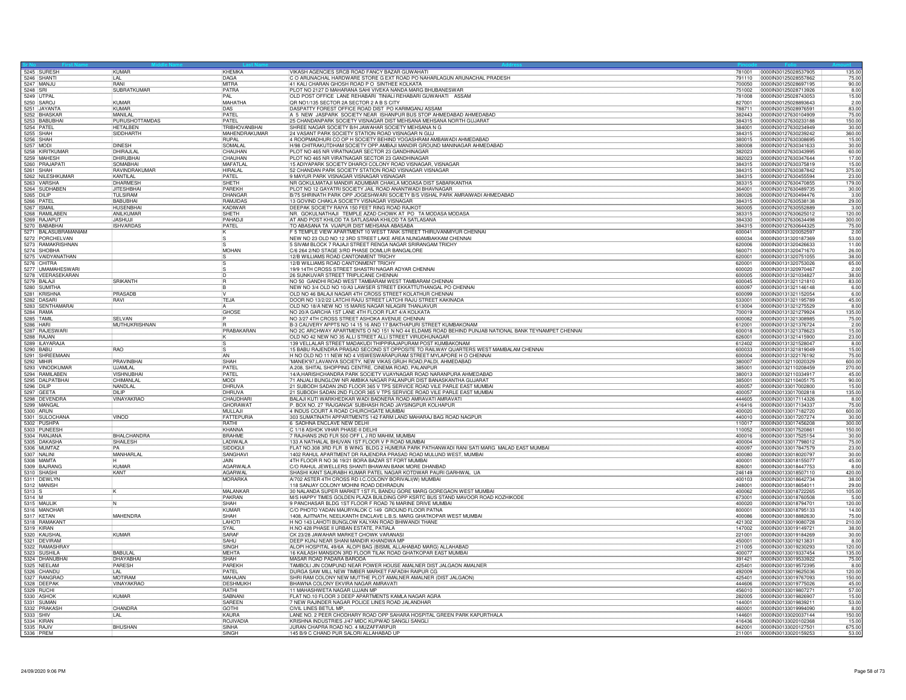| Sr No | First Name | Middle Name | Last Name | Address | Pincode | Folio | Amount |
|---|---|---|---|---|---|---|---|
| 5245 | SURESH | KUMAR | KHEMKA | VIKASH AGENCIES SRCB ROAD FANCY BAZAR GUWAHATI | 781001 | 0000IN30125028537905 | 135.00 |
| 5246 | SHANTI | LAL | DAGA | C O ARUNACHAL HARDWARE STORE G EXT ROAD PO NAHARLAGUN ARUNACHAL PRADESH | 791110 | 0000IN30125028557862 | 75.00 |
| 5247 | MANJU | RANI | MITRA | 41 KALI CHARAN GHOSH ROAD P O SINTHEE KOLKATA | 700050 | 0000IN30125028697195 | 90.00 |
| 5248 | SRI | SUBRATKUMAR | PATRA | PLOT NO 2127 D MAHARANA SAHI VIVEKA NANDA MARG BHUBANESWAR | 751002 | 0000IN30125028713926 | 8.00 |
| 5249 | UTPAL | | PAL | OLD POST OFFICE LANE REHABARI TINIALI REHABARI GUWAHATI ASSAM | 781008 | 0000IN30125028743053 | 15.00 |
| 5250 | SAROJ | KUMAR | MAHATHA | QR NO1/135 SECTOR 2A SECTOR 2 A B S CITY | 827001 | 0000IN30125028893643 | 2.00 |
| 5251 | JAYANTA | KUMAR | DAS | DASPATTY FOREST OFFICE ROAD DIST PO KARIMGANJ ASSAM | 788711 | 0000IN30125028976591 | 83.00 |
| 5252 | BHASKAR | MANILAL | PATEL | A 5 NEW JASPARK SOCIETY NEAR ISHANPUR BUS STOP AHMEDABAD AHMEDABAD | 382443 | 0000IN30127630104909 | 75.00 |
| 5253 | BABUBHAI | PURUSHOTTAMDAS | PATEL | 25 CHANDANPARK SOCIETY VISNAGAR DIST MEHSANA MEHSANA NORTH GUJARAT | 384315 | 0000IN30127630233188 | 150.00 |
| 5254 | PATEL | HETALBEN | TRIBHOVANBHAI | SHREE NAGAR SOCIETY B/H JAWAHAR SOCIETY MEHSANA N G | 384001 | 0000IN30127630234949 | 30.00 |
| 5255 | SHAH | SIDDHARTH | MAHENDRAKUMAR | 24 VASANT PARK SOCIETY STATION ROAD VISNAGAR N GUJ | 384315 | 0000IN30127630239242 | 360.00 |
| 5256 | SHAH | | RUPAL | 4 ROOPMADHURI CO OP H SOCIETY BEHIND YOGASHRAM AMBAWADI AHMEDABAD | 380015 | 0000IN30127630308695 | 15.00 |
| 5257 | MODI | DINESH | SOMALAL | H/98 CHITRAKUTDHAM SOCIETY OPP AMBAJI MANDIR GROUND MANINAGAR AHMEDABAD | 380008 | 0000IN30127630341633 | 30.00 |
| 5258 | KIRITKUMAR | DHIRAJLAL | CHAUHAN | PLOT NO 465 NR VIRATNAGAR SECTOR 23 GANDHINAGAR | 382023 | 0000IN30127630343995 | 60.00 |
| 5259 | MAHESH | DHIRUBHAI | CHAUHAN | PLOT NO 465 NR VIRATNAGAR SECTOR 23 GANDHINAGAR | 382023 | 0000IN30127630347644 | 17.00 |
| 5260 | PRAJAPATI | SOMABHAI | MAFATLAL | 15 ADIYAPARK SOCIETY DHAROI COLONY ROAD VISNAGAR, VISNAGAR | 384315 | 0000IN30127630375819 | 15.00 |
| 5261 | SHAH | RAVINDRAKUMAR | HIRALAL | 52 CHANDAN PARK SOCIETY STATION ROAD VISNAGAR VISNAGAR | 384315 | 0000IN30127630387842 | 375.00 |
| 5262 | NILESHKUMAR | KANTILAL | PATEL | 9 MAYUR PARK VISNAGAR VISNAGAR VISNAGAR | 384315 | 0000IN30127630455594 | 23.00 |
| 5263 | VARSHA | DHARMESH | SHETH | NR GOKULMATAJI MANDIR ADUMBAR CHAKLA MODASA DIST SABARKANTHA | 383315 | 0000IN30127630470855 | 179.00 |
| 5264 | SUDHABEN | JITESHBHAI | PAREKH | PLOT NO 12 GAYATRI SOCIETY JAIL ROAD ANANTWADI BHAVNAGAR | 364001 | 0000IN30127630489735 | 30.00 |
| 5265 | DILIP | TULSIRAM | DHANGAR | B/75 SHRINATH PARK OPP JOGESHWARI SOCIETY B/S VISHAL PARK AMRAIWADI AHMEDABAD | 380026 | 0000IN30127630494476 | 3.00 |
| 5266 | PATEL | BABUBHAI | RAMJIDAS | 13 GOVIND CHAKLA SOCIETY VISNAGAR VISNAGAR | 384315 | 0000IN30127630538138 | 29.00 |
| 5267 | ISMAIL | HUSENBHAI | KADIWAR | DEEPAK SOCIETY RAIYA 150 FEET RING ROAD RAJKOT | 360005 | 0000IN30127630552889 | 3.00 |
| 5268 | RAMILABEN | ANILKUMAR | SHETH | NR. GOKULNATHAJI TEMPLE AZAD CHOWK AT PO TA MODASA MODASA | 383315 | 0000IN30127630625012 | 120.00 |
| 5269 | RAJAPUT | JASHUJI | PAHADJI | AT AND POST KHILOD TA SATLASANA KHILOD TA SATLASANA | 384330 | 0000IN30127630634498 | 300.00 |
| 5270 | BABABHAI | ISHVARDAS | PATEL | TO ABASANA TA VIJAPUR DIST MEHSANA ABASABA | 384315 | 0000IN30127630644325 | 75.00 |
| 5271 | BALASUBRAMANIAM | | K | F 5 TEMPLE VIEW APARTMENT 10 WEST TANK STREET THIRUVANMIYUR CHENNAI | 600041 | 0000IN30131320052597 | 2.00 |
| 5272 | PORCHELVAN | | S | NEW NO 23 OLD NO 12 3RD STREET LAKE AREA NUNGAMBAKKAM CHENNAI | 600034 | 0000IN30131320187369 | 53.00 |
| 5273 | RAMAKRISHNAN | | S | 5 SIVAM BLOCK 7 RAJAJI STREET RENGA NAGAR SRIRANGAM TRICHY | 620006 | 0000IN30131320426633 | 11.00 |
| 5274 | SHOBHA | | MOHAN | C/6 264 2/ND STAGE 3/RD PHASE DOMLUR BANGALORE | 560071 | 0000IN30131320471670 | 26.00 |
| 5275 | VAIDYANATHAN | | S | 12/B WILLIAMS ROAD CANTONMENT TRICHY | 620001 | 0000IN30131320751055 | 38.00 |
| 5276 | CHITRA | | S | 12/B WILLIAMS ROAD CANTONMENT TRICHY | 620001 | 0000IN30131320753026 | 65.00 |
| 5277 | UMAMAHESWARI | | S | 19/9 14TH CROSS STREET SHASTRI NAGAR ADYAR CHENNAI | 600020 | 0000IN30131320970467 | 2.00 |
| 5278 | VEERASEKARAN | | D | 26 SUNKUVAR STREET TRIPLICANE CHENNAI | 600005 | 0000IN30131321034827 | 38.00 |
| 5279 | BALAJI | SRIKANTH | R | NO 50 GANDHI ROAD WEST TAMBARAM WEST TAMBARAM CHENNAI | 600045 | 0000IN30131321121810 | 83.00 |
| 5280 | SUMITHA | | B | NEW NO 3/4 OLD NO 10/A3 LAWSER STREET EKKATTUTHANGAL PO CHENNAI | 600097 | 0000IN30131321146148 | 6.00 |
| 5281 | KRISHNA | PRASADB | V | OLD NO 46 BALAJI NAGAR 4TH CROSS STREET KOLATHUR CHENNAI | 600099 | 0000IN30131321152054 | 6.00 |
| 5282 | DASARI | RAVI | TEJA | DOOR NO 13/2/22 LATCHI RAJU STREET LATCHI RAJU STREET KAKINADA | 533001 | 0000IN30131321195789 | 45.00 |
| 5283 | SENTHAMARAI | | A | OLD NO 18/A NEW NO 15 MARIS NAGAR NILAGIRI THANJAVUR | 613004 | 0000IN30131321275529 | 8.00 |
| 5284 | RAMA | | GHOSE | NO 20/A GARCHA 1ST LANE 4TH FLOOR FLAT 4/A KOLKATA | 700019 | 0000IN30131321279924 | 135.00 |
| 5285 | TAMIL | SELVAN | P | NO 3/27 4TH CROSS STREET ASHOKA AVENUE CHENNAI | 600082 | 0000IN30131321308985 | 75.00 |
| 5286 | HARI | MUTHUKRISHNAN | R | B-3 CAUVERY APPTS NO 14 15 16 AND 17 BAKTHAPURI STREET KUMBAKONAM | 612001 | 0000IN30131321376724 | 2.00 |
| 5287 | RAJESWARI | | PRABAKARAN | NO 2C ARCHWAY APARTMENTS O NO 151 N NO 44 ELDAMS ROAD BEHIND PUNJAB NATIONAL BANK TEYNAMPET CHENNAI | 600018 | 0000IN30131321378623 | 15.00 |
| 5288 | RAJAN | | K | OLD NO 42 NEW NO 35 ALLI STREET ALLI STREET VIRUDHUNAGAR | 626001 | 0000IN30131321415900 | 23.00 |
| 5289 | ILAYARAJA | | S | 139 VELLALAR STREET MADAKUDI THIPPIRAJAPURAM POST KUMBAKONAM | 612402 | 0000IN30131321528047 | 8.00 |
| 5290 | BABU | RAO | S | 15 BABU RAJENDRA PRASAD SECOND ST OPPOSITE TO RAILWAY QUARTERS WEST MAMBALAM CHENNAI | 600033 | 0000IN30131321819049 | 15.00 |
| 5291 | SHREEMAAN | | AN | H NO OLD NO 11 NEW NO 4 VISWESWARAPURAM STREET MYLAPORE H O CHENNAI | 600004 | 0000IN30131322176192 | 75.00 |
| 5292 | MIHIR | PRAVINBHAI | SHAH | 'MANEK'97,LAVANYA SOCIETY, NEW VIKAS GRUH ROAD,PALDI, AHMEDABAD | 380007 | 0000IN30132110020329 | 600.00 |
| 5293 | VINODKUMAR | UJAMLAL | PATEL | A.208, SHITAL SHOPPING CENTRE, CINEMA ROAD, PALANPUR | 385001 | 0000IN30132110208459 | 270.00 |
| 5294 | RAMILABEN | VISHNUBHAI | PATEL | 14/A,HARISHCHANDRA PARK SOCIETY VIJAYNAGAR ROAD NARANPURA AHMEDABAD | 380013 | 0000IN30132110334917 | 45.00 |
| 5295 | DALPATBHAI | CHIMANLAL | MODI | 71 ANJALI BUNGLOW NR AMBIKA NAGAR PALANPUR DIST BANASKANTHA GUJARAT | 385001 | 0000IN30132110405175 | 90.00 |
| 5296 | DILIP | NANDLAL | DHRUVA | 21 SUBODH SADAN 2ND FLOOR 365 V TPS SERVICE ROAD VILE PARLE EAST MUMBAI | 400057 | 0000IN30133017002800 | 15.00 |
| 5297 | GEETA | DILIP | DHRUVA | 21 SUBODH SADAN 2ND FLOOR 365 V TPS SERVICE ROAD VILE PARLE EAST MUMBAI | 400057 | 0000IN30133017002818 | 135.00 |
| 5298 | DEVENDRA | VINAYAKRAO | CHAUDHARI | BALAJI KUTI WARKHEDKAR WADI BADNERA ROAD AMRAVATI AMRAVATI | 444605 | 0000IN30133017114326 | 8.00 |
| 5299 | MANGAL | | GHORAWAT | P. BOX NO. 27 'RAJGANGA' SUBHASH ROAD JAYSINGPUR KOLHAPUR | 416416 | 0000IN30133017134337 | 75.00 |
| 5300 | ARUN | | MULLAJI | 4 INDUS COURT A ROAD CHURCHGATE MUMBAI | 400020 | 0000IN30133017182720 | 600.00 |
| 5301 | SULOCHANA | VINOD | FATTEPURIA | 303 SUMATINATH APPARTMENTS 142 FARM LAND MAHARAJ BAG ROAD NAGPUR | 440010 | 0000IN30133017207274 | 30.00 |
| 5302 | PUSHPA | | RATHI | 6 SADHNA ENCLAVE NEW DELHI | 110017 | 0000IN30133017456208 | 300.00 |
| 5303 | PUNEESH | | KHANNA | C 1/18 ASHOK VIHAR PHASE-II DELHI | 110052 | 0000IN30133017520861 | 150.00 |
| 5304 | RANJANA | BHALCHANDRA | BRAHME | 7 RAJHANS 2ND FLR 500 OFF L J RD MAHIM, MUMBAI | 400016 | 0000IN30133017525154 | 30.00 |
| 5305 | DAKASHA | SHAILESH | LADIWALA | 133 A NATHALAL BHUVAN 1ST FLOOR V P ROAD MUMBAI | 400004 | 0000IN30133017798012 | 75.00 |
| 5306 | MUMTAZ | PA | SIDDIQUI | FLAT NO.308 3RD FLR B WING BLDG 2 HUMERA PARK PATHANWADI RANI SATI MARG MALAD EAST MUMBAI | 400097 | 0000IN30133017847579 | 23.00 |
| 5307 | NALINI | MANHARLAL | SANGHAVI | 1402 RAHUL APARTMENT DR RAJENDRA PRASAD ROAD MULUND WEST, MUMBAI | 400080 | 0000IN30133018020797 | 30.00 |
| 5308 | MAMTA | H | JAIN | 4TH FLOOR R NO 36 19/21 BORA BAZAR ST FORT MUMBAI | 400001 | 0000IN30133018155077 | 45.00 |
| 5309 | BAJRANG | KUMAR | AGARWALA | C/O RAHUL JEWELLERS SHANTI BHAWAN BANK MORE DHANBAD | 826001 | 0000IN30133018447753 | 8.00 |
| 5310 | SHASHI | KANT | AGARWAL | SHASHI KANT SAURABH KUMAR PATEL NAGAR KOTDWAR PAURI GARHWAL UA | 246149 | 0000IN30133018507110 | 420.00 |
| 5311 | DEWLYN | | MORARKA | A/702 ASTER 4TH CROSS RD I.C.COLONY BORIVALI(W) MUMBAI | 400103 | 0000IN30133018642734 | 38.00 |
| 5312 | MANISH | | | 118 SANJAY COLONY MOHINI ROAD DEHRADUN | 248001 | 0000IN30133018654011 | 29.00 |
| 5313 | S | K | MALANKAR | 30 NALANDA SUPER MARKET 1ST FL BANDU GORE MARG GOREGAON WEST MUMBAI | 400062 | 0000IN30133018722265 | 105.00 |
| 5314 | M | | PAKRAN | M/S HAPPY TIMES GOLDEN PLAZA BUILDING OPP KSRTC BUS STAND MAVOOR ROAD KOZHIKODE | 673001 | 0000IN30133018760508 | 5.00 |
| 5315 | MAULIK | N | SHAH | 9 PANCHASAR BLDG 1ST FLOOR F ROAD 76 MARINE DRIVE MUMBAI | 400020 | 0000IN30133018794701 | 120.00 |
| 5316 | MANOHAR | | KUMAR | C/O PHOTO YADAN MAURYALOK C 149 GROUND FLOOR PATNA | 800001 | 0000IN30133018795133 | 14.00 |
| 5317 | KETAN | MAHENDRA | SHAH | 1408, AJITNATH, NEELKANTH ENCLAVE L.B.S. MARG GHATKOPAR WEST MUMBAI | 400086 | 0000IN30133018882630 | 75.00 |
| 5318 | RAMAKANT | | LAHOTI | H NO 143 LAHOTI BUNGLOW KALYAN ROAD BHIWANDI THANE | 421302 | 0000IN30133019080728 | 210.00 |
| 5319 | KIRAN | | SYAL | H.NO 428 PHASE II URBAN ESTATE, PATIALA | 147002 | 0000IN30133019149721 | 38.00 |
| 5320 | KAUSHAL | KUMAR | SARAF | CK 23/28 JAWAHAR MARKET CHOWK VARANASI | 221001 | 0000IN30133019184269 | 30.00 |
| 5321 | DEVIRAM | | SAHU | DEEP KUNJ NEAR SHANI MANDIR KHANDWA MP | 450001 | 0000IN30133019213831 | 8.00 |
| 5322 | RAMASHRAY | | SINGH | ALOPI HOSPITAL 49/6A ALOPI BAG (BISMIL ALLAHABAD MARG) ALLAHABAD | 211005 | 0000IN30133019230293 | 120.00 |
| 5323 | SUSHILA | BABULAL | MEHTA | 16 KAILASH MANSION 3RD FLOOR TILAK ROAD GHATKOPAR EAST MUMBAI | 400077 | 0000IN30133019337454 | 135.00 |
| 5324 | DHANUBHAI | DHAYABHAI | SHAH | MASAR ROAD PADARA BARODA | 391421 | 0000IN30133019533922 | 75.00 |
| 5325 | NEELAM | PARESH | PAREKH | TAMBOLI JIN COMPUND NEAR POWER HOUSE AMALNER DIST JALGAON AMALNER | 425401 | 0000IN30133019572395 | 8.00 |
| 5326 | CHANDU | LAL | PATEL | DURGA SAW MILL NEW TIMBER MARKET FAFADIH RAIPUR CG | 492009 | 0000IN30133019625036 | 120.00 |
| 5327 | RANGRAO | MOTIRAM | MAHAJAN | SHRI RAM COLONY NEW MUTTHE PLOT AMALNER AMALNER (DIST JALGAON) | 425401 | 0000IN30133019767093 | 150.00 |
| 5328 | DEEPAK | VINAYAKRAO | DESHMUKH | BHAWNA COLONY EKVIRA NAGAR AMRAVATI | 444606 | 0000IN30133019775026 | 45.00 |
| 5329 | RUCHI | | RATHI | 11 MAHASHWETA NAGAR UJJAIN MP | 456010 | 0000IN30133019807271 | 57.00 |
| 5330 | ASHOK | KUMAR | SABNANI | FLAT NO.10 FLOOR 3 DEEP APARTMENTS KAMLA NAGAR AGRA | 282005 | 0000IN30133019826907 | 15.00 |
| 5331 | SUMAN | | SAREEN | 7 NEW RAJINDER NAGAR POLICE LINES ROAD JALANDHAR | 144001 | 0000IN30133019839211 | 53.00 |
| 5332 | PRAKASH | CHANDRA | GOTHI | CIVIL LINES BETUL MP | 460001 | 0000IN30133019994090 | 8.00 |
| 5333 | SHIV | LAL | KAURA | LANE NO. 2 PEER CHODHARY ROAD OPP SAHARA HOSPITAL GREEN PARK KAPURTHALA | 144601 | 0000IN30133020037144 | 150.00 |
| 5334 | KIRAN | | ROJIVADIA | KRISHNA INDUSTRIES J/47 MIDC KUPWAD SANGLI SANGLI | 416436 | 0000IN30133020102368 | 15.00 |
| 5335 | RAJIV | BHUSHAN | SINHA | JURAN CHAPRA ROAD NO. 4 MUZAFFARPUR | 842001 | 0000IN30133020127501 | 675.00 |
| 5336 | PREM | | SINGH | 145 B/9 C CHAND PUR SALORI ALLAHABAD UP | 211001 | 0000IN30133020159253 | 53.00 |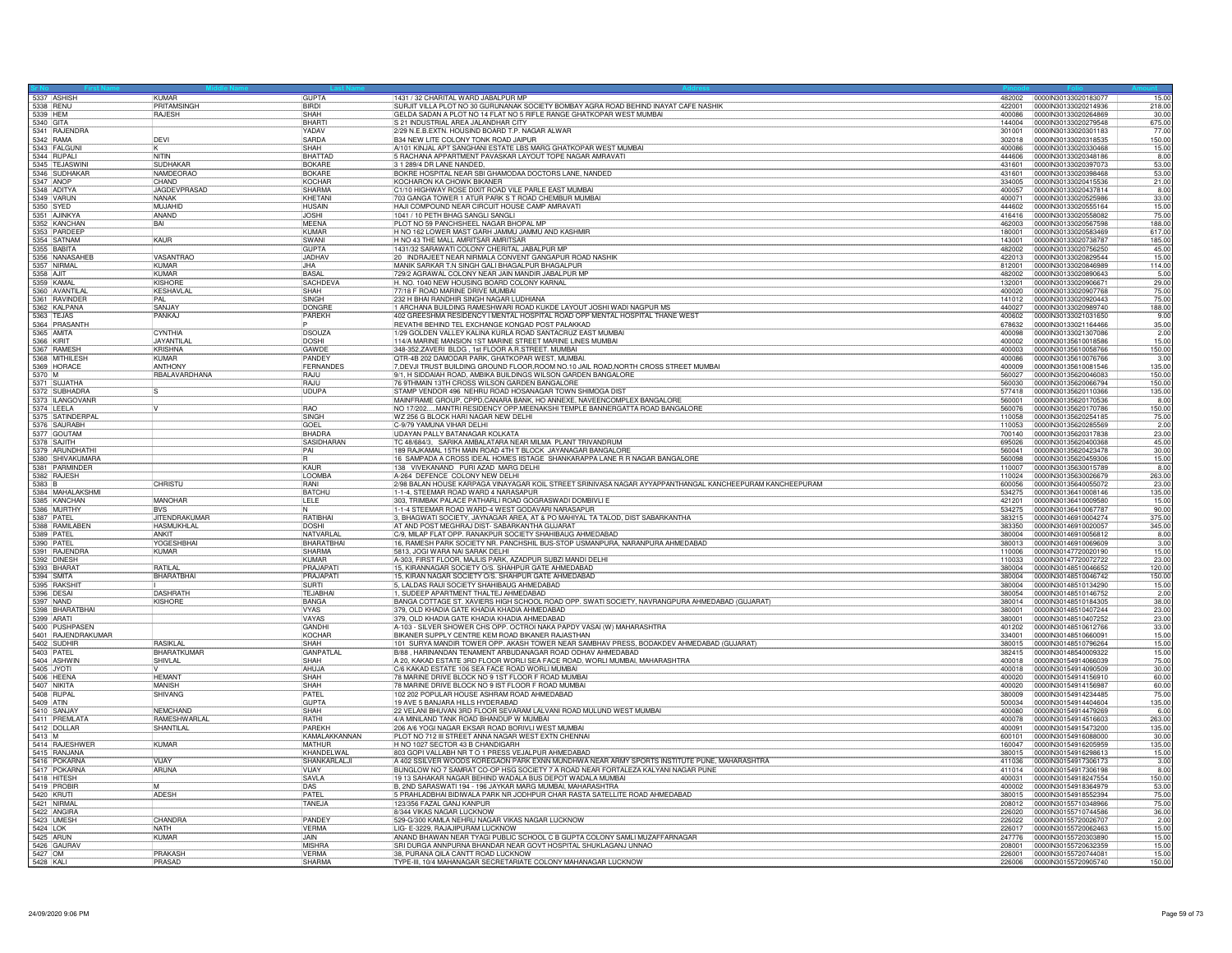| Sr No | First Name | Middle Name | Last Name | Address | Pincode | Folio | Amount |
|---|---|---|---|---|---|---|---|
| 5337 | ASHISH | KUMAR | GUPTA | 1431 / 32 CHARITAL WARD JABALPUR MP | 482002 | 0000IN30133020183077 | 15.00 |
| 5338 | RENU | PRITAMSINGH | BIRDI | SURJIT VILLA PLOT NO 30 GURUNANAK SOCIETY BOMBAY AGRA ROAD BEHIND INAYAT CAFE NASHIK | 422001 | 0000IN30133020214936 | 218.00 |
| 5339 | HEM | RAJESH | SHAH | GELDA SADAN A PLOT NO 14 FLAT NO 5 RIFLE RANGE GHATKOPAR WEST MUMBAI | 400086 | 0000IN30133020264869 | 30.00 |
| 5340 | GITA | | BHARTI | S 21 INDUSTRIAL AREA JALANDHAR CITY | 144004 | 0000IN30133020279548 | 675.00 |
| 5341 | RAJENDRA | | YADAV | 2/29 N.E.B.EXTN. HOUSIND BOARD T.P. NAGAR ALWAR | 301001 | 0000IN30133020301183 | 77.00 |
| 5342 | RAMA | DEVI | SARDA | B34 NEW LITE COLONY TONK ROAD JAIPUR | 302018 | 0000IN30133020318535 | 150.00 |
| 5343 | FALGUNI | K | SHAH | A/101 KINJAL APT SANGHANI ESTATE LBS MARG GHATKOPAR WEST MUMBAI | 400086 | 0000IN30133020330468 | 15.00 |
| 5344 | RUPALI | NITIN | BHATTAD | 5 RACHANA APPARTMENT PAVASKAR LAYOUT TOPE NAGAR AMRAVATI | 444606 | 0000IN30133020348186 | 8.00 |
| 5345 | TEJASWINI | SUDHAKAR | BOKARE | 3 1 289/4 DR LANE NANDED. | 431601 | 0000IN30133020397073 | 53.00 |
| 5346 | SUDHAKAR | NAMDEORAO | BOKARE | BOKRE HOSPITAL NEAR SBI GHAMODAA DOCTORS LANE, NANDED | 431601 | 0000IN30133020398468 | 53.00 |
| 5347 | ANOP | CHAND | KOCHAR | KOCHARON KA CHOWK BIKANER | 334005 | 0000IN30133020415536 | 21.00 |
| 5348 | ADITYA | JAGDEVPRASAD | SHARMA | C1/10 HIGHWAY ROSE DIXIT ROAD VILE PARLE EAST MUMBAI | 400057 | 0000IN30133020437814 | 8.00 |
| 5349 | VARUN | NANAK | KHETANI | 703 GANGA TOWER 1 ATUR PARK S T ROAD CHEMBUR MUMBAI | 400071 | 0000IN30133020525986 | 33.00 |
| 5350 | SYED | MUJAHID | HUSAIN | HAJI COMPOUND NEAR CIRCUIT HOUSE CAMP AMRAVATI | 444602 | 0000IN30133020555164 | 15.00 |
| 5351 | AJINKYA | ANAND | JOSHI | 1041 / 10 PETH BHAG SANGLI SANGLI | 416416 | 0000IN30133020558082 | 75.00 |
| 5352 | KANCHAN | BAI | MEENA | PLOT NO 59 PANCHSHEEL NAGAR BHOPAL MP | 462003 | 0000IN30133020567598 | 188.00 |
| 5353 | PARDEEP | | KUMAR | H NO 162 LOWER MAST GARH JAMMU JAMMU AND KASHMIR | 180001 | 0000IN30133020583469 | 617.00 |
| 5354 | SATNAM | KAUR | SWANI | H NO 43 THE MALL AMRITSAR AMRITSAR | 143001 | 0000IN30133020738787 | 185.00 |
| 5355 | BABITA | | GUPTA | 1431/32 SARAWATI COLONY CHERITAL JABALPUR MP | 482002 | 0000IN30133020756250 | 45.00 |
| 5356 | NANASAHEB | VASANTRAO | JADHAV | 20 INDRAJEET NEAR NIRMALA CONVENT GANGAPUR ROAD NASHIK | 422013 | 0000IN30133020829544 | 15.00 |
| 5357 | NIRMAL | KUMAR | JHA | MANIK SARKAR T.N SINGH GALI BHAGALPUR BHAGALPUR | 812001 | 0000IN30133020846989 | 114.00 |
| 5358 | AJIT | KUMAR | BASAL | 729/2 AGRAWAL COLONY NEAR JAIN MANDIR JABALPUR MP | 482002 | 0000IN30133020890643 | 5.00 |
| 5359 | KAMAL | KISHORE | SACHDEVA | H. NO. 1040 NEW HOUSING BOARD COLONY KARNAL | 132001 | 0000IN30133020906671 | 29.00 |
| 5360 | AVANTILAL | KESHAVLAL | SHAH | 77/18 F ROAD MARINE DRIVE MUMBAI | 400020 | 0000IN30133020907768 | 75.00 |
| 5361 | RAVINDER | PAL | SINGH | 232 H BHAI RANDHIR SINGH NAGAR LUDHIANA | 141012 | 0000IN30133020920443 | 75.00 |
| 5362 | KALPANA | SANJAY | DONGRE | 1 ARCHANA BUILDING RAMESHWARI ROAD KUKDE LAYOUT JOSHI WADI NAGPUR MS | 440027 | 0000IN30133020989740 | 188.00 |
| 5363 | TEJAS | PANKAJ | PAREKH | 402 GREESHMA RESIDENCY I MENTAL HOSPITAL ROAD OPP MENTAL HOSPITAL THANE WEST | 400602 | 0000IN30133021031650 | 9.00 |
| 5364 | PRASANTH | | P | REVATHI BEHIND TEL EXCHANGE KONGAD POST PALAKKAD | 678632 | 0000IN30133021164466 | 35.00 |
| 5365 | AMITA | CYNTHIA | DSOUZA | 1/29 GOLDEN VALLEY KALINA KURLA ROAD SANTACRUZ EAST MUMBAI | 400098 | 0000IN30133021307086 | 2.00 |
| 5366 | KIRIT | JAYANTILAL | DOSHI | 114/A MARINE MANSION 1ST MARINE STREET MARINE LINES MUMBAI | 400002 | 0000IN30135610018586 | 15.00 |
| 5367 | RAMESH | KRISHNA | GAWDE | 348-352,ZAVERI BLDG , 1st FLOOR A.R.STREET. MUMBAI | 400003 | 0000IN30135610058766 | 150.00 |
| 5368 | MITHILESH | KUMAR | PANDEY | QTR-4B 202 DAMODAR PARK, GHATKOPAR WEST, MUMBAI. | 400086 | 0000IN30135610067766 | 3.00 |
| 5369 | HORACE | ANTHONY | FERNANDES | 7,DEVJI TRUST BUILDING GROUND FLOOR,ROOM NO.10 JAIL ROAD,NORTH CROSS STREET MUMBAI | 400009 | 0000IN30135610081546 | 135.00 |
| 5370 | M | RBALAVARDHANA | RAJU | 9/1, H SIDDAIAH ROAD, AMBIKA BUILDINGS WILSON GARDEN BANGALORE | 560027 | 0000IN30135620046083 | 150.00 |
| 5371 | SUJATHA | | RAJU | 76 9THMAIN 13TH CROSS WILSON GARDEN BANGALORE | 560030 | 0000IN30135620066794 | 150.00 |
| 5372 | SUBHADRA | S | UDUPA | STAMP VENDOR 496 NEHRU ROAD HOSANAGAR TOWN SHIMOGA DIST | 577418 | 0000IN30135620110366 | 135.00 |
| 5373 | ILANGOVANR | | | MAINFRAME GROUP, CPPD,CANARA BANK, HO ANNEXE, NAVEENCOMPLEX BANGALORE | 560001 | 0000IN30135620170536 | 8.00 |
| 5374 | LEELA | V | RAO | NO 17/202.....MANTRI RESIDENCY OPP.MEENAKSHI TEMPLE BANNERGATTA ROAD BANGALORE | 560076 | 0000IN30135620170786 | 150.00 |
| 5375 | SATINDERPAL | | SINGH | WZ 256 G BLOCK HARI NAGAR NEW DELHI | 110058 | 0000IN30135620254185 | 75.00 |
| 5376 | SAURABH | | GOEL | C-9/79 YAMUNA VIHAR DELHI | 110053 | 0000IN30135620285569 | 2.00 |
| 5377 | GOUTAM | | BHADRA | UDAYAN PALLY BATANAGAR KOLKATA | 700140 | 0000IN30135620317838 | 23.00 |
| 5378 | SAJITH | | SASIDHARAN | TC 48/684/3, SARIKA AMBALATARA NEAR MILMA PLANT TRIVANDRUM | 695026 | 0000IN30135620400368 | 45.00 |
| 5379 | ARUNDHATHI | | PAI | 189 RAJKAMAL 15TH MAIN ROAD 4TH T BLOCK JAYANAGAR BANGALORE | 560041 | 0000IN30135620423478 | 30.00 |
| 5380 | SHIVAKUMARA | | R | 16 SAMPADA A CROSS IDEAL HOMES IISTAGE SHANKARAPPA LANE R R NAGAR BANGALORE | 560098 | 0000IN30135620459306 | 15.00 |
| 5381 | PARMINDER | | KAUR | 138 VIVEKANAND PURI AZAD MARG DELHI | 110007 | 0000IN30135630015789 | 8.00 |
| 5382 | RAJESH | | LOOMBA | A-264 DEFENCE COLONY NEW DELHI | 110024 | 0000IN30135630026679 | 263.00 |
| 5383 | B | CHRISTU | RANI | 2/98 BALAN HOUSE KARPAGA VINAYAGAR KOIL STREET SRINIVASA NAGAR AYYAPPANTHANGAL KANCHEEPURAM KANCHEEPURAM | 600056 | 0000IN30135640055072 | 23.00 |
| 5384 | MAHALAKSHMI | | BATCHU | 1-1-4, STEEMAR ROAD WARD 4 NARASAPUR | 534275 | 0000IN30136410008146 | 135.00 |
| 5385 | KANCHAN | MANOHAR | LELE | 303, TRIMBAK PALACE PATHARLI ROAD GOGRASWADI DOMBIVLI E | 421201 | 0000IN30136410009580 | 15.00 |
| 5386 | MURTHY | BVS | N | 1-1-4 STEEMAR ROAD WARD-4 WEST GODAVARI NARASAPUR | 534275 | 0000IN30136410067787 | 90.00 |
| 5387 | PATEL | JITENDRAKUMAR | RATIBHAI | 3, BHAGWATI SOCIETY, JAYNAGAR AREA, AT & PO MAHIYAL TA TALOD, DIST SABARKANTHA | 383215 | 0000IN30146910004274 | 375.00 |
| 5388 | RAMILABEN | HASMUKHLAL | DOSHI | AT AND POST MEGHRAJ DIST- SABARKANTHA GUJARAT | 383350 | 0000IN30146910020057 | 345.00 |
| 5389 | PATEL | ANKIT | NATVARLAL | C/9, MILAP FLAT OPP. RANAKPUR SOCIETY SHAHIBAUG AHMEDABAD | 380004 | 0000IN30146910056812 | 8.00 |
| 5390 | PATEL | YOGESHBHAI | BHARATBHAI | 16, RAMESH PARK SOCIETY NR. PANCHSHIL BUS-STOP USMANPURA, NARANPURA AHMEDABAD | 380013 | 0000IN30146910069609 | 3.00 |
| 5391 | RAJENDRA | KUMAR | SHARMA | 5813, JOGI WARA NAI SARAK DELHI | 110006 | 0000IN30147720020190 | 15.00 |
| 5392 | DINESH | | KUMAR | A-303, FIRST FLOOR, MAJLIS PARK, AZADPUR SUBZI MANDI DELHI | 110033 | 0000IN30147720072722 | 23.00 |
| 5393 | BHARAT | RATILAL | PRAJAPATI | 15, KIRANNAGAR SOCIETY O/S. SHAHPUR GATE AHMEDABAD | 380004 | 0000IN30148510046652 | 120.00 |
| 5394 | SMITA | BHARATBHAI | PRAJAPATI | 15, KIRAN NAGAR SOCIETY O/S. SHAHPUR GATE AHMEDABAD | 380004 | 0000IN30148510046742 | 150.00 |
| 5395 | RAKSHIT | I | SURTI | 5, LALDAS RAIJI SOCIETY SHAHIBAUG AHMEDABAD | 380004 | 0000IN30148510134290 | 15.00 |
| 5396 | DESAI | DASHRATH | TEJABHAI | 1, SUDEEP APARTMENT THALTEJ AHMEDABAD | 380054 | 0000IN30148510146752 | 2.00 |
| 5397 | NAND | KISHORE | BANGA | BANGA COTTAGE ST. XAVIERS HIGH SCHOOL ROAD OPP. SWATI SOCIETY, NAVRANGPURA AHMEDABAD (GUJARAT) | 380014 | 0000IN30148510184305 | 38.00 |
| 5398 | BHARATBHAI | | VYAS | 379, OLD KHADIA GATE KHADIA KHADIA AHMEDABAD | 380001 | 0000IN30148510407244 | 23.00 |
| 5399 | ARATI | | VAYAS | 379, OLD KHADIA GATE KHADIA KHADIA AHMEDABAD | 380001 | 0000IN30148510407252 | 23.00 |
| 5400 | PUSHPASEN | | GANDHI | A-103 - SILVER SHOWER CHS OPP. OCTROI NAKA PAPDY VASAI (W) MAHARASHTRA | 401202 | 0000IN30148510612766 | 33.00 |
| 5401 | RAJENDRAKUMAR | | KOCHAR | BIKANER SUPPLY CENTRE KEM ROAD BIKANER RAJASTHAN | 334001 | 0000IN30148510660091 | 15.00 |
| 5402 | SUDHIR | RASIKLAL | SHAH | 101 SURYA MANDIR TOWER OPP. AKASH TOWER NEAR SAMBHAV PRESS, BODAKDEV AHMEDABAD (GUJARAT) | 380015 | 0000IN30148510796264 | 15.00 |
| 5403 | PATEL | BHARATKUMAR | GANPATLAL | B/88 , HARINANDAN TENAMENT ARBUDANAGAR ROAD ODHAV AHMEDABAD | 382415 | 0000IN30148540009322 | 15.00 |
| 5404 | ASHWIN | SHIVLAL | SHAH | A 20, KAKAD ESTATE 3RD FLOOR WORLI SEA FACE ROAD, WORLI MUMBAI, MAHARASHTRA | 400018 | 0000IN30154914066039 | 75.00 |
| 5405 | JYOTI | V | AHUJA | C/6 KAKAD ESTATE 106 SEA FACE ROAD WORLI MUMBAI | 400018 | 0000IN30154914090509 | 30.00 |
| 5406 | HEENA | HEMANT | SHAH | 78 MARINE DRIVE BLOCK NO 9 1ST FLOOR F ROAD MUMBAI | 400020 | 0000IN30154914156910 | 60.00 |
| 5407 | NIKITA | MANISH | SHAH | 78 MARINE DRIVE BLOCK NO 9 IST FLOOR F ROAD MUMBAI | 400020 | 0000IN30154914156987 | 60.00 |
| 5408 | RUPAL | SHIVANG | PATEL | 102 202 POPULAR HOUSE ASHRAM ROAD AHMEDABAD | 380009 | 0000IN30154914234485 | 75.00 |
| 5409 | ATIN | | GUPTA | 19 AVE 5 BANJARA HILLS HYDERABAD | 500034 | 0000IN30154914404604 | 135.00 |
| 5410 | SANJAY | NEMCHAND | SHAH | 22 VELANI BHUVAN 3RD FLOOR SEVARAM LALVANI ROAD MULUND WEST MUMBAI | 400080 | 0000IN30154914479269 | 6.00 |
| 5411 | PREMLATA | RAMESHWARLAL | RATHI | 4/A MINILAND TANK ROAD BHANDUP W MUMBAI | 400078 | 0000IN30154916165603 | 263.00 |
| 5412 | DOLLAR | SHANTILAL | PAREKH | 206 A/6 YOGI NAGAR EKSAR ROAD BORIVLI WEST MUMBAI | 400091 | 0000IN30154915473200 | 135.00 |
| 5413 | M | | KAMALAKKANNAN | PLOT NO 712 III STREET ANNA NAGAR WEST EXTN CHENNAI | 600101 | 0000IN30154916088000 | 30.00 |
| 5414 | RAJESHWER | KUMAR | MATHUR | H NO 1027 SECTOR 43 B CHANDIGARH | 160047 | 0000IN30154916205959 | 135.00 |
| 5415 | RANJANA | | KHANDELWAL | 803 GOPI VALLABH NR T O 1 PRESS VEJALPUR AHMEDABAD | 380015 | 0000IN30154916298613 | 15.00 |
| 5416 | POKARNA | VIJAY | SHANKARLALJI | A 402 SSILVER WOODS KOREGAON PARK EXNN MUNDHWA NEAR ARMY SPORTS INSTITUTE PUNE, MAHARASHTRA | 411036 | 0000IN30154917306173 | 3.00 |
| 5417 | POKARNA | ARUNA | VIJAY | BUNGLOW NO 7 SAMRAT CO-OP HSG SOCIETY 7 A ROAD NEAR FORTALEZA KALYANI NAGAR PUNE | 411014 | 0000IN30154917306198 | 8.00 |
| 5418 | HITESH | | SAVLA | 19 13 SAHAKAR NAGAR BEHIND WADALA BUS DEPOT WADALA MUMBAI | 400031 | 0000IN30154918247554 | 150.00 |
| 5419 | PROBIR | M | DAS | B, 2ND SARASWATI 194 - 196 JAYKAR MARG MUMBAI, MAHARASHTRA | 400002 | 0000IN30154918364979 | 53.00 |
| 5420 | KRUTI | ADESH | PATEL | 5 PRAHLADBHAI BIDIWALA PARK NR JODHPUR CHAR RASTA SATELLITE ROAD AHMEDABAD | 380015 | 0000IN30154918552394 | 75.00 |
| 5421 | NIRMAL | | TANEJA | 123/356 FAZAL GANJ KANPUR | 208012 | 0000IN30155710348966 | 75.00 |
| 5422 | ANGIRA | | | 8/344 VIKAS NAGAR LUCKNOW | 226020 | 0000IN30155710744586 | 36.00 |
| 5423 | UMESH | CHANDRA | PANDEY | 529-G/300 KAMLA NEHRU NAGAR VIKAS NAGAR LUCKNOW | 226022 | 0000IN30155720026707 | 2.00 |
| 5424 | LOK | NATH | VERMA | LIG- E-3229, RAJAJIPURAM LUCKNOW | 226017 | 0000IN30155720062463 | 15.00 |
| 5425 | ARUN | KUMAR | JAIN | ANAND BHAWAN NEAR TYAGI PUBLIC SCHOOL C B GUPTA COLONY SAMLI MUZAFFARNAGAR | 247776 | 0000IN30155720303890 | 15.00 |
| 5426 | GAURAV | | MISHRA | SRI DURGA ANNPURNA BHANDAR NEAR GOVT HOSPITAL SHUKLAGANJ UNNAO | 208001 | 0000IN30155720632359 | 15.00 |
| 5427 | OM | PRAKASH | VERMA | 38, PURANA QILA CANTT ROAD LUCKNOW | 226001 | 0000IN30155720744081 | 15.00 |
| 5428 | KALI | PRASAD | SHARMA | TYPE-III, 10/4 MAHANAGAR SECRETARIATE COLONY MAHANAGAR LUCKNOW | 226006 | 0000IN30155720905740 | 150.00 |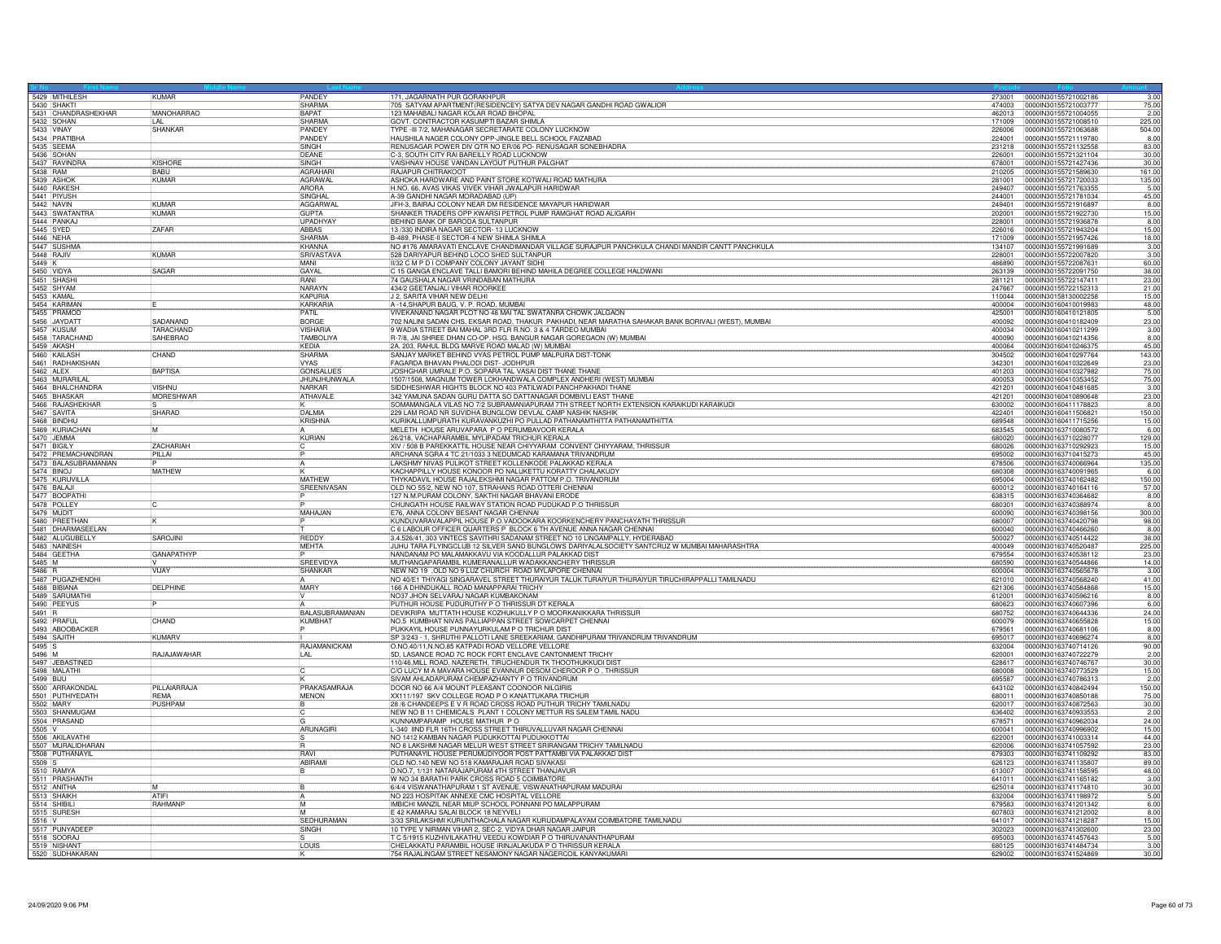| Sr No | First Name | Middle Name | Last Name | Address | Pincode | Folio | Amount |
|---|---|---|---|---|---|---|---|
| 5429 | MITHILESH | KUMAR | PANDEY | 171, JAGARNATH PUR GORAKHPUR | 273001 | 0000IN30155721002186 | 3.00 |
| 5430 | SHAKTI | | SHARMA | 705 SATYAM APARTMENT(RESIDENCEY) SATYA DEV NAGAR GANDHI ROAD GWALIOR | 474003 | 0000IN30155721003777 | 75.00 |
| 5431 | CHANDRASHEKHAR | MANOHARRAO | BAPAT | 123 MAHABALI NAGAR KOLAR ROAD BHOPAL | 462013 | 0000IN30155721004055 | 2.00 |
| 5432 | SOHAN | LAL | SHARMA | GOVT. CONTRACTOR KASUMPTI BAZAR SHIMLA | 171009 | 0000IN30155721008510 | 225.00 |
| 5433 | VINAY | SHANKAR | PANDEY | TYPE -III 7/2, MAHANAGAR SECRETARATE COLONY LUCKNOW | 226006 | 0000IN30155721063688 | 504.00 |
| 5434 | PRATIBHA | | PANDEY | HAUSHILA NAGER COLONY OPP-JINGLE BELL SCHOOL FAIZABAD | 224001 | 0000IN30155721119780 | 8.00 |
| 5435 | SEEMA | | SINGH | RENUSAGAR POWER DIV QTR NO ER/06 PO- RENUSAGAR SONEBHADRA | 231218 | 0000IN30155721132558 | 83.00 |
| 5436 | SOHAN | | DEANE | C-3, SOUTH CITY RAI BAREILLY ROAD LUCKNOW | 226001 | 0000IN30155721321104 | 30.00 |
| 5437 | RAVINDRA | KISHORE | SINGH | VAISHNAV HOUSE VANDAN LAYOUT PUTHUR PALGHAT | 678001 | 0000IN30155721427436 | 30.00 |
| 5438 | RAM | BABU | AGRAHARI | RAJAPUR CHITRAKOOT | 210205 | 0000IN30155721589630 | 161.00 |
| 5439 | ASHOK | KUMAR | AGRAWAL | ASHOKA HARDWARE AND PAINT STORE KOTWALI ROAD MATHURA | 281001 | 0000IN30155721720033 | 135.00 |
| 5440 | RAKESH | | ARORA | H.NO. 66, AVAS VIKAS VIVEK VIHAR JWALAPUR HARIDWAR | 249407 | 0000IN30155721763355 | 5.00 |
| 5441 | PIYUSH | | SINGHAL | A-39 GANDHI NAGAR MORADABAD (UP) | 244001 | 0000IN30155721781034 | 45.00 |
| 5442 | NAVIN | KUMAR | AGGARWAL | JFH-3, BAIRAJ COLONY NEAR DM RESIDENCE MAYAPUR HARIDWAR | 249401 | 0000IN30155721916897 | 8.00 |
| 5443 | SWATANTRA | KUMAR | GUPTA | SHANKER TRADERS OPP KWARSI PETROL PUMP RAMGHAT ROAD ALIGARH | 202001 | 0000IN30155721922730 | 15.00 |
| 5444 | PANKAJ | | UPADHYAY | BEHIND BANK OF BARODA SULTANPUR | 228001 | 0000IN30155721936878 | 8.00 |
| 5445 | SYED | ZAFAR | ABBAS | 13 /330 INDIRA NAGAR SECTOR- 13 LUCKNOW | 226016 | 0000IN30155721943204 | 15.00 |
| 5446 | NEHA | | SHARMA | B-489, PHASE-II SECTOR-4 NEW SHIMLA SHIMLA | 171009 | 0000IN30155721957426 | 18.00 |
| 5447 | SUSHMA | | KHANNA | NO #176 AMARAVATI ENCLAVE CHANDIMANDAR VILLAGE SURAJPUR PANCHKULA CHANDI MANDIR CANTT PANCHKULA | 134107 | 0000IN30155721991689 | 3.00 |
| 5448 | RAJIV | KUMAR | SRIVASTAVA | 528 DARIYAPUR BEHIND LOCO SHED SULTANPUR | 228001 | 0000IN30155722007820 | 3.00 |
| 5449 | K | | MANI | II/32 C M P D I COMPANY COLONY JAYANT SIDHI | 486890 | 0000IN30155722087631 | 60.00 |
| 5450 | VIDYA | SAGAR | GAYAL | C 15 GANGA ENCLAVE TALLI BAMORI BEHIND MAHILA DEGREE COLLEGE HALDWANI | 263139 | 0000IN30155722091750 | 38.00 |
| 5451 | SHASHI | | RANI | 74 GAUSHALA NAGAR VRINDABAN MATHURA | 281121 | 0000IN30155722147411 | 23.00 |
| 5452 | SHYAM | | NARAYN | 434/2 GEETANJALI VIHAR ROORKEE | 247667 | 0000IN30155722152313 | 21.00 |
| 5453 | KAMAL | | KAPURIA | J 2, SARITA VIHAR NEW DELHI | 110044 | 0000IN30158130002258 | 15.00 |
| 5454 | KARIMAN | E | KARKARIA | A -14,SHAPUR BAUG, V. P. ROAD, MUMBAI | 400004 | 0000IN30160410019983 | 48.00 |
| 5455 | PRAMOD | | PATIL | VIVEKANAND NAGAR PLOT NO 48 MAI TAL SWATANRA CHOWK JALGAON | 425001 | 0000IN30160410121805 | 5.00 |
| 5456 | JAYDATT | SADANAND | BORGE | 702 NALINI SADAN CHS, EKSAR ROAD, THAKUR PAKHADI, NEAR MARATHA SAHAKAR BANK BORIVALI (WEST), MUMBAI | 400092 | 0000IN30160410182409 | 23.00 |
| 5457 | KUSUM | TARACHAND | VISHARIA | 9 WADIA STREET BAI MAHAL 3RD FLR R.NO. 3 & 4 TARDEO MUMBAI | 400034 | 0000IN30160410211299 | 3.00 |
| 5458 | TARACHAND | SAHEBRAO | TAMBOLIYA | R-7/8, JAI SHREE DHAN CO-OP. HSG. BANGUR NAGAR GOREGAON (W) MUMBAI | 400090 | 0000IN30160410214356 | 8.00 |
| 5459 | AKASH | | KEDIA | 2A, 203, RAHUL BLDG MARVE ROAD MALAD (W) MUMBAI | 400064 | 0000IN30160410246375 | 45.00 |
| 5460 | KAILASH | CHAND | SHARMA | SANJAY MARKET BEHIND VYAS PETROL PUMP MALPURA DIST-TONK | 304502 | 0000IN30160410297764 | 143.00 |
| 5461 | RADHAKISHAN | | VYAS | FAGARDA BHAVAN PHALODI DIST- JODHPUR | 342301 | 0000IN30160410322649 | 23.00 |
| 5462 | ALEX | BAPTISA | GONSALUES | JOSHGHAR UMRALE P.O. SOPARA TAL VASAI DIST THANE THANE | 401203 | 0000IN30160410327982 | 75.00 |
| 5463 | MURARILAL | | JHUNJHUNWALA | 1507/1508, MAGNUM TOWER LOKHANDWALA COMPLEX ANDHERI (WEST) MUMBAI | 400053 | 0000IN30160410353452 | 75.00 |
| 5464 | BHALCHANDRA | VISHNU | NARKAR | SIDDHESHWAR HIGHTS BLOCK NO 403 PATILWADI PANCHPAKHADI THANE | 421201 | 0000IN30160410481685 | 3.00 |
| 5465 | BHASKAR | MORESHWAR | ATHAVALE | 342 YAMUNA SADAN GURU DATTA SO DATTANAGAR DOMBIVLI EAST THANE | 421201 | 0000IN30160410890648 | 23.00 |
| 5466 | RAJASHEKHAR | S | K | SOMAMANGALA VILAS NO 7/2 SUBRAMANIAPURAM 7TH STREET NORTH EXTENSION KARAIKUDI KARAIKUDI | 630002 | 0000IN30160411178823 | 8.00 |
| 5467 | SAVITA | SHARAD | DALMIA | 229 LAM ROAD NR SUVIDHA BUNGLOW DEVLAL CAMP NASHIK NASHIK | 422401 | 0000IN30160411506821 | 150.00 |
| 5468 | BINDHU | | KRISHNA | KURIKALLUMPURATH KURAVANKUZHI PO PULLAD PATHANAMTHITTA PATHANAMTHITTA | 689548 | 0000IN30160411715256 | 15.00 |
| 5469 | KURIACHAN | M | A | MELETH HOUSE ARUVAPARA P O PERUMBAVOOR KERALA | 683545 | 0000IN30163710080572 | 6.00 |
| 5470 | JEMMA | | KURIAN | 26/218, VACHAPARAMBIL MYLIPADAM TRICHUR KERALA | 680020 | 0000IN30163710228077 | 129.00 |
| 5471 | BIGILY | ZACHARIAH | C | XIV / 508 B PAREKKATTIL HOUSE NEAR CHIYYARAM CONVENT CHIYYARAM, THRISSUR | 680026 | 0000IN30163710292923 | 15.00 |
| 5472 | PREMACHANDRAN | PILLAI | P | ARCHANA SGRA 4 TC 21/1033 3 NEDUMCAD KARAMANA TRIVANDRUM | 695002 | 0000IN30163710415273 | 45.00 |
| 5473 | BALASUBRAMANIAN | P | A | LAKSHMY NIVAS PULIKOT STREET KOLLENKODE PALAKKAD KERALA | 678506 | 0000IN30163740066964 | 135.00 |
| 5474 | BINOJ | MATHEW | K | KACHAPPILLY HOUSE KONOOR PO NALUKETTU KORATTY CHALAKUDY | 680308 | 0000IN30163740091965 | 6.00 |
| 5475 | KURUVILLA | | MATHEW | THYKADAVIL HOUSE RAJALEKSHMI NAGAR PATTOM P.O. TRIVANDRUM | 695004 | 0000IN30163740162482 | 150.00 |
| 5476 | BALAJI | | SREENIVASAN | OLD NO 55/2, NEW NO 107, STRAHANS ROAD OTTERI CHENNAI | 600012 | 0000IN30163740164116 | 57.00 |
| 5477 | BOOPATHI | | P | 127 N.M.PURAM COLONY, SAKTHI NAGAR BHAVANI ERODE | 638315 | 0000IN30163740364682 | 8.00 |
| 5478 | POLLEY | C | P | CHUNGATH HOUSE RAILWAY STATION ROAD PUDUKAD P.O THRISSUR | 680301 | 0000IN30163740388974 | 8.00 |
| 5479 | MUDIT | | MAHAJAN | E76, ANNA COLONY BESANT NAGAR CHENNAI | 600090 | 0000IN30163740398156 | 300.00 |
| 5480 | PREETHAN | K | P | KUNDUVARAVALAPPIL HOUSE P.O.VADOOKARA KOORKENCHERY PANCHAYATH THRISSUR | 680007 | 0000IN30163740420798 | 98.00 |
| 5481 | DHARMASEELAN | | T | C 6 LABOUR OFFICER QUARTERS P BLOCK 6 TH AVENUE ANNA NAGAR CHENNAI | 600040 | 0000IN30163740466260 | 8.00 |
| 5482 | ALUGUBELLY | SAROJINI | REDDY | 3.4.526/41, 303 VINTECS SAVITHRI SADANAM STREET NO 10 LINGAMPALLY, HYDERABAD | 500027 | 0000IN30163740514422 | 38.00 |
| 5483 | NIMESH | | MEHTA | JUHU TARA FLYINGCLUB 12 SILVER SAND BUNGLOWS DARIYALALSOCIETY SANTCRUZ W MUMBAI MAHARASHTRA | 400049 | 0000IN30163740520487 | 225.00 |
| 5484 | GEETHA | GANAPATHYP | P | NANDANAM PO MALAMAKKAVU VIA KOODALLUR PALAKKAD DIST | 679554 | 0000IN30163740538112 | 23.00 |
| 5485 | M | V | SREEVIDYA | MUTHANGAPARAMBIL KUMERANALLUR WADAKKANCHERY THRISSUR | 680590 | 0000IN30163740544866 | 14.00 |
| 5486 | R | VIJAY | SHANKAR | NEW NO 19 ,OLD NO 9 LUZ CHURCH ROAD MYLAPORE CHENNAI | 600004 | 0000IN30163740565678 | 3.00 |
| 5487 | PUGAZHENDHI | | A | NO 40/E1 THIYAGI SINGARAVEL STREET THURAIYUR TALUK TURAIYUR THURAIYUR TIRUCHIRAPPALLI TAMILNADU | 621010 | 0000IN30163740568240 | 41.00 |
| 5488 | BIBIANA | DELPHINE | MARY | 166 A DHINDUKALL ROAD MANAPPARAI TRICHY | 621306 | 0000IN30163740584868 | 15.00 |
| 5489 | SARUMATHI | | V | NO37 JHON SELVARAJ NAGAR KUMBAKONAM | 612001 | 0000IN30163740596216 | 8.00 |
| 5490 | PEEYUS | P | A | PUTHUR HOUSE PUDURUTHY P O THRISSUR DT KERALA | 680623 | 0000IN30163740607396 | 6.00 |
| 5491 | R | | BALASUBRAMANIAN | DEVIKRIPA MUTTATH HOUSE KOZHUKULLY P O MOORKANIKKARA THRISSUR | 680752 | 0000IN30163740644336 | 24.00 |
| 5492 | PRAFUL | CHAND | KUMBHAT | NO.5 KUMBHAT NIVAS PALLIAPPAN STREET SOWCARPET CHENNAI | 600079 | 0000IN30163740655828 | 15.00 |
| 5493 | ABOOBACKER | | P | PUKKAYIL HOUSE PUNNAYURKULAM P O TRICHUR DIST | 679561 | 0000IN30163740681106 | 8.00 |
| 5494 | SAJITH | KUMARV | I | SP 3/243 - 1, SHRUTHI PALLOTI LANE SREEKARIAM, GANDHIPURAM TRIVANDRUM TRIVANDRUM | 695017 | 0000IN30163740696274 | 8.00 |
| 5495 | S | | RAJAMANICKAM | O.NO.40/11,N.NO.85 KATPADI ROAD VELLORE VELLORE | 632004 | 0000IN30163740714126 | 90.00 |
| 5496 | M | RAJAJAWAHAR | LAL | 5D, LASANCE ROAD 7C ROCK FORT ENCLAVE CANTONMENT TRICHY | 620001 | 0000IN30163740722279 | 2.00 |
| 5497 | JEBASTINED | | | 110/46,MILL ROAD, NAZERETH, TIRUCHENDUR TK THOOTHUKKUDI DIST | 628617 | 0000IN30163740746767 | 30.00 |
| 5498 | MALATHI | | C | C/O LUCY M A MAVARA HOUSE EVANNUR DESOM CHEROOR P O , THRISSUR | 680008 | 0000IN30163740773529 | 15.00 |
| 5499 | BIJU | | K | SIVAM AHLADAPURAM CHEMPAZHANTY P O TRIVANDRUM | 695587 | 0000IN30163740786313 | 2.00 |
| 5500 | ARRAKONDAL | PILLAIARRAJA | PRAKASAMRAJA | DOOR NO 66 A/4 MOUNT PLEASANT COONOOR NILGIRIS | 643102 | 0000IN30163740842494 | 150.00 |
| 5501 | PUTHIYEDATH | REMA | MENON | XX111/197 SKV COLLEGE ROAD P O KANATTUKARA TRICHUR | 680011 | 0000IN30163740850188 | 75.00 |
| 5502 | MARY | PUSHPAM | B | 28 /6 CHANDEEPS E V R ROAD CROSS ROAD PUTHUR TRICHY TAMILNADU | 620017 | 0000IN30163740872563 | 30.00 |
| 5503 | SHANMUGAM | | C | NEW NO B 11 CHEMICALS PLANT 1 COLONY METTUR RS SALEM TAMIL NADU | 636402 | 0000IN30163740933553 | 2.00 |
| 5504 | PRASAND | | G | KUNNAMPARAMP HOUSE MATHUR P O | 678571 | 0000IN30163740962034 | 24.00 |
| 5505 | V | | ARUNAGIRI | L-340 IIND FLR 16TH CROSS STREET THIRUVALLUVAR NAGAR CHENNAI | 600041 | 0000IN30163740996902 | 15.00 |
| 5506 | AKILAVATHI | | S | NO 1412 KAMBAN NAGAR PUDUKKOTTAI PUDUKKOTTAI | 622001 | 0000IN30163741003314 | 44.00 |
| 5507 | MURALIDHARAN | | R | NO 8 LAKSHMI NAGAR MELUR WEST STREET SRIRANGAM TRICHY TAMILNADU | 620006 | 0000IN30163741057592 | 23.00 |
| 5508 | PUTHANAYIL | | RAVI | PUTHANAYIL HOUSE PERUMUDIYOOR POST PATTAMBI VIA PALAKKAD DIST | 679303 | 0000IN30163741109292 | 83.00 |
| 5509 | S | | ABIRAMI | OLD NO.140 NEW NO 518 KAMARAJAR ROAD SIVAKASI | 626123 | 0000IN30163741135807 | 89.00 |
| 5510 | RAMYA | | B | D.NO.7, 1/131 NATARAJAPURAM 4TH STREET THANJAVUR | 613007 | 0000IN30163741158595 | 48.00 |
| 5511 | PRASHANTH | | | W NO 34 BARATHI PARK CROSS ROAD 5 COIMBATORE | 641011 | 0000IN30163741165182 | 3.00 |
| 5512 | ANITHA | M | B | 6/4/4 VISWANATHAPURAM 1 ST AVENUE, VISWANATHAPURAM MADURAI | 625014 | 0000IN30163741174810 | 30.00 |
| 5513 | SHAIKH | ATIFI | A | NO 223 HOSPITAK ANNEXE CMC HOSPITAL VELLORE | 632004 | 0000IN30163741198972 | 5.00 |
| 5514 | SHIBILI | RAHMANP | M | IMBICHI MANZIL NEAR MIUP SCHOOL PONNANI PO MALAPPURAM | 679583 | 0000IN30163741201342 | 6.00 |
| 5515 | SURESH | | M | E 42 KAMARAJ SALAI BLOCK 18 NEYVELI | 607803 | 0000IN30163741212002 | 8.00 |
| 5516 | V | | SEDHURAMAN | 3/33 SRILAKSHMI KURUNTHACHALA NAGAR KURUDAMPALAYAM COIMBATORE TAMILNADU | 641017 | 0000IN30163741218287 | 15.00 |
| 5517 | PUNYADEEP | | SINGH | 10 TYPE V NIRMAN VIHAR 2, SEC-2, VIDYA DHAR NAGAR JAIPUR | 302023 | 0000IN30163741302600 | 23.00 |
| 5518 | SOORAJ | | S | T C 5/1915 KUZHIVILAKATHU VEEDU KOWDIAR P O THIRUVANANTHAPURAM | 695003 | 0000IN30163741457643 | 5.00 |
| 5519 | NISHANT | | LOUIS | CHELAKKATU PARAMBIL HOUSE IRINJALAKUDA P O THRISSUR KERALA | 680125 | 0000IN30163741484734 | 3.00 |
| 5520 | SUDHAKARAN | | K | 754 RAJALINGAM STREET NESAMONY NAGAR NAGERCOIL KANYAKUMARI | 629002 | 0000IN30163741524869 | 30.00 |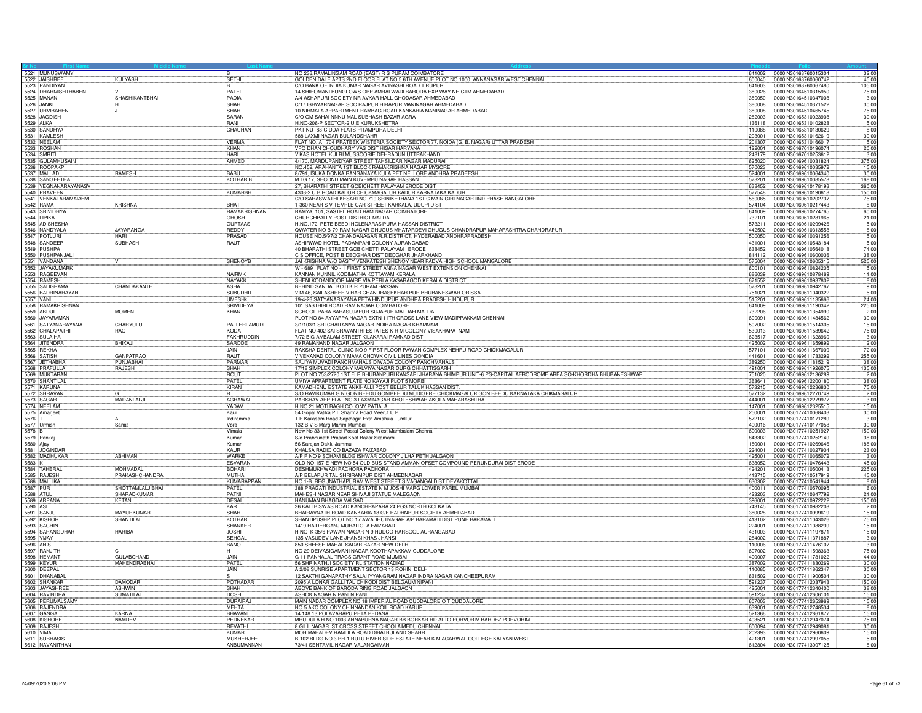| Sr No | First Name | Middle Name | Last Name | Address | Pincode | Folio | Amount |
|---|---|---|---|---|---|---|---|
| 5521 | MUNUSWAMY | | B | NO 236,RAMALINGAM ROAD (EAST) R S PURAM COIMBATORE | 641002 | 0000IN30163760015304 | 32.00 |
| 5522 | JAISHREE | KULYASH | SETHI | GOLDEN DALE APTS 2ND FLOOR FLAT NO 5 6TH AVENUE PLOT NO 1000 ANNANAGAR WEST CHENNAI | 600040 | 0000IN30163760060742 | 45.00 |
| 5523 | PANDIYAN | | B | C/O BANK OF INDIA KUMAR NAGAR AVINASHI ROAD TIRUPUR | 641603 | 0000IN30163760067480 | 105.00 |
| 5524 | DHARMISHTHABEN | V | PATEL | 14 SHIROMANI BUNGLOWS OPP AMRAI WADI BARODA EXP WAY NH CTM AHMEDABAD | 380026 | 0000IN30164510315950 | 75.00 |
| 5525 | MANAN | SHASHIKANTBHAI | PADIA | A/4 ASHAPURI SOCIETY NR AVKAR HALL GHODASAR AHMEDABAD | 380050 | 0000IN30164510347008 | 3.00 |
| 5526 | JANKI | H | SHAH | C/17 ISHWARNAGAR SOC RAJPUR HIRAPUR MANINAGAR AHMEDABAD | 380008 | 0000IN30164510371522 | 30.00 |
| 5527 | URVIBAHEN | J | SHAH | 10 NIRMALA APPARTMENT RAMBAG ROAD KANKARIA MANINAGAR AHMEDABAD | 380008 | 0000IN30164510465745 | 75.00 |
| 5528 | JAGDISH | | SARAN | C/O OM SAHAI NNNU MAL SUBHASH BAZAR AGRA | 282003 | 0000IN30165310023908 | 30.00 |
| 5529 | ALKA | | RANI | H.NO-206-P SECTOR-2 U.E KURUKSHETRA | 136118 | 0000IN30165310102828 | 15.00 |
| 5530 | SANDHYA | | CHAUHAN | PKT NU -88-C DDA FLATS PITAMPURA DELHI | 110088 | 0000IN30165310130629 | 8.00 |
| 5531 | KAMLESH | | | 588 LAXMI NAGAR BULANDSHAHR | 203001 | 0000IN30165310162619 | 30.00 |
| 5532 | NEELAM | | VERMA | FLAT NO. A 1704 PRATEEK WISTERIA SOCIETY SECTOR 77, NOIDA (G. B. NAGAR) UTTAR PRADESH | 201307 | 0000IN30165310166017 | 15.00 |
| 5533 | ROSHAN | | KHAN | VPO DHAN CHOUDHARY VAS DIST HISAR HARYANA | 122001 | 0000IN30167010196074 | 20.00 |
| 5534 | SMRITI | | HARI | VIKAS HOTEL KULRI MUSSOORIE DEHRADUN UTTRAKHAND | 248179 | 0000IN30167010253612 | 3.00 |
| 5535 | GULAMHUSAIN | | AHMED | 4/170, MARDUPANDYAR STREET TAHSILDAR NAGAR MADURAI | 625020 | 0000IN30169610031824 | 375.00 |
| 5536 | ROOPAKP | | | NO.452, ARAHANTA 1ST BLOCK RAMAKRISHNA NAGAR MYSORE | 570023 | 0000IN30169610035972 | 15.00 |
| 5537 | MALLADI | RAMESH | BABU | 8/791, ISUKA DONKA RANGANAYA KULA PET NELLORE ANDHRA PRADEESH | 524001 | 0000IN30169610064340 | 30.00 |
| 5538 | SANGEETHA | | KOTHARIB | M I G 17, SECOND MAIN KUVEMPU NAGAR HASSAN | 573201 | 0000IN30169610085578 | 168.00 |
| 5539 | YEGNANARAYANASV | | | 27, BHARATHI STREET GOBICHETTIPALAYAM ERODE DIST | 638452 | 0000IN30169610178193 | 360.00 |
| 5540 | PRAVEEN | | KUMARBH | 4303-2 U B ROAD KADUR CHICKMAGALUR KADUR KARNATAKA KADUR | 577548 | 0000IN30169610190618 | 150.00 |
| 5541 | VENKATARAMAIAHM | | | C/O SARASWATHI KESARI NO 719,SRINIKETHANA 1ST C MAIN,GIRI NAGAR IIND PHASE BANGALORE | 560085 | 0000IN30169610202737 | 75.00 |
| 5542 | RAMA | KRISHNA | BHAT | 1-360 NEAR S V TEMPLE CAR STREET KARKALA, UDUPI DIST | 574104 | 0000IN30169610217443 | 8.00 |
| 5543 | SRIVIDHYA | | RAMAKRISHNAN | RAMYA, 101, SASTRI ROAD RAM NAGAR COIMBATORE | 641009 | 0000IN30169610274765 | 60.00 |
| 5544 | LIPIKA | | GHOSH | CHURCHPALLY POST DISTRICT MALDA | 732101 | 0000IN30169610281965 | 21.00 |
| 5545 | ADISHESHA | | GUPTAAS | H.NO.172, PETE BEEDI HOLENARASIPURA HASSAN DISTRICT | 573211 | 0000IN30169610299426 | 15.00 |
| 5546 | NANDYALA | JAYARANGA | REDDY | QWATER NO B-79 RAM NAGAR GHUGUS MHATARDEVI GHUGUS CHANDRAPUR MAHARASHTRA CHANDRAPUR | 442502 | 0000IN30169610313558 | 8.00 |
| 5547 | POTLURI | HARI | PRASAD | HOUSE NO.5/97/2 CHANDANAGAR R.R.DISTRICT, HYDERABAD ANDHRAPRADESH | 500050 | 0000IN30169610391256 | 15.00 |
| 5548 | SANDEEP | SUBHASH | RAUT | ASHIRWAD HOTEL PADAMPANI COLONY AURANGABAD | 431001 | 0000IN30169610543184 | 15.00 |
| 5549 | PUSHPA | | | 40 BHARATHI STREET GOBICHETTI PALAYAM , ERODE | 638452 | 0000IN30169610564018 | 74.00 |
| 5550 | PUSHPANJALI | | | C S OFFICE, POST B DEOGHAR DIST DEOGHAR JHARKHAND | 814112 | 0000IN30169610600036 | 38.00 |
| 5551 | VANDANA | V | SHENOYB | JAI KRISHNA W/O BASTY VENKATESH SHENOY NEAR PADVA HIGH SCHOOL MANGALORE | 575004 | 0000IN30169610605315 | 525.00 |
| 5552 | JAYAKUMARK | | | W - 689 , FLAT NO - 1 FIRST STREET ANNA NAGAR WEST EXTENSION CHENNAI | 600101 | 0000IN30169610824205 | 15.00 |
| 5553 | RAGEEVAN | | NAIRMK | KANNAN KUNNIL KODIMATHA KOTTAYAM KERALA | 686039 | 0000IN30169610878469 | 11.00 |
| 5554 | RAMESH | | NAYAKK | SHENI KODANDOOR MAIRE VIA PERLA KASARAGOD KERALA DISTRICT | 671552 | 0000IN30169610937802 | 8.00 |
| 5555 | SALIGRAMA | CHANDAKANTH | ASHA | BEHIND SANDAL KOTI K.R.PURAM HASSAN | 573201 | 0000IN30169610942767 | 9.00 |
| 5556 | BADRINARAYAN | | SUBUDHIT | VIM 46, SAILASHREE VIHAR CHANDRASEKHAR PUR BHUBANESWAR ORISSA | 751021 | 0000IN30169611040322 | 5.00 |
| 5557 | VANI | | UMESHK | 19-4-26 SATYANARAYANA PETA HINDUPUR ANDHRA PRADESH HINDUPUR | 515201 | 0000IN30169611135666 | 24.00 |
| 5558 | RAMAKRISHNAN | | SRIVIDHYA | 101 SASTHIRI ROAD RAM NAGAR COIMBATORE | 641009 | 0000IN30169611190342 | 225.00 |
| 5559 | ABDUL | MOMEN | KHAN | SCHOOL PARA BARASUJAPUR SUJAPUR MALDAH MALDA | 732206 | 0000IN30169611354990 | 2.00 |
| 5560 | JAYARAMAN | | | PLOT NO 84 AYYAPPA NAGAR EXTN 11TH CROSS LANE VIEW MADIPPAKKAM CHENNAI | 600091 | 0000IN30169611484562 | 30.00 |
| 5561 | SATYANARAYANA | CHARYULU | PALLERLAMUDI | 3/1/103/1 SRI CHAITANYA NAGAR INDIRA NAGAR KHAMMAM | 507002 | 0000IN30169611514305 | 15.00 |
| 5562 | CHALAPATHI | RAO | KODA | FLAT NO 402 SAI SRAVANTHI ESTATES K R M COLONY VISAKHAPATNAM | 530013 | 0000IN30169611589642 | 75.00 |
| 5563 | SULAIHA | | FAKHRUDDIN | 7/72 BIG AMBALAM STREET KILAKARAI RAMNAD DIST | 623517 | 0000IN30169611628960 | 3.00 |
| 5564 | JITENDRA | BHIKAJI | SARODE | 49 RAMANAND NAGAR JALGAON | 425002 | 0000IN30169611659892 | 2.00 |
| 5565 | REKHA | | JAIN | RAKSHA DENTAL CLINIC NO 9 FIRST FLOOR PAWAN COMPLEX NEHRU ROAD CHICKMAGALUR | 577101 | 0000IN30169611667009 | 72.00 |
| 5566 | SATISH | GANPATRAO | RAUT | VIVEKANAD COLONY MAMA CHOWK CIVIL LINES GONDIA | 441601 | 0000IN30169611733292 | 255.00 |
| 5567 | JETHABHAI | PUNJABHAI | PARMAR | SALIYA MUVADI PANCHMAHALS DIWADA COLONY PANCHMAHALS | 389250 | 0000IN30169611815219 | 38.00 |
| 5568 | PRAFULLA | RAJESH | SHAH | 17/18 SIMPLEX COLONY MALVIYA NAGAR DURG CHHATTISGARH | 491001 | 0000IN30169611926075 | 135.00 |
| 5569 | MUKTARANI | | ROUT | PLOT NO 753/2720 1ST FLR BHUBANPURI KANSARI JHARANA BHIMPUR UNIT-6 PS-CAPITAL AERODROME AREA SO-KHORDHA BHUBANESHWAR | 751020 | 0000IN30169612136289 | 2.00 |
| 5570 | SHANTILAL | | PATEL | UMIYA APPARTMENT FLATE NO KAYAJI PLOT 5 MORBI | 363641 | 0000IN30169612200180 | 38.00 |
| 5571 | KARUNA | | KIRAN | KAMADHENU ESTATE ANKIHALLI POST BELUR TALUK HASSAN DIST. | 573215 | 0000IN30169612236830 | 75.00 |
| 5572 | SHRAVAN | G | R | S/O RAVIKUMAR G N GONIBEEDU GONIBEEDU MUDIGERE CHICKMAGALUR GONIBEEDU KARNATAKA CHIKMAGALUR | 577132 | 0000IN30169612270749 | 2.00 |
| 5573 | SAGAR | MADANLALJI | AGRAWAL | PARSHAV APP FLAT NO.3 LAXMINAGAR KHOLESHWAR AKOLA,MAHARASHTRA | 444001 | 0000IN30169612279977 | 3.00 |
| 5574 | NEELAM | | YADAV | H NO 21 MOTI BAGH COLONY PATIALA | 147001 | 0000IN30169612325515 | 15.00 |
| 5575 | Amarjeet | | Kaur | 54 Gopal Vatika P L Sharma Road Meerut U P | 250001 | 0000IN30177410068403 | 30.00 |
| 5576 | T | A | Indiramma | T P Kailasam Road Sapthagiri Extn Amshula Tumkur | 572102 | 0000IN30177410171289 | 3.00 |
| 5577 | Urmish | Sanat | Vora | 132 B V S Marg Mahim Mumbai | 400016 | 0000IN30177410177058 | 30.00 |
| 5578 | B | | Vimala | New No 33 1st Street Postal Colony West Mambalam Chennai | 600003 | 0000IN30177410251927 | 150.00 |
| 5579 | Pankaj | | Kumar | S/o Prabhunath Prasad Koat Bazar Sitamarhi | 843302 | 0000IN30177410252149 | 38.00 |
| 5580 | Ajay | | Kumar | 56 Sarajan Dakki Jammu | 180001 | 0000IN30177410269646 | 188.00 |
| 5581 | JOGINDAR | | KAUR | KHALSA RADIO CO BAZAR FAIZABAD | 224001 | 0000IN30177410327904 | 23.00 |
| 5582 | MADHUKAR | ABHIMAN | WARKE | A/P P NO 9 SOHAM BLDG ISHWAR COLONY JILHA PETH JALGAON | 425001 | 0000IN30177410365072 | 3.00 |
| 5583 | K | | ESVARAN | OLD NO 157-E NEW NO 54 OLD BUS STAND AMMAN OFSET COMPOUND PERUNDURAI DIST ERODE | 638052 | 0000IN30177410476443 | 45.00 |
| 5584 | TAHERALI | MOHMADALI | BOHARI | DESHMUKHWADI PACHORA PACHORA | 424201 | 0000IN30177410500413 | 225.00 |
| 5585 | RAJESH | PRAKASHCHANDRA | MUTHA | A/P BELAPUR TAL SHRIRAMPUR DIST AHMEDNAGAR | 413715 | 0000IN30177410517919 | 45.00 |
| 5586 | MALLIKA | | KUMARAPPAN | NO 1-B REGUNATHAPURAM WEST STREET SIVAGANGAI DIST DEVAKOTTAI | 630302 | 0000IN30177410541944 | 8.00 |
| 5587 | PUR | SHOTTAMLALJIBHAI | PATEL | 388 PRAGATI INDUSTRIAL ESTATE N M JOSHI MARG LOWER PAREL MUMBAI | 400011 | 0000IN30177410570095 | 6.00 |
| 5588 | ATUL | SHARADKUMAR | PATNI | MAHESH NAGAR NEAR SHIVAJI STATUE MALEGAON | 423203 | 0000IN30177410647792 | 21.00 |
| 5589 | ARPANA | KETAN | DESAI | HANUMAN BHAGDA VALSAD | 396001 | 0000IN30177410972222 | 150.00 |
| 5590 | ASIT | | KAR | 36 KALI BISWAS ROAD KANCHRAPARA 24 PGS NORTH KOLKATA | 743145 | 0000IN30177410982208 | 2.00 |
| 5591 | SANJU | MAYURKUMAR | SHAH | BHAIRAVNATH ROAD KANKARIA 18 G/F RADHNPUR SOCIETY AHMEDABAD | 380028 | 0000IN30177410999619 | 15.00 |
| 5592 | KISHOR | SHANTILAL | KOTHARI | SHANTIPUSHP PLOT NO 17 AWADHUTNAGAR A/P BARAMATI DIST PUNE BARAMATI | 413102 | 0000IN30177411043026 | 75.00 |
| 5593 | SACHIN | | SHANKER | 1419 HAIDERGANJ MURAITOLA FAIZABAD | 224001 | 0000IN30177411088239 | 15.00 |
| 5594 | SARANGDHAR | HARIBA | JOSHI | H NO K-35/6 PAWAN NAGAR N-9 HUDCO HARSOOL AURANGABAD | 431003 | 0000IN30177411197871 | 15.00 |
| 5595 | VIJAY | | SEHGAL | 135 VASUDEV LANE JHANSI KHAS JHANSI | 284002 | 0000IN30177411371887 | 3.00 |
| 5596 | ANIS | | BANO | 850 SHEESH MAHAL SADAR BAZAR NEW DELHI | 110006 | 0000IN30177411476107 | 3.00 |
| 5597 | RANJITH | C | H | NO 29 DEIVASIGAMANI NAGAR KOOTHAPAKKAM CUDDALORE | 607002 | 0000IN30177411598363 | 75.00 |
| 5598 | HEMANT | GULABCHAND | JAIN | G 11 PANNALAL TRACS GRANT ROAD MUMBAI | 400007 | 0000IN30177411781022 | 44.00 |
| 5599 | KEYUR | MAHENDRABHAI | PATEL | 56 SHRINATHJI SOCIETY RL STATION NADIAD | 387002 | 0000IN30177411830269 | 30.00 |
| 5600 | DEEPALI | | JAIN | A 2/08 SUNRISE APARTMENT SECTOR 13 ROHINI DELHI | 110085 | 0000IN30177411862347 | 30.00 |
| 5601 | DHANABAL | | S | 12 SAKTHI GANAPATHY SALAI IYYANGRAM NAGAR INDRA NAGAR KANCHEEPURAM | 631502 | 0000IN30177411900504 | 30.00 |
| 5602 | SHANKAR | DAMODAR | POTHADAR | 2095 A LONAR GALLI TAL CHIKODI DIST BELGAUM NIPANI | 591237 | 0000IN30177412037943 | 150.00 |
| 5603 | JAYASHREE | ASHWIN | SHAH | ABOVE BANK OF BARODA RING ROAD JALGAON | 425001 | 0000IN30177412340400 | 38.00 |
| 5604 | RAVINDRA | SUMATILAL | DOSHI | ASHOK NAGAR NIPANI NIPANI | 591237 | 0000IN30177412606101 | 15.00 |
| 5605 | PERUMALSAMY | | DURAIRAJ | MAIN NADAR COMPLEX NO 18 IMPERIAL ROAD CUDDALORE O T CUDDALORE | 607003 | 0000IN30177412653969 | 15.00 |
| 5606 | RAJENDRA | | MEHTA | NO 5 AKC COLONY CHINNANDAN KOIL ROAD KARUR | 639001 | 0000IN30177412748534 | 8.00 |
| 5607 | GANGA | KARNA | BHAVANI | 14 148 13 POLAVARAPU PETA PEDANA | 521366 | 0000IN30177412861877 | 15.00 |
| 5608 | KISHORE | NAMDEV | PEDNEKAR | MRUDULA H NO 1003 ANNAPURNA NAGAR BB BORKAR RD ALTO PORVORIM BARDEZ PORVORIM | 403521 | 0000IN30177412947074 | 75.00 |
| 5609 | RAJESH | | REVATHI | 8 GILL NAGAR IST CROSS STREET CHOOLAIMEDU CHENNAI | 600094 | 0000IN30177412949081 | 30.00 |
| 5610 | VIMAL | | KUMAR | MOH MAHADEV RAMLILA ROAD DIBAI BULAND SHAHR | 202393 | 0000IN30177412960609 | 15.00 |
| 5611 | SUBHASIS | | MUKHERJEE | B-102 BLDG NO 3 PH-1 RUTU RIVER SIDE ESTATE NEAR K M AGARWAL COLLEGE KALYAN WEST | 421301 | 0000IN30177412997055 | 5.00 |
| 5612 | NAVANITHAN | | ANBUMANNAN | 73/41 SENTAMIL NAGAR VALANGAIMAN | 612804 | 0000IN30177413007125 | 8.00 |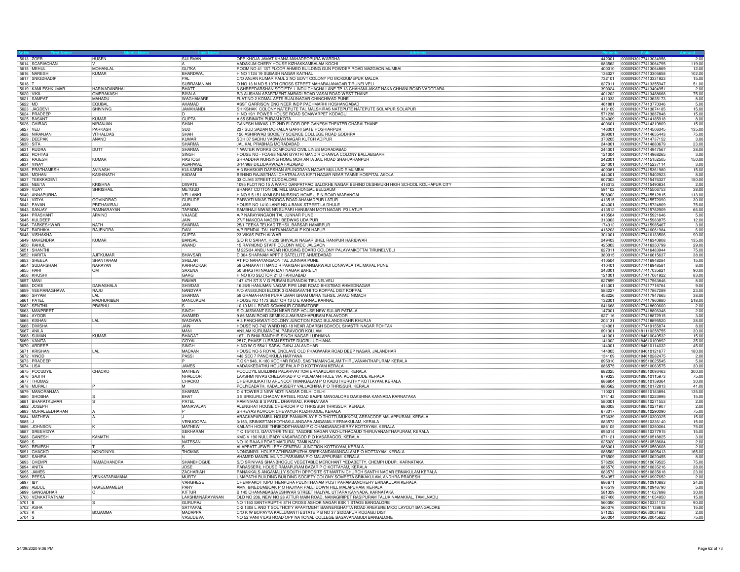| Sr No | First Name | Middle Name | Last Name | Address | Pincode | Folio | Amount |
|---|---|---|---|---|---|---|---|
| 5613 | ZOEB | HUSEN | SULEMAN | OPP KHOJA JAMAT KHANA MAHADEOPURA WARDHA | 442001 | 0000IN30177413034956 | 2.00 |
| 5614 | SCARIACHAN | V | A | VADAKUM CHERY HOUSE KIZHAKKAMBALAM KOCHI | 683562 | 0000IN30177413064795 | 119.00 |
| 5615 | MEHUL | MOHANLAL | GUTKA | ROOM NO 41 1ST FLOOR AHMED BUILDING GUN POWDER ROAD MAZGAON MUMBAI | 400010 | 0000IN30177413064869 | 12.00 |
| 5616 | NARESH | KUMAR | BHARDWAJ | H NO 1124 19 SUBASH NAGAR KAITHAL | 136027 | 0000IN30177413305858 | 102.00 |
| 5617 | SNIGDHADIP | | PAL | C/O ANJAN KUMAR PAUL 2 NO GOVT COLONY PO MOKDUMEPUR MALDA | 732101 | 0000IN30177413331923 | 15.00 |
| 5618 | T | | SUBRAMANIAN | O NO 13 N NO 5 19TH CROSS STREET MAHARAJANAGAR TIRUNELVELI | 627011 | 0000IN30177413355947 | 51.00 |
| 5619 | KAMLESHKUMAR | HARIVADANBHAI | BHATT | 6 SHREEDARSHAN SOCIETY-1 INDU CHACHA LANE TP 13 CHAHANI JAKAT NAKA CHHANI ROAD VADODARA | 390024 | 0000IN30177413404951 | 2.00 |
| 5620 | VIKIL | OMPRAKASH | BIYALA | B/3 ALISHAN APARTMENT AMBADI ROAD VASAI ROAD WEST THANE | 401202 | 0000IN30177413488668 | 75.00 |
| 5621 | SAMPAT | MAHADU | WAGHAMARE | FLAT NO 2 KOMAL APTS BIJALINAGAR CHINCHWAD PUNE | 411033 | 0000IN30177413635173 | 8.00 |
| 5622 | MD | EQUBAL | AHAMAD | ASST GARRISON ENGINEER INDP PACHMARHI HOSHANGABAD | 461881 | 0000IN30177413770346 | 5.00 |
| 5623 | JAGDEVI | SHIVNING | JAMKHANDI | SHIKSHAK COLONY NATEPUTE TAL MALSHIRAS NATEPUTE NATEPUTE SOLAPUR SOLAPUR | 413109 | 0000IN30177413874185 | 15.00 |
| 5624 | PRADEEP | | D | H NO 19/1 POWER HOUSE ROAD SOMWARPET KODAGU | 571236 | 0000IN30177413887848 | 15.00 |
| 5625 | BASANT | KUMAR | GUPTA | A 65 SRINATH PURAM KOTA | 324009 | 0000IN30177414185918 | 8.00 |
| 5626 | CHIRAG | NIRANJAN | SHAH | GANESH NIWAS-1/D 2ND FLOOR OPP GANESH THEATER CHARAI THANE | 400601 | 0000IN30177414319809 | 15.00 |
| 5627 | VED | PARKASH | SUD | 237 SUD SADAN MOHALLA GARHI GATE HOSHIARPUR | 146001 | 0000IN30177414506345 | 135.00 |
| 5628 | NIRANJAN | VITHALDAS | SHAH | 120 ASHIRWAD SOCIETY SCIENCE COLLEGE ROAD GODHRA | 389001 | 0000IN30177414655443 | 75.00 |
| 5629 | DEEPAK | ANAND | KUMAR | SDH 07 SADHU VASWANI NAGAR KUTCH ADIPUR | 370205 | 0000IN30177414737152 | 3.00 |
| 5630 | SITA | | SHARMA | JAL KAL PRABHAG MORADABAD | 244001 | 0000IN30177414880679 | 23.00 |
| 5631 | RUDRA | DUTT | SHARMA | 1 WATER WORKS COMPOUND CIVIL LINES MORADABAD | 244001 | 0000IN30177414947567 | 38.00 |
| 5632 | ROHTAS | | SINGH | HOUSE NO - FCA-88 NEAR GYATRI MANDIR CHAWLA COLONY BALLABGARH | 121004 | 0000IN30177414968265 | 3.00 |
| 5633 | RAJESH | KUMAR | RASTOGI | SHRADDHA NURSING HOME MOH ANTA JAIL ROAD SHAHJAHANPUR | 242001 | 0000IN30177415152505 | 150.00 |
| 5634 | VINAY | | AGARWAL | 3/14/968 DILLIDARWAZA FAIZABAD | 224001 | 0000IN30177415237114 | 3.00 |
| 5635 | PRATHAMESH | AVINASH | KULKARNI | A-3 BHASKAR DARSHAN ARUNODAYA NAGAR MULUND E MUMBAI | 400081 | 0000IN30177415361980 | 15.00 |
| 5636 | MOHAN | KASHINATH | KADAM | BEHIND RAJASTHANI CHATRALAYA KIRTI NAGAR NEAR TAMNE HOSPITAL AKOLA | 444001 | 0000IN30177415402923 | 8.00 |
| 5637 | TEEKKADEVI | | | 33 CLIVE STREET CUDDALORE | 607003 | 0000IN30177415476327 | 150.00 |
| 5638 | NEETA | KRISHNA | DIWATE | 1095 PLOT NO 15 A WARD GANPATRAO SALOKHE NAGAR BEHIND DESHMUKH HIGH SCHOOL KOLHAPUR CITY | 416012 | 0000IN30177415490834 | 2.00 |
| 5639 | VIJAY | SHRISHAIL | METGUD | BHARAT COTTON OIL MILL BAILHONGAL BELGAUM | 591102 | 0000IN30177415506753 | 38.00 |
| 5640 | ANNAPURNA | | VELLANKI | H NO 9 5 15 LAXMI SRI NURSING HOME J P N ROAD WARANGAL | 506002 | 0000IN30177415512815 | 113.00 |
| 5641 | VIDYA | GOVINDRAO | GURUDE | PARVATI NIVAS THODGA ROAD AHAMADPUR LATUR | 413515 | 0000IN30177415572090 | 30.00 |
| 5642 | PAVAN | PRITHAVIRAJ | JAIN | HOUSE NO 1410 LANE NO 4 BANK STREET LA DHULE | 424001 | 0000IN30177415724809 | 75.00 |
| 5643 | SANJAY | RAMNARAYAN | TAPADIA | SAMBHAJI NIWAS NR SUPARI HANUMAN MOTI NAGAR P3 LATUR | 413512 | 0000IN30177415782909 | 66.00 |
| 5644 | PRASHANT | ARVIND | VAJAGE | A/P NARAYANGAON TAL JUNNAR PUNE | 410504 | 0000IN30177415921646 | 5.00 |
| 5645 | KULDEEP | | JAIN | 27/F NAKODA NAGER I BEDWAS UDAIPUR | 313003 | 0000IN30177415983875 | 12.00 |
| 5646 | TARKESHWAR | NATH | SHARMA | 25/1 TEEKA TELKAD TEHSIL BARSAR HAMIRPUR | 174312 | 0000IN30177415985467 | 3.00 |
| 5647 | RADHIKA | RAJENDRA | DAIV | A/P RENDAL TAL HATKANANGALE KOLHAPUR | 416203 | 0000IN30177416061984 | 6.00 |
| 5648 | VISHAKHA | | GUPTA | 23 VIKAS PATH ALWAR | 301001 | 0000IN30177416133506 | 90.00 |
| 5649 | MAHENDRA | KUMAR | BANSAL | S/O R C SAHAY, H 202 SHIVALIK NAGAR BHEL RANIPUR HARIDWAR | 249403 | 0000IN30177416340808 | 135.00 |
| 5650 | RAHUL | | ANAND | 15 RAYMOND STAFF COLONY MIDC JALGAON | 425003 | 0000IN30177416350799 | 29.00 |
| 5651 | SHANTHI | | | M 225/34 ANBU NAGAR HOUSING BOARD COLONY PALAYAMKOTTAI TIRUNELVELI | 627011 | 0000IN30177416483944 | 75.00 |
| 5652 | HARITA | AJITKUMAR | BHAVSAR | D 304 SHARNAM APPT 3 SATELLITE AHMEDABAD | 380015 | 0000IN30177416615637 | 38.00 |
| 5653 | SHEELA | SHANTARAM | SHELAR | AT PO NARAYANGAON TAL JUNNAR PUNE | 410504 | 0000IN30177416948284 | 15.00 |
| 5654 | SUDARSHAN | NARAYAN | KARHADKAR | 59 GANAPATTI MANDIR PARISAR BHANGARWADI LONAVALA TAL MAVAL PUNE | 410401 | 0000IN30177416948581 | 8.00 |
| 5655 | HARI | OM | SAXENA | 50 SHASTRI NAGAR IZAT NAGAR BAREILY | 243001 | 0000IN30177417035621 | 90.00 |
| 5656 | KHUSHI | | GARG | H NO 970 SECTOR 21 D FARIDABAD | 121001 | 0000IN30177417061922 | 83.00 |
| 5657 | MANI | | RAMAR | 147 4TH ST S V G PURAM SURANDAI TIRUNELVELI | 627859 | 0000IN30177417563846 | 8.00 |
| 5658 | DOKE | DAIVASHALA | SHIVDAS | 16 26/5 HANUMAN NAGAR PIPE LINE ROAD BHISTBAG AHMEDNAGAR | 414001 | 0000IN30177417718764 | 9.00 |
| 5659 | VEERARAGHAVA | RAJU | NANDYAR | P/O ANEGUNDI BLOCK 3 GANGAVATHI TQ KOPPAL DIST KOPPAL | 583227 | 0000IN30177417867289 | 23.00 |
| 5660 | SHYAM | LAL | SHARMA | 59 GRAMA-HATHI PURA UMAR GRAM UMRA TEHSIL JAVAD NIMACH | 458226 | 0000IN30177417947665 | 38.00 |
| 5661 | PATEL | MADHURIBEN | MANOJKUM | HOUSE NO 1173 SECTOR 13 U E KARNAL KARNAL | 132001 | 0000IN30177417960880 | 518.00 |
| 5662 | SENTHIL | PRABHU | S | 10 10 MILL ROAD SOMANUR COIMBATORE | 641668 | 0000IN30177418600600 | 2.00 |
| 5663 | MANPREET | | SINGH | S O JASWANT SINGH NEAR DSP HOUSE NEW SULAR PATIALA | 147001 | 0000IN30177418806348 | 2.00 |
| 5664 | AYOOB | | AHAMED | 9 86 MAIN ROAD SEMBIKULAM RADHAPURAM PALAVOOR | 627116 | 0000IN30177418872915 | 3.00 |
| 5665 | KISHAN | LAL | WADHWA | A 3 PANCHAWATI COLONY JUNCTION ROAD BULANDSHAHR KHURJA | 203131 | 0000IN30177418895520 | 38.00 |
| 5666 | DIVISHA | | JAIN | HOUSE NO-742 WARD NO-18 NEAR ADARSH SCHOOL SHASTRI NAGAR ROHTAK | 124001 | 0000IN30177419155874 | 8.00 |
| 5667 | ANILA | | MANI | ANILAM KURUMANDAL PARAVOOR KOLLAM | 691301 | 0000IN30181110258755 | 30.00 |
| 5668 | SUMAN | KUMAR | BHAGAT | 167 - D BHAI RANDHIR SINGH NAGAR LUDHIANA | 141001 | 0000IN30184610049532 | 15.00 |
| 5669 | VANITA | | GOYAL | 2517, PHASE I URBAN ESTATE DUGRI LUDHIANA | 141002 | 0000IN30184610109892 | 35.00 |
| 5670 | ARDEEP | | SINGH | H.NO W.G 554/1 SARAJ GANJ JALANDHAR | 144001 | 0000IN30184610114032 | 45.00 |
| 5671 | KRISHAN | LAL | MADAAN | HOUSE NO-5 ROYAL ENCLAVE OLD PHAGWARA ROAD DEEP NAGAR, JALANDHAR | 144005 | 0000IN30184610121677 | 180.00 |
| 5672 | VINOD | | PASSI | 448 SEC 7 PANCHKULA HARYANA | 134109 | 0000IN30184610282475 | 2.00 |
| 5673 | PRADEEP | | P | T.C 9/1948, K-180 KOCHAR ROAD, SASTHAMANGALAM THIRUVANANTHAPURAM KERALA | 695010 | 0000IN30189510025545 | 5.00 |
| 5674 | LISA | | JAMES | VADAKKEDATHU HOUSE PALA P O KOTTAYAM KERALA | 686575 | 0000IN30189510063575 | 30.00 |
| 5675 | POCUDYIL | CHACKO | MATHEW | POCUDYIL BUILDING PALARIVATTOM ERNAKULAM KOCHI, KERALA | 682025 | 0000IN30189510093463 | 300.00 |
| 5676 | SAJITH | | NHALOOR | LAKSHMI NIVAS CHELAKKAD P O PULAMANTHOLE VIA, KOZHIKODE KERALA | 679323 | 0000IN30189510115973 | 75.00 |
| 5677 | THOMAS | | CHACKO | CHERUKILIKATTU ARUNOOTTIMANGALAM P O KADUTHURUTHY KOTTAYAM, KERALA | 686604 | 0000IN30189510159364 | 30.00 |
| 5678 | MURALI | P | M | POLIYEADATH, KADALASSERY VALLACHIRA P O THRISSUR, KERALA | 680562 | 0000IN30189510172813 | 41.00 |
| 5679 | MANORANJAN | | SHARMA | D 4 TOWER 2 NEW MOTI NAGAR DELHI DELHI | 110021 | 0000IN30189510183894 | 135.00 |
| 5680 | SHOBHA | S | BHAT | 3 5 SRIGURU CHADAV KATEEL ROAD BAJPE MANGALORE DAKSHINA KANNADA KARNATAKA | 574142 | 0000IN30189510223995 | 15.00 |
| 5681 | BHARATKUMAR | S | PATEL | RAM NIVAS B S PATEL DHARWAD, KARNATAKA | 580001 | 0000IN30189510271553 | 2.00 |
| 5682 | JOSEPH | | MANAVALAN | ALENGHAT HOUSE CHEROOR P O THRISSUR THRISSUR, KERALA | 680008 | 0000IN30189510271907 | 2.00 |
| 5683 | MURALEEDHARAN | A | P | SHREYAS KOVOOR CHEVAYUR KOZHIKODE, KERALA | 673017 | 0000IN30189510290090 | 75.00 |
| 5684 | MATHEW | A | J | ARACKAPARAMBIL HOUSE PANAMPLAY P O THOTTUMUKKOM, AREACODE MALAPPURAM, KERALA | 673639 | 0000IN30189510300325 | 15.00 |
| 5685 | J | | VENUGOPAL | 3/153, SRINIKETAN KOTHAKULANGARA ANGAMALY ERNAKULAM, KERALA | 683572 | 0000IN30189510336140 | 15.00 |
| 5686 | JOHNSON | K | MATHEW | KAILATH HOUSE THRIKODITHANAM P O CHANGANACHERRY KOTTAYAM, KERALA | 686105 | 0000IN30189510350064 | 75.00 |
| 5687 | SREEVIDYA | | SEKHARAN | T C 15/1013, GAYATHRI TN E2, TAGORE NAGAR VAZHUTHACAUD THIRUVANANTHAPURAM, KERALA | 695014 | 0000IN30189510377915 | 15.00 |
| 5688 | GANESH | KAMATH | N | KMC V 190 NULLIPADY KASARAGOD P O KASARAGOD, KERALA | 671121 | 0000IN30189510518825 | 3.00 |
| 5689 | S | | NATESAN | NO 10 RAJAJI ROAD MADURAI, TAMILNADU | 625020 | 0000IN30189510538684 | 2.00 |
| 5690 | REMESH | T | S | ALAPPATT JEWELLERY CENTRAL JUNCTION KOTTAYAM, KERALA | 686001 | 0000IN30189510560608 | 2.00 |
| 5691 | CHACKO | NONGINIYIL | THOMAS | NONGINIYIL HOUSE ATHIRAMPUZHA SREEKANDAMANGALAM P O KOTTAYAM, KERALA | 686562 | 0000IN30189510605413 | 165.00 |
| 5692 | SAHIRA | | | AHAMED MANZIL MUNDUPARAMBA P O MALAPPURAM, KERALA | 676509 | 0000IN30189510620455 | 8.00 |
| 5693 | CHEMPI | RAMACHANDRA | SHANBHOGUE | S/O SRINIVAS SHANBHOGUE VEGETABLE MERCHANT YEDABETTY, CHEMPI UDUPI, KARNATAKA | 576226 | 0000IN30189510679525 | 75.00 |
| 5694 | ANITA | | JOSE | PARASSERIL HOUSE RAMAPURAM BAZAR P O KOTTAYAM, KERALA | 686576 | 0000IN30189510835216 | 38.00 |
| 5695 | JAMES | | ZACHARIAH | PANAKKALS ANGAMALLY SOUTH OPPOSITE ST MARTIN CHURCH SANTHI NAGAR ERNAKULAM KERALA | 683573 | 0000IN30189510835618 | 23.00 |
| 5696 | PEESA | VENKATARAMANA | MURTY | UMAPATHI BUILDING BUILDING SOCIETY COLONY SOMPETA SRIKAKULAM, ANDHRA PRADESH | 534357 | 0000IN30189510907652 | 2.00 |
| 5697 | IBY | | VARGHESE | CHEMPAKOTTUPUTHENPURA PULINTHANAM POST PARAMBANCHERY ERNAKULAM KERALA | 686671 | 0000IN30189510910883 | 24.00 |
| 5698 | ABDUL | HAKEEMAMEER | PARY | AMN, 6/NEDUMBOAK P O HAJIYAR PALLI DOWN HILL MALAPURAM, KERALA | 676519 | 0000IN30189510946790 | 5.00 |
| 5699 | GANGADHAR | C | KITTUR | B 145 CHANNABASAVESHWAR STREET HALIYAL UTTARA KANNADA, KARNATAKA | 581329 | 0000IN30189511027698 | 30.00 |
| 5700 | VENKATRATNAM | | LAKSHMINARAYANAN | OLD NO 206, NEW NO 28 ATTUR MAIN ROAD, NAMAGIRIPET RASIPURAM TALUK NAMAKKAL, TAMILNADU | 637406 | 0000IN30189511054950 | 15.00 |
| 5701 | B | S | GURURAJ | NO 1150 SANTHRUPTHI 8TH CROSS ASHOK NAGAR BSK 1 STAGE BANGALORE | 560050 | 0000IN30192610331102 | 90.00 |
| 5702 | ASHA | | SATYAPAL | C-2 1308 L AND T SOUTHCITY APARTMENT BANNERGHATTA ROAD AREKERE MICO LAYOUT BANGALORE | 560076 | 0000IN30192611138618 | 15.00 |
| 5703 | K | BOJAMMA | MADAPPA | C/O K W BOPAYYA KALLUMANTI ESTATE P B NO 37 SIDDAPUR KODAGU DIST | 571253 | 0000IN30192630031983 | 2.00 |
| 5704 | S | | VASUDEVA | NO 52 VANI VILAS ROAD OPP NATIONAL COLLEGE BASAVANAGUDI BANGALORE | 560004 | 0000IN30192630045622 | 75.00 |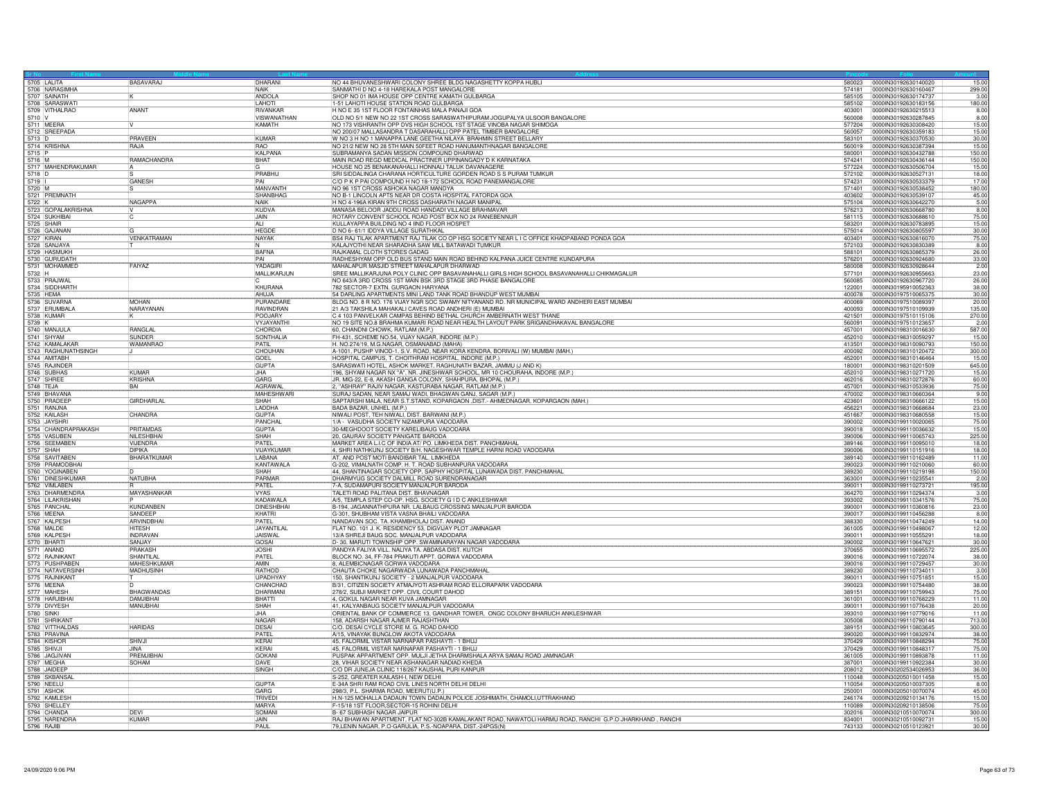| Sr No | First Name | Middle Name | Last Name | Address | Pincode | Folio | Amount |
|---|---|---|---|---|---|---|---|
| 5705 | LALITA | BASAVARAJ | DHARANI | NO 44 BHUVANESHWARI COLONY SHREE BLDG NAGASHETTY KOPPA HUBLI | 580023 | 0000IN30192630140020 | 15.00 |
| 5706 | NARASIMHA | | NAIK | SANMATHI D NO 4-18 HAREKALA POST MANGALORE | 574181 | 0000IN30192630160467 | 299.00 |
| 5707 | SAINATH | K | ANDOLA | SHOP NO 01 IMA HOUSE OPP CENTRE KAMATH GULBARGA | 585105 | 0000IN30192630174737 | 3.00 |
| 5708 | SARASWATI | | LAHOTI | 1-51 LAHOTI HOUSE STATION ROAD GULBARGA | 585102 | 0000IN30192630183156 | 180.00 |
| 5709 | VITHALRAO | ANANT | RIVANKAR | H NO E 35 1ST FLOOR FONTAINHAS MALA PANAJI GOA | 403001 | 0000IN30192630215513 | 8.00 |
| 5710 | V | | VISWANATHAN | OLD NO 5/1 NEW NO 22 1ST CROSS SARASWATHIPURAM JOGUPALYA ULSOOR BANGALORE | 560008 | 0000IN30192630287845 | 8.00 |
| 5711 | MEERA | V | KAMATH | NO 173 VISHRANTH OPP DVS HIGH SCHOOL 1ST STAGE VINOBA NAGAR SHIMOGA | 577204 | 0000IN30192630308420 | 15.00 |
| 5712 | SREEPADA | | | NO 200/07 MALLASANDRA T DASARAHALLI OPP PATEL TIMBER BANGALORE | 560057 | 0000IN30192630359183 | 15.00 |
| 5713 | D | PRAVEEN | KUMAR | W NO 3 H NO 1 MANAPPA LANE GEETHA NILAYA BRAHMIN STREET BELLARY | 583101 | 0000IN30192630370530 | 30.00 |
| 5714 | KRISHNA | RAJA | RAO | NO 21/2 NEW NO 28 5TH MAIN 50FEET ROAD HANUMANTHNAGAR BANGALORE | 560019 | 0000IN30192630387394 | 15.00 |
| 5715 | P | | KALPANA | SUBRAMANYA SADAN MISSION COMPOUND DHARWAD | 580001 | 0000IN30192630432788 | 150.00 |
| 5716 | M | RAMACHANDRA | BHAT | MAIN ROAD REGD MEDICAL PRACTINER UPPINANGADY D K KARNATAKA | 574241 | 0000IN30192630436144 | 150.00 |
| 5717 | MAHENDRAKUMAR | A | G | HOUSE NO 25 BENAKANAHALLI HONNALI TALUK DAVANAGERE | 577224 | 0000IN30192630506704 | 15.00 |
| 5718 | D | S | PRABHU | SRI SIDDALINGA CHARANA HORTICULTURE GORDEN ROAD S S PURAM TUMKUR | 572102 | 0000IN30192630527131 | 18.00 |
| 5719 | I | GANESH | PAI | C/O P K P PAI COMPOUND H NO 18-172 SCHOOL ROAD PANEMANGALORE | 574231 | 0000IN30192630533379 | 17.00 |
| 5720 | M | S | MANVANTH | NO 96 1ST CROSS ASHOKA NAGAR MANDYA | 571401 | 0000IN30192630538452 | 180.00 |
| 5721 | PREMNATH | | SHANBHAG | NO B-1 LINCOLN APTS NEAR DR COSTA HOSPITAL FATORDA GOA | 403602 | 0000IN30192630539107 | 45.00 |
| 5722 | K | NAGAPPA | NAIK | H NO 4-196A KIRAN 9TH CROSS DASHARATH NAGAR MANIPAL | 575104 | 0000IN30192630642270 | 5.00 |
| 5723 | GOPALAKRISHNA | V | KUDVA | MANASA BELOOR JADDU ROAD HANDADI VILLAGE BRAHMAVAR | 576213 | 0000IN30192630668780 | 8.00 |
| 5724 | SUKHIBAI | C | JAIN | ROTARY CONVENT SCHOOL ROAD POST BOX NO 24 RANEBENNUR | 581115 | 0000IN30192630688610 | 75.00 |
| 5725 | SHAIR | | ALI | KULLAYAPPA BUILDING NO 4 IIND FLOOR HOSPET | 583201 | 0000IN30192630783895 | 15.00 |
| 5726 | GAJANAN | G | HEGDE | D NO 6- 61/1 IDDYA VILLAGE SURATHKAL | 575014 | 0000IN30192630805597 | 30.00 |
| 5727 | KIRAN | VENKATRAMAN | NAYAK | BS4 RAJ TILAK APARTMENT RAJ TILAK CO OP HSG SOCIETY NEAR L I C OFFICE KHADPABAND PONDA GOA | 403401 | 0000IN30192630816070 | 75.00 |
| 5728 | SANJAYA | T | N | KALAJYOTHI NEAR SHARADHA SAW MILL BATAWADI TUMKUR | 572103 | 0000IN30192630830389 | 8.00 |
| 5729 | HASMUKH | | BAFNA | RAJKAMAL CLOTH STORES GADAG | 582101 | 0000IN30192630865379 | 26.00 |
| 5730 | GURUDATH | | PAI | RADHESHYAM OPP OLD BUS STAND MAIN ROAD BEHIND KALPANA JUICE CENTRE KUNDAPURA | 576201 | 0000IN30192630924680 | 33.00 |
| 5731 | MOHAMMED | FAIYAZ | YADAGIRI | MAHALAPUR MASJID STREET MAHALAPUR DHARWAD | 580008 | 0000IN30192630928644 | 2.00 |
| 5732 | H | | MALLIKARJUN | SREE MALLIKARJUNA POLY CLINIC OPP BASAVANAHALLI GIRLS HIGH SCHOOL BASAVANAHALLI CHIKMAGALUR | 577101 | 0000IN30192630955663 | 23.00 |
| 5733 | PRAJWAL | | C | NO 643/A 3RD CROSS 1ST MAIN BSK 3RD STAGE 3RD PHASE BANGALORE | 560085 | 0000IN30192630967720 | 26.00 |
| 5734 | SIDDHARTH | | KHURANA | 782 SECTOR-7 EXTN. GURGAON HARYANA | 122001 | 0000IN30195910052363 | 38.00 |
| 5735 | HEMA | | AHUJA | 54 DARLING APARTMENTS MINI LAND TANK ROAD BHANDUP WEST MUMBAI | 400078 | 0000IN30197510065375 | 30.00 |
| 5736 | SUVARNA | MOHAN | PURANDARE | BLDG NO. 8 R NO. 176 VIJAY NGR SOC SWAMY NITYANAND RD. NR MUNICIPAL WARD ANDHERI EAST MUMBAI | 400069 | 0000IN30197510089397 | 20.00 |
| 5737 | ERUMBALA | NARAYANAN | RAVINDRAN | 21 A/3 TAKSHILA MAHAKALI CAVES ROAD ANDHERI (E) MUMBAI | 400093 | 0000IN30197510109939 | 135.00 |
| 5738 | KUMAR | K | POOJARY | C 4 103 PANVELKAR CAMPAS BEHIND BETHAL CHURCH AMBERNATH WEST THANE | 421501 | 0000IN30197510115106 | 270.00 |
| 5739 | K | | VYJAYANTHI | NO 19 SITE NO.8 BRAHMA KUMARI ROAD NEAR HEALTH LAYOUT PARK SRIGANDHAKAVAL BANGALORE | 560091 | 0000IN30197510123657 | 2.00 |
| 5740 | MANJULA | RANGLAL | CHORDIA | 60, CHANDNI CHOWK, RATLAM (M.P.) | 457001 | 0000IN30198310016630 | 587.00 |
| 5741 | SHYAM | SUNDER | SONTHALIA | FH-431, SCHEME NO.54, VIJAY NAGAR, INDORE (M.P.) | 452010 | 0000IN30198310059297 | 15.00 |
| 5742 | KAMALAKAR | WAMANRAO | PATIL | H. NO.274/19, M.G.NAGAR, OSMANABAD (MAHA) | 413501 | 0000IN30198310090793 | 150.00 |
| 5743 | RAGHUNATHSINGH | J | CHOUHAN | A-1001, PUSHP VINOD-1, S.V. ROAD, NEAR KORA KENDRA, BORIVALI (W) MUMBAI (MAH.) | 400092 | 0000IN30198310120472 | 300.00 |
| 5744 | AMITABH | | GOEL | HOSPITAL CAMPUS, T. CHOITHRAM HOSPITAL, INDORE (M.P.) | 452001 | 0000IN30198310146464 | 15.00 |
| 5745 | RAJINDER | | GUPTA | SARASWATI HOTEL, ASHOK MARKET, RAGHUNATH BAZAR, JAMMU (J AND K) | 180001 | 0000IN30198310201509 | 645.00 |
| 5746 | SUBHAS | KUMAR | JHA | 196, SHYAM NAGAR NX "A", NR. JINESHWAR SCHOOL, MR 10 CHOURAHA, INDORE (M.P.) | 452010 | 0000IN30198310271720 | 15.00 |
| 5747 | SHREE | KRISHNA | GARG | JR. MIG-22, E-8, AKASH GANGA COLONY, SHAHPURA, BHOPAL (M.P.) | 462016 | 0000IN30198310272876 | 60.00 |
| 5748 | TEJA | BAI | AGRAWAL | 2, "ASHRAY" RAJIV NAGAR, KASTURABA NAGAR, RATLAM (M.P.) | 457001 | 0000IN30198310533936 | 75.00 |
| 5749 | BHAVANA | | MAHESHWARI | SURAJ SADAN, NEAR SAMAJ WADI, BHAGWAN GANJ, SAGAR (M.P.) | 470002 | 0000IN30198310660364 | 9.00 |
| 5750 | PRADEEP | GIRDHARLAL | SHAH | SAPTARSHI MALA, NEAR S.T.STAND, KOPARGAON ,DIST.- AHMEDNAGAR, KOPARGAON (MAH.) | 423601 | 0000IN30198310666122 | 15.00 |
| 5751 | RANJNA | | LADDHA | BADA BAZAR, UNHEL (M.P.) | 456221 | 0000IN30198310668684 | 23.00 |
| 5752 | KAILASH | CHANDRA | GUPTA | NIWALI POST, TEH NIWALI, DIST. BARWANI (M.P.) | 451667 | 0000IN30198310680558 | 15.00 |
| 5753 | JAYSHRI | | PANCHAL | 1/A - VASUDHA SOCIETY NIZAMPURA VADODARA | 390002 | 0000IN30199110020065 | 75.00 |
| 5754 | CHANDRAPRAKASH | PRITAMDAS | GUPTA | 30-MEGHDOOT SOCIETY KARELIBAUG VADODARA | 390018 | 0000IN30199110036632 | 15.00 |
| 5755 | VASUBEN | NILESHBHAI | SHAH | 20, GAURAV SOCIETY PANIGATE BARODA | 390006 | 0000IN30199110065743 | 225.00 |
| 5756 | SEEMABEN | VIJENDRA | PATEL | MARKET AREA L.I.C OF INDIA AT/ PO. LIMKHEDA DIST. PANCHMAHAL | 389146 | 0000IN30199110095010 | 18.00 |
| 5757 | SHAH | DIPIKA | VIJAYKUMAR | 4, SHRI NATHKUNJ SOCIETY B/H. NAGESHWAR TEMPLE HARNI ROAD VADODARA | 390006 | 0000IN30199110151916 | 18.00 |
| 5758 | SAVITABEN | BHARATKUMAR | LABANA | AT. AND POST MOTI BANDIBAR TAL. LIMKHEDA | 389140 | 0000IN30199110162489 | 11.00 |
| 5759 | PRAMODBHAI | | KANTAWALA | G-202, VIMALNATH COMP. H. T. ROAD SUBHANPURA VADODARA | 390023 | 0000IN30199110210060 | 60.00 |
| 5760 | YOGINABEN | D | SHAH | 44, SHANTINAGAR SOCIETY OPP. SAIPHY HOSPITAL LUNAWADA DIST. PANCHMAHAL | 389230 | 0000IN30199110219198 | 150.00 |
| 5761 | DINESHKUMAR | NATUBHA | PARMAR | DHARMYUG SOCIETY DALMILL ROAD SURENDRANAGAR | 363001 | 0000IN30199110235541 | 2.00 |
| 5762 | VIMLABEN | R | PATEL | 7-A, SUDAMAPURI SOCIETY MANJALPUR BARODA | 390011 | 0000IN30199110273721 | 195.00 |
| 5763 | DHARMENDRA | MAYASHANKAR | VYAS | TALETI ROAD PALITANA DIST. BHAVNAGAR | 364270 | 0000IN30199110294374 | 3.00 |
| 5764 | LILAKRISHAN | P | KADAWALA | A/5, TEMPLA STEP CO-OP. HSG. SOCIETY G I D C ANKLESHWAR | 393002 | 0000IN30199110341576 | 75.00 |
| 5765 | PANCHAL | KUNDANBEN | DINESHBHAI | B-194, JAGANNATHPURA NR. LALBAUG CROSSING MANJALPUR BARODA | 390001 | 0000IN30199110360816 | 23.00 |
| 5766 | MEENA | SANDEEP | KHATRI | G-301, SHUBHAM VISTA VASNA BHAILI VADODARA | 390017 | 0000IN30199110456288 | 8.00 |
| 5767 | KALPESH | ARVINDBHAI | PATEL | NANDAVAN SOC. TA. KHAMBHOLAJ DIST. ANAND | 388330 | 0000IN30199110474249 | 14.00 |
| 5768 | MALDE | HITESH | JAYANTILAL | FLAT NO. 101 J. K. RESIDENCY 53, DIGVIJAY PLOT JAMNAGAR | 361005 | 0000IN30199110498067 | 12.00 |
| 5769 | KALPESH | INDRAVAN | JAISWAL | 13/A SHREJI BAUG SOC. MANJALPUR VADODARA | 390011 | 0000IN30199110555291 | 18.00 |
| 5770 | BHARTI | SANJAY | GOSAI | D- 30, MARUTI TOWNSHIP OPP. SWAMINARAYAN NAGAR VADODARA | 390002 | 0000IN30199110647621 | 30.00 |
| 5771 | ANAND | PRAKASH | JOSHI | PANDYA FALIYA VILL. NALIYA TA. ABDASA DIST. KUTCH | 370655 | 0000IN30199110695572 | 225.00 |
| 5772 | RAJNIKANT | SHANTILAL | PATEL | BLOCK NO. 34, FF-784 PRAKUTI APPT. GORWA VADODARA | 390016 | 0000IN30199110722074 | 38.00 |
| 5773 | PUSHPABEN | MAHESHKUMAR | AMIN | 8, ALEMBICNAGAR GORWA VADODARA | 390016 | 0000IN30199110729457 | 30.00 |
| 5774 | NATAVERSINH | MADHUSINH | RATHOD | CHAUTA CHOKE NAGARWADA LUNAWADA PANCHMAHAL | 389230 | 0000IN30199110734011 | 3.00 |
| 5775 | RAJNIKANT | T | UPADHYAY | 150, SHANTIKUNJ SOCIETY - 2 MANJALPUR VADODARA | 390011 | 0000IN30199110751851 | 15.00 |
| 5776 | MEENA | D | CHANCHAD | B/31, CITIZEN SOCIETY ATMAJYOTI ASHRAM ROAD ELLORAPARK VADODARA | 390023 | 0000IN30199110754480 | 38.00 |
| 5777 | MAHESH | BHAGWANDAS | DHARMANI | 278/2, SUBJI MARKET OPP. CIVIL COURT DAHOD | 389151 | 0000IN30199110759943 | 75.00 |
| 5778 | HARJIBHAI | DAMJIBHAI | BHATTI | 4, GOKUL NAGAR NEAR KUVA JAMNAGAR | 361001 | 0000IN30199110768229 | 11.00 |
| 5779 | DIVYESH | MANUBHAI | SHAH | 41, KALYANBAUG SOCIETY MANJALPUR VADODARA | 390011 | 0000IN30199110776438 | 20.00 |
| 5780 | SINKI | | JHA | ORIENTAL BANK OF COMMERCE 13, GANDHAR TOWER, ONGC COLONY BHARUCH ANKLESHWAR | 393010 | 0000IN30199110779016 | 11.00 |
| 5781 | SHRIKANT | | NAGAR | 158, ADARSH NAGAR AJMER RAJASHTHAN | 305008 | 0000IN30199110790144 | 713.00 |
| 5782 | VITTHALDAS | HARIDAS | DESAI | C/O. DESAI CYCLE STORE M. G. ROAD DAHOD | 389151 | 0000IN30199110803645 | 300.00 |
| 5783 | PRAVINA | | PATEL | A/15, VINAYAK BUNGLOW AKOTA VADODARA | 390020 | 0000IN30199110832974 | 38.00 |
| 5784 | KISHOR | SHIVJI | KERAI | 45, FALORMIL VISTAR NARNAPAR PASHAYTI - 1 BHUJ | 370429 | 0000IN30199110848294 | 75.00 |
| 5785 | SHIVJI | JINA | KERAI | 45, FALORMIL VISTAR NARNAPAR PASHAYTI - 1 BHUJ | 370429 | 0000IN30199110848317 | 75.00 |
| 5786 | JAGJIVAN | PREMJIBHAI | GOKANI | PUSPAK APPARTMENT OPP. MULJI JETHA DHARMSHALA ARYA SAMAJ ROAD JAMNAGAR | 361005 | 0000IN30199110893878 | 11.00 |
| 5787 | MEGHA | SOHAM | DAVE | 28, VIHAR SOCIETY NEAR ASHANAGAR NADIAD KHEDA | 387001 | 0000IN30199110922384 | 30.00 |
| 5788 | JAIDEEP | | SINGH | C/O DR JUNEJA CLINIC 118/267 KAUSHAL PURI KANPUR | 208012 | 0000IN30202534026953 | 36.00 |
| 5789 | SKBANSAL | | | S-252, GREATER KAILASH-I, NEW DELHI | 110048 | 0000IN30205010011458 | 15.00 |
| 5790 | NEELU | | GUPTA | E-34A SHRI RAM ROAD CIVIL LINES NORTH DELHI DELHI | 110054 | 0000IN30205010037305 | 8.00 |
| 5791 | ASHOK | | GARG | 298/3, P.L. SHARMA ROAD, MEERUT(U.P.) | 250001 | 0000IN30205010070074 | 45.00 |
| 5792 | KAMLESH | | TRIVEDI | H.N-125 MOHALLA DADAUN TOWN DADAUN POLICE JOSHIMATH, CHAMOLI,UTTRAKHAND | 246174 | 0000IN30209210134176 | 15.00 |
| 5793 | SHELLEY | | MARYA | F-15/18 1ST FLOOR,SECTOR-15 ROHINI DELHI | 110089 | 0000IN30209210138506 | 75.00 |
| 5794 | CHANDA | DEVI | SOMANI | B- 67 SUBHASH NAGAR JAIPUR | 302016 | 0000IN30210510070074 | 300.00 |
| 5795 | NARENDRA | KUMAR | JAIN | RAJ BHAWAN APARTMENT, FLAT NO-302B KAMALAKANT ROAD, NAWATOLI HARMU ROAD, RANCHI G.P.O JHARKHAND , RANCHI | 834001 | 0000IN30210510092731 | 15.00 |
| 5796 | RAJIB | | PAUL | 79,LENIN NAGAR, P.O-GARULIA, P.S.-NOAPARA, DIST.-24PGS(N) | 743133 | 0000IN30210510123921 | 30.00 |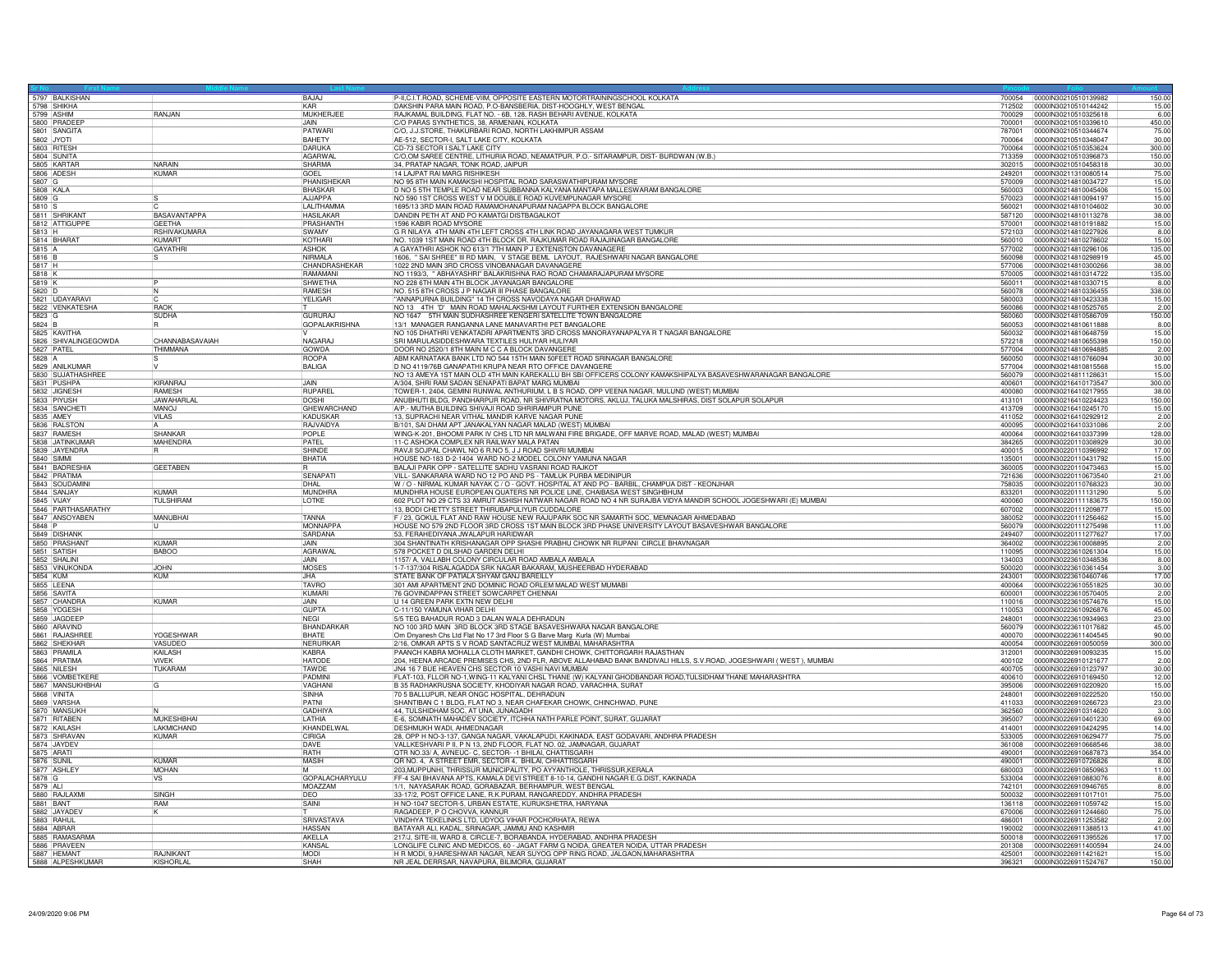| Sr No | First Name | Middle Name | Last Name | Address | Pincode | Folio | Amount |
|---|---|---|---|---|---|---|---|
| 5797 | BALKISHAN | | BAJAJ | P-II,C.I.T.ROAD, SCHEME-VIIM, OPPOSITE EASTERN MOTORTRAININGSCHOOL KOLKATA | 700054 | 0000IN30210510139982 | 150.00 |
| 5798 | SHIKHA | | KAR | DAKSHIN PARA MAIN ROAD, P.O-BANSBERIA, DIST-HOOGHLY, WEST BENGAL | 712502 | 0000IN30210510144242 | 15.00 |
| 5799 | ASHIM | RANJAN | MUKHERJEE | RAJKAMAL BUILDING, FLAT NO. - 6B, 128, RASH BEHARI AVENUE, KOLKATA | 700029 | 0000IN30210510325618 | 6.00 |
| 5800 | PRADEEP | | JAIN | C/O PARAS SYNTHETICS, 38, ARMENIAN, KOLKATA | 700001 | 0000IN30210510339610 | 450.00 |
| 5801 | SANGITA | | PATWARI | C/O, J.J.STORE, THAKURBARI ROAD, NORTH LAKHIMPUR ASSAM | 787001 | 0000IN30210510344674 | 75.00 |
| 5802 | JYOTI | | BAHETY | AE-512, SECTOR-I, SALT LAKE CITY, KOLKATA | 700064 | 0000IN30210510348047 | 30.00 |
| 5803 | RITESH | | DARUKA | CD-73 SECTOR I SALT LAKE CITY | 700064 | 0000IN30210510353624 | 300.00 |
| 5804 | SUNITA | | AGARWAL | C/O,OM SAREE CENTRE, LITHURIA ROAD, NEAMATPUR, P.O.- SITARAMPUR, DIST- BURDWAN (W.B.) | 713359 | 0000IN30210510396873 | 150.00 |
| 5805 | KARTAR | NARAIN | SHARMA | 34, PRATAP NAGAR, TONK ROAD, JAIPUR | 302015 | 0000IN30210510458318 | 30.00 |
| 5806 | ADESH | KUMAR | GOEL | 14 LAJPAT RAI MARG RISHIKESH | 249201 | 0000IN30211310080514 | 75.00 |
| 5807 | G | | PHANISHEKAR | NO 95 8TH MAIN KAMAKSHI HOSPITAL ROAD SARASWATHIPURAM MYSORE | 570009 | 0000IN30214810034727 | 15.00 |
| 5808 | KALA | | BHASKAR | D NO 5 5TH TEMPLE ROAD NEAR SUBBANNA KALYANA MANTAPA MALLESWARAM BANGALORE | 560003 | 0000IN30214810045406 | 15.00 |
| 5809 | G | S | AJJAPPA | NO 590 1ST CROSS WEST V M DOUBLE ROAD KUVEMPUNAGAR MYSORE | 570023 | 0000IN30214810094197 | 15.00 |
| 5810 | S | C | LALITHAMMA | 1695/13 3RD MAIN ROAD RAMAMOHANAPURAM NAGAPPA BLOCK BANGALORE | 560021 | 0000IN30214810104602 | 30.00 |
| 5811 | SHRIKANT | BASAVANTAPPA | HASILAKAR | DANDIN PETH AT AND PO KAMATGI DISTBAGALKOT | 587120 | 0000IN30214810113278 | 38.00 |
| 5812 | ATTIGUPPE | GEETHA | PRASHANTH | 1596 KABIR ROAD MYSORE | 570001 | 0000IN30214810191882 | 15.00 |
| 5813 | H | RSHIVAKUMARA | SWAMY | G R NILAYA 4TH MAIN 4TH LEFT CROSS 4TH LINK ROAD JAYANAGARA WEST TUMKUR | 572103 | 0000IN30214810227926 | 8.00 |
| 5814 | BHARAT | KUMART | KOTHARI | NO. 1039 1ST MAIN ROAD 4TH BLOCK DR. RAJKUMAR ROAD RAJAJINAGAR BANGALORE | 560010 | 0000IN30214810278602 | 15.00 |
| 5815 | A | GAYATHRI | ASHOK | A GAYATHRI ASHOK NO 613/1 7TH MAIN P J EXTENISTON DAVANAGERE | 577002 | 0000IN30214810296106 | 135.00 |
| 5816 | B | S | NIRMALA | 1606, " SAI SHREE" III RD MAIN, V STAGE BEML LAYOUT, RAJESHWARI NAGAR BANGALORE | 560098 | 0000IN30214810298919 | 45.00 |
| 5817 | H | | CHANDRASHEKAR | 1022 2ND MAIN 3RD CROSS VINOBANAGAR DAVANAGERE | 577006 | 0000IN30214810300266 | 38.00 |
| 5818 | K | | RAMAMANI | NO 1193/3, " ABHAYASHRI" BALAKRISHNA RAO ROAD CHAMARAJAPURAM MYSORE | 570005 | 0000IN30214810314722 | 135.00 |
| 5819 | K | P | SHWETHA | NO 228 6TH MAIN 4TH BLOCK JAYANAGAR BANGALORE | 560011 | 0000IN30214810330715 | 8.00 |
| 5820 | D | N | RAMESH | NO. 515 8TH CROSS J P NAGAR III PHASE BANGALORE | 560078 | 0000IN30214810336455 | 338.00 |
| 5821 | UDAYARAVI | C | YELIGAR | "ANNAPURNA BUILDING" 14 TH CROSS NAVODAYA NAGAR DHARWAD | 580003 | 0000IN30214810423338 | 15.00 |
| 5822 | VENKATESHA | RAOK | T | NO 13 4TH 'D' MAIN ROAD MAHALAKSHMI LAYOUT FURTHER EXTENSION BANGALORE | 560086 | 0000IN30214810525765 | 2.00 |
| 5823 | G | SUDHA | GURURAJ | NO 1647 5TH MAIN SUDHASHREE KENGERI SATELLITE TOWN BANGALORE | 560060 | 0000IN30214810586709 | 150.00 |
| 5824 | B | R | GOPALAKRISHNA | 13/1 MANAGER RANGANNA LANE MANAVARTHI PET BANGALORE | 560053 | 0000IN30214810611888 | 8.00 |
| 5825 | KAVITHA | | V | NO 105 DHATHRI VENKATADRI APARTMENTS 3RD CROSS MANORAYANAPALYA R T NAGAR BANGALORE | 560032 | 0000IN30214810648759 | 15.00 |
| 5826 | SHIVALINGEGOWDA | CHANNABASAVAIAH | NAGARAJ | SRI MARULASIDDESHWARA TEXTILES HULIYAR HULIYAR | 572218 | 0000IN30214810655398 | 150.00 |
| 5827 | PATEL | THIMMANA | GOWDA | DOOR NO 2520/1 8TH MAIN M C C A BLOCK DAVANGERE | 577004 | 0000IN30214810694885 | 2.00 |
| 5828 | A | S | ROOPA | ABM KARNATAKA BANK LTD NO 544 15TH MAIN 50FEET ROAD SRINAGAR BANGALORE | 560050 | 0000IN30214810766094 | 30.00 |
| 5829 | ANILKUMAR | V | BALIGA | D NO 4119/76B GANAPATHI KRUPA NEAR RTO OFFICE DAVANGERE | 577004 | 0000IN30214810815568 | 15.00 |
| 5830 | SUJATHASHREE | | | NO 13 AMEYA 1ST MAIN OLD 4TH MAIN KAREKALLU BH SBI OFFICERS COLONY KAMAKSHIPALYA BASAVESHWARANAGAR BANGALORE | 560079 | 0000IN30214811128631 | 15.00 |
| 5831 | PUSHPA | KIRANRAJ | JAIN | A/304, SHRI RAM SADAN SENAPATI BAPAT MARG MUMBAI | 400601 | 0000IN30216410173547 | 300.00 |
| 5832 | JIGNESH | RAMESH | RUPAREL | TOWER-1, 2404, GEMINI RUNWAL ANTHURIUM, L B S ROAD, OPP VEENA NAGAR, MULUND (WEST) MUMBAI | 400080 | 0000IN30216410217955 | 38.00 |
| 5833 | PIYUSH | JAWAHARLAL | DOSHI | ANUBHUTI BLDG, PANDHARPUR ROAD, NR SHIVRATNA MOTORS, AKLUJ, TALUKA MALSHIRAS, DIST SOLAPUR SOLAPUR | 413101 | 0000IN30216410224423 | 150.00 |
| 5834 | SANCHETI | MANOJ | GHEWARCHAND | A/P.- MUTHA BUILDING SHIVAJI ROAD SHRIRAMPUR PUNE | 413709 | 0000IN30216410245170 | 15.00 |
| 5835 | AMEY | VILAS | KADUSKAR | 13, SUPRACHI NEAR VITHAL MANDIR KARVE NAGAR PUNE | 411052 | 0000IN30216410292912 | 2.00 |
| 5836 | RALSTON | A | RAJVAIDYA | B/101, SAI DHAM APT JANAKALYAN NAGAR MALAD (WEST) MUMBAI | 400095 | 0000IN30216410331086 | 2.00 |
| 5837 | RAMESH | SHANKAR | POPLE | WING-K-201, BHOOMI PARK IV CHS LTD NR MALWANI FIRE BRIGADE, OFF MARVE ROAD, MALAD (WEST) MUMBAI | 400064 | 0000IN30216410337399 | 128.00 |
| 5838 | JATINKUMAR | MAHENDRA | PATEL | 11-C ASHOKA COMPLEX NR RAILWAY MALA PATAN | 384265 | 0000IN30220110308929 | 30.00 |
| 5839 | JAYENDRA | R | SHINDE | RAVJI SOJPAL CHAWL NO 6 R.NO 5, J J ROAD SHIVRI MUMBAI | 400015 | 0000IN30220110396992 | 17.00 |
| 5840 | SIMMI | | BHATIA | HOUSE NO-183 D-2-1404 WARD NO-2 MODEL COLONY YAMUNA NAGAR | 135001 | 0000IN30220110431792 | 15.00 |
| 5841 | BADRESHIA | GEETABEN | R | BALAJI PARK OPP - SATELLITE SADHU VASRANI ROAD RAJKOT | 360005 | 0000IN30220110473463 | 15.00 |
| 5842 | PRATIMA | | SENAPATI | VILL- SANKARARA WARD NO 12 PO AND PS - TAMLUK PURBA MEDINIPUR | 721636 | 0000IN30220110673540 | 21.00 |
| 5843 | SOUDAMINI | | DHAL | W / O - NIRMAL KUMAR NAYAK C / O - GOVT. HOSPITAL AT AND PO - BARBIL, CHAMPUA DIST - KEONJHAR | 758035 | 0000IN30220110768323 | 30.00 |
| 5844 | SANJAY | KUMAR | MUNDHRA | MUNDHRA HOUSE EUROPEAN QUATERS NR POLICE LINE, CHAIBASA WEST SINGHBHUM | 833201 | 0000IN30220111131290 | 5.00 |
| 5845 | VIJAY | TULSHIRAM | LOTKE | 602 PLOT NO 29 CTS 33 AMRUT ASHISH NATWAR NAGAR ROAD NO 4 NR SURAJBA VIDYA MANDIR SCHOOL JOGESHWARI (E) MUMBAI | 400060 | 0000IN30220111183675 | 150.00 |
| 5846 | PARTHASARATHY | | | 13, BODI CHETTY STREET THIRUBAPULIYUR CUDDALORE | 607002 | 0000IN30220111209877 | 15.00 |
| 5847 | ANSOYABEN | MANUBHAI | TANNA | F / 23, GOKUL FLAT AND RAW HOUSE NEW RAJUPARK SOC NR SAMARTH SOC, MEMNAGAR AHMEDABAD | 380052 | 0000IN30220111256462 | 15.00 |
| 5848 | P | U | MONNAPPA | HOUSE NO 579 2ND FLOOR 3RD CROSS 1ST MAIN BLOCK 3RD PHASE UNIVERSITY LAYOUT BASAVESHWAR BANGALORE | 560079 | 0000IN30220111275498 | 11.00 |
| 5849 | DISHANK | | SARDANA | 53, FERAHEDIYANA JWALAPUR HARIDWAR | 249407 | 0000IN30220111277627 | 17.00 |
| 5850 | PRASHANT | KUMAR | JAIN | 304 SHANTINATH KRISHANAGAR OPP SHASHI PRABHU CHOWK NR RUPANI CIRCLE BHAVNAGAR | 364002 | 0000IN30223610008895 | 2.00 |
| 5851 | SATISH | BABOO | AGRAWAL | 578 POCKET D DILSHAD GARDEN DELHI | 110095 | 0000IN30223610261304 | 15.00 |
| 5852 | SHALINI | | JAIN | 1157/ A, VALLABH COLONY CIRCULAR ROAD AMBALA AMBALA | 134003 | 0000IN30223610348536 | 8.00 |
| 5853 | VINUKONDA | JOHN | MOSES | 1-7-137/304 RISALAGADDA SRK NAGAR BAKARAM, MUSHEERBAD HYDERABAD | 500020 | 0000IN30223610361454 | 3.00 |
| 5854 | KUM | KUM | JHA | STATE BANK OF PATIALA SHYAM GANJ BAREILLY | 243001 | 0000IN30223610460746 | 17.00 |
| 5855 | LEENA | | TAVRO | 301 AMI APARTMENT 2ND DOMINIC ROAD ORLEM MALAD WEST MUMABI | 400064 | 0000IN30223610551825 | 30.00 |
| 5856 | SAVITA | | KUMARI | 76 GOVINDAPPAN STREET SOWCARPET CHENNAI | 600001 | 0000IN30223610570405 | 2.00 |
| 5857 | CHANDRA | KUMAR | JAIN | U 14 GREEN PARK EXTN NEW DELHI | 110016 | 0000IN30223610574676 | 15.00 |
| 5858 | YOGESH | | GUPTA | C-11/150 YAMUNA VIHAR DELHI | 110053 | 0000IN30223610926876 | 45.00 |
| 5859 | JAGDEEP | | NEGI | 5/5 TEG BAHADUR ROAD 3 DALAN WALA DEHRADUN | 248001 | 0000IN30223610934963 | 23.00 |
| 5860 | ARAVIND | | BHANDARKAR | NO 100 3RD MAIN 3RD BLOCK 3RD STAGE BASAVESHWARA NAGAR BANGALORE | 560079 | 0000IN30223611017682 | 45.00 |
| 5861 | RAJASHREE | YOGESHWAR | BHATE | Om Dnyanesh Chs Ltd Flat No 17 3rd Floor S G Barve Marg Kurla (W) Mumbai | 400070 | 0000IN30223611404545 | 90.00 |
| 5862 | SHEKHAR | VASUDEO | NERURKAR | 2/16, OMKAR APTS S V ROAD SANTACRUZ WEST MUMBAI, MAHARASHTRA | 400054 | 0000IN30226910050059 | 300.00 |
| 5863 | PRAMILA | KAILASH | KABRA | PAANCH KABRA MOHALLA CLOTH MARKET, GANDHI CHOWK, CHITTORGARH RAJASTHAN | 312001 | 0000IN30226910093235 | 15.00 |
| 5864 | PRATIMA | VIVEK | HATODE | 204, HEENA ARCADE PREMISES CHS, 2ND FLR, ABOVE ALLAHABAD BANK BANDIVALI HILLS, S.V.ROAD, JOGESHWARI ( WEST ), MUMBAI | 400102 | 0000IN30226910121677 | 2.00 |
| 5865 | NILESH | TUKARAM | TAWDE | JN4 16 7 BUE HEAVEN CHS SECTOR 10 VASHI NAVI MUMBAI | 400705 | 0000IN30226910123797 | 30.00 |
| 5866 | VOMBETKERE | | PADMINI | FLAT-103, FLLOR NO-1,WING-11 KALYANI CHSL THANE (W) KALYANI GHODBANDAR ROAD,TULSIDHAM THANE MAHARASHTRA | 400610 | 0000IN30226910169450 | 12.00 |
| 5867 | MANSUKHBHAI | G | VAGHANI | B 35 RADHAKRUSNA SOCIETY, KHODIYAR NAGAR ROAD, VARACHHA, SURAT | 395006 | 0000IN30226910220920 | 15.00 |
| 5868 | VINITA | | SINHA | 70 5 BALLUPUR, NEAR ONGC HOSPITAL, DEHRADUN | 248001 | 0000IN30226910222520 | 150.00 |
| 5869 | VARSHA | | PATNI | SHANTIBAN C 1 BLDG, FLAT NO 3, NEAR CHAFEKAR CHOWK, CHINCHWAD, PUNE | 411033 | 0000IN30226910266723 | 23.00 |
| 5870 | MANSUKH | N | GADHIYA | 44, TULSHIDHAM SOC, AT UNA, JUNAGADH | 362560 | 0000IN30226910314620 | 3.00 |
| 5871 | RITABEN | MUKESHBHAI | LATHIA | E-6, SOMNATH MAHADEV SOCIETY, ITCHHA NATH PARLE POINT, SURAT, GUJARAT | 395007 | 0000IN30226910401230 | 69.00 |
| 5872 | KAILASH | LAKMICHAND | KHANDELWAL | DESHMUKH WADI, AHMEDNAGAR | 414001 | 0000IN30226910424295 | 14.00 |
| 5873 | SHRAVAN | KUMAR | CIRIGA | 28, OPP H NO-3-137, GANGA NAGAR, VAKALAPUDI, KAKINADA, EAST GODAVARI, ANDHRA PRADESH | 533005 | 0000IN30226910629477 | 75.00 |
| 5874 | JAYDEV | | DAVE | VALLKESHVARI P II, P N 13, 2ND FLOOR, FLAT NO. 02, JAMNAGAR, GUJARAT | 361008 | 0000IN30226910668546 | 38.00 |
| 5875 | ARATI | | RATH | QTR NO.33/ A, AVNEUC- C, SECTOR- -1 BHILAI, CHATTISGARH | 490001 | 0000IN30226910687873 | 354.00 |
| 5876 | SUNIL | KUMAR | MASIH | QR NO. 4, A STREET EMR, SECTOR 4, BHILAI, CHHATTISGARH | 490001 | 0000IN30226910726826 | 8.00 |
| 5877 | ASHLEY | MOHAN | M | 203,MUPPUNHI, THRISSUR MUNICIPALITY, PO AYYANTHOLE, THRISSUR,KERALA | 680003 | 0000IN30226910850963 | 11.00 |
| 5878 | G | VS | GOPALACHARYULU | FF-4 SAI BHAVANA APTS, KAMALA DEVI STREET 8-10-14, GANDHI NAGAR E.G.DIST, KAKINADA | 533004 | 0000IN30226910883076 | 8.00 |
| 5879 | ALI | | MOAZZAM | 1/1, NAYASARAK ROAD, GORABAZAR, BERHAMPUR, WEST BENGAL | 742101 | 0000IN30226910946765 | 8.00 |
| 5880 | RAJLAXMI | SINGH | DEO | 33-17/2, POST OFFICE LANE, R.K.PURAM, RANGAREDDY, ANDHRA PRADESH | 500032 | 0000IN30226911017101 | 75.00 |
| 5881 | BANT | RAM | SAINI | H NO-1047 SECTOR-5, URBAN ESTATE, KURUKSHETRA, HARYANA | 136118 | 0000IN30226911059742 | 15.00 |
| 5882 | JAYADEV | K | T | RAGADEEP, P O CHOVVA, KANNUR | 670006 | 0000IN30226911244660 | 75.00 |
| 5883 | RAHUL | | SRIVASTAVA | VINDHYA TEKELINKS LTD, UDYOG VIHAR POCHORHATA, REWA | 486001 | 0000IN30226911253582 | 2.00 |
| 5884 | ABRAR | | HASSAN | BATAYAR ALI, KADAL, SRINAGAR, JAMMU AND KASHMIR | 190002 | 0000IN30226911388513 | 41.00 |
| 5885 | RAMASARMA | | AKELLA | 217/J, SITE-III, WARD 8, CIRCLE-7, BORABANDA, HYDERABAD, ANDHRA PRADESH | 500018 | 0000IN30226911395526 | 17.00 |
| 5886 | PRAVEEN | | KANSAL | LONGLIFE CLINIC AND MEDICOS, 60 - JAGAT FARM G NOIDA, GREATER NOIDA, UTTAR PRADESH | 201308 | 0000IN30226911400594 | 24.00 |
| 5887 | HEMANT | RAJNIKANT | MODI | H R MODI, 9,HARESHWAR NAGAR, NEAR SUYOG OPP RING ROAD, JALGAON,MAHARASHTRA | 425001 | 0000IN30226911421621 | 15.00 |
| 5888 | ALPESHKUMAR | KISHORLAL | SHAH | NR JEAL DERRSAR, NAVAPURA, BILIMORA, GUJARAT | 396321 | 0000IN30226911524767 | 150.00 |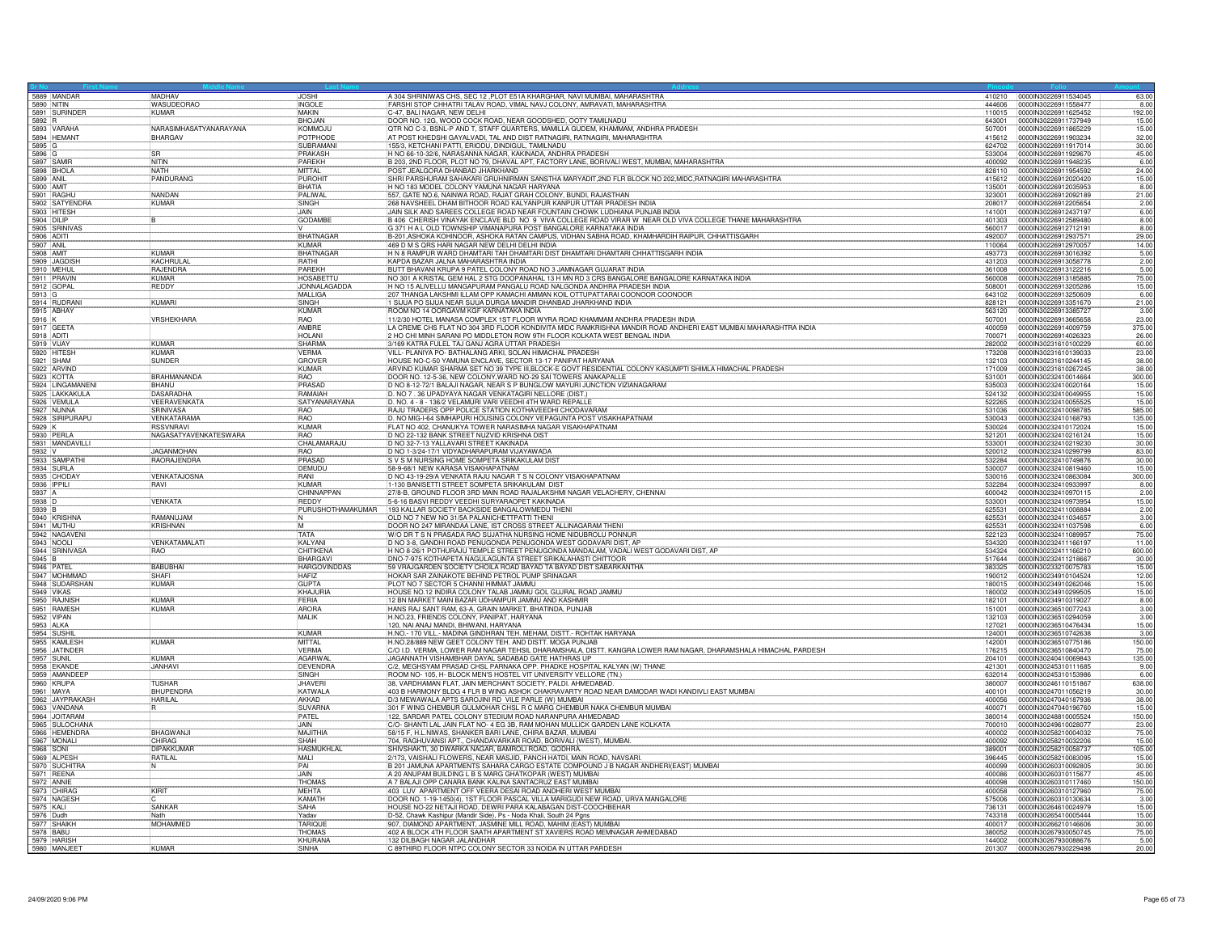| Sr No | First Name | Middle Name | Last Name | Address | Pincode | Folio | Amount |
|---|---|---|---|---|---|---|---|
| 5889 | MANDAR | MADHAV | JOSHI | A 304 SHRINIWAS CHS, SEC 12 ,PLOT E51A KHARGHAR, NAVI MUMBAI, MAHARASHTRA | 410210 | 00000IN30226911534045 | 63.00 |
| 5890 | NITIN | WASUDEORAO | INGOLE | FARSHI STOP CHHATRI TALAV ROAD, VIMAL NAVJ COLONY, AMRAVATI, MAHARASHTRA | 444606 | 00000IN30226911558477 | 8.00 |
| 5891 | SURINDER | KUMAR | MAKIN | C-47, BALI NAGAR, NEW DELHI | 110015 | 00000IN30226911625452 | 192.00 |
| 5892 | R | | BHOJAN | DOOR NO. 12G, WOOD COCK ROAD, NEAR GOODSHED, OOTY TAMILNADU | 643001 | 00000IN30226911737949 | 15.00 |
| 5893 | VARAHA | NARASIMHASATYANARAYANA | KOMMOJU | QTR NO C-3, BSNL-P AND T, STAFF QUARTERS, MAMILLA GUDEM, KHAMMAM, ANDHRA PRADESH | 507001 | 00000IN30226911865229 | 15.00 |
| 5894 | HEMANT | BHARGAV | POTPHODE | AT POST KHEDSHI GAYALVADI, TAL AND DIST RATNAGIRI, RATNAGIRI, MAHARASHTRA | 415612 | 00000IN30226911903234 | 32.00 |
| 5895 | G | | SUBRAMANI | 155/3, KETCHANI PATTI, ERIODU, DINDIGUL, TAMILNADU | 624702 | 00000IN30226911917014 | 30.00 |
| 5896 | G | SR | PRAKASH | H NO 66-10-32/6, NARASANNA NAGAR, KAKINADA, ANDHRA PRADESH | 533004 | 00000IN30226911929670 | 45.00 |
| 5897 | SAMIR | NITIN | PAREKH | B 203, 2ND FLOOR, PLOT NO 79, DHAVAL APT, FACTORY LANE, BORIVALI WEST, MUMBAI, MAHARASHTRA | 400092 | 00000IN30226911948235 | 6.00 |
| 5898 | BHOLA | NATH | MITTAL | POST JEALGORA DHANBAD JHARKHAND | 828110 | 00000IN30226911954592 | 24.00 |
| 5899 | ANIL | PANDURANG | PUROHIT | SHRI PARSHURAM SAHAKARI GRUHNIRMAN SANSTHA MARYADIT,2ND FLR BLOCK NO 202,MIDC,RATNAGIRI MAHARASHTRA | 415612 | 00000IN30226912020420 | 15.00 |
| 5900 | AMIT | | BHATIA | H NO 183 MODEL COLONY YAMUNA NAGAR HARYANA | 135001 | 00000IN30226912035953 | 8.00 |
| 5901 | RAGHU | NANDAN | PALIWAL | 557, GATE NO.6, NAINWA ROAD, RAJAT GRAH COLONY, BUNDI, RAJASTHAN | 323001 | 00000IN30226912092189 | 21.00 |
| 5902 | SATYENDRA | KUMAR | SINGH | 268 NAVSHEEL DHAM BITHOOR ROAD KALYANPUR KANPUR UTTAR PRADESH INDIA | 208017 | 00000IN30226912205654 | 2.00 |
| 5903 | HITESH | | JAIN | JAIN SILK AND SAREES COLLEGE ROAD NEAR FOUNTAIN CHOWK LUDHIANA PUNJAB INDIA | 141001 | 00000IN30226912437197 | 6.00 |
| 5904 | DILIP | B | GODAMBE | B 406 CHERISH VINAYAK ENCLAVE BLD NO 9 VIVA COLLEGE ROAD VIRAR W NEAR OLD VIVA COLLEGE THANE MAHARASHTRA | 401303 | 00000IN30226912589480 | 8.00 |
| 5905 | SRINIVAS | | V | G 371 H A L OLD TOWNSHIP VIMANAPURA POST BANGALORE KARNATAKA INDIA | 560017 | 00000IN30226912712191 | 8.00 |
| 5906 | ADITI | | BHATNAGAR | B-201,ASHOKA KOHINOOR, ASHOKA RATAN CAMPUS, VIDHAN SABHA ROAD, KHAMHARDIH RAIPUR, CHHATTISGARH | 492007 | 00000IN30226912937571 | 29.00 |
| 5907 | ANIL | | KUMAR | 469 D M S QRS HARI NAGAR NEW DELHI DELHI INDIA | 110064 | 00000IN30226912970057 | 14.00 |
| 5908 | AMIT | KUMAR | BHATNAGAR | H N 8 RAMPUR WARD DHAMTARI TAH DHAMTARI DIST DHAMTARI DHAMTARI CHHATTISGARH INDIA | 493773 | 00000IN30226913016392 | 5.00 |
| 5909 | JAGDISH | KACHRULAL | RATHI | KAPDA BAZAR JALNA MAHARASHTRA INDIA | 431203 | 00000IN30226913058778 | 2.00 |
| 5910 | MEHUL | RAJENDRA | PAREKH | BUTT BHAVANI KRUPA 9 PATEL COLONY ROAD NO 3 JAMNAGAR GUJARAT INDIA | 361008 | 00000IN30226913122216 | 5.00 |
| 5911 | PRAVIN | KUMAR | HOSABETTU | NO 301 A KRISTAL GEM HAL 2 STG DOOPANAHAL 13 H MN RD 3 CRS BANGALORE BANGALORE KARNATAKA INDIA | 560008 | 00000IN30226913185885 | 75.00 |
| 5912 | GOPAL | REDDY | JONNALAGADDA | H NO 15 ALIVELLU MANGAPURAM PANGALU ROAD NALGONDA ANDHRA PRADESH INDIA | 508001 | 00000IN30226913205286 | 15.00 |
| 5913 | G | | MALLIGA | 207 THANGA LAKSHMI ILLAM OPP KAMACHI AMMAN KOIL OTTUPATTARAI COONOOR COONOOR | 643102 | 00000IN30226913250609 | 6.00 |
| 5914 | RUDRANI | KUMARI | SINGH | 1 SIJUA PO SIJUA NEAR SIJUA DURGA MANDIR DHANBAD JHARKHAND INDIA | 828121 | 00000IN30226913351670 | 21.00 |
| 5915 | ABHAY | | KUMAR | ROOM NO 14 OORGAVM KGF KARNATAKA INDIA | 563120 | 00000IN30226913385727 | 3.00 |
| 5916 | K | VRSHEKHARA | RAO | 11/2/30 HOTEL MANASA COMPLEX 1ST FLOOR WYRA ROAD KHAMMAM ANDHRA PRADESH INDIA | 507001 | 00000IN30226913665658 | 23.00 |
| 5917 | GEETA | | AMBRE | LA CREME CHS FLAT NO 304 3RD FLOOR KONDIVITA MIDC RAMKRISHNA MANDIR ROAD ANDHERI EAST MUMBAI MAHARASHTRA INDIA | 400059 | 00000IN30226914009759 | 375.00 |
| 5918 | ADITI | | HOLANI | 2 HO CHI MINH SARANI PO MIDDLETON ROW 9TH FLOOR KOLKATA WEST BENGAL INDIA | 700071 | 00000IN30226914026323 | 26.00 |
| 5919 | VIJAY | KUMAR | SHARMA | 3/169 KATRA FULEL TAJ GANJ AGRA UTTAR PRADESH | 282002 | 00000IN30231610100229 | 60.00 |
| 5920 | HITESH | KUMAR | VERMA | VILL- PLANIYA PO- BATHALANG ARKI, SOLAN HIMACHAL PRADESH | 173208 | 00000IN30231610139033 | 23.00 |
| 5921 | SHAM | SUNDER | GROVER | HOUSE NO-C-50 YAMUNA ENCLAVE, SECTOR 13-17 PANIPAT HARYANA | 132103 | 00000IN30231610244145 | 38.00 |
| 5922 | ARVIND | | KUMAR | ARVIND KUMAR SHARMA SET NO 39 TYPE III,BLOCK-E GOVT RESIDENTIAL COLONY KASUMPTI SHIMLA HIMACHAL PRADESH | 171009 | 00000IN30231610267245 | 38.00 |
| 5923 | KOTTA | BRAHMANANDA | RAO | DOOR NO. 12-5-36, NEW COLONY,WARD NO-29 SAI TOWERS ANAKAPALLE | 531001 | 00000IN30232410014664 | 300.00 |
| 5924 | LINGAMANENI | BHANU | PRASAD | D NO 8-12-72/1 BALAJI NAGAR, NEAR S P BUNGLOW MAYURI JUNCTION VIZIANAGARAM | 535003 | 00000IN30232410020164 | 15.00 |
| 5925 | LAKKAKULA | DASARADHA | RAMAIAH | D. NO 7 . 36 UPADYAYA NAGAR VENKATAGIRI NELLORE (DIST.) | 524132 | 00000IN30232410049955 | 15.00 |
| 5926 | VEMULA | VEERAVENKATA | SATYANARAYANA | D. NO. 4 - 8 - 136/2 VELAMURI VARI VEEDHI 4TH WARD REPALLE | 522265 | 00000IN30232410055525 | 15.00 |
| 5927 | NUNNA | SRINIVASA | RAO | RAJU TRADERS OPP POLICE STATION KOTHAVEEDHI CHODAVARAM | 531036 | 00000IN30232410098785 | 585.00 |
| 5928 | SIRIPURAPU | VENKATARAMA | RAO | D. NO MIG-I-64 SIMHAPURI HOUSING COLONY VEPAGUNTA POST VISAKHAPATNAM | 530043 | 00000IN30232410169793 | 135.00 |
| 5929 | K | RSSVNRAVI | KUMAR | FLAT NO 402, CHANUKYA TOWER NARASIMHA NAGAR VISAKHAPATNAM | 530024 | 00000IN30232410172024 | 15.00 |
| 5930 | PERLA | NAGASATYAVENKATESWARA | RAO | D NO 22-132 BANK STREET NUZVID KRISHNA DIST | 521201 | 00000IN30232410216124 | 15.00 |
| 5931 | MANDAVILLI | | CHALAMARAJU | D NO 32-7-13 YALLAVARI STREET KAKINADA | 533001 | 00000IN30232410219230 | 30.00 |
| 5932 | V | JAGANMOHAN | RAO | D NO 1-3/24-17/1 VIDYADHARAPURAM VIJAYAWADA | 520012 | 00000IN30232410299799 | 83.00 |
| 5933 | SAMPATHI | RAORAJENDRA | PRASAD | S V S M NURSING HOME SOMPETA SRIKAKULAM DIST | 532284 | 00000IN30232410749876 | 30.00 |
| 5934 | SURLA | | DEMUDU | 58-9-68/1 NEW KARASA VISAKHAPATNAM | 530007 | 00000IN30232410819460 | 15.00 |
| 5935 | CHODAY | VENKATAJOSNA | RANI | D NO 43-19-29/A VENKATA RAJU NAGAR T S N COLONY VISAKHAPATNAM | 530016 | 00000IN30232410863084 | 300.00 |
| 5936 | IPPILI | RAVI | KUMAR | 1-130 BANISETTI STREET SOMPETA SRIKAKULAM DIST | 532284 | 00000IN30232410933997 | 8.00 |
| 5937 | A | | CHINNAPPAN | 27/8-B, GROUND FLOOR 3RD MAIN ROAD RAJALAKSHMI NAGAR VELACHERY, CHENNAI | 600042 | 00000IN30232410970115 | 2.00 |
| 5938 | D | VENKATA | REDDY | 5-6-16 BASVI REDDY VEEDHI SURYARAOPET KAKINADA | 533001 | 00000IN30232410973954 | 15.00 |
| 5939 | B | | PURUSHOTHAMAKUMAR | 193 KALLAR SOCIETY BACKSIDE BANGALOWMEDU THENI | 625531 | 00000IN30232411008884 | 2.00 |
| 5940 | KRISHNA | RAMANUJAM | N | OLD NO 7 NEW NO 31/5A PALANICHETTPATTI THENI | 625531 | 00000IN30232411034657 | 3.00 |
| 5941 | MUTHU | KRISHNAN | M | DOOR NO 247 MIRANDAA LANE, IST CROSS STREET ALLINAGARAM THENI | 625531 | 00000IN30232411037598 | 6.00 |
| 5942 | NAGAVENI | | TATA | W/O DR T S N PRASADA RAO SUJATHA NURSING HOME NIDUBROLU PONNUR | 522123 | 00000IN30232411089957 | 75.00 |
| 5943 | NOOLI | VENKATAMALATI | KALYANI | D NO 3-8, GANDHI ROAD PENUGONDA PENUGONDA WEST GODAVARI DIST. AP | 534320 | 00000IN30232411166197 | 11.00 |
| 5944 | SRINIVASA | RAO | CHITIKENA | H NO 8-26/1 POTHURAJU TEMPLE STREET PENUGONDA MANDALAM, VADALI WEST GODAVARI DIST, AP | 534324 | 00000IN30232411166210 | 600.00 |
| 5945 | B | | BHARGAVI | DNO-7-975 KOTHAPETA NAGULAGUNTA STREET SRIKALAHASTI CHITTOOR | 517644 | 00000IN30232411218667 | 30.00 |
| 5946 | PATEL | BABUBHAI | HARGOVINDDAS | 59 VRAJGARDEN SOCIETY CHOILA ROAD BAYAD TA BAYAD DIST SABARKANTHA | 383325 | 00000IN30233210075783 | 15.00 |
| 5947 | MOHMMAD | SHAFI | HAFIZ | HOKAR SAR ZAINAKOTE BEHIND PETROL PUMP SRINAGAR | 190012 | 00000IN30234910104524 | 12.00 |
| 5948 | SUDARSHAN | KUMAR | GUPTA | PLOT NO 7 SECTOR 5 CHANNI HIMMAT JAMMU | 180015 | 00000IN30234910262046 | 15.00 |
| 5949 | VIKAS | | KHAJURIA | HOUSE NO.12 INDIRA COLONY TALAB JAMMU GOL GUJRAL ROAD JAMMU | 180002 | 00000IN30234910299505 | 15.00 |
| 5950 | RAJNISH | KUMAR | FERIA | 12 BN MARKET MAIN BAZAR UDHAMPUR JAMMU AND KASHMIR | 182101 | 00000IN30234910319027 | 8.00 |
| 5951 | RAMESH | KUMAR | ARORA | HANS RAJ SANT RAM, 63-A, GRAIN MARKET. BHATINDA, PUNJAB | 151001 | 00000IN30236510077243 | 3.00 |
| 5952 | VIPAN | | MALIK | H.NO.23, FRIENDS COLONY, PANIPAT, HARYANA | 132103 | 00000IN30236510294059 | 3.00 |
| 5953 | ALKA | | | 120, NAI ANAJ MANDI, BHIWANI, HARYANA | 127021 | 00000IN30236510476434 | 15.00 |
| 5954 | SUSHIL | | KUMAR | H.NO.- 170 VILL.- MADINA GINDHRAN TEH. MEHAM, DISTT.- ROHTAK HARYANA | 124001 | 00000IN30236510742638 | 3.00 |
| 5955 | KAMLESH | KUMAR | MITTAL | H.NO.28/889 NEW GEET COLONY TEH. AND DISTT. MOGA PUNJAB | 142001 | 00000IN30236510775186 | 150.00 |
| 5956 | JATINDER | | VERMA | C/O I.D. VERMA, LOWER RAM NAGAR TEHSIL DHARAMSHALA, DISTT. KANGRA LOWER RAM NAGAR, DHARAMSHALA HIMACHAL PARDESH | 176215 | 00000IN30236510840470 | 75.00 |
| 5957 | SUNIL | KUMAR | AGARWAL | JAGANNATH VISHAMBHAR DAYAL SADABAD GATE HATHRAS UP | 204101 | 00000IN30240410069843 | 135.00 |
| 5958 | EKANDE | JANHAVI | DEVENDRA | C/2, MEGHSYAM PRASAD CHSL PARNAKA OPP. PHADKE HOSPITAL KALYAN (W) THANE | 421301 | 00000IN30245310111685 | 9.00 |
| 5959 | AMANDEEP | | SINGH | ROOM NO- 105, H- BLOCK MEN'S HOSTEL VIT UNIVERSITY VELLORE (TN.) | 632014 | 00000IN30245310153986 | 6.00 |
| 5960 | KRUPA | TUSHAR | JHAVERI | 38, VARDHAMAN FLAT, JAIN MERCHANT SOCIETY, PALDI. AHMEDABAD. | 380007 | 00000IN30246110151867 | 638.00 |
| 5961 | MAYA | BHUPENDRA | KATWALA | 403 B HARMONY BLDG 4 FLR B WING ASHOK CHAKRAVARTY ROAD NEAR DAMODAR WADI KANDIVLI EAST MUMBAI | 400101 | 00000IN30247010056219 | 30.00 |
| 5962 | JAYPRAKASH | HARILAL | AKKAD | D/3 MEVAWALA APTS SAROJINI RD VILE PARLE (W) MUMBAI | 400056 | 00000IN30247040187936 | 38.00 |
| 5963 | VANDANA | R | SUVARNA | 301 F WING CHEMBUR GULMOHAR CHSL R C MARG CHEMBUR NAKA CHEMBUR MUMBAI | 400071 | 00000IN30247040196760 | 15.00 |
| 5964 | JOITARAM | | PATEL | 122, SARDAR PATEL COLONY STEDIUM ROAD NARANPURA AHMEDABAD | 380014 | 00000IN30248810005524 | 150.00 |
| 5965 | SULOCHANA | | JAIN | C/O- SHANTI LAL JAIN FLAT NO- 4 EG 3B, RAM MOHAN MULLICK GARDEN LANE KOLKATA | 700010 | 00000IN30249610028077 | 23.00 |
| 5966 | HEMENDRA | BHAGWANJI | MAJITHIA | 58/15 F, H.L.NIWAS, SHANKER BARI LANE, CHIRA BAZAR, MUMBAI | 400002 | 00000IN30258210004032 | 75.00 |
| 5967 | MONALI | CHIRAG | SHAH | 704, RAGHUVANSI APT., CHANDAVARKAR ROAD, BORIVALI (WEST), MUMBAI. | 400092 | 00000IN30258210032206 | 15.00 |
| 5968 | SONI | DIPAKKUMAR | HASMUKHLAL | SHIVSHAKTI, 30 DWARKA NAGAR, BAMROLI ROAD, GODHRA. | 389001 | 00000IN30258210058737 | 105.00 |
| 5969 | ALPESH | RATILAL | MALI | 2/173, VAISHALI FLOWERS, NEAR MASJID, PANCH HATDI, MAIN ROAD, NAVSARI. | 396445 | 00000IN30258210083095 | 15.00 |
| 5970 | SUCHITRA | N | PAI | B 201 JAMUNA APARTMENTS SAHARA CARGO ESTATE COMPOUND J B NAGAR ANDHERI(EAST) MUMBAI | 400099 | 00000IN30260310092805 | 30.00 |
| 5971 | REENA | | JAIN | A 20 ANUPAM BUILDING L B S MARG GHATKOPAR (WEST) MUMBAI | 400086 | 00000IN30260310115677 | 45.00 |
| 5972 | ANNIE | | THOMAS | A 7 BALAJI OPP CANARA BANK KALINA SANTACRUZ EAST MUMBAI | 400098 | 00000IN30260310117460 | 150.00 |
| 5973 | CHIRAG | KIRIT | MEHTA | 403 LUV APARTMENT OFF VEERA DESAI ROAD ANDHERI WEST MUMBAI | 400058 | 00000IN30260310127960 | 75.00 |
| 5974 | NAGESH | C | KAMATH | DOOR NO. 1-19-1450(4), 1ST FLOOR PASCAL VILLA MARIGUDI NEW ROAD, URVA MANGALORE | 575006 | 00000IN30260310130634 | 3.00 |
| 5975 | KALI | SANKAR | SAHA | HOUSE NO-22 NETAJI ROAD, DEWRI PARA KALABAGAN DIST-COOCHBEHAR | 736131 | 00000IN30264610024979 | 15.00 |
| 5976 | Dudh | Nath | Yadav | D-52, Chawk Kashipur (Mandir Side), Ps - Noda Khali, South 24 Pgns | 743318 | 00000IN30265410005444 | 15.00 |
| 5977 | SHAIKH | MOHAMMED | TARIQUE | 907, DIAMOND APARTMENT, JASMINE MILL ROAD, MAHIM (EAST) MUMBAI | 400017 | 00000IN30266210146606 | 30.00 |
| 5978 | BABU | | THOMAS | 402 A BLOCK 4TH FLOOR SAATH APARTMENT ST XAVIERS ROAD MEMNAGAR AHMEDABAD | 380052 | 00000IN30267930050745 | 75.00 |
| 5979 | HARISH | | KHURANA | 132 DILBAGH NAGAR JALANDHAR | 144002 | 00000IN30267930088676 | 5.00 |
| 5980 | MANJEET | KUMAR | SINHA | C 89THIRD FLOOR NTPC COLONY SECTOR 33 NOIDA IN UTTAR PARDESH | 201307 | 00000IN30267930229498 | 20.00 |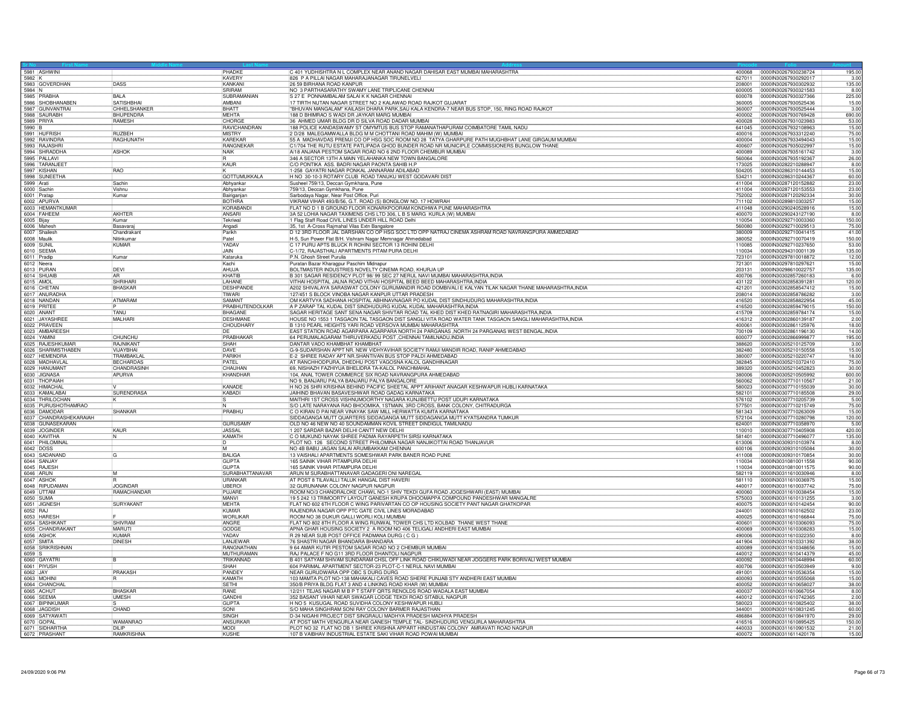| Sr No | First Name | Middle Name | Last Name | Address | Pincode | Folio | Amount |
|---|---|---|---|---|---|---|---|
| 5981 | ASHWINI | | PHADKE | C 401 YUDHISHTRA N L COMPLEX NEAR ANAND NAGAR DAHISAR EAST MUMBAI MAHARASHTRA | 400068 | 0000IN30267930238724 | 195.00 |
| 5982 | K | | KAVERY | 826 P A PILLAI NAGAR MAHARAJANAGAR TIRUNELVELI | 627011 | 0000IN30267930292017 | 3.00 |
| 5983 | GOVERDHAN | DASS | KANKANI | 26 59 BIRHANA ROAD KANPUR | 208001 | 0000IN30267930302932 | 135.00 |
| 5984 | N | | SRIRAM | NO 3 PARTHASARATHY SWAMY LANE TRIPLICANE CHENNAI | 600005 | 0000IN30267930321583 | 8.00 |
| 5985 | PRABHA | BALA | SUBRAMANIAN | S 27 E PONNAMBALAM SALAI K K NAGAR CHENNAI | 600078 | 0000IN30267930327366 | 225.00 |
| 5986 | SHOBHANABEN | SATISHBHAI | AMBANI | 17 TIRTH NUTAN NAGAR STREET NO 2 KALAWAD ROAD RAJKOT GUJARAT | 360005 | 0000IN30267930525436 | 15.00 |
| 5987 | GUNVANTRAI | CHHELSHANKER | BHATT | "BHUVAN MANGALAM" KAILASH DHARA PARK,SAU KALA KENDRA-7 NEAR BUS STOP, 150, RING ROAD RAJKOT | 360007 | 0000IN30267930525444 | 3.00 |
| 5988 | SAURABH | BHUPENDRA | MEHTA | 188 D BHIMRAO S WADI DR JAYKAR MARG MUMBAI | 400002 | 0000IN30267930769428 | 690.00 |
| 5989 | PRIYA | RAMESH | CHORGE | 36 AHMED UMAR BLDG DR D SILVA ROAD DADAR MUMBAI | 400028 | 0000IN30267931023983 | 53.00 |
| 5990 | B | | RAVICHANDRAN | 188 POLICE KANDASWAMY ST OMYMTUS BUS STOP RAMANATHAPURAM COIMBATORE TAMIL NADU | 641045 | 0000IN30267932108963 | 15.00 |
| 5991 | HUFRISH | RUZBEH | MISTRY | 2 D/28 MALEGAMWALLA BLDG M M CHOTTANI ROAD MAHIM (W) MUMBAI | 400016 | 0000IN30267933312240 | 75.00 |
| 5992 | RAVINDRA | RAGHUNATH | KAREKAR | 55 A MADHAVDAS PREMJI CO OP HSG SOC ROOM NO 28 TATYA GHARPURE PATH MUGHBHAT LANE GIRGAUM MUMBAI | 400004 | 0000IN30267933494043 | 15.00 |
| 5993 | RAJASHRI | | RANGNEKAR | C1/704 THE RUTU ESTATE PATLIPADA GHOD BUNDER ROAD NR MUNICIPLE COMMISSIONERS BUNGLOW THANE | 400607 | 0000IN30267935022997 | 15.00 |
| 5994 | SHRADDHA | ASHOK | NAIK | A/18 ANJANA PESTOM SAGAR ROAD NO 6 2ND FLOOR CHEMBUR MUMBAI | 400089 | 0000IN30267935161742 | 3.00 |
| 5995 | PALLAVI | | R | 346 A SECTOR 13TH A MAIN YELAHANKA NEW TOWN BANGALORE | 560064 | 0000IN30267935192367 | 26.00 |
| 5996 | TARANJEET | | KAUR | C/O PONTIKA ASS. BADRI NAGAR PAONTA SAHIB H.P | 173025 | 0000IN30282210288947 | 8.00 |
| 5997 | KISHAN | RAO | K | 1-258 GAYATRI NAGAR PONKAL JANNARAM ADILABAD | 504205 | 0000IN30286310144453 | 15.00 |
| 5998 | SUNEETHA | | GOTTUMUKKALA | H NO 30-10-3 ROTARY CLUB ROAD TANUKU WEST GODAVARI DIST | 534211 | 0000IN30286310244367 | 60.00 |
| 5999 | Arati | Sachin | Abhyankar | Susheel 759/13, Deccan Gymkhana, Pune | 411004 | 0000IN30287120152882 | 23.00 |
| 6000 | Sachin | Vishnu | Abhyankar | 759/13, Deccan Gymkhana, Pune | 411004 | 0000IN30287120153553 | 23.00 |
| 6001 | Pratap | Kumar | Bairiganjan | Sarbodaya Nagar, Near Post Office, Puri | 752002 | 0000IN30287120292334 | 30.00 |
| 6002 | APURVA | | BOTHRA | VIKRAM VIHAR 493/B/56, G.T. ROAD (S) BONGLOW NO. 17 HOWRAH | 711102 | 0000IN30289810303257 | 15.00 |
| 6003 | HEMANTKUMAR | | KORABANDI | FLAT NO D 1 B GROUND FLOOR KONARKPOORAM KONDHWA PUNE MAHARASHTRA | 411048 | 0000IN30290240528916 | 15.00 |
| 6004 | FAHEEM | AKHTER | ANSARI | 3A 52 LOHIA NAGAR TAXIMENS CHS LTD 306, L B S MARG KURLA (W) MUMBAI | 400070 | 0000IN30290243127190 | 8.00 |
| 6005 | Bijay | Kumar | Tekriwal | 1 Flag Staff Road CIVIL LINES UNDER HILL ROAD Delhi | 110054 | 0000IN30292710003360 | 150.00 |
| 6006 | Mahesh | Basavaraj | Angadi | 35, 1st A-Cross Rajmahal Vilas Extn Bangalore | 560080 | 0000IN30292710029513 | 75.00 |
| 6007 | Shailesh | Chandrakant | Parikh | D 12 3RD FLOOR JAL DARSHAN CO OP HSG SOC LTD OPP NATRAJ CINEMA ASHRAM ROAD NAVRANGPURA AMMEDABAD | 380009 | 0000IN30292710041415 | 41.00 |
| 6008 | Maulik | Nitinkumar | Patel | H-5, Sun Power Flat B/H. Vishram Nagar Memnagar Ahmedabad | 380052 | 0000IN30292710070419 | 150.00 |
| 6009 | SUNIL | KUMAR | YADAV | C 17 PURU APTS BLUCK R ROHINI SECTOR 13 ROHINI DELHI | 110085 | 0000IN30292710237650 | 53.00 |
| 6010 | SEEMA | | JAIN | C-1/72, RAJASTHALI APARTMENTS PITAM PURA DELHI | 110034 | 0000IN30294310001139 | 135.00 |
| 6011 | Pradip | Kumar | Kataruka | P.N. Ghosh Street Purulia | 723101 | 0000IN30297810018872 | 12.00 |
| 6012 | Neera | | Kachi | Puratan Bazar Kharagpur Paschim Midnapur | 721301 | 0000IN30297810297621 | 15.00 |
| 6013 | PURAN | DEVI | AHUJA | BOLTMASTER INDUSTRIES NOVELTY CINEMA ROAD, KHURJA UP | 203131 | 0000IN30298610022757 | 135.00 |
| 6014 | SHUAIB | AR | KHATIB | B 301 SAGAR RESIDENCY PLOT 98/ 99 SEC 27 NERUL NAVI MUMBAI MAHARASHTRA,INDIA | 400706 | 0000IN30302857260183 | 6.00 |
| 6015 | AMOL | SHRIHARI | LAHANE | VITHAI HOSPITAL JALNA ROAD VITHAI HOSPITAL BEED BEED MAHARASHTRA,INDIA | 431122 | 0000IN30302858391281 | 120.00 |
| 6016 | CHETAN | BHASKAR | DESHPANDE | A202 SHIVALAYA SARASWAT COLONY GURUMANDIR ROAD DOMBIVALI E KALYAN TILAK NAGAR THANE MAHARASHTRA,INDIA | 421201 | 0000IN30302858547412 | 15.00 |
| 6017 | ANURADHA | | TIWARI | 127/451 S BLOCK VINOBA NAGAR KANPUR UTTAR PRADESH | 208014 | 0000IN30302858786282 | 3.00 |
| 6018 | NANDAN | ATMARAM | SAMANT | OM KARTVYA SADHANA HOSPITAL ABHINAVNAGAR PO KUDAL DIST SINDHUDURG MAHARASHTRA,INDIA | 416520 | 0000IN30302858822954 | 45.00 |
| 6019 | PRITEE | P | PRABHUTENDOLKAR | A P ZARAP TAL KUDAL DIST SINDHUDURG KUDAL KUDAL MAHARASHTRA,INDIA | 416520 | 0000IN30302859479015 | 150.00 |
| 6020 | ANANT | TANU | BHAGANE | SAGAR HERITAGE SANT SENA NAGAR SHIVTAR ROAD TAL KHED DIST KHED RATNAGIRI MAHARASHTRA,INDIA | 415709 | 0000IN30302859784174 | 15.00 |
| 6021 | JAYASHREE | MALHARI | DESHMANE | HOUSE NO 1553 1 TASGAON TAL TASGAON DIST SANGLI VITA ROAD WATER TANK TASGAON SANGLI MAHARASHTRA,INDIA | 416312 | 0000IN30302860139187 | 2.00 |
| 6022 | PRAVEEN | | CHOUDHARY | B 1310 PEARL HEIGHTS YARI ROAD VERSOVA MUMBAI MAHARASHTRA | 400061 | 0000IN30302861125976 | 18.00 |
| 6023 | AMBAREESH | | DE | EAST STATION ROAD AGARPARA AGARPARA NORTH 24 PARGANAS ,NORTH 24 PARGANAS WEST BENGAL,INDIA | 700109 | 0000IN30302861196130 | 14.00 |
| 6024 | YAMINI | CHUNCHU | PRABHAKAR | 64 PERUMALAGARAM THIRUVERKADU POST ,CHENNAI TAMILNADU,INDIA | 600077 | 0000IN30302866999877 | 195.00 |
| 6025 | RAJESHKUMAR | RAJNIKANT | SHAH | DANTAR VADO KHAMBHAT KHAMBHAT | 388620 | 0000IN30305210125709 | 3.00 |
| 6026 | SHARMISTHABEN | VIJAYBHAI | DAVE | G-9-SUDARSHAN APPT NR. NEW VIDHYAVIHAR SOCIETY RAMJI MANDIR ROAD, RANIP AHMEDABAD | 382480 | 0000IN30305210150558 | 15.00 |
| 6027 | HEMENDRA | TRAMBAKLAL | PARIKH | E-2 SHREE RADAY APT NR.SHANTIVAN BUS STOP PALDI AHMEDABAD | 380007 | 0000IN30305210220747 | 18.00 |
| 6028 | MADHAVLAL | BECHARDAS | PATEL | AT RANCHHODPURA, DHEDHU POST VAGOSNA KALOL GANDHINAGAR | 382845 | 0000IN30305210372410 | 75.00 |
| 6029 | HANUMANT | CHANDRASINH | CHAUHAN | 69, NISHAZH FAZHIYUA BHELIDRA TA-KALOL PANCHMAHAL | 389320 | 0000IN30305210452823 | 30.00 |
| 6030 | JIGNASA | APURVA | KHANDHAR | 104, ANAL TOWER COMMERCE SIX ROAD NAVRANGPURA AHMEDABAD | 380006 | 0000IN30305210505992 | 600.00 |
| 6031 | THOPAIAH | | | NO 9, BANJARU PALYA BANJARU PALYA BANGALORE | 560062 | 0000IN30307710110567 | 21.00 |
| 6032 | HIMACHAL | V | KANADE | H NO 26 SHRI KRISHNA BEHIND PACIFIC SHEETAL APPT ARIHANT ANAGAR KESHWAPUR HUBLI KARNATAKA | 580023 | 0000IN30307710155039 | 30.00 |
| 6033 | KAMALABAI | SURENDRASA | KABADI | JAIHIND BHAVAN BASAVESHWAR ROAD GADAG KARNATAKA | 582101 | 0000IN30307710185508 | 29.00 |
| 6034 | THRILOCHAN | K | S | MAITHRI 1ST CROSS VISHNUMOORTHY NAGARA KUNJIBETTU POST UDUPI KARNATAKA | 576102 | 0000IN30307710205739 | 5.00 |
| 6035 | PURUSHOTHAMRAO | | N | S/O LATE NARAYANA RAO BHOOMIKA, 1STMAIN, 3RD CROSS, BANK COLONY, CHITRADURGA | 577501 | 0000IN30307710215749 | 75.00 |
| 6036 | DAMODAR | SHANKAR | PRABHU | C O KIRAN D PAI NEAR VINAYAK SAW MILL HERWATTA KUMTA KARNATAKA | 581343 | 0000IN30307710263009 | 15.00 |
| 6037 | CHANDRASHEKARAIAH | | | SIDDAGANGA MUTT QUARTERS SIDDAGANGA MUTT SIDDAGANGA MUTT KYATSANDRA TUMKUR | 572104 | 0000IN30307710280798 | 120.00 |
| 6038 | GUNASEKARAN | | GURUSAMY | OLD NO 46 NEW NO 40 SOUNDAMMAN KOVIL STREET DINDIGUL TAMILNADU | 624001 | 0000IN30307710358970 | 5.00 |
| 6039 | JOGINDER | KAUR | JASSAL | 1 207 SARDAR BAZAR DELHI CANTT NEW DELHI | 110010 | 0000IN30307710405908 | 420.00 |
| 6040 | KAVITHA | N | KAMATH | C O MUKUND NAYAK SHREE PADMA RAYARPETH SIRSI KARNATAKA | 581401 | 0000IN30307710496077 | 135.00 |
| 6041 | PHILOMINAL | | D | PLOT NO. 126 SECOND STREET PHILOMINA NAGAR NANJIKOTTAI ROAD THANJAVUR | 613006 | 0000IN30309310103974 | 8.00 |
| 6042 | DOSS | | M | NO 4B BABU JAGAN SALAI ARUMBAKKAM CHENNAI | 600106 | 0000IN30309310105084 | 30.00 |
| 6043 | SADANAND | G | BALIGA | 13 VAISHALI APARTMENTS SOMESHWAR PARK BANER ROAD PUNE | 411008 | 0000IN30309310170854 | 30.00 |
| 6044 | SANJAY | | GUPTA | 165 SAINIK VIHAR PITAMPURA DELHI | 110034 | 0000IN30310810011558 | 90.00 |
| 6045 | RAJESH | | GUPTA | 165 SAINIK VIHAR PITAMPURA DELHI | 110034 | 0000IN30310810011575 | 90.00 |
| 6046 | ARUN | M | SURABHATTANAVAR | ARUN M SURABHATTANAVAR GADAGERI ONI NAREGAL | 582119 | 0000IN30311610030946 | 8.00 |
| 6047 | ASHOK | R | URANKAR | AT POST 8 TILAVALLI TALUK HANGAL DIST HAVERI | 581110 | 0000IN30311610036975 | 15.00 |
| 6048 | RIPUDAMAN | JOGINDAR | UBEROI | 32 GURUNANAK COLONY NAGPUR NAGPUR | 440017 | 0000IN30311610037742 | 75.00 |
| 6049 | UTTAM | RAMACHANDAR | PUJARE | ROOM NO/3 CHANDRALOKE CHAWL NO-1 SHIV TEKDI GUFA ROAD JOGESHWARI (EAST) MUMBAI | 400060 | 0000IN30311610038454 | 15.00 |
| 6050 | SUMA | | MANVI | 19 5 242 13 TRIMOORTY LAYOUT GANESH KRUPA DHOOMAPPA COMPOUND PANDESHWAR MANGALRE | 575003 | 0000IN30311610131255 | 3.00 |
| 6051 | JIGNESH | SURYAKANT | MEHTA | FLAT NO 602 6TH FLOOR C WING PARIVARTAN CO OP HOUSING SOCIETY PANT NAGAR GHATKOPAR | 400075 | 0000IN30311610142454 | 90.00 |
| 6052 | RAJ | | KUMAR | RAJENDRA NAGAR OPP PTC GATE CIVIL LINES MORADABAD | 244001 | 0000IN30311610162502 | 23.00 |
| 6053 | HARESH | F | WORLIKAR | ROOM NO 38 DUKUR GALLI WORLI KOLI MUMBAI | 400025 | 0000IN30311610166844 | 75.00 |
| 6054 | SASHIKANT | SHIVRAM | ANGRE | FLAT NO 802 8TH FLOOR A WING RUNWAL TOWER CHS LTD KOLBAD THANE WEST THANE | 400601 | 0000IN30311610306093 | 75.00 |
| 6055 | CHANDRAKANT | MARUTI | GODGE | APNA GHAR HOUSING SOCIETY 2 A ROOM NO 406 TELIGALI ANDHERI EAST MUMBAI | 400069 | 0000IN30311610308283 | 15.00 |
| 6056 | ASHOK | KUMAR | YADAV | R 29 NEAR SUB POST OFFICE PADMANA DURG ( C G ) | 490006 | 0000IN30311610322350 | 8.00 |
| 6057 | SMITA | DINESH | LANJEWAR | 76 SHASTRI NAGAR BHANDARA BHANDARA | 441904 | 0000IN30311610331392 | 38.00 |
| 6058 | SRIKRISHNAN | | RANGNATHAN | 9 64 AMAR KUTIR PESTOM SAGAR ROAD NO 2 CHEMBUR MUMBAI | 400089 | 0000IN30311610348656 | 15.00 |
| 6059 | S | | MUTHURAMAN | RAJ PALACE F NO G11 3RD FLOOR DHANTOLI NAGPUR | 440012 | 0000IN30311610414379 | 45.00 |
| 6060 | GAYATRI | B | TRIKANNAD | B 401 SATYAM SHIVAM SUNDARAM CHSL OFF LINK ROAD CHIKUWADI NEAR JOGGERS PARK BORIVALI WEST MUMBAI | 400092 | 0000IN30311610448994 | 60.00 |
| 6061 | PIYUSH | | SHAH | 604 PARIMAL APARTMENT SECTOR-23 PLOT-C-1 NERUL NAVI MUMBAI | 400706 | 0000IN30311610503949 | 9.00 |
| 6062 | JAY | PRAKASH | PANDEY | NEAR GURUDWARA OPP OBC S DURG DURG | 491001 | 0000IN30311610536354 | 15.00 |
| 6063 | MOHINI | R | KAMATH | 103 MAMTA PLOT NO-138 MAHAKALI CAVES ROAD SHERE PUNJAB STY ANDHERI EAST MUMBAI | 400093 | 0000IN30311610555068 | 15.00 |
| 6064 | CHANCHAL | | SETHI | 350/B PRIYA BLDG FLAT 3 AND 4 LINKING ROAD KHAR (W) MUMBAI | 400052 | 0000IN30311610658027 | 38.00 |
| 6065 | ACHUT | BHASKAR | RANE | 12/211 TEJAS NAGAR M B P T STAFF QRTS RENOLDS ROAD WADALA EAST MUMBAI | 400037 | 0000IN30311610667054 | 8.00 |
| 6066 | SEEMA | UMESH | GANDHI | 352 BASANT VIHAR NEAR SWAGAR LODGE TEKDI ROAD SITABUL NAGPUR | 440012 | 0000IN30311610742365 | 2.00 |
| 6067 | BIPINKUMAR | S | GUPTA | H NO 5 KUSUGAL ROAD SUVIDHA COLONY KESHWAPUR HUBLI | 580023 | 0000IN30311610825402 | 38.00 |
| 6068 | JAGDISH | CHAND | SONI | S/O MAHA SINGHRAM SONI RAY COLONY BARMER RAJASTHAN | 344001 | 0000IN30311610831245 | 60.00 |
| 6069 | SATYAWATI | | SINGH | D-34 NIGAHI PROJECT DIST SINGRAULI MADHYA PRADESH MADHYA PRADESH | 486884 | 0000IN30311610841970 | 29.00 |
| 6070 | GOPAL | WAMANRAO | ANSURKAR | AT POST MATH VENGURLA NEAR GANESH TEMPLE TAL- SINDHUDURG VENGURLA MAHARASHTRA | 416516 | 0000IN30311610895425 | 150.00 |
| 6071 | SIDHARTHA | DILIP | MODI | PLOT NO 32 FLAT NO DB 1 SHREE KRISHNA APPART HINDUSTAN COLONY AMRAVATI ROAD NAGPUR | 440033 | 0000IN30311610901532 | 21.00 |
| 6072 | PRASHANT | RAMKRISHNA | KUSHE | 107 B VAIBHAV INDUSTRIAL ESTATE SAKI VIHAR ROAD POWAI MUMBAI | 400072 | 0000IN30311611420178 | 15.00 |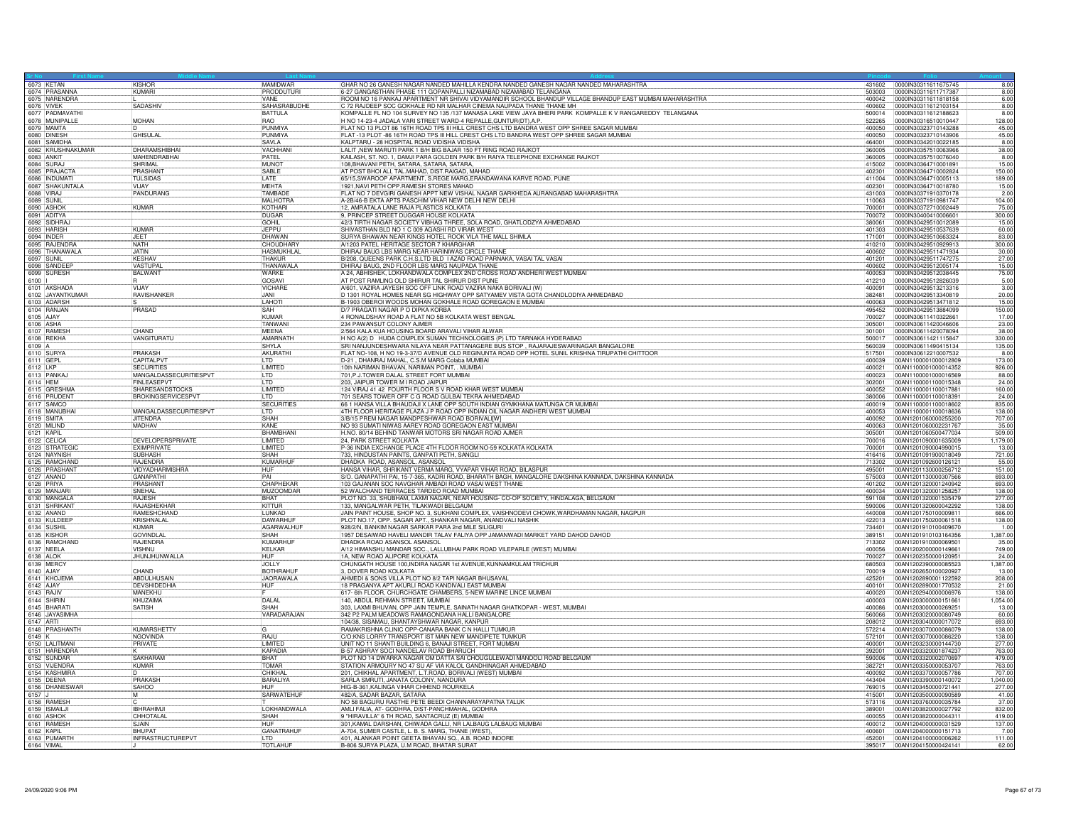| Sr No | First Name | Middle Name | Last Name | Address | Pincode | Folio | Amount |
|---|---|---|---|---|---|---|---|
| 6073 | KETAN | KISHOR | MAMIDWAR | GHAR NO 26 GANESH NAGAR NANDED MAHILLA KENDRA NANDED GANESH NAGAR NANDED MAHARASHTRA | 431602 | 0000IN30311611675745 | 8.00 |
| 6074 | PRASANNA | KUMARI | PRODDUTURI | 6-27 GANGASTHAN PHASE 111 GOPANPALLI NIZAMABAD NIZAMABAD TELANGANA | 503003 | 0000IN30311611717387 | 8.00 |
| 6075 | NARENDRA | L | VANE | ROOM NO 16 PANKAJ APARTMENT NR SHIVAI VIDYAMANDIR SCHOOL BHANDUP VILLAGE BHANDUP EAST MUMBAI MAHARASHTRA | 400042 | 0000IN30311611818158 | 6.00 |
| 6076 | VIVEK | SADASHIV | SAHASRABUDHE | C 72 RAJDEEP SOC GOKHALE RD NR MALHAR CINEMA NAUPADA THANE THANE MH | 400602 | 0000IN30311612103154 | 8.00 |
| 6077 | PADMAVATHI | | BATTULA | KOMPALLE FL NO 104 SURVEY NO 135 /137 MANASA LAKE VIEW JAYA BHERI PARK KOMPALLE K V RANGAREDDY TELANGANA | 500014 | 0000IN30311612188623 | 8.00 |
| 6078 | MUNIPALLE | MOHAN | RAO | H NO 14-23-4 JADALA VARI STREET WARD-4 REPALLE,GUNTUR(DT),A.P. | 522265 | 0000IN30316510010447 | 128.00 |
| 6079 | MAMTA | D | PUNMIYA | FLAT NO 13 PLOT 86 16TH ROAD TPS III HILL CREST CHS LTD BANDRA WEST OPP SHREE SAGAR MUMBAI | 400050 | 0000IN30323710143288 | 45.00 |
| 6080 | DINESH | GHISULAL | PUNMIYA | FLAT -13 PLOT -86 16TH ROAD TPS III HILL CREST CHS LTD BANDRA WEST OPP SHREE SAGAR MUMBAI | 400050 | 0000IN30323710143906 | 45.00 |
| 6081 | SAMIDHA | | SAVLA | KALPTARU - 28 HOSPITAL ROAD VIDISHA VIDISHA | 464001 | 0000IN30342010022185 | 8.00 |
| 6082 | KRUSHNAKUMAR | DHARAMSHIBHAI | VACHHANI | LALIT ,NEW MARUTI PARK 1 B/H BIG BAJAR 150 FT RING ROAD RAJKOT | 360005 | 0000IN30357510063966 | 38.00 |
| 6083 | ANKIT | MAHENDRABHAI | PATEL | KAILASH, ST. NO. 1, DAMJI PARA GOLDEN PARK B/H RAIYA TELEPHONE EXCHANGE RAJKOT | 360005 | 0000IN30357510076040 | 8.00 |
| 6084 | SURAJ | SHRIMAL | MUNOT | 108,BHAVANI PETH, SATARA, SATARA, SATARA, | 415002 | 0000IN30364710001891 | 15.00 |
| 6085 | PRAJACTA | PRASHANT | SABLE | AT POST BHOI ALI, TAL.MAHAD, DIST.RAIGAD, MAHAD | 402301 | 0000IN30364710002824 | 150.00 |
| 6086 | INDUMATI | TULSIDAS | LATE | 65/15,SWAROOP APARTMENT, S.REGE MARG,ERANDAWANA KARVE ROAD, PUNE | 411004 | 0000IN30364710005113 | 189.00 |
| 6087 | SHAKUNTALA | VIJAY | MEHTA | 1921,NAVI PETH OPP.RAMESH STORES MAHAD | 402301 | 0000IN30364710018780 | 15.00 |
| 6088 | VIRAJ | PANDURANG | TAMBADE | FLAT NO 7 DEVGIRI GANESH APPT NEW VISHAL NAGAR GARKHEDA AURANGABAD MAHARASHTRA | 431003 | 0000IN30371910370178 | 2.00 |
| 6089 | SUNIL | | MALHOTRA | A-2B/46-B EKTA APTS PASCHIM VIHAR NEW DELHI NEW DELHI | 110063 | 0000IN30371910981747 | 104.00 |
| 6090 | ASHOK | KUMAR | KOTHARI | 12, AMRATALA LANE RAJA PLASTICS KOLKATA | 700001 | 0000IN30372710002449 | 75.00 |
| 6091 | ADITYA | | DUGAR | 9, PRINCEP STREET DUGGAR HOUSE KOLKATA | 700072 | 0000IN30400410006601 | 300.00 |
| 6092 | SIDHRAJ | | GOHIL | 42/3 TIRTH NAGAR SOCIETY VIBHAG THREE, SOLA ROAD, GHATLODZYA AHMEDABAD | 380061 | 0000IN30429510012089 | 15.00 |
| 6093 | HARISH | KUMAR | JEPPU | SHIVASTHAN BLD NO 1 C 009 AGASHI RD VIRAR WEST | 401303 | 0000IN30429510537639 | 60.00 |
| 6094 | INDER | JEET | DHAWAN | SURYA BHAWAN NEAR KINGS HOTEL ROOK VILA THE MALL SHIMLA | 171001 | 0000IN30429510663324 | 83.00 |
| 6095 | RAJENDRA | NATH | CHOUDHARY | A/1203 PATEL HERITAGE SECTOR 7 KHARGHAR | 410210 | 0000IN30429510929913 | 300.00 |
| 6096 | THANAWALA | JATIN | HASMUKHLAL | DHIRAJ BAUG LBS MARG NEAR HARINIWAS CIRCLE THANE | 400602 | 0000IN30429511471934 | 30.00 |
| 6097 | SUNIL | KESHAV | THAKUR | B/208, QUEENS PARK C.H.S.LTD BLD 1 AZAD ROAD PARNAKA, VASAI TAL VASAI | 401201 | 0000IN30429511747275 | 27.00 |
| 6098 | SANDEEP | VASTUPAL | THANAWALA | DHIRAJ BAUG, 2ND FLOOR LBS MARG NAUPADA THANE | 400602 | 0000IN30429512005174 | 15.00 |
| 6099 | SURESH | BALWANT | WARKE | A 24, ABHISHEK, LOKHANDWALA COMPLEX 2ND CROSS ROAD ANDHERI WEST MUMBAI | 400053 | 0000IN30429512038445 | 75.00 |
| 6100 | I | R | GOSAVI | AT POST RAMLING OLD SHIRUR TAL SHIRUR DIST PUNE | 412210 | 0000IN30429512826039 | 5.00 |
| 6101 | AKSHADA | VIJAY | VICHARE | A/601, VAZIRA JAYESH SOC OFF LINK ROAD VAZIRA NAKA BORIVALI (W) | 400091 | 0000IN30429513213316 | 3.00 |
| 6102 | JAYANTKUMAR | RAVISHANKER | JANI | D 1301 ROYAL HOMES NEAR SG HIGHWAY OPP SATYAMEV VISTA GOTA CHANDLODIYA AHMEDABAD | 382481 | 0000IN30429513340819 | 20.00 |
| 6103 | ADARSH | S | LAHOTI | B-1903 OBEROI WOODS MOHAN GOKHALE ROAD GOREGAON E MUMBAI | 400063 | 0000IN30429513471812 | 15.00 |
| 6104 | RANJAN | PRASAD | SAH | D/7 PRAGATI NAGAR P O DIPKA KORBA | 495452 | 0000IN30429513884099 | 150.00 |
| 6105 | AJAY | | KUMAR | 4 RONALDSHAY ROAD A FLAT NO 5B KOLKATA WEST BENGAL | 700027 | 0000IN30611410322661 | 17.00 |
| 6106 | ASHA | | TANWANI | 234 PAWANSUT COLONY AJMER | 305001 | 0000IN30611420046606 | 23.00 |
| 6107 | RAMESH | CHAND | MEENA | 2/564 KALA KUA HOUSING BOARD ARAVALI VIHAR ALWAR | 301001 | 0000IN30611420078094 | 38.00 |
| 6108 | REKHA | VANGITURATU | AMARNATH | H NO A(2) D HUDA COMPLEX SUMAN TECHNOLOGIES (P) LTD TARNAKA HYDERABAD | 500017 | 0000IN30611421115847 | 330.00 |
| 6109 | A | | SHYLA | SRI NANJUNDESHWARA NILAYA NEAR PATTANAGERE BUS STOP , RAJARAJESWARINAGAR BANGALORE | 560039 | 0000IN30611490415134 | 135.00 |
| 6110 | SURYA | PRAKASH | AKURATHI | FLAT NO-108, H NO 19-3-37/D AVENUE OLD REGINUNTA ROAD OPP HOTEL SUNIL KRISHNA TIRUPATHI CHITTOOR | 517501 | 0000IN30612210007532 | 8.00 |
| 6111 | GEPL | CAPITALPVT | LTD | D-21 , DHANRAJ MAHAL, C.S.M MARG Colaba MUMBAI | 400039 | 00AN1100001000012809 | 173.00 |
| 6112 | UKP | SECURITIES | LIMITED | 10th NARIMAN BHAVAN, NARIMAN POINT, , MUMBAI | 400021 | 00AN1100001000014352 | 926.00 |
| 6113 | PANKAJ | MANGALDASSECURITIESPVT | LTD | 701,P.J.TOWER DALAL STREET FORT MUMBAI | 400023 | 00AN1100001000016569 | 88.00 |
| 6114 | HEM | FINLEASEPVT | LTD | 203, JAIPUR TOWER M I ROAD JAIPUR | 302001 | 00AN1100001100015348 | 24.00 |
| 6115 | GRESHMA | SHARESANDSTOCKS | LIMITED | 124 VIRAJ 41 42 FOURTH FLOOR S V ROAD KHAR WEST MUMBAI | 400052 | 00AN1100001100017881 | 160.00 |
| 6116 | PRUDENT | BROKINGSERVICESPVT | LTD | 701 SEARS TOWER OFF C G ROAD GULBAI TEKRA AHMEDABAD | 380006 | 00AN1100001100018391 | 24.00 |
| 6117 | SAMCO | | SECURITIES | 66 1 HANSA VILLA BHAUDAJI X LANE OPP SOUTH INDIAN GYMKHANA MATUNGA CR MUMBAI | 400019 | 00AN1100001100018602 | 835.00 |
| 6118 | MANUBHAI | MANGALDASSECURITIESPVT | LTD | 4TH FLOOR HERITAGE PLAZA J P ROAD OPP INDIAN OIL NAGAR ANDHERI WEST MUMBAI | 400053 | 00AN1100001100018636 | 138.00 |
| 6119 | SMITA | JITENDRA | SHAH | 3/B/15 PREM NAGAR MANDPESHWAR ROAD BORIVALI[W] | 400092 | 00AN1201060000255200 | 707.00 |
| 6120 | MILIND | MADHAV | KANE | NO 93 SUMATI NIWAS AAREY ROAD GOREGAON EAST MUMBAI | 400063 | 00AN1201060002231767 | 35.00 |
| 6121 | KAPIL | | BHAMBHANI | H.NO. 80/14 BEHIND TANWAR MOTORS SRI NAGAR ROAD AJMER | 305001 | 00AN1201060500477034 | 509.00 |
| 6122 | CELICA | DEVELOPERSPRIVATE | LIMITED | 24, PARK STREET KOLKATA | 700016 | 00AN1201090001635009 | 1,179.00 |
| 6123 | STRATEGIC | EXIMPRIVATE | LIMITED | P-36 INDIA EXCHANGE PLACE 4TH FLOOR ROOM NO-59 KOLKATA KOLKATA | 700001 | 00AN1201090004990015 | 13.00 |
| 6124 | HAYNISH | SUBHASH | SHAH | 733, HINDUSTAN PAINTS, GANPATI PETH, SANGLI | 416416 | 00AN1201091900018049 | 721.00 |
| 6125 | RAMCHAND | RAJENDRA | KUMARHUF | DHADKA ROAD, ASANSOL. ASANSOL | 713302 | 00AN1201092600126121 | 55.00 |
| 6126 | PRASHANT | VIDYADHARMISHRA | HUF | HANSA VIHAR, SHRIKANT VERMA MARG, VYAPAR VIHAR ROAD, BILASPUR | 495001 | 00AN1201130000256712 | 151.00 |
| 6127 | ANAND | GANAPATHI | PAI | S/O. GANAPATHI PAI, 15-7-365, KADRI ROAD, BHARATH BAGH, MANGALORE DAKSHINA KANNADA, DAKSHINA KANNADA | 575003 | 00AN1201130000307566 | 693.00 |
| 6128 | PRIYA | PRASHANT | CHAPHEKAR | 103 GAJANAN SOC NAVGHAR AMBADI ROAD VASAI WEST THANE | 401202 | 00AN1201320001240942 | 693.00 |
| 6129 | MANJARI | SNEHAL | MUZOOMDAR | 52 WALCHAND TERRACES TARDEO ROAD MUMBAI | 400034 | 00AN1201320001258257 | 138.00 |
| 6130 | MANGALA | RAJESH | BHAT | PLOT NO. 33, SHUBHAM, LAXMI NAGAR, NEAR HOUSING- CO-OP SOCIETY, HINDALAGA, BELGAUM | 591108 | 00AN1201320001535479 | 277.00 |
| 6131 | SHRIKANT | RAJASHEKHAR | KITTUR | 133, MANGALWAR PETH, TILAKWADI BELGAUM | 590006 | 00AN1201320600042292 | 138.00 |
| 6132 | ANAND | RAMESHCHAND | LUNKAD | JAIN PAINT HOUSE, SHOP NO. 3, SUKHANI COMPLEX, VAISHNODEVI CHOWK,WARDHAMAN NAGAR, NAGPUR | 440008 | 00AN1201750100009811 | 666.00 |
| 6133 | KULDEEP | KRISHNALAL | DAWARHUF | PLOT NO.17, OPP. SAGAR APT., SHANKAR NAGAR, ANANDVALI NASHIK | 422013 | 00AN1201750200061518 | 138.00 |
| 6134 | SUSHIL | KUMAR | AGARWALHUF | 928/2/N, BANKIM NAGAR SARKAR PARA 2nd MILE SILIGURI | 734401 | 00AN1201910100409670 | 1.00 |
| 6135 | KISHOR | GOVINDLAL | SHAH | 1957 DESAIWAD HAVELI MANDIR TALAV FALIYA OPP JAMANWADI MARKET YARD DAHOD DAHOD | 389151 | 00AN1201910103164356 | 1,387.00 |
| 6136 | RAMCHAND | RAJENDRA | KUMARHUF | DHADKA ROAD ASANSOL ASANSOL | 713302 | 00AN1201910300069501 | 35.00 |
| 6137 | NEELA | VISHNU | KELKAR | A/12 HIMANSHU MANDAR SOC., LALLUBHAI PARK ROAD VILEPARLE (WEST) MUMBAI | 400056 | 00AN1202000000149661 | 749.00 |
| 6138 | ALOK | JHUNJHUNWALLA | HUF | 1A, NEW ROAD ALIPORE KOLKATA | 700027 | 00AN1202350000120951 | 24.00 |
| 6139 | MERCY | | JOLLY | CHUNGATH HOUSE 100,INDIRA NAGAR 1st AVENUE,KUNNAMKULAM TRICHUR | 680503 | 00AN1202390000085523 | 1,387.00 |
| 6140 | AJAY | CHAND | BOTHRAHUF | 3, DOVER ROAD KOLKATA | 700019 | 00AN1202650100020927 | 13.00 |
| 6141 | KHOJEMA | ABDULHUSAIN | JAORAWALA | AHMEDI & SONS VILLA PLOT NO 6/2 TAPI NAGAR BHUSAVAL | 425201 | 00AN1202890001122592 | 208.00 |
| 6142 | AJAY | DEVSHIDEDHIA | HUF | 18 PRAGANYA APT AKURLI ROAD KANDIVALI EAST MUMBAI | 400101 | 00AN1202890001770532 | 21.00 |
| 6143 | RAJIV | MANEKHU | F | 617- 6th FLOOR, CHURCHGATE CHAMBERS, 5-NEW MARINE LINCE MUMBAI | 400020 | 00AN1202940000006976 | 138.00 |
| 6144 | SHIRIN | KHUZAIMA | DALAL | 140, ABDUL REHMAN STREET, MUMBAI | 400003 | 00AN1203000000151661 | 1,054.00 |
| 6145 | BHARATI | SATISH | SHAH | 303, LAXMI BHUVAN, OPP JAIN TEMPLE, SAINATH NAGAR GHATKOPAR - WEST, MUMBAI | 400086 | 00AN1203000000269251 | 13.00 |
| 6146 | JAYASIMHA | | VARADARAJAN | 342 P2 PALM MEADOWS RAMAGONDANA HALLI BANGALORE | 560066 | 00AN1203020000080749 | 60.00 |
| 6147 | ARTI | | | 104/38, SISAMAU, SHANTAYSHWAR NAGAR, KANPUR | 208012 | 00AN1203040000017072 | 693.00 |
| 6148 | PRASHANTH | KUMARSHETTY | G | RAMAKRISHNA CLINIC OPP-CANARA BANK C N HALLI TUMKUR | 572214 | 00AN1203070000086079 | 138.00 |
| 6149 | K | NGOVINDA | RAJU | C/O:KNS LORRY TRANSPORT IST MAIN NEW MANDIPETE TUMKUR | 572101 | 00AN1203070000086220 | 138.00 |
| 6150 | LALITMANI | PRIVATE | LIMITED | UNIT NO 11 SHANTI BUILDING 6, BANAJI STREET, FORT MUMBAI | 400001 | 00AN1203230000144730 | 277.00 |
| 6151 | HARENDRA | K | KAPADIA | B-57 ASHRAY SOCI NANDELAV ROAD BHARUCH | 392001 | 00AN1203320001874237 | 763.00 |
| 6152 | SUNDAR | SAKHARAM | BHAT | PLOT NO 14 DWARKA NAGAR OM DATTA SAI CHOUGULEWADI MANDOLI ROAD BELGAUM | 590006 | 00AN1203320002070697 | 479.00 |
| 6153 | VIJENDRA | KUMAR | TOMAR | STATION ARMOURY NO 47 SU AF VIA KALOL GANDHINAGAR AHMEDABAD | 382721 | 00AN1203350000053707 | 763.00 |
| 6154 | KASHMIRA | D | CHIKHAL | 201, CHIKHAL APARTMENT, L.T.ROAD, BORIVALI (WEST) MUMBAI | 400092 | 00AN1203370000057786 | 707.00 |
| 6155 | DEENA | PRAKASH | BARALIYA | SARLA SMRUTI, JANATA COLONY, NANDURA | 443404 | 00AN1203390000140072 | 1,040.00 |
| 6156 | DHANESWAR | SAHOO | HUF | HIG-B-361,KALINGA VIHAR CHHEND ROURKELA | 769015 | 00AN1203450000721441 | 277.00 |
| 6157 | J | M | SARWATEHUF | 482/A, SADAR BAZAR, SATARA | 415001 | 00AN1203500000090589 | 41.00 |
| 6158 | RAMESH | C | T | NO 58 BAGURU RASTHE PETE BEEDI CHANNARAYAPATNA TALUK | 573116 | 00AN1203760000035784 | 37.00 |
| 6159 | ISMAILJI | IBHRAHIMJI | LOKHANDWALA | AMLI FALIA, AT- GODHRA, DIST-PANCHMAHAL, GODHRA | 389001 | 00AN1203820000027792 | 832.00 |
| 6160 | ASHOK | CHHOTALAL | SHAH | 9 "HIRAVILLA" 6 TH ROAD, SANTACRUZ (E) MUMBAI | 400055 | 00AN1203820000044311 | 419.00 |
| 6161 | RAMESH | SJAIN | HUF | 301,KAMAL DARSHAN, CHIWADA GALLI, NR LALBAUG LALBAUG MUMBAI | 400012 | 00AN1204000000031529 | 137.00 |
| 6162 | KAPIL | BHUPAT | GANATRAHUF | A-704, SUMER CASTLE, L. B. S. MARG, THANE (WEST), | 400601 | 00AN1204000000151713 | 7.00 |
| 6163 | PUMARTH | INFRASTRUCTUREPVT | LTD | 401, ALANKAR POINT GEETA BHAVAN SQ., A.B. ROAD INDORE | 452001 | 00AN1204100000006262 | 111.00 |
| 6164 | VIMAL | J | TOTLAHUF | B-806 SURYA PLAZA, U.M ROAD, BHATAR SURAT | 395017 | 00AN1204150000424141 | 62.00 |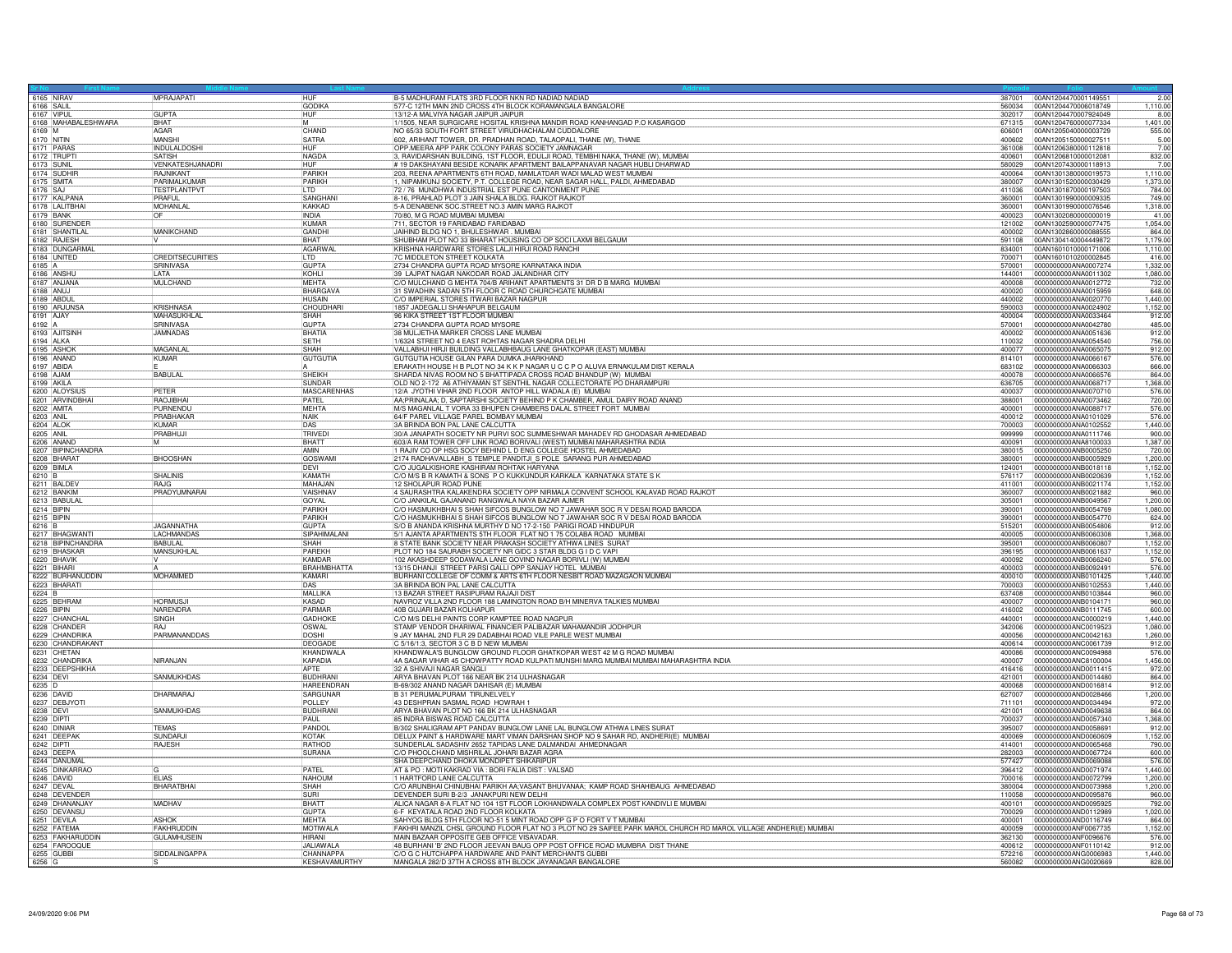| Sr No | First Name | Middle Name | Last Name | Address | Pincode | Folio | Amount |
|---|---|---|---|---|---|---|---|
| 6165 | NIRAV | MPRAJAPATI | HUF | B-5 MADHURAM FLATS 3RD FLOOR NKN RD NADIAD NADIAD | 387001 | 00AN1204470001149551 | 2.00 |
| 6166 | SALIL | | GODIKA | 577-C 12TH MAIN 2ND CROSS 4TH BLOCK KORAMANGALA BANGALORE | 560034 | 00AN1204470006018749 | 1,110.00 |
| 6167 | VIPUL | GUPTA | HUF | 13/12-A MALVIYA NAGAR JAIPUR JAIPUR | 302017 | 00AN1204470007924049 | 8.00 |
| 6168 | MAHABALESHWARA | BHAT | M | 1/1505, NEAR SURGICARE HOSITAL KRISHNA MANDIR ROAD KANHANGAD P.O KASARGOD | 671315 | 00AN1204760000077334 | 1,401.00 |
| 6169 | M | AGAR | CHAND | NO 65/33 SOUTH FORT STREET VIRUDHACHALAM CUDDALORE | 606001 | 00AN1205040000003729 | 555.00 |
| 6170 | NITIN | MANSHI | SATRA | 602, ARIHANT TOWER, DR. PRADHAN ROAD, TALAOPALI, THANE (W), THANE | 400602 | 00AN1205150000027511 | 5.00 |
| 6171 | PARAS | INDULALDOSHI | HUF | OPP.MEERA APP PARK COLONY PARAS SOCIETY JAMNAGAR | 361008 | 00AN1206380000112818 | 7.00 |
| 6172 | TRUPTI | SATISH | NAGDA | 3, RAVIDARSHAN BUILDING, 1ST FLOOR, EDULJI ROAD, TEMBHI NAKA, THANE (W), MUMBAI | 400601 | 00AN1206810000012081 | 832.00 |
| 6173 | SUNIL | VENKATESHJANADRI | HUF | # 19 DAKSHAYANI BESIDE KONARK APARTMENT BAILAPPANAVAR NAGAR HUBLI DHARWAD | 580029 | 00AN1207430000118913 | 7.00 |
| 6174 | SUDHIR | RAJNIKANT | PARIKH | 203, REENA APARTMENTS 6TH ROAD, MAMLATDAR WADI MALAD WEST MUMBAI | 400064 | 00AN1301380000019573 | 1,110.00 |
| 6175 | SMITA | PARIMALKUMAR | PARIKH | 1, NIPAMKUNJ SOCIETY, P.T. COLLEGE ROAD, NEAR SAGAR HALL, PALDI, AHMEDABAD | 380007 | 00AN1301520000030429 | 1,373.00 |
| 6176 | SAJ | TESTPLANTPVT | LTD | 72 / 76 MUNDHWA INDUSTRIAL EST PUNE CANTONMENT PUNE | 411036 | 00AN1301870000197503 | 784.00 |
| 6177 | KALPANA | PRAFUL | SANGHANI | 8-16, PRAHLAD PLOT 3 JAIN SHALA BLDG. RAJKOT RAJKOT | 360001 | 00AN1301990000009335 | 749.00 |
| 6178 | LALITBHAI | MOHANLAL | KAKKAD | 5-A DENABENK SOC.STREET NO.3 AMIN MARG RAJKOT | 360001 | 00AN1301990000076546 | 1,318.00 |
| 6179 | BANK | OF | INDIA | 70/80, M G ROAD MUMBAI MUMBAI | 400023 | 00AN1302080000000019 | 41.00 |
| 6180 | SURENDER | | KUMAR | 711, SECTOR 19 FARIDABAD FARIDABAD | 121002 | 00AN1302590000077475 | 1,054.00 |
| 6181 | SHANTILAL | MANIKCHAND | GANDHI | JAIHIND BLDG NO 1, BHULESHWAR . MUMBAI | 400002 | 00AN1302860000088555 | 864.00 |
| 6182 | RAJESH | V | BHAT | SHUBHAM PLOT NO 33 BHARAT HOUSING CO OP SOCI LAXMI BELGAUM | 591108 | 00AN1304140000449872 | 1,179.00 |
| 6183 | DUNGARMAL | | AGARWAL | KRISHNA HARDWARE STORES LALJI HIRJI ROAD RANCHI | 834001 | 00AN1601010000171006 | 1,110.00 |
| 6184 | UNITED | CREDITSECURITIES | LTD | 7C MIDDLETON STREET KOLKATA | 700071 | 00AN1601010200002845 | 416.00 |
| 6185 | A | SRINIVASA | GUPTA | 2734 CHANDRA GUPTA ROAD MYSORE KARNATAKA INDIA | 570001 | 0000000000ANA0007274 | 1,332.00 |
| 6186 | ANSHU | LATA | KOHLI | 39 LAJPAT NAGAR NAKODAR ROAD JALANDHAR CITY | 144001 | 0000000000ANA0011302 | 1,080.00 |
| 6187 | ANJANA | MULCHAND | MEHTA | C/O MULCHAND G MEHTA 704/B ARIHANT APARTMENTS 31 DR D B MARG MUMBAI | 400008 | 0000000000ANA0012772 | 732.00 |
| 6188 | ANUJ | | BHARGAVA | 31 SWADHIN SADAN 5TH FLOOR C ROAD CHURCHGATE MUMBAI | 400020 | 0000000000ANA0015959 | 648.00 |
| 6189 | ABDUL | | HUSAIN | C/O IMPERIAL STORES ITWARI BAZAR NAGPUR | 440002 | 0000000000ANA0020770 | 1,440.00 |
| 6190 | ARJUNSA | KRISHNASA | CHOUDHARI | 1857 JADEGALLI SHAHAPUR BELGAUM | 590003 | 0000000000ANA0024902 | 1,152.00 |
| 6191 | AJAY | MAHASUKHLAL | SHAH | 96 KIKA STREET 1ST FLOOR MUMBAI | 400004 | 0000000000ANA0033464 | 912.00 |
| 6192 | A | SRINIVASA | GUPTA | 2734 CHANDRA GUPTA ROAD MYSORE | 570001 | 0000000000ANA0042780 | 485.00 |
| 6193 | AJITSINH | JAMNADAS | BHATIA | 38 MULJETHA MARKER CROSS LANE MUMBAI | 400002 | 0000000000ANA0051636 | 912.00 |
| 6194 | ALKA | | SETH | 1/6324 STREET NO 4 EAST ROHTAS NAGAR SHADRA DELHI | 110032 | 0000000000ANA0054540 | 756.00 |
| 6195 | ASHOK | MAGANLAL | SHAH | VALLABHJI HIRJI BUILDING VALLABHBAUG LANE GHATKOPAR (EAST) MUMBAI | 400077 | 0000000000ANA0065075 | 912.00 |
| 6196 | ANAND | KUMAR | GUTGUTIA | GUTGUTIA HOUSE GILAN PARA DUMKA JHARKHAND | 814101 | 0000000000ANA0066167 | 576.00 |
| 6197 | ABIDA | E | A | ERAKATH HOUSE H B PLOT NO 34 K K P NAGAR U C C P O ALUVA ERNAKULAM DIST KERALA | 683102 | 0000000000ANA0066303 | 666.00 |
| 6198 | AJAM | BABULAL | SHEIKH | SHARDA NIVAS ROOM NO 5 BHATTIPADA CROSS ROAD BHANDUP (W) MUMBAI | 400078 | 0000000000ANA0066576 | 864.00 |
| 6199 | AKILA | | SUNDAR | OLD NO 2-172 A6 ATHIYAMAN ST SENTHIL NAGAR COLLECTORATE PO DHARAMPURI | 636705 | 0000000000ANA0068717 | 1,368.00 |
| 6200 | ALOYSIUS | PETER | MASCARENHAS | 12/A JYOTHI VIHAR 2ND FLOOR ANTOP HILL WADALA (E) MUMBAI | 400037 | 0000000000ANA0070710 | 576.00 |
| 6201 | ARVINDBHAI | RAOJIBHAI | PATEL | AA;PRINALAA; D, SAPTARSHI SOCIETY BEHIND P K CHAMBER, AMUL DAIRY ROAD ANAND | 388001 | 0000000000ANA0073462 | 720.00 |
| 6202 | AMITA | PURNENDU | MEHTA | M/S MAGANLAL T VORA 33 BHUPEN CHAMBERS DALAL STREET FORT MUMBAI | 400001 | 0000000000ANA0088717 | 576.00 |
| 6203 | ANIL | PRABHAKAR | NAIK | 64/F PAREL VILLAGE PAREL BOMBAY MUMBAI | 400012 | 0000000000ANA0101029 | 576.00 |
| 6204 | ALOK | KUMAR | DAS | 3A BRINDA BON PAL LANE CALCUTTA | 700003 | 0000000000ANA0102552 | 1,440.00 |
| 6205 | ANIL | PRABHUJI | TRIVEDI | 30/A JANAPATH SOCIETY NR PURVI SOC SUMMESHWAR MAHADEV RD GHODASAR AHMEDABAD | 999999 | 0000000000ANA0111746 | 900.00 |
| 6206 | ANAND | M | BHATT | 603/A RAM TOWER OFF LINK ROAD BORIVALI (WEST) MUMBAI MAHARASHTRA INDIA | 400091 | 0000000000ANA8100033 | 1,387.00 |
| 6207 | BIPINCHANDRA | | AMIN | 1 RAJIV CO OP HSG SOCY BEHIND L D ENG COLLEGE HOSTEL AHMEDABAD | 380015 | 0000000000ANB0005250 | 720.00 |
| 6208 | BHARAT | BHOOSHAN | GOSWAMI | 2174 RADHAVALLABH S TEMPLE PANDITJI S POLE SARANG PUR AHMEDABAD | 380001 | 0000000000ANB0005929 | 1,200.00 |
| 6209 | BIMLA | | DEVI | C/O JUGALKISHORE KASHIRAM ROHTAK HARYANA | 124001 | 0000000000ANB0018118 | 1,152.00 |
| 6210 | B | SHALINIS | KAMATH | C/O M/S B R KAMATH & SONS P O KUKKUNDUR KARKALA KARNATAKA STATE S K | 576117 | 0000000000ANB0020639 | 1,152.00 |
| 6211 | BALDEV | RAJG | MAHAJAN | 12 SHOLAPUR ROAD PUNE | 411001 | 0000000000ANB0021174 | 1,152.00 |
| 6212 | BANKIM | PRADYUMNARAI | VAISHNAV | 4 SAURASHTRA KALAKENDRA SOCIETY OPP NIRMALA CONVENT SCHOOL KALAVAD ROAD RAJKOT | 360007 | 0000000000ANB0021882 | 960.00 |
| 6213 | BABULAL | | GOYAL | C/O JANKILAL GAJANAND RANGWALA NAYA BAZAR AJMER | 305001 | 0000000000ANB0049567 | 1,200.00 |
| 6214 | BIPIN | | PARIKH | C/O HASMUKHBHAI S SHAH SIFCOS BUNGLOW NO 7 JAWAHAR SOC R V DESAI ROAD BARODA | 390001 | 0000000000ANB0054769 | 1,080.00 |
| 6215 | BIPIN | | PARIKH | C/O HASMUKHBHAI S SHAH SIFCOS BUNGLOW NO 7 JAWAHAR SOC R V DESAI ROAD BARODA | 390001 | 0000000000ANB0054770 | 624.00 |
| 6216 | B | JAGANNATHA | GUPTA | S/O B ANANDA KRISHNA MURTHY D NO 17-2-150 PARIGI ROAD HINDUPUR | 515201 | 0000000000ANB0054806 | 912.00 |
| 6217 | BHAGWANTI | LACHMANDAS | SIPAHIMALANI | 5/1 AJANTA APARTMENTS 5TH FLOOR FLAT NO 1 75 COLABA ROAD MUMBAI | 400005 | 0000000000ANB0060308 | 1,368.00 |
| 6218 | BIPINCHANDRA | BABULAL | SHAH | 8 STATE BANK SOCIETY NEAR PRAKASH SOCIETY ATHWA LINES SURAT | 395001 | 0000000000ANB0060807 | 1,152.00 |
| 6219 | BHASKAR | MANSUKHLAL | PAREKH | PLOT NO 184 SAURABH SOCIETY NR GIDC 3 STAR BLDG G I D C VAPI | 396195 | 0000000000ANB0061637 | 1,152.00 |
| 6220 | BHAVIK | V | KAMDAR | 102 AKASHDEEP SODAWALA LANE GOVIND NAGAR BORIVLI (W) MUMBAI | 400092 | 0000000000ANB0066240 | 576.00 |
| 6221 | BIHARI | A | BRAHMBHATTA | 13/15 DHANJI STREET PARSI GALLI OPP SANJAY HOTEL MUMBAI | 400003 | 0000000000ANB0092491 | 576.00 |
| 6222 | BURHANUDDIN | MOHAMMED | KAMARI | BURHANI COLLEGE OF COMM & ARTS 6TH FLOOR NESBIT ROAD MAZAGAON MUMBAI | 400010 | 0000000000ANB0101425 | 1,440.00 |
| 6223 | BHARATI | | DAS | 3A BRINDA BON PAL LANE CALCUTTA | 700003 | 0000000000ANB0102553 | 1,440.00 |
| 6224 | B | | MALLIKA | 13 BAZAR STREET RASIPURAM RAJAJI DIST | 637408 | 0000000000ANB0103844 | 960.00 |
| 6225 | BEHRAM | HORMUSJI | KASAD | NAVROZ VILLA 2ND FLOOR 188 LAMINGTON ROAD B/H MINERVA TALKIES MUMBAI | 400007 | 0000000000ANB0104171 | 960.00 |
| 6226 | BIPIN | NARENDRA | PARMAR | 40B GUJARI BAZAR KOLHAPUR | 416002 | 0000000000ANB0111745 | 600.00 |
| 6227 | CHANCHAL | SINGH | GADHOKE | C/O M/S DELHI PAINTS CORP KAMPTEE ROAD NAGPUR | 440001 | 0000000000ANC0000219 | 1,440.00 |
| 6228 | CHANDER | RAJ | OSWAL | STAMP VENDOR DHARIWAL FINANCIER PALIBAZAR MAHAMANDIR JODHPUR | 342006 | 0000000000ANC0019523 | 1,080.00 |
| 6229 | CHANDRIKA | PARMANANDDAS | DOSHI | 9 JAY MAHAL 2ND FLR 29 DADABHAI ROAD VILE PARLE WEST MUMBAI | 400056 | 0000000000ANC0042163 | 1,260.00 |
| 6230 | CHANDRAKANT | | DEOGADE | C 5/16/1.3, SECTOR 3 C B D NEW MUMBAI | 400614 | 0000000000ANC0061739 | 912.00 |
| 6231 | CHETAN | | KHANDWALA | KHANDWALA'S BUNGLOW GROUND FLOOR GHATKOPAR WEST 42 M G ROAD MUMBAI | 400086 | 0000000000ANC0094988 | 576.00 |
| 6232 | CHANDRIKA | NIRANJAN | KAPADIA | 4A SAGAR VIHAR 45 CHOWPATTY ROAD KULPATI MUNSHI MARG MUMBAI MUMBAI MAHARASHTRA INDIA | 400007 | 0000000000ANC8100004 | 1,456.00 |
| 6233 | DEEPSHIKHA | | APTE | 32 A SHIVAJI NAGAR SANGLI | 416416 | 0000000000AND0011415 | 972.00 |
| 6234 | DEVI | SANMUKHDAS | BUDHRANI | ARYA BHAVAN PLOT 166 NEAR BK 214 ULHASNAGAR | 421001 | 0000000000AND0014480 | 864.00 |
| 6235 | D | | HAREENDRAN | B-69/302 ANAND NAGAR DAHISAR (E) MUMBAI | 400068 | 0000000000AND0016814 | 912.00 |
| 6236 | DAVID | DHARMARAJ | SARGUNAR | B 31 PERUMALPURAM TIRUNELVELY | 627007 | 0000000000AND0028466 | 1,200.00 |
| 6237 | DEBJYOTI | | POLLEY | 43 DESHPRAN SASMAL ROAD HOWRAH 1 | 711101 | 0000000000AND0034494 | 972.00 |
| 6238 | DEVI | SANMUKHDAS | BUDHRANI | ARYA BHAVAN PLOT NO 166 BK 214 ULHASNAGAR | 421001 | 0000000000AND0049638 | 864.00 |
| 6239 | DIPTI | | PAUL | 85 INDRA BISWAS ROAD CALCUTTA | 700037 | 0000000000AND0057340 | 1,368.00 |
| 6240 | DINIAR | TEMAS | PANDOL | B/302 SHALIGRAM APT PANDAV BUNGLOW LANE LAL BUNGLOW ATHWA LINES SURAT | 395007 | 0000000000AND0058691 | 912.00 |
| 6241 | DEEPAK | SUNDARJI | KOTAK | DELUX PAINT & HARDWARE MART VIMAN DARSHAN SHOP NO 9 SAHAR RD, ANDHERI(E) MUMBAI | 400069 | 0000000000AND0060609 | 1,152.00 |
| 6242 | DIPTI | RAJESH | RATHOD | SUNDERLAL SADASHIV 2652 TAPIDAS LANE DALMANDAI AHMEDNAGAR | 414001 | 0000000000AND0065468 | 790.00 |
| 6243 | DEEPA | | SURANA | C/O PHOOLCHAND MISHRILAL JOHARI BAZAR AGRA | 282003 | 0000000000AND0067724 | 600.00 |
| 6244 | DANUMAL | | | SHA DEEPCHAND DHOKA MONDIPET SHIKARIPUR | 577427 | 0000000000AND0069088 | 576.00 |
| 6245 | DINKARRAO | G | PATEL | AT & PO : MOTI KAKRAD VIA : BORI FALIA DIST : VALSAD | 396412 | 0000000000AND0071974 | 1,440.00 |
| 6246 | DAVID | ELIAS | NAHOUM | 1 HARTFORD LANE CALCUTTA | 700016 | 0000000000AND0072799 | 1,200.00 |
| 6247 | DEVAL | BHARATBHAI | SHAH | C/O ARUNBHAI CHINUBHAI PARIKH AA;VASANT BHUVANAA; KAMP ROAD SHAHIBAUG AHMEDABAD | 380004 | 0000000000AND0073988 | 1,200.00 |
| 6248 | DEVENDER | | SURI | DEVENDER SURI B-2/3 JANAKPURI NEW DELHI | 110058 | 0000000000AND0095876 | 960.00 |
| 6249 | DHANANJAY | MADHAV | BHATT | ALICA NAGAR 8-A FLAT NO 104 1ST FLOOR LOKHANDWALA COMPLEX POST KANDIVLI E MUMBAI | 400101 | 0000000000AND0095925 | 792.00 |
| 6250 | DEVANSU | | GUPTA | 6-F KEYATALA ROAD 2ND FLOOR KOLKATA | 700029 | 0000000000AND0112989 | 1,020.00 |
| 6251 | DEVILA | ASHOK | MEHTA | SAHYOG BLDG 5TH FLOOR NO-51 5 MINT ROAD OPP G P O FORT V T MUMBAI | 400001 | 0000000000AND0116749 | 864.00 |
| 6252 | FATEMA | FAKHRUDDIN | MOTIWALA | FAKHRI MANZIL CHSL GROUND FLOOR FLAT NO 3 PLOT NO 29 SAIFEE PARK MAROL CHURCH RD MAROL VILLAGE ANDHERI(E) MUMBAI | 400059 | 0000000000ANF0067735 | 1,152.00 |
| 6253 | FAKHARUDDIN | GULAMHUSEIN | HIRANI | MAIN BAZAAR OPPOSITE GEB OFFICE VISAVADAR | 362130 | 0000000000ANF0096676 | 576.00 |
| 6254 | FAROOQUE | | JALIAWALA | 48 BURHANI 'B' 2ND FLOOR JEEVAN BAUG OPP POST OFFICE ROAD MUMBRA DIST THANE | 400612 | 0000000000ANF0110142 | 912.00 |
| 6255 | GUBBI | SIDDALINGAPPA | CHANNAPPA | C/O G C HUTCHAPPA HARDWARE AND PAINT MERCHANTS GUBBI | 572216 | 0000000000ANG0006983 | 1,440.00 |
| 6256 | G | S | KESHAVAMURTHY | MANGALA 282/D 37TH A CROSS 8TH BLOCK JAYANAGAR BANGALORE | 560082 | 0000000000ANG0020669 | 828.00 |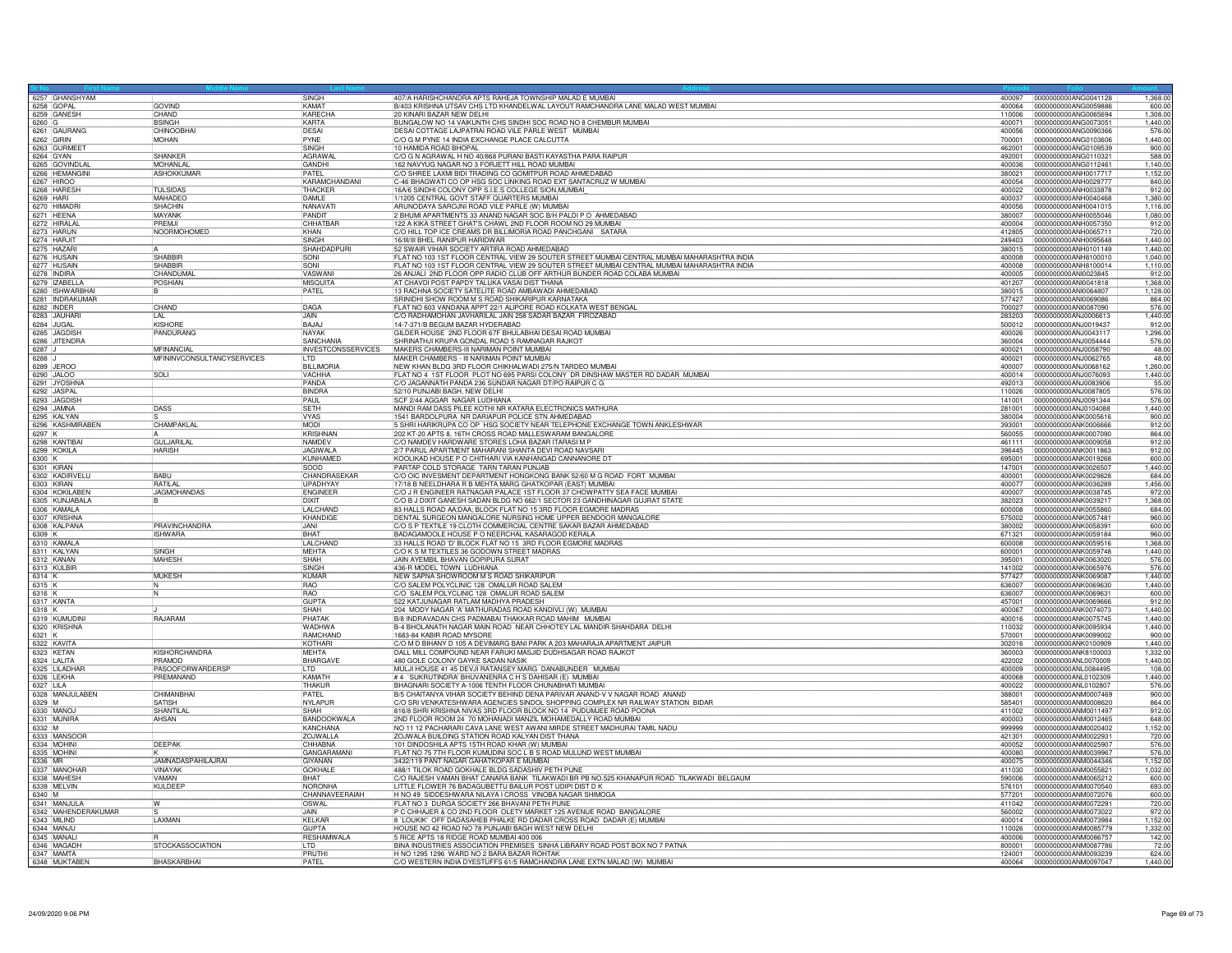| Sr No | First Name | Middle Name | Last Name | Address | Pincode | Folio | Amount |
|---|---|---|---|---|---|---|---|
| 6257 | GHANSHYAM | | SINGH | 407/A HARISHCHANDRA APTS RAHEJA TOWNSHIP MALAD E MUMBAI | 400097 | 0000000000ANG0041128 | 1,368.00 |
| 6258 | GOPAL | GOVIND | KAMAT | B/403 KRISHNA UTSAV CHS LTD KHANDELWAL LAYOUT RAMCHANDRA LANE MALAD WEST MUMBAI | 400064 | 0000000000ANG0059886 | 600.00 |
| 6259 | GANESH | CHAND | KARECHA | 20 KINARI BAZAR NEW DELHI | 110006 | 0000000000ANG0065694 | 1,308.00 |
| 6260 | G | BSINGH | KARTA | BUNGALOW NO 14 VAIKUNTH CHS SINDHI SOC ROAD NO 8 CHEMBUR MUMBAI | 400071 | 0000000000ANG0073051 | 1,440.00 |
| 6261 | GAURANG | CHINOOBHAI | DESAI | DESAI COTTAGE LAJPATRAI ROAD VILE PARLE WEST MUMBAI | 400056 | 0000000000ANG0090366 | 576.00 |
| 6262 | GIRIN | MOHAN | PYNE | C/O G M PYNE 14 INDIA EXCHANGE PLACE CALCUTTA | 700001 | 0000000000ANG0103606 | 1,440.00 |
| 6263 | GURMEET | | SINGH | 10 HAMIDA ROAD BHOPAL | 462001 | 0000000000ANG0109539 | 900.00 |
| 6264 | GYAN | SHANKER | AGRAWAL | C/O G N AGRAWAL H NO 40/868 PURANI BASTI KAYASTHA PARA RAIPUR | 492001 | 0000000000ANG0110321 | 588.00 |
| 6265 | GOVINDLAL | MOHANLAL | GANDHI | 162 NAVYUG NAGAR NO 3 FORJETT HILL ROAD MUMBAI | 400036 | 0000000000ANG0112461 | 1,140.00 |
| 6266 | HEMANGINI | ASHOKKUMAR | PATEL | C/O SHREE LAXMI BIDI TRADING CO GOMITPUR ROAD AHMEDABAD | 380021 | 0000000000ANH0017717 | 1,152.00 |
| 6267 | HIROO | | KARAMCHANDANI | C-46 BHAGWATI CO OP HSG SOC LINKING ROAD EXT SANTACRUZ W MUMBAI | 400054 | 0000000000ANH0029777 | 840.00 |
| 6268 | HARESH | TULSIDAS | THACKER | 16A/6 SINDHI COLONY OPP S.I.E.S COLLEGE SION,MUMBAI | 400022 | 0000000000ANH0033878 | 912.00 |
| 6269 | HARI | MAHADEO | DAMLE | 1/1205 CENTRAL GOVT STAFF QUARTERS MUMBAI | 400037 | 0000000000ANH0040468 | 1,380.00 |
| 6270 | HIMADRI | SHACHIN | NANAVATI | ARUNODAYA SAROJNI ROAD VILE PARLE (W) MUMBAI | 400056 | 0000000000ANH0041015 | 1,116.00 |
| 6271 | HEENA | MAYANK | PANDIT | 2 BHUMI APARTMENTS 33 ANAND NAGAR SOC B/H PALDI P O AHMEDABAD | 380007 | 0000000000ANH0055046 | 1,080.00 |
| 6272 | HIRALAL | PREMJI | CHHATBAR | 122 A KIKA STREET GHAT'S CHAWL 2ND FLOOR ROOM NO 29 MUMBAI | 400004 | 0000000000ANH0057350 | 912.00 |
| 6273 | HARUN | NOORMOHOMED | KHAN | C/O HILL TOP ICE CREAMS DR BILLIMORIA ROAD PANCHGANI SATARA | 412805 | 0000000000ANH0065711 | 720.00 |
| 6274 | HARJIT | | SINGH | 16/III/III BHEL RANIPUR HARIDWAR | 249403 | 0000000000ANH0095648 | 1,440.00 |
| 6275 | HAZARI | A | SHAHDADPURI | 52 SWAIR VIHAR SOCIETY ARTIRA ROAD AHMEDABAD | 380015 | 0000000000ANH0101149 | 1,440.00 |
| 6276 | HUSAIN | SHABBIR | SONI | FLAT NO 103 1ST FLOOR CENTRAL VIEW 29 SOUTER STREET MUMBAI CENTRAL MUMBAI MAHARASHTRA INDIA | 400008 | 0000000000ANH8100010 | 1,040.00 |
| 6277 | HUSAIN | SHABBIR | SONI | FLAT NO 103 1ST FLOOR CENTRAL VIEW 29 SOUTER STREET MUMBAI CENTRAL MUMBAI MAHARASHTRA INDIA | 400008 | 0000000000ANH8100014 | 1,110.00 |
| 6278 | INDIRA | CHANDUMAL | VASWANI | 26 ANJALI 2ND FLOOR OPP RADIO CLUB OFF ARTHUR BUNDER ROAD COLABA MUMBAI | 400005 | 0000000000ANI0023845 | 912.00 |
| 6279 | IZABELLA | POSHIAN | MISQUITA | AT CHAVDI POST PAPDY TALUKA VASAI DIST THANA | 401207 | 0000000000ANI0041818 | 1,368.00 |
| 6280 | ISHWARBHAI | B | PATEL | 13 RACHNA SOCIETY SATELITE ROAD AMBAWADI AHMEDABAD | 380015 | 0000000000ANI0064807 | 1,128.00 |
| 6281 | INDRAKUMAR | | | SRINIDHI SHOW ROOM M S ROAD SHIKARIPUR KARNATAKA | 577427 | 0000000000ANI0069086 | 864.00 |
| 6282 | INDER | CHAND | DAGA | FLAT NO 603 VANDANA APPT 22/1 ALIPORE ROAD KOLKATA WEST BENGAL | 700027 | 0000000000ANI0087090 | 576.00 |
| 6283 | JAUHARI | LAL | JAIN | C/O RADHAMOHAN JAVHARILAL JAIN 258 SADAR BAZAR FIROZABAD | 283203 | 0000000000ANJ0006613 | 1,440.00 |
| 6284 | JUGAL | KISHORE | BAJAJ | 14-7-371/B BEGUM BAZAR HYDERABAD | 500012 | 0000000000ANJ0019437 | 912.00 |
| 6285 | JAGDISH | PANDURANG | NAYAK | GILDER HOUSE 2ND FLOOR 67F BHULABHAI DESAI ROAD MUMBAI | 400026 | 0000000000ANJ0043117 | 1,296.00 |
| 6286 | JITENDRA | | SANCHANIA | SHRINATHJI KRUPA GONDAL ROAD 5 RAMNAGAR RAJKOT | 360004 | 0000000000ANJ0054444 | 576.00 |
| 6287 | J | MFINANCIAL | INVESTCONSSERVICES | MAKERS CHAMBERS-III NARIMAN POINT MUMBAI | 400021 | 0000000000ANJ0058790 | 48.00 |
| 6288 | J | MFININVCONSULTANCYSERVICES | LTD | MAKER CHAMBERS - III NARIMAN POINT MUMBAI | 400021 | 0000000000ANJ0062765 | 48.00 |
| 6289 | JEROO | | BILLIMORIA | NEW KHAN BLDG 3RD FLOOR CHIKHALWADI 275/N TARDEO MUMBAI | 400007 | 0000000000ANJ0068162 | 1,260.00 |
| 6290 | JALOO | SOLI | VACHHA | FLAT NO 4 1ST FLOOR PLOT NO 695 PARSI COLONY DR DINSHAW MASTER RD DADAR MUMBAI | 400014 | 0000000000ANJ0076093 | 1,440.00 |
| 6291 | JYOSHNA | | PANDA | C/O JAGANNATH PANDA 236 SUNDAR NAGAR DT/PO RAIPUR C G | 492013 | 0000000000ANJ0083906 | 55.00 |
| 6292 | JASPAL | | BINDRA | 52/10 PUNJABI BAGH, NEW DELHI | 110026 | 0000000000ANJ0087805 | 576.00 |
| 6293 | JAGDISH | | PAUL | SCF 2/44 AGGAR NAGAR LUDHIANA | 141001 | 0000000000ANJ0091344 | 576.00 |
| 6294 | JAMNA | DASS | SETH | MANDI RAM DASS PILEE KOTHI NR KATARA ELECTRONICS MATHURA | 281001 | 0000000000ANJ0104088 | 1,440.00 |
| 6295 | KALYAN | S | VYAS | 1541 BARDOLPURA NR DARIAPUR POLICE STN AHMEDABAD | 380004 | 0000000000ANK0005616 | 900.00 |
| 6296 | KASHMIRABEN | CHAMPAKLAL | MODI | 5 SHRI HARIKRUPA CO OP HSG SOCIETY NEAR TELEPHONE EXCHANGE TOWN ANKLESHWAR | 393001 | 0000000000ANK0006666 | 912.00 |
| 6297 | K | A | KRISHNAN | 202 KT-20 APTS 8, 16TH CROSS ROAD MALLESWARAM BANGALORE | 560055 | 0000000000ANK0007090 | 864.00 |
| 6298 | KANTIBAI | GULJARILAL | NAMDEV | C/O NAMDEV HARDWARE STORES LOHA BAZAR ITARASI M P | 461111 | 0000000000ANK0009058 | 912.00 |
| 6299 | KOKILA | HARISH | JAGIWALA | 2/7 PARUL APARTMENT MAHARANI SHANTA DEVI ROAD NAVSARI | 396445 | 0000000000ANK0011863 | 912.00 |
| 6300 | K | | KUNHAMED | KOOLIKAD HOUSE P O CHITHARI VIA KANHANGAD CANNANORE DT | 695001 | 0000000000ANK0019268 | 600.00 |
| 6301 | KIRAN | | SOOD | PARTAP COLD STORAGE TARN TARAN PUNJAB | 147001 | 0000000000ANK0026507 | 1,440.00 |
| 6302 | KADIRVELU | BABU | CHANDRASEKAR | C/O OIC INVESMENT DEPARTMENT HONGKONG BANK 52/60 M G ROAD FORT MUMBAI | 400001 | 0000000000ANK0029828 | 684.00 |
| 6303 | KIRAN | RATILAL | UPADHYAY | 17/18 B NEELDHARA R B MEHTA MARG GHATKOPAR (EAST) MUMBAI | 400077 | 0000000000ANK0036289 | 1,456.00 |
| 6304 | KOKILABEN | JAGMOHANDAS | ENGINEER | C/O J R ENGINEER RATNAGAR PALACE 1ST FLOOR 37 CHOWPATTY SEA FACE MUMBAI | 400007 | 0000000000ANK0038745 | 972.00 |
| 6305 | KUNJABALA | B | DIXIT | C/O B J DIXIT GANESH SADAN BLDG NO 662/1 SECTOR 23 GANDHINAGAR GUJRAT STATE | 382023 | 0000000000ANK0039217 | 1,368.00 |
| 6306 | KAMALA | | LALCHAND | 83 HALLS ROAD AA;DAA; BLOCK FLAT NO 15 3RD FLOOR EGMORE MADRAS | 600008 | 0000000000ANK0055860 | 684.00 |
| 6307 | KRISHNA | | KHANDIGE | DENTAL SURGEON MANGALORE NURSING HOME UPPER BENDOOR MANGALORE | 575002 | 0000000000ANK0057481 | 960.00 |
| 6308 | KALPANA | PRAVINCHANDRA | JANI | C/O S P TEXTILE 19 CLOTH COMMERCIAL CENTRE SAKAR BAZAR AHMEDABAD | 380002 | 0000000000ANK0058391 | 600.00 |
| 6309 | K | ISHWARA | BHAT | BADAGAMOOLE HOUSE P O NEERCHAL KASARAGOD KERALA | 671321 | 0000000000ANK0059184 | 960.00 |
| 6310 | KAMALA | | LALCHAND | 33 HALLS ROAD 'D' BLOCK FLAT NO 15 3RD FLOOR EGMORE MADRAS | 600008 | 0000000000ANK0059516 | 1,368.00 |
| 6311 | KALYAN | SINGH | MEHTA | C/O K S M TEXTILES 36 GODOWN STREET MADRAS | 600001 | 0000000000ANK0059748 | 1,440.00 |
| 6312 | KANAN | MAHESH | SHAH | JAIN AYEMBIL BHAVAN GOPIPURA SURAT | 395001 | 0000000000ANK0063020 | 576.00 |
| 6313 | KULBIR | | SINGH | 436-R MODEL TOWN LUDHIANA | 141002 | 0000000000ANK0065976 | 576.00 |
| 6314 | K | MUKESH | KUMAR | NEW SAPNA SHOWROOM M S ROAD SHIKARIPUR | 577427 | 0000000000ANK0069087 | 1,440.00 |
| 6315 | K | N | RAO | C/O SALEM POLYCLINIC 128 OMALUR ROAD SALEM | 636007 | 0000000000ANK0069630 | 1,440.00 |
| 6316 | K | N | RAO | C/O SALEM POLYCLINIC 128 OMALUR ROAD SALEM | 636007 | 0000000000ANK0069631 | 600.00 |
| 6317 | KANTA | | GUPTA | 522 KATJUNAGAR RATLAM MADHYA PRADESH | 457001 | 0000000000ANK0069666 | 912.00 |
| 6318 | K | J | SHAH | 204 MODY NAGAR 'A' MATHURADAS ROAD KANDIVLI (W) MUMBAI | 400067 | 0000000000ANK0074073 | 1,440.00 |
| 6319 | KUMUDINI | RAJARAM | PHATAK | B/8 INDRAVADAN CHS PADMABAI THAKKAR ROAD MAHIM MUMBAI | 400016 | 0000000000ANK0075745 | 1,440.00 |
| 6320 | KRISHNA | | WADHWA | B-4 BHOLANATH NAGAR MAIN ROAD NEAR CHHOTEY LAL MANDIR SHAHDARA DELHI | 110032 | 0000000000ANK0095934 | 1,440.00 |
| 6321 | K | | RAMCHAND | 1683-84 KABIR ROAD MYSORE | 570001 | 0000000000ANK0099002 | 900.00 |
| 6322 | KAVITA | | KOTHARI | C/O M D BIHANY D 105 A DEVIMARG BANI PARK A 203 MAHARAJA APARTMENT JAIPUR | 302016 | 0000000000ANK0100909 | 1,440.00 |
| 6323 | KETAN | KISHORCHANDRA | MEHTA | DALL MILL COMPOUND NEAR FARUKI MASJID DUDHSAGAR ROAD RAJKOT | 360003 | 0000000000ANK8100003 | 1,332.00 |
| 6324 | LALITA | PRAMOD | BHARGAVE | 480 GOLE COLONY GAYKE SADAN NASIK | 422002 | 0000000000ANL0070009 | 1,440.00 |
| 6325 | LILADHAR | PASOOFORWARDERSP | LTD | MULJI HOUSE 41 45 DEVJI RATANSEY MARG DANABUNDER MUMBAI | 400009 | 0000000000ANL0084495 | 108.00 |
| 6326 | LEKHA | PREMANAND | KAMATH | # 4 SUKRUTINDRA' BHUVANENRA C H S DAHISAR (E) MUMBAI | 400068 | 0000000000ANL0102309 | 1,440.00 |
| 6327 | LILA | | THAKUR | BHAGNARI SOCIETY A-1006 TENTH FLOOR CHUNABHATI MUMBAI | 400022 | 0000000000ANL0102807 | 576.00 |
| 6328 | MANJULABEN | CHIMANBHAI | PATEL | B/5 CHAITANYA VIHAR SOCIETY BEHIND DENA PARIVAR ANAND-V V NAGAR ROAD ANAND | 388001 | 0000000000ANM0007469 | 900.00 |
| 6329 | M | SATISH | NYLAPUR | C/O SRI VENKATESHWARA AGENCIES SINDOL SHOPPING COMPLEX NR RAILWAY STATION BIDAR | 585401 | 0000000000ANM0008620 | 864.00 |
| 6330 | MANOJ | SHANTILAL | SHAH | 816/8 SHRI KRISHNA NIVAS 3RD FLOOR BLOCK NO 14 PUDUMJEE ROAD POONA | 411002 | 0000000000ANM0011497 | 912.00 |
| 6331 | MUNIRA | AHSAN | BANDOOKWALA | 2ND FLOOR ROOM 24 70 MOHANADI MANZIL MOHAMEDALLY ROAD MUMBAI | 400003 | 0000000000ANM0012465 | 648.00 |
| 6332 | M | | KANCHANA | NO 11 12 PACHARARI CAVA LANE WEST AWANI MIRDE STREET MADHURAI TAMIL NADU | 999999 | 0000000000ANM0020402 | 1,152.00 |
| 6333 | MANSOOR | | ZOJWALLA | ZOJWALA BUILDING STATION ROAD KALYAN DIST THANA | 421301 | 0000000000ANM0022931 | 720.00 |
| 6334 | MOHINI | DEEPAK | CHHABNA | 101 DINDOSHILA APTS 15TH ROAD KHAR (W) MUMBAI | 400052 | 0000000000ANM0025907 | 576.00 |
| 6335 | MOHINI | K | GANGARAMANI | FLAT NO 75 7TH FLOOR KUMUDINI SOC L B S ROAD MULUND WEST MUMBAI | 400080 | 0000000000ANM0039967 | 576.00 |
| 6336 | MR | JAMNADASPAHILAJRAI | GIYANAN | 3432/119 PANT NAGAR GAHATKOPAR E MUMBAI | 400075 | 0000000000ANM0044346 | 1,152.00 |
| 6337 | MANOHAR | VINAYAK | GOKHALE | 488/1 TILOK ROAD GOKHALE BLDG SADASHIV PETH PUNE | 411030 | 0000000000ANM0055821 | 1,032.00 |
| 6338 | MAHESH | VAMAN | BHAT | C/O RAJESH VAMAN BHAT CANARA BANK TILAKWADI BR PB NO.525 KHANAPUR ROAD TILAKWADI BELGAUM | 590006 | 0000000000ANM0065212 | 600.00 |
| 6339 | MELVIN | KULDEEP | NORONHA | LITTLE FLOWER 76 BADAGUBETTU BAILUR POST UDIPI DIST D K | 576101 | 0000000000ANM0070540 | 693.00 |
| 6340 | M | | CHANNAVEERAIAH | H NO 49 SIDDESHWARA NILAYA I CROSS VINOBA NAGAR SHIMOGA | 577201 | 0000000000ANM0072076 | 600.00 |
| 6341 | MANJULA | W | OSWAL | FLAT NO 3 DURGA SOCIETY 266 BHAVANI PETH PUNE | 411042 | 0000000000ANM0072291 | 720.00 |
| 6342 | MAHENDERAKUMAR | S | JAIN | P C CHHAJER & CO 2ND FLOOR OLETY MARKET 125 AVENUE ROAD BANGALORE | 560002 | 0000000000ANM0073022 | 972.00 |
| 6343 | MILIND | LAXMAN | KELKAR | 8 'LOUKIK' OFF DADASAHEB PHALKE RD DADAR CROSS ROAD DADAR (E) MUMBAI | 400014 | 0000000000ANM0073984 | 1,152.00 |
| 6344 | MANJU | | GUPTA | HOUSE NO 42 ROAD NO 78 PUNJABI BAGH WEST NEW DELHI | 110026 | 0000000000ANM0085779 | 1,332.00 |
| 6345 | MANALI | R | RESHAMWALA | 5 RICE APTS 18 RIDGE ROAD MUMBAI 400 006 | 400006 | 0000000000ANM0086757 | 142.00 |
| 6346 | MAGADH | STOCKASSOCIATION | LTD | BINA INDUSTRIES ASSOCIATION PREMISES SINHA LIBRARY ROAD POST BOX NO 7 PATNA | 800001 | 0000000000ANM0087786 | 72.00 |
| 6347 | MAMTA | | PRUTHI | H NO 1295 1296 WARD NO 2 BARA BAZAR ROHTAK | 124001 | 0000000000ANM0093239 | 624.00 |
| 6348 | MUKTABEN | BHASKARBHAI | PATEL | C/O WESTERN INDIA DYESTUFFS 61/5 RAMCHANDRA LANE EXTN MALAD (W) MUMBAI | 400064 | 0000000000ANM0097047 | 1,440.00 |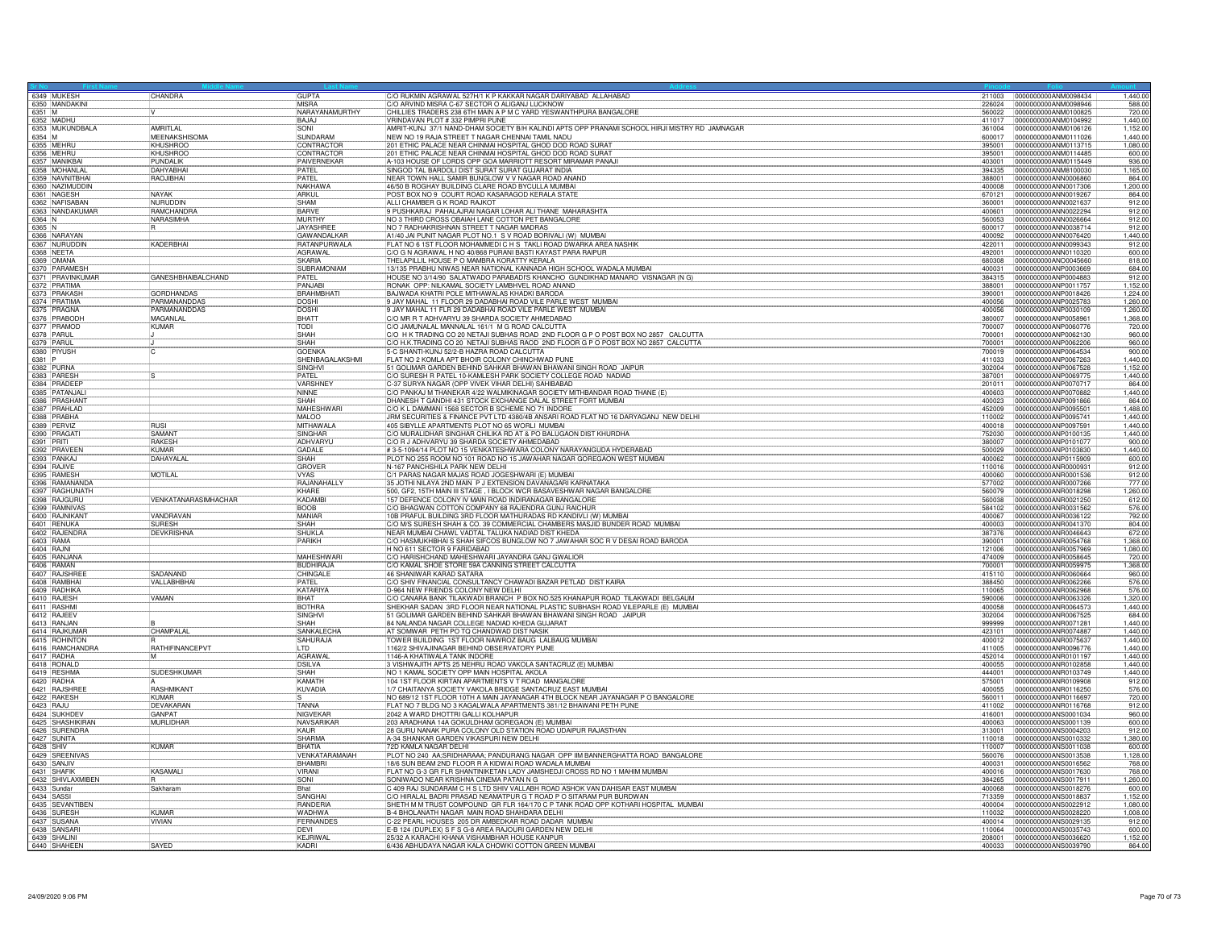| Sr No | First Name | Middle Name | Last Name | Address | Pincode | Folio | Amount |
|---|---|---|---|---|---|---|---|
| 6349 | MUKESH | CHANDRA | GUPTA | C/O RUKMIN AGRAWAL 527H/1 K P KAKKAR NAGAR DARIYABAD ALLAHABAD | 211003 | 0000000000ANM0098434 | 1,440.00 |
| 6350 | MANDAKINI | | MISRA | C/O ARVIND MISRA C-67 SECTOR O ALIGANJ LUCKNOW | 226024 | 0000000000ANM0098946 | 588.00 |
| 6351 | M | V | NARAYANAMURTHY | CHILLIES TRADERS 238 6TH MAIN A P M C YARD YESWANTHPURA BANGALORE | 560022 | 0000000000ANM0100825 | 720.00 |
| 6352 | MADHU | | BAJAJ | VRINDAVAN PLOT # 332 PIMPRI PUNE | 411017 | 0000000000ANM0104992 | 1,440.00 |
| 6353 | MUKUNDBALA | AMRITLAL | SONI | AMRIT-KUNJ 37/1 NAND-DHAM SOCIETY B/H KALINDI APTS OPP PRANAMI SCHOOL HIRJI MISTRY RD JAMNAGAR | 361004 | 0000000000ANM0106126 | 1,152.00 |
| 6354 | M | MEENAKSHISOMA | SUNDARAM | NEW NO 19 RAJA STREET T NAGAR CHENNAI TAMIL NADU | 600017 | 0000000000ANM0111026 | 1,440.00 |
| 6355 | MEHRU | KHUSHROO | CONTRACTOR | 201 ETHIC PALACE NEAR CHINMAI HOSPITAL GHOD DOD ROAD SURAT | 395001 | 0000000000ANM0113715 | 1,080.00 |
| 6356 | MEHRU | KHUSHROO | CONTRACTOR | 201 ETHIC PALACE NEAR CHINMAI HOSPITAL GHOD DOD ROAD SURAT | 395001 | 0000000000ANM0114485 | 600.00 |
| 6357 | MANIKBAI | PUNDALIK | PAIVERNEKAR | A-103 HOUSE OF LORDS OPP GOA MARRIOTT RESORT MIRAMAR PANAJI | 403001 | 0000000000ANM0115449 | 936.00 |
| 6358 | MOHANLAL | DAHYABHAI | PATEL | SINGOD TAL BARDOLI DIST SURAT SURAT GUJARAT INDIA | 394335 | 0000000000ANM8100030 | 1,165.00 |
| 6359 | NAVNITBHAI | RAOJIBHAI | PATEL | NEAR TOWN HALL SAMIR BUNGLOW V V NAGAR ROAD ANAND | 388001 | 0000000000ANN0006860 | 864.00 |
| 6360 | NAZIMUDDIN | | NAKHAWA | 46/50 B ROGHAY BUILDING CLARE ROAD BYCULLA MUMBAI | 400008 | 0000000000ANN0017306 | 1,200.00 |
| 6361 | NAGESH | NAYAK | ARKUL | POST BOX NO 9 COURT ROAD KASARAGOD KERALA STATE | 670121 | 0000000000ANN0019267 | 864.00 |
| 6362 | NAFISABAN | NURUDDIN | SHAM | ALLI CHAMBER G K ROAD RAJKOT | 360001 | 0000000000ANN0021637 | 912.00 |
| 6363 | NANDAKUMAR | RAMCHANDRA | BARVE | 9 PUSHKARAJ PAHALAJRAI NAGAR LOHAR ALI THANE MAHARASHTA | 400601 | 0000000000ANN0022294 | 912.00 |
| 6364 | N | NARASIMHA | MURTHY | NO 3 THIRD CROSS OBAIAH LANE COTTON PET BANGALORE | 560053 | 0000000000ANN0026664 | 912.00 |
| 6365 | N | R | JAYASHREE | NO 7 RADHAKRISHNAN STREET T NAGAR MADRAS | 600017 | 0000000000ANN0038714 | 912.00 |
| 6366 | NARAYAN | | GAWANDALKAR | A1/40 JAI PUNIT NAGAR PLOT NO.1 S V ROAD BORIVALI (W) MUMBAI | 400092 | 0000000000ANN0076420 | 1,440.00 |
| 6367 | NURUDDIN | KADERBHAI | RATANPURWALA | FLAT NO 6 1ST FLOOR MOHAMMEDI C H S TAKLI ROAD DWARKA AREA NASHIK | 422011 | 0000000000ANN0099343 | 912.00 |
| 6368 | NEETA | | AGRAWAL | C/O G N AGRAWAL H NO 40/868 PURANI BASTI KAYAST PARA RAIPUR | 492001 | 0000000000ANN0110320 | 600.00 |
| 6369 | OMANA | | SKARIA | THELAPILLIL HOUSE P O MAMBRA KORATTY KERALA | 680308 | 0000000000ANO0045660 | 816.00 |
| 6370 | PARAMESH | | SUBRAMONIAM | 13/135 PRABHU NIWAS NEAR NATIONAL KANNADA HIGH SCHOOL WADALA MUMBAI | 400031 | 0000000000ANP0003669 | 684.00 |
| 6371 | PRAVINKUMAR | GANESHBHAIBALCHAND | PATEL | HOUSE NO 3/14/90 SALATWADO PARABADI'S KHANCHO GUNDIKHAD MANARO VISNAGAR (N G) | 384315 | 0000000000ANP0004883 | 912.00 |
| 6372 | PRATIMA | | PANJABI | RONAK OPP: NILKAMAL SOCIETY LAMBHVEL ROAD ANAND | 388001 | 0000000000ANP0011757 | 1,152.00 |
| 6373 | PRAKASH | GORDHANDAS | BRAHMBHATI | BAJWADA KHATRI POLE MITHAWALAS KHADKI BARODA | 390001 | 0000000000ANP0018426 | 1,224.00 |
| 6374 | PRATIMA | PARMANANDDAS | DOSHI | 9 JAY MAHAL 11 FLOOR 29 DADABHAI ROAD VILE PARLE WEST MUMBAI | 400056 | 0000000000ANP0025783 | 1,260.00 |
| 6375 | PRAGNA | PARMANANDDAS | DOSHI | 9 JAY MAHAL 11 FLR 29 DADABHAI ROAD VILE PARLE WEST MUMBAI | 400056 | 0000000000ANP0030109 | 1,260.00 |
| 6376 | PRABODH | MAGANLAL | BHATT | C/O MR R T ADHVARYU 39 SHARDA SOCIETY AHMEDABAD | 380007 | 0000000000ANP0058961 | 1,368.00 |
| 6377 | PRAMOD | KUMAR | TODI | C/O JAMUNALAL MANNALAL 161/1 M G ROAD CALCUTTA | 700007 | 0000000000ANP0060776 | 720.00 |
| 6378 | PARUL | J | SHAH | C/O H K TRADING CO 20 NETAJI SUBHAS ROAD 2ND FLOOR G P O POST BOX NO 2857 CALCUTTA | 700001 | 0000000000ANP0062130 | 960.00 |
| 6379 | PARUL | J | SHAH | C/O H.K.TRADING CO 20 NETAJI SUBHAS RAOD 2ND FLOOR G P O POST BOX NO 2857 CALCUTTA | 700001 | 0000000000ANP0062206 | 960.00 |
| 6380 | PIYUSH | C | GOENKA | 5-C SHANTI-KUNJ 52/2-B HAZRA ROAD CALCUTTA | 700019 | 0000000000ANP0064534 | 900.00 |
| 6381 | P | | SHENBAGALAKSHMI | FLAT NO 2 KOMLA APT BHOIR COLONY CHINCHWAD PUNE | 411033 | 0000000000ANP0067263 | 1,440.00 |
| 6382 | PURNA | | SINGHVI | 51 GOLIMAR GARDEN BEHIND SAHKAR BHAWAN BHAWANI SINGH ROAD JAIPUR | 302004 | 0000000000ANP0067528 | 1,152.00 |
| 6383 | PARESH | S | PATEL | C/O SURESH R PATEL 10-KAMLESH PARK SOCIETY COLLEGE ROAD NADIAD | 387001 | 0000000000ANP0069775 | 1,440.00 |
| 6384 | PRADEEP | | VARSHNEY | C-37 SURYA NAGAR (OPP VIVEK VIHAR DELHI) SAHIBABAD | 201011 | 0000000000ANP0070717 | 864.00 |
| 6385 | PATANJALI | | NINNE | C/O PANKAJ M THANEKAR 4/22 WALMIKINAGAR SOCIETY MITHBANDAR ROAD THANE (E) | 400603 | 0000000000ANP0070882 | 1,440.00 |
| 6386 | PRASHANT | | SHAH | DHANESH T GANDHI 431 STOCK EXCHANGE DALAL STREET FORT MUMBAI | 400023 | 0000000000ANP0091866 | 864.00 |
| 6387 | PRAHLAD | | MAHESHWARI | C/O K L DAMMANI 1568 SECTOR B SCHEME NO 71 INDORE | 452009 | 0000000000ANP0095501 | 1,488.00 |
| 6388 | PRABHA | | MALOO | JRM SECURITIES & FINANCE PVT LTD 4380/4B ANSARI ROAD FLAT NO 16 DARYAGANJ NEW DELHI | 110002 | 0000000000ANP0095741 | 1,440.00 |
| 6389 | PERVIZ | RUSI | MITHAWALA | 405 SIBYLLE APARTMENTS PLOT NO 65 WORLI MUMBAI | 400018 | 0000000000ANP0097591 | 1,440.00 |
| 6390 | PRAGATI | SAMANT | SINGHAR | C/O MURALIDHAR SINGHAR CHILIKA RD AT & PO BALUGAON DIST KHURDHA | 752030 | 0000000000ANP0100135 | 1,440.00 |
| 6391 | PRITI | RAKESH | ADHVARYU | C/O R J ADHVARYU 39 SHARDA SOCIETY AHMEDABAD | 380007 | 0000000000ANP0101077 | 900.00 |
| 6392 | PRAVEEN | KUMAR | GADALE | # 3-5-1094/14 PLOT NO 15 VENKATESHWARA COLONY NARAYANGUDA HYDERABAD | 500029 | 0000000000ANP0103830 | 1,440.00 |
| 6393 | PANKAJ | DAHAYALAL | SHAH | PLOT NO 255 ROOM NO 101 ROAD NO 15 JAWAHAR NAGAR GOREGAON WEST MUMBAI | 400062 | 0000000000ANP0115909 | 600.00 |
| 6394 | RAJIVE | | GROVER | N-167 PANCHSHILA PARK NEW DELHI | 110016 | 0000000000ANR0000931 | 912.00 |
| 6395 | RAMESH | MOTILAL | VYAS | C/1 PARAS NAGAR MAJAS ROAD JOGESHWARI (E) MUMBAI | 400060 | 0000000000ANR0001536 | 912.00 |
| 6396 | RAMANANDA | | RAJANAHALLY | 35 JOTHI NILAYA 2ND MAIN P J EXTENSION DAVANAGARI KARNATAKA | 577002 | 0000000000ANR0007266 | 777.00 |
| 6397 | RAGHUNATH | | KHARE | 500, GF2, 15TH MAIN III STAGE , I BLOCK WCR BASAVESHWAR NAGAR BANGALORE | 560079 | 0000000000ANR0018298 | 1,260.00 |
| 6398 | RAJGURU | VENKATANARASIMHACHAR | KADAMBI | 157 DEFENCE COLONY IV MAIN ROAD INDIRANAGAR BANGALORE | 560038 | 0000000000ANR0021250 | 612.00 |
| 6399 | RAMNIVAS | | BOOB | C/O BHAGWAN COTTON COMPANY 68 RAJENDRA GUNJ RAICHUR | 584102 | 0000000000ANR0031562 | 576.00 |
| 6400 | RAJNIKANT | VANDRAVAN | MANIAR | 10B PRAFUL BUILDING 3RD FLOOR MATHURADAS RD KANDIVLI (W) MUMBAI | 400067 | 0000000000ANR0036122 | 792.00 |
| 6401 | RENUKA | SURESH | SHAH | C/O M/S SURESH SHAH & CO. 39 COMMERCIAL CHAMBERS MASJID BUNDER ROAD MUMBAI | 400003 | 0000000000ANR0041370 | 804.00 |
| 6402 | RAJENDRA | DEVKRISHNA | SHUKLA | NEAR MUMBAI CHAWL VADTAL TALUKA NADIAD DIST KHEDA | 387376 | 0000000000ANR0046643 | 672.00 |
| 6403 | RAMA | | PARIKH | C/O HASMUKHBHAI S SHAH SIFCOS BUNGLOW NO 7 JAWAHAR SOC R V DESAI ROAD BARODA | 390001 | 0000000000ANR0054768 | 1,368.00 |
| 6404 | RAJNI | | | H NO 611 SECTOR 9 FARIDABAD | 121006 | 0000000000ANR0057969 | 1,080.00 |
| 6405 | RANJANA | | MAHESHWARI | C/O HARISHCHAND MAHESHWARI JAYANDRA GANJ GWALIOR | 474009 | 0000000000ANR0058645 | 720.00 |
| 6406 | RAMAN | | BUDHIRAJA | C/O KAMAL SHOE STORE 59A CANNING STREET CALCUTTA | 700001 | 0000000000ANR0059975 | 1,368.00 |
| 6407 | RAJSHREE | SADANAND | CHINGALE | 46 SHANIWAR KARAD SATARA | 415110 | 0000000000ANR0060664 | 960.00 |
| 6408 | RAMBHAI | VALLABHBHAI | PATEL | C/O SHIV FINANCIAL CONSULTANCY CHAWADI BAZAR PETLAD DIST KAIRA | 388450 | 0000000000ANR0062266 | 576.00 |
| 6409 | RADHIKA | | KATARIYA | D-964 NEW FRIENDS COLONY NEW DELHI | 110065 | 0000000000ANR0062968 | 576.00 |
| 6410 | RAJESH | VAMAN | BHAT | C/O CANARA BANK TILAKWADI BRANCH P BOX NO.525 KHANAPUR ROAD TILAKWADI BELGAUM | 590006 | 0000000000ANR0063326 | 1,320.00 |
| 6411 | RASHMI | | BOTHRA | SHEKHAR SADAN 3RD FLOOR NEAR NATIONAL PLASTIC SUBHASH ROAD VILEPARLE (E) MUMBAI | 400058 | 0000000000ANR0064573 | 1,440.00 |
| 6412 | RAJEEV | | SINGHVI | 51 GOLIMAR GARDEN BEHIND SAHKAR BHAWAN BHAWANI SINGH ROAD JAIPUR | 302004 | 0000000000ANR0067525 | 684.00 |
| 6413 | RANJAN | B | SHAH | 84 NALANDA NAGAR COLLEGE NADIAD KHEDA GUJARAT | 999999 | 0000000000ANR0071281 | 1,440.00 |
| 6414 | RAJKUMAR | CHAMPALAL | SANKALECHA | AT SOMWAR PETH PO TQ CHANDWAD DIST NASIK | 423101 | 0000000000ANR0074887 | 1,440.00 |
| 6415 | ROHINTON | R | SAHURAJA | TOWER BUILDING 1ST FLOOR NAWROZ BAUG LALBAUG MUMBAI | 400012 | 0000000000ANR0075637 | 1,440.00 |
| 6416 | RAMCHANDRA | RATHIFINANCEPVT | LTD | 1162/2 SHIVAJINAGAR BEHIND OBSERVATORY PUNE | 411005 | 0000000000ANR0096776 | 1,440.00 |
| 6417 | RADHA | M | AGRAWAL | 1146-A KHATIWALA TANK INDORE | 452014 | 0000000000ANR0101197 | 1,440.00 |
| 6418 | RONALD | | DSILVA | 3 VISHWAJITH APTS 25 NEHRU ROAD VAKOLA SANTACRUZ (E) MUMBAI | 400055 | 0000000000ANR0102858 | 1,440.00 |
| 6419 | RESHMA | SUDESHKUMAR | SHAH | NO 1 KAMAL SOCIETY OPP MAIN HOSPITAL AKOLA | 444001 | 0000000000ANR0103749 | 1,440.00 |
| 6420 | RADHA | A | KAMATH | 104 1ST FLOOR KIRTAN APARTMENTS V T ROAD MANGALORE | 575001 | 0000000000ANR0109908 | 912.00 |
| 6421 | RAJSHREE | RASHMIKANT | KUVADIA | 1/7 CHAITANYA SOCIETY VAKOLA BRIDGE SANTACRUZ EAST MUMBAI | 400055 | 0000000000ANR0116250 | 576.00 |
| 6422 | RAKESH | KUMAR | S | NO 689/12 1ST FLOOR 10TH A MAIN JAYANAGAR 4TH BLOCK NEAR JAYANAGAR P O BANGALORE | 560011 | 0000000000ANR0116697 | 720.00 |
| 6423 | RAJU | DEVAKARAN | TANNA | FLAT NO 7 BLDG NO 3 KAGALWALA APARTMENTS 381/12 BHAWANI PETH PUNE | 411002 | 0000000000ANR0116768 | 912.00 |
| 6424 | SUKHDEV | GANPAT | NIGVEKAR | 2042 A WARD DHOTTRI GALLI KOLHAPUR | 416001 | 0000000000ANS0001034 | 960.00 |
| 6425 | SHASHIKIRAN | MURLIDHAR | NAVSARIKAR | 203 ARADHANA 14A GOKULDHAM GOREGAON (E) MUMBAI | 400063 | 0000000000ANS0001139 | 600.00 |
| 6426 | SURENDRA | | KAUR | 28 GURU NANAK PURA COLONY OLD STATION ROAD UDAIPUR RAJASTHAN | 313001 | 0000000000ANS0004203 | 912.00 |
| 6427 | SUNITA | | SHARMA | A-34 SHANKAR GARDEN VIKASPURI NEW DELHI | 110018 | 0000000000ANS0010332 | 1,380.00 |
| 6428 | SHIV | KUMAR | BHATIA | 72D KAMLA NAGAR DELHI | 110007 | 0000000000ANS0011038 | 600.00 |
| 6429 | SREENIVAS | | VENKATARAMAIAH | PLOT NO 240 AA:SRIDHARAAA: PANDURANG NAGAR OPP IIM BANNERGHATTA ROAD BANGALORE | 560076 | 0000000000ANS0013538 | 1,128.00 |
| 6430 | SANJIV | | BHAMBRI | 18/6 SUN BEAM 2ND FLOOR R A KIDWAI ROAD WADALA MUMBAI | 400031 | 0000000000ANS0016562 | 768.00 |
| 6431 | SHAFIK | KASAMALI | VIRANI | FLAT NO G-3 GR FLR SHANTINIKETAN LADY JAMSHEDJI CROSS RD NO 1 MAHIM MUMBAI | 400016 | 0000000000ANS0017630 | 768.00 |
| 6432 | SHIVLAXMIBEN | R | SONI | SONIWADO NEAR KRISHNA CINEMA PATAN N G | 384265 | 0000000000ANS0017911 | 1,260.00 |
| 6433 | Sundar | Sakharam | Bhat | C 409 RAJ SUNDARAM C H S LTD SHIV VALLABH ROAD ASHOK VAN DAHISAR EAST MUMBAI | 400068 | 0000000000ANS0018276 | 600.00 |
| 6434 | SASSI | | SANGHAI | C/O HIRALAL BADRI PRASAD NEAMATPUR G T ROAD P O SITARAM PUR BURDWAN | 713359 | 0000000000ANS0018837 | 1,152.00 |
| 6435 | SEVANTIBEN | | RANDERIA | SHETH M M TRUST COMPOUND GR FLR 164/170 C P TANK ROAD OPP KOTHARI HOSPITAL MUMBAI | 400004 | 0000000000ANS0022912 | 1,080.00 |
| 6436 | SURESH | KUMAR | WADHWA | B-4 BHOLANATH NAGAR MAIN ROAD SHAHDARA DELHI | 110032 | 0000000000ANS0028220 | 1,008.00 |
| 6437 | SUSANA | VIVIAN | FERNANDES | C-22 PEARL HOUSES 205 DR AMBEDKAR ROAD DADAR MUMBAI | 400014 | 0000000000ANS0029135 | 912.00 |
| 6438 | SANSARI | | DEVI | E-B 124 (DUPLEX) S F S G-8 AREA RAJOURI GARDEN NEW DELHI | 110064 | 0000000000ANS0035743 | 600.00 |
| 6439 | SHALINI | | KEJRIWAL | 25/32 A KARACHI KHANA VISHAMBHAR HOUSE KANPUR | 208001 | 0000000000ANS0036620 | 1,152.00 |
| 6440 | SHAHEEN | SAYED | KADRI | 6/436 ABHUDAYA NAGAR KALA CHOWKI COTTON GREEN MUMBAI | 400033 | 0000000000ANS0039790 | 864.00 |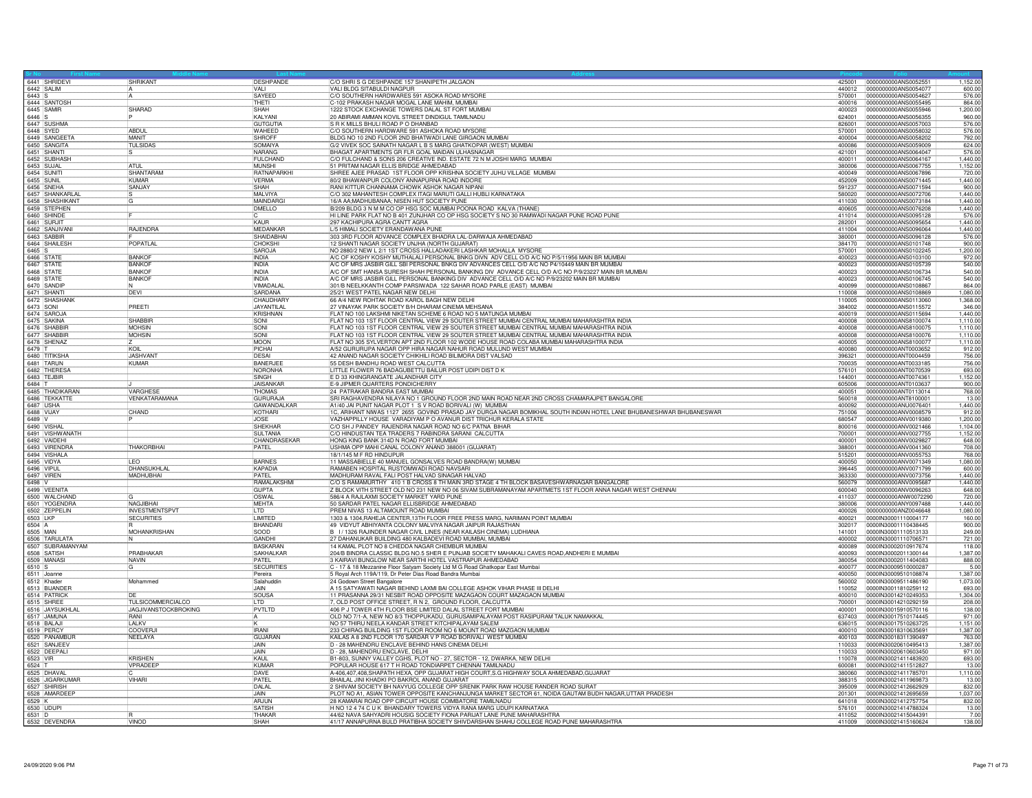| Sr No | First Name | Middle Name | Last Name | Address | Pincode | Folio | Amount |
|---|---|---|---|---|---|---|---|
| 6441 | SHRIDEVI | SHRIKANT | DESHPANDE | C/O SHRI S G DESHPANDE 157 SHANIPETH JALGAON | 425001 | 0000000000ANS0052551 | 1,152.00 |
| 6442 | SALIM | A | VALI | VALI BLDG SITABULDI NAGPUR | 440012 | 0000000000ANS0054077 | 600.00 |
| 6443 | S | A | SAYEED | C/O SOUTHERN HARDWARES 591 ASOKA ROAD MYSORE | 570001 | 0000000000ANS0054627 | 576.00 |
| 6444 | SANTOSH | | THETI | C-102 PRAKASH NAGAR MOGAL LANE MAHIM, MUMBAI | 400016 | 0000000000ANS0055495 | 864.00 |
| 6445 | SAMIR | SHARAD | SHAH | 1222 STOCK EXCHANGE TOWERS DALAL ST FORT MUMBAI | 400023 | 0000000000ANS0055946 | 1,200.00 |
| 6446 | S | P | KALYANI | 20 ABIRAMI AMMAN KOVIL STREET DINDIGUL TAMILNADU | 624001 | 0000000000ANS0056355 | 960.00 |
| 6447 | SUSHMA | | GUTGUTIA | S R K MILLS BHULI ROAD P O DHANBAD | 826001 | 0000000000ANS0057003 | 576.00 |
| 6448 | SYED | ABDUL | WAHEED | C/O SOUTHERN HARDWARE 591 ASHOKA ROAD MYSORE | 570001 | 0000000000ANS0058032 | 576.00 |
| 6449 | SANGEETA | MANIT | SHROFF | BLDG NO 10 2ND FLOOR 2ND BHATWADI LANE GIRGAON MUMBAI | 400004 | 0000000000ANS0058202 | 792.00 |
| 6450 | SANGITA | TULSIDAS | SOMAIYA | G/2 VIVEK SOC SAINATH NAGAR L B S MARG GHATKOPAR (WEST) MUMBAI | 400086 | 0000000000ANS0059009 | 624.00 |
| 6451 | SHANTI | S | NARANG | BHAGAT APARTMENTS GR FLR GOAL MAIDAN ULHASNAGAR | 421001 | 0000000000ANS0064047 | 576.00 |
| 6452 | SUBHASH | | FULCHAND | C/O FULCHAND & SONS 206 CREATIVE IND. ESTATE 72 N M JOSHI MARG MUMBAI | 400011 | 0000000000ANS0064167 | 1,440.00 |
| 6453 | SUJAL | ATUL | MUNSHI | 51 PRITAM NAGAR ELLIS BRIDGE AHMEDABAD | 380006 | 0000000000ANS0067755 | 1,152.00 |
| 6454 | SUNITI | SHANTARAM | RATNAPARKHI | SHREE AJEE PRASAD 1ST FLOOR OPP KRISHNA SOCIETY JUHU VILLAGE MUMBAI | 400049 | 0000000000ANS0067896 | 720.00 |
| 6455 | SUNIL | KUMAR | VERMA | 80/2 BHAWANPUR COLONY ANNAPURNA ROAD INDORE | 452009 | 0000000000ANS0071445 | 1,440.00 |
| 6456 | SNEHA | SANJAY | SHAH | RANI KITTUR CHANNAMA CHOWK ASHOK NAGAR NIPANI | 591237 | 0000000000ANS0071594 | 900.00 |
| 6457 | SHANKARLAL | S | MALVIYA | C/O 302 MAHANTESH COMPLEX ITAGI MARUTI GALLI HUBLI KARNATAKA | 580020 | 0000000000ANS0072706 | 1,440.00 |
| 6458 | SHASHIKANT | G | MAINDARGI | 16/A AA;MADHUBANAA; NISEN HUT SOCIETY PUNE | 411030 | 0000000000ANS0073184 | 1,440.00 |
| 6459 | STEPHEN | | DMELLO | B/209 BLDG 3 N M M CO OP HSG SOC MUMBAI POONA ROAD KALVA (THANE) | 400605 | 0000000000ANS0076208 | 1,440.00 |
| 6460 | SHINDE | F | C | HI LINE PARK FLAT NO B 401 ZUNJHAR CO OP HSG SOCIETY S NO 30 RAMWADI NAGAR PUNE ROAD PUNE | 411014 | 0000000000ANS0095128 | 576.00 |
| 6461 | SURJIT | | KAUR | 297 KACHIPURA AGRA CANTT AGRA | 282001 | 0000000000ANS0095654 | 1,440.00 |
| 6462 | SANJIVANI | RAJENDRA | MEDANKAR | L/5 HIMALI SOCIETY ERANDAWANA PUNE | 411004 | 0000000000ANS0096064 | 1,440.00 |
| 6463 | SABBIR | F | SHAIDABHAI | 303 3RD FLOOR ADVANCE COMPLEX BHADRA LAL-DARWAJA AHMEDABAD | 380001 | 0000000000ANS0096128 | 576.00 |
| 6464 | SHAILESH | POPATLAL | CHOKSHI | 12 SHANTI NAGAR SOCIETY UNJHA (NORTH GUJARAT) | 384170 | 0000000000ANS0101748 | 900.00 |
| 6465 | S | | SAROJA | NO 2880/2 NEW L 2/1 1ST CROSS HALLADAKERI LASHKAR MOHALLA MYSORE | 570001 | 0000000000ANS0102245 | 1,200.00 |
| 6466 | STATE | BANKOF | INDIA | A/C OF KOSHY KOSHY MUTHALALI PERSONAL BNKG DIVN ADV CELL O/D A/C NO P/5/11956 MAIN BR MUMBAI | 400023 | 0000000000ANS0103100 | 972.00 |
| 6467 | STATE | BANKOF | INDIA | A/C OF MRS JASBIR GILL SBI PERSONAL BNKG DIV ADVANCES CELL O/D A/C NO P4/10449 MAIN BR MUMBAI | 400023 | 0000000000ANS0105739 | 540.00 |
| 6468 | STATE | BANKOF | INDIA | A/C OF SMT HANSA SURESH SHAH PERSONAL BANKING DIV ADVANCE CELL O/D A/C NO P/9/23227 MAIN BR MUMBAI | 400023 | 0000000000ANS0106734 | 540.00 |
| 6469 | STATE | BANKOF | INDIA | A/C OF MRS JASBIR GILL PERSONAL BANKING DIV ADVANCE CELL O/D A/C NO P/9/23202 MAIN BR MUMBAI | 400023 | 0000000000ANS0106745 | 540.00 |
| 6470 | SANDIP | N | VIMADALAL | 301/B NEELKKANTH COMP PARSIWADA 122 SAHAR ROAD PARLE (EAST) MUMBAI | 400099 | 0000000000ANS0108867 | 864.00 |
| 6471 | SHANTI | DEVI | SARDANA | 25/21 WEST PATEL NAGAR NEW DELHI | 110008 | 0000000000ANS0108869 | 1,080.00 |
| 6472 | SHASHANK | | CHAUDHARY | 66 A/4 NEW ROHTAK ROAD KAROL BAGH NEW DELHI | 110005 | 0000000000ANS0113060 | 1,368.00 |
| 6473 | SONI | PREETI | JAYANTILAL | 27 VINAYAK PARK SOCIETY B/H DHARAM CINEMA MEHSANA | 384002 | 0000000000ANS0115572 | 346.00 |
| 6474 | SAROJA | | KRISHNAN | FLAT NO 100 LAKSHMI NIKETAN SCHEME 6 ROAD NO 5 MATUNGA MUMBAI | 400019 | 0000000000ANS0115694 | 1,440.00 |
| 6475 | SAKINA | SHABBIR | SONI | FLAT NO 103 1ST FLOOR CENTRAL VIEW 29 SOUTER STREET MUMBAI CENTRAL MUMBAI MAHARASHTRA INDIA | 400008 | 0000000000ANS8100074 | 1,110.00 |
| 6476 | SHABBIR | MOHSIN | SONI | FLAT NO 103 1ST FLOOR CENTRAL VIEW 29 SOUTER STREET MUMBAI CENTRAL MUMBAI MAHARASHTRA INDIA | 400008 | 0000000000ANS8100075 | 1,110.00 |
| 6477 | SHABBIR | MOHSIN | SONI | FLAT NO 103 1ST FLOOR CENTRAL VIEW 29 SOUTER STREET MUMBAI CENTRAL MUMBAI MAHARASHTRA INDIA | 400008 | 0000000000ANS8100076 | 1,110.00 |
| 6478 | SHENAZ | Z | MOON | FLAT NO 305 SYLVERTON APT 2ND FLOOR 102 WODE HOUSE ROAD COLABA MUMBAI MAHARASHTRA INDIA | 400005 | 0000000000ANS8100077 | 1,110.00 |
| 6479 | T | KOIL | PICHAI | A/52 GURURUPA NAGAR OPP HIRA NAGAR NAHUR ROAD MULUND WEST MUMBAI | 400080 | 0000000000ANT0003652 | 912.00 |
| 6480 | TITIKSHA | JASHVANT | DESAI | 42 ANAND NAGAR SOCIETY CHIKHILI ROAD BILIMORA DIST VALSAD | 396321 | 0000000000ANT0004459 | 756.00 |
| 6481 | TARUN | KUMAR | BANERJEE | 55 DESH BANDHU ROAD WEST CALCUTTA | 700035 | 0000000000ANT0033185 | 756.00 |
| 6482 | THERESA | | NORONHA | LITTLE FLOWER 76 BADAGUBETTU BAILUR POST UDIPI DIST D K | 576101 | 0000000000ANT0070539 | 693.00 |
| 6483 | TEJBIR | | SINGH | E D 33 KHINGRANGATE JALANDHAR CITY | 144001 | 0000000000ANT0074361 | 1,152.00 |
| 6484 | T | J | JAISANKAR | E-9 JIPMER QUARTERS PONDICHERRY | 605006 | 0000000000ANT0103637 | 900.00 |
| 6485 | THADIKARAN | VARGHESE | THOMAS | 24 PATRAKAR BANDRA EAST MUMBAI | 400051 | 0000000000ANT0113014 | 768.00 |
| 6486 | TEKKATTE | VENKATARAMANA | GURURAJA | SRI RAGHAVENDRA NILAYA NO 1 GROUND FLOOR 2ND MAIN ROAD NEAR 2ND CROSS CHAMARAJPET BANGALORE | 560018 | 0000000000ANT8100001 | 13.00 |
| 6487 | USHA | | GAWANDALKAR | A1/40 JAI PUNIT NAGAR PLOT 1 S V ROAD BORIVALI (W) MUMBAI | 400092 | 0000000000ANU0076401 | 1,440.00 |
| 6488 | VIJAY | CHAND | KOTHARI | 1C, ARIHANT NIWAS 1127 2655 GOVIND PRASAD JAY DURGA NAGAR BOMIKHAL SOUTH INDIAN HOTEL LANE BHUBANESHWAR BHUBANESWAR | 751006 | 0000000000ANV0008579 | 912.00 |
| 6489 | V | P | JOSE | VAZHAPPILLY HOUSE VARADIYAM P O AVANUR DIST TRICHUR KERALA STATE | 680547 | 0000000000ANV0019380 | 1,200.00 |
| 6490 | VISHAL | | SHEKHAR | C/O SH J PANDEY RAJENDRA NAGAR ROAD NO 6/C PATNA BIHAR | 800016 | 0000000000ANV0021466 | 1,104.00 |
| 6491 | VISHWANATH | | SULTANIA | C/O HINDUSTAN TEA TRADERS 7 RABINDRA SARANI CALCUTTA | 700001 | 0000000000ANV0027755 | 1,152.00 |
| 6492 | VAIDEHI | | CHANDRASEKAR | HONG KING BANK 314D N ROAD FORT MUMBAI | 400001 | 0000000000ANV0029827 | 648.00 |
| 6493 | VIRENDRA | THAKORBHAI | PATEL | USHMA OPP MAHI CANAL COLONY ANAND 388001 (GUJARAT) | 388001 | 0000000000ANV0041360 | 708.00 |
| 6494 | VISHALA | | | 18/1/145 M F RD HINDUPUR | 515201 | 0000000000ANV0055753 | 768.00 |
| 6495 | VIDYA | LEO | BARNES | 11 MASSABIELLE 40 MANUEL GONSALVES ROAD BANDRA(W) MUMBAI | 400050 | 0000000000ANV0071349 | 1,080.00 |
| 6496 | VIPUL | DHANSUKHLAL | KAPADIA | RAMABEN HOSPITAL RUSTOMWADI ROAD NAVSARI | 396445 | 0000000000ANV0071799 | 600.00 |
| 6497 | VIREN | MADHUBHAI | PATEL | MADHURAM RAVAL FALI POST HALVAD SINAGAR HALVAD | 363330 | 0000000000ANV0073756 | 1,440.00 |
| 6498 | V | | RAMALAKSHMI | C/O S RAMAMURTHY 410 1 B CROSS 8 TH MAIN 3RD STAGE 4 TH BLOCK BASAVESHWARNAGAR BANGALORE | 560079 | 0000000000ANV0095687 | 1,440.00 |
| 6499 | VEENITA | | GUPTA | Z BLOCK VITH STREET OLD NO 231 NEW NO 06 SIVAM SUBRAMANAYAM APARTMETS 1ST FLOOR ANNA NAGAR WEST CHENNAI | 600040 | 0000000000ANV0096263 | 648.00 |
| 6500 | WALCHAND | G | OSWAL | 586/4 A RAJLAXMI SOCIETY MARKET YARD PUNE | 411037 | 0000000000ANW0072290 | 720.00 |
| 6501 | YOGENDRA | NAGJIBHAI | MEHTA | 50 SARDAR PATEL NAGAR ELLISBRIDGE AHMEDABAD | 380006 | 0000000000ANY0097488 | 1,440.00 |
| 6502 | ZEPPELIN | INVESTMENTSPVT | LTD | PREM NIVAS 13 ALTAMOUNT ROAD MUMBAI | 400026 | 0000000000ANZ0046648 | 1,080.00 |
| 6503 | LKP | SECURITIES | LIMITED | 1303 & 1304,RAHEJA CENTER,13TH FLOOR FREE PRESS MARG, NARIMAN POINT MUMBAI | 400021 | 0000IN30001110004177 | 160.00 |
| 6504 | A | R | BHANDARI | 49 VIDYUT ABHIYANTA COLONY MALVIYA NAGAR JAIPUR RAJASTHAN | 302017 | 0000IN30001110438445 | 900.00 |
| 6505 | MAN | MOHANKRISHAN | SOOD | B I/ 1326 RAJINDER NAGAR CIVIL LINES (NEAR KAILASH CINEMA) LUDHIANA | 141001 | 0000IN30001110513133 | 249.00 |
| 6506 | TARULATA | N | GANDHI | 27 DAHANUKAR BUILDING 480 KALBADEVI ROAD MUMBAI, MUMBAI | 400002 | 0000IN30001110706571 | 721.00 |
| 6507 | SUBRAMANYAM | | BASKARAN | 14 KAMAL PLOT NO 8 CHEDDA NAGAR CHEMBUR MUMBAI | 400089 | 0000IN30002010917674 | 118.00 |
| 6508 | SATISH | PRABHAKAR | SAKHALKAR | 204/B BINDRA CLASSIC BLDG NO.5 SHER E PUNJAB SOCIETY MAHAKALI CAVES ROAD,ANDHERI E MUMBAI | 400093 | 0000IN30002011300144 | 1,387.00 |
| 6509 | MANASI | NAVIN | PATEL | 3 KAIRAVI BUNGLOW NEAR SARTHI HOTEL VASTRAPUR AHMEDABAD | 380054 | 0000IN30002011404083 | 888.00 |
| 6510 | S | G | SECURITIES | C - 17 & 18 Mezzanine Floor Satyam Society Ltd M G Road Ghatkopar East Mumbai | 400077 | 0000IN30009510000287 | 5.00 |
| 6511 | Joanne | | Pereira | 5 Royal Arch 119A/119, Dr Peter Dias Road Bandra Mumbai | 400050 | 0000IN30009510108874 | 1,387.00 |
| 6512 | Khader | Mohammed | Salahuddin | 24 Godown Street Bangalore | 560002 | 0000IN30009511486190 | 1,073.00 |
| 6513 | BIJANDER | | JAIN | A 15 SATYAWATI NAGAR BEHIND LAXMI BAI COLLEGE ASHOK VIHAR PHASE III DELHI | 110052 | 0000IN30011810259112 | 693.00 |
| 6514 | PATRICK | DE | SOUSA | 11 PRASANNA 29/31 NESBIT ROAD OPPOSITE MAZAGAON COURT MAZAGAON MUMBAI | 400010 | 0000IN30014210249353 | 1,304.00 |
| 6515 | SHREE | TULSICOMMERCIALCO | LTD | 7, OLD POST OFFICE STREET, R N 2, GROUND FLOOR, CALCUTTA | 700001 | 0000IN30014210292159 | 208.00 |
| 6516 | JAYSUKHLAL | JAGJIVANSTOCKBROKING | PVTLTD | 406 P J TOWER 4TH FLOOR BSE LIMITED DALAL STREET FORT MUMBAI | 400001 | 0000IN30015910570116 | 138.00 |
| 6517 | JAMUNA | RANI | A | OLD NO 7/1-A, NEW NO 8/3 THOPPUKADU, GURUSAMIPALAYAM POST RASIPURAM TALUK NAMAKKAL | 637403 | 0000IN30017510174445 | 971.00 |
| 6518 | BALAJI | LALKV | K | NO 57 THIRU NEELA KANDAR STREET KITCHIPALAYAM SALEM | 636015 | 0000IN30017510263725 | 1,151.00 |
| 6519 | PERCY | COOVERJI | IRANI | 233 CHIRAG BUILDING 1ST FLOOR ROOM NO 6 MOUNT ROAD MAZGAON MUMBAI | 400010 | 0000IN30018310635691 | 1,387.00 |
| 6520 | PANAMBUR | NEELAYA | GUJARAN | KAILAS A 8 2ND FLOOR 170 SARDAR V P ROAD BORIVALI WEST MUMBAI | 400103 | 0000IN30018311390497 | 763.00 |
| 6521 | SANJEEV | | JAIN | D - 28 MAHENDRU ENCLAVE BEHIND HANS CINEMA DELHI | 110033 | 0000IN30020610495413 | 1,387.00 |
| 6522 | DEEPALI | | JAIN | D - 28, MAHENDRU ENCLAVE, DELHI | 110033 | 0000IN30020610603450 | 971.00 |
| 6523 | VIR | KRISHEN | KAUL | B1-803, SUNNY VALLEY CGHS, PLOT NO - 27, SECTOR - 12, DWARKA, NEW DELHI | 110078 | 0000IN30021411483920 | 693.00 |
| 6524 | T | VPRADEEP | KUMAR | POPULAR HOUSE 617 T H ROAD TONDIARPET CHENNAI TAMILNADU | 600081 | 0000IN30021411512827 | 13.00 |
| 6525 | DHAVAL | C | DAVE | A-406,407,408,SHAPATH HEXA, OPP GUJARAT HIGH COURT,S.G HIGHWAY SOLA AHMEDABAD,GUJARAT | 380060 | 0000IN30021411785701 | 1,110.00 |
| 6526 | JIGARKUMAR | VIHARI | PATEL | BHAILAL JINI KHADKI PO BAKROL ANAND GUJARAT | 388315 | 0000IN30021411969873 | 13.00 |
| 6527 | SHIRISH | | DALAL | 2 SHIVAM SOCIETY BH NAVYUG COLLEGE OPP SRENIK PARK RAW HOUSE RANDER ROAD SURAT | 395009 | 0000IN30021412662929 | 832.00 |
| 6528 | AMARDEEP | | JAIN | PLOT NO A1, ASIAN TOWER OPPOSITE KANCHANJUNGA MARKET SECTOR 61, NOIDA GAUTAM BUDH NAGAR,UTTAR PRADESH | 201301 | 0000IN30021412695659 | 1,037.00 |
| 6529 | K | | ARJUN | 28 KAMARAJ ROAD OPP CIRCUIT HOUSE COIMBATORE TAMILNADU | 641018 | 0000IN30021412757754 | 832.00 |
| 6530 | UDUPI | | SATISH | H NO 12 4 74 C U K BHANDARY TOWERS VIDYA RANA MARG UDUPI KARNATAKA | 576101 | 0000IN30021414788324 | 13.00 |
| 6531 | D | R | THAKAR | 44/62 NAVA SAHYADRI HOUSIG SOCIETY FIONA PARIJAT LANE PUNE MAHARASHTRA | 411052 | 0000IN30021415044391 | 7.00 |
| 6532 | DEVENDRA | VINOD | SHAH | 41/17 ANNAPURNA BULD PRATIBHA SOCIETY SHIVDARSHAN SHAHU COLLEGE ROAD PUNE MAHARASHTRA | 411009 | 0000IN30021415160624 | 138.00 |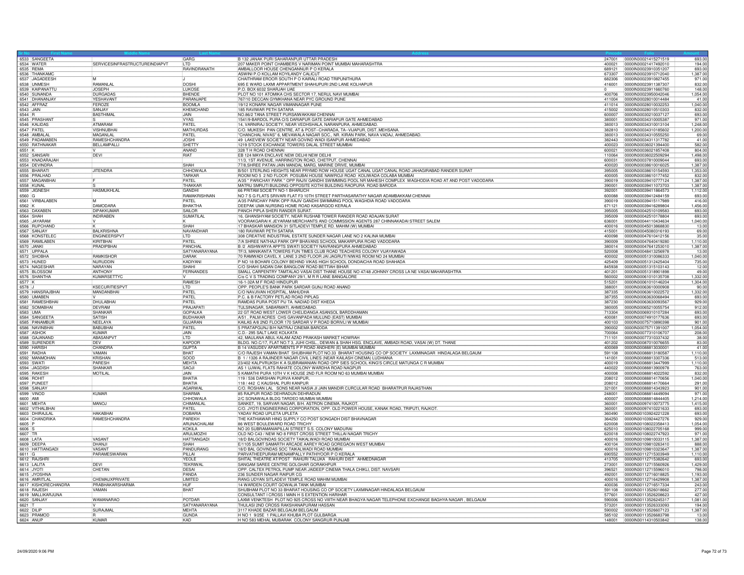| Sr No | First Name | Middle Name | Last Name | Address | Pincode | Folio | Amount |
|---|---|---|---|---|---|---|---|
| 6533 | SANGEETA | | GARG | B 132 JANAK PURI SAHARANPUR UTTAR PRADESH | 247001 | 0000IN30021415271519 | 693.00 |
| 6534 | WATER | SERVICESINFRASTRUCTUREINDIAPVT | LTD | 207 MAKER POINT CHAMBERS V NARIMAN POINT MUMBAI MAHARASHTRA | 400021 | 0000IN30021417492010 | 194.00 |
| 6535 | REMA | | RAVINDRANATH | AMBALLOOR HOUSE CHENGANNUR P O KERALA | 689121 | 0000IN30023910351207 | 693.00 |
| 6536 | THANKAMC | | | ASWINI P.O KOLLAM KOYILANDY CALICUT | 673307 | 0000IN30023910712040 | 1,387.00 |
| 6537 | JAGADEESH | M | J | CHAITHRAM EROOR SOUTH P O KAIRALI ROAD TRIPUNITHURA | 682306 | 0000IN30023910827455 | 971.00 |
| 6538 | UNMESH | RAMANLAL | DOSHI | 695 E WARD LAXMI APPARTMENT SHAHUPURI 2ND LANE KOLHAPUR | 416001 | 0000IN30023911387307 | 832.00 |
| 6539 | KAIPANATTU | JOSEPH | LUKOSE | P.O. BOX 6032 SHARJAH UAE | 0 | 0000IN30023911660760 | 148.00 |
| 6540 | SUNANDA | DURGADAS | BHENDE | PLOT NO 101 ATOMIKA CHS SECTOR 17, NERUL NAVI MUMBAI | 400706 | 0000IN30023950042046 | 1,054.00 |
| 6541 | DHANANJAY | YESHAVANT | PARANJAPE | 767/10 DECCAN GYMKHANA NEAR PYC GROUND PUNE | 411004 | 0000IN30028010014484 | 41.00 |
| 6542 | AFFRAZ | FEROZE | BOOMLA | 19/12 KONARK NAGAR VIMANNAGAR PUNE | 411014 | 0000IN30028010032253 | 1,040.00 |
| 6543 | JAIN | SANJAY | KHEMCHAND | 165 RAVIWAR PETH SATARA | 415002 | 0000IN30028010510303 | 832.00 |
| 6544 | R | BASTHIMAL | JAIN | NO.86/2 TANA STREET PURSAWAKKAM CHENNAI | 600007 | 0000IN30030210037127 | 693.00 |
| 6545 | PRASHANT | S | VYAS | 1541/9-BARDOL PURA O/S DARIAPUR GATE DARIAPUR GATE AHMEDABAD | 380001 | 0000IN30034310005387 | 971.00 |
| 6546 | KALIDAS | ATMARAM | PATEL | 14, VARNIRAJ SOCIETY, NEAR VEDHSHALA, NARANPURA, AHMEDABAD. | 380013 | 0000IN30034310013104 | 1,248.00 |
| 6547 | PATEL | VISHNUBHAI | MATHURDAS | C/O. MUKESH PAN CENTRE, AT & POST--CHARADA, TA--VIJAPUR, DIST..MEHSANA. | 382810 | 0000IN30034310185602 | 1,200.00 |
| 6548 | AMBALAL | MAGANLAL | PATEL | "CHANCHAL NIVAS" 6, MEVAWALA NAGAR SOC., NR. KIRAN PARK, NAVA VADAJ, AHMEDABAD. | 380013 | 0000IN30034310555250 | 69.00 |
| 6549 | PADAMABEN | RAMESHCHANDRA | JOSHI | 49 LAKEVIEW SOCIETY NEAR GOVIND WADI ISANPUR AHMEDABAD | 382443 | 0000IN30034311317782 | 41.00 |
| 6550 | RATHNAKAR | BELLAMPALLI | SHETTY | 1219 STOCK EXCHANGE TOWERS DALAL STREET MUMBAI | 400023 | 0000IN30036021394400 | 582.00 |
| 6551 | K | V | ANAND | 328 T H ROAD CHENNAI | 600021 | 0000IN30036021857408 | 804.00 |
| 6552 | SANSARI | DEVI | RIAT | EB 124 MAYA ENCLAVE NEW DELHI NEW DELHI | 110064 | 0000IN30036022509294 | 1,498.00 |
| 6553 | KNADARAJAH | | | 11/3, 1ST AVENUE, HARRINGTON ROAD, CHETPUT, CHENNAI | 600031 | 0000IN30037810009044 | 693.00 |
| 6554 | DEVINDRA | | SHAH | 77/8,SHREE PATAN JAIN MANDAL MARG, MARINE DRIVE, MUMBAI | 400020 | 0000IN30038610016025 | 1,387.00 |
| 6555 | BHARATI | JITENDRA | CHHOWALA | B/501 STERLING HEIGHTS NEAR PRYMID ROW HOUSE UGAT CANAL UGAT CANAL ROAD JAHAGIRABAD RANDER SURAT | 395005 | 0000IN30038610154593 | 1,353.00 |
| 6556 | PRALHAD | | TARKAR | ROOM NO 5 2 ND FLOOR POSUBAI HOUSE NAWROJI ROAD KOLIWADA COLABA MUMBAI | 400005 | 0000IN30038610177452 | 832.00 |
| 6557 | MAGANBHAI | F | PATEL | A/35 " PARICHAY PARK " OPP RAJIV GANDHI SWIMMING POOL NR MAHESH COMPLEX WAGHODIA ROAD AT AND POST VADODARA | 390019 | 0000IN30039410777124 | 1,387.00 |
| 6558 | KUNAL | S | THAKKAR | MATRU SMRUTI BUILDING OPPOSITE KOTHI BUILDING RAOPURA ROAD BARODA | 390001 | 0000IN30039411073703 | 1,387.00 |
| 6559 | JIGNESH | HASMUKHLAL | GANDHI | 66 PRITAM SOCIETY NO-1 BHARUCH | 392001 | 0000IN30039411864573 | 1,112.00 |
| 6560 | G | | RAMAKRISHNAN | NO 7 S G FLATS SRIVARI FLAT F3 10TH STREET PARTHASARATHY NAGAR ADAMBAKKAM CHENNAI | 600088 | 0000IN30039412484159 | 693.00 |
| 6561 | VIRBALABEN | M | PATEL | A/35 PARICHAY PARK OPP RAJIV GANDHI SWIMMING POOL WAGHDIA ROAD VADODARA | 390019 | 0000IN30039415117989 | 416.00 |
| 6562 | K | DAMODARA | BHAKTHA | DEEPAK UMA NURSING HOME ROAD KASARGOD KERALA | 671121 | 0000IN30039416289804 | 1,456.00 |
| 6563 | DAXABEN | DIPAKKUMAR | SAILOR | PANCH PIPLA SHERI RANDER SURAT. | 395005 | 0000IN30042510109583 | 693.00 |
| 6564 | SHAH | INDIRABEN | SUMATILAL | 16, GHANSHYAM SOCIETY, NEAR RUSHAB TOWER RANDER ROAD ADAJAN SURAT | 395009 | 0000IN30042510178804 | 693.00 |
| 6565 | JAYARAM | V | K | VOORAKGARAI K JEYARAM MERCHANTS AND COMMISSION AGENTS 287 CHINNAKADAI STREET SALEM | 636001 | 0000IN30044110434634 | 1,040.00 |
| 6566 | RUPCHAND | K | SHAH | 17 BHASKAR MANSION 31 SITLADEVI TEMPLE RD. MAHIM (W) MUMBAI | 400016 | 0000IN30045013868830 | 13.00 |
| 6567 | SANJAY | BALKRISHNA | NAVANDHAR | 180 RAVIWAR PETH SATARA | 415001 | 0000IN30045080316193 | 69.00 |
| 6568 | KONSTELEC | ENGINEERSPVT | LTD | 308 CREATIVE INDUSTRIAL ESTATE SUNDER NAGAR LANE NO 2 KALINA MUMBAI | 400098 | 0000IN30047610412156 | 35.00 |
| 6569 | RAMILABEN | KIRITBHAI | PATEL | 7/A SHREE NATHAJI PARK OPP BHAVANS SCHOOL MAKARPURA ROAD VADODARA | 390009 | 0000IN30047640419280 | 1,110.00 |
| 6570 | JANKI | PRADIPBHAI | PANCHAL | B /2 AISHWARYA APPTS SWATI SOCIETY NAVRANGPURA AHMEDABAD | 380014 | 0000IN30047641253010 | 1,387.00 |
| 6571 | UPPALA | | SATYANARAYANA | TF/3, MANIKANTA TOWERS FUN TIMES CLUB ROAD TEACHERS COLONY VIJAYAWADA | 520008 | 0000IN30048413256978 | 13.00 |
| 6572 | SHOBHA | RAMKISHOR | DARAK | 70 RAMWADI CAVEL X LANE 3 2ND FLOOR JAI JAGRUTI NIWAS ROOM NO 24 MUMBAI | 400002 | 0000IN30051310086333 | 1,040.00 |
| 6573 | HUNED | NURUDDIN | KADIYANI | P NO 18 BOHARI COLONY BEHIND VIKAS HIGH SCHOOL DONDAICHA ROAD SHAHADA | 425409 | 0000IN30051312425404 | 735.00 |
| 6574 | NAGESHAR | NARAYAN | SHAHI | C/O SHAHI SADAN DAK BANGLOW ROAD BETTIAH BIHAR | 845938 | 0000IN30051315103143 | 12.00 |
| 6575 | BLOSSOM | ANTHONY | FERNANDES | SMALL CARPENTRY TAMTALAO VASAI DIST THANE HOUSE NO 47/48 JOHNNY CROSS LA NE VASAI MAHARASHTRA | 401201 | 0000IN30051318901898 | 49.00 |
| 6576 | SHANTHA | KUMARSETTYC | V | C/o C V S TRADING COMPANY 29/1, M R R LANE BANGALORE | 560002 | 0000IN30061010135708 | 1,332.00 |
| 6577 | K | | RAMESH | 16-1-32A M F ROAD HINDUPUR | 515201 | 0000IN30061010146204 | 1,304.00 |
| 6578 | J | KSECURITIESPVT | LTD | OPP. PEOPLE'S BANK PARK SARDAR GUNJ ROAD ANAND | 388001 | 0000IN30063610000908 | 90.00 |
| 6579 | HANSRAJBHAI | MANDANBHAI | PATEL | C/O NAVJIVAN HOSPITAL, MAHUDHA | 387335 | 0000IN30063610022572 | 1,332.00 |
| 6580 | UMABEN | V | PATEL | P.C. & B FACTORY PETLAD ROAD PIPLAG | 387355 | 0000IN30063630068494 | 693.00 |
| 6581 | RAMESHBHAI | DHULABHAI | PATEL | RAMDAS PURA POST PIJ TA. NADIAD DIST KHEDA | 387230 | 0000IN30063630093567 | 929.00 |
| 6582 | SOMABHAI | DEVRAM | PRAJAPATI | TULSINAGAR, SABARMATI, AHMEDABAD. | 380005 | 0000IN30065210055754 | 912.00 |
| 6583 | UMA | SHANKAR | GOPALKA | 22 GT ROAD WEST LOWER CHELIDANGA ASANSOL BARDDHAMAN | 713304 | 0000IN30069310107284 | 693.00 |
| 6584 | SANGEETA | SATISH | BUDHAKAR | A/51 , PALM ACRES CHS GAVANPADA MULUND (EAST) MUMBAI | 400081 | 0000IN30074910177636 | 693.00 |
| 6585 | PANAMBUR | NEELAYA | GUJARAN | KAILAS A/8 2ND FLOOR 170 SARDAR V P ROAD BORIVLI W MUMBAI | 400103 | 0000IN30075710890398 | 901.00 |
| 6586 | NAVINBHAI | BABUBHAI | PATEL | 5 PRATAPGUNJ B/H NATRAJ CINEMA BARODA | 390002 | 0000IN30075711391007 | 1,054.00 |
| 6587 | ASHOK | KUMAR | JAIN | C.D.- 295 SALT LAKE KOLKATA | 700064 | 0000IN30077310108707 | 208.00 |
| 6588 | GAJANAND | ABASANPVT | LTD | 42, MAULANA ABUL KALAM AZAD PRAKASH MARKET HOWRAH | 711101 | 0000IN30077310337432 | 38.00 |
| 6589 | SURENDER | DEV | KAPOOR | BLDG. NO.C/17, FLAT NO.T 3, JUHI CHSL., DEWAN & SHAH HSG. ENCLAVE, AMBADI ROAD, VASAI (W) DT. THANE | 401202 | 0000IN30087010076655 | 83.00 |
| 6590 | HARISH | CHANDRA | GUPTA | B 14 VASUDEV APARTMENTS P P ROAD ANDHERI (E) MUMBAI MUMBAI | 400069 | 0000IN30088813030001 | 41.00 |
| 6591 | RADHA | VAMAN | BHAT | C/O RAJESH VAMAN BHAT SHUBHAM PLOT NO.33 BHARAT HOUSING CO OP SOCIETY LAXMINAGAR HINDALAGA BELGAUM | 591108 | 0000IN30088813180587 | 1,110.00 |
| 6592 | MANMOHAN | KRISHAN | SOOD | B 1 / 1326 A RAJINDER NAGAR CIVIL LINES (NEAR KAILASH CINEMA) LUDHIANA | 141001 | 0000IN30088813307336 | 513.00 |
| 6593 | SWATI | PARESH | MEHTA | 23/402 KALPVRUKSH K A SUBRAMANIAN ROAD OPP SIES SCHOOL KING'S CIRCLE MATUNGA C R MUMBAI | 400019 | 0000IN30088813447999 | 1,110.00 |
| 6594 | JAGDISH | SHANKAR | SAOJI | AS 1 UJWAL FLATS RAHATE COLONY WARDHA ROAD NAGPUR | 440022 | 0000IN30088813900978 | 763.00 |
| 6595 | RAKESH | MOTILAL | JAIN | 5 KAMATHI PURA 10TH V K HOUSE 2ND FLR ROOM NO 63 MUMBAI MUMBAI | 400008 | 0000IN30088814022592 | 832.00 |
| 6596 | ROHIT | | BHATIA | 119 / 536 DARSHAN PURVA KANPUR, | 208012 | 0000IN30088814170656 | 1,040.00 |
| 6597 | PUNEET | | BHATIA | 118 / 442 C KAUSHAL PURI KANPUR | 208012 | 0000IN30088814170664 | 291.00 |
| 6598 | SANJAY | | AGARWAL | C/O. ROSHAN LAL SONS NEAR NASIA JI JAIN MANDIR CURCULAR ROAD BHARATPUR RAJASTHAN | 321001 | 0000IN30088814343923 | 901.00 |
| 6599 | VINOD | KUMAR | SHARMA | 85 RAJPUR ROAD DEHRADUN DEHRADUN | 248001 | 0000IN30088814449094 | 971.00 |
| 6600 | AMI | | CHHOWALA | 2/C SONAWALA BLDG TARDEO MUMBAI MUMBAI | 400007 | 0000IN30088814844405 | 1,214.00 |
| 6601 | MEHTA | MANOJ | CHIMANLAL | SANKET, 19, SARVAR NAGAR, B/H. ASTRON CINEMA, RAJKOT. | 360001 | 0000IN30097410073775 | 1,415.00 |
| 6602 | VITHALBHAI | | PATEL | C/O. JYOTI ENGINEERING CORPORATION, OPP. OLD POWER HOUSE, KANAK ROAD, TRIPUTI, RAJKOT. | 360001 | 0000IN30097410221633 | 693.00 |
| 6603 | DHIRAJLAL | HAKABHAI | DOBARIA | YADAV ROAD UPLETA UPLETA | 360490 | 0000IN30103924221228 | 693.00 |
| 6604 | CHANDRIKA | RAMESHCHANDRA | PAREKH | THE KATHIAWAR HING SUPPLY CO POST SONGADH DIST BHAVNAGAR | 364250 | 0000IN30103924427276 | 929.00 |
| 6605 | P | | ARUNACHALAM | 86 WEST BOULEWARD ROAD TRICHY | 620008 | 0000IN30108022358413 | 1,054.00 |
| 6606 | S | | KOKILA | NO 20 SUBRAMANIAPILLAI STREET S.S. COLONY MADURAI | 625010 | 0000IN30108022705168 | 999.00 |
| 6607 | TR | | ARULMOZHI | OLD NO C43 / NEW NO 8 FIRST CROSS STREET THILLAI NAGAR TRICHY | 620018 | 0000IN30108022747923 | 971.00 |
| 6608 | LATA | VASANT | HATTIANGADI | 18/D BALGOVINDAS SOCIETY TAIKALWADI ROAD MUMBAI | 400016 | 0000IN30109810033115 | 1,387.00 |
| 6609 | DEEPA | DHANJI | SHAH | E/1105 SUMIT SAMARTH ARCADE AAREY ROAD GOREGAON WEST MUMBAI | 400104 | 0000IN30109810263410 | 888.00 |
| 6610 | HATTIANGADI | VASANT | PANDURANG | 18/D BAL GOVINDAS SOC TAIKALWADI ROAD MUMBAI | 400016 | 0000IN30109810323647 | 1,387.00 |
| 6611 | G | PARAMESWARAN | PILLAI | PARVATHEEPURAM MENAMPALLY PATHIYOOR P O KERALA | 690552 | 0000IN30112715303949 | 1,110.00 |
| 6612 | RAJSHRI | | YEOLE | SHITAL THEATRE AT/POST RAHURI TALUKA RAHURI DIST AHMEDNAGAR | 413705 | 0000IN30112715382642 | 693.00 |
| 6613 | LALITA | DEVI | TEKRIWAL | SANGAM SAREE CENTRE GOLGHAR GORAKHPUR | 273001 | 0000IN30112715560926 | 1,429.00 |
| 6614 | JYOTI | CHETAN | DESAI | OPP. CALTEX PETROL PUMP NEAR JAIDEEP CINEMA THALA CHIKLI, DIST. NAVSARI | 396521 | 0000IN30112715596010 | 798.00 |
| 6615 | JYOSHNA | | PANDA | 236 SUNDER NAGAR RAIPUR CG | 492001 | 0000IN30112716018825 | 1,193.00 |
| 6616 | AMRITLAL | CHEMAUXPRIVATE | LIMITED | RANG UDYAN SITLADEVI TEMPLE ROAD MAHIM MUMBAI | 400016 | 0000IN30112716429908 | 1,387.00 |
| 6617 | KISHORECHANDRA | PRABHAKARSHARMA | HUF | 14 WARDEN COURT GOWALIA TANK MUMBAI | 400036 | 0000IN30112716517334 | 243.00 |
| 6618 | RAJESH | VAMAN | BHAT | SHUBHAM PLOT NO 33 BHARAT HOUSING CO OP SOCIETY LAXMINAGAR HINDALAGA BELGAUM | 591108 | 0000IN30113526018662 | 277.00 |
| 6619 | MALLIKARJUNA | | | CONSULTANT I CROSS I MAIN H S EXTENTION HARIHAR | 577601 | 0000IN30113526208623 | 427.00 |
| 6620 | SANJAY | WAMANARAO | POTDAR | LAXMI VENKTESH PLOT NO 925 CROSS NO VIIITH NEAR BHAGYA NAGAR TELEPHONE EXCHANGE BAGHYA NAGAR , BELGAUM | 590006 | 0000IN30113526245317 | 1,081.00 |
| 6621 | T | V | SATYANARAYANA | THULASI 2ND CROSS RAKSHANAPURAM HASSAN | 573201 | 0000IN30113526333093 | 194.00 |
| 6622 | DILIP | SURAJMAL | MEHTA | 3117 KHADE BAZAR BELGAUM BELGAUM | 590002 | 0000IN30113526607123 | 1,387.00 |
| 6623 | PRAMOD | R | GUNDA | H NO 1 9/25E 1 PALLAVI KHUBA PLOT GULBARGA | 585102 | 0000IN30113526683798 | 13.00 |
| 6624 | ANUP | KUMAR | KAD | H NO 583 MEHAL MUBARAK COLONY SANGRUR PUNJAB | 148001 | 0000IN30114310503842 | 138.00 |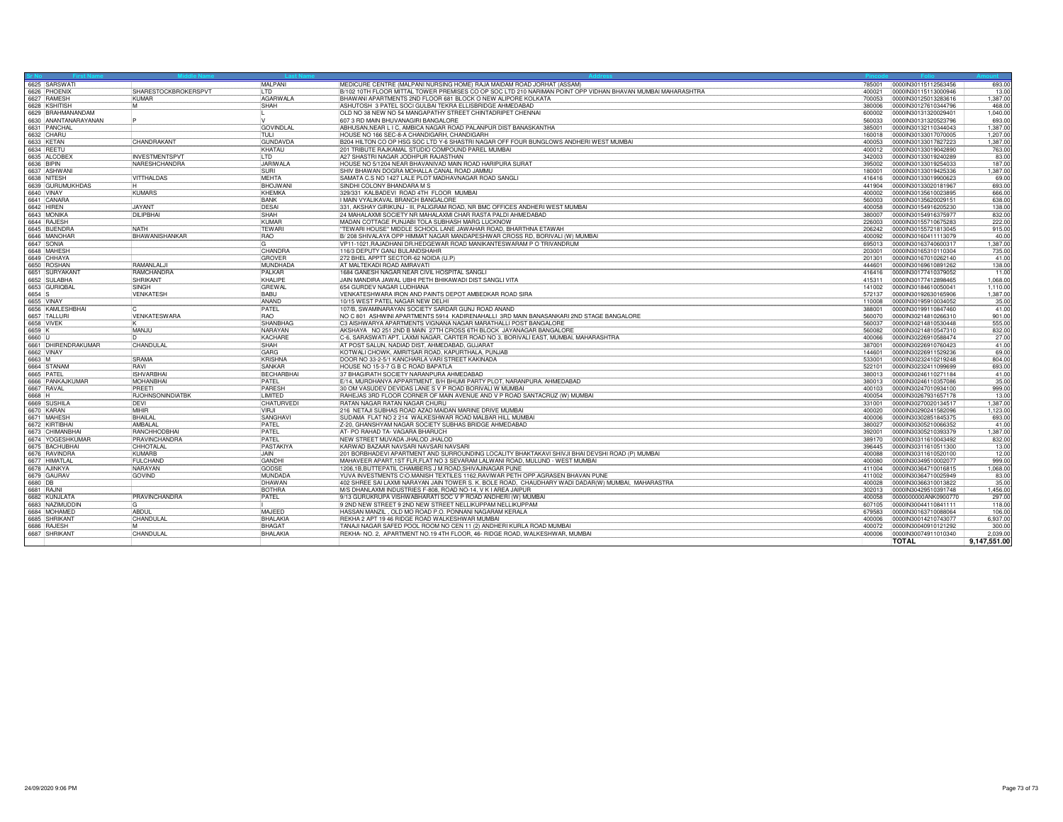| Sr No | First Name | Middle Name | Last Name | Address | Pincode | Folio | Amount |
|---|---|---|---|---|---|---|---|
| 6625 | SARSWATI | | MALPANI | MEDICURE CENTRE (MALPANI NURSING HOME) RAJA MAIDAM ROAD JORHAT (ASSAM) | 785001 | 0000IN30115112563456 | 693.00 |
| 6626 | PHOENIX | SHARESTOCKBROKERSPVT | LTD | B/102 10TH FLOOR MITTAL TOWER PREMISES CO OP SOC LTD 210 NARIMAN POINT OPP VIDHAN BHAVAN MUMBAI MAHARASHTRA | 400021 | 0000IN30115113000946 | 13.00 |
| 6627 | RAMESH | KUMAR | AGARWALA | BHAWANI APARTMENTS 2ND FLOOR 681 BLOCK O NEW ALIPORE KOLKATA | 700053 | 0000IN30125013283616 | 1,387.00 |
| 6628 | KSHITISH | M | SHAH | ASHUTOSH 3 PATEL SOCI GULBAI TEKRA ELLISBRIDGE AHMEDABAD | 380006 | 0000IN30127610344796 | 468.00 |
| 6629 | BRAHMANANDAM | | L | OLD NO 38 NEW NO 54 MANGAPATHY STREET CHINTADRIPET CHENNAI | 600002 | 0000IN30131320029401 | 1,040.00 |
| 6630 | ANANTANARAYANAN | P | V | 607 3 RD MAIN BHUVANAGIRI BANGALORE | 560033 | 0000IN30131320523796 | 693.00 |
| 6631 | PANCHAL | | GOVINDLAL | ABHUSAN,NEAR L I C, AMBICA NAGAR ROAD PALANPUR DIST BANASKANTHA | 385001 | 0000IN30132110344043 | 1,387.00 |
| 6632 | CHARU | | TULI | HOUSE NO 166 SEC-8-A CHANDIGARH, CHANDIGARH | 160018 | 0000IN30133017070005 | 1,207.00 |
| 6633 | KETAN | CHANDRAKANT | GUNDAVDA | B204 HILTON CO OP HSG SOC LTD Y-6 SHASTRI NAGAR OFF FOUR BUNGLOWS ANDHERI WEST MUMBAI | 400053 | 0000IN30133017827223 | 1,387.00 |
| 6634 | REETU | | KHATAU | 201 TRIBUTE RAJKAMAL STUDIO COMPOUND PAREL MUMBAI | 400012 | 0000IN30133019042890 | 763.00 |
| 6635 | ALCOBEX | INVESTMENTSPVT | LTD | A27 SHASTRI NAGAR JODHPUR RAJASTHAN | 342003 | 0000IN30133019240289 | 83.00 |
| 6636 | BIPIN | NARESHCHANDRA | JARIWALA | HOUSE NO 5/1204 NEAR BHAVANIVAD MAIN ROAD HARIPURA SURAT | 395002 | 0000IN30133019254033 | 187.00 |
| 6637 | ASHWANI | | SURI | SHIV BHAWAN DOGRA MOHALLA CANAL ROAD JAMMU | 180001 | 0000IN30133019425336 | 1,387.00 |
| 6638 | NITESH | VITTHALDAS | MEHTA | SAMATA C.S NO 1427 LALE PLOT MADHAVNAGAR ROAD SANGLI | 416416 | 0000IN30133019900623 | 69.00 |
| 6639 | GURUMUKHDAS | H | BHOJWANI | SINDHI COLONY BHANDARA M S | 441904 | 0000IN30133020181967 | 693.00 |
| 6640 | VINAY | KUMARS | KHEMKA | 329/331 KALBADEVI ROAD 4TH FLOOR MUMBAI | 400002 | 0000IN30135610023895 | 666.00 |
| 6641 | CANARA | | BANK | I MAIN VYALIKAVAL BRANCH BANGALORE | 560003 | 0000IN30135620029151 | 638.00 |
| 6642 | HIREN | JAYANT | DESAI | 331, AKSHAY GIRIKUNJ - III, PALIGRAM ROAD, NR BMC OFFICES ANDHERI WEST MUMBAI | 400058 | 0000IN30154916205230 | 138.00 |
| 6643 | MONIKA | DILIPBHAI | SHAH | 24 MAHALAXMI SOCIETY NR MAHALAXMI CHAR RASTA PALDI AHMEDABAD | 380007 | 0000IN30154916375977 | 832.00 |
| 6644 | RAJESH | | KUMAR | MADAN COTTAGE PUNJABI TOLA SUBHASH MARG LUCKNOW | 226003 | 0000IN30155710675283 | 222.00 |
| 6645 | BIJENDRA | NATH | TEWARI | "TEWARI HOUSE" MIDDLE SCHOOL LANE JAWAHAR ROAD, BHARTHNA ETAWAH | 206242 | 0000IN30155721813045 | 915.00 |
| 6646 | MANOHAR | BHAWANISHANKAR | RAO | B/ 208 SHIVALAYA OPP HIMMAT NAGAR MANDAPESHWAR CROSS RD, BORIVALI (W) MUMBAI | 400092 | 0000IN30160411113079 | 40.00 |
| 6647 | SONIA | | G | VP11-1021,RAJADHANI DR.HEDGEWAR ROAD MANIKANTESWARAM P O TRIVANDRUM | 695013 | 0000IN30163740600317 | 1,387.00 |
| 6648 | MAHESH | | CHANDRA | 116/3 DEPUTY GANJ BULANDSHAHR | 203001 | 0000IN30165310110304 | 735.00 |
| 6649 | CHHAYA | | GROVER | 272 BHEL APPTT SECTOR-62 NOIDA (U.P) | 201301 | 0000IN30167010262140 | 41.00 |
| 6650 | ROSHAN | RAMANLALJI | MUNDHADA | AT MALTEKADI ROAD AMRAVATI | 444601 | 0000IN30169610891262 | 138.00 |
| 6651 | SURYAKANT | RAMCHANDRA | PALKAR | 1684 GANESH NAGAR NEAR CIVIL HOSPITAL SANGLI | 416416 | 0000IN30177410379052 | 11.00 |
| 6652 | SULABHA | SHRIKANT | KHALIPE | JAIN MANDIRA JAWAL UBHI PETH BHIKAWADI DIST SANGLI VITA | 415311 | 0000IN30177412898465 | 1,068.00 |
| 6653 | GURIQBAL | SINGH | GREWAL | 654 GURDEV NAGAR LUDHIANA | 141002 | 0000IN30184610050041 | 1,110.00 |
| 6654 | S | VENKATESH | BABU | VENKATESHWARA IRON AND PAINTS DEPOT AMBEDKAR ROAD SIRA | 572137 | 0000IN30192630165906 | 1,387.00 |
| 6655 | VINAY | | ANAND | 10/15 WEST PATEL NAGAR NEW DELHI | 110008 | 0000IN30195910034052 | 35.00 |
| 6656 | KAMLESHBHAI | C | PATEL | 107/B, SWAMINARAYAN SOCIETY SARDAR GUNJ ROAD ANAND | 388001 | 0000IN30199110847460 | 41.00 |
| 6657 | TALLURI | VENKATESWARA | RAO | NO C 801 ASHWINI APARTMENTS 5914 KADIRENAHALLI 3RD MAIN BANASANKARI 2ND STAGE BANGALORE | 560070 | 0000IN30214810286310 | 901.00 |
| 6658 | VIVEK | K | SHANBHAG | C3 AISHWARYA APARTMENTS VIGNANA NAGAR MARATHALLI POST BANGALORE | 560037 | 0000IN30214810530448 | 555.00 |
| 6659 | K | MANJU | NARAYAN | AKSHAYA NO 251 2ND B MAIN 27TH CROSS 6TH BLOCK JAYANAGAR BANGALORE | 560082 | 0000IN30214810547310 | 832.00 |
| 6660 | U | D | KACHARE | C-6, SARASWATI APT, LAXMI NAGAR, CARTER ROAD NO 3, BORIVALI EAST, MUMBAI, MAHARASHTRA | 400066 | 0000IN30226910588474 | 27.00 |
| 6661 | DHIRENDRAKUMAR | CHANDULAL | SHAH | AT POST SALUN, NADIAD DIST. AHMEDABAD, GUJARAT | 387001 | 0000IN30226910760423 | 41.00 |
| 6662 | VINAY | | GARG | KOTWALI CHOWK, AMRITSAR ROAD, KAPURTHALA, PUNJAB | 144601 | 0000IN30226911529236 | 69.00 |
| 6663 | M | SRAMA | KRISHNA | DOOR NO 33-2-5/1 KANCHARLA VARI STREET KAKINADA | 533001 | 0000IN30232410219248 | 804.00 |
| 6664 | STANAM | RAVI | SANKAR | HOUSE NO 15-3-7 G B C ROAD BAPATLA | 522101 | 0000IN30232411099699 | 693.00 |
| 6665 | PATEL | ISHVARBHAI | BECHARBHAI | 37 BHAGIRATH SOCIETY NARANPURA AHMEDABAD | 380013 | 0000IN30246110271184 | 41.00 |
| 6666 | PANKAJKUMAR | MOHANBHAI | PATEL | E/14, MURDHANYA APPARTMENT, B/H BHUMI PARTY PLOT, NARANPURA. AHMEDABAD | 380013 | 0000IN30246110357086 | 35.00 |
| 6667 | RAVAL | PREETI | PARESH | 30 OM VASUDEV DEVIDAS LANE S V P ROAD BORIVALI W MUMBAI | 400103 | 0000IN30247010934100 | 999.00 |
| 6668 | H | RJOHNSONINDIATBK | LIMITED | RAHEJAS 3RD FLOOR CORNER OF MAIN AVENUE AND V P ROAD SANTACRUZ (W) MUMBAI | 400054 | 0000IN30267931657178 | 13.00 |
| 6669 | SUSHILA | DEVI | CHATURVEDI | RATAN NAGAR RATAN NAGAR CHURU | 331001 | 0000IN30270020134517 | 1,387.00 |
| 6670 | KARAN | MIHIR | VIRJI | 216 NETAJI SUBHAS ROAD AZAD MAIDAN MARINE DRIVE MUMBAI | 400020 | 0000IN30290241582096 | 1,123.00 |
| 6671 | MAHESH | BHAILAL | SANGHAVI | SUDAMA FLAT NO 2 214 WALKESHWAR ROAD MALBAR HILL MUMBAI | 400006 | 0000IN30302851845375 | 693.00 |
| 6672 | KIRTIBHAI | AMBALAL | PATEL | Z-20, GHANSHYAM NAGAR SOCIETY SUBHAS BRIDGE AHMEDABAD | 380027 | 0000IN30305210066352 | 41.00 |
| 6673 | CHIMANBHAI | RANCHHODBHAI | PATEL | AT- PO RAHAD TA- VAGARA BHARUCH | 392001 | 0000IN30305210393379 | 1,387.00 |
| 6674 | YOGESHKUMAR | PRAVINCHANDRA | PATEL | NEW STREET MUVADA JHALOD JHALOD | 389170 | 0000IN30311610043492 | 832.00 |
| 6675 | BACHUBHAI | CHHOTALAL | PASTAKIYA | KARWAD BAZAAR NAVSARI NAVSARI NAVSARI | 396445 | 0000IN30311610511300 | 13.00 |
| 6676 | RAVINDRA | KUMARB | JAIN | 201 BORBHADEVI APARTMENT AND SURROUNDING LOCALITY BHAKTAKAVI SHIVJI BHAI DEVSHI ROAD (P) MUMBAI | 400088 | 0000IN30311610520100 | 12.00 |
| 6677 | HIMATLAL | FULCHAND | GANDHI | MAHAVEER APART,1ST FLR,FLAT NO 3 SEVARAM LALWANI ROAD, MULUND - WEST MUMBAI | 400080 | 0000IN30349510002077 | 999.00 |
| 6678 | AJINKYA | NARAYAN | GODSE | 1206,1B,BUTTEPATIL CHAMBERS J M.ROAD,SHIVAJINAGAR PUNE | 411004 | 0000IN30364710016815 | 1,068.00 |
| 6679 | GAURAV | GOVIND | MUNDADA | YUVA INVESTMENTS C\O.MANISH TEXTILES 1162,RAVIWAR PETH OPP.AGRASEN BHAVAN PUNE | 411002 | 0000IN30364710025949 | 83.00 |
| 6680 | DB | | DHAWAN | 402 SHREE SAI LAXMI NARAYAN JAIN TOWER S. K. BOLE ROAD, CHAUDHARY WADI DADAR(W) MUMBAI, MAHARASTRA | 400028 | 0000IN30366310013822 | 35.00 |
| 6681 | RAJNI | | BOTHRA | M/S DHANLAXMI INDUSTRIES F-808, ROAD NO-14, V K I AREA JAIPUR | 302013 | 0000IN30429510391748 | 1,456.00 |
| 6682 | KUNJLATA | PRAVINCHANDRA | PATEL | 9/13 GURUKRUPA VISHWABHARATI SOC V P ROAD ANDHERI (W) MUMBAI | 400058 | 0000000000ANK0900770 | 297.00 |
| 6683 | NAZIMUDDIN | G | I | 9 2ND NEW STREET 9 2ND NEW STREET NELLIKUPPAM NELLIKUPPAM | 607105 | 0000IN30044110841111 | 118.00 |
| 6684 | MOHAMED | ABDUL | MAJEED | HASSAN MANZIL , OLD MO ROAD P.O. PONNANI NAGARAM KERALA | 679583 | 0000IN30163710088064 | 106.00 |
| 6685 | SHRIKANT | CHANDULAL | BHALAKIA | REKHA 2 APT 19 46 RIDGE ROAD WALKESHWAR MUMBAI | 400006 | 0000IN30014210743077 | 6,937.00 |
| 6686 | RAJESH | M | BHAGAT | TANAJI NAGAR SAFED POOL ROOM NO CEN 11 (2) ANDHERI KURLA ROAD MUMBAI | 400072 | 0000IN30040910121292 | 300.00 |
| 6687 | SHRIKANT | CHANDULAL | BHALAKIA | REKHA- NO. 2, APARTMENT NO.19 4TH FLOOR, 46- RIDGE ROAD, WALKESHWAR, MUMBAI | 400006 | 0000IN30074911010340 | 2,039.00 |
| | | | | | | **TOTAL** | **9,147,551.00** |